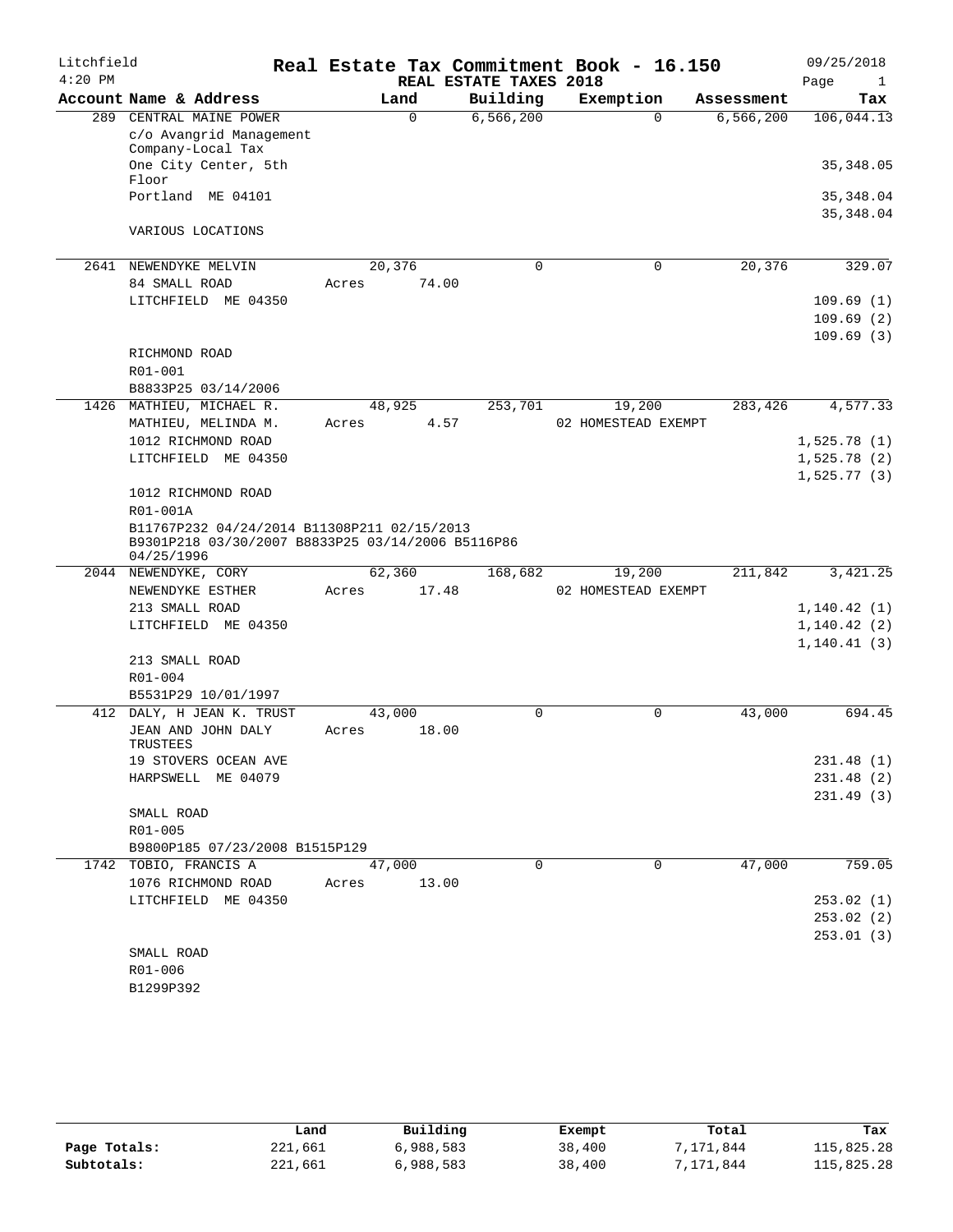# Real Estate Tax Commitment Book - 16.150

Litchfield 4:20 PM — REAL ESTATE TAXES 2018 — 09/25/2018

| Account Name & Address | Land | Building | Exemption | Assessment | Tax |
|---|---|---|---|---|---|
| 289 CENTRAL MAINE POWER | 0 | 6,566,200 | 0 | 6,566,200 | 106,044.13 |
| c/o Avangrid Management Company-Local Tax | | | | | |
| One City Center, 5th Floor | | | | | 35,348.05 |
| Portland ME 04101 | | | | | 35,348.04 |
| | | | | | 35,348.04 |
| VARIOUS LOCATIONS | | | | | |
| 2641 NEWENDYKE MELVIN | 20,376 | 0 | 0 | 20,376 | 329.07 |
| 84 SMALL ROAD | Acres 74.00 | | | | |
| LITCHFIELD ME 04350 | | | | | 109.69 (1) |
| | | | | | 109.69 (2) |
| | | | | | 109.69 (3) |
| RICHMOND ROAD | | | | | |
| R01-001 | | | | | |
| B8833P25 03/14/2006 | | | | | |
| 1426 MATHIEU, MICHAEL R. | 48,925 | 253,701 | 19,200 | 283,426 | 4,577.33 |
| MATHIEU, MELINDA M. | Acres 4.57 | | 02 HOMESTEAD EXEMPT | | |
| 1012 RICHMOND ROAD | | | | | 1,525.78 (1) |
| LITCHFIELD ME 04350 | | | | | 1,525.78 (2) |
| | | | | | 1,525.77 (3) |
| 1012 RICHMOND ROAD | | | | | |
| R01-001A | | | | | |
| B11767P232 04/24/2014 B11308P211 02/15/2013 B9301P218 03/30/2007 B8833P25 03/14/2006 B5116P86 04/25/1996 | | | | | |
| 2044 NEWENDYKE, CORY | 62,360 | 168,682 | 19,200 | 211,842 | 3,421.25 |
| NEWENDYKE ESTHER | Acres 17.48 | | 02 HOMESTEAD EXEMPT | | |
| 213 SMALL ROAD | | | | | 1,140.42 (1) |
| LITCHFIELD ME 04350 | | | | | 1,140.42 (2) |
| | | | | | 1,140.41 (3) |
| 213 SMALL ROAD | | | | | |
| R01-004 | | | | | |
| B5531P29 10/01/1997 | | | | | |
| 412 DALY, H JEAN K. TRUST | 43,000 | 0 | 0 | 43,000 | 694.45 |
| JEAN AND JOHN DALY TRUSTEES | Acres 18.00 | | | | |
| 19 STOVERS OCEAN AVE | | | | | 231.48 (1) |
| HARPSWELL ME 04079 | | | | | 231.48 (2) |
| | | | | | 231.49 (3) |
| SMALL ROAD | | | | | |
| R01-005 | | | | | |
| B9800P185 07/23/2008 B1515P129 | | | | | |
| 1742 TOBIO, FRANCIS A | 47,000 | 0 | 0 | 47,000 | 759.05 |
| 1076 RICHMOND ROAD | Acres 13.00 | | | | |
| LITCHFIELD ME 04350 | | | | | 253.02 (1) |
| | | | | | 253.02 (2) |
| | | | | | 253.01 (3) |
| SMALL ROAD | | | | | |
| R01-006 | | | | | |
| B1299P392 | | | | | |

| | Land | Building | Exempt | Total | Tax |
|---|---|---|---|---|---|
| Page Totals: | 221,661 | 6,988,583 | 38,400 | 7,171,844 | 115,825.28 |
| Subtotals: | 221,661 | 6,988,583 | 38,400 | 7,171,844 | 115,825.28 |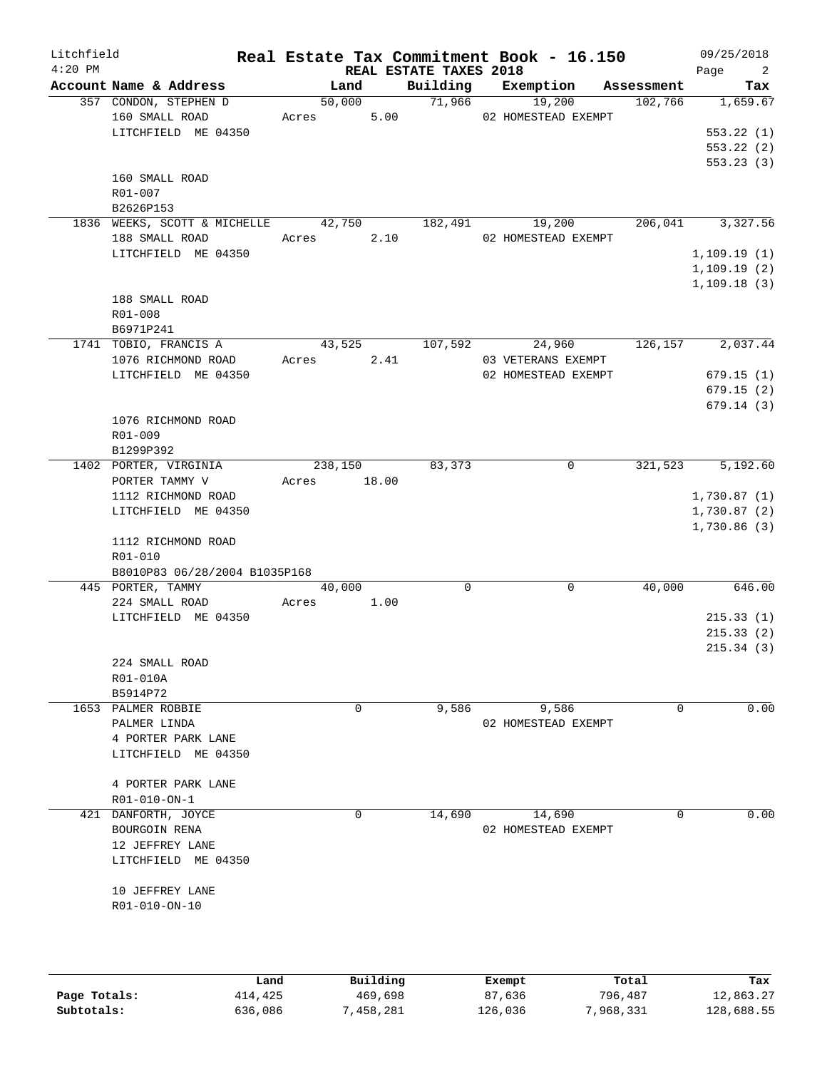Litchfield
4:20 PM

# Real Estate Tax Commitment Book - 16.150

REAL ESTATE TAXES 2018

09/25/2018

| Account | Name & Address | Land | Building | Exemption | Assessment | Tax |
|---|---|---|---|---|---|---|
| 357 | CONDON, STEPHEN D<br>160 SMALL ROAD<br>LITCHFIELD ME 04350<br><br>160 SMALL ROAD<br>R01-007<br>B2626P153 | 50,000<br>Acres 5.00 | 71,966 | 19,200<br>02 HOMESTEAD EXEMPT | 102,766 | 1,659.67<br>553.22 (1)<br>553.22 (2)<br>553.23 (3) |
| 1836 | WEEKS, SCOTT & MICHELLE<br>188 SMALL ROAD<br>LITCHFIELD ME 04350<br><br>188 SMALL ROAD<br>R01-008<br>B6971P241 | 42,750<br>Acres 2.10 | 182,491 | 19,200<br>02 HOMESTEAD EXEMPT | 206,041 | 3,327.56<br>1,109.19 (1)<br>1,109.19 (2)<br>1,109.18 (3) |
| 1741 | TOBIO, FRANCIS A<br>1076 RICHMOND ROAD<br>LITCHFIELD ME 04350<br><br>1076 RICHMOND ROAD<br>R01-009<br>B1299P392 | 43,525<br>Acres 2.41 | 107,592 | 24,960<br>03 VETERANS EXEMPT<br>02 HOMESTEAD EXEMPT | 126,157 | 2,037.44<br>679.15 (1)<br>679.15 (2)<br>679.14 (3) |
| 1402 | PORTER, VIRGINIA<br>PORTER TAMMY V<br>1112 RICHMOND ROAD<br>LITCHFIELD ME 04350<br><br>1112 RICHMOND ROAD<br>R01-010<br>B8010P83 06/28/2004 B1035P168 | 238,150<br>Acres 18.00 | 83,373 | 0 | 321,523 | 5,192.60<br>1,730.87 (1)<br>1,730.87 (2)<br>1,730.86 (3) |
| 445 | PORTER, TAMMY<br>224 SMALL ROAD<br>LITCHFIELD ME 04350<br><br>224 SMALL ROAD<br>R01-010A<br>B5914P72 | 40,000<br>Acres 1.00 | 0 | 0 | 40,000 | 646.00<br>215.33 (1)<br>215.33 (2)<br>215.34 (3) |
| 1653 | PALMER ROBBIE<br>PALMER LINDA<br>4 PORTER PARK LANE<br>LITCHFIELD ME 04350<br><br>4 PORTER PARK LANE<br>R01-010-ON-1 | 0 | 9,586 | 9,586<br>02 HOMESTEAD EXEMPT | 0 | 0.00 |
| 421 | DANFORTH, JOYCE<br>BOURGOIN RENA<br>12 JEFFREY LANE<br>LITCHFIELD ME 04350<br><br>10 JEFFREY LANE<br>R01-010-ON-10 | 0 | 14,690 | 14,690<br>02 HOMESTEAD EXEMPT | 0 | 0.00 |

| | Land | Building | Exempt | Total | Tax |
|---|---|---|---|---|---|
| Page Totals: | 414,425 | 469,698 | 87,636 | 796,487 | 12,863.27 |
| Subtotals: | 636,086 | 7,458,281 | 126,036 | 7,968,331 | 128,688.55 |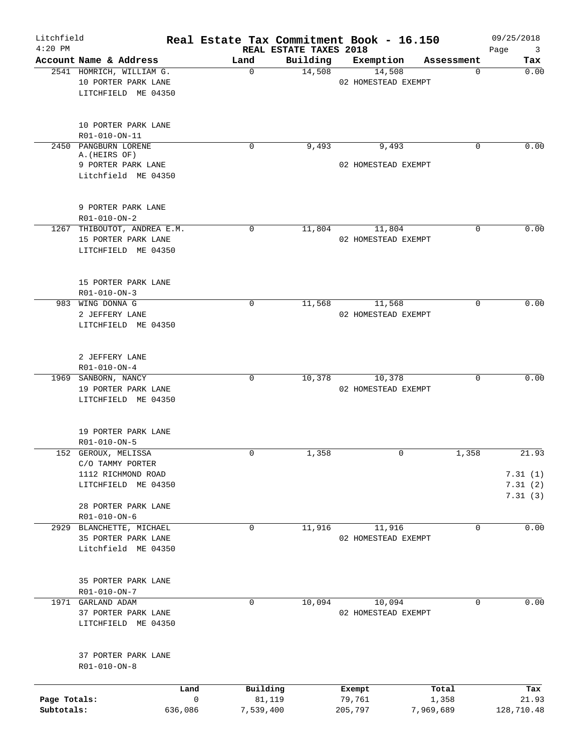Litchfield
4:20 PM

# Real Estate Tax Commitment Book - 16.150

REAL ESTATE TAXES 2018

09/25/2018

| Account Name & Address | Land | Building | Exemption | Assessment | Tax |
|---|---|---|---|---|---|
| 2541 HOMRICH, WILLIAM G.<br>10 PORTER PARK LANE<br>LITCHFIELD ME 04350<br><br>10 PORTER PARK LANE<br>R01-010-ON-11 | 0 | 14,508 | 14,508<br>02 HOMESTEAD EXEMPT | 0 | 0.00 |
| 2450 PANGBURN LORENE A.(HEIRS OF)<br>9 PORTER PARK LANE<br>Litchfield ME 04350<br><br>9 PORTER PARK LANE<br>R01-010-ON-2 | 0 | 9,493 | 9,493<br>02 HOMESTEAD EXEMPT | 0 | 0.00 |
| 1267 THIBOUTOT, ANDREA E.M.<br>15 PORTER PARK LANE<br>LITCHFIELD ME 04350<br><br>15 PORTER PARK LANE<br>R01-010-ON-3 | 0 | 11,804 | 11,804<br>02 HOMESTEAD EXEMPT | 0 | 0.00 |
| 983 WING DONNA G<br>2 JEFFERY LANE<br>LITCHFIELD ME 04350<br><br>2 JEFFERY LANE<br>R01-010-ON-4 | 0 | 11,568 | 11,568<br>02 HOMESTEAD EXEMPT | 0 | 0.00 |
| 1969 SANBORN, NANCY<br>19 PORTER PARK LANE<br>LITCHFIELD ME 04350<br><br>19 PORTER PARK LANE<br>R01-010-ON-5 | 0 | 10,378 | 10,378<br>02 HOMESTEAD EXEMPT | 0 | 0.00 |
| 152 GEROUX, MELISSA<br>C/O TAMMY PORTER<br>1112 RICHMOND ROAD<br>LITCHFIELD ME 04350<br><br>28 PORTER PARK LANE<br>R01-010-ON-6 | 0 | 1,358 | 0 | 1,358 | 21.93<br>7.31 (1)<br>7.31 (2)<br>7.31 (3) |
| 2929 BLANCHETTE, MICHAEL<br>35 PORTER PARK LANE<br>Litchfield ME 04350<br><br>35 PORTER PARK LANE<br>R01-010-ON-7 | 0 | 11,916 | 11,916<br>02 HOMESTEAD EXEMPT | 0 | 0.00 |
| 1971 GARLAND ADAM<br>37 PORTER PARK LANE<br>LITCHFIELD ME 04350<br><br>37 PORTER PARK LANE<br>R01-010-ON-8 | 0 | 10,094 | 10,094<br>02 HOMESTEAD EXEMPT | 0 | 0.00 |

| | Land | Building | Exempt | Total | Tax |
|---|---|---|---|---|---|
| Page Totals: | 0 | 81,119 | 79,761 | 1,358 | 21.93 |
| Subtotals: | 636,086 | 7,539,400 | 205,797 | 7,969,689 | 128,710.48 |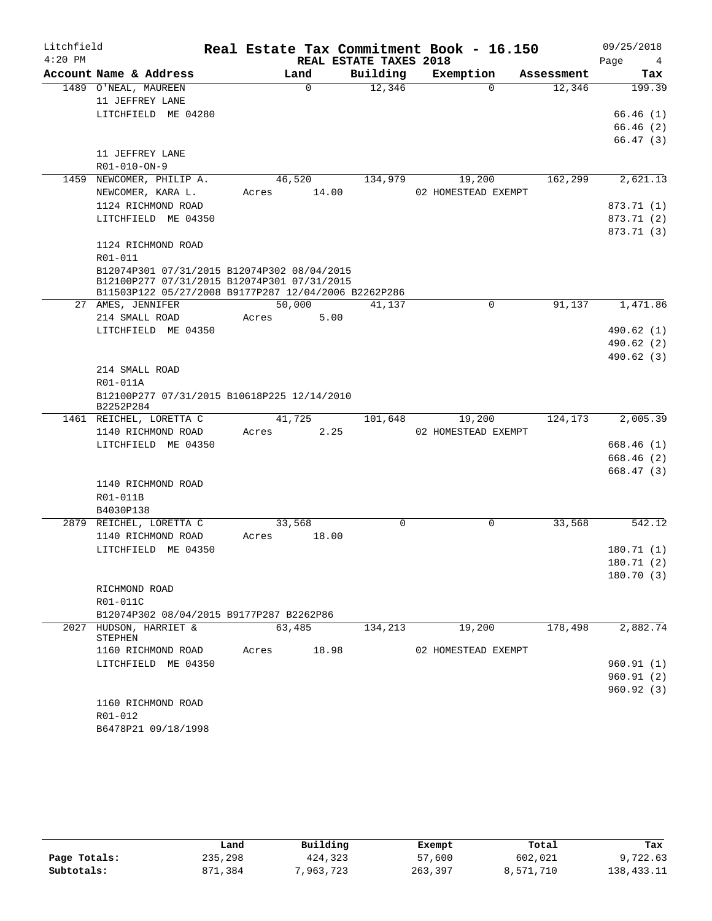Litchfield  
4:20 PM

# Real Estate Tax Commitment Book - 16.150

REAL ESTATE TAXES 2018

09/25/2018

| Account Name & Address | Land | Building | Exemption | Assessment | Tax |
|---|---|---|---|---|---|
| 1489 O'NEAL, MAUREEN | 0 | 12,346 | 0 | 12,346 | 199.39 |
| 11 JEFFREY LANE | | | | | |
| LITCHFIELD ME 04280 | | | | | 66.46 (1) |
| | | | | | 66.46 (2) |
| | | | | | 66.47 (3) |
| 11 JEFFREY LANE | | | | | |
| R01-010-ON-9 | | | | | |
| 1459 NEWCOMER, PHILIP A. | 46,520 | 134,979 | 19,200 | 162,299 | 2,621.13 |
| NEWCOMER, KARA L. | Acres 14.00 | | 02 HOMESTEAD EXEMPT | | |
| 1124 RICHMOND ROAD | | | | | 873.71 (1) |
| LITCHFIELD ME 04350 | | | | | 873.71 (2) |
| | | | | | 873.71 (3) |
| 1124 RICHMOND ROAD | | | | | |
| R01-011 | | | | | |
| B12074P301 07/31/2015 B12074P302 08/04/2015 B12100P277 07/31/2015 B12074P301 07/31/2015 B11503P122 05/27/2008 B9177P287 12/04/2006 B2262P286 | | | | | |
| 27 AMES, JENNIFER | 50,000 | 41,137 | 0 | 91,137 | 1,471.86 |
| 214 SMALL ROAD | Acres 5.00 | | | | |
| LITCHFIELD ME 04350 | | | | | 490.62 (1) |
| | | | | | 490.62 (2) |
| | | | | | 490.62 (3) |
| 214 SMALL ROAD | | | | | |
| R01-011A | | | | | |
| B12100P277 07/31/2015 B10618P225 12/14/2010 B2252P284 | | | | | |
| 1461 REICHEL, LORETTA C | 41,725 | 101,648 | 19,200 | 124,173 | 2,005.39 |
| 1140 RICHMOND ROAD | Acres 2.25 | | 02 HOMESTEAD EXEMPT | | |
| LITCHFIELD ME 04350 | | | | | 668.46 (1) |
| | | | | | 668.46 (2) |
| | | | | | 668.47 (3) |
| 1140 RICHMOND ROAD | | | | | |
| R01-011B | | | | | |
| B4030P138 | | | | | |
| 2879 REICHEL, LORETTA C | 33,568 | 0 | 0 | 33,568 | 542.12 |
| 1140 RICHMOND ROAD | Acres 18.00 | | | | |
| LITCHFIELD ME 04350 | | | | | 180.71 (1) |
| | | | | | 180.71 (2) |
| | | | | | 180.70 (3) |
| RICHMOND ROAD | | | | | |
| R01-011C | | | | | |
| B12074P302 08/04/2015 B9177P287 B2262P86 | | | | | |
| 2027 HUDSON, HARRIET & STEPHEN | 63,485 | 134,213 | 19,200 | 178,498 | 2,882.74 |
| 1160 RICHMOND ROAD | Acres 18.98 | | 02 HOMESTEAD EXEMPT | | |
| LITCHFIELD ME 04350 | | | | | 960.91 (1) |
| | | | | | 960.91 (2) |
| | | | | | 960.92 (3) |
| 1160 RICHMOND ROAD | | | | | |
| R01-012 | | | | | |
| B6478P21 09/18/1998 | | | | | |

| | Land | Building | Exempt | Total | Tax |
|---|---|---|---|---|---|
| Page Totals: | 235,298 | 424,323 | 57,600 | 602,021 | 9,722.63 |
| Subtotals: | 871,384 | 7,963,723 | 263,397 | 8,571,710 | 138,433.11 |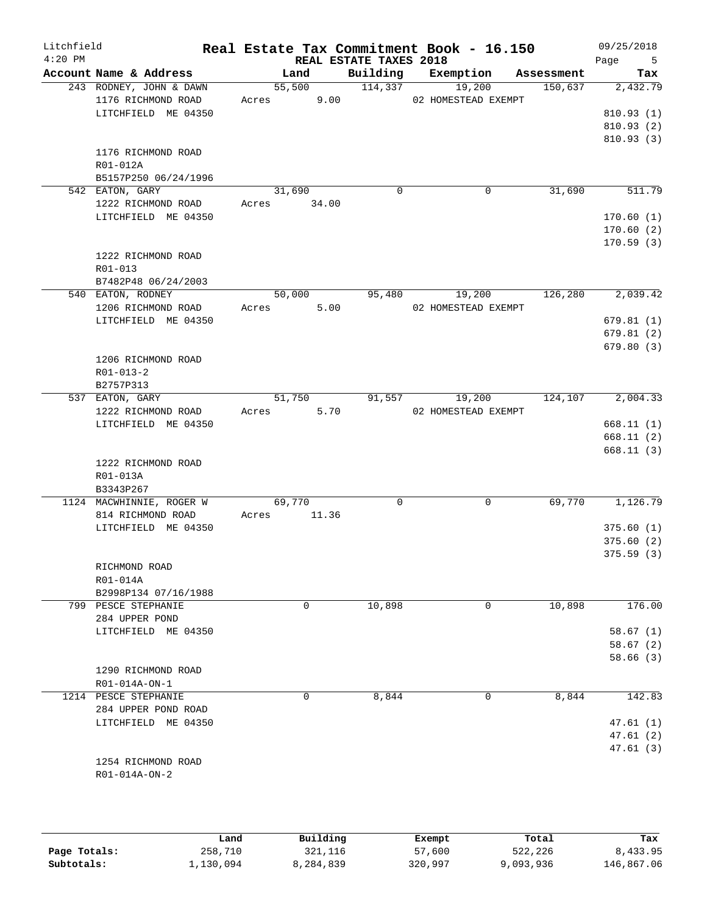Litchfield 4:20 PM

# Real Estate Tax Commitment Book - 16.150

REAL ESTATE TAXES 2018

09/25/2018

| Account Name & Address | Land | Building | Exemption | Assessment | Tax |
|---|---|---|---|---|---|
| 243 RODNEY, JOHN & DAWN | 55,500 | 114,337 | 19,200 | 150,637 | 2,432.79 |
| 1176 RICHMOND ROAD | Acres 9.00 | | 02 HOMESTEAD EXEMPT | | |
| LITCHFIELD ME 04350 | | | | | 810.93 (1) |
| | | | | | 810.93 (2) |
| | | | | | 810.93 (3) |
| 1176 RICHMOND ROAD | | | | | |
| R01-012A | | | | | |
| B5157P250 06/24/1996 | | | | | |
| 542 EATON, GARY | 31,690 | 0 | 0 | 31,690 | 511.79 |
| 1222 RICHMOND ROAD | Acres 34.00 | | | | |
| LITCHFIELD ME 04350 | | | | | 170.60 (1) |
| | | | | | 170.60 (2) |
| | | | | | 170.59 (3) |
| 1222 RICHMOND ROAD | | | | | |
| R01-013 | | | | | |
| B7482P48 06/24/2003 | | | | | |
| 540 EATON, RODNEY | 50,000 | 95,480 | 19,200 | 126,280 | 2,039.42 |
| 1206 RICHMOND ROAD | Acres 5.00 | | 02 HOMESTEAD EXEMPT | | |
| LITCHFIELD ME 04350 | | | | | 679.81 (1) |
| | | | | | 679.81 (2) |
| | | | | | 679.80 (3) |
| 1206 RICHMOND ROAD | | | | | |
| R01-013-2 | | | | | |
| B2757P313 | | | | | |
| 537 EATON, GARY | 51,750 | 91,557 | 19,200 | 124,107 | 2,004.33 |
| 1222 RICHMOND ROAD | Acres 5.70 | | 02 HOMESTEAD EXEMPT | | |
| LITCHFIELD ME 04350 | | | | | 668.11 (1) |
| | | | | | 668.11 (2) |
| | | | | | 668.11 (3) |
| 1222 RICHMOND ROAD | | | | | |
| R01-013A | | | | | |
| B3343P267 | | | | | |
| 1124 MACWHINNIE, ROGER W | 69,770 | 0 | 0 | 69,770 | 1,126.79 |
| 814 RICHMOND ROAD | Acres 11.36 | | | | |
| LITCHFIELD ME 04350 | | | | | 375.60 (1) |
| | | | | | 375.60 (2) |
| | | | | | 375.59 (3) |
| RICHMOND ROAD | | | | | |
| R01-014A | | | | | |
| B2998P134 07/16/1988 | | | | | |
| 799 PESCE STEPHANIE | 0 | 10,898 | 0 | 10,898 | 176.00 |
| 284 UPPER POND | | | | | |
| LITCHFIELD ME 04350 | | | | | 58.67 (1) |
| | | | | | 58.67 (2) |
| | | | | | 58.66 (3) |
| 1290 RICHMOND ROAD | | | | | |
| R01-014A-ON-1 | | | | | |
| 1214 PESCE STEPHANIE | 0 | 8,844 | 0 | 8,844 | 142.83 |
| 284 UPPER POND ROAD | | | | | |
| LITCHFIELD ME 04350 | | | | | 47.61 (1) |
| | | | | | 47.61 (2) |
| | | | | | 47.61 (3) |
| 1254 RICHMOND ROAD | | | | | |
| R01-014A-ON-2 | | | | | |

| | Land | Building | Exempt | Total | Tax |
|---|---|---|---|---|---|
| Page Totals: | 258,710 | 321,116 | 57,600 | 522,226 | 8,433.95 |
| Subtotals: | 1,130,094 | 8,284,839 | 320,997 | 9,093,936 | 146,867.06 |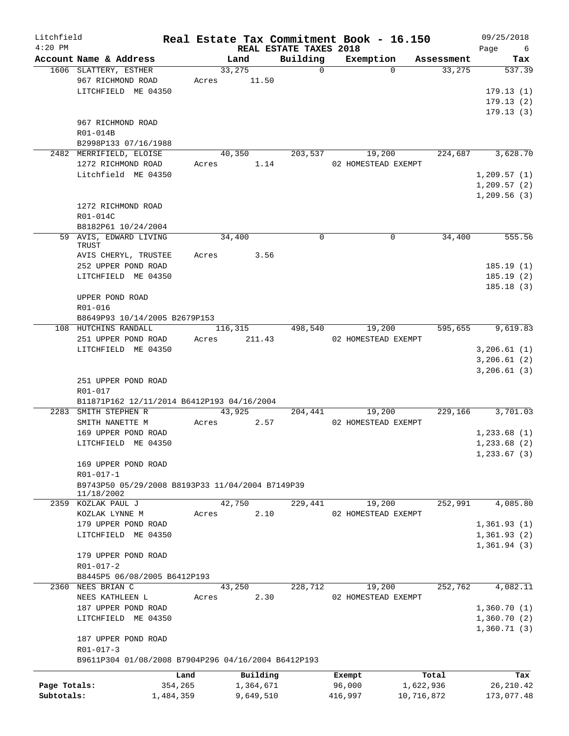Litchfield
4:20 PM

# Real Estate Tax Commitment Book - 16.150

REAL ESTATE TAXES 2018

09/25/2018

| Account Name & Address | Land | Building | Exemption | Assessment | Tax |
|---|---|---|---|---|---|
| 1606 SLATTERY, ESTHER<br>967 RICHMOND ROAD<br>LITCHFIELD ME 04350<br><br>967 RICHMOND ROAD<br>R01-014B<br>B2998P133 07/16/1988 | 33,275<br>Acres 11.50 | 0 | 0 | 33,275 | 537.39<br>179.13 (1)<br>179.13 (2)<br>179.13 (3) |
| 2482 MERRIFIELD, ELOISE<br>1272 RICHMOND ROAD<br>Litchfield ME 04350<br><br>1272 RICHMOND ROAD<br>R01-014C<br>B8182P61 10/24/2004 | 40,350<br>Acres 1.14 | 203,537 | 19,200<br>02 HOMESTEAD EXEMPT | 224,687 | 3,628.70<br>1,209.57 (1)<br>1,209.57 (2)<br>1,209.56 (3) |
| 59 AVIS, EDWARD LIVING TRUST<br>AVIS CHERYL, TRUSTEE<br>252 UPPER POND ROAD<br>LITCHFIELD ME 04350<br><br>UPPER POND ROAD<br>R01-016<br>B8649P93 10/14/2005 B2679P153 | 34,400<br>Acres 3.56 | 0 | 0 | 34,400 | 555.56<br>185.19 (1)<br>185.19 (2)<br>185.18 (3) |
| 108 HUTCHINS RANDALL<br>251 UPPER POND ROAD<br>LITCHFIELD ME 04350<br><br>251 UPPER POND ROAD<br>R01-017<br>B11871P162 12/11/2014 B6412P193 04/16/2004 | 116,315<br>Acres 211.43 | 498,540 | 19,200<br>02 HOMESTEAD EXEMPT | 595,655 | 9,619.83<br>3,206.61 (1)<br>3,206.61 (2)<br>3,206.61 (3) |
| 2283 SMITH STEPHEN R<br>SMITH NANETTE M<br>169 UPPER POND ROAD<br>LITCHFIELD ME 04350<br><br>169 UPPER POND ROAD<br>R01-017-1<br>B9743P50 05/29/2008 B8193P33 11/04/2004 B7149P39 11/18/2002 | 43,925<br>Acres 2.57 | 204,441 | 19,200<br>02 HOMESTEAD EXEMPT | 229,166 | 3,701.03<br>1,233.68 (1)<br>1,233.68 (2)<br>1,233.67 (3) |
| 2359 KOZLAK PAUL J<br>KOZLAK LYNNE M<br>179 UPPER POND ROAD<br>LITCHFIELD ME 04350<br><br>179 UPPER POND ROAD<br>R01-017-2<br>B8445P5 06/08/2005 B6412P193 | 42,750<br>Acres 2.10 | 229,441 | 19,200<br>02 HOMESTEAD EXEMPT | 252,991 | 4,085.80<br>1,361.93 (1)<br>1,361.93 (2)<br>1,361.94 (3) |
| 2360 NEES BRIAN C<br>NEES KATHLEEN L<br>187 UPPER POND ROAD<br>LITCHFIELD ME 04350<br><br>187 UPPER POND ROAD<br>R01-017-3<br>B9611P304 01/08/2008 B7904P296 04/16/2004 B6412P193 | 43,250<br>Acres 2.30 | 228,712 | 19,200<br>02 HOMESTEAD EXEMPT | 252,762 | 4,082.11<br>1,360.70 (1)<br>1,360.70 (2)<br>1,360.71 (3) |

| | Land | Building | Exempt | Total | Tax |
|---|---|---|---|---|---|
| Page Totals: | 354,265 | 1,364,671 | 96,000 | 1,622,936 | 26,210.42 |
| Subtotals: | 1,484,359 | 9,649,510 | 416,997 | 10,716,872 | 173,077.48 |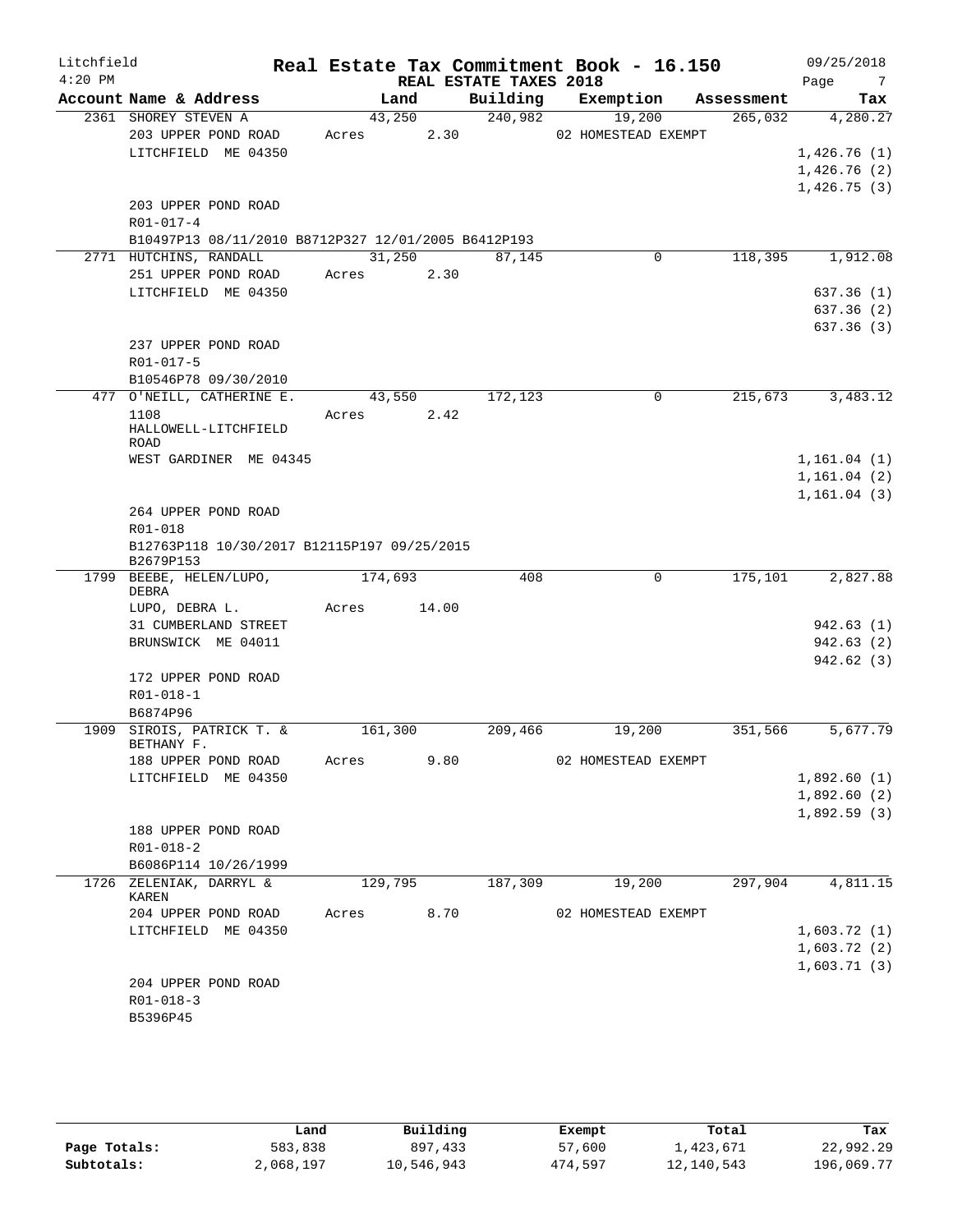Litchfield
4:20 PM

# Real Estate Tax Commitment Book - 16.150

REAL ESTATE TAXES 2018

09/25/2018

| Account Name & Address | Land | Building | Exemption | Assessment | Tax |
|---|---|---|---|---|---|
| 2361 SHOREY STEVEN A | 43,250 | 240,982 | 19,200 | 265,032 | 4,280.27 |
| 203 UPPER POND ROAD | Acres 2.30 | | 02 HOMESTEAD EXEMPT | | |
| LITCHFIELD ME 04350 | | | | | 1,426.76 (1) |
| | | | | | 1,426.76 (2) |
| | | | | | 1,426.75 (3) |
| 203 UPPER POND ROAD | | | | | |
| R01-017-4 | | | | | |
| B10497P13 08/11/2010 B8712P327 12/01/2005 B6412P193 | | | | | |
| 2771 HUTCHINS, RANDALL | 31,250 | 87,145 | 0 | 118,395 | 1,912.08 |
| 251 UPPER POND ROAD | Acres 2.30 | | | | |
| LITCHFIELD ME 04350 | | | | | 637.36 (1) |
| | | | | | 637.36 (2) |
| | | | | | 637.36 (3) |
| 237 UPPER POND ROAD | | | | | |
| R01-017-5 | | | | | |
| B10546P78 09/30/2010 | | | | | |
| 477 O'NEILL, CATHERINE E. | 43,550 | 172,123 | 0 | 215,673 | 3,483.12 |
| 1108 HALLOWELL-LITCHFIELD ROAD | Acres 2.42 | | | | |
| WEST GARDINER ME 04345 | | | | | 1,161.04 (1) |
| | | | | | 1,161.04 (2) |
| | | | | | 1,161.04 (3) |
| 264 UPPER POND ROAD | | | | | |
| R01-018 | | | | | |
| B12763P118 10/30/2017 B12115P197 09/25/2015 B2679P153 | | | | | |
| 1799 BEEBE, HELEN/LUPO, DEBRA | 174,693 | 408 | 0 | 175,101 | 2,827.88 |
| LUPO, DEBRA L. | Acres 14.00 | | | | |
| 31 CUMBERLAND STREET | | | | | 942.63 (1) |
| BRUNSWICK ME 04011 | | | | | 942.63 (2) |
| | | | | | 942.62 (3) |
| 172 UPPER POND ROAD | | | | | |
| R01-018-1 | | | | | |
| B6874P96 | | | | | |
| 1909 SIROIS, PATRICK T. & BETHANY F. | 161,300 | 209,466 | 19,200 | 351,566 | 5,677.79 |
| 188 UPPER POND ROAD | Acres 9.80 | | 02 HOMESTEAD EXEMPT | | |
| LITCHFIELD ME 04350 | | | | | 1,892.60 (1) |
| | | | | | 1,892.60 (2) |
| | | | | | 1,892.59 (3) |
| 188 UPPER POND ROAD | | | | | |
| R01-018-2 | | | | | |
| B6086P114 10/26/1999 | | | | | |
| 1726 ZELENIAK, DARRYL & KAREN | 129,795 | 187,309 | 19,200 | 297,904 | 4,811.15 |
| 204 UPPER POND ROAD | Acres 8.70 | | 02 HOMESTEAD EXEMPT | | |
| LITCHFIELD ME 04350 | | | | | 1,603.72 (1) |
| | | | | | 1,603.72 (2) |
| | | | | | 1,603.71 (3) |
| 204 UPPER POND ROAD | | | | | |
| R01-018-3 | | | | | |
| B5396P45 | | | | | |

| | Land | Building | Exempt | Total | Tax |
|---|---|---|---|---|---|
| Page Totals: | 583,838 | 897,433 | 57,600 | 1,423,671 | 22,992.29 |
| Subtotals: | 2,068,197 | 10,546,943 | 474,597 | 12,140,543 | 196,069.77 |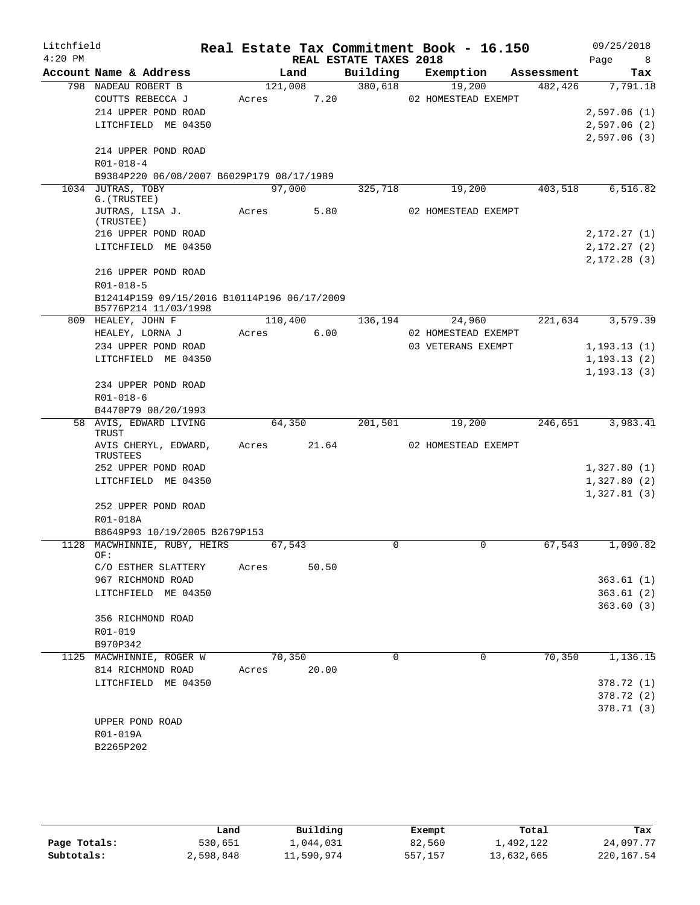Litchfield
4:20 PM

# Real Estate Tax Commitment Book - 16.150

REAL ESTATE TAXES 2018

09/25/2018

| Account Name & Address | Land | Building | Exemption | Assessment | Tax |
|---|---|---|---|---|---|
| 798 NADEAU ROBERT B | 121,008 | 380,618 | 19,200 | 482,426 | 7,791.18 |
| COUTTS REBECCA J | Acres 7.20 | | 02 HOMESTEAD EXEMPT | | |
| 214 UPPER POND ROAD | | | | | 2,597.06 (1) |
| LITCHFIELD ME 04350 | | | | | 2,597.06 (2) |
| | | | | | 2,597.06 (3) |
| 214 UPPER POND ROAD | | | | | |
| R01-018-4 | | | | | |
| B9384P220 06/08/2007 B6029P179 08/17/1989 | | | | | |
| 1034 JUTRAS, TOBY G.(TRUSTEE) | 97,000 | 325,718 | 19,200 | 403,518 | 6,516.82 |
| JUTRAS, LISA J. (TRUSTEE) | Acres 5.80 | | 02 HOMESTEAD EXEMPT | | |
| 216 UPPER POND ROAD | | | | | 2,172.27 (1) |
| LITCHFIELD ME 04350 | | | | | 2,172.27 (2) |
| | | | | | 2,172.28 (3) |
| 216 UPPER POND ROAD | | | | | |
| R01-018-5 | | | | | |
| B12414P159 09/15/2016 B10114P196 06/17/2009 B5776P214 11/03/1998 | | | | | |
| 809 HEALEY, JOHN F | 110,400 | 136,194 | 24,960 | 221,634 | 3,579.39 |
| HEALEY, LORNA J | Acres 6.00 | | 02 HOMESTEAD EXEMPT | | |
| 234 UPPER POND ROAD | | | 03 VETERANS EXEMPT | | 1,193.13 (1) |
| LITCHFIELD ME 04350 | | | | | 1,193.13 (2) |
| | | | | | 1,193.13 (3) |
| 234 UPPER POND ROAD | | | | | |
| R01-018-6 | | | | | |
| B4470P79 08/20/1993 | | | | | |
| 58 AVIS, EDWARD LIVING TRUST | 64,350 | 201,501 | 19,200 | 246,651 | 3,983.41 |
| AVIS CHERYL, EDWARD, TRUSTEES | Acres 21.64 | | 02 HOMESTEAD EXEMPT | | |
| 252 UPPER POND ROAD | | | | | 1,327.80 (1) |
| LITCHFIELD ME 04350 | | | | | 1,327.80 (2) |
| | | | | | 1,327.81 (3) |
| 252 UPPER POND ROAD | | | | | |
| R01-018A | | | | | |
| B8649P93 10/19/2005 B2679P153 | | | | | |
| 1128 MACWHINNIE, RUBY, HEIRS OF: | 67,543 | 0 | 0 | 67,543 | 1,090.82 |
| C/O ESTHER SLATTERY | Acres 50.50 | | | | |
| 967 RICHMOND ROAD | | | | | 363.61 (1) |
| LITCHFIELD ME 04350 | | | | | 363.61 (2) |
| | | | | | 363.60 (3) |
| 356 RICHMOND ROAD | | | | | |
| R01-019 | | | | | |
| B970P342 | | | | | |
| 1125 MACWHINNIE, ROGER W | 70,350 | 0 | 0 | 70,350 | 1,136.15 |
| 814 RICHMOND ROAD | Acres 20.00 | | | | |
| LITCHFIELD ME 04350 | | | | | 378.72 (1) |
| | | | | | 378.72 (2) |
| | | | | | 378.71 (3) |
| UPPER POND ROAD | | | | | |
| R01-019A | | | | | |
| B2265P202 | | | | | |

| | Land | Building | Exempt | Total | Tax |
|---|---|---|---|---|---|
| Page Totals: | 530,651 | 1,044,031 | 82,560 | 1,492,122 | 24,097.77 |
| Subtotals: | 2,598,848 | 11,590,974 | 557,157 | 13,632,665 | 220,167.54 |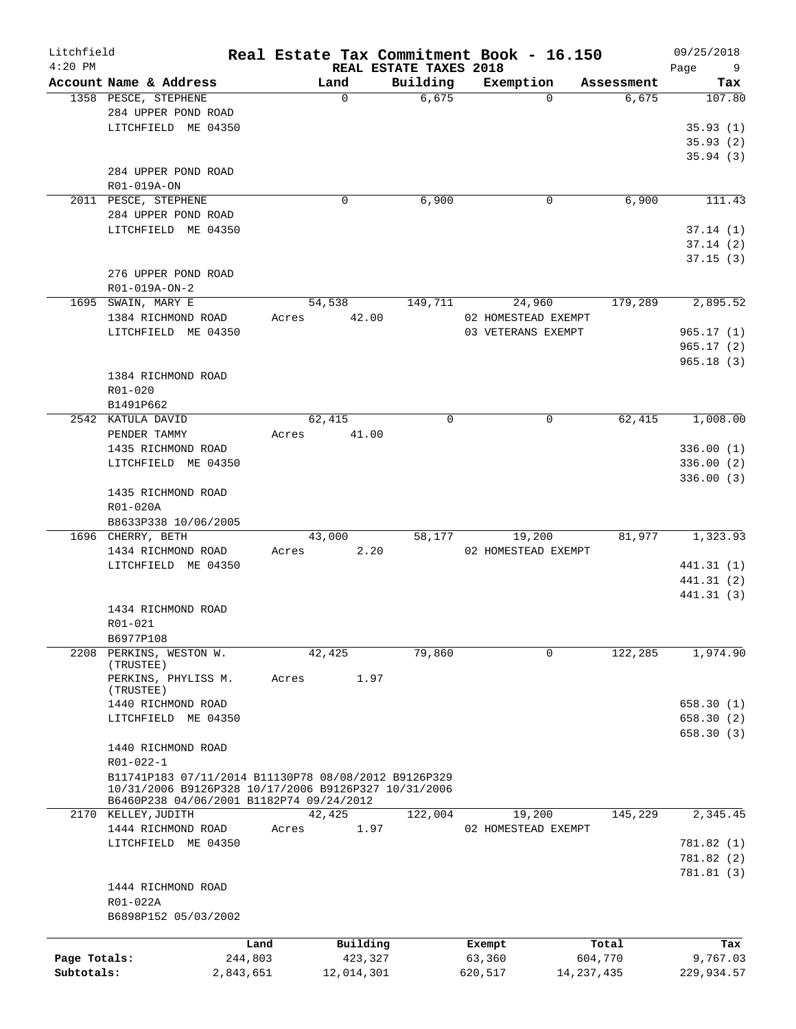Litchfield
4:20 PM

# Real Estate Tax Commitment Book - 16.150

REAL ESTATE TAXES 2018

09/25/2018

| Account Name & Address | Land | Building | Exemption | Assessment | Tax |
|---|---|---|---|---|---|
| 1358 PESCE, STEPHENE | 0 | 6,675 | 0 | 6,675 | 107.80 |
| 284 UPPER POND ROAD | | | | | |
| LITCHFIELD ME 04350 | | | | | 35.93 (1) |
| | | | | | 35.93 (2) |
| | | | | | 35.94 (3) |
| 284 UPPER POND ROAD | | | | | |
| R01-019A-ON | | | | | |
| 2011 PESCE, STEPHENE | 0 | 6,900 | 0 | 6,900 | 111.43 |
| 284 UPPER POND ROAD | | | | | |
| LITCHFIELD ME 04350 | | | | | 37.14 (1) |
| | | | | | 37.14 (2) |
| | | | | | 37.15 (3) |
| 276 UPPER POND ROAD | | | | | |
| R01-019A-ON-2 | | | | | |
| 1695 SWAIN, MARY E | 54,538 | 149,711 | 24,960 | 179,289 | 2,895.52 |
| 1384 RICHMOND ROAD | Acres 42.00 | | 02 HOMESTEAD EXEMPT | | |
| LITCHFIELD ME 04350 | | | 03 VETERANS EXEMPT | | 965.17 (1) |
| | | | | | 965.17 (2) |
| | | | | | 965.18 (3) |
| 1384 RICHMOND ROAD | | | | | |
| R01-020 | | | | | |
| B1491P662 | | | | | |
| 2542 KATULA DAVID | 62,415 | 0 | 0 | 62,415 | 1,008.00 |
| PENDER TAMMY | Acres 41.00 | | | | |
| 1435 RICHMOND ROAD | | | | | 336.00 (1) |
| LITCHFIELD ME 04350 | | | | | 336.00 (2) |
| | | | | | 336.00 (3) |
| 1435 RICHMOND ROAD | | | | | |
| R01-020A | | | | | |
| B8633P338 10/06/2005 | | | | | |
| 1696 CHERRY, BETH | 43,000 | 58,177 | 19,200 | 81,977 | 1,323.93 |
| 1434 RICHMOND ROAD | Acres 2.20 | | 02 HOMESTEAD EXEMPT | | |
| LITCHFIELD ME 04350 | | | | | 441.31 (1) |
| | | | | | 441.31 (2) |
| | | | | | 441.31 (3) |
| 1434 RICHMOND ROAD | | | | | |
| R01-021 | | | | | |
| B6977P108 | | | | | |
| 2208 PERKINS, WESTON W. (TRUSTEE) | 42,425 | 79,860 | 0 | 122,285 | 1,974.90 |
| PERKINS, PHYLISS M. (TRUSTEE) | Acres 1.97 | | | | |
| 1440 RICHMOND ROAD | | | | | 658.30 (1) |
| LITCHFIELD ME 04350 | | | | | 658.30 (2) |
| | | | | | 658.30 (3) |
| 1440 RICHMOND ROAD | | | | | |
| R01-022-1 | | | | | |
| B11741P183 07/11/2014 B11130P78 08/08/2012 B9126P329 10/31/2006 B9126P328 10/17/2006 B9126P327 10/31/2006 B6460P238 04/06/2001 B1182P74 09/24/2012 | | | | | |
| 2170 KELLEY,JUDITH | 42,425 | 122,004 | 19,200 | 145,229 | 2,345.45 |
| 1444 RICHMOND ROAD | Acres 1.97 | | 02 HOMESTEAD EXEMPT | | |
| LITCHFIELD ME 04350 | | | | | 781.82 (1) |
| | | | | | 781.82 (2) |
| | | | | | 781.81 (3) |
| 1444 RICHMOND ROAD | | | | | |
| R01-022A | | | | | |
| B6898P152 05/03/2002 | | | | | |

| | Land | Building | Exempt | Total | Tax |
|---|---|---|---|---|---|
| Page Totals: | 244,803 | 423,327 | 63,360 | 604,770 | 9,767.03 |
| Subtotals: | 2,843,651 | 12,014,301 | 620,517 | 14,237,435 | 229,934.57 |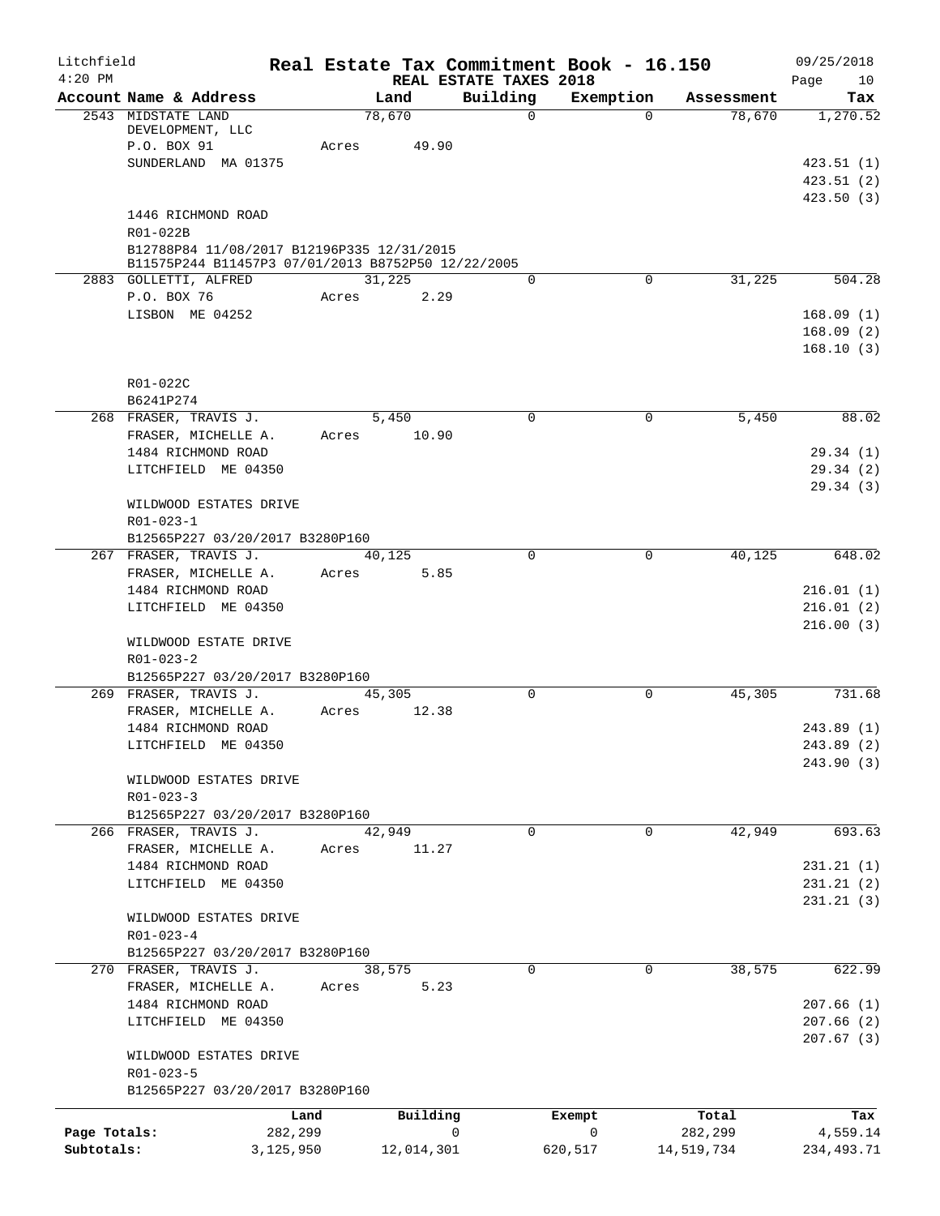Litchfield
4:20 PM

# Real Estate Tax Commitment Book - 16.150

REAL ESTATE TAXES 2018

09/25/2018

| Account Name & Address | Land | Building | Exemption | Assessment | Tax |
|---|---|---|---|---|---|
| 2543 MIDSTATE LAND DEVELOPMENT, LLC | 78,670 | 0 | 0 | 78,670 | 1,270.52 |
| P.O. BOX 91 | Acres 49.90 | | | | |
| SUNDERLAND MA 01375 | | | | | 423.51 (1) |
| | | | | | 423.51 (2) |
| | | | | | 423.50 (3) |
| 1446 RICHMOND ROAD | | | | | |
| R01-022B | | | | | |
| B12788P84 11/08/2017 B12196P335 12/31/2015 B11575P244 B11457P3 07/01/2013 B8752P50 12/22/2005 | | | | | |
| 2883 GOLLETTI, ALFRED | 31,225 | 0 | 0 | 31,225 | 504.28 |
| P.O. BOX 76 | Acres 2.29 | | | | |
| LISBON ME 04252 | | | | | 168.09 (1) |
| | | | | | 168.09 (2) |
| | | | | | 168.10 (3) |
| R01-022C | | | | | |
| B6241P274 | | | | | |
| 268 FRASER, TRAVIS J. | 5,450 | 0 | 0 | 5,450 | 88.02 |
| FRASER, MICHELLE A. | Acres 10.90 | | | | |
| 1484 RICHMOND ROAD | | | | | 29.34 (1) |
| LITCHFIELD ME 04350 | | | | | 29.34 (2) |
| | | | | | 29.34 (3) |
| WILDWOOD ESTATES DRIVE | | | | | |
| R01-023-1 | | | | | |
| B12565P227 03/20/2017 B3280P160 | | | | | |
| 267 FRASER, TRAVIS J. | 40,125 | 0 | 0 | 40,125 | 648.02 |
| FRASER, MICHELLE A. | Acres 5.85 | | | | |
| 1484 RICHMOND ROAD | | | | | 216.01 (1) |
| LITCHFIELD ME 04350 | | | | | 216.01 (2) |
| | | | | | 216.00 (3) |
| WILDWOOD ESTATE DRIVE | | | | | |
| R01-023-2 | | | | | |
| B12565P227 03/20/2017 B3280P160 | | | | | |
| 269 FRASER, TRAVIS J. | 45,305 | 0 | 0 | 45,305 | 731.68 |
| FRASER, MICHELLE A. | Acres 12.38 | | | | |
| 1484 RICHMOND ROAD | | | | | 243.89 (1) |
| LITCHFIELD ME 04350 | | | | | 243.89 (2) |
| | | | | | 243.90 (3) |
| WILDWOOD ESTATES DRIVE | | | | | |
| R01-023-3 | | | | | |
| B12565P227 03/20/2017 B3280P160 | | | | | |
| 266 FRASER, TRAVIS J. | 42,949 | 0 | 0 | 42,949 | 693.63 |
| FRASER, MICHELLE A. | Acres 11.27 | | | | |
| 1484 RICHMOND ROAD | | | | | 231.21 (1) |
| LITCHFIELD ME 04350 | | | | | 231.21 (2) |
| | | | | | 231.21 (3) |
| WILDWOOD ESTATES DRIVE | | | | | |
| R01-023-4 | | | | | |
| B12565P227 03/20/2017 B3280P160 | | | | | |
| 270 FRASER, TRAVIS J. | 38,575 | 0 | 0 | 38,575 | 622.99 |
| FRASER, MICHELLE A. | Acres 5.23 | | | | |
| 1484 RICHMOND ROAD | | | | | 207.66 (1) |
| LITCHFIELD ME 04350 | | | | | 207.66 (2) |
| | | | | | 207.67 (3) |
| WILDWOOD ESTATES DRIVE | | | | | |
| R01-023-5 | | | | | |
| B12565P227 03/20/2017 B3280P160 | | | | | |

| | Land | Building | Exempt | Total | Tax |
|---|---|---|---|---|---|
| Page Totals: | 282,299 | 0 | 0 | 282,299 | 4,559.14 |
| Subtotals: | 3,125,950 | 12,014,301 | 620,517 | 14,519,734 | 234,493.71 |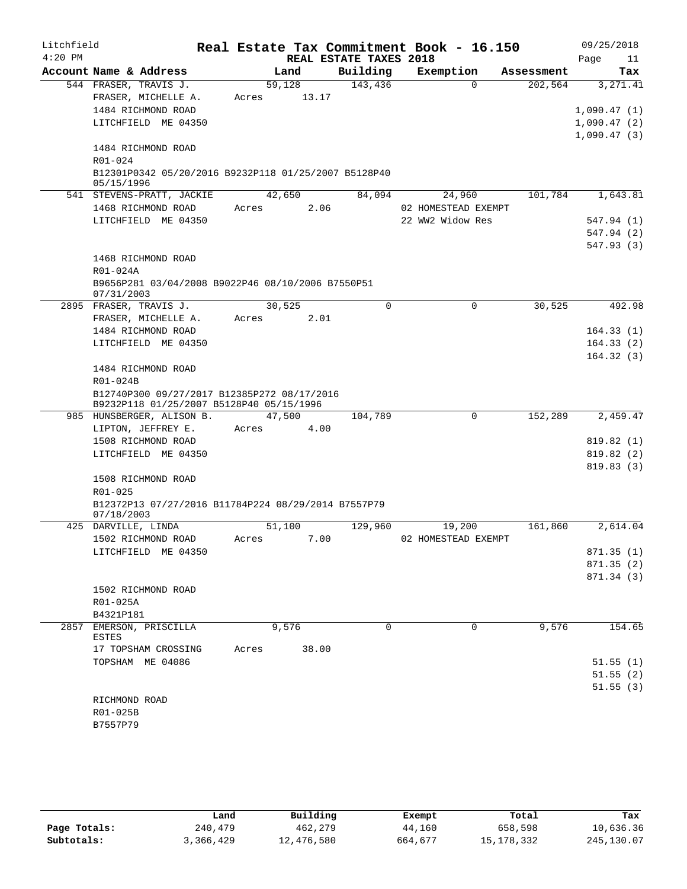Litchfield 4:20 PM

# Real Estate Tax Commitment Book - 16.150

REAL ESTATE TAXES 2018

09/25/2018 Page 11

| Account Name & Address | Land | Building | Exemption | Assessment | Tax |
|---|---|---|---|---|---|
| 544 FRASER, TRAVIS J. | 59,128 | 143,436 | 0 | 202,564 | 3,271.41 |
| FRASER, MICHELLE A. | Acres 13.17 | | | | |
| 1484 RICHMOND ROAD | | | | | 1,090.47 (1) |
| LITCHFIELD ME 04350 | | | | | 1,090.47 (2) |
| | | | | | 1,090.47 (3) |
| 1484 RICHMOND ROAD | | | | | |
| R01-024 | | | | | |
| B12301P0342 05/20/2016 B9232P118 01/25/2007 B5128P40 05/15/1996 | | | | | |
| 541 STEVENS-PRATT, JACKIE | 42,650 | 84,094 | 24,960 | 101,784 | 1,643.81 |
| 1468 RICHMOND ROAD | Acres 2.06 | | 02 HOMESTEAD EXEMPT | | |
| LITCHFIELD ME 04350 | | | 22 WW2 Widow Res | | 547.94 (1) |
| | | | | | 547.94 (2) |
| | | | | | 547.93 (3) |
| 1468 RICHMOND ROAD | | | | | |
| R01-024A | | | | | |
| B9656P281 03/04/2008 B9022P46 08/10/2006 B7550P51 07/31/2003 | | | | | |
| 2895 FRASER, TRAVIS J. | 30,525 | 0 | 0 | 30,525 | 492.98 |
| FRASER, MICHELLE A. | Acres 2.01 | | | | |
| 1484 RICHMOND ROAD | | | | | 164.33 (1) |
| LITCHFIELD ME 04350 | | | | | 164.33 (2) |
| | | | | | 164.32 (3) |
| 1484 RICHMOND ROAD | | | | | |
| R01-024B | | | | | |
| B12740P300 09/27/2017 B12385P272 08/17/2016 B9232P118 01/25/2007 B5128P40 05/15/1996 | | | | | |
| 985 HUNSBERGER, ALISON B. | 47,500 | 104,789 | 0 | 152,289 | 2,459.47 |
| LIPTON, JEFFREY E. | Acres 4.00 | | | | |
| 1508 RICHMOND ROAD | | | | | 819.82 (1) |
| LITCHFIELD ME 04350 | | | | | 819.82 (2) |
| | | | | | 819.83 (3) |
| 1508 RICHMOND ROAD | | | | | |
| R01-025 | | | | | |
| B12372P13 07/27/2016 B11784P224 08/29/2014 B7557P79 07/18/2003 | | | | | |
| 425 DARVILLE, LINDA | 51,100 | 129,960 | 19,200 | 161,860 | 2,614.04 |
| 1502 RICHMOND ROAD | Acres 7.00 | | 02 HOMESTEAD EXEMPT | | |
| LITCHFIELD ME 04350 | | | | | 871.35 (1) |
| | | | | | 871.35 (2) |
| | | | | | 871.34 (3) |
| 1502 RICHMOND ROAD | | | | | |
| R01-025A | | | | | |
| B4321P181 | | | | | |
| 2857 EMERSON, PRISCILLA ESTES | 9,576 | 0 | 0 | 9,576 | 154.65 |
| 17 TOPSHAM CROSSING | Acres 38.00 | | | | |
| TOPSHAM ME 04086 | | | | | 51.55 (1) |
| | | | | | 51.55 (2) |
| | | | | | 51.55 (3) |
| RICHMOND ROAD | | | | | |
| R01-025B | | | | | |
| B7557P79 | | | | | |

| | Land | Building | Exempt | Total | Tax |
|---|---|---|---|---|---|
| Page Totals: | 240,479 | 462,279 | 44,160 | 658,598 | 10,636.36 |
| Subtotals: | 3,366,429 | 12,476,580 | 664,677 | 15,178,332 | 245,130.07 |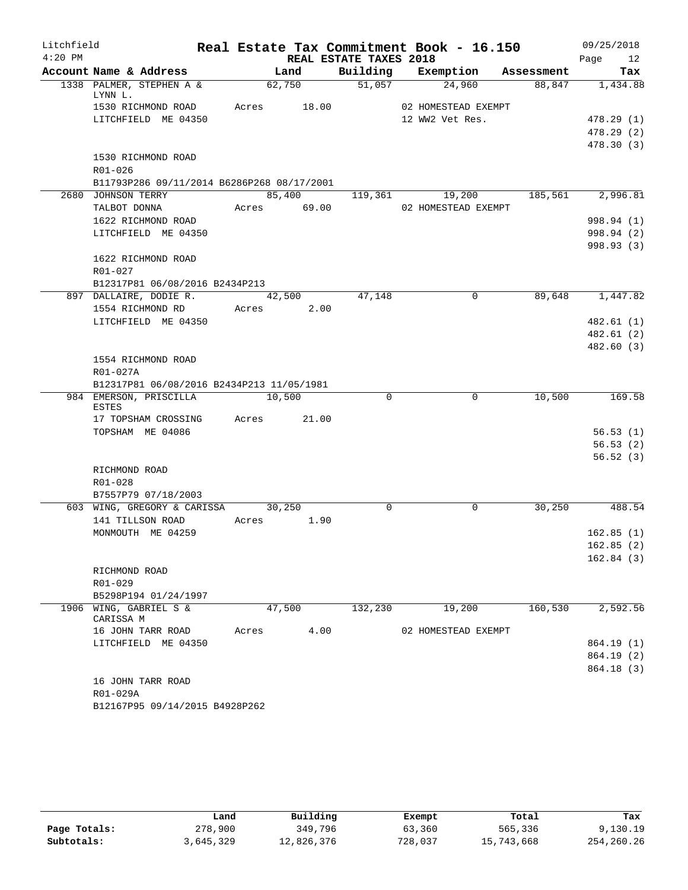Litchfield
4:20 PM

# Real Estate Tax Commitment Book - 16.150

REAL ESTATE TAXES 2018

09/25/2018

| Account Name & Address | Land | Building | Exemption | Assessment | Tax |
|---|---|---|---|---|---|
| 1338 PALMER, STEPHEN A & LYNN L. | 62,750 | 51,057 | 24,960 | 88,847 | 1,434.88 |
| 1530 RICHMOND ROAD | Acres 18.00 | | 02 HOMESTEAD EXEMPT | | |
| LITCHFIELD ME 04350 | | | 12 WW2 Vet Res. | | 478.29 (1) |
| | | | | | 478.29 (2) |
| | | | | | 478.30 (3) |
| 1530 RICHMOND ROAD | | | | | |
| R01-026 | | | | | |
| B11793P286 09/11/2014 B6286P268 08/17/2001 | | | | | |
| 2680 JOHNSON TERRY | 85,400 | 119,361 | 19,200 | 185,561 | 2,996.81 |
| TALBOT DONNA | Acres 69.00 | | 02 HOMESTEAD EXEMPT | | |
| 1622 RICHMOND ROAD | | | | | 998.94 (1) |
| LITCHFIELD ME 04350 | | | | | 998.94 (2) |
| | | | | | 998.93 (3) |
| 1622 RICHMOND ROAD | | | | | |
| R01-027 | | | | | |
| B12317P81 06/08/2016 B2434P213 | | | | | |
| 897 DALLAIRE, DODIE R. | 42,500 | 47,148 | 0 | 89,648 | 1,447.82 |
| 1554 RICHMOND RD | Acres 2.00 | | | | |
| LITCHFIELD ME 04350 | | | | | 482.61 (1) |
| | | | | | 482.61 (2) |
| | | | | | 482.60 (3) |
| 1554 RICHMOND ROAD | | | | | |
| R01-027A | | | | | |
| B12317P81 06/08/2016 B2434P213 11/05/1981 | | | | | |
| 984 EMERSON, PRISCILLA ESTES | 10,500 | 0 | 0 | 10,500 | 169.58 |
| 17 TOPSHAM CROSSING | Acres 21.00 | | | | |
| TOPSHAM ME 04086 | | | | | 56.53 (1) |
| | | | | | 56.53 (2) |
| | | | | | 56.52 (3) |
| RICHMOND ROAD | | | | | |
| R01-028 | | | | | |
| B7557P79 07/18/2003 | | | | | |
| 603 WING, GREGORY & CARISSA | 30,250 | 0 | 0 | 30,250 | 488.54 |
| 141 TILLSON ROAD | Acres 1.90 | | | | |
| MONMOUTH ME 04259 | | | | | 162.85 (1) |
| | | | | | 162.85 (2) |
| | | | | | 162.84 (3) |
| RICHMOND ROAD | | | | | |
| R01-029 | | | | | |
| B5298P194 01/24/1997 | | | | | |
| 1906 WING, GABRIEL S & CARISSA M | 47,500 | 132,230 | 19,200 | 160,530 | 2,592.56 |
| 16 JOHN TARR ROAD | Acres 4.00 | | 02 HOMESTEAD EXEMPT | | |
| LITCHFIELD ME 04350 | | | | | 864.19 (1) |
| | | | | | 864.19 (2) |
| | | | | | 864.18 (3) |
| 16 JOHN TARR ROAD | | | | | |
| R01-029A | | | | | |
| B12167P95 09/14/2015 B4928P262 | | | | | |

| | Land | Building | Exempt | Total | Tax |
|---|---|---|---|---|---|
| Page Totals: | 278,900 | 349,796 | 63,360 | 565,336 | 9,130.19 |
| Subtotals: | 3,645,329 | 12,826,376 | 728,037 | 15,743,668 | 254,260.26 |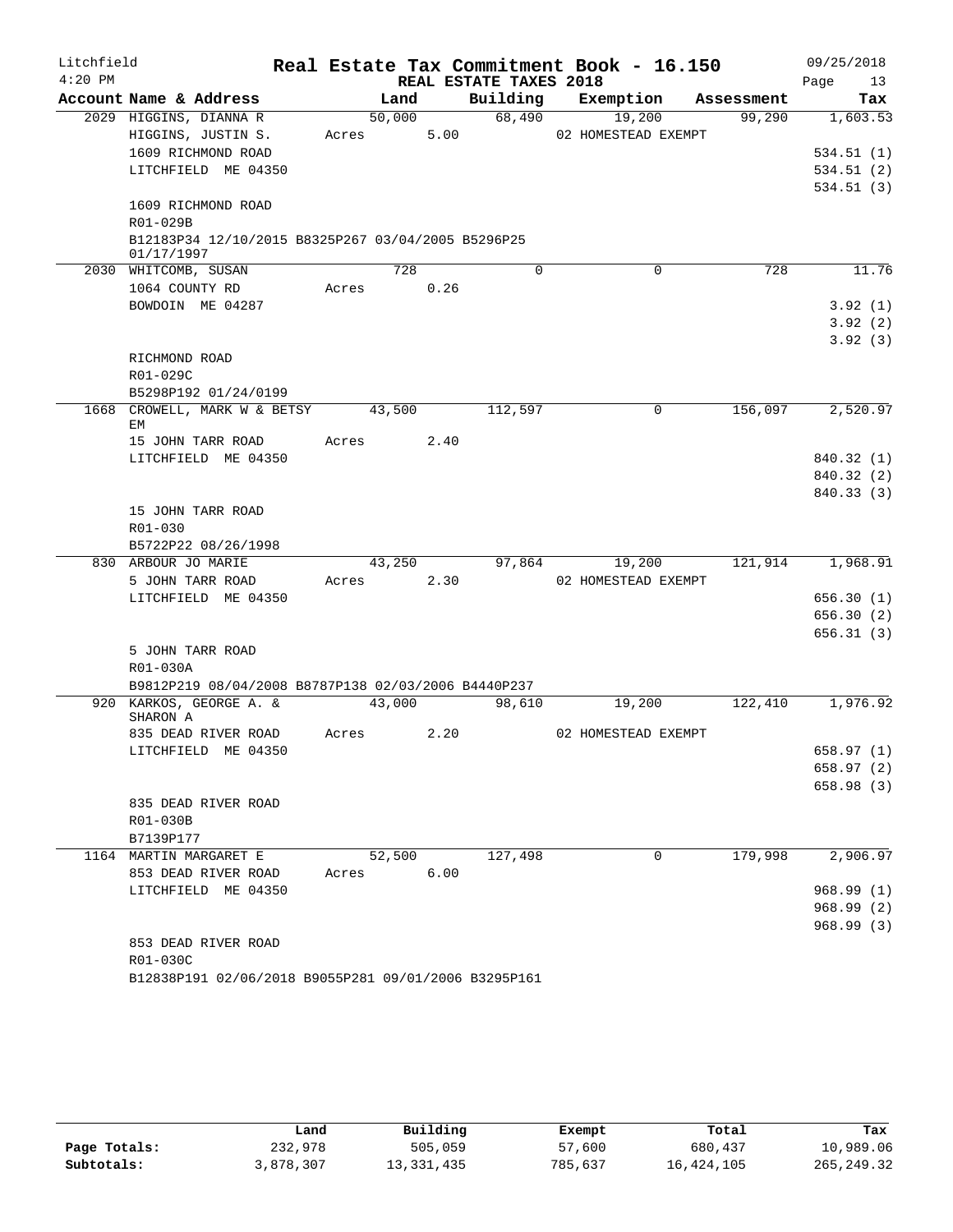Litchfield
4:20 PM

# Real Estate Tax Commitment Book - 16.150

REAL ESTATE TAXES 2018

09/25/2018

| Account Name & Address | Land | Building | Exemption | Assessment | Tax |
|---|---|---|---|---|---|
| 2029 HIGGINS, DIANNA R | 50,000 | 68,490 | 19,200 | 99,290 | 1,603.53 |
| HIGGINS, JUSTIN S. | Acres 5.00 | | 02 HOMESTEAD EXEMPT | | |
| 1609 RICHMOND ROAD | | | | | 534.51 (1) |
| LITCHFIELD ME 04350 | | | | | 534.51 (2) |
| | | | | | 534.51 (3) |
| 1609 RICHMOND ROAD | | | | | |
| R01-029B | | | | | |
| B12183P34 12/10/2015 B8325P267 03/04/2005 B5296P25 01/17/1997 | | | | | |
| 2030 WHITCOMB, SUSAN | 728 | 0 | 0 | 728 | 11.76 |
| 1064 COUNTY RD | Acres 0.26 | | | | |
| BOWDOIN ME 04287 | | | | | 3.92 (1) |
| | | | | | 3.92 (2) |
| | | | | | 3.92 (3) |
| RICHMOND ROAD | | | | | |
| R01-029C | | | | | |
| B5298P192 01/24/0199 | | | | | |
| 1668 CROWELL, MARK W & BETSY EM | 43,500 | 112,597 | 0 | 156,097 | 2,520.97 |
| 15 JOHN TARR ROAD | Acres 2.40 | | | | |
| LITCHFIELD ME 04350 | | | | | 840.32 (1) |
| | | | | | 840.32 (2) |
| | | | | | 840.33 (3) |
| 15 JOHN TARR ROAD | | | | | |
| R01-030 | | | | | |
| B5722P22 08/26/1998 | | | | | |
| 830 ARBOUR JO MARIE | 43,250 | 97,864 | 19,200 | 121,914 | 1,968.91 |
| 5 JOHN TARR ROAD | Acres 2.30 | | 02 HOMESTEAD EXEMPT | | |
| LITCHFIELD ME 04350 | | | | | 656.30 (1) |
| | | | | | 656.30 (2) |
| | | | | | 656.31 (3) |
| 5 JOHN TARR ROAD | | | | | |
| R01-030A | | | | | |
| B9812P219 08/04/2008 B8787P138 02/03/2006 B4440P237 | | | | | |
| 920 KARKOS, GEORGE A. & SHARON A | 43,000 | 98,610 | 19,200 | 122,410 | 1,976.92 |
| 835 DEAD RIVER ROAD | Acres 2.20 | | 02 HOMESTEAD EXEMPT | | |
| LITCHFIELD ME 04350 | | | | | 658.97 (1) |
| | | | | | 658.97 (2) |
| | | | | | 658.98 (3) |
| 835 DEAD RIVER ROAD | | | | | |
| R01-030B | | | | | |
| B7139P177 | | | | | |
| 1164 MARTIN MARGARET E | 52,500 | 127,498 | 0 | 179,998 | 2,906.97 |
| 853 DEAD RIVER ROAD | Acres 6.00 | | | | |
| LITCHFIELD ME 04350 | | | | | 968.99 (1) |
| | | | | | 968.99 (2) |
| | | | | | 968.99 (3) |
| 853 DEAD RIVER ROAD | | | | | |
| R01-030C | | | | | |
| B12838P191 02/06/2018 B9055P281 09/01/2006 B3295P161 | | | | | |

| | Land | Building | Exempt | Total | Tax |
|---|---|---|---|---|---|
| Page Totals: | 232,978 | 505,059 | 57,600 | 680,437 | 10,989.06 |
| Subtotals: | 3,878,307 | 13,331,435 | 785,637 | 16,424,105 | 265,249.32 |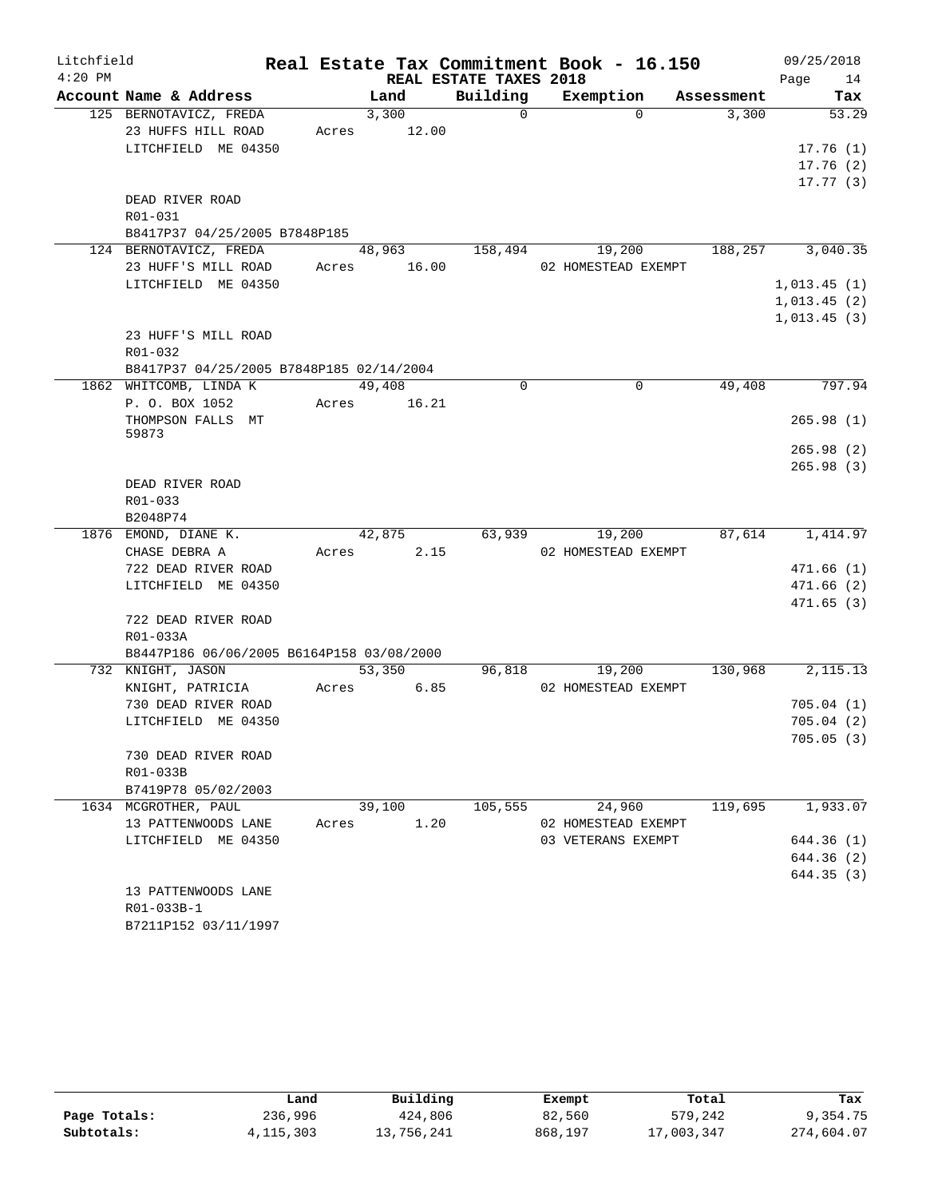Litchfield
4:20 PM

# Real Estate Tax Commitment Book - 16.150

REAL ESTATE TAXES 2018

09/25/2018

| Account Name & Address | Land | Building | Exemption | Assessment | Tax |
|---|---|---|---|---|---|
| 125 BERNOTAVICZ, FREDA | 3,300 | 0 | 0 | 3,300 | 53.29 |
| 23 HUFFS HILL ROAD | Acres 12.00 | | | | |
| LITCHFIELD ME 04350 | | | | | 17.76 (1) |
| | | | | | 17.76 (2) |
| | | | | | 17.77 (3) |
| DEAD RIVER ROAD | | | | | |
| R01-031 | | | | | |
| B8417P37 04/25/2005 B7848P185 | | | | | |
| 124 BERNOTAVICZ, FREDA | 48,963 | 158,494 | 19,200 | 188,257 | 3,040.35 |
| 23 HUFF'S MILL ROAD | Acres 16.00 | | 02 HOMESTEAD EXEMPT | | |
| LITCHFIELD ME 04350 | | | | | 1,013.45 (1) |
| | | | | | 1,013.45 (2) |
| | | | | | 1,013.45 (3) |
| 23 HUFF'S MILL ROAD | | | | | |
| R01-032 | | | | | |
| B8417P37 04/25/2005 B7848P185 02/14/2004 | | | | | |
| 1862 WHITCOMB, LINDA K | 49,408 | 0 | 0 | 49,408 | 797.94 |
| P. O. BOX 1052 | Acres 16.21 | | | | |
| THOMPSON FALLS MT 59873 | | | | | 265.98 (1) |
| | | | | | 265.98 (2) |
| | | | | | 265.98 (3) |
| DEAD RIVER ROAD | | | | | |
| R01-033 | | | | | |
| B2048P74 | | | | | |
| 1876 EMOND, DIANE K. | 42,875 | 63,939 | 19,200 | 87,614 | 1,414.97 |
| CHASE DEBRA A | Acres 2.15 | | 02 HOMESTEAD EXEMPT | | |
| 722 DEAD RIVER ROAD | | | | | 471.66 (1) |
| LITCHFIELD ME 04350 | | | | | 471.66 (2) |
| | | | | | 471.65 (3) |
| 722 DEAD RIVER ROAD | | | | | |
| R01-033A | | | | | |
| B8447P186 06/06/2005 B6164P158 03/08/2000 | | | | | |
| 732 KNIGHT, JASON | 53,350 | 96,818 | 19,200 | 130,968 | 2,115.13 |
| KNIGHT, PATRICIA | Acres 6.85 | | 02 HOMESTEAD EXEMPT | | |
| 730 DEAD RIVER ROAD | | | | | 705.04 (1) |
| LITCHFIELD ME 04350 | | | | | 705.04 (2) |
| | | | | | 705.05 (3) |
| 730 DEAD RIVER ROAD | | | | | |
| R01-033B | | | | | |
| B7419P78 05/02/2003 | | | | | |
| 1634 MCGROTHER, PAUL | 39,100 | 105,555 | 24,960 | 119,695 | 1,933.07 |
| 13 PATTENWOODS LANE | Acres 1.20 | | 02 HOMESTEAD EXEMPT | | |
| LITCHFIELD ME 04350 | | | 03 VETERANS EXEMPT | | 644.36 (1) |
| | | | | | 644.36 (2) |
| | | | | | 644.35 (3) |
| 13 PATTENWOODS LANE | | | | | |
| R01-033B-1 | | | | | |
| B7211P152 03/11/1997 | | | | | |

| | Land | Building | Exempt | Total | Tax |
|---|---|---|---|---|---|
| Page Totals: | 236,996 | 424,806 | 82,560 | 579,242 | 9,354.75 |
| Subtotals: | 4,115,303 | 13,756,241 | 868,197 | 17,003,347 | 274,604.07 |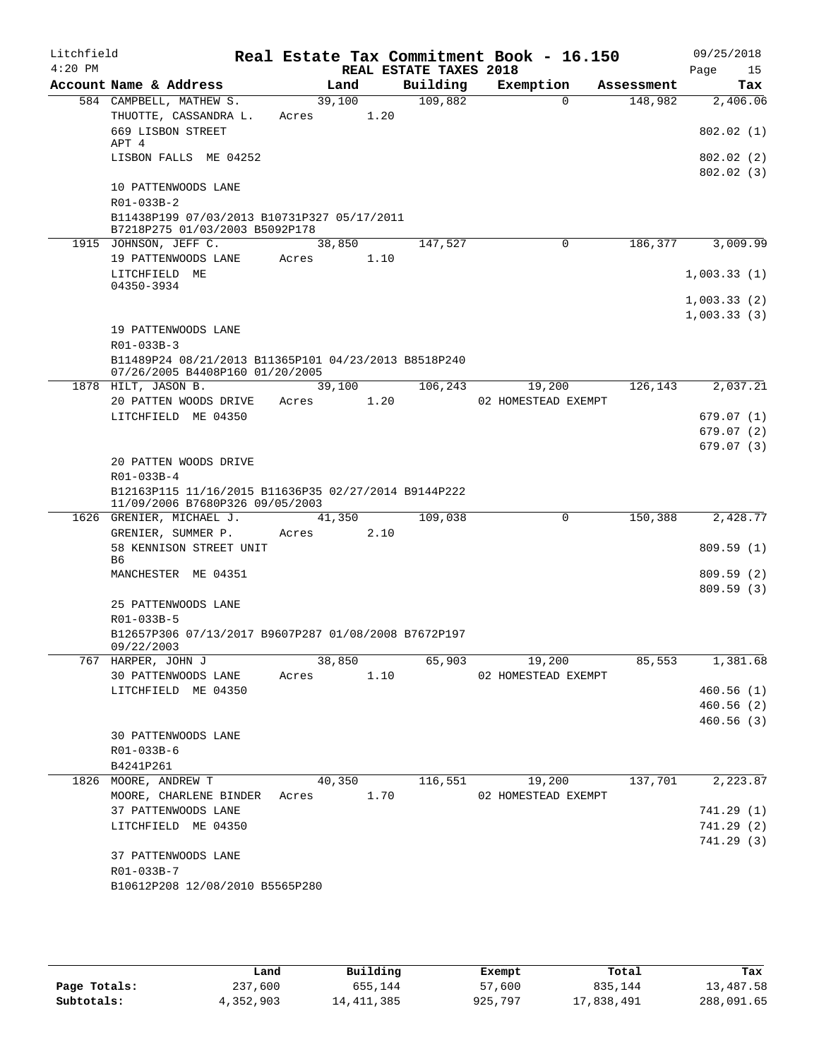Litchfield
4:20 PM

# Real Estate Tax Commitment Book - 16.150

## REAL ESTATE TAXES 2018

09/25/2018

| Account | Name & Address | Land | Building | Exemption | Assessment | Tax |
|---|---|---|---|---|---|---|
| 584 | CAMPBELL, MATHEW S. | 39,100 | 109,882 | 0 | 148,982 | 2,406.06 |
| | THUOTTE, CASSANDRA L. | Acres 1.20 | | | | |
| | 669 LISBON STREET | | | | | 802.02 (1) |
| | APT 4 | | | | | |
| | LISBON FALLS ME 04252 | | | | | 802.02 (2) |
| | | | | | | 802.02 (3) |
| | 10 PATTENWOODS LANE | | | | | |
| | R01-033B-2 | | | | | |
| | B11438P199 07/03/2013 B10731P327 05/17/2011 B7218P275 01/03/2003 B5092P178 | | | | | |
| 1915 | JOHNSON, JEFF C. | 38,850 | 147,527 | 0 | 186,377 | 3,009.99 |
| | 19 PATTENWOODS LANE | Acres 1.10 | | | | |
| | LITCHFIELD ME 04350-3934 | | | | | 1,003.33 (1) |
| | | | | | | 1,003.33 (2) |
| | | | | | | 1,003.33 (3) |
| | 19 PATTENWOODS LANE | | | | | |
| | R01-033B-3 | | | | | |
| | B11489P24 08/21/2013 B11365P101 04/23/2013 B8518P240 07/26/2005 B4408P160 01/20/2005 | | | | | |
| 1878 | HILT, JASON B. | 39,100 | 106,243 | 19,200 | 126,143 | 2,037.21 |
| | 20 PATTEN WOODS DRIVE | Acres 1.20 | | 02 HOMESTEAD EXEMPT | | |
| | LITCHFIELD ME 04350 | | | | | 679.07 (1) |
| | | | | | | 679.07 (2) |
| | | | | | | 679.07 (3) |
| | 20 PATTEN WOODS DRIVE | | | | | |
| | R01-033B-4 | | | | | |
| | B12163P115 11/16/2015 B11636P35 02/27/2014 B9144P222 11/09/2006 B7680P326 09/05/2003 | | | | | |
| 1626 | GRENIER, MICHAEL J. | 41,350 | 109,038 | 0 | 150,388 | 2,428.77 |
| | GRENIER, SUMMER P. | Acres 2.10 | | | | |
| | 58 KENNISON STREET UNIT B6 | | | | | 809.59 (1) |
| | MANCHESTER ME 04351 | | | | | 809.59 (2) |
| | | | | | | 809.59 (3) |
| | 25 PATTENWOODS LANE | | | | | |
| | R01-033B-5 | | | | | |
| | B12657P306 07/13/2017 B9607P287 01/08/2008 B7672P197 09/22/2003 | | | | | |
| 767 | HARPER, JOHN J | 38,850 | 65,903 | 19,200 | 85,553 | 1,381.68 |
| | 30 PATTENWOODS LANE | Acres 1.10 | | 02 HOMESTEAD EXEMPT | | |
| | LITCHFIELD ME 04350 | | | | | 460.56 (1) |
| | | | | | | 460.56 (2) |
| | | | | | | 460.56 (3) |
| | 30 PATTENWOODS LANE | | | | | |
| | R01-033B-6 | | | | | |
| | B4241P261 | | | | | |
| 1826 | MOORE, ANDREW T | 40,350 | 116,551 | 19,200 | 137,701 | 2,223.87 |
| | MOORE, CHARLENE BINDER | Acres 1.70 | | 02 HOMESTEAD EXEMPT | | |
| | 37 PATTENWOODS LANE | | | | | 741.29 (1) |
| | LITCHFIELD ME 04350 | | | | | 741.29 (2) |
| | | | | | | 741.29 (3) |
| | 37 PATTENWOODS LANE | | | | | |
| | R01-033B-7 | | | | | |
| | B10612P208 12/08/2010 B5565P280 | | | | | |

| | Land | Building | Exempt | Total | Tax |
|---|---|---|---|---|---|
| Page Totals: | 237,600 | 655,144 | 57,600 | 835,144 | 13,487.58 |
| Subtotals: | 4,352,903 | 14,411,385 | 925,797 | 17,838,491 | 288,091.65 |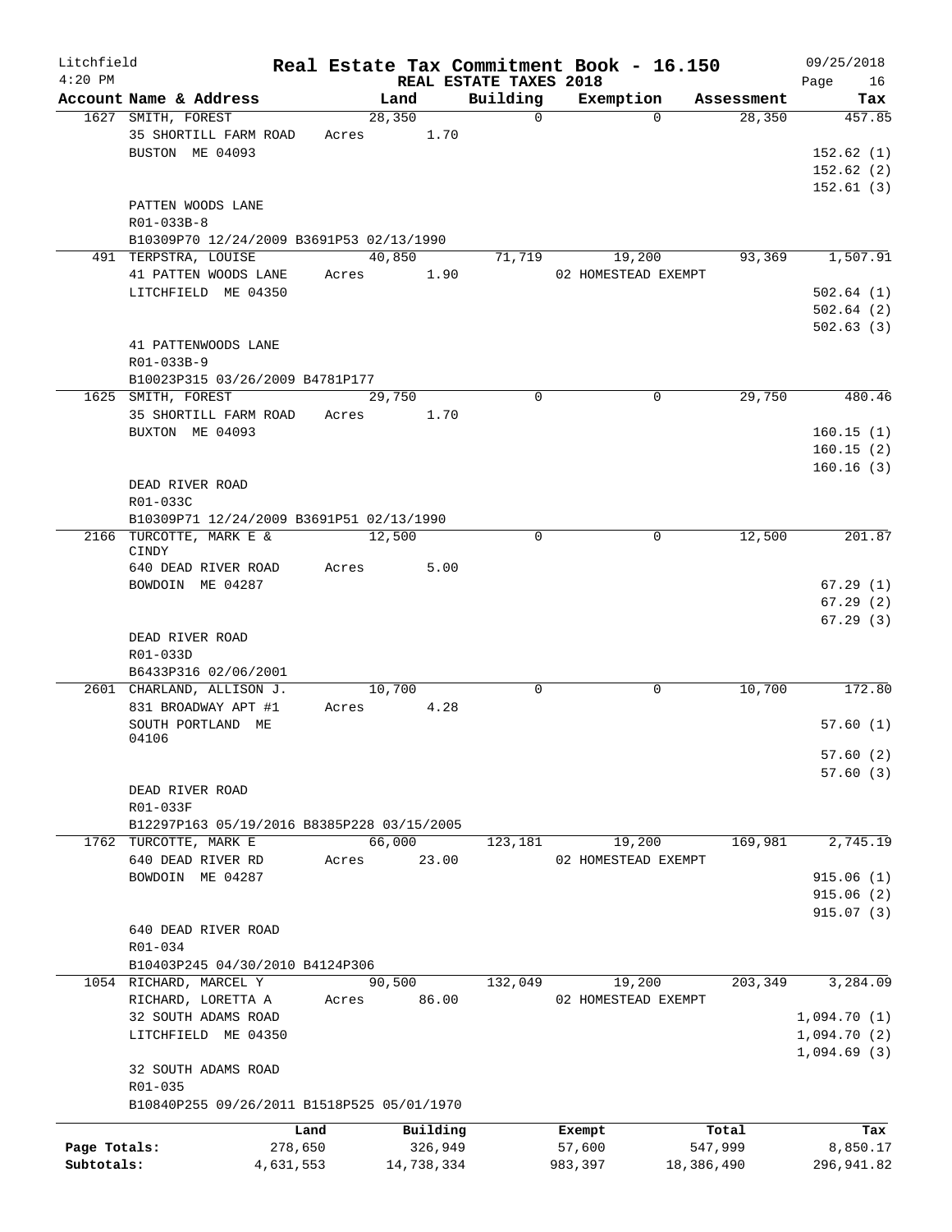Litchfield
4:20 PM

# Real Estate Tax Commitment Book - 16.150

REAL ESTATE TAXES 2018

09/25/2018

| Account Name & Address | Land | Building | Exemption | Assessment | Tax |
|---|---|---|---|---|---|
| 1627 SMITH, FOREST | 28,350 | 0 | 0 | 28,350 | 457.85 |
| 35 SHORTILL FARM ROAD | Acres 1.70 | | | | |
| BUSTON ME 04093 | | | | | 152.62 (1) |
| | | | | | 152.62 (2) |
| | | | | | 152.61 (3) |
| PATTEN WOODS LANE | | | | | |
| R01-033B-8 | | | | | |
| B10309P70 12/24/2009 B3691P53 02/13/1990 | | | | | |
| 491 TERPSTRA, LOUISE | 40,850 | 71,719 | 19,200 | 93,369 | 1,507.91 |
| 41 PATTEN WOODS LANE | Acres 1.90 | | 02 HOMESTEAD EXEMPT | | |
| LITCHFIELD ME 04350 | | | | | 502.64 (1) |
| | | | | | 502.64 (2) |
| | | | | | 502.63 (3) |
| 41 PATTENWOODS LANE | | | | | |
| R01-033B-9 | | | | | |
| B10023P315 03/26/2009 B4781P177 | | | | | |
| 1625 SMITH, FOREST | 29,750 | 0 | 0 | 29,750 | 480.46 |
| 35 SHORTILL FARM ROAD | Acres 1.70 | | | | |
| BUXTON ME 04093 | | | | | 160.15 (1) |
| | | | | | 160.15 (2) |
| | | | | | 160.16 (3) |
| DEAD RIVER ROAD | | | | | |
| R01-033C | | | | | |
| B10309P71 12/24/2009 B3691P51 02/13/1990 | | | | | |
| 2166 TURCOTTE, MARK E & CINDY | 12,500 | 0 | 0 | 12,500 | 201.87 |
| 640 DEAD RIVER ROAD | Acres 5.00 | | | | |
| BOWDOIN ME 04287 | | | | | 67.29 (1) |
| | | | | | 67.29 (2) |
| | | | | | 67.29 (3) |
| DEAD RIVER ROAD | | | | | |
| R01-033D | | | | | |
| B6433P316 02/06/2001 | | | | | |
| 2601 CHARLAND, ALLISON J. | 10,700 | 0 | 0 | 10,700 | 172.80 |
| 831 BROADWAY APT #1 | Acres 4.28 | | | | |
| SOUTH PORTLAND ME 04106 | | | | | 57.60 (1) |
| | | | | | 57.60 (2) |
| | | | | | 57.60 (3) |
| DEAD RIVER ROAD | | | | | |
| R01-033F | | | | | |
| B12297P163 05/19/2016 B8385P228 03/15/2005 | | | | | |
| 1762 TURCOTTE, MARK E | 66,000 | 123,181 | 19,200 | 169,981 | 2,745.19 |
| 640 DEAD RIVER RD | Acres 23.00 | | 02 HOMESTEAD EXEMPT | | |
| BOWDOIN ME 04287 | | | | | 915.06 (1) |
| | | | | | 915.06 (2) |
| | | | | | 915.07 (3) |
| 640 DEAD RIVER ROAD | | | | | |
| R01-034 | | | | | |
| B10403P245 04/30/2010 B4124P306 | | | | | |
| 1054 RICHARD, MARCEL Y | 90,500 | 132,049 | 19,200 | 203,349 | 3,284.09 |
| RICHARD, LORETTA A | Acres 86.00 | | 02 HOMESTEAD EXEMPT | | |
| 32 SOUTH ADAMS ROAD | | | | | 1,094.70 (1) |
| LITCHFIELD ME 04350 | | | | | 1,094.70 (2) |
| | | | | | 1,094.69 (3) |
| 32 SOUTH ADAMS ROAD | | | | | |
| R01-035 | | | | | |
| B10840P255 09/26/2011 B1518P525 05/01/1970 | | | | | |

| | Land | Building | Exempt | Total | Tax |
|---|---|---|---|---|---|
| Page Totals: | 278,650 | 326,949 | 57,600 | 547,999 | 8,850.17 |
| Subtotals: | 4,631,553 | 14,738,334 | 983,397 | 18,386,490 | 296,941.82 |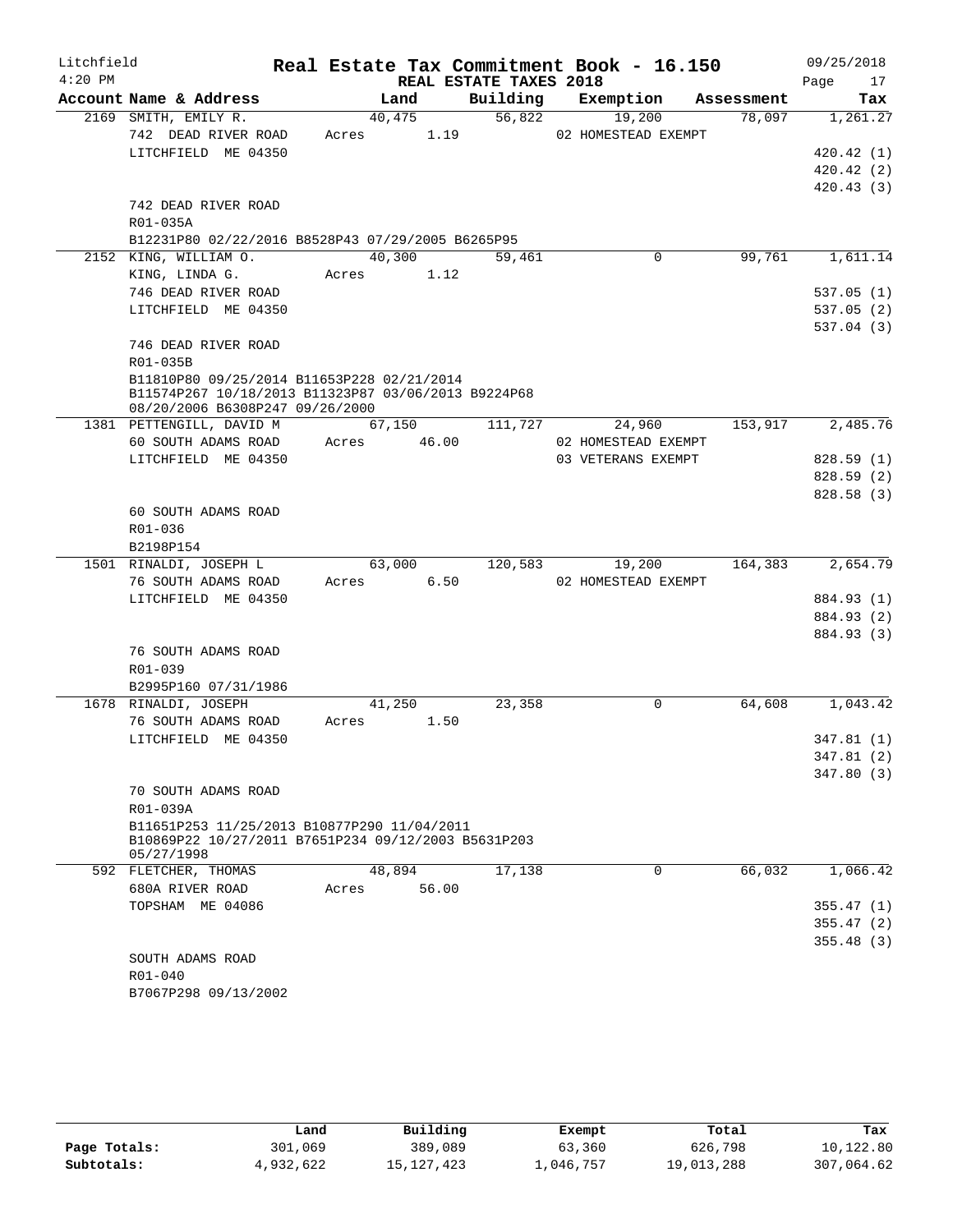Litchfield 4:20 PM

# Real Estate Tax Commitment Book - 16.150

REAL ESTATE TAXES 2018

09/25/2018

| Account Name & Address | Land | Building | Exemption | Assessment | Tax |
|---|---|---|---|---|---|
| 2169 SMITH, EMILY R. | 40,475 | 56,822 | 19,200 | 78,097 | 1,261.27 |
| 742 DEAD RIVER ROAD | Acres 1.19 | | 02 HOMESTEAD EXEMPT | | |
| LITCHFIELD ME 04350 | | | | | 420.42 (1) |
| | | | | | 420.42 (2) |
| | | | | | 420.43 (3) |
| 742 DEAD RIVER ROAD | | | | | |
| R01-035A | | | | | |
| B12231P80 02/22/2016 B8528P43 07/29/2005 B6265P95 | | | | | |
| 2152 KING, WILLIAM O. | 40,300 | 59,461 | 0 | 99,761 | 1,611.14 |
| KING, LINDA G. | Acres 1.12 | | | | |
| 746 DEAD RIVER ROAD | | | | | 537.05 (1) |
| LITCHFIELD ME 04350 | | | | | 537.05 (2) |
| | | | | | 537.04 (3) |
| 746 DEAD RIVER ROAD | | | | | |
| R01-035B | | | | | |
| B11810P80 09/25/2014 B11653P228 02/21/2014 B11574P267 10/18/2013 B11323P87 03/06/2013 B9224P68 08/20/2006 B6308P247 09/26/2000 | | | | | |
| 1381 PETTENGILL, DAVID M | 67,150 | 111,727 | 24,960 | 153,917 | 2,485.76 |
| 60 SOUTH ADAMS ROAD | Acres 46.00 | | 02 HOMESTEAD EXEMPT | | |
| LITCHFIELD ME 04350 | | | 03 VETERANS EXEMPT | | 828.59 (1) |
| | | | | | 828.59 (2) |
| | | | | | 828.58 (3) |
| 60 SOUTH ADAMS ROAD | | | | | |
| R01-036 | | | | | |
| B2198P154 | | | | | |
| 1501 RINALDI, JOSEPH L | 63,000 | 120,583 | 19,200 | 164,383 | 2,654.79 |
| 76 SOUTH ADAMS ROAD | Acres 6.50 | | 02 HOMESTEAD EXEMPT | | |
| LITCHFIELD ME 04350 | | | | | 884.93 (1) |
| | | | | | 884.93 (2) |
| | | | | | 884.93 (3) |
| 76 SOUTH ADAMS ROAD | | | | | |
| R01-039 | | | | | |
| B2995P160 07/31/1986 | | | | | |
| 1678 RINALDI, JOSEPH | 41,250 | 23,358 | 0 | 64,608 | 1,043.42 |
| 76 SOUTH ADAMS ROAD | Acres 1.50 | | | | |
| LITCHFIELD ME 04350 | | | | | 347.81 (1) |
| | | | | | 347.81 (2) |
| | | | | | 347.80 (3) |
| 70 SOUTH ADAMS ROAD | | | | | |
| R01-039A | | | | | |
| B11651P253 11/25/2013 B10877P290 11/04/2011 B10869P22 10/27/2011 B7651P234 09/12/2003 B5631P203 05/27/1998 | | | | | |
| 592 FLETCHER, THOMAS | 48,894 | 17,138 | 0 | 66,032 | 1,066.42 |
| 680A RIVER ROAD | Acres 56.00 | | | | |
| TOPSHAM ME 04086 | | | | | 355.47 (1) |
| | | | | | 355.47 (2) |
| | | | | | 355.48 (3) |
| SOUTH ADAMS ROAD | | | | | |
| R01-040 | | | | | |
| B7067P298 09/13/2002 | | | | | |

| | Land | Building | Exempt | Total | Tax |
|---|---|---|---|---|---|
| Page Totals: | 301,069 | 389,089 | 63,360 | 626,798 | 10,122.80 |
| Subtotals: | 4,932,622 | 15,127,423 | 1,046,757 | 19,013,288 | 307,064.62 |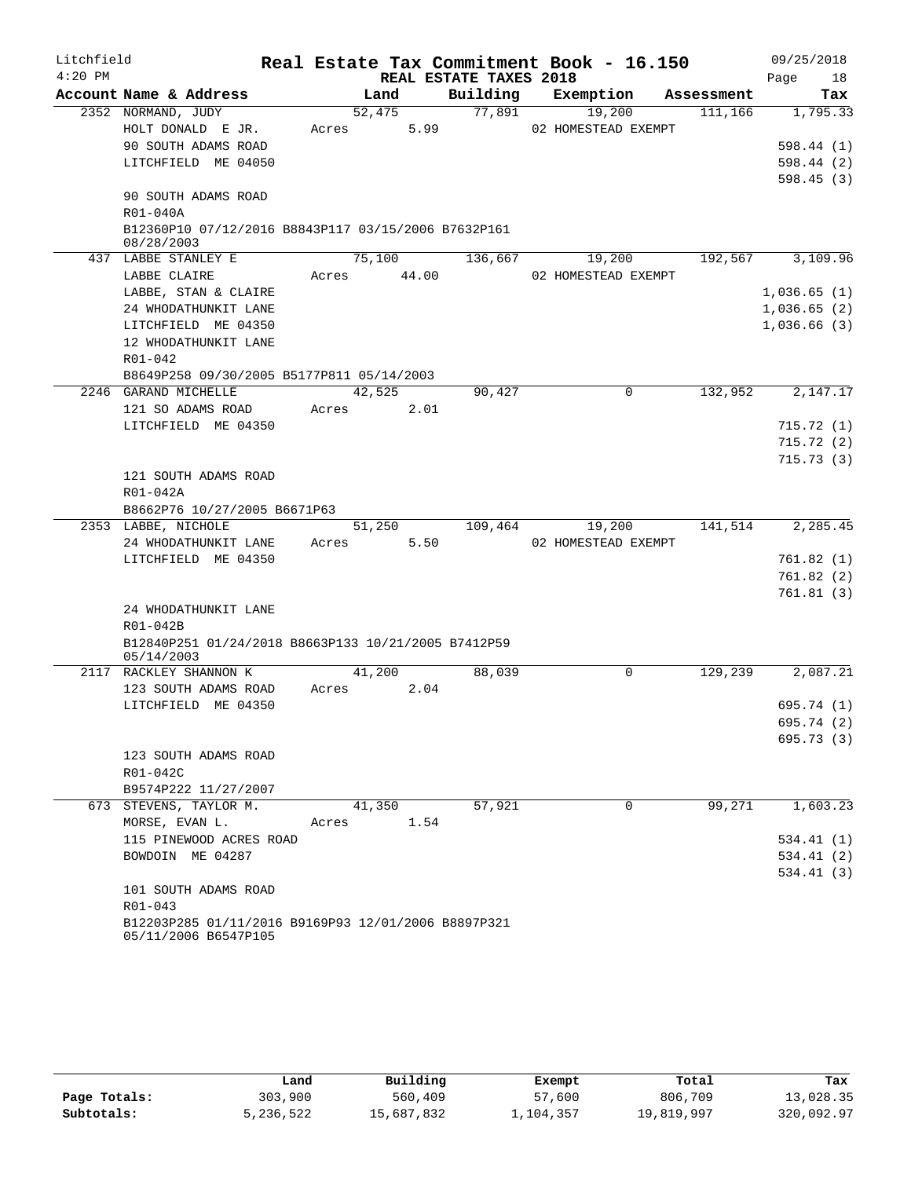Litchfield Real Estate Tax Commitment Book - 16.150 09/25/2018

4:20 PM REAL ESTATE TAXES 2018

| Account Name & Address | Land | Building | Exemption | Assessment | Tax |
|---|---|---|---|---|---|
| 2352 NORMAND, JUDY | 52,475 | 77,891 | 19,200 | 111,166 | 1,795.33 |
| HOLT DONALD E JR. | Acres 5.99 | | 02 HOMESTEAD EXEMPT | | |
| 90 SOUTH ADAMS ROAD | | | | | 598.44 (1) |
| LITCHFIELD ME 04050 | | | | | 598.44 (2) |
| | | | | | 598.45 (3) |
| 90 SOUTH ADAMS ROAD | | | | | |
| R01-040A | | | | | |
| B12360P10 07/12/2016 B8843P117 03/15/2006 B7632P161 08/28/2003 | | | | | |
| 437 LABBE STANLEY E | 75,100 | 136,667 | 19,200 | 192,567 | 3,109.96 |
| LABBE CLAIRE | Acres 44.00 | | 02 HOMESTEAD EXEMPT | | |
| LABBE, STAN & CLAIRE | | | | | 1,036.65 (1) |
| 24 WHODATHUNKIT LANE | | | | | 1,036.65 (2) |
| LITCHFIELD ME 04350 | | | | | 1,036.66 (3) |
| 12 WHODATHUNKIT LANE | | | | | |
| R01-042 | | | | | |
| B8649P258 09/30/2005 B5177P811 05/14/2003 | | | | | |
| 2246 GARAND MICHELLE | 42,525 | 90,427 | 0 | 132,952 | 2,147.17 |
| 121 SO ADAMS ROAD | Acres 2.01 | | | | |
| LITCHFIELD ME 04350 | | | | | 715.72 (1) |
| | | | | | 715.72 (2) |
| | | | | | 715.73 (3) |
| 121 SOUTH ADAMS ROAD | | | | | |
| R01-042A | | | | | |
| B8662P76 10/27/2005 B6671P63 | | | | | |
| 2353 LABBE, NICHOLE | 51,250 | 109,464 | 19,200 | 141,514 | 2,285.45 |
| 24 WHODATHUNKIT LANE | Acres 5.50 | | 02 HOMESTEAD EXEMPT | | |
| LITCHFIELD ME 04350 | | | | | 761.82 (1) |
| | | | | | 761.82 (2) |
| | | | | | 761.81 (3) |
| 24 WHODATHUNKIT LANE | | | | | |
| R01-042B | | | | | |
| B12840P251 01/24/2018 B8663P133 10/21/2005 B7412P59 05/14/2003 | | | | | |
| 2117 RACKLEY SHANNON K | 41,200 | 88,039 | 0 | 129,239 | 2,087.21 |
| 123 SOUTH ADAMS ROAD | Acres 2.04 | | | | |
| LITCHFIELD ME 04350 | | | | | 695.74 (1) |
| | | | | | 695.74 (2) |
| | | | | | 695.73 (3) |
| 123 SOUTH ADAMS ROAD | | | | | |
| R01-042C | | | | | |
| B9574P222 11/27/2007 | | | | | |
| 673 STEVENS, TAYLOR M. | 41,350 | 57,921 | 0 | 99,271 | 1,603.23 |
| MORSE, EVAN L. | Acres 1.54 | | | | |
| 115 PINEWOOD ACRES ROAD | | | | | 534.41 (1) |
| BOWDOIN ME 04287 | | | | | 534.41 (2) |
| | | | | | 534.41 (3) |
| 101 SOUTH ADAMS ROAD | | | | | |
| R01-043 | | | | | |
| B12203P285 01/11/2016 B9169P93 12/01/2006 B8897P321 05/11/2006 B6547P105 | | | | | |

| | Land | Building | Exempt | Total | Tax |
|---|---|---|---|---|---|
| Page Totals: | 303,900 | 560,409 | 57,600 | 806,709 | 13,028.35 |
| Subtotals: | 5,236,522 | 15,687,832 | 1,104,357 | 19,819,997 | 320,092.97 |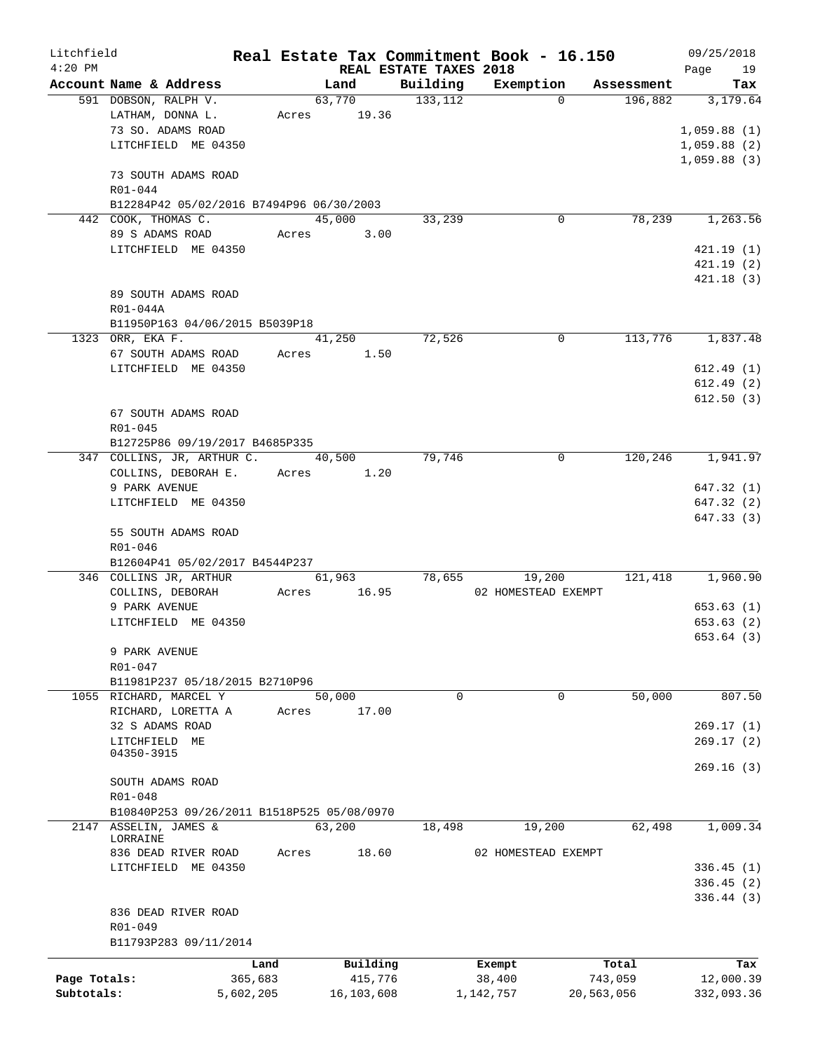Litchfield
4:20 PM

**Real Estate Tax Commitment Book - 16.150**
**REAL ESTATE TAXES 2018**

09/25/2018

| Account Name & Address | Land | Building | Exemption | Assessment | Tax |
|---|---|---|---|---|---|
| 591 DOBSON, RALPH V. | 63,770 | 133,112 | 0 | 196,882 | 3,179.64 |
| LATHAM, DONNA L. | Acres 19.36 | | | | |
| 73 SO. ADAMS ROAD | | | | | 1,059.88 (1) |
| LITCHFIELD ME 04350 | | | | | 1,059.88 (2) |
| | | | | | 1,059.88 (3) |
| 73 SOUTH ADAMS ROAD | | | | | |
| R01-044 | | | | | |
| B12284P42 05/02/2016 B7494P96 06/30/2003 | | | | | |
| 442 COOK, THOMAS C. | 45,000 | 33,239 | 0 | 78,239 | 1,263.56 |
| 89 S ADAMS ROAD | Acres 3.00 | | | | |
| LITCHFIELD ME 04350 | | | | | 421.19 (1) |
| | | | | | 421.19 (2) |
| | | | | | 421.18 (3) |
| 89 SOUTH ADAMS ROAD | | | | | |
| R01-044A | | | | | |
| B11950P163 04/06/2015 B5039P18 | | | | | |
| 1323 ORR, EKA F. | 41,250 | 72,526 | 0 | 113,776 | 1,837.48 |
| 67 SOUTH ADAMS ROAD | Acres 1.50 | | | | |
| LITCHFIELD ME 04350 | | | | | 612.49 (1) |
| | | | | | 612.49 (2) |
| | | | | | 612.50 (3) |
| 67 SOUTH ADAMS ROAD | | | | | |
| R01-045 | | | | | |
| B12725P86 09/19/2017 B4685P335 | | | | | |
| 347 COLLINS, JR, ARTHUR C. | 40,500 | 79,746 | 0 | 120,246 | 1,941.97 |
| COLLINS, DEBORAH E. | Acres 1.20 | | | | |
| 9 PARK AVENUE | | | | | 647.32 (1) |
| LITCHFIELD ME 04350 | | | | | 647.32 (2) |
| | | | | | 647.33 (3) |
| 55 SOUTH ADAMS ROAD | | | | | |
| R01-046 | | | | | |
| B12604P41 05/02/2017 B4544P237 | | | | | |
| 346 COLLINS JR, ARTHUR | 61,963 | 78,655 | 19,200 | 121,418 | 1,960.90 |
| COLLINS, DEBORAH | Acres 16.95 | | 02 HOMESTEAD EXEMPT | | |
| 9 PARK AVENUE | | | | | 653.63 (1) |
| LITCHFIELD ME 04350 | | | | | 653.63 (2) |
| | | | | | 653.64 (3) |
| 9 PARK AVENUE | | | | | |
| R01-047 | | | | | |
| B11981P237 05/18/2015 B2710P96 | | | | | |
| 1055 RICHARD, MARCEL Y | 50,000 | 0 | 0 | 50,000 | 807.50 |
| RICHARD, LORETTA A | Acres 17.00 | | | | |
| 32 S ADAMS ROAD | | | | | 269.17 (1) |
| LITCHFIELD ME 04350-3915 | | | | | 269.17 (2) |
| | | | | | 269.16 (3) |
| SOUTH ADAMS ROAD | | | | | |
| R01-048 | | | | | |
| B10840P253 09/26/2011 B1518P525 05/08/0970 | | | | | |
| 2147 ASSELIN, JAMES & LORRAINE | 63,200 | 18,498 | 19,200 | 62,498 | 1,009.34 |
| 836 DEAD RIVER ROAD | Acres 18.60 | | 02 HOMESTEAD EXEMPT | | |
| LITCHFIELD ME 04350 | | | | | 336.45 (1) |
| | | | | | 336.45 (2) |
| | | | | | 336.44 (3) |
| 836 DEAD RIVER ROAD | | | | | |
| R01-049 | | | | | |
| B11793P283 09/11/2014 | | | | | |

| | Land | Building | Exempt | Total | Tax |
|---|---|---|---|---|---|
| Page Totals: | 365,683 | 415,776 | 38,400 | 743,059 | 12,000.39 |
| Subtotals: | 5,602,205 | 16,103,608 | 1,142,757 | 20,563,056 | 332,093.36 |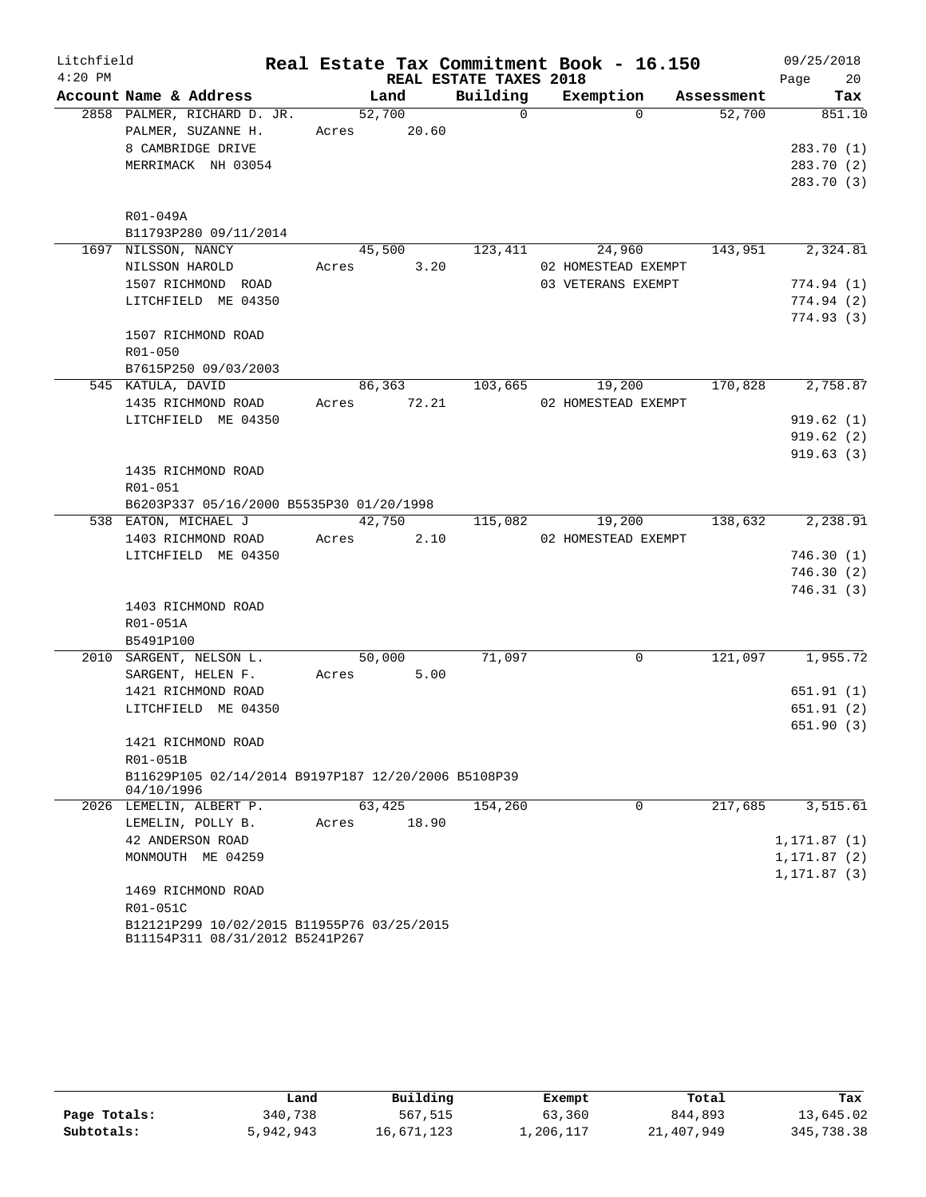# Real Estate Tax Commitment Book - 16.150

Litchfield
4:20 PM

REAL ESTATE TAXES 2018

09/25/2018

| Account | Name & Address | Land | Building | Exemption | Assessment | Tax |
|---|---|---|---|---|---|---|
| 2858 | PALMER, RICHARD D. JR.<br>PALMER, SUZANNE H.<br>8 CAMBRIDGE DRIVE<br>MERRIMACK NH 03054<br><br>R01-049A<br>B11793P280 09/11/2014 | 52,700<br>Acres 20.60 | 0 | 0 | 52,700 | 851.10<br>283.70 (1)<br>283.70 (2)<br>283.70 (3) |
| 1697 | NILSSON, NANCY<br>NILSSON HAROLD<br>1507 RICHMOND ROAD<br>LITCHFIELD ME 04350<br><br>1507 RICHMOND ROAD<br>R01-050<br>B7615P250 09/03/2003 | 45,500<br>Acres 3.20 | 123,411 | 24,960<br>02 HOMESTEAD EXEMPT<br>03 VETERANS EXEMPT | 143,951 | 2,324.81<br>774.94 (1)<br>774.94 (2)<br>774.93 (3) |
| 545 | KATULA, DAVID<br>1435 RICHMOND ROAD<br>LITCHFIELD ME 04350<br><br>1435 RICHMOND ROAD<br>R01-051<br>B6203P337 05/16/2000 B5535P30 01/20/1998 | 86,363<br>Acres 72.21 | 103,665 | 19,200<br>02 HOMESTEAD EXEMPT | 170,828 | 2,758.87<br>919.62 (1)<br>919.62 (2)<br>919.63 (3) |
| 538 | EATON, MICHAEL J<br>1403 RICHMOND ROAD<br>LITCHFIELD ME 04350<br><br>1403 RICHMOND ROAD<br>R01-051A<br>B5491P100 | 42,750<br>Acres 2.10 | 115,082 | 19,200<br>02 HOMESTEAD EXEMPT | 138,632 | 2,238.91<br>746.30 (1)<br>746.30 (2)<br>746.31 (3) |
| 2010 | SARGENT, NELSON L.<br>SARGENT, HELEN F.<br>1421 RICHMOND ROAD<br>LITCHFIELD ME 04350<br><br>1421 RICHMOND ROAD<br>R01-051B<br>B11629P105 02/14/2014 B9197P187 12/20/2006 B5108P39 04/10/1996 | 50,000<br>Acres 5.00 | 71,097 | 0 | 121,097 | 1,955.72<br>651.91 (1)<br>651.91 (2)<br>651.90 (3) |
| 2026 | LEMELIN, ALBERT P.<br>LEMELIN, POLLY B.<br>42 ANDERSON ROAD<br>MONMOUTH ME 04259<br><br>1469 RICHMOND ROAD<br>R01-051C<br>B12121P299 10/02/2015 B11955P76 03/25/2015 B11154P311 08/31/2012 B5241P267 | 63,425<br>Acres 18.90 | 154,260 | 0 | 217,685 | 3,515.61<br>1,171.87 (1)<br>1,171.87 (2)<br>1,171.87 (3) |

| | Land | Building | Exempt | Total | Tax |
|---|---|---|---|---|---|
| Page Totals: | 340,738 | 567,515 | 63,360 | 844,893 | 13,645.02 |
| Subtotals: | 5,942,943 | 16,671,123 | 1,206,117 | 21,407,949 | 345,738.38 |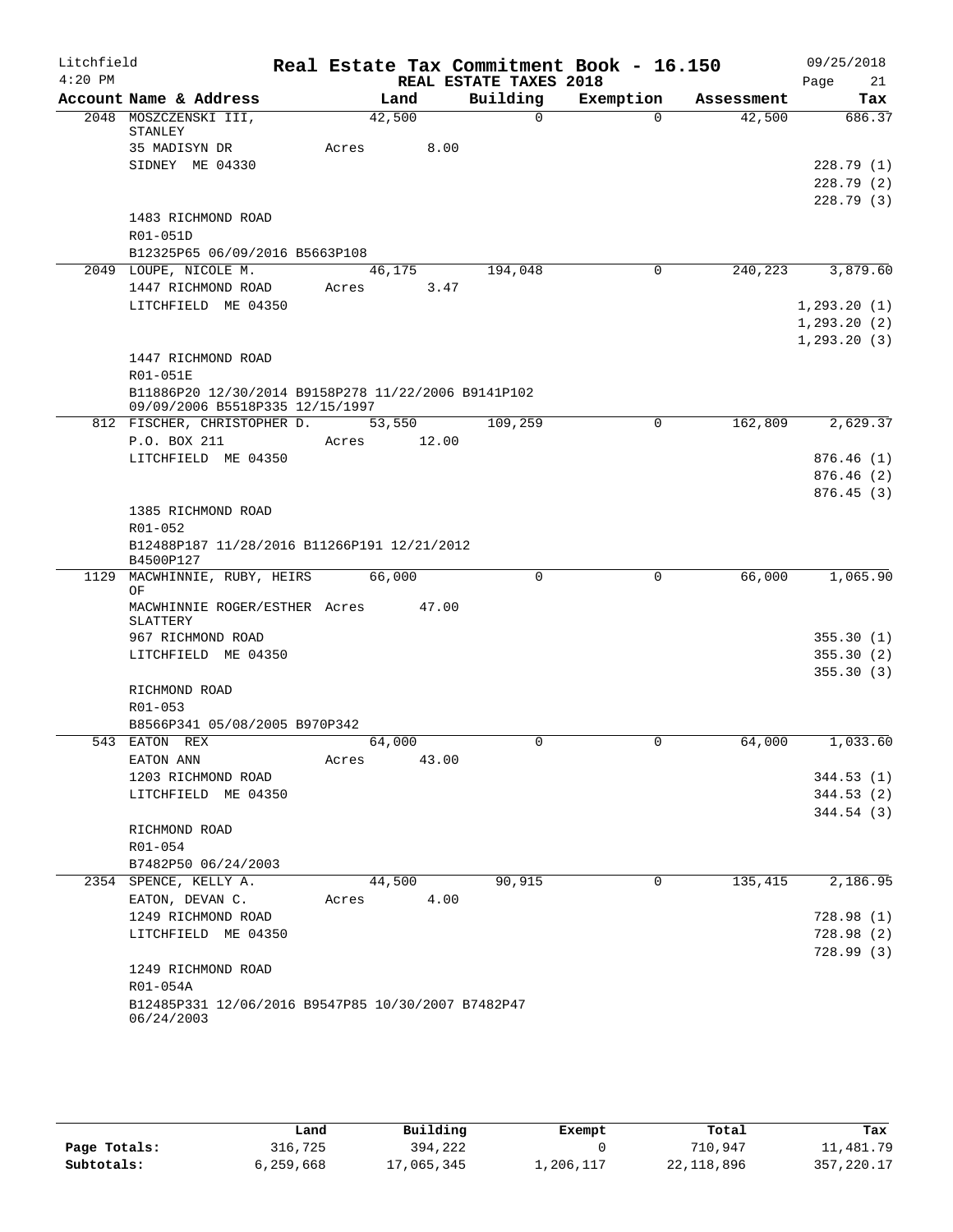Litchfield
4:20 PM

# Real Estate Tax Commitment Book - 16.150

REAL ESTATE TAXES 2018

09/25/2018

| Account | Name & Address | Land | Building | Exemption | Assessment | Tax |
|---|---|---|---|---|---|---|
| 2048 | MOSZCZENSKI III, STANLEY | 42,500 | 0 | 0 | 42,500 | 686.37 |
| | 35 MADISYN DR | Acres 8.00 | | | | |
| | SIDNEY ME 04330 | | | | | 228.79 (1) |
| | | | | | | 228.79 (2) |
| | | | | | | 228.79 (3) |
| | 1483 RICHMOND ROAD | | | | | |
| | R01-051D | | | | | |
| | B12325P65 06/09/2016 B5663P108 | | | | | |
| 2049 | LOUPE, NICOLE M. | 46,175 | 194,048 | 0 | 240,223 | 3,879.60 |
| | 1447 RICHMOND ROAD | Acres 3.47 | | | | |
| | LITCHFIELD ME 04350 | | | | | 1,293.20 (1) |
| | | | | | | 1,293.20 (2) |
| | | | | | | 1,293.20 (3) |
| | 1447 RICHMOND ROAD | | | | | |
| | R01-051E | | | | | |
| | B11886P20 12/30/2014 B9158P278 11/22/2006 B9141P102 09/09/2006 B5518P335 12/15/1997 | | | | | |
| 812 | FISCHER, CHRISTOPHER D. | 53,550 | 109,259 | 0 | 162,809 | 2,629.37 |
| | P.O. BOX 211 | Acres 12.00 | | | | |
| | LITCHFIELD ME 04350 | | | | | 876.46 (1) |
| | | | | | | 876.46 (2) |
| | | | | | | 876.45 (3) |
| | 1385 RICHMOND ROAD | | | | | |
| | R01-052 | | | | | |
| | B12488P187 11/28/2016 B11266P191 12/21/2012 B4500P127 | | | | | |
| 1129 | MACWHINNIE, RUBY, HEIRS OF | 66,000 | 0 | 0 | 66,000 | 1,065.90 |
| | MACWHINNIE ROGER/ESTHER SLATTERY | Acres 47.00 | | | | |
| | 967 RICHMOND ROAD | | | | | 355.30 (1) |
| | LITCHFIELD ME 04350 | | | | | 355.30 (2) |
| | | | | | | 355.30 (3) |
| | RICHMOND ROAD | | | | | |
| | R01-053 | | | | | |
| | B8566P341 05/08/2005 B970P342 | | | | | |
| 543 | EATON REX | 64,000 | 0 | 0 | 64,000 | 1,033.60 |
| | EATON ANN | Acres 43.00 | | | | |
| | 1203 RICHMOND ROAD | | | | | 344.53 (1) |
| | LITCHFIELD ME 04350 | | | | | 344.53 (2) |
| | | | | | | 344.54 (3) |
| | RICHMOND ROAD | | | | | |
| | R01-054 | | | | | |
| | B7482P50 06/24/2003 | | | | | |
| 2354 | SPENCE, KELLY A. | 44,500 | 90,915 | 0 | 135,415 | 2,186.95 |
| | EATON, DEVAN C. | Acres 4.00 | | | | |
| | 1249 RICHMOND ROAD | | | | | 728.98 (1) |
| | LITCHFIELD ME 04350 | | | | | 728.98 (2) |
| | | | | | | 728.99 (3) |
| | 1249 RICHMOND ROAD | | | | | |
| | R01-054A | | | | | |
| | B12485P331 12/06/2016 B9547P85 10/30/2007 B7482P47 06/24/2003 | | | | | |

| | Land | Building | Exempt | Total | Tax |
|---|---|---|---|---|---|
| Page Totals: | 316,725 | 394,222 | 0 | 710,947 | 11,481.79 |
| Subtotals: | 6,259,668 | 17,065,345 | 1,206,117 | 22,118,896 | 357,220.17 |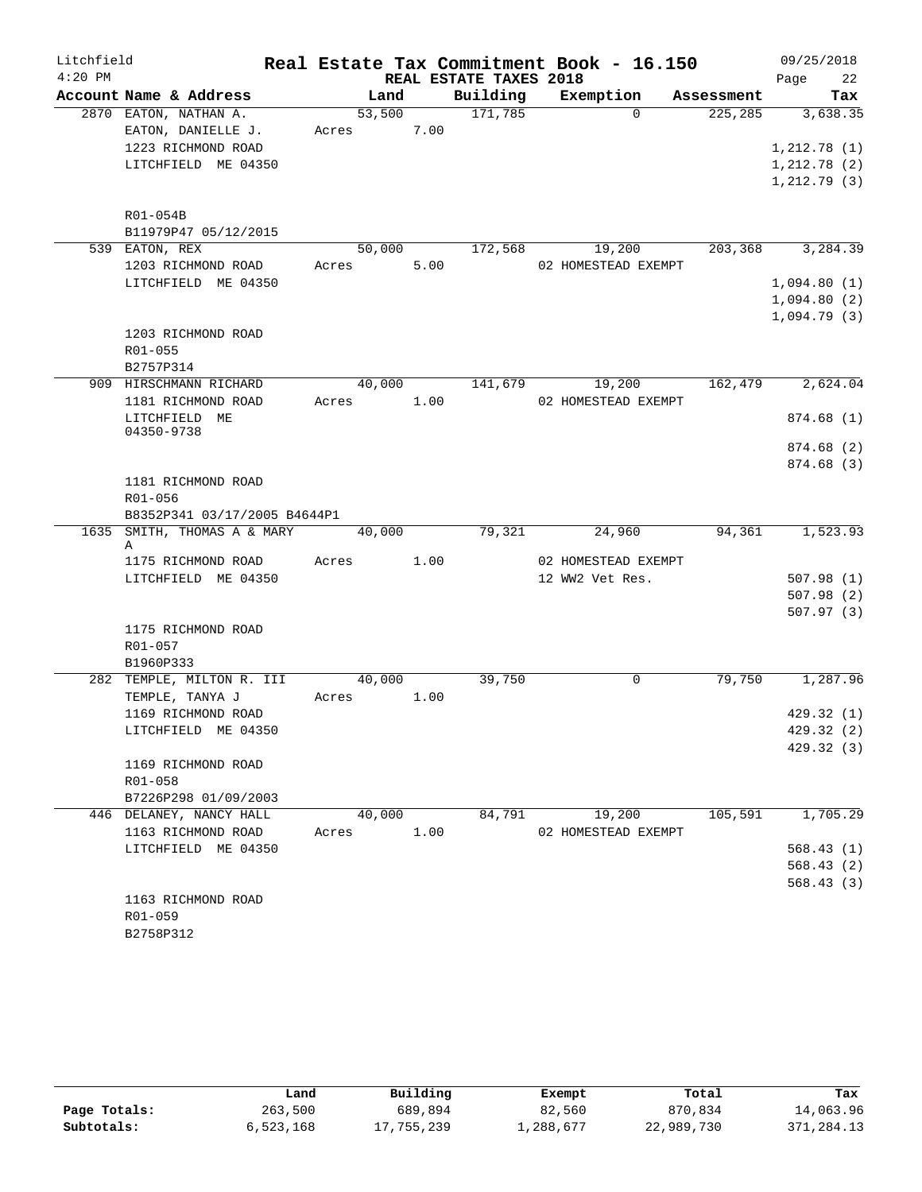# Real Estate Tax Commitment Book - 16.150

Litchfield
4:20 PM

REAL ESTATE TAXES 2018

09/25/2018

| Account Name & Address | Land | Building | Exemption | Assessment | Tax |
|---|---|---|---|---|---|
| 2870 EATON, NATHAN A. | 53,500 | 171,785 | 0 | 225,285 | 3,638.35 |
| EATON, DANIELLE J. | Acres 7.00 | | | | |
| 1223 RICHMOND ROAD | | | | | 1,212.78 (1) |
| LITCHFIELD ME 04350 | | | | | 1,212.78 (2) |
| | | | | | 1,212.79 (3) |
| R01-054B | | | | | |
| B11979P47 05/12/2015 | | | | | |
| 539 EATON, REX | 50,000 | 172,568 | 19,200 | 203,368 | 3,284.39 |
| 1203 RICHMOND ROAD | Acres 5.00 | | 02 HOMESTEAD EXEMPT | | |
| LITCHFIELD ME 04350 | | | | | 1,094.80 (1) |
| | | | | | 1,094.80 (2) |
| | | | | | 1,094.79 (3) |
| 1203 RICHMOND ROAD | | | | | |
| R01-055 | | | | | |
| B2757P314 | | | | | |
| 909 HIRSCHMANN RICHARD | 40,000 | 141,679 | 19,200 | 162,479 | 2,624.04 |
| 1181 RICHMOND ROAD | Acres 1.00 | | 02 HOMESTEAD EXEMPT | | |
| LITCHFIELD ME 04350-9738 | | | | | 874.68 (1) |
| | | | | | 874.68 (2) |
| | | | | | 874.68 (3) |
| 1181 RICHMOND ROAD | | | | | |
| R01-056 | | | | | |
| B8352P341 03/17/2005 B4644P1 | | | | | |
| 1635 SMITH, THOMAS A & MARY A | 40,000 | 79,321 | 24,960 | 94,361 | 1,523.93 |
| 1175 RICHMOND ROAD | Acres 1.00 | | 02 HOMESTEAD EXEMPT | | |
| LITCHFIELD ME 04350 | | | 12 WW2 Vet Res. | | 507.98 (1) |
| | | | | | 507.98 (2) |
| | | | | | 507.97 (3) |
| 1175 RICHMOND ROAD | | | | | |
| R01-057 | | | | | |
| B1960P333 | | | | | |
| 282 TEMPLE, MILTON R. III | 40,000 | 39,750 | 0 | 79,750 | 1,287.96 |
| TEMPLE, TANYA J | Acres 1.00 | | | | |
| 1169 RICHMOND ROAD | | | | | 429.32 (1) |
| LITCHFIELD ME 04350 | | | | | 429.32 (2) |
| | | | | | 429.32 (3) |
| 1169 RICHMOND ROAD | | | | | |
| R01-058 | | | | | |
| B7226P298 01/09/2003 | | | | | |
| 446 DELANEY, NANCY HALL | 40,000 | 84,791 | 19,200 | 105,591 | 1,705.29 |
| 1163 RICHMOND ROAD | Acres 1.00 | | 02 HOMESTEAD EXEMPT | | |
| LITCHFIELD ME 04350 | | | | | 568.43 (1) |
| | | | | | 568.43 (2) |
| | | | | | 568.43 (3) |
| 1163 RICHMOND ROAD | | | | | |
| R01-059 | | | | | |
| B2758P312 | | | | | |

| | Land | Building | Exempt | Total | Tax |
|---|---|---|---|---|---|
| Page Totals: | 263,500 | 689,894 | 82,560 | 870,834 | 14,063.96 |
| Subtotals: | 6,523,168 | 17,755,239 | 1,288,677 | 22,989,730 | 371,284.13 |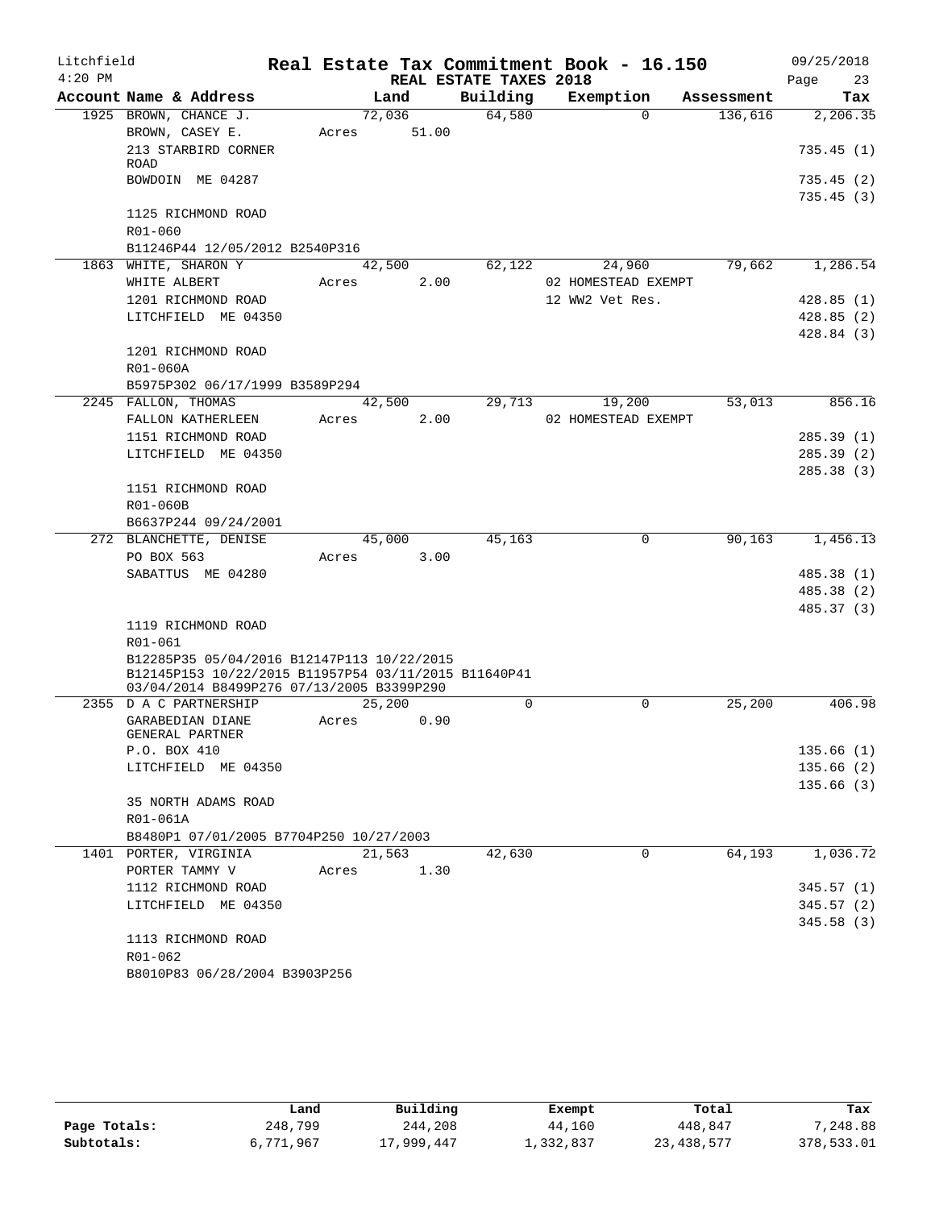Litchfield
4:20 PM

# Real Estate Tax Commitment Book - 16.150

## REAL ESTATE TAXES 2018

09/25/2018

| Account Name & Address | Land | Building | Exemption | Assessment | Tax |
|---|---|---|---|---|---|
| 1925 BROWN, CHANCE J. | 72,036 | 64,580 | 0 | 136,616 | 2,206.35 |
| BROWN, CASEY E. | Acres 51.00 | | | | |
| 213 STARBIRD CORNER ROAD | | | | | 735.45 (1) |
| BOWDOIN ME 04287 | | | | | 735.45 (2) |
| | | | | | 735.45 (3) |
| 1125 RICHMOND ROAD | | | | | |
| R01-060 | | | | | |
| B11246P44 12/05/2012 B2540P316 | | | | | |
| 1863 WHITE, SHARON Y | 42,500 | 62,122 | 24,960 | 79,662 | 1,286.54 |
| WHITE ALBERT | Acres 2.00 | | 02 HOMESTEAD EXEMPT | | |
| 1201 RICHMOND ROAD | | | 12 WW2 Vet Res. | | 428.85 (1) |
| LITCHFIELD ME 04350 | | | | | 428.85 (2) |
| | | | | | 428.84 (3) |
| 1201 RICHMOND ROAD | | | | | |
| R01-060A | | | | | |
| B5975P302 06/17/1999 B3589P294 | | | | | |
| 2245 FALLON, THOMAS | 42,500 | 29,713 | 19,200 | 53,013 | 856.16 |
| FALLON KATHERLEEN | Acres 2.00 | | 02 HOMESTEAD EXEMPT | | |
| 1151 RICHMOND ROAD | | | | | 285.39 (1) |
| LITCHFIELD ME 04350 | | | | | 285.39 (2) |
| | | | | | 285.38 (3) |
| 1151 RICHMOND ROAD | | | | | |
| R01-060B | | | | | |
| B6637P244 09/24/2001 | | | | | |
| 272 BLANCHETTE, DENISE | 45,000 | 45,163 | 0 | 90,163 | 1,456.13 |
| PO BOX 563 | Acres 3.00 | | | | |
| SABATTUS ME 04280 | | | | | 485.38 (1) |
| | | | | | 485.38 (2) |
| | | | | | 485.37 (3) |
| 1119 RICHMOND ROAD | | | | | |
| R01-061 | | | | | |
| B12285P35 05/04/2016 B12147P113 10/22/2015 B12145P153 10/22/2015 B11957P54 03/11/2015 B11640P41 03/04/2014 B8499P276 07/13/2005 B3399P290 | | | | | |
| 2355 D A C PARTNERSHIP | 25,200 | 0 | 0 | 25,200 | 406.98 |
| GARABEDIAN DIANE GENERAL PARTNER | Acres 0.90 | | | | |
| P.O. BOX 410 | | | | | 135.66 (1) |
| LITCHFIELD ME 04350 | | | | | 135.66 (2) |
| | | | | | 135.66 (3) |
| 35 NORTH ADAMS ROAD | | | | | |
| R01-061A | | | | | |
| B8480P1 07/01/2005 B7704P250 10/27/2003 | | | | | |
| 1401 PORTER, VIRGINIA | 21,563 | 42,630 | 0 | 64,193 | 1,036.72 |
| PORTER TAMMY V | Acres 1.30 | | | | |
| 1112 RICHMOND ROAD | | | | | 345.57 (1) |
| LITCHFIELD ME 04350 | | | | | 345.57 (2) |
| | | | | | 345.58 (3) |
| 1113 RICHMOND ROAD | | | | | |
| R01-062 | | | | | |
| B8010P83 06/28/2004 B3903P256 | | | | | |

| | Land | Building | Exempt | Total | Tax |
|---|---|---|---|---|---|
| Page Totals: | 248,799 | 244,208 | 44,160 | 448,847 | 7,248.88 |
| Subtotals: | 6,771,967 | 17,999,447 | 1,332,837 | 23,438,577 | 378,533.01 |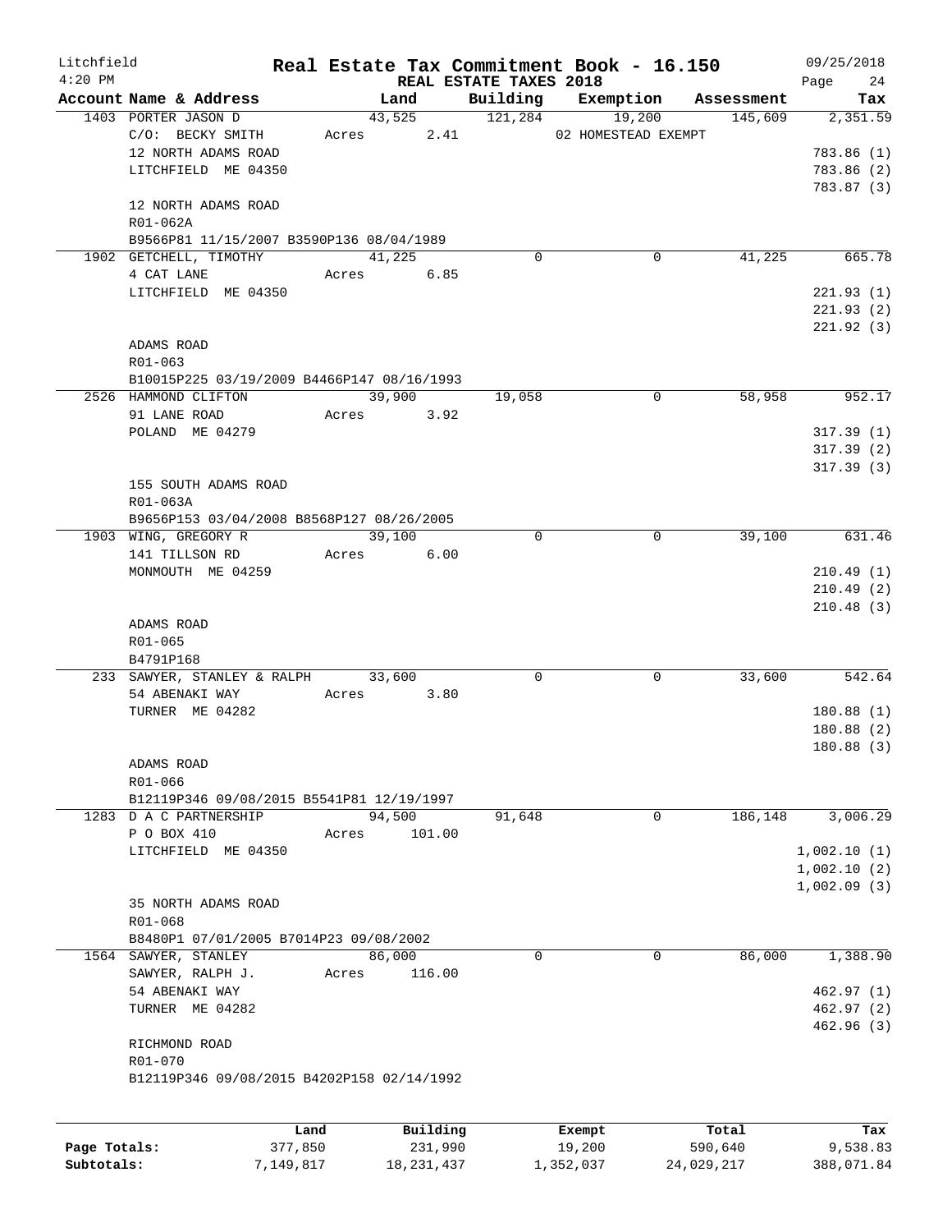# Real Estate Tax Commitment Book - 16.150

Litchfield 4:20 PM — REAL ESTATE TAXES 2018 — 09/25/2018

| Account Name & Address | Land | Building | Exemption | Assessment | Tax |
|---|---|---|---|---|---|
| 1403 PORTER JASON D | 43,525 | 121,284 | 19,200 | 145,609 | 2,351.59 |
| C/O: BECKY SMITH | Acres 2.41 | | 02 HOMESTEAD EXEMPT | | |
| 12 NORTH ADAMS ROAD | | | | | 783.86 (1) |
| LITCHFIELD ME 04350 | | | | | 783.86 (2) |
| | | | | | 783.87 (3) |
| 12 NORTH ADAMS ROAD | | | | | |
| R01-062A | | | | | |
| B9566P81 11/15/2007 B3590P136 08/04/1989 | | | | | |
| 1902 GETCHELL, TIMOTHY | 41,225 | 0 | 0 | 41,225 | 665.78 |
| 4 CAT LANE | Acres 6.85 | | | | |
| LITCHFIELD ME 04350 | | | | | 221.93 (1) |
| | | | | | 221.93 (2) |
| | | | | | 221.92 (3) |
| ADAMS ROAD | | | | | |
| R01-063 | | | | | |
| B10015P225 03/19/2009 B4466P147 08/16/1993 | | | | | |
| 2526 HAMMOND CLIFTON | 39,900 | 19,058 | 0 | 58,958 | 952.17 |
| 91 LANE ROAD | Acres 3.92 | | | | |
| POLAND ME 04279 | | | | | 317.39 (1) |
| | | | | | 317.39 (2) |
| | | | | | 317.39 (3) |
| 155 SOUTH ADAMS ROAD | | | | | |
| R01-063A | | | | | |
| B9656P153 03/04/2008 B8568P127 08/26/2005 | | | | | |
| 1903 WING, GREGORY R | 39,100 | 0 | 0 | 39,100 | 631.46 |
| 141 TILLSON RD | Acres 6.00 | | | | |
| MONMOUTH ME 04259 | | | | | 210.49 (1) |
| | | | | | 210.49 (2) |
| | | | | | 210.48 (3) |
| ADAMS ROAD | | | | | |
| R01-065 | | | | | |
| B4791P168 | | | | | |
| 233 SAWYER, STANLEY & RALPH | 33,600 | 0 | 0 | 33,600 | 542.64 |
| 54 ABENAKI WAY | Acres 3.80 | | | | |
| TURNER ME 04282 | | | | | 180.88 (1) |
| | | | | | 180.88 (2) |
| | | | | | 180.88 (3) |
| ADAMS ROAD | | | | | |
| R01-066 | | | | | |
| B12119P346 09/08/2015 B5541P81 12/19/1997 | | | | | |
| 1283 D A C PARTNERSHIP | 94,500 | 91,648 | 0 | 186,148 | 3,006.29 |
| P O BOX 410 | Acres 101.00 | | | | |
| LITCHFIELD ME 04350 | | | | | 1,002.10 (1) |
| | | | | | 1,002.10 (2) |
| | | | | | 1,002.09 (3) |
| 35 NORTH ADAMS ROAD | | | | | |
| R01-068 | | | | | |
| B8480P1 07/01/2005 B7014P23 09/08/2002 | | | | | |
| 1564 SAWYER, STANLEY | 86,000 | 0 | 0 | 86,000 | 1,388.90 |
| SAWYER, RALPH J. | Acres 116.00 | | | | |
| 54 ABENAKI WAY | | | | | 462.97 (1) |
| TURNER ME 04282 | | | | | 462.97 (2) |
| | | | | | 462.96 (3) |
| RICHMOND ROAD | | | | | |
| R01-070 | | | | | |
| B12119P346 09/08/2015 B4202P158 02/14/1992 | | | | | |

| | Land | Building | Exempt | Total | Tax |
|---|---|---|---|---|---|
| Page Totals: | 377,850 | 231,990 | 19,200 | 590,640 | 9,538.83 |
| Subtotals: | 7,149,817 | 18,231,437 | 1,352,037 | 24,029,217 | 388,071.84 |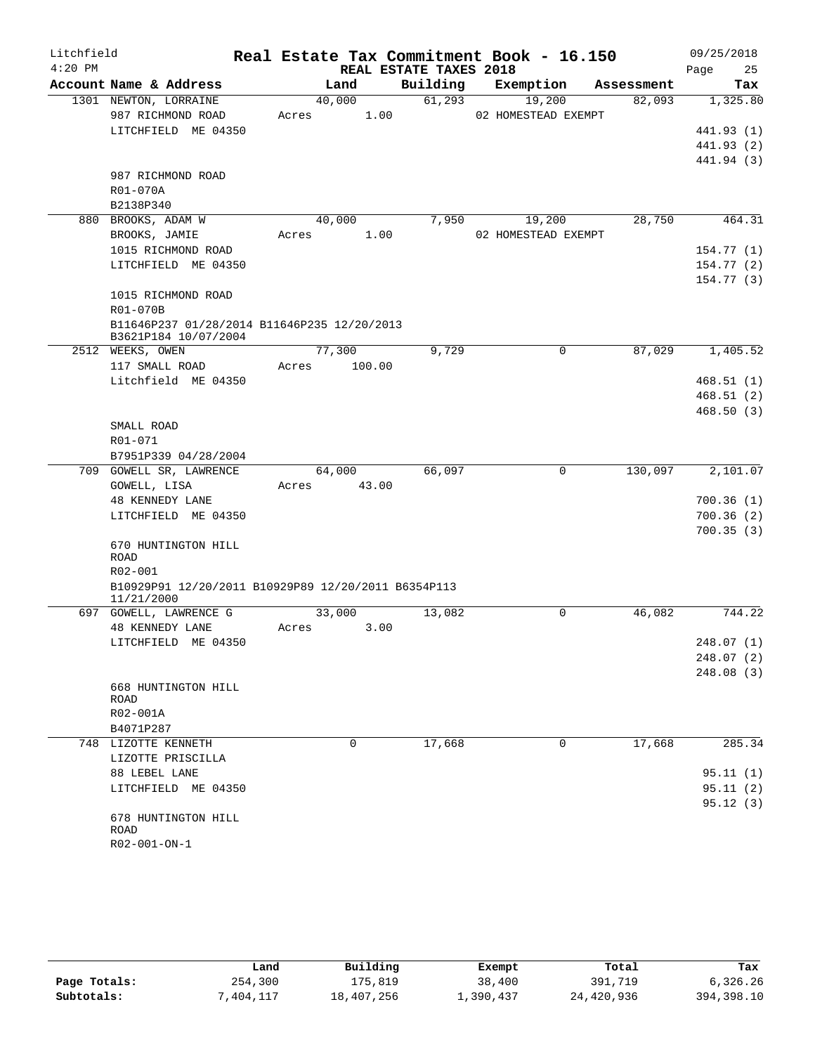# Real Estate Tax Commitment Book - 16.150

Litchfield 4:20 PM — REAL ESTATE TAXES 2018 — 09/25/2018

| Account Name & Address | Land | Building | Exemption | Assessment | Tax |
|---|---|---|---|---|---|
| 1301 NEWTON, LORRAINE | 40,000 | 61,293 | 19,200 | 82,093 | 1,325.80 |
| 987 RICHMOND ROAD | Acres 1.00 | | 02 HOMESTEAD EXEMPT | | |
| LITCHFIELD ME 04350 | | | | | 441.93 (1) |
| | | | | | 441.93 (2) |
| | | | | | 441.94 (3) |
| 987 RICHMOND ROAD | | | | | |
| R01-070A | | | | | |
| B2138P340 | | | | | |
| 880 BROOKS, ADAM W | 40,000 | 7,950 | 19,200 | 28,750 | 464.31 |
| BROOKS, JAMIE | Acres 1.00 | | 02 HOMESTEAD EXEMPT | | |
| 1015 RICHMOND ROAD | | | | | 154.77 (1) |
| LITCHFIELD ME 04350 | | | | | 154.77 (2) |
| | | | | | 154.77 (3) |
| 1015 RICHMOND ROAD | | | | | |
| R01-070B | | | | | |
| B11646P237 01/28/2014 B11646P235 12/20/2013 B3621P184 10/07/2004 | | | | | |
| 2512 WEEKS, OWEN | 77,300 | 9,729 | 0 | 87,029 | 1,405.52 |
| 117 SMALL ROAD | Acres 100.00 | | | | |
| Litchfield ME 04350 | | | | | 468.51 (1) |
| | | | | | 468.51 (2) |
| | | | | | 468.50 (3) |
| SMALL ROAD | | | | | |
| R01-071 | | | | | |
| B7951P339 04/28/2004 | | | | | |
| 709 GOWELL SR, LAWRENCE | 64,000 | 66,097 | 0 | 130,097 | 2,101.07 |
| GOWELL, LISA | Acres 43.00 | | | | |
| 48 KENNEDY LANE | | | | | 700.36 (1) |
| LITCHFIELD ME 04350 | | | | | 700.36 (2) |
| | | | | | 700.35 (3) |
| 670 HUNTINGTON HILL ROAD | | | | | |
| R02-001 | | | | | |
| B10929P91 12/20/2011 B10929P89 12/20/2011 B6354P113 11/21/2000 | | | | | |
| 697 GOWELL, LAWRENCE G | 33,000 | 13,082 | 0 | 46,082 | 744.22 |
| 48 KENNEDY LANE | Acres 3.00 | | | | |
| LITCHFIELD ME 04350 | | | | | 248.07 (1) |
| | | | | | 248.07 (2) |
| | | | | | 248.08 (3) |
| 668 HUNTINGTON HILL ROAD | | | | | |
| R02-001A | | | | | |
| B4071P287 | | | | | |
| 748 LIZOTTE KENNETH | 0 | 17,668 | 0 | 17,668 | 285.34 |
| LIZOTTE PRISCILLA | | | | | |
| 88 LEBEL LANE | | | | | 95.11 (1) |
| LITCHFIELD ME 04350 | | | | | 95.11 (2) |
| | | | | | 95.12 (3) |
| 678 HUNTINGTON HILL ROAD | | | | | |
| R02-001-ON-1 | | | | | |

| | Land | Building | Exempt | Total | Tax |
|---|---|---|---|---|---|
| Page Totals: | 254,300 | 175,819 | 38,400 | 391,719 | 6,326.26 |
| Subtotals: | 7,404,117 | 18,407,256 | 1,390,437 | 24,420,936 | 394,398.10 |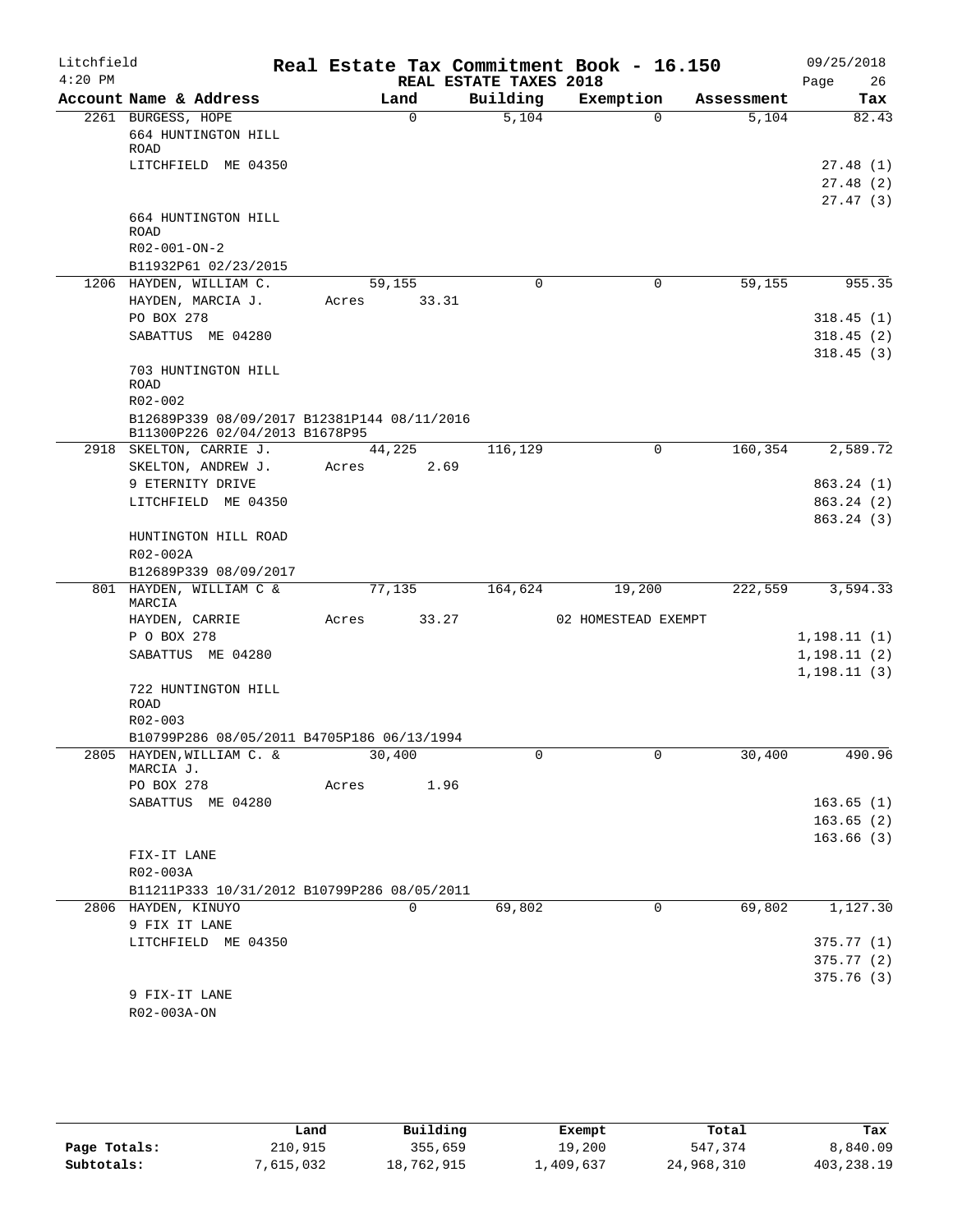Litchfield
4:20 PM

# Real Estate Tax Commitment Book - 16.150

REAL ESTATE TAXES 2018

09/25/2018

| Account Name & Address | Land | Building | Exemption | Assessment | Tax |
|---|---|---|---|---|---|
| 2261 BURGESS, HOPE | 0 | 5,104 | 0 | 5,104 | 82.43 |
| 664 HUNTINGTON HILL ROAD | | | | | |
| LITCHFIELD ME 04350 | | | | | 27.48 (1) |
| | | | | | 27.48 (2) |
| | | | | | 27.47 (3) |
| 664 HUNTINGTON HILL ROAD | | | | | |
| R02-001-ON-2 | | | | | |
| B11932P61 02/23/2015 | | | | | |
| 1206 HAYDEN, WILLIAM C. | 59,155 | 0 | 0 | 59,155 | 955.35 |
| HAYDEN, MARCIA J. | Acres 33.31 | | | | |
| PO BOX 278 | | | | | 318.45 (1) |
| SABATTUS ME 04280 | | | | | 318.45 (2) |
| | | | | | 318.45 (3) |
| 703 HUNTINGTON HILL ROAD | | | | | |
| R02-002 | | | | | |
| B12689P339 08/09/2017 B12381P144 08/11/2016 B11300P226 02/04/2013 B1678P95 | | | | | |
| 2918 SKELTON, CARRIE J. | 44,225 | 116,129 | 0 | 160,354 | 2,589.72 |
| SKELTON, ANDREW J. | Acres 2.69 | | | | |
| 9 ETERNITY DRIVE | | | | | 863.24 (1) |
| LITCHFIELD ME 04350 | | | | | 863.24 (2) |
| | | | | | 863.24 (3) |
| HUNTINGTON HILL ROAD | | | | | |
| R02-002A | | | | | |
| B12689P339 08/09/2017 | | | | | |
| 801 HAYDEN, WILLIAM C & MARCIA | 77,135 | 164,624 | 19,200 | 222,559 | 3,594.33 |
| HAYDEN, CARRIE | Acres 33.27 | | 02 HOMESTEAD EXEMPT | | |
| P O BOX 278 | | | | | 1,198.11 (1) |
| SABATTUS ME 04280 | | | | | 1,198.11 (2) |
| | | | | | 1,198.11 (3) |
| 722 HUNTINGTON HILL ROAD | | | | | |
| R02-003 | | | | | |
| B10799P286 08/05/2011 B4705P186 06/13/1994 | | | | | |
| 2805 HAYDEN,WILLIAM C. & MARCIA J. | 30,400 | 0 | 0 | 30,400 | 490.96 |
| PO BOX 278 | Acres 1.96 | | | | |
| SABATTUS ME 04280 | | | | | 163.65 (1) |
| | | | | | 163.65 (2) |
| | | | | | 163.66 (3) |
| FIX-IT LANE | | | | | |
| R02-003A | | | | | |
| B11211P333 10/31/2012 B10799P286 08/05/2011 | | | | | |
| 2806 HAYDEN, KINUYO | 0 | 69,802 | 0 | 69,802 | 1,127.30 |
| 9 FIX IT LANE | | | | | |
| LITCHFIELD ME 04350 | | | | | 375.77 (1) |
| | | | | | 375.77 (2) |
| | | | | | 375.76 (3) |
| 9 FIX-IT LANE | | | | | |
| R02-003A-ON | | | | | |

| | Land | Building | Exempt | Total | Tax |
|---|---|---|---|---|---|
| Page Totals: | 210,915 | 355,659 | 19,200 | 547,374 | 8,840.09 |
| Subtotals: | 7,615,032 | 18,762,915 | 1,409,637 | 24,968,310 | 403,238.19 |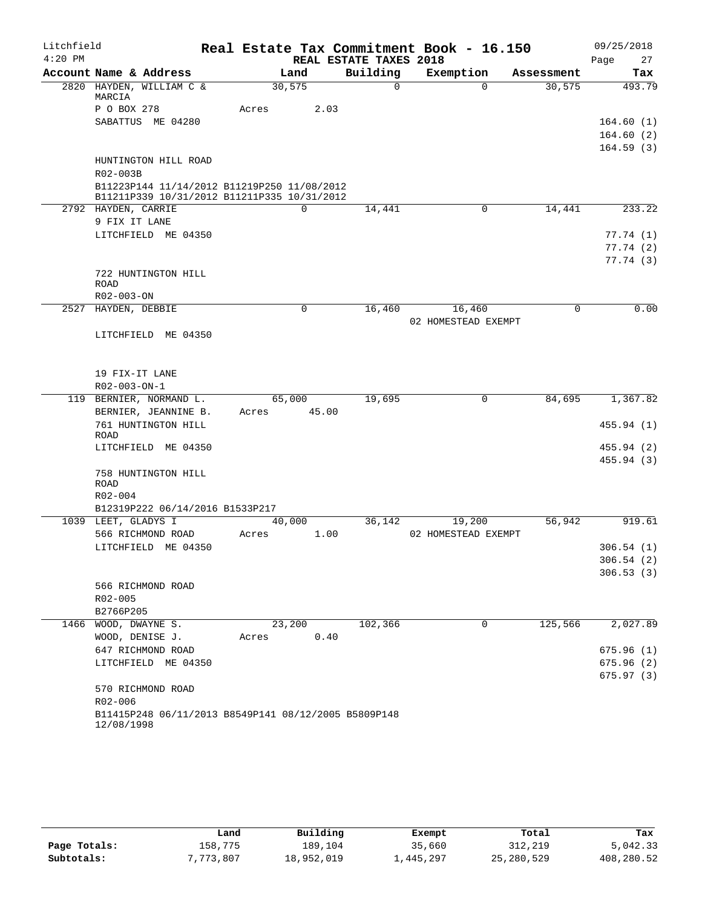Litchfield
4:20 PM

# Real Estate Tax Commitment Book - 16.150

REAL ESTATE TAXES 2018

09/25/2018

| Account Name & Address | Land | Building | Exemption | Assessment | Tax |
|---|---|---|---|---|---|
| 2820 HAYDEN, WILLIAM C & MARCIA | 30,575 | 0 | 0 | 30,575 | 493.79 |
| P O BOX 278 | Acres 2.03 | | | | |
| SABATTUS ME 04280 | | | | | 164.60 (1) |
| | | | | | 164.60 (2) |
| | | | | | 164.59 (3) |
| HUNTINGTON HILL ROAD | | | | | |
| R02-003B | | | | | |
| B11223P144 11/14/2012 B11219P250 11/08/2012 B11211P339 10/31/2012 B11211P335 10/31/2012 | | | | | |
| 2792 HAYDEN, CARRIE | 0 | 14,441 | 0 | 14,441 | 233.22 |
| 9 FIX IT LANE | | | | | |
| LITCHFIELD ME 04350 | | | | | 77.74 (1) |
| | | | | | 77.74 (2) |
| | | | | | 77.74 (3) |
| 722 HUNTINGTON HILL ROAD | | | | | |
| R02-003-ON | | | | | |
| 2527 HAYDEN, DEBBIE | 0 | 16,460 | 16,460 | 0 | 0.00 |
| | | | 02 HOMESTEAD EXEMPT | | |
| LITCHFIELD ME 04350 | | | | | |
| 19 FIX-IT LANE | | | | | |
| R02-003-ON-1 | | | | | |
| 119 BERNIER, NORMAND L. | 65,000 | 19,695 | 0 | 84,695 | 1,367.82 |
| BERNIER, JEANNINE B. | Acres 45.00 | | | | |
| 761 HUNTINGTON HILL ROAD | | | | | 455.94 (1) |
| LITCHFIELD ME 04350 | | | | | 455.94 (2) |
| | | | | | 455.94 (3) |
| 758 HUNTINGTON HILL ROAD | | | | | |
| R02-004 | | | | | |
| B12319P222 06/14/2016 B1533P217 | | | | | |
| 1039 LEET, GLADYS I | 40,000 | 36,142 | 19,200 | 56,942 | 919.61 |
| 566 RICHMOND ROAD | Acres 1.00 | | 02 HOMESTEAD EXEMPT | | |
| LITCHFIELD ME 04350 | | | | | 306.54 (1) |
| | | | | | 306.54 (2) |
| | | | | | 306.53 (3) |
| 566 RICHMOND ROAD | | | | | |
| R02-005 | | | | | |
| B2766P205 | | | | | |
| 1466 WOOD, DWAYNE S. | 23,200 | 102,366 | 0 | 125,566 | 2,027.89 |
| WOOD, DENISE J. | Acres 0.40 | | | | |
| 647 RICHMOND ROAD | | | | | 675.96 (1) |
| LITCHFIELD ME 04350 | | | | | 675.96 (2) |
| | | | | | 675.97 (3) |
| 570 RICHMOND ROAD | | | | | |
| R02-006 | | | | | |
| B11415P248 06/11/2013 B8549P141 08/12/2005 B5809P148 12/08/1998 | | | | | |

| | Land | Building | Exempt | Total | Tax |
|---|---|---|---|---|---|
| Page Totals: | 158,775 | 189,104 | 35,660 | 312,219 | 5,042.33 |
| Subtotals: | 7,773,807 | 18,952,019 | 1,445,297 | 25,280,529 | 408,280.52 |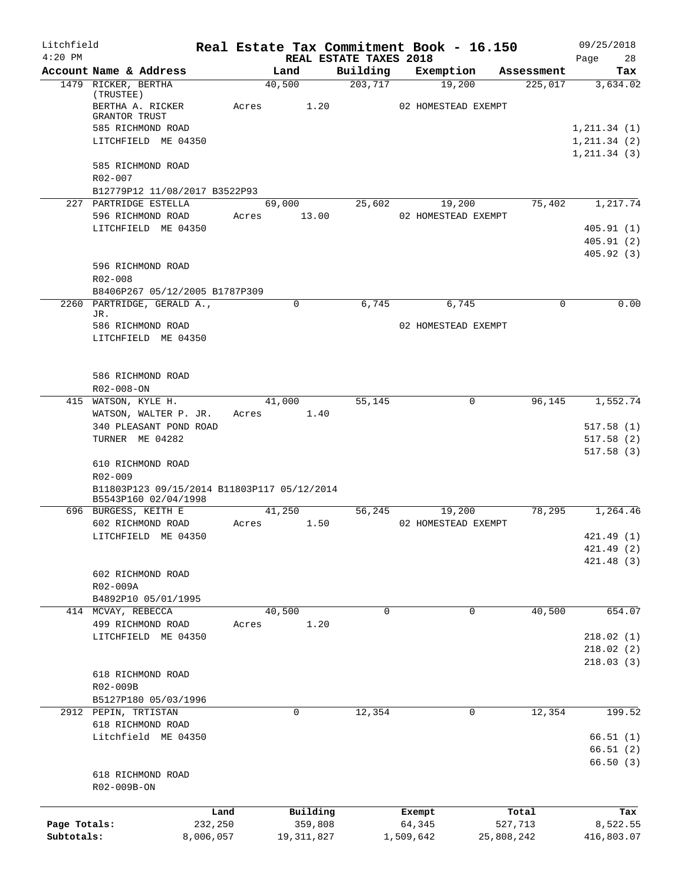Litchfield
4:20 PM

# Real Estate Tax Commitment Book - 16.150

REAL ESTATE TAXES 2018

09/25/2018

| Account Name & Address | Land | Building | Exemption | Assessment | Tax |
|---|---|---|---|---|---|
| 1479 RICKER, BERTHA (TRUSTEE) | 40,500 | 203,717 | 19,200 | 225,017 | 3,634.02 |
| BERTHA A. RICKER GRANTOR TRUST | Acres 1.20 | | 02 HOMESTEAD EXEMPT | | |
| 585 RICHMOND ROAD | | | | | 1,211.34 (1) |
| LITCHFIELD ME 04350 | | | | | 1,211.34 (2) |
| | | | | | 1,211.34 (3) |
| 585 RICHMOND ROAD | | | | | |
| R02-007 | | | | | |
| B12779P12 11/08/2017 B3522P93 | | | | | |
| 227 PARTRIDGE ESTELLA | 69,000 | 25,602 | 19,200 | 75,402 | 1,217.74 |
| 596 RICHMOND ROAD | Acres 13.00 | | 02 HOMESTEAD EXEMPT | | |
| LITCHFIELD ME 04350 | | | | | 405.91 (1) |
| | | | | | 405.91 (2) |
| | | | | | 405.92 (3) |
| 596 RICHMOND ROAD | | | | | |
| R02-008 | | | | | |
| B8406P267 05/12/2005 B1787P309 | | | | | |
| 2260 PARTRIDGE, GERALD A., JR. | 0 | 6,745 | 6,745 | 0 | 0.00 |
| 586 RICHMOND ROAD | | | 02 HOMESTEAD EXEMPT | | |
| LITCHFIELD ME 04350 | | | | | |
| 586 RICHMOND ROAD | | | | | |
| R02-008-ON | | | | | |
| 415 WATSON, KYLE H. | 41,000 | 55,145 | 0 | 96,145 | 1,552.74 |
| WATSON, WALTER P. JR. | Acres 1.40 | | | | |
| 340 PLEASANT POND ROAD | | | | | 517.58 (1) |
| TURNER ME 04282 | | | | | 517.58 (2) |
| | | | | | 517.58 (3) |
| 610 RICHMOND ROAD | | | | | |
| R02-009 | | | | | |
| B11803P123 09/15/2014 B11803P117 05/12/2014 B5543P160 02/04/1998 | | | | | |
| 696 BURGESS, KEITH E | 41,250 | 56,245 | 19,200 | 78,295 | 1,264.46 |
| 602 RICHMOND ROAD | Acres 1.50 | | 02 HOMESTEAD EXEMPT | | |
| LITCHFIELD ME 04350 | | | | | 421.49 (1) |
| | | | | | 421.49 (2) |
| | | | | | 421.48 (3) |
| 602 RICHMOND ROAD | | | | | |
| R02-009A | | | | | |
| B4892P10 05/01/1995 | | | | | |
| 414 MCVAY, REBECCA | 40,500 | 0 | 0 | 40,500 | 654.07 |
| 499 RICHMOND ROAD | Acres 1.20 | | | | |
| LITCHFIELD ME 04350 | | | | | 218.02 (1) |
| | | | | | 218.02 (2) |
| | | | | | 218.03 (3) |
| 618 RICHMOND ROAD | | | | | |
| R02-009B | | | | | |
| B5127P180 05/03/1996 | | | | | |
| 2912 PEPIN, TRTISTAN | 0 | 12,354 | 0 | 12,354 | 199.52 |
| 618 RICHMOND ROAD | | | | | |
| Litchfield ME 04350 | | | | | 66.51 (1) |
| | | | | | 66.51 (2) |
| | | | | | 66.50 (3) |
| 618 RICHMOND ROAD | | | | | |
| R02-009B-ON | | | | | |

| | Land | Building | Exempt | Total | Tax |
|---|---|---|---|---|---|
| Page Totals: | 232,250 | 359,808 | 64,345 | 527,713 | 8,522.55 |
| Subtotals: | 8,006,057 | 19,311,827 | 1,509,642 | 25,808,242 | 416,803.07 |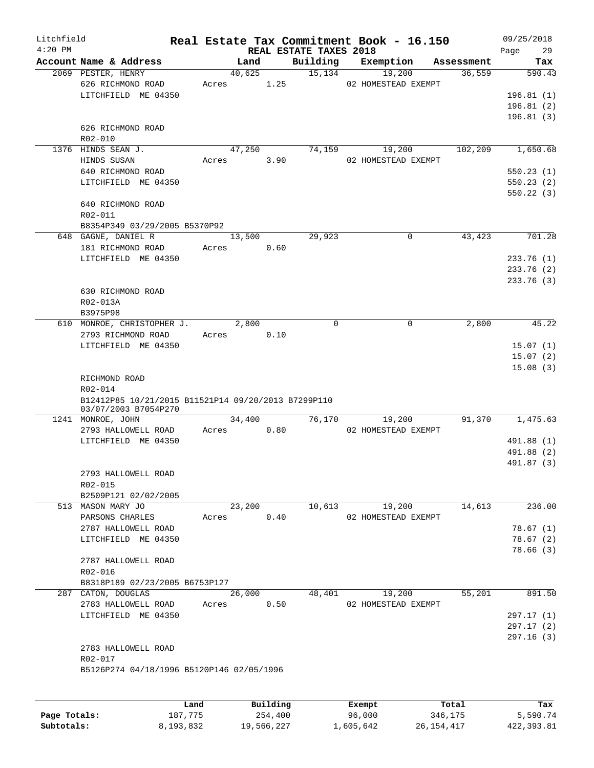# Real Estate Tax Commitment Book - 16.150

Litchfield
4:20 PM

REAL ESTATE TAXES 2018

09/25/2018

| Account Name & Address | Land | Building | Exemption | Assessment | Tax |
|---|---|---|---|---|---|
| 2069 PESTER, HENRY | 40,625 | 15,134 | 19,200 | 36,559 | 590.43 |
| 626 RICHMOND ROAD | Acres 1.25 | | 02 HOMESTEAD EXEMPT | | |
| LITCHFIELD ME 04350 | | | | | 196.81 (1) |
| | | | | | 196.81 (2) |
| | | | | | 196.81 (3) |
| 626 RICHMOND ROAD | | | | | |
| R02-010 | | | | | |
| 1376 HINDS SEAN J. | 47,250 | 74,159 | 19,200 | 102,209 | 1,650.68 |
| HINDS SUSAN | Acres 3.90 | | 02 HOMESTEAD EXEMPT | | |
| 640 RICHMOND ROAD | | | | | 550.23 (1) |
| LITCHFIELD ME 04350 | | | | | 550.23 (2) |
| | | | | | 550.22 (3) |
| 640 RICHMOND ROAD | | | | | |
| R02-011 | | | | | |
| B8354P349 03/29/2005 B5370P92 | | | | | |
| 648 GAGNE, DANIEL R | 13,500 | 29,923 | 0 | 43,423 | 701.28 |
| 181 RICHMOND ROAD | Acres 0.60 | | | | |
| LITCHFIELD ME 04350 | | | | | 233.76 (1) |
| | | | | | 233.76 (2) |
| | | | | | 233.76 (3) |
| 630 RICHMOND ROAD | | | | | |
| R02-013A | | | | | |
| B3975P98 | | | | | |
| 610 MONROE, CHRISTOPHER J. | 2,800 | 0 | 0 | 2,800 | 45.22 |
| 2793 RICHMOND ROAD | Acres 0.10 | | | | |
| LITCHFIELD ME 04350 | | | | | 15.07 (1) |
| | | | | | 15.07 (2) |
| | | | | | 15.08 (3) |
| RICHMOND ROAD | | | | | |
| R02-014 | | | | | |
| B12412P85 10/21/2015 B11521P14 09/20/2013 B7299P110 03/07/2003 B7054P270 | | | | | |
| 1241 MONROE, JOHN | 34,400 | 76,170 | 19,200 | 91,370 | 1,475.63 |
| 2793 HALLOWELL ROAD | Acres 0.80 | | 02 HOMESTEAD EXEMPT | | |
| LITCHFIELD ME 04350 | | | | | 491.88 (1) |
| | | | | | 491.88 (2) |
| | | | | | 491.87 (3) |
| 2793 HALLOWELL ROAD | | | | | |
| R02-015 | | | | | |
| B2509P121 02/02/2005 | | | | | |
| 513 MASON MARY JO | 23,200 | 10,613 | 19,200 | 14,613 | 236.00 |
| PARSONS CHARLES | Acres 0.40 | | 02 HOMESTEAD EXEMPT | | |
| 2787 HALLOWELL ROAD | | | | | 78.67 (1) |
| LITCHFIELD ME 04350 | | | | | 78.67 (2) |
| | | | | | 78.66 (3) |
| 2787 HALLOWELL ROAD | | | | | |
| R02-016 | | | | | |
| B8318P189 02/23/2005 B6753P127 | | | | | |
| 287 CATON, DOUGLAS | 26,000 | 48,401 | 19,200 | 55,201 | 891.50 |
| 2783 HALLOWELL ROAD | Acres 0.50 | | 02 HOMESTEAD EXEMPT | | |
| LITCHFIELD ME 04350 | | | | | 297.17 (1) |
| | | | | | 297.17 (2) |
| | | | | | 297.16 (3) |
| 2783 HALLOWELL ROAD | | | | | |
| R02-017 | | | | | |
| B5126P274 04/18/1996 B5120P146 02/05/1996 | | | | | |

| | Land | Building | Exempt | Total | Tax |
|---|---|---|---|---|---|
| Page Totals: | 187,775 | 254,400 | 96,000 | 346,175 | 5,590.74 |
| Subtotals: | 8,193,832 | 19,566,227 | 1,605,642 | 26,154,417 | 422,393.81 |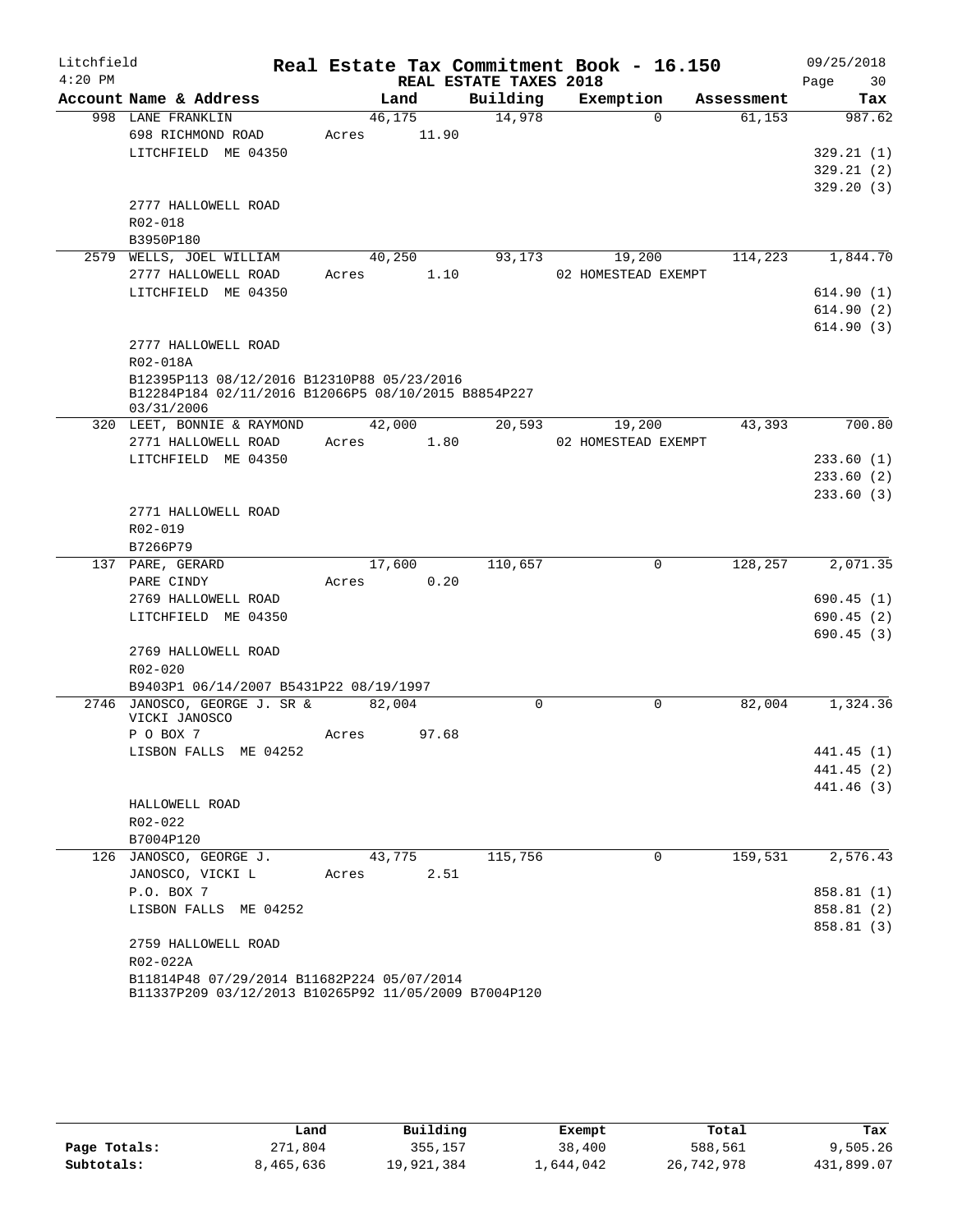Litchfield 4:20 PM

# Real Estate Tax Commitment Book - 16.150

REAL ESTATE TAXES 2018

09/25/2018

| Account Name & Address | Land | Building | Exemption | Assessment | Tax |
|---|---|---|---|---|---|
| 998 LANE FRANKLIN | 46,175 | 14,978 | 0 | 61,153 | 987.62 |
| 698 RICHMOND ROAD | Acres 11.90 | | | | |
| LITCHFIELD ME 04350 | | | | | 329.21 (1) |
| | | | | | 329.21 (2) |
| | | | | | 329.20 (3) |
| 2777 HALLOWELL ROAD | | | | | |
| R02-018 | | | | | |
| B3950P180 | | | | | |
| 2579 WELLS, JOEL WILLIAM | 40,250 | 93,173 | 19,200 | 114,223 | 1,844.70 |
| 2777 HALLOWELL ROAD | Acres 1.10 | | 02 HOMESTEAD EXEMPT | | |
| LITCHFIELD ME 04350 | | | | | 614.90 (1) |
| | | | | | 614.90 (2) |
| | | | | | 614.90 (3) |
| 2777 HALLOWELL ROAD | | | | | |
| R02-018A | | | | | |
| B12395P113 08/12/2016 B12310P88 05/23/2016 | | | | | |
| B12284P184 02/11/2016 B12066P5 08/10/2015 B8854P227 03/31/2006 | | | | | |
| 320 LEET, BONNIE & RAYMOND | 42,000 | 20,593 | 19,200 | 43,393 | 700.80 |
| 2771 HALLOWELL ROAD | Acres 1.80 | | 02 HOMESTEAD EXEMPT | | |
| LITCHFIELD ME 04350 | | | | | 233.60 (1) |
| | | | | | 233.60 (2) |
| | | | | | 233.60 (3) |
| 2771 HALLOWELL ROAD | | | | | |
| R02-019 | | | | | |
| B7266P79 | | | | | |
| 137 PARE, GERARD | 17,600 | 110,657 | 0 | 128,257 | 2,071.35 |
| PARE CINDY | Acres 0.20 | | | | |
| 2769 HALLOWELL ROAD | | | | | 690.45 (1) |
| LITCHFIELD ME 04350 | | | | | 690.45 (2) |
| | | | | | 690.45 (3) |
| 2769 HALLOWELL ROAD | | | | | |
| R02-020 | | | | | |
| B9403P1 06/14/2007 B5431P22 08/19/1997 | | | | | |
| 2746 JANOSCO, GEORGE J. SR & VICKI JANOSCO | 82,004 | 0 | 0 | 82,004 | 1,324.36 |
| P O BOX 7 | Acres 97.68 | | | | |
| LISBON FALLS ME 04252 | | | | | 441.45 (1) |
| | | | | | 441.45 (2) |
| | | | | | 441.46 (3) |
| HALLOWELL ROAD | | | | | |
| R02-022 | | | | | |
| B7004P120 | | | | | |
| 126 JANOSCO, GEORGE J. | 43,775 | 115,756 | 0 | 159,531 | 2,576.43 |
| JANOSCO, VICKI L | Acres 2.51 | | | | |
| P.O. BOX 7 | | | | | 858.81 (1) |
| LISBON FALLS ME 04252 | | | | | 858.81 (2) |
| | | | | | 858.81 (3) |
| 2759 HALLOWELL ROAD | | | | | |
| R02-022A | | | | | |
| B11814P48 07/29/2014 B11682P224 05/07/2014 | | | | | |
| B11337P209 03/12/2013 B10265P92 11/05/2009 B7004P120 | | | | | |

| | Land | Building | Exempt | Total | Tax |
|---|---|---|---|---|---|
| Page Totals: | 271,804 | 355,157 | 38,400 | 588,561 | 9,505.26 |
| Subtotals: | 8,465,636 | 19,921,384 | 1,644,042 | 26,742,978 | 431,899.07 |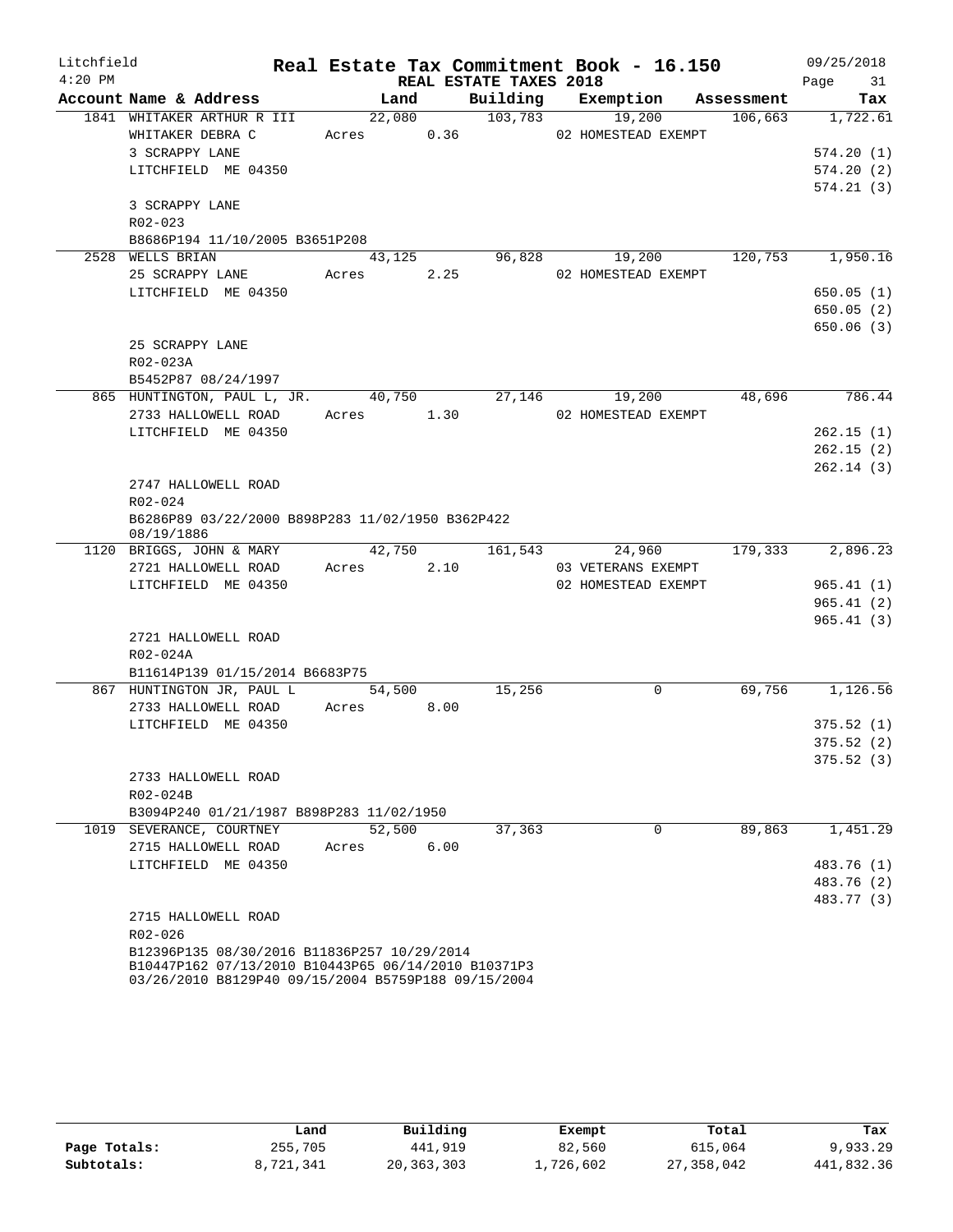# Real Estate Tax Commitment Book - 16.150

Litchfield 4:20 PM — REAL ESTATE TAXES 2018 — 09/25/2018

| Account Name & Address | Land | Building | Exemption | Assessment | Tax |
|---|---|---|---|---|---|
| 1841 WHITAKER ARTHUR R III | 22,080 | 103,783 | 19,200 | 106,663 | 1,722.61 |
| WHITAKER DEBRA C | Acres 0.36 | | 02 HOMESTEAD EXEMPT | | |
| 3 SCRAPPY LANE | | | | | 574.20 (1) |
| LITCHFIELD ME 04350 | | | | | 574.20 (2) |
| | | | | | 574.21 (3) |
| 3 SCRAPPY LANE | | | | | |
| R02-023 | | | | | |
| B8686P194 11/10/2005 B3651P208 | | | | | |
| 2528 WELLS BRIAN | 43,125 | 96,828 | 19,200 | 120,753 | 1,950.16 |
| 25 SCRAPPY LANE | Acres 2.25 | | 02 HOMESTEAD EXEMPT | | |
| LITCHFIELD ME 04350 | | | | | 650.05 (1) |
| | | | | | 650.05 (2) |
| | | | | | 650.06 (3) |
| 25 SCRAPPY LANE | | | | | |
| R02-023A | | | | | |
| B5452P87 08/24/1997 | | | | | |
| 865 HUNTINGTON, PAUL L, JR. | 40,750 | 27,146 | 19,200 | 48,696 | 786.44 |
| 2733 HALLOWELL ROAD | Acres 1.30 | | 02 HOMESTEAD EXEMPT | | |
| LITCHFIELD ME 04350 | | | | | 262.15 (1) |
| | | | | | 262.15 (2) |
| | | | | | 262.14 (3) |
| 2747 HALLOWELL ROAD | | | | | |
| R02-024 | | | | | |
| B6286P89 03/22/2000 B898P283 11/02/1950 B362P422 08/19/1886 | | | | | |
| 1120 BRIGGS, JOHN & MARY | 42,750 | 161,543 | 24,960 | 179,333 | 2,896.23 |
| 2721 HALLOWELL ROAD | Acres 2.10 | | 03 VETERANS EXEMPT | | |
| LITCHFIELD ME 04350 | | | 02 HOMESTEAD EXEMPT | | 965.41 (1) |
| | | | | | 965.41 (2) |
| | | | | | 965.41 (3) |
| 2721 HALLOWELL ROAD | | | | | |
| R02-024A | | | | | |
| B11614P139 01/15/2014 B6683P75 | | | | | |
| 867 HUNTINGTON JR, PAUL L | 54,500 | 15,256 | 0 | 69,756 | 1,126.56 |
| 2733 HALLOWELL ROAD | Acres 8.00 | | | | |
| LITCHFIELD ME 04350 | | | | | 375.52 (1) |
| | | | | | 375.52 (2) |
| | | | | | 375.52 (3) |
| 2733 HALLOWELL ROAD | | | | | |
| R02-024B | | | | | |
| B3094P240 01/21/1987 B898P283 11/02/1950 | | | | | |
| 1019 SEVERANCE, COURTNEY | 52,500 | 37,363 | 0 | 89,863 | 1,451.29 |
| 2715 HALLOWELL ROAD | Acres 6.00 | | | | |
| LITCHFIELD ME 04350 | | | | | 483.76 (1) |
| | | | | | 483.76 (2) |
| | | | | | 483.77 (3) |
| 2715 HALLOWELL ROAD | | | | | |
| R02-026 | | | | | |
| B12396P135 08/30/2016 B11836P257 10/29/2014 B10447P162 07/13/2010 B10443P65 06/14/2010 B10371P3 03/26/2010 B8129P40 09/15/2004 B5759P188 09/15/2004 | | | | | |

| | Land | Building | Exempt | Total | Tax |
|---|---|---|---|---|---|
| Page Totals: | 255,705 | 441,919 | 82,560 | 615,064 | 9,933.29 |
| Subtotals: | 8,721,341 | 20,363,303 | 1,726,602 | 27,358,042 | 441,832.36 |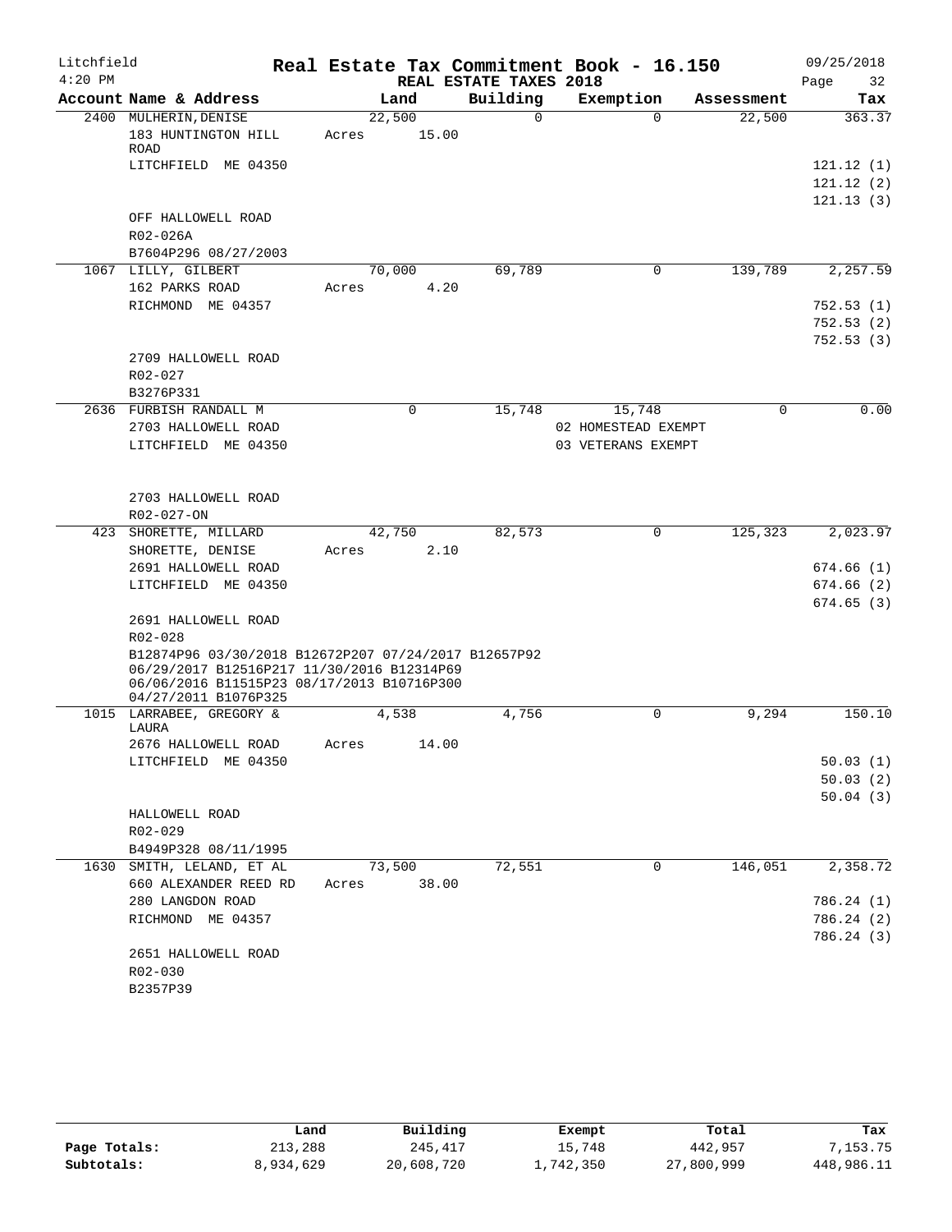Litchfield 4:20 PM

# Real Estate Tax Commitment Book - 16.150

REAL ESTATE TAXES 2018

09/25/2018

| Account Name & Address | Land | Building | Exemption | Assessment | Tax |
|---|---|---|---|---|---|
| 2400 MULHERIN, DENISE | 22,500 | 0 | 0 | 22,500 | 363.37 |
| 183 HUNTINGTON HILL ROAD | Acres 15.00 | | | | |
| LITCHFIELD ME 04350 | | | | | 121.12 (1) |
| | | | | | 121.12 (2) |
| | | | | | 121.13 (3) |
| OFF HALLOWELL ROAD | | | | | |
| R02-026A | | | | | |
| B7604P296 08/27/2003 | | | | | |
| 1067 LILLY, GILBERT | 70,000 | 69,789 | 0 | 139,789 | 2,257.59 |
| 162 PARKS ROAD | Acres 4.20 | | | | |
| RICHMOND ME 04357 | | | | | 752.53 (1) |
| | | | | | 752.53 (2) |
| | | | | | 752.53 (3) |
| 2709 HALLOWELL ROAD | | | | | |
| R02-027 | | | | | |
| B3276P331 | | | | | |
| 2636 FURBISH RANDALL M | 0 | 15,748 | 15,748 | 0 | 0.00 |
| 2703 HALLOWELL ROAD | | | 02 HOMESTEAD EXEMPT | | |
| LITCHFIELD ME 04350 | | | 03 VETERANS EXEMPT | | |
| 2703 HALLOWELL ROAD | | | | | |
| R02-027-ON | | | | | |
| 423 SHORETTE, MILLARD | 42,750 | 82,573 | 0 | 125,323 | 2,023.97 |
| SHORETTE, DENISE | Acres 2.10 | | | | |
| 2691 HALLOWELL ROAD | | | | | 674.66 (1) |
| LITCHFIELD ME 04350 | | | | | 674.66 (2) |
| | | | | | 674.65 (3) |
| 2691 HALLOWELL ROAD | | | | | |
| R02-028 | | | | | |
| B12874P96 03/30/2018 B12672P207 07/24/2017 B12657P92 06/29/2017 B12516P217 11/30/2016 B12314P69 06/06/2016 B11515P23 08/17/2013 B10716P300 04/27/2011 B1076P325 | | | | | |
| 1015 LARRABEE, GREGORY & LAURA | 4,538 | 4,756 | 0 | 9,294 | 150.10 |
| 2676 HALLOWELL ROAD | Acres 14.00 | | | | |
| LITCHFIELD ME 04350 | | | | | 50.03 (1) |
| | | | | | 50.03 (2) |
| | | | | | 50.04 (3) |
| HALLOWELL ROAD | | | | | |
| R02-029 | | | | | |
| B4949P328 08/11/1995 | | | | | |
| 1630 SMITH, LELAND, ET AL | 73,500 | 72,551 | 0 | 146,051 | 2,358.72 |
| 660 ALEXANDER REED RD | Acres 38.00 | | | | |
| 280 LANGDON ROAD | | | | | 786.24 (1) |
| RICHMOND ME 04357 | | | | | 786.24 (2) |
| | | | | | 786.24 (3) |
| 2651 HALLOWELL ROAD | | | | | |
| R02-030 | | | | | |
| B2357P39 | | | | | |

| | Land | Building | Exempt | Total | Tax |
|---|---|---|---|---|---|
| Page Totals: | 213,288 | 245,417 | 15,748 | 442,957 | 7,153.75 |
| Subtotals: | 8,934,629 | 20,608,720 | 1,742,350 | 27,800,999 | 448,986.11 |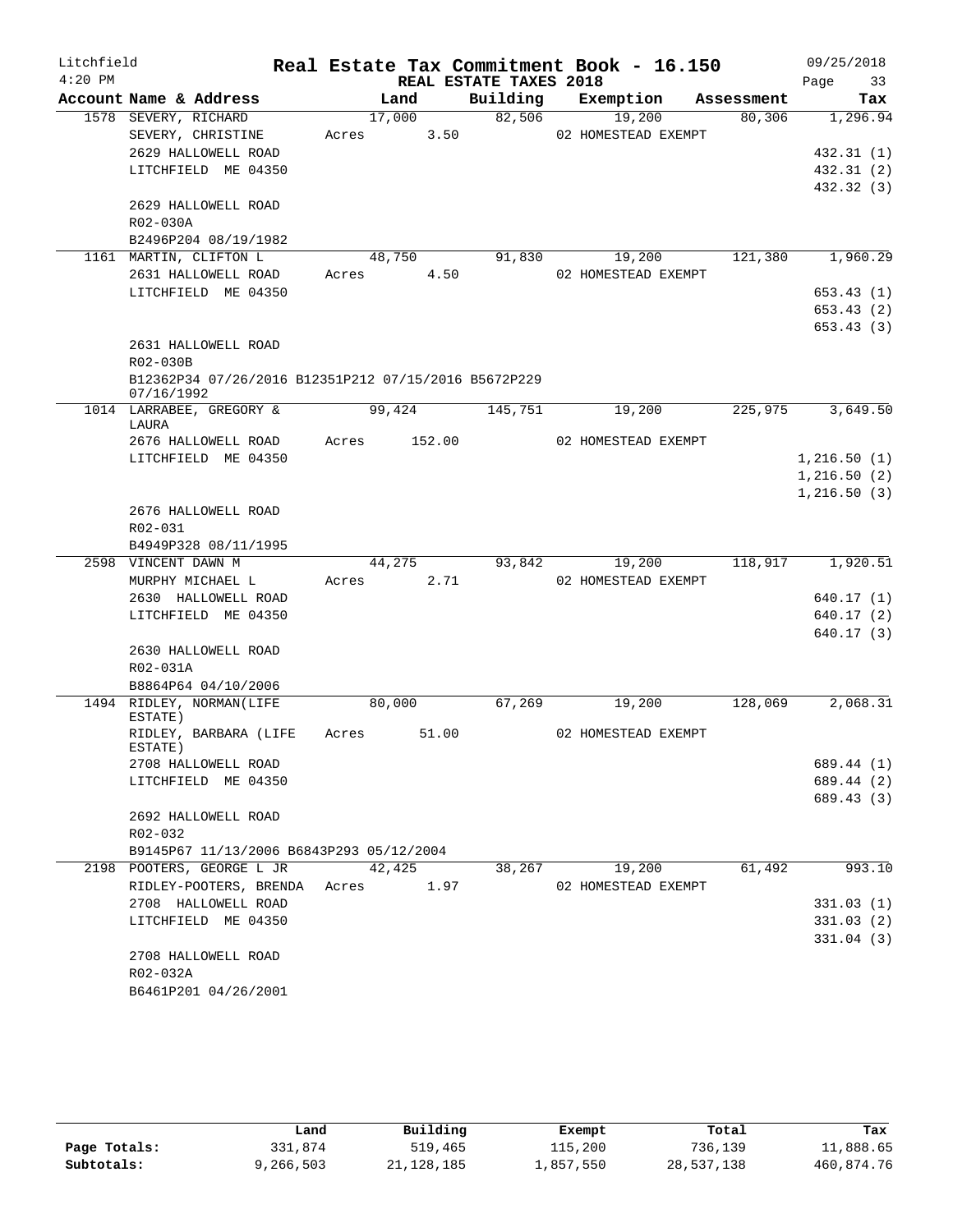# Real Estate Tax Commitment Book - 16.150

Litchfield 4:20 PM — REAL ESTATE TAXES 2018 — 09/25/2018

| Account Name & Address | Land | Building | Exemption | Assessment | Tax |
|---|---|---|---|---|---|
| 1578 SEVERY, RICHARD | 17,000 | 82,506 | 19,200 | 80,306 | 1,296.94 |
| SEVERY, CHRISTINE | Acres 3.50 | | 02 HOMESTEAD EXEMPT | | |
| 2629 HALLOWELL ROAD | | | | | 432.31 (1) |
| LITCHFIELD ME 04350 | | | | | 432.31 (2) |
| | | | | | 432.32 (3) |
| 2629 HALLOWELL ROAD | | | | | |
| R02-030A | | | | | |
| B2496P204 08/19/1982 | | | | | |
| 1161 MARTIN, CLIFTON L | 48,750 | 91,830 | 19,200 | 121,380 | 1,960.29 |
| 2631 HALLOWELL ROAD | Acres 4.50 | | 02 HOMESTEAD EXEMPT | | |
| LITCHFIELD ME 04350 | | | | | 653.43 (1) |
| | | | | | 653.43 (2) |
| | | | | | 653.43 (3) |
| 2631 HALLOWELL ROAD | | | | | |
| R02-030B | | | | | |
| B12362P34 07/26/2016 B12351P212 07/15/2016 B5672P229 07/16/1992 | | | | | |
| 1014 LARRABEE, GREGORY & LAURA | 99,424 | 145,751 | 19,200 | 225,975 | 3,649.50 |
| 2676 HALLOWELL ROAD | Acres 152.00 | | 02 HOMESTEAD EXEMPT | | |
| LITCHFIELD ME 04350 | | | | | 1,216.50 (1) |
| | | | | | 1,216.50 (2) |
| | | | | | 1,216.50 (3) |
| 2676 HALLOWELL ROAD | | | | | |
| R02-031 | | | | | |
| B4949P328 08/11/1995 | | | | | |
| 2598 VINCENT DAWN M | 44,275 | 93,842 | 19,200 | 118,917 | 1,920.51 |
| MURPHY MICHAEL L | Acres 2.71 | | 02 HOMESTEAD EXEMPT | | |
| 2630 HALLOWELL ROAD | | | | | 640.17 (1) |
| LITCHFIELD ME 04350 | | | | | 640.17 (2) |
| | | | | | 640.17 (3) |
| 2630 HALLOWELL ROAD | | | | | |
| R02-031A | | | | | |
| B8864P64 04/10/2006 | | | | | |
| 1494 RIDLEY, NORMAN(LIFE ESTATE) | 80,000 | 67,269 | 19,200 | 128,069 | 2,068.31 |
| RIDLEY, BARBARA (LIFE ESTATE) | Acres 51.00 | | 02 HOMESTEAD EXEMPT | | |
| 2708 HALLOWELL ROAD | | | | | 689.44 (1) |
| LITCHFIELD ME 04350 | | | | | 689.44 (2) |
| | | | | | 689.43 (3) |
| 2692 HALLOWELL ROAD | | | | | |
| R02-032 | | | | | |
| B9145P67 11/13/2006 B6843P293 05/12/2004 | | | | | |
| 2198 POOTERS, GEORGE L JR | 42,425 | 38,267 | 19,200 | 61,492 | 993.10 |
| RIDLEY-POOTERS, BRENDA | Acres 1.97 | | 02 HOMESTEAD EXEMPT | | |
| 2708 HALLOWELL ROAD | | | | | 331.03 (1) |
| LITCHFIELD ME 04350 | | | | | 331.03 (2) |
| | | | | | 331.04 (3) |
| 2708 HALLOWELL ROAD | | | | | |
| R02-032A | | | | | |
| B6461P201 04/26/2001 | | | | | |

| | Land | Building | Exempt | Total | Tax |
|---|---|---|---|---|---|
| Page Totals: | 331,874 | 519,465 | 115,200 | 736,139 | 11,888.65 |
| Subtotals: | 9,266,503 | 21,128,185 | 1,857,550 | 28,537,138 | 460,874.76 |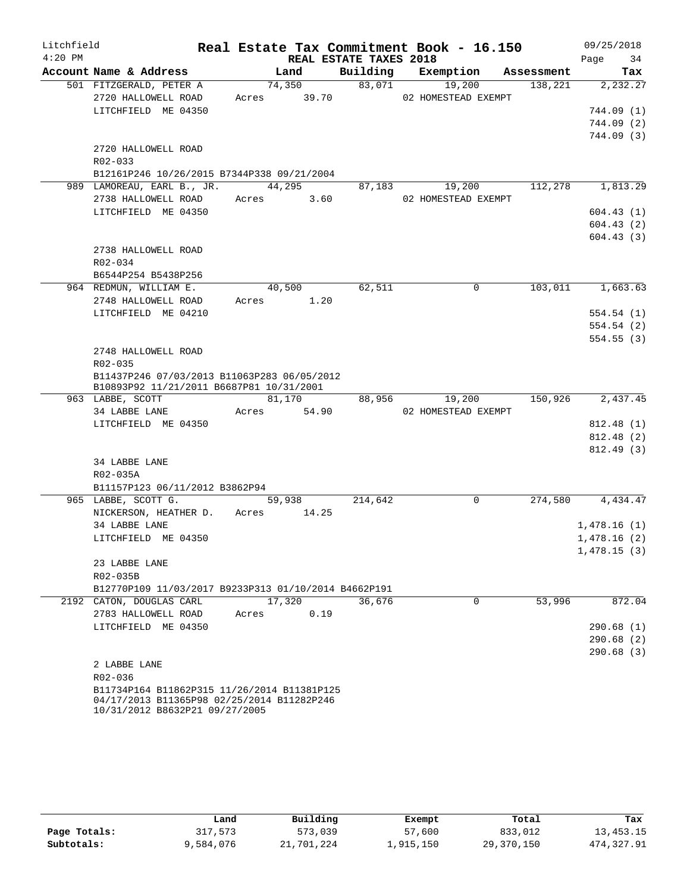Litchfield
4:20 PM

# Real Estate Tax Commitment Book - 16.150

REAL ESTATE TAXES 2018

09/25/2018

| Account Name & Address | Land | Building | Exemption | Assessment | Tax |
|---|---|---|---|---|---|
| 501 FITZGERALD, PETER A | 74,350 | 83,071 | 19,200 | 138,221 | 2,232.27 |
| 2720 HALLOWELL ROAD | Acres 39.70 | | 02 HOMESTEAD EXEMPT | | |
| LITCHFIELD ME 04350 | | | | | 744.09 (1) |
| | | | | | 744.09 (2) |
| | | | | | 744.09 (3) |
| 2720 HALLOWELL ROAD | | | | | |
| R02-033 | | | | | |
| B12161P246 10/26/2015 B7344P338 09/21/2004 | | | | | |
| 989 LAMOREAU, EARL B., JR. | 44,295 | 87,183 | 19,200 | 112,278 | 1,813.29 |
| 2738 HALLOWELL ROAD | Acres 3.60 | | 02 HOMESTEAD EXEMPT | | |
| LITCHFIELD ME 04350 | | | | | 604.43 (1) |
| | | | | | 604.43 (2) |
| | | | | | 604.43 (3) |
| 2738 HALLOWELL ROAD | | | | | |
| R02-034 | | | | | |
| B6544P254 B5438P256 | | | | | |
| 964 REDMUN, WILLIAM E. | 40,500 | 62,511 | 0 | 103,011 | 1,663.63 |
| 2748 HALLOWELL ROAD | Acres 1.20 | | | | |
| LITCHFIELD ME 04210 | | | | | 554.54 (1) |
| | | | | | 554.54 (2) |
| | | | | | 554.55 (3) |
| 2748 HALLOWELL ROAD | | | | | |
| R02-035 | | | | | |
| B11437P246 07/03/2013 B11063P283 06/05/2012 B10893P92 11/21/2011 B6687P81 10/31/2001 | | | | | |
| 963 LABBE, SCOTT | 81,170 | 88,956 | 19,200 | 150,926 | 2,437.45 |
| 34 LABBE LANE | Acres 54.90 | | 02 HOMESTEAD EXEMPT | | |
| LITCHFIELD ME 04350 | | | | | 812.48 (1) |
| | | | | | 812.48 (2) |
| | | | | | 812.49 (3) |
| 34 LABBE LANE | | | | | |
| R02-035A | | | | | |
| B11157P123 06/11/2012 B3862P94 | | | | | |
| 965 LABBE, SCOTT G. | 59,938 | 214,642 | 0 | 274,580 | 4,434.47 |
| NICKERSON, HEATHER D. | Acres 14.25 | | | | |
| 34 LABBE LANE | | | | | 1,478.16 (1) |
| LITCHFIELD ME 04350 | | | | | 1,478.16 (2) |
| | | | | | 1,478.15 (3) |
| 23 LABBE LANE | | | | | |
| R02-035B | | | | | |
| B12770P109 11/03/2017 B9233P313 01/10/2014 B4662P191 | | | | | |
| 2192 CATON, DOUGLAS CARL | 17,320 | 36,676 | 0 | 53,996 | 872.04 |
| 2783 HALLOWELL ROAD | Acres 0.19 | | | | |
| LITCHFIELD ME 04350 | | | | | 290.68 (1) |
| | | | | | 290.68 (2) |
| | | | | | 290.68 (3) |
| 2 LABBE LANE | | | | | |
| R02-036 | | | | | |
| B11734P164 B11862P315 11/26/2014 B11381P125 04/17/2013 B11365P98 02/25/2014 B11282P246 10/31/2012 B8632P21 09/27/2005 | | | | | |

| | Land | Building | Exempt | Total | Tax |
|---|---|---|---|---|---|
| Page Totals: | 317,573 | 573,039 | 57,600 | 833,012 | 13,453.15 |
| Subtotals: | 9,584,076 | 21,701,224 | 1,915,150 | 29,370,150 | 474,327.91 |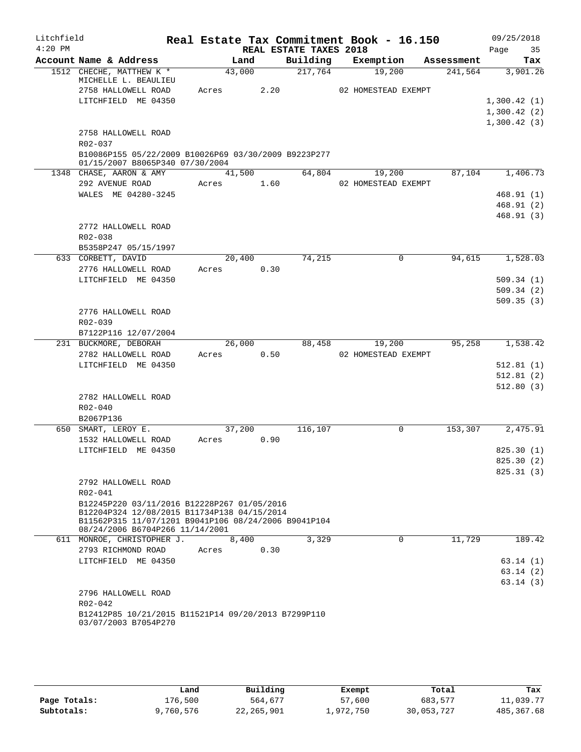Litchfield
4:20 PM

**Real Estate Tax Commitment Book - 16.150**
**REAL ESTATE TAXES 2018**

09/25/2018

| Account Name & Address | Land | Building | Exemption | Assessment | Tax |
|---|---|---|---|---|---|
| 1512 CHECHE, MATTHEW K * | 43,000 | 217,764 | 19,200 | 241,564 | 3,901.26 |
| MICHELLE L. BEAULIEU | | | | | |
| 2758 HALLOWELL ROAD | Acres 2.20 | | 02 HOMESTEAD EXEMPT | | |
| LITCHFIELD ME 04350 | | | | | 1,300.42 (1) |
| | | | | | 1,300.42 (2) |
| | | | | | 1,300.42 (3) |
| 2758 HALLOWELL ROAD | | | | | |
| R02-037 | | | | | |
| B10086P155 05/22/2009 B10026P69 03/30/2009 B9223P277 01/15/2007 B8065P340 07/30/2004 | | | | | |
| 1348 CHASE, AARON & AMY | 41,500 | 64,804 | 19,200 | 87,104 | 1,406.73 |
| 292 AVENUE ROAD | Acres 1.60 | | 02 HOMESTEAD EXEMPT | | |
| WALES ME 04280-3245 | | | | | 468.91 (1) |
| | | | | | 468.91 (2) |
| | | | | | 468.91 (3) |
| 2772 HALLOWELL ROAD | | | | | |
| R02-038 | | | | | |
| B5358P247 05/15/1997 | | | | | |
| 633 CORBETT, DAVID | 20,400 | 74,215 | 0 | 94,615 | 1,528.03 |
| 2776 HALLOWELL ROAD | Acres 0.30 | | | | |
| LITCHFIELD ME 04350 | | | | | 509.34 (1) |
| | | | | | 509.34 (2) |
| | | | | | 509.35 (3) |
| 2776 HALLOWELL ROAD | | | | | |
| R02-039 | | | | | |
| B7122P116 12/07/2004 | | | | | |
| 231 BUCKMORE, DEBORAH | 26,000 | 88,458 | 19,200 | 95,258 | 1,538.42 |
| 2782 HALLOWELL ROAD | Acres 0.50 | | 02 HOMESTEAD EXEMPT | | |
| LITCHFIELD ME 04350 | | | | | 512.81 (1) |
| | | | | | 512.81 (2) |
| | | | | | 512.80 (3) |
| 2782 HALLOWELL ROAD | | | | | |
| R02-040 | | | | | |
| B2067P136 | | | | | |
| 650 SMART, LEROY E. | 37,200 | 116,107 | 0 | 153,307 | 2,475.91 |
| 1532 HALLOWELL ROAD | Acres 0.90 | | | | |
| LITCHFIELD ME 04350 | | | | | 825.30 (1) |
| | | | | | 825.30 (2) |
| | | | | | 825.31 (3) |
| 2792 HALLOWELL ROAD | | | | | |
| R02-041 | | | | | |
| B12245P220 03/11/2016 B12228P267 01/05/2016 B12204P324 12/08/2015 B11734P138 04/15/2014 B11562P315 11/07/1201 B9041P106 08/24/2006 B9041P104 08/24/2006 B6704P266 11/14/2001 | | | | | |
| 611 MONROE, CHRISTOPHER J. | 8,400 | 3,329 | 0 | 11,729 | 189.42 |
| 2793 RICHMOND ROAD | Acres 0.30 | | | | |
| LITCHFIELD ME 04350 | | | | | 63.14 (1) |
| | | | | | 63.14 (2) |
| | | | | | 63.14 (3) |
| 2796 HALLOWELL ROAD | | | | | |
| R02-042 | | | | | |
| B12412P85 10/21/2015 B11521P14 09/20/2013 B7299P110 03/07/2003 B7054P270 | | | | | |

| | Land | Building | Exempt | Total | Tax |
|---|---|---|---|---|---|
| Page Totals: | 176,500 | 564,677 | 57,600 | 683,577 | 11,039.77 |
| Subtotals: | 9,760,576 | 22,265,901 | 1,972,750 | 30,053,727 | 485,367.68 |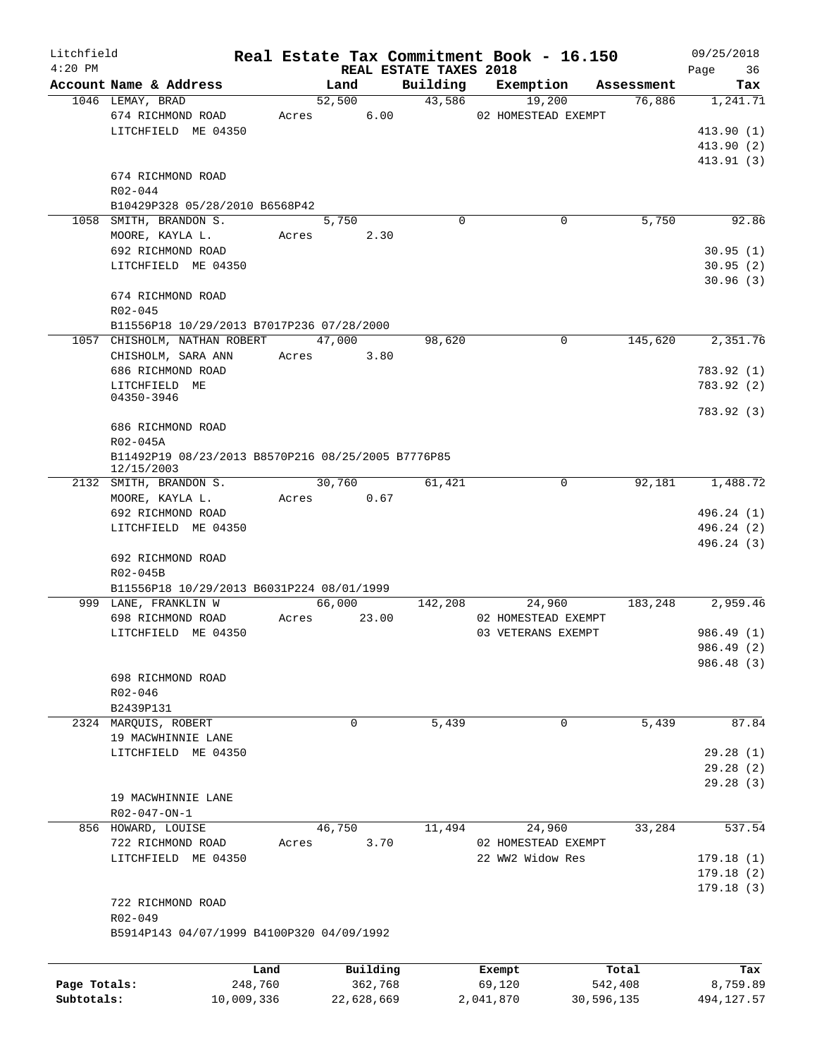Litchfield
4:20 PM

# Real Estate Tax Commitment Book - 16.150

REAL ESTATE TAXES 2018

09/25/2018

| Account | Name & Address | Land | Building | Exemption | Assessment | Tax |
|---|---|---|---|---|---|---|
| 1046 | LEMAY, BRAD | 52,500 | 43,586 | 19,200 | 76,886 | 1,241.71 |
| | 674 RICHMOND ROAD | Acres 6.00 | | 02 HOMESTEAD EXEMPT | | |
| | LITCHFIELD ME 04350 | | | | | 413.90 (1) |
| | | | | | | 413.90 (2) |
| | | | | | | 413.91 (3) |
| | 674 RICHMOND ROAD | | | | | |
| | R02-044 | | | | | |
| | B10429P328 05/28/2010 B6568P42 | | | | | |
| 1058 | SMITH, BRANDON S. | 5,750 | 0 | 0 | 5,750 | 92.86 |
| | MOORE, KAYLA L. | Acres 2.30 | | | | |
| | 692 RICHMOND ROAD | | | | | 30.95 (1) |
| | LITCHFIELD ME 04350 | | | | | 30.95 (2) |
| | | | | | | 30.96 (3) |
| | 674 RICHMOND ROAD | | | | | |
| | R02-045 | | | | | |
| | B11556P18 10/29/2013 B7017P236 07/28/2000 | | | | | |
| 1057 | CHISHOLM, NATHAN ROBERT | 47,000 | 98,620 | 0 | 145,620 | 2,351.76 |
| | CHISHOLM, SARA ANN | Acres 3.80 | | | | |
| | 686 RICHMOND ROAD | | | | | 783.92 (1) |
| | LITCHFIELD ME 04350-3946 | | | | | 783.92 (2) |
| | | | | | | 783.92 (3) |
| | 686 RICHMOND ROAD | | | | | |
| | R02-045A | | | | | |
| | B11492P19 08/23/2013 B8570P216 08/25/2005 B7776P85 12/15/2003 | | | | | |
| 2132 | SMITH, BRANDON S. | 30,760 | 61,421 | 0 | 92,181 | 1,488.72 |
| | MOORE, KAYLA L. | Acres 0.67 | | | | |
| | 692 RICHMOND ROAD | | | | | 496.24 (1) |
| | LITCHFIELD ME 04350 | | | | | 496.24 (2) |
| | | | | | | 496.24 (3) |
| | 692 RICHMOND ROAD | | | | | |
| | R02-045B | | | | | |
| | B11556P18 10/29/2013 B6031P224 08/01/1999 | | | | | |
| 999 | LANE, FRANKLIN W | 66,000 | 142,208 | 24,960 | 183,248 | 2,959.46 |
| | 698 RICHMOND ROAD | Acres 23.00 | | 02 HOMESTEAD EXEMPT | | |
| | LITCHFIELD ME 04350 | | | 03 VETERANS EXEMPT | | 986.49 (1) |
| | | | | | | 986.49 (2) |
| | | | | | | 986.48 (3) |
| | 698 RICHMOND ROAD | | | | | |
| | R02-046 | | | | | |
| | B2439P131 | | | | | |
| 2324 | MARQUIS, ROBERT | 0 | 5,439 | 0 | 5,439 | 87.84 |
| | 19 MACWHINNIE LANE | | | | | |
| | LITCHFIELD ME 04350 | | | | | 29.28 (1) |
| | | | | | | 29.28 (2) |
| | | | | | | 29.28 (3) |
| | 19 MACWHINNIE LANE | | | | | |
| | R02-047-ON-1 | | | | | |
| 856 | HOWARD, LOUISE | 46,750 | 11,494 | 24,960 | 33,284 | 537.54 |
| | 722 RICHMOND ROAD | Acres 3.70 | | 02 HOMESTEAD EXEMPT | | |
| | LITCHFIELD ME 04350 | | | 22 WW2 Widow Res | | 179.18 (1) |
| | | | | | | 179.18 (2) |
| | | | | | | 179.18 (3) |
| | 722 RICHMOND ROAD | | | | | |
| | R02-049 | | | | | |
| | B5914P143 04/07/1999 B4100P320 04/09/1992 | | | | | |

| | Land | Building | Exempt | Total | Tax |
|---|---|---|---|---|---|
| Page Totals: | 248,760 | 362,768 | 69,120 | 542,408 | 8,759.89 |
| Subtotals: | 10,009,336 | 22,628,669 | 2,041,870 | 30,596,135 | 494,127.57 |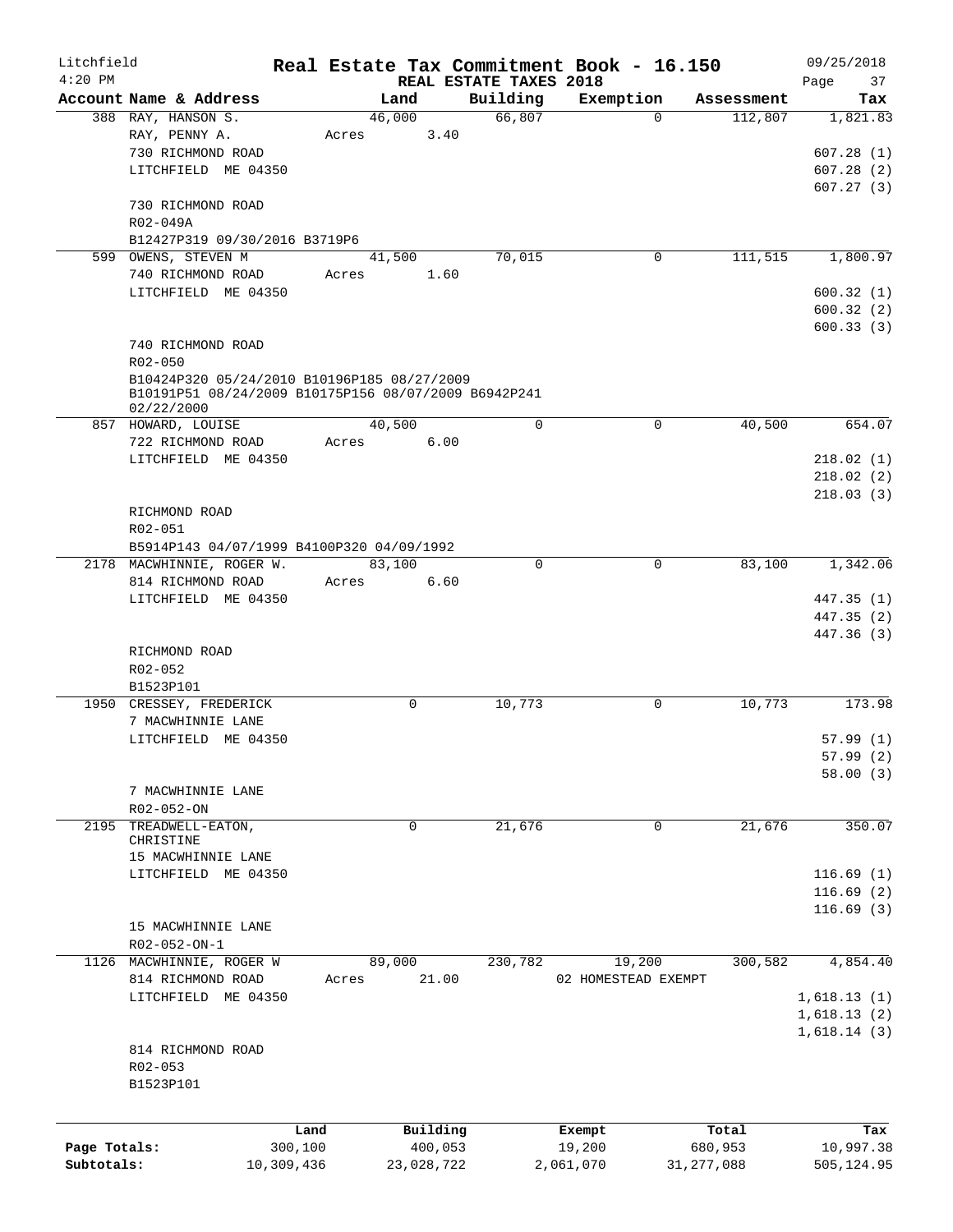# Real Estate Tax Commitment Book - 16.150

Litchfield 4:20 PM — REAL ESTATE TAXES 2018 — 09/25/2018

| Account Name & Address | Land | Building | Exemption | Assessment | Tax |
|---|---|---|---|---|---|
| 388 RAY, HANSON S. | 46,000 | 66,807 | 0 | 112,807 | 1,821.83 |
| RAY, PENNY A. | Acres 3.40 | | | | |
| 730 RICHMOND ROAD | | | | | 607.28 (1) |
| LITCHFIELD ME 04350 | | | | | 607.28 (2) |
| | | | | | 607.27 (3) |
| 730 RICHMOND ROAD | | | | | |
| R02-049A | | | | | |
| B12427P319 09/30/2016 B3719P6 | | | | | |
| 599 OWENS, STEVEN M | 41,500 | 70,015 | 0 | 111,515 | 1,800.97 |
| 740 RICHMOND ROAD | Acres 1.60 | | | | |
| LITCHFIELD ME 04350 | | | | | 600.32 (1) |
| | | | | | 600.32 (2) |
| | | | | | 600.33 (3) |
| 740 RICHMOND ROAD | | | | | |
| R02-050 | | | | | |
| B10424P320 05/24/2010 B10196P185 08/27/2009 B10191P51 08/24/2009 B10175P156 08/07/2009 B6942P241 02/22/2000 | | | | | |
| 857 HOWARD, LOUISE | 40,500 | 0 | 0 | 40,500 | 654.07 |
| 722 RICHMOND ROAD | Acres 6.00 | | | | |
| LITCHFIELD ME 04350 | | | | | 218.02 (1) |
| | | | | | 218.02 (2) |
| | | | | | 218.03 (3) |
| RICHMOND ROAD | | | | | |
| R02-051 | | | | | |
| B5914P143 04/07/1999 B4100P320 04/09/1992 | | | | | |
| 2178 MACWHINNIE, ROGER W. | 83,100 | 0 | 0 | 83,100 | 1,342.06 |
| 814 RICHMOND ROAD | Acres 6.60 | | | | |
| LITCHFIELD ME 04350 | | | | | 447.35 (1) |
| | | | | | 447.35 (2) |
| | | | | | 447.36 (3) |
| RICHMOND ROAD | | | | | |
| R02-052 | | | | | |
| B1523P101 | | | | | |
| 1950 CRESSEY, FREDERICK | 0 | 10,773 | 0 | 10,773 | 173.98 |
| 7 MACWHINNIE LANE | | | | | |
| LITCHFIELD ME 04350 | | | | | 57.99 (1) |
| | | | | | 57.99 (2) |
| | | | | | 58.00 (3) |
| 7 MACWHINNIE LANE | | | | | |
| R02-052-ON | | | | | |
| 2195 TREADWELL-EATON, CHRISTINE | 0 | 21,676 | 0 | 21,676 | 350.07 |
| 15 MACWHINNIE LANE | | | | | |
| LITCHFIELD ME 04350 | | | | | 116.69 (1) |
| | | | | | 116.69 (2) |
| | | | | | 116.69 (3) |
| 15 MACWHINNIE LANE | | | | | |
| R02-052-ON-1 | | | | | |
| 1126 MACWHINNIE, ROGER W | 89,000 | 230,782 | 19,200 | 300,582 | 4,854.40 |
| 814 RICHMOND ROAD | Acres 21.00 | | 02 HOMESTEAD EXEMPT | | |
| LITCHFIELD ME 04350 | | | | | 1,618.13 (1) |
| | | | | | 1,618.13 (2) |
| | | | | | 1,618.14 (3) |
| 814 RICHMOND ROAD | | | | | |
| R02-053 | | | | | |
| B1523P101 | | | | | |

| | Land | Building | Exempt | Total | Tax |
|---|---|---|---|---|---|
| Page Totals: | 300,100 | 400,053 | 19,200 | 680,953 | 10,997.38 |
| Subtotals: | 10,309,436 | 23,028,722 | 2,061,070 | 31,277,088 | 505,124.95 |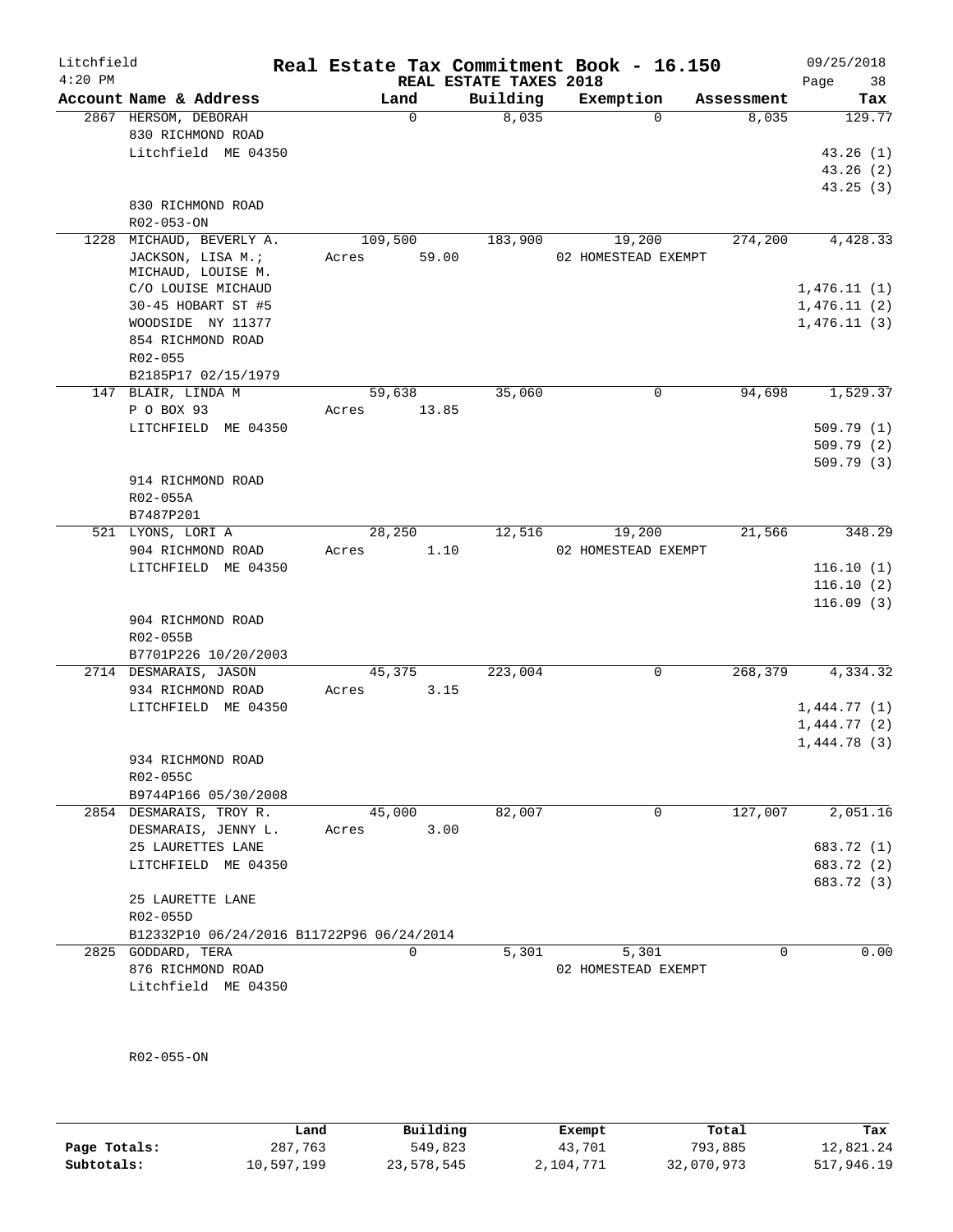Litchfield
4:20 PM

# Real Estate Tax Commitment Book - 16.150

REAL ESTATE TAXES 2018

09/25/2018

| Account Name & Address | Land | Building | Exemption | Assessment | Tax |
|---|---|---|---|---|---|
| 2867 HERSOM, DEBORAH<br>830 RICHMOND ROAD<br>Litchfield ME 04350<br><br>830 RICHMOND ROAD<br>R02-053-ON | 0 | 8,035 | 0 | 8,035 | 129.77<br><br>43.26 (1)<br>43.26 (2)<br>43.25 (3) |
| 1228 MICHAUD, BEVERLY A.<br>JACKSON, LISA M.;<br>MICHAUD, LOUISE M.<br>C/O LOUISE MICHAUD<br>30-45 HOBART ST #5<br>WOODSIDE NY 11377<br>854 RICHMOND ROAD<br>R02-055<br>B2185P17 02/15/1979 | 109,500<br>Acres 59.00 | 183,900 | 19,200<br>02 HOMESTEAD EXEMPT | 274,200 | 4,428.33<br><br>1,476.11 (1)<br>1,476.11 (2)<br>1,476.11 (3) |
| 147 BLAIR, LINDA M<br>P O BOX 93<br>LITCHFIELD ME 04350<br><br>914 RICHMOND ROAD<br>R02-055A<br>B7487P201 | 59,638<br>Acres 13.85 | 35,060 | 0 | 94,698 | 1,529.37<br><br>509.79 (1)<br>509.79 (2)<br>509.79 (3) |
| 521 LYONS, LORI A<br>904 RICHMOND ROAD<br>LITCHFIELD ME 04350<br><br>904 RICHMOND ROAD<br>R02-055B<br>B7701P226 10/20/2003 | 28,250<br>Acres 1.10 | 12,516 | 19,200<br>02 HOMESTEAD EXEMPT | 21,566 | 348.29<br><br>116.10 (1)<br>116.10 (2)<br>116.09 (3) |
| 2714 DESMARAIS, JASON<br>934 RICHMOND ROAD<br>LITCHFIELD ME 04350<br><br>934 RICHMOND ROAD<br>R02-055C<br>B9744P166 05/30/2008 | 45,375<br>Acres 3.15 | 223,004 | 0 | 268,379 | 4,334.32<br><br>1,444.77 (1)<br>1,444.77 (2)<br>1,444.78 (3) |
| 2854 DESMARAIS, TROY R.<br>DESMARAIS, JENNY L.<br>25 LAURETTES LANE<br>LITCHFIELD ME 04350<br><br>25 LAURETTE LANE<br>R02-055D<br>B12332P10 06/24/2016 B11722P96 06/24/2014 | 45,000<br>Acres 3.00 | 82,007 | 0 | 127,007 | 2,051.16<br><br>683.72 (1)<br>683.72 (2)<br>683.72 (3) |
| 2825 GODDARD, TERA<br>876 RICHMOND ROAD<br>Litchfield ME 04350<br><br>R02-055-ON | 0 | 5,301 | 5,301<br>02 HOMESTEAD EXEMPT | 0 | 0.00 |

| | Land | Building | Exempt | Total | Tax |
|---|---|---|---|---|---|
| Page Totals: | 287,763 | 549,823 | 43,701 | 793,885 | 12,821.24 |
| Subtotals: | 10,597,199 | 23,578,545 | 2,104,771 | 32,070,973 | 517,946.19 |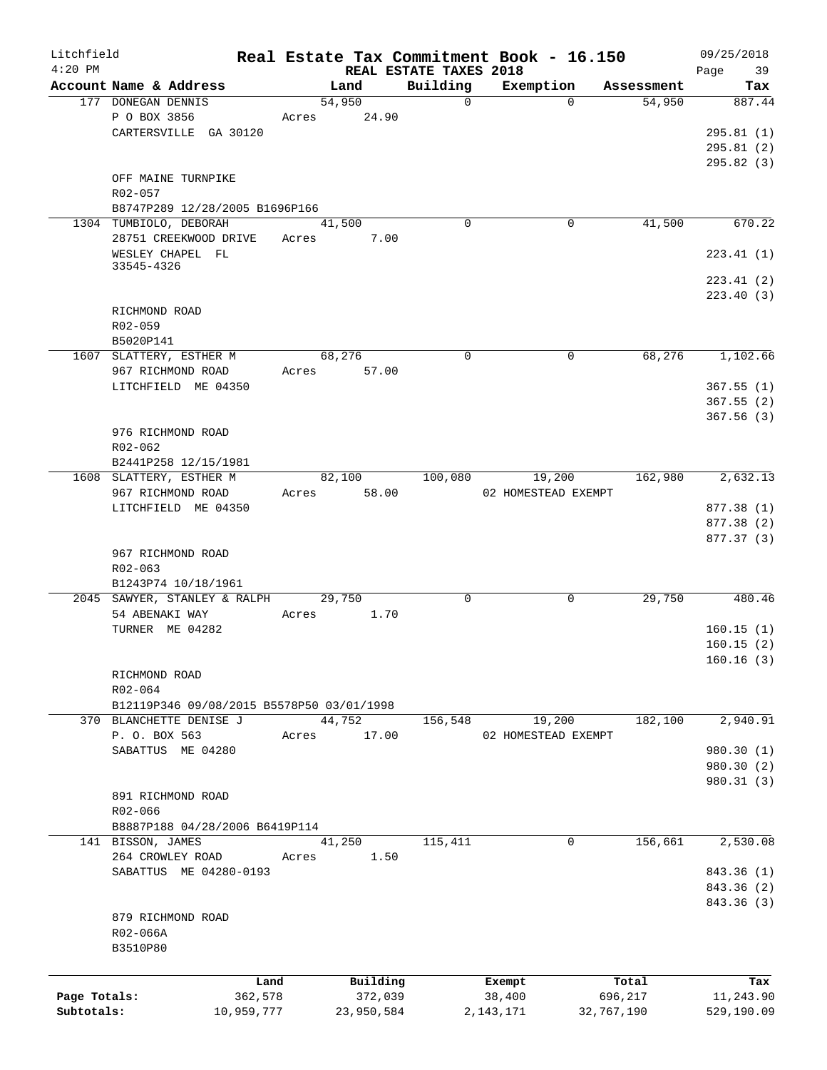Litchfield
4:20 PM

# Real Estate Tax Commitment Book - 16.150

REAL ESTATE TAXES 2018

09/25/2018

| Account | Name & Address | Land | Building | Exemption | Assessment | Tax |
|---|---|---|---|---|---|---|
| 177 | DONEGAN DENNIS<br>P O BOX 3856<br>CARTERSVILLE GA 30120<br><br>OFF MAINE TURNPIKE<br>R02-057<br>B8747P289 12/28/2005 B1696P166 | 54,950<br>Acres 24.90 | 0 | 0 | 54,950 | 887.44<br>295.81 (1)<br>295.81 (2)<br>295.82 (3) |
| 1304 | TUMBIOLO, DEBORAH<br>28751 CREEKWOOD DRIVE<br>WESLEY CHAPEL FL 33545-4326<br><br>RICHMOND ROAD<br>R02-059<br>B5020P141 | 41,500<br>Acres 7.00 | 0 | 0 | 41,500 | 670.22<br>223.41 (1)<br>223.41 (2)<br>223.40 (3) |
| 1607 | SLATTERY, ESTHER M<br>967 RICHMOND ROAD<br>LITCHFIELD ME 04350<br><br>976 RICHMOND ROAD<br>R02-062<br>B2441P258 12/15/1981 | 68,276<br>Acres 57.00 | 0 | 0 | 68,276 | 1,102.66<br>367.55 (1)<br>367.55 (2)<br>367.56 (3) |
| 1608 | SLATTERY, ESTHER M<br>967 RICHMOND ROAD<br>LITCHFIELD ME 04350<br><br>967 RICHMOND ROAD<br>R02-063<br>B1243P74 10/18/1961 | 82,100<br>Acres 58.00 | 100,080 | 19,200<br>02 HOMESTEAD EXEMPT | 162,980 | 2,632.13<br>877.38 (1)<br>877.38 (2)<br>877.37 (3) |
| 2045 | SAWYER, STANLEY & RALPH<br>54 ABENAKI WAY<br>TURNER ME 04282<br><br>RICHMOND ROAD<br>R02-064<br>B12119P346 09/08/2015 B5578P50 03/01/1998 | 29,750<br>Acres 1.70 | 0 | 0 | 29,750 | 480.46<br>160.15 (1)<br>160.15 (2)<br>160.16 (3) |
| 370 | BLANCHETTE DENISE J<br>P. O. BOX 563<br>SABATTUS ME 04280<br><br>891 RICHMOND ROAD<br>R02-066<br>B8887P188 04/28/2006 B6419P114 | 44,752<br>Acres 17.00 | 156,548 | 19,200<br>02 HOMESTEAD EXEMPT | 182,100 | 2,940.91<br>980.30 (1)<br>980.30 (2)<br>980.31 (3) |
| 141 | BISSON, JAMES<br>264 CROWLEY ROAD<br>SABATTUS ME 04280-0193<br><br>879 RICHMOND ROAD<br>R02-066A<br>B3510P80 | 41,250<br>Acres 1.50 | 115,411 | 0 | 156,661 | 2,530.08<br>843.36 (1)<br>843.36 (2)<br>843.36 (3) |

| | Land | Building | Exempt | Total | Tax |
|---|---|---|---|---|---|
| Page Totals: | 362,578 | 372,039 | 38,400 | 696,217 | 11,243.90 |
| Subtotals: | 10,959,777 | 23,950,584 | 2,143,171 | 32,767,190 | 529,190.09 |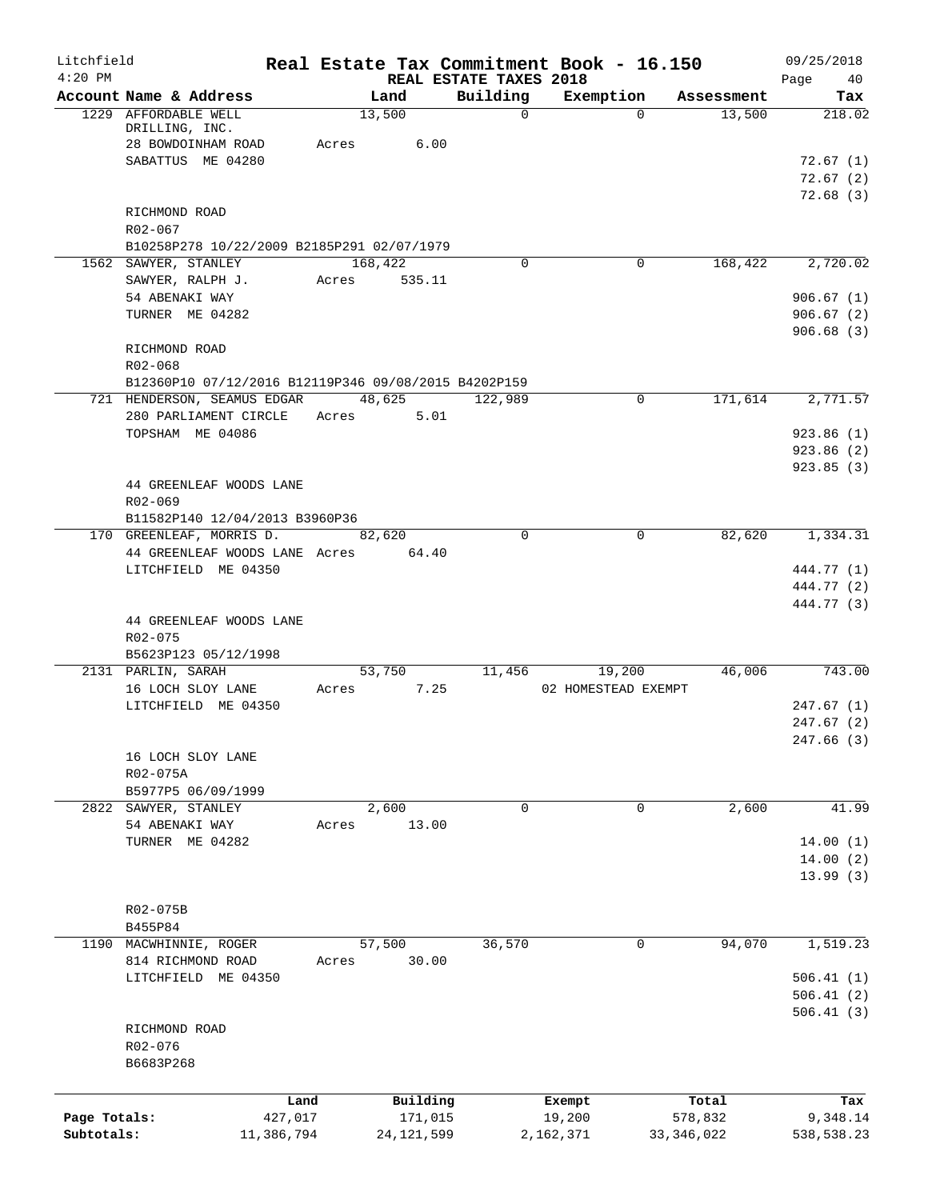# Real Estate Tax Commitment Book - 16.150

Litchfield — 4:20 PM — REAL ESTATE TAXES 2018 — 09/25/2018

| Account Name & Address | Land | Building | Exemption | Assessment | Tax |
|---|---|---|---|---|---|
| 1229 AFFORDABLE WELL DRILLING, INC. | 13,500 | 0 | 0 | 13,500 | 218.02 |
| 28 BOWDOINHAM ROAD | Acres 6.00 | | | | |
| SABATTUS ME 04280 | | | | | 72.67 (1) |
| | | | | | 72.67 (2) |
| | | | | | 72.68 (3) |
| RICHMOND ROAD | | | | | |
| R02-067 | | | | | |
| B10258P278 10/22/2009 B2185P291 02/07/1979 | | | | | |
| 1562 SAWYER, STANLEY | 168,422 | 0 | 0 | 168,422 | 2,720.02 |
| SAWYER, RALPH J. | Acres 535.11 | | | | |
| 54 ABENAKI WAY | | | | | 906.67 (1) |
| TURNER ME 04282 | | | | | 906.67 (2) |
| | | | | | 906.68 (3) |
| RICHMOND ROAD | | | | | |
| R02-068 | | | | | |
| B12360P10 07/12/2016 B12119P346 09/08/2015 B4202P159 | | | | | |
| 721 HENDERSON, SEAMUS EDGAR | 48,625 | 122,989 | 0 | 171,614 | 2,771.57 |
| 280 PARLIAMENT CIRCLE | Acres 5.01 | | | | |
| TOPSHAM ME 04086 | | | | | 923.86 (1) |
| | | | | | 923.86 (2) |
| | | | | | 923.85 (3) |
| 44 GREENLEAF WOODS LANE | | | | | |
| R02-069 | | | | | |
| B11582P140 12/04/2013 B3960P36 | | | | | |
| 170 GREENLEAF, MORRIS D. | 82,620 | 0 | 0 | 82,620 | 1,334.31 |
| 44 GREENLEAF WOODS LANE | Acres 64.40 | | | | |
| LITCHFIELD ME 04350 | | | | | 444.77 (1) |
| | | | | | 444.77 (2) |
| | | | | | 444.77 (3) |
| 44 GREENLEAF WOODS LANE | | | | | |
| R02-075 | | | | | |
| B5623P123 05/12/1998 | | | | | |
| 2131 PARLIN, SARAH | 53,750 | 11,456 | 19,200 | 46,006 | 743.00 |
| 16 LOCH SLOY LANE | Acres 7.25 | | 02 HOMESTEAD EXEMPT | | |
| LITCHFIELD ME 04350 | | | | | 247.67 (1) |
| | | | | | 247.67 (2) |
| | | | | | 247.66 (3) |
| 16 LOCH SLOY LANE | | | | | |
| R02-075A | | | | | |
| B5977P5 06/09/1999 | | | | | |
| 2822 SAWYER, STANLEY | 2,600 | 0 | 0 | 2,600 | 41.99 |
| 54 ABENAKI WAY | Acres 13.00 | | | | |
| TURNER ME 04282 | | | | | 14.00 (1) |
| | | | | | 14.00 (2) |
| | | | | | 13.99 (3) |
| R02-075B | | | | | |
| B455P84 | | | | | |
| 1190 MACWHINNIE, ROGER | 57,500 | 36,570 | 0 | 94,070 | 1,519.23 |
| 814 RICHMOND ROAD | Acres 30.00 | | | | |
| LITCHFIELD ME 04350 | | | | | 506.41 (1) |
| | | | | | 506.41 (2) |
| | | | | | 506.41 (3) |
| RICHMOND ROAD | | | | | |
| R02-076 | | | | | |
| B6683P268 | | | | | |

| | Land | Building | Exempt | Total | Tax |
|---|---|---|---|---|---|
| Page Totals: | 427,017 | 171,015 | 19,200 | 578,832 | 9,348.14 |
| Subtotals: | 11,386,794 | 24,121,599 | 2,162,371 | 33,346,022 | 538,538.23 |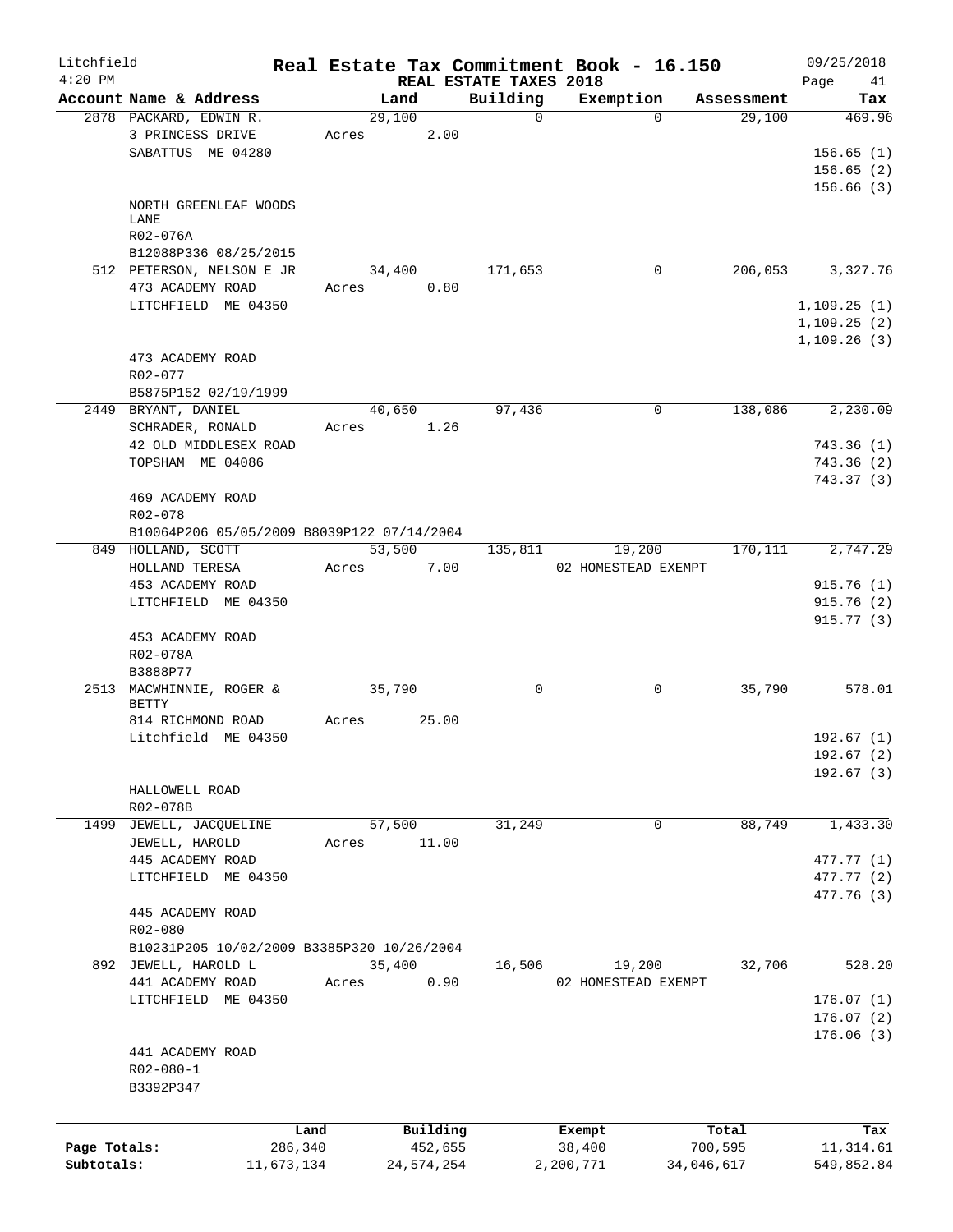Litchfield
4:20 PM

# Real Estate Tax Commitment Book - 16.150

## REAL ESTATE TAXES 2018

09/25/2018

| Account | Name & Address | Land | Building | Exemption | Assessment | Tax |
|---|---|---|---|---|---|---|
| 2878 | PACKARD, EDWIN R.<br>3 PRINCESS DRIVE<br>SABATTUS ME 04280<br><br>NORTH GREENLEAF WOODS LANE<br>R02-076A<br>B12088P336 08/25/2015 | 29,100<br>Acres 2.00 | 0 | 0 | 29,100 | 469.96<br><br>156.65 (1)<br>156.65 (2)<br>156.66 (3) |
| 512 | PETERSON, NELSON E JR<br>473 ACADEMY ROAD<br>LITCHFIELD ME 04350<br><br>473 ACADEMY ROAD<br>R02-077<br>B5875P152 02/19/1999 | 34,400<br>Acres 0.80 | 171,653 | 0 | 206,053 | 3,327.76<br><br>1,109.25 (1)<br>1,109.25 (2)<br>1,109.26 (3) |
| 2449 | BRYANT, DANIEL<br>SCHRADER, RONALD<br>42 OLD MIDDLESEX ROAD<br>TOPSHAM ME 04086<br><br>469 ACADEMY ROAD<br>R02-078<br>B10064P206 05/05/2009 B8039P122 07/14/2004 | 40,650<br>Acres 1.26 | 97,436 | 0 | 138,086 | 2,230.09<br><br>743.36 (1)<br>743.36 (2)<br>743.37 (3) |
| 849 | HOLLAND, SCOTT<br>HOLLAND TERESA<br>453 ACADEMY ROAD<br>LITCHFIELD ME 04350<br><br>453 ACADEMY ROAD<br>R02-078A<br>B3888P77 | 53,500<br>Acres 7.00 | 135,811 | 19,200<br>02 HOMESTEAD EXEMPT | 170,111 | 2,747.29<br><br>915.76 (1)<br>915.76 (2)<br>915.77 (3) |
| 2513 | MACWHINNIE, ROGER & BETTY<br>814 RICHMOND ROAD<br>Litchfield ME 04350<br><br>HALLOWELL ROAD<br>R02-078B | 35,790<br>Acres 25.00 | 0 | 0 | 35,790 | 578.01<br><br>192.67 (1)<br>192.67 (2)<br>192.67 (3) |
| 1499 | JEWELL, JACQUELINE<br>JEWELL, HAROLD<br>445 ACADEMY ROAD<br>LITCHFIELD ME 04350<br><br>445 ACADEMY ROAD<br>R02-080<br>B10231P205 10/02/2009 B3385P320 10/26/2004 | 57,500<br>Acres 11.00 | 31,249 | 0 | 88,749 | 1,433.30<br><br>477.77 (1)<br>477.77 (2)<br>477.76 (3) |
| 892 | JEWELL, HAROLD L<br>441 ACADEMY ROAD<br>LITCHFIELD ME 04350<br><br>441 ACADEMY ROAD<br>R02-080-1<br>B3392P347 | 35,400<br>Acres 0.90 | 16,506 | 19,200<br>02 HOMESTEAD EXEMPT | 32,706 | 528.20<br><br>176.07 (1)<br>176.07 (2)<br>176.06 (3) |

| | Land | Building | Exempt | Total | Tax |
|---|---|---|---|---|---|
| Page Totals: | 286,340 | 452,655 | 38,400 | 700,595 | 11,314.61 |
| Subtotals: | 11,673,134 | 24,574,254 | 2,200,771 | 34,046,617 | 549,852.84 |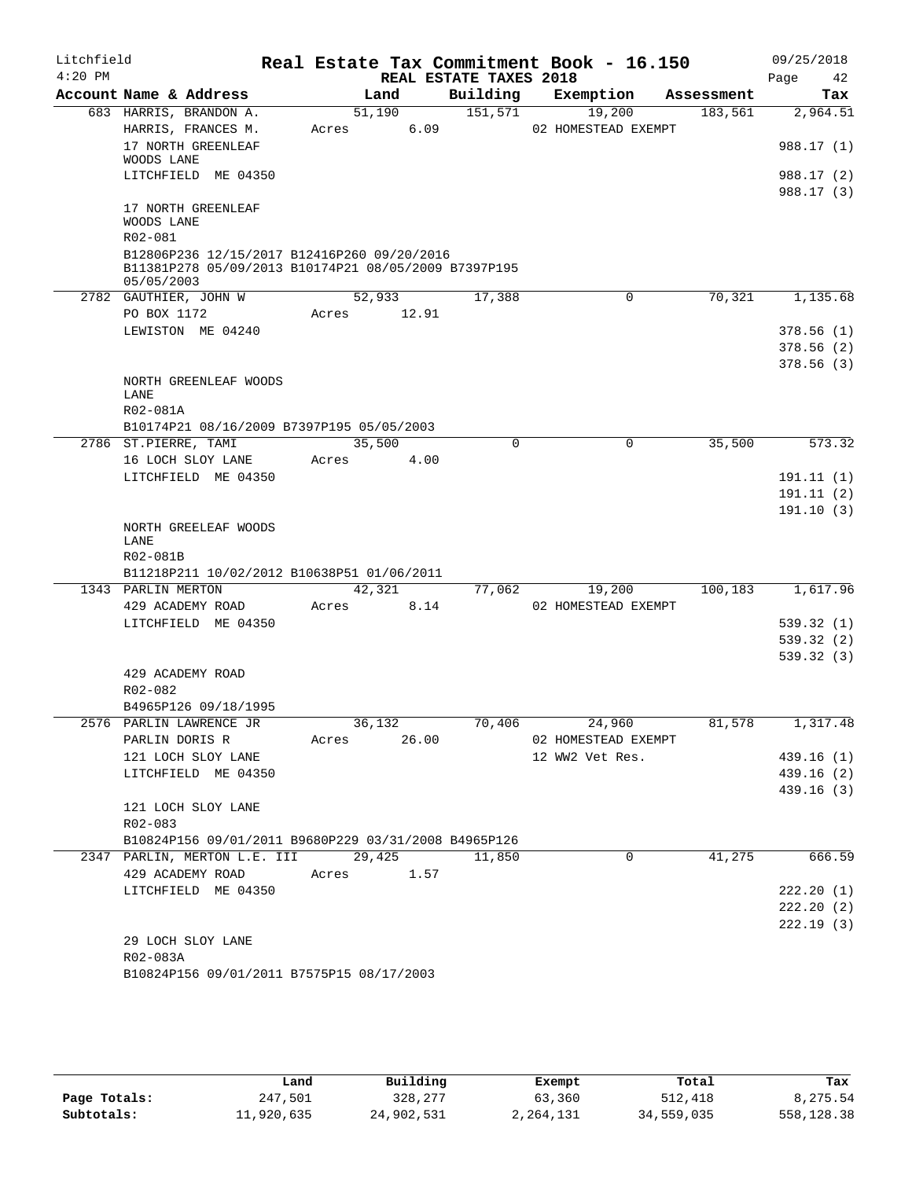Litchfield
4:20 PM

# Real Estate Tax Commitment Book - 16.150

REAL ESTATE TAXES 2018

09/25/2018

| Account Name & Address | Land | Building | Exemption | Assessment | Tax |
|---|---|---|---|---|---|
| 683 HARRIS, BRANDON A. | 51,190 | 151,571 | 19,200 | 183,561 | 2,964.51 |
| HARRIS, FRANCES M. | Acres 6.09 | | 02 HOMESTEAD EXEMPT | | |
| 17 NORTH GREENLEAF WOODS LANE | | | | | 988.17 (1) |
| LITCHFIELD ME 04350 | | | | | 988.17 (2) |
| | | | | | 988.17 (3) |
| 17 NORTH GREENLEAF WOODS LANE | | | | | |
| R02-081 | | | | | |
| B12806P236 12/15/2017 B12416P260 09/20/2016 B11381P278 05/09/2013 B10174P21 08/05/2009 B7397P195 05/05/2003 | | | | | |
| 2782 GAUTHIER, JOHN W | 52,933 | 17,388 | 0 | 70,321 | 1,135.68 |
| PO BOX 1172 | Acres 12.91 | | | | |
| LEWISTON ME 04240 | | | | | 378.56 (1) |
| | | | | | 378.56 (2) |
| | | | | | 378.56 (3) |
| NORTH GREENLEAF WOODS LANE | | | | | |
| R02-081A | | | | | |
| B10174P21 08/16/2009 B7397P195 05/05/2003 | | | | | |
| 2786 ST.PIERRE, TAMI | 35,500 | 0 | 0 | 35,500 | 573.32 |
| 16 LOCH SLOY LANE | Acres 4.00 | | | | |
| LITCHFIELD ME 04350 | | | | | 191.11 (1) |
| | | | | | 191.11 (2) |
| | | | | | 191.10 (3) |
| NORTH GREELEAF WOODS LANE | | | | | |
| R02-081B | | | | | |
| B11218P211 10/02/2012 B10638P51 01/06/2011 | | | | | |
| 1343 PARLIN MERTON | 42,321 | 77,062 | 19,200 | 100,183 | 1,617.96 |
| 429 ACADEMY ROAD | Acres 8.14 | | 02 HOMESTEAD EXEMPT | | |
| LITCHFIELD ME 04350 | | | | | 539.32 (1) |
| | | | | | 539.32 (2) |
| | | | | | 539.32 (3) |
| 429 ACADEMY ROAD | | | | | |
| R02-082 | | | | | |
| B4965P126 09/18/1995 | | | | | |
| 2576 PARLIN LAWRENCE JR | 36,132 | 70,406 | 24,960 | 81,578 | 1,317.48 |
| PARLIN DORIS R | Acres 26.00 | | 02 HOMESTEAD EXEMPT | | |
| 121 LOCH SLOY LANE | | | 12 WW2 Vet Res. | | 439.16 (1) |
| LITCHFIELD ME 04350 | | | | | 439.16 (2) |
| | | | | | 439.16 (3) |
| 121 LOCH SLOY LANE | | | | | |
| R02-083 | | | | | |
| B10824P156 09/01/2011 B9680P229 03/31/2008 B4965P126 | | | | | |
| 2347 PARLIN, MERTON L.E. III | 29,425 | 11,850 | 0 | 41,275 | 666.59 |
| 429 ACADEMY ROAD | Acres 1.57 | | | | |
| LITCHFIELD ME 04350 | | | | | 222.20 (1) |
| | | | | | 222.20 (2) |
| | | | | | 222.19 (3) |
| 29 LOCH SLOY LANE | | | | | |
| R02-083A | | | | | |
| B10824P156 09/01/2011 B7575P15 08/17/2003 | | | | | |

| | Land | Building | Exempt | Total | Tax |
|---|---|---|---|---|---|
| Page Totals: | 247,501 | 328,277 | 63,360 | 512,418 | 8,275.54 |
| Subtotals: | 11,920,635 | 24,902,531 | 2,264,131 | 34,559,035 | 558,128.38 |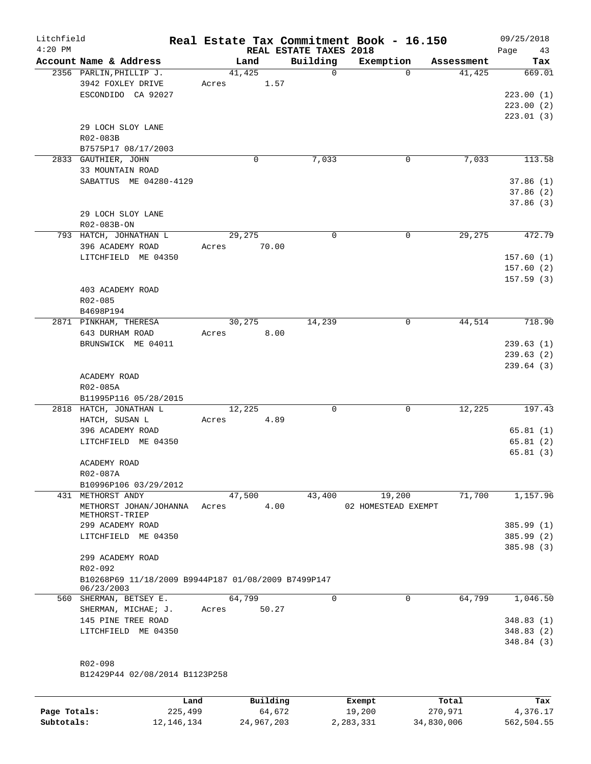Litchfield
4:20 PM

# Real Estate Tax Commitment Book - 16.150

REAL ESTATE TAXES 2018

09/25/2018

| Account Name & Address | Land | Building | Exemption | Assessment | Tax |
|---|---|---|---|---|---|
| 2356 PARLIN,PHILLIP J. | 41,425 | 0 | 0 | 41,425 | 669.01 |
| 3942 FOXLEY DRIVE | Acres 1.57 | | | | |
| ESCONDIDO CA 92027 | | | | | 223.00 (1) |
| | | | | | 223.00 (2) |
| | | | | | 223.01 (3) |
| 29 LOCH SLOY LANE | | | | | |
| R02-083B | | | | | |
| B7575P17 08/17/2003 | | | | | |
| 2833 GAUTHIER, JOHN | 0 | 7,033 | 0 | 7,033 | 113.58 |
| 33 MOUNTAIN ROAD | | | | | |
| SABATTUS ME 04280-4129 | | | | | 37.86 (1) |
| | | | | | 37.86 (2) |
| | | | | | 37.86 (3) |
| 29 LOCH SLOY LANE | | | | | |
| R02-083B-ON | | | | | |
| 793 HATCH, JOHNATHAN L | 29,275 | 0 | 0 | 29,275 | 472.79 |
| 396 ACADEMY ROAD | Acres 70.00 | | | | |
| LITCHFIELD ME 04350 | | | | | 157.60 (1) |
| | | | | | 157.60 (2) |
| | | | | | 157.59 (3) |
| 403 ACADEMY ROAD | | | | | |
| R02-085 | | | | | |
| B4698P194 | | | | | |
| 2871 PINKHAM, THERESA | 30,275 | 14,239 | 0 | 44,514 | 718.90 |
| 643 DURHAM ROAD | Acres 8.00 | | | | |
| BRUNSWICK ME 04011 | | | | | 239.63 (1) |
| | | | | | 239.63 (2) |
| | | | | | 239.64 (3) |
| ACADEMY ROAD | | | | | |
| R02-085A | | | | | |
| B11995P116 05/28/2015 | | | | | |
| 2818 HATCH, JONATHAN L | 12,225 | 0 | 0 | 12,225 | 197.43 |
| HATCH, SUSAN L | Acres 4.89 | | | | |
| 396 ACADEMY ROAD | | | | | 65.81 (1) |
| LITCHFIELD ME 04350 | | | | | 65.81 (2) |
| | | | | | 65.81 (3) |
| ACADEMY ROAD | | | | | |
| R02-087A | | | | | |
| B10996P106 03/29/2012 | | | | | |
| 431 METHORST ANDY | 47,500 | 43,400 | 19,200 | 71,700 | 1,157.96 |
| METHORST JOHAN/JOHANNA METHORST-TRIEP | Acres 4.00 | | 02 HOMESTEAD EXEMPT | | |
| 299 ACADEMY ROAD | | | | | 385.99 (1) |
| LITCHFIELD ME 04350 | | | | | 385.99 (2) |
| | | | | | 385.98 (3) |
| 299 ACADEMY ROAD | | | | | |
| R02-092 | | | | | |
| B10268P69 11/18/2009 B9944P187 01/08/2009 B7499P147 06/23/2003 | | | | | |
| 560 SHERMAN, BETSEY E. | 64,799 | 0 | 0 | 64,799 | 1,046.50 |
| SHERMAN, MICHAE; J. | Acres 50.27 | | | | |
| 145 PINE TREE ROAD | | | | | 348.83 (1) |
| LITCHFIELD ME 04350 | | | | | 348.83 (2) |
| | | | | | 348.84 (3) |
| R02-098 | | | | | |
| B12429P44 02/08/2014 B1123P258 | | | | | |

| | Land | Building | Exempt | Total | Tax |
|---|---|---|---|---|---|
| Page Totals: | 225,499 | 64,672 | 19,200 | 270,971 | 4,376.17 |
| Subtotals: | 12,146,134 | 24,967,203 | 2,283,331 | 34,830,006 | 562,504.55 |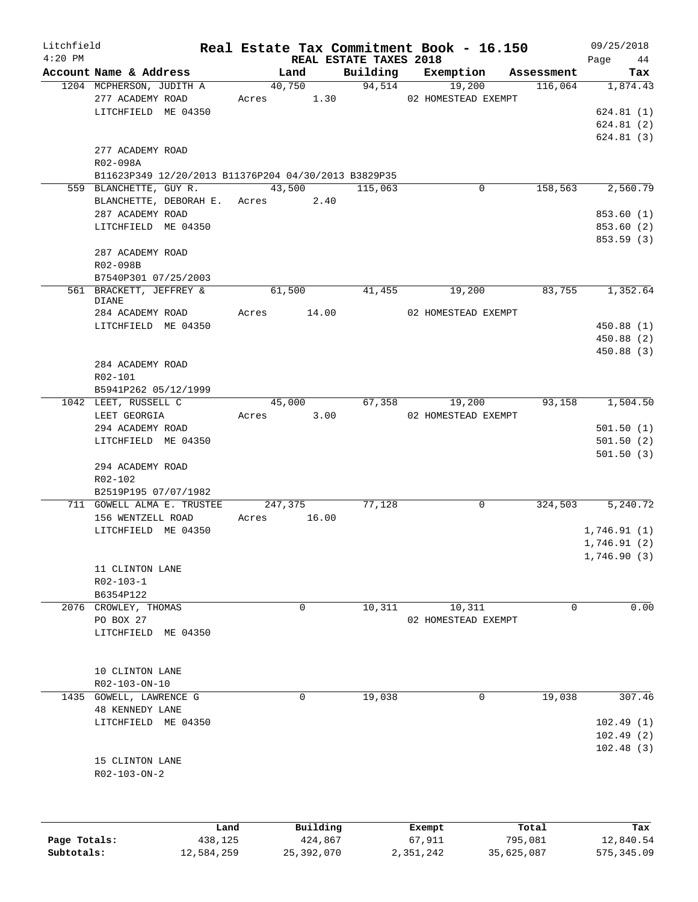# Real Estate Tax Commitment Book - 16.150

Litchfield 4:20 PM — REAL ESTATE TAXES 2018 — 09/25/2018

| Account Name & Address | Land | Building | Exemption | Assessment | Tax |
|---|---|---|---|---|---|
| 1204 MCPHERSON, JUDITH A | 40,750 | 94,514 | 19,200 | 116,064 | 1,874.43 |
| 277 ACADEMY ROAD | Acres 1.30 | | 02 HOMESTEAD EXEMPT | | |
| LITCHFIELD ME 04350 | | | | | 624.81 (1) |
| | | | | | 624.81 (2) |
| | | | | | 624.81 (3) |
| 277 ACADEMY ROAD | | | | | |
| R02-098A | | | | | |
| B11623P349 12/20/2013 B11376P204 04/30/2013 B3829P35 | | | | | |
| 559 BLANCHETTE, GUY R. | 43,500 | 115,063 | 0 | 158,563 | 2,560.79 |
| BLANCHETTE, DEBORAH E. | Acres 2.40 | | | | |
| 287 ACADEMY ROAD | | | | | 853.60 (1) |
| LITCHFIELD ME 04350 | | | | | 853.60 (2) |
| | | | | | 853.59 (3) |
| 287 ACADEMY ROAD | | | | | |
| R02-098B | | | | | |
| B7540P301 07/25/2003 | | | | | |
| 561 BRACKETT, JEFFREY & DIANE | 61,500 | 41,455 | 19,200 | 83,755 | 1,352.64 |
| 284 ACADEMY ROAD | Acres 14.00 | | 02 HOMESTEAD EXEMPT | | |
| LITCHFIELD ME 04350 | | | | | 450.88 (1) |
| | | | | | 450.88 (2) |
| | | | | | 450.88 (3) |
| 284 ACADEMY ROAD | | | | | |
| R02-101 | | | | | |
| B5941P262 05/12/1999 | | | | | |
| 1042 LEET, RUSSELL C | 45,000 | 67,358 | 19,200 | 93,158 | 1,504.50 |
| LEET GEORGIA | Acres 3.00 | | 02 HOMESTEAD EXEMPT | | |
| 294 ACADEMY ROAD | | | | | 501.50 (1) |
| LITCHFIELD ME 04350 | | | | | 501.50 (2) |
| | | | | | 501.50 (3) |
| 294 ACADEMY ROAD | | | | | |
| R02-102 | | | | | |
| B2519P195 07/07/1982 | | | | | |
| 711 GOWELL ALMA E. TRUSTEE | 247,375 | 77,128 | 0 | 324,503 | 5,240.72 |
| 156 WENTZELL ROAD | Acres 16.00 | | | | |
| LITCHFIELD ME 04350 | | | | | 1,746.91 (1) |
| | | | | | 1,746.91 (2) |
| | | | | | 1,746.90 (3) |
| 11 CLINTON LANE | | | | | |
| R02-103-1 | | | | | |
| B6354P122 | | | | | |
| 2076 CROWLEY, THOMAS | 0 | 10,311 | 10,311 | 0 | 0.00 |
| PO BOX 27 | | | 02 HOMESTEAD EXEMPT | | |
| LITCHFIELD ME 04350 | | | | | |
| 10 CLINTON LANE | | | | | |
| R02-103-ON-10 | | | | | |
| 1435 GOWELL, LAWRENCE G | 0 | 19,038 | 0 | 19,038 | 307.46 |
| 48 KENNEDY LANE | | | | | |
| LITCHFIELD ME 04350 | | | | | 102.49 (1) |
| | | | | | 102.49 (2) |
| | | | | | 102.48 (3) |
| 15 CLINTON LANE | | | | | |
| R02-103-ON-2 | | | | | |

| | Land | Building | Exempt | Total | Tax |
|---|---|---|---|---|---|
| Page Totals: | 438,125 | 424,867 | 67,911 | 795,081 | 12,840.54 |
| Subtotals: | 12,584,259 | 25,392,070 | 2,351,242 | 35,625,087 | 575,345.09 |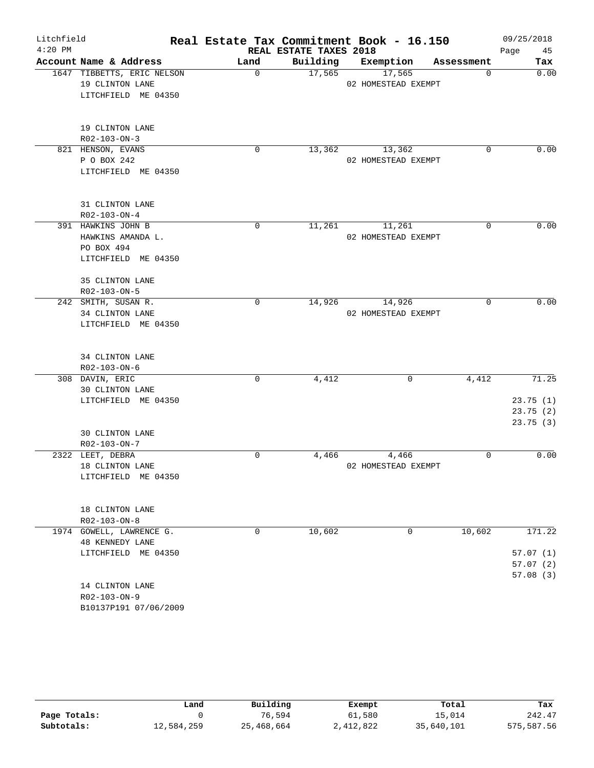# Real Estate Tax Commitment Book - 16.150

Litchfield
4:20 PM

REAL ESTATE TAXES 2018

09/25/2018

| Account Name & Address | Land | Building | Exemption | Assessment | Tax |
|---|---|---|---|---|---|
| 1647 TIBBETTS, ERIC NELSON<br>19 CLINTON LANE<br>LITCHFIELD ME 04350<br><br>19 CLINTON LANE<br>R02-103-ON-3 | 0 | 17,565 | 17,565<br>02 HOMESTEAD EXEMPT | 0 | 0.00 |
| 821 HENSON, EVANS<br>P O BOX 242<br>LITCHFIELD ME 04350<br><br>31 CLINTON LANE<br>R02-103-ON-4 | 0 | 13,362 | 13,362<br>02 HOMESTEAD EXEMPT | 0 | 0.00 |
| 391 HAWKINS JOHN B<br>HAWKINS AMANDA L.<br>PO BOX 494<br>LITCHFIELD ME 04350<br><br>35 CLINTON LANE<br>R02-103-ON-5 | 0 | 11,261 | 11,261<br>02 HOMESTEAD EXEMPT | 0 | 0.00 |
| 242 SMITH, SUSAN R.<br>34 CLINTON LANE<br>LITCHFIELD ME 04350<br><br>34 CLINTON LANE<br>R02-103-ON-6 | 0 | 14,926 | 14,926<br>02 HOMESTEAD EXEMPT | 0 | 0.00 |
| 308 DAVIN, ERIC<br>30 CLINTON LANE<br>LITCHFIELD ME 04350<br><br>30 CLINTON LANE<br>R02-103-ON-7 | 0 | 4,412 | 0 | 4,412 | 71.25<br>23.75 (1)<br>23.75 (2)<br>23.75 (3) |
| 2322 LEET, DEBRA<br>18 CLINTON LANE<br>LITCHFIELD ME 04350<br><br>18 CLINTON LANE<br>R02-103-ON-8 | 0 | 4,466 | 4,466<br>02 HOMESTEAD EXEMPT | 0 | 0.00 |
| 1974 GOWELL, LAWRENCE G.<br>48 KENNEDY LANE<br>LITCHFIELD ME 04350<br><br>14 CLINTON LANE<br>R02-103-ON-9<br>B10137P191 07/06/2009 | 0 | 10,602 | 0 | 10,602 | 171.22<br>57.07 (1)<br>57.07 (2)<br>57.08 (3) |

| | Land | Building | Exempt | Total | Tax |
|---|---|---|---|---|---|
| Page Totals: | 0 | 76,594 | 61,580 | 15,014 | 242.47 |
| Subtotals: | 12,584,259 | 25,468,664 | 2,412,822 | 35,640,101 | 575,587.56 |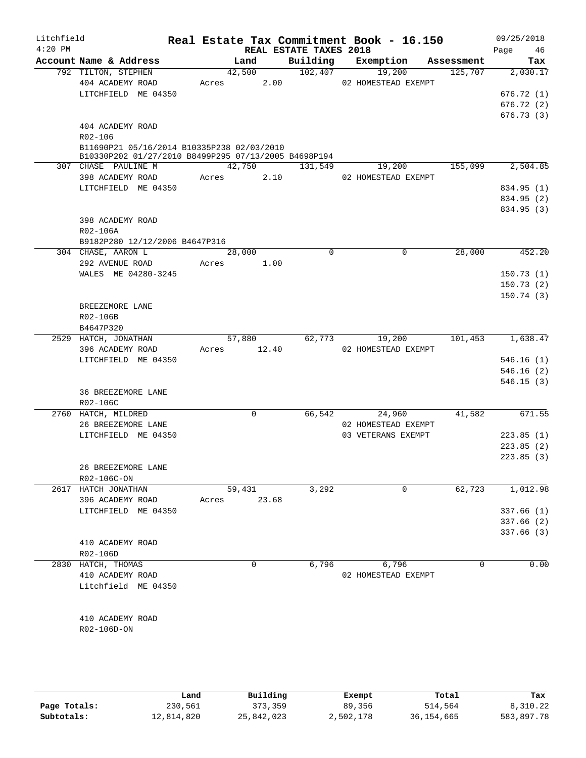Litchfield
4:20 PM

# Real Estate Tax Commitment Book - 16.150

REAL ESTATE TAXES 2018

09/25/2018

| Account | Name & Address | Land | Building | Exemption | Assessment | Tax |
|---|---|---|---|---|---|---|
| 792 | TILTON, STEPHEN | 42,500 | 102,407 | 19,200 | 125,707 | 2,030.17 |
| | 404 ACADEMY ROAD | Acres 2.00 | | 02 HOMESTEAD EXEMPT | | |
| | LITCHFIELD ME 04350 | | | | | 676.72 (1) |
| | | | | | | 676.72 (2) |
| | | | | | | 676.73 (3) |
| | 404 ACADEMY ROAD | | | | | |
| | R02-106 | | | | | |
| | B11690P21 05/16/2014 B10335P238 02/03/2010 B10330P202 01/27/2010 B8499P295 07/13/2005 B4698P194 | | | | | |
| 307 | CHASE PAULINE M | 42,750 | 131,549 | 19,200 | 155,099 | 2,504.85 |
| | 398 ACADEMY ROAD | Acres 2.10 | | 02 HOMESTEAD EXEMPT | | |
| | LITCHFIELD ME 04350 | | | | | 834.95 (1) |
| | | | | | | 834.95 (2) |
| | | | | | | 834.95 (3) |
| | 398 ACADEMY ROAD | | | | | |
| | R02-106A | | | | | |
| | B9182P280 12/12/2006 B4647P316 | | | | | |
| 304 | CHASE, AARON L | 28,000 | 0 | 0 | 28,000 | 452.20 |
| | 292 AVENUE ROAD | Acres 1.00 | | | | |
| | WALES ME 04280-3245 | | | | | 150.73 (1) |
| | | | | | | 150.73 (2) |
| | | | | | | 150.74 (3) |
| | BREEZEMORE LANE | | | | | |
| | R02-106B | | | | | |
| | B4647P320 | | | | | |
| 2529 | HATCH, JONATHAN | 57,880 | 62,773 | 19,200 | 101,453 | 1,638.47 |
| | 396 ACADEMY ROAD | Acres 12.40 | | 02 HOMESTEAD EXEMPT | | |
| | LITCHFIELD ME 04350 | | | | | 546.16 (1) |
| | | | | | | 546.16 (2) |
| | | | | | | 546.15 (3) |
| | 36 BREEZEMORE LANE | | | | | |
| | R02-106C | | | | | |
| 2760 | HATCH, MILDRED | 0 | 66,542 | 24,960 | 41,582 | 671.55 |
| | 26 BREEZEMORE LANE | | | 02 HOMESTEAD EXEMPT | | |
| | LITCHFIELD ME 04350 | | | 03 VETERANS EXEMPT | | 223.85 (1) |
| | | | | | | 223.85 (2) |
| | | | | | | 223.85 (3) |
| | 26 BREEZEMORE LANE | | | | | |
| | R02-106C-ON | | | | | |
| 2617 | HATCH JONATHAN | 59,431 | 3,292 | 0 | 62,723 | 1,012.98 |
| | 396 ACADEMY ROAD | Acres 23.68 | | | | |
| | LITCHFIELD ME 04350 | | | | | 337.66 (1) |
| | | | | | | 337.66 (2) |
| | | | | | | 337.66 (3) |
| | 410 ACADEMY ROAD | | | | | |
| | R02-106D | | | | | |
| 2830 | HATCH, THOMAS | 0 | 6,796 | 6,796 | 0 | 0.00 |
| | 410 ACADEMY ROAD | | | 02 HOMESTEAD EXEMPT | | |
| | Litchfield ME 04350 | | | | | |
| | 410 ACADEMY ROAD | | | | | |
| | R02-106D-ON | | | | | |

| | Land | Building | Exempt | Total | Tax |
|---|---|---|---|---|---|
| Page Totals: | 230,561 | 373,359 | 89,356 | 514,564 | 8,310.22 |
| Subtotals: | 12,814,820 | 25,842,023 | 2,502,178 | 36,154,665 | 583,897.78 |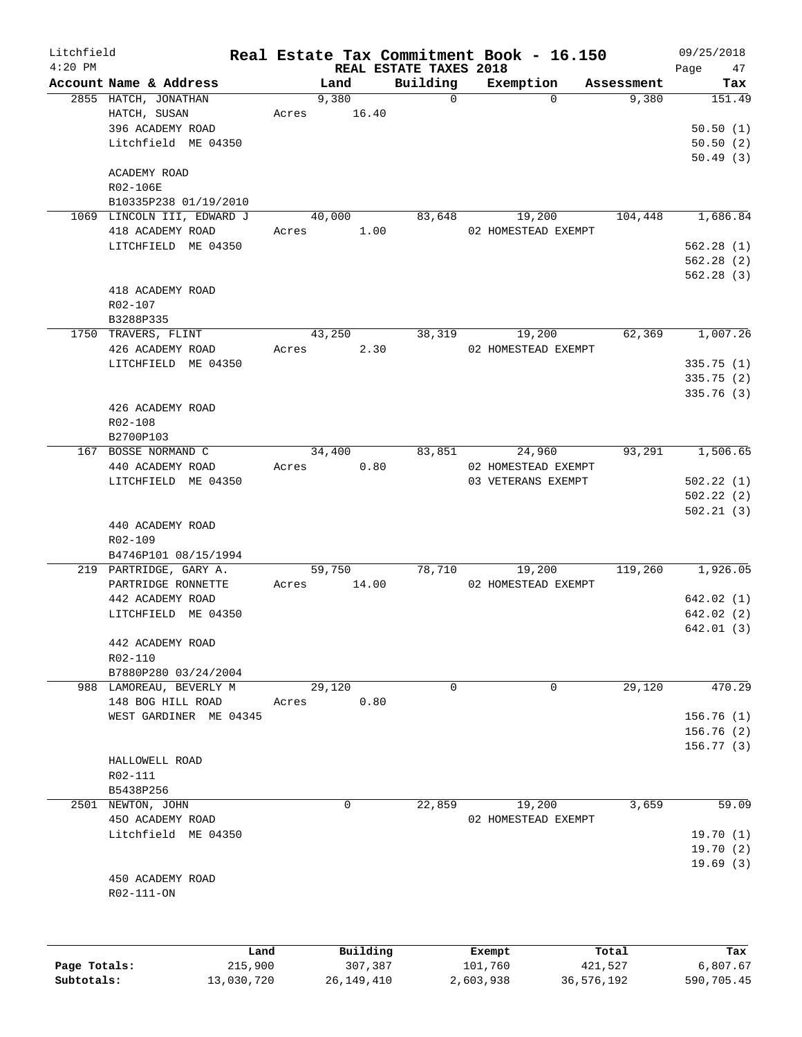Litchfield
4:20 PM

# Real Estate Tax Commitment Book - 16.150

REAL ESTATE TAXES 2018

09/25/2018

| Account Name & Address | Land | Building | Exemption | Assessment | Tax |
|---|---|---|---|---|---|
| 2855 HATCH, JONATHAN | 9,380 | 0 | 0 | 9,380 | 151.49 |
| HATCH, SUSAN | Acres 16.40 | | | | |
| 396 ACADEMY ROAD | | | | | 50.50 (1) |
| Litchfield ME 04350 | | | | | 50.50 (2) |
| | | | | | 50.49 (3) |
| ACADEMY ROAD | | | | | |
| R02-106E | | | | | |
| B10335P238 01/19/2010 | | | | | |
| 1069 LINCOLN III, EDWARD J | 40,000 | 83,648 | 19,200 | 104,448 | 1,686.84 |
| 418 ACADEMY ROAD | Acres 1.00 | | 02 HOMESTEAD EXEMPT | | |
| LITCHFIELD ME 04350 | | | | | 562.28 (1) |
| | | | | | 562.28 (2) |
| | | | | | 562.28 (3) |
| 418 ACADEMY ROAD | | | | | |
| R02-107 | | | | | |
| B3288P335 | | | | | |
| 1750 TRAVERS, FLINT | 43,250 | 38,319 | 19,200 | 62,369 | 1,007.26 |
| 426 ACADEMY ROAD | Acres 2.30 | | 02 HOMESTEAD EXEMPT | | |
| LITCHFIELD ME 04350 | | | | | 335.75 (1) |
| | | | | | 335.75 (2) |
| | | | | | 335.76 (3) |
| 426 ACADEMY ROAD | | | | | |
| R02-108 | | | | | |
| B2700P103 | | | | | |
| 167 BOSSE NORMAND C | 34,400 | 83,851 | 24,960 | 93,291 | 1,506.65 |
| 440 ACADEMY ROAD | Acres 0.80 | | 02 HOMESTEAD EXEMPT | | |
| LITCHFIELD ME 04350 | | | 03 VETERANS EXEMPT | | 502.22 (1) |
| | | | | | 502.22 (2) |
| | | | | | 502.21 (3) |
| 440 ACADEMY ROAD | | | | | |
| R02-109 | | | | | |
| B4746P101 08/15/1994 | | | | | |
| 219 PARTRIDGE, GARY A. | 59,750 | 78,710 | 19,200 | 119,260 | 1,926.05 |
| PARTRIDGE RONNETTE | Acres 14.00 | | 02 HOMESTEAD EXEMPT | | |
| 442 ACADEMY ROAD | | | | | 642.02 (1) |
| LITCHFIELD ME 04350 | | | | | 642.02 (2) |
| | | | | | 642.01 (3) |
| 442 ACADEMY ROAD | | | | | |
| R02-110 | | | | | |
| B7880P280 03/24/2004 | | | | | |
| 988 LAMOREAU, BEVERLY M | 29,120 | 0 | 0 | 29,120 | 470.29 |
| 148 BOG HILL ROAD | Acres 0.80 | | | | |
| WEST GARDINER ME 04345 | | | | | 156.76 (1) |
| | | | | | 156.76 (2) |
| | | | | | 156.77 (3) |
| HALLOWELL ROAD | | | | | |
| R02-111 | | | | | |
| B5438P256 | | | | | |
| 2501 NEWTON, JOHN | 0 | 22,859 | 19,200 | 3,659 | 59.09 |
| 450 ACADEMY ROAD | | | 02 HOMESTEAD EXEMPT | | |
| Litchfield ME 04350 | | | | | 19.70 (1) |
| | | | | | 19.70 (2) |
| | | | | | 19.69 (3) |
| 450 ACADEMY ROAD | | | | | |
| R02-111-ON | | | | | |

| | Land | Building | Exempt | Total | Tax |
|---|---|---|---|---|---|
| Page Totals: | 215,900 | 307,387 | 101,760 | 421,527 | 6,807.67 |
| Subtotals: | 13,030,720 | 26,149,410 | 2,603,938 | 36,576,192 | 590,705.45 |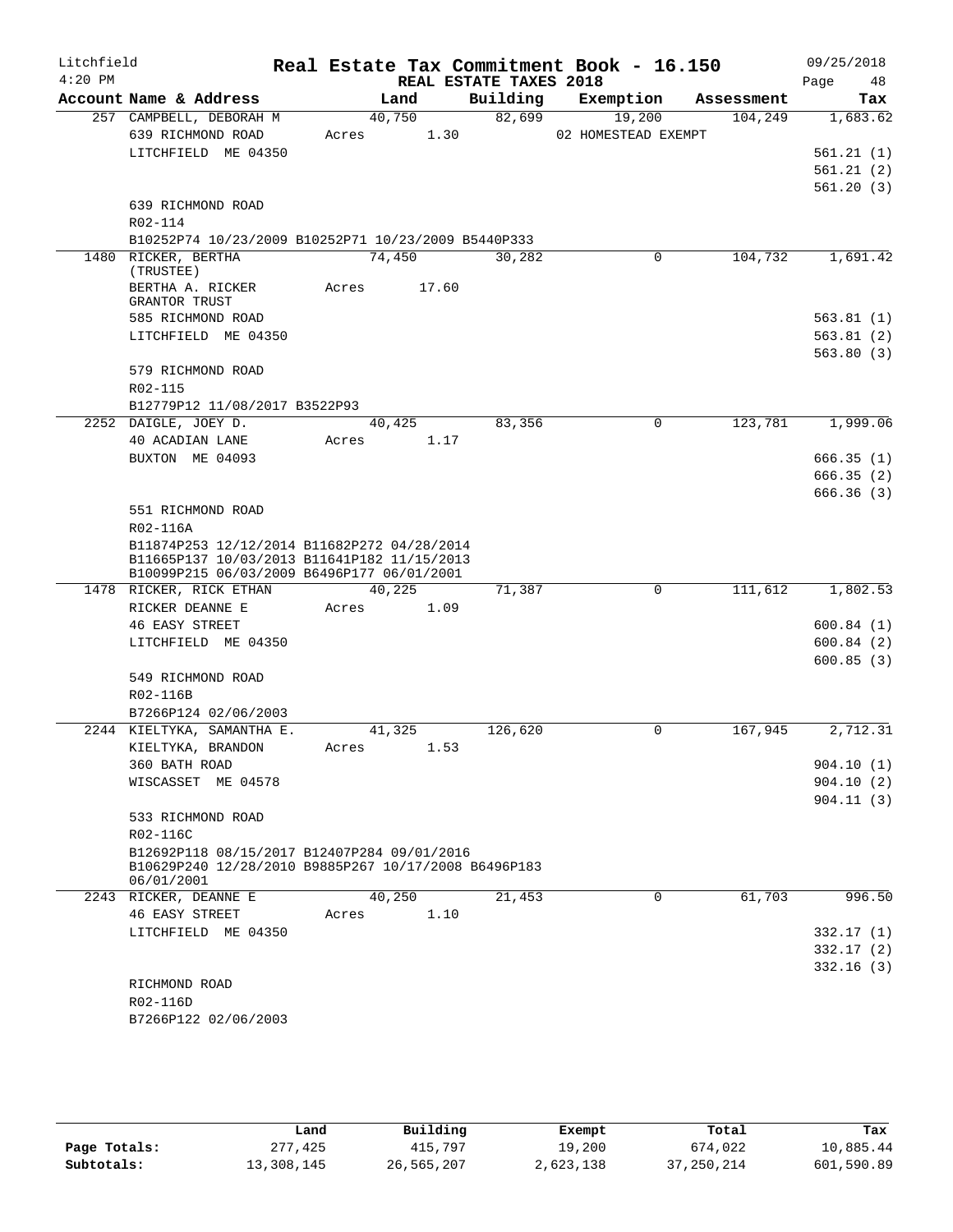# Real Estate Tax Commitment Book - 16.150

Litchfield 4:20 PM — REAL ESTATE TAXES 2018 — 09/25/2018

| Account Name & Address | Land | Building | Exemption | Assessment | Tax |
|---|---|---|---|---|---|
| 257 CAMPBELL, DEBORAH M | 40,750 | 82,699 | 19,200 | 104,249 | 1,683.62 |
| 639 RICHMOND ROAD | Acres 1.30 | | 02 HOMESTEAD EXEMPT | | |
| LITCHFIELD ME 04350 | | | | | 561.21 (1) |
| | | | | | 561.21 (2) |
| | | | | | 561.20 (3) |
| 639 RICHMOND ROAD | | | | | |
| R02-114 | | | | | |
| B10252P74 10/23/2009 B10252P71 10/23/2009 B5440P333 | | | | | |
| 1480 RICKER, BERTHA (TRUSTEE) | 74,450 | 30,282 | 0 | 104,732 | 1,691.42 |
| BERTHA A. RICKER GRANTOR TRUST | Acres 17.60 | | | | |
| 585 RICHMOND ROAD | | | | | 563.81 (1) |
| LITCHFIELD ME 04350 | | | | | 563.81 (2) |
| | | | | | 563.80 (3) |
| 579 RICHMOND ROAD | | | | | |
| R02-115 | | | | | |
| B12779P12 11/08/2017 B3522P93 | | | | | |
| 2252 DAIGLE, JOEY D. | 40,425 | 83,356 | 0 | 123,781 | 1,999.06 |
| 40 ACADIAN LANE | Acres 1.17 | | | | |
| BUXTON ME 04093 | | | | | 666.35 (1) |
| | | | | | 666.35 (2) |
| | | | | | 666.36 (3) |
| 551 RICHMOND ROAD | | | | | |
| R02-116A | | | | | |
| B11874P253 12/12/2014 B11682P272 04/28/2014 B11665P137 10/03/2013 B11641P182 11/15/2013 B10099P215 06/03/2009 B6496P177 06/01/2001 | | | | | |
| 1478 RICKER, RICK ETHAN | 40,225 | 71,387 | 0 | 111,612 | 1,802.53 |
| RICKER DEANNE E | Acres 1.09 | | | | |
| 46 EASY STREET | | | | | 600.84 (1) |
| LITCHFIELD ME 04350 | | | | | 600.84 (2) |
| | | | | | 600.85 (3) |
| 549 RICHMOND ROAD | | | | | |
| R02-116B | | | | | |
| B7266P124 02/06/2003 | | | | | |
| 2244 KIELTYKA, SAMANTHA E. | 41,325 | 126,620 | 0 | 167,945 | 2,712.31 |
| KIELTYKA, BRANDON | Acres 1.53 | | | | |
| 360 BATH ROAD | | | | | 904.10 (1) |
| WISCASSET ME 04578 | | | | | 904.10 (2) |
| | | | | | 904.11 (3) |
| 533 RICHMOND ROAD | | | | | |
| R02-116C | | | | | |
| B12692P118 08/15/2017 B12407P284 09/01/2016 B10629P240 12/28/2010 B9885P267 10/17/2008 B6496P183 06/01/2001 | | | | | |
| 2243 RICKER, DEANNE E | 40,250 | 21,453 | 0 | 61,703 | 996.50 |
| 46 EASY STREET | Acres 1.10 | | | | |
| LITCHFIELD ME 04350 | | | | | 332.17 (1) |
| | | | | | 332.17 (2) |
| | | | | | 332.16 (3) |
| RICHMOND ROAD | | | | | |
| R02-116D | | | | | |
| B7266P122 02/06/2003 | | | | | |

| | Land | Building | Exempt | Total | Tax |
|---|---|---|---|---|---|
| Page Totals: | 277,425 | 415,797 | 19,200 | 674,022 | 10,885.44 |
| Subtotals: | 13,308,145 | 26,565,207 | 2,623,138 | 37,250,214 | 601,590.89 |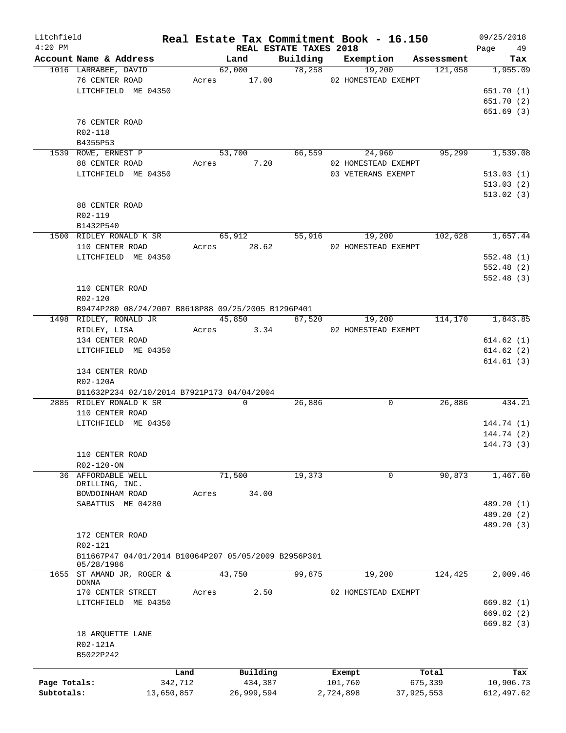# Real Estate Tax Commitment Book - 16.150

Litchfield 4:20 PM — REAL ESTATE TAXES 2018 — 09/25/2018

| Account Name & Address | Land | Building | Exemption | Assessment | Tax |
|---|---|---|---|---|---|
| 1016 LARRABEE, DAVID | 62,000 | 78,258 | 19,200 | 121,058 | 1,955.09 |
| 76 CENTER ROAD | Acres 17.00 | | 02 HOMESTEAD EXEMPT | | |
| LITCHFIELD ME 04350 | | | | | 651.70 (1) |
| | | | | | 651.70 (2) |
| | | | | | 651.69 (3) |
| 76 CENTER ROAD | | | | | |
| R02-118 | | | | | |
| B4355P53 | | | | | |
| 1539 ROWE, ERNEST P | 53,700 | 66,559 | 24,960 | 95,299 | 1,539.08 |
| 88 CENTER ROAD | Acres 7.20 | | 02 HOMESTEAD EXEMPT | | |
| LITCHFIELD ME 04350 | | | 03 VETERANS EXEMPT | | 513.03 (1) |
| | | | | | 513.03 (2) |
| | | | | | 513.02 (3) |
| 88 CENTER ROAD | | | | | |
| R02-119 | | | | | |
| B1432P540 | | | | | |
| 1500 RIDLEY RONALD K SR | 65,912 | 55,916 | 19,200 | 102,628 | 1,657.44 |
| 110 CENTER ROAD | Acres 28.62 | | 02 HOMESTEAD EXEMPT | | |
| LITCHFIELD ME 04350 | | | | | 552.48 (1) |
| | | | | | 552.48 (2) |
| | | | | | 552.48 (3) |
| 110 CENTER ROAD | | | | | |
| R02-120 | | | | | |
| B9474P280 08/24/2007 B8618P88 09/25/2005 B1296P401 | | | | | |
| 1498 RIDLEY, RONALD JR | 45,850 | 87,520 | 19,200 | 114,170 | 1,843.85 |
| RIDLEY, LISA | Acres 3.34 | | 02 HOMESTEAD EXEMPT | | |
| 134 CENTER ROAD | | | | | 614.62 (1) |
| LITCHFIELD ME 04350 | | | | | 614.62 (2) |
| | | | | | 614.61 (3) |
| 134 CENTER ROAD | | | | | |
| R02-120A | | | | | |
| B11632P234 02/10/2014 B7921P173 04/04/2004 | | | | | |
| 2885 RIDLEY RONALD K SR | 0 | 26,886 | 0 | 26,886 | 434.21 |
| 110 CENTER ROAD | | | | | |
| LITCHFIELD ME 04350 | | | | | 144.74 (1) |
| | | | | | 144.74 (2) |
| | | | | | 144.73 (3) |
| 110 CENTER ROAD | | | | | |
| R02-120-ON | | | | | |
| 36 AFFORDABLE WELL DRILLING, INC. | 71,500 | 19,373 | 0 | 90,873 | 1,467.60 |
| BOWDOINHAM ROAD | Acres 34.00 | | | | |
| SABATTUS ME 04280 | | | | | 489.20 (1) |
| | | | | | 489.20 (2) |
| | | | | | 489.20 (3) |
| 172 CENTER ROAD | | | | | |
| R02-121 | | | | | |
| B11667P47 04/01/2014 B10064P207 05/05/2009 B2956P301 05/28/1986 | | | | | |
| 1655 ST AMAND JR, ROGER & DONNA | 43,750 | 99,875 | 19,200 | 124,425 | 2,009.46 |
| 170 CENTER STREET | Acres 2.50 | | 02 HOMESTEAD EXEMPT | | |
| LITCHFIELD ME 04350 | | | | | 669.82 (1) |
| | | | | | 669.82 (2) |
| | | | | | 669.82 (3) |
| 18 ARQUETTE LANE | | | | | |
| R02-121A | | | | | |
| B5022P242 | | | | | |

| | Land | Building | Exempt | Total | Tax |
|---|---|---|---|---|---|
| Page Totals: | 342,712 | 434,387 | 101,760 | 675,339 | 10,906.73 |
| Subtotals: | 13,650,857 | 26,999,594 | 2,724,898 | 37,925,553 | 612,497.62 |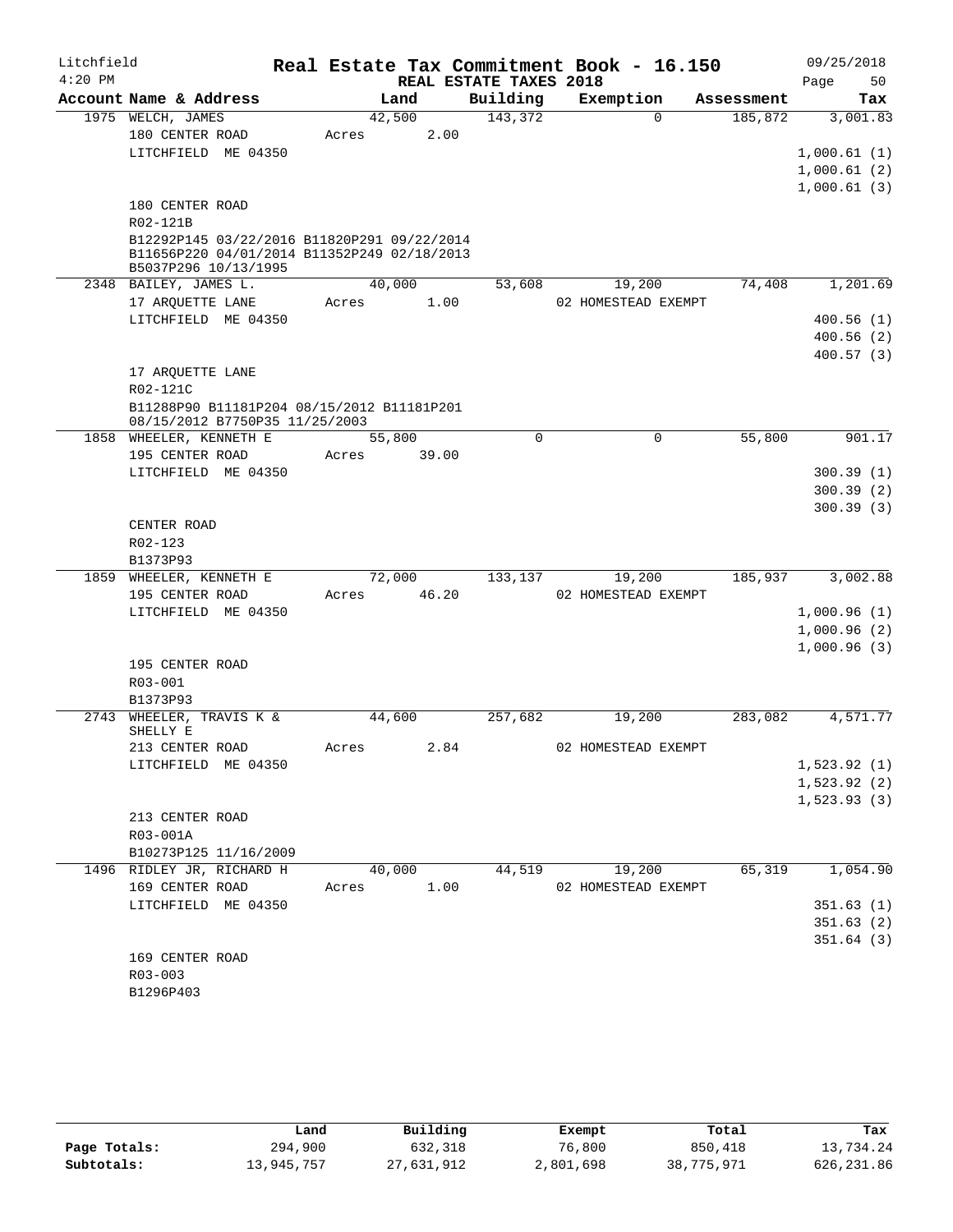Litchfield  
4:20 PM

# Real Estate Tax Commitment Book - 16.150

## REAL ESTATE TAXES 2018

09/25/2018  
Page 50

| Account Name & Address | Land | Building | Exemption | Assessment | Tax |
|---|---|---|---|---|---|
| 1975 WELCH, JAMES | 42,500 | 143,372 | 0 | 185,872 | 3,001.83 |
| 180 CENTER ROAD | Acres 2.00 | | | | |
| LITCHFIELD ME 04350 | | | | | 1,000.61 (1) |
| | | | | | 1,000.61 (2) |
| | | | | | 1,000.61 (3) |
| 180 CENTER ROAD | | | | | |
| R02-121B | | | | | |
| B12292P145 03/22/2016 B11820P291 09/22/2014 B11656P220 04/01/2014 B11352P249 02/18/2013 B5037P296 10/13/1995 | | | | | |
| 2348 BAILEY, JAMES L. | 40,000 | 53,608 | 19,200 | 74,408 | 1,201.69 |
| 17 ARQUETTE LANE | Acres 1.00 | | 02 HOMESTEAD EXEMPT | | |
| LITCHFIELD ME 04350 | | | | | 400.56 (1) |
| | | | | | 400.56 (2) |
| | | | | | 400.57 (3) |
| 17 ARQUETTE LANE | | | | | |
| R02-121C | | | | | |
| B11288P90 B11181P204 08/15/2012 B11181P201 08/15/2012 B7750P35 11/25/2003 | | | | | |
| 1858 WHEELER, KENNETH E | 55,800 | 0 | 0 | 55,800 | 901.17 |
| 195 CENTER ROAD | Acres 39.00 | | | | |
| LITCHFIELD ME 04350 | | | | | 300.39 (1) |
| | | | | | 300.39 (2) |
| | | | | | 300.39 (3) |
| CENTER ROAD | | | | | |
| R02-123 | | | | | |
| B1373P93 | | | | | |
| 1859 WHEELER, KENNETH E | 72,000 | 133,137 | 19,200 | 185,937 | 3,002.88 |
| 195 CENTER ROAD | Acres 46.20 | | 02 HOMESTEAD EXEMPT | | |
| LITCHFIELD ME 04350 | | | | | 1,000.96 (1) |
| | | | | | 1,000.96 (2) |
| | | | | | 1,000.96 (3) |
| 195 CENTER ROAD | | | | | |
| R03-001 | | | | | |
| B1373P93 | | | | | |
| 2743 WHEELER, TRAVIS K & SHELLY E | 44,600 | 257,682 | 19,200 | 283,082 | 4,571.77 |
| 213 CENTER ROAD | Acres 2.84 | | 02 HOMESTEAD EXEMPT | | |
| LITCHFIELD ME 04350 | | | | | 1,523.92 (1) |
| | | | | | 1,523.92 (2) |
| | | | | | 1,523.93 (3) |
| 213 CENTER ROAD | | | | | |
| R03-001A | | | | | |
| B10273P125 11/16/2009 | | | | | |
| 1496 RIDLEY JR, RICHARD H | 40,000 | 44,519 | 19,200 | 65,319 | 1,054.90 |
| 169 CENTER ROAD | Acres 1.00 | | 02 HOMESTEAD EXEMPT | | |
| LITCHFIELD ME 04350 | | | | | 351.63 (1) |
| | | | | | 351.63 (2) |
| | | | | | 351.64 (3) |
| 169 CENTER ROAD | | | | | |
| R03-003 | | | | | |
| B1296P403 | | | | | |

| | Land | Building | Exempt | Total | Tax |
|---|---|---|---|---|---|
| Page Totals: | 294,900 | 632,318 | 76,800 | 850,418 | 13,734.24 |
| Subtotals: | 13,945,757 | 27,631,912 | 2,801,698 | 38,775,971 | 626,231.86 |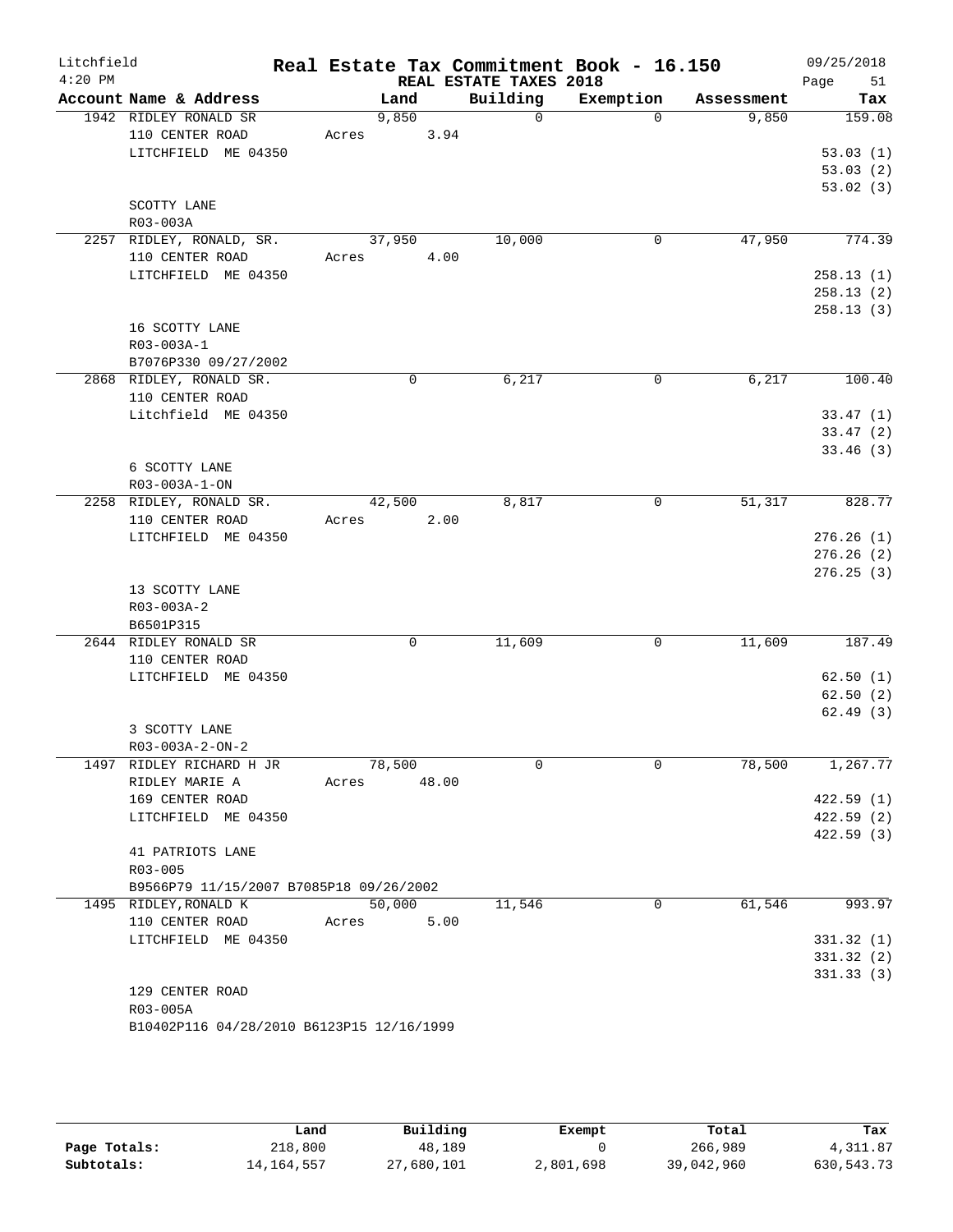Litchfield
4:20 PM

# Real Estate Tax Commitment Book - 16.150

REAL ESTATE TAXES 2018

09/25/2018

| Account | Name & Address | Land | Building | Exemption | Assessment | Tax |
|---|---|---|---|---|---|---|
| 1942 | RIDLEY RONALD SR<br>110 CENTER ROAD<br>LITCHFIELD ME 04350<br><br>SCOTTY LANE<br>R03-003A | 9,850<br>Acres 3.94 | 0 | 0 | 9,850 | 159.08<br>53.03 (1)<br>53.03 (2)<br>53.02 (3) |
| 2257 | RIDLEY, RONALD, SR.<br>110 CENTER ROAD<br>LITCHFIELD ME 04350<br><br>16 SCOTTY LANE<br>R03-003A-1<br>B7076P330 09/27/2002 | 37,950<br>Acres 4.00 | 10,000 | 0 | 47,950 | 774.39<br>258.13 (1)<br>258.13 (2)<br>258.13 (3) |
| 2868 | RIDLEY, RONALD SR.<br>110 CENTER ROAD<br>Litchfield ME 04350<br><br>6 SCOTTY LANE<br>R03-003A-1-ON | 0 | 6,217 | 0 | 6,217 | 100.40<br>33.47 (1)<br>33.47 (2)<br>33.46 (3) |
| 2258 | RIDLEY, RONALD SR.<br>110 CENTER ROAD<br>LITCHFIELD ME 04350<br><br>13 SCOTTY LANE<br>R03-003A-2<br>B6501P315 | 42,500<br>Acres 2.00 | 8,817 | 0 | 51,317 | 828.77<br>276.26 (1)<br>276.26 (2)<br>276.25 (3) |
| 2644 | RIDLEY RONALD SR<br>110 CENTER ROAD<br>LITCHFIELD ME 04350<br><br>3 SCOTTY LANE<br>R03-003A-2-ON-2 | 0 | 11,609 | 0 | 11,609 | 187.49<br>62.50 (1)<br>62.50 (2)<br>62.49 (3) |
| 1497 | RIDLEY RICHARD H JR<br>RIDLEY MARIE A<br>169 CENTER ROAD<br>LITCHFIELD ME 04350<br><br>41 PATRIOTS LANE<br>R03-005<br>B9566P79 11/15/2007 B7085P18 09/26/2002 | 78,500<br>Acres 48.00 | 0 | 0 | 78,500 | 1,267.77<br>422.59 (1)<br>422.59 (2)<br>422.59 (3) |
| 1495 | RIDLEY,RONALD K<br>110 CENTER ROAD<br>LITCHFIELD ME 04350<br><br>129 CENTER ROAD<br>R03-005A<br>B10402P116 04/28/2010 B6123P15 12/16/1999 | 50,000<br>Acres 5.00 | 11,546 | 0 | 61,546 | 993.97<br>331.32 (1)<br>331.32 (2)<br>331.33 (3) |

| | Land | Building | Exempt | Total | Tax |
|---|---|---|---|---|---|
| Page Totals: | 218,800 | 48,189 | 0 | 266,989 | 4,311.87 |
| Subtotals: | 14,164,557 | 27,680,101 | 2,801,698 | 39,042,960 | 630,543.73 |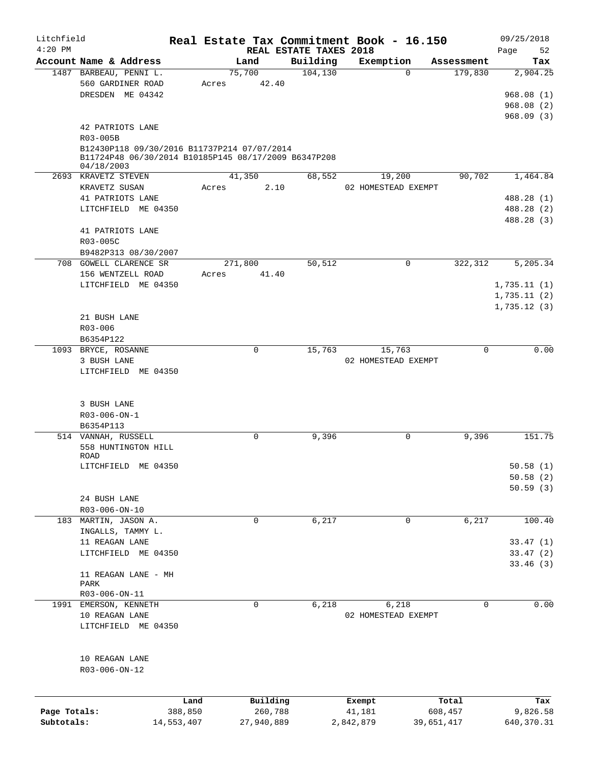Litchfield
4:20 PM

# Real Estate Tax Commitment Book - 16.150

REAL ESTATE TAXES 2018

09/25/2018

| Account Name & Address | Land | Building | Exemption | Assessment | Tax |
|---|---|---|---|---|---|
| 1487 BARBEAU, PENNI L.<br>560 GARDINER ROAD<br>DRESDEN ME 04342<br><br>42 PATRIOTS LANE<br>R03-005B<br>B12430P118 09/30/2016 B11737P214 07/07/2014 B11724P48 06/30/2014 B10185P145 08/17/2009 B6347P208 04/18/2003 | 75,700<br>Acres 42.40 | 104,130 | 0 | 179,830 | 2,904.25<br><br>968.08 (1)<br>968.08 (2)<br>968.09 (3) |
| 2693 KRAVETZ STEVEN<br>KRAVETZ SUSAN<br>41 PATRIOTS LANE<br>LITCHFIELD ME 04350<br><br>41 PATRIOTS LANE<br>R03-005C<br>B9482P313 08/30/2007 | 41,350<br>Acres 2.10 | 68,552 | 19,200<br>02 HOMESTEAD EXEMPT | 90,702 | 1,464.84<br><br>488.28 (1)<br>488.28 (2)<br>488.28 (3) |
| 708 GOWELL CLARENCE SR<br>156 WENTZELL ROAD<br>LITCHFIELD ME 04350<br><br>21 BUSH LANE<br>R03-006<br>B6354P122 | 271,800<br>Acres 41.40 | 50,512 | 0 | 322,312 | 5,205.34<br><br>1,735.11 (1)<br>1,735.11 (2)<br>1,735.12 (3) |
| 1093 BRYCE, ROSANNE<br>3 BUSH LANE<br>LITCHFIELD ME 04350<br><br>3 BUSH LANE<br>R03-006-ON-1<br>B6354P113 | 0 | 15,763 | 15,763<br>02 HOMESTEAD EXEMPT | 0 | 0.00 |
| 514 VANNAH, RUSSELL<br>558 HUNTINGTON HILL ROAD<br>LITCHFIELD ME 04350<br><br>24 BUSH LANE<br>R03-006-ON-10 | 0 | 9,396 | 0 | 9,396 | 151.75<br><br>50.58 (1)<br>50.58 (2)<br>50.59 (3) |
| 183 MARTIN, JASON A.<br>INGALLS, TAMMY L.<br>11 REAGAN LANE<br>LITCHFIELD ME 04350<br><br>11 REAGAN LANE - MH PARK<br>R03-006-ON-11 | 0 | 6,217 | 0 | 6,217 | 100.40<br><br>33.47 (1)<br>33.47 (2)<br>33.46 (3) |
| 1991 EMERSON, KENNETH<br>10 REAGAN LANE<br>LITCHFIELD ME 04350<br><br>10 REAGAN LANE<br>R03-006-ON-12 | 0 | 6,218 | 6,218<br>02 HOMESTEAD EXEMPT | 0 | 0.00 |

| | Land | Building | Exempt | Total | Tax |
|---|---|---|---|---|---|
| Page Totals: | 388,850 | 260,788 | 41,181 | 608,457 | 9,826.58 |
| Subtotals: | 14,553,407 | 27,940,889 | 2,842,879 | 39,651,417 | 640,370.31 |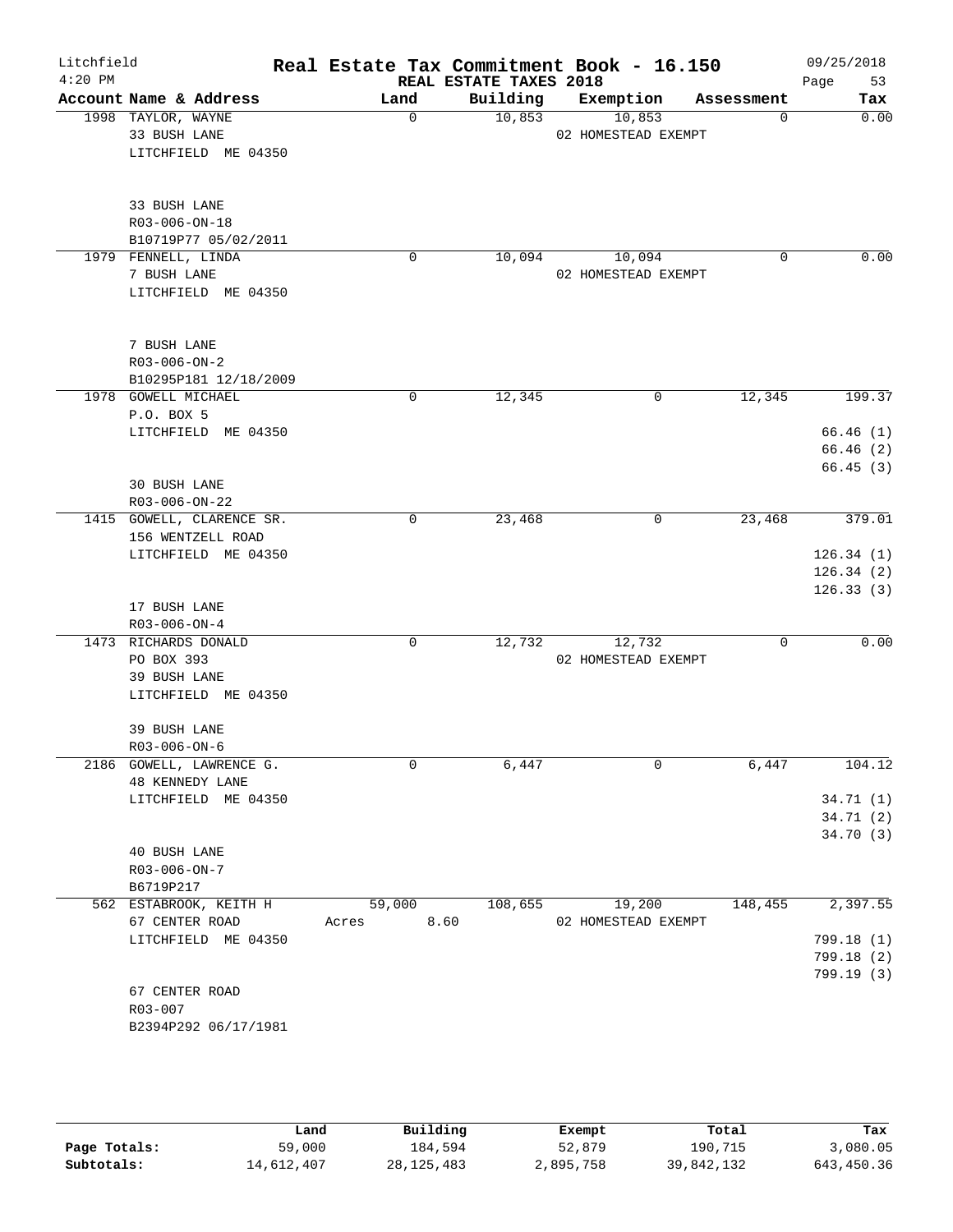# Real Estate Tax Commitment Book - 16.150

Litchfield
4:20 PM

REAL ESTATE TAXES 2018

09/25/2018

| Account | Name & Address | Land | Building | Exemption | Assessment | Tax |
|---|---|---|---|---|---|---|
| 1998 | TAYLOR, WAYNE<br>33 BUSH LANE<br>LITCHFIELD ME 04350<br><br>33 BUSH LANE<br>R03-006-ON-18<br>B10719P77 05/02/2011 | 0 | 10,853 | 10,853<br>02 HOMESTEAD EXEMPT | 0 | 0.00 |
| 1979 | FENNELL, LINDA<br>7 BUSH LANE<br>LITCHFIELD ME 04350<br><br>7 BUSH LANE<br>R03-006-ON-2<br>B10295P181 12/18/2009 | 0 | 10,094 | 10,094<br>02 HOMESTEAD EXEMPT | 0 | 0.00 |
| 1978 | GOWELL MICHAEL<br>P.O. BOX 5<br>LITCHFIELD ME 04350<br><br>30 BUSH LANE<br>R03-006-ON-22 | 0 | 12,345 | 0 | 12,345 | 199.37<br>66.46 (1)<br>66.46 (2)<br>66.45 (3) |
| 1415 | GOWELL, CLARENCE SR.<br>156 WENTZELL ROAD<br>LITCHFIELD ME 04350<br><br>17 BUSH LANE<br>R03-006-ON-4 | 0 | 23,468 | 0 | 23,468 | 379.01<br>126.34 (1)<br>126.34 (2)<br>126.33 (3) |
| 1473 | RICHARDS DONALD<br>PO BOX 393<br>39 BUSH LANE<br>LITCHFIELD ME 04350<br><br>39 BUSH LANE<br>R03-006-ON-6 | 0 | 12,732 | 12,732<br>02 HOMESTEAD EXEMPT | 0 | 0.00 |
| 2186 | GOWELL, LAWRENCE G.<br>48 KENNEDY LANE<br>LITCHFIELD ME 04350<br><br>40 BUSH LANE<br>R03-006-ON-7<br>B6719P217 | 0 | 6,447 | 0 | 6,447 | 104.12<br>34.71 (1)<br>34.71 (2)<br>34.70 (3) |
| 562 | ESTABROOK, KEITH H<br>67 CENTER ROAD<br>LITCHFIELD ME 04350<br><br>67 CENTER ROAD<br>R03-007<br>B2394P292 06/17/1981 | 59,000<br>Acres 8.60 | 108,655 | 19,200<br>02 HOMESTEAD EXEMPT | 148,455 | 2,397.55<br>799.18 (1)<br>799.18 (2)<br>799.19 (3) |

| | Land | Building | Exempt | Total | Tax |
|---|---|---|---|---|---|
| Page Totals: | 59,000 | 184,594 | 52,879 | 190,715 | 3,080.05 |
| Subtotals: | 14,612,407 | 28,125,483 | 2,895,758 | 39,842,132 | 643,450.36 |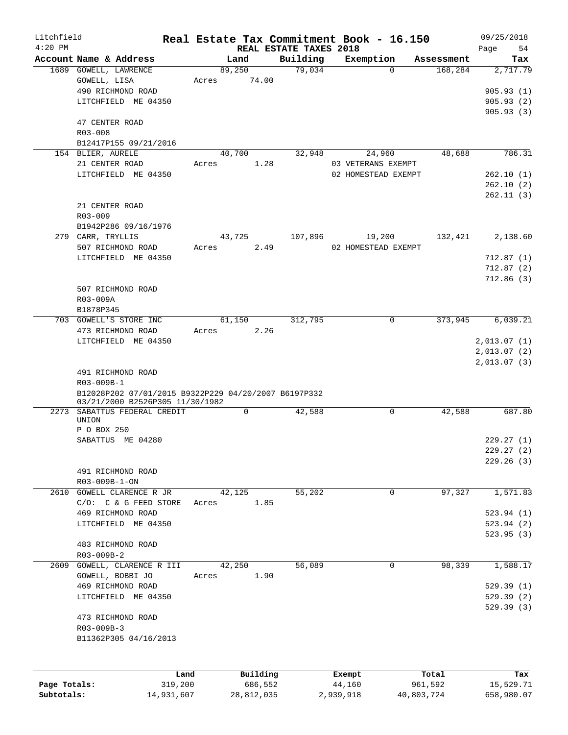# Real Estate Tax Commitment Book - 16.150

Litchfield 4:20 PM — REAL ESTATE TAXES 2018 — 09/25/2018

| Account Name & Address | Land | Building | Exemption | Assessment | Tax |
|---|---|---|---|---|---|
| 1689 GOWELL, LAWRENCE | 89,250 | 79,034 | 0 | 168,284 | 2,717.79 |
| GOWELL, LISA | Acres 74.00 | | | | |
| 490 RICHMOND ROAD | | | | | 905.93 (1) |
| LITCHFIELD ME 04350 | | | | | 905.93 (2) |
| | | | | | 905.93 (3) |
| 47 CENTER ROAD | | | | | |
| R03-008 | | | | | |
| B12417P155 09/21/2016 | | | | | |
| 154 BLIER, AURELE | 40,700 | 32,948 | 24,960 | 48,688 | 786.31 |
| 21 CENTER ROAD | Acres 1.28 | | 03 VETERANS EXEMPT | | |
| LITCHFIELD ME 04350 | | | 02 HOMESTEAD EXEMPT | | 262.10 (1) |
| | | | | | 262.10 (2) |
| | | | | | 262.11 (3) |
| 21 CENTER ROAD | | | | | |
| R03-009 | | | | | |
| B1942P286 09/16/1976 | | | | | |
| 279 CARR, TRYLLIS | 43,725 | 107,896 | 19,200 | 132,421 | 2,138.60 |
| 507 RICHMOND ROAD | Acres 2.49 | | 02 HOMESTEAD EXEMPT | | |
| LITCHFIELD ME 04350 | | | | | 712.87 (1) |
| | | | | | 712.87 (2) |
| | | | | | 712.86 (3) |
| 507 RICHMOND ROAD | | | | | |
| R03-009A | | | | | |
| B1878P345 | | | | | |
| 703 GOWELL'S STORE INC | 61,150 | 312,795 | 0 | 373,945 | 6,039.21 |
| 473 RICHMOND ROAD | Acres 2.26 | | | | |
| LITCHFIELD ME 04350 | | | | | 2,013.07 (1) |
| | | | | | 2,013.07 (2) |
| | | | | | 2,013.07 (3) |
| 491 RICHMOND ROAD | | | | | |
| R03-009B-1 | | | | | |
| B12028P202 07/01/2015 B9322P229 04/20/2007 B6197P332 03/21/2000 B2526P305 11/30/1982 | | | | | |
| 2273 SABATTUS FEDERAL CREDIT UNION | 0 | 42,588 | 0 | 42,588 | 687.80 |
| P O BOX 250 | | | | | |
| SABATTUS ME 04280 | | | | | 229.27 (1) |
| | | | | | 229.27 (2) |
| | | | | | 229.26 (3) |
| 491 RICHMOND ROAD | | | | | |
| R03-009B-1-ON | | | | | |
| 2610 GOWELL CLARENCE R JR | 42,125 | 55,202 | 0 | 97,327 | 1,571.83 |
| C/O: C & G FEED STORE | Acres 1.85 | | | | |
| 469 RICHMOND ROAD | | | | | 523.94 (1) |
| LITCHFIELD ME 04350 | | | | | 523.94 (2) |
| | | | | | 523.95 (3) |
| 483 RICHMOND ROAD | | | | | |
| R03-009B-2 | | | | | |
| 2609 GOWELL, CLARENCE R III | 42,250 | 56,089 | 0 | 98,339 | 1,588.17 |
| GOWELL, BOBBI JO | Acres 1.90 | | | | |
| 469 RICHMOND ROAD | | | | | 529.39 (1) |
| LITCHFIELD ME 04350 | | | | | 529.39 (2) |
| | | | | | 529.39 (3) |
| 473 RICHMOND ROAD | | | | | |
| R03-009B-3 | | | | | |
| B11362P305 04/16/2013 | | | | | |

| | Land | Building | Exempt | Total | Tax |
|---|---|---|---|---|---|
| Page Totals: | 319,200 | 686,552 | 44,160 | 961,592 | 15,529.71 |
| Subtotals: | 14,931,607 | 28,812,035 | 2,939,918 | 40,803,724 | 658,980.07 |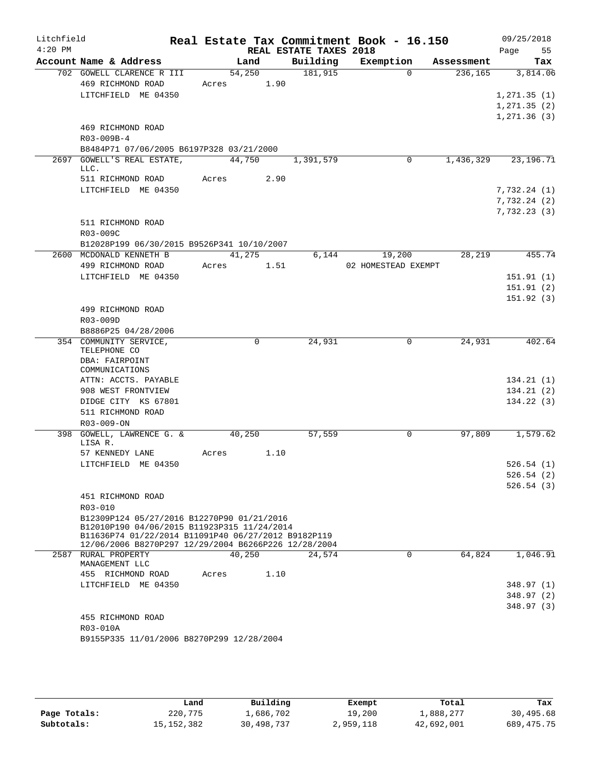Litchfield  Real Estate Tax Commitment Book - 16.150  09/25/2018
4:20 PM  REAL ESTATE TAXES 2018

| Account | Name & Address | Land | Building | Exemption | Assessment | Tax |
|---|---|---|---|---|---|---|
| 702 | GOWELL CLARENCE R III | 54,250 | 181,915 | 0 | 236,165 | 3,814.06 |
| | 469 RICHMOND ROAD | Acres 1.90 | | | | |
| | LITCHFIELD ME 04350 | | | | | 1,271.35 (1) |
| | | | | | | 1,271.35 (2) |
| | | | | | | 1,271.36 (3) |
| | 469 RICHMOND ROAD | | | | | |
| | R03-009B-4 | | | | | |
| | B8484P71 07/06/2005 B6197P328 03/21/2000 | | | | | |
| 2697 | GOWELL'S REAL ESTATE, LLC. | 44,750 | 1,391,579 | 0 | 1,436,329 | 23,196.71 |
| | 511 RICHMOND ROAD | Acres 2.90 | | | | |
| | LITCHFIELD ME 04350 | | | | | 7,732.24 (1) |
| | | | | | | 7,732.24 (2) |
| | | | | | | 7,732.23 (3) |
| | 511 RICHMOND ROAD | | | | | |
| | R03-009C | | | | | |
| | B12028P199 06/30/2015 B9526P341 10/10/2007 | | | | | |
| 2600 | MCDONALD KENNETH B | 41,275 | 6,144 | 19,200 | 28,219 | 455.74 |
| | 499 RICHMOND ROAD | Acres 1.51 | | 02 HOMESTEAD EXEMPT | | |
| | LITCHFIELD ME 04350 | | | | | 151.91 (1) |
| | | | | | | 151.91 (2) |
| | | | | | | 151.92 (3) |
| | 499 RICHMOND ROAD | | | | | |
| | R03-009D | | | | | |
| | B8886P25 04/28/2006 | | | | | |
| 354 | COMMUNITY SERVICE, TELEPHONE CO | 0 | 24,931 | 0 | 24,931 | 402.64 |
| | DBA: FAIRPOINT COMMUNICATIONS | | | | | |
| | ATTN: ACCTS. PAYABLE | | | | | 134.21 (1) |
| | 908 WEST FRONTVIEW | | | | | 134.21 (2) |
| | DIDGE CITY KS 67801 | | | | | 134.22 (3) |
| | 511 RICHMOND ROAD | | | | | |
| | R03-009-ON | | | | | |
| 398 | GOWELL, LAWRENCE G. & LISA R. | 40,250 | 57,559 | 0 | 97,809 | 1,579.62 |
| | 57 KENNEDY LANE | Acres 1.10 | | | | |
| | LITCHFIELD ME 04350 | | | | | 526.54 (1) |
| | | | | | | 526.54 (2) |
| | | | | | | 526.54 (3) |
| | 451 RICHMOND ROAD | | | | | |
| | R03-010 | | | | | |
| | B12309P124 05/27/2016 B12270P90 01/21/2016 B12010P190 04/06/2015 B11923P315 11/24/2014 B11636P74 01/22/2014 B11091P40 06/27/2012 B9182P119 12/06/2006 B8270P297 12/29/2004 B6266P226 12/28/2004 | | | | | |
| 2587 | RURAL PROPERTY MANAGEMENT LLC | 40,250 | 24,574 | 0 | 64,824 | 1,046.91 |
| | 455 RICHMOND ROAD | Acres 1.10 | | | | |
| | LITCHFIELD ME 04350 | | | | | 348.97 (1) |
| | | | | | | 348.97 (2) |
| | | | | | | 348.97 (3) |
| | 455 RICHMOND ROAD | | | | | |
| | R03-010A | | | | | |
| | B9155P335 11/01/2006 B8270P299 12/28/2004 | | | | | |

| | Land | Building | Exempt | Total | Tax |
|---|---|---|---|---|---|
| Page Totals: | 220,775 | 1,686,702 | 19,200 | 1,888,277 | 30,495.68 |
| Subtotals: | 15,152,382 | 30,498,737 | 2,959,118 | 42,692,001 | 689,475.75 |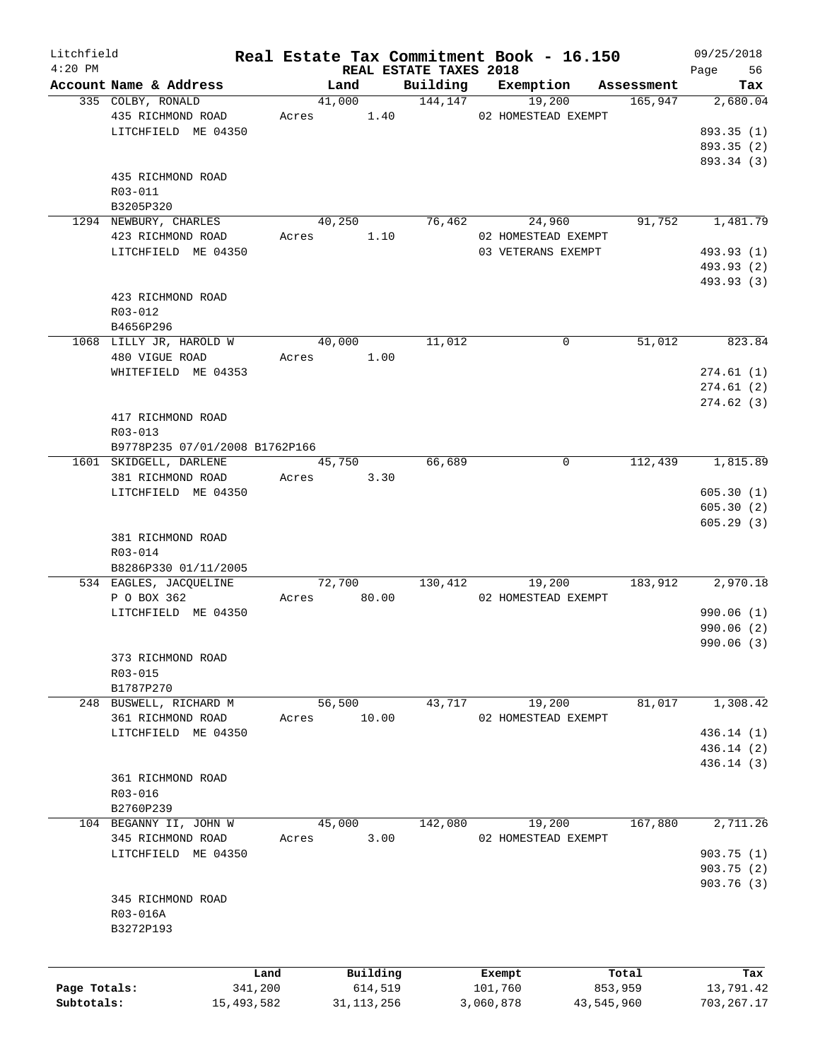Litchfield
4:20 PM

# Real Estate Tax Commitment Book - 16.150
## REAL ESTATE TAXES 2018

09/25/2018

| Account Name & Address | Land | Building | Exemption | Assessment | Tax |
|---|---|---|---|---|---|
| 335 COLBY, RONALD | 41,000 | 144,147 | 19,200 | 165,947 | 2,680.04 |
| 435 RICHMOND ROAD | Acres 1.40 | | 02 HOMESTEAD EXEMPT | | |
| LITCHFIELD ME 04350 | | | | | 893.35 (1) |
| | | | | | 893.35 (2) |
| | | | | | 893.34 (3) |
| 435 RICHMOND ROAD | | | | | |
| R03-011 | | | | | |
| B3205P320 | | | | | |
| 1294 NEWBURY, CHARLES | 40,250 | 76,462 | 24,960 | 91,752 | 1,481.79 |
| 423 RICHMOND ROAD | Acres 1.10 | | 02 HOMESTEAD EXEMPT | | |
| LITCHFIELD ME 04350 | | | 03 VETERANS EXEMPT | | 493.93 (1) |
| | | | | | 493.93 (2) |
| | | | | | 493.93 (3) |
| 423 RICHMOND ROAD | | | | | |
| R03-012 | | | | | |
| B4656P296 | | | | | |
| 1068 LILLY JR, HAROLD W | 40,000 | 11,012 | 0 | 51,012 | 823.84 |
| 480 VIGUE ROAD | Acres 1.00 | | | | |
| WHITEFIELD ME 04353 | | | | | 274.61 (1) |
| | | | | | 274.61 (2) |
| | | | | | 274.62 (3) |
| 417 RICHMOND ROAD | | | | | |
| R03-013 | | | | | |
| B9778P235 07/01/2008 B1762P166 | | | | | |
| 1601 SKIDGELL, DARLENE | 45,750 | 66,689 | 0 | 112,439 | 1,815.89 |
| 381 RICHMOND ROAD | Acres 3.30 | | | | |
| LITCHFIELD ME 04350 | | | | | 605.30 (1) |
| | | | | | 605.30 (2) |
| | | | | | 605.29 (3) |
| 381 RICHMOND ROAD | | | | | |
| R03-014 | | | | | |
| B8286P330 01/11/2005 | | | | | |
| 534 EAGLES, JACQUELINE | 72,700 | 130,412 | 19,200 | 183,912 | 2,970.18 |
| P O BOX 362 | Acres 80.00 | | 02 HOMESTEAD EXEMPT | | |
| LITCHFIELD ME 04350 | | | | | 990.06 (1) |
| | | | | | 990.06 (2) |
| | | | | | 990.06 (3) |
| 373 RICHMOND ROAD | | | | | |
| R03-015 | | | | | |
| B1787P270 | | | | | |
| 248 BUSWELL, RICHARD M | 56,500 | 43,717 | 19,200 | 81,017 | 1,308.42 |
| 361 RICHMOND ROAD | Acres 10.00 | | 02 HOMESTEAD EXEMPT | | |
| LITCHFIELD ME 04350 | | | | | 436.14 (1) |
| | | | | | 436.14 (2) |
| | | | | | 436.14 (3) |
| 361 RICHMOND ROAD | | | | | |
| R03-016 | | | | | |
| B2760P239 | | | | | |
| 104 BEGANNY II, JOHN W | 45,000 | 142,080 | 19,200 | 167,880 | 2,711.26 |
| 345 RICHMOND ROAD | Acres 3.00 | | 02 HOMESTEAD EXEMPT | | |
| LITCHFIELD ME 04350 | | | | | 903.75 (1) |
| | | | | | 903.75 (2) |
| | | | | | 903.76 (3) |
| 345 RICHMOND ROAD | | | | | |
| R03-016A | | | | | |
| B3272P193 | | | | | |

| | Land | Building | Exempt | Total | Tax |
|---|---|---|---|---|---|
| Page Totals: | 341,200 | 614,519 | 101,760 | 853,959 | 13,791.42 |
| Subtotals: | 15,493,582 | 31,113,256 | 3,060,878 | 43,545,960 | 703,267.17 |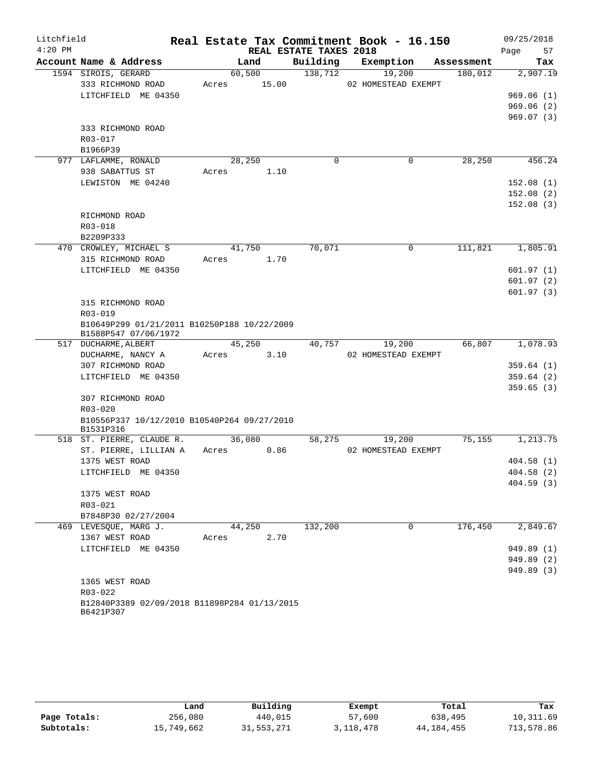# Litchfield — Real Estate Tax Commitment Book - 16.150

4:20 PM — REAL ESTATE TAXES 2018 — 09/25/2018

| Account Name & Address | Land | Building | Exemption | Assessment | Tax |
|---|---|---|---|---|---|
| 1594 SIROIS, GERARD | 60,500 | 138,712 | 19,200 | 180,012 | 2,907.19 |
| 333 RICHMOND ROAD | Acres 15.00 | | 02 HOMESTEAD EXEMPT | | |
| LITCHFIELD ME 04350 | | | | | 969.06 (1) |
| | | | | | 969.06 (2) |
| | | | | | 969.07 (3) |
| 333 RICHMOND ROAD | | | | | |
| R03-017 | | | | | |
| B1966P39 | | | | | |
| 977 LAFLAMME, RONALD | 28,250 | 0 | 0 | 28,250 | 456.24 |
| 938 SABATTUS ST | Acres 1.10 | | | | |
| LEWISTON ME 04240 | | | | | 152.08 (1) |
| | | | | | 152.08 (2) |
| | | | | | 152.08 (3) |
| RICHMOND ROAD | | | | | |
| R03-018 | | | | | |
| B2209P333 | | | | | |
| 470 CROWLEY, MICHAEL S | 41,750 | 70,071 | 0 | 111,821 | 1,805.91 |
| 315 RICHMOND ROAD | Acres 1.70 | | | | |
| LITCHFIELD ME 04350 | | | | | 601.97 (1) |
| | | | | | 601.97 (2) |
| | | | | | 601.97 (3) |
| 315 RICHMOND ROAD | | | | | |
| R03-019 | | | | | |
| B10649P299 01/21/2011 B10250P188 10/22/2009 B1588P547 07/06/1972 | | | | | |
| 517 DUCHARME, ALBERT | 45,250 | 40,757 | 19,200 | 66,807 | 1,078.93 |
| DUCHARME, NANCY A | Acres 3.10 | | 02 HOMESTEAD EXEMPT | | |
| 307 RICHMOND ROAD | | | | | 359.64 (1) |
| LITCHFIELD ME 04350 | | | | | 359.64 (2) |
| | | | | | 359.65 (3) |
| 307 RICHMOND ROAD | | | | | |
| R03-020 | | | | | |
| B10556P337 10/12/2010 B10540P264 09/27/2010 B1531P316 | | | | | |
| 518 ST. PIERRE, CLAUDE R. | 36,080 | 58,275 | 19,200 | 75,155 | 1,213.75 |
| ST. PIERRE, LILLIAN A | Acres 0.86 | | 02 HOMESTEAD EXEMPT | | |
| 1375 WEST ROAD | | | | | 404.58 (1) |
| LITCHFIELD ME 04350 | | | | | 404.58 (2) |
| | | | | | 404.59 (3) |
| 1375 WEST ROAD | | | | | |
| R03-021 | | | | | |
| B7848P30 02/27/2004 | | | | | |
| 469 LEVESQUE, MARG J. | 44,250 | 132,200 | 0 | 176,450 | 2,849.67 |
| 1367 WEST ROAD | Acres 2.70 | | | | |
| LITCHFIELD ME 04350 | | | | | 949.89 (1) |
| | | | | | 949.89 (2) |
| | | | | | 949.89 (3) |
| 1365 WEST ROAD | | | | | |
| R03-022 | | | | | |
| B12840P3389 02/09/2018 B11898P284 01/13/2015 B6421P307 | | | | | |

| | Land | Building | Exempt | Total | Tax |
|---|---|---|---|---|---|
| Page Totals: | 256,080 | 440,015 | 57,600 | 638,495 | 10,311.69 |
| Subtotals: | 15,749,662 | 31,553,271 | 3,118,478 | 44,184,455 | 713,578.86 |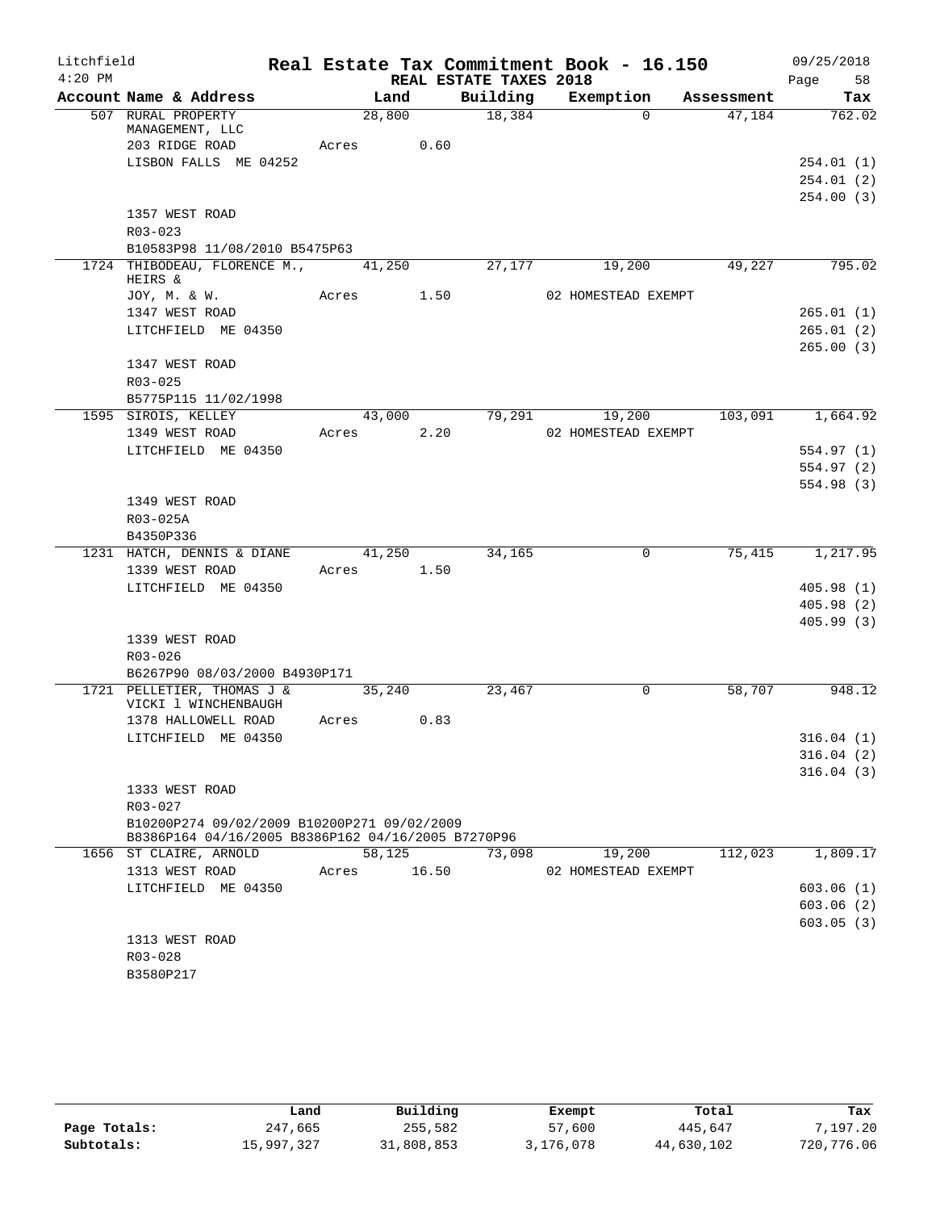Litchfield 4:20 PM

# Real Estate Tax Commitment Book - 16.150

REAL ESTATE TAXES 2018

09/25/2018 Page 58

| Account Name & Address | Land | Building | Exemption | Assessment | Tax |
|---|---|---|---|---|---|
| 507 RURAL PROPERTY MANAGEMENT, LLC | 28,800 | 18,384 | 0 | 47,184 | 762.02 |
| 203 RIDGE ROAD | Acres 0.60 | | | | |
| LISBON FALLS ME 04252 | | | | | 254.01 (1) |
| | | | | | 254.01 (2) |
| | | | | | 254.00 (3) |
| 1357 WEST ROAD | | | | | |
| R03-023 | | | | | |
| B10583P98 11/08/2010 B5475P63 | | | | | |
| 1724 THIBODEAU, FLORENCE M., HEIRS & | 41,250 | 27,177 | 19,200 | 49,227 | 795.02 |
| JOY, M. & W. | Acres 1.50 | | 02 HOMESTEAD EXEMPT | | |
| 1347 WEST ROAD | | | | | 265.01 (1) |
| LITCHFIELD ME 04350 | | | | | 265.01 (2) |
| | | | | | 265.00 (3) |
| 1347 WEST ROAD | | | | | |
| R03-025 | | | | | |
| B5775P115 11/02/1998 | | | | | |
| 1595 SIROIS, KELLEY | 43,000 | 79,291 | 19,200 | 103,091 | 1,664.92 |
| 1349 WEST ROAD | Acres 2.20 | | 02 HOMESTEAD EXEMPT | | |
| LITCHFIELD ME 04350 | | | | | 554.97 (1) |
| | | | | | 554.97 (2) |
| | | | | | 554.98 (3) |
| 1349 WEST ROAD | | | | | |
| R03-025A | | | | | |
| B4350P336 | | | | | |
| 1231 HATCH, DENNIS & DIANE | 41,250 | 34,165 | 0 | 75,415 | 1,217.95 |
| 1339 WEST ROAD | Acres 1.50 | | | | |
| LITCHFIELD ME 04350 | | | | | 405.98 (1) |
| | | | | | 405.98 (2) |
| | | | | | 405.99 (3) |
| 1339 WEST ROAD | | | | | |
| R03-026 | | | | | |
| B6267P90 08/03/2000 B4930P171 | | | | | |
| 1721 PELLETIER, THOMAS J & VICKI l WINCHENBAUGH | 35,240 | 23,467 | 0 | 58,707 | 948.12 |
| 1378 HALLOWELL ROAD | Acres 0.83 | | | | |
| LITCHFIELD ME 04350 | | | | | 316.04 (1) |
| | | | | | 316.04 (2) |
| | | | | | 316.04 (3) |
| 1333 WEST ROAD | | | | | |
| R03-027 | | | | | |
| B10200P274 09/02/2009 B10200P271 09/02/2009 B8386P164 04/16/2005 B8386P162 04/16/2005 B7270P96 | | | | | |
| 1656 ST CLAIRE, ARNOLD | 58,125 | 73,098 | 19,200 | 112,023 | 1,809.17 |
| 1313 WEST ROAD | Acres 16.50 | | 02 HOMESTEAD EXEMPT | | |
| LITCHFIELD ME 04350 | | | | | 603.06 (1) |
| | | | | | 603.06 (2) |
| | | | | | 603.05 (3) |
| 1313 WEST ROAD | | | | | |
| R03-028 | | | | | |
| B3580P217 | | | | | |

| | Land | Building | Exempt | Total | Tax |
|---|---|---|---|---|---|
| Page Totals: | 247,665 | 255,582 | 57,600 | 445,647 | 7,197.20 |
| Subtotals: | 15,997,327 | 31,808,853 | 3,176,078 | 44,630,102 | 720,776.06 |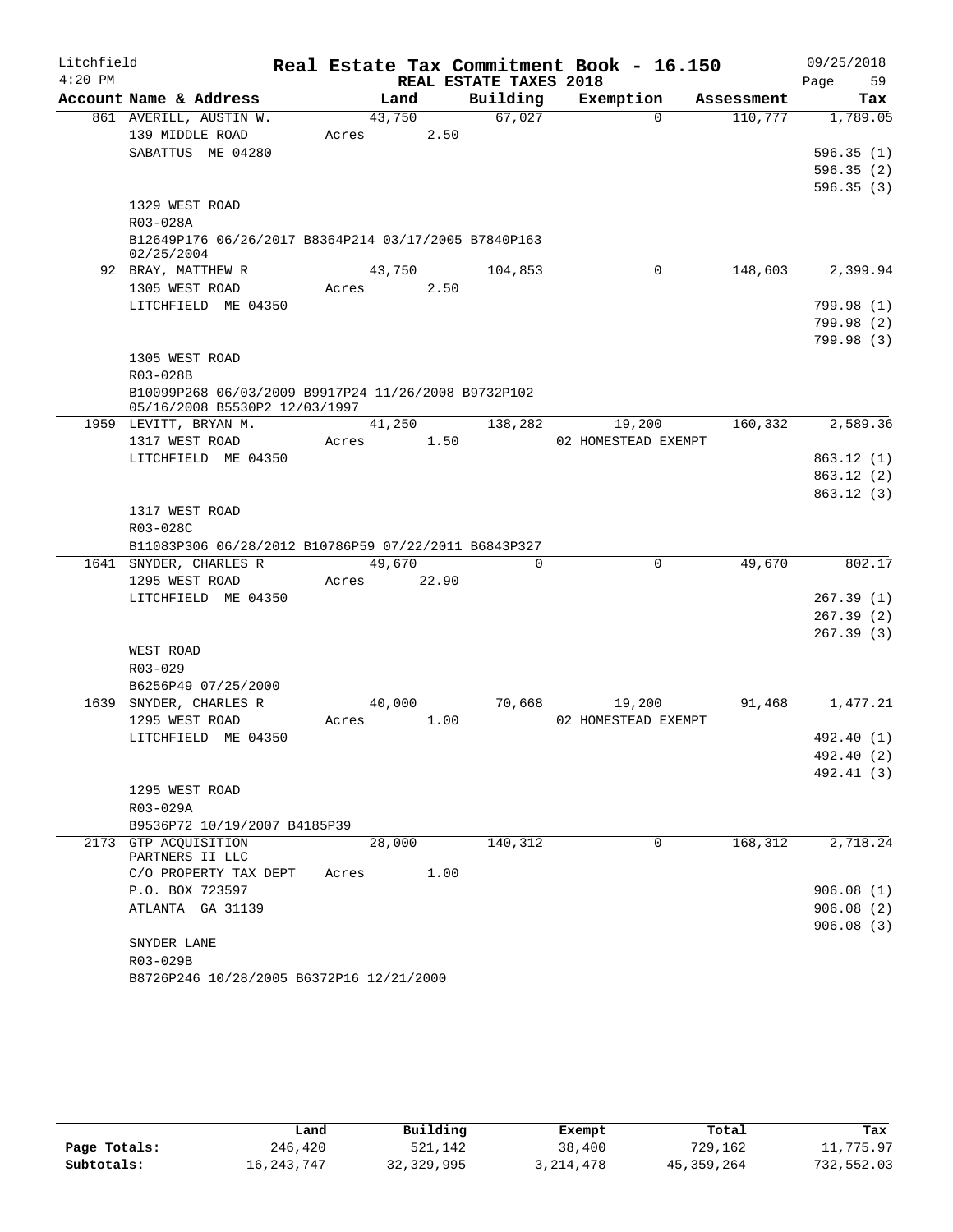Litchfield
4:20 PM

**Real Estate Tax Commitment Book - 16.150**
**REAL ESTATE TAXES 2018**

09/25/2018

| Account Name & Address | Land | Building | Exemption | Assessment | Tax |
|---|---|---|---|---|---|
| 861 AVERILL, AUSTIN W. | 43,750 | 67,027 | 0 | 110,777 | 1,789.05 |
| 139 MIDDLE ROAD | Acres 2.50 | | | | |
| SABATTUS ME 04280 | | | | | 596.35 (1) |
| | | | | | 596.35 (2) |
| | | | | | 596.35 (3) |
| 1329 WEST ROAD | | | | | |
| R03-028A | | | | | |
| B12649P176 06/26/2017 B8364P214 03/17/2005 B7840P163 02/25/2004 | | | | | |
| 92 BRAY, MATTHEW R | 43,750 | 104,853 | 0 | 148,603 | 2,399.94 |
| 1305 WEST ROAD | Acres 2.50 | | | | |
| LITCHFIELD ME 04350 | | | | | 799.98 (1) |
| | | | | | 799.98 (2) |
| | | | | | 799.98 (3) |
| 1305 WEST ROAD | | | | | |
| R03-028B | | | | | |
| B10099P268 06/03/2009 B9917P24 11/26/2008 B9732P102 05/16/2008 B5530P2 12/03/1997 | | | | | |
| 1959 LEVITT, BRYAN M. | 41,250 | 138,282 | 19,200 | 160,332 | 2,589.36 |
| 1317 WEST ROAD | Acres 1.50 | | 02 HOMESTEAD EXEMPT | | |
| LITCHFIELD ME 04350 | | | | | 863.12 (1) |
| | | | | | 863.12 (2) |
| | | | | | 863.12 (3) |
| 1317 WEST ROAD | | | | | |
| R03-028C | | | | | |
| B11083P306 06/28/2012 B10786P59 07/22/2011 B6843P327 | | | | | |
| 1641 SNYDER, CHARLES R | 49,670 | 0 | 0 | 49,670 | 802.17 |
| 1295 WEST ROAD | Acres 22.90 | | | | |
| LITCHFIELD ME 04350 | | | | | 267.39 (1) |
| | | | | | 267.39 (2) |
| | | | | | 267.39 (3) |
| WEST ROAD | | | | | |
| R03-029 | | | | | |
| B6256P49 07/25/2000 | | | | | |
| 1639 SNYDER, CHARLES R | 40,000 | 70,668 | 19,200 | 91,468 | 1,477.21 |
| 1295 WEST ROAD | Acres 1.00 | | 02 HOMESTEAD EXEMPT | | |
| LITCHFIELD ME 04350 | | | | | 492.40 (1) |
| | | | | | 492.40 (2) |
| | | | | | 492.41 (3) |
| 1295 WEST ROAD | | | | | |
| R03-029A | | | | | |
| B9536P72 10/19/2007 B4185P39 | | | | | |
| 2173 GTP ACQUISITION PARTNERS II LLC | 28,000 | 140,312 | 0 | 168,312 | 2,718.24 |
| C/O PROPERTY TAX DEPT | Acres 1.00 | | | | |
| P.O. BOX 723597 | | | | | 906.08 (1) |
| ATLANTA GA 31139 | | | | | 906.08 (2) |
| | | | | | 906.08 (3) |
| SNYDER LANE | | | | | |
| R03-029B | | | | | |
| B8726P246 10/28/2005 B6372P16 12/21/2000 | | | | | |

| | Land | Building | Exempt | Total | Tax |
|---|---|---|---|---|---|
| Page Totals: | 246,420 | 521,142 | 38,400 | 729,162 | 11,775.97 |
| Subtotals: | 16,243,747 | 32,329,995 | 3,214,478 | 45,359,264 | 732,552.03 |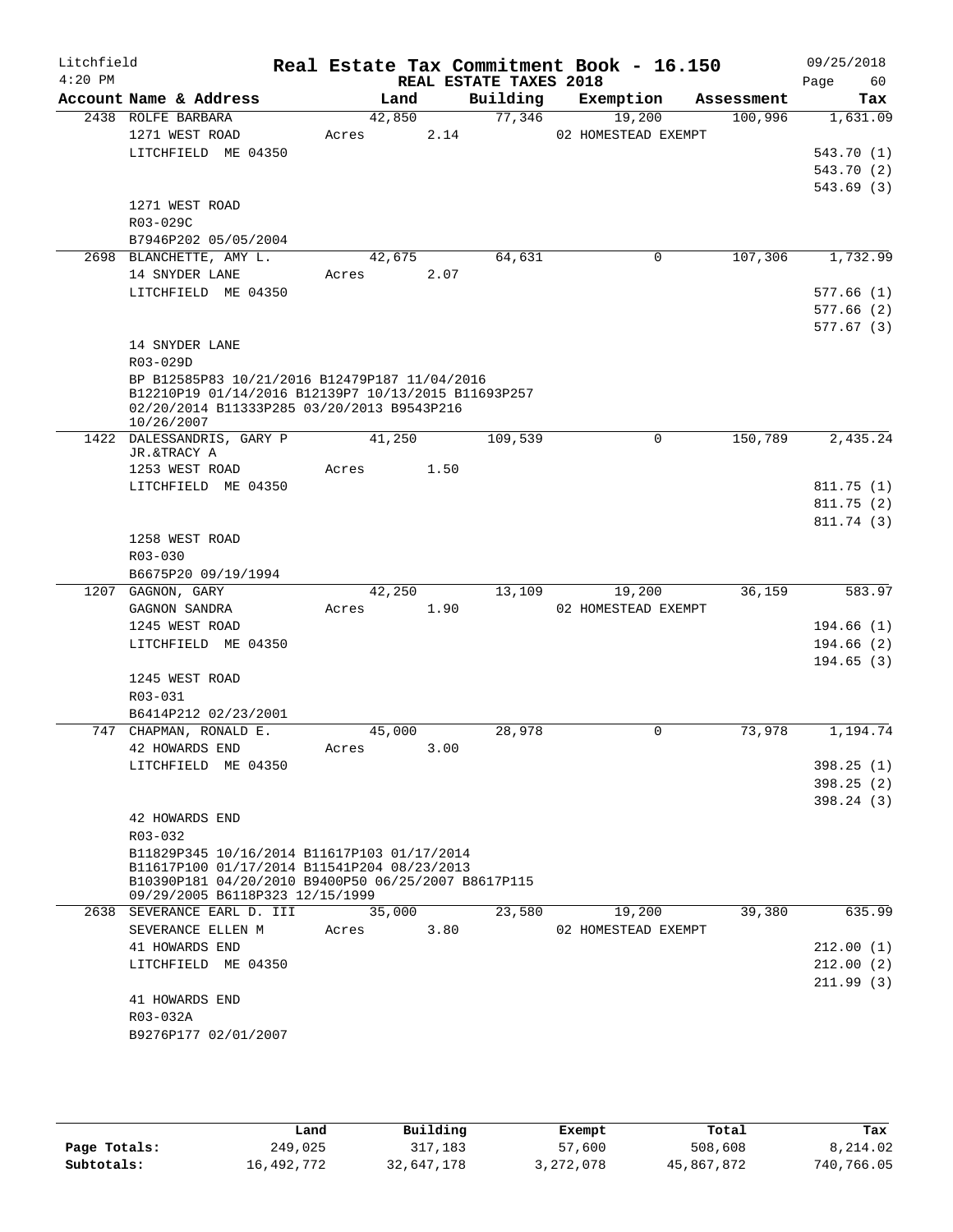Litchfield
4:20 PM

# Real Estate Tax Commitment Book - 16.150

## REAL ESTATE TAXES 2018

09/25/2018

| Account | Name & Address | Land | Building | Exemption | Assessment | Tax |
|---|---|---|---|---|---|---|
| 2438 | ROLFE BARBARA<br>1271 WEST ROAD<br>LITCHFIELD ME 04350<br><br>1271 WEST ROAD<br>R03-029C<br>B7946P202 05/05/2004 | 42,850<br>Acres 2.14 | 77,346 | 19,200<br>02 HOMESTEAD EXEMPT | 100,996 | 1,631.09<br>543.70 (1)<br>543.70 (2)<br>543.69 (3) |
| 2698 | BLANCHETTE, AMY L.<br>14 SNYDER LANE<br>LITCHFIELD ME 04350<br><br>14 SNYDER LANE<br>R03-029D<br>BP B12585P83 10/21/2016 B12479P187 11/04/2016 B12210P19 01/14/2016 B12139P7 10/13/2015 B11693P257 02/20/2014 B11333P285 03/20/2013 B9543P216 10/26/2007 | 42,675<br>Acres 2.07 | 64,631 | 0 | 107,306 | 1,732.99<br>577.66 (1)<br>577.66 (2)<br>577.67 (3) |
| 1422 | DALESSANDRIS, GARY P JR.&TRACY A<br>1253 WEST ROAD<br>LITCHFIELD ME 04350<br><br>1258 WEST ROAD<br>R03-030<br>B6675P20 09/19/1994 | 41,250<br>Acres 1.50 | 109,539 | 0 | 150,789 | 2,435.24<br>811.75 (1)<br>811.75 (2)<br>811.74 (3) |
| 1207 | GAGNON, GARY<br>GAGNON SANDRA<br>1245 WEST ROAD<br>LITCHFIELD ME 04350<br><br>1245 WEST ROAD<br>R03-031<br>B6414P212 02/23/2001 | 42,250<br>Acres 1.90 | 13,109 | 19,200<br>02 HOMESTEAD EXEMPT | 36,159 | 583.97<br>194.66 (1)<br>194.66 (2)<br>194.65 (3) |
| 747 | CHAPMAN, RONALD E.<br>42 HOWARDS END<br>LITCHFIELD ME 04350<br><br>42 HOWARDS END<br>R03-032<br>B11829P345 10/16/2014 B11617P103 01/17/2014 B11617P100 01/17/2014 B11541P204 08/23/2013 B10390P181 04/20/2010 B9400P50 06/25/2007 B8617P115 09/29/2005 B6118P323 12/15/1999 | 45,000<br>Acres 3.00 | 28,978 | 0 | 73,978 | 1,194.74<br>398.25 (1)<br>398.25 (2)<br>398.24 (3) |
| 2638 | SEVERANCE EARL D. III<br>SEVERANCE ELLEN M<br>41 HOWARDS END<br>LITCHFIELD ME 04350<br><br>41 HOWARDS END<br>R03-032A<br>B9276P177 02/01/2007 | 35,000<br>Acres 3.80 | 23,580 | 19,200<br>02 HOMESTEAD EXEMPT | 39,380 | 635.99<br>212.00 (1)<br>212.00 (2)<br>211.99 (3) |

| | Land | Building | Exempt | Total | Tax |
|---|---|---|---|---|---|
| Page Totals: | 249,025 | 317,183 | 57,600 | 508,608 | 8,214.02 |
| Subtotals: | 16,492,772 | 32,647,178 | 3,272,078 | 45,867,872 | 740,766.05 |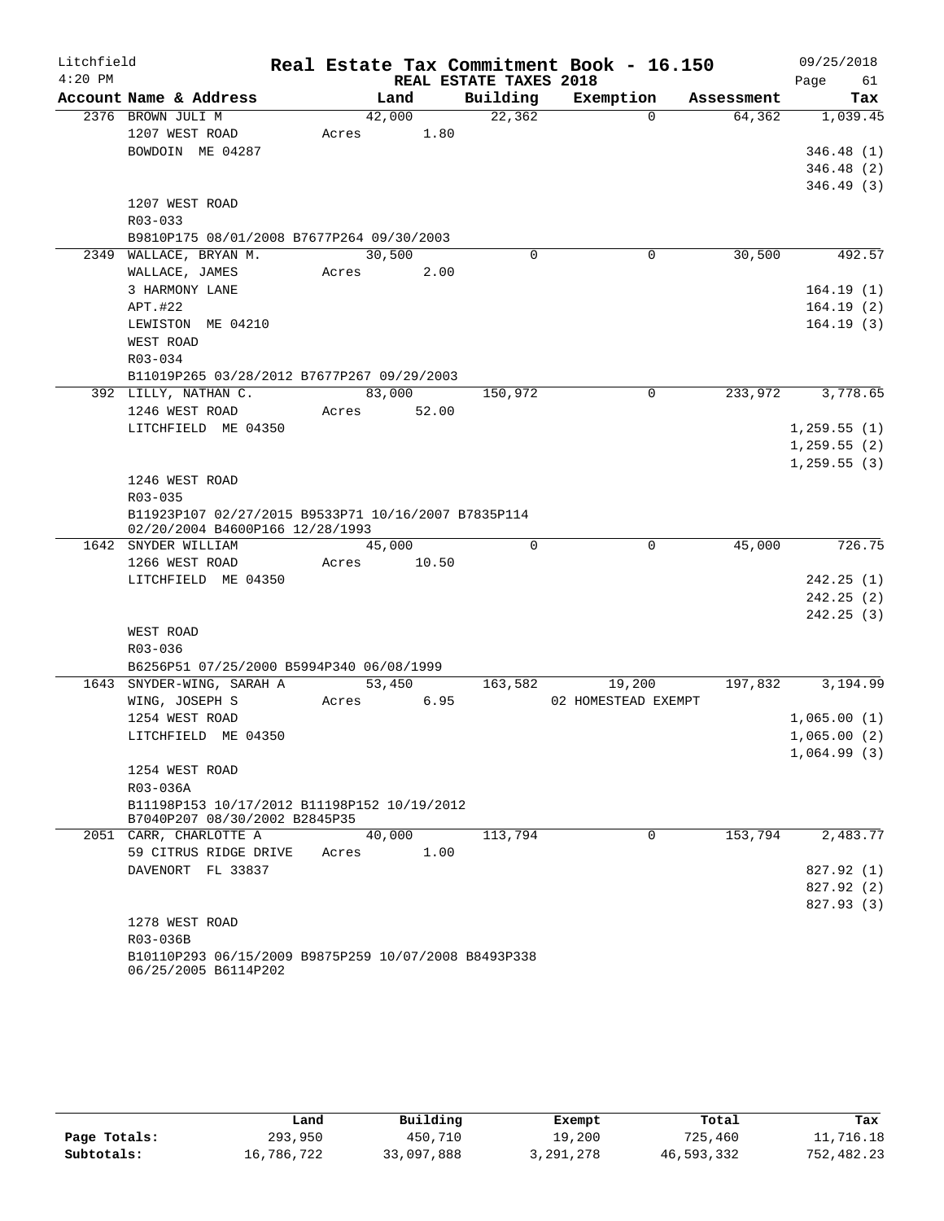Litchfield
4:20 PM

# Real Estate Tax Commitment Book - 16.150

REAL ESTATE TAXES 2018

09/25/2018
Page 61

| Account Name & Address | Land | Building | Exemption | Assessment | Tax |
|---|---|---|---|---|---|
| 2376 BROWN JULI M | 42,000 | 22,362 | 0 | 64,362 | 1,039.45 |
| 1207 WEST ROAD | Acres 1.80 | | | | |
| BOWDOIN ME 04287 | | | | | 346.48 (1) |
| | | | | | 346.48 (2) |
| | | | | | 346.49 (3) |
| 1207 WEST ROAD | | | | | |
| R03-033 | | | | | |
| B9810P175 08/01/2008 B7677P264 09/30/2003 | | | | | |
| 2349 WALLACE, BRYAN M. | 30,500 | 0 | 0 | 30,500 | 492.57 |
| WALLACE, JAMES | Acres 2.00 | | | | |
| 3 HARMONY LANE | | | | | 164.19 (1) |
| APT.#22 | | | | | 164.19 (2) |
| LEWISTON ME 04210 | | | | | 164.19 (3) |
| WEST ROAD | | | | | |
| R03-034 | | | | | |
| B11019P265 03/28/2012 B7677P267 09/29/2003 | | | | | |
| 392 LILLY, NATHAN C. | 83,000 | 150,972 | 0 | 233,972 | 3,778.65 |
| 1246 WEST ROAD | Acres 52.00 | | | | |
| LITCHFIELD ME 04350 | | | | | 1,259.55 (1) |
| | | | | | 1,259.55 (2) |
| | | | | | 1,259.55 (3) |
| 1246 WEST ROAD | | | | | |
| R03-035 | | | | | |
| B11923P107 02/27/2015 B9533P71 10/16/2007 B7835P114 02/20/2004 B4600P166 12/28/1993 | | | | | |
| 1642 SNYDER WILLIAM | 45,000 | 0 | 0 | 45,000 | 726.75 |
| 1266 WEST ROAD | Acres 10.50 | | | | |
| LITCHFIELD ME 04350 | | | | | 242.25 (1) |
| | | | | | 242.25 (2) |
| | | | | | 242.25 (3) |
| WEST ROAD | | | | | |
| R03-036 | | | | | |
| B6256P51 07/25/2000 B5994P340 06/08/1999 | | | | | |
| 1643 SNYDER-WING, SARAH A | 53,450 | 163,582 | 19,200 | 197,832 | 3,194.99 |
| WING, JOSEPH S | Acres 6.95 | | 02 HOMESTEAD EXEMPT | | |
| 1254 WEST ROAD | | | | | 1,065.00 (1) |
| LITCHFIELD ME 04350 | | | | | 1,065.00 (2) |
| | | | | | 1,064.99 (3) |
| 1254 WEST ROAD | | | | | |
| R03-036A | | | | | |
| B11198P153 10/17/2012 B11198P152 10/19/2012 B7040P207 08/30/2002 B2845P35 | | | | | |
| 2051 CARR, CHARLOTTE A | 40,000 | 113,794 | 0 | 153,794 | 2,483.77 |
| 59 CITRUS RIDGE DRIVE | Acres 1.00 | | | | |
| DAVENORT FL 33837 | | | | | 827.92 (1) |
| | | | | | 827.92 (2) |
| | | | | | 827.93 (3) |
| 1278 WEST ROAD | | | | | |
| R03-036B | | | | | |
| B10110P293 06/15/2009 B9875P259 10/07/2008 B8493P338 06/25/2005 B6114P202 | | | | | |

| | Land | Building | Exempt | Total | Tax |
|---|---|---|---|---|---|
| Page Totals: | 293,950 | 450,710 | 19,200 | 725,460 | 11,716.18 |
| Subtotals: | 16,786,722 | 33,097,888 | 3,291,278 | 46,593,332 | 752,482.23 |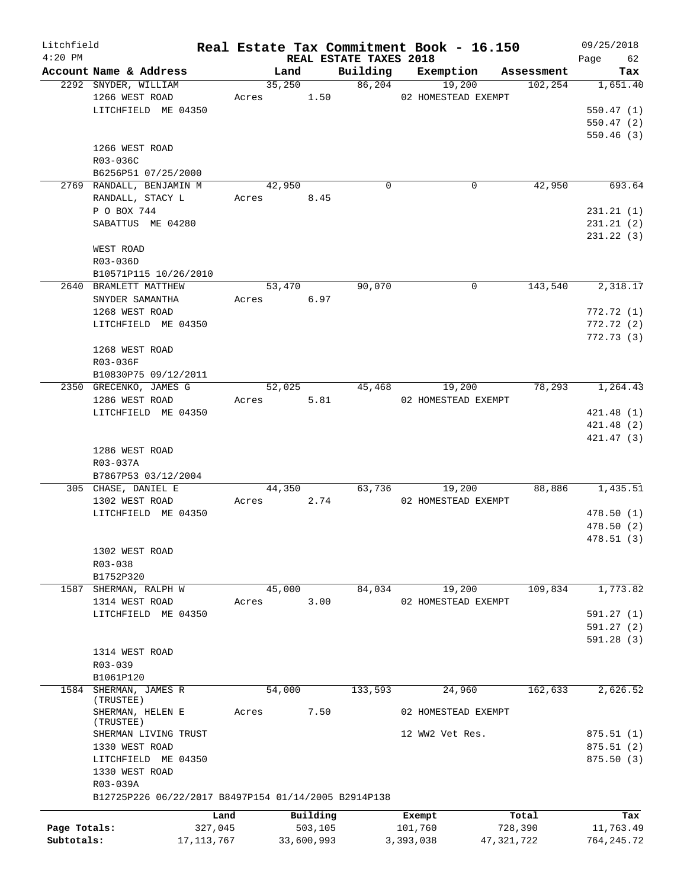Litchfield 4:20 PM

# Real Estate Tax Commitment Book - 16.150

REAL ESTATE TAXES 2018

09/25/2018

| Account Name & Address | Land | Building | Exemption | Assessment | Tax |
|---|---|---|---|---|---|
| 2292 SNYDER, WILLIAM | 35,250 | 86,204 | 19,200 | 102,254 | 1,651.40 |
| 1266 WEST ROAD | Acres 1.50 | | 02 HOMESTEAD EXEMPT | | |
| LITCHFIELD ME 04350 | | | | | 550.47 (1) |
| | | | | | 550.47 (2) |
| | | | | | 550.46 (3) |
| 1266 WEST ROAD | | | | | |
| R03-036C | | | | | |
| B6256P51 07/25/2000 | | | | | |
| 2769 RANDALL, BENJAMIN M | 42,950 | 0 | 0 | 42,950 | 693.64 |
| RANDALL, STACY L | Acres 8.45 | | | | |
| P O BOX 744 | | | | | 231.21 (1) |
| SABATTUS ME 04280 | | | | | 231.21 (2) |
| | | | | | 231.22 (3) |
| WEST ROAD | | | | | |
| R03-036D | | | | | |
| B10571P115 10/26/2010 | | | | | |
| 2640 BRAMLETT MATTHEW | 53,470 | 90,070 | 0 | 143,540 | 2,318.17 |
| SNYDER SAMANTHA | Acres 6.97 | | | | |
| 1268 WEST ROAD | | | | | 772.72 (1) |
| LITCHFIELD ME 04350 | | | | | 772.72 (2) |
| | | | | | 772.73 (3) |
| 1268 WEST ROAD | | | | | |
| R03-036F | | | | | |
| B10830P75 09/12/2011 | | | | | |
| 2350 GRECENKO, JAMES G | 52,025 | 45,468 | 19,200 | 78,293 | 1,264.43 |
| 1286 WEST ROAD | Acres 5.81 | | 02 HOMESTEAD EXEMPT | | |
| LITCHFIELD ME 04350 | | | | | 421.48 (1) |
| | | | | | 421.48 (2) |
| | | | | | 421.47 (3) |
| 1286 WEST ROAD | | | | | |
| R03-037A | | | | | |
| B7867P53 03/12/2004 | | | | | |
| 305 CHASE, DANIEL E | 44,350 | 63,736 | 19,200 | 88,886 | 1,435.51 |
| 1302 WEST ROAD | Acres 2.74 | | 02 HOMESTEAD EXEMPT | | |
| LITCHFIELD ME 04350 | | | | | 478.50 (1) |
| | | | | | 478.50 (2) |
| | | | | | 478.51 (3) |
| 1302 WEST ROAD | | | | | |
| R03-038 | | | | | |
| B1752P320 | | | | | |
| 1587 SHERMAN, RALPH W | 45,000 | 84,034 | 19,200 | 109,834 | 1,773.82 |
| 1314 WEST ROAD | Acres 3.00 | | 02 HOMESTEAD EXEMPT | | |
| LITCHFIELD ME 04350 | | | | | 591.27 (1) |
| | | | | | 591.27 (2) |
| | | | | | 591.28 (3) |
| 1314 WEST ROAD | | | | | |
| R03-039 | | | | | |
| B1061P120 | | | | | |
| 1584 SHERMAN, JAMES R (TRUSTEE) | 54,000 | 133,593 | 24,960 | 162,633 | 2,626.52 |
| SHERMAN, HELEN E (TRUSTEE) | Acres 7.50 | | 02 HOMESTEAD EXEMPT | | |
| SHERMAN LIVING TRUST | | | 12 WW2 Vet Res. | | 875.51 (1) |
| 1330 WEST ROAD | | | | | 875.51 (2) |
| LITCHFIELD ME 04350 | | | | | 875.50 (3) |
| 1330 WEST ROAD | | | | | |
| R03-039A | | | | | |
| B12725P226 06/22/2017 B8497P154 01/14/2005 B2914P138 | | | | | |

| | Land | Building | Exempt | Total | Tax |
|---|---|---|---|---|---|
| Page Totals: | 327,045 | 503,105 | 101,760 | 728,390 | 11,763.49 |
| Subtotals: | 17,113,767 | 33,600,993 | 3,393,038 | 47,321,722 | 764,245.72 |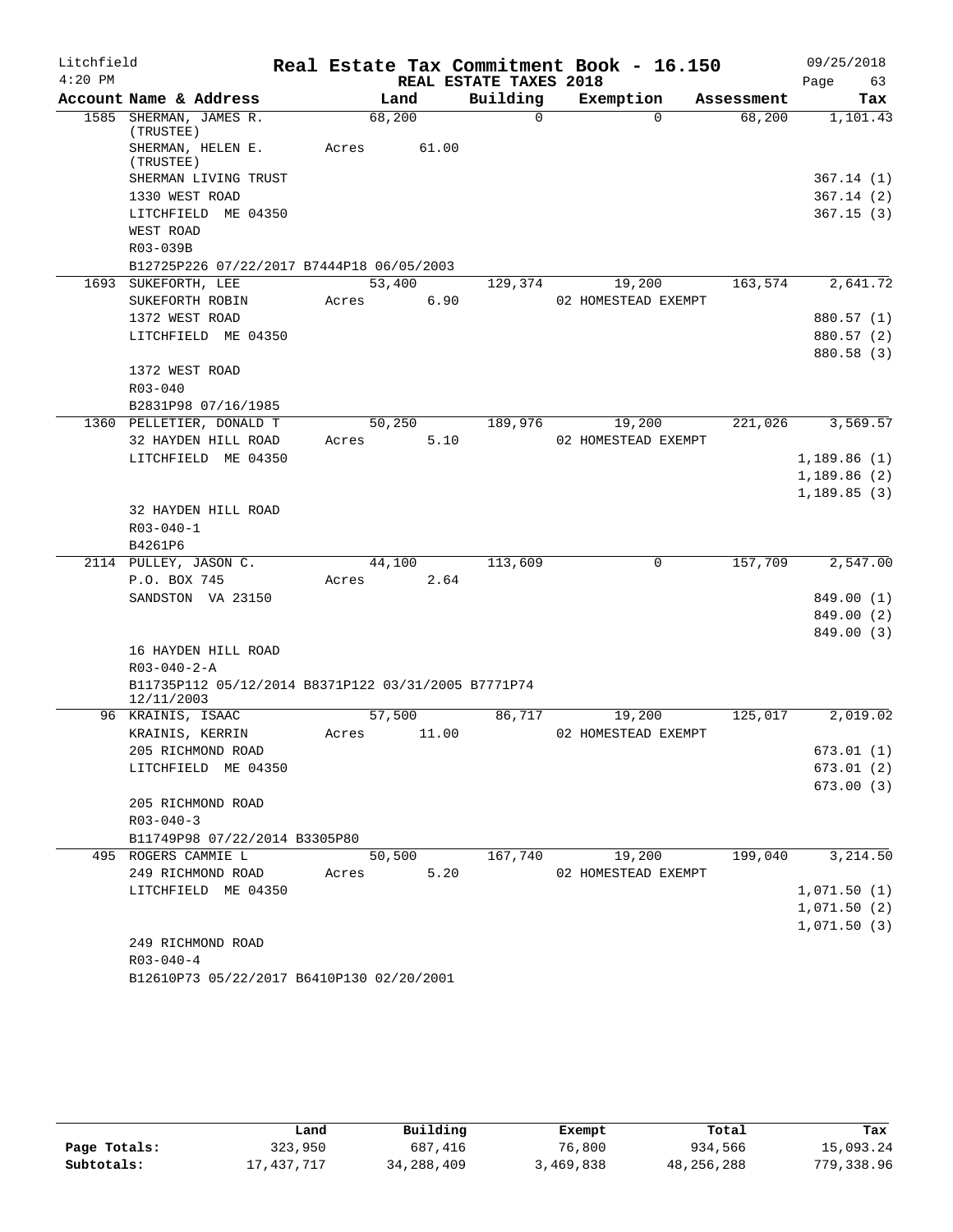Litchfield
4:20 PM

# Real Estate Tax Commitment Book - 16.150

REAL ESTATE TAXES 2018

09/25/2018

| Account Name & Address | Land | Building | Exemption | Assessment | Tax |
|---|---|---|---|---|---|
| 1585 SHERMAN, JAMES R. (TRUSTEE) | 68,200 | 0 | 0 | 68,200 | 1,101.43 |
| SHERMAN, HELEN E. (TRUSTEE) | Acres 61.00 | | | | |
| SHERMAN LIVING TRUST | | | | | 367.14 (1) |
| 1330 WEST ROAD | | | | | 367.14 (2) |
| LITCHFIELD ME 04350 | | | | | 367.15 (3) |
| WEST ROAD | | | | | |
| R03-039B | | | | | |
| B12725P226 07/22/2017 B7444P18 06/05/2003 | | | | | |
| 1693 SUKEFORTH, LEE | 53,400 | 129,374 | 19,200 | 163,574 | 2,641.72 |
| SUKEFORTH ROBIN | Acres 6.90 | | 02 HOMESTEAD EXEMPT | | |
| 1372 WEST ROAD | | | | | 880.57 (1) |
| LITCHFIELD ME 04350 | | | | | 880.57 (2) |
| | | | | | 880.58 (3) |
| 1372 WEST ROAD | | | | | |
| R03-040 | | | | | |
| B2831P98 07/16/1985 | | | | | |
| 1360 PELLETIER, DONALD T | 50,250 | 189,976 | 19,200 | 221,026 | 3,569.57 |
| 32 HAYDEN HILL ROAD | Acres 5.10 | | 02 HOMESTEAD EXEMPT | | |
| LITCHFIELD ME 04350 | | | | | 1,189.86 (1) |
| | | | | | 1,189.86 (2) |
| | | | | | 1,189.85 (3) |
| 32 HAYDEN HILL ROAD | | | | | |
| R03-040-1 | | | | | |
| B4261P6 | | | | | |
| 2114 PULLEY, JASON C. | 44,100 | 113,609 | 0 | 157,709 | 2,547.00 |
| P.O. BOX 745 | Acres 2.64 | | | | |
| SANDSTON VA 23150 | | | | | 849.00 (1) |
| | | | | | 849.00 (2) |
| | | | | | 849.00 (3) |
| 16 HAYDEN HILL ROAD | | | | | |
| R03-040-2-A | | | | | |
| B11735P112 05/12/2014 B8371P122 03/31/2005 B7771P74 12/11/2003 | | | | | |
| 96 KRAINIS, ISAAC | 57,500 | 86,717 | 19,200 | 125,017 | 2,019.02 |
| KRAINIS, KERRIN | Acres 11.00 | | 02 HOMESTEAD EXEMPT | | |
| 205 RICHMOND ROAD | | | | | 673.01 (1) |
| LITCHFIELD ME 04350 | | | | | 673.01 (2) |
| | | | | | 673.00 (3) |
| 205 RICHMOND ROAD | | | | | |
| R03-040-3 | | | | | |
| B11749P98 07/22/2014 B3305P80 | | | | | |
| 495 ROGERS CAMMIE L | 50,500 | 167,740 | 19,200 | 199,040 | 3,214.50 |
| 249 RICHMOND ROAD | Acres 5.20 | | 02 HOMESTEAD EXEMPT | | |
| LITCHFIELD ME 04350 | | | | | 1,071.50 (1) |
| | | | | | 1,071.50 (2) |
| | | | | | 1,071.50 (3) |
| 249 RICHMOND ROAD | | | | | |
| R03-040-4 | | | | | |
| B12610P73 05/22/2017 B6410P130 02/20/2001 | | | | | |

| | Land | Building | Exempt | Total | Tax |
|---|---|---|---|---|---|
| Page Totals: | 323,950 | 687,416 | 76,800 | 934,566 | 15,093.24 |
| Subtotals: | 17,437,717 | 34,288,409 | 3,469,838 | 48,256,288 | 779,338.96 |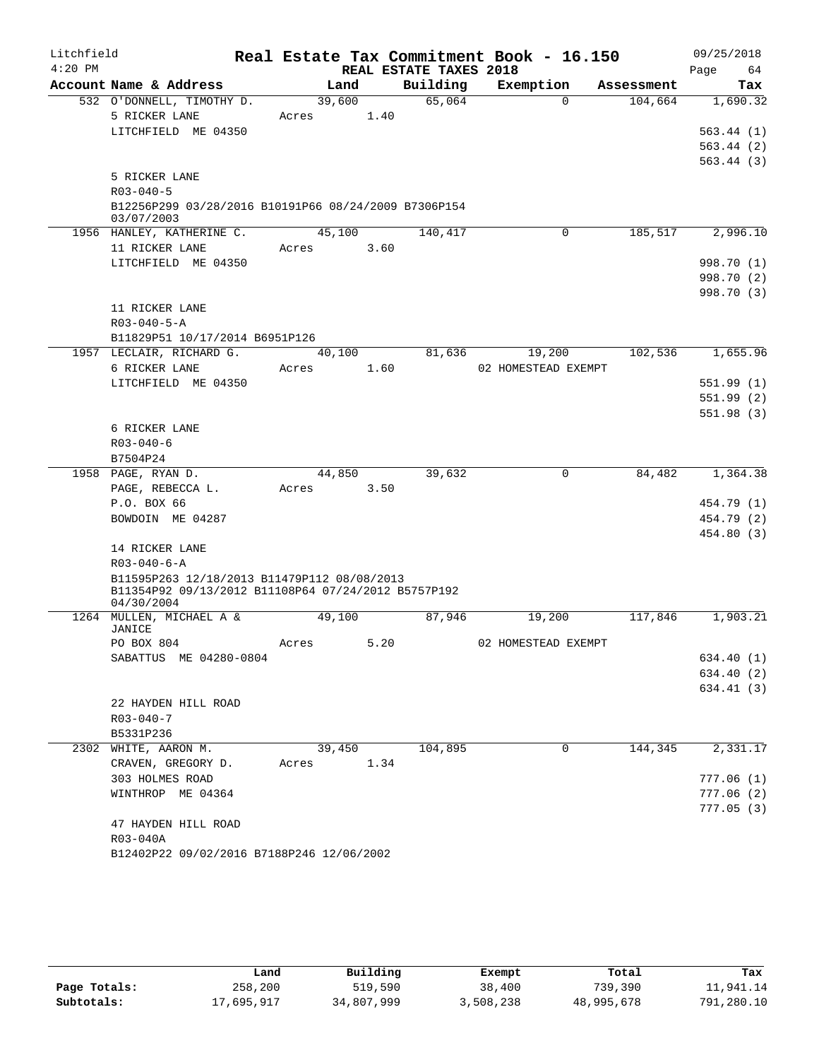Litchfield    Real Estate Tax Commitment Book - 16.150    09/25/2018
4:20 PM    REAL ESTATE TAXES 2018

| Account Name & Address | Land | Building | Exemption | Assessment | Tax |
|---|---|---|---|---|---|
| 532 O'DONNELL, TIMOTHY D. | 39,600 | 65,064 | 0 | 104,664 | 1,690.32 |
| 5 RICKER LANE | Acres 1.40 | | | | |
| LITCHFIELD ME 04350 | | | | | 563.44 (1) |
| | | | | | 563.44 (2) |
| | | | | | 563.44 (3) |
| 5 RICKER LANE | | | | | |
| R03-040-5 | | | | | |
| B12256P299 03/28/2016 B10191P66 08/24/2009 B7306P154 03/07/2003 | | | | | |
| 1956 HANLEY, KATHERINE C. | 45,100 | 140,417 | 0 | 185,517 | 2,996.10 |
| 11 RICKER LANE | Acres 3.60 | | | | |
| LITCHFIELD ME 04350 | | | | | 998.70 (1) |
| | | | | | 998.70 (2) |
| | | | | | 998.70 (3) |
| 11 RICKER LANE | | | | | |
| R03-040-5-A | | | | | |
| B11829P51 10/17/2014 B6951P126 | | | | | |
| 1957 LECLAIR, RICHARD G. | 40,100 | 81,636 | 19,200 | 102,536 | 1,655.96 |
| 6 RICKER LANE | Acres 1.60 | | 02 HOMESTEAD EXEMPT | | |
| LITCHFIELD ME 04350 | | | | | 551.99 (1) |
| | | | | | 551.99 (2) |
| | | | | | 551.98 (3) |
| 6 RICKER LANE | | | | | |
| R03-040-6 | | | | | |
| B7504P24 | | | | | |
| 1958 PAGE, RYAN D. | 44,850 | 39,632 | 0 | 84,482 | 1,364.38 |
| PAGE, REBECCA L. | Acres 3.50 | | | | |
| P.O. BOX 66 | | | | | 454.79 (1) |
| BOWDOIN ME 04287 | | | | | 454.79 (2) |
| | | | | | 454.80 (3) |
| 14 RICKER LANE | | | | | |
| R03-040-6-A | | | | | |
| B11595P263 12/18/2013 B11479P112 08/08/2013 B11354P92 09/13/2012 B11108P64 07/24/2012 B5757P192 04/30/2004 | | | | | |
| 1264 MULLEN, MICHAEL A & JANICE | 49,100 | 87,946 | 19,200 | 117,846 | 1,903.21 |
| PO BOX 804 | Acres 5.20 | | 02 HOMESTEAD EXEMPT | | |
| SABATTUS ME 04280-0804 | | | | | 634.40 (1) |
| | | | | | 634.40 (2) |
| | | | | | 634.41 (3) |
| 22 HAYDEN HILL ROAD | | | | | |
| R03-040-7 | | | | | |
| B5331P236 | | | | | |
| 2302 WHITE, AARON M. | 39,450 | 104,895 | 0 | 144,345 | 2,331.17 |
| CRAVEN, GREGORY D. | Acres 1.34 | | | | |
| 303 HOLMES ROAD | | | | | 777.06 (1) |
| WINTHROP ME 04364 | | | | | 777.06 (2) |
| | | | | | 777.05 (3) |
| 47 HAYDEN HILL ROAD | | | | | |
| R03-040A | | | | | |
| B12402P22 09/02/2016 B7188P246 12/06/2002 | | | | | |

| | Land | Building | Exempt | Total | Tax |
|---|---|---|---|---|---|
| Page Totals: | 258,200 | 519,590 | 38,400 | 739,390 | 11,941.14 |
| Subtotals: | 17,695,917 | 34,807,999 | 3,508,238 | 48,995,678 | 791,280.10 |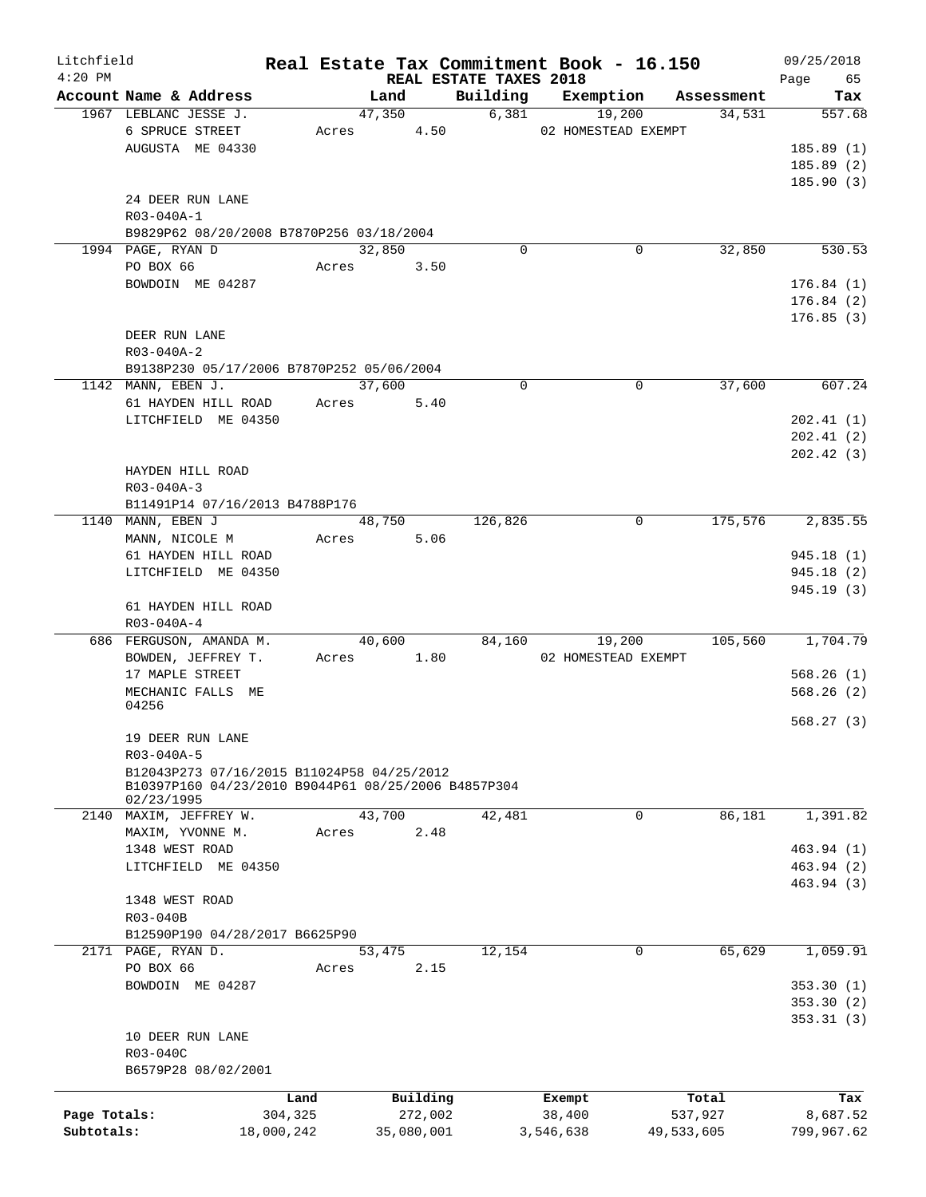Litchfield 4:20 PM

# Real Estate Tax Commitment Book - 16.150

REAL ESTATE TAXES 2018

09/25/2018

| Account Name & Address | Land | Building | Exemption | Assessment | Tax |
|---|---|---|---|---|---|
| 1967 LEBLANC JESSE J. | 47,350 | 6,381 | 19,200 | 34,531 | 557.68 |
| 6 SPRUCE STREET | Acres 4.50 | | 02 HOMESTEAD EXEMPT | | |
| AUGUSTA ME 04330 | | | | | 185.89 (1) |
| | | | | | 185.89 (2) |
| | | | | | 185.90 (3) |
| 24 DEER RUN LANE | | | | | |
| R03-040A-1 | | | | | |
| B9829P62 08/20/2008 B7870P256 03/18/2004 | | | | | |
| 1994 PAGE, RYAN D | 32,850 | 0 | 0 | 32,850 | 530.53 |
| PO BOX 66 | Acres 3.50 | | | | |
| BOWDOIN ME 04287 | | | | | 176.84 (1) |
| | | | | | 176.84 (2) |
| | | | | | 176.85 (3) |
| DEER RUN LANE | | | | | |
| R03-040A-2 | | | | | |
| B9138P230 05/17/2006 B7870P252 05/06/2004 | | | | | |
| 1142 MANN, EBEN J. | 37,600 | 0 | 0 | 37,600 | 607.24 |
| 61 HAYDEN HILL ROAD | Acres 5.40 | | | | |
| LITCHFIELD ME 04350 | | | | | 202.41 (1) |
| | | | | | 202.41 (2) |
| | | | | | 202.42 (3) |
| HAYDEN HILL ROAD | | | | | |
| R03-040A-3 | | | | | |
| B11491P14 07/16/2013 B4788P176 | | | | | |
| 1140 MANN, EBEN J | 48,750 | 126,826 | 0 | 175,576 | 2,835.55 |
| MANN, NICOLE M | Acres 5.06 | | | | |
| 61 HAYDEN HILL ROAD | | | | | 945.18 (1) |
| LITCHFIELD ME 04350 | | | | | 945.18 (2) |
| | | | | | 945.19 (3) |
| 61 HAYDEN HILL ROAD | | | | | |
| R03-040A-4 | | | | | |
| 686 FERGUSON, AMANDA M. | 40,600 | 84,160 | 19,200 | 105,560 | 1,704.79 |
| BOWDEN, JEFFREY T. | Acres 1.80 | | 02 HOMESTEAD EXEMPT | | |
| 17 MAPLE STREET | | | | | 568.26 (1) |
| MECHANIC FALLS ME 04256 | | | | | 568.26 (2) |
| | | | | | 568.27 (3) |
| 19 DEER RUN LANE | | | | | |
| R03-040A-5 | | | | | |
| B12043P273 07/16/2015 B11024P58 04/25/2012 B10397P160 04/23/2010 B9044P61 08/25/2006 B4857P304 02/23/1995 | | | | | |
| 2140 MAXIM, JEFFREY W. | 43,700 | 42,481 | 0 | 86,181 | 1,391.82 |
| MAXIM, YVONNE M. | Acres 2.48 | | | | |
| 1348 WEST ROAD | | | | | 463.94 (1) |
| LITCHFIELD ME 04350 | | | | | 463.94 (2) |
| | | | | | 463.94 (3) |
| 1348 WEST ROAD | | | | | |
| R03-040B | | | | | |
| B12590P190 04/28/2017 B6625P90 | | | | | |
| 2171 PAGE, RYAN D. | 53,475 | 12,154 | 0 | 65,629 | 1,059.91 |
| PO BOX 66 | Acres 2.15 | | | | |
| BOWDOIN ME 04287 | | | | | 353.30 (1) |
| | | | | | 353.30 (2) |
| | | | | | 353.31 (3) |
| 10 DEER RUN LANE | | | | | |
| R03-040C | | | | | |
| B6579P28 08/02/2001 | | | | | |

| | Land | Building | Exempt | Total | Tax |
|---|---|---|---|---|---|
| Page Totals: | 304,325 | 272,002 | 38,400 | 537,927 | 8,687.52 |
| Subtotals: | 18,000,242 | 35,080,001 | 3,546,638 | 49,533,605 | 799,967.62 |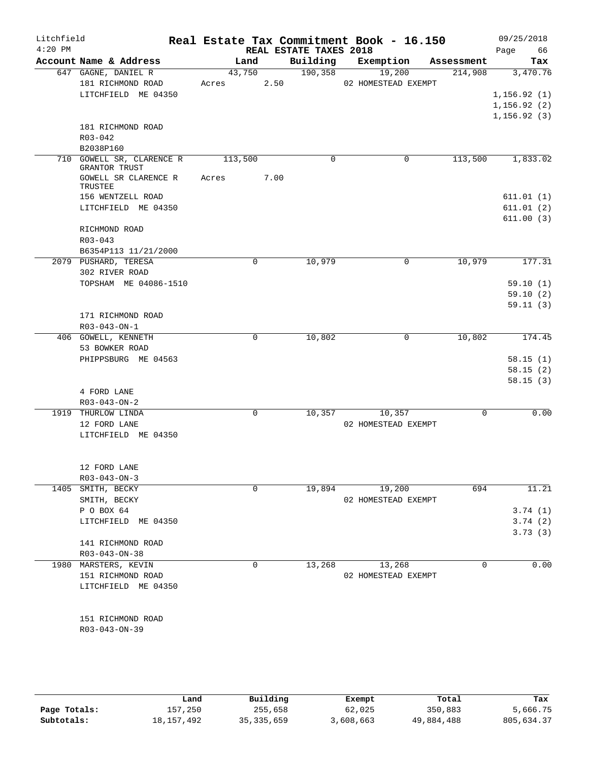Litchfield
4:20 PM

# Real Estate Tax Commitment Book - 16.150

REAL ESTATE TAXES 2018

09/25/2018

| Account Name & Address | Land | Building | Exemption | Assessment | Tax |
|---|---|---|---|---|---|
| 647 GAGNE, DANIEL R | 43,750 | 190,358 | 19,200 | 214,908 | 3,470.76 |
| 181 RICHMOND ROAD | Acres 2.50 | | 02 HOMESTEAD EXEMPT | | |
| LITCHFIELD ME 04350 | | | | | 1,156.92 (1) |
| | | | | | 1,156.92 (2) |
| | | | | | 1,156.92 (3) |
| 181 RICHMOND ROAD | | | | | |
| R03-042 | | | | | |
| B2038P160 | | | | | |
| 710 GOWELL SR, CLARENCE R GRANTOR TRUST | 113,500 | 0 | 0 | 113,500 | 1,833.02 |
| GOWELL SR CLARENCE R TRUSTEE | Acres 7.00 | | | | |
| 156 WENTZELL ROAD | | | | | 611.01 (1) |
| LITCHFIELD ME 04350 | | | | | 611.01 (2) |
| | | | | | 611.00 (3) |
| RICHMOND ROAD | | | | | |
| R03-043 | | | | | |
| B6354P113 11/21/2000 | | | | | |
| 2079 PUSHARD, TERESA | 0 | 10,979 | 0 | 10,979 | 177.31 |
| 302 RIVER ROAD | | | | | |
| TOPSHAM ME 04086-1510 | | | | | 59.10 (1) |
| | | | | | 59.10 (2) |
| | | | | | 59.11 (3) |
| 171 RICHMOND ROAD | | | | | |
| R03-043-ON-1 | | | | | |
| 406 GOWELL, KENNETH | 0 | 10,802 | 0 | 10,802 | 174.45 |
| 53 BOWKER ROAD | | | | | |
| PHIPPSBURG ME 04563 | | | | | 58.15 (1) |
| | | | | | 58.15 (2) |
| | | | | | 58.15 (3) |
| 4 FORD LANE | | | | | |
| R03-043-ON-2 | | | | | |
| 1919 THURLOW LINDA | 0 | 10,357 | 10,357 | 0 | 0.00 |
| 12 FORD LANE | | | 02 HOMESTEAD EXEMPT | | |
| LITCHFIELD ME 04350 | | | | | |
| 12 FORD LANE | | | | | |
| R03-043-ON-3 | | | | | |
| 1405 SMITH, BECKY | 0 | 19,894 | 19,200 | 694 | 11.21 |
| SMITH, BECKY | | | 02 HOMESTEAD EXEMPT | | |
| P O BOX 64 | | | | | 3.74 (1) |
| LITCHFIELD ME 04350 | | | | | 3.74 (2) |
| | | | | | 3.73 (3) |
| 141 RICHMOND ROAD | | | | | |
| R03-043-ON-38 | | | | | |
| 1980 MARSTERS, KEVIN | 0 | 13,268 | 13,268 | 0 | 0.00 |
| 151 RICHMOND ROAD | | | 02 HOMESTEAD EXEMPT | | |
| LITCHFIELD ME 04350 | | | | | |
| 151 RICHMOND ROAD | | | | | |
| R03-043-ON-39 | | | | | |

| | Land | Building | Exempt | Total | Tax |
|---|---|---|---|---|---|
| Page Totals: | 157,250 | 255,658 | 62,025 | 350,883 | 5,666.75 |
| Subtotals: | 18,157,492 | 35,335,659 | 3,608,663 | 49,884,488 | 805,634.37 |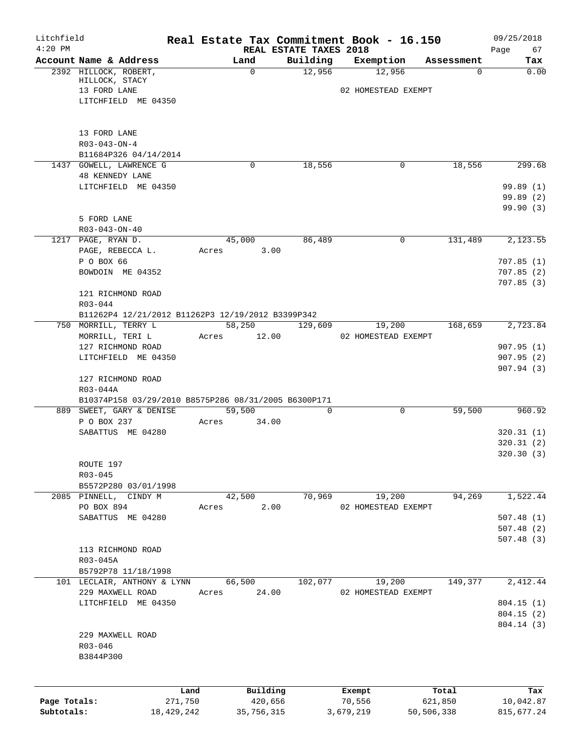Litchfield
4:20 PM

# Real Estate Tax Commitment Book - 16.150

REAL ESTATE TAXES 2018

09/25/2018
Page 67

| Account Name & Address | Land | Building | Exemption | Assessment | Tax |
|---|---|---|---|---|---|
| 2392 HILLOCK, ROBERT, HILLOCK, STACY 13 FORD LANE LITCHFIELD ME 04350 | 0 | 12,956 | 12,956 02 HOMESTEAD EXEMPT | 0 | 0.00 |
| 13 FORD LANE R03-043-ON-4 B11684P326 04/14/2014 | | | | | |
| 1437 GOWELL, LAWRENCE G 48 KENNEDY LANE LITCHFIELD ME 04350 | 0 | 18,556 | 0 | 18,556 | 299.68 99.89 (1) 99.89 (2) 99.90 (3) |
| 5 FORD LANE R03-043-ON-40 | | | | | |
| 1217 PAGE, RYAN D. PAGE, REBECCA L. P O BOX 66 BOWDOIN ME 04352 | 45,000 Acres 3.00 | 86,489 | 0 | 131,489 | 2,123.55 707.85 (1) 707.85 (2) 707.85 (3) |
| 121 RICHMOND ROAD R03-044 B11262P4 12/21/2012 B11262P3 12/19/2012 B3399P342 | | | | | |
| 750 MORRILL, TERRY L MORRILL, TERI L 127 RICHMOND ROAD LITCHFIELD ME 04350 | 58,250 Acres 12.00 | 129,609 | 19,200 02 HOMESTEAD EXEMPT | 168,659 | 2,723.84 907.95 (1) 907.95 (2) 907.94 (3) |
| 127 RICHMOND ROAD R03-044A B10374P158 03/29/2010 B8575P286 08/31/2005 B6300P171 | | | | | |
| 889 SWEET, GARY & DENISE P O BOX 237 SABATTUS ME 04280 | 59,500 Acres 34.00 | 0 | 0 | 59,500 | 960.92 320.31 (1) 320.31 (2) 320.30 (3) |
| ROUTE 197 R03-045 B5572P280 03/01/1998 | | | | | |
| 2085 PINNELL, CINDY M PO BOX 894 SABATTUS ME 04280 | 42,500 Acres 2.00 | 70,969 | 19,200 02 HOMESTEAD EXEMPT | 94,269 | 1,522.44 507.48 (1) 507.48 (2) 507.48 (3) |
| 113 RICHMOND ROAD R03-045A B5792P78 11/18/1998 | | | | | |
| 101 LECLAIR, ANTHONY & LYNN 229 MAXWELL ROAD LITCHFIELD ME 04350 | 66,500 Acres 24.00 | 102,077 | 19,200 02 HOMESTEAD EXEMPT | 149,377 | 2,412.44 804.15 (1) 804.15 (2) 804.14 (3) |
| 229 MAXWELL ROAD R03-046 B3844P300 | | | | | |

| | Land | Building | Exempt | Total | Tax |
|---|---|---|---|---|---|
| Page Totals: | 271,750 | 420,656 | 70,556 | 621,850 | 10,042.87 |
| Subtotals: | 18,429,242 | 35,756,315 | 3,679,219 | 50,506,338 | 815,677.24 |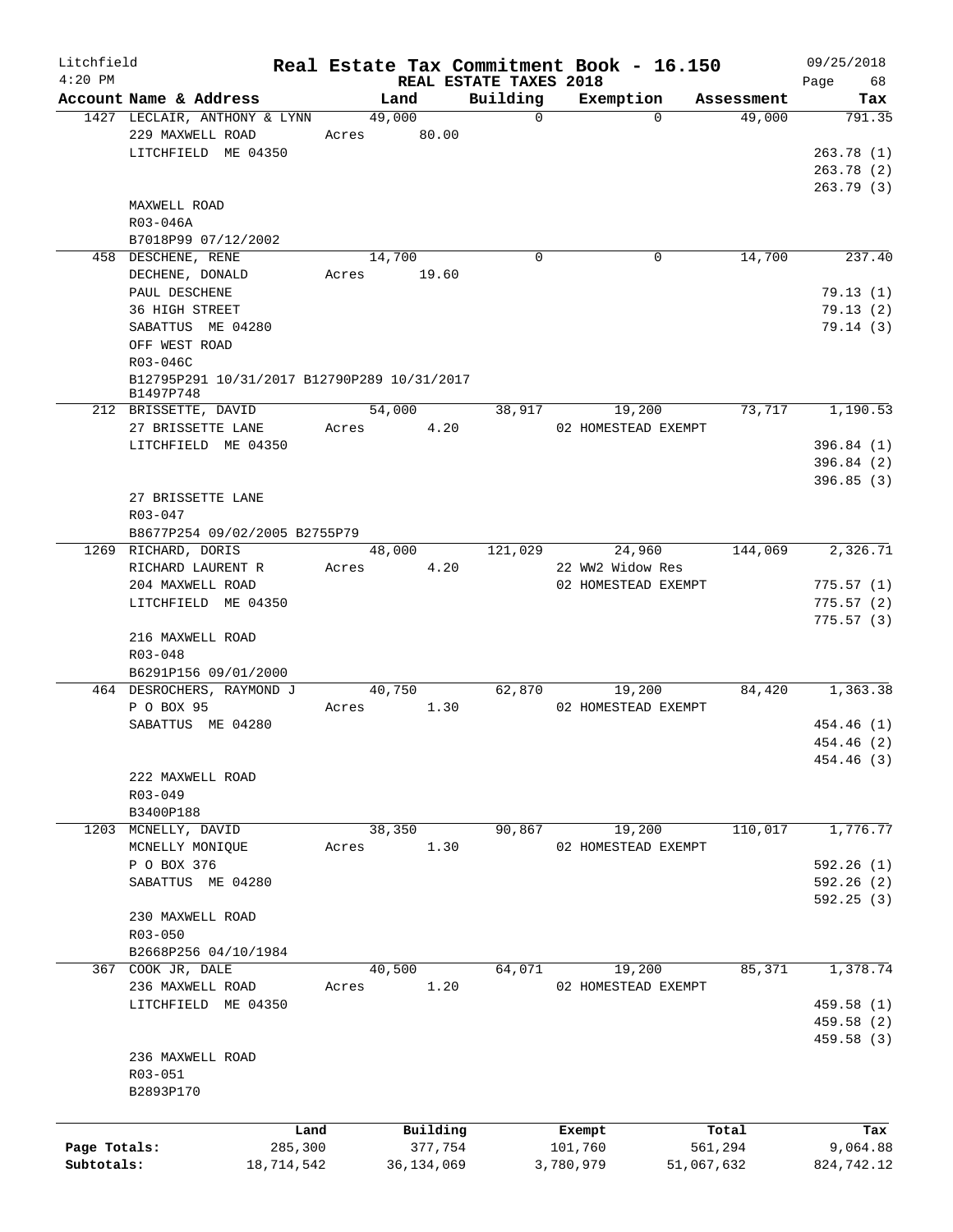Litchfield 4:20 PM

# Real Estate Tax Commitment Book - 16.150

## REAL ESTATE TAXES 2018

09/25/2018

| Account Name & Address | Land | Building | Exemption | Assessment | Tax |
|---|---|---|---|---|---|
| 1427 LECLAIR, ANTHONY & LYNN | 49,000 | 0 | 0 | 49,000 | 791.35 |
| 229 MAXWELL ROAD | Acres 80.00 | | | | |
| LITCHFIELD ME 04350 | | | | | 263.78 (1) |
| | | | | | 263.78 (2) |
| | | | | | 263.79 (3) |
| MAXWELL ROAD | | | | | |
| R03-046A | | | | | |
| B7018P99 07/12/2002 | | | | | |
| 458 DESCHENE, RENE | 14,700 | 0 | 0 | 14,700 | 237.40 |
| DECHENE, DONALD | Acres 19.60 | | | | |
| PAUL DESCHENE | | | | | 79.13 (1) |
| 36 HIGH STREET | | | | | 79.13 (2) |
| SABATTUS ME 04280 | | | | | 79.14 (3) |
| OFF WEST ROAD | | | | | |
| R03-046C | | | | | |
| B12795P291 10/31/2017 B12790P289 10/31/2017 | | | | | |
| B1497P748 | | | | | |
| 212 BRISSETTE, DAVID | 54,000 | 38,917 | 19,200 | 73,717 | 1,190.53 |
| 27 BRISSETTE LANE | Acres 4.20 | | 02 HOMESTEAD EXEMPT | | |
| LITCHFIELD ME 04350 | | | | | 396.84 (1) |
| | | | | | 396.84 (2) |
| | | | | | 396.85 (3) |
| 27 BRISSETTE LANE | | | | | |
| R03-047 | | | | | |
| B8677P254 09/02/2005 B2755P79 | | | | | |
| 1269 RICHARD, DORIS | 48,000 | 121,029 | 24,960 | 144,069 | 2,326.71 |
| RICHARD LAURENT R | Acres 4.20 | | 22 WW2 Widow Res | | |
| 204 MAXWELL ROAD | | | 02 HOMESTEAD EXEMPT | | 775.57 (1) |
| LITCHFIELD ME 04350 | | | | | 775.57 (2) |
| | | | | | 775.57 (3) |
| 216 MAXWELL ROAD | | | | | |
| R03-048 | | | | | |
| B6291P156 09/01/2000 | | | | | |
| 464 DESROCHERS, RAYMOND J | 40,750 | 62,870 | 19,200 | 84,420 | 1,363.38 |
| P O BOX 95 | Acres 1.30 | | 02 HOMESTEAD EXEMPT | | |
| SABATTUS ME 04280 | | | | | 454.46 (1) |
| | | | | | 454.46 (2) |
| | | | | | 454.46 (3) |
| 222 MAXWELL ROAD | | | | | |
| R03-049 | | | | | |
| B3400P188 | | | | | |
| 1203 MCNELLY, DAVID | 38,350 | 90,867 | 19,200 | 110,017 | 1,776.77 |
| MCNELLY MONIQUE | Acres 1.30 | | 02 HOMESTEAD EXEMPT | | |
| P O BOX 376 | | | | | 592.26 (1) |
| SABATTUS ME 04280 | | | | | 592.26 (2) |
| | | | | | 592.25 (3) |
| 230 MAXWELL ROAD | | | | | |
| R03-050 | | | | | |
| B2668P256 04/10/1984 | | | | | |
| 367 COOK JR, DALE | 40,500 | 64,071 | 19,200 | 85,371 | 1,378.74 |
| 236 MAXWELL ROAD | Acres 1.20 | | 02 HOMESTEAD EXEMPT | | |
| LITCHFIELD ME 04350 | | | | | 459.58 (1) |
| | | | | | 459.58 (2) |
| | | | | | 459.58 (3) |
| 236 MAXWELL ROAD | | | | | |
| R03-051 | | | | | |
| B2893P170 | | | | | |

| | Land | Building | Exempt | Total | Tax |
|---|---|---|---|---|---|
| Page Totals: | 285,300 | 377,754 | 101,760 | 561,294 | 9,064.88 |
| Subtotals: | 18,714,542 | 36,134,069 | 3,780,979 | 51,067,632 | 824,742.12 |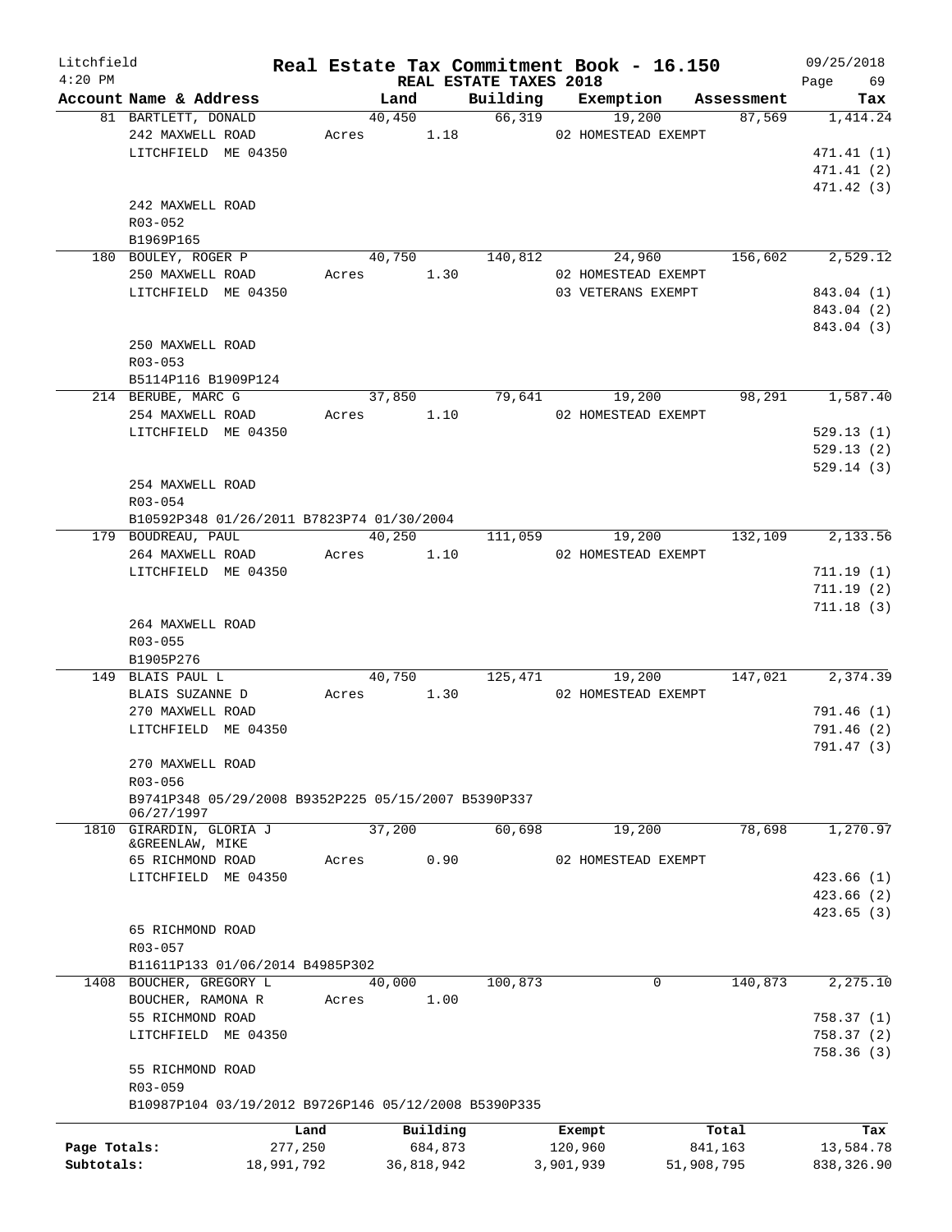# Real Estate Tax Commitment Book - 16.150

Litchfield 4:20 PM — REAL ESTATE TAXES 2018 — 09/25/2018 Page 69

| Account Name & Address | Land | Building | Exemption | Assessment | Tax |
|---|---|---|---|---|---|
| 81 BARTLETT, DONALD<br>242 MAXWELL ROAD<br>LITCHFIELD ME 04350<br><br>242 MAXWELL ROAD<br>R03-052<br>B1969P165 | 40,450<br>Acres 1.18 | 66,319 | 19,200<br>02 HOMESTEAD EXEMPT | 87,569 | 1,414.24<br><br>471.41 (1)<br>471.41 (2)<br>471.42 (3) |
| 180 BOULEY, ROGER P<br>250 MAXWELL ROAD<br>LITCHFIELD ME 04350<br><br>250 MAXWELL ROAD<br>R03-053<br>B5114P116 B1909P124 | 40,750<br>Acres 1.30 | 140,812 | 24,960<br>02 HOMESTEAD EXEMPT<br>03 VETERANS EXEMPT | 156,602 | 2,529.12<br><br>843.04 (1)<br>843.04 (2)<br>843.04 (3) |
| 214 BERUBE, MARC G<br>254 MAXWELL ROAD<br>LITCHFIELD ME 04350<br><br>254 MAXWELL ROAD<br>R03-054<br>B10592P348 01/26/2011 B7823P74 01/30/2004 | 37,850<br>Acres 1.10 | 79,641 | 19,200<br>02 HOMESTEAD EXEMPT | 98,291 | 1,587.40<br><br>529.13 (1)<br>529.13 (2)<br>529.14 (3) |
| 179 BOUDREAU, PAUL<br>264 MAXWELL ROAD<br>LITCHFIELD ME 04350<br><br>264 MAXWELL ROAD<br>R03-055<br>B1905P276 | 40,250<br>Acres 1.10 | 111,059 | 19,200<br>02 HOMESTEAD EXEMPT | 132,109 | 2,133.56<br><br>711.19 (1)<br>711.19 (2)<br>711.18 (3) |
| 149 BLAIS PAUL L<br>BLAIS SUZANNE D<br>270 MAXWELL ROAD<br>LITCHFIELD ME 04350<br><br>270 MAXWELL ROAD<br>R03-056<br>B9741P348 05/29/2008 B9352P225 05/15/2007 B5390P337 06/27/1997 | 40,750<br>Acres 1.30 | 125,471 | 19,200<br>02 HOMESTEAD EXEMPT | 147,021 | 2,374.39<br><br>791.46 (1)<br>791.46 (2)<br>791.47 (3) |
| 1810 GIRARDIN, GLORIA J<br>&GREENLAW, MIKE<br>65 RICHMOND ROAD<br>LITCHFIELD ME 04350<br><br>65 RICHMOND ROAD<br>R03-057<br>B11611P133 01/06/2014 B4985P302 | 37,200<br>Acres 0.90 | 60,698 | 19,200<br>02 HOMESTEAD EXEMPT | 78,698 | 1,270.97<br><br>423.66 (1)<br>423.66 (2)<br>423.65 (3) |
| 1408 BOUCHER, GREGORY L<br>BOUCHER, RAMONA R<br>55 RICHMOND ROAD<br>LITCHFIELD ME 04350<br><br>55 RICHMOND ROAD<br>R03-059<br>B10987P104 03/19/2012 B9726P146 05/12/2008 B5390P335 | 40,000<br>Acres 1.00 | 100,873 | 0 | 140,873 | 2,275.10<br><br>758.37 (1)<br>758.37 (2)<br>758.36 (3) |

| | Land | Building | Exempt | Total | Tax |
|---|---|---|---|---|---|
| Page Totals: | 277,250 | 684,873 | 120,960 | 841,163 | 13,584.78 |
| Subtotals: | 18,991,792 | 36,818,942 | 3,901,939 | 51,908,795 | 838,326.90 |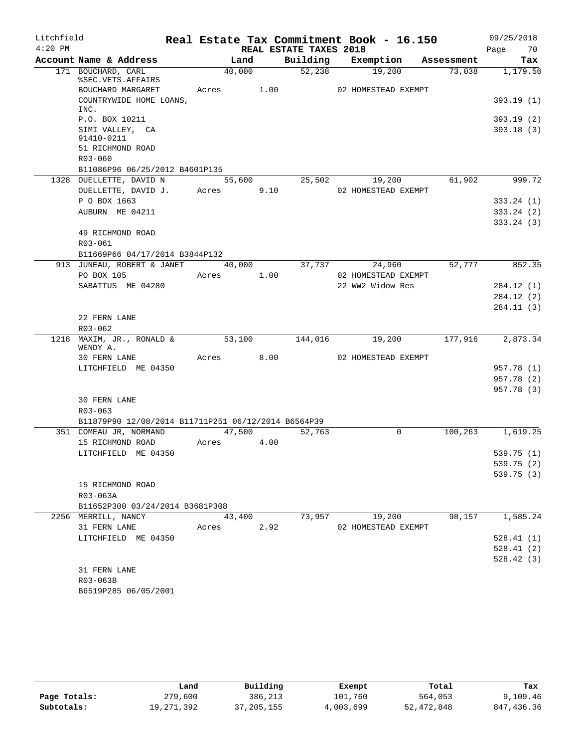Litchfield 4:20 PM

# Real Estate Tax Commitment Book - 16.150

REAL ESTATE TAXES 2018

09/25/2018

| Account Name & Address | Land | Building | Exemption | Assessment | Tax |
|---|---|---|---|---|---|
| 171 BOUCHARD, CARL %SEC.VETS.AFFAIRS | 40,000 | 52,238 | 19,200 | 73,038 | 1,179.56 |
| BOUCHARD MARGARET | Acres 1.00 | | 02 HOMESTEAD EXEMPT | | |
| COUNTRYWIDE HOME LOANS, INC. | | | | | 393.19 (1) |
| P.O. BOX 10211 | | | | | 393.19 (2) |
| SIMI VALLEY, CA 91410-0211 | | | | | 393.18 (3) |
| 51 RICHMOND ROAD | | | | | |
| R03-060 | | | | | |
| B11086P96 06/25/2012 B4601P135 | | | | | |
| 1328 OUELLETTE, DAVID N | 55,600 | 25,502 | 19,200 | 61,902 | 999.72 |
| OUELLETTE, DAVID J. | Acres 9.10 | | 02 HOMESTEAD EXEMPT | | |
| P O BOX 1663 | | | | | 333.24 (1) |
| AUBURN ME 04211 | | | | | 333.24 (2) |
| | | | | | 333.24 (3) |
| 49 RICHMOND ROAD | | | | | |
| R03-061 | | | | | |
| B11669P66 04/17/2014 B3844P132 | | | | | |
| 913 JUNEAU, ROBERT & JANET | 40,000 | 37,737 | 24,960 | 52,777 | 852.35 |
| PO BOX 105 | Acres 1.00 | | 02 HOMESTEAD EXEMPT | | |
| SABATTUS ME 04280 | | | 22 WW2 Widow Res | | 284.12 (1) |
| | | | | | 284.12 (2) |
| | | | | | 284.11 (3) |
| 22 FERN LANE | | | | | |
| R03-062 | | | | | |
| 1218 MAXIM, JR., RONALD & WENDY A. | 53,100 | 144,016 | 19,200 | 177,916 | 2,873.34 |
| 30 FERN LANE | Acres 8.00 | | 02 HOMESTEAD EXEMPT | | |
| LITCHFIELD ME 04350 | | | | | 957.78 (1) |
| | | | | | 957.78 (2) |
| | | | | | 957.78 (3) |
| 30 FERN LANE | | | | | |
| R03-063 | | | | | |
| B11879P90 12/08/2014 B11711P251 06/12/2014 B6564P39 | | | | | |
| 351 COMEAU JR, NORMAND | 47,500 | 52,763 | 0 | 100,263 | 1,619.25 |
| 15 RICHMOND ROAD | Acres 4.00 | | | | |
| LITCHFIELD ME 04350 | | | | | 539.75 (1) |
| | | | | | 539.75 (2) |
| | | | | | 539.75 (3) |
| 15 RICHMOND ROAD | | | | | |
| R03-063A | | | | | |
| B11652P300 03/24/2014 B3681P308 | | | | | |
| 2256 MERRILL, NANCY | 43,400 | 73,957 | 19,200 | 98,157 | 1,585.24 |
| 31 FERN LANE | Acres 2.92 | | 02 HOMESTEAD EXEMPT | | |
| LITCHFIELD ME 04350 | | | | | 528.41 (1) |
| | | | | | 528.41 (2) |
| | | | | | 528.42 (3) |
| 31 FERN LANE | | | | | |
| R03-063B | | | | | |
| B6519P285 06/05/2001 | | | | | |

| | Land | Building | Exempt | Total | Tax |
|---|---|---|---|---|---|
| Page Totals: | 279,600 | 386,213 | 101,760 | 564,053 | 9,109.46 |
| Subtotals: | 19,271,392 | 37,205,155 | 4,003,699 | 52,472,848 | 847,436.36 |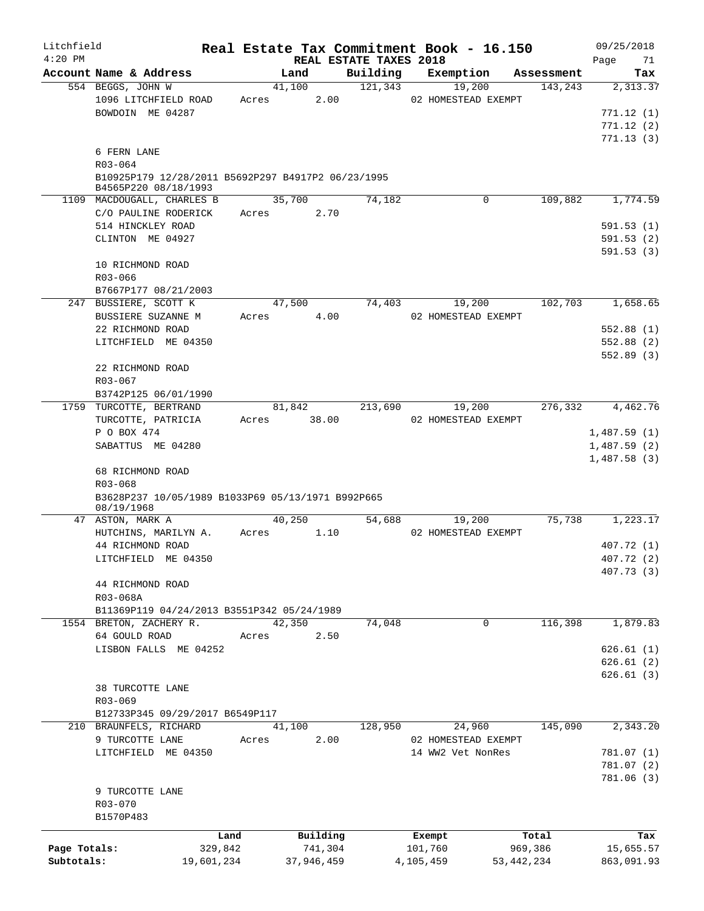Litchfield
4:20 PM

# Real Estate Tax Commitment Book - 16.150

REAL ESTATE TAXES 2018

09/25/2018

| Account Name & Address | Land | Building | Exemption | Assessment | Tax |
|---|---|---|---|---|---|
| 554 BEGGS, JOHN W | 41,100 | 121,343 | 19,200 | 143,243 | 2,313.37 |
| 1096 LITCHFIELD ROAD | Acres 2.00 | | 02 HOMESTEAD EXEMPT | | |
| BOWDOIN ME 04287 | | | | | 771.12 (1) |
| | | | | | 771.12 (2) |
| | | | | | 771.13 (3) |
| 6 FERN LANE | | | | | |
| R03-064 | | | | | |
| B10925P179 12/28/2011 B5692P297 B4917P2 06/23/1995 B4565P220 08/18/1993 | | | | | |
| 1109 MACDOUGALL, CHARLES B | 35,700 | 74,182 | 0 | 109,882 | 1,774.59 |
| C/O PAULINE RODERICK | Acres 2.70 | | | | |
| 514 HINCKLEY ROAD | | | | | 591.53 (1) |
| CLINTON ME 04927 | | | | | 591.53 (2) |
| | | | | | 591.53 (3) |
| 10 RICHMOND ROAD | | | | | |
| R03-066 | | | | | |
| B7667P177 08/21/2003 | | | | | |
| 247 BUSSIERE, SCOTT K | 47,500 | 74,403 | 19,200 | 102,703 | 1,658.65 |
| BUSSIERE SUZANNE M | Acres 4.00 | | 02 HOMESTEAD EXEMPT | | |
| 22 RICHMOND ROAD | | | | | 552.88 (1) |
| LITCHFIELD ME 04350 | | | | | 552.88 (2) |
| | | | | | 552.89 (3) |
| 22 RICHMOND ROAD | | | | | |
| R03-067 | | | | | |
| B3742P125 06/01/1990 | | | | | |
| 1759 TURCOTTE, BERTRAND | 81,842 | 213,690 | 19,200 | 276,332 | 4,462.76 |
| TURCOTTE, PATRICIA | Acres 38.00 | | 02 HOMESTEAD EXEMPT | | |
| P O BOX 474 | | | | | 1,487.59 (1) |
| SABATTUS ME 04280 | | | | | 1,487.59 (2) |
| | | | | | 1,487.58 (3) |
| 68 RICHMOND ROAD | | | | | |
| R03-068 | | | | | |
| B3628P237 10/05/1989 B1033P69 05/13/1971 B992P665 08/19/1968 | | | | | |
| 47 ASTON, MARK A | 40,250 | 54,688 | 19,200 | 75,738 | 1,223.17 |
| HUTCHINS, MARILYN A. | Acres 1.10 | | 02 HOMESTEAD EXEMPT | | |
| 44 RICHMOND ROAD | | | | | 407.72 (1) |
| LITCHFIELD ME 04350 | | | | | 407.72 (2) |
| | | | | | 407.73 (3) |
| 44 RICHMOND ROAD | | | | | |
| R03-068A | | | | | |
| B11369P119 04/24/2013 B3551P342 05/24/1989 | | | | | |
| 1554 BRETON, ZACHERY R. | 42,350 | 74,048 | 0 | 116,398 | 1,879.83 |
| 64 GOULD ROAD | Acres 2.50 | | | | |
| LISBON FALLS ME 04252 | | | | | 626.61 (1) |
| | | | | | 626.61 (2) |
| | | | | | 626.61 (3) |
| 38 TURCOTTE LANE | | | | | |
| R03-069 | | | | | |
| B12733P345 09/29/2017 B6549P117 | | | | | |
| 210 BRAUNFELS, RICHARD | 41,100 | 128,950 | 24,960 | 145,090 | 2,343.20 |
| 9 TURCOTTE LANE | Acres 2.00 | | 02 HOMESTEAD EXEMPT | | |
| LITCHFIELD ME 04350 | | | 14 WW2 Vet NonRes | | 781.07 (1) |
| | | | | | 781.07 (2) |
| | | | | | 781.06 (3) |
| 9 TURCOTTE LANE | | | | | |
| R03-070 | | | | | |
| B1570P483 | | | | | |

| | Land | Building | Exempt | Total | Tax |
|---|---|---|---|---|---|
| Page Totals: | 329,842 | 741,304 | 101,760 | 969,386 | 15,655.57 |
| Subtotals: | 19,601,234 | 37,946,459 | 4,105,459 | 53,442,234 | 863,091.93 |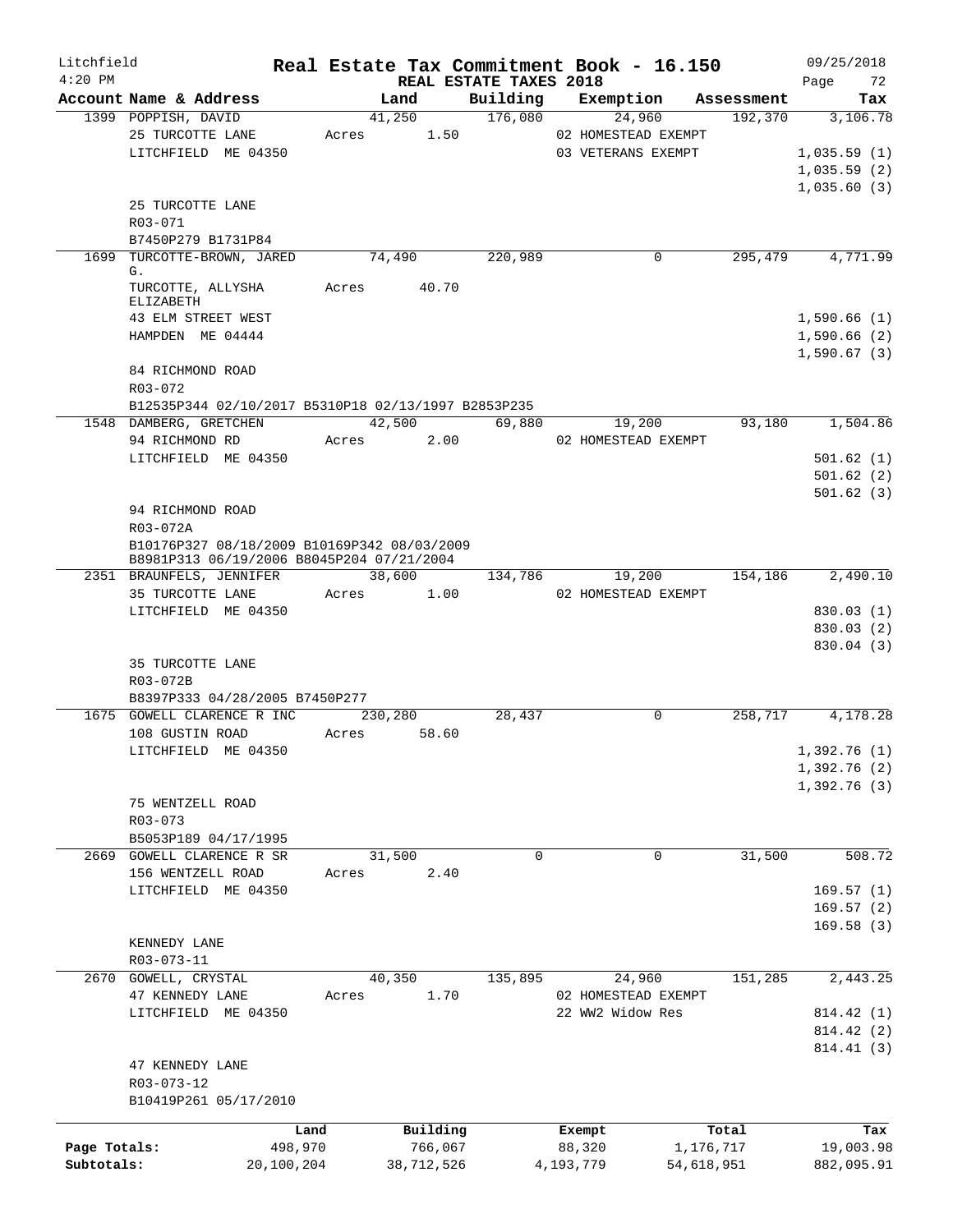Litchfield 4:20 PM

# Real Estate Tax Commitment Book - 16.150

## REAL ESTATE TAXES 2018

09/25/2018

| Account Name & Address | Land | Building | Exemption | Assessment | Tax |
|---|---|---|---|---|---|
| 1399 POPPISH, DAVID | 41,250 | 176,080 | 24,960 | 192,370 | 3,106.78 |
| 25 TURCOTTE LANE | Acres 1.50 | | 02 HOMESTEAD EXEMPT | | |
| LITCHFIELD ME 04350 | | | 03 VETERANS EXEMPT | | 1,035.59 (1) |
| | | | | | 1,035.59 (2) |
| | | | | | 1,035.60 (3) |
| 25 TURCOTTE LANE | | | | | |
| R03-071 | | | | | |
| B7450P279 B1731P84 | | | | | |
| 1699 TURCOTTE-BROWN, JARED G. | 74,490 | 220,989 | 0 | 295,479 | 4,771.99 |
| TURCOTTE, ALLYSHA ELIZABETH | Acres 40.70 | | | | |
| 43 ELM STREET WEST | | | | | 1,590.66 (1) |
| HAMPDEN ME 04444 | | | | | 1,590.66 (2) |
| | | | | | 1,590.67 (3) |
| 84 RICHMOND ROAD | | | | | |
| R03-072 | | | | | |
| B12535P344 02/10/2017 B5310P18 02/13/1997 B2853P235 | | | | | |
| 1548 DAMBERG, GRETCHEN | 42,500 | 69,880 | 19,200 | 93,180 | 1,504.86 |
| 94 RICHMOND RD | Acres 2.00 | | 02 HOMESTEAD EXEMPT | | |
| LITCHFIELD ME 04350 | | | | | 501.62 (1) |
| | | | | | 501.62 (2) |
| | | | | | 501.62 (3) |
| 94 RICHMOND ROAD | | | | | |
| R03-072A | | | | | |
| B10176P327 08/18/2009 B10169P342 08/03/2009 B8981P313 06/19/2006 B8045P204 07/21/2004 | | | | | |
| 2351 BRAUNFELS, JENNIFER | 38,600 | 134,786 | 19,200 | 154,186 | 2,490.10 |
| 35 TURCOTTE LANE | Acres 1.00 | | 02 HOMESTEAD EXEMPT | | |
| LITCHFIELD ME 04350 | | | | | 830.03 (1) |
| | | | | | 830.03 (2) |
| | | | | | 830.04 (3) |
| 35 TURCOTTE LANE | | | | | |
| R03-072B | | | | | |
| B8397P333 04/28/2005 B7450P277 | | | | | |
| 1675 GOWELL CLARENCE R INC | 230,280 | 28,437 | 0 | 258,717 | 4,178.28 |
| 108 GUSTIN ROAD | Acres 58.60 | | | | |
| LITCHFIELD ME 04350 | | | | | 1,392.76 (1) |
| | | | | | 1,392.76 (2) |
| | | | | | 1,392.76 (3) |
| 75 WENTZELL ROAD | | | | | |
| R03-073 | | | | | |
| B5053P189 04/17/1995 | | | | | |
| 2669 GOWELL CLARENCE R SR | 31,500 | 0 | 0 | 31,500 | 508.72 |
| 156 WENTZELL ROAD | Acres 2.40 | | | | |
| LITCHFIELD ME 04350 | | | | | 169.57 (1) |
| | | | | | 169.57 (2) |
| | | | | | 169.58 (3) |
| KENNEDY LANE | | | | | |
| R03-073-11 | | | | | |
| 2670 GOWELL, CRYSTAL | 40,350 | 135,895 | 24,960 | 151,285 | 2,443.25 |
| 47 KENNEDY LANE | Acres 1.70 | | 02 HOMESTEAD EXEMPT | | |
| LITCHFIELD ME 04350 | | | 22 WW2 Widow Res | | 814.42 (1) |
| | | | | | 814.42 (2) |
| | | | | | 814.41 (3) |
| 47 KENNEDY LANE | | | | | |
| R03-073-12 | | | | | |
| B10419P261 05/17/2010 | | | | | |

| | Land | Building | Exempt | Total | Tax |
|---|---|---|---|---|---|
| Page Totals: | 498,970 | 766,067 | 88,320 | 1,176,717 | 19,003.98 |
| Subtotals: | 20,100,204 | 38,712,526 | 4,193,779 | 54,618,951 | 882,095.91 |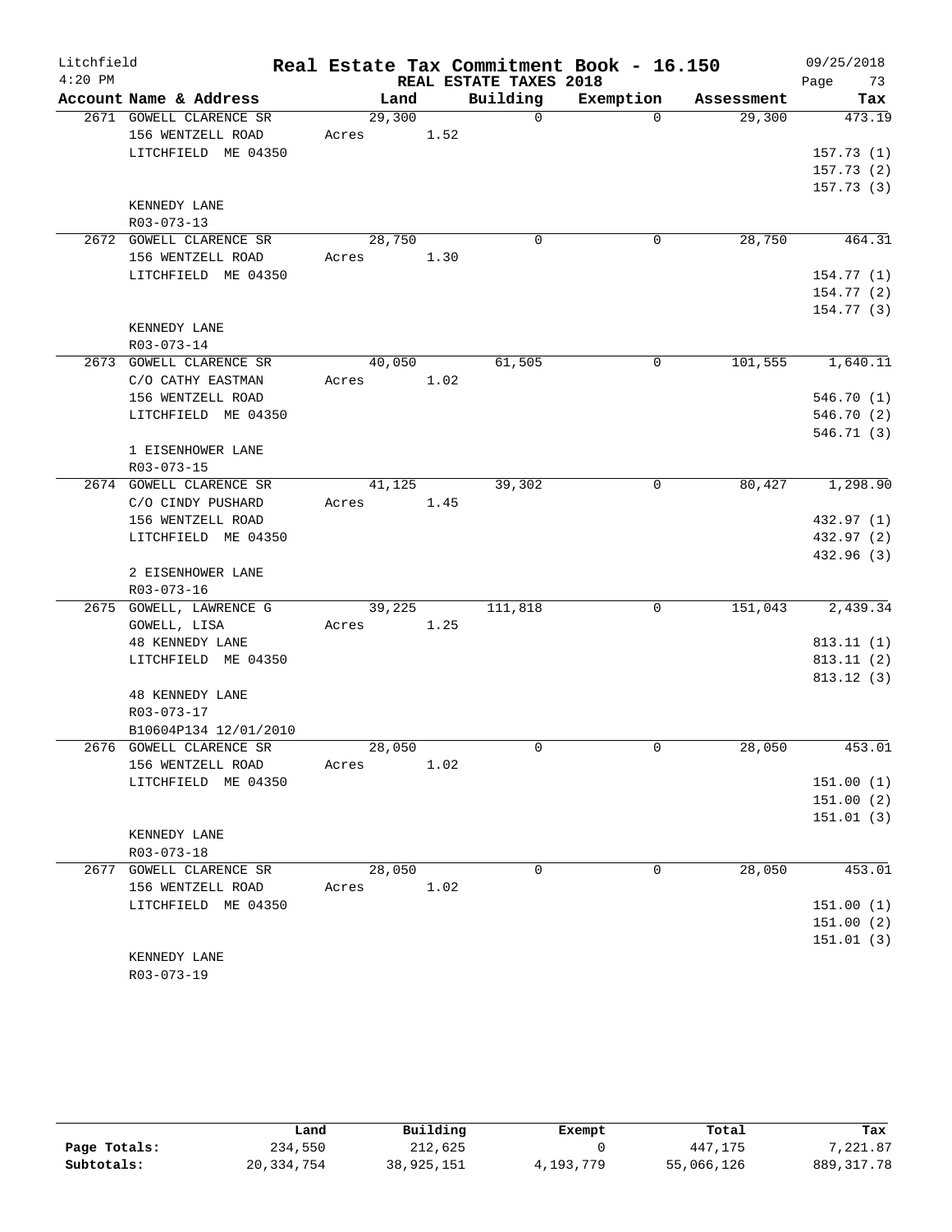Litchfield
4:20 PM

# Real Estate Tax Commitment Book - 16.150

## REAL ESTATE TAXES 2018

09/25/2018

| Account Name & Address | Land | Building | Exemption | Assessment | Tax |
|---|---|---|---|---|---|
| 2671 GOWELL CLARENCE SR | 29,300 | 0 | 0 | 29,300 | 473.19 |
| 156 WENTZELL ROAD | Acres 1.52 | | | | |
| LITCHFIELD ME 04350 | | | | | 157.73 (1) |
| | | | | | 157.73 (2) |
| | | | | | 157.73 (3) |
| KENNEDY LANE | | | | | |
| R03-073-13 | | | | | |
| 2672 GOWELL CLARENCE SR | 28,750 | 0 | 0 | 28,750 | 464.31 |
| 156 WENTZELL ROAD | Acres 1.30 | | | | |
| LITCHFIELD ME 04350 | | | | | 154.77 (1) |
| | | | | | 154.77 (2) |
| | | | | | 154.77 (3) |
| KENNEDY LANE | | | | | |
| R03-073-14 | | | | | |
| 2673 GOWELL CLARENCE SR | 40,050 | 61,505 | 0 | 101,555 | 1,640.11 |
| C/O CATHY EASTMAN | Acres 1.02 | | | | |
| 156 WENTZELL ROAD | | | | | 546.70 (1) |
| LITCHFIELD ME 04350 | | | | | 546.70 (2) |
| | | | | | 546.71 (3) |
| 1 EISENHOWER LANE | | | | | |
| R03-073-15 | | | | | |
| 2674 GOWELL CLARENCE SR | 41,125 | 39,302 | 0 | 80,427 | 1,298.90 |
| C/O CINDY PUSHARD | Acres 1.45 | | | | |
| 156 WENTZELL ROAD | | | | | 432.97 (1) |
| LITCHFIELD ME 04350 | | | | | 432.97 (2) |
| | | | | | 432.96 (3) |
| 2 EISENHOWER LANE | | | | | |
| R03-073-16 | | | | | |
| 2675 GOWELL, LAWRENCE G | 39,225 | 111,818 | 0 | 151,043 | 2,439.34 |
| GOWELL, LISA | Acres 1.25 | | | | |
| 48 KENNEDY LANE | | | | | 813.11 (1) |
| LITCHFIELD ME 04350 | | | | | 813.11 (2) |
| | | | | | 813.12 (3) |
| 48 KENNEDY LANE | | | | | |
| R03-073-17 | | | | | |
| B10604P134 12/01/2010 | | | | | |
| 2676 GOWELL CLARENCE SR | 28,050 | 0 | 0 | 28,050 | 453.01 |
| 156 WENTZELL ROAD | Acres 1.02 | | | | |
| LITCHFIELD ME 04350 | | | | | 151.00 (1) |
| | | | | | 151.00 (2) |
| | | | | | 151.01 (3) |
| KENNEDY LANE | | | | | |
| R03-073-18 | | | | | |
| 2677 GOWELL CLARENCE SR | 28,050 | 0 | 0 | 28,050 | 453.01 |
| 156 WENTZELL ROAD | Acres 1.02 | | | | |
| LITCHFIELD ME 04350 | | | | | 151.00 (1) |
| | | | | | 151.00 (2) |
| | | | | | 151.01 (3) |
| KENNEDY LANE | | | | | |
| R03-073-19 | | | | | |

| | Land | Building | Exempt | Total | Tax |
|---|---|---|---|---|---|
| Page Totals: | 234,550 | 212,625 | 0 | 447,175 | 7,221.87 |
| Subtotals: | 20,334,754 | 38,925,151 | 4,193,779 | 55,066,126 | 889,317.78 |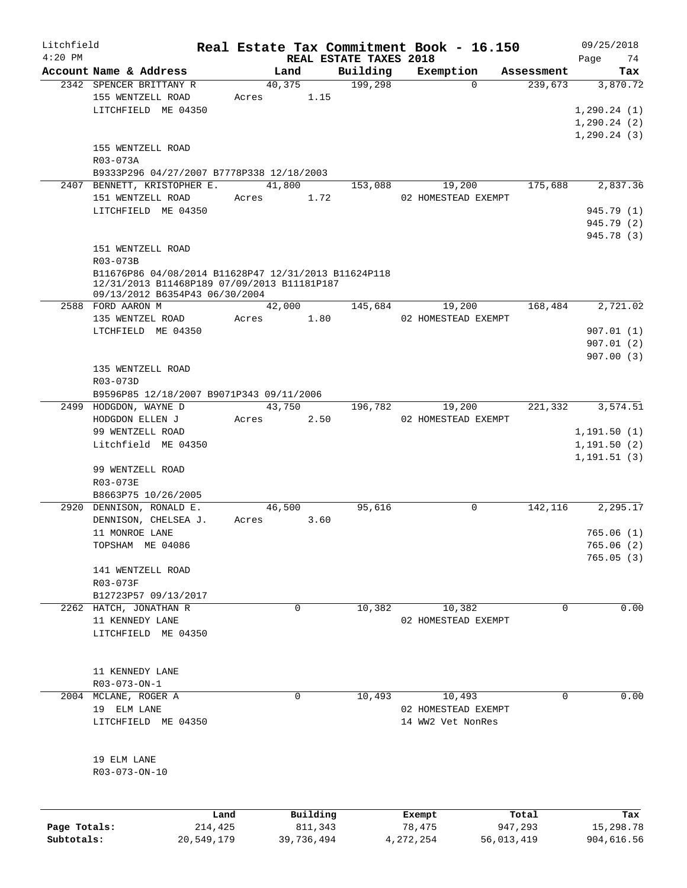Litchfield 4:20 PM

# Real Estate Tax Commitment Book - 16.150

## REAL ESTATE TAXES 2018

09/25/2018

| Account | Name & Address | Land | Building | Exemption | Assessment | Tax |
|---|---|---|---|---|---|---|
| 2342 | SPENCER BRITTANY R<br>155 WENTZELL ROAD<br>LITCHFIELD ME 04350<br><br>155 WENTZELL ROAD<br>R03-073A<br>B9333P296 04/27/2007 B7778P338 12/18/2003 | 40,375<br>Acres 1.15 | 199,298 | 0 | 239,673 | 3,870.72<br>1,290.24 (1)<br>1,290.24 (2)<br>1,290.24 (3) |
| 2407 | BENNETT, KRISTOPHER E.<br>151 WENTZELL ROAD<br>LITCHFIELD ME 04350<br><br>151 WENTZELL ROAD<br>R03-073B<br>B11676P86 04/08/2014 B11628P47 12/31/2013 B11624P118 12/31/2013 B11468P189 07/09/2013 B11181P187 09/13/2012 B6354P43 06/30/2004 | 41,800<br>Acres 1.72 | 153,088 | 19,200<br>02 HOMESTEAD EXEMPT | 175,688 | 2,837.36<br>945.79 (1)<br>945.79 (2)<br>945.78 (3) |
| 2588 | FORD AARON M<br>135 WENTZEL ROAD<br>LTCHFIELD ME 04350<br><br>135 WENTZELL ROAD<br>R03-073D<br>B9596P85 12/18/2007 B9071P343 09/11/2006 | 42,000<br>Acres 1.80 | 145,684 | 19,200<br>02 HOMESTEAD EXEMPT | 168,484 | 2,721.02<br>907.01 (1)<br>907.01 (2)<br>907.00 (3) |
| 2499 | HODGDON, WAYNE D<br>HODGDON ELLEN J<br>99 WENTZELL ROAD<br>Litchfield ME 04350<br><br>99 WENTZELL ROAD<br>R03-073E<br>B8663P75 10/26/2005 | 43,750<br>Acres 2.50 | 196,782 | 19,200<br>02 HOMESTEAD EXEMPT | 221,332 | 3,574.51<br>1,191.50 (1)<br>1,191.50 (2)<br>1,191.51 (3) |
| 2920 | DENNISON, RONALD E.<br>DENNISON, CHELSEA J.<br>11 MONROE LANE<br>TOPSHAM ME 04086<br><br>141 WENTZELL ROAD<br>R03-073F<br>B12723P57 09/13/2017 | 46,500<br>Acres 3.60 | 95,616 | 0 | 142,116 | 2,295.17<br>765.06 (1)<br>765.06 (2)<br>765.05 (3) |
| 2262 | HATCH, JONATHAN R<br>11 KENNEDY LANE<br>LITCHFIELD ME 04350<br><br>11 KENNEDY LANE<br>R03-073-ON-1 | 0 | 10,382 | 10,382<br>02 HOMESTEAD EXEMPT | 0 | 0.00 |
| 2004 | MCLANE, ROGER A<br>19 ELM LANE<br>LITCHFIELD ME 04350<br><br>19 ELM LANE<br>R03-073-ON-10 | 0 | 10,493 | 10,493<br>02 HOMESTEAD EXEMPT<br>14 WW2 Vet NonRes | 0 | 0.00 |

| | Land | Building | Exempt | Total | Tax |
|---|---|---|---|---|---|
| Page Totals: | 214,425 | 811,343 | 78,475 | 947,293 | 15,298.78 |
| Subtotals: | 20,549,179 | 39,736,494 | 4,272,254 | 56,013,419 | 904,616.56 |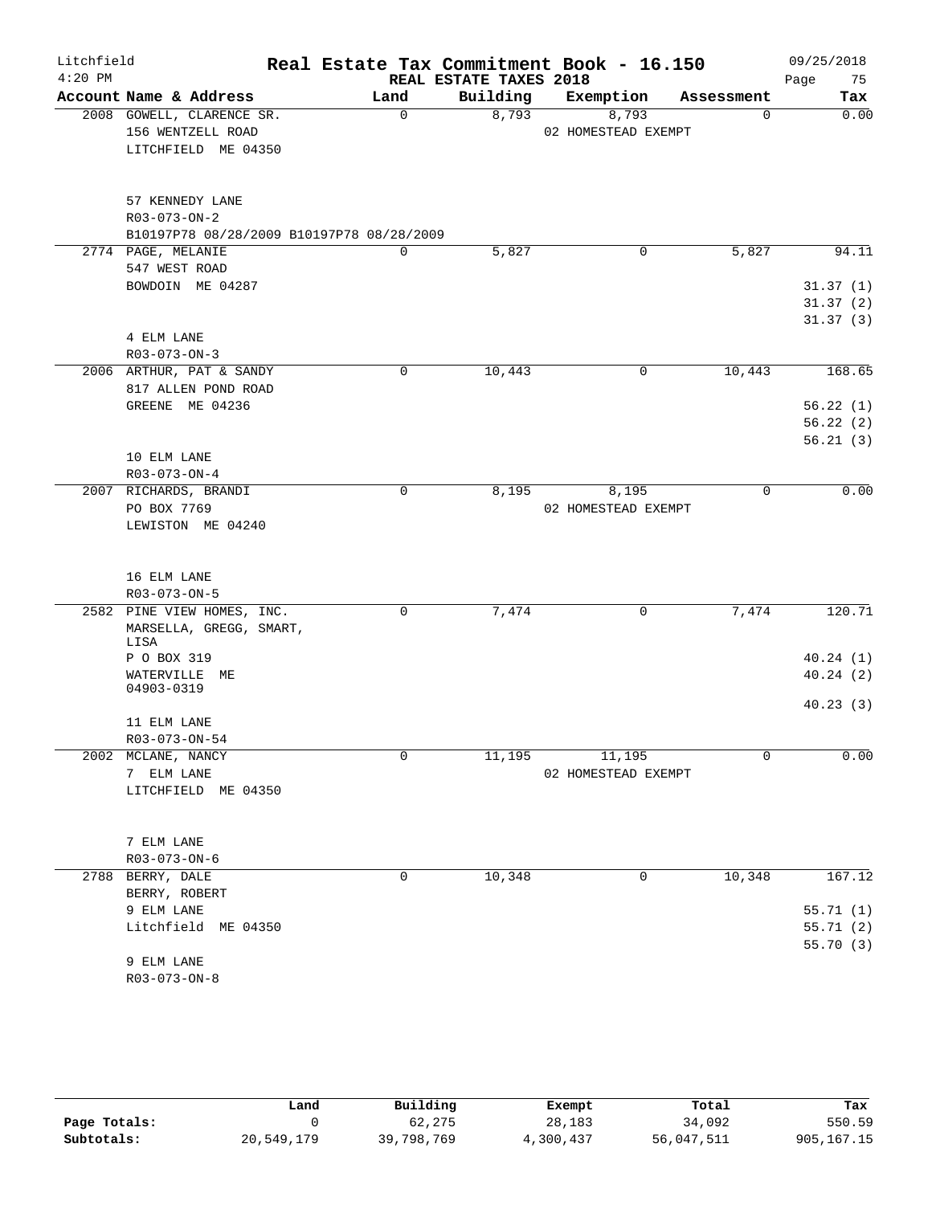# Real Estate Tax Commitment Book - 16.150

Litchfield 4:20 PM — REAL ESTATE TAXES 2018 — 09/25/2018

| Account Name & Address | Land | Building | Exemption | Assessment | Tax |
|---|---|---|---|---|---|
| 2008 GOWELL, CLARENCE SR.<br>156 WENTZELL ROAD<br>LITCHFIELD ME 04350<br><br>57 KENNEDY LANE<br>R03-073-ON-2<br>B10197P78 08/28/2009 B10197P78 08/28/2009 | 0 | 8,793 | 8,793<br>02 HOMESTEAD EXEMPT | 0 | 0.00 |
| 2774 PAGE, MELANIE<br>547 WEST ROAD<br>BOWDOIN ME 04287<br><br>4 ELM LANE<br>R03-073-ON-3 | 0 | 5,827 | 0 | 5,827 | 94.11<br>31.37 (1)<br>31.37 (2)<br>31.37 (3) |
| 2006 ARTHUR, PAT & SANDY<br>817 ALLEN POND ROAD<br>GREENE ME 04236<br><br>10 ELM LANE<br>R03-073-ON-4 | 0 | 10,443 | 0 | 10,443 | 168.65<br>56.22 (1)<br>56.22 (2)<br>56.21 (3) |
| 2007 RICHARDS, BRANDI<br>PO BOX 7769<br>LEWISTON ME 04240<br><br>16 ELM LANE<br>R03-073-ON-5 | 0 | 8,195 | 8,195<br>02 HOMESTEAD EXEMPT | 0 | 0.00 |
| 2582 PINE VIEW HOMES, INC.<br>MARSELLA, GREGG, SMART, LISA<br>P O BOX 319<br>WATERVILLE ME 04903-0319<br><br>11 ELM LANE<br>R03-073-ON-54 | 0 | 7,474 | 0 | 7,474 | 120.71<br>40.24 (1)<br>40.24 (2)<br>40.23 (3) |
| 2002 MCLANE, NANCY<br>7 ELM LANE<br>LITCHFIELD ME 04350<br><br>7 ELM LANE<br>R03-073-ON-6 | 0 | 11,195 | 11,195<br>02 HOMESTEAD EXEMPT | 0 | 0.00 |
| 2788 BERRY, DALE<br>BERRY, ROBERT<br>9 ELM LANE<br>Litchfield ME 04350<br><br>9 ELM LANE<br>R03-073-ON-8 | 0 | 10,348 | 0 | 10,348 | 167.12<br>55.71 (1)<br>55.71 (2)<br>55.70 (3) |

| | Land | Building | Exempt | Total | Tax |
|---|---|---|---|---|---|
| Page Totals: | 0 | 62,275 | 28,183 | 34,092 | 550.59 |
| Subtotals: | 20,549,179 | 39,798,769 | 4,300,437 | 56,047,511 | 905,167.15 |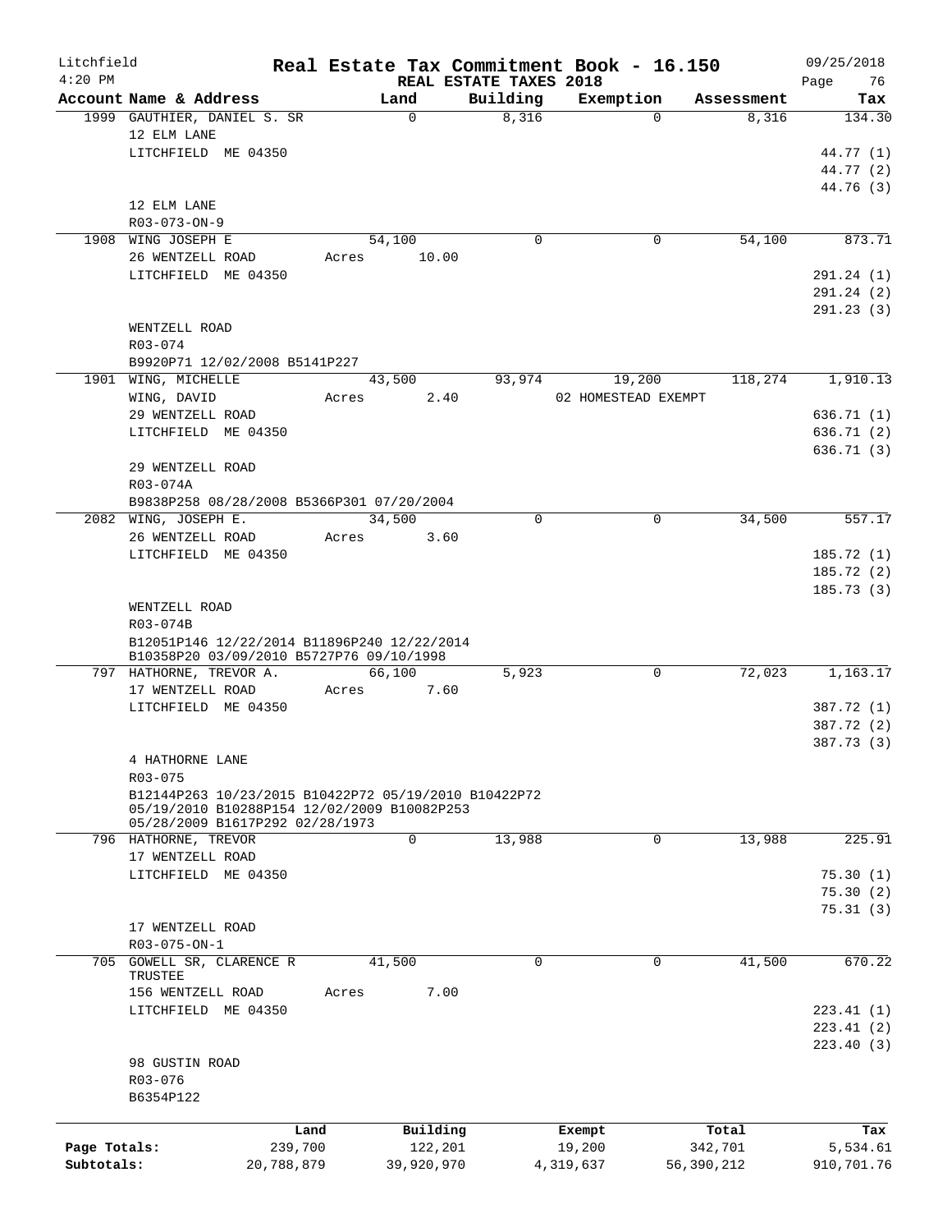Litchfield 4:20 PM

# Real Estate Tax Commitment Book - 16.150

REAL ESTATE TAXES 2018

09/25/2018

| Account | Name & Address | Land | Building | Exemption | Assessment | Tax |
|---|---|---|---|---|---|---|
| 1999 | GAUTHIER, DANIEL S. SR<br>12 ELM LANE<br>LITCHFIELD ME 04350<br><br>12 ELM LANE<br>R03-073-ON-9 | 0 | 8,316 | 0 | 8,316 | 134.30<br>44.77 (1)<br>44.77 (2)<br>44.76 (3) |
| 1908 | WING JOSEPH E<br>26 WENTZELL ROAD<br>LITCHFIELD ME 04350<br><br>WENTZELL ROAD<br>R03-074<br>B9920P71 12/02/2008 B5141P227 | 54,100<br>Acres 10.00 | 0 | 0 | 54,100 | 873.71<br>291.24 (1)<br>291.24 (2)<br>291.23 (3) |
| 1901 | WING, MICHELLE<br>WING, DAVID<br>29 WENTZELL ROAD<br>LITCHFIELD ME 04350<br><br>29 WENTZELL ROAD<br>R03-074A<br>B9838P258 08/28/2008 B5366P301 07/20/2004 | 43,500<br>Acres 2.40 | 93,974 | 19,200<br>02 HOMESTEAD EXEMPT | 118,274 | 1,910.13<br>636.71 (1)<br>636.71 (2)<br>636.71 (3) |
| 2082 | WING, JOSEPH E.<br>26 WENTZELL ROAD<br>LITCHFIELD ME 04350<br><br>WENTZELL ROAD<br>R03-074B<br>B12051P146 12/22/2014 B11896P240 12/22/2014<br>B10358P20 03/09/2010 B5727P76 09/10/1998 | 34,500<br>Acres 3.60 | 0 | 0 | 34,500 | 557.17<br>185.72 (1)<br>185.72 (2)<br>185.73 (3) |
| 797 | HATHORNE, TREVOR A.<br>17 WENTZELL ROAD<br>LITCHFIELD ME 04350<br><br>4 HATHORNE LANE<br>R03-075<br>B12144P263 10/23/2015 B10422P72 05/19/2010 B10422P72<br>05/19/2010 B10288P154 12/02/2009 B10082P253<br>05/28/2009 B1617P292 02/28/1973 | 66,100<br>Acres 7.60 | 5,923 | 0 | 72,023 | 1,163.17<br>387.72 (1)<br>387.72 (2)<br>387.73 (3) |
| 796 | HATHORNE, TREVOR<br>17 WENTZELL ROAD<br>LITCHFIELD ME 04350<br><br>17 WENTZELL ROAD<br>R03-075-ON-1 | 0 | 13,988 | 0 | 13,988 | 225.91<br>75.30 (1)<br>75.30 (2)<br>75.31 (3) |
| 705 | GOWELL SR, CLARENCE R<br>TRUSTEE<br>156 WENTZELL ROAD<br>LITCHFIELD ME 04350<br><br>98 GUSTIN ROAD<br>R03-076<br>B6354P122 | 41,500<br>Acres 7.00 | 0 | 0 | 41,500 | 670.22<br>223.41 (1)<br>223.41 (2)<br>223.40 (3) |

| | Land | Building | Exempt | Total | Tax |
|---|---|---|---|---|---|
| Page Totals: | 239,700 | 122,201 | 19,200 | 342,701 | 5,534.61 |
| Subtotals: | 20,788,879 | 39,920,970 | 4,319,637 | 56,390,212 | 910,701.76 |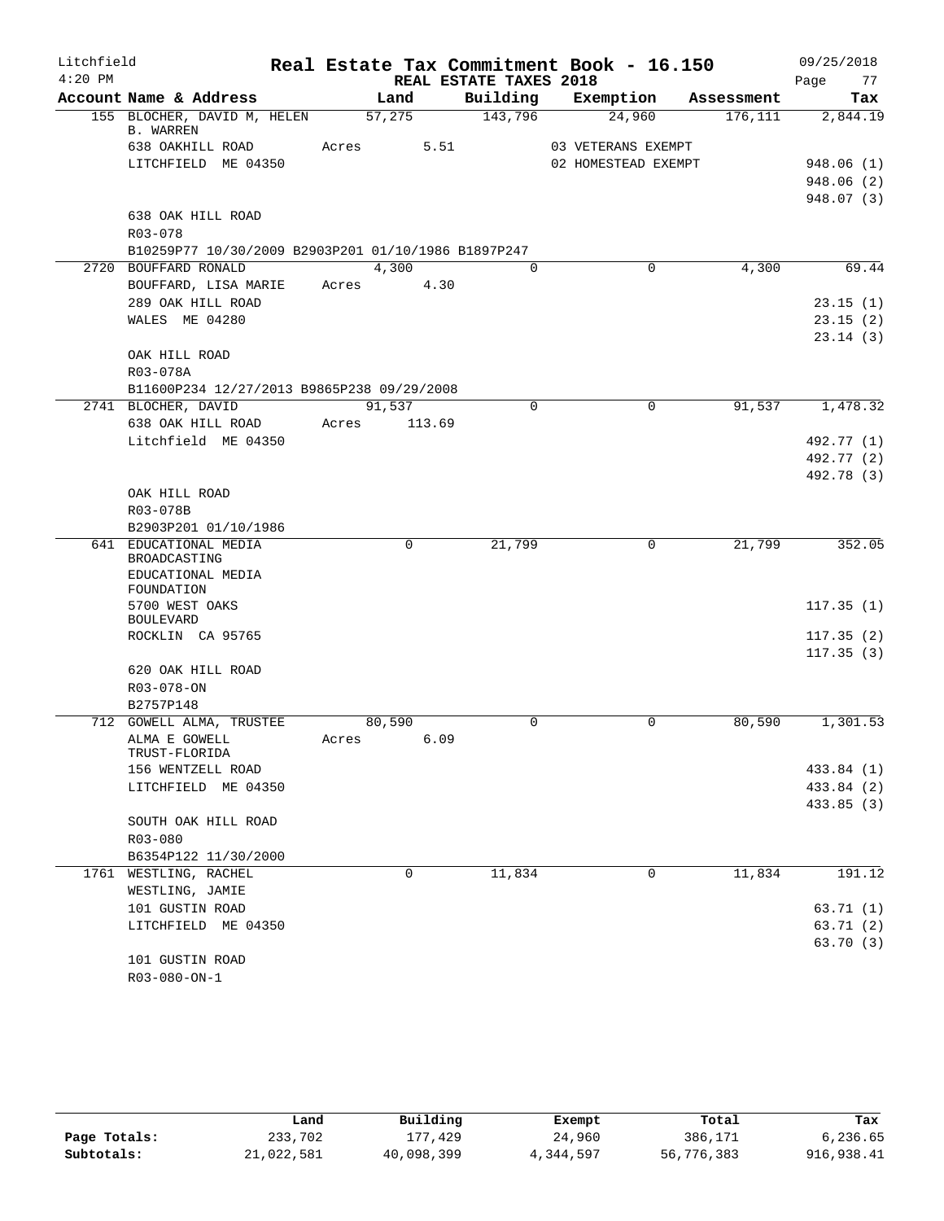# Real Estate Tax Commitment Book - 16.150

Litchfield 4:20 PM — REAL ESTATE TAXES 2018 — 09/25/2018

| Account Name & Address | Land | Building | Exemption | Assessment | Tax |
|---|---|---|---|---|---|
| 155 BLOCHER, DAVID M, HELEN B. WARREN | 57,275 | 143,796 | 24,960 | 176,111 | 2,844.19 |
| 638 OAKHILL ROAD | Acres 5.51 | | 03 VETERANS EXEMPT | | |
| LITCHFIELD ME 04350 | | | 02 HOMESTEAD EXEMPT | | 948.06 (1) |
| | | | | | 948.06 (2) |
| | | | | | 948.07 (3) |
| 638 OAK HILL ROAD | | | | | |
| R03-078 | | | | | |
| B10259P77 10/30/2009 B2903P201 01/10/1986 B1897P247 | | | | | |
| 2720 BOUFFARD RONALD | 4,300 | 0 | 0 | 4,300 | 69.44 |
| BOUFFARD, LISA MARIE | Acres 4.30 | | | | |
| 289 OAK HILL ROAD | | | | | 23.15 (1) |
| WALES ME 04280 | | | | | 23.15 (2) |
| | | | | | 23.14 (3) |
| OAK HILL ROAD | | | | | |
| R03-078A | | | | | |
| B11600P234 12/27/2013 B9865P238 09/29/2008 | | | | | |
| 2741 BLOCHER, DAVID | 91,537 | 0 | 0 | 91,537 | 1,478.32 |
| 638 OAK HILL ROAD | Acres 113.69 | | | | |
| Litchfield ME 04350 | | | | | 492.77 (1) |
| | | | | | 492.77 (2) |
| | | | | | 492.78 (3) |
| OAK HILL ROAD | | | | | |
| R03-078B | | | | | |
| B2903P201 01/10/1986 | | | | | |
| 641 EDUCATIONAL MEDIA BROADCASTING | 0 | 21,799 | 0 | 21,799 | 352.05 |
| EDUCATIONAL MEDIA FOUNDATION | | | | | |
| 5700 WEST OAKS BOULEVARD | | | | | 117.35 (1) |
| ROCKLIN CA 95765 | | | | | 117.35 (2) |
| | | | | | 117.35 (3) |
| 620 OAK HILL ROAD | | | | | |
| R03-078-ON | | | | | |
| B2757P148 | | | | | |
| 712 GOWELL ALMA, TRUSTEE | 80,590 | 0 | 0 | 80,590 | 1,301.53 |
| ALMA E GOWELL TRUST-FLORIDA | Acres 6.09 | | | | |
| 156 WENTZELL ROAD | | | | | 433.84 (1) |
| LITCHFIELD ME 04350 | | | | | 433.84 (2) |
| | | | | | 433.85 (3) |
| SOUTH OAK HILL ROAD | | | | | |
| R03-080 | | | | | |
| B6354P122 11/30/2000 | | | | | |
| 1761 WESTLING, RACHEL | 0 | 11,834 | 0 | 11,834 | 191.12 |
| WESTLING, JAMIE | | | | | |
| 101 GUSTIN ROAD | | | | | 63.71 (1) |
| LITCHFIELD ME 04350 | | | | | 63.71 (2) |
| | | | | | 63.70 (3) |
| 101 GUSTIN ROAD | | | | | |
| R03-080-ON-1 | | | | | |

| | Land | Building | Exempt | Total | Tax |
|---|---|---|---|---|---|
| Page Totals: | 233,702 | 177,429 | 24,960 | 386,171 | 6,236.65 |
| Subtotals: | 21,022,581 | 40,098,399 | 4,344,597 | 56,776,383 | 916,938.41 |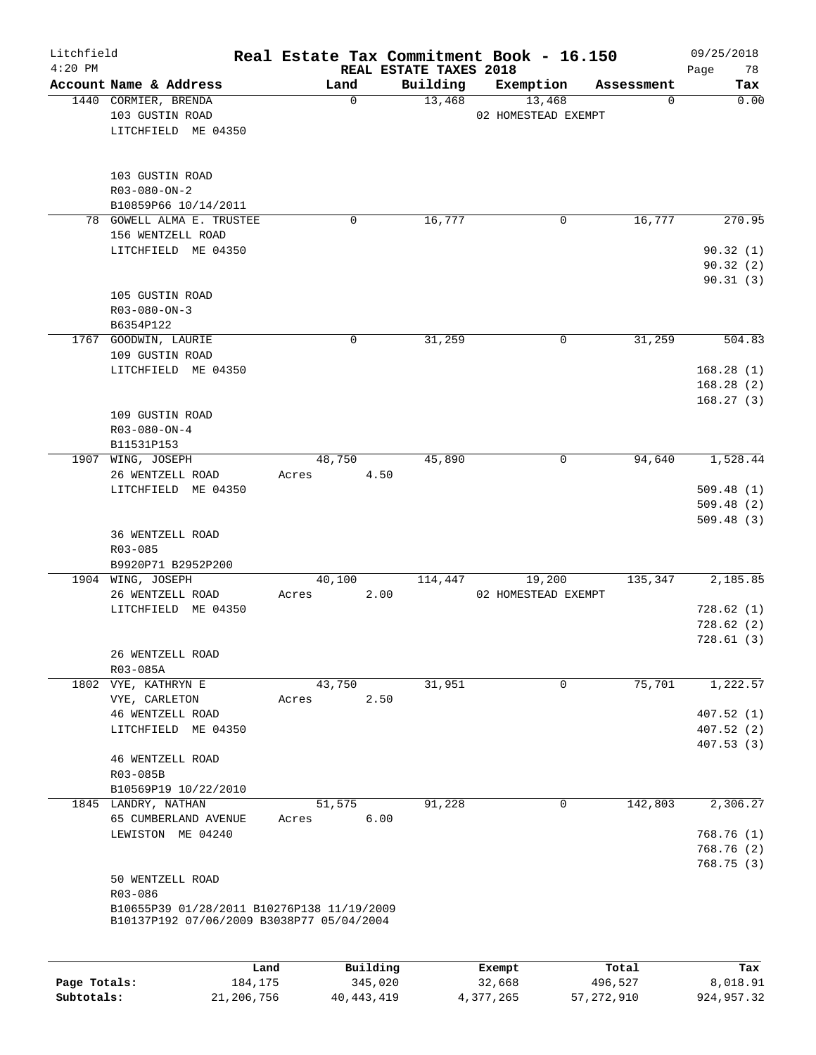# Real Estate Tax Commitment Book - 16.150

Litchfield 4:20 PM — REAL ESTATE TAXES 2018 — 09/25/2018

| Account Name & Address | Land | Building | Exemption | Assessment | Tax |
|---|---|---|---|---|---|
| 1440 CORMIER, BRENDA<br>103 GUSTIN ROAD<br>LITCHFIELD ME 04350<br><br>103 GUSTIN ROAD<br>R03-080-ON-2<br>B10859P66 10/14/2011 | 0 | 13,468 | 13,468<br>02 HOMESTEAD EXEMPT | 0 | 0.00 |
| 78 GOWELL ALMA E. TRUSTEE<br>156 WENTZELL ROAD<br>LITCHFIELD ME 04350<br><br>105 GUSTIN ROAD<br>R03-080-ON-3<br>B6354P122 | 0 | 16,777 | 0 | 16,777 | 270.95<br>90.32 (1)<br>90.32 (2)<br>90.31 (3) |
| 1767 GOODWIN, LAURIE<br>109 GUSTIN ROAD<br>LITCHFIELD ME 04350<br><br>109 GUSTIN ROAD<br>R03-080-ON-4<br>B11531P153 | 0 | 31,259 | 0 | 31,259 | 504.83<br>168.28 (1)<br>168.28 (2)<br>168.27 (3) |
| 1907 WING, JOSEPH<br>26 WENTZELL ROAD<br>LITCHFIELD ME 04350<br><br>36 WENTZELL ROAD<br>R03-085<br>B9920P71 B2952P200 | 48,750<br>Acres 4.50 | 45,890 | 0 | 94,640 | 1,528.44<br>509.48 (1)<br>509.48 (2)<br>509.48 (3) |
| 1904 WING, JOSEPH<br>26 WENTZELL ROAD<br>LITCHFIELD ME 04350<br><br>26 WENTZELL ROAD<br>R03-085A | 40,100<br>Acres 2.00 | 114,447 | 19,200<br>02 HOMESTEAD EXEMPT | 135,347 | 2,185.85<br>728.62 (1)<br>728.62 (2)<br>728.61 (3) |
| 1802 VYE, KATHRYN E<br>VYE, CARLETON<br>46 WENTZELL ROAD<br>LITCHFIELD ME 04350<br><br>46 WENTZELL ROAD<br>R03-085B<br>B10569P19 10/22/2010 | 43,750<br>Acres 2.50 | 31,951 | 0 | 75,701 | 1,222.57<br>407.52 (1)<br>407.52 (2)<br>407.53 (3) |
| 1845 LANDRY, NATHAN<br>65 CUMBERLAND AVENUE<br>LEWISTON ME 04240<br><br>50 WENTZELL ROAD<br>R03-086<br>B10655P39 01/28/2011 B10276P138 11/19/2009<br>B10137P192 07/06/2009 B3038P77 05/04/2004 | 51,575<br>Acres 6.00 | 91,228 | 0 | 142,803 | 2,306.27<br>768.76 (1)<br>768.76 (2)<br>768.75 (3) |

| | Land | Building | Exempt | Total | Tax |
|---|---|---|---|---|---|
| Page Totals: | 184,175 | 345,020 | 32,668 | 496,527 | 8,018.91 |
| Subtotals: | 21,206,756 | 40,443,419 | 4,377,265 | 57,272,910 | 924,957.32 |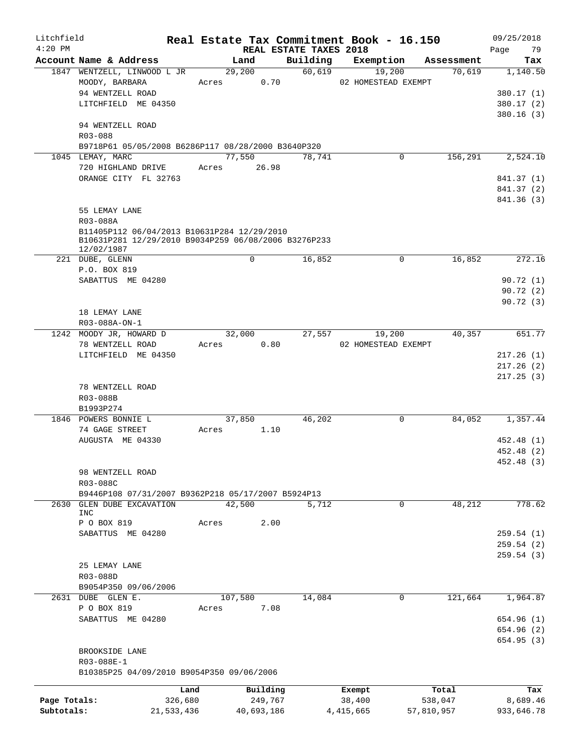Litchfield 4:20 PM

# Real Estate Tax Commitment Book - 16.150

## REAL ESTATE TAXES 2018

09/25/2018 Page 79

| Account Name & Address | Land | Building | Exemption | Assessment | Tax |
|---|---|---|---|---|---|
| 1847 WENTZELL, LINWOOD L JR | 29,200 | 60,619 | 19,200 | 70,619 | 1,140.50 |
| MOODY, BARBARA | Acres 0.70 | | 02 HOMESTEAD EXEMPT | | |
| 94 WENTZELL ROAD | | | | | 380.17 (1) |
| LITCHFIELD ME 04350 | | | | | 380.17 (2) |
| | | | | | 380.16 (3) |
| 94 WENTZELL ROAD | | | | | |
| R03-088 | | | | | |
| B9718P61 05/05/2008 B6286P117 08/28/2000 B3640P320 | | | | | |
| 1045 LEMAY, MARC | 77,550 | 78,741 | 0 | 156,291 | 2,524.10 |
| 720 HIGHLAND DRIVE | Acres 26.98 | | | | |
| ORANGE CITY FL 32763 | | | | | 841.37 (1) |
| | | | | | 841.37 (2) |
| | | | | | 841.36 (3) |
| 55 LEMAY LANE | | | | | |
| R03-088A | | | | | |
| B11405P112 06/04/2013 B10631P284 12/29/2010 B10631P281 12/29/2010 B9034P259 06/08/2006 B3276P233 12/02/1987 | | | | | |
| 221 DUBE, GLENN | 0 | 16,852 | 0 | 16,852 | 272.16 |
| P.O. BOX 819 | | | | | |
| SABATTUS ME 04280 | | | | | 90.72 (1) |
| | | | | | 90.72 (2) |
| | | | | | 90.72 (3) |
| 18 LEMAY LANE | | | | | |
| R03-088A-ON-1 | | | | | |
| 1242 MOODY JR, HOWARD D | 32,000 | 27,557 | 19,200 | 40,357 | 651.77 |
| 78 WENTZELL ROAD | Acres 0.80 | | 02 HOMESTEAD EXEMPT | | |
| LITCHFIELD ME 04350 | | | | | 217.26 (1) |
| | | | | | 217.26 (2) |
| | | | | | 217.25 (3) |
| 78 WENTZELL ROAD | | | | | |
| R03-088B | | | | | |
| B1993P274 | | | | | |
| 1846 POWERS BONNIE L | 37,850 | 46,202 | 0 | 84,052 | 1,357.44 |
| 74 GAGE STREET | Acres 1.10 | | | | |
| AUGUSTA ME 04330 | | | | | 452.48 (1) |
| | | | | | 452.48 (2) |
| | | | | | 452.48 (3) |
| 98 WENTZELL ROAD | | | | | |
| R03-088C | | | | | |
| B9446P108 07/31/2007 B9362P218 05/17/2007 B5924P13 | | | | | |
| 2630 GLEN DUBE EXCAVATION INC | 42,500 | 5,712 | 0 | 48,212 | 778.62 |
| P O BOX 819 | Acres 2.00 | | | | |
| SABATTUS ME 04280 | | | | | 259.54 (1) |
| | | | | | 259.54 (2) |
| | | | | | 259.54 (3) |
| 25 LEMAY LANE | | | | | |
| R03-088D | | | | | |
| B9054P350 09/06/2006 | | | | | |
| 2631 DUBE GLEN E. | 107,580 | 14,084 | 0 | 121,664 | 1,964.87 |
| P O BOX 819 | Acres 7.08 | | | | |
| SABATTUS ME 04280 | | | | | 654.96 (1) |
| | | | | | 654.96 (2) |
| | | | | | 654.95 (3) |
| BROOKSIDE LANE | | | | | |
| R03-088E-1 | | | | | |
| B10385P25 04/09/2010 B9054P350 09/06/2006 | | | | | |

| | Land | Building | Exempt | Total | Tax |
|---|---|---|---|---|---|
| Page Totals: | 326,680 | 249,767 | 38,400 | 538,047 | 8,689.46 |
| Subtotals: | 21,533,436 | 40,693,186 | 4,415,665 | 57,810,957 | 933,646.78 |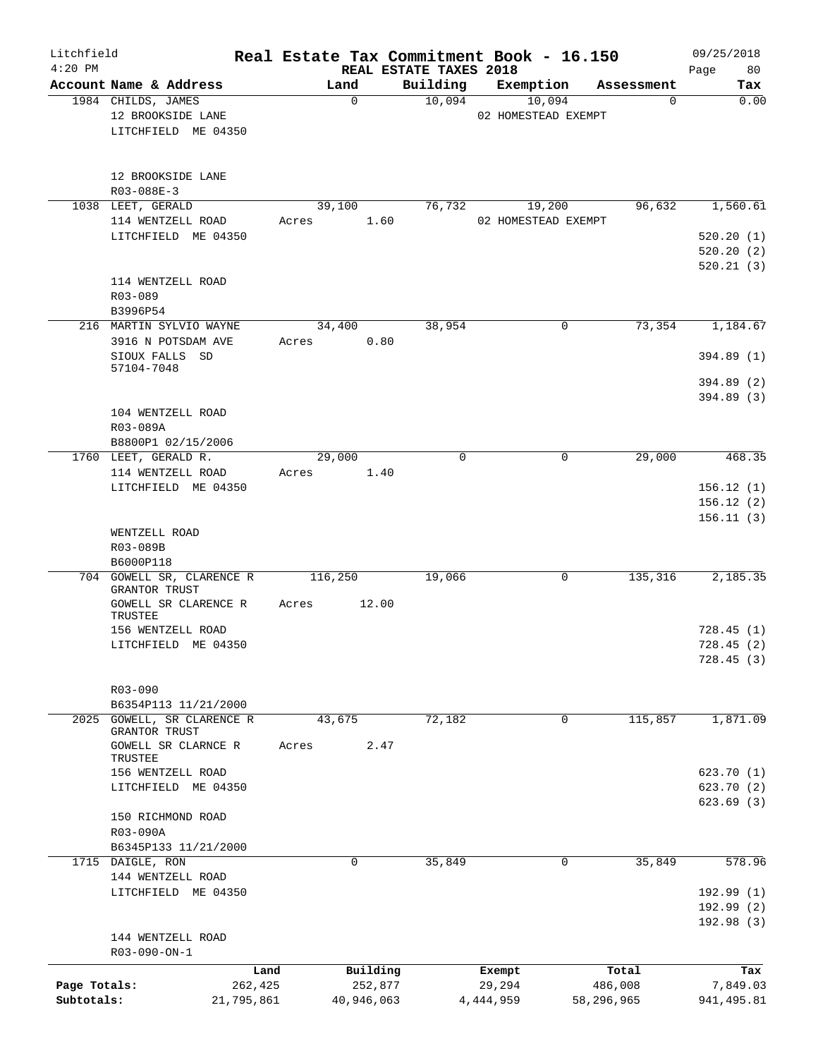Litchfield
4:20 PM

# Real Estate Tax Commitment Book - 16.150

REAL ESTATE TAXES 2018

09/25/2018

| Account Name & Address | Land | Building | Exemption | Assessment | Tax |
|---|---|---|---|---|---|
| 1984 CHILDS, JAMES | 0 | 10,094 | 10,094 | 0 | 0.00 |
| 12 BROOKSIDE LANE | | | 02 HOMESTEAD EXEMPT | | |
| LITCHFIELD ME 04350 | | | | | |
| 12 BROOKSIDE LANE | | | | | |
| R03-088E-3 | | | | | |
| 1038 LEET, GERALD | 39,100 | 76,732 | 19,200 | 96,632 | 1,560.61 |
| 114 WENTZELL ROAD | Acres 1.60 | | 02 HOMESTEAD EXEMPT | | |
| LITCHFIELD ME 04350 | | | | | 520.20 (1) |
| | | | | | 520.20 (2) |
| | | | | | 520.21 (3) |
| 114 WENTZELL ROAD | | | | | |
| R03-089 | | | | | |
| B3996P54 | | | | | |
| 216 MARTIN SYLVIO WAYNE | 34,400 | 38,954 | 0 | 73,354 | 1,184.67 |
| 3916 N POTSDAM AVE | Acres 0.80 | | | | |
| SIOUX FALLS SD 57104-7048 | | | | | 394.89 (1) |
| | | | | | 394.89 (2) |
| | | | | | 394.89 (3) |
| 104 WENTZELL ROAD | | | | | |
| R03-089A | | | | | |
| B8800P1 02/15/2006 | | | | | |
| 1760 LEET, GERALD R. | 29,000 | 0 | 0 | 29,000 | 468.35 |
| 114 WENTZELL ROAD | Acres 1.40 | | | | |
| LITCHFIELD ME 04350 | | | | | 156.12 (1) |
| | | | | | 156.12 (2) |
| | | | | | 156.11 (3) |
| WENTZELL ROAD | | | | | |
| R03-089B | | | | | |
| B6000P118 | | | | | |
| 704 GOWELL SR, CLARENCE R GRANTOR TRUST | 116,250 | 19,066 | 0 | 135,316 | 2,185.35 |
| GOWELL SR CLARENCE R TRUSTEE | Acres 12.00 | | | | |
| 156 WENTZELL ROAD | | | | | 728.45 (1) |
| LITCHFIELD ME 04350 | | | | | 728.45 (2) |
| | | | | | 728.45 (3) |
| R03-090 | | | | | |
| B6354P113 11/21/2000 | | | | | |
| 2025 GOWELL, SR CLARENCE R GRANTOR TRUST | 43,675 | 72,182 | 0 | 115,857 | 1,871.09 |
| GOWELL SR CLARNCE R TRUSTEE | Acres 2.47 | | | | |
| 156 WENTZELL ROAD | | | | | 623.70 (1) |
| LITCHFIELD ME 04350 | | | | | 623.70 (2) |
| | | | | | 623.69 (3) |
| 150 RICHMOND ROAD | | | | | |
| R03-090A | | | | | |
| B6345P133 11/21/2000 | | | | | |
| 1715 DAIGLE, RON | 0 | 35,849 | 0 | 35,849 | 578.96 |
| 144 WENTZELL ROAD | | | | | |
| LITCHFIELD ME 04350 | | | | | 192.99 (1) |
| | | | | | 192.99 (2) |
| | | | | | 192.98 (3) |
| 144 WENTZELL ROAD | | | | | |
| R03-090-ON-1 | | | | | |

| | Land | Building | Exempt | Total | Tax |
|---|---|---|---|---|---|
| Page Totals: | 262,425 | 252,877 | 29,294 | 486,008 | 7,849.03 |
| Subtotals: | 21,795,861 | 40,946,063 | 4,444,959 | 58,296,965 | 941,495.81 |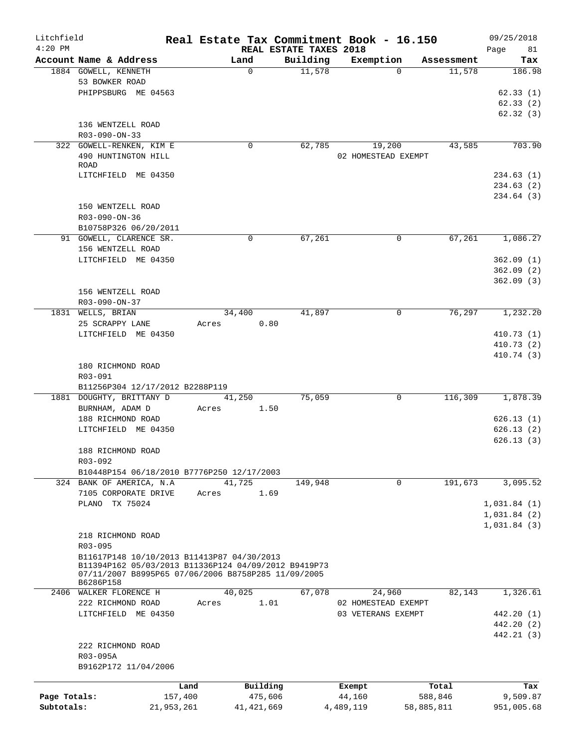# Real Estate Tax Commitment Book - 16.150

Litchfield 4:20 PM — REAL ESTATE TAXES 2018 — 09/25/2018

| Account Name & Address | Land | Building | Exemption | Assessment | Tax |
|---|---|---|---|---|---|
| 1884 GOWELL, KENNETH<br>53 BOWKER ROAD<br>PHIPPSBURG ME 04563<br><br>136 WENTZELL ROAD<br>R03-090-ON-33 | 0 | 11,578 | 0 | 11,578 | 186.98<br>62.33 (1)<br>62.33 (2)<br>62.32 (3) |
| 322 GOWELL-RENKEN, KIM E<br>490 HUNTINGTON HILL ROAD<br>LITCHFIELD ME 04350<br><br>150 WENTZELL ROAD<br>R03-090-ON-36<br>B10758P326 06/20/2011 | 0 | 62,785 | 19,200<br>02 HOMESTEAD EXEMPT | 43,585 | 703.90<br>234.63 (1)<br>234.63 (2)<br>234.64 (3) |
| 91 GOWELL, CLARENCE SR.<br>156 WENTZELL ROAD<br>LITCHFIELD ME 04350<br><br>156 WENTZELL ROAD<br>R03-090-ON-37 | 0 | 67,261 | 0 | 67,261 | 1,086.27<br>362.09 (1)<br>362.09 (2)<br>362.09 (3) |
| 1831 WELLS, BRIAN<br>25 SCRAPPY LANE<br>LITCHFIELD ME 04350<br><br>180 RICHMOND ROAD<br>R03-091<br>B11256P304 12/17/2012 B2288P119 | 34,400<br>Acres 0.80 | 41,897 | 0 | 76,297 | 1,232.20<br>410.73 (1)<br>410.73 (2)<br>410.74 (3) |
| 1881 DOUGHTY, BRITTANY D<br>BURNHAM, ADAM D<br>188 RICHMOND ROAD<br>LITCHFIELD ME 04350<br><br>188 RICHMOND ROAD<br>R03-092<br>B10448P154 06/18/2010 B7776P250 12/17/2003 | 41,250<br>Acres 1.50 | 75,059 | 0 | 116,309 | 1,878.39<br>626.13 (1)<br>626.13 (2)<br>626.13 (3) |
| 324 BANK OF AMERICA, N.A<br>7105 CORPORATE DRIVE<br>PLANO TX 75024<br><br>218 RICHMOND ROAD<br>R03-095<br>B11617P148 10/10/2013 B11413P87 04/30/2013<br>B11394P162 05/03/2013 B11336P124 04/09/2012 B9419P73<br>07/11/2007 B8995P65 07/06/2006 B8758P285 11/09/2005<br>B6286P158 | 41,725<br>Acres 1.69 | 149,948 | 0 | 191,673 | 3,095.52<br>1,031.84 (1)<br>1,031.84 (2)<br>1,031.84 (3) |
| 2406 WALKER FLORENCE H<br>222 RICHMOND ROAD<br>LITCHFIELD ME 04350<br><br>222 RICHMOND ROAD<br>R03-095A<br>B9162P172 11/04/2006 | 40,025<br>Acres 1.01 | 67,078 | 24,960<br>02 HOMESTEAD EXEMPT<br>03 VETERANS EXEMPT | 82,143 | 1,326.61<br>442.20 (1)<br>442.20 (2)<br>442.21 (3) |

| | Land | Building | Exempt | Total | Tax |
|---|---|---|---|---|---|
| Page Totals: | 157,400 | 475,606 | 44,160 | 588,846 | 9,509.87 |
| Subtotals: | 21,953,261 | 41,421,669 | 4,489,119 | 58,885,811 | 951,005.68 |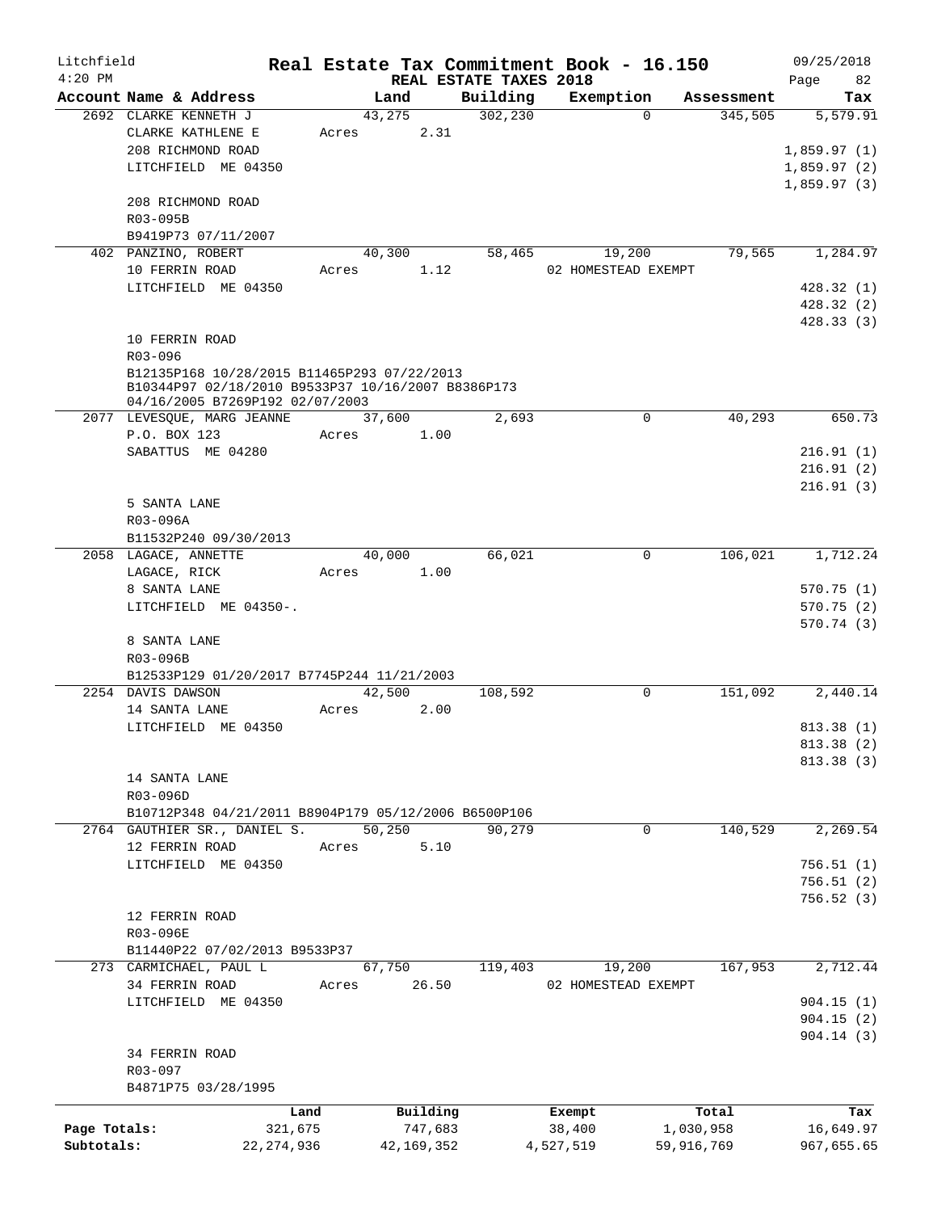Litchfield
4:20 PM

# Real Estate Tax Commitment Book - 16.150

REAL ESTATE TAXES 2018

09/25/2018

| Account Name & Address | Land | Building | Exemption | Assessment | Tax |
|---|---|---|---|---|---|
| 2692 CLARKE KENNETH J | 43,275 | 302,230 | 0 | 345,505 | 5,579.91 |
| CLARKE KATHLENE E | Acres 2.31 | | | | |
| 208 RICHMOND ROAD | | | | | 1,859.97 (1) |
| LITCHFIELD ME 04350 | | | | | 1,859.97 (2) |
| | | | | | 1,859.97 (3) |
| 208 RICHMOND ROAD | | | | | |
| R03-095B | | | | | |
| B9419P73 07/11/2007 | | | | | |
| 402 PANZINO, ROBERT | 40,300 | 58,465 | 19,200 | 79,565 | 1,284.97 |
| 10 FERRIN ROAD | Acres 1.12 | | 02 HOMESTEAD EXEMPT | | |
| LITCHFIELD ME 04350 | | | | | 428.32 (1) |
| | | | | | 428.32 (2) |
| | | | | | 428.33 (3) |
| 10 FERRIN ROAD | | | | | |
| R03-096 | | | | | |
| B12135P168 10/28/2015 B11465P293 07/22/2013 B10344P97 02/18/2010 B9533P37 10/16/2007 B8386P173 04/16/2005 B7269P192 02/07/2003 | | | | | |
| 2077 LEVESQUE, MARG JEANNE | 37,600 | 2,693 | 0 | 40,293 | 650.73 |
| P.O. BOX 123 | Acres 1.00 | | | | |
| SABATTUS ME 04280 | | | | | 216.91 (1) |
| | | | | | 216.91 (2) |
| | | | | | 216.91 (3) |
| 5 SANTA LANE | | | | | |
| R03-096A | | | | | |
| B11532P240 09/30/2013 | | | | | |
| 2058 LAGACE, ANNETTE | 40,000 | 66,021 | 0 | 106,021 | 1,712.24 |
| LAGACE, RICK | Acres 1.00 | | | | |
| 8 SANTA LANE | | | | | 570.75 (1) |
| LITCHFIELD ME 04350-. | | | | | 570.75 (2) |
| | | | | | 570.74 (3) |
| 8 SANTA LANE | | | | | |
| R03-096B | | | | | |
| B12533P129 01/20/2017 B7745P244 11/21/2003 | | | | | |
| 2254 DAVIS DAWSON | 42,500 | 108,592 | 0 | 151,092 | 2,440.14 |
| 14 SANTA LANE | Acres 2.00 | | | | |
| LITCHFIELD ME 04350 | | | | | 813.38 (1) |
| | | | | | 813.38 (2) |
| | | | | | 813.38 (3) |
| 14 SANTA LANE | | | | | |
| R03-096D | | | | | |
| B10712P348 04/21/2011 B8904P179 05/12/2006 B6500P106 | | | | | |
| 2764 GAUTHIER SR., DANIEL S. | 50,250 | 90,279 | 0 | 140,529 | 2,269.54 |
| 12 FERRIN ROAD | Acres 5.10 | | | | |
| LITCHFIELD ME 04350 | | | | | 756.51 (1) |
| | | | | | 756.51 (2) |
| | | | | | 756.52 (3) |
| 12 FERRIN ROAD | | | | | |
| R03-096E | | | | | |
| B11440P22 07/02/2013 B9533P37 | | | | | |
| 273 CARMICHAEL, PAUL L | 67,750 | 119,403 | 19,200 | 167,953 | 2,712.44 |
| 34 FERRIN ROAD | Acres 26.50 | | 02 HOMESTEAD EXEMPT | | |
| LITCHFIELD ME 04350 | | | | | 904.15 (1) |
| | | | | | 904.15 (2) |
| | | | | | 904.14 (3) |
| 34 FERRIN ROAD | | | | | |
| R03-097 | | | | | |
| B4871P75 03/28/1995 | | | | | |

| | Land | Building | Exempt | Total | Tax |
|---|---|---|---|---|---|
| Page Totals: | 321,675 | 747,683 | 38,400 | 1,030,958 | 16,649.97 |
| Subtotals: | 22,274,936 | 42,169,352 | 4,527,519 | 59,916,769 | 967,655.65 |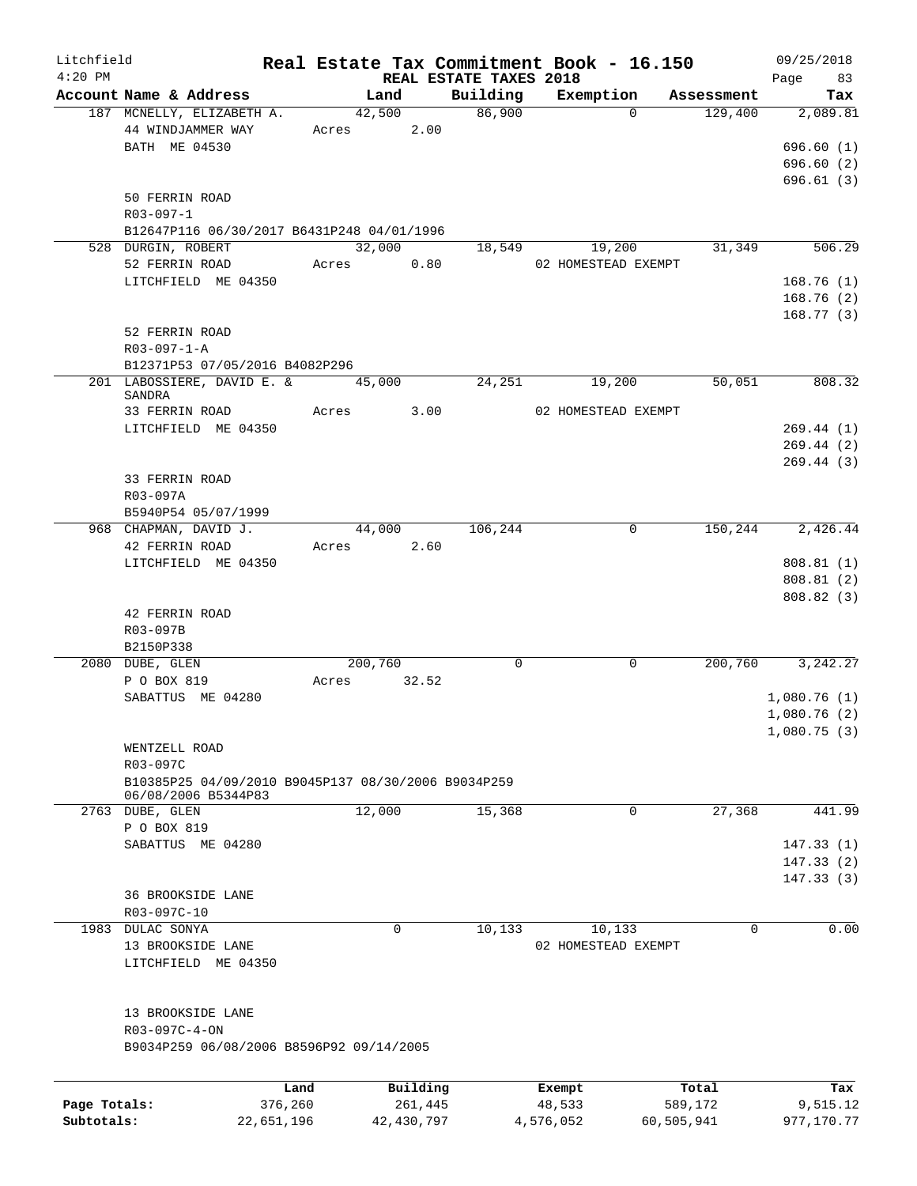Litchfield 4:20 PM

# Real Estate Tax Commitment Book - 16.150

## REAL ESTATE TAXES 2018

09/25/2018 Page 83

| Account Name & Address | Land | Building | Exemption | Assessment | Tax |
|---|---|---|---|---|---|
| 187 MCNELLY, ELIZABETH A. | 42,500 | 86,900 | 0 | 129,400 | 2,089.81 |
| 44 WINDJAMMER WAY | Acres 2.00 | | | | |
| BATH ME 04530 | | | | | 696.60 (1) |
| | | | | | 696.60 (2) |
| | | | | | 696.61 (3) |
| 50 FERRIN ROAD | | | | | |
| R03-097-1 | | | | | |
| B12647P116 06/30/2017 B6431P248 04/01/1996 | | | | | |
| 528 DURGIN, ROBERT | 32,000 | 18,549 | 19,200 | 31,349 | 506.29 |
| 52 FERRIN ROAD | Acres 0.80 | | 02 HOMESTEAD EXEMPT | | |
| LITCHFIELD ME 04350 | | | | | 168.76 (1) |
| | | | | | 168.76 (2) |
| | | | | | 168.77 (3) |
| 52 FERRIN ROAD | | | | | |
| R03-097-1-A | | | | | |
| B12371P53 07/05/2016 B4082P296 | | | | | |
| 201 LABOSSIERE, DAVID E. & SANDRA | 45,000 | 24,251 | 19,200 | 50,051 | 808.32 |
| 33 FERRIN ROAD | Acres 3.00 | | 02 HOMESTEAD EXEMPT | | |
| LITCHFIELD ME 04350 | | | | | 269.44 (1) |
| | | | | | 269.44 (2) |
| | | | | | 269.44 (3) |
| 33 FERRIN ROAD | | | | | |
| R03-097A | | | | | |
| B5940P54 05/07/1999 | | | | | |
| 968 CHAPMAN, DAVID J. | 44,000 | 106,244 | 0 | 150,244 | 2,426.44 |
| 42 FERRIN ROAD | Acres 2.60 | | | | |
| LITCHFIELD ME 04350 | | | | | 808.81 (1) |
| | | | | | 808.81 (2) |
| | | | | | 808.82 (3) |
| 42 FERRIN ROAD | | | | | |
| R03-097B | | | | | |
| B2150P338 | | | | | |
| 2080 DUBE, GLEN | 200,760 | 0 | 0 | 200,760 | 3,242.27 |
| P O BOX 819 | Acres 32.52 | | | | |
| SABATTUS ME 04280 | | | | | 1,080.76 (1) |
| | | | | | 1,080.76 (2) |
| | | | | | 1,080.75 (3) |
| WENTZELL ROAD | | | | | |
| R03-097C | | | | | |
| B10385P25 04/09/2010 B9045P137 08/30/2006 B9034P259 06/08/2006 B5344P83 | | | | | |
| 2763 DUBE, GLEN | 12,000 | 15,368 | 0 | 27,368 | 441.99 |
| P O BOX 819 | | | | | |
| SABATTUS ME 04280 | | | | | 147.33 (1) |
| | | | | | 147.33 (2) |
| | | | | | 147.33 (3) |
| 36 BROOKSIDE LANE | | | | | |
| R03-097C-10 | | | | | |
| 1983 DULAC SONYA | 0 | 10,133 | 10,133 | 0 | 0.00 |
| 13 BROOKSIDE LANE | | | 02 HOMESTEAD EXEMPT | | |
| LITCHFIELD ME 04350 | | | | | |
| 13 BROOKSIDE LANE | | | | | |
| R03-097C-4-ON | | | | | |
| B9034P259 06/08/2006 B8596P92 09/14/2005 | | | | | |

| | Land | Building | Exempt | Total | Tax |
|---|---|---|---|---|---|
| Page Totals: | 376,260 | 261,445 | 48,533 | 589,172 | 9,515.12 |
| Subtotals: | 22,651,196 | 42,430,797 | 4,576,052 | 60,505,941 | 977,170.77 |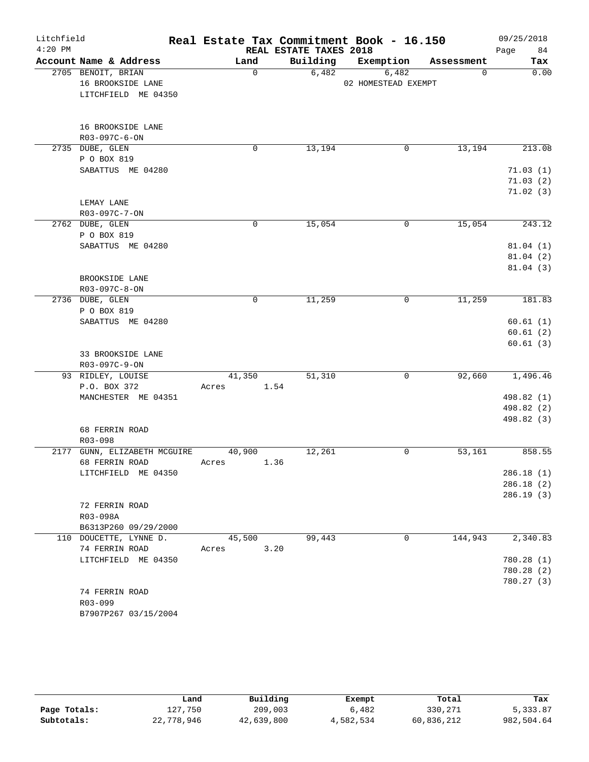# Real Estate Tax Commitment Book - 16.150

Litchfield 4:20 PM — REAL ESTATE TAXES 2018 — 09/25/2018

| Account Name & Address | Land | Building | Exemption | Assessment | Tax |
|---|---|---|---|---|---|
| 2705 BENOIT, BRIAN<br>16 BROOKSIDE LANE<br>LITCHFIELD ME 04350<br><br>16 BROOKSIDE LANE<br>R03-097C-6-ON | 0 | 6,482 | 6,482<br>02 HOMESTEAD EXEMPT | 0 | 0.00 |
| 2735 DUBE, GLEN<br>P O BOX 819<br>SABATTUS ME 04280<br><br>LEMAY LANE<br>R03-097C-7-ON | 0 | 13,194 | 0 | 13,194 | 213.08<br>71.03 (1)<br>71.03 (2)<br>71.02 (3) |
| 2762 DUBE, GLEN<br>P O BOX 819<br>SABATTUS ME 04280<br><br>BROOKSIDE LANE<br>R03-097C-8-ON | 0 | 15,054 | 0 | 15,054 | 243.12<br>81.04 (1)<br>81.04 (2)<br>81.04 (3) |
| 2736 DUBE, GLEN<br>P O BOX 819<br>SABATTUS ME 04280<br><br>33 BROOKSIDE LANE<br>R03-097C-9-ON | 0 | 11,259 | 0 | 11,259 | 181.83<br>60.61 (1)<br>60.61 (2)<br>60.61 (3) |
| 93 RIDLEY, LOUISE<br>P.O. BOX 372<br>MANCHESTER ME 04351<br><br>68 FERRIN ROAD<br>R03-098 | 41,350<br>Acres 1.54 | 51,310 | 0 | 92,660 | 1,496.46<br>498.82 (1)<br>498.82 (2)<br>498.82 (3) |
| 2177 GUNN, ELIZABETH MCGUIRE<br>68 FERRIN ROAD<br>LITCHFIELD ME 04350<br><br>72 FERRIN ROAD<br>R03-098A<br>B6313P260 09/29/2000 | 40,900<br>Acres 1.36 | 12,261 | 0 | 53,161 | 858.55<br>286.18 (1)<br>286.18 (2)<br>286.19 (3) |
| 110 DOUCETTE, LYNNE D.<br>74 FERRIN ROAD<br>LITCHFIELD ME 04350<br><br>74 FERRIN ROAD<br>R03-099<br>B7907P267 03/15/2004 | 45,500<br>Acres 3.20 | 99,443 | 0 | 144,943 | 2,340.83<br>780.28 (1)<br>780.28 (2)<br>780.27 (3) |

| | Land | Building | Exempt | Total | Tax |
|---|---|---|---|---|---|
| Page Totals: | 127,750 | 209,003 | 6,482 | 330,271 | 5,333.87 |
| Subtotals: | 22,778,946 | 42,639,800 | 4,582,534 | 60,836,212 | 982,504.64 |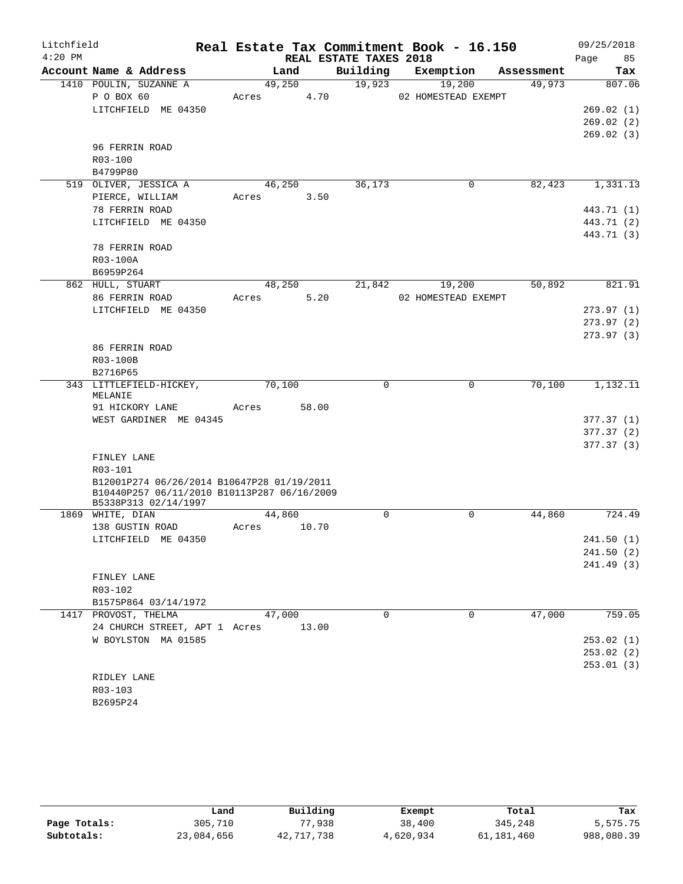Litchfield
4:20 PM

# Real Estate Tax Commitment Book - 16.150

REAL ESTATE TAXES 2018

09/25/2018

| Account Name & Address | Land | Building | Exemption | Assessment | Tax |
|---|---|---|---|---|---|
| 1410 POULIN, SUZANNE A | 49,250 | 19,923 | 19,200 | 49,973 | 807.06 |
| P O BOX 60 | Acres 4.70 | | 02 HOMESTEAD EXEMPT | | |
| LITCHFIELD ME 04350 | | | | | 269.02 (1) |
| | | | | | 269.02 (2) |
| | | | | | 269.02 (3) |
| 96 FERRIN ROAD | | | | | |
| R03-100 | | | | | |
| B4799P80 | | | | | |
| 519 OLIVER, JESSICA A | 46,250 | 36,173 | 0 | 82,423 | 1,331.13 |
| PIERCE, WILLIAM | Acres 3.50 | | | | |
| 78 FERRIN ROAD | | | | | 443.71 (1) |
| LITCHFIELD ME 04350 | | | | | 443.71 (2) |
| | | | | | 443.71 (3) |
| 78 FERRIN ROAD | | | | | |
| R03-100A | | | | | |
| B6959P264 | | | | | |
| 862 HULL, STUART | 48,250 | 21,842 | 19,200 | 50,892 | 821.91 |
| 86 FERRIN ROAD | Acres 5.20 | | 02 HOMESTEAD EXEMPT | | |
| LITCHFIELD ME 04350 | | | | | 273.97 (1) |
| | | | | | 273.97 (2) |
| | | | | | 273.97 (3) |
| 86 FERRIN ROAD | | | | | |
| R03-100B | | | | | |
| B2716P65 | | | | | |
| 343 LITTLEFIELD-HICKEY, MELANIE | 70,100 | 0 | 0 | 70,100 | 1,132.11 |
| 91 HICKORY LANE | Acres 58.00 | | | | |
| WEST GARDINER ME 04345 | | | | | 377.37 (1) |
| | | | | | 377.37 (2) |
| | | | | | 377.37 (3) |
| FINLEY LANE | | | | | |
| R03-101 | | | | | |
| B12001P274 06/26/2014 B10647P28 01/19/2011 | | | | | |
| B10440P257 06/11/2010 B10113P287 06/16/2009 | | | | | |
| B5338P313 02/14/1997 | | | | | |
| 1869 WHITE, DIAN | 44,860 | 0 | 0 | 44,860 | 724.49 |
| 138 GUSTIN ROAD | Acres 10.70 | | | | |
| LITCHFIELD ME 04350 | | | | | 241.50 (1) |
| | | | | | 241.50 (2) |
| | | | | | 241.49 (3) |
| FINLEY LANE | | | | | |
| R03-102 | | | | | |
| B1575P864 03/14/1972 | | | | | |
| 1417 PROVOST, THELMA | 47,000 | 0 | 0 | 47,000 | 759.05 |
| 24 CHURCH STREET, APT 1 | Acres 13.00 | | | | |
| W BOYLSTON MA 01585 | | | | | 253.02 (1) |
| | | | | | 253.02 (2) |
| | | | | | 253.01 (3) |
| RIDLEY LANE | | | | | |
| R03-103 | | | | | |
| B2695P24 | | | | | |

| | Land | Building | Exempt | Total | Tax |
|---|---|---|---|---|---|
| Page Totals: | 305,710 | 77,938 | 38,400 | 345,248 | 5,575.75 |
| Subtotals: | 23,084,656 | 42,717,738 | 4,620,934 | 61,181,460 | 988,080.39 |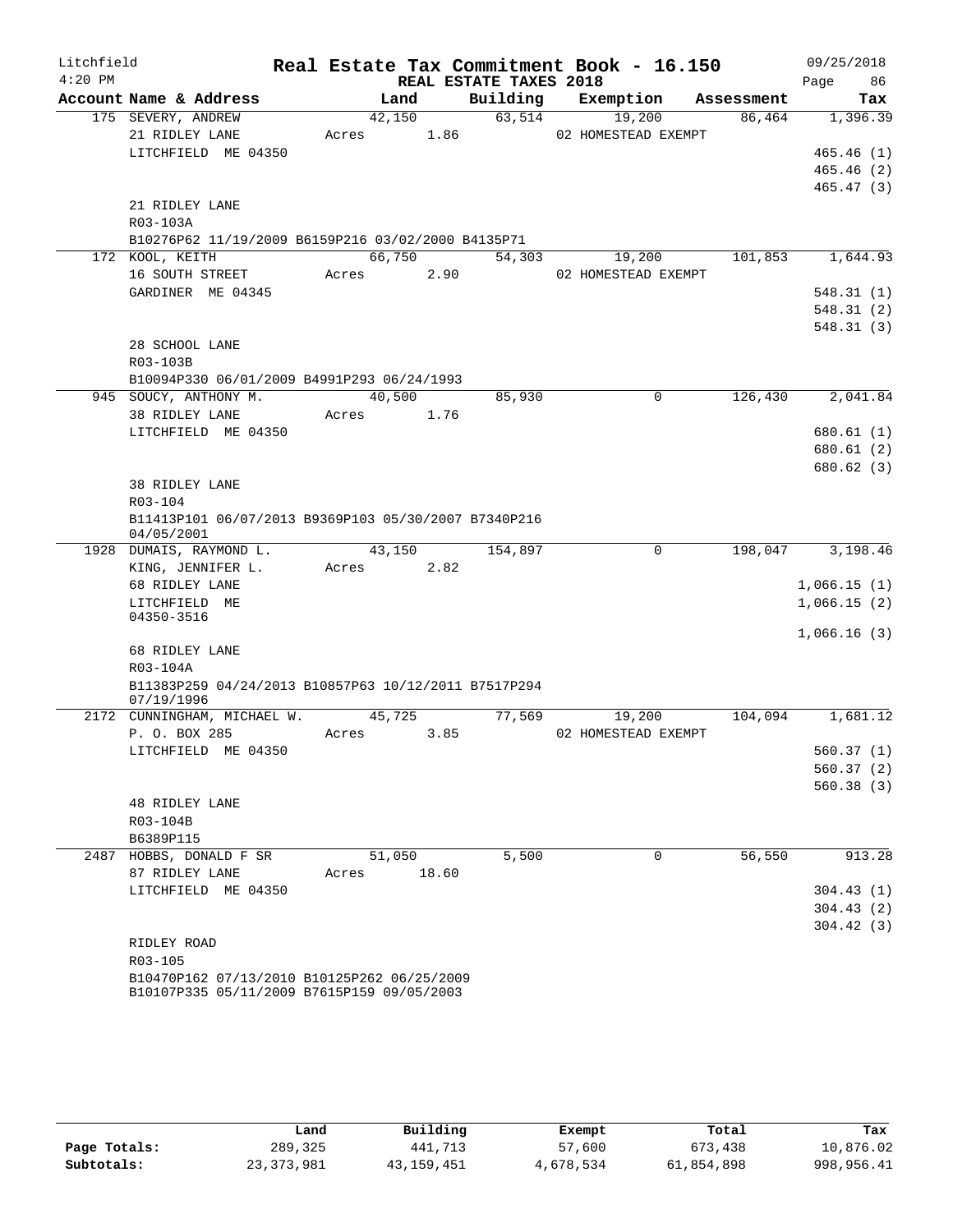Litchfield
4:20 PM

# Real Estate Tax Commitment Book - 16.150

REAL ESTATE TAXES 2018

09/25/2018

| Account Name & Address | Land | Building | Exemption | Assessment | Tax |
|---|---|---|---|---|---|
| 175 SEVERY, ANDREW | 42,150 | 63,514 | 19,200 | 86,464 | 1,396.39 |
| 21 RIDLEY LANE | Acres 1.86 | | 02 HOMESTEAD EXEMPT | | |
| LITCHFIELD ME 04350 | | | | | 465.46 (1) |
| | | | | | 465.46 (2) |
| | | | | | 465.47 (3) |
| 21 RIDLEY LANE | | | | | |
| R03-103A | | | | | |
| B10276P62 11/19/2009 B6159P216 03/02/2000 B4135P71 | | | | | |
| 172 KOOL, KEITH | 66,750 | 54,303 | 19,200 | 101,853 | 1,644.93 |
| 16 SOUTH STREET | Acres 2.90 | | 02 HOMESTEAD EXEMPT | | |
| GARDINER ME 04345 | | | | | 548.31 (1) |
| | | | | | 548.31 (2) |
| | | | | | 548.31 (3) |
| 28 SCHOOL LANE | | | | | |
| R03-103B | | | | | |
| B10094P330 06/01/2009 B4991P293 06/24/1993 | | | | | |
| 945 SOUCY, ANTHONY M. | 40,500 | 85,930 | 0 | 126,430 | 2,041.84 |
| 38 RIDLEY LANE | Acres 1.76 | | | | |
| LITCHFIELD ME 04350 | | | | | 680.61 (1) |
| | | | | | 680.61 (2) |
| | | | | | 680.62 (3) |
| 38 RIDLEY LANE | | | | | |
| R03-104 | | | | | |
| B11413P101 06/07/2013 B9369P103 05/30/2007 B7340P216 04/05/2001 | | | | | |
| 1928 DUMAIS, RAYMOND L. | 43,150 | 154,897 | 0 | 198,047 | 3,198.46 |
| KING, JENNIFER L. | Acres 2.82 | | | | |
| 68 RIDLEY LANE | | | | | 1,066.15 (1) |
| LITCHFIELD ME 04350-3516 | | | | | 1,066.15 (2) |
| | | | | | 1,066.16 (3) |
| 68 RIDLEY LANE | | | | | |
| R03-104A | | | | | |
| B11383P259 04/24/2013 B10857P63 10/12/2011 B7517P294 07/19/1996 | | | | | |
| 2172 CUNNINGHAM, MICHAEL W. | 45,725 | 77,569 | 19,200 | 104,094 | 1,681.12 |
| P. O. BOX 285 | Acres 3.85 | | 02 HOMESTEAD EXEMPT | | |
| LITCHFIELD ME 04350 | | | | | 560.37 (1) |
| | | | | | 560.37 (2) |
| | | | | | 560.38 (3) |
| 48 RIDLEY LANE | | | | | |
| R03-104B | | | | | |
| B6389P115 | | | | | |
| 2487 HOBBS, DONALD F SR | 51,050 | 5,500 | 0 | 56,550 | 913.28 |
| 87 RIDLEY LANE | Acres 18.60 | | | | |
| LITCHFIELD ME 04350 | | | | | 304.43 (1) |
| | | | | | 304.43 (2) |
| | | | | | 304.42 (3) |
| RIDLEY ROAD | | | | | |
| R03-105 | | | | | |
| B10470P162 07/13/2010 B10125P262 06/25/2009 B10107P335 05/11/2009 B7615P159 09/05/2003 | | | | | |

| | Land | Building | Exempt | Total | Tax |
|---|---|---|---|---|---|
| Page Totals: | 289,325 | 441,713 | 57,600 | 673,438 | 10,876.02 |
| Subtotals: | 23,373,981 | 43,159,451 | 4,678,534 | 61,854,898 | 998,956.41 |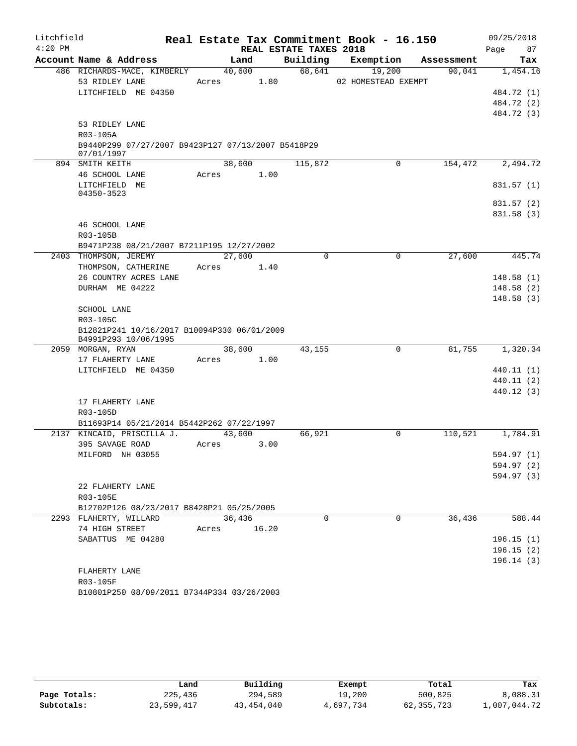Litchfield 4:20 PM

# Real Estate Tax Commitment Book - 16.150

REAL ESTATE TAXES 2018

09/25/2018

| Account Name & Address | Land | Building | Exemption | Assessment | Tax |
|---|---|---|---|---|---|
| 486 RICHARDS-MACE, KIMBERLY | 40,600 | 68,641 | 19,200 | 90,041 | 1,454.16 |
| 53 RIDLEY LANE | Acres 1.80 | | 02 HOMESTEAD EXEMPT | | |
| LITCHFIELD ME 04350 | | | | | 484.72 (1) |
| | | | | | 484.72 (2) |
| | | | | | 484.72 (3) |
| 53 RIDLEY LANE | | | | | |
| R03-105A | | | | | |
| B9440P299 07/27/2007 B9423P127 07/13/2007 B5418P29 07/01/1997 | | | | | |
| 894 SMITH KEITH | 38,600 | 115,872 | 0 | 154,472 | 2,494.72 |
| 46 SCHOOL LANE | Acres 1.00 | | | | |
| LITCHFIELD ME 04350-3523 | | | | | 831.57 (1) |
| | | | | | 831.57 (2) |
| | | | | | 831.58 (3) |
| 46 SCHOOL LANE | | | | | |
| R03-105B | | | | | |
| B9471P238 08/21/2007 B7211P195 12/27/2002 | | | | | |
| 2403 THOMPSON, JEREMY | 27,600 | 0 | 0 | 27,600 | 445.74 |
| THOMPSON, CATHERINE | Acres 1.40 | | | | |
| 26 COUNTRY ACRES LANE | | | | | 148.58 (1) |
| DURHAM ME 04222 | | | | | 148.58 (2) |
| | | | | | 148.58 (3) |
| SCHOOL LANE | | | | | |
| R03-105C | | | | | |
| B12821P241 10/16/2017 B10094P330 06/01/2009 B4991P293 10/06/1995 | | | | | |
| 2059 MORGAN, RYAN | 38,600 | 43,155 | 0 | 81,755 | 1,320.34 |
| 17 FLAHERTY LANE | Acres 1.00 | | | | |
| LITCHFIELD ME 04350 | | | | | 440.11 (1) |
| | | | | | 440.11 (2) |
| | | | | | 440.12 (3) |
| 17 FLAHERTY LANE | | | | | |
| R03-105D | | | | | |
| B11693P14 05/21/2014 B5442P262 07/22/1997 | | | | | |
| 2137 KINCAID, PRISCILLA J. | 43,600 | 66,921 | 0 | 110,521 | 1,784.91 |
| 395 SAVAGE ROAD | Acres 3.00 | | | | |
| MILFORD NH 03055 | | | | | 594.97 (1) |
| | | | | | 594.97 (2) |
| | | | | | 594.97 (3) |
| 22 FLAHERTY LANE | | | | | |
| R03-105E | | | | | |
| B12702P126 08/23/2017 B8428P21 05/25/2005 | | | | | |
| 2293 FLAHERTY, WILLARD | 36,436 | 0 | 0 | 36,436 | 588.44 |
| 74 HIGH STREET | Acres 16.20 | | | | |
| SABATTUS ME 04280 | | | | | 196.15 (1) |
| | | | | | 196.15 (2) |
| | | | | | 196.14 (3) |
| FLAHERTY LANE | | | | | |
| R03-105F | | | | | |
| B10801P250 08/09/2011 B7344P334 03/26/2003 | | | | | |

| | Land | Building | Exempt | Total | Tax |
|---|---|---|---|---|---|
| Page Totals: | 225,436 | 294,589 | 19,200 | 500,825 | 8,088.31 |
| Subtotals: | 23,599,417 | 43,454,040 | 4,697,734 | 62,355,723 | 1,007,044.72 |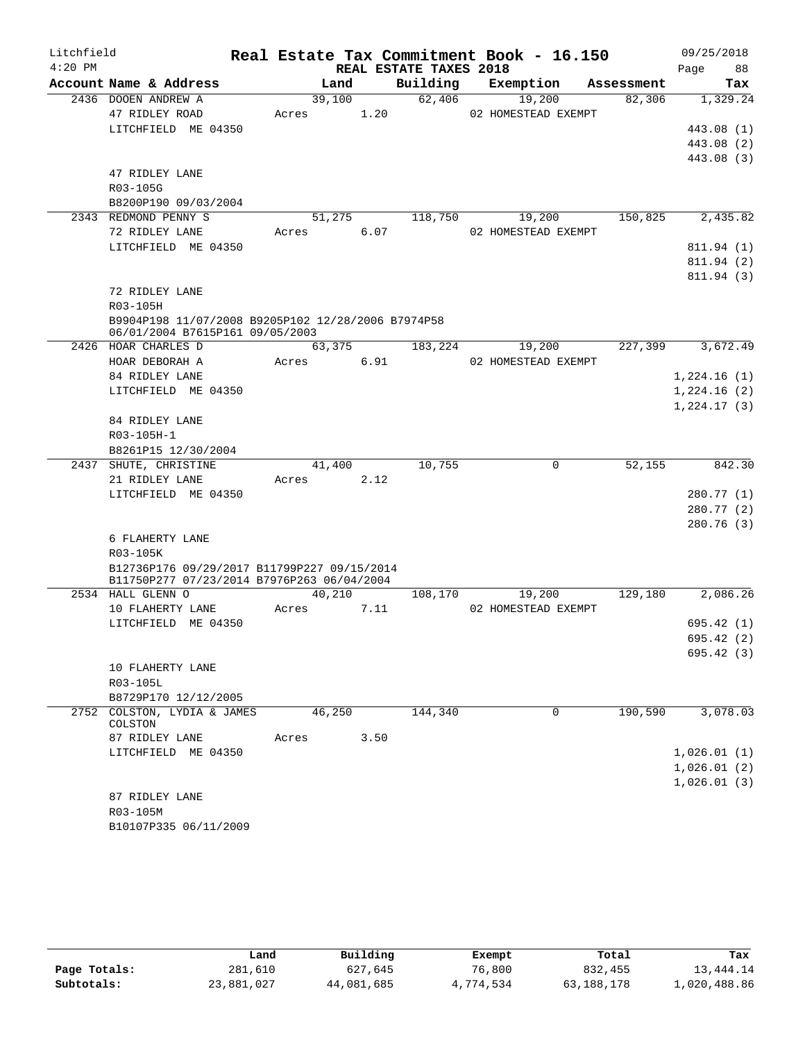# Litchfield — Real Estate Tax Commitment Book - 16.150

4:20 PM — REAL ESTATE TAXES 2018 — 09/25/2018

| Account Name & Address | Land | Building | Exemption | Assessment | Tax |
|---|---|---|---|---|---|
| 2436 DOOEN ANDREW A | 39,100 | 62,406 | 19,200 | 82,306 | 1,329.24 |
| 47 RIDLEY ROAD | Acres 1.20 | | 02 HOMESTEAD EXEMPT | | |
| LITCHFIELD ME 04350 | | | | | 443.08 (1) |
| | | | | | 443.08 (2) |
| | | | | | 443.08 (3) |
| 47 RIDLEY LANE | | | | | |
| R03-105G | | | | | |
| B8200P190 09/03/2004 | | | | | |
| 2343 REDMOND PENNY S | 51,275 | 118,750 | 19,200 | 150,825 | 2,435.82 |
| 72 RIDLEY LANE | Acres 6.07 | | 02 HOMESTEAD EXEMPT | | |
| LITCHFIELD ME 04350 | | | | | 811.94 (1) |
| | | | | | 811.94 (2) |
| | | | | | 811.94 (3) |
| 72 RIDLEY LANE | | | | | |
| R03-105H | | | | | |
| B9904P198 11/07/2008 B9205P102 12/28/2006 B7974P58 06/01/2004 B7615P161 09/05/2003 | | | | | |
| 2426 HOAR CHARLES D | 63,375 | 183,224 | 19,200 | 227,399 | 3,672.49 |
| HOAR DEBORAH A | Acres 6.91 | | 02 HOMESTEAD EXEMPT | | |
| 84 RIDLEY LANE | | | | | 1,224.16 (1) |
| LITCHFIELD ME 04350 | | | | | 1,224.16 (2) |
| | | | | | 1,224.17 (3) |
| 84 RIDLEY LANE | | | | | |
| R03-105H-1 | | | | | |
| B8261P15 12/30/2004 | | | | | |
| 2437 SHUTE, CHRISTINE | 41,400 | 10,755 | 0 | 52,155 | 842.30 |
| 21 RIDLEY LANE | Acres 2.12 | | | | |
| LITCHFIELD ME 04350 | | | | | 280.77 (1) |
| | | | | | 280.77 (2) |
| | | | | | 280.76 (3) |
| 6 FLAHERTY LANE | | | | | |
| R03-105K | | | | | |
| B12736P176 09/29/2017 B11799P227 09/15/2014 B11750P277 07/23/2014 B7976P263 06/04/2004 | | | | | |
| 2534 HALL GLENN O | 40,210 | 108,170 | 19,200 | 129,180 | 2,086.26 |
| 10 FLAHERTY LANE | Acres 7.11 | | 02 HOMESTEAD EXEMPT | | |
| LITCHFIELD ME 04350 | | | | | 695.42 (1) |
| | | | | | 695.42 (2) |
| | | | | | 695.42 (3) |
| 10 FLAHERTY LANE | | | | | |
| R03-105L | | | | | |
| B8729P170 12/12/2005 | | | | | |
| 2752 COLSTON, LYDIA & JAMES COLSTON | 46,250 | 144,340 | 0 | 190,590 | 3,078.03 |
| 87 RIDLEY LANE | Acres 3.50 | | | | |
| LITCHFIELD ME 04350 | | | | | 1,026.01 (1) |
| | | | | | 1,026.01 (2) |
| | | | | | 1,026.01 (3) |
| 87 RIDLEY LANE | | | | | |
| R03-105M | | | | | |
| B10107P335 06/11/2009 | | | | | |

| | Land | Building | Exempt | Total | Tax |
|---|---|---|---|---|---|
| Page Totals: | 281,610 | 627,645 | 76,800 | 832,455 | 13,444.14 |
| Subtotals: | 23,881,027 | 44,081,685 | 4,774,534 | 63,188,178 | 1,020,488.86 |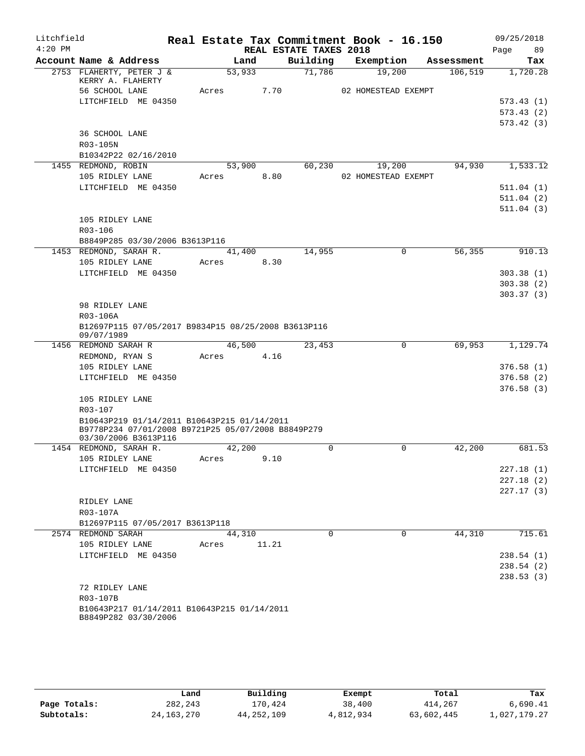Litchfield
4:20 PM

# Real Estate Tax Commitment Book - 16.150

REAL ESTATE TAXES 2018

09/25/2018

| Account Name & Address | Land | Building | Exemption | Assessment | Tax |
|---|---|---|---|---|---|
| 2753 FLAHERTY, PETER J & KERRY A. FLAHERTY | 53,933 | 71,786 | 19,200 | 106,519 | 1,720.28 |
| 56 SCHOOL LANE | Acres 7.70 | | 02 HOMESTEAD EXEMPT | | |
| LITCHFIELD ME 04350 | | | | | 573.43 (1) |
| | | | | | 573.43 (2) |
| | | | | | 573.42 (3) |
| 36 SCHOOL LANE | | | | | |
| R03-105N | | | | | |
| B10342P22 02/16/2010 | | | | | |
| 1455 REDMOND, ROBIN | 53,900 | 60,230 | 19,200 | 94,930 | 1,533.12 |
| 105 RIDLEY LANE | Acres 8.80 | | 02 HOMESTEAD EXEMPT | | |
| LITCHFIELD ME 04350 | | | | | 511.04 (1) |
| | | | | | 511.04 (2) |
| | | | | | 511.04 (3) |
| 105 RIDLEY LANE | | | | | |
| R03-106 | | | | | |
| B8849P285 03/30/2006 B3613P116 | | | | | |
| 1453 REDMOND, SARAH R. | 41,400 | 14,955 | 0 | 56,355 | 910.13 |
| 105 RIDLEY LANE | Acres 8.30 | | | | |
| LITCHFIELD ME 04350 | | | | | 303.38 (1) |
| | | | | | 303.38 (2) |
| | | | | | 303.37 (3) |
| 98 RIDLEY LANE | | | | | |
| R03-106A | | | | | |
| B12697P115 07/05/2017 B9834P15 08/25/2008 B3613P116 09/07/1989 | | | | | |
| 1456 REDMOND SARAH R | 46,500 | 23,453 | 0 | 69,953 | 1,129.74 |
| REDMOND, RYAN S | Acres 4.16 | | | | |
| 105 RIDLEY LANE | | | | | 376.58 (1) |
| LITCHFIELD ME 04350 | | | | | 376.58 (2) |
| | | | | | 376.58 (3) |
| 105 RIDLEY LANE | | | | | |
| R03-107 | | | | | |
| B10643P219 01/14/2011 B10643P215 01/14/2011 B9778P234 07/01/2008 B9721P25 05/07/2008 B8849P279 03/30/2006 B3613P116 | | | | | |
| 1454 REDMOND, SARAH R. | 42,200 | 0 | 0 | 42,200 | 681.53 |
| 105 RIDLEY LANE | Acres 9.10 | | | | |
| LITCHFIELD ME 04350 | | | | | 227.18 (1) |
| | | | | | 227.18 (2) |
| | | | | | 227.17 (3) |
| RIDLEY LANE | | | | | |
| R03-107A | | | | | |
| B12697P115 07/05/2017 B3613P118 | | | | | |
| 2574 REDMOND SARAH | 44,310 | 0 | 0 | 44,310 | 715.61 |
| 105 RIDLEY LANE | Acres 11.21 | | | | |
| LITCHFIELD ME 04350 | | | | | 238.54 (1) |
| | | | | | 238.54 (2) |
| | | | | | 238.53 (3) |
| 72 RIDLEY LANE | | | | | |
| R03-107B | | | | | |
| B10643P217 01/14/2011 B10643P215 01/14/2011 B8849P282 03/30/2006 | | | | | |

| | Land | Building | Exempt | Total | Tax |
|---|---|---|---|---|---|
| Page Totals: | 282,243 | 170,424 | 38,400 | 414,267 | 6,690.41 |
| Subtotals: | 24,163,270 | 44,252,109 | 4,812,934 | 63,602,445 | 1,027,179.27 |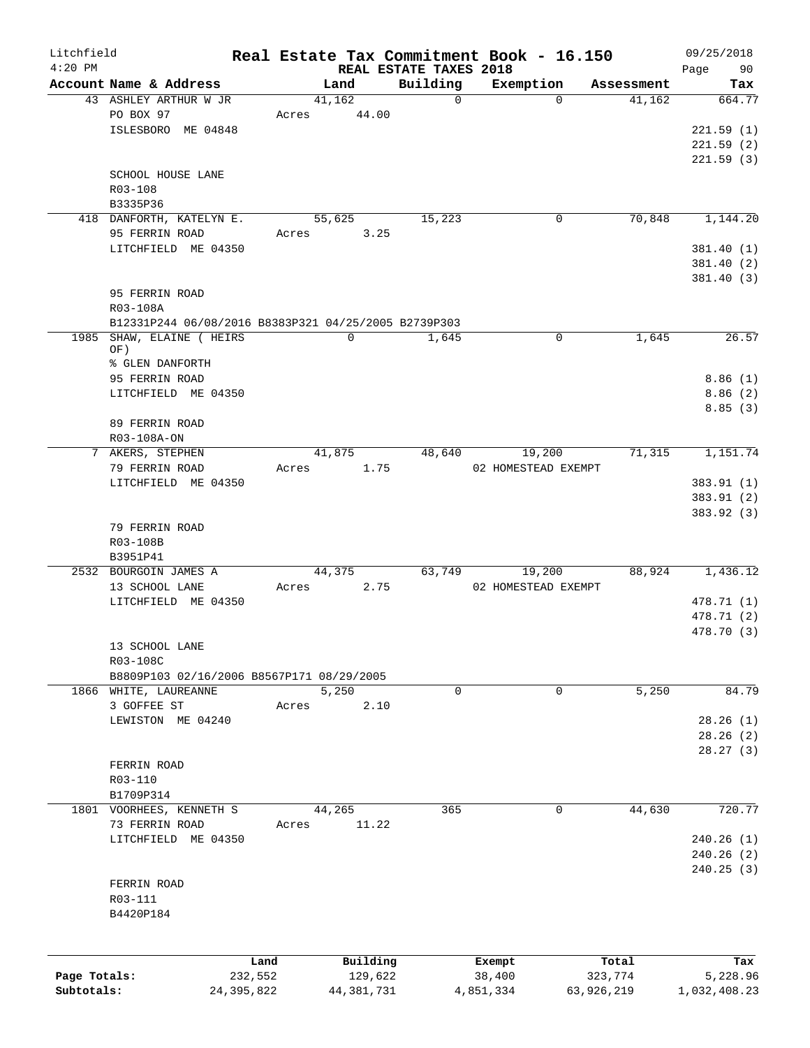# Litchfield — Real Estate Tax Commitment Book - 16.150

4:20 PM — REAL ESTATE TAXES 2018 — 09/25/2018 — Page 90

| Account | Name & Address | Land | Building | Exemption | Assessment | Tax |
|---|---|---|---|---|---|---|
| 43 | ASHLEY ARTHUR W JR<br>PO BOX 97<br>ISLESBORO ME 04848<br><br>SCHOOL HOUSE LANE<br>R03-108<br>B3335P36 | 41,162<br>Acres 44.00 | 0 | 0 | 41,162 | 664.77<br><br>221.59 (1)<br>221.59 (2)<br>221.59 (3) |
| 418 | DANFORTH, KATELYN E.<br>95 FERRIN ROAD<br>LITCHFIELD ME 04350<br><br>95 FERRIN ROAD<br>R03-108A<br>B12331P244 06/08/2016 B8383P321 04/25/2005 B2739P303 | 55,625<br>Acres 3.25 | 15,223 | 0 | 70,848 | 1,144.20<br><br>381.40 (1)<br>381.40 (2)<br>381.40 (3) |
| 1985 | SHAW, ELAINE ( HEIRS OF)<br>% GLEN DANFORTH<br>95 FERRIN ROAD<br>LITCHFIELD ME 04350<br><br>89 FERRIN ROAD<br>R03-108A-ON | 0 | 1,645 | 0 | 1,645 | 26.57<br><br>8.86 (1)<br>8.86 (2)<br>8.85 (3) |
| 7 | AKERS, STEPHEN<br>79 FERRIN ROAD<br>LITCHFIELD ME 04350<br><br>79 FERRIN ROAD<br>R03-108B<br>B3951P41 | 41,875<br>Acres 1.75 | 48,640 | 19,200<br>02 HOMESTEAD EXEMPT | 71,315 | 1,151.74<br><br>383.91 (1)<br>383.91 (2)<br>383.92 (3) |
| 2532 | BOURGOIN JAMES A<br>13 SCHOOL LANE<br>LITCHFIELD ME 04350<br><br>13 SCHOOL LANE<br>R03-108C<br>B8809P103 02/16/2006 B8567P171 08/29/2005 | 44,375<br>Acres 2.75 | 63,749 | 19,200<br>02 HOMESTEAD EXEMPT | 88,924 | 1,436.12<br><br>478.71 (1)<br>478.71 (2)<br>478.70 (3) |
| 1866 | WHITE, LAUREANNE<br>3 GOFFEE ST<br>LEWISTON ME 04240<br><br>FERRIN ROAD<br>R03-110<br>B1709P314 | 5,250<br>Acres 2.10 | 0 | 0 | 5,250 | 84.79<br><br>28.26 (1)<br>28.26 (2)<br>28.27 (3) |
| 1801 | VOORHEES, KENNETH S<br>73 FERRIN ROAD<br>LITCHFIELD ME 04350<br><br>FERRIN ROAD<br>R03-111<br>B4420P184 | 44,265<br>Acres 11.22 | 365 | 0 | 44,630 | 720.77<br><br>240.26 (1)<br>240.26 (2)<br>240.25 (3) |

| | Land | Building | Exempt | Total | Tax |
|---|---|---|---|---|---|
| Page Totals: | 232,552 | 129,622 | 38,400 | 323,774 | 5,228.96 |
| Subtotals: | 24,395,822 | 44,381,731 | 4,851,334 | 63,926,219 | 1,032,408.23 |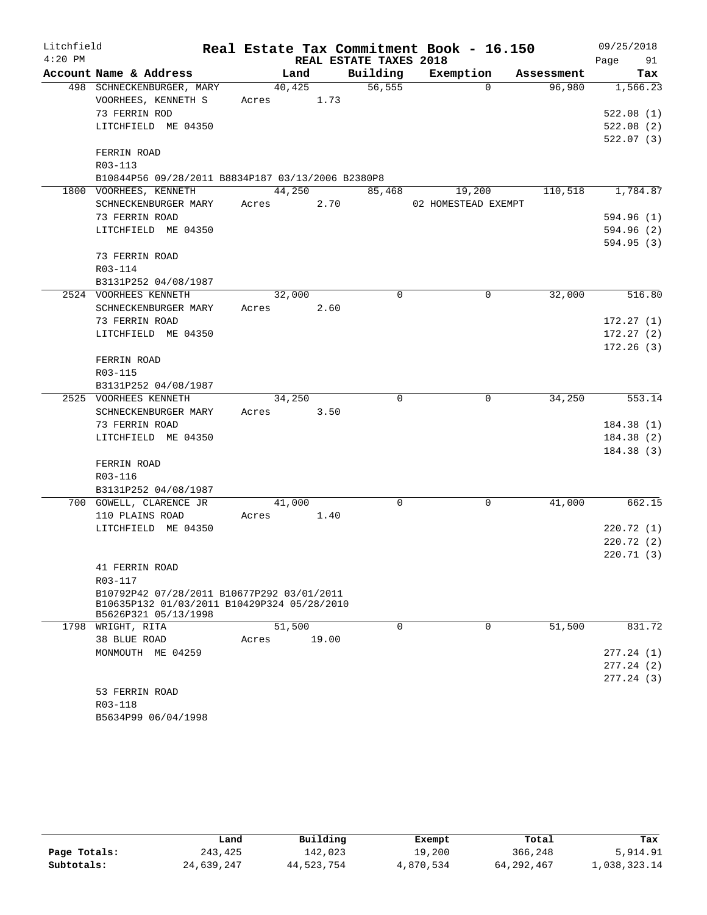Litchfield
4:20 PM

**Real Estate Tax Commitment Book - 16.150**
**REAL ESTATE TAXES 2018**

09/25/2018
Page 91

| Account Name & Address | Land | Building | Exemption | Assessment | Tax |
|---|---|---|---|---|---|
| 498 SCHNECKENBURGER, MARY | 40,425 | 56,555 | 0 | 96,980 | 1,566.23 |
| VOORHEES, KENNETH S | Acres 1.73 | | | | |
| 73 FERRIN ROD | | | | | 522.08 (1) |
| LITCHFIELD ME 04350 | | | | | 522.08 (2) |
| | | | | | 522.07 (3) |
| FERRIN ROAD | | | | | |
| R03-113 | | | | | |
| B10844P56 09/28/2011 B8834P187 03/13/2006 B2380P8 | | | | | |
| 1800 VOORHEES, KENNETH | 44,250 | 85,468 | 19,200 | 110,518 | 1,784.87 |
| SCHNECKENBURGER MARY | Acres 2.70 | | 02 HOMESTEAD EXEMPT | | |
| 73 FERRIN ROAD | | | | | 594.96 (1) |
| LITCHFIELD ME 04350 | | | | | 594.96 (2) |
| | | | | | 594.95 (3) |
| 73 FERRIN ROAD | | | | | |
| R03-114 | | | | | |
| B3131P252 04/08/1987 | | | | | |
| 2524 VOORHEES KENNETH | 32,000 | 0 | 0 | 32,000 | 516.80 |
| SCHNECKENBURGER MARY | Acres 2.60 | | | | |
| 73 FERRIN ROAD | | | | | 172.27 (1) |
| LITCHFIELD ME 04350 | | | | | 172.27 (2) |
| | | | | | 172.26 (3) |
| FERRIN ROAD | | | | | |
| R03-115 | | | | | |
| B3131P252 04/08/1987 | | | | | |
| 2525 VOORHEES KENNETH | 34,250 | 0 | 0 | 34,250 | 553.14 |
| SCHNECKENBURGER MARY | Acres 3.50 | | | | |
| 73 FERRIN ROAD | | | | | 184.38 (1) |
| LITCHFIELD ME 04350 | | | | | 184.38 (2) |
| | | | | | 184.38 (3) |
| FERRIN ROAD | | | | | |
| R03-116 | | | | | |
| B3131P252 04/08/1987 | | | | | |
| 700 GOWELL, CLARENCE JR | 41,000 | 0 | 0 | 41,000 | 662.15 |
| 110 PLAINS ROAD | Acres 1.40 | | | | |
| LITCHFIELD ME 04350 | | | | | 220.72 (1) |
| | | | | | 220.72 (2) |
| | | | | | 220.71 (3) |
| 41 FERRIN ROAD | | | | | |
| R03-117 | | | | | |
| B10792P42 07/28/2011 B10677P292 03/01/2011 | | | | | |
| B10635P132 01/03/2011 B10429P324 05/28/2010 | | | | | |
| B5626P321 05/13/1998 | | | | | |
| 1798 WRIGHT, RITA | 51,500 | 0 | 0 | 51,500 | 831.72 |
| 38 BLUE ROAD | Acres 19.00 | | | | |
| MONMOUTH ME 04259 | | | | | 277.24 (1) |
| | | | | | 277.24 (2) |
| | | | | | 277.24 (3) |
| 53 FERRIN ROAD | | | | | |
| R03-118 | | | | | |
| B5634P99 06/04/1998 | | | | | |

| | Land | Building | Exempt | Total | Tax |
|---|---|---|---|---|---|
| Page Totals: | 243,425 | 142,023 | 19,200 | 366,248 | 5,914.91 |
| Subtotals: | 24,639,247 | 44,523,754 | 4,870,534 | 64,292,467 | 1,038,323.14 |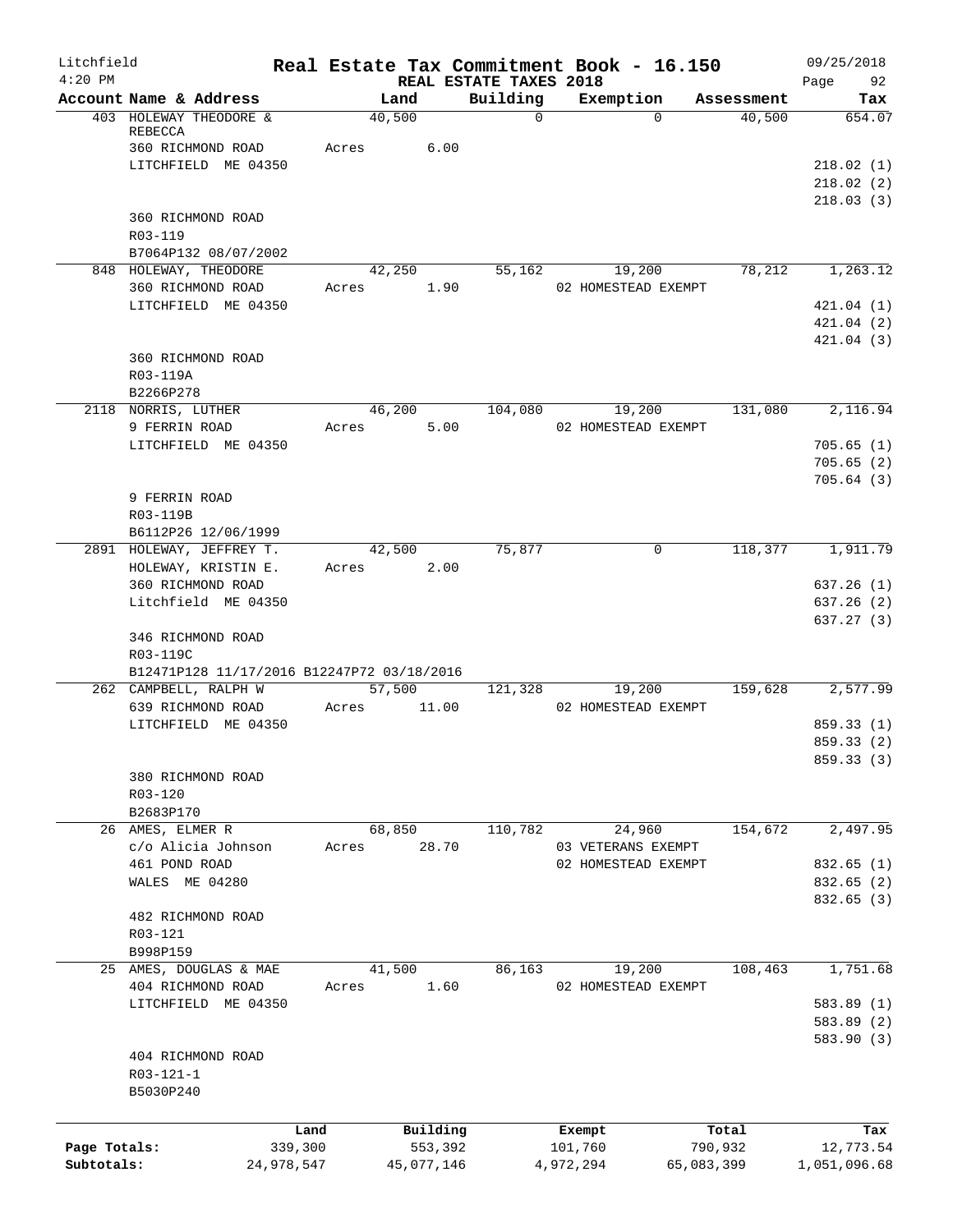Litchfield 4:20 PM

# Real Estate Tax Commitment Book - 16.150

## REAL ESTATE TAXES 2018

09/25/2018

| Account | Name & Address | Land | Building | Exemption | Assessment | Tax |
|---|---|---|---|---|---|---|
| 403 | HOLEWAY THEODORE & REBECCA<br>360 RICHMOND ROAD<br>LITCHFIELD ME 04350<br><br>360 RICHMOND ROAD<br>R03-119<br>B7064P132 08/07/2002 | 40,500<br>Acres 6.00 | 0 | 0 | 40,500 | 654.07<br>218.02 (1)<br>218.02 (2)<br>218.03 (3) |
| 848 | HOLEWAY, THEODORE<br>360 RICHMOND ROAD<br>LITCHFIELD ME 04350<br><br>360 RICHMOND ROAD<br>R03-119A<br>B2266P278 | 42,250<br>Acres 1.90 | 55,162 | 19,200<br>02 HOMESTEAD EXEMPT | 78,212 | 1,263.12<br>421.04 (1)<br>421.04 (2)<br>421.04 (3) |
| 2118 | NORRIS, LUTHER<br>9 FERRIN ROAD<br>LITCHFIELD ME 04350<br><br>9 FERRIN ROAD<br>R03-119B<br>B6112P26 12/06/1999 | 46,200<br>Acres 5.00 | 104,080 | 19,200<br>02 HOMESTEAD EXEMPT | 131,080 | 2,116.94<br>705.65 (1)<br>705.65 (2)<br>705.64 (3) |
| 2891 | HOLEWAY, JEFFREY T.<br>HOLEWAY, KRISTIN E.<br>360 RICHMOND ROAD<br>Litchfield ME 04350<br><br>346 RICHMOND ROAD<br>R03-119C<br>B12471P128 11/17/2016 B12247P72 03/18/2016 | 42,500<br>Acres 2.00 | 75,877 | 0 | 118,377 | 1,911.79<br>637.26 (1)<br>637.26 (2)<br>637.27 (3) |
| 262 | CAMPBELL, RALPH W<br>639 RICHMOND ROAD<br>LITCHFIELD ME 04350<br><br>380 RICHMOND ROAD<br>R03-120<br>B2683P170 | 57,500<br>Acres 11.00 | 121,328 | 19,200<br>02 HOMESTEAD EXEMPT | 159,628 | 2,577.99<br>859.33 (1)<br>859.33 (2)<br>859.33 (3) |
| 26 | AMES, ELMER R<br>c/o Alicia Johnson<br>461 POND ROAD<br>WALES ME 04280<br><br>482 RICHMOND ROAD<br>R03-121<br>B998P159 | 68,850<br>Acres 28.70 | 110,782 | 24,960<br>03 VETERANS EXEMPT<br>02 HOMESTEAD EXEMPT | 154,672 | 2,497.95<br>832.65 (1)<br>832.65 (2)<br>832.65 (3) |
| 25 | AMES, DOUGLAS & MAE<br>404 RICHMOND ROAD<br>LITCHFIELD ME 04350<br><br>404 RICHMOND ROAD<br>R03-121-1<br>B5030P240 | 41,500<br>Acres 1.60 | 86,163 | 19,200<br>02 HOMESTEAD EXEMPT | 108,463 | 1,751.68<br>583.89 (1)<br>583.89 (2)<br>583.90 (3) |

| | Land | Building | Exempt | Total | Tax |
|---|---|---|---|---|---|
| Page Totals: | 339,300 | 553,392 | 101,760 | 790,932 | 12,773.54 |
| Subtotals: | 24,978,547 | 45,077,146 | 4,972,294 | 65,083,399 | 1,051,096.68 |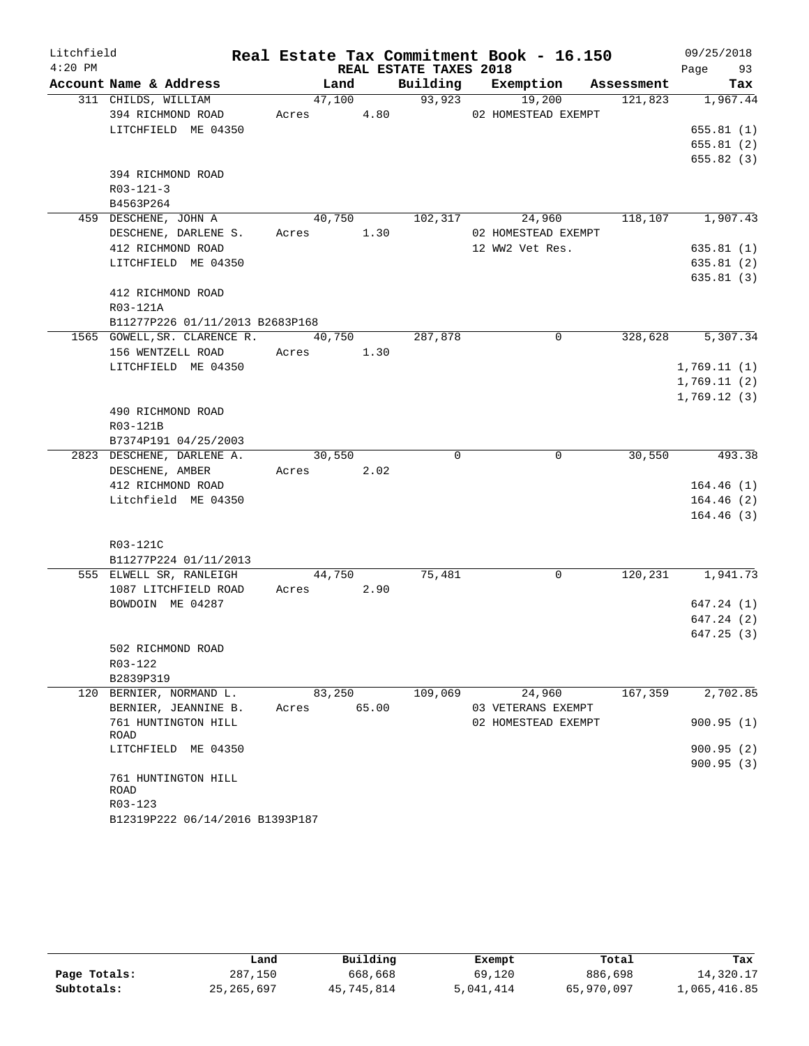# Litchfield — Real Estate Tax Commitment Book - 16.150

4:20 PM — REAL ESTATE TAXES 2018 — 09/25/2018 — Page 93

| Account Name & Address | Land | Building | Exemption | Assessment | Tax |
|---|---|---|---|---|---|
| 311 CHILDS, WILLIAM | 47,100 | 93,923 | 19,200 | 121,823 | 1,967.44 |
| 394 RICHMOND ROAD | Acres 4.80 | | 02 HOMESTEAD EXEMPT | | |
| LITCHFIELD ME 04350 | | | | | 655.81 (1) |
| | | | | | 655.81 (2) |
| | | | | | 655.82 (3) |
| 394 RICHMOND ROAD | | | | | |
| R03-121-3 | | | | | |
| B4563P264 | | | | | |
| 459 DESCHENE, JOHN A | 40,750 | 102,317 | 24,960 | 118,107 | 1,907.43 |
| DESCHENE, DARLENE S. | Acres 1.30 | | 02 HOMESTEAD EXEMPT | | |
| 412 RICHMOND ROAD | | | 12 WW2 Vet Res. | | 635.81 (1) |
| LITCHFIELD ME 04350 | | | | | 635.81 (2) |
| | | | | | 635.81 (3) |
| 412 RICHMOND ROAD | | | | | |
| R03-121A | | | | | |
| B11277P226 01/11/2013 B2683P168 | | | | | |
| 1565 GOWELL,SR. CLARENCE R. | 40,750 | 287,878 | 0 | 328,628 | 5,307.34 |
| 156 WENTZELL ROAD | Acres 1.30 | | | | |
| LITCHFIELD ME 04350 | | | | | 1,769.11 (1) |
| | | | | | 1,769.11 (2) |
| | | | | | 1,769.12 (3) |
| 490 RICHMOND ROAD | | | | | |
| R03-121B | | | | | |
| B7374P191 04/25/2003 | | | | | |
| 2823 DESCHENE, DARLENE A. | 30,550 | 0 | 0 | 30,550 | 493.38 |
| DESCHENE, AMBER | Acres 2.02 | | | | |
| 412 RICHMOND ROAD | | | | | 164.46 (1) |
| Litchfield ME 04350 | | | | | 164.46 (2) |
| | | | | | 164.46 (3) |
| R03-121C | | | | | |
| B11277P224 01/11/2013 | | | | | |
| 555 ELWELL SR, RANLEIGH | 44,750 | 75,481 | 0 | 120,231 | 1,941.73 |
| 1087 LITCHFIELD ROAD | Acres 2.90 | | | | |
| BOWDOIN ME 04287 | | | | | 647.24 (1) |
| | | | | | 647.24 (2) |
| | | | | | 647.25 (3) |
| 502 RICHMOND ROAD | | | | | |
| R03-122 | | | | | |
| B2839P319 | | | | | |
| 120 BERNIER, NORMAND L. | 83,250 | 109,069 | 24,960 | 167,359 | 2,702.85 |
| BERNIER, JEANNINE B. | Acres 65.00 | | 03 VETERANS EXEMPT | | |
| 761 HUNTINGTON HILL ROAD | | | 02 HOMESTEAD EXEMPT | | 900.95 (1) |
| LITCHFIELD ME 04350 | | | | | 900.95 (2) |
| | | | | | 900.95 (3) |
| 761 HUNTINGTON HILL ROAD | | | | | |
| R03-123 | | | | | |
| B12319P222 06/14/2016 B1393P187 | | | | | |

| | Land | Building | Exempt | Total | Tax |
|---|---|---|---|---|---|
| Page Totals: | 287,150 | 668,668 | 69,120 | 886,698 | 14,320.17 |
| Subtotals: | 25,265,697 | 45,745,814 | 5,041,414 | 65,970,097 | 1,065,416.85 |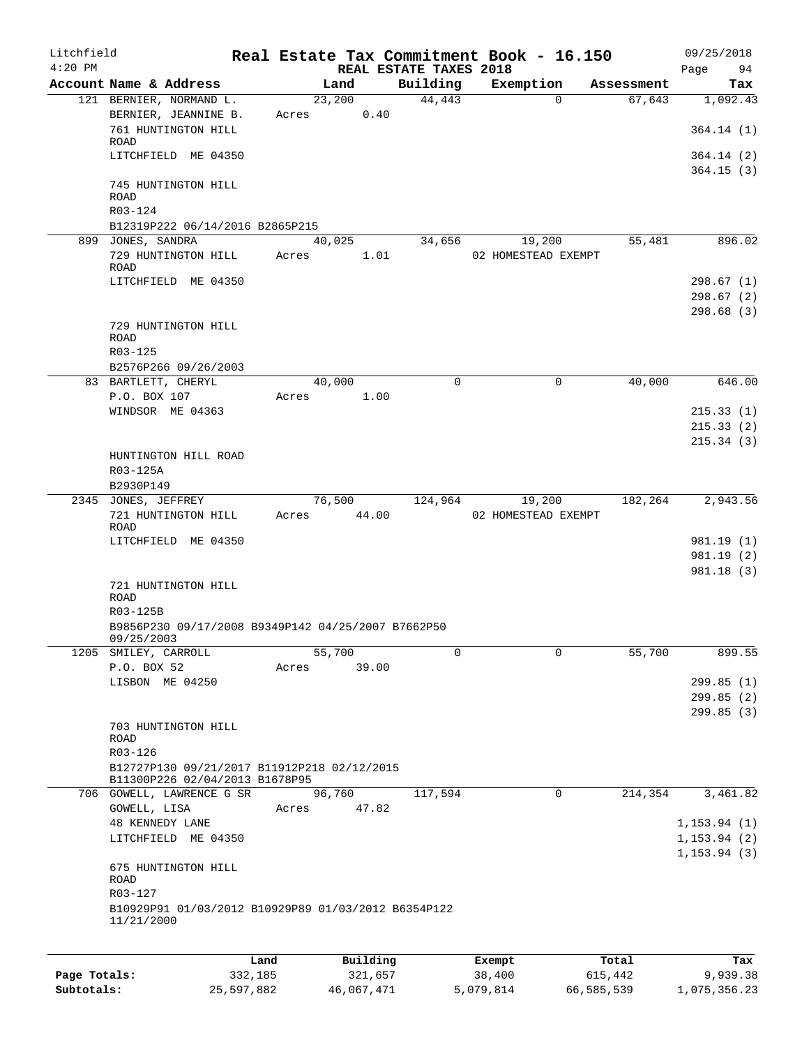Litchfield
4:20 PM

# Real Estate Tax Commitment Book - 16.150

REAL ESTATE TAXES 2018

09/25/2018
Page 94

| Account Name & Address | Land | Building | Exemption | Assessment | Tax |
|---|---|---|---|---|---|
| 121 BERNIER, NORMAND L. | 23,200 | 44,443 | 0 | 67,643 | 1,092.43 |
| BERNIER, JEANNINE B. | Acres 0.40 | | | | |
| 761 HUNTINGTON HILL ROAD | | | | | 364.14 (1) |
| LITCHFIELD ME 04350 | | | | | 364.14 (2) |
| | | | | | 364.15 (3) |
| 745 HUNTINGTON HILL ROAD | | | | | |
| R03-124 | | | | | |
| B12319P222 06/14/2016 B2865P215 | | | | | |
| 899 JONES, SANDRA | 40,025 | 34,656 | 19,200 | 55,481 | 896.02 |
| 729 HUNTINGTON HILL ROAD | Acres 1.01 | | 02 HOMESTEAD EXEMPT | | |
| LITCHFIELD ME 04350 | | | | | 298.67 (1) |
| | | | | | 298.67 (2) |
| | | | | | 298.68 (3) |
| 729 HUNTINGTON HILL ROAD | | | | | |
| R03-125 | | | | | |
| B2576P266 09/26/2003 | | | | | |
| 83 BARTLETT, CHERYL | 40,000 | 0 | 0 | 40,000 | 646.00 |
| P.O. BOX 107 | Acres 1.00 | | | | |
| WINDSOR ME 04363 | | | | | 215.33 (1) |
| | | | | | 215.33 (2) |
| | | | | | 215.34 (3) |
| HUNTINGTON HILL ROAD | | | | | |
| R03-125A | | | | | |
| B2930P149 | | | | | |
| 2345 JONES, JEFFREY | 76,500 | 124,964 | 19,200 | 182,264 | 2,943.56 |
| 721 HUNTINGTON HILL ROAD | Acres 44.00 | | 02 HOMESTEAD EXEMPT | | |
| LITCHFIELD ME 04350 | | | | | 981.19 (1) |
| | | | | | 981.19 (2) |
| | | | | | 981.18 (3) |
| 721 HUNTINGTON HILL ROAD | | | | | |
| R03-125B | | | | | |
| B9856P230 09/17/2008 B9349P142 04/25/2007 B7662P50 09/25/2003 | | | | | |
| 1205 SMILEY, CARROLL | 55,700 | 0 | 0 | 55,700 | 899.55 |
| P.O. BOX 52 | Acres 39.00 | | | | |
| LISBON ME 04250 | | | | | 299.85 (1) |
| | | | | | 299.85 (2) |
| | | | | | 299.85 (3) |
| 703 HUNTINGTON HILL ROAD | | | | | |
| R03-126 | | | | | |
| B12727P130 09/21/2017 B11912P218 02/12/2015 B11300P226 02/04/2013 B1678P95 | | | | | |
| 706 GOWELL, LAWRENCE G SR | 96,760 | 117,594 | 0 | 214,354 | 3,461.82 |
| GOWELL, LISA | Acres 47.82 | | | | |
| 48 KENNEDY LANE | | | | | 1,153.94 (1) |
| LITCHFIELD ME 04350 | | | | | 1,153.94 (2) |
| | | | | | 1,153.94 (3) |
| 675 HUNTINGTON HILL ROAD | | | | | |
| R03-127 | | | | | |
| B10929P91 01/03/2012 B10929P89 01/03/2012 B6354P122 11/21/2000 | | | | | |

| | Land | Building | Exempt | Total | Tax |
|---|---|---|---|---|---|
| Page Totals: | 332,185 | 321,657 | 38,400 | 615,442 | 9,939.38 |
| Subtotals: | 25,597,882 | 46,067,471 | 5,079,814 | 66,585,539 | 1,075,356.23 |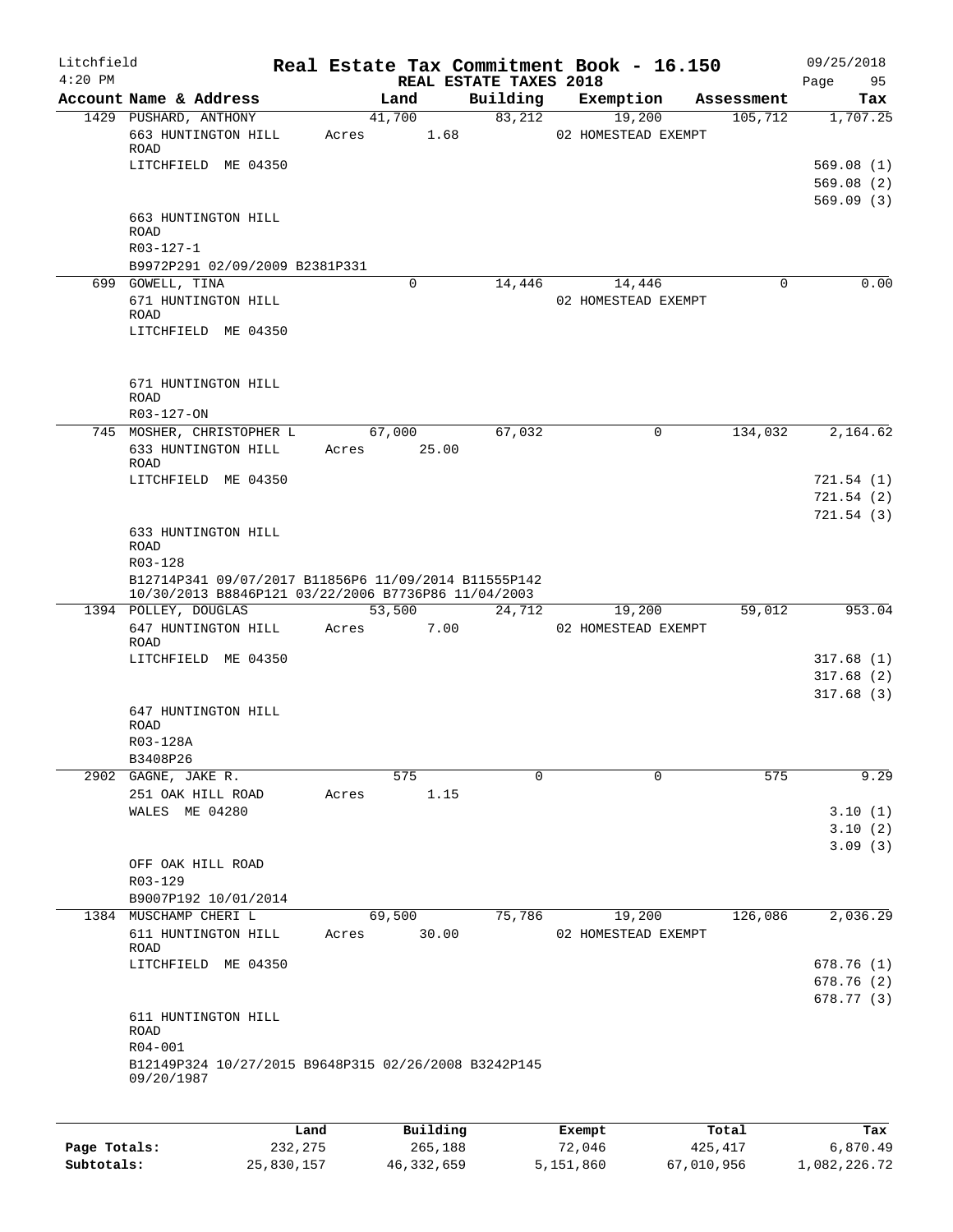# Real Estate Tax Commitment Book - 16.150

Litchfield
4:20 PM

REAL ESTATE TAXES 2018

09/25/2018

| Account | Name & Address | Land | Building | Exemption | Assessment | Tax |
|---|---|---|---|---|---|---|
| 1429 | PUSHARD, ANTHONY | 41,700 | 83,212 | 19,200 | 105,712 | 1,707.25 |
| | 663 HUNTINGTON HILL ROAD | Acres 1.68 | | 02 HOMESTEAD EXEMPT | | |
| | LITCHFIELD ME 04350 | | | | | 569.08 (1) |
| | | | | | | 569.08 (2) |
| | | | | | | 569.09 (3) |
| | 663 HUNTINGTON HILL ROAD | | | | | |
| | R03-127-1 | | | | | |
| | B9972P291 02/09/2009 B2381P331 | | | | | |
| 699 | GOWELL, TINA | 0 | 14,446 | 14,446 | 0 | 0.00 |
| | 671 HUNTINGTON HILL ROAD | | | 02 HOMESTEAD EXEMPT | | |
| | LITCHFIELD ME 04350 | | | | | |
| | 671 HUNTINGTON HILL ROAD | | | | | |
| | R03-127-ON | | | | | |
| 745 | MOSHER, CHRISTOPHER L | 67,000 | 67,032 | 0 | 134,032 | 2,164.62 |
| | 633 HUNTINGTON HILL ROAD | Acres 25.00 | | | | |
| | LITCHFIELD ME 04350 | | | | | 721.54 (1) |
| | | | | | | 721.54 (2) |
| | | | | | | 721.54 (3) |
| | 633 HUNTINGTON HILL ROAD | | | | | |
| | R03-128 | | | | | |
| | B12714P341 09/07/2017 B11856P6 11/09/2014 B11555P142 10/30/2013 B8846P121 03/22/2006 B7736P86 11/04/2003 | | | | | |
| 1394 | POLLEY, DOUGLAS | 53,500 | 24,712 | 19,200 | 59,012 | 953.04 |
| | 647 HUNTINGTON HILL ROAD | Acres 7.00 | | 02 HOMESTEAD EXEMPT | | |
| | LITCHFIELD ME 04350 | | | | | 317.68 (1) |
| | | | | | | 317.68 (2) |
| | | | | | | 317.68 (3) |
| | 647 HUNTINGTON HILL ROAD | | | | | |
| | R03-128A | | | | | |
| | B3408P26 | | | | | |
| 2902 | GAGNE, JAKE R. | 575 | 0 | 0 | 575 | 9.29 |
| | 251 OAK HILL ROAD | Acres 1.15 | | | | |
| | WALES ME 04280 | | | | | 3.10 (1) |
| | | | | | | 3.10 (2) |
| | | | | | | 3.09 (3) |
| | OFF OAK HILL ROAD | | | | | |
| | R03-129 | | | | | |
| | B9007P192 10/01/2014 | | | | | |
| 1384 | MUSCHAMP CHERI L | 69,500 | 75,786 | 19,200 | 126,086 | 2,036.29 |
| | 611 HUNTINGTON HILL ROAD | Acres 30.00 | | 02 HOMESTEAD EXEMPT | | |
| | LITCHFIELD ME 04350 | | | | | 678.76 (1) |
| | | | | | | 678.76 (2) |
| | | | | | | 678.77 (3) |
| | 611 HUNTINGTON HILL ROAD | | | | | |
| | R04-001 | | | | | |
| | B12149P324 10/27/2015 B9648P315 02/26/2008 B3242P145 09/20/1987 | | | | | |

| | Land | Building | Exempt | Total | Tax |
|---|---|---|---|---|---|
| Page Totals: | 232,275 | 265,188 | 72,046 | 425,417 | 6,870.49 |
| Subtotals: | 25,830,157 | 46,332,659 | 5,151,860 | 67,010,956 | 1,082,226.72 |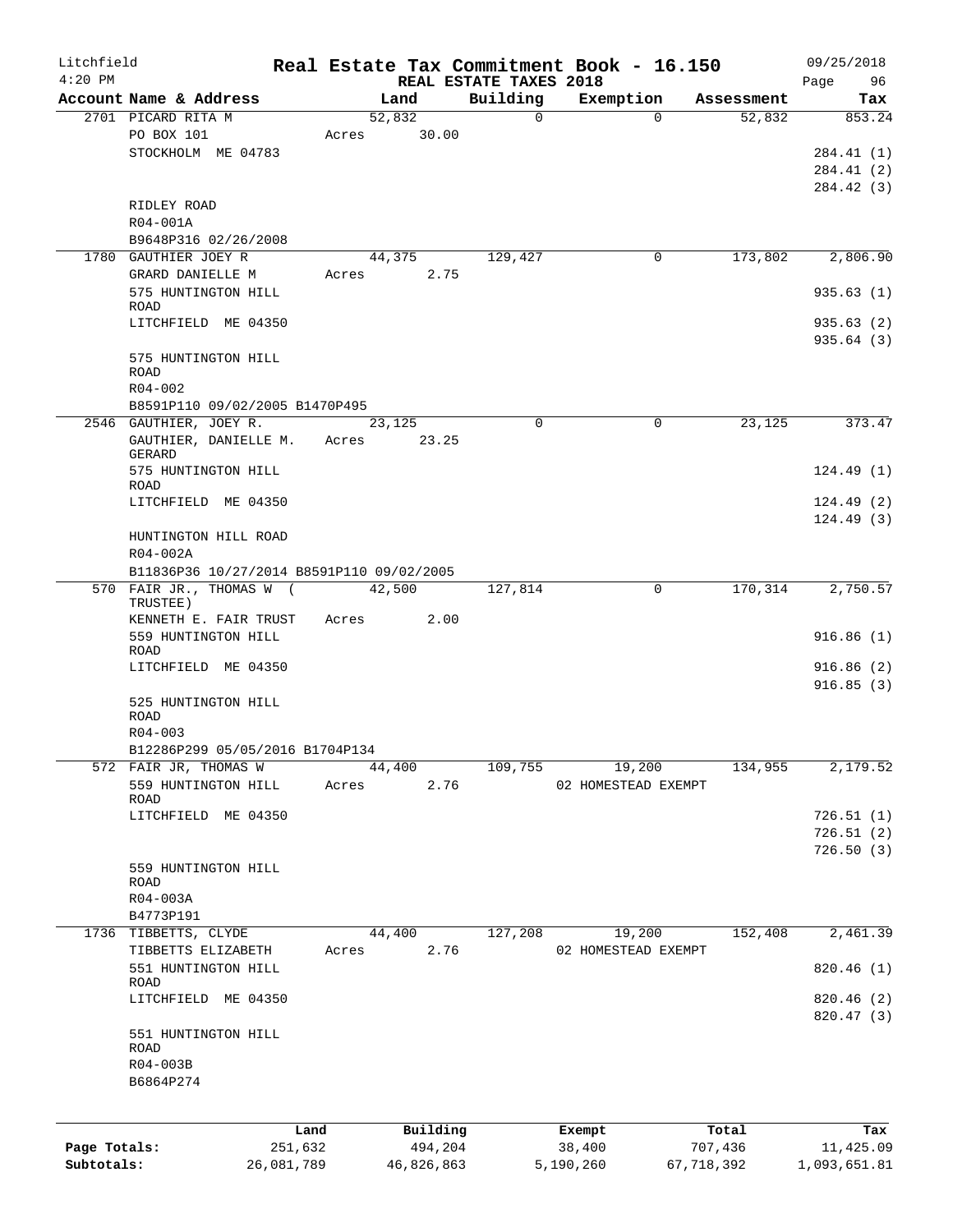Litchfield
4:20 PM

**Real Estate Tax Commitment Book - 16.150**
**REAL ESTATE TAXES 2018**

09/25/2018

| Account Name & Address | Land | Building | Exemption | Assessment | Tax |
|---|---|---|---|---|---|
| 2701 PICARD RITA M | 52,832 | 0 | 0 | 52,832 | 853.24 |
| PO BOX 101 | Acres 30.00 | | | | |
| STOCKHOLM ME 04783 | | | | | 284.41 (1) |
| | | | | | 284.41 (2) |
| | | | | | 284.42 (3) |
| RIDLEY ROAD | | | | | |
| R04-001A | | | | | |
| B9648P316 02/26/2008 | | | | | |
| 1780 GAUTHIER JOEY R | 44,375 | 129,427 | 0 | 173,802 | 2,806.90 |
| GRARD DANIELLE M | Acres 2.75 | | | | |
| 575 HUNTINGTON HILL ROAD | | | | | 935.63 (1) |
| LITCHFIELD ME 04350 | | | | | 935.63 (2) |
| | | | | | 935.64 (3) |
| 575 HUNTINGTON HILL ROAD | | | | | |
| R04-002 | | | | | |
| B8591P110 09/02/2005 B1470P495 | | | | | |
| 2546 GAUTHIER, JOEY R. | 23,125 | 0 | 0 | 23,125 | 373.47 |
| GAUTHIER, DANIELLE M. GERARD | Acres 23.25 | | | | |
| 575 HUNTINGTON HILL ROAD | | | | | 124.49 (1) |
| LITCHFIELD ME 04350 | | | | | 124.49 (2) |
| | | | | | 124.49 (3) |
| HUNTINGTON HILL ROAD | | | | | |
| R04-002A | | | | | |
| B11836P36 10/27/2014 B8591P110 09/02/2005 | | | | | |
| 570 FAIR JR., THOMAS W ( TRUSTEE) | 42,500 | 127,814 | 0 | 170,314 | 2,750.57 |
| KENNETH E. FAIR TRUST | Acres 2.00 | | | | |
| 559 HUNTINGTON HILL ROAD | | | | | 916.86 (1) |
| LITCHFIELD ME 04350 | | | | | 916.86 (2) |
| | | | | | 916.85 (3) |
| 525 HUNTINGTON HILL ROAD | | | | | |
| R04-003 | | | | | |
| B12286P299 05/05/2016 B1704P134 | | | | | |
| 572 FAIR JR, THOMAS W | 44,400 | 109,755 | 19,200 | 134,955 | 2,179.52 |
| 559 HUNTINGTON HILL ROAD | Acres 2.76 | | 02 HOMESTEAD EXEMPT | | |
| LITCHFIELD ME 04350 | | | | | 726.51 (1) |
| | | | | | 726.51 (2) |
| | | | | | 726.50 (3) |
| 559 HUNTINGTON HILL ROAD | | | | | |
| R04-003A | | | | | |
| B4773P191 | | | | | |
| 1736 TIBBETTS, CLYDE | 44,400 | 127,208 | 19,200 | 152,408 | 2,461.39 |
| TIBBETTS ELIZABETH | Acres 2.76 | | 02 HOMESTEAD EXEMPT | | |
| 551 HUNTINGTON HILL ROAD | | | | | 820.46 (1) |
| LITCHFIELD ME 04350 | | | | | 820.46 (2) |
| | | | | | 820.47 (3) |
| 551 HUNTINGTON HILL ROAD | | | | | |
| R04-003B | | | | | |
| B6864P274 | | | | | |

| | Land | Building | Exempt | Total | Tax |
|---|---|---|---|---|---|
| Page Totals: | 251,632 | 494,204 | 38,400 | 707,436 | 11,425.09 |
| Subtotals: | 26,081,789 | 46,826,863 | 5,190,260 | 67,718,392 | 1,093,651.81 |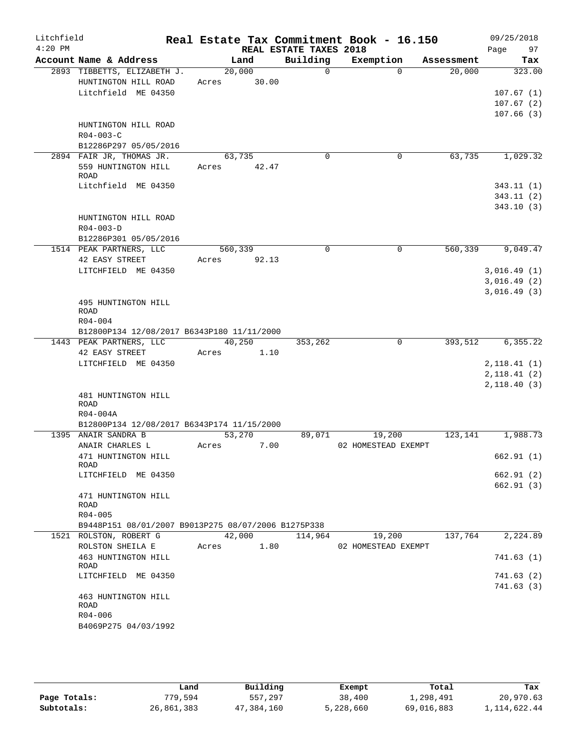# Real Estate Tax Commitment Book - 16.150

Litchfield
4:20 PM
09/25/2018

## REAL ESTATE TAXES 2018

| Account | Name & Address | Land | Building | Exemption | Assessment | Tax |
|---|---|---|---|---|---|---|
| 2893 | TIBBETTS, ELIZABETH J.<br>HUNTINGTON HILL ROAD<br>Litchfield ME 04350<br><br>HUNTINGTON HILL ROAD<br>R04-003-C<br>B12286P297 05/05/2016 | 20,000<br>Acres 30.00 | 0 | 0 | 20,000 | 323.00<br><br>107.67 (1)<br>107.67 (2)<br>107.66 (3) |
| 2894 | FAIR JR, THOMAS JR.<br>559 HUNTINGTON HILL ROAD<br>Litchfield ME 04350<br><br>HUNTINGTON HILL ROAD<br>R04-003-D<br>B12286P301 05/05/2016 | 63,735<br>Acres 42.47 | 0 | 0 | 63,735 | 1,029.32<br><br>343.11 (1)<br>343.11 (2)<br>343.10 (3) |
| 1514 | PEAK PARTNERS, LLC<br>42 EASY STREET<br>LITCHFIELD ME 04350<br><br>495 HUNTINGTON HILL ROAD<br>R04-004<br>B12800P134 12/08/2017 B6343P180 11/11/2000 | 560,339<br>Acres 92.13 | 0 | 0 | 560,339 | 9,049.47<br><br>3,016.49 (1)<br>3,016.49 (2)<br>3,016.49 (3) |
| 1443 | PEAK PARTNERS, LLC<br>42 EASY STREET<br>LITCHFIELD ME 04350<br><br>481 HUNTINGTON HILL ROAD<br>R04-004A<br>B12800P134 12/08/2017 B6343P174 11/15/2000 | 40,250<br>Acres 1.10 | 353,262 | 0 | 393,512 | 6,355.22<br><br>2,118.41 (1)<br>2,118.41 (2)<br>2,118.40 (3) |
| 1395 | ANAIR SANDRA B<br>ANAIR CHARLES L<br>471 HUNTINGTON HILL ROAD<br>LITCHFIELD ME 04350<br><br>471 HUNTINGTON HILL ROAD<br>R04-005<br>B9448P151 08/01/2007 B9013P275 08/07/2006 B1275P338 | 53,270<br>Acres 7.00 | 89,071 | 19,200<br>02 HOMESTEAD EXEMPT | 123,141 | 1,988.73<br><br>662.91 (1)<br>662.91 (2)<br>662.91 (3) |
| 1521 | ROLSTON, ROBERT G<br>ROLSTON SHEILA E<br>463 HUNTINGTON HILL ROAD<br>LITCHFIELD ME 04350<br><br>463 HUNTINGTON HILL ROAD<br>R04-006<br>B4069P275 04/03/1992 | 42,000<br>Acres 1.80 | 114,964 | 19,200<br>02 HOMESTEAD EXEMPT | 137,764 | 2,224.89<br><br>741.63 (1)<br>741.63 (2)<br>741.63 (3) |

| | Land | Building | Exempt | Total | Tax |
|---|---|---|---|---|---|
| **Page Totals:** | 779,594 | 557,297 | 38,400 | 1,298,491 | 20,970.63 |
| **Subtotals:** | 26,861,383 | 47,384,160 | 5,228,660 | 69,016,883 | 1,114,622.44 |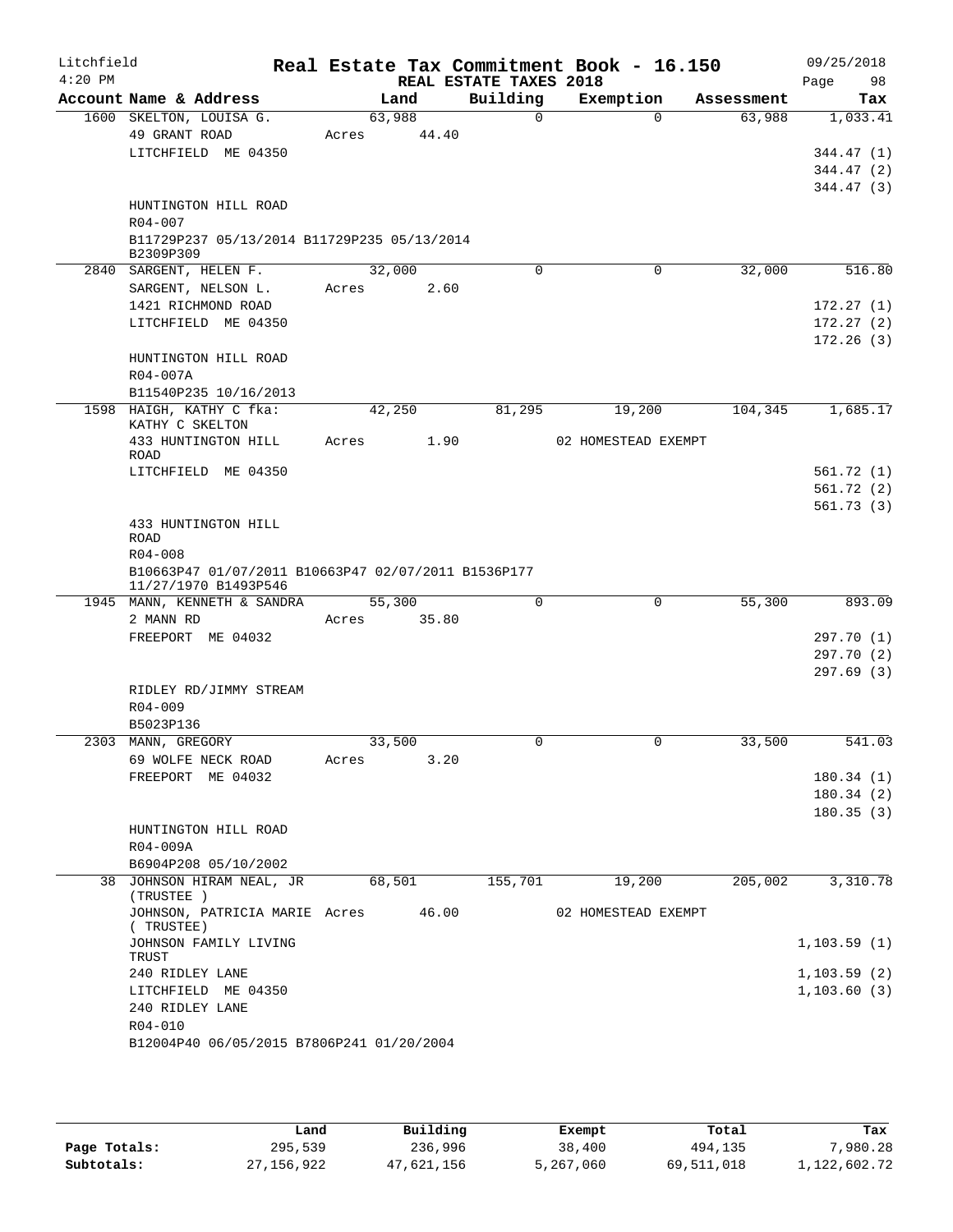Litchfield
4:20 PM

# Real Estate Tax Commitment Book - 16.150

REAL ESTATE TAXES 2018

09/25/2018

| Account | Name & Address | Land | Building | Exemption | Assessment | Tax |
|---|---|---|---|---|---|---|
| 1600 | SKELTON, LOUISA G.<br>49 GRANT ROAD<br>LITCHFIELD ME 04350<br><br>HUNTINGTON HILL ROAD<br>R04-007<br>B11729P237 05/13/2014 B11729P235 05/13/2014 B2309P309 | 63,988<br>Acres 44.40 | 0 | 0 | 63,988 | 1,033.41<br><br>344.47 (1)<br>344.47 (2)<br>344.47 (3) |
| 2840 | SARGENT, HELEN F.<br>SARGENT, NELSON L.<br>1421 RICHMOND ROAD<br>LITCHFIELD ME 04350<br><br>HUNTINGTON HILL ROAD<br>R04-007A<br>B11540P235 10/16/2013 | 32,000<br>Acres 2.60 | 0 | 0 | 32,000 | 516.80<br><br>172.27 (1)<br>172.27 (2)<br>172.26 (3) |
| 1598 | HAIGH, KATHY C fka:<br>KATHY C SKELTON<br>433 HUNTINGTON HILL ROAD<br>LITCHFIELD ME 04350<br><br>433 HUNTINGTON HILL ROAD<br>R04-008<br>B10663P47 01/07/2011 B10663P47 02/07/2011 B1536P177 11/27/1970 B1493P546 | 42,250<br>Acres 1.90 | 81,295 | 19,200<br>02 HOMESTEAD EXEMPT | 104,345 | 1,685.17<br><br>561.72 (1)<br>561.72 (2)<br>561.73 (3) |
| 1945 | MANN, KENNETH & SANDRA<br>2 MANN RD<br>FREEPORT ME 04032<br><br>RIDLEY RD/JIMMY STREAM<br>R04-009<br>B5023P136 | 55,300<br>Acres 35.80 | 0 | 0 | 55,300 | 893.09<br><br>297.70 (1)<br>297.70 (2)<br>297.69 (3) |
| 2303 | MANN, GREGORY<br>69 WOLFE NECK ROAD<br>FREEPORT ME 04032<br><br>HUNTINGTON HILL ROAD<br>R04-009A<br>B6904P208 05/10/2002 | 33,500<br>Acres 3.20 | 0 | 0 | 33,500 | 541.03<br><br>180.34 (1)<br>180.34 (2)<br>180.35 (3) |
| 38 | JOHNSON HIRAM NEAL, JR (TRUSTEE )<br>JOHNSON, PATRICIA MARIE ( TRUSTEE)<br>JOHNSON FAMILY LIVING TRUST<br>240 RIDLEY LANE<br>LITCHFIELD ME 04350<br>240 RIDLEY LANE<br>R04-010<br>B12004P40 06/05/2015 B7806P241 01/20/2004 | 68,501<br>Acres 46.00 | 155,701 | 19,200<br>02 HOMESTEAD EXEMPT | 205,002 | 3,310.78<br><br>1,103.59 (1)<br>1,103.59 (2)<br>1,103.60 (3) |

| | Land | Building | Exempt | Total | Tax |
|---|---|---|---|---|---|
| Page Totals: | 295,539 | 236,996 | 38,400 | 494,135 | 7,980.28 |
| Subtotals: | 27,156,922 | 47,621,156 | 5,267,060 | 69,511,018 | 1,122,602.72 |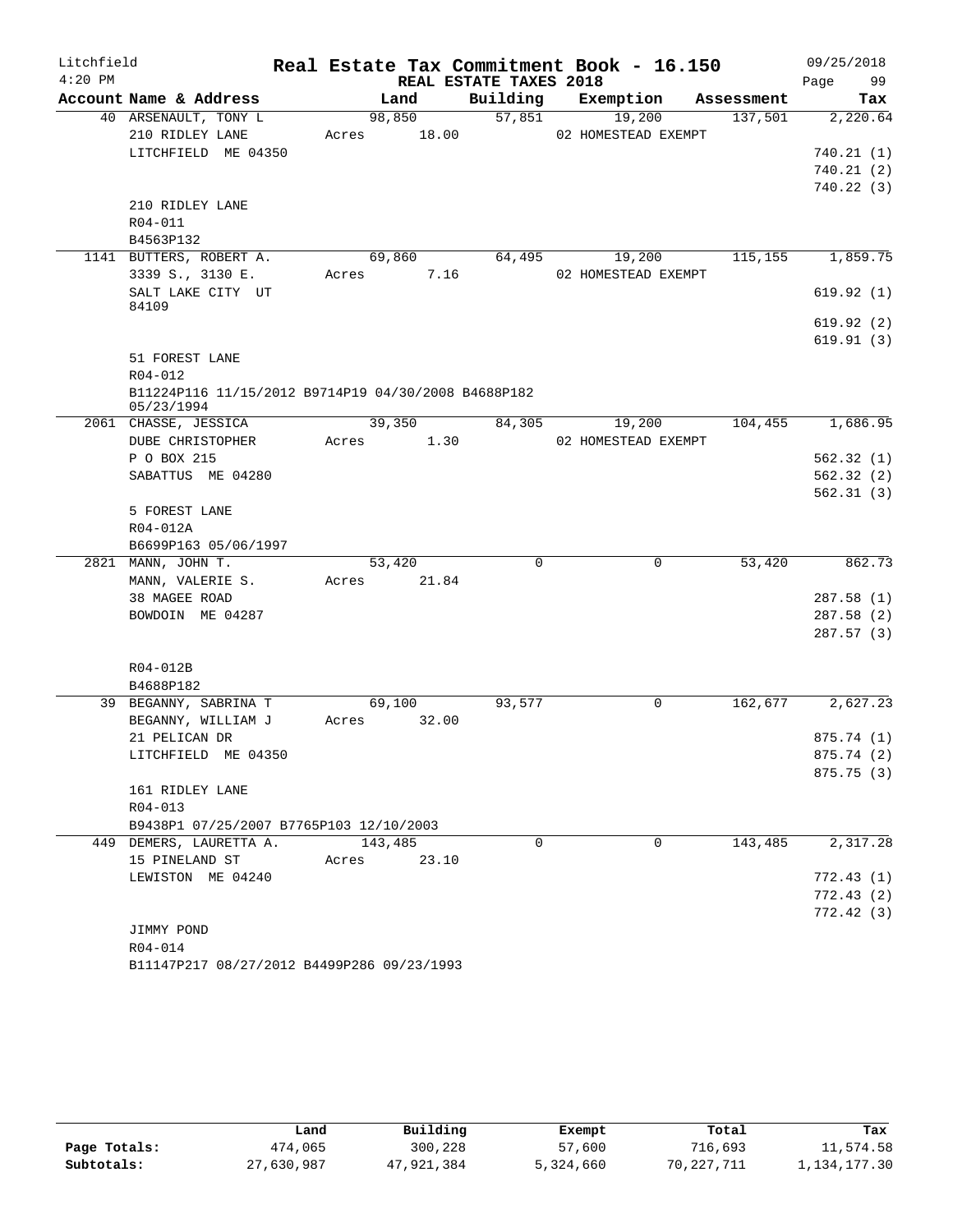Litchfield
4:20 PM

# Real Estate Tax Commitment Book - 16.150

REAL ESTATE TAXES 2018

09/25/2018

| Account Name & Address | Land | Building | Exemption | Assessment | Tax |
|---|---|---|---|---|---|
| 40 ARSENAULT, TONY L | 98,850 | 57,851 | 19,200 | 137,501 | 2,220.64 |
| 210 RIDLEY LANE | Acres 18.00 | | 02 HOMESTEAD EXEMPT | | |
| LITCHFIELD ME 04350 | | | | | 740.21 (1) |
| | | | | | 740.21 (2) |
| | | | | | 740.22 (3) |
| 210 RIDLEY LANE | | | | | |
| R04-011 | | | | | |
| B4563P132 | | | | | |
| 1141 BUTTERS, ROBERT A. | 69,860 | 64,495 | 19,200 | 115,155 | 1,859.75 |
| 3339 S., 3130 E. | Acres 7.16 | | 02 HOMESTEAD EXEMPT | | |
| SALT LAKE CITY UT 84109 | | | | | 619.92 (1) |
| | | | | | 619.92 (2) |
| | | | | | 619.91 (3) |
| 51 FOREST LANE | | | | | |
| R04-012 | | | | | |
| B11224P116 11/15/2012 B9714P19 04/30/2008 B4688P182 05/23/1994 | | | | | |
| 2061 CHASSE, JESSICA | 39,350 | 84,305 | 19,200 | 104,455 | 1,686.95 |
| DUBE CHRISTOPHER | Acres 1.30 | | 02 HOMESTEAD EXEMPT | | |
| P O BOX 215 | | | | | 562.32 (1) |
| SABATTUS ME 04280 | | | | | 562.32 (2) |
| | | | | | 562.31 (3) |
| 5 FOREST LANE | | | | | |
| R04-012A | | | | | |
| B6699P163 05/06/1997 | | | | | |
| 2821 MANN, JOHN T. | 53,420 | 0 | 0 | 53,420 | 862.73 |
| MANN, VALERIE S. | Acres 21.84 | | | | |
| 38 MAGEE ROAD | | | | | 287.58 (1) |
| BOWDOIN ME 04287 | | | | | 287.58 (2) |
| | | | | | 287.57 (3) |
| R04-012B | | | | | |
| B4688P182 | | | | | |
| 39 BEGANNY, SABRINA T | 69,100 | 93,577 | 0 | 162,677 | 2,627.23 |
| BEGANNY, WILLIAM J | Acres 32.00 | | | | |
| 21 PELICAN DR | | | | | 875.74 (1) |
| LITCHFIELD ME 04350 | | | | | 875.74 (2) |
| | | | | | 875.75 (3) |
| 161 RIDLEY LANE | | | | | |
| R04-013 | | | | | |
| B9438P1 07/25/2007 B7765P103 12/10/2003 | | | | | |
| 449 DEMERS, LAURETTA A. | 143,485 | 0 | 0 | 143,485 | 2,317.28 |
| 15 PINELAND ST | Acres 23.10 | | | | |
| LEWISTON ME 04240 | | | | | 772.43 (1) |
| | | | | | 772.43 (2) |
| | | | | | 772.42 (3) |
| JIMMY POND | | | | | |
| R04-014 | | | | | |
| B11147P217 08/27/2012 B4499P286 09/23/1993 | | | | | |

| | Land | Building | Exempt | Total | Tax |
|---|---|---|---|---|---|
| Page Totals: | 474,065 | 300,228 | 57,600 | 716,693 | 11,574.58 |
| Subtotals: | 27,630,987 | 47,921,384 | 5,324,660 | 70,227,711 | 1,134,177.30 |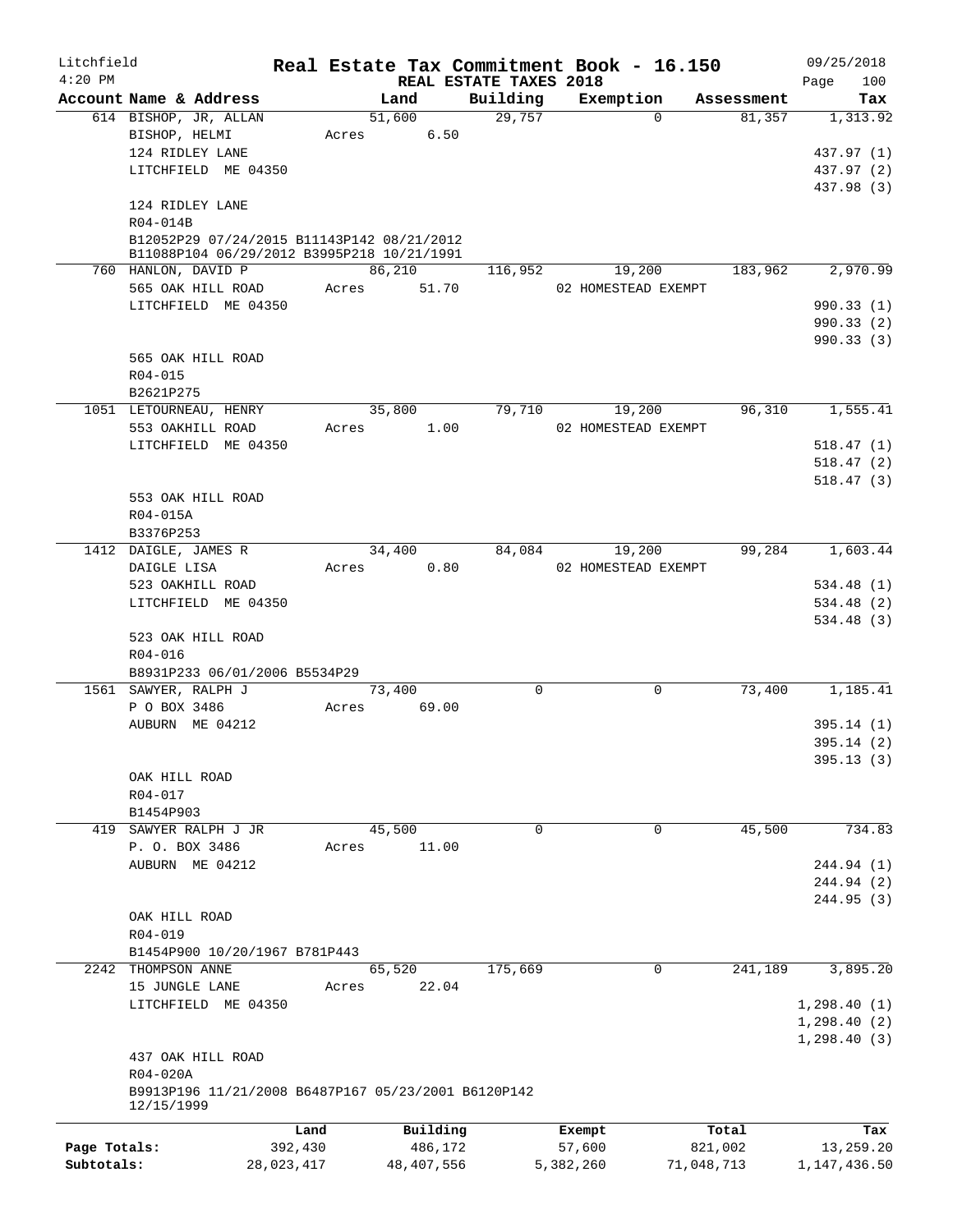Litchfield                    **Real Estate Tax Commitment Book - 16.150**                    09/25/2018
4:20 PM                                REAL ESTATE TAXES 2018                                Page 100

| Account Name & Address | Land | Building | Exemption | Assessment | Tax |
|---|---|---|---|---|---|
| 614 BISHOP, JR, ALLAN | 51,600 | 29,757 | 0 | 81,357 | 1,313.92 |
| BISHOP, HELMI | Acres 6.50 | | | | |
| 124 RIDLEY LANE | | | | | 437.97 (1) |
| LITCHFIELD ME 04350 | | | | | 437.97 (2) |
| | | | | | 437.98 (3) |
| 124 RIDLEY LANE | | | | | |
| R04-014B | | | | | |
| B12052P29 07/24/2015 B11143P142 08/21/2012 | | | | | |
| B11088P104 06/29/2012 B3995P218 10/21/1991 | | | | | |
| 760 HANLON, DAVID P | 86,210 | 116,952 | 19,200 | 183,962 | 2,970.99 |
| 565 OAK HILL ROAD | Acres 51.70 | | 02 HOMESTEAD EXEMPT | | |
| LITCHFIELD ME 04350 | | | | | 990.33 (1) |
| | | | | | 990.33 (2) |
| | | | | | 990.33 (3) |
| 565 OAK HILL ROAD | | | | | |
| R04-015 | | | | | |
| B2621P275 | | | | | |
| 1051 LETOURNEAU, HENRY | 35,800 | 79,710 | 19,200 | 96,310 | 1,555.41 |
| 553 OAKHILL ROAD | Acres 1.00 | | 02 HOMESTEAD EXEMPT | | |
| LITCHFIELD ME 04350 | | | | | 518.47 (1) |
| | | | | | 518.47 (2) |
| | | | | | 518.47 (3) |
| 553 OAK HILL ROAD | | | | | |
| R04-015A | | | | | |
| B3376P253 | | | | | |
| 1412 DAIGLE, JAMES R | 34,400 | 84,084 | 19,200 | 99,284 | 1,603.44 |
| DAIGLE LISA | Acres 0.80 | | 02 HOMESTEAD EXEMPT | | |
| 523 OAKHILL ROAD | | | | | 534.48 (1) |
| LITCHFIELD ME 04350 | | | | | 534.48 (2) |
| | | | | | 534.48 (3) |
| 523 OAK HILL ROAD | | | | | |
| R04-016 | | | | | |
| B8931P233 06/01/2006 B5534P29 | | | | | |
| 1561 SAWYER, RALPH J | 73,400 | 0 | 0 | 73,400 | 1,185.41 |
| P O BOX 3486 | Acres 69.00 | | | | |
| AUBURN ME 04212 | | | | | 395.14 (1) |
| | | | | | 395.14 (2) |
| | | | | | 395.13 (3) |
| OAK HILL ROAD | | | | | |
| R04-017 | | | | | |
| B1454P903 | | | | | |
| 419 SAWYER RALPH J JR | 45,500 | 0 | 0 | 45,500 | 734.83 |
| P. O. BOX 3486 | Acres 11.00 | | | | |
| AUBURN ME 04212 | | | | | 244.94 (1) |
| | | | | | 244.94 (2) |
| | | | | | 244.95 (3) |
| OAK HILL ROAD | | | | | |
| R04-019 | | | | | |
| B1454P900 10/20/1967 B781P443 | | | | | |
| 2242 THOMPSON ANNE | 65,520 | 175,669 | 0 | 241,189 | 3,895.20 |
| 15 JUNGLE LANE | Acres 22.04 | | | | |
| LITCHFIELD ME 04350 | | | | | 1,298.40 (1) |
| | | | | | 1,298.40 (2) |
| | | | | | 1,298.40 (3) |
| 437 OAK HILL ROAD | | | | | |
| R04-020A | | | | | |
| B9913P196 11/21/2008 B6487P167 05/23/2001 B6120P142 12/15/1999 | | | | | |

| | Land | Building | Exempt | Total | Tax |
|---|---|---|---|---|---|
| Page Totals: | 392,430 | 486,172 | 57,600 | 821,002 | 13,259.20 |
| Subtotals: | 28,023,417 | 48,407,556 | 5,382,260 | 71,048,713 | 1,147,436.50 |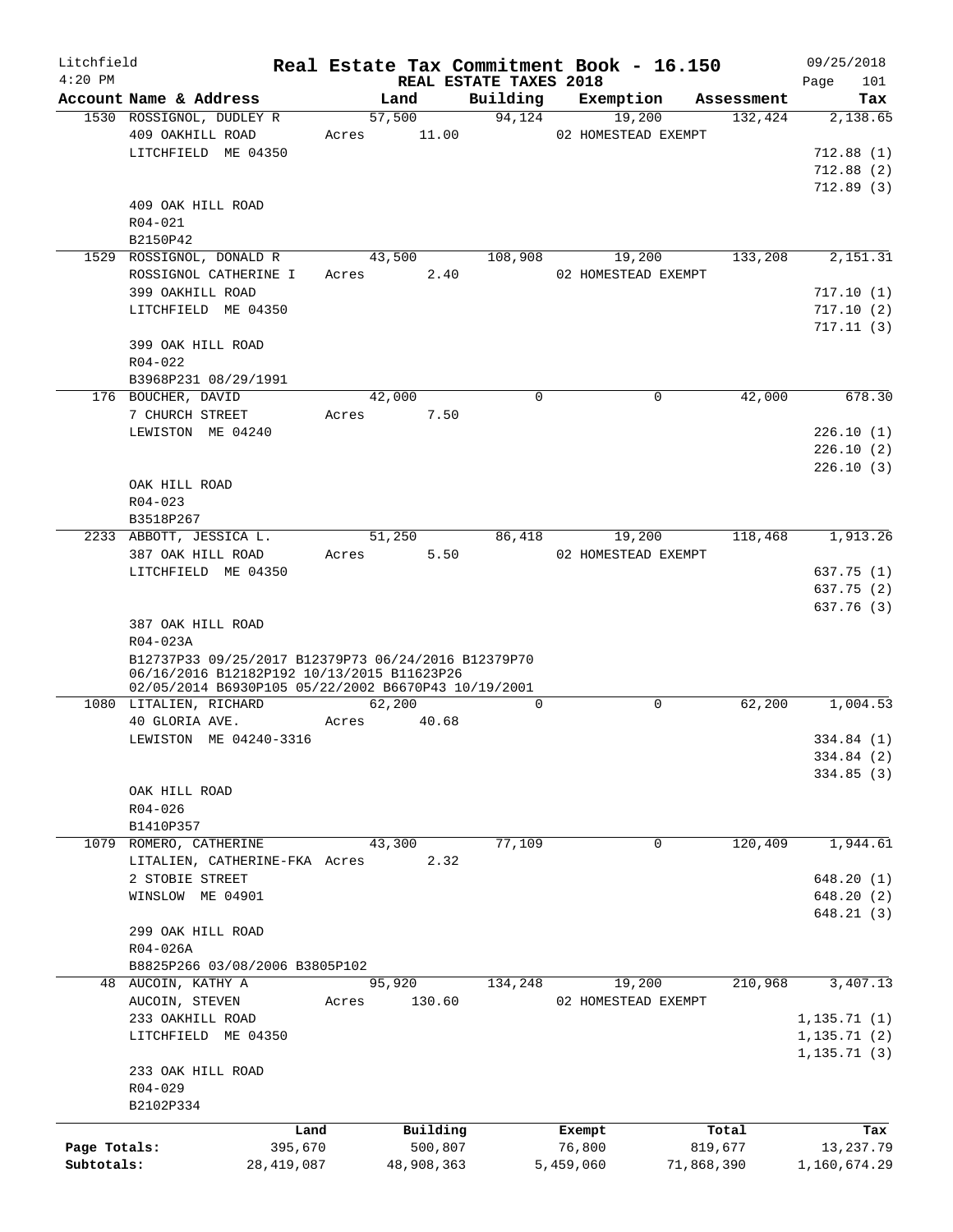Litchfield 4:20 PM

**Real Estate Tax Commitment Book - 16.150**

**REAL ESTATE TAXES 2018**

09/25/2018 Page 101

| Account Name & Address | Land | Building | Exemption | Assessment | Tax |
|---|---|---|---|---|---|
| 1530 ROSSIGNOL, DUDLEY R | 57,500 | 94,124 | 19,200 | 132,424 | 2,138.65 |
| 409 OAKHILL ROAD | Acres 11.00 | | 02 HOMESTEAD EXEMPT | | |
| LITCHFIELD ME 04350 | | | | | 712.88 (1) |
| | | | | | 712.88 (2) |
| | | | | | 712.89 (3) |
| 409 OAK HILL ROAD | | | | | |
| R04-021 | | | | | |
| B2150P42 | | | | | |
| 1529 ROSSIGNOL, DONALD R | 43,500 | 108,908 | 19,200 | 133,208 | 2,151.31 |
| ROSSIGNOL CATHERINE I | Acres 2.40 | | 02 HOMESTEAD EXEMPT | | |
| 399 OAKHILL ROAD | | | | | 717.10 (1) |
| LITCHFIELD ME 04350 | | | | | 717.10 (2) |
| | | | | | 717.11 (3) |
| 399 OAK HILL ROAD | | | | | |
| R04-022 | | | | | |
| B3968P231 08/29/1991 | | | | | |
| 176 BOUCHER, DAVID | 42,000 | 0 | 0 | 42,000 | 678.30 |
| 7 CHURCH STREET | Acres 7.50 | | | | |
| LEWISTON ME 04240 | | | | | 226.10 (1) |
| | | | | | 226.10 (2) |
| | | | | | 226.10 (3) |
| OAK HILL ROAD | | | | | |
| R04-023 | | | | | |
| B3518P267 | | | | | |
| 2233 ABBOTT, JESSICA L. | 51,250 | 86,418 | 19,200 | 118,468 | 1,913.26 |
| 387 OAK HILL ROAD | Acres 5.50 | | 02 HOMESTEAD EXEMPT | | |
| LITCHFIELD ME 04350 | | | | | 637.75 (1) |
| | | | | | 637.75 (2) |
| | | | | | 637.76 (3) |
| 387 OAK HILL ROAD | | | | | |
| R04-023A | | | | | |
| B12737P33 09/25/2017 B12379P73 06/24/2016 B12379P70 06/16/2016 B12182P192 10/13/2015 B11623P26 02/05/2014 B6930P105 05/22/2002 B6670P43 10/19/2001 | | | | | |
| 1080 LITALIEN, RICHARD | 62,200 | 0 | 0 | 62,200 | 1,004.53 |
| 40 GLORIA AVE. | Acres 40.68 | | | | |
| LEWISTON ME 04240-3316 | | | | | 334.84 (1) |
| | | | | | 334.84 (2) |
| | | | | | 334.85 (3) |
| OAK HILL ROAD | | | | | |
| R04-026 | | | | | |
| B1410P357 | | | | | |
| 1079 ROMERO, CATHERINE | 43,300 | 77,109 | 0 | 120,409 | 1,944.61 |
| LITALIEN, CATHERINE-FKA | Acres 2.32 | | | | |
| 2 STOBIE STREET | | | | | 648.20 (1) |
| WINSLOW ME 04901 | | | | | 648.20 (2) |
| | | | | | 648.21 (3) |
| 299 OAK HILL ROAD | | | | | |
| R04-026A | | | | | |
| B8825P266 03/08/2006 B3805P102 | | | | | |
| 48 AUCOIN, KATHY A | 95,920 | 134,248 | 19,200 | 210,968 | 3,407.13 |
| AUCOIN, STEVEN | Acres 130.60 | | 02 HOMESTEAD EXEMPT | | |
| 233 OAKHILL ROAD | | | | | 1,135.71 (1) |
| LITCHFIELD ME 04350 | | | | | 1,135.71 (2) |
| | | | | | 1,135.71 (3) |
| 233 OAK HILL ROAD | | | | | |
| R04-029 | | | | | |
| B2102P334 | | | | | |

| | Land | Building | Exempt | Total | Tax |
|---|---|---|---|---|---|
| Page Totals: | 395,670 | 500,807 | 76,800 | 819,677 | 13,237.79 |
| Subtotals: | 28,419,087 | 48,908,363 | 5,459,060 | 71,868,390 | 1,160,674.29 |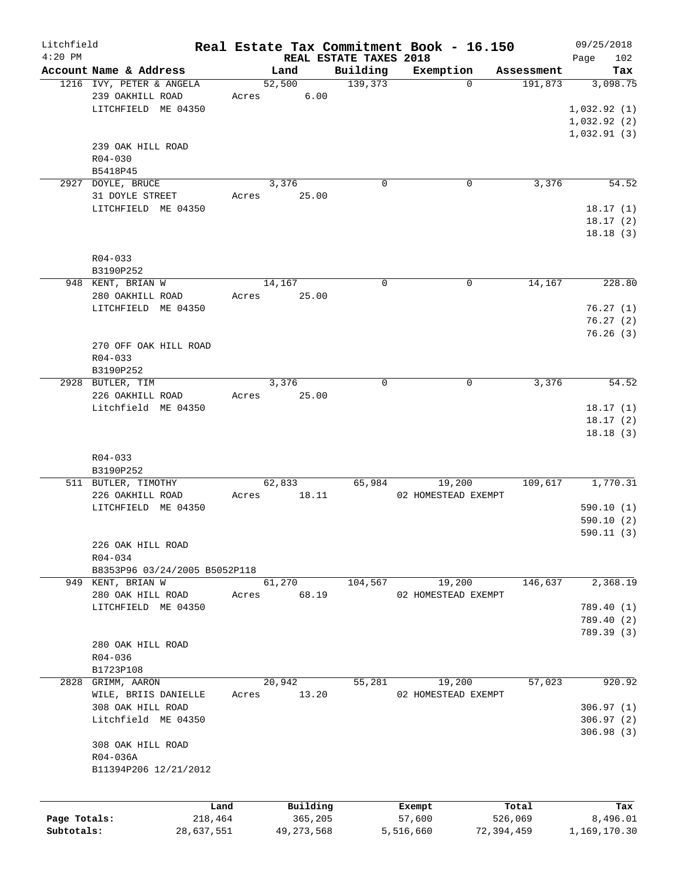Litchfield
4:20 PM

# Real Estate Tax Commitment Book - 16.150

REAL ESTATE TAXES 2018

09/25/2018

| Account | Name & Address | Land | Building | Exemption | Assessment | Tax |
|---|---|---|---|---|---|---|
| 1216 | IVY, PETER & ANGELA<br>239 OAKHILL ROAD<br>LITCHFIELD ME 04350<br><br>239 OAK HILL ROAD<br>R04-030<br>B5418P45 | 52,500<br>Acres 6.00 | 139,373 | 0 | 191,873 | 3,098.75<br>1,032.92 (1)<br>1,032.92 (2)<br>1,032.91 (3) |
| 2927 | DOYLE, BRUCE<br>31 DOYLE STREET<br>LITCHFIELD ME 04350<br><br>R04-033<br>B3190P252 | 3,376<br>Acres 25.00 | 0 | 0 | 3,376 | 54.52<br>18.17 (1)<br>18.17 (2)<br>18.18 (3) |
| 948 | KENT, BRIAN W<br>280 OAKHILL ROAD<br>LITCHFIELD ME 04350<br><br>270 OFF OAK HILL ROAD<br>R04-033<br>B3190P252 | 14,167<br>Acres 25.00 | 0 | 0 | 14,167 | 228.80<br>76.27 (1)<br>76.27 (2)<br>76.26 (3) |
| 2928 | BUTLER, TIM<br>226 OAKHILL ROAD<br>Litchfield ME 04350<br><br>R04-033<br>B3190P252 | 3,376<br>Acres 25.00 | 0 | 0 | 3,376 | 54.52<br>18.17 (1)<br>18.17 (2)<br>18.18 (3) |
| 511 | BUTLER, TIMOTHY<br>226 OAKHILL ROAD<br>LITCHFIELD ME 04350<br><br>226 OAK HILL ROAD<br>R04-034<br>B8353P96 03/24/2005 B5052P118 | 62,833<br>Acres 18.11 | 65,984 | 19,200<br>02 HOMESTEAD EXEMPT | 109,617 | 1,770.31<br>590.10 (1)<br>590.10 (2)<br>590.11 (3) |
| 949 | KENT, BRIAN W<br>280 OAK HILL ROAD<br>LITCHFIELD ME 04350<br><br>280 OAK HILL ROAD<br>R04-036<br>B1723P108 | 61,270<br>Acres 68.19 | 104,567 | 19,200<br>02 HOMESTEAD EXEMPT | 146,637 | 2,368.19<br>789.40 (1)<br>789.40 (2)<br>789.39 (3) |
| 2828 | GRIMM, AARON<br>WILE, BRIIS DANIELLE<br>308 OAK HILL ROAD<br>Litchfield ME 04350<br><br>308 OAK HILL ROAD<br>R04-036A<br>B11394P206 12/21/2012 | 20,942<br>Acres 13.20 | 55,281 | 19,200<br>02 HOMESTEAD EXEMPT | 57,023 | 920.92<br>306.97 (1)<br>306.97 (2)<br>306.98 (3) |

| | Land | Building | Exempt | Total | Tax |
|---|---|---|---|---|---|
| Page Totals: | 218,464 | 365,205 | 57,600 | 526,069 | 8,496.01 |
| Subtotals: | 28,637,551 | 49,273,568 | 5,516,660 | 72,394,459 | 1,169,170.30 |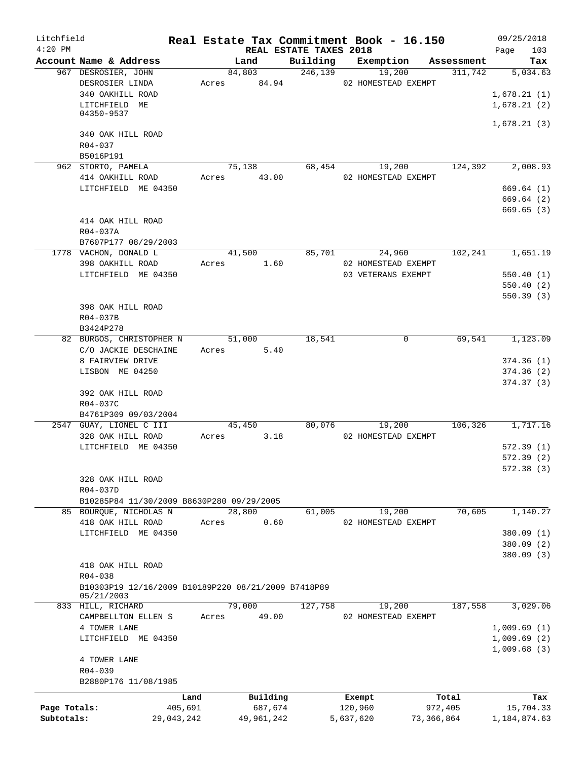Litchfield 4:20 PM

# Real Estate Tax Commitment Book - 16.150

REAL ESTATE TAXES 2018

09/25/2018 Page 103

| Account | Name & Address | Land | Building | Exemption | Assessment | Tax |
|---|---|---|---|---|---|---|
| 967 | DESROSIER, JOHN<br>DESROSIER LINDA<br>340 OAKHILL ROAD<br>LITCHFIELD ME<br>04350-9537<br><br>340 OAK HILL ROAD<br>R04-037<br>B5016P191 | 84,803<br>Acres 84.94 | 246,139 | 19,200<br>02 HOMESTEAD EXEMPT | 311,742 | 5,034.63<br><br>1,678.21 (1)<br>1,678.21 (2)<br>1,678.21 (3) |
| 962 | STORTO, PAMELA<br>414 OAKHILL ROAD<br>LITCHFIELD ME 04350<br><br>414 OAK HILL ROAD<br>R04-037A<br>B7607P177 08/29/2003 | 75,138<br>Acres 43.00 | 68,454 | 19,200<br>02 HOMESTEAD EXEMPT | 124,392 | 2,008.93<br><br>669.64 (1)<br>669.64 (2)<br>669.65 (3) |
| 1778 | VACHON, DONALD L<br>398 OAKHILL ROAD<br>LITCHFIELD ME 04350<br><br>398 OAK HILL ROAD<br>R04-037B<br>B3424P278 | 41,500<br>Acres 1.60 | 85,701 | 24,960<br>02 HOMESTEAD EXEMPT<br>03 VETERANS EXEMPT | 102,241 | 1,651.19<br><br>550.40 (1)<br>550.40 (2)<br>550.39 (3) |
| 82 | BURGOS, CHRISTOPHER N<br>C/O JACKIE DESCHAINE<br>8 FAIRVIEW DRIVE<br>LISBON ME 04250<br><br>392 OAK HILL ROAD<br>R04-037C<br>B4761P309 09/03/2004 | 51,000<br>Acres 5.40 | 18,541 | 0 | 69,541 | 1,123.09<br><br>374.36 (1)<br>374.36 (2)<br>374.37 (3) |
| 2547 | GUAY, LIONEL C III<br>328 OAK HILL ROAD<br>LITCHFIELD ME 04350<br><br>328 OAK HILL ROAD<br>R04-037D<br>B10285P84 11/30/2009 B8630P280 09/29/2005 | 45,450<br>Acres 3.18 | 80,076 | 19,200<br>02 HOMESTEAD EXEMPT | 106,326 | 1,717.16<br><br>572.39 (1)<br>572.39 (2)<br>572.38 (3) |
| 85 | BOURQUE, NICHOLAS N<br>418 OAK HILL ROAD<br>LITCHFIELD ME 04350<br><br>418 OAK HILL ROAD<br>R04-038<br>B10303P19 12/16/2009 B10189P220 08/21/2009 B7418P89 05/21/2003 | 28,800<br>Acres 0.60 | 61,005 | 19,200<br>02 HOMESTEAD EXEMPT | 70,605 | 1,140.27<br><br>380.09 (1)<br>380.09 (2)<br>380.09 (3) |
| 833 | HILL, RICHARD<br>CAMPBELLTON ELLEN S<br>4 TOWER LANE<br>LITCHFIELD ME 04350<br><br>4 TOWER LANE<br>R04-039<br>B2880P176 11/08/1985 | 79,000<br>Acres 49.00 | 127,758 | 19,200<br>02 HOMESTEAD EXEMPT | 187,558 | 3,029.06<br><br>1,009.69 (1)<br>1,009.69 (2)<br>1,009.68 (3) |

| | Land | Building | Exempt | Total | Tax |
|---|---|---|---|---|---|
| Page Totals: | 405,691 | 687,674 | 120,960 | 972,405 | 15,704.33 |
| Subtotals: | 29,043,242 | 49,961,242 | 5,637,620 | 73,366,864 | 1,184,874.63 |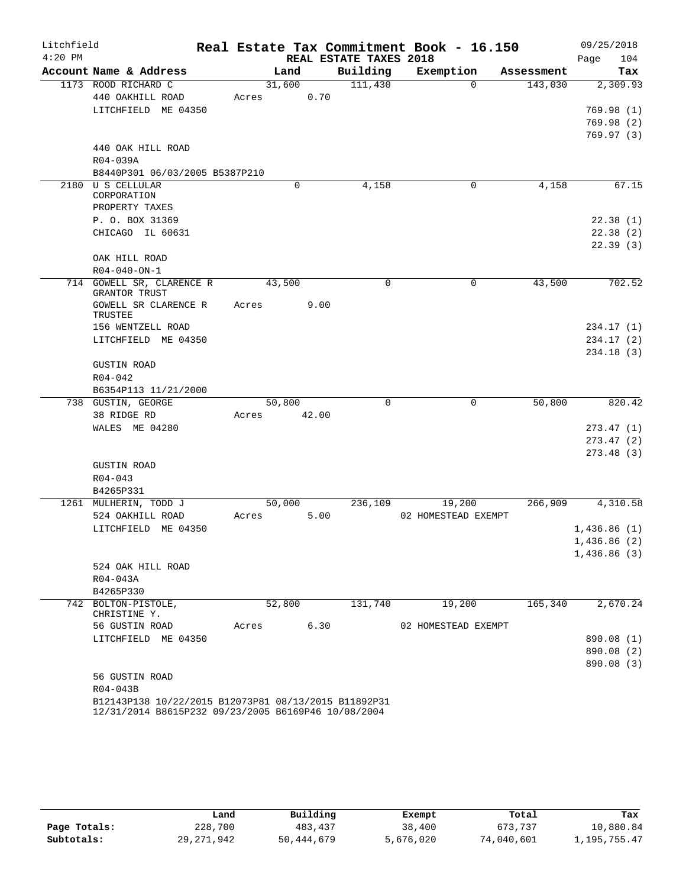Litchfield 4:20 PM

# Real Estate Tax Commitment Book - 16.150

## REAL ESTATE TAXES 2018

09/25/2018 Page 104

| Account Name & Address | Land | Building | Exemption | Assessment | Tax |
|---|---|---|---|---|---|
| 1173 ROOD RICHARD C | 31,600 | 111,430 | 0 | 143,030 | 2,309.93 |
| 440 OAKHILL ROAD | Acres 0.70 | | | | |
| LITCHFIELD ME 04350 | | | | | 769.98 (1) |
| | | | | | 769.98 (2) |
| | | | | | 769.97 (3) |
| 440 OAK HILL ROAD | | | | | |
| R04-039A | | | | | |
| B8440P301 06/03/2005 B5387P210 | | | | | |
| 2180 U S CELLULAR CORPORATION | 0 | 4,158 | 0 | 4,158 | 67.15 |
| PROPERTY TAXES | | | | | |
| P. O. BOX 31369 | | | | | 22.38 (1) |
| CHICAGO IL 60631 | | | | | 22.38 (2) |
| | | | | | 22.39 (3) |
| OAK HILL ROAD | | | | | |
| R04-040-ON-1 | | | | | |
| 714 GOWELL SR, CLARENCE R GRANTOR TRUST | 43,500 | 0 | 0 | 43,500 | 702.52 |
| GOWELL SR CLARENCE R TRUSTEE | Acres 9.00 | | | | |
| 156 WENTZELL ROAD | | | | | 234.17 (1) |
| LITCHFIELD ME 04350 | | | | | 234.17 (2) |
| | | | | | 234.18 (3) |
| GUSTIN ROAD | | | | | |
| R04-042 | | | | | |
| B6354P113 11/21/2000 | | | | | |
| 738 GUSTIN, GEORGE | 50,800 | 0 | 0 | 50,800 | 820.42 |
| 38 RIDGE RD | Acres 42.00 | | | | |
| WALES ME 04280 | | | | | 273.47 (1) |
| | | | | | 273.47 (2) |
| | | | | | 273.48 (3) |
| GUSTIN ROAD | | | | | |
| R04-043 | | | | | |
| B4265P331 | | | | | |
| 1261 MULHERIN, TODD J | 50,000 | 236,109 | 19,200 | 266,909 | 4,310.58 |
| 524 OAKHILL ROAD | Acres 5.00 | | 02 HOMESTEAD EXEMPT | | |
| LITCHFIELD ME 04350 | | | | | 1,436.86 (1) |
| | | | | | 1,436.86 (2) |
| | | | | | 1,436.86 (3) |
| 524 OAK HILL ROAD | | | | | |
| R04-043A | | | | | |
| B4265P330 | | | | | |
| 742 BOLTON-PISTOLE, CHRISTINE Y. | 52,800 | 131,740 | 19,200 | 165,340 | 2,670.24 |
| 56 GUSTIN ROAD | Acres 6.30 | | 02 HOMESTEAD EXEMPT | | |
| LITCHFIELD ME 04350 | | | | | 890.08 (1) |
| | | | | | 890.08 (2) |
| | | | | | 890.08 (3) |
| 56 GUSTIN ROAD | | | | | |
| R04-043B | | | | | |
| B12143P138 10/22/2015 B12073P81 08/13/2015 B11892P31 12/31/2014 B8615P232 09/23/2005 B6169P46 10/08/2004 | | | | | |

| | Land | Building | Exempt | Total | Tax |
|---|---|---|---|---|---|
| Page Totals: | 228,700 | 483,437 | 38,400 | 673,737 | 10,880.84 |
| Subtotals: | 29,271,942 | 50,444,679 | 5,676,020 | 74,040,601 | 1,195,755.47 |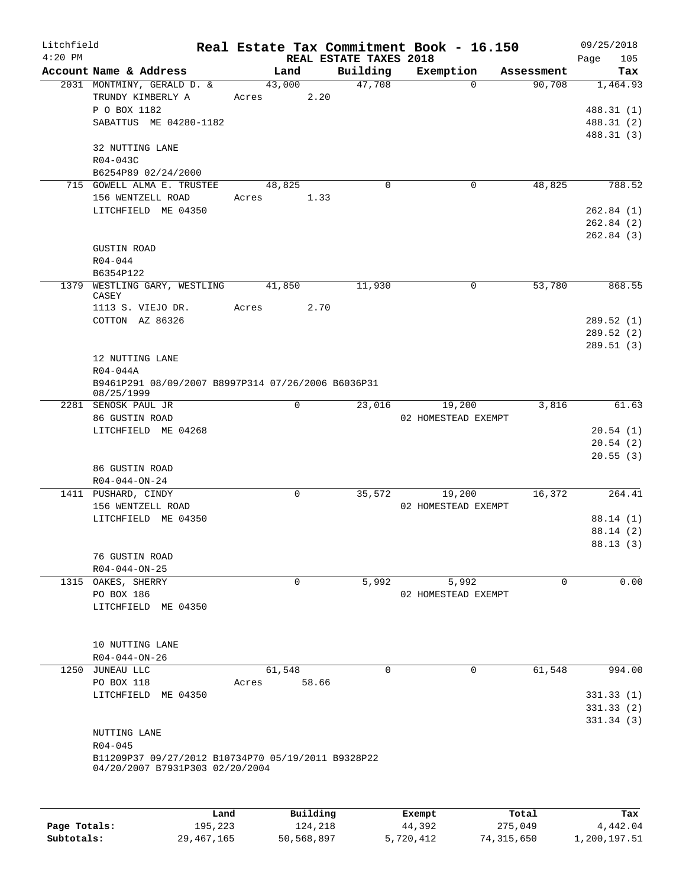Litchfield
4:20 PM

# Real Estate Tax Commitment Book - 16.150

REAL ESTATE TAXES 2018

09/25/2018
Page 105

| Account Name & Address | Land | Building | Exemption | Assessment | Tax |
|---|---|---|---|---|---|
| 2031 MONTMINY, GERALD D. & | 43,000 | 47,708 | 0 | 90,708 | 1,464.93 |
| TRUNDY KIMBERLY A | Acres 2.20 | | | | |
| P O BOX 1182 | | | | | 488.31 (1) |
| SABATTUS ME 04280-1182 | | | | | 488.31 (2) |
| | | | | | 488.31 (3) |
| 32 NUTTING LANE | | | | | |
| R04-043C | | | | | |
| B6254P89 02/24/2000 | | | | | |
| 715 GOWELL ALMA E. TRUSTEE | 48,825 | 0 | 0 | 48,825 | 788.52 |
| 156 WENTZELL ROAD | Acres 1.33 | | | | |
| LITCHFIELD ME 04350 | | | | | 262.84 (1) |
| | | | | | 262.84 (2) |
| | | | | | 262.84 (3) |
| GUSTIN ROAD | | | | | |
| R04-044 | | | | | |
| B6354P122 | | | | | |
| 1379 WESTLING GARY, WESTLING CASEY | 41,850 | 11,930 | 0 | 53,780 | 868.55 |
| 1113 S. VIEJO DR. | Acres 2.70 | | | | |
| COTTON AZ 86326 | | | | | 289.52 (1) |
| | | | | | 289.52 (2) |
| | | | | | 289.51 (3) |
| 12 NUTTING LANE | | | | | |
| R04-044A | | | | | |
| B9461P291 08/09/2007 B8997P314 07/26/2006 B6036P31 08/25/1999 | | | | | |
| 2281 SENOSK PAUL JR | 0 | 23,016 | 19,200 | 3,816 | 61.63 |
| 86 GUSTIN ROAD | | | 02 HOMESTEAD EXEMPT | | |
| LITCHFIELD ME 04268 | | | | | 20.54 (1) |
| | | | | | 20.54 (2) |
| | | | | | 20.55 (3) |
| 86 GUSTIN ROAD | | | | | |
| R04-044-ON-24 | | | | | |
| 1411 PUSHARD, CINDY | 0 | 35,572 | 19,200 | 16,372 | 264.41 |
| 156 WENTZELL ROAD | | | 02 HOMESTEAD EXEMPT | | |
| LITCHFIELD ME 04350 | | | | | 88.14 (1) |
| | | | | | 88.14 (2) |
| | | | | | 88.13 (3) |
| 76 GUSTIN ROAD | | | | | |
| R04-044-ON-25 | | | | | |
| 1315 OAKES, SHERRY | 0 | 5,992 | 5,992 | 0 | 0.00 |
| PO BOX 186 | | | 02 HOMESTEAD EXEMPT | | |
| LITCHFIELD ME 04350 | | | | | |
| 10 NUTTING LANE | | | | | |
| R04-044-ON-26 | | | | | |
| 1250 JUNEAU LLC | 61,548 | 0 | 0 | 61,548 | 994.00 |
| PO BOX 118 | Acres 58.66 | | | | |
| LITCHFIELD ME 04350 | | | | | 331.33 (1) |
| | | | | | 331.33 (2) |
| | | | | | 331.34 (3) |
| NUTTING LANE | | | | | |
| R04-045 | | | | | |
| B11209P37 09/27/2012 B10734P70 05/19/2011 B9328P22 04/20/2007 B7931P303 02/20/2004 | | | | | |

| | Land | Building | Exempt | Total | Tax |
|---|---|---|---|---|---|
| Page Totals: | 195,223 | 124,218 | 44,392 | 275,049 | 4,442.04 |
| Subtotals: | 29,467,165 | 50,568,897 | 5,720,412 | 74,315,650 | 1,200,197.51 |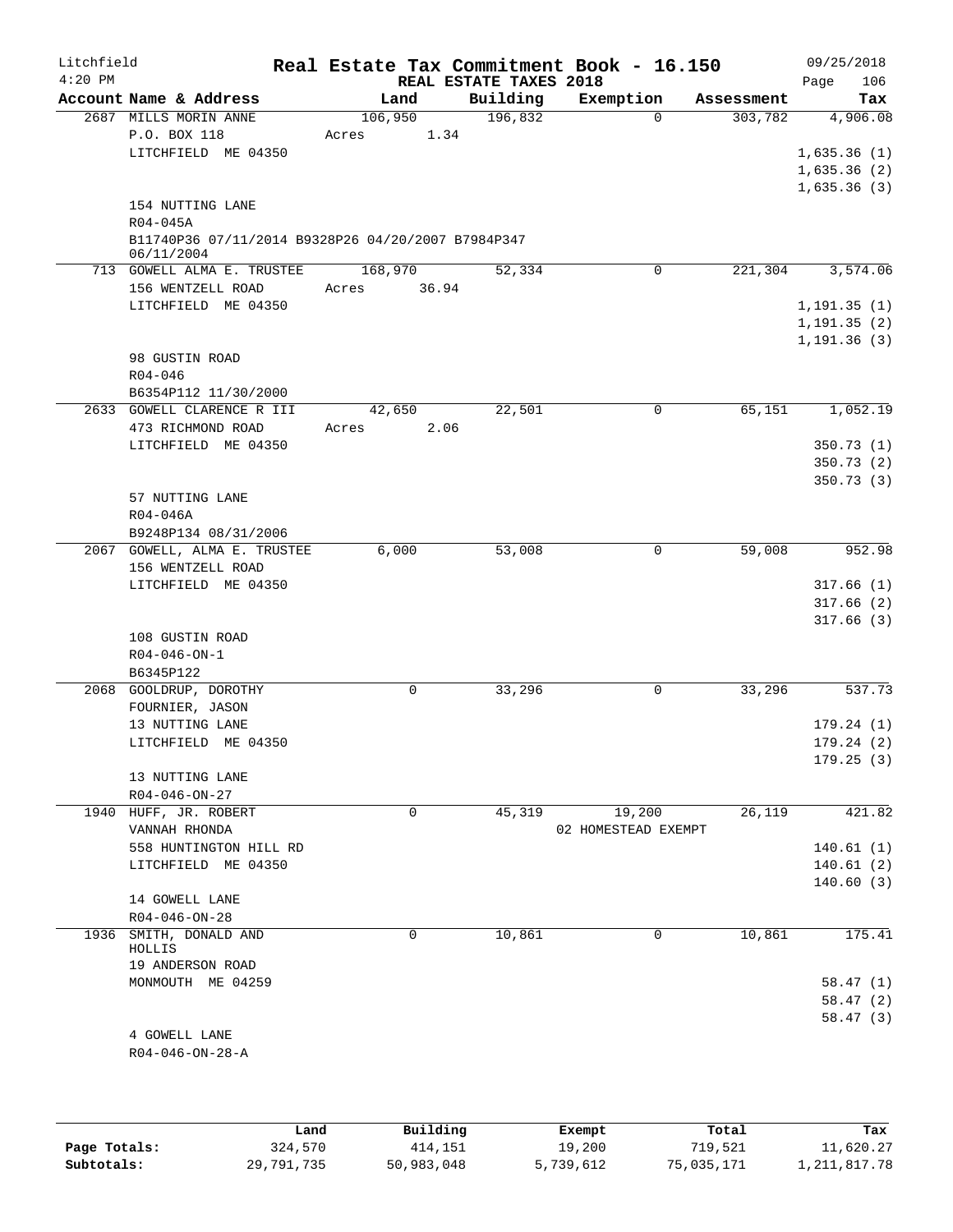Litchfield 4:20 PM

# Real Estate Tax Commitment Book - 16.150

## REAL ESTATE TAXES 2018

09/25/2018

| Account Name & Address | Land | Building | Exemption | Assessment | Tax |
|---|---|---|---|---|---|
| 2687 MILLS MORIN ANNE | 106,950 | 196,832 | 0 | 303,782 | 4,906.08 |
| P.O. BOX 118 | Acres 1.34 | | | | |
| LITCHFIELD ME 04350 | | | | | 1,635.36 (1) |
| | | | | | 1,635.36 (2) |
| | | | | | 1,635.36 (3) |
| 154 NUTTING LANE | | | | | |
| R04-045A | | | | | |
| B11740P36 07/11/2014 B9328P26 04/20/2007 B7984P347 06/11/2004 | | | | | |
| 713 GOWELL ALMA E. TRUSTEE | 168,970 | 52,334 | 0 | 221,304 | 3,574.06 |
| 156 WENTZELL ROAD | Acres 36.94 | | | | |
| LITCHFIELD ME 04350 | | | | | 1,191.35 (1) |
| | | | | | 1,191.35 (2) |
| | | | | | 1,191.36 (3) |
| 98 GUSTIN ROAD | | | | | |
| R04-046 | | | | | |
| B6354P112 11/30/2000 | | | | | |
| 2633 GOWELL CLARENCE R III | 42,650 | 22,501 | 0 | 65,151 | 1,052.19 |
| 473 RICHMOND ROAD | Acres 2.06 | | | | |
| LITCHFIELD ME 04350 | | | | | 350.73 (1) |
| | | | | | 350.73 (2) |
| | | | | | 350.73 (3) |
| 57 NUTTING LANE | | | | | |
| R04-046A | | | | | |
| B9248P134 08/31/2006 | | | | | |
| 2067 GOWELL, ALMA E. TRUSTEE | 6,000 | 53,008 | 0 | 59,008 | 952.98 |
| 156 WENTZELL ROAD | | | | | |
| LITCHFIELD ME 04350 | | | | | 317.66 (1) |
| | | | | | 317.66 (2) |
| | | | | | 317.66 (3) |
| 108 GUSTIN ROAD | | | | | |
| R04-046-ON-1 | | | | | |
| B6345P122 | | | | | |
| 2068 GOOLDRUP, DOROTHY | 0 | 33,296 | 0 | 33,296 | 537.73 |
| FOURNIER, JASON | | | | | |
| 13 NUTTING LANE | | | | | 179.24 (1) |
| LITCHFIELD ME 04350 | | | | | 179.24 (2) |
| | | | | | 179.25 (3) |
| 13 NUTTING LANE | | | | | |
| R04-046-ON-27 | | | | | |
| 1940 HUFF, JR. ROBERT | 0 | 45,319 | 19,200 | 26,119 | 421.82 |
| VANNAH RHONDA | | | 02 HOMESTEAD EXEMPT | | |
| 558 HUNTINGTON HILL RD | | | | | 140.61 (1) |
| LITCHFIELD ME 04350 | | | | | 140.61 (2) |
| | | | | | 140.60 (3) |
| 14 GOWELL LANE | | | | | |
| R04-046-ON-28 | | | | | |
| 1936 SMITH, DONALD AND HOLLIS | 0 | 10,861 | 0 | 10,861 | 175.41 |
| 19 ANDERSON ROAD | | | | | |
| MONMOUTH ME 04259 | | | | | 58.47 (1) |
| | | | | | 58.47 (2) |
| | | | | | 58.47 (3) |
| 4 GOWELL LANE | | | | | |
| R04-046-ON-28-A | | | | | |

| | Land | Building | Exempt | Total | Tax |
|---|---|---|---|---|---|
| Page Totals: | 324,570 | 414,151 | 19,200 | 719,521 | 11,620.27 |
| Subtotals: | 29,791,735 | 50,983,048 | 5,739,612 | 75,035,171 | 1,211,817.78 |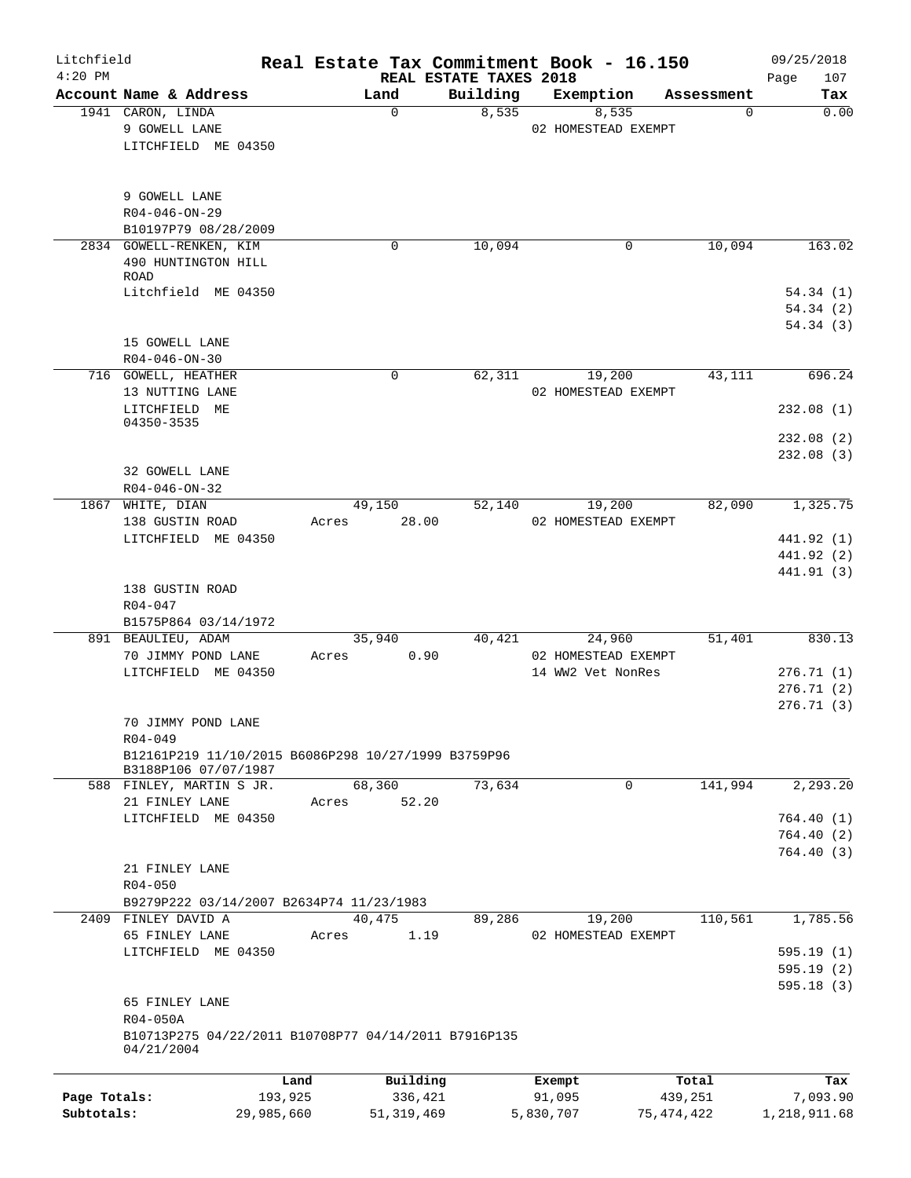Litchfield 4:20 PM

# Real Estate Tax Commitment Book - 16.150

REAL ESTATE TAXES 2018

09/25/2018

| Account Name & Address | Land | Building | Exemption | Assessment | Tax |
|---|---|---|---|---|---|
| 1941 CARON, LINDA<br>9 GOWELL LANE<br>LITCHFIELD ME 04350<br><br>9 GOWELL LANE<br>R04-046-ON-29<br>B10197P79 08/28/2009 | 0 | 8,535 | 8,535<br>02 HOMESTEAD EXEMPT | 0 | 0.00 |
| 2834 GOWELL-RENKEN, KIM<br>490 HUNTINGTON HILL ROAD<br>Litchfield ME 04350<br><br>15 GOWELL LANE<br>R04-046-ON-30 | 0 | 10,094 | 0 | 10,094 | 163.02<br>54.34 (1)<br>54.34 (2)<br>54.34 (3) |
| 716 GOWELL, HEATHER<br>13 NUTTING LANE<br>LITCHFIELD ME 04350-3535<br><br>32 GOWELL LANE<br>R04-046-ON-32 | 0 | 62,311 | 19,200<br>02 HOMESTEAD EXEMPT | 43,111 | 696.24<br>232.08 (1)<br>232.08 (2)<br>232.08 (3) |
| 1867 WHITE, DIAN<br>138 GUSTIN ROAD<br>LITCHFIELD ME 04350<br><br>138 GUSTIN ROAD<br>R04-047<br>B1575P864 03/14/1972 | 49,150<br>Acres 28.00 | 52,140 | 19,200<br>02 HOMESTEAD EXEMPT | 82,090 | 1,325.75<br>441.92 (1)<br>441.92 (2)<br>441.91 (3) |
| 891 BEAULIEU, ADAM<br>70 JIMMY POND LANE<br>LITCHFIELD ME 04350<br><br>70 JIMMY POND LANE<br>R04-049<br>B12161P219 11/10/2015 B6086P298 10/27/1999 B3759P96 B3188P106 07/07/1987 | 35,940<br>Acres 0.90 | 40,421 | 24,960<br>02 HOMESTEAD EXEMPT<br>14 WW2 Vet NonRes | 51,401 | 830.13<br>276.71 (1)<br>276.71 (2)<br>276.71 (3) |
| 588 FINLEY, MARTIN S JR.<br>21 FINLEY LANE<br>LITCHFIELD ME 04350<br><br>21 FINLEY LANE<br>R04-050<br>B9279P222 03/14/2007 B2634P74 11/23/1983 | 68,360<br>Acres 52.20 | 73,634 | 0 | 141,994 | 2,293.20<br>764.40 (1)<br>764.40 (2)<br>764.40 (3) |
| 2409 FINLEY DAVID A<br>65 FINLEY LANE<br>LITCHFIELD ME 04350<br><br>65 FINLEY LANE<br>R04-050A<br>B10713P275 04/22/2011 B10708P77 04/14/2011 B7916P135 04/21/2004 | 40,475<br>Acres 1.19 | 89,286 | 19,200<br>02 HOMESTEAD EXEMPT | 110,561 | 1,785.56<br>595.19 (1)<br>595.19 (2)<br>595.18 (3) |

| | Land | Building | Exempt | Total | Tax |
|---|---|---|---|---|---|
| Page Totals: | 193,925 | 336,421 | 91,095 | 439,251 | 7,093.90 |
| Subtotals: | 29,985,660 | 51,319,469 | 5,830,707 | 75,474,422 | 1,218,911.68 |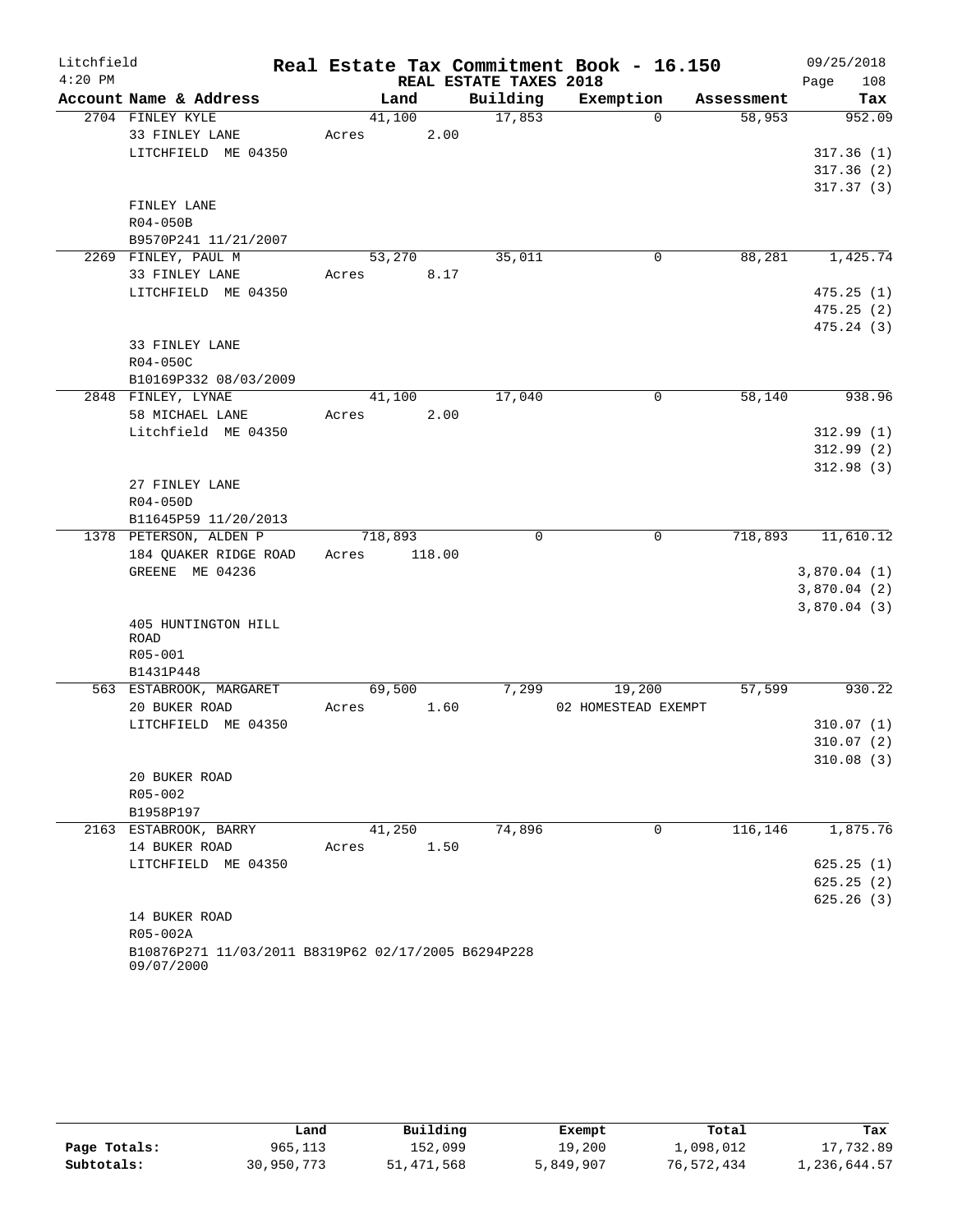Litchfield
4:20 PM

# Real Estate Tax Commitment Book - 16.150

REAL ESTATE TAXES 2018

09/25/2018

| Account Name & Address | Land | Building | Exemption | Assessment | Tax |
|---|---|---|---|---|---|
| 2704 FINLEY KYLE | 41,100 | 17,853 | 0 | 58,953 | 952.09 |
| 33 FINLEY LANE | Acres 2.00 | | | | |
| LITCHFIELD ME 04350 | | | | | 317.36 (1) |
| | | | | | 317.36 (2) |
| | | | | | 317.37 (3) |
| FINLEY LANE | | | | | |
| R04-050B | | | | | |
| B9570P241 11/21/2007 | | | | | |
| 2269 FINLEY, PAUL M | 53,270 | 35,011 | 0 | 88,281 | 1,425.74 |
| 33 FINLEY LANE | Acres 8.17 | | | | |
| LITCHFIELD ME 04350 | | | | | 475.25 (1) |
| | | | | | 475.25 (2) |
| | | | | | 475.24 (3) |
| 33 FINLEY LANE | | | | | |
| R04-050C | | | | | |
| B10169P332 08/03/2009 | | | | | |
| 2848 FINLEY, LYNAE | 41,100 | 17,040 | 0 | 58,140 | 938.96 |
| 58 MICHAEL LANE | Acres 2.00 | | | | |
| Litchfield ME 04350 | | | | | 312.99 (1) |
| | | | | | 312.99 (2) |
| | | | | | 312.98 (3) |
| 27 FINLEY LANE | | | | | |
| R04-050D | | | | | |
| B11645P59 11/20/2013 | | | | | |
| 1378 PETERSON, ALDEN P | 718,893 | 0 | 0 | 718,893 | 11,610.12 |
| 184 QUAKER RIDGE ROAD | Acres 118.00 | | | | |
| GREENE ME 04236 | | | | | 3,870.04 (1) |
| | | | | | 3,870.04 (2) |
| | | | | | 3,870.04 (3) |
| 405 HUNTINGTON HILL ROAD | | | | | |
| R05-001 | | | | | |
| B1431P448 | | | | | |
| 563 ESTABROOK, MARGARET | 69,500 | 7,299 | 19,200 | 57,599 | 930.22 |
| 20 BUKER ROAD | Acres 1.60 | | 02 HOMESTEAD EXEMPT | | |
| LITCHFIELD ME 04350 | | | | | 310.07 (1) |
| | | | | | 310.07 (2) |
| | | | | | 310.08 (3) |
| 20 BUKER ROAD | | | | | |
| R05-002 | | | | | |
| B1958P197 | | | | | |
| 2163 ESTABROOK, BARRY | 41,250 | 74,896 | 0 | 116,146 | 1,875.76 |
| 14 BUKER ROAD | Acres 1.50 | | | | |
| LITCHFIELD ME 04350 | | | | | 625.25 (1) |
| | | | | | 625.25 (2) |
| | | | | | 625.26 (3) |
| 14 BUKER ROAD | | | | | |
| R05-002A | | | | | |
| B10876P271 11/03/2011 B8319P62 02/17/2005 B6294P228 09/07/2000 | | | | | |

| | Land | Building | Exempt | Total | Tax |
|---|---|---|---|---|---|
| Page Totals: | 965,113 | 152,099 | 19,200 | 1,098,012 | 17,732.89 |
| Subtotals: | 30,950,773 | 51,471,568 | 5,849,907 | 76,572,434 | 1,236,644.57 |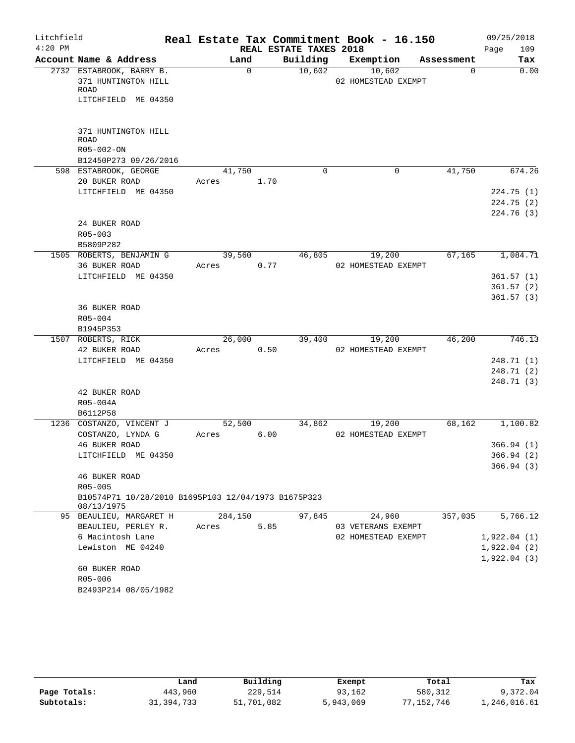Litchfield 4:20 PM

# Real Estate Tax Commitment Book - 16.150

REAL ESTATE TAXES 2018

09/25/2018 Page 109

| Account Name & Address | Land | Building | Exemption | Assessment | Tax |
|---|---|---|---|---|---|
| 2732 ESTABROOK, BARRY B.<br>371 HUNTINGTON HILL ROAD<br>LITCHFIELD ME 04350<br><br>371 HUNTINGTON HILL ROAD<br>R05-002-ON<br>B12450P273 09/26/2016 | 0 | 10,602 | 10,602<br>02 HOMESTEAD EXEMPT | 0 | 0.00 |
| 598 ESTABROOK, GEORGE<br>20 BUKER ROAD<br>LITCHFIELD ME 04350<br><br>24 BUKER ROAD<br>R05-003<br>B5809P282 | 41,750<br>Acres 1.70 | 0 | 0 | 41,750 | 674.26<br>224.75 (1)<br>224.75 (2)<br>224.76 (3) |
| 1505 ROBERTS, BENJAMIN G<br>36 BUKER ROAD<br>LITCHFIELD ME 04350<br><br>36 BUKER ROAD<br>R05-004<br>B1945P353 | 39,560<br>Acres 0.77 | 46,805 | 19,200<br>02 HOMESTEAD EXEMPT | 67,165 | 1,084.71<br>361.57 (1)<br>361.57 (2)<br>361.57 (3) |
| 1507 ROBERTS, RICK<br>42 BUKER ROAD<br>LITCHFIELD ME 04350<br><br>42 BUKER ROAD<br>R05-004A<br>B6112P58 | 26,000<br>Acres 0.50 | 39,400 | 19,200<br>02 HOMESTEAD EXEMPT | 46,200 | 746.13<br>248.71 (1)<br>248.71 (2)<br>248.71 (3) |
| 1236 COSTANZO, VINCENT J<br>COSTANZO, LYNDA G<br>46 BUKER ROAD<br>LITCHFIELD ME 04350<br><br>46 BUKER ROAD<br>R05-005<br>B10574P71 10/28/2010 B1695P103 12/04/1973 B1675P323 08/13/1975 | 52,500<br>Acres 6.00 | 34,862 | 19,200<br>02 HOMESTEAD EXEMPT | 68,162 | 1,100.82<br>366.94 (1)<br>366.94 (2)<br>366.94 (3) |
| 95 BEAULIEU, MARGARET H<br>BEAULIEU, PERLEY R.<br>6 Macintosh Lane<br>Lewiston ME 04240<br><br>60 BUKER ROAD<br>R05-006<br>B2493P214 08/05/1982 | 284,150<br>Acres 5.85 | 97,845 | 24,960<br>03 VETERANS EXEMPT<br>02 HOMESTEAD EXEMPT | 357,035 | 5,766.12<br>1,922.04 (1)<br>1,922.04 (2)<br>1,922.04 (3) |

| | Land | Building | Exempt | Total | Tax |
|---|---|---|---|---|---|
| Page Totals: | 443,960 | 229,514 | 93,162 | 580,312 | 9,372.04 |
| Subtotals: | 31,394,733 | 51,701,082 | 5,943,069 | 77,152,746 | 1,246,016.61 |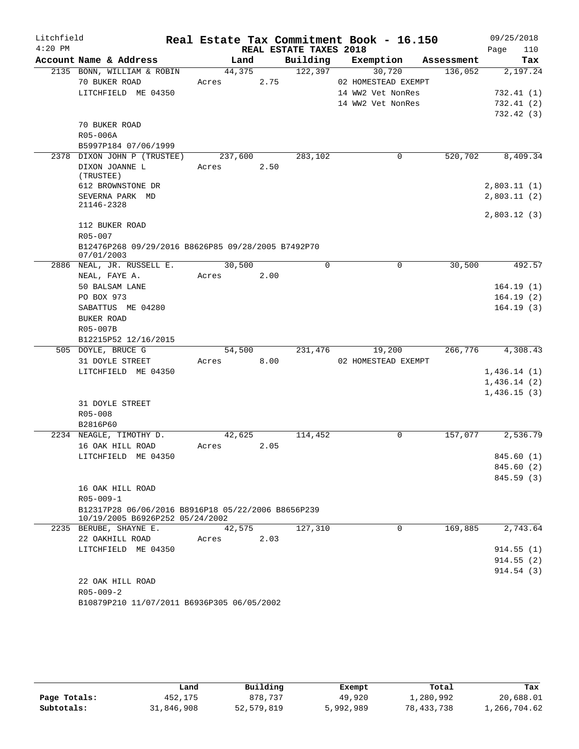# Real Estate Tax Commitment Book - 16.150

Litchfield 4:20 PM — REAL ESTATE TAXES 2018 — 09/25/2018

| Account Name & Address | Land | Building | Exemption | Assessment | Tax |
|---|---|---|---|---|---|
| 2135 BONN, WILLIAM & ROBIN | 44,375 | 122,397 | 30,720 | 136,052 | 2,197.24 |
| 70 BUKER ROAD | Acres 2.75 | | 02 HOMESTEAD EXEMPT | | |
| LITCHFIELD ME 04350 | | | 14 WW2 Vet NonRes | | 732.41 (1) |
| | | | 14 WW2 Vet NonRes | | 732.41 (2) |
| | | | | | 732.42 (3) |
| 70 BUKER ROAD | | | | | |
| R05-006A | | | | | |
| B5997P184 07/06/1999 | | | | | |
| 2378 DIXON JOHN P (TRUSTEE) | 237,600 | 283,102 | 0 | 520,702 | 8,409.34 |
| DIXON JOANNE L (TRUSTEE) | Acres 2.50 | | | | |
| 612 BROWNSTONE DR | | | | | 2,803.11 (1) |
| SEVERNA PARK MD 21146-2328 | | | | | 2,803.11 (2) |
| | | | | | 2,803.12 (3) |
| 112 BUKER ROAD | | | | | |
| R05-007 | | | | | |
| B12476P268 09/29/2016 B8626P85 09/28/2005 B7492P70 07/01/2003 | | | | | |
| 2886 NEAL, JR. RUSSELL E. | 30,500 | 0 | 0 | 30,500 | 492.57 |
| NEAL, FAYE A. | Acres 2.00 | | | | |
| 50 BALSAM LANE | | | | | 164.19 (1) |
| PO BOX 973 | | | | | 164.19 (2) |
| SABATTUS ME 04280 | | | | | 164.19 (3) |
| BUKER ROAD | | | | | |
| R05-007B | | | | | |
| B12215P52 12/16/2015 | | | | | |
| 505 DOYLE, BRUCE G | 54,500 | 231,476 | 19,200 | 266,776 | 4,308.43 |
| 31 DOYLE STREET | Acres 8.00 | | 02 HOMESTEAD EXEMPT | | |
| LITCHFIELD ME 04350 | | | | | 1,436.14 (1) |
| | | | | | 1,436.14 (2) |
| | | | | | 1,436.15 (3) |
| 31 DOYLE STREET | | | | | |
| R05-008 | | | | | |
| B2816P60 | | | | | |
| 2234 NEAGLE, TIMOTHY D. | 42,625 | 114,452 | 0 | 157,077 | 2,536.79 |
| 16 OAK HILL ROAD | Acres 2.05 | | | | |
| LITCHFIELD ME 04350 | | | | | 845.60 (1) |
| | | | | | 845.60 (2) |
| | | | | | 845.59 (3) |
| 16 OAK HILL ROAD | | | | | |
| R05-009-1 | | | | | |
| B12317P28 06/06/2016 B8916P18 05/22/2006 B8656P239 10/19/2005 B6926P252 05/24/2002 | | | | | |
| 2235 BERUBE, SHAYNE E. | 42,575 | 127,310 | 0 | 169,885 | 2,743.64 |
| 22 OAKHILL ROAD | Acres 2.03 | | | | |
| LITCHFIELD ME 04350 | | | | | 914.55 (1) |
| | | | | | 914.55 (2) |
| | | | | | 914.54 (3) |
| 22 OAK HILL ROAD | | | | | |
| R05-009-2 | | | | | |
| B10879P210 11/07/2011 B6936P305 06/05/2002 | | | | | |

| | Land | Building | Exempt | Total | Tax |
|---|---|---|---|---|---|
| Page Totals: | 452,175 | 878,737 | 49,920 | 1,280,992 | 20,688.01 |
| Subtotals: | 31,846,908 | 52,579,819 | 5,992,989 | 78,433,738 | 1,266,704.62 |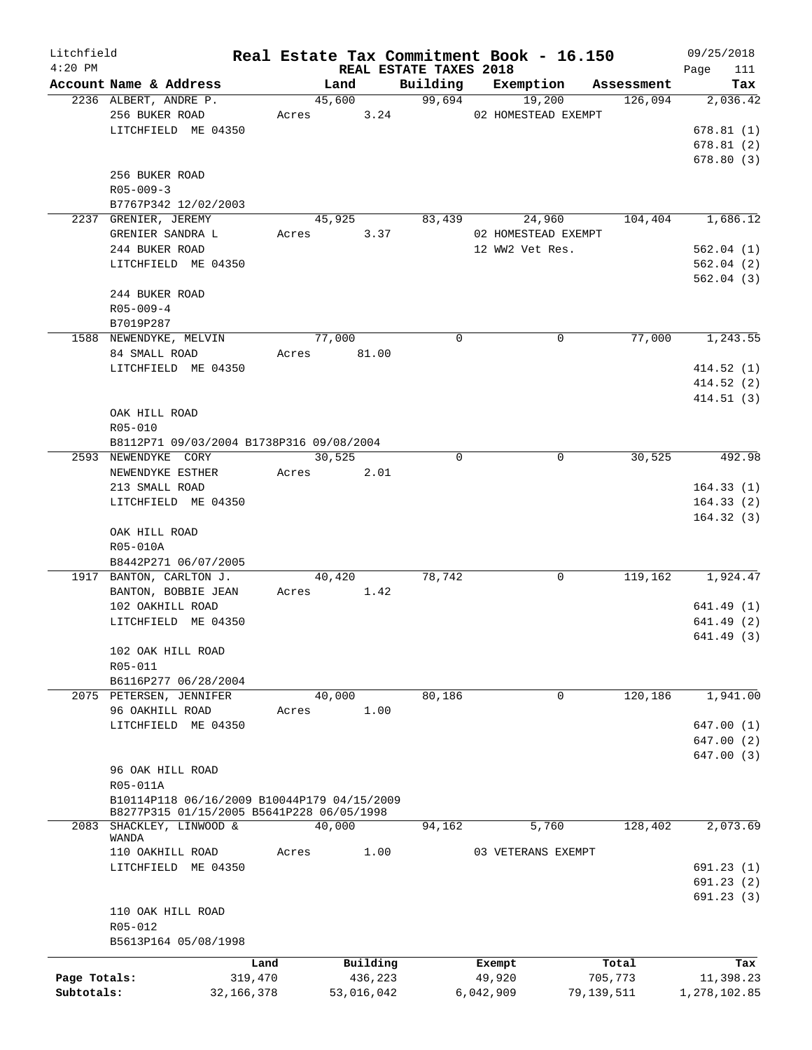Litchfield
4:20 PM

# Real Estate Tax Commitment Book - 16.150
## REAL ESTATE TAXES 2018

09/25/2018

| Account Name & Address | Land | Building | Exemption | Assessment | Tax |
|---|---|---|---|---|---|
| 2236 ALBERT, ANDRE P. | 45,600 | 99,694 | 19,200 | 126,094 | 2,036.42 |
| 256 BUKER ROAD | Acres 3.24 | | 02 HOMESTEAD EXEMPT | | |
| LITCHFIELD ME 04350 | | | | | 678.81 (1) |
| | | | | | 678.81 (2) |
| | | | | | 678.80 (3) |
| 256 BUKER ROAD | | | | | |
| R05-009-3 | | | | | |
| B7767P342 12/02/2003 | | | | | |
| 2237 GRENIER, JEREMY | 45,925 | 83,439 | 24,960 | 104,404 | 1,686.12 |
| GRENIER SANDRA L | Acres 3.37 | | 02 HOMESTEAD EXEMPT | | |
| 244 BUKER ROAD | | | 12 WW2 Vet Res. | | 562.04 (1) |
| LITCHFIELD ME 04350 | | | | | 562.04 (2) |
| | | | | | 562.04 (3) |
| 244 BUKER ROAD | | | | | |
| R05-009-4 | | | | | |
| B7019P287 | | | | | |
| 1588 NEWENDYKE, MELVIN | 77,000 | 0 | 0 | 77,000 | 1,243.55 |
| 84 SMALL ROAD | Acres 81.00 | | | | |
| LITCHFIELD ME 04350 | | | | | 414.52 (1) |
| | | | | | 414.52 (2) |
| | | | | | 414.51 (3) |
| OAK HILL ROAD | | | | | |
| R05-010 | | | | | |
| B8112P71 09/03/2004 B1738P316 09/08/2004 | | | | | |
| 2593 NEWENDYKE CORY | 30,525 | 0 | 0 | 30,525 | 492.98 |
| NEWENDYKE ESTHER | Acres 2.01 | | | | |
| 213 SMALL ROAD | | | | | 164.33 (1) |
| LITCHFIELD ME 04350 | | | | | 164.33 (2) |
| | | | | | 164.32 (3) |
| OAK HILL ROAD | | | | | |
| R05-010A | | | | | |
| B8442P271 06/07/2005 | | | | | |
| 1917 BANTON, CARLTON J. | 40,420 | 78,742 | 0 | 119,162 | 1,924.47 |
| BANTON, BOBBIE JEAN | Acres 1.42 | | | | |
| 102 OAKHILL ROAD | | | | | 641.49 (1) |
| LITCHFIELD ME 04350 | | | | | 641.49 (2) |
| | | | | | 641.49 (3) |
| 102 OAK HILL ROAD | | | | | |
| R05-011 | | | | | |
| B6116P277 06/28/2004 | | | | | |
| 2075 PETERSEN, JENNIFER | 40,000 | 80,186 | 0 | 120,186 | 1,941.00 |
| 96 OAKHILL ROAD | Acres 1.00 | | | | |
| LITCHFIELD ME 04350 | | | | | 647.00 (1) |
| | | | | | 647.00 (2) |
| | | | | | 647.00 (3) |
| 96 OAK HILL ROAD | | | | | |
| R05-011A | | | | | |
| B10114P118 06/16/2009 B10044P179 04/15/2009 B8277P315 01/15/2005 B5641P228 06/05/1998 | | | | | |
| 2083 SHACKLEY, LINWOOD & WANDA | 40,000 | 94,162 | 5,760 | 128,402 | 2,073.69 |
| 110 OAKHILL ROAD | Acres 1.00 | | 03 VETERANS EXEMPT | | |
| LITCHFIELD ME 04350 | | | | | 691.23 (1) |
| | | | | | 691.23 (2) |
| | | | | | 691.23 (3) |
| 110 OAK HILL ROAD | | | | | |
| R05-012 | | | | | |
| B5613P164 05/08/1998 | | | | | |

| | Land | Building | Exempt | Total | Tax |
|---|---|---|---|---|---|
| Page Totals: | 319,470 | 436,223 | 49,920 | 705,773 | 11,398.23 |
| Subtotals: | 32,166,378 | 53,016,042 | 6,042,909 | 79,139,511 | 1,278,102.85 |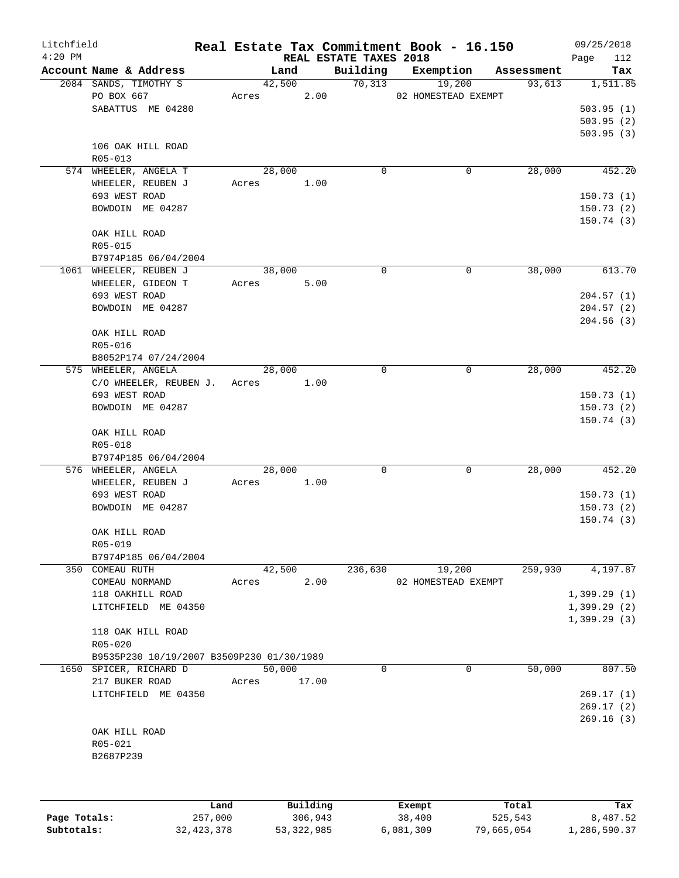# Real Estate Tax Commitment Book - 16.150

Litchfield
4:20 PM

REAL ESTATE TAXES 2018

09/25/2018

| Account | Name & Address | Land | Building | Exemption | Assessment | Tax |
|---|---|---|---|---|---|---|
| 2084 | SANDS, TIMOTHY S<br>PO BOX 667<br>SABATTUS ME 04280<br><br>106 OAK HILL ROAD<br>R05-013 | 42,500<br>Acres 2.00 | 70,313 | 19,200<br>02 HOMESTEAD EXEMPT | 93,613 | 1,511.85<br>503.95 (1)<br>503.95 (2)<br>503.95 (3) |
| 574 | WHEELER, ANGELA T<br>WHEELER, REUBEN J<br>693 WEST ROAD<br>BOWDOIN ME 04287<br><br>OAK HILL ROAD<br>R05-015<br>B7974P185 06/04/2004 | 28,000<br>Acres 1.00 | 0 | 0 | 28,000 | 452.20<br>150.73 (1)<br>150.73 (2)<br>150.74 (3) |
| 1061 | WHEELER, REUBEN J<br>WHEELER, GIDEON T<br>693 WEST ROAD<br>BOWDOIN ME 04287<br><br>OAK HILL ROAD<br>R05-016<br>B8052P174 07/24/2004 | 38,000<br>Acres 5.00 | 0 | 0 | 38,000 | 613.70<br>204.57 (1)<br>204.57 (2)<br>204.56 (3) |
| 575 | WHEELER, ANGELA<br>C/O WHEELER, REUBEN J.<br>693 WEST ROAD<br>BOWDOIN ME 04287<br><br>OAK HILL ROAD<br>R05-018<br>B7974P185 06/04/2004 | 28,000<br>Acres 1.00 | 0 | 0 | 28,000 | 452.20<br>150.73 (1)<br>150.73 (2)<br>150.74 (3) |
| 576 | WHEELER, ANGELA<br>WHEELER, REUBEN J<br>693 WEST ROAD<br>BOWDOIN ME 04287<br><br>OAK HILL ROAD<br>R05-019<br>B7974P185 06/04/2004 | 28,000<br>Acres 1.00 | 0 | 0 | 28,000 | 452.20<br>150.73 (1)<br>150.73 (2)<br>150.74 (3) |
| 350 | COMEAU RUTH<br>COMEAU NORMAND<br>118 OAKHILL ROAD<br>LITCHFIELD ME 04350<br><br>118 OAK HILL ROAD<br>R05-020<br>B9535P230 10/19/2007 B3509P230 01/30/1989 | 42,500<br>Acres 2.00 | 236,630 | 19,200<br>02 HOMESTEAD EXEMPT | 259,930 | 4,197.87<br>1,399.29 (1)<br>1,399.29 (2)<br>1,399.29 (3) |
| 1650 | SPICER, RICHARD D<br>217 BUKER ROAD<br>LITCHFIELD ME 04350<br><br>OAK HILL ROAD<br>R05-021<br>B2687P239 | 50,000<br>Acres 17.00 | 0 | 0 | 50,000 | 807.50<br>269.17 (1)<br>269.17 (2)<br>269.16 (3) |

| | Land | Building | Exempt | Total | Tax |
|---|---|---|---|---|---|
| Page Totals: | 257,000 | 306,943 | 38,400 | 525,543 | 8,487.52 |
| Subtotals: | 32,423,378 | 53,322,985 | 6,081,309 | 79,665,054 | 1,286,590.37 |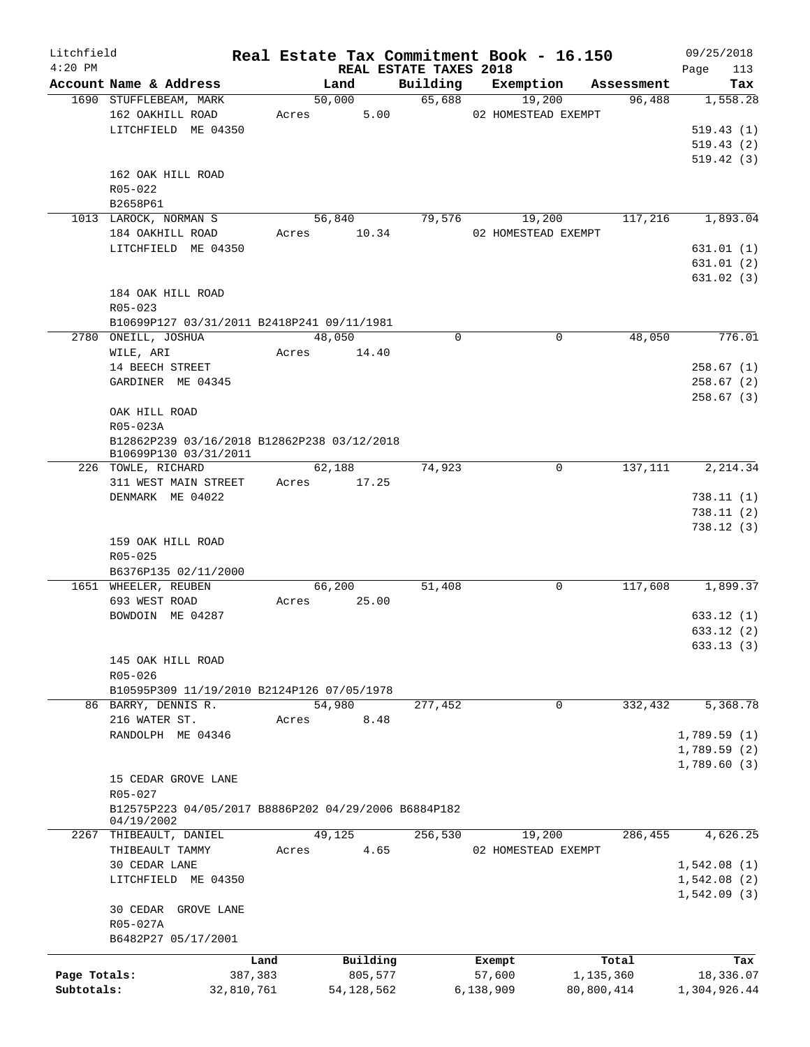Litchfield 4:20 PM

# Real Estate Tax Commitment Book - 16.150

09/25/2018

REAL ESTATE TAXES 2018

| Account Name & Address | Land | Building | Exemption | Assessment | Tax |
|---|---|---|---|---|---|
| 1690 STUFFLEBEAM, MARK | 50,000 | 65,688 | 19,200 | 96,488 | 1,558.28 |
| 162 OAKHILL ROAD | Acres 5.00 | | 02 HOMESTEAD EXEMPT | | |
| LITCHFIELD ME 04350 | | | | | 519.43 (1) |
| | | | | | 519.43 (2) |
| | | | | | 519.42 (3) |
| 162 OAK HILL ROAD | | | | | |
| R05-022 | | | | | |
| B2658P61 | | | | | |
| 1013 LAROCK, NORMAN S | 56,840 | 79,576 | 19,200 | 117,216 | 1,893.04 |
| 184 OAKHILL ROAD | Acres 10.34 | | 02 HOMESTEAD EXEMPT | | |
| LITCHFIELD ME 04350 | | | | | 631.01 (1) |
| | | | | | 631.01 (2) |
| | | | | | 631.02 (3) |
| 184 OAK HILL ROAD | | | | | |
| R05-023 | | | | | |
| B10699P127 03/31/2011 B2418P241 09/11/1981 | | | | | |
| 2780 ONEILL, JOSHUA | 48,050 | 0 | 0 | 48,050 | 776.01 |
| WILE, ARI | Acres 14.40 | | | | |
| 14 BEECH STREET | | | | | 258.67 (1) |
| GARDINER ME 04345 | | | | | 258.67 (2) |
| | | | | | 258.67 (3) |
| OAK HILL ROAD | | | | | |
| R05-023A | | | | | |
| B12862P239 03/16/2018 B12862P238 03/12/2018 B10699P130 03/31/2011 | | | | | |
| 226 TOWLE, RICHARD | 62,188 | 74,923 | 0 | 137,111 | 2,214.34 |
| 311 WEST MAIN STREET | Acres 17.25 | | | | |
| DENMARK ME 04022 | | | | | 738.11 (1) |
| | | | | | 738.11 (2) |
| | | | | | 738.12 (3) |
| 159 OAK HILL ROAD | | | | | |
| R05-025 | | | | | |
| B6376P135 02/11/2000 | | | | | |
| 1651 WHEELER, REUBEN | 66,200 | 51,408 | 0 | 117,608 | 1,899.37 |
| 693 WEST ROAD | Acres 25.00 | | | | |
| BOWDOIN ME 04287 | | | | | 633.12 (1) |
| | | | | | 633.12 (2) |
| | | | | | 633.13 (3) |
| 145 OAK HILL ROAD | | | | | |
| R05-026 | | | | | |
| B10595P309 11/19/2010 B2124P126 07/05/1978 | | | | | |
| 86 BARRY, DENNIS R. | 54,980 | 277,452 | 0 | 332,432 | 5,368.78 |
| 216 WATER ST. | Acres 8.48 | | | | |
| RANDOLPH ME 04346 | | | | | 1,789.59 (1) |
| | | | | | 1,789.59 (2) |
| | | | | | 1,789.60 (3) |
| 15 CEDAR GROVE LANE | | | | | |
| R05-027 | | | | | |
| B12575P223 04/05/2017 B8886P202 04/29/2006 B6884P182 04/19/2002 | | | | | |
| 2267 THIBEAULT, DANIEL | 49,125 | 256,530 | 19,200 | 286,455 | 4,626.25 |
| THIBEAULT TAMMY | Acres 4.65 | | 02 HOMESTEAD EXEMPT | | |
| 30 CEDAR LANE | | | | | 1,542.08 (1) |
| LITCHFIELD ME 04350 | | | | | 1,542.08 (2) |
| | | | | | 1,542.09 (3) |
| 30 CEDAR GROVE LANE | | | | | |
| R05-027A | | | | | |
| B6482P27 05/17/2001 | | | | | |

| | Land | Building | Exempt | Total | Tax |
|---|---|---|---|---|---|
| Page Totals: | 387,383 | 805,577 | 57,600 | 1,135,360 | 18,336.07 |
| Subtotals: | 32,810,761 | 54,128,562 | 6,138,909 | 80,800,414 | 1,304,926.44 |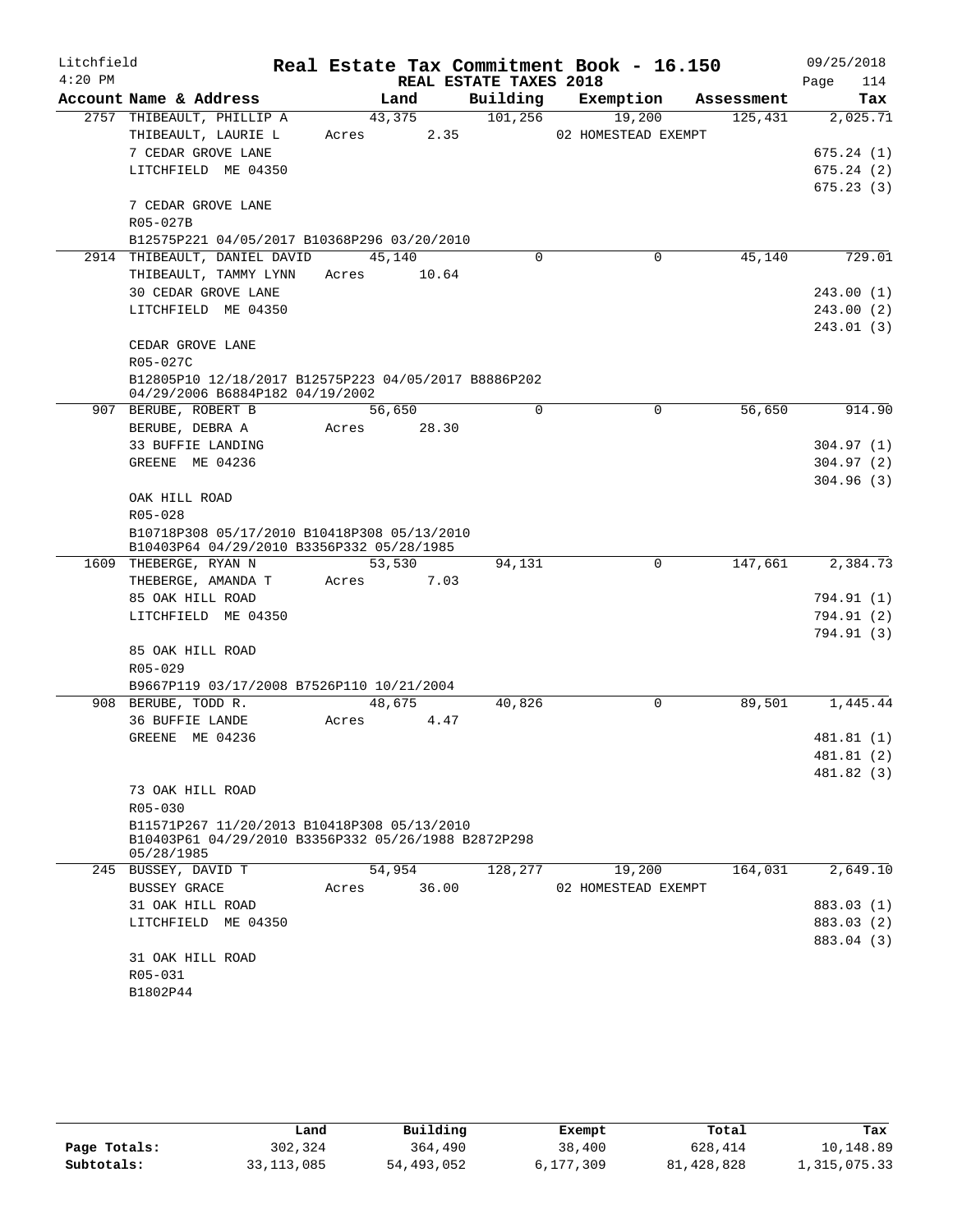Litchfield
4:20 PM

# Real Estate Tax Commitment Book - 16.150

REAL ESTATE TAXES 2018

09/25/2018

| Account Name & Address | Land | Building | Exemption | Assessment | Tax |
|---|---|---|---|---|---|
| 2757 THIBEAULT, PHILLIP A | 43,375 | 101,256 | 19,200 | 125,431 | 2,025.71 |
| THIBEAULT, LAURIE L | Acres 2.35 | | 02 HOMESTEAD EXEMPT | | |
| 7 CEDAR GROVE LANE | | | | | 675.24 (1) |
| LITCHFIELD ME 04350 | | | | | 675.24 (2) |
| | | | | | 675.23 (3) |
| 7 CEDAR GROVE LANE | | | | | |
| R05-027B | | | | | |
| B12575P221 04/05/2017 B10368P296 03/20/2010 | | | | | |
| 2914 THIBEAULT, DANIEL DAVID | 45,140 | 0 | 0 | 45,140 | 729.01 |
| THIBEAULT, TAMMY LYNN | Acres 10.64 | | | | |
| 30 CEDAR GROVE LANE | | | | | 243.00 (1) |
| LITCHFIELD ME 04350 | | | | | 243.00 (2) |
| | | | | | 243.01 (3) |
| CEDAR GROVE LANE | | | | | |
| R05-027C | | | | | |
| B12805P10 12/18/2017 B12575P223 04/05/2017 B8886P202 04/29/2006 B6884P182 04/19/2002 | | | | | |
| 907 BERUBE, ROBERT B | 56,650 | 0 | 0 | 56,650 | 914.90 |
| BERUBE, DEBRA A | Acres 28.30 | | | | |
| 33 BUFFIE LANDING | | | | | 304.97 (1) |
| GREENE ME 04236 | | | | | 304.97 (2) |
| | | | | | 304.96 (3) |
| OAK HILL ROAD | | | | | |
| R05-028 | | | | | |
| B10718P308 05/17/2010 B10418P308 05/13/2010 B10403P64 04/29/2010 B3356P332 05/28/1985 | | | | | |
| 1609 THEBERGE, RYAN N | 53,530 | 94,131 | 0 | 147,661 | 2,384.73 |
| THEBERGE, AMANDA T | Acres 7.03 | | | | |
| 85 OAK HILL ROAD | | | | | 794.91 (1) |
| LITCHFIELD ME 04350 | | | | | 794.91 (2) |
| | | | | | 794.91 (3) |
| 85 OAK HILL ROAD | | | | | |
| R05-029 | | | | | |
| B9667P119 03/17/2008 B7526P110 10/21/2004 | | | | | |
| 908 BERUBE, TODD R. | 48,675 | 40,826 | 0 | 89,501 | 1,445.44 |
| 36 BUFFIE LANDE | Acres 4.47 | | | | |
| GREENE ME 04236 | | | | | 481.81 (1) |
| | | | | | 481.81 (2) |
| | | | | | 481.82 (3) |
| 73 OAK HILL ROAD | | | | | |
| R05-030 | | | | | |
| B11571P267 11/20/2013 B10418P308 05/13/2010 B10403P61 04/29/2010 B3356P332 05/26/1988 B2872P298 05/28/1985 | | | | | |
| 245 BUSSEY, DAVID T | 54,954 | 128,277 | 19,200 | 164,031 | 2,649.10 |
| BUSSEY GRACE | Acres 36.00 | | 02 HOMESTEAD EXEMPT | | |
| 31 OAK HILL ROAD | | | | | 883.03 (1) |
| LITCHFIELD ME 04350 | | | | | 883.03 (2) |
| | | | | | 883.04 (3) |
| 31 OAK HILL ROAD | | | | | |
| R05-031 | | | | | |
| B1802P44 | | | | | |

| | Land | Building | Exempt | Total | Tax |
|---|---|---|---|---|---|
| Page Totals: | 302,324 | 364,490 | 38,400 | 628,414 | 10,148.89 |
| Subtotals: | 33,113,085 | 54,493,052 | 6,177,309 | 81,428,828 | 1,315,075.33 |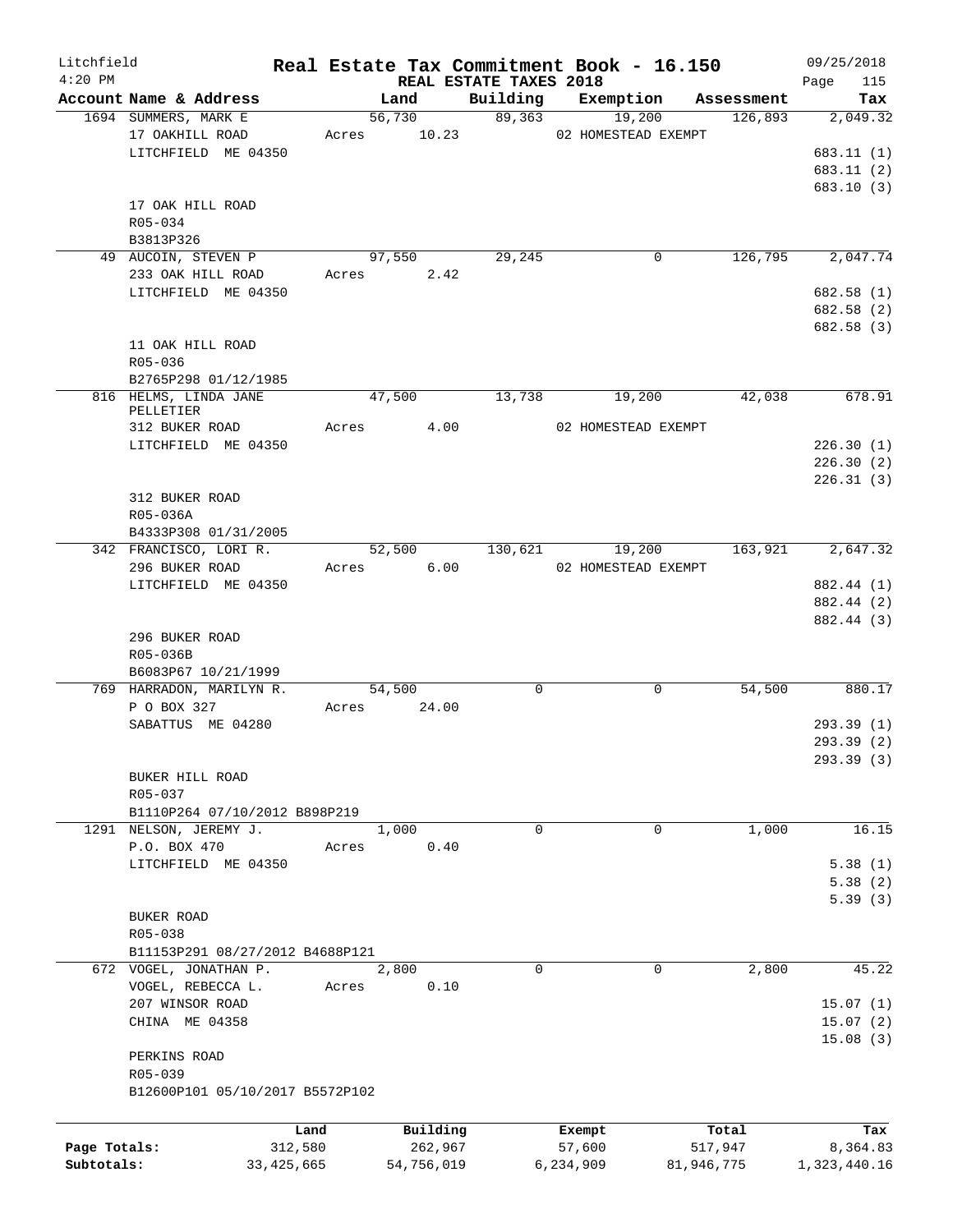Litchfield
4:20 PM

# Real Estate Tax Commitment Book - 16.150

REAL ESTATE TAXES 2018

09/25/2018

| Account Name & Address | Land | Building | Exemption | Assessment | Tax |
|---|---|---|---|---|---|
| 1694 SUMMERS, MARK E | 56,730 | 89,363 | 19,200 | 126,893 | 2,049.32 |
| 17 OAKHILL ROAD | Acres 10.23 | | 02 HOMESTEAD EXEMPT | | |
| LITCHFIELD ME 04350 | | | | | 683.11 (1) |
| | | | | | 683.11 (2) |
| | | | | | 683.10 (3) |
| 17 OAK HILL ROAD | | | | | |
| R05-034 | | | | | |
| B3813P326 | | | | | |
| 49 AUCOIN, STEVEN P | 97,550 | 29,245 | 0 | 126,795 | 2,047.74 |
| 233 OAK HILL ROAD | Acres 2.42 | | | | |
| LITCHFIELD ME 04350 | | | | | 682.58 (1) |
| | | | | | 682.58 (2) |
| | | | | | 682.58 (3) |
| 11 OAK HILL ROAD | | | | | |
| R05-036 | | | | | |
| B2765P298 01/12/1985 | | | | | |
| 816 HELMS, LINDA JANE PELLETIER | 47,500 | 13,738 | 19,200 | 42,038 | 678.91 |
| 312 BUKER ROAD | Acres 4.00 | | 02 HOMESTEAD EXEMPT | | |
| LITCHFIELD ME 04350 | | | | | 226.30 (1) |
| | | | | | 226.30 (2) |
| | | | | | 226.31 (3) |
| 312 BUKER ROAD | | | | | |
| R05-036A | | | | | |
| B4333P308 01/31/2005 | | | | | |
| 342 FRANCISCO, LORI R. | 52,500 | 130,621 | 19,200 | 163,921 | 2,647.32 |
| 296 BUKER ROAD | Acres 6.00 | | 02 HOMESTEAD EXEMPT | | |
| LITCHFIELD ME 04350 | | | | | 882.44 (1) |
| | | | | | 882.44 (2) |
| | | | | | 882.44 (3) |
| 296 BUKER ROAD | | | | | |
| R05-036B | | | | | |
| B6083P67 10/21/1999 | | | | | |
| 769 HARRADON, MARILYN R. | 54,500 | 0 | 0 | 54,500 | 880.17 |
| P O BOX 327 | Acres 24.00 | | | | |
| SABATTUS ME 04280 | | | | | 293.39 (1) |
| | | | | | 293.39 (2) |
| | | | | | 293.39 (3) |
| BUKER HILL ROAD | | | | | |
| R05-037 | | | | | |
| B1110P264 07/10/2012 B898P219 | | | | | |
| 1291 NELSON, JEREMY J. | 1,000 | 0 | 0 | 1,000 | 16.15 |
| P.O. BOX 470 | Acres 0.40 | | | | |
| LITCHFIELD ME 04350 | | | | | 5.38 (1) |
| | | | | | 5.38 (2) |
| | | | | | 5.39 (3) |
| BUKER ROAD | | | | | |
| R05-038 | | | | | |
| B11153P291 08/27/2012 B4688P121 | | | | | |
| 672 VOGEL, JONATHAN P. | 2,800 | 0 | 0 | 2,800 | 45.22 |
| VOGEL, REBECCA L. | Acres 0.10 | | | | |
| 207 WINSOR ROAD | | | | | 15.07 (1) |
| CHINA ME 04358 | | | | | 15.07 (2) |
| | | | | | 15.08 (3) |
| PERKINS ROAD | | | | | |
| R05-039 | | | | | |
| B12600P101 05/10/2017 B5572P102 | | | | | |

| | Land | Building | Exempt | Total | Tax |
|---|---|---|---|---|---|
| Page Totals: | 312,580 | 262,967 | 57,600 | 517,947 | 8,364.83 |
| Subtotals: | 33,425,665 | 54,756,019 | 6,234,909 | 81,946,775 | 1,323,440.16 |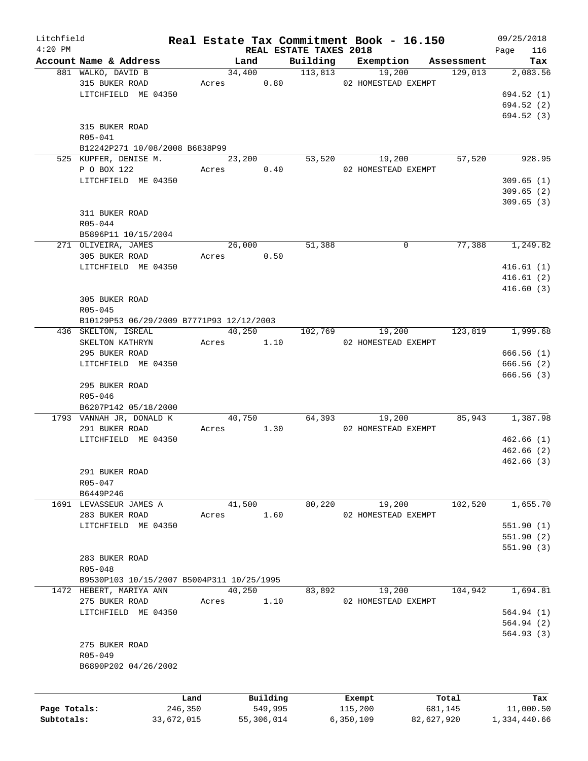# Real Estate Tax Commitment Book - 16.150

Litchfield 4:20 PM — REAL ESTATE TAXES 2018 — 09/25/2018

| Account Name & Address | Land | Building | Exemption | Assessment | Tax |
|---|---|---|---|---|---|
| 881 WALKO, DAVID B | 34,400 | 113,813 | 19,200 | 129,013 | 2,083.56 |
| 315 BUKER ROAD | Acres 0.80 | | 02 HOMESTEAD EXEMPT | | |
| LITCHFIELD ME 04350 | | | | | 694.52 (1) |
| | | | | | 694.52 (2) |
| | | | | | 694.52 (3) |
| 315 BUKER ROAD | | | | | |
| R05-041 | | | | | |
| B12242P271 10/08/2008 B6838P99 | | | | | |
| 525 KUPFER, DENISE M. | 23,200 | 53,520 | 19,200 | 57,520 | 928.95 |
| P O BOX 122 | Acres 0.40 | | 02 HOMESTEAD EXEMPT | | |
| LITCHFIELD ME 04350 | | | | | 309.65 (1) |
| | | | | | 309.65 (2) |
| | | | | | 309.65 (3) |
| 311 BUKER ROAD | | | | | |
| R05-044 | | | | | |
| B5896P11 10/15/2004 | | | | | |
| 271 OLIVEIRA, JAMES | 26,000 | 51,388 | 0 | 77,388 | 1,249.82 |
| 305 BUKER ROAD | Acres 0.50 | | | | |
| LITCHFIELD ME 04350 | | | | | 416.61 (1) |
| | | | | | 416.61 (2) |
| | | | | | 416.60 (3) |
| 305 BUKER ROAD | | | | | |
| R05-045 | | | | | |
| B10129P53 06/29/2009 B7771P93 12/12/2003 | | | | | |
| 436 SKELTON, ISREAL | 40,250 | 102,769 | 19,200 | 123,819 | 1,999.68 |
| SKELTON KATHRYN | Acres 1.10 | | 02 HOMESTEAD EXEMPT | | |
| 295 BUKER ROAD | | | | | 666.56 (1) |
| LITCHFIELD ME 04350 | | | | | 666.56 (2) |
| | | | | | 666.56 (3) |
| 295 BUKER ROAD | | | | | |
| R05-046 | | | | | |
| B6207P142 05/18/2000 | | | | | |
| 1793 VANNAH JR, DONALD K | 40,750 | 64,393 | 19,200 | 85,943 | 1,387.98 |
| 291 BUKER ROAD | Acres 1.30 | | 02 HOMESTEAD EXEMPT | | |
| LITCHFIELD ME 04350 | | | | | 462.66 (1) |
| | | | | | 462.66 (2) |
| | | | | | 462.66 (3) |
| 291 BUKER ROAD | | | | | |
| R05-047 | | | | | |
| B6449P246 | | | | | |
| 1691 LEVASSEUR JAMES A | 41,500 | 80,220 | 19,200 | 102,520 | 1,655.70 |
| 283 BUKER ROAD | Acres 1.60 | | 02 HOMESTEAD EXEMPT | | |
| LITCHFIELD ME 04350 | | | | | 551.90 (1) |
| | | | | | 551.90 (2) |
| | | | | | 551.90 (3) |
| 283 BUKER ROAD | | | | | |
| R05-048 | | | | | |
| B9530P103 10/15/2007 B5004P311 10/25/1995 | | | | | |
| 1472 HEBERT, MARIYA ANN | 40,250 | 83,892 | 19,200 | 104,942 | 1,694.81 |
| 275 BUKER ROAD | Acres 1.10 | | 02 HOMESTEAD EXEMPT | | |
| LITCHFIELD ME 04350 | | | | | 564.94 (1) |
| | | | | | 564.94 (2) |
| | | | | | 564.93 (3) |
| 275 BUKER ROAD | | | | | |
| R05-049 | | | | | |
| B6890P202 04/26/2002 | | | | | |

| | Land | Building | Exempt | Total | Tax |
|---|---|---|---|---|---|
| Page Totals: | 246,350 | 549,995 | 115,200 | 681,145 | 11,000.50 |
| Subtotals: | 33,672,015 | 55,306,014 | 6,350,109 | 82,627,920 | 1,334,440.66 |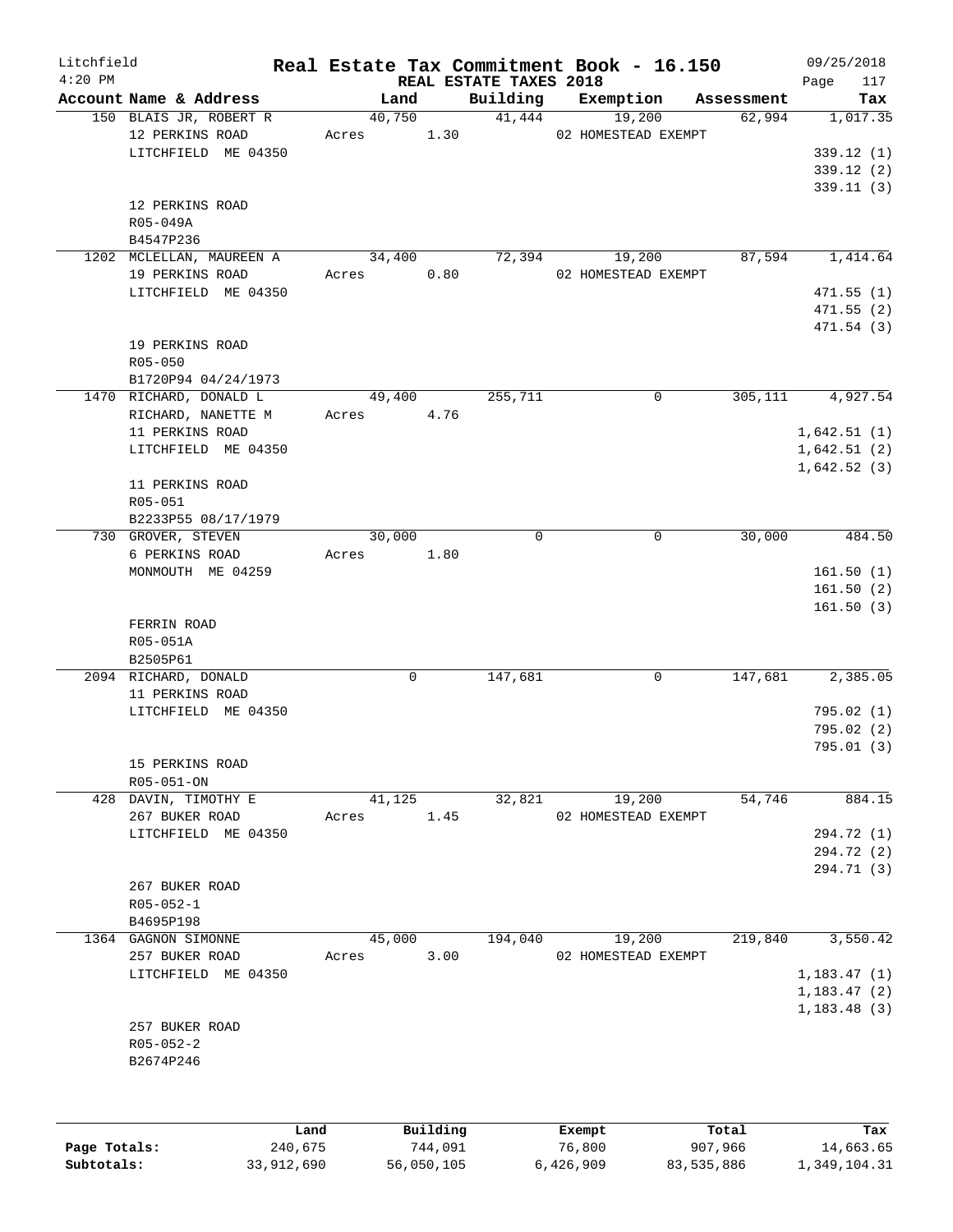# Real Estate Tax Commitment Book - 16.150

Litchfield
4:20 PM

REAL ESTATE TAXES 2018

09/25/2018

| Account Name & Address | Land | Building | Exemption | Assessment | Tax |
|---|---|---|---|---|---|
| 150 BLAIS JR, ROBERT R<br>12 PERKINS ROAD<br>LITCHFIELD ME 04350<br><br>12 PERKINS ROAD<br>R05-049A<br>B4547P236 | 40,750<br>Acres 1.30 | 41,444 | 19,200<br>02 HOMESTEAD EXEMPT | 62,994 | 1,017.35<br>339.12 (1)<br>339.12 (2)<br>339.11 (3) |
| 1202 MCLELLAN, MAUREEN A<br>19 PERKINS ROAD<br>LITCHFIELD ME 04350<br><br>19 PERKINS ROAD<br>R05-050<br>B1720P94 04/24/1973 | 34,400<br>Acres 0.80 | 72,394 | 19,200<br>02 HOMESTEAD EXEMPT | 87,594 | 1,414.64<br>471.55 (1)<br>471.55 (2)<br>471.54 (3) |
| 1470 RICHARD, DONALD L<br>RICHARD, NANETTE M<br>11 PERKINS ROAD<br>LITCHFIELD ME 04350<br><br>11 PERKINS ROAD<br>R05-051<br>B2233P55 08/17/1979 | 49,400<br>Acres 4.76 | 255,711 | 0 | 305,111 | 4,927.54<br>1,642.51 (1)<br>1,642.51 (2)<br>1,642.52 (3) |
| 730 GROVER, STEVEN<br>6 PERKINS ROAD<br>MONMOUTH ME 04259<br><br>FERRIN ROAD<br>R05-051A<br>B2505P61 | 30,000<br>Acres 1.80 | 0 | 0 | 30,000 | 484.50<br>161.50 (1)<br>161.50 (2)<br>161.50 (3) |
| 2094 RICHARD, DONALD<br>11 PERKINS ROAD<br>LITCHFIELD ME 04350<br><br>15 PERKINS ROAD<br>R05-051-ON | 0 | 147,681 | 0 | 147,681 | 2,385.05<br>795.02 (1)<br>795.02 (2)<br>795.01 (3) |
| 428 DAVIN, TIMOTHY E<br>267 BUKER ROAD<br>LITCHFIELD ME 04350<br><br>267 BUKER ROAD<br>R05-052-1<br>B4695P198 | 41,125<br>Acres 1.45 | 32,821 | 19,200<br>02 HOMESTEAD EXEMPT | 54,746 | 884.15<br>294.72 (1)<br>294.72 (2)<br>294.71 (3) |
| 1364 GAGNON SIMONNE<br>257 BUKER ROAD<br>LITCHFIELD ME 04350<br><br>257 BUKER ROAD<br>R05-052-2<br>B2674P246 | 45,000<br>Acres 3.00 | 194,040 | 19,200<br>02 HOMESTEAD EXEMPT | 219,840 | 3,550.42<br>1,183.47 (1)<br>1,183.47 (2)<br>1,183.48 (3) |

| | Land | Building | Exempt | Total | Tax |
|---|---|---|---|---|---|
| Page Totals: | 240,675 | 744,091 | 76,800 | 907,966 | 14,663.65 |
| Subtotals: | 33,912,690 | 56,050,105 | 6,426,909 | 83,535,886 | 1,349,104.31 |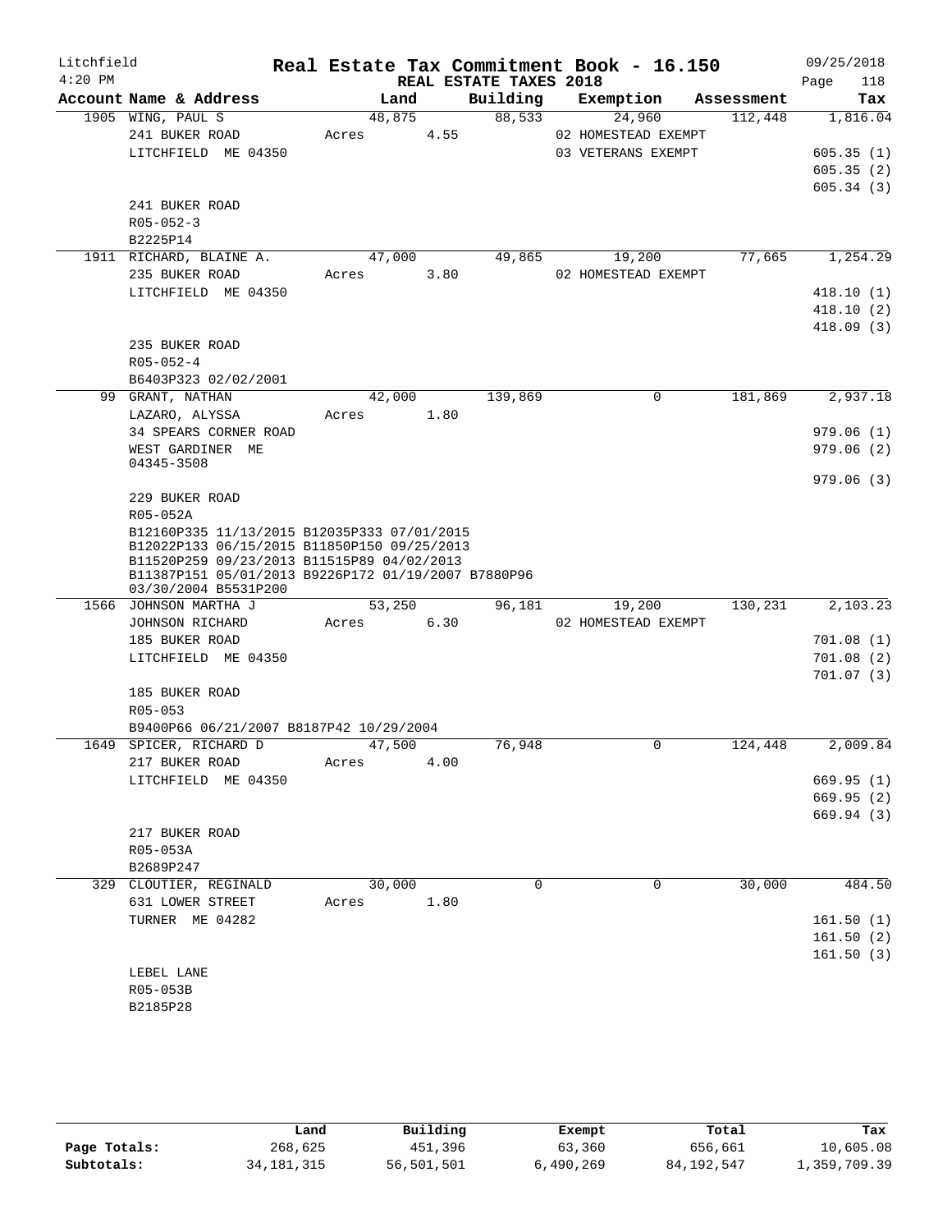Litchfield 4:20 PM — Real Estate Tax Commitment Book - 16.150 — 09/25/2018

REAL ESTATE TAXES 2018

| Account | Name & Address | Land | Building | Exemption | Assessment | Tax |
|---|---|---|---|---|---|---|
| 1905 | WING, PAUL S<br>241 BUKER ROAD<br>LITCHFIELD ME 04350<br><br>241 BUKER ROAD<br>R05-052-3<br>B2225P14 | 48,875<br>Acres 4.55 | 88,533 | 24,960<br>02 HOMESTEAD EXEMPT<br>03 VETERANS EXEMPT | 112,448 | 1,816.04<br>605.35 (1)<br>605.35 (2)<br>605.34 (3) |
| 1911 | RICHARD, BLAINE A.<br>235 BUKER ROAD<br>LITCHFIELD ME 04350<br><br>235 BUKER ROAD<br>R05-052-4<br>B6403P323 02/02/2001 | 47,000<br>Acres 3.80 | 49,865 | 19,200<br>02 HOMESTEAD EXEMPT | 77,665 | 1,254.29<br>418.10 (1)<br>418.10 (2)<br>418.09 (3) |
| 99 | GRANT, NATHAN<br>LAZARO, ALYSSA<br>34 SPEARS CORNER ROAD<br>WEST GARDINER ME 04345-3508<br><br>229 BUKER ROAD<br>R05-052A<br>B12160P335 11/13/2015 B12035P333 07/01/2015 B12022P133 06/15/2015 B11850P150 09/25/2013 B11520P259 09/23/2013 B11515P89 04/02/2013 B11387P151 05/01/2013 B9226P172 01/19/2007 B7880P96 03/30/2004 B5531P200 | 42,000<br>Acres 1.80 | 139,869 | 0 | 181,869 | 2,937.18<br>979.06 (1)<br>979.06 (2)<br>979.06 (3) |
| 1566 | JOHNSON MARTHA J<br>JOHNSON RICHARD<br>185 BUKER ROAD<br>LITCHFIELD ME 04350<br><br>185 BUKER ROAD<br>R05-053<br>B9400P66 06/21/2007 B8187P42 10/29/2004 | 53,250<br>Acres 6.30 | 96,181 | 19,200<br>02 HOMESTEAD EXEMPT | 130,231 | 2,103.23<br>701.08 (1)<br>701.08 (2)<br>701.07 (3) |
| 1649 | SPICER, RICHARD D<br>217 BUKER ROAD<br>LITCHFIELD ME 04350<br><br>217 BUKER ROAD<br>R05-053A<br>B2689P247 | 47,500<br>Acres 4.00 | 76,948 | 0 | 124,448 | 2,009.84<br>669.95 (1)<br>669.95 (2)<br>669.94 (3) |
| 329 | CLOUTIER, REGINALD<br>631 LOWER STREET<br>TURNER ME 04282<br><br>LEBEL LANE<br>R05-053B<br>B2185P28 | 30,000<br>Acres 1.80 | 0 | 0 | 30,000 | 484.50<br>161.50 (1)<br>161.50 (2)<br>161.50 (3) |

| | Land | Building | Exempt | Total | Tax |
|---|---|---|---|---|---|
| Page Totals: | 268,625 | 451,396 | 63,360 | 656,661 | 10,605.08 |
| Subtotals: | 34,181,315 | 56,501,501 | 6,490,269 | 84,192,547 | 1,359,709.39 |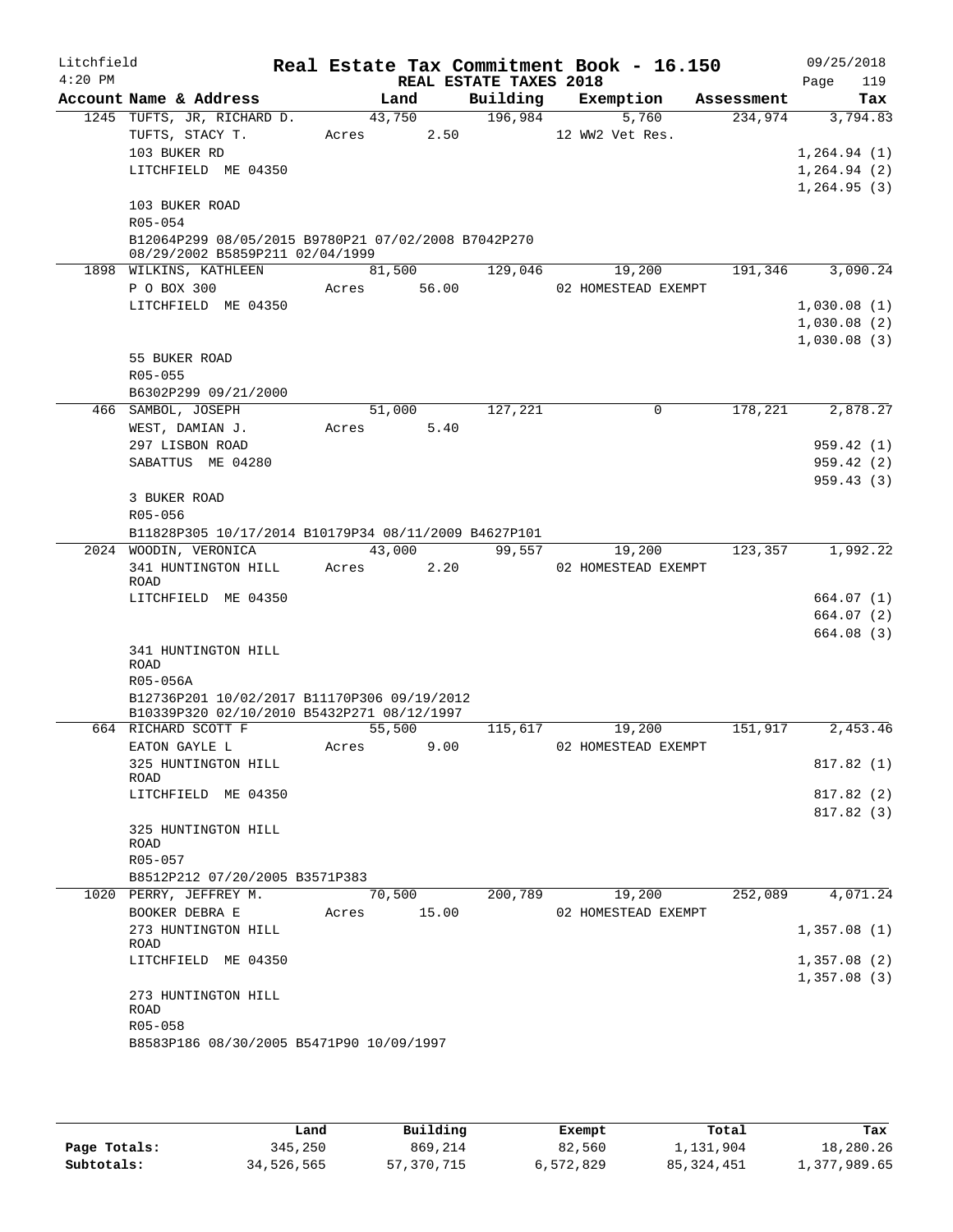Litchfield
4:20 PM

# Real Estate Tax Commitment Book - 16.150

REAL ESTATE TAXES 2018

09/25/2018

| Account | Name & Address | Land | Building | Exemption | Assessment | Tax |
|---|---|---|---|---|---|---|
| 1245 | TUFTS, JR, RICHARD D. | 43,750 | 196,984 | 5,760 | 234,974 | 3,794.83 |
| | TUFTS, STACY T. | Acres 2.50 | | 12 WW2 Vet Res. | | |
| | 103 BUKER RD | | | | | 1,264.94 (1) |
| | LITCHFIELD ME 04350 | | | | | 1,264.94 (2) |
| | | | | | | 1,264.95 (3) |
| | 103 BUKER ROAD | | | | | |
| | R05-054 | | | | | |
| | B12064P299 08/05/2015 B9780P21 07/02/2008 B7042P270 08/29/2002 B5859P211 02/04/1999 | | | | | |
| 1898 | WILKINS, KATHLEEN | 81,500 | 129,046 | 19,200 | 191,346 | 3,090.24 |
| | P O BOX 300 | Acres 56.00 | | 02 HOMESTEAD EXEMPT | | |
| | LITCHFIELD ME 04350 | | | | | 1,030.08 (1) |
| | | | | | | 1,030.08 (2) |
| | | | | | | 1,030.08 (3) |
| | 55 BUKER ROAD | | | | | |
| | R05-055 | | | | | |
| | B6302P299 09/21/2000 | | | | | |
| 466 | SAMBOL, JOSEPH | 51,000 | 127,221 | 0 | 178,221 | 2,878.27 |
| | WEST, DAMIAN J. | Acres 5.40 | | | | |
| | 297 LISBON ROAD | | | | | 959.42 (1) |
| | SABATTUS ME 04280 | | | | | 959.42 (2) |
| | | | | | | 959.43 (3) |
| | 3 BUKER ROAD | | | | | |
| | R05-056 | | | | | |
| | B11828P305 10/17/2014 B10179P34 08/11/2009 B4627P101 | | | | | |
| 2024 | WOODIN, VERONICA | 43,000 | 99,557 | 19,200 | 123,357 | 1,992.22 |
| | 341 HUNTINGTON HILL ROAD | Acres 2.20 | | 02 HOMESTEAD EXEMPT | | |
| | LITCHFIELD ME 04350 | | | | | 664.07 (1) |
| | | | | | | 664.07 (2) |
| | | | | | | 664.08 (3) |
| | 341 HUNTINGTON HILL ROAD | | | | | |
| | R05-056A | | | | | |
| | B12736P201 10/02/2017 B11170P306 09/19/2012 B10339P320 02/10/2010 B5432P271 08/12/1997 | | | | | |
| 664 | RICHARD SCOTT F | 55,500 | 115,617 | 19,200 | 151,917 | 2,453.46 |
| | EATON GAYLE L | Acres 9.00 | | 02 HOMESTEAD EXEMPT | | |
| | 325 HUNTINGTON HILL ROAD | | | | | 817.82 (1) |
| | LITCHFIELD ME 04350 | | | | | 817.82 (2) |
| | | | | | | 817.82 (3) |
| | 325 HUNTINGTON HILL ROAD | | | | | |
| | R05-057 | | | | | |
| | B8512P212 07/20/2005 B3571P383 | | | | | |
| 1020 | PERRY, JEFFREY M. | 70,500 | 200,789 | 19,200 | 252,089 | 4,071.24 |
| | BOOKER DEBRA E | Acres 15.00 | | 02 HOMESTEAD EXEMPT | | |
| | 273 HUNTINGTON HILL ROAD | | | | | 1,357.08 (1) |
| | LITCHFIELD ME 04350 | | | | | 1,357.08 (2) |
| | | | | | | 1,357.08 (3) |
| | 273 HUNTINGTON HILL ROAD | | | | | |
| | R05-058 | | | | | |
| | B8583P186 08/30/2005 B5471P90 10/09/1997 | | | | | |

| | Land | Building | Exempt | Total | Tax |
|---|---|---|---|---|---|
| Page Totals: | 345,250 | 869,214 | 82,560 | 1,131,904 | 18,280.26 |
| Subtotals: | 34,526,565 | 57,370,715 | 6,572,829 | 85,324,451 | 1,377,989.65 |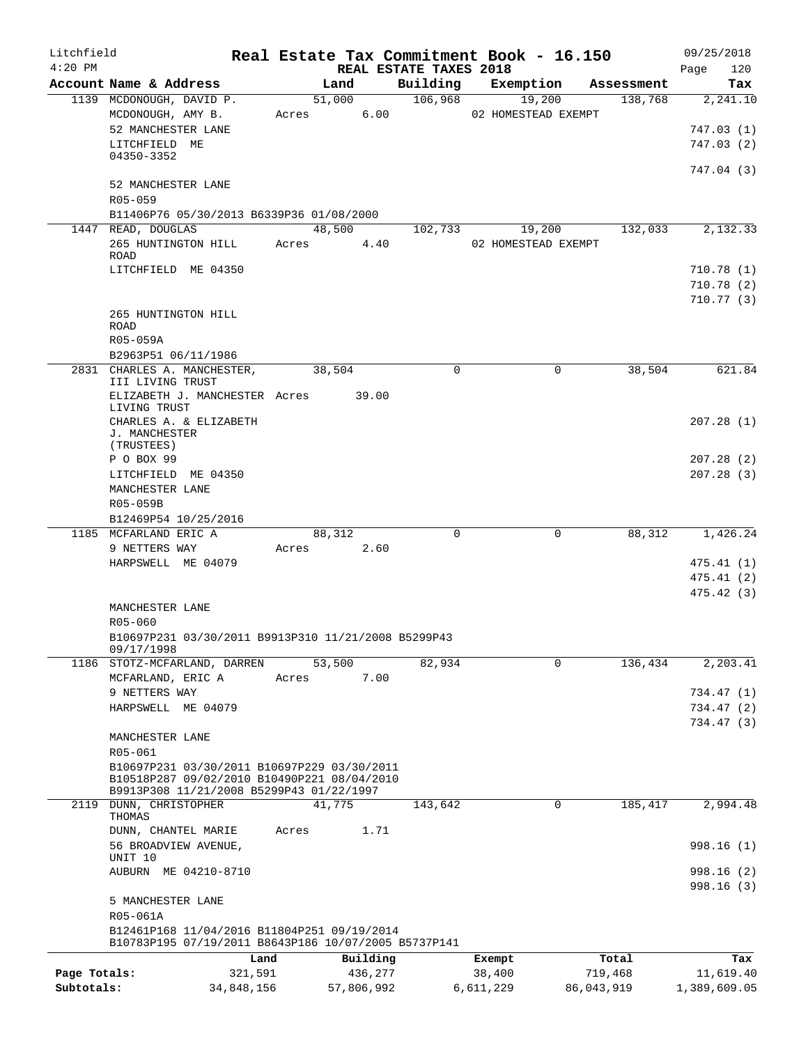# Real Estate Tax Commitment Book - 16.150

Litchfield 4:20 PM — REAL ESTATE TAXES 2018 — 09/25/2018

| Account Name & Address | Land | Building | Exemption | Assessment | Tax |
|---|---|---|---|---|---|
| 1139 MCDONOUGH, DAVID P. | 51,000 | 106,968 | 19,200 | 138,768 | 2,241.10 |
| MCDONOUGH, AMY B. | Acres 6.00 | | 02 HOMESTEAD EXEMPT | | |
| 52 MANCHESTER LANE | | | | | 747.03 (1) |
| LITCHFIELD ME 04350-3352 | | | | | 747.03 (2) |
| | | | | | 747.04 (3) |
| 52 MANCHESTER LANE | | | | | |
| R05-059 | | | | | |
| B11406P76 05/30/2013 B6339P36 01/08/2000 | | | | | |
| 1447 READ, DOUGLAS | 48,500 | 102,733 | 19,200 | 132,033 | 2,132.33 |
| 265 HUNTINGTON HILL ROAD | Acres 4.40 | | 02 HOMESTEAD EXEMPT | | |
| LITCHFIELD ME 04350 | | | | | 710.78 (1) |
| | | | | | 710.78 (2) |
| | | | | | 710.77 (3) |
| 265 HUNTINGTON HILL ROAD | | | | | |
| R05-059A | | | | | |
| B2963P51 06/11/1986 | | | | | |
| 2831 CHARLES A. MANCHESTER, III LIVING TRUST | 38,504 | 0 | 0 | 38,504 | 621.84 |
| ELIZABETH J. MANCHESTER LIVING TRUST | Acres 39.00 | | | | |
| CHARLES A. & ELIZABETH J. MANCHESTER (TRUSTEES) | | | | | 207.28 (1) |
| P O BOX 99 | | | | | 207.28 (2) |
| LITCHFIELD ME 04350 | | | | | 207.28 (3) |
| MANCHESTER LANE | | | | | |
| R05-059B | | | | | |
| B12469P54 10/25/2016 | | | | | |
| 1185 MCFARLAND ERIC A | 88,312 | 0 | 0 | 88,312 | 1,426.24 |
| 9 NETTERS WAY | Acres 2.60 | | | | |
| HARPSWELL ME 04079 | | | | | 475.41 (1) |
| | | | | | 475.41 (2) |
| | | | | | 475.42 (3) |
| MANCHESTER LANE | | | | | |
| R05-060 | | | | | |
| B10697P231 03/30/2011 B9913P310 11/21/2008 B5299P43 09/17/1998 | | | | | |
| 1186 STOTZ-MCFARLAND, DARREN | 53,500 | 82,934 | 0 | 136,434 | 2,203.41 |
| MCFARLAND, ERIC A | Acres 7.00 | | | | |
| 9 NETTERS WAY | | | | | 734.47 (1) |
| HARPSWELL ME 04079 | | | | | 734.47 (2) |
| | | | | | 734.47 (3) |
| MANCHESTER LANE | | | | | |
| R05-061 | | | | | |
| B10697P231 03/30/2011 B10697P229 03/30/2011 B10518P287 09/02/2010 B10490P221 08/04/2010 B9913P308 11/21/2008 B5299P43 01/22/1997 | | | | | |
| 2119 DUNN, CHRISTOPHER THOMAS | 41,775 | 143,642 | 0 | 185,417 | 2,994.48 |
| DUNN, CHANTEL MARIE | Acres 1.71 | | | | |
| 56 BROADVIEW AVENUE, UNIT 10 | | | | | 998.16 (1) |
| AUBURN ME 04210-8710 | | | | | 998.16 (2) |
| | | | | | 998.16 (3) |
| 5 MANCHESTER LANE | | | | | |
| R05-061A | | | | | |
| B12461P168 11/04/2016 B11804P251 09/19/2014 B10783P195 07/19/2011 B8643P186 10/07/2005 B5737P141 | | | | | |

| | Land | Building | Exempt | Total | Tax |
|---|---|---|---|---|---|
| Page Totals: | 321,591 | 436,277 | 38,400 | 719,468 | 11,619.40 |
| Subtotals: | 34,848,156 | 57,806,992 | 6,611,229 | 86,043,919 | 1,389,609.05 |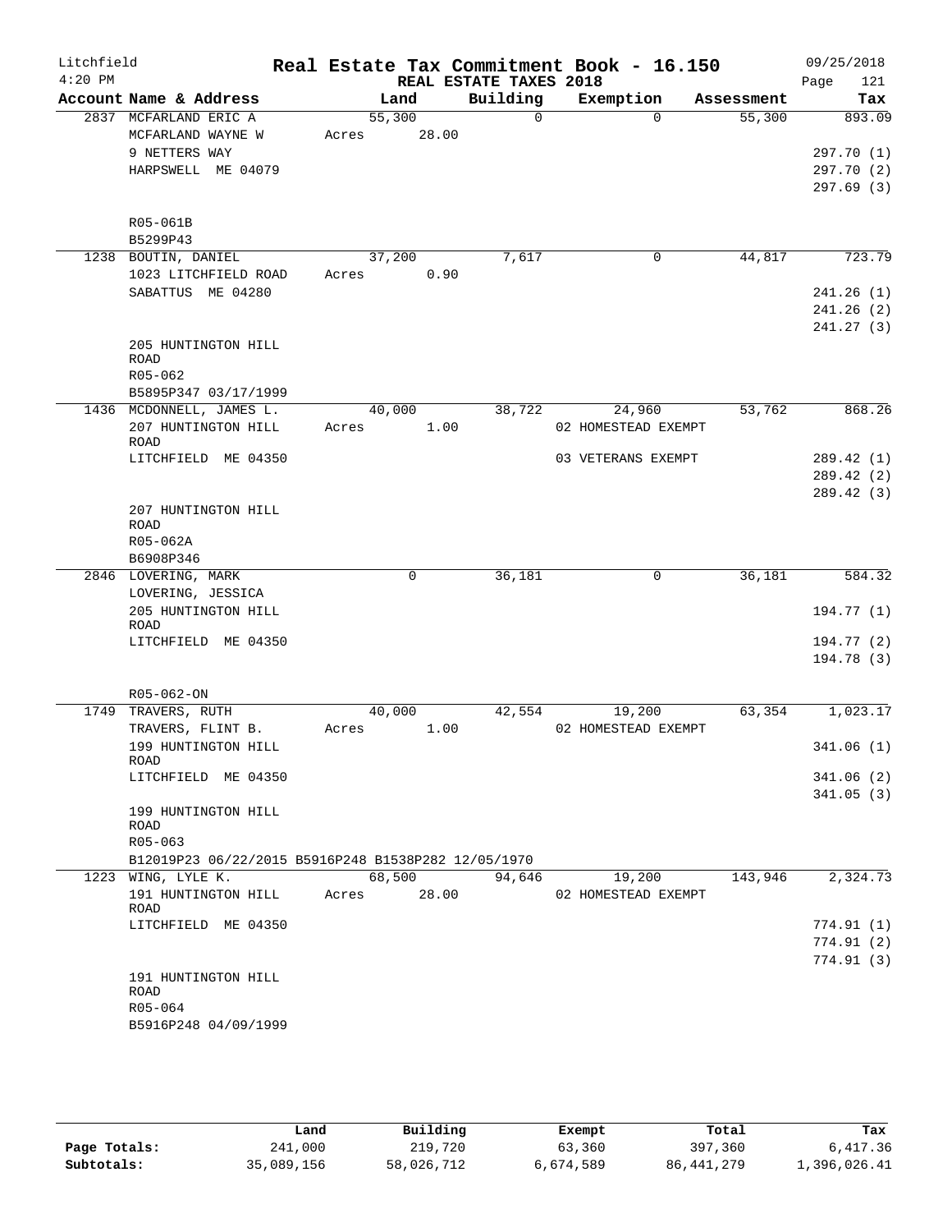Litchfield
4:20 PM

# Real Estate Tax Commitment Book - 16.150

REAL ESTATE TAXES 2018

09/25/2018

| Account Name & Address | Land | Building | Exemption | Assessment | Tax |
|---|---|---|---|---|---|
| 2837 MCFARLAND ERIC A | 55,300 | 0 | 0 | 55,300 | 893.09 |
| MCFARLAND WAYNE W | Acres 28.00 | | | | |
| 9 NETTERS WAY | | | | | 297.70 (1) |
| HARPSWELL ME 04079 | | | | | 297.70 (2) |
| | | | | | 297.69 (3) |
| R05-061B | | | | | |
| B5299P43 | | | | | |
| 1238 BOUTIN, DANIEL | 37,200 | 7,617 | 0 | 44,817 | 723.79 |
| 1023 LITCHFIELD ROAD | Acres 0.90 | | | | |
| SABATTUS ME 04280 | | | | | 241.26 (1) |
| | | | | | 241.26 (2) |
| | | | | | 241.27 (3) |
| 205 HUNTINGTON HILL ROAD | | | | | |
| R05-062 | | | | | |
| B5895P347 03/17/1999 | | | | | |
| 1436 MCDONNELL, JAMES L. | 40,000 | 38,722 | 24,960 | 53,762 | 868.26 |
| 207 HUNTINGTON HILL ROAD | Acres 1.00 | | 02 HOMESTEAD EXEMPT | | |
| LITCHFIELD ME 04350 | | | 03 VETERANS EXEMPT | | 289.42 (1) |
| | | | | | 289.42 (2) |
| | | | | | 289.42 (3) |
| 207 HUNTINGTON HILL ROAD | | | | | |
| R05-062A | | | | | |
| B6908P346 | | | | | |
| 2846 LOVERING, MARK | 0 | 36,181 | 0 | 36,181 | 584.32 |
| LOVERING, JESSICA | | | | | |
| 205 HUNTINGTON HILL ROAD | | | | | 194.77 (1) |
| LITCHFIELD ME 04350 | | | | | 194.77 (2) |
| | | | | | 194.78 (3) |
| R05-062-ON | | | | | |
| 1749 TRAVERS, RUTH | 40,000 | 42,554 | 19,200 | 63,354 | 1,023.17 |
| TRAVERS, FLINT B. | Acres 1.00 | | 02 HOMESTEAD EXEMPT | | |
| 199 HUNTINGTON HILL ROAD | | | | | 341.06 (1) |
| LITCHFIELD ME 04350 | | | | | 341.06 (2) |
| | | | | | 341.05 (3) |
| 199 HUNTINGTON HILL ROAD | | | | | |
| R05-063 | | | | | |
| B12019P23 06/22/2015 B5916P248 B1538P282 12/05/1970 | | | | | |
| 1223 WING, LYLE K. | 68,500 | 94,646 | 19,200 | 143,946 | 2,324.73 |
| 191 HUNTINGTON HILL ROAD | Acres 28.00 | | 02 HOMESTEAD EXEMPT | | |
| LITCHFIELD ME 04350 | | | | | 774.91 (1) |
| | | | | | 774.91 (2) |
| | | | | | 774.91 (3) |
| 191 HUNTINGTON HILL ROAD | | | | | |
| R05-064 | | | | | |
| B5916P248 04/09/1999 | | | | | |

| | Land | Building | Exempt | Total | Tax |
|---|---|---|---|---|---|
| Page Totals: | 241,000 | 219,720 | 63,360 | 397,360 | 6,417.36 |
| Subtotals: | 35,089,156 | 58,026,712 | 6,674,589 | 86,441,279 | 1,396,026.41 |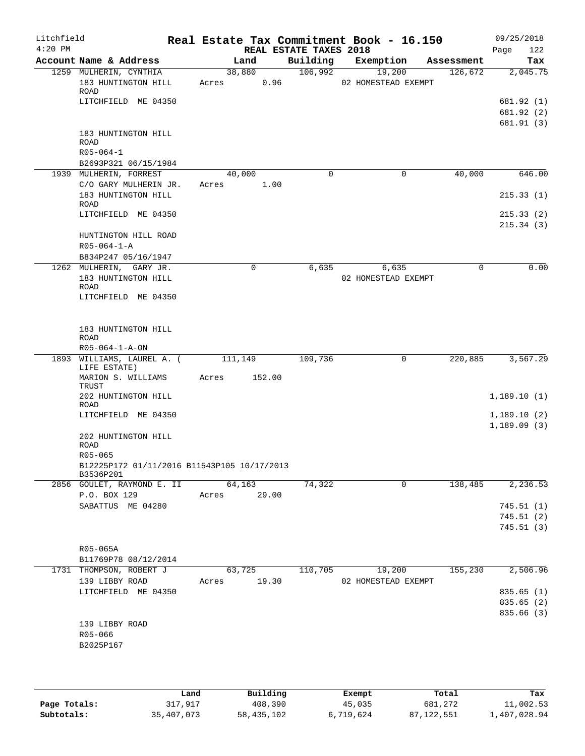Litchfield
4:20 PM

# Real Estate Tax Commitment Book - 16.150

REAL ESTATE TAXES 2018

09/25/2018

| Account | Name & Address | Land | Building | Exemption | Assessment | Tax |
|---|---|---|---|---|---|---|
| 1259 | MULHERIN, CYNTHIA<br>183 HUNTINGTON HILL ROAD<br>LITCHFIELD ME 04350<br><br>183 HUNTINGTON HILL ROAD<br>R05-064-1<br>B2693P321 06/15/1984 | 38,880<br>Acres 0.96 | 106,992 | 19,200<br>02 HOMESTEAD EXEMPT | 126,672 | 2,045.75<br>681.92 (1)<br>681.92 (2)<br>681.91 (3) |
| 1939 | MULHERIN, FORREST<br>C/O GARY MULHERIN JR.<br>183 HUNTINGTON HILL ROAD<br>LITCHFIELD ME 04350<br><br>HUNTINGTON HILL ROAD<br>R05-064-1-A<br>B834P247 05/16/1947 | 40,000<br>Acres 1.00 | 0 | 0 | 40,000 | 646.00<br>215.33 (1)<br>215.33 (2)<br>215.34 (3) |
| 1262 | MULHERIN, GARY JR.<br>183 HUNTINGTON HILL ROAD<br>LITCHFIELD ME 04350<br><br>183 HUNTINGTON HILL ROAD<br>R05-064-1-A-ON | 0 | 6,635 | 6,635<br>02 HOMESTEAD EXEMPT | 0 | 0.00 |
| 1893 | WILLIAMS, LAUREL A. ( LIFE ESTATE)<br>MARION S. WILLIAMS TRUST<br>202 HUNTINGTON HILL ROAD<br>LITCHFIELD ME 04350<br><br>202 HUNTINGTON HILL ROAD<br>R05-065<br>B12225P172 01/11/2016 B11543P105 10/17/2013 B3536P201 | 111,149<br>Acres 152.00 | 109,736 | 0 | 220,885 | 3,567.29<br>1,189.10 (1)<br>1,189.10 (2)<br>1,189.09 (3) |
| 2856 | GOULET, RAYMOND E. II<br>P.O. BOX 129<br>SABATTUS ME 04280<br><br>R05-065A<br>B11769P78 08/12/2014 | 64,163<br>Acres 29.00 | 74,322 | 0 | 138,485 | 2,236.53<br>745.51 (1)<br>745.51 (2)<br>745.51 (3) |
| 1731 | THOMPSON, ROBERT J<br>139 LIBBY ROAD<br>LITCHFIELD ME 04350<br><br>139 LIBBY ROAD<br>R05-066<br>B2025P167 | 63,725<br>Acres 19.30 | 110,705 | 19,200<br>02 HOMESTEAD EXEMPT | 155,230 | 2,506.96<br>835.65 (1)<br>835.65 (2)<br>835.66 (3) |

| | Land | Building | Exempt | Total | Tax |
|---|---|---|---|---|---|
| Page Totals: | 317,917 | 408,390 | 45,035 | 681,272 | 11,002.53 |
| Subtotals: | 35,407,073 | 58,435,102 | 6,719,624 | 87,122,551 | 1,407,028.94 |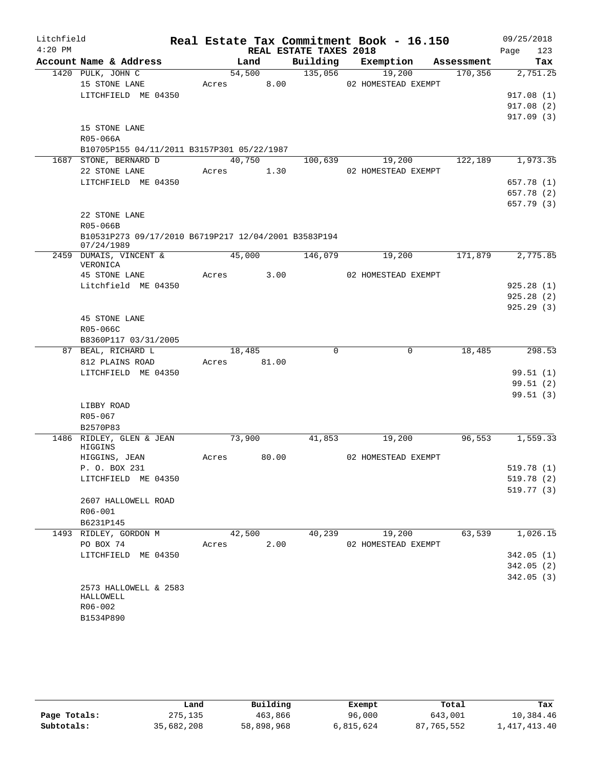Litchfield
4:20 PM

# Real Estate Tax Commitment Book - 16.150

REAL ESTATE TAXES 2018

09/25/2018
Page 123

| Account Name & Address | Land | Building | Exemption | Assessment | Tax |
|---|---|---|---|---|---|
| 1420 PULK, JOHN C | 54,500 | 135,056 | 19,200 | 170,356 | 2,751.25 |
| 15 STONE LANE | Acres 8.00 | | 02 HOMESTEAD EXEMPT | | |
| LITCHFIELD ME 04350 | | | | | 917.08 (1) |
| | | | | | 917.08 (2) |
| | | | | | 917.09 (3) |
| 15 STONE LANE | | | | | |
| R05-066A | | | | | |
| B10705P155 04/11/2011 B3157P301 05/22/1987 | | | | | |
| 1687 STONE, BERNARD D | 40,750 | 100,639 | 19,200 | 122,189 | 1,973.35 |
| 22 STONE LANE | Acres 1.30 | | 02 HOMESTEAD EXEMPT | | |
| LITCHFIELD ME 04350 | | | | | 657.78 (1) |
| | | | | | 657.78 (2) |
| | | | | | 657.79 (3) |
| 22 STONE LANE | | | | | |
| R05-066B | | | | | |
| B10531P273 09/17/2010 B6719P217 12/04/2001 B3583P194 07/24/1989 | | | | | |
| 2459 DUMAIS, VINCENT & VERONICA | 45,000 | 146,079 | 19,200 | 171,879 | 2,775.85 |
| 45 STONE LANE | Acres 3.00 | | 02 HOMESTEAD EXEMPT | | |
| Litchfield ME 04350 | | | | | 925.28 (1) |
| | | | | | 925.28 (2) |
| | | | | | 925.29 (3) |
| 45 STONE LANE | | | | | |
| R05-066C | | | | | |
| B8360P117 03/31/2005 | | | | | |
| 87 BEAL, RICHARD L | 18,485 | 0 | 0 | 18,485 | 298.53 |
| 812 PLAINS ROAD | Acres 81.00 | | | | |
| LITCHFIELD ME 04350 | | | | | 99.51 (1) |
| | | | | | 99.51 (2) |
| | | | | | 99.51 (3) |
| LIBBY ROAD | | | | | |
| R05-067 | | | | | |
| B2570P83 | | | | | |
| 1486 RIDLEY, GLEN & JEAN HIGGINS | 73,900 | 41,853 | 19,200 | 96,553 | 1,559.33 |
| HIGGINS, JEAN | Acres 80.00 | | 02 HOMESTEAD EXEMPT | | |
| P. O. BOX 231 | | | | | 519.78 (1) |
| LITCHFIELD ME 04350 | | | | | 519.78 (2) |
| | | | | | 519.77 (3) |
| 2607 HALLOWELL ROAD | | | | | |
| R06-001 | | | | | |
| B6231P145 | | | | | |
| 1493 RIDLEY, GORDON M | 42,500 | 40,239 | 19,200 | 63,539 | 1,026.15 |
| PO BOX 74 | Acres 2.00 | | 02 HOMESTEAD EXEMPT | | |
| LITCHFIELD ME 04350 | | | | | 342.05 (1) |
| | | | | | 342.05 (2) |
| | | | | | 342.05 (3) |
| 2573 HALLOWELL & 2583 HALLOWELL | | | | | |
| R06-002 | | | | | |
| B1534P890 | | | | | |

| | Land | Building | Exempt | Total | Tax |
|---|---|---|---|---|---|
| Page Totals: | 275,135 | 463,866 | 96,000 | 643,001 | 10,384.46 |
| Subtotals: | 35,682,208 | 58,898,968 | 6,815,624 | 87,765,552 | 1,417,413.40 |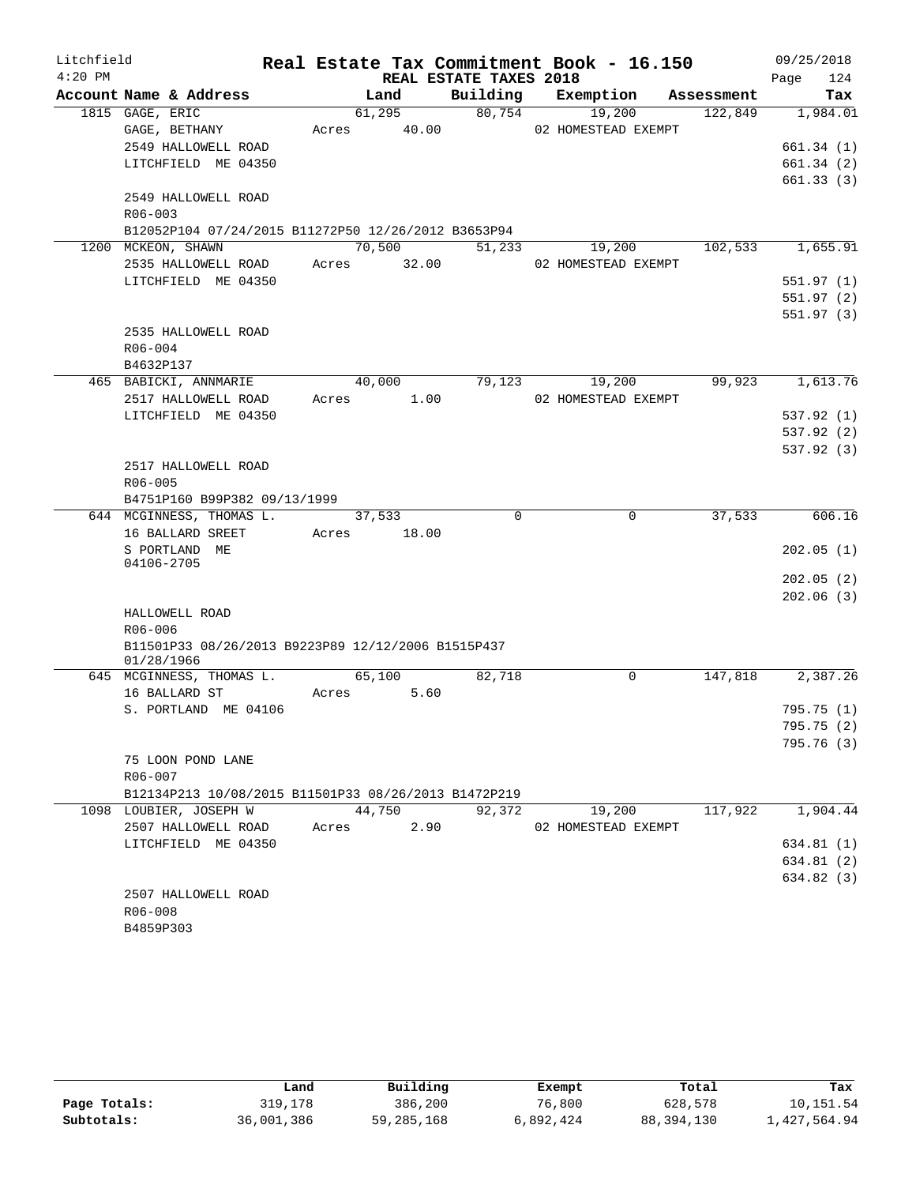# Real Estate Tax Commitment Book - 16.150

Litchfield 4:20 PM — REAL ESTATE TAXES 2018 — 09/25/2018

| Account Name & Address | Land | Building | Exemption | Assessment | Tax |
|---|---|---|---|---|---|
| 1815 GAGE, ERIC | 61,295 | 80,754 | 19,200 | 122,849 | 1,984.01 |
| GAGE, BETHANY | Acres 40.00 | | 02 HOMESTEAD EXEMPT | | |
| 2549 HALLOWELL ROAD | | | | | 661.34 (1) |
| LITCHFIELD ME 04350 | | | | | 661.34 (2) |
| | | | | | 661.33 (3) |
| 2549 HALLOWELL ROAD | | | | | |
| R06-003 | | | | | |
| B12052P104 07/24/2015 B11272P50 12/26/2012 B3653P94 | | | | | |
| 1200 MCKEON, SHAWN | 70,500 | 51,233 | 19,200 | 102,533 | 1,655.91 |
| 2535 HALLOWELL ROAD | Acres 32.00 | | 02 HOMESTEAD EXEMPT | | |
| LITCHFIELD ME 04350 | | | | | 551.97 (1) |
| | | | | | 551.97 (2) |
| | | | | | 551.97 (3) |
| 2535 HALLOWELL ROAD | | | | | |
| R06-004 | | | | | |
| B4632P137 | | | | | |
| 465 BABICKI, ANNMARIE | 40,000 | 79,123 | 19,200 | 99,923 | 1,613.76 |
| 2517 HALLOWELL ROAD | Acres 1.00 | | 02 HOMESTEAD EXEMPT | | |
| LITCHFIELD ME 04350 | | | | | 537.92 (1) |
| | | | | | 537.92 (2) |
| | | | | | 537.92 (3) |
| 2517 HALLOWELL ROAD | | | | | |
| R06-005 | | | | | |
| B4751P160 B99P382 09/13/1999 | | | | | |
| 644 MCGINNESS, THOMAS L. | 37,533 | 0 | 0 | 37,533 | 606.16 |
| 16 BALLARD SREET | Acres 18.00 | | | | |
| S PORTLAND ME 04106-2705 | | | | | 202.05 (1) |
| | | | | | 202.05 (2) |
| | | | | | 202.06 (3) |
| HALLOWELL ROAD | | | | | |
| R06-006 | | | | | |
| B11501P33 08/26/2013 B9223P89 12/12/2006 B1515P437 01/28/1966 | | | | | |
| 645 MCGINNESS, THOMAS L. | 65,100 | 82,718 | 0 | 147,818 | 2,387.26 |
| 16 BALLARD ST | Acres 5.60 | | | | |
| S. PORTLAND ME 04106 | | | | | 795.75 (1) |
| | | | | | 795.75 (2) |
| | | | | | 795.76 (3) |
| 75 LOON POND LANE | | | | | |
| R06-007 | | | | | |
| B12134P213 10/08/2015 B11501P33 08/26/2013 B1472P219 | | | | | |
| 1098 LOUBIER, JOSEPH W | 44,750 | 92,372 | 19,200 | 117,922 | 1,904.44 |
| 2507 HALLOWELL ROAD | Acres 2.90 | | 02 HOMESTEAD EXEMPT | | |
| LITCHFIELD ME 04350 | | | | | 634.81 (1) |
| | | | | | 634.81 (2) |
| | | | | | 634.82 (3) |
| 2507 HALLOWELL ROAD | | | | | |
| R06-008 | | | | | |
| B4859P303 | | | | | |

| | Land | Building | Exempt | Total | Tax |
|---|---|---|---|---|---|
| Page Totals: | 319,178 | 386,200 | 76,800 | 628,578 | 10,151.54 |
| Subtotals: | 36,001,386 | 59,285,168 | 6,892,424 | 88,394,130 | 1,427,564.94 |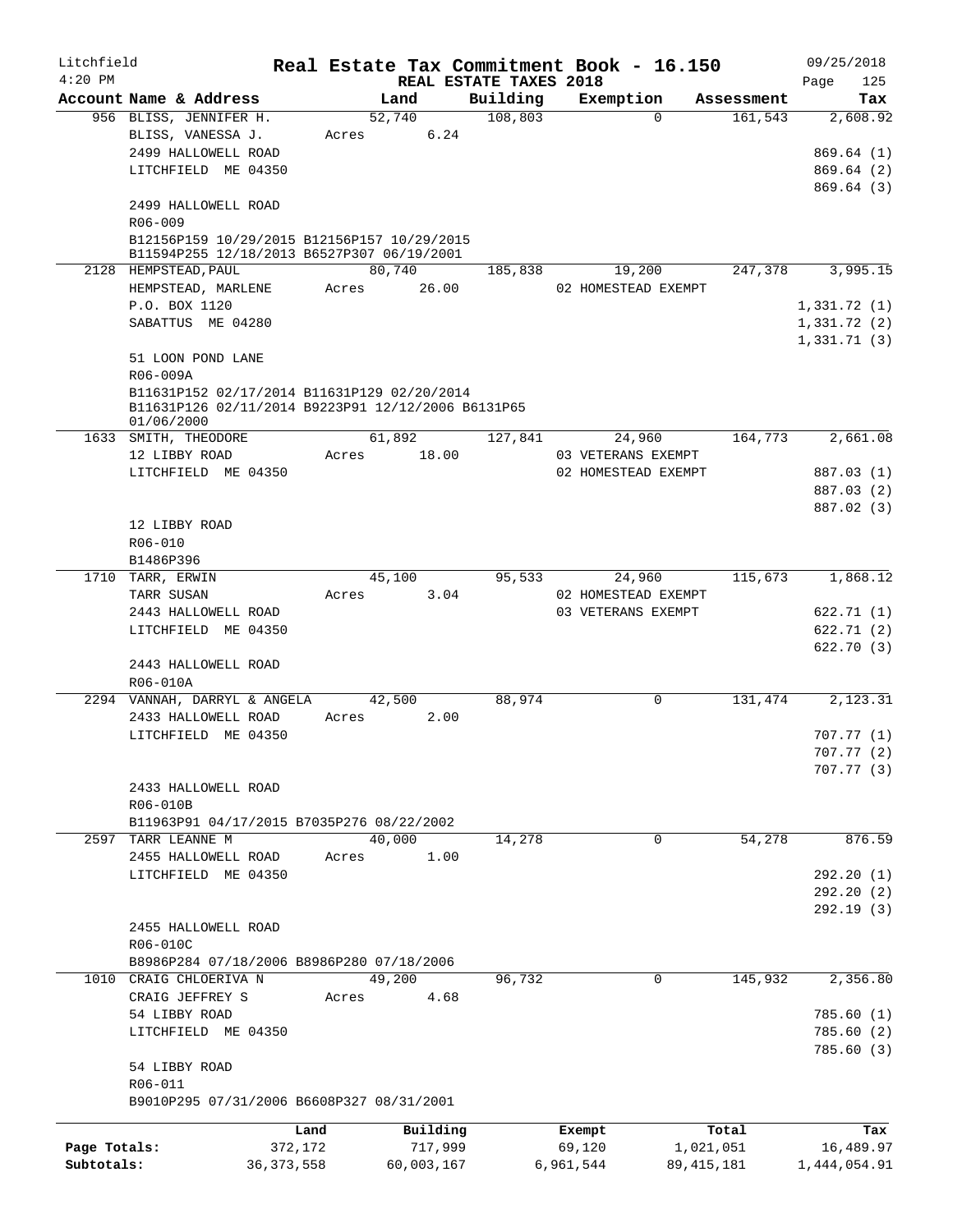# Real Estate Tax Commitment Book - 16.150

Litchfield 4:20 PM — REAL ESTATE TAXES 2018 — 09/25/2018

| Account Name & Address | Land | Building | Exemption | Assessment | Tax |
|---|---|---|---|---|---|
| 956 BLISS, JENNIFER H. | 52,740 | 108,803 | 0 | 161,543 | 2,608.92 |
| BLISS, VANESSA J. | Acres 6.24 | | | | |
| 2499 HALLOWELL ROAD | | | | | 869.64 (1) |
| LITCHFIELD ME 04350 | | | | | 869.64 (2) |
| | | | | | 869.64 (3) |
| 2499 HALLOWELL ROAD | | | | | |
| R06-009 | | | | | |
| B12156P159 10/29/2015 B12156P157 10/29/2015 B11594P255 12/18/2013 B6527P307 06/19/2001 | | | | | |
| 2128 HEMPSTEAD, PAUL | 80,740 | 185,838 | 19,200 | 247,378 | 3,995.15 |
| HEMPSTEAD, MARLENE | Acres 26.00 | | 02 HOMESTEAD EXEMPT | | |
| P.O. BOX 1120 | | | | | 1,331.72 (1) |
| SABATTUS ME 04280 | | | | | 1,331.72 (2) |
| | | | | | 1,331.71 (3) |
| 51 LOON POND LANE | | | | | |
| R06-009A | | | | | |
| B11631P152 02/17/2014 B11631P129 02/20/2014 B11631P126 02/11/2014 B9223P91 12/12/2006 B6131P65 01/06/2000 | | | | | |
| 1633 SMITH, THEODORE | 61,892 | 127,841 | 24,960 | 164,773 | 2,661.08 |
| 12 LIBBY ROAD | Acres 18.00 | | 03 VETERANS EXEMPT | | |
| LITCHFIELD ME 04350 | | | 02 HOMESTEAD EXEMPT | | 887.03 (1) |
| | | | | | 887.03 (2) |
| | | | | | 887.02 (3) |
| 12 LIBBY ROAD | | | | | |
| R06-010 | | | | | |
| B1486P396 | | | | | |
| 1710 TARR, ERWIN | 45,100 | 95,533 | 24,960 | 115,673 | 1,868.12 |
| TARR SUSAN | Acres 3.04 | | 02 HOMESTEAD EXEMPT | | |
| 2443 HALLOWELL ROAD | | | 03 VETERANS EXEMPT | | 622.71 (1) |
| LITCHFIELD ME 04350 | | | | | 622.71 (2) |
| | | | | | 622.70 (3) |
| 2443 HALLOWELL ROAD | | | | | |
| R06-010A | | | | | |
| 2294 VANNAH, DARRYL & ANGELA | 42,500 | 88,974 | 0 | 131,474 | 2,123.31 |
| 2433 HALLOWELL ROAD | Acres 2.00 | | | | |
| LITCHFIELD ME 04350 | | | | | 707.77 (1) |
| | | | | | 707.77 (2) |
| | | | | | 707.77 (3) |
| 2433 HALLOWELL ROAD | | | | | |
| R06-010B | | | | | |
| B11963P91 04/17/2015 B7035P276 08/22/2002 | | | | | |
| 2597 TARR LEANNE M | 40,000 | 14,278 | 0 | 54,278 | 876.59 |
| 2455 HALLOWELL ROAD | Acres 1.00 | | | | |
| LITCHFIELD ME 04350 | | | | | 292.20 (1) |
| | | | | | 292.20 (2) |
| | | | | | 292.19 (3) |
| 2455 HALLOWELL ROAD | | | | | |
| R06-010C | | | | | |
| B8986P284 07/18/2006 B8986P280 07/18/2006 | | | | | |
| 1010 CRAIG CHLOERIVA N | 49,200 | 96,732 | 0 | 145,932 | 2,356.80 |
| CRAIG JEFFREY S | Acres 4.68 | | | | |
| 54 LIBBY ROAD | | | | | 785.60 (1) |
| LITCHFIELD ME 04350 | | | | | 785.60 (2) |
| | | | | | 785.60 (3) |
| 54 LIBBY ROAD | | | | | |
| R06-011 | | | | | |
| B9010P295 07/31/2006 B6608P327 08/31/2001 | | | | | |

| | Land | Building | Exempt | Total | Tax |
|---|---|---|---|---|---|
| Page Totals: | 372,172 | 717,999 | 69,120 | 1,021,051 | 16,489.97 |
| Subtotals: | 36,373,558 | 60,003,167 | 6,961,544 | 89,415,181 | 1,444,054.91 |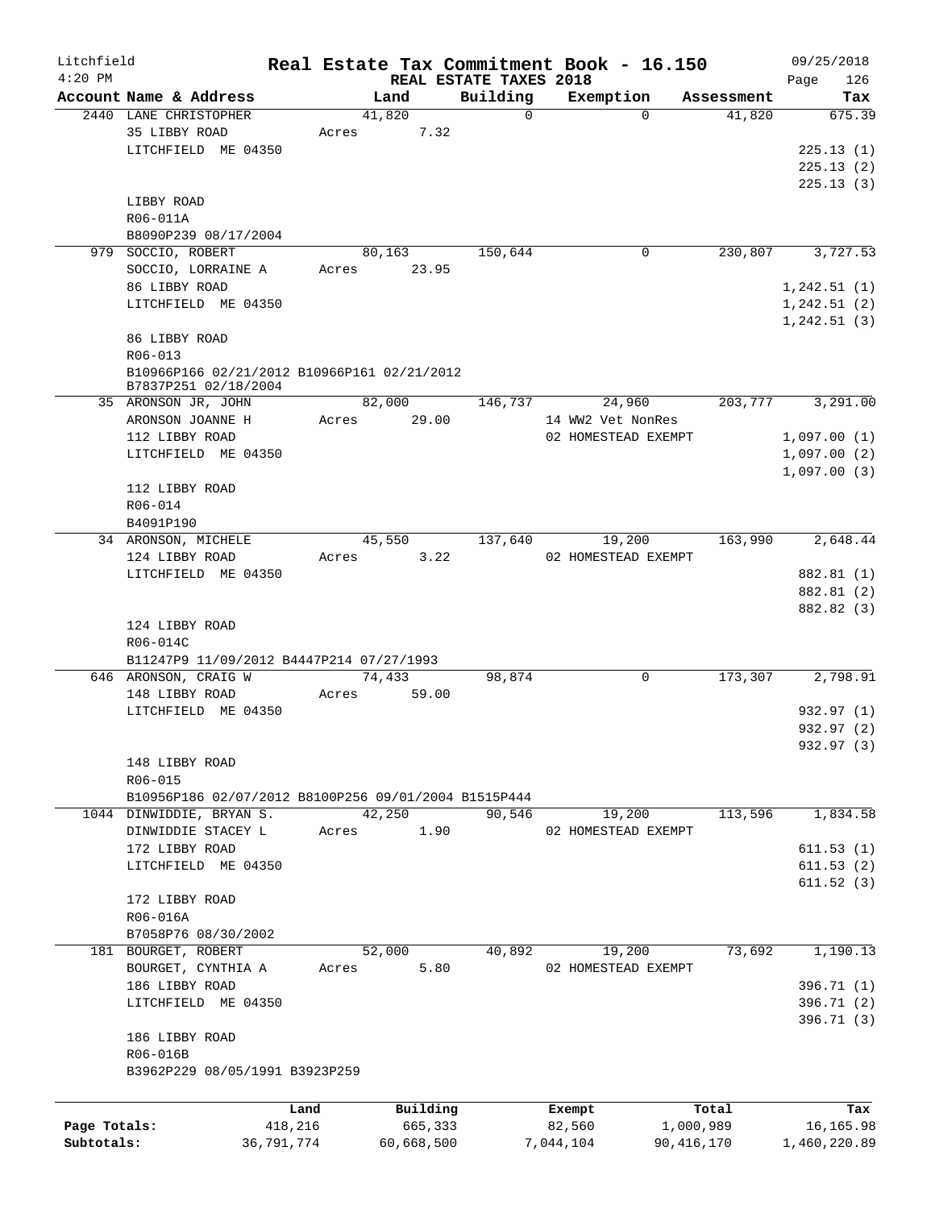Litchfield 4:20 PM

# Real Estate Tax Commitment Book - 16.150

REAL ESTATE TAXES 2018

09/25/2018

| Account Name & Address | Land | Building | Exemption | Assessment | Tax |
|---|---|---|---|---|---|
| 2440 LANE CHRISTOPHER | 41,820 | 0 | 0 | 41,820 | 675.39 |
| 35 LIBBY ROAD | Acres 7.32 | | | | |
| LITCHFIELD ME 04350 | | | | | 225.13 (1) |
| | | | | | 225.13 (2) |
| | | | | | 225.13 (3) |
| LIBBY ROAD | | | | | |
| R06-011A | | | | | |
| B8090P239 08/17/2004 | | | | | |
| 979 SOCCIO, ROBERT | 80,163 | 150,644 | 0 | 230,807 | 3,727.53 |
| SOCCIO, LORRAINE A | Acres 23.95 | | | | |
| 86 LIBBY ROAD | | | | | 1,242.51 (1) |
| LITCHFIELD ME 04350 | | | | | 1,242.51 (2) |
| | | | | | 1,242.51 (3) |
| 86 LIBBY ROAD | | | | | |
| R06-013 | | | | | |
| B10966P166 02/21/2012 B10966P161 02/21/2012 B7837P251 02/18/2004 | | | | | |
| 35 ARONSON JR, JOHN | 82,000 | 146,737 | 24,960 | 203,777 | 3,291.00 |
| ARONSON JOANNE H | Acres 29.00 | | 14 WW2 Vet NonRes | | |
| 112 LIBBY ROAD | | | 02 HOMESTEAD EXEMPT | | 1,097.00 (1) |
| LITCHFIELD ME 04350 | | | | | 1,097.00 (2) |
| | | | | | 1,097.00 (3) |
| 112 LIBBY ROAD | | | | | |
| R06-014 | | | | | |
| B4091P190 | | | | | |
| 34 ARONSON, MICHELE | 45,550 | 137,640 | 19,200 | 163,990 | 2,648.44 |
| 124 LIBBY ROAD | Acres 3.22 | | 02 HOMESTEAD EXEMPT | | |
| LITCHFIELD ME 04350 | | | | | 882.81 (1) |
| | | | | | 882.81 (2) |
| | | | | | 882.82 (3) |
| 124 LIBBY ROAD | | | | | |
| R06-014C | | | | | |
| B11247P9 11/09/2012 B4447P214 07/27/1993 | | | | | |
| 646 ARONSON, CRAIG W | 74,433 | 98,874 | 0 | 173,307 | 2,798.91 |
| 148 LIBBY ROAD | Acres 59.00 | | | | |
| LITCHFIELD ME 04350 | | | | | 932.97 (1) |
| | | | | | 932.97 (2) |
| | | | | | 932.97 (3) |
| 148 LIBBY ROAD | | | | | |
| R06-015 | | | | | |
| B10956P186 02/07/2012 B8100P256 09/01/2004 B1515P444 | | | | | |
| 1044 DINWIDDIE, BRYAN S. | 42,250 | 90,546 | 19,200 | 113,596 | 1,834.58 |
| DINWIDDIE STACEY L | Acres 1.90 | | 02 HOMESTEAD EXEMPT | | |
| 172 LIBBY ROAD | | | | | 611.53 (1) |
| LITCHFIELD ME 04350 | | | | | 611.53 (2) |
| | | | | | 611.52 (3) |
| 172 LIBBY ROAD | | | | | |
| R06-016A | | | | | |
| B7058P76 08/30/2002 | | | | | |
| 181 BOURGET, ROBERT | 52,000 | 40,892 | 19,200 | 73,692 | 1,190.13 |
| BOURGET, CYNTHIA A | Acres 5.80 | | 02 HOMESTEAD EXEMPT | | |
| 186 LIBBY ROAD | | | | | 396.71 (1) |
| LITCHFIELD ME 04350 | | | | | 396.71 (2) |
| | | | | | 396.71 (3) |
| 186 LIBBY ROAD | | | | | |
| R06-016B | | | | | |
| B3962P229 08/05/1991 B3923P259 | | | | | |

| | Land | Building | Exempt | Total | Tax |
|---|---|---|---|---|---|
| Page Totals: | 418,216 | 665,333 | 82,560 | 1,000,989 | 16,165.98 |
| Subtotals: | 36,791,774 | 60,668,500 | 7,044,104 | 90,416,170 | 1,460,220.89 |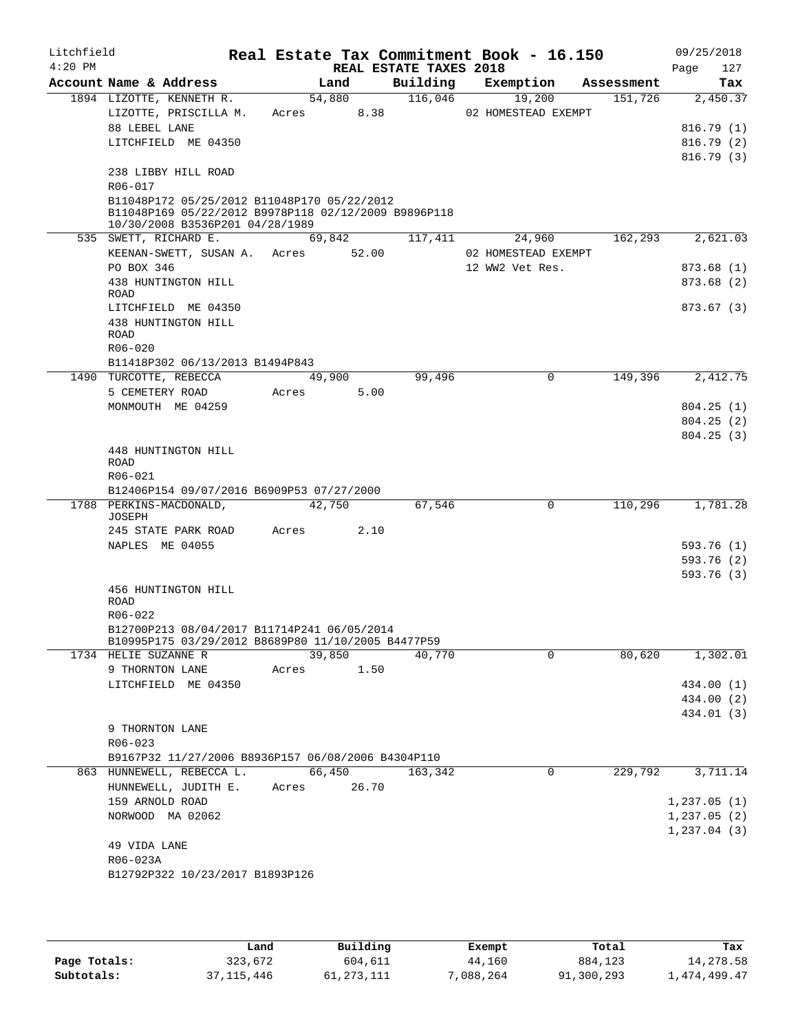Litchfield
4:20 PM

# Real Estate Tax Commitment Book - 16.150

REAL ESTATE TAXES 2018

09/25/2018

| Account | Name & Address | Land | Building | Exemption | Assessment | Tax |
|---|---|---|---|---|---|---|
| 1894 | LIZOTTE, KENNETH R. | 54,880 | 116,046 | 19,200 | 151,726 | 2,450.37 |
| | LIZOTTE, PRISCILLA M. | Acres 8.38 | | 02 HOMESTEAD EXEMPT | | |
| | 88 LEBEL LANE | | | | | 816.79 (1) |
| | LITCHFIELD ME 04350 | | | | | 816.79 (2) |
| | | | | | | 816.79 (3) |
| | 238 LIBBY HILL ROAD | | | | | |
| | R06-017 | | | | | |
| | B11048P172 05/25/2012 B11048P170 05/22/2012 B11048P169 05/22/2012 B9978P118 02/12/2009 B9896P118 10/30/2008 B3536P201 04/28/1989 | | | | | |
| 535 | SWETT, RICHARD E. | 69,842 | 117,411 | 24,960 | 162,293 | 2,621.03 |
| | KEENAN-SWETT, SUSAN A. | Acres 52.00 | | 02 HOMESTEAD EXEMPT | | |
| | PO BOX 346 | | | 12 WW2 Vet Res. | | 873.68 (1) |
| | 438 HUNTINGTON HILL ROAD | | | | | 873.68 (2) |
| | LITCHFIELD ME 04350 | | | | | 873.67 (3) |
| | 438 HUNTINGTON HILL ROAD | | | | | |
| | R06-020 | | | | | |
| | B11418P302 06/13/2013 B1494P843 | | | | | |
| 1490 | TURCOTTE, REBECCA | 49,900 | 99,496 | 0 | 149,396 | 2,412.75 |
| | 5 CEMETERY ROAD | Acres 5.00 | | | | |
| | MONMOUTH ME 04259 | | | | | 804.25 (1) |
| | | | | | | 804.25 (2) |
| | | | | | | 804.25 (3) |
| | 448 HUNTINGTON HILL ROAD | | | | | |
| | R06-021 | | | | | |
| | B12406P154 09/07/2016 B6909P53 07/27/2000 | | | | | |
| 1788 | PERKINS-MACDONALD, JOSEPH | 42,750 | 67,546 | 0 | 110,296 | 1,781.28 |
| | 245 STATE PARK ROAD | Acres 2.10 | | | | |
| | NAPLES ME 04055 | | | | | 593.76 (1) |
| | | | | | | 593.76 (2) |
| | | | | | | 593.76 (3) |
| | 456 HUNTINGTON HILL ROAD | | | | | |
| | R06-022 | | | | | |
| | B12700P213 08/04/2017 B11714P241 06/05/2014 B10995P175 03/29/2012 B8689P80 11/10/2005 B4477P59 | | | | | |
| 1734 | HELIE SUZANNE R | 39,850 | 40,770 | 0 | 80,620 | 1,302.01 |
| | 9 THORNTON LANE | Acres 1.50 | | | | |
| | LITCHFIELD ME 04350 | | | | | 434.00 (1) |
| | | | | | | 434.00 (2) |
| | | | | | | 434.01 (3) |
| | 9 THORNTON LANE | | | | | |
| | R06-023 | | | | | |
| | B9167P32 11/27/2006 B8936P157 06/08/2006 B4304P110 | | | | | |
| 863 | HUNNEWELL, REBECCA L. | 66,450 | 163,342 | 0 | 229,792 | 3,711.14 |
| | HUNNEWELL, JUDITH E. | Acres 26.70 | | | | |
| | 159 ARNOLD ROAD | | | | | 1,237.05 (1) |
| | NORWOOD MA 02062 | | | | | 1,237.05 (2) |
| | | | | | | 1,237.04 (3) |
| | 49 VIDA LANE | | | | | |
| | R06-023A | | | | | |
| | B12792P322 10/23/2017 B1893P126 | | | | | |

| | Land | Building | Exempt | Total | Tax |
|---|---|---|---|---|---|
| Page Totals: | 323,672 | 604,611 | 44,160 | 884,123 | 14,278.58 |
| Subtotals: | 37,115,446 | 61,273,111 | 7,088,264 | 91,300,293 | 1,474,499.47 |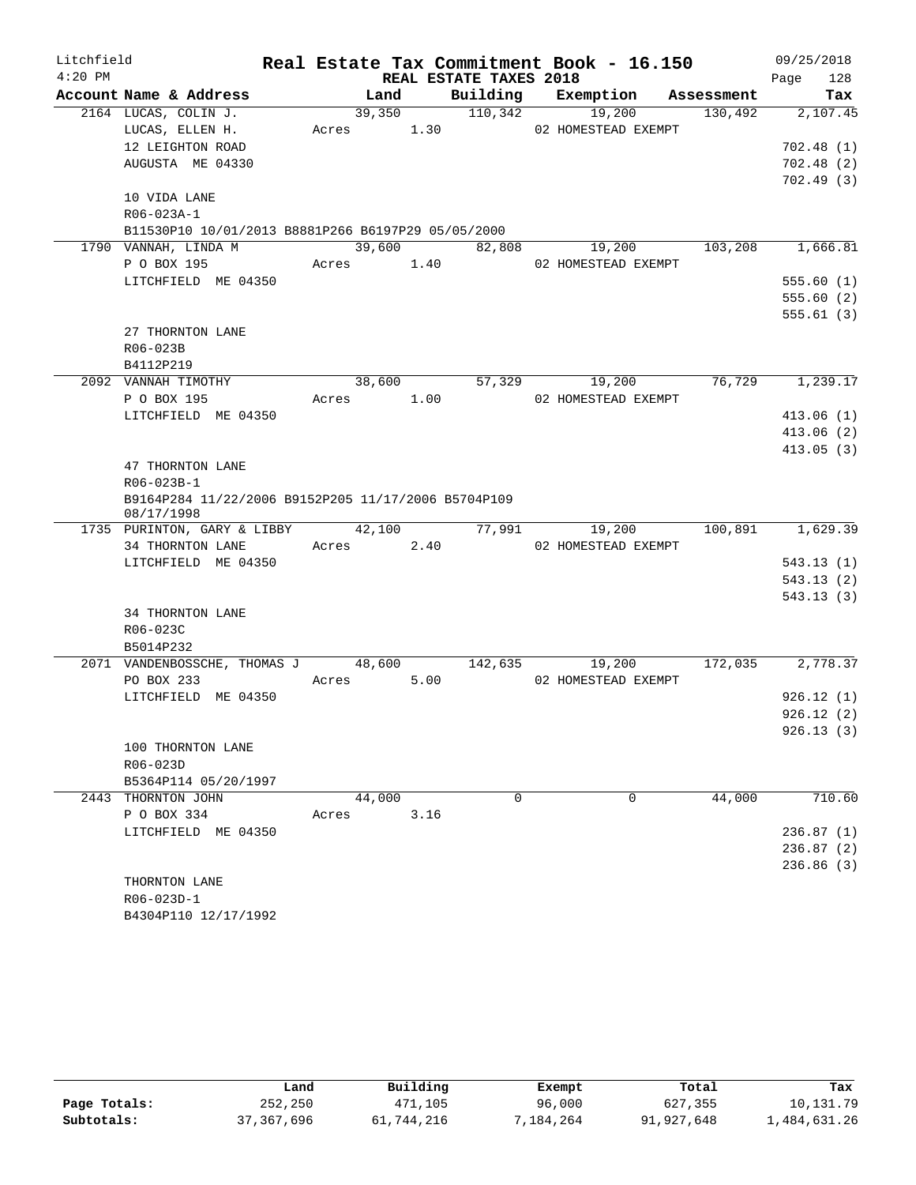Litchfield
4:20 PM

**Real Estate Tax Commitment Book - 16.150**
**REAL ESTATE TAXES 2018**

09/25/2018
Page 128

| Account Name & Address | Land | Building | Exemption | Assessment | Tax |
|---|---|---|---|---|---|
| 2164 LUCAS, COLIN J. | 39,350 | 110,342 | 19,200 | 130,492 | 2,107.45 |
| LUCAS, ELLEN H. | Acres 1.30 | | 02 HOMESTEAD EXEMPT | | |
| 12 LEIGHTON ROAD | | | | | 702.48 (1) |
| AUGUSTA ME 04330 | | | | | 702.48 (2) |
| | | | | | 702.49 (3) |
| 10 VIDA LANE | | | | | |
| R06-023A-1 | | | | | |
| B11530P10 10/01/2013 B8881P266 B6197P29 05/05/2000 | | | | | |
| 1790 VANNAH, LINDA M | 39,600 | 82,808 | 19,200 | 103,208 | 1,666.81 |
| P O BOX 195 | Acres 1.40 | | 02 HOMESTEAD EXEMPT | | |
| LITCHFIELD ME 04350 | | | | | 555.60 (1) |
| | | | | | 555.60 (2) |
| | | | | | 555.61 (3) |
| 27 THORNTON LANE | | | | | |
| R06-023B | | | | | |
| B4112P219 | | | | | |
| 2092 VANNAH TIMOTHY | 38,600 | 57,329 | 19,200 | 76,729 | 1,239.17 |
| P O BOX 195 | Acres 1.00 | | 02 HOMESTEAD EXEMPT | | |
| LITCHFIELD ME 04350 | | | | | 413.06 (1) |
| | | | | | 413.06 (2) |
| | | | | | 413.05 (3) |
| 47 THORNTON LANE | | | | | |
| R06-023B-1 | | | | | |
| B9164P284 11/22/2006 B9152P205 11/17/2006 B5704P109 08/17/1998 | | | | | |
| 1735 PURINTON, GARY & LIBBY | 42,100 | 77,991 | 19,200 | 100,891 | 1,629.39 |
| 34 THORNTON LANE | Acres 2.40 | | 02 HOMESTEAD EXEMPT | | |
| LITCHFIELD ME 04350 | | | | | 543.13 (1) |
| | | | | | 543.13 (2) |
| | | | | | 543.13 (3) |
| 34 THORNTON LANE | | | | | |
| R06-023C | | | | | |
| B5014P232 | | | | | |
| 2071 VANDENBOSSCHE, THOMAS J | 48,600 | 142,635 | 19,200 | 172,035 | 2,778.37 |
| PO BOX 233 | Acres 5.00 | | 02 HOMESTEAD EXEMPT | | |
| LITCHFIELD ME 04350 | | | | | 926.12 (1) |
| | | | | | 926.12 (2) |
| | | | | | 926.13 (3) |
| 100 THORNTON LANE | | | | | |
| R06-023D | | | | | |
| B5364P114 05/20/1997 | | | | | |
| 2443 THORNTON JOHN | 44,000 | 0 | 0 | 44,000 | 710.60 |
| P O BOX 334 | Acres 3.16 | | | | |
| LITCHFIELD ME 04350 | | | | | 236.87 (1) |
| | | | | | 236.87 (2) |
| | | | | | 236.86 (3) |
| THORNTON LANE | | | | | |
| R06-023D-1 | | | | | |
| B4304P110 12/17/1992 | | | | | |

| | Land | Building | Exempt | Total | Tax |
|---|---|---|---|---|---|
| **Page Totals:** | 252,250 | 471,105 | 96,000 | 627,355 | 10,131.79 |
| **Subtotals:** | 37,367,696 | 61,744,216 | 7,184,264 | 91,927,648 | 1,484,631.26 |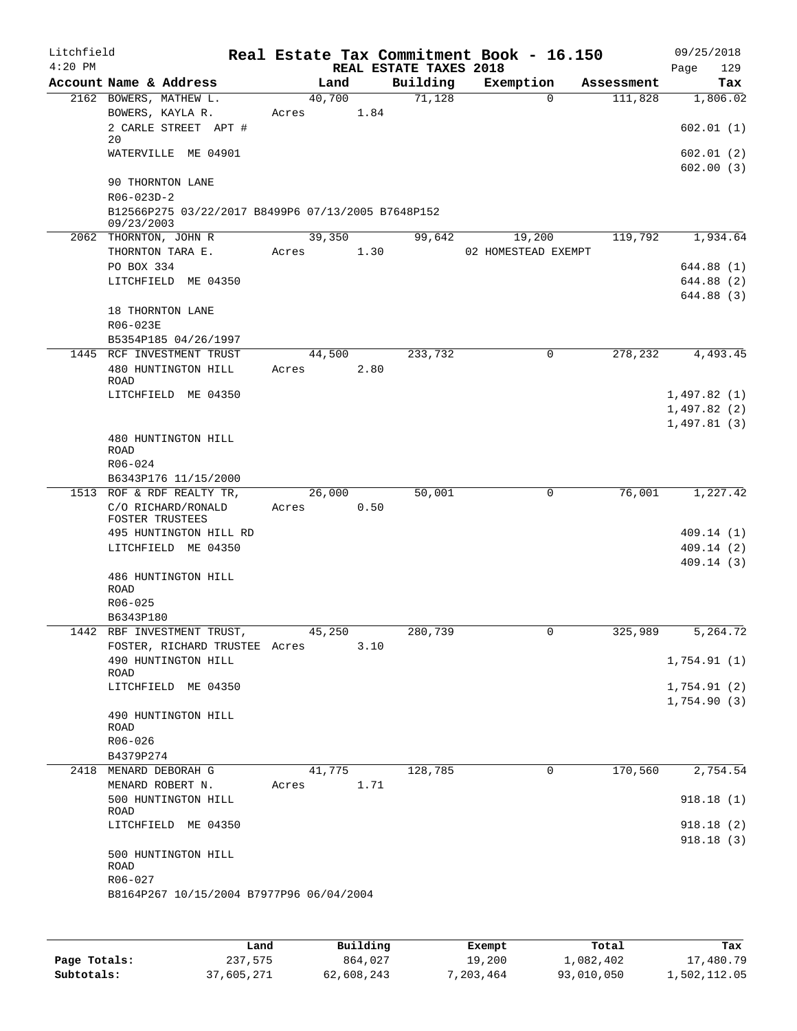Litchfield 4:20 PM

# Real Estate Tax Commitment Book - 16.150

REAL ESTATE TAXES 2018

09/25/2018 Page 129

| Account | Name & Address | Land | Building | Exemption | Assessment | Tax |
|---|---|---|---|---|---|---|
| 2162 | BOWERS, MATHEW L.<br>BOWERS, KAYLA R.<br>2 CARLE STREET APT # 20<br>WATERVILLE ME 04901<br><br>90 THORNTON LANE<br>R06-023D-2<br>B12566P275 03/22/2017 B8499P6 07/13/2005 B7648P152 09/23/2003 | 40,700<br>Acres 1.84 | 71,128 | 0 | 111,828 | 1,806.02<br><br>602.01 (1)<br>602.01 (2)<br>602.00 (3) |
| 2062 | THORNTON, JOHN R<br>THORNTON TARA E.<br>PO BOX 334<br>LITCHFIELD ME 04350<br><br>18 THORNTON LANE<br>R06-023E<br>B5354P185 04/26/1997 | 39,350<br>Acres 1.30 | 99,642 | 19,200<br>02 HOMESTEAD EXEMPT | 119,792 | 1,934.64<br><br>644.88 (1)<br>644.88 (2)<br>644.88 (3) |
| 1445 | RCF INVESTMENT TRUST<br>480 HUNTINGTON HILL ROAD<br>LITCHFIELD ME 04350<br><br>480 HUNTINGTON HILL ROAD<br>R06-024<br>B6343P176 11/15/2000 | 44,500<br>Acres 2.80 | 233,732 | 0 | 278,232 | 4,493.45<br><br>1,497.82 (1)<br>1,497.82 (2)<br>1,497.81 (3) |
| 1513 | ROF & RDF REALTY TR,<br>C/O RICHARD/RONALD FOSTER TRUSTEES<br>495 HUNTINGTON HILL RD<br>LITCHFIELD ME 04350<br><br>486 HUNTINGTON HILL ROAD<br>R06-025<br>B6343P180 | 26,000<br>Acres 0.50 | 50,001 | 0 | 76,001 | 1,227.42<br><br>409.14 (1)<br>409.14 (2)<br>409.14 (3) |
| 1442 | RBF INVESTMENT TRUST,<br>FOSTER, RICHARD TRUSTEE<br>490 HUNTINGTON HILL ROAD<br>LITCHFIELD ME 04350<br><br>490 HUNTINGTON HILL ROAD<br>R06-026<br>B4379P274 | 45,250<br>Acres 3.10 | 280,739 | 0 | 325,989 | 5,264.72<br><br>1,754.91 (1)<br>1,754.91 (2)<br>1,754.90 (3) |
| 2418 | MENARD DEBORAH G<br>MENARD ROBERT N.<br>500 HUNTINGTON HILL ROAD<br>LITCHFIELD ME 04350<br><br>500 HUNTINGTON HILL ROAD<br>R06-027<br>B8164P267 10/15/2004 B7977P96 06/04/2004 | 41,775<br>Acres 1.71 | 128,785 | 0 | 170,560 | 2,754.54<br><br>918.18 (1)<br>918.18 (2)<br>918.18 (3) |

| | Land | Building | Exempt | Total | Tax |
|---|---|---|---|---|---|
| Page Totals: | 237,575 | 864,027 | 19,200 | 1,082,402 | 17,480.79 |
| Subtotals: | 37,605,271 | 62,608,243 | 7,203,464 | 93,010,050 | 1,502,112.05 |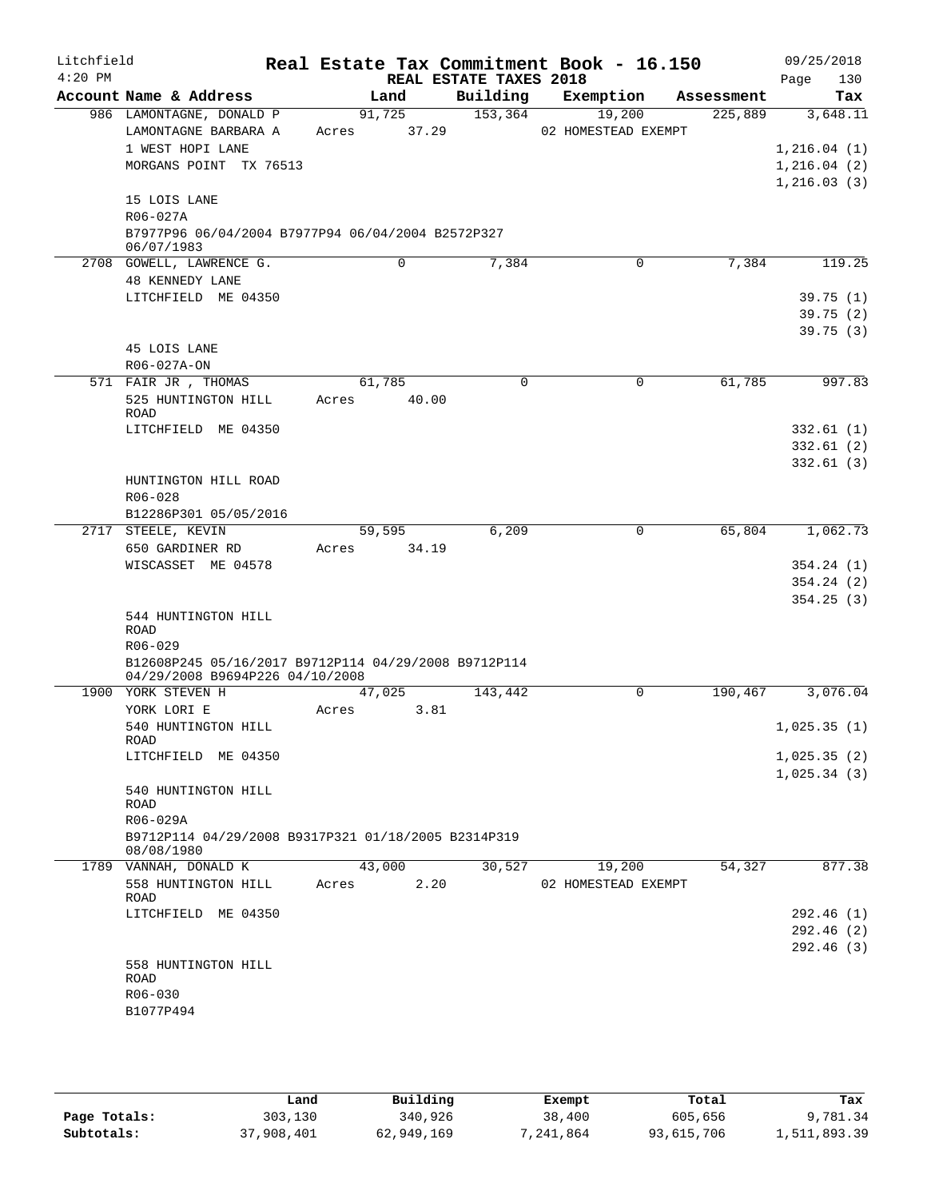Litchfield — Real Estate Tax Commitment Book - 16.150 — 09/25/2018
4:20 PM — REAL ESTATE TAXES 2018

| Account Name & Address | Land | Building | Exemption | Assessment | Tax |
|---|---|---|---|---|---|
| 986 LAMONTAGNE, DONALD P | 91,725 | 153,364 | 19,200 | 225,889 | 3,648.11 |
| LAMONTAGNE BARBARA A | Acres 37.29 | | 02 HOMESTEAD EXEMPT | | |
| 1 WEST HOPI LANE | | | | | 1,216.04 (1) |
| MORGANS POINT TX 76513 | | | | | 1,216.04 (2) |
| | | | | | 1,216.03 (3) |
| 15 LOIS LANE | | | | | |
| R06-027A | | | | | |
| B7977P96 06/04/2004 B7977P94 06/04/2004 B2572P327 06/07/1983 | | | | | |
| 2708 GOWELL, LAWRENCE G. | 0 | 7,384 | 0 | 7,384 | 119.25 |
| 48 KENNEDY LANE | | | | | |
| LITCHFIELD ME 04350 | | | | | 39.75 (1) |
| | | | | | 39.75 (2) |
| | | | | | 39.75 (3) |
| 45 LOIS LANE | | | | | |
| R06-027A-ON | | | | | |
| 571 FAIR JR , THOMAS | 61,785 | 0 | 0 | 61,785 | 997.83 |
| 525 HUNTINGTON HILL ROAD | Acres 40.00 | | | | |
| LITCHFIELD ME 04350 | | | | | 332.61 (1) |
| | | | | | 332.61 (2) |
| | | | | | 332.61 (3) |
| HUNTINGTON HILL ROAD | | | | | |
| R06-028 | | | | | |
| B12286P301 05/05/2016 | | | | | |
| 2717 STEELE, KEVIN | 59,595 | 6,209 | 0 | 65,804 | 1,062.73 |
| 650 GARDINER RD | Acres 34.19 | | | | |
| WISCASSET ME 04578 | | | | | 354.24 (1) |
| | | | | | 354.24 (2) |
| | | | | | 354.25 (3) |
| 544 HUNTINGTON HILL ROAD | | | | | |
| R06-029 | | | | | |
| B12608P245 05/16/2017 B9712P114 04/29/2008 B9712P114 04/29/2008 B9694P226 04/10/2008 | | | | | |
| 1900 YORK STEVEN H | 47,025 | 143,442 | 0 | 190,467 | 3,076.04 |
| YORK LORI E | Acres 3.81 | | | | |
| 540 HUNTINGTON HILL ROAD | | | | | 1,025.35 (1) |
| LITCHFIELD ME 04350 | | | | | 1,025.35 (2) |
| | | | | | 1,025.34 (3) |
| 540 HUNTINGTON HILL ROAD | | | | | |
| R06-029A | | | | | |
| B9712P114 04/29/2008 B9317P321 01/18/2005 B2314P319 08/08/1980 | | | | | |
| 1789 VANNAH, DONALD K | 43,000 | 30,527 | 19,200 | 54,327 | 877.38 |
| 558 HUNTINGTON HILL ROAD | Acres 2.20 | | 02 HOMESTEAD EXEMPT | | |
| LITCHFIELD ME 04350 | | | | | 292.46 (1) |
| | | | | | 292.46 (2) |
| | | | | | 292.46 (3) |
| 558 HUNTINGTON HILL ROAD | | | | | |
| R06-030 | | | | | |
| B1077P494 | | | | | |

| | Land | Building | Exempt | Total | Tax |
|---|---|---|---|---|---|
| Page Totals: | 303,130 | 340,926 | 38,400 | 605,656 | 9,781.34 |
| Subtotals: | 37,908,401 | 62,949,169 | 7,241,864 | 93,615,706 | 1,511,893.39 |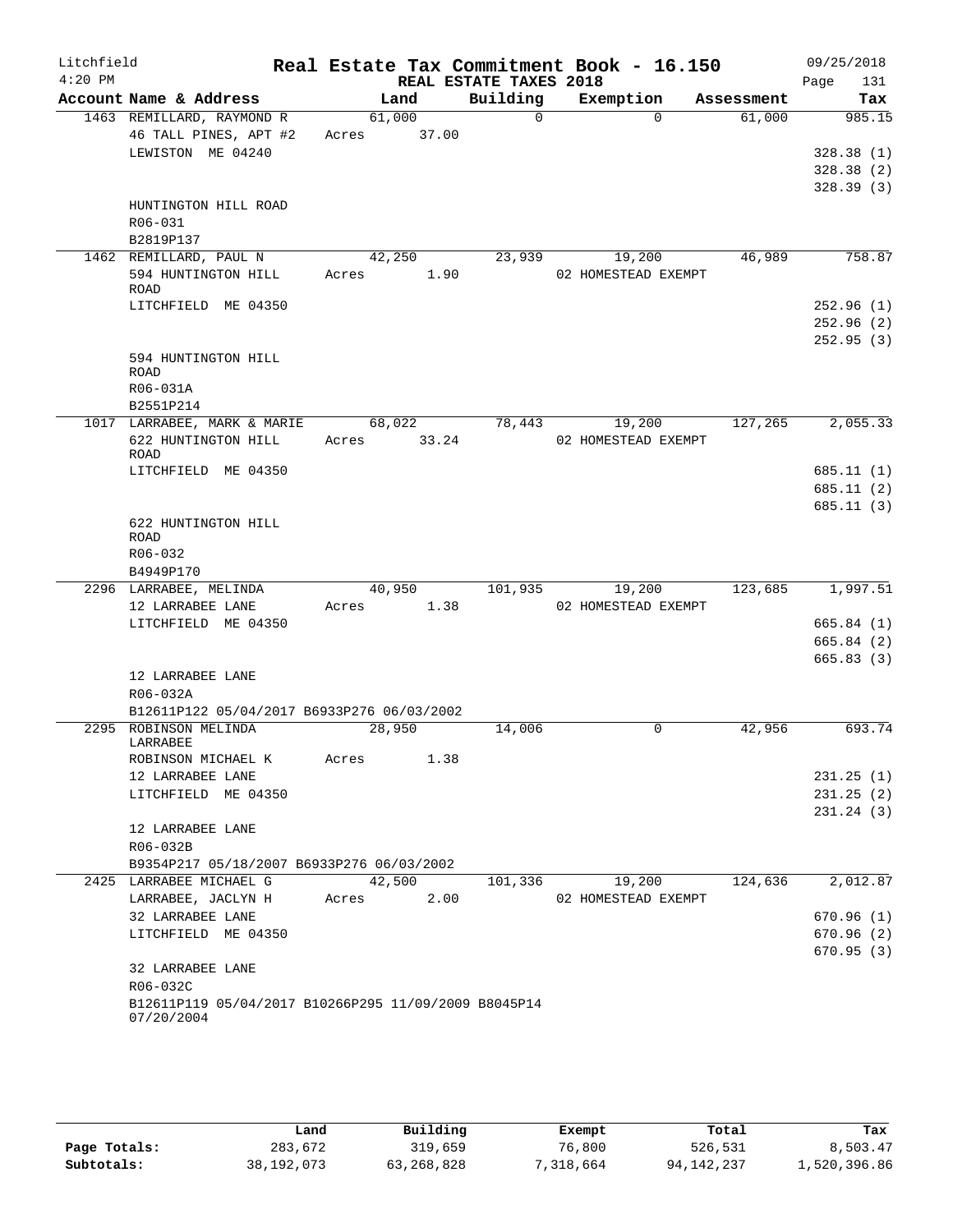Litchfield
4:20 PM

# Real Estate Tax Commitment Book - 16.150

REAL ESTATE TAXES 2018

09/25/2018

| Account Name & Address | Land | Building | Exemption | Assessment | Tax |
|---|---|---|---|---|---|
| 1463 REMILLARD, RAYMOND R | 61,000 | 0 | 0 | 61,000 | 985.15 |
| 46 TALL PINES, APT #2 | Acres 37.00 | | | | |
| LEWISTON ME 04240 | | | | | 328.38 (1) |
| | | | | | 328.38 (2) |
| | | | | | 328.39 (3) |
| HUNTINGTON HILL ROAD | | | | | |
| R06-031 | | | | | |
| B2819P137 | | | | | |
| 1462 REMILLARD, PAUL N | 42,250 | 23,939 | 19,200 | 46,989 | 758.87 |
| 594 HUNTINGTON HILL ROAD | Acres 1.90 | | 02 HOMESTEAD EXEMPT | | |
| LITCHFIELD ME 04350 | | | | | 252.96 (1) |
| | | | | | 252.96 (2) |
| | | | | | 252.95 (3) |
| 594 HUNTINGTON HILL ROAD | | | | | |
| R06-031A | | | | | |
| B2551P214 | | | | | |
| 1017 LARRABEE, MARK & MARIE | 68,022 | 78,443 | 19,200 | 127,265 | 2,055.33 |
| 622 HUNTINGTON HILL ROAD | Acres 33.24 | | 02 HOMESTEAD EXEMPT | | |
| LITCHFIELD ME 04350 | | | | | 685.11 (1) |
| | | | | | 685.11 (2) |
| | | | | | 685.11 (3) |
| 622 HUNTINGTON HILL ROAD | | | | | |
| R06-032 | | | | | |
| B4949P170 | | | | | |
| 2296 LARRABEE, MELINDA | 40,950 | 101,935 | 19,200 | 123,685 | 1,997.51 |
| 12 LARRABEE LANE | Acres 1.38 | | 02 HOMESTEAD EXEMPT | | |
| LITCHFIELD ME 04350 | | | | | 665.84 (1) |
| | | | | | 665.84 (2) |
| | | | | | 665.83 (3) |
| 12 LARRABEE LANE | | | | | |
| R06-032A | | | | | |
| B12611P122 05/04/2017 B6933P276 06/03/2002 | | | | | |
| 2295 ROBINSON MELINDA LARRABEE | 28,950 | 14,006 | 0 | 42,956 | 693.74 |
| ROBINSON MICHAEL K | Acres 1.38 | | | | |
| 12 LARRABEE LANE | | | | | 231.25 (1) |
| LITCHFIELD ME 04350 | | | | | 231.25 (2) |
| | | | | | 231.24 (3) |
| 12 LARRABEE LANE | | | | | |
| R06-032B | | | | | |
| B9354P217 05/18/2007 B6933P276 06/03/2002 | | | | | |
| 2425 LARRABEE MICHAEL G | 42,500 | 101,336 | 19,200 | 124,636 | 2,012.87 |
| LARRABEE, JACLYN H | Acres 2.00 | | 02 HOMESTEAD EXEMPT | | |
| 32 LARRABEE LANE | | | | | 670.96 (1) |
| LITCHFIELD ME 04350 | | | | | 670.96 (2) |
| | | | | | 670.95 (3) |
| 32 LARRABEE LANE | | | | | |
| R06-032C | | | | | |
| B12611P119 05/04/2017 B10266P295 11/09/2009 B8045P14 07/20/2004 | | | | | |

| | Land | Building | Exempt | Total | Tax |
|---|---|---|---|---|---|
| Page Totals: | 283,672 | 319,659 | 76,800 | 526,531 | 8,503.47 |
| Subtotals: | 38,192,073 | 63,268,828 | 7,318,664 | 94,142,237 | 1,520,396.86 |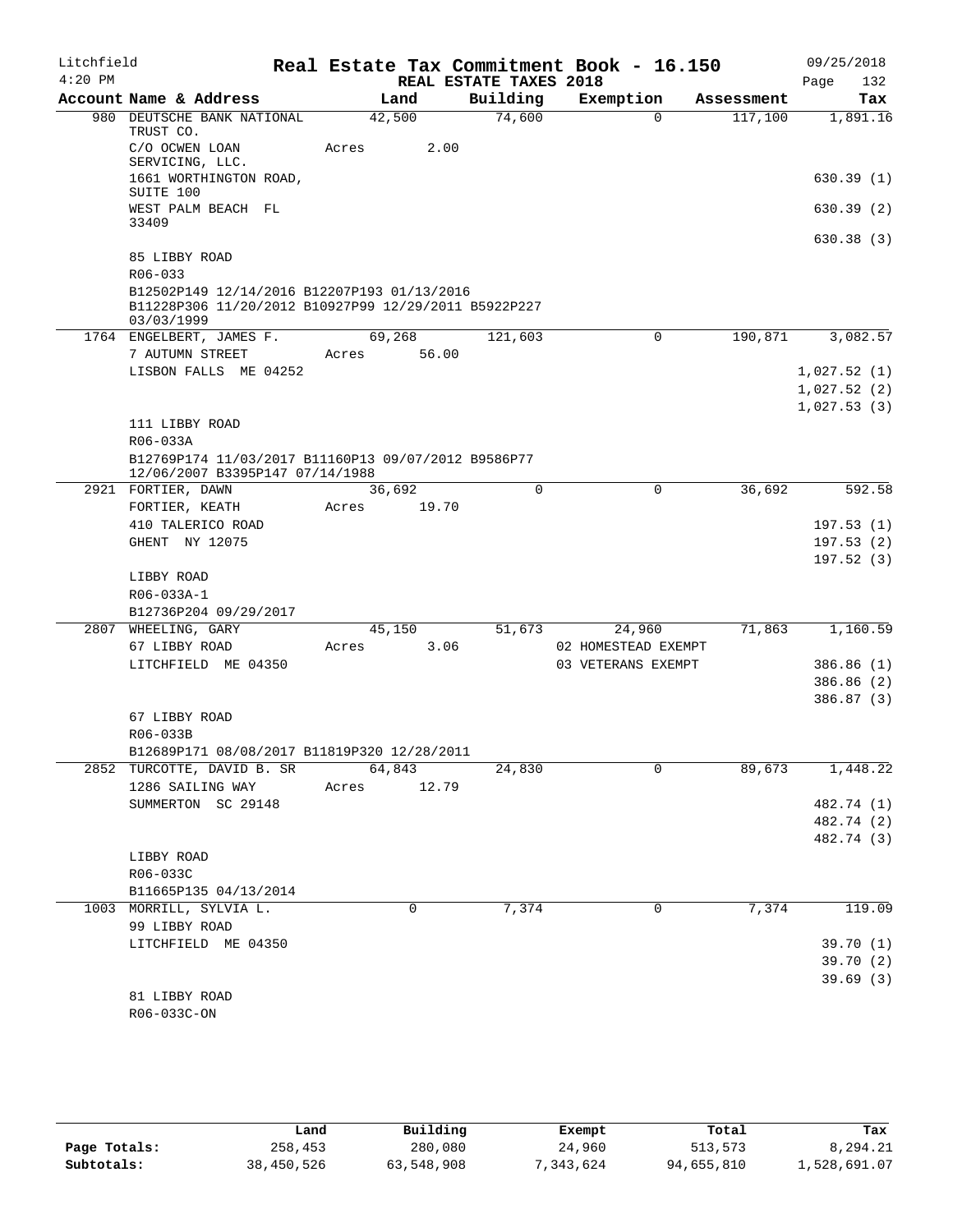Litchfield 4:20 PM

# Real Estate Tax Commitment Book - 16.150

REAL ESTATE TAXES 2018

09/25/2018

| Account Name & Address | Land | Building | Exemption | Assessment | Tax |
|---|---|---|---|---|---|
| 980 DEUTSCHE BANK NATIONAL TRUST CO. | 42,500 | 74,600 | 0 | 117,100 | 1,891.16 |
| C/O OCWEN LOAN SERVICING, LLC. | Acres 2.00 | | | | |
| 1661 WORTHINGTON ROAD, SUITE 100 | | | | | 630.39 (1) |
| WEST PALM BEACH FL 33409 | | | | | 630.39 (2) |
| | | | | | 630.38 (3) |
| 85 LIBBY ROAD | | | | | |
| R06-033 | | | | | |
| B12502P149 12/14/2016 B12207P193 01/13/2016 B11228P306 11/20/2012 B10927P99 12/29/2011 B5922P227 03/03/1999 | | | | | |
| 1764 ENGELBERT, JAMES F. | 69,268 | 121,603 | 0 | 190,871 | 3,082.57 |
| 7 AUTUMN STREET | Acres 56.00 | | | | |
| LISBON FALLS ME 04252 | | | | | 1,027.52 (1) |
| | | | | | 1,027.52 (2) |
| | | | | | 1,027.53 (3) |
| 111 LIBBY ROAD | | | | | |
| R06-033A | | | | | |
| B12769P174 11/03/2017 B11160P13 09/07/2012 B9586P77 12/06/2007 B3395P147 07/14/1988 | | | | | |
| 2921 FORTIER, DAWN | 36,692 | 0 | 0 | 36,692 | 592.58 |
| FORTIER, KEATH | Acres 19.70 | | | | |
| 410 TALERICO ROAD | | | | | 197.53 (1) |
| GHENT NY 12075 | | | | | 197.53 (2) |
| | | | | | 197.52 (3) |
| LIBBY ROAD | | | | | |
| R06-033A-1 | | | | | |
| B12736P204 09/29/2017 | | | | | |
| 2807 WHEELING, GARY | 45,150 | 51,673 | 24,960 | 71,863 | 1,160.59 |
| 67 LIBBY ROAD | Acres 3.06 | | 02 HOMESTEAD EXEMPT | | |
| LITCHFIELD ME 04350 | | | 03 VETERANS EXEMPT | | 386.86 (1) |
| | | | | | 386.86 (2) |
| | | | | | 386.87 (3) |
| 67 LIBBY ROAD | | | | | |
| R06-033B | | | | | |
| B12689P171 08/08/2017 B11819P320 12/28/2011 | | | | | |
| 2852 TURCOTTE, DAVID B. SR | 64,843 | 24,830 | 0 | 89,673 | 1,448.22 |
| 1286 SAILING WAY | Acres 12.79 | | | | |
| SUMMERTON SC 29148 | | | | | 482.74 (1) |
| | | | | | 482.74 (2) |
| | | | | | 482.74 (3) |
| LIBBY ROAD | | | | | |
| R06-033C | | | | | |
| B11665P135 04/13/2014 | | | | | |
| 1003 MORRILL, SYLVIA L. | 0 | 7,374 | 0 | 7,374 | 119.09 |
| 99 LIBBY ROAD | | | | | |
| LITCHFIELD ME 04350 | | | | | 39.70 (1) |
| | | | | | 39.70 (2) |
| | | | | | 39.69 (3) |
| 81 LIBBY ROAD | | | | | |
| R06-033C-ON | | | | | |

| | Land | Building | Exempt | Total | Tax |
|---|---|---|---|---|---|
| Page Totals: | 258,453 | 280,080 | 24,960 | 513,573 | 8,294.21 |
| Subtotals: | 38,450,526 | 63,548,908 | 7,343,624 | 94,655,810 | 1,528,691.07 |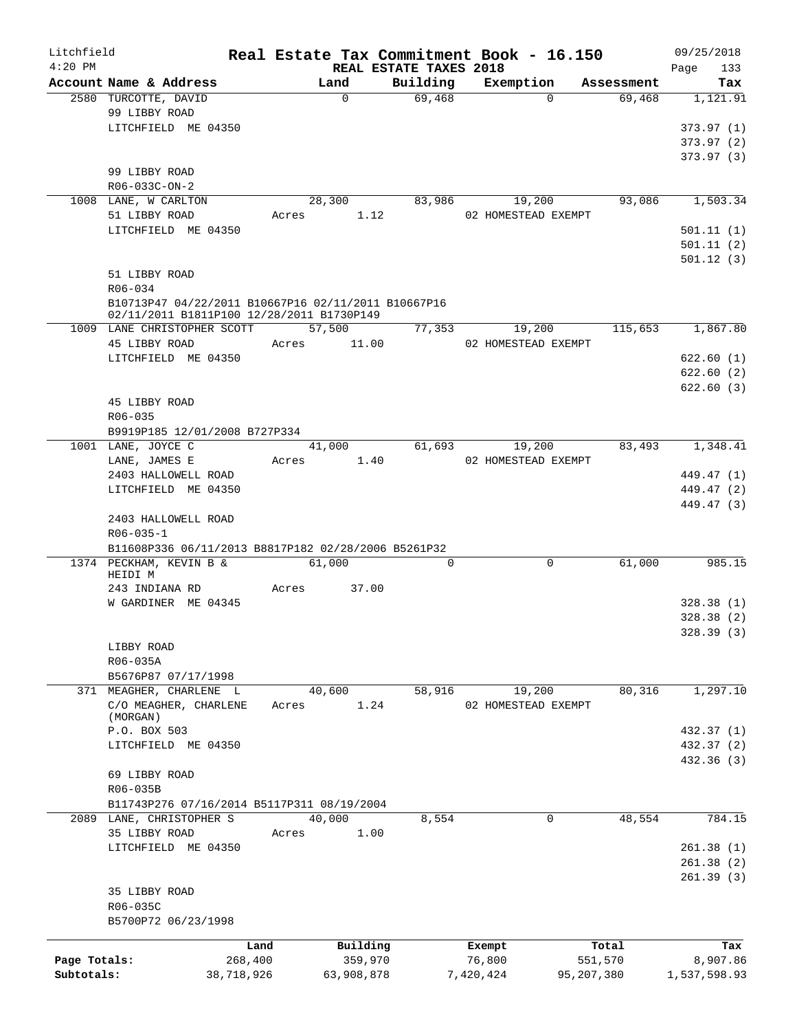Litchfield
4:20 PM

# Real Estate Tax Commitment Book - 16.150

REAL ESTATE TAXES 2018

09/25/2018

| Account Name & Address | Land | Building | Exemption | Assessment | Tax |
|---|---|---|---|---|---|
| 2580 TURCOTTE, DAVID | 0 | 69,468 | 0 | 69,468 | 1,121.91 |
| 99 LIBBY ROAD | | | | | |
| LITCHFIELD ME 04350 | | | | | 373.97 (1) |
| | | | | | 373.97 (2) |
| | | | | | 373.97 (3) |
| 99 LIBBY ROAD | | | | | |
| R06-033C-ON-2 | | | | | |
| 1008 LANE, W CARLTON | 28,300 | 83,986 | 19,200 | 93,086 | 1,503.34 |
| 51 LIBBY ROAD | Acres 1.12 | | 02 HOMESTEAD EXEMPT | | |
| LITCHFIELD ME 04350 | | | | | 501.11 (1) |
| | | | | | 501.11 (2) |
| | | | | | 501.12 (3) |
| 51 LIBBY ROAD | | | | | |
| R06-034 | | | | | |
| B10713P47 04/22/2011 B10667P16 02/11/2011 B10667P16 02/11/2011 B1811P100 12/28/2011 B1730P149 | | | | | |
| 1009 LANE CHRISTOPHER SCOTT | 57,500 | 77,353 | 19,200 | 115,653 | 1,867.80 |
| 45 LIBBY ROAD | Acres 11.00 | | 02 HOMESTEAD EXEMPT | | |
| LITCHFIELD ME 04350 | | | | | 622.60 (1) |
| | | | | | 622.60 (2) |
| | | | | | 622.60 (3) |
| 45 LIBBY ROAD | | | | | |
| R06-035 | | | | | |
| B9919P185 12/01/2008 B727P334 | | | | | |
| 1001 LANE, JOYCE C | 41,000 | 61,693 | 19,200 | 83,493 | 1,348.41 |
| LANE, JAMES E | Acres 1.40 | | 02 HOMESTEAD EXEMPT | | |
| 2403 HALLOWELL ROAD | | | | | 449.47 (1) |
| LITCHFIELD ME 04350 | | | | | 449.47 (2) |
| | | | | | 449.47 (3) |
| 2403 HALLOWELL ROAD | | | | | |
| R06-035-1 | | | | | |
| B11608P336 06/11/2013 B8817P182 02/28/2006 B5261P32 | | | | | |
| 1374 PECKHAM, KEVIN B & HEIDI M | 61,000 | 0 | 0 | 61,000 | 985.15 |
| 243 INDIANA RD | Acres 37.00 | | | | |
| W GARDINER ME 04345 | | | | | 328.38 (1) |
| | | | | | 328.38 (2) |
| | | | | | 328.39 (3) |
| LIBBY ROAD | | | | | |
| R06-035A | | | | | |
| B5676P87 07/17/1998 | | | | | |
| 371 MEAGHER, CHARLENE L | 40,600 | 58,916 | 19,200 | 80,316 | 1,297.10 |
| C/O MEAGHER, CHARLENE (MORGAN) | Acres 1.24 | | 02 HOMESTEAD EXEMPT | | |
| P.O. BOX 503 | | | | | 432.37 (1) |
| LITCHFIELD ME 04350 | | | | | 432.37 (2) |
| | | | | | 432.36 (3) |
| 69 LIBBY ROAD | | | | | |
| R06-035B | | | | | |
| B11743P276 07/16/2014 B5117P311 08/19/2004 | | | | | |
| 2089 LANE, CHRISTOPHER S | 40,000 | 8,554 | 0 | 48,554 | 784.15 |
| 35 LIBBY ROAD | Acres 1.00 | | | | |
| LITCHFIELD ME 04350 | | | | | 261.38 (1) |
| | | | | | 261.38 (2) |
| | | | | | 261.39 (3) |
| 35 LIBBY ROAD | | | | | |
| R06-035C | | | | | |
| B5700P72 06/23/1998 | | | | | |

| | Land | Building | Exempt | Total | Tax |
|---|---|---|---|---|---|
| Page Totals: | 268,400 | 359,970 | 76,800 | 551,570 | 8,907.86 |
| Subtotals: | 38,718,926 | 63,908,878 | 7,420,424 | 95,207,380 | 1,537,598.93 |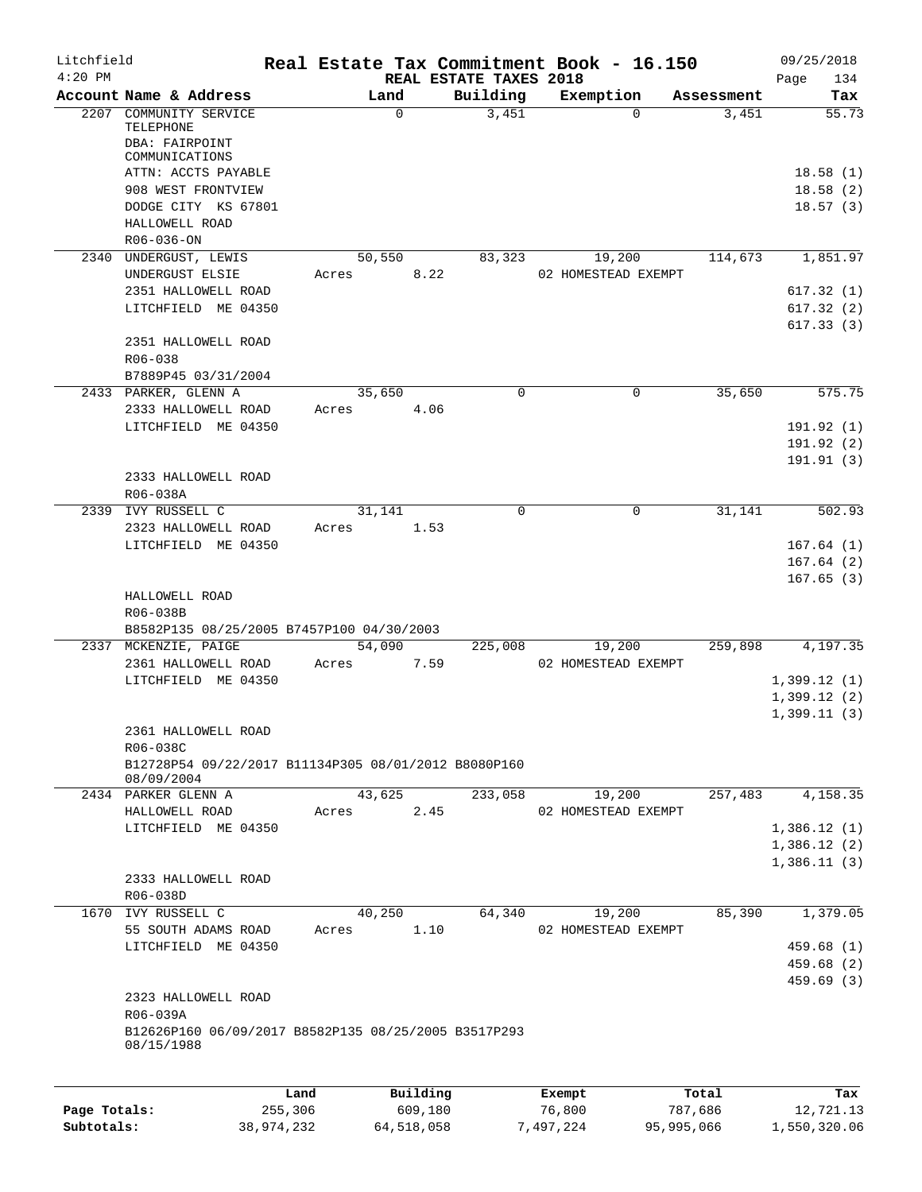Litchfield
4:20 PM

# Real Estate Tax Commitment Book - 16.150

REAL ESTATE TAXES 2018

09/25/2018
Page 134

| Account Name & Address | Land | Building | Exemption | Assessment | Tax |
|---|---|---|---|---|---|
| 2207 COMMUNITY SERVICE TELEPHONE | 0 | 3,451 | 0 | 3,451 | 55.73 |
| DBA: FAIRPOINT COMMUNICATIONS | | | | | |
| ATTN: ACCTS PAYABLE | | | | | 18.58 (1) |
| 908 WEST FRONTVIEW | | | | | 18.58 (2) |
| DODGE CITY KS 67801 | | | | | 18.57 (3) |
| HALLOWELL ROAD | | | | | |
| R06-036-ON | | | | | |
| 2340 UNDERGUST, LEWIS | 50,550 | 83,323 | 19,200 | 114,673 | 1,851.97 |
| UNDERGUST ELSIE | Acres 8.22 | | 02 HOMESTEAD EXEMPT | | |
| 2351 HALLOWELL ROAD | | | | | 617.32 (1) |
| LITCHFIELD ME 04350 | | | | | 617.32 (2) |
| | | | | | 617.33 (3) |
| 2351 HALLOWELL ROAD | | | | | |
| R06-038 | | | | | |
| B7889P45 03/31/2004 | | | | | |
| 2433 PARKER, GLENN A | 35,650 | 0 | 0 | 35,650 | 575.75 |
| 2333 HALLOWELL ROAD | Acres 4.06 | | | | |
| LITCHFIELD ME 04350 | | | | | 191.92 (1) |
| | | | | | 191.92 (2) |
| | | | | | 191.91 (3) |
| 2333 HALLOWELL ROAD | | | | | |
| R06-038A | | | | | |
| 2339 IVY RUSSELL C | 31,141 | 0 | 0 | 31,141 | 502.93 |
| 2323 HALLOWELL ROAD | Acres 1.53 | | | | |
| LITCHFIELD ME 04350 | | | | | 167.64 (1) |
| | | | | | 167.64 (2) |
| | | | | | 167.65 (3) |
| HALLOWELL ROAD | | | | | |
| R06-038B | | | | | |
| B8582P135 08/25/2005 B7457P100 04/30/2003 | | | | | |
| 2337 MCKENZIE, PAIGE | 54,090 | 225,008 | 19,200 | 259,898 | 4,197.35 |
| 2361 HALLOWELL ROAD | Acres 7.59 | | 02 HOMESTEAD EXEMPT | | |
| LITCHFIELD ME 04350 | | | | | 1,399.12 (1) |
| | | | | | 1,399.12 (2) |
| | | | | | 1,399.11 (3) |
| 2361 HALLOWELL ROAD | | | | | |
| R06-038C | | | | | |
| B12728P54 09/22/2017 B11134P305 08/01/2012 B8080P160 08/09/2004 | | | | | |
| 2434 PARKER GLENN A | 43,625 | 233,058 | 19,200 | 257,483 | 4,158.35 |
| HALLOWELL ROAD | Acres 2.45 | | 02 HOMESTEAD EXEMPT | | |
| LITCHFIELD ME 04350 | | | | | 1,386.12 (1) |
| | | | | | 1,386.12 (2) |
| | | | | | 1,386.11 (3) |
| 2333 HALLOWELL ROAD | | | | | |
| R06-038D | | | | | |
| 1670 IVY RUSSELL C | 40,250 | 64,340 | 19,200 | 85,390 | 1,379.05 |
| 55 SOUTH ADAMS ROAD | Acres 1.10 | | 02 HOMESTEAD EXEMPT | | |
| LITCHFIELD ME 04350 | | | | | 459.68 (1) |
| | | | | | 459.68 (2) |
| | | | | | 459.69 (3) |
| 2323 HALLOWELL ROAD | | | | | |
| R06-039A | | | | | |
| B12626P160 06/09/2017 B8582P135 08/25/2005 B3517P293 08/15/1988 | | | | | |

| | Land | Building | Exempt | Total | Tax |
|---|---|---|---|---|---|
| Page Totals: | 255,306 | 609,180 | 76,800 | 787,686 | 12,721.13 |
| Subtotals: | 38,974,232 | 64,518,058 | 7,497,224 | 95,995,066 | 1,550,320.06 |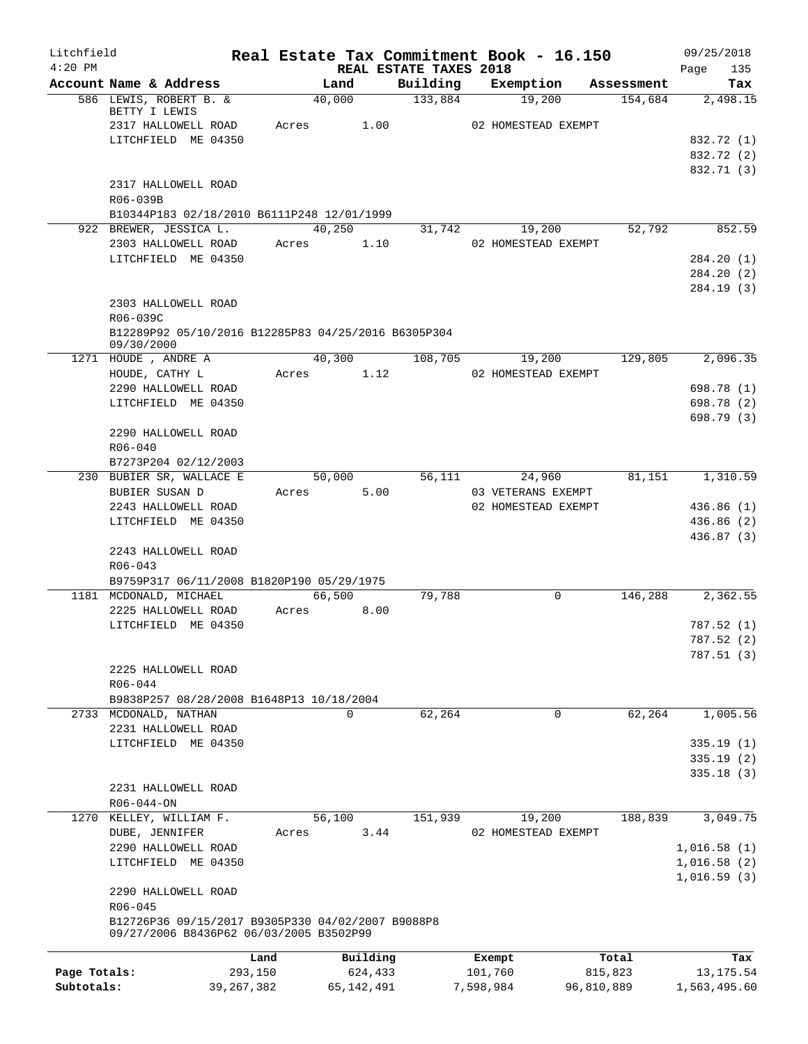# Real Estate Tax Commitment Book - 16.150

Litchfield 4:20 PM — REAL ESTATE TAXES 2018 — 09/25/2018

| Account Name & Address | Land | Building | Exemption | Assessment | Tax |
|---|---|---|---|---|---|
| 586 LEWIS, ROBERT B. & BETTY I LEWIS | 40,000 | 133,884 | 19,200 | 154,684 | 2,498.15 |
| 2317 HALLOWELL ROAD | Acres 1.00 | | 02 HOMESTEAD EXEMPT | | |
| LITCHFIELD ME 04350 | | | | | 832.72 (1) |
| | | | | | 832.72 (2) |
| | | | | | 832.71 (3) |
| 2317 HALLOWELL ROAD | | | | | |
| R06-039B | | | | | |
| B10344P183 02/18/2010 B6111P248 12/01/1999 | | | | | |
| 922 BREWER, JESSICA L. | 40,250 | 31,742 | 19,200 | 52,792 | 852.59 |
| 2303 HALLOWELL ROAD | Acres 1.10 | | 02 HOMESTEAD EXEMPT | | |
| LITCHFIELD ME 04350 | | | | | 284.20 (1) |
| | | | | | 284.20 (2) |
| | | | | | 284.19 (3) |
| 2303 HALLOWELL ROAD | | | | | |
| R06-039C | | | | | |
| B12289P92 05/10/2016 B12285P83 04/25/2016 B6305P304 09/30/2000 | | | | | |
| 1271 HOUDE , ANDRE A | 40,300 | 108,705 | 19,200 | 129,805 | 2,096.35 |
| HOUDE, CATHY L | Acres 1.12 | | 02 HOMESTEAD EXEMPT | | |
| 2290 HALLOWELL ROAD | | | | | 698.78 (1) |
| LITCHFIELD ME 04350 | | | | | 698.78 (2) |
| | | | | | 698.79 (3) |
| 2290 HALLOWELL ROAD | | | | | |
| R06-040 | | | | | |
| B7273P204 02/12/2003 | | | | | |
| 230 BUBIER SR, WALLACE E | 50,000 | 56,111 | 24,960 | 81,151 | 1,310.59 |
| BUBIER SUSAN D | Acres 5.00 | | 03 VETERANS EXEMPT | | |
| 2243 HALLOWELL ROAD | | | 02 HOMESTEAD EXEMPT | | 436.86 (1) |
| LITCHFIELD ME 04350 | | | | | 436.86 (2) |
| | | | | | 436.87 (3) |
| 2243 HALLOWELL ROAD | | | | | |
| R06-043 | | | | | |
| B9759P317 06/11/2008 B1820P190 05/29/1975 | | | | | |
| 1181 MCDONALD, MICHAEL | 66,500 | 79,788 | 0 | 146,288 | 2,362.55 |
| 2225 HALLOWELL ROAD | Acres 8.00 | | | | |
| LITCHFIELD ME 04350 | | | | | 787.52 (1) |
| | | | | | 787.52 (2) |
| | | | | | 787.51 (3) |
| 2225 HALLOWELL ROAD | | | | | |
| R06-044 | | | | | |
| B9838P257 08/28/2008 B1648P13 10/18/2004 | | | | | |
| 2733 MCDONALD, NATHAN | 0 | 62,264 | 0 | 62,264 | 1,005.56 |
| 2231 HALLOWELL ROAD | | | | | |
| LITCHFIELD ME 04350 | | | | | 335.19 (1) |
| | | | | | 335.19 (2) |
| | | | | | 335.18 (3) |
| 2231 HALLOWELL ROAD | | | | | |
| R06-044-ON | | | | | |
| 1270 KELLEY, WILLIAM F. | 56,100 | 151,939 | 19,200 | 188,839 | 3,049.75 |
| DUBE, JENNIFER | Acres 3.44 | | 02 HOMESTEAD EXEMPT | | |
| 2290 HALLOWELL ROAD | | | | | 1,016.58 (1) |
| LITCHFIELD ME 04350 | | | | | 1,016.58 (2) |
| | | | | | 1,016.59 (3) |
| 2290 HALLOWELL ROAD | | | | | |
| R06-045 | | | | | |
| B12726P36 09/15/2017 B9305P330 04/02/2007 B9088P8 09/27/2006 B8436P62 06/03/2005 B3502P99 | | | | | |

| | Land | Building | Exempt | Total | Tax |
|---|---|---|---|---|---|
| Page Totals: | 293,150 | 624,433 | 101,760 | 815,823 | 13,175.54 |
| Subtotals: | 39,267,382 | 65,142,491 | 7,598,984 | 96,810,889 | 1,563,495.60 |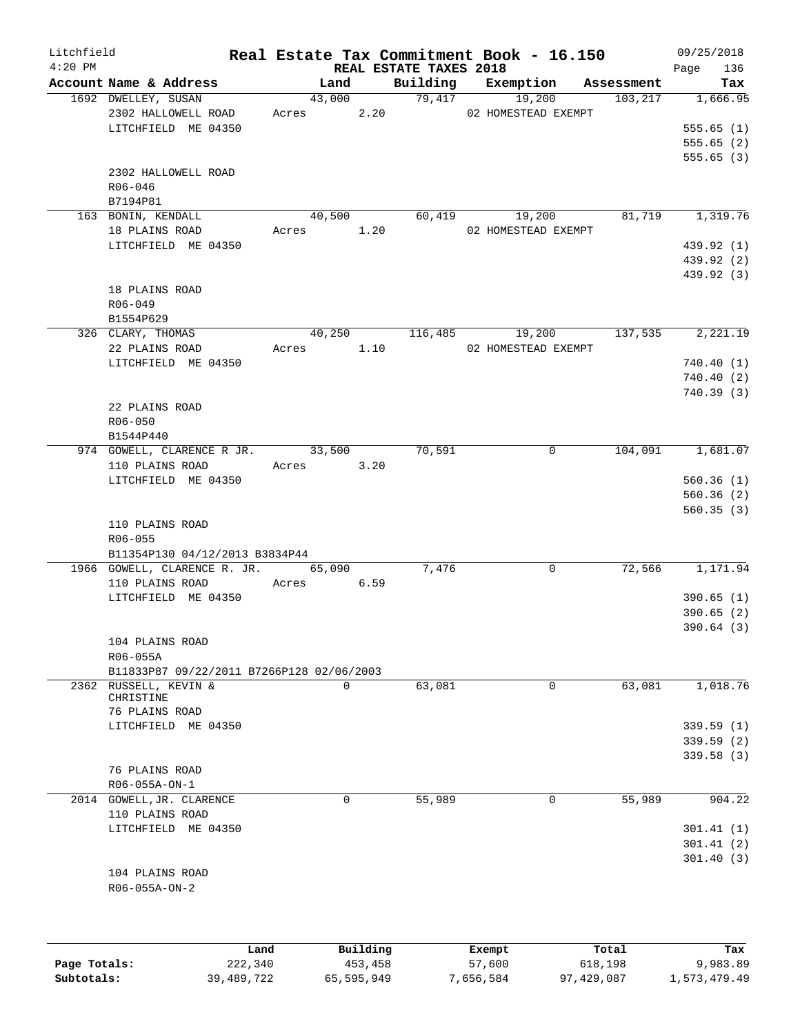Litchfield
4:20 PM

# Real Estate Tax Commitment Book - 16.150

REAL ESTATE TAXES 2018

09/25/2018

| Account Name & Address | Land | Building | Exemption | Assessment | Tax |
|---|---|---|---|---|---|
| 1692 DWELLEY, SUSAN | 43,000 | 79,417 | 19,200 | 103,217 | 1,666.95 |
| 2302 HALLOWELL ROAD | Acres 2.20 | | 02 HOMESTEAD EXEMPT | | |
| LITCHFIELD ME 04350 | | | | | 555.65 (1) |
| | | | | | 555.65 (2) |
| | | | | | 555.65 (3) |
| 2302 HALLOWELL ROAD | | | | | |
| R06-046 | | | | | |
| B7194P81 | | | | | |
| 163 BONIN, KENDALL | 40,500 | 60,419 | 19,200 | 81,719 | 1,319.76 |
| 18 PLAINS ROAD | Acres 1.20 | | 02 HOMESTEAD EXEMPT | | |
| LITCHFIELD ME 04350 | | | | | 439.92 (1) |
| | | | | | 439.92 (2) |
| | | | | | 439.92 (3) |
| 18 PLAINS ROAD | | | | | |
| R06-049 | | | | | |
| B1554P629 | | | | | |
| 326 CLARY, THOMAS | 40,250 | 116,485 | 19,200 | 137,535 | 2,221.19 |
| 22 PLAINS ROAD | Acres 1.10 | | 02 HOMESTEAD EXEMPT | | |
| LITCHFIELD ME 04350 | | | | | 740.40 (1) |
| | | | | | 740.40 (2) |
| | | | | | 740.39 (3) |
| 22 PLAINS ROAD | | | | | |
| R06-050 | | | | | |
| B1544P440 | | | | | |
| 974 GOWELL, CLARENCE R JR. | 33,500 | 70,591 | 0 | 104,091 | 1,681.07 |
| 110 PLAINS ROAD | Acres 3.20 | | | | |
| LITCHFIELD ME 04350 | | | | | 560.36 (1) |
| | | | | | 560.36 (2) |
| | | | | | 560.35 (3) |
| 110 PLAINS ROAD | | | | | |
| R06-055 | | | | | |
| B11354P130 04/12/2013 B3834P44 | | | | | |
| 1966 GOWELL, CLARENCE R. JR. | 65,090 | 7,476 | 0 | 72,566 | 1,171.94 |
| 110 PLAINS ROAD | Acres 6.59 | | | | |
| LITCHFIELD ME 04350 | | | | | 390.65 (1) |
| | | | | | 390.65 (2) |
| | | | | | 390.64 (3) |
| 104 PLAINS ROAD | | | | | |
| R06-055A | | | | | |
| B11833P87 09/22/2011 B7266P128 02/06/2003 | | | | | |
| 2362 RUSSELL, KEVIN & CHRISTINE | 0 | 63,081 | 0 | 63,081 | 1,018.76 |
| 76 PLAINS ROAD | | | | | |
| LITCHFIELD ME 04350 | | | | | 339.59 (1) |
| | | | | | 339.59 (2) |
| | | | | | 339.58 (3) |
| 76 PLAINS ROAD | | | | | |
| R06-055A-ON-1 | | | | | |
| 2014 GOWELL, JR. CLARENCE | 0 | 55,989 | 0 | 55,989 | 904.22 |
| 110 PLAINS ROAD | | | | | |
| LITCHFIELD ME 04350 | | | | | 301.41 (1) |
| | | | | | 301.41 (2) |
| | | | | | 301.40 (3) |
| 104 PLAINS ROAD | | | | | |
| R06-055A-ON-2 | | | | | |

| | Land | Building | Exempt | Total | Tax |
|---|---|---|---|---|---|
| Page Totals: | 222,340 | 453,458 | 57,600 | 618,198 | 9,983.89 |
| Subtotals: | 39,489,722 | 65,595,949 | 7,656,584 | 97,429,087 | 1,573,479.49 |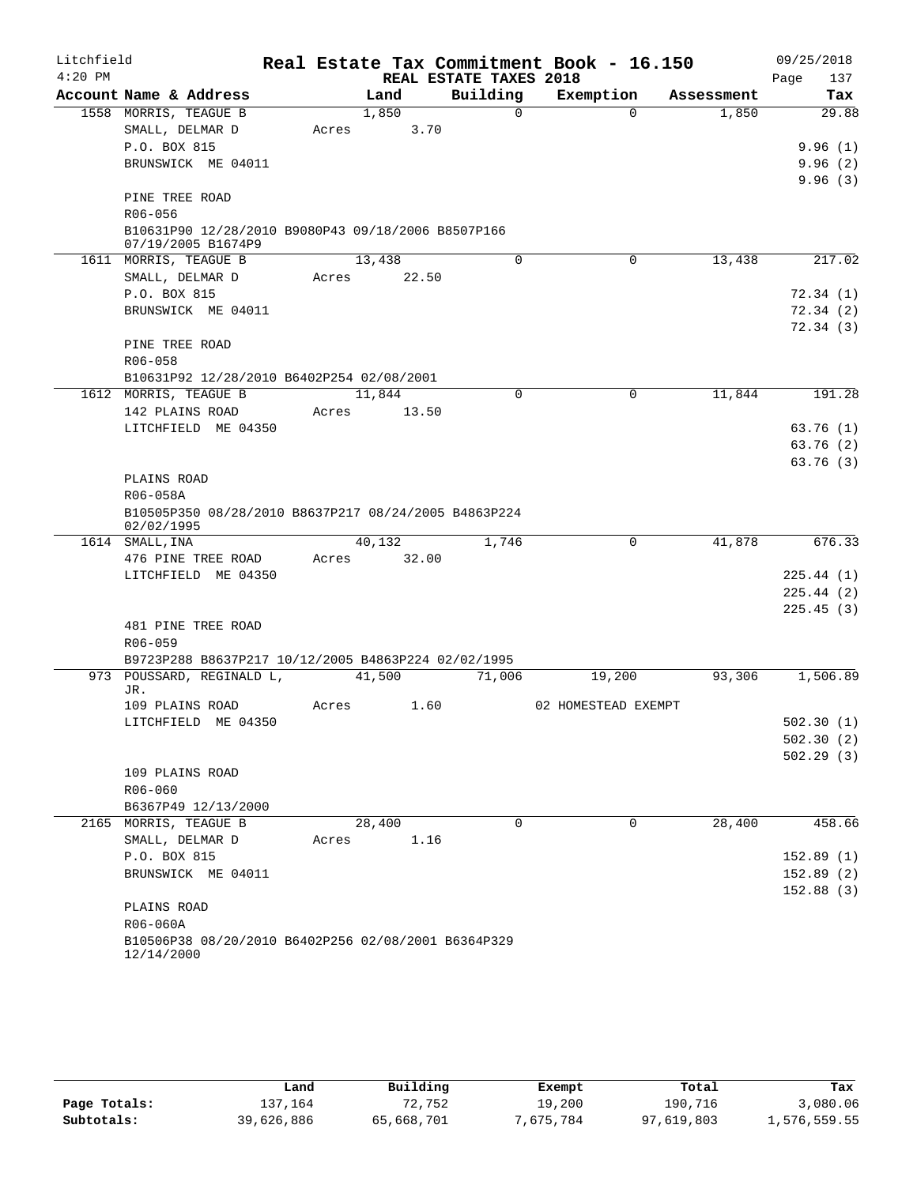Litchfield 4:20 PM

# Real Estate Tax Commitment Book - 16.150

## REAL ESTATE TAXES 2018

09/25/2018

| Account Name & Address | Land | Building | Exemption | Assessment | Tax |
|---|---|---|---|---|---|
| 1558 MORRIS, TEAGUE B | 1,850 | 0 | 0 | 1,850 | 29.88 |
| SMALL, DELMAR D | Acres 3.70 | | | | |
| P.O. BOX 815 | | | | | 9.96 (1) |
| BRUNSWICK ME 04011 | | | | | 9.96 (2) |
| | | | | | 9.96 (3) |
| PINE TREE ROAD | | | | | |
| R06-056 | | | | | |
| B10631P90 12/28/2010 B9080P43 09/18/2006 B8507P166 07/19/2005 B1674P9 | | | | | |
| 1611 MORRIS, TEAGUE B | 13,438 | 0 | 0 | 13,438 | 217.02 |
| SMALL, DELMAR D | Acres 22.50 | | | | |
| P.O. BOX 815 | | | | | 72.34 (1) |
| BRUNSWICK ME 04011 | | | | | 72.34 (2) |
| | | | | | 72.34 (3) |
| PINE TREE ROAD | | | | | |
| R06-058 | | | | | |
| B10631P92 12/28/2010 B6402P254 02/08/2001 | | | | | |
| 1612 MORRIS, TEAGUE B | 11,844 | 0 | 0 | 11,844 | 191.28 |
| 142 PLAINS ROAD | Acres 13.50 | | | | |
| LITCHFIELD ME 04350 | | | | | 63.76 (1) |
| | | | | | 63.76 (2) |
| | | | | | 63.76 (3) |
| PLAINS ROAD | | | | | |
| R06-058A | | | | | |
| B10505P350 08/28/2010 B8637P217 08/24/2005 B4863P224 02/02/1995 | | | | | |
| 1614 SMALL, INA | 40,132 | 1,746 | 0 | 41,878 | 676.33 |
| 476 PINE TREE ROAD | Acres 32.00 | | | | |
| LITCHFIELD ME 04350 | | | | | 225.44 (1) |
| | | | | | 225.44 (2) |
| | | | | | 225.45 (3) |
| 481 PINE TREE ROAD | | | | | |
| R06-059 | | | | | |
| B9723P288 B8637P217 10/12/2005 B4863P224 02/02/1995 | | | | | |
| 973 POUSSARD, REGINALD L, JR. | 41,500 | 71,006 | 19,200 | 93,306 | 1,506.89 |
| 109 PLAINS ROAD | Acres 1.60 | | 02 HOMESTEAD EXEMPT | | |
| LITCHFIELD ME 04350 | | | | | 502.30 (1) |
| | | | | | 502.30 (2) |
| | | | | | 502.29 (3) |
| 109 PLAINS ROAD | | | | | |
| R06-060 | | | | | |
| B6367P49 12/13/2000 | | | | | |
| 2165 MORRIS, TEAGUE B | 28,400 | 0 | 0 | 28,400 | 458.66 |
| SMALL, DELMAR D | Acres 1.16 | | | | |
| P.O. BOX 815 | | | | | 152.89 (1) |
| BRUNSWICK ME 04011 | | | | | 152.89 (2) |
| | | | | | 152.88 (3) |
| PLAINS ROAD | | | | | |
| R06-060A | | | | | |
| B10506P38 08/20/2010 B6402P256 02/08/2001 B6364P329 12/14/2000 | | | | | |

| | Land | Building | Exempt | Total | Tax |
|---|---|---|---|---|---|
| Page Totals: | 137,164 | 72,752 | 19,200 | 190,716 | 3,080.06 |
| Subtotals: | 39,626,886 | 65,668,701 | 7,675,784 | 97,619,803 | 1,576,559.55 |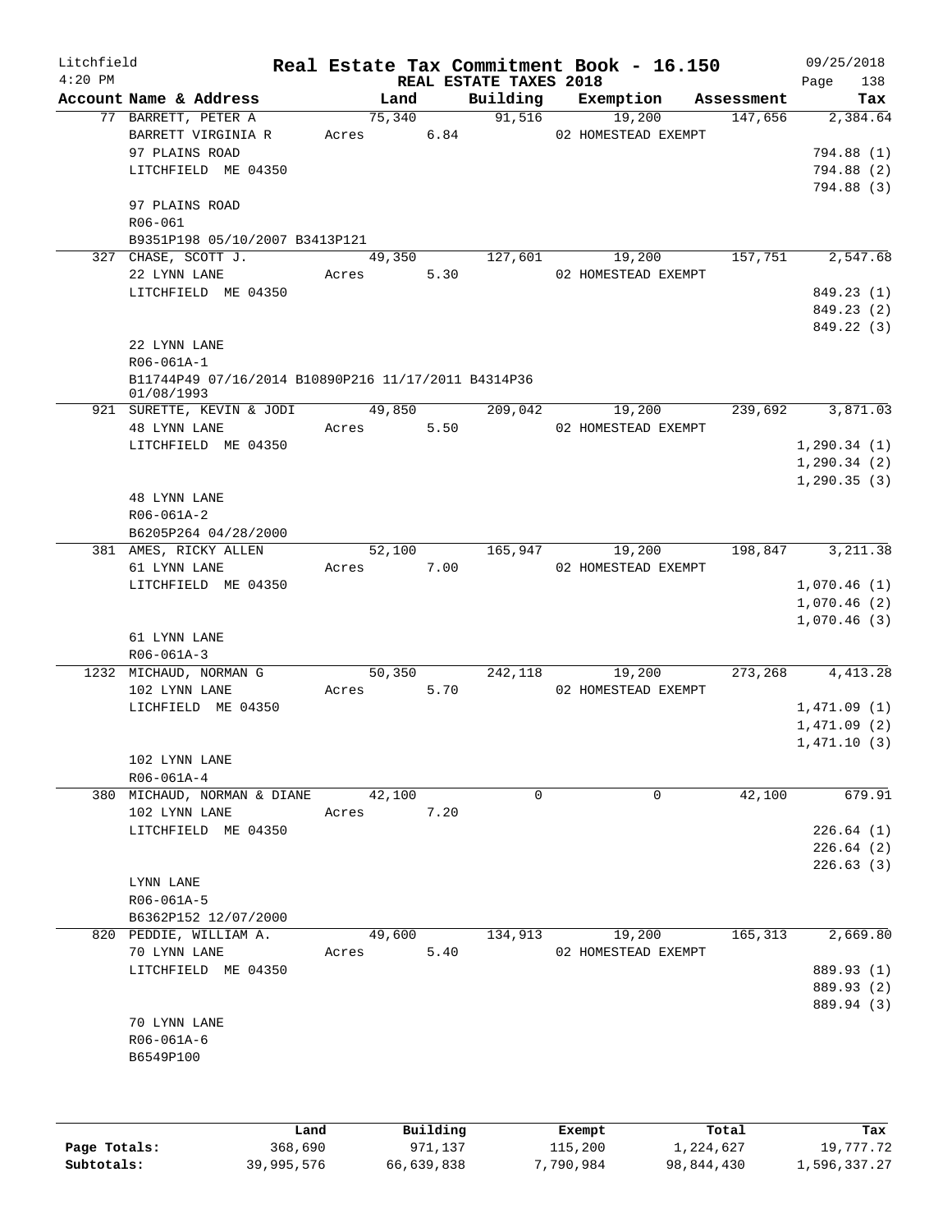Litchfield
4:20 PM

# Real Estate Tax Commitment Book - 16.150

REAL ESTATE TAXES 2018

09/25/2018

| Account Name & Address | Land | Building | Exemption | Assessment | Tax |
|---|---|---|---|---|---|
| 77 BARRETT, PETER A | 75,340 | 91,516 | 19,200 | 147,656 | 2,384.64 |
| BARRETT VIRGINIA R | Acres 6.84 | | 02 HOMESTEAD EXEMPT | | |
| 97 PLAINS ROAD | | | | | 794.88 (1) |
| LITCHFIELD ME 04350 | | | | | 794.88 (2) |
| | | | | | 794.88 (3) |
| 97 PLAINS ROAD | | | | | |
| R06-061 | | | | | |
| B9351P198 05/10/2007 B3413P121 | | | | | |
| 327 CHASE, SCOTT J. | 49,350 | 127,601 | 19,200 | 157,751 | 2,547.68 |
| 22 LYNN LANE | Acres 5.30 | | 02 HOMESTEAD EXEMPT | | |
| LITCHFIELD ME 04350 | | | | | 849.23 (1) |
| | | | | | 849.23 (2) |
| | | | | | 849.22 (3) |
| 22 LYNN LANE | | | | | |
| R06-061A-1 | | | | | |
| B11744P49 07/16/2014 B10890P216 11/17/2011 B4314P36 01/08/1993 | | | | | |
| 921 SURETTE, KEVIN & JODI | 49,850 | 209,042 | 19,200 | 239,692 | 3,871.03 |
| 48 LYNN LANE | Acres 5.50 | | 02 HOMESTEAD EXEMPT | | |
| LITCHFIELD ME 04350 | | | | | 1,290.34 (1) |
| | | | | | 1,290.34 (2) |
| | | | | | 1,290.35 (3) |
| 48 LYNN LANE | | | | | |
| R06-061A-2 | | | | | |
| B6205P264 04/28/2000 | | | | | |
| 381 AMES, RICKY ALLEN | 52,100 | 165,947 | 19,200 | 198,847 | 3,211.38 |
| 61 LYNN LANE | Acres 7.00 | | 02 HOMESTEAD EXEMPT | | |
| LITCHFIELD ME 04350 | | | | | 1,070.46 (1) |
| | | | | | 1,070.46 (2) |
| | | | | | 1,070.46 (3) |
| 61 LYNN LANE | | | | | |
| R06-061A-3 | | | | | |
| 1232 MICHAUD, NORMAN G | 50,350 | 242,118 | 19,200 | 273,268 | 4,413.28 |
| 102 LYNN LANE | Acres 5.70 | | 02 HOMESTEAD EXEMPT | | |
| LICHFIELD ME 04350 | | | | | 1,471.09 (1) |
| | | | | | 1,471.09 (2) |
| | | | | | 1,471.10 (3) |
| 102 LYNN LANE | | | | | |
| R06-061A-4 | | | | | |
| 380 MICHAUD, NORMAN & DIANE | 42,100 | 0 | 0 | 42,100 | 679.91 |
| 102 LYNN LANE | Acres 7.20 | | | | |
| LITCHFIELD ME 04350 | | | | | 226.64 (1) |
| | | | | | 226.64 (2) |
| | | | | | 226.63 (3) |
| LYNN LANE | | | | | |
| R06-061A-5 | | | | | |
| B6362P152 12/07/2000 | | | | | |
| 820 PEDDIE, WILLIAM A. | 49,600 | 134,913 | 19,200 | 165,313 | 2,669.80 |
| 70 LYNN LANE | Acres 5.40 | | 02 HOMESTEAD EXEMPT | | |
| LITCHFIELD ME 04350 | | | | | 889.93 (1) |
| | | | | | 889.93 (2) |
| | | | | | 889.94 (3) |
| 70 LYNN LANE | | | | | |
| R06-061A-6 | | | | | |
| B6549P100 | | | | | |

| | Land | Building | Exempt | Total | Tax |
|---|---|---|---|---|---|
| Page Totals: | 368,690 | 971,137 | 115,200 | 1,224,627 | 19,777.72 |
| Subtotals: | 39,995,576 | 66,639,838 | 7,790,984 | 98,844,430 | 1,596,337.27 |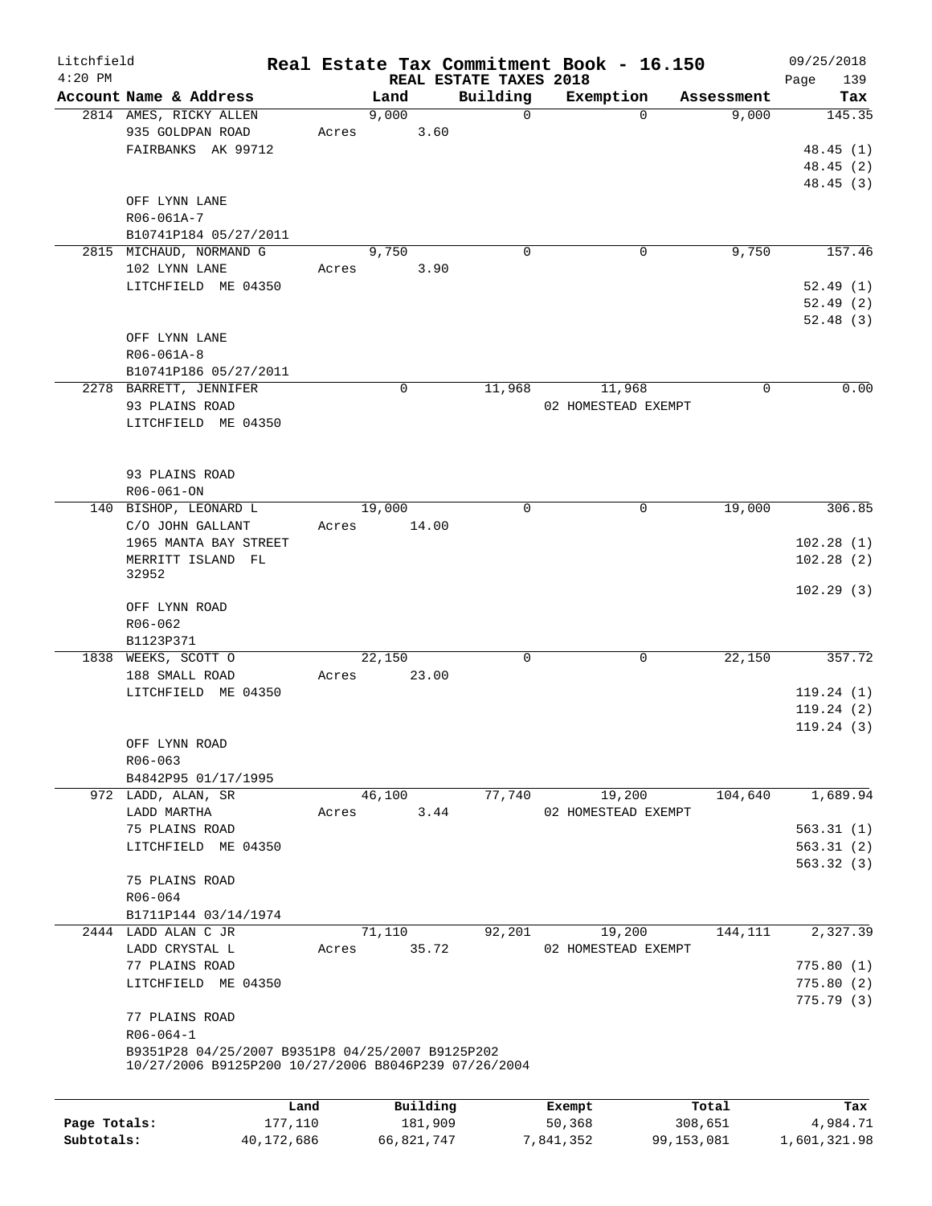Litchfield
4:20 PM

# Real Estate Tax Commitment Book - 16.150

REAL ESTATE TAXES 2018

09/25/2018
Page 139

| Account Name & Address | Land | Building | Exemption | Assessment | Tax |
|---|---|---|---|---|---|
| 2814 AMES, RICKY ALLEN<br>935 GOLDPAN ROAD<br>FAIRBANKS AK 99712<br><br>OFF LYNN LANE<br>R06-061A-7<br>B10741P184 05/27/2011 | 9,000<br>Acres 3.60 | 0 | 0 | 9,000 | 145.35<br>48.45 (1)<br>48.45 (2)<br>48.45 (3) |
| 2815 MICHAUD, NORMAND G<br>102 LYNN LANE<br>LITCHFIELD ME 04350<br><br>OFF LYNN LANE<br>R06-061A-8<br>B10741P186 05/27/2011 | 9,750<br>Acres 3.90 | 0 | 0 | 9,750 | 157.46<br>52.49 (1)<br>52.49 (2)<br>52.48 (3) |
| 2278 BARRETT, JENNIFER<br>93 PLAINS ROAD<br>LITCHFIELD ME 04350<br><br>93 PLAINS ROAD<br>R06-061-ON | 0 | 11,968 | 11,968<br>02 HOMESTEAD EXEMPT | 0 | 0.00 |
| 140 BISHOP, LEONARD L<br>C/O JOHN GALLANT<br>1965 MANTA BAY STREET<br>MERRITT ISLAND FL 32952<br><br>OFF LYNN ROAD<br>R06-062<br>B1123P371 | 19,000<br>Acres 14.00 | 0 | 0 | 19,000 | 306.85<br>102.28 (1)<br>102.28 (2)<br>102.29 (3) |
| 1838 WEEKS, SCOTT O<br>188 SMALL ROAD<br>LITCHFIELD ME 04350<br><br>OFF LYNN ROAD<br>R06-063<br>B4842P95 01/17/1995 | 22,150<br>Acres 23.00 | 0 | 0 | 22,150 | 357.72<br>119.24 (1)<br>119.24 (2)<br>119.24 (3) |
| 972 LADD, ALAN, SR<br>LADD MARTHA<br>75 PLAINS ROAD<br>LITCHFIELD ME 04350<br><br>75 PLAINS ROAD<br>R06-064<br>B1711P144 03/14/1974 | 46,100<br>Acres 3.44 | 77,740 | 19,200<br>02 HOMESTEAD EXEMPT | 104,640 | 1,689.94<br>563.31 (1)<br>563.31 (2)<br>563.32 (3) |
| 2444 LADD ALAN C JR<br>LADD CRYSTAL L<br>77 PLAINS ROAD<br>LITCHFIELD ME 04350<br><br>77 PLAINS ROAD<br>R06-064-1<br>B9351P28 04/25/2007 B9351P8 04/25/2007 B9125P202 10/27/2006 B9125P200 10/27/2006 B8046P239 07/26/2004 | 71,110<br>Acres 35.72 | 92,201 | 19,200<br>02 HOMESTEAD EXEMPT | 144,111 | 2,327.39<br>775.80 (1)<br>775.80 (2)<br>775.79 (3) |

| | Land | Building | Exempt | Total | Tax |
|---|---|---|---|---|---|
| Page Totals: | 177,110 | 181,909 | 50,368 | 308,651 | 4,984.71 |
| Subtotals: | 40,172,686 | 66,821,747 | 7,841,352 | 99,153,081 | 1,601,321.98 |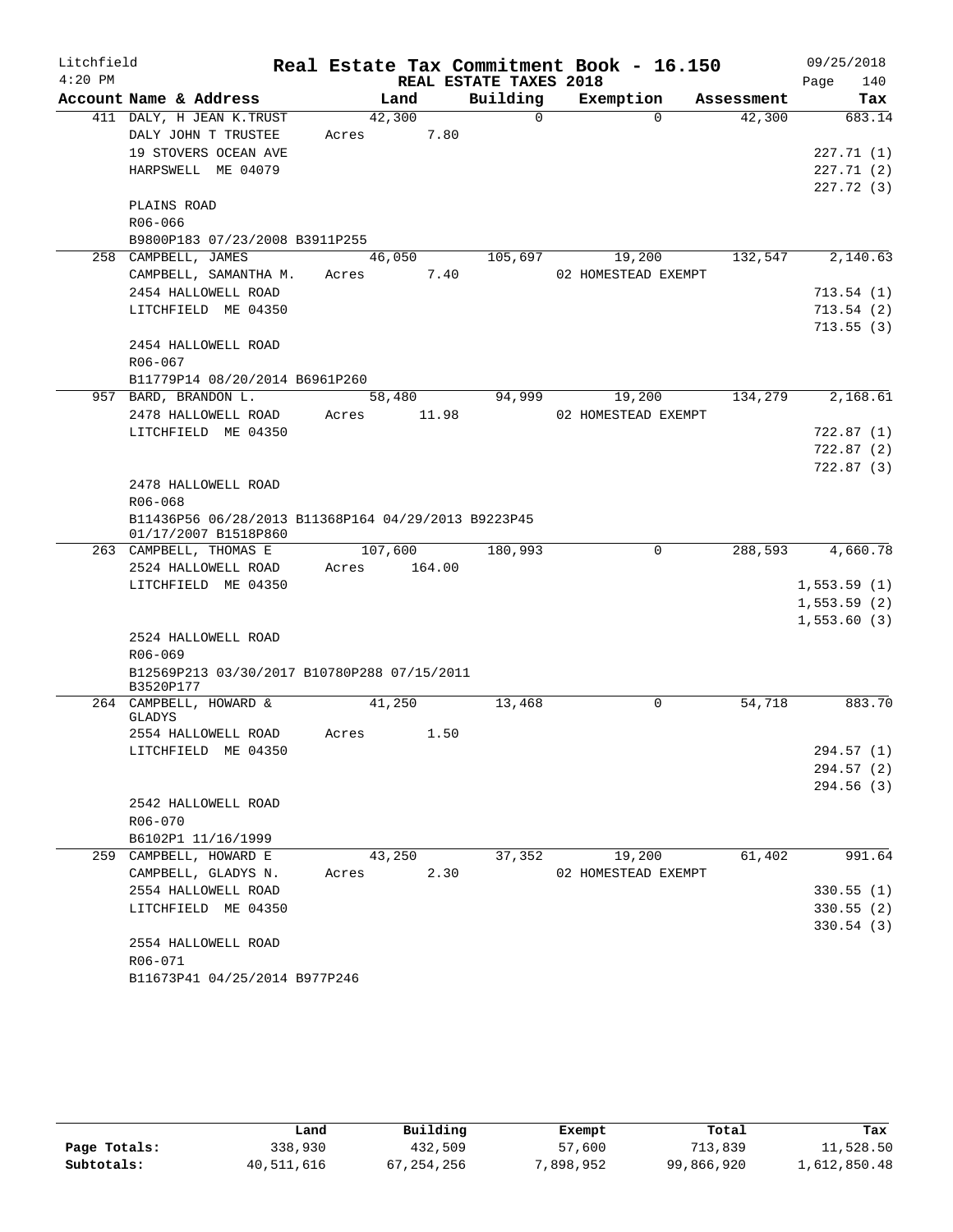Litchfield  
4:20 PM

# Real Estate Tax Commitment Book - 16.150

REAL ESTATE TAXES 2018

09/25/2018  
Page 140

| Account Name & Address | Land | Building | Exemption | Assessment | Tax |
|---|---|---|---|---|---|
| 411 DALY, H JEAN K.TRUST | 42,300 | 0 | 0 | 42,300 | 683.14 |
| DALY JOHN T TRUSTEE | Acres 7.80 | | | | |
| 19 STOVERS OCEAN AVE | | | | | 227.71 (1) |
| HARPSWELL ME 04079 | | | | | 227.71 (2) |
| | | | | | 227.72 (3) |
| PLAINS ROAD | | | | | |
| R06-066 | | | | | |
| B9800P183 07/23/2008 B3911P255 | | | | | |
| 258 CAMPBELL, JAMES | 46,050 | 105,697 | 19,200 | 132,547 | 2,140.63 |
| CAMPBELL, SAMANTHA M. | Acres 7.40 | | 02 HOMESTEAD EXEMPT | | |
| 2454 HALLOWELL ROAD | | | | | 713.54 (1) |
| LITCHFIELD ME 04350 | | | | | 713.54 (2) |
| | | | | | 713.55 (3) |
| 2454 HALLOWELL ROAD | | | | | |
| R06-067 | | | | | |
| B11779P14 08/20/2014 B6961P260 | | | | | |
| 957 BARD, BRANDON L. | 58,480 | 94,999 | 19,200 | 134,279 | 2,168.61 |
| 2478 HALLOWELL ROAD | Acres 11.98 | | 02 HOMESTEAD EXEMPT | | |
| LITCHFIELD ME 04350 | | | | | 722.87 (1) |
| | | | | | 722.87 (2) |
| | | | | | 722.87 (3) |
| 2478 HALLOWELL ROAD | | | | | |
| R06-068 | | | | | |
| B11436P56 06/28/2013 B11368P164 04/29/2013 B9223P45 01/17/2007 B1518P860 | | | | | |
| 263 CAMPBELL, THOMAS E | 107,600 | 180,993 | 0 | 288,593 | 4,660.78 |
| 2524 HALLOWELL ROAD | Acres 164.00 | | | | |
| LITCHFIELD ME 04350 | | | | | 1,553.59 (1) |
| | | | | | 1,553.59 (2) |
| | | | | | 1,553.60 (3) |
| 2524 HALLOWELL ROAD | | | | | |
| R06-069 | | | | | |
| B12569P213 03/30/2017 B10780P288 07/15/2011 B3520P177 | | | | | |
| 264 CAMPBELL, HOWARD & GLADYS | 41,250 | 13,468 | 0 | 54,718 | 883.70 |
| 2554 HALLOWELL ROAD | Acres 1.50 | | | | |
| LITCHFIELD ME 04350 | | | | | 294.57 (1) |
| | | | | | 294.57 (2) |
| | | | | | 294.56 (3) |
| 2542 HALLOWELL ROAD | | | | | |
| R06-070 | | | | | |
| B6102P1 11/16/1999 | | | | | |
| 259 CAMPBELL, HOWARD E | 43,250 | 37,352 | 19,200 | 61,402 | 991.64 |
| CAMPBELL, GLADYS N. | Acres 2.30 | | 02 HOMESTEAD EXEMPT | | |
| 2554 HALLOWELL ROAD | | | | | 330.55 (1) |
| LITCHFIELD ME 04350 | | | | | 330.55 (2) |
| | | | | | 330.54 (3) |
| 2554 HALLOWELL ROAD | | | | | |
| R06-071 | | | | | |
| B11673P41 04/25/2014 B977P246 | | | | | |

| | Land | Building | Exempt | Total | Tax |
|---|---|---|---|---|---|
| Page Totals: | 338,930 | 432,509 | 57,600 | 713,839 | 11,528.50 |
| Subtotals: | 40,511,616 | 67,254,256 | 7,898,952 | 99,866,920 | 1,612,850.48 |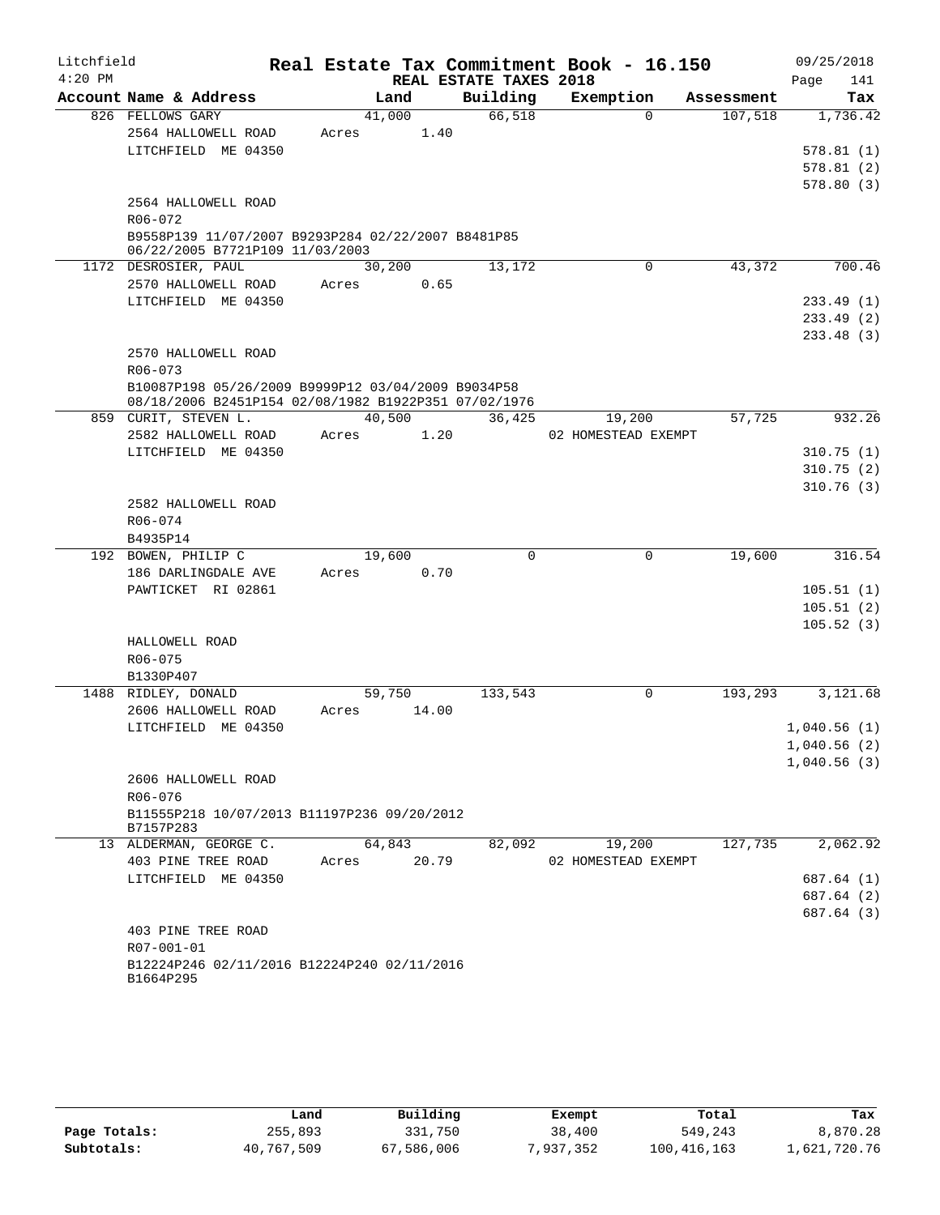# Litchfield — Real Estate Tax Commitment Book - 16.150

4:20 PM — REAL ESTATE TAXES 2018 — 09/25/2018

| Account Name & Address | Land | Building | Exemption | Assessment | Tax |
|---|---|---|---|---|---|
| 826 FELLOWS GARY | 41,000 | 66,518 | 0 | 107,518 | 1,736.42 |
| 2564 HALLOWELL ROAD | Acres 1.40 | | | | |
| LITCHFIELD ME 04350 | | | | | 578.81 (1) |
| | | | | | 578.81 (2) |
| | | | | | 578.80 (3) |
| 2564 HALLOWELL ROAD | | | | | |
| R06-072 | | | | | |
| B9558P139 11/07/2007 B9293P284 02/22/2007 B8481P85 06/22/2005 B7721P109 11/03/2003 | | | | | |
| 1172 DESROSIER, PAUL | 30,200 | 13,172 | 0 | 43,372 | 700.46 |
| 2570 HALLOWELL ROAD | Acres 0.65 | | | | |
| LITCHFIELD ME 04350 | | | | | 233.49 (1) |
| | | | | | 233.49 (2) |
| | | | | | 233.48 (3) |
| 2570 HALLOWELL ROAD | | | | | |
| R06-073 | | | | | |
| B10087P198 05/26/2009 B9999P12 03/04/2009 B9034P58 08/18/2006 B2451P154 02/08/1982 B1922P351 07/02/1976 | | | | | |
| 859 CURIT, STEVEN L. | 40,500 | 36,425 | 19,200 | 57,725 | 932.26 |
| 2582 HALLOWELL ROAD | Acres 1.20 | | 02 HOMESTEAD EXEMPT | | |
| LITCHFIELD ME 04350 | | | | | 310.75 (1) |
| | | | | | 310.75 (2) |
| | | | | | 310.76 (3) |
| 2582 HALLOWELL ROAD | | | | | |
| R06-074 | | | | | |
| B4935P14 | | | | | |
| 192 BOWEN, PHILIP C | 19,600 | 0 | 0 | 19,600 | 316.54 |
| 186 DARLINGDALE AVE | Acres 0.70 | | | | |
| PAWTICKET RI 02861 | | | | | 105.51 (1) |
| | | | | | 105.51 (2) |
| | | | | | 105.52 (3) |
| HALLOWELL ROAD | | | | | |
| R06-075 | | | | | |
| B1330P407 | | | | | |
| 1488 RIDLEY, DONALD | 59,750 | 133,543 | 0 | 193,293 | 3,121.68 |
| 2606 HALLOWELL ROAD | Acres 14.00 | | | | |
| LITCHFIELD ME 04350 | | | | | 1,040.56 (1) |
| | | | | | 1,040.56 (2) |
| | | | | | 1,040.56 (3) |
| 2606 HALLOWELL ROAD | | | | | |
| R06-076 | | | | | |
| B11555P218 10/07/2013 B11197P236 09/20/2012 B7157P283 | | | | | |
| 13 ALDERMAN, GEORGE C. | 64,843 | 82,092 | 19,200 | 127,735 | 2,062.92 |
| 403 PINE TREE ROAD | Acres 20.79 | | 02 HOMESTEAD EXEMPT | | |
| LITCHFIELD ME 04350 | | | | | 687.64 (1) |
| | | | | | 687.64 (2) |
| | | | | | 687.64 (3) |
| 403 PINE TREE ROAD | | | | | |
| R07-001-01 | | | | | |
| B12224P246 02/11/2016 B12224P240 02/11/2016 B1664P295 | | | | | |

| | Land | Building | Exempt | Total | Tax |
|---|---|---|---|---|---|
| Page Totals: | 255,893 | 331,750 | 38,400 | 549,243 | 8,870.28 |
| Subtotals: | 40,767,509 | 67,586,006 | 7,937,352 | 100,416,163 | 1,621,720.76 |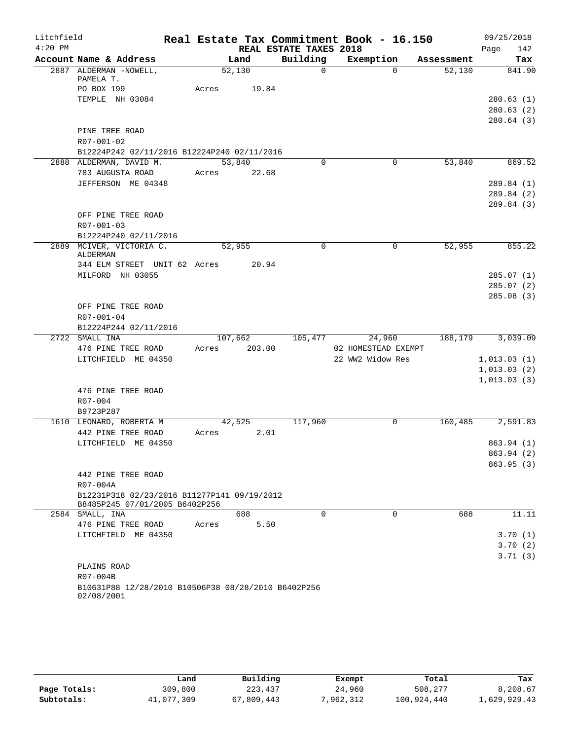Litchfield 4:20 PM

# Real Estate Tax Commitment Book - 16.150

## REAL ESTATE TAXES 2018

09/25/2018

| Account Name & Address | Land | Building | Exemption | Assessment | Tax |
|---|---|---|---|---|---|
| 2887 ALDERMAN -NOWELL, PAMELA T. | 52,130 | 0 | 0 | 52,130 | 841.90 |
| PO BOX 199 | Acres 19.84 | | | | |
| TEMPLE NH 03084 | | | | | 280.63 (1) |
| | | | | | 280.63 (2) |
| | | | | | 280.64 (3) |
| PINE TREE ROAD | | | | | |
| R07-001-02 | | | | | |
| B12224P242 02/11/2016 B12224P240 02/11/2016 | | | | | |
| 2888 ALDERMAN, DAVID M. | 53,840 | 0 | 0 | 53,840 | 869.52 |
| 783 AUGUSTA ROAD | Acres 22.68 | | | | |
| JEFFERSON ME 04348 | | | | | 289.84 (1) |
| | | | | | 289.84 (2) |
| | | | | | 289.84 (3) |
| OFF PINE TREE ROAD | | | | | |
| R07-001-03 | | | | | |
| B12224P240 02/11/2016 | | | | | |
| 2889 MCIVER, VICTORIA C. ALDERMAN | 52,955 | 0 | 0 | 52,955 | 855.22 |
| 344 ELM STREET UNIT 62 | Acres 20.94 | | | | |
| MILFORD NH 03055 | | | | | 285.07 (1) |
| | | | | | 285.07 (2) |
| | | | | | 285.08 (3) |
| OFF PINE TREE ROAD | | | | | |
| R07-001-04 | | | | | |
| B12224P244 02/11/2016 | | | | | |
| 2722 SMALL INA | 107,662 | 105,477 | 24,960 | 188,179 | 3,039.09 |
| 476 PINE TREE ROAD | Acres 203.00 | | 02 HOMESTEAD EXEMPT | | |
| LITCHFIELD ME 04350 | | | 22 WW2 Widow Res | | 1,013.03 (1) |
| | | | | | 1,013.03 (2) |
| | | | | | 1,013.03 (3) |
| 476 PINE TREE ROAD | | | | | |
| R07-004 | | | | | |
| B9723P287 | | | | | |
| 1610 LEONARD, ROBERTA M | 42,525 | 117,960 | 0 | 160,485 | 2,591.83 |
| 442 PINE TREE ROAD | Acres 2.01 | | | | |
| LITCHFIELD ME 04350 | | | | | 863.94 (1) |
| | | | | | 863.94 (2) |
| | | | | | 863.95 (3) |
| 442 PINE TREE ROAD | | | | | |
| R07-004A | | | | | |
| B12231P318 02/23/2016 B11277P141 09/19/2012 B8485P245 07/01/2005 B6402P256 | | | | | |
| 2584 SMALL, INA | 688 | 0 | 0 | 688 | 11.11 |
| 476 PINE TREE ROAD | Acres 5.50 | | | | |
| LITCHFIELD ME 04350 | | | | | 3.70 (1) |
| | | | | | 3.70 (2) |
| | | | | | 3.71 (3) |
| PLAINS ROAD | | | | | |
| R07-004B | | | | | |
| B10631P88 12/28/2010 B10506P38 08/28/2010 B6402P256 02/08/2001 | | | | | |

| | Land | Building | Exempt | Total | Tax |
|---|---|---|---|---|---|
| Page Totals: | 309,800 | 223,437 | 24,960 | 508,277 | 8,208.67 |
| Subtotals: | 41,077,309 | 67,809,443 | 7,962,312 | 100,924,440 | 1,629,929.43 |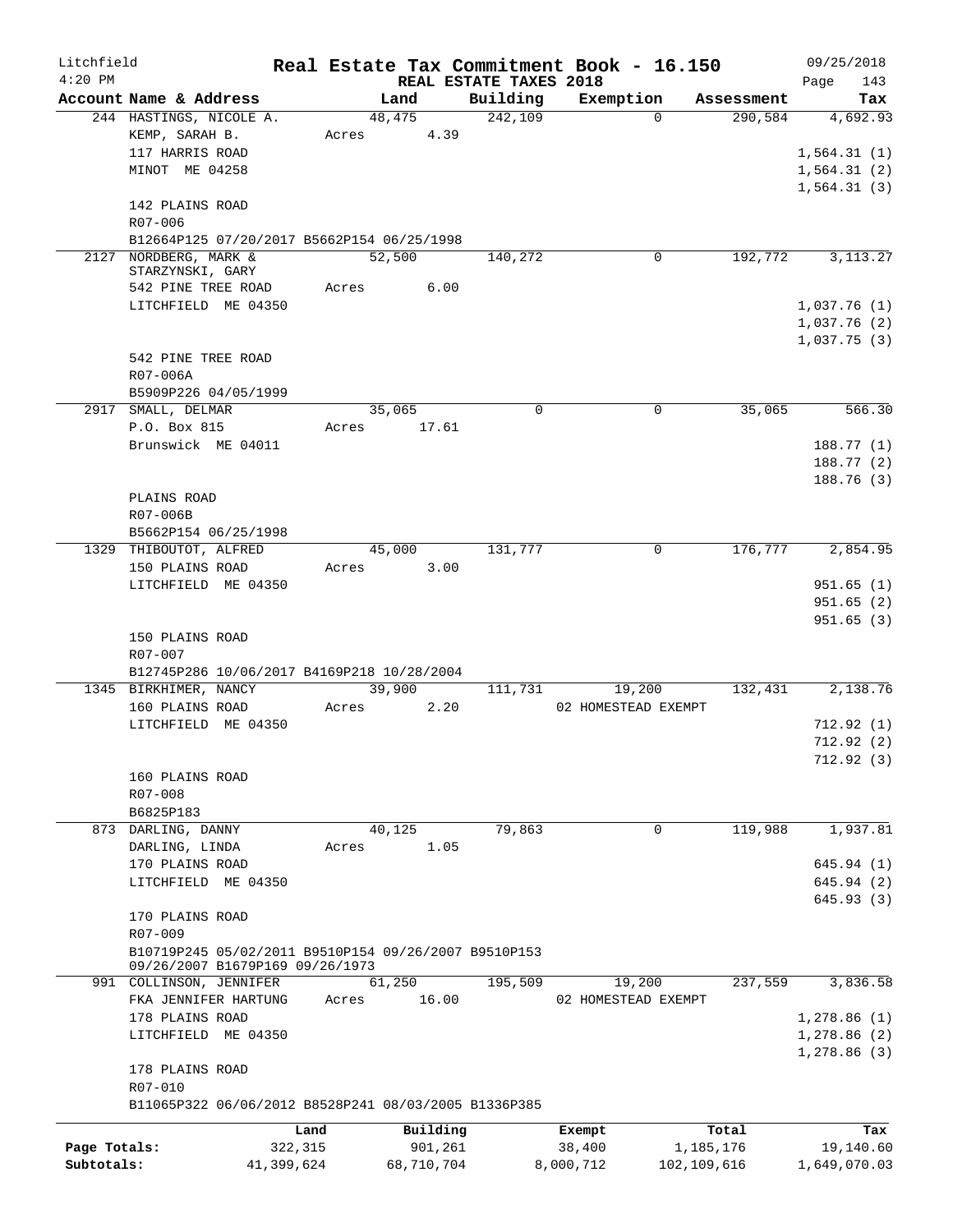Litchfield
4:20 PM

**Real Estate Tax Commitment Book - 16.150**

**REAL ESTATE TAXES 2018**

09/25/2018

| Account Name & Address | Land | Building | Exemption | Assessment | Tax |
|---|---|---|---|---|---|
| 244 HASTINGS, NICOLE A. | 48,475 | 242,109 | 0 | 290,584 | 4,692.93 |
| KEMP, SARAH B. | Acres 4.39 | | | | |
| 117 HARRIS ROAD | | | | | 1,564.31 (1) |
| MINOT ME 04258 | | | | | 1,564.31 (2) |
| | | | | | 1,564.31 (3) |
| 142 PLAINS ROAD | | | | | |
| R07-006 | | | | | |
| B12664P125 07/20/2017 B5662P154 06/25/1998 | | | | | |
| 2127 NORDBERG, MARK & STARZYNSKI, GARY | 52,500 | 140,272 | 0 | 192,772 | 3,113.27 |
| 542 PINE TREE ROAD | Acres 6.00 | | | | |
| LITCHFIELD ME 04350 | | | | | 1,037.76 (1) |
| | | | | | 1,037.76 (2) |
| | | | | | 1,037.75 (3) |
| 542 PINE TREE ROAD | | | | | |
| R07-006A | | | | | |
| B5909P226 04/05/1999 | | | | | |
| 2917 SMALL, DELMAR | 35,065 | 0 | 0 | 35,065 | 566.30 |
| P.O. Box 815 | Acres 17.61 | | | | |
| Brunswick ME 04011 | | | | | 188.77 (1) |
| | | | | | 188.77 (2) |
| | | | | | 188.76 (3) |
| PLAINS ROAD | | | | | |
| R07-006B | | | | | |
| B5662P154 06/25/1998 | | | | | |
| 1329 THIBOUTOT, ALFRED | 45,000 | 131,777 | 0 | 176,777 | 2,854.95 |
| 150 PLAINS ROAD | Acres 3.00 | | | | |
| LITCHFIELD ME 04350 | | | | | 951.65 (1) |
| | | | | | 951.65 (2) |
| | | | | | 951.65 (3) |
| 150 PLAINS ROAD | | | | | |
| R07-007 | | | | | |
| B12745P286 10/06/2017 B4169P218 10/28/2004 | | | | | |
| 1345 BIRKHIMER, NANCY | 39,900 | 111,731 | 19,200 | 132,431 | 2,138.76 |
| 160 PLAINS ROAD | Acres 2.20 | | 02 HOMESTEAD EXEMPT | | |
| LITCHFIELD ME 04350 | | | | | 712.92 (1) |
| | | | | | 712.92 (2) |
| | | | | | 712.92 (3) |
| 160 PLAINS ROAD | | | | | |
| R07-008 | | | | | |
| B6825P183 | | | | | |
| 873 DARLING, DANNY | 40,125 | 79,863 | 0 | 119,988 | 1,937.81 |
| DARLING, LINDA | Acres 1.05 | | | | |
| 170 PLAINS ROAD | | | | | 645.94 (1) |
| LITCHFIELD ME 04350 | | | | | 645.94 (2) |
| | | | | | 645.93 (3) |
| 170 PLAINS ROAD | | | | | |
| R07-009 | | | | | |
| B10719P245 05/02/2011 B9510P154 09/26/2007 B9510P153 09/26/2007 B1679P169 09/26/1973 | | | | | |
| 991 COLLINSON, JENNIFER | 61,250 | 195,509 | 19,200 | 237,559 | 3,836.58 |
| FKA JENNIFER HARTUNG | Acres 16.00 | | 02 HOMESTEAD EXEMPT | | |
| 178 PLAINS ROAD | | | | | 1,278.86 (1) |
| LITCHFIELD ME 04350 | | | | | 1,278.86 (2) |
| | | | | | 1,278.86 (3) |
| 178 PLAINS ROAD | | | | | |
| R07-010 | | | | | |
| B11065P322 06/06/2012 B8528P241 08/03/2005 B1336P385 | | | | | |

| | Land | Building | Exempt | Total | Tax |
|---|---|---|---|---|---|
| Page Totals: | 322,315 | 901,261 | 38,400 | 1,185,176 | 19,140.60 |
| Subtotals: | 41,399,624 | 68,710,704 | 8,000,712 | 102,109,616 | 1,649,070.03 |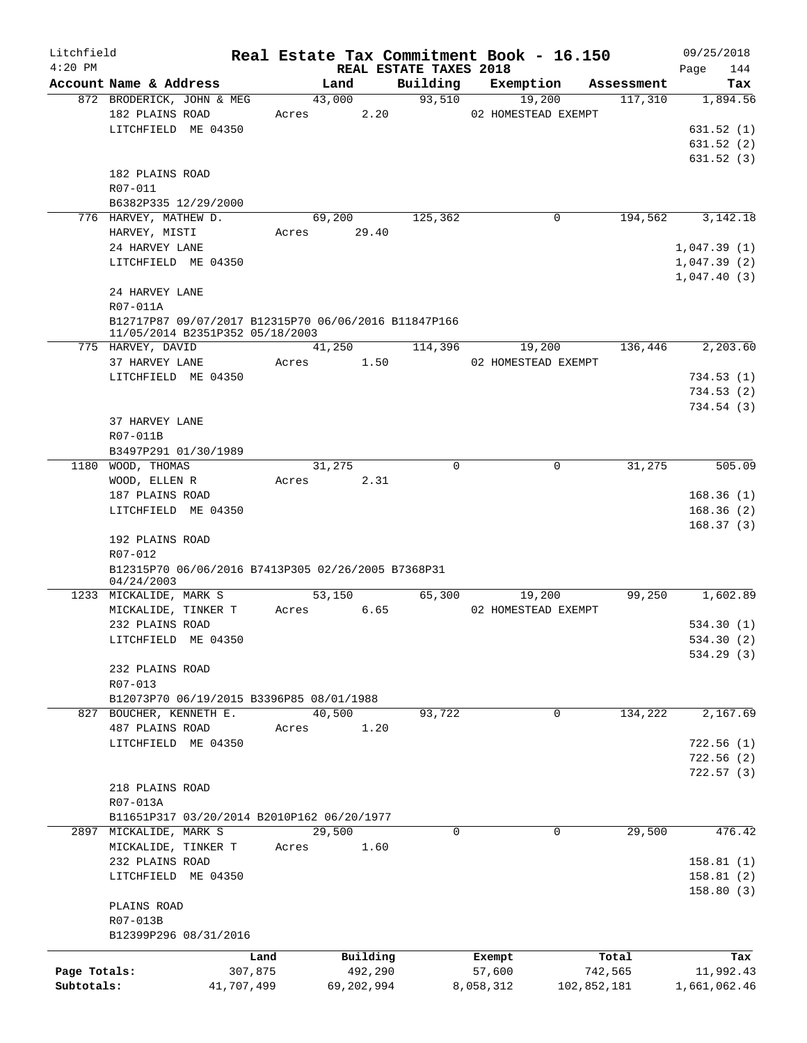Litchfield
4:20 PM

# Real Estate Tax Commitment Book - 16.150

REAL ESTATE TAXES 2018

09/25/2018

| Account Name & Address | Land | Building | Exemption | Assessment | Tax |
|---|---|---|---|---|---|
| 872 BRODERICK, JOHN & MEG | 43,000 | 93,510 | 19,200 | 117,310 | 1,894.56 |
| 182 PLAINS ROAD | Acres 2.20 | | 02 HOMESTEAD EXEMPT | | |
| LITCHFIELD ME 04350 | | | | | 631.52 (1) |
| | | | | | 631.52 (2) |
| | | | | | 631.52 (3) |
| 182 PLAINS ROAD | | | | | |
| R07-011 | | | | | |
| B6382P335 12/29/2000 | | | | | |
| 776 HARVEY, MATHEW D. | 69,200 | 125,362 | 0 | 194,562 | 3,142.18 |
| HARVEY, MISTI | Acres 29.40 | | | | |
| 24 HARVEY LANE | | | | | 1,047.39 (1) |
| LITCHFIELD ME 04350 | | | | | 1,047.39 (2) |
| | | | | | 1,047.40 (3) |
| 24 HARVEY LANE | | | | | |
| R07-011A | | | | | |
| B12717P87 09/07/2017 B12315P70 06/06/2016 B11847P166 11/05/2014 B2351P352 05/18/2003 | | | | | |
| 775 HARVEY, DAVID | 41,250 | 114,396 | 19,200 | 136,446 | 2,203.60 |
| 37 HARVEY LANE | Acres 1.50 | | 02 HOMESTEAD EXEMPT | | |
| LITCHFIELD ME 04350 | | | | | 734.53 (1) |
| | | | | | 734.53 (2) |
| | | | | | 734.54 (3) |
| 37 HARVEY LANE | | | | | |
| R07-011B | | | | | |
| B3497P291 01/30/1989 | | | | | |
| 1180 WOOD, THOMAS | 31,275 | 0 | 0 | 31,275 | 505.09 |
| WOOD, ELLEN R | Acres 2.31 | | | | |
| 187 PLAINS ROAD | | | | | 168.36 (1) |
| LITCHFIELD ME 04350 | | | | | 168.36 (2) |
| | | | | | 168.37 (3) |
| 192 PLAINS ROAD | | | | | |
| R07-012 | | | | | |
| B12315P70 06/06/2016 B7413P305 02/26/2005 B7368P31 04/24/2003 | | | | | |
| 1233 MICKALIDE, MARK S | 53,150 | 65,300 | 19,200 | 99,250 | 1,602.89 |
| MICKALIDE, TINKER T | Acres 6.65 | | 02 HOMESTEAD EXEMPT | | |
| 232 PLAINS ROAD | | | | | 534.30 (1) |
| LITCHFIELD ME 04350 | | | | | 534.30 (2) |
| | | | | | 534.29 (3) |
| 232 PLAINS ROAD | | | | | |
| R07-013 | | | | | |
| B12073P70 06/19/2015 B3396P85 08/01/1988 | | | | | |
| 827 BOUCHER, KENNETH E. | 40,500 | 93,722 | 0 | 134,222 | 2,167.69 |
| 487 PLAINS ROAD | Acres 1.20 | | | | |
| LITCHFIELD ME 04350 | | | | | 722.56 (1) |
| | | | | | 722.56 (2) |
| | | | | | 722.57 (3) |
| 218 PLAINS ROAD | | | | | |
| R07-013A | | | | | |
| B11651P317 03/20/2014 B2010P162 06/20/1977 | | | | | |
| 2897 MICKALIDE, MARK S | 29,500 | 0 | 0 | 29,500 | 476.42 |
| MICKALIDE, TINKER T | Acres 1.60 | | | | |
| 232 PLAINS ROAD | | | | | 158.81 (1) |
| LITCHFIELD ME 04350 | | | | | 158.81 (2) |
| | | | | | 158.80 (3) |
| PLAINS ROAD | | | | | |
| R07-013B | | | | | |
| B12399P296 08/31/2016 | | | | | |

| | Land | Building | Exempt | Total | Tax |
|---|---|---|---|---|---|
| Page Totals: | 307,875 | 492,290 | 57,600 | 742,565 | 11,992.43 |
| Subtotals: | 41,707,499 | 69,202,994 | 8,058,312 | 102,852,181 | 1,661,062.46 |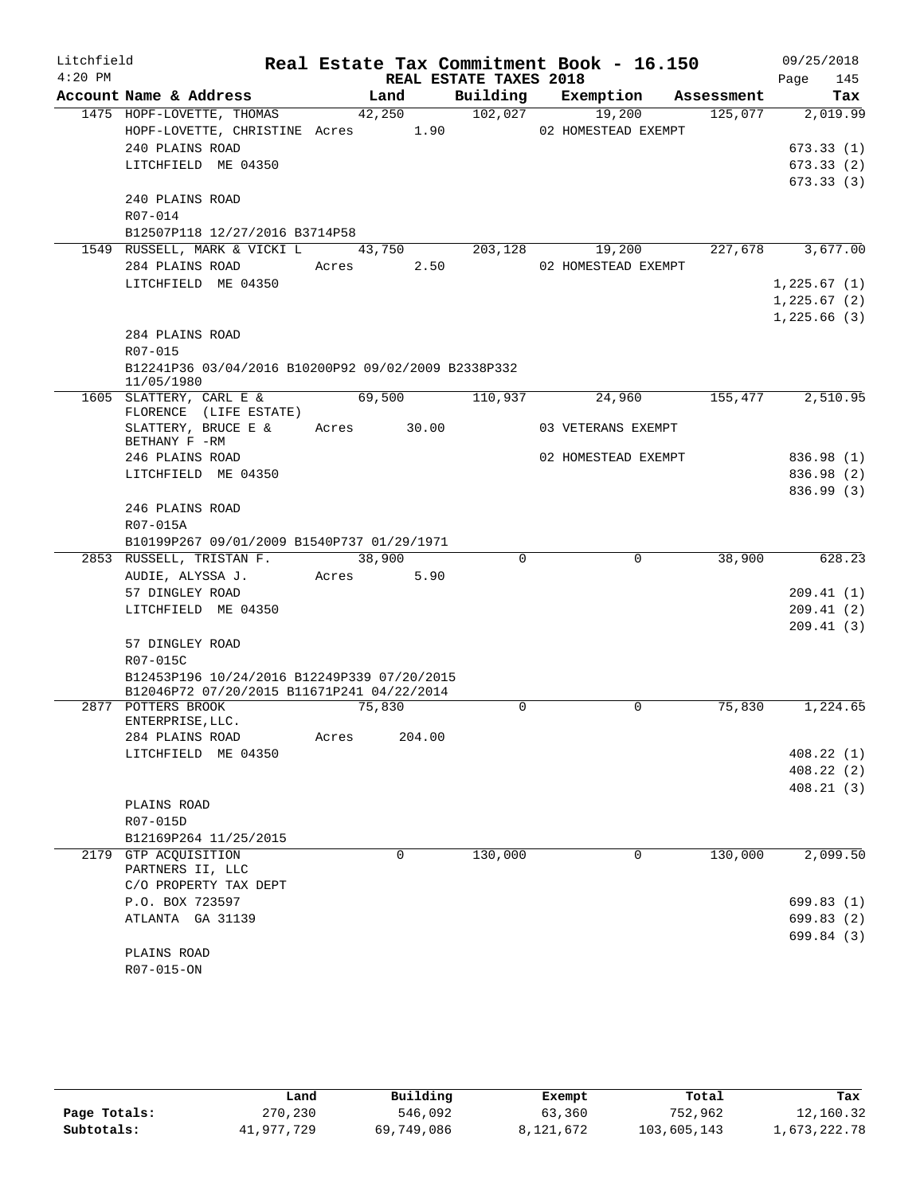# Real Estate Tax Commitment Book - 16.150

Litchfield
4:20 PM

REAL ESTATE TAXES 2018

09/25/2018

| Account Name & Address | Land | Building | Exemption | Assessment | Tax |
|---|---|---|---|---|---|
| 1475 HOPF-LOVETTE, THOMAS | 42,250 | 102,027 | 19,200 | 125,077 | 2,019.99 |
| HOPF-LOVETTE, CHRISTINE | Acres 1.90 | | 02 HOMESTEAD EXEMPT | | |
| 240 PLAINS ROAD | | | | | 673.33 (1) |
| LITCHFIELD ME 04350 | | | | | 673.33 (2) |
| | | | | | 673.33 (3) |
| 240 PLAINS ROAD | | | | | |
| R07-014 | | | | | |
| B12507P118 12/27/2016 B3714P58 | | | | | |
| 1549 RUSSELL, MARK & VICKI L | 43,750 | 203,128 | 19,200 | 227,678 | 3,677.00 |
| 284 PLAINS ROAD | Acres 2.50 | | 02 HOMESTEAD EXEMPT | | |
| LITCHFIELD ME 04350 | | | | | 1,225.67 (1) |
| | | | | | 1,225.67 (2) |
| | | | | | 1,225.66 (3) |
| 284 PLAINS ROAD | | | | | |
| R07-015 | | | | | |
| B12241P36 03/04/2016 B10200P92 09/02/2009 B2338P332 11/05/1980 | | | | | |
| 1605 SLATTERY, CARL E & FLORENCE (LIFE ESTATE) | 69,500 | 110,937 | 24,960 | 155,477 | 2,510.95 |
| SLATTERY, BRUCE E & BETHANY F -RM | Acres 30.00 | | 03 VETERANS EXEMPT | | |
| 246 PLAINS ROAD | | | 02 HOMESTEAD EXEMPT | | 836.98 (1) |
| LITCHFIELD ME 04350 | | | | | 836.98 (2) |
| | | | | | 836.99 (3) |
| 246 PLAINS ROAD | | | | | |
| R07-015A | | | | | |
| B10199P267 09/01/2009 B1540P737 01/29/1971 | | | | | |
| 2853 RUSSELL, TRISTAN F. | 38,900 | 0 | 0 | 38,900 | 628.23 |
| AUDIE, ALYSSA J. | Acres 5.90 | | | | |
| 57 DINGLEY ROAD | | | | | 209.41 (1) |
| LITCHFIELD ME 04350 | | | | | 209.41 (2) |
| | | | | | 209.41 (3) |
| 57 DINGLEY ROAD | | | | | |
| R07-015C | | | | | |
| B12453P196 10/24/2016 B12249P339 07/20/2015 B12046P72 07/20/2015 B11671P241 04/22/2014 | | | | | |
| 2877 POTTERS BROOK ENTERPRISE,LLC. | 75,830 | 0 | 0 | 75,830 | 1,224.65 |
| 284 PLAINS ROAD | Acres 204.00 | | | | |
| LITCHFIELD ME 04350 | | | | | 408.22 (1) |
| | | | | | 408.22 (2) |
| | | | | | 408.21 (3) |
| PLAINS ROAD | | | | | |
| R07-015D | | | | | |
| B12169P264 11/25/2015 | | | | | |
| 2179 GTP ACQUISITION PARTNERS II, LLC | 0 | 130,000 | 0 | 130,000 | 2,099.50 |
| C/O PROPERTY TAX DEPT | | | | | |
| P.O. BOX 723597 | | | | | 699.83 (1) |
| ATLANTA GA 31139 | | | | | 699.83 (2) |
| | | | | | 699.84 (3) |
| PLAINS ROAD | | | | | |
| R07-015-ON | | | | | |

| | Land | Building | Exempt | Total | Tax |
|---|---|---|---|---|---|
| Page Totals: | 270,230 | 546,092 | 63,360 | 752,962 | 12,160.32 |
| Subtotals: | 41,977,729 | 69,749,086 | 8,121,672 | 103,605,143 | 1,673,222.78 |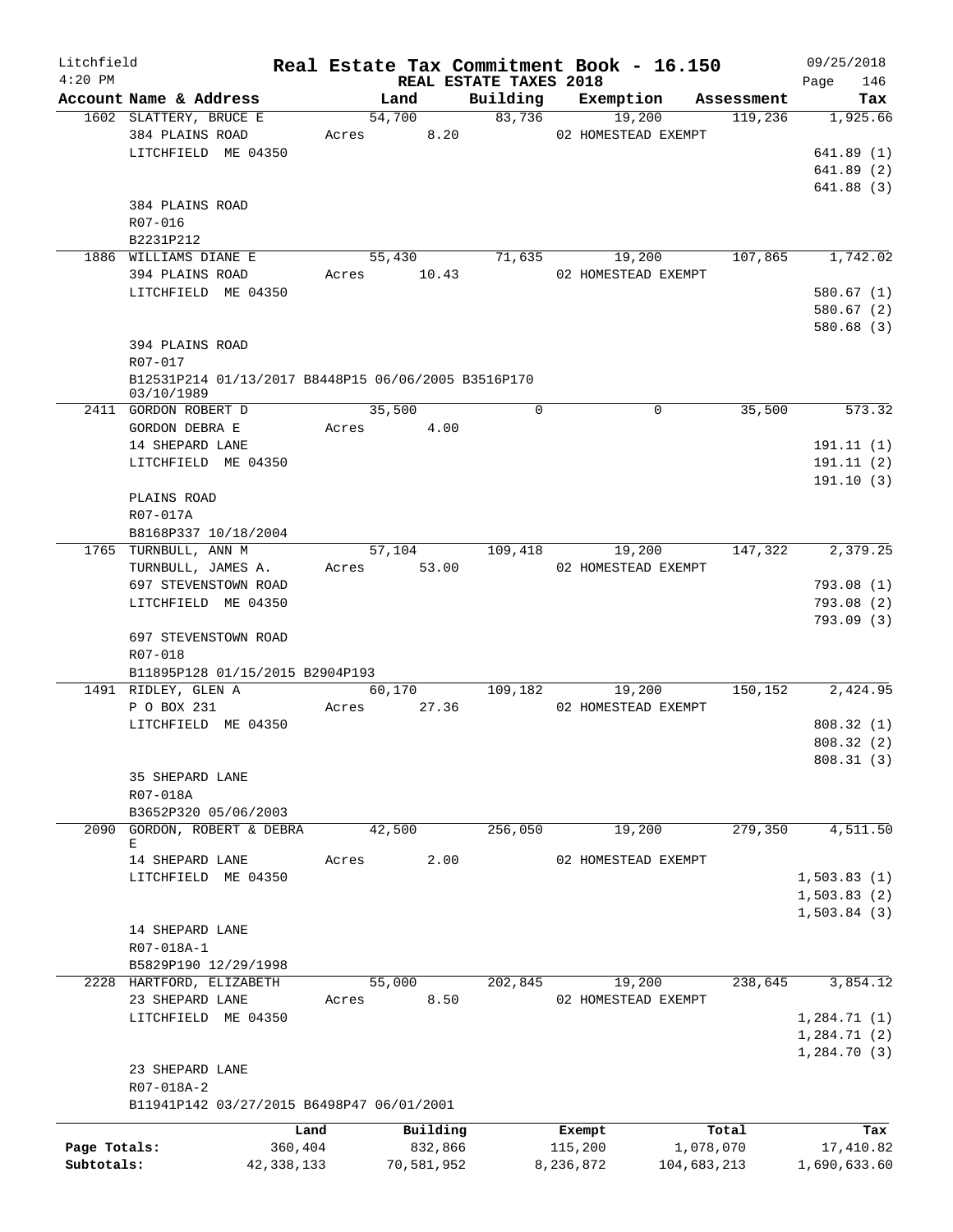Litchfield 4:20 PM

# Real Estate Tax Commitment Book - 16.150

REAL ESTATE TAXES 2018

09/25/2018 Page 146

| Account Name & Address | Land | Building | Exemption | Assessment | Tax |
|---|---|---|---|---|---|
| 1602 SLATTERY, BRUCE E | 54,700 | 83,736 | 19,200 | 119,236 | 1,925.66 |
| 384 PLAINS ROAD | Acres 8.20 | | 02 HOMESTEAD EXEMPT | | |
| LITCHFIELD ME 04350 | | | | | 641.89 (1) |
| | | | | | 641.89 (2) |
| | | | | | 641.88 (3) |
| 384 PLAINS ROAD | | | | | |
| R07-016 | | | | | |
| B2231P212 | | | | | |
| 1886 WILLIAMS DIANE E | 55,430 | 71,635 | 19,200 | 107,865 | 1,742.02 |
| 394 PLAINS ROAD | Acres 10.43 | | 02 HOMESTEAD EXEMPT | | |
| LITCHFIELD ME 04350 | | | | | 580.67 (1) |
| | | | | | 580.67 (2) |
| | | | | | 580.68 (3) |
| 394 PLAINS ROAD | | | | | |
| R07-017 | | | | | |
| B12531P214 01/13/2017 B8448P15 06/06/2005 B3516P170 03/10/1989 | | | | | |
| 2411 GORDON ROBERT D | 35,500 | 0 | 0 | 35,500 | 573.32 |
| GORDON DEBRA E | Acres 4.00 | | | | |
| 14 SHEPARD LANE | | | | | 191.11 (1) |
| LITCHFIELD ME 04350 | | | | | 191.11 (2) |
| | | | | | 191.10 (3) |
| PLAINS ROAD | | | | | |
| R07-017A | | | | | |
| B8168P337 10/18/2004 | | | | | |
| 1765 TURNBULL, ANN M | 57,104 | 109,418 | 19,200 | 147,322 | 2,379.25 |
| TURNBULL, JAMES A. | Acres 53.00 | | 02 HOMESTEAD EXEMPT | | |
| 697 STEVENSTOWN ROAD | | | | | 793.08 (1) |
| LITCHFIELD ME 04350 | | | | | 793.08 (2) |
| | | | | | 793.09 (3) |
| 697 STEVENSTOWN ROAD | | | | | |
| R07-018 | | | | | |
| B11895P128 01/15/2015 B2904P193 | | | | | |
| 1491 RIDLEY, GLEN A | 60,170 | 109,182 | 19,200 | 150,152 | 2,424.95 |
| P O BOX 231 | Acres 27.36 | | 02 HOMESTEAD EXEMPT | | |
| LITCHFIELD ME 04350 | | | | | 808.32 (1) |
| | | | | | 808.32 (2) |
| | | | | | 808.31 (3) |
| 35 SHEPARD LANE | | | | | |
| R07-018A | | | | | |
| B3652P320 05/06/2003 | | | | | |
| 2090 GORDON, ROBERT & DEBRA E | 42,500 | 256,050 | 19,200 | 279,350 | 4,511.50 |
| 14 SHEPARD LANE | Acres 2.00 | | 02 HOMESTEAD EXEMPT | | |
| LITCHFIELD ME 04350 | | | | | 1,503.83 (1) |
| | | | | | 1,503.83 (2) |
| | | | | | 1,503.84 (3) |
| 14 SHEPARD LANE | | | | | |
| R07-018A-1 | | | | | |
| B5829P190 12/29/1998 | | | | | |
| 2228 HARTFORD, ELIZABETH | 55,000 | 202,845 | 19,200 | 238,645 | 3,854.12 |
| 23 SHEPARD LANE | Acres 8.50 | | 02 HOMESTEAD EXEMPT | | |
| LITCHFIELD ME 04350 | | | | | 1,284.71 (1) |
| | | | | | 1,284.71 (2) |
| | | | | | 1,284.70 (3) |
| 23 SHEPARD LANE | | | | | |
| R07-018A-2 | | | | | |
| B11941P142 03/27/2015 B6498P47 06/01/2001 | | | | | |

| | Land | Building | Exempt | Total | Tax |
|---|---|---|---|---|---|
| Page Totals: | 360,404 | 832,866 | 115,200 | 1,078,070 | 17,410.82 |
| Subtotals: | 42,338,133 | 70,581,952 | 8,236,872 | 104,683,213 | 1,690,633.60 |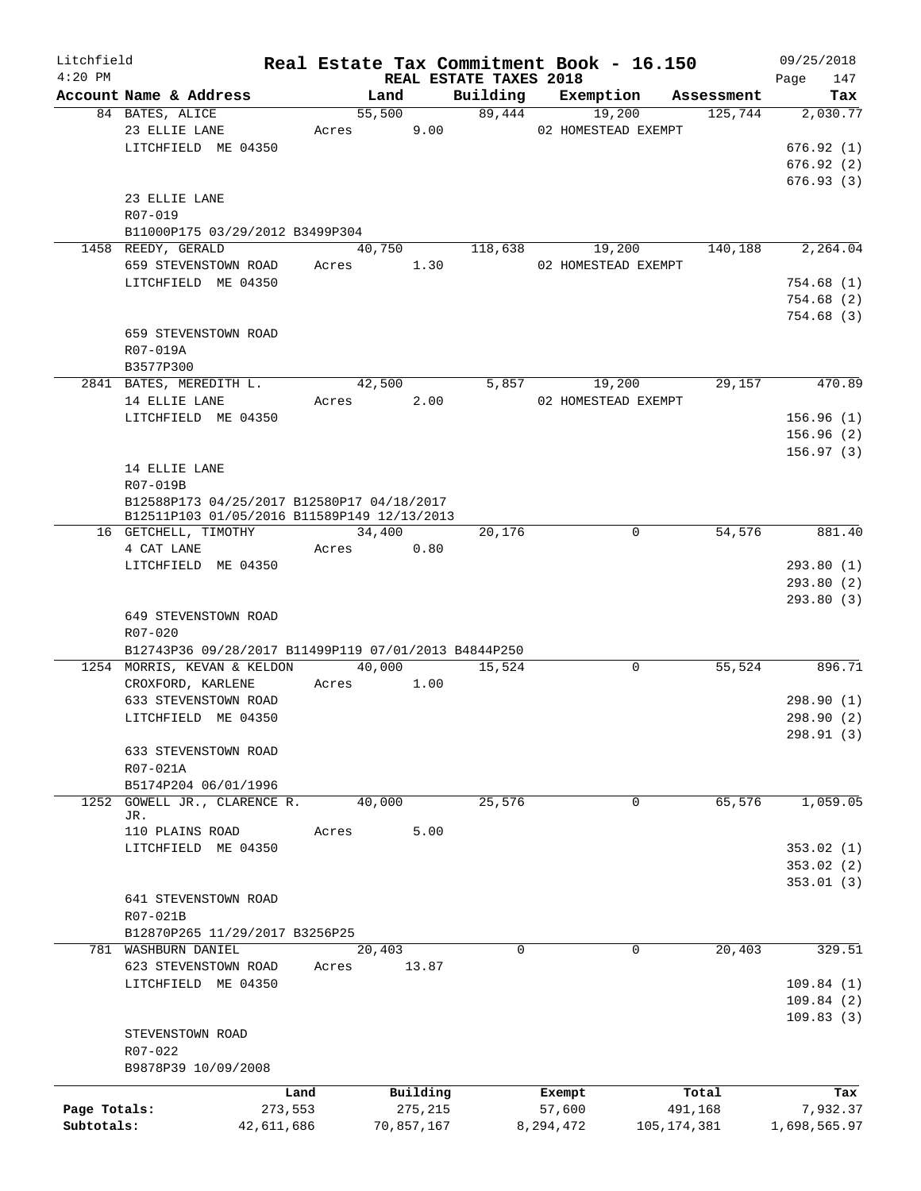Litchfield
4:20 PM

# Real Estate Tax Commitment Book - 16.150

REAL ESTATE TAXES 2018

09/25/2018
Page 147

| Account Name & Address | Land | Building | Exemption | Assessment | Tax |
|---|---|---|---|---|---|
| 84 BATES, ALICE | 55,500 | 89,444 | 19,200 | 125,744 | 2,030.77 |
| 23 ELLIE LANE | Acres 9.00 | | 02 HOMESTEAD EXEMPT | | |
| LITCHFIELD ME 04350 | | | | | 676.92 (1) |
| | | | | | 676.92 (2) |
| | | | | | 676.93 (3) |
| 23 ELLIE LANE | | | | | |
| R07-019 | | | | | |
| B11000P175 03/29/2012 B3499P304 | | | | | |
| 1458 REEDY, GERALD | 40,750 | 118,638 | 19,200 | 140,188 | 2,264.04 |
| 659 STEVENSTOWN ROAD | Acres 1.30 | | 02 HOMESTEAD EXEMPT | | |
| LITCHFIELD ME 04350 | | | | | 754.68 (1) |
| | | | | | 754.68 (2) |
| | | | | | 754.68 (3) |
| 659 STEVENSTOWN ROAD | | | | | |
| R07-019A | | | | | |
| B3577P300 | | | | | |
| 2841 BATES, MEREDITH L. | 42,500 | 5,857 | 19,200 | 29,157 | 470.89 |
| 14 ELLIE LANE | Acres 2.00 | | 02 HOMESTEAD EXEMPT | | |
| LITCHFIELD ME 04350 | | | | | 156.96 (1) |
| | | | | | 156.96 (2) |
| | | | | | 156.97 (3) |
| 14 ELLIE LANE | | | | | |
| R07-019B | | | | | |
| B12588P173 04/25/2017 B12580P17 04/18/2017 | | | | | |
| B12511P103 01/05/2016 B11589P149 12/13/2013 | | | | | |
| 16 GETCHELL, TIMOTHY | 34,400 | 20,176 | 0 | 54,576 | 881.40 |
| 4 CAT LANE | Acres 0.80 | | | | |
| LITCHFIELD ME 04350 | | | | | 293.80 (1) |
| | | | | | 293.80 (2) |
| | | | | | 293.80 (3) |
| 649 STEVENSTOWN ROAD | | | | | |
| R07-020 | | | | | |
| B12743P36 09/28/2017 B11499P119 07/01/2013 B4844P250 | | | | | |
| 1254 MORRIS, KEVAN & KELDON | 40,000 | 15,524 | 0 | 55,524 | 896.71 |
| CROXFORD, KARLENE | Acres 1.00 | | | | |
| 633 STEVENSTOWN ROAD | | | | | 298.90 (1) |
| LITCHFIELD ME 04350 | | | | | 298.90 (2) |
| | | | | | 298.91 (3) |
| 633 STEVENSTOWN ROAD | | | | | |
| R07-021A | | | | | |
| B5174P204 06/01/1996 | | | | | |
| 1252 GOWELL JR., CLARENCE R. JR. | 40,000 | 25,576 | 0 | 65,576 | 1,059.05 |
| 110 PLAINS ROAD | Acres 5.00 | | | | |
| LITCHFIELD ME 04350 | | | | | 353.02 (1) |
| | | | | | 353.02 (2) |
| | | | | | 353.01 (3) |
| 641 STEVENSTOWN ROAD | | | | | |
| R07-021B | | | | | |
| B12870P265 11/29/2017 B3256P25 | | | | | |
| 781 WASHBURN DANIEL | 20,403 | 0 | 0 | 20,403 | 329.51 |
| 623 STEVENSTOWN ROAD | Acres 13.87 | | | | |
| LITCHFIELD ME 04350 | | | | | 109.84 (1) |
| | | | | | 109.84 (2) |
| | | | | | 109.83 (3) |
| STEVENSTOWN ROAD | | | | | |
| R07-022 | | | | | |
| B9878P39 10/09/2008 | | | | | |

| | Land | Building | Exempt | Total | Tax |
|---|---|---|---|---|---|
| Page Totals: | 273,553 | 275,215 | 57,600 | 491,168 | 7,932.37 |
| Subtotals: | 42,611,686 | 70,857,167 | 8,294,472 | 105,174,381 | 1,698,565.97 |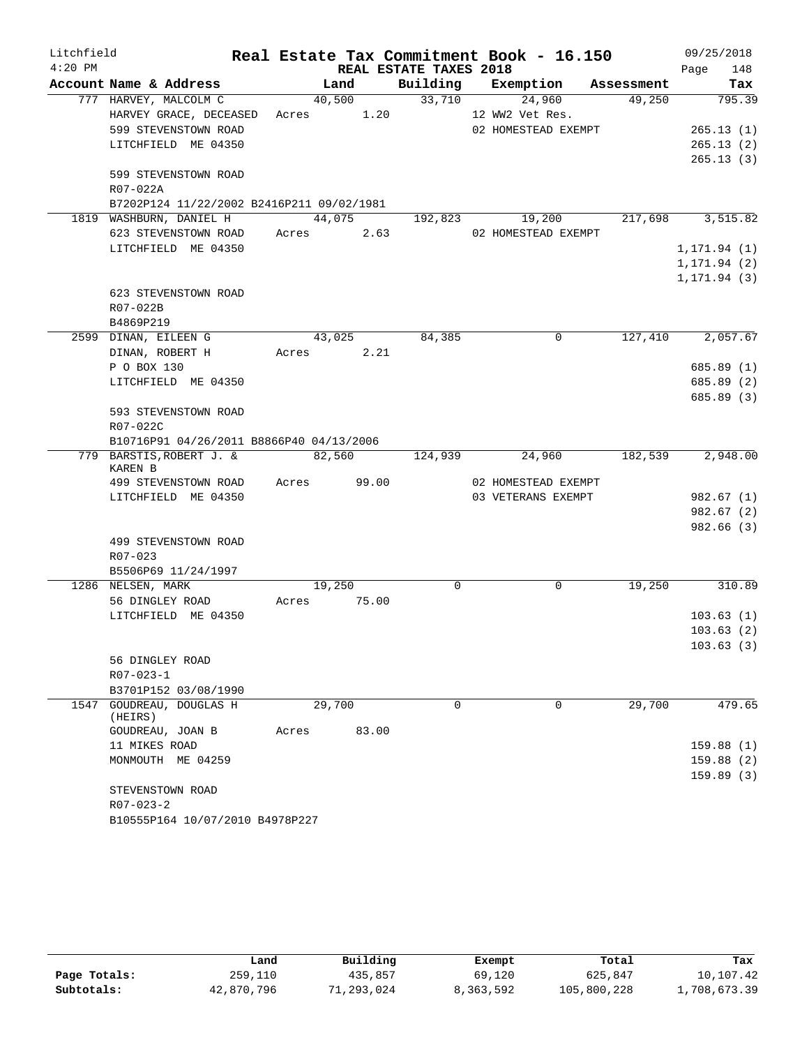Litchfield
4:20 PM

# Real Estate Tax Commitment Book - 16.150

REAL ESTATE TAXES 2018

09/25/2018

| Account | Name & Address | Land | Building | Exemption | Assessment | Tax |
|---|---|---|---|---|---|---|
| 777 | HARVEY, MALCOLM C | 40,500 | 33,710 | 24,960 | 49,250 | 795.39 |
| | HARVEY GRACE, DECEASED | Acres 1.20 | | 12 WW2 Vet Res. | | |
| | 599 STEVENSTOWN ROAD | | | 02 HOMESTEAD EXEMPT | | 265.13 (1) |
| | LITCHFIELD ME 04350 | | | | | 265.13 (2) |
| | | | | | | 265.13 (3) |
| | 599 STEVENSTOWN ROAD | | | | | |
| | R07-022A | | | | | |
| | B7202P124 11/22/2002 B2416P211 09/02/1981 | | | | | |
| 1819 | WASHBURN, DANIEL H | 44,075 | 192,823 | 19,200 | 217,698 | 3,515.82 |
| | 623 STEVENSTOWN ROAD | Acres 2.63 | | 02 HOMESTEAD EXEMPT | | |
| | LITCHFIELD ME 04350 | | | | | 1,171.94 (1) |
| | | | | | | 1,171.94 (2) |
| | | | | | | 1,171.94 (3) |
| | 623 STEVENSTOWN ROAD | | | | | |
| | R07-022B | | | | | |
| | B4869P219 | | | | | |
| 2599 | DINAN, EILEEN G | 43,025 | 84,385 | 0 | 127,410 | 2,057.67 |
| | DINAN, ROBERT H | Acres 2.21 | | | | |
| | P O BOX 130 | | | | | 685.89 (1) |
| | LITCHFIELD ME 04350 | | | | | 685.89 (2) |
| | | | | | | 685.89 (3) |
| | 593 STEVENSTOWN ROAD | | | | | |
| | R07-022C | | | | | |
| | B10716P91 04/26/2011 B8866P40 04/13/2006 | | | | | |
| 779 | BARSTIS, ROBERT J. & KAREN B | 82,560 | 124,939 | 24,960 | 182,539 | 2,948.00 |
| | 499 STEVENSTOWN ROAD | Acres 99.00 | | 02 HOMESTEAD EXEMPT | | |
| | LITCHFIELD ME 04350 | | | 03 VETERANS EXEMPT | | 982.67 (1) |
| | | | | | | 982.67 (2) |
| | | | | | | 982.66 (3) |
| | 499 STEVENSTOWN ROAD | | | | | |
| | R07-023 | | | | | |
| | B5506P69 11/24/1997 | | | | | |
| 1286 | NELSEN, MARK | 19,250 | 0 | 0 | 19,250 | 310.89 |
| | 56 DINGLEY ROAD | Acres 75.00 | | | | |
| | LITCHFIELD ME 04350 | | | | | 103.63 (1) |
| | | | | | | 103.63 (2) |
| | | | | | | 103.63 (3) |
| | 56 DINGLEY ROAD | | | | | |
| | R07-023-1 | | | | | |
| | B3701P152 03/08/1990 | | | | | |
| 1547 | GOUDREAU, DOUGLAS H (HEIRS) | 29,700 | 0 | 0 | 29,700 | 479.65 |
| | GOUDREAU, JOAN B | Acres 83.00 | | | | |
| | 11 MIKES ROAD | | | | | 159.88 (1) |
| | MONMOUTH ME 04259 | | | | | 159.88 (2) |
| | | | | | | 159.89 (3) |
| | STEVENSTOWN ROAD | | | | | |
| | R07-023-2 | | | | | |
| | B10555P164 10/07/2010 B4978P227 | | | | | |

| | Land | Building | Exempt | Total | Tax |
|---|---|---|---|---|---|
| Page Totals: | 259,110 | 435,857 | 69,120 | 625,847 | 10,107.42 |
| Subtotals: | 42,870,796 | 71,293,024 | 8,363,592 | 105,800,228 | 1,708,673.39 |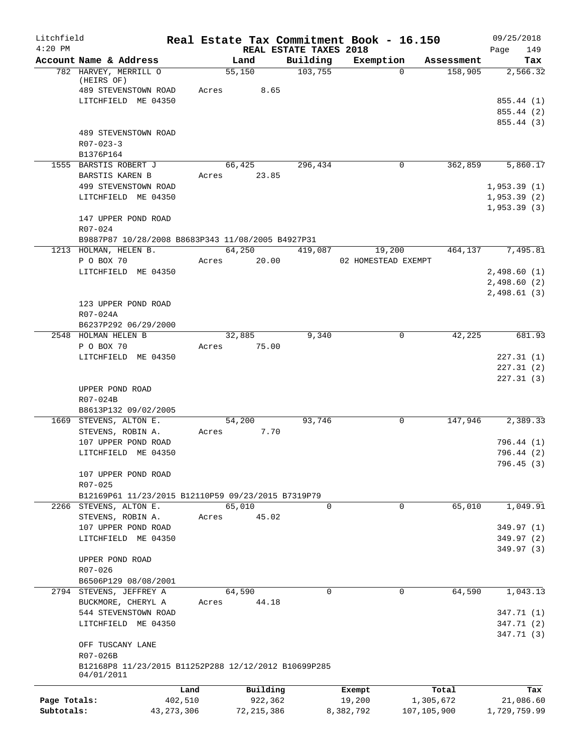Litchfield
4:20 PM

# Real Estate Tax Commitment Book - 16.150

REAL ESTATE TAXES 2018

09/25/2018

| Account Name & Address | Land | Building | Exemption | Assessment | Tax |
|---|---|---|---|---|---|
| 782 HARVEY, MERRILL O (HEIRS OF) | 55,150 | 103,755 | 0 | 158,905 | 2,566.32 |
| 489 STEVENSTOWN ROAD | Acres 8.65 | | | | |
| LITCHFIELD ME 04350 | | | | | 855.44 (1) |
| | | | | | 855.44 (2) |
| | | | | | 855.44 (3) |
| 489 STEVENSTOWN ROAD | | | | | |
| R07-023-3 | | | | | |
| B1376P164 | | | | | |
| 1555 BARSTIS ROBERT J | 66,425 | 296,434 | 0 | 362,859 | 5,860.17 |
| BARSTIS KAREN B | Acres 23.85 | | | | |
| 499 STEVENSTOWN ROAD | | | | | 1,953.39 (1) |
| LITCHFIELD ME 04350 | | | | | 1,953.39 (2) |
| | | | | | 1,953.39 (3) |
| 147 UPPER POND ROAD | | | | | |
| R07-024 | | | | | |
| B9887P87 10/28/2008 B8683P343 11/08/2005 B4927P31 | | | | | |
| 1213 HOLMAN, HELEN B. | 64,250 | 419,087 | 19,200 | 464,137 | 7,495.81 |
| P O BOX 70 | Acres 20.00 | | 02 HOMESTEAD EXEMPT | | |
| LITCHFIELD ME 04350 | | | | | 2,498.60 (1) |
| | | | | | 2,498.60 (2) |
| | | | | | 2,498.61 (3) |
| 123 UPPER POND ROAD | | | | | |
| R07-024A | | | | | |
| B6237P292 06/29/2000 | | | | | |
| 2548 HOLMAN HELEN B | 32,885 | 9,340 | 0 | 42,225 | 681.93 |
| P O BOX 70 | Acres 75.00 | | | | |
| LITCHFIELD ME 04350 | | | | | 227.31 (1) |
| | | | | | 227.31 (2) |
| | | | | | 227.31 (3) |
| UPPER POND ROAD | | | | | |
| R07-024B | | | | | |
| B8613P132 09/02/2005 | | | | | |
| 1669 STEVENS, ALTON E. | 54,200 | 93,746 | 0 | 147,946 | 2,389.33 |
| STEVENS, ROBIN A. | Acres 7.70 | | | | |
| 107 UPPER POND ROAD | | | | | 796.44 (1) |
| LITCHFIELD ME 04350 | | | | | 796.44 (2) |
| | | | | | 796.45 (3) |
| 107 UPPER POND ROAD | | | | | |
| R07-025 | | | | | |
| B12169P61 11/23/2015 B12110P59 09/23/2015 B7319P79 | | | | | |
| 2266 STEVENS, ALTON E. | 65,010 | 0 | 0 | 65,010 | 1,049.91 |
| STEVENS, ROBIN A. | Acres 45.02 | | | | |
| 107 UPPER POND ROAD | | | | | 349.97 (1) |
| LITCHFIELD ME 04350 | | | | | 349.97 (2) |
| | | | | | 349.97 (3) |
| UPPER POND ROAD | | | | | |
| R07-026 | | | | | |
| B6506P129 08/08/2001 | | | | | |
| 2794 STEVENS, JEFFREY A | 64,590 | 0 | 0 | 64,590 | 1,043.13 |
| BUCKMORE, CHERYL A | Acres 44.18 | | | | |
| 544 STEVENSTOWN ROAD | | | | | 347.71 (1) |
| LITCHFIELD ME 04350 | | | | | 347.71 (2) |
| | | | | | 347.71 (3) |
| OFF TUSCANY LANE | | | | | |
| R07-026B | | | | | |
| B12168P8 11/23/2015 B11252P288 12/12/2012 B10699P285 04/01/2011 | | | | | |

| | Land | Building | Exempt | Total | Tax |
|---|---|---|---|---|---|
| Page Totals: | 402,510 | 922,362 | 19,200 | 1,305,672 | 21,086.60 |
| Subtotals: | 43,273,306 | 72,215,386 | 8,382,792 | 107,105,900 | 1,729,759.99 |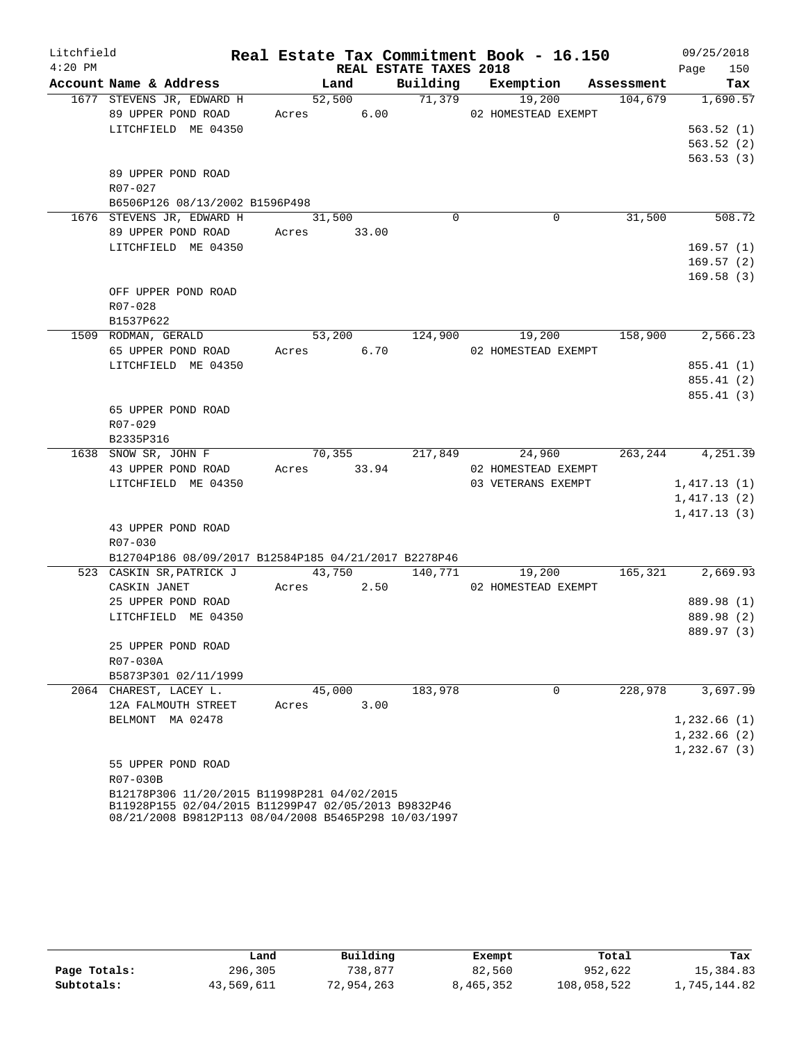Litchfield
4:20 PM

# Real Estate Tax Commitment Book - 16.150

REAL ESTATE TAXES 2018

09/25/2018

| Account Name & Address | Land | Building | Exemption | Assessment | Tax |
|---|---|---|---|---|---|
| 1677 STEVENS JR, EDWARD H | 52,500 | 71,379 | 19,200 | 104,679 | 1,690.57 |
| 89 UPPER POND ROAD | Acres 6.00 | | 02 HOMESTEAD EXEMPT | | |
| LITCHFIELD ME 04350 | | | | | 563.52 (1) |
| | | | | | 563.52 (2) |
| | | | | | 563.53 (3) |
| 89 UPPER POND ROAD | | | | | |
| R07-027 | | | | | |
| B6506P126 08/13/2002 B1596P498 | | | | | |
| 1676 STEVENS JR, EDWARD H | 31,500 | 0 | 0 | 31,500 | 508.72 |
| 89 UPPER POND ROAD | Acres 33.00 | | | | |
| LITCHFIELD ME 04350 | | | | | 169.57 (1) |
| | | | | | 169.57 (2) |
| | | | | | 169.58 (3) |
| OFF UPPER POND ROAD | | | | | |
| R07-028 | | | | | |
| B1537P622 | | | | | |
| 1509 RODMAN, GERALD | 53,200 | 124,900 | 19,200 | 158,900 | 2,566.23 |
| 65 UPPER POND ROAD | Acres 6.70 | | 02 HOMESTEAD EXEMPT | | |
| LITCHFIELD ME 04350 | | | | | 855.41 (1) |
| | | | | | 855.41 (2) |
| | | | | | 855.41 (3) |
| 65 UPPER POND ROAD | | | | | |
| R07-029 | | | | | |
| B2335P316 | | | | | |
| 1638 SNOW SR, JOHN F | 70,355 | 217,849 | 24,960 | 263,244 | 4,251.39 |
| 43 UPPER POND ROAD | Acres 33.94 | | 02 HOMESTEAD EXEMPT | | |
| LITCHFIELD ME 04350 | | | 03 VETERANS EXEMPT | | 1,417.13 (1) |
| | | | | | 1,417.13 (2) |
| | | | | | 1,417.13 (3) |
| 43 UPPER POND ROAD | | | | | |
| R07-030 | | | | | |
| B12704P186 08/09/2017 B12584P185 04/21/2017 B2278P46 | | | | | |
| 523 CASKIN SR,PATRICK J | 43,750 | 140,771 | 19,200 | 165,321 | 2,669.93 |
| CASKIN JANET | Acres 2.50 | | 02 HOMESTEAD EXEMPT | | |
| 25 UPPER POND ROAD | | | | | 889.98 (1) |
| LITCHFIELD ME 04350 | | | | | 889.98 (2) |
| | | | | | 889.97 (3) |
| 25 UPPER POND ROAD | | | | | |
| R07-030A | | | | | |
| B5873P301 02/11/1999 | | | | | |
| 2064 CHAREST, LACEY L. | 45,000 | 183,978 | 0 | 228,978 | 3,697.99 |
| 12A FALMOUTH STREET | Acres 3.00 | | | | |
| BELMONT MA 02478 | | | | | 1,232.66 (1) |
| | | | | | 1,232.66 (2) |
| | | | | | 1,232.67 (3) |
| 55 UPPER POND ROAD | | | | | |
| R07-030B | | | | | |
| B12178P306 11/20/2015 B11998P281 04/02/2015 B11928P155 02/04/2015 B11299P47 02/05/2013 B9832P46 08/21/2008 B9812P113 08/04/2008 B5465P298 10/03/1997 | | | | | |

| | Land | Building | Exempt | Total | Tax |
|---|---|---|---|---|---|
| **Page Totals:** | 296,305 | 738,877 | 82,560 | 952,622 | 15,384.83 |
| **Subtotals:** | 43,569,611 | 72,954,263 | 8,465,352 | 108,058,522 | 1,745,144.82 |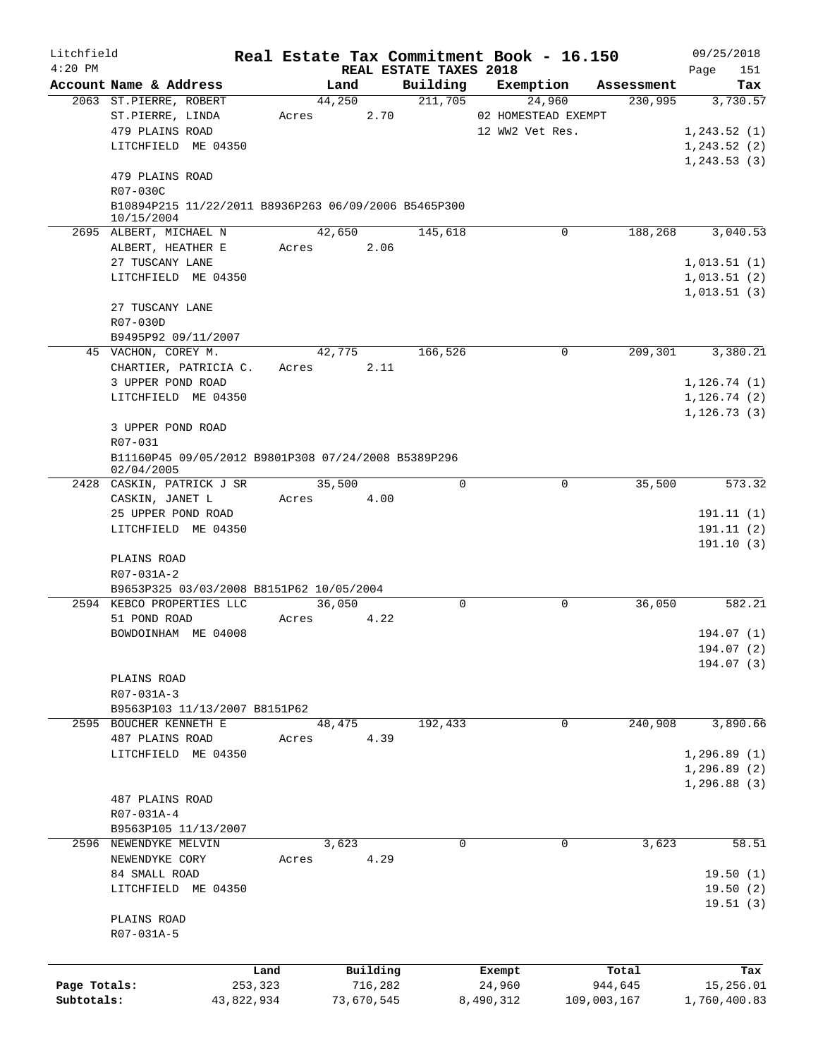# Real Estate Tax Commitment Book - 16.150

Litchfield 4:20 PM — REAL ESTATE TAXES 2018 — 09/25/2018

| Account Name & Address | Land | Building | Exemption | Assessment | Tax |
|---|---|---|---|---|---|
| 2063 ST.PIERRE, ROBERT | 44,250 | 211,705 | 24,960 | 230,995 | 3,730.57 |
| ST.PIERRE, LINDA | Acres 2.70 | | 02 HOMESTEAD EXEMPT | | |
| 479 PLAINS ROAD | | | 12 WW2 Vet Res. | | 1,243.52 (1) |
| LITCHFIELD ME 04350 | | | | | 1,243.52 (2) |
| | | | | | 1,243.53 (3) |
| 479 PLAINS ROAD | | | | | |
| R07-030C | | | | | |
| B10894P215 11/22/2011 B8936P263 06/09/2006 B5465P300 10/15/2004 | | | | | |
| 2695 ALBERT, MICHAEL N | 42,650 | 145,618 | 0 | 188,268 | 3,040.53 |
| ALBERT, HEATHER E | Acres 2.06 | | | | |
| 27 TUSCANY LANE | | | | | 1,013.51 (1) |
| LITCHFIELD ME 04350 | | | | | 1,013.51 (2) |
| | | | | | 1,013.51 (3) |
| 27 TUSCANY LANE | | | | | |
| R07-030D | | | | | |
| B9495P92 09/11/2007 | | | | | |
| 45 VACHON, COREY M. | 42,775 | 166,526 | 0 | 209,301 | 3,380.21 |
| CHARTIER, PATRICIA C. | Acres 2.11 | | | | |
| 3 UPPER POND ROAD | | | | | 1,126.74 (1) |
| LITCHFIELD ME 04350 | | | | | 1,126.74 (2) |
| | | | | | 1,126.73 (3) |
| 3 UPPER POND ROAD | | | | | |
| R07-031 | | | | | |
| B11160P45 09/05/2012 B9801P308 07/24/2008 B5389P296 02/04/2005 | | | | | |
| 2428 CASKIN, PATRICK J SR | 35,500 | 0 | 0 | 35,500 | 573.32 |
| CASKIN, JANET L | Acres 4.00 | | | | |
| 25 UPPER POND ROAD | | | | | 191.11 (1) |
| LITCHFIELD ME 04350 | | | | | 191.11 (2) |
| | | | | | 191.10 (3) |
| PLAINS ROAD | | | | | |
| R07-031A-2 | | | | | |
| B9653P325 03/03/2008 B8151P62 10/05/2004 | | | | | |
| 2594 KEBCO PROPERTIES LLC | 36,050 | 0 | 0 | 36,050 | 582.21 |
| 51 POND ROAD | Acres 4.22 | | | | |
| BOWDOINHAM ME 04008 | | | | | 194.07 (1) |
| | | | | | 194.07 (2) |
| | | | | | 194.07 (3) |
| PLAINS ROAD | | | | | |
| R07-031A-3 | | | | | |
| B9563P103 11/13/2007 B8151P62 | | | | | |
| 2595 BOUCHER KENNETH E | 48,475 | 192,433 | 0 | 240,908 | 3,890.66 |
| 487 PLAINS ROAD | Acres 4.39 | | | | |
| LITCHFIELD ME 04350 | | | | | 1,296.89 (1) |
| | | | | | 1,296.89 (2) |
| | | | | | 1,296.88 (3) |
| 487 PLAINS ROAD | | | | | |
| R07-031A-4 | | | | | |
| B9563P105 11/13/2007 | | | | | |
| 2596 NEWENDYKE MELVIN | 3,623 | 0 | 0 | 3,623 | 58.51 |
| NEWENDYKE CORY | Acres 4.29 | | | | |
| 84 SMALL ROAD | | | | | 19.50 (1) |
| LITCHFIELD ME 04350 | | | | | 19.50 (2) |
| | | | | | 19.51 (3) |
| PLAINS ROAD | | | | | |
| R07-031A-5 | | | | | |

| | Land | Building | Exempt | Total | Tax |
|---|---|---|---|---|---|
| Page Totals: | 253,323 | 716,282 | 24,960 | 944,645 | 15,256.01 |
| Subtotals: | 43,822,934 | 73,670,545 | 8,490,312 | 109,003,167 | 1,760,400.83 |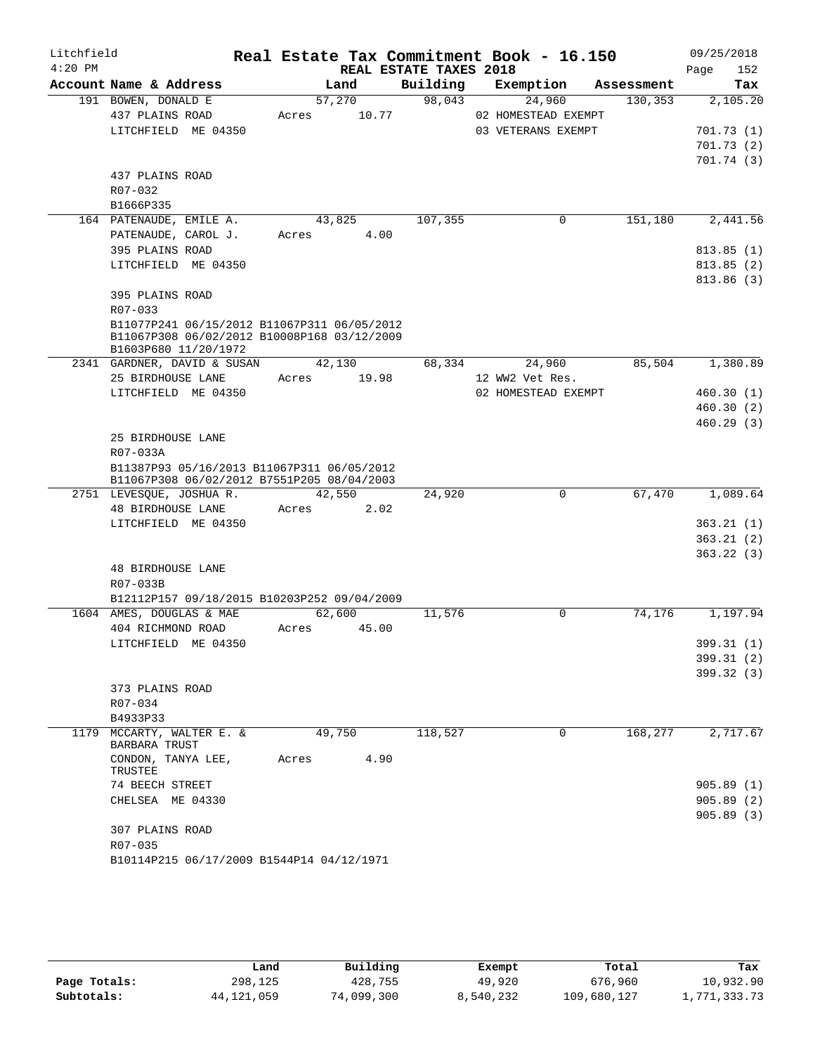# Litchfield — Real Estate Tax Commitment Book - 16.150

4:20 PM — REAL ESTATE TAXES 2018 — 09/25/2018

| Account Name & Address | Land | Building | Exemption | Assessment | Tax |
|---|---|---|---|---|---|
| 191 BOWEN, DONALD E | 57,270 | 98,043 | 24,960 | 130,353 | 2,105.20 |
| 437 PLAINS ROAD | Acres 10.77 | | 02 HOMESTEAD EXEMPT | | |
| LITCHFIELD ME 04350 | | | 03 VETERANS EXEMPT | | 701.73 (1) |
| | | | | | 701.73 (2) |
| | | | | | 701.74 (3) |
| 437 PLAINS ROAD | | | | | |
| R07-032 | | | | | |
| B1666P335 | | | | | |
| 164 PATENAUDE, EMILE A. | 43,825 | 107,355 | 0 | 151,180 | 2,441.56 |
| PATENAUDE, CAROL J. | Acres 4.00 | | | | |
| 395 PLAINS ROAD | | | | | 813.85 (1) |
| LITCHFIELD ME 04350 | | | | | 813.85 (2) |
| | | | | | 813.86 (3) |
| 395 PLAINS ROAD | | | | | |
| R07-033 | | | | | |
| B11077P241 06/15/2012 B11067P311 06/05/2012 B11067P308 06/02/2012 B10008P168 03/12/2009 B1603P680 11/20/1972 | | | | | |
| 2341 GARDNER, DAVID & SUSAN | 42,130 | 68,334 | 24,960 | 85,504 | 1,380.89 |
| 25 BIRDHOUSE LANE | Acres 19.98 | | 12 WW2 Vet Res. | | |
| LITCHFIELD ME 04350 | | | 02 HOMESTEAD EXEMPT | | 460.30 (1) |
| | | | | | 460.30 (2) |
| | | | | | 460.29 (3) |
| 25 BIRDHOUSE LANE | | | | | |
| R07-033A | | | | | |
| B11387P93 05/16/2013 B11067P311 06/05/2012 B11067P308 06/02/2012 B7551P205 08/04/2003 | | | | | |
| 2751 LEVESQUE, JOSHUA R. | 42,550 | 24,920 | 0 | 67,470 | 1,089.64 |
| 48 BIRDHOUSE LANE | Acres 2.02 | | | | |
| LITCHFIELD ME 04350 | | | | | 363.21 (1) |
| | | | | | 363.21 (2) |
| | | | | | 363.22 (3) |
| 48 BIRDHOUSE LANE | | | | | |
| R07-033B | | | | | |
| B12112P157 09/18/2015 B10203P252 09/04/2009 | | | | | |
| 1604 AMES, DOUGLAS & MAE | 62,600 | 11,576 | 0 | 74,176 | 1,197.94 |
| 404 RICHMOND ROAD | Acres 45.00 | | | | |
| LITCHFIELD ME 04350 | | | | | 399.31 (1) |
| | | | | | 399.31 (2) |
| | | | | | 399.32 (3) |
| 373 PLAINS ROAD | | | | | |
| R07-034 | | | | | |
| B4933P33 | | | | | |
| 1179 MCCARTY, WALTER E. & BARBARA TRUST | 49,750 | 118,527 | 0 | 168,277 | 2,717.67 |
| CONDON, TANYA LEE, TRUSTEE | Acres 4.90 | | | | |
| 74 BEECH STREET | | | | | 905.89 (1) |
| CHELSEA ME 04330 | | | | | 905.89 (2) |
| | | | | | 905.89 (3) |
| 307 PLAINS ROAD | | | | | |
| R07-035 | | | | | |
| B10114P215 06/17/2009 B1544P14 04/12/1971 | | | | | |

| | Land | Building | Exempt | Total | Tax |
|---|---|---|---|---|---|
| Page Totals: | 298,125 | 428,755 | 49,920 | 676,960 | 10,932.90 |
| Subtotals: | 44,121,059 | 74,099,300 | 8,540,232 | 109,680,127 | 1,771,333.73 |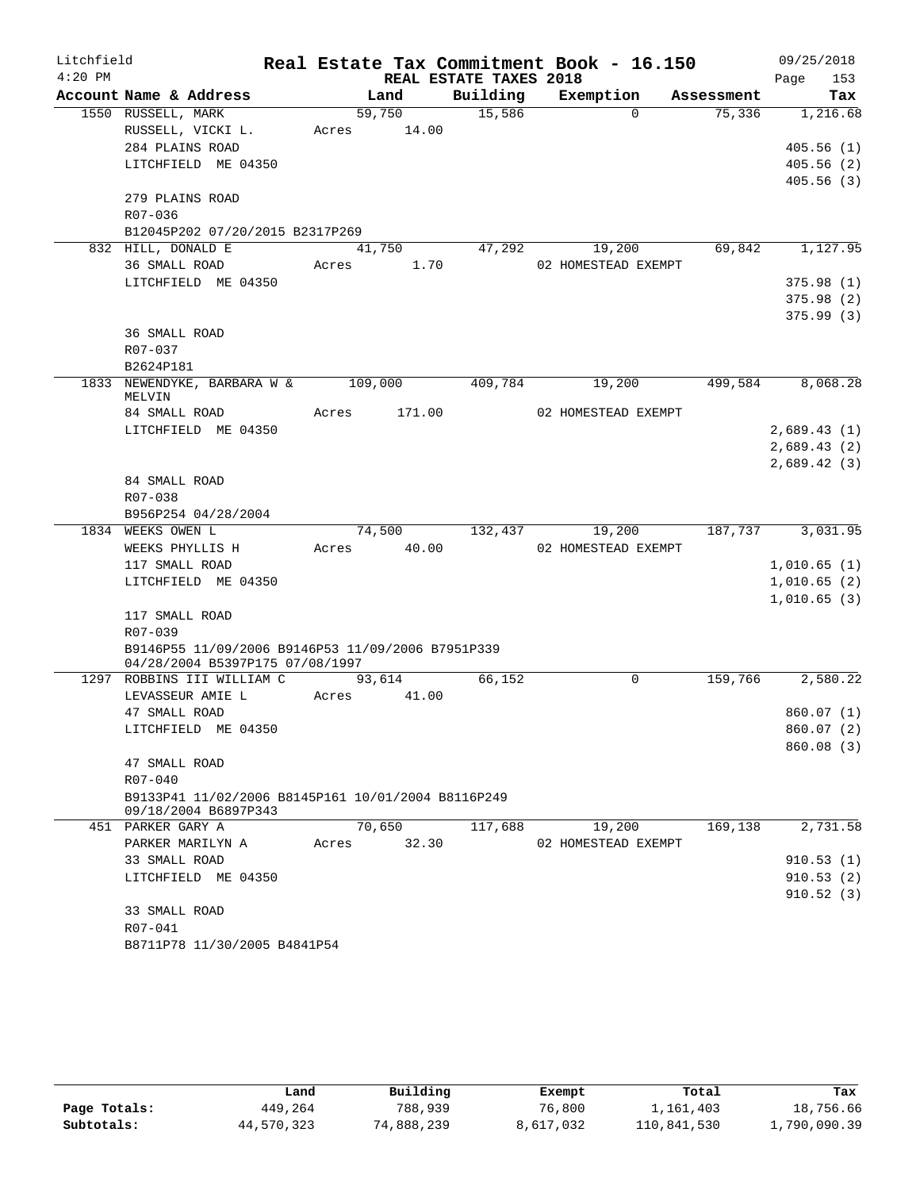Litchfield 4:20 PM

**Real Estate Tax Commitment Book - 16.150**

**REAL ESTATE TAXES 2018**

09/25/2018

| Account Name & Address | Land | Building | Exemption | Assessment | Tax |
|---|---|---|---|---|---|
| 1550 RUSSELL, MARK | 59,750 | 15,586 | 0 | 75,336 | 1,216.68 |
| RUSSELL, VICKI L. | Acres 14.00 | | | | |
| 284 PLAINS ROAD | | | | | 405.56 (1) |
| LITCHFIELD ME 04350 | | | | | 405.56 (2) |
| | | | | | 405.56 (3) |
| 279 PLAINS ROAD | | | | | |
| R07-036 | | | | | |
| B12045P202 07/20/2015 B2317P269 | | | | | |
| 832 HILL, DONALD E | 41,750 | 47,292 | 19,200 | 69,842 | 1,127.95 |
| 36 SMALL ROAD | Acres 1.70 | | 02 HOMESTEAD EXEMPT | | |
| LITCHFIELD ME 04350 | | | | | 375.98 (1) |
| | | | | | 375.98 (2) |
| | | | | | 375.99 (3) |
| 36 SMALL ROAD | | | | | |
| R07-037 | | | | | |
| B2624P181 | | | | | |
| 1833 NEWENDYKE, BARBARA W & MELVIN | 109,000 | 409,784 | 19,200 | 499,584 | 8,068.28 |
| 84 SMALL ROAD | Acres 171.00 | | 02 HOMESTEAD EXEMPT | | |
| LITCHFIELD ME 04350 | | | | | 2,689.43 (1) |
| | | | | | 2,689.43 (2) |
| | | | | | 2,689.42 (3) |
| 84 SMALL ROAD | | | | | |
| R07-038 | | | | | |
| B956P254 04/28/2004 | | | | | |
| 1834 WEEKS OWEN L | 74,500 | 132,437 | 19,200 | 187,737 | 3,031.95 |
| WEEKS PHYLLIS H | Acres 40.00 | | 02 HOMESTEAD EXEMPT | | |
| 117 SMALL ROAD | | | | | 1,010.65 (1) |
| LITCHFIELD ME 04350 | | | | | 1,010.65 (2) |
| | | | | | 1,010.65 (3) |
| 117 SMALL ROAD | | | | | |
| R07-039 | | | | | |
| B9146P55 11/09/2006 B9146P53 11/09/2006 B7951P339 04/28/2004 B5397P175 07/08/1997 | | | | | |
| 1297 ROBBINS III WILLIAM C | 93,614 | 66,152 | 0 | 159,766 | 2,580.22 |
| LEVASSEUR AMIE L | Acres 41.00 | | | | |
| 47 SMALL ROAD | | | | | 860.07 (1) |
| LITCHFIELD ME 04350 | | | | | 860.07 (2) |
| | | | | | 860.08 (3) |
| 47 SMALL ROAD | | | | | |
| R07-040 | | | | | |
| B9133P41 11/02/2006 B8145P161 10/01/2004 B8116P249 09/18/2004 B6897P343 | | | | | |
| 451 PARKER GARY A | 70,650 | 117,688 | 19,200 | 169,138 | 2,731.58 |
| PARKER MARILYN A | Acres 32.30 | | 02 HOMESTEAD EXEMPT | | |
| 33 SMALL ROAD | | | | | 910.53 (1) |
| LITCHFIELD ME 04350 | | | | | 910.53 (2) |
| | | | | | 910.52 (3) |
| 33 SMALL ROAD | | | | | |
| R07-041 | | | | | |
| B8711P78 11/30/2005 B4841P54 | | | | | |

| | Land | Building | Exempt | Total | Tax |
|---|---|---|---|---|---|
| Page Totals: | 449,264 | 788,939 | 76,800 | 1,161,403 | 18,756.66 |
| Subtotals: | 44,570,323 | 74,888,239 | 8,617,032 | 110,841,530 | 1,790,090.39 |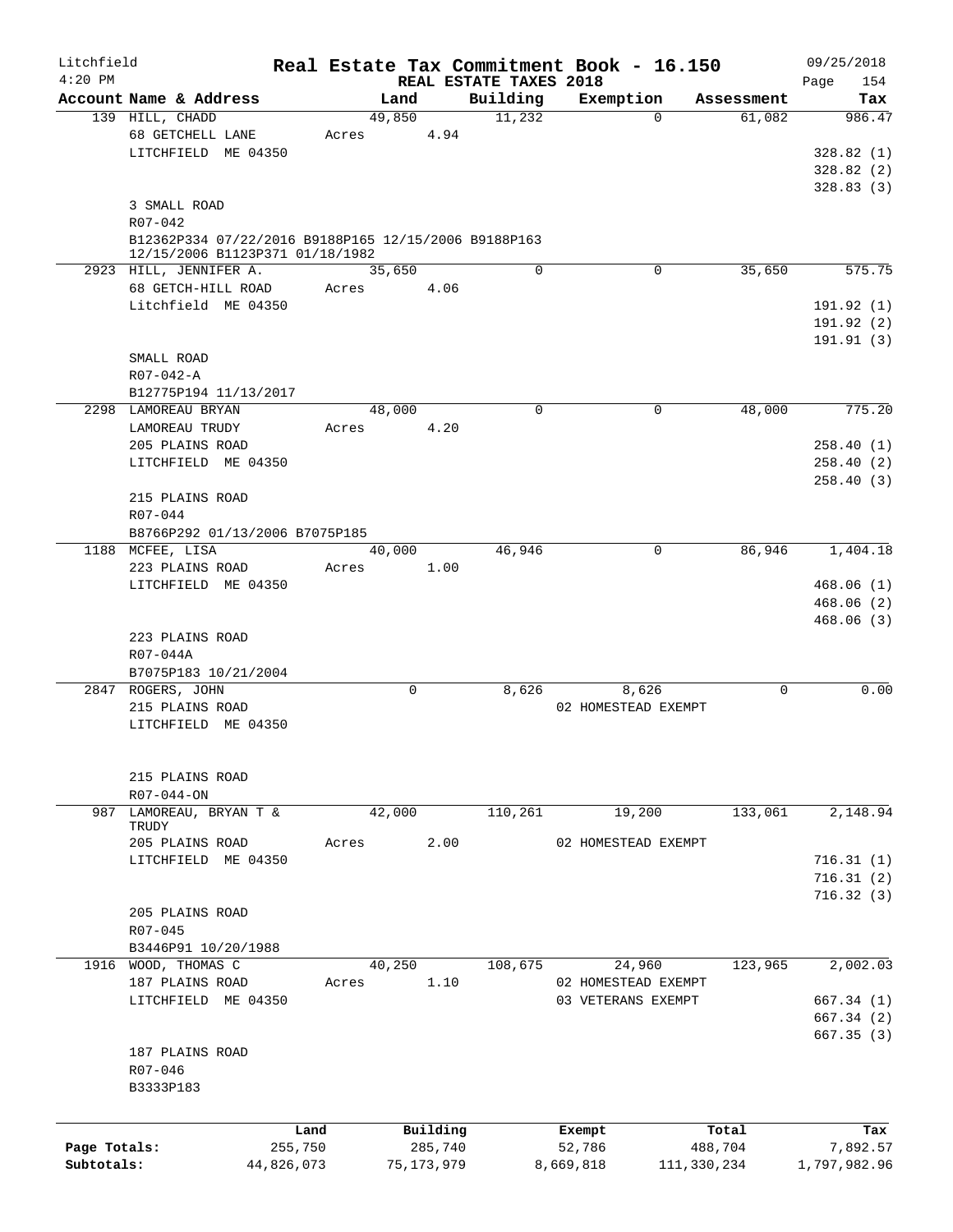Litchfield 4:20 PM

# Real Estate Tax Commitment Book - 16.150

REAL ESTATE TAXES 2018

09/25/2018 Page 154

| Account Name & Address | Land | Building | Exemption | Assessment | Tax |
|---|---|---|---|---|---|
| 139 HILL, CHADD | 49,850 | 11,232 | 0 | 61,082 | 986.47 |
| 68 GETCHELL LANE | Acres 4.94 | | | | |
| LITCHFIELD ME 04350 | | | | | 328.82 (1) |
| | | | | | 328.82 (2) |
| | | | | | 328.83 (3) |
| 3 SMALL ROAD | | | | | |
| R07-042 | | | | | |
| B12362P334 07/22/2016 B9188P165 12/15/2006 B9188P163 12/15/2006 B1123P371 01/18/1982 | | | | | |
| 2923 HILL, JENNIFER A. | 35,650 | 0 | 0 | 35,650 | 575.75 |
| 68 GETCH-HILL ROAD | Acres 4.06 | | | | |
| Litchfield ME 04350 | | | | | 191.92 (1) |
| | | | | | 191.92 (2) |
| | | | | | 191.91 (3) |
| SMALL ROAD | | | | | |
| R07-042-A | | | | | |
| B12775P194 11/13/2017 | | | | | |
| 2298 LAMOREAU BRYAN | 48,000 | 0 | 0 | 48,000 | 775.20 |
| LAMOREAU TRUDY | Acres 4.20 | | | | |
| 205 PLAINS ROAD | | | | | 258.40 (1) |
| LITCHFIELD ME 04350 | | | | | 258.40 (2) |
| | | | | | 258.40 (3) |
| 215 PLAINS ROAD | | | | | |
| R07-044 | | | | | |
| B8766P292 01/13/2006 B7075P185 | | | | | |
| 1188 MCFEE, LISA | 40,000 | 46,946 | 0 | 86,946 | 1,404.18 |
| 223 PLAINS ROAD | Acres 1.00 | | | | |
| LITCHFIELD ME 04350 | | | | | 468.06 (1) |
| | | | | | 468.06 (2) |
| | | | | | 468.06 (3) |
| 223 PLAINS ROAD | | | | | |
| R07-044A | | | | | |
| B7075P183 10/21/2004 | | | | | |
| 2847 ROGERS, JOHN | 0 | 8,626 | 8,626 | 0 | 0.00 |
| 215 PLAINS ROAD | | | 02 HOMESTEAD EXEMPT | | |
| LITCHFIELD ME 04350 | | | | | |
| 215 PLAINS ROAD | | | | | |
| R07-044-ON | | | | | |
| 987 LAMOREAU, BRYAN T & TRUDY | 42,000 | 110,261 | 19,200 | 133,061 | 2,148.94 |
| 205 PLAINS ROAD | Acres 2.00 | | 02 HOMESTEAD EXEMPT | | |
| LITCHFIELD ME 04350 | | | | | 716.31 (1) |
| | | | | | 716.31 (2) |
| | | | | | 716.32 (3) |
| 205 PLAINS ROAD | | | | | |
| R07-045 | | | | | |
| B3446P91 10/20/1988 | | | | | |
| 1916 WOOD, THOMAS C | 40,250 | 108,675 | 24,960 | 123,965 | 2,002.03 |
| 187 PLAINS ROAD | Acres 1.10 | | 02 HOMESTEAD EXEMPT | | |
| LITCHFIELD ME 04350 | | | 03 VETERANS EXEMPT | | 667.34 (1) |
| | | | | | 667.34 (2) |
| | | | | | 667.35 (3) |
| 187 PLAINS ROAD | | | | | |
| R07-046 | | | | | |
| B3333P183 | | | | | |

| | Land | Building | Exempt | Total | Tax |
|---|---|---|---|---|---|
| Page Totals: | 255,750 | 285,740 | 52,786 | 488,704 | 7,892.57 |
| Subtotals: | 44,826,073 | 75,173,979 | 8,669,818 | 111,330,234 | 1,797,982.96 |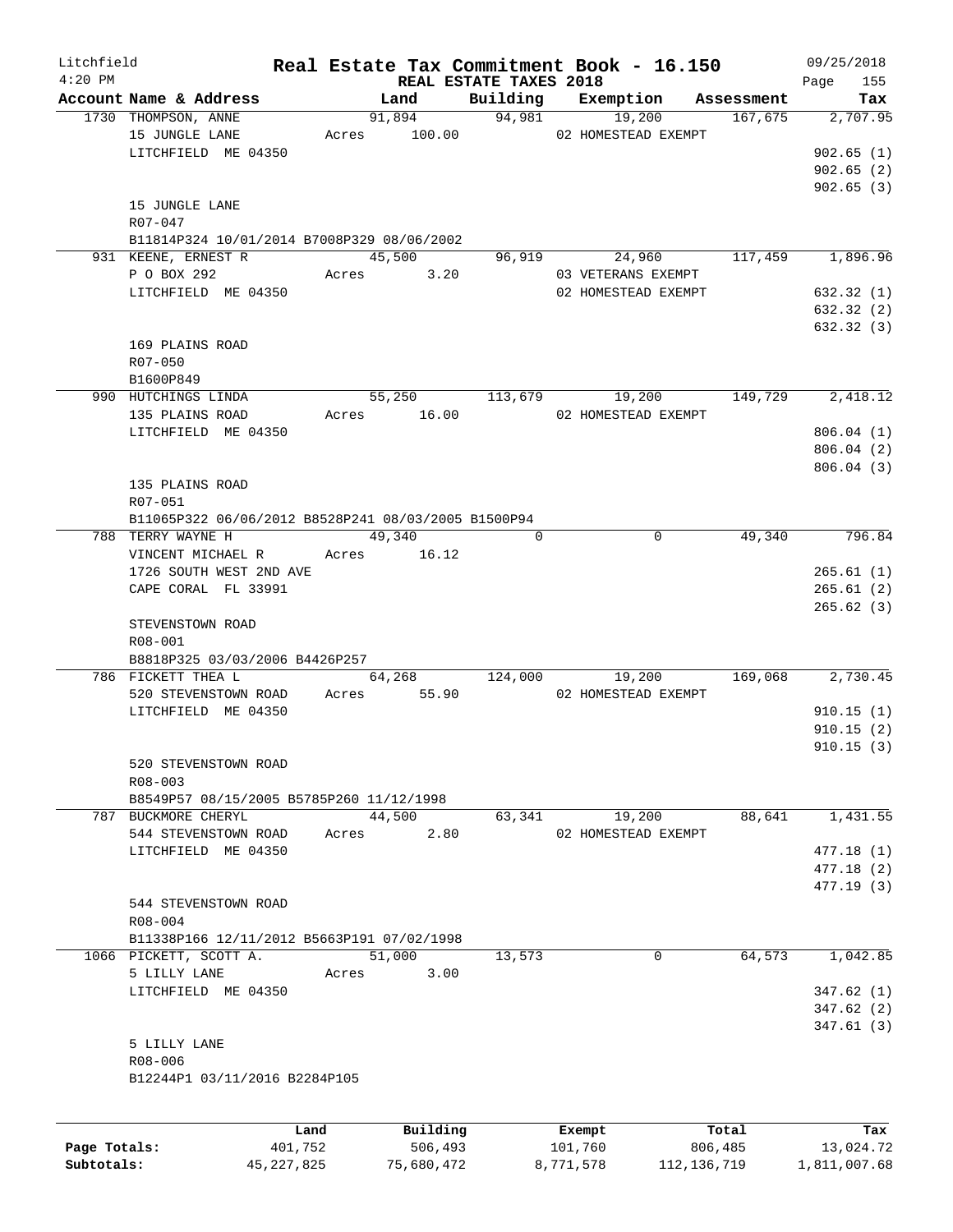Litchfield 4:20 PM

# Real Estate Tax Commitment Book - 16.150

REAL ESTATE TAXES 2018

09/25/2018 Page 155

| Account Name & Address | Land | Building | Exemption | Assessment | Tax |
|---|---|---|---|---|---|
| 1730 THOMPSON, ANNE | 91,894 | 94,981 | 19,200 | 167,675 | 2,707.95 |
| 15 JUNGLE LANE | Acres 100.00 | | 02 HOMESTEAD EXEMPT | | |
| LITCHFIELD ME 04350 | | | | | 902.65 (1) |
| | | | | | 902.65 (2) |
| | | | | | 902.65 (3) |
| 15 JUNGLE LANE | | | | | |
| R07-047 | | | | | |
| B11814P324 10/01/2014 B7008P329 08/06/2002 | | | | | |
| 931 KEENE, ERNEST R | 45,500 | 96,919 | 24,960 | 117,459 | 1,896.96 |
| P O BOX 292 | Acres 3.20 | | 03 VETERANS EXEMPT | | |
| LITCHFIELD ME 04350 | | | 02 HOMESTEAD EXEMPT | | 632.32 (1) |
| | | | | | 632.32 (2) |
| | | | | | 632.32 (3) |
| 169 PLAINS ROAD | | | | | |
| R07-050 | | | | | |
| B1600P849 | | | | | |
| 990 HUTCHINGS LINDA | 55,250 | 113,679 | 19,200 | 149,729 | 2,418.12 |
| 135 PLAINS ROAD | Acres 16.00 | | 02 HOMESTEAD EXEMPT | | |
| LITCHFIELD ME 04350 | | | | | 806.04 (1) |
| | | | | | 806.04 (2) |
| | | | | | 806.04 (3) |
| 135 PLAINS ROAD | | | | | |
| R07-051 | | | | | |
| B11065P322 06/06/2012 B8528P241 08/03/2005 B1500P94 | | | | | |
| 788 TERRY WAYNE H | 49,340 | 0 | 0 | 49,340 | 796.84 |
| VINCENT MICHAEL R | Acres 16.12 | | | | |
| 1726 SOUTH WEST 2ND AVE | | | | | 265.61 (1) |
| CAPE CORAL FL 33991 | | | | | 265.61 (2) |
| | | | | | 265.62 (3) |
| STEVENSTOWN ROAD | | | | | |
| R08-001 | | | | | |
| B8818P325 03/03/2006 B4426P257 | | | | | |
| 786 FICKETT THEA L | 64,268 | 124,000 | 19,200 | 169,068 | 2,730.45 |
| 520 STEVENSTOWN ROAD | Acres 55.90 | | 02 HOMESTEAD EXEMPT | | |
| LITCHFIELD ME 04350 | | | | | 910.15 (1) |
| | | | | | 910.15 (2) |
| | | | | | 910.15 (3) |
| 520 STEVENSTOWN ROAD | | | | | |
| R08-003 | | | | | |
| B8549P57 08/15/2005 B5785P260 11/12/1998 | | | | | |
| 787 BUCKMORE CHERYL | 44,500 | 63,341 | 19,200 | 88,641 | 1,431.55 |
| 544 STEVENSTOWN ROAD | Acres 2.80 | | 02 HOMESTEAD EXEMPT | | |
| LITCHFIELD ME 04350 | | | | | 477.18 (1) |
| | | | | | 477.18 (2) |
| | | | | | 477.19 (3) |
| 544 STEVENSTOWN ROAD | | | | | |
| R08-004 | | | | | |
| B11338P166 12/11/2012 B5663P191 07/02/1998 | | | | | |
| 1066 PICKETT, SCOTT A. | 51,000 | 13,573 | 0 | 64,573 | 1,042.85 |
| 5 LILLY LANE | Acres 3.00 | | | | |
| LITCHFIELD ME 04350 | | | | | 347.62 (1) |
| | | | | | 347.62 (2) |
| | | | | | 347.61 (3) |
| 5 LILLY LANE | | | | | |
| R08-006 | | | | | |
| B12244P1 03/11/2016 B2284P105 | | | | | |

| | Land | Building | Exempt | Total | Tax |
|---|---|---|---|---|---|
| Page Totals: | 401,752 | 506,493 | 101,760 | 806,485 | 13,024.72 |
| Subtotals: | 45,227,825 | 75,680,472 | 8,771,578 | 112,136,719 | 1,811,007.68 |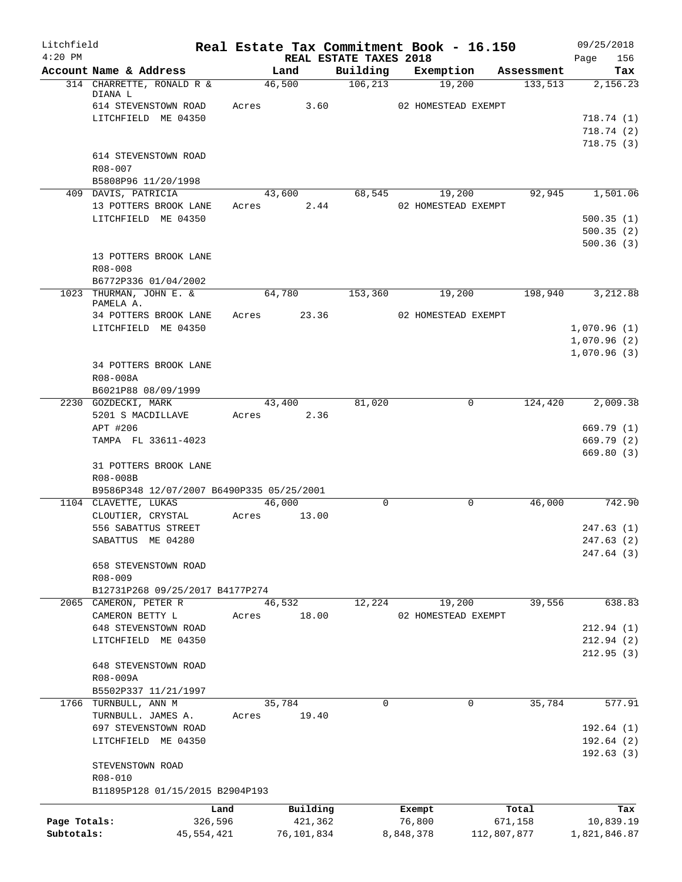Litchfield
4:20 PM

# Real Estate Tax Commitment Book - 16.150

REAL ESTATE TAXES 2018

09/25/2018

| Account Name & Address | Land | Building | Exemption | Assessment | Tax |
|---|---|---|---|---|---|
| 314 CHARRETTE, RONALD R & DIANA L | 46,500 | 106,213 | 19,200 | 133,513 | 2,156.23 |
| 614 STEVENSTOWN ROAD | Acres 3.60 | | 02 HOMESTEAD EXEMPT | | |
| LITCHFIELD ME 04350 | | | | | 718.74 (1) |
| | | | | | 718.74 (2) |
| | | | | | 718.75 (3) |
| 614 STEVENSTOWN ROAD | | | | | |
| R08-007 | | | | | |
| B5808P96 11/20/1998 | | | | | |
| 409 DAVIS, PATRICIA | 43,600 | 68,545 | 19,200 | 92,945 | 1,501.06 |
| 13 POTTERS BROOK LANE | Acres 2.44 | | 02 HOMESTEAD EXEMPT | | |
| LITCHFIELD ME 04350 | | | | | 500.35 (1) |
| | | | | | 500.35 (2) |
| | | | | | 500.36 (3) |
| 13 POTTERS BROOK LANE | | | | | |
| R08-008 | | | | | |
| B6772P336 01/04/2002 | | | | | |
| 1023 THURMAN, JOHN E. & PAMELA A. | 64,780 | 153,360 | 19,200 | 198,940 | 3,212.88 |
| 34 POTTERS BROOK LANE | Acres 23.36 | | 02 HOMESTEAD EXEMPT | | |
| LITCHFIELD ME 04350 | | | | | 1,070.96 (1) |
| | | | | | 1,070.96 (2) |
| | | | | | 1,070.96 (3) |
| 34 POTTERS BROOK LANE | | | | | |
| R08-008A | | | | | |
| B6021P88 08/09/1999 | | | | | |
| 2230 GOZDECKI, MARK | 43,400 | 81,020 | 0 | 124,420 | 2,009.38 |
| 5201 S MACDILLAVE | Acres 2.36 | | | | |
| APT #206 | | | | | 669.79 (1) |
| TAMPA FL 33611-4023 | | | | | 669.79 (2) |
| | | | | | 669.80 (3) |
| 31 POTTERS BROOK LANE | | | | | |
| R08-008B | | | | | |
| B9586P348 12/07/2007 B6490P335 05/25/2001 | | | | | |
| 1104 CLAVETTE, LUKAS | 46,000 | 0 | 0 | 46,000 | 742.90 |
| CLOUTIER, CRYSTAL | Acres 13.00 | | | | |
| 556 SABATTUS STREET | | | | | 247.63 (1) |
| SABATTUS ME 04280 | | | | | 247.63 (2) |
| | | | | | 247.64 (3) |
| 658 STEVENSTOWN ROAD | | | | | |
| R08-009 | | | | | |
| B12731P268 09/25/2017 B4177P274 | | | | | |
| 2065 CAMERON, PETER R | 46,532 | 12,224 | 19,200 | 39,556 | 638.83 |
| CAMERON BETTY L | Acres 18.00 | | 02 HOMESTEAD EXEMPT | | |
| 648 STEVENSTOWN ROAD | | | | | 212.94 (1) |
| LITCHFIELD ME 04350 | | | | | 212.94 (2) |
| | | | | | 212.95 (3) |
| 648 STEVENSTOWN ROAD | | | | | |
| R08-009A | | | | | |
| B5502P337 11/21/1997 | | | | | |
| 1766 TURNBULL, ANN M | 35,784 | 0 | 0 | 35,784 | 577.91 |
| TURNBULL. JAMES A. | Acres 19.40 | | | | |
| 697 STEVENSTOWN ROAD | | | | | 192.64 (1) |
| LITCHFIELD ME 04350 | | | | | 192.64 (2) |
| | | | | | 192.63 (3) |
| STEVENSTOWN ROAD | | | | | |
| R08-010 | | | | | |
| B11895P128 01/15/2015 B2904P193 | | | | | |

| | Land | Building | Exempt | Total | Tax |
|---|---|---|---|---|---|
| Page Totals: | 326,596 | 421,362 | 76,800 | 671,158 | 10,839.19 |
| Subtotals: | 45,554,421 | 76,101,834 | 8,848,378 | 112,807,877 | 1,821,846.87 |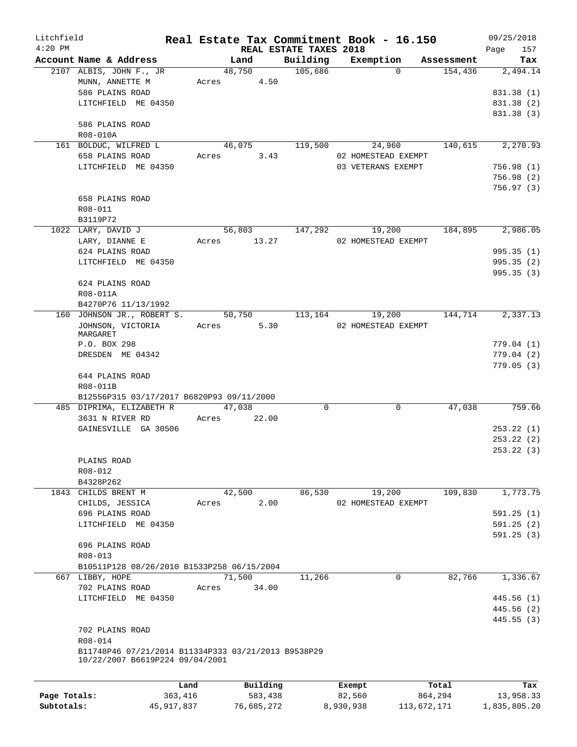Litchfield 4:20 PM

# Real Estate Tax Commitment Book - 16.150

## REAL ESTATE TAXES 2018

09/25/2018 Page 157

| Account Name & Address | Land | Building | Exemption | Assessment | Tax |
|---|---|---|---|---|---|
| 2107 ALBIS, JOHN F., JR | 48,750 | 105,686 | 0 | 154,436 | 2,494.14 |
| MUNN, ANNETTE M | Acres 4.50 | | | | |
| 586 PLAINS ROAD | | | | | 831.38 (1) |
| LITCHFIELD ME 04350 | | | | | 831.38 (2) |
| | | | | | 831.38 (3) |
| 586 PLAINS ROAD | | | | | |
| R08-010A | | | | | |
| 161 BOLDUC, WILFRED L | 46,075 | 119,500 | 24,960 | 140,615 | 2,270.93 |
| 658 PLAINS ROAD | Acres 3.43 | | 02 HOMESTEAD EXEMPT | | |
| LITCHFIELD ME 04350 | | | 03 VETERANS EXEMPT | | 756.98 (1) |
| | | | | | 756.98 (2) |
| | | | | | 756.97 (3) |
| 658 PLAINS ROAD | | | | | |
| R08-011 | | | | | |
| B3119P72 | | | | | |
| 1022 LARY, DAVID J | 56,803 | 147,292 | 19,200 | 184,895 | 2,986.05 |
| LARY, DIANNE E | Acres 13.27 | | 02 HOMESTEAD EXEMPT | | |
| 624 PLAINS ROAD | | | | | 995.35 (1) |
| LITCHFIELD ME 04350 | | | | | 995.35 (2) |
| | | | | | 995.35 (3) |
| 624 PLAINS ROAD | | | | | |
| R08-011A | | | | | |
| B4270P76 11/13/1992 | | | | | |
| 160 JOHNSON JR., ROBERT S. | 50,750 | 113,164 | 19,200 | 144,714 | 2,337.13 |
| JOHNSON, VICTORIA MARGARET | Acres 5.30 | | 02 HOMESTEAD EXEMPT | | |
| P.O. BOX 298 | | | | | 779.04 (1) |
| DRESDEN ME 04342 | | | | | 779.04 (2) |
| | | | | | 779.05 (3) |
| 644 PLAINS ROAD | | | | | |
| R08-011B | | | | | |
| B12556P315 03/17/2017 B6820P93 09/11/2000 | | | | | |
| 485 DIPRIMA, ELIZABETH R | 47,038 | 0 | 0 | 47,038 | 759.66 |
| 3631 N RIVER RD | Acres 22.00 | | | | |
| GAINESVILLE GA 30506 | | | | | 253.22 (1) |
| | | | | | 253.22 (2) |
| | | | | | 253.22 (3) |
| PLAINS ROAD | | | | | |
| R08-012 | | | | | |
| B4328P262 | | | | | |
| 1843 CHILDS BRENT M | 42,500 | 86,530 | 19,200 | 109,830 | 1,773.75 |
| CHILDS, JESSICA | Acres 2.00 | | 02 HOMESTEAD EXEMPT | | |
| 696 PLAINS ROAD | | | | | 591.25 (1) |
| LITCHFIELD ME 04350 | | | | | 591.25 (2) |
| | | | | | 591.25 (3) |
| 696 PLAINS ROAD | | | | | |
| R08-013 | | | | | |
| B10511P128 08/26/2010 B1533P258 06/15/2004 | | | | | |
| 667 LIBBY, HOPE | 71,500 | 11,266 | 0 | 82,766 | 1,336.67 |
| 702 PLAINS ROAD | Acres 34.00 | | | | |
| LITCHFIELD ME 04350 | | | | | 445.56 (1) |
| | | | | | 445.56 (2) |
| | | | | | 445.55 (3) |
| 702 PLAINS ROAD | | | | | |
| R08-014 | | | | | |
| B11748P46 07/21/2014 B11334P333 03/21/2013 B9538P29 10/22/2007 B6619P224 09/04/2001 | | | | | |

| | Land | Building | Exempt | Total | Tax |
|---|---|---|---|---|---|
| Page Totals: | 363,416 | 583,438 | 82,560 | 864,294 | 13,958.33 |
| Subtotals: | 45,917,837 | 76,685,272 | 8,930,938 | 113,672,171 | 1,835,805.20 |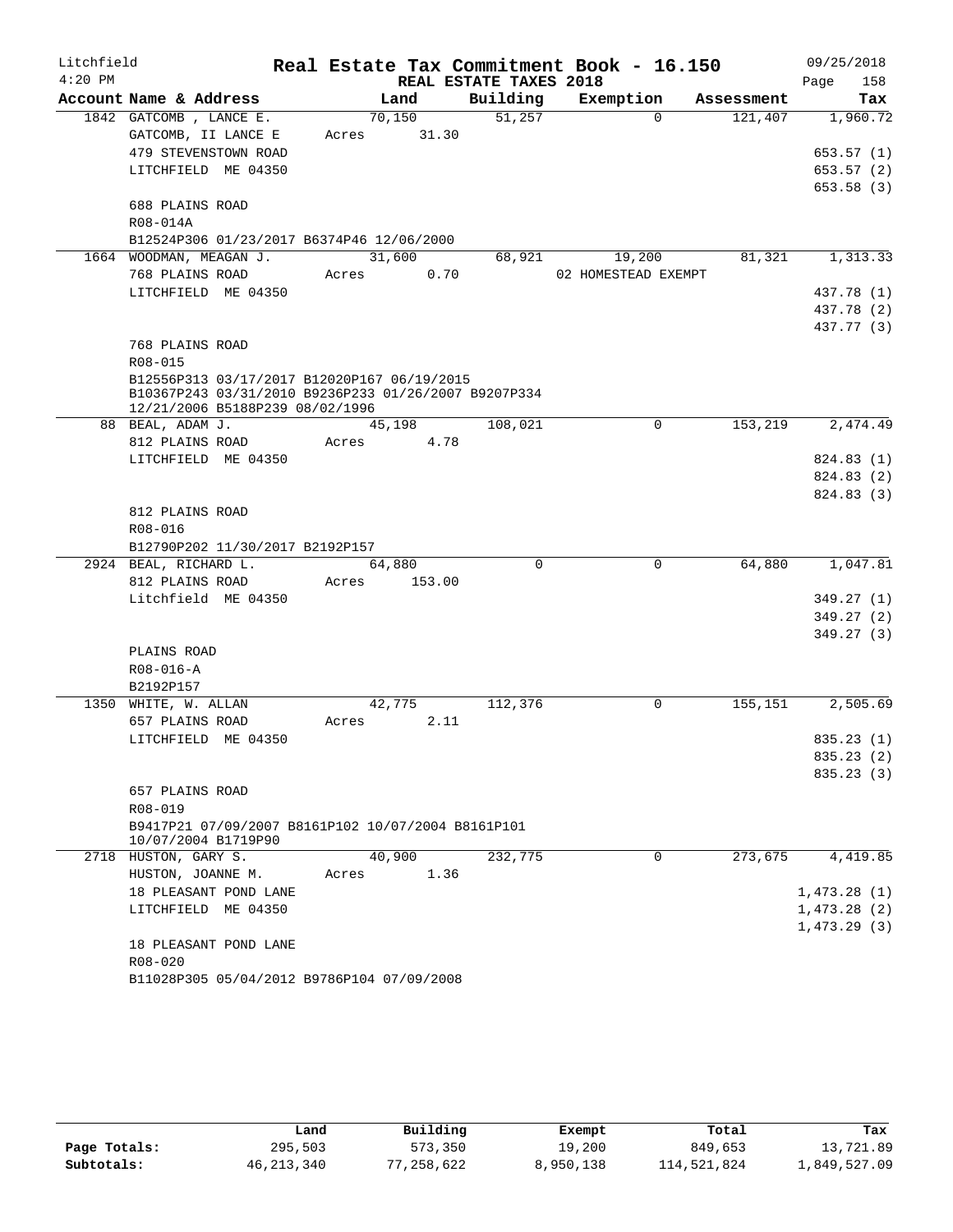Litchfield
4:20 PM

# Real Estate Tax Commitment Book - 16.150

REAL ESTATE TAXES 2018

09/25/2018

| Account Name & Address | Land | Building | Exemption | Assessment | Tax |
|---|---|---|---|---|---|
| 1842 GATCOMB , LANCE E. | 70,150 | 51,257 | 0 | 121,407 | 1,960.72 |
| GATCOMB, II LANCE E | Acres 31.30 | | | | |
| 479 STEVENSTOWN ROAD | | | | | 653.57 (1) |
| LITCHFIELD ME 04350 | | | | | 653.57 (2) |
| | | | | | 653.58 (3) |
| 688 PLAINS ROAD | | | | | |
| R08-014A | | | | | |
| B12524P306 01/23/2017 B6374P46 12/06/2000 | | | | | |
| 1664 WOODMAN, MEAGAN J. | 31,600 | 68,921 | 19,200 | 81,321 | 1,313.33 |
| 768 PLAINS ROAD | Acres 0.70 | | 02 HOMESTEAD EXEMPT | | |
| LITCHFIELD ME 04350 | | | | | 437.78 (1) |
| | | | | | 437.78 (2) |
| | | | | | 437.77 (3) |
| 768 PLAINS ROAD | | | | | |
| R08-015 | | | | | |
| B12556P313 03/17/2017 B12020P167 06/19/2015 B10367P243 03/31/2010 B9236P233 01/26/2007 B9207P334 12/21/2006 B5188P239 08/02/1996 | | | | | |
| 88 BEAL, ADAM J. | 45,198 | 108,021 | 0 | 153,219 | 2,474.49 |
| 812 PLAINS ROAD | Acres 4.78 | | | | |
| LITCHFIELD ME 04350 | | | | | 824.83 (1) |
| | | | | | 824.83 (2) |
| | | | | | 824.83 (3) |
| 812 PLAINS ROAD | | | | | |
| R08-016 | | | | | |
| B12790P202 11/30/2017 B2192P157 | | | | | |
| 2924 BEAL, RICHARD L. | 64,880 | 0 | 0 | 64,880 | 1,047.81 |
| 812 PLAINS ROAD | Acres 153.00 | | | | |
| Litchfield ME 04350 | | | | | 349.27 (1) |
| | | | | | 349.27 (2) |
| | | | | | 349.27 (3) |
| PLAINS ROAD | | | | | |
| R08-016-A | | | | | |
| B2192P157 | | | | | |
| 1350 WHITE, W. ALLAN | 42,775 | 112,376 | 0 | 155,151 | 2,505.69 |
| 657 PLAINS ROAD | Acres 2.11 | | | | |
| LITCHFIELD ME 04350 | | | | | 835.23 (1) |
| | | | | | 835.23 (2) |
| | | | | | 835.23 (3) |
| 657 PLAINS ROAD | | | | | |
| R08-019 | | | | | |
| B9417P21 07/09/2007 B8161P102 10/07/2004 B8161P101 10/07/2004 B1719P90 | | | | | |
| 2718 HUSTON, GARY S. | 40,900 | 232,775 | 0 | 273,675 | 4,419.85 |
| HUSTON, JOANNE M. | Acres 1.36 | | | | |
| 18 PLEASANT POND LANE | | | | | 1,473.28 (1) |
| LITCHFIELD ME 04350 | | | | | 1,473.28 (2) |
| | | | | | 1,473.29 (3) |
| 18 PLEASANT POND LANE | | | | | |
| R08-020 | | | | | |
| B11028P305 05/04/2012 B9786P104 07/09/2008 | | | | | |

| | Land | Building | Exempt | Total | Tax |
|---|---|---|---|---|---|
| Page Totals: | 295,503 | 573,350 | 19,200 | 849,653 | 13,721.89 |
| Subtotals: | 46,213,340 | 77,258,622 | 8,950,138 | 114,521,824 | 1,849,527.09 |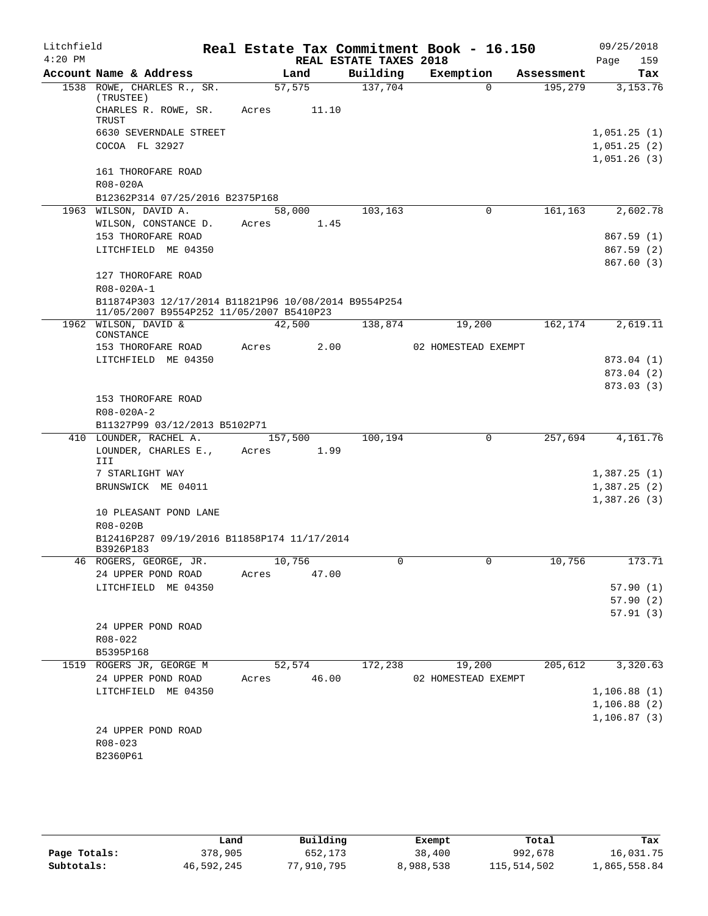Litchfield 4:20 PM

# Real Estate Tax Commitment Book - 16.150

REAL ESTATE TAXES 2018

09/25/2018

| Account Name & Address | Land | Building | Exemption | Assessment | Tax |
|---|---|---|---|---|---|
| 1538 ROWE, CHARLES R., SR. (TRUSTEE) | 57,575 | 137,704 | 0 | 195,279 | 3,153.76 |
| CHARLES R. ROWE, SR. TRUST | Acres 11.10 | | | | |
| 6630 SEVERNDALE STREET | | | | | 1,051.25 (1) |
| COCOA FL 32927 | | | | | 1,051.25 (2) |
| | | | | | 1,051.26 (3) |
| 161 THOROFARE ROAD | | | | | |
| R08-020A | | | | | |
| B12362P314 07/25/2016 B2375P168 | | | | | |
| 1963 WILSON, DAVID A. | 58,000 | 103,163 | 0 | 161,163 | 2,602.78 |
| WILSON, CONSTANCE D. | Acres 1.45 | | | | |
| 153 THOROFARE ROAD | | | | | 867.59 (1) |
| LITCHFIELD ME 04350 | | | | | 867.59 (2) |
| | | | | | 867.60 (3) |
| 127 THOROFARE ROAD | | | | | |
| R08-020A-1 | | | | | |
| B11874P303 12/17/2014 B11821P96 10/08/2014 B9554P254 11/05/2007 B9554P252 11/05/2007 B5410P23 | | | | | |
| 1962 WILSON, DAVID & CONSTANCE | 42,500 | 138,874 | 19,200 | 162,174 | 2,619.11 |
| 153 THOROFARE ROAD | Acres 2.00 | | 02 HOMESTEAD EXEMPT | | |
| LITCHFIELD ME 04350 | | | | | 873.04 (1) |
| | | | | | 873.04 (2) |
| | | | | | 873.03 (3) |
| 153 THOROFARE ROAD | | | | | |
| R08-020A-2 | | | | | |
| B11327P99 03/12/2013 B5102P71 | | | | | |
| 410 LOUNDER, RACHEL A. | 157,500 | 100,194 | 0 | 257,694 | 4,161.76 |
| LOUNDER, CHARLES E., III | Acres 1.99 | | | | |
| 7 STARLIGHT WAY | | | | | 1,387.25 (1) |
| BRUNSWICK ME 04011 | | | | | 1,387.25 (2) |
| | | | | | 1,387.26 (3) |
| 10 PLEASANT POND LANE | | | | | |
| R08-020B | | | | | |
| B12416P287 09/19/2016 B11858P174 11/17/2014 B3926P183 | | | | | |
| 46 ROGERS, GEORGE, JR. | 10,756 | 0 | 0 | 10,756 | 173.71 |
| 24 UPPER POND ROAD | Acres 47.00 | | | | |
| LITCHFIELD ME 04350 | | | | | 57.90 (1) |
| | | | | | 57.90 (2) |
| | | | | | 57.91 (3) |
| 24 UPPER POND ROAD | | | | | |
| R08-022 | | | | | |
| B5395P168 | | | | | |
| 1519 ROGERS JR, GEORGE M | 52,574 | 172,238 | 19,200 | 205,612 | 3,320.63 |
| 24 UPPER POND ROAD | Acres 46.00 | | 02 HOMESTEAD EXEMPT | | |
| LITCHFIELD ME 04350 | | | | | 1,106.88 (1) |
| | | | | | 1,106.88 (2) |
| | | | | | 1,106.87 (3) |
| 24 UPPER POND ROAD | | | | | |
| R08-023 | | | | | |
| B2360P61 | | | | | |

| | Land | Building | Exempt | Total | Tax |
|---|---|---|---|---|---|
| Page Totals: | 378,905 | 652,173 | 38,400 | 992,678 | 16,031.75 |
| Subtotals: | 46,592,245 | 77,910,795 | 8,988,538 | 115,514,502 | 1,865,558.84 |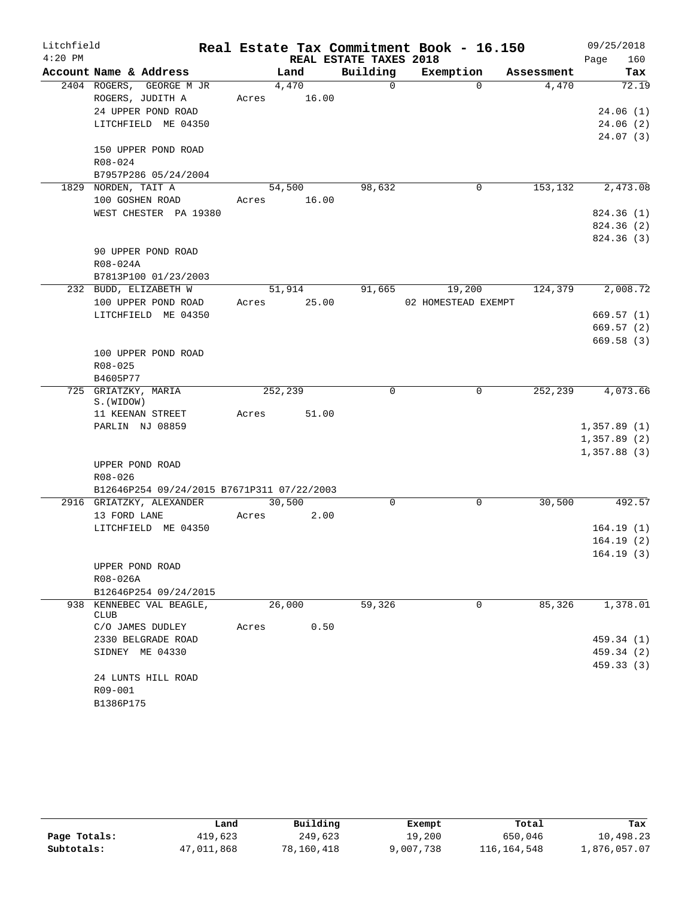Litchfield
4:20 PM

# Real Estate Tax Commitment Book - 16.150

REAL ESTATE TAXES 2018

09/25/2018

| Account Name & Address | Land | Building | Exemption | Assessment | Tax |
|---|---|---|---|---|---|
| 2404 ROGERS, GEORGE M JR | 4,470 | 0 | 0 | 4,470 | 72.19 |
| ROGERS, JUDITH A | Acres 16.00 | | | | |
| 24 UPPER POND ROAD | | | | | 24.06 (1) |
| LITCHFIELD ME 04350 | | | | | 24.06 (2) |
| | | | | | 24.07 (3) |
| 150 UPPER POND ROAD | | | | | |
| R08-024 | | | | | |
| B7957P286 05/24/2004 | | | | | |
| 1829 NORDEN, TAIT A | 54,500 | 98,632 | 0 | 153,132 | 2,473.08 |
| 100 GOSHEN ROAD | Acres 16.00 | | | | |
| WEST CHESTER PA 19380 | | | | | 824.36 (1) |
| | | | | | 824.36 (2) |
| | | | | | 824.36 (3) |
| 90 UPPER POND ROAD | | | | | |
| R08-024A | | | | | |
| B7813P100 01/23/2003 | | | | | |
| 232 BUDD, ELIZABETH W | 51,914 | 91,665 | 19,200 | 124,379 | 2,008.72 |
| 100 UPPER POND ROAD | Acres 25.00 | | 02 HOMESTEAD EXEMPT | | |
| LITCHFIELD ME 04350 | | | | | 669.57 (1) |
| | | | | | 669.57 (2) |
| | | | | | 669.58 (3) |
| 100 UPPER POND ROAD | | | | | |
| R08-025 | | | | | |
| B4605P77 | | | | | |
| 725 GRIATZKY, MARIA S.(WIDOW) | 252,239 | 0 | 0 | 252,239 | 4,073.66 |
| 11 KEENAN STREET | Acres 51.00 | | | | |
| PARLIN NJ 08859 | | | | | 1,357.89 (1) |
| | | | | | 1,357.89 (2) |
| | | | | | 1,357.88 (3) |
| UPPER POND ROAD | | | | | |
| R08-026 | | | | | |
| B12646P254 09/24/2015 B7671P311 07/22/2003 | | | | | |
| 2916 GRIATZKY, ALEXANDER | 30,500 | 0 | 0 | 30,500 | 492.57 |
| 13 FORD LANE | Acres 2.00 | | | | |
| LITCHFIELD ME 04350 | | | | | 164.19 (1) |
| | | | | | 164.19 (2) |
| | | | | | 164.19 (3) |
| UPPER POND ROAD | | | | | |
| R08-026A | | | | | |
| B12646P254 09/24/2015 | | | | | |
| 938 KENNEBEC VAL BEAGLE, CLUB | 26,000 | 59,326 | 0 | 85,326 | 1,378.01 |
| C/O JAMES DUDLEY | Acres 0.50 | | | | |
| 2330 BELGRADE ROAD | | | | | 459.34 (1) |
| SIDNEY ME 04330 | | | | | 459.34 (2) |
| | | | | | 459.33 (3) |
| 24 LUNTS HILL ROAD | | | | | |
| R09-001 | | | | | |
| B1386P175 | | | | | |

| | Land | Building | Exempt | Total | Tax |
|---|---|---|---|---|---|
| Page Totals: | 419,623 | 249,623 | 19,200 | 650,046 | 10,498.23 |
| Subtotals: | 47,011,868 | 78,160,418 | 9,007,738 | 116,164,548 | 1,876,057.07 |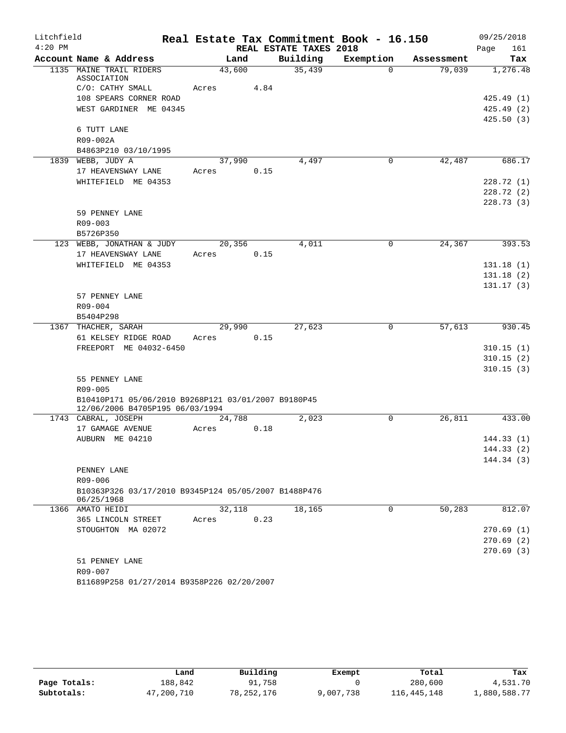Litchfield 4:20 PM

# Real Estate Tax Commitment Book - 16.150

REAL ESTATE TAXES 2018

09/25/2018

| Account Name & Address | Land | Building | Exemption | Assessment | Tax |
|---|---|---|---|---|---|
| 1135 MAINE TRAIL RIDERS ASSOCIATION | 43,600 | 35,439 | 0 | 79,039 | 1,276.48 |
| C/O: CATHY SMALL | Acres 4.84 | | | | |
| 108 SPEARS CORNER ROAD | | | | | 425.49 (1) |
| WEST GARDINER ME 04345 | | | | | 425.49 (2) |
| | | | | | 425.50 (3) |
| 6 TUTT LANE | | | | | |
| R09-002A | | | | | |
| B4863P210 03/10/1995 | | | | | |
| 1839 WEBB, JUDY A | 37,990 | 4,497 | 0 | 42,487 | 686.17 |
| 17 HEAVENSWAY LANE | Acres 0.15 | | | | |
| WHITEFIELD ME 04353 | | | | | 228.72 (1) |
| | | | | | 228.72 (2) |
| | | | | | 228.73 (3) |
| 59 PENNEY LANE | | | | | |
| R09-003 | | | | | |
| B5726P350 | | | | | |
| 123 WEBB, JONATHAN & JUDY | 20,356 | 4,011 | 0 | 24,367 | 393.53 |
| 17 HEAVENSWAY LANE | Acres 0.15 | | | | |
| WHITEFIELD ME 04353 | | | | | 131.18 (1) |
| | | | | | 131.18 (2) |
| | | | | | 131.17 (3) |
| 57 PENNEY LANE | | | | | |
| R09-004 | | | | | |
| B5404P298 | | | | | |
| 1367 THACHER, SARAH | 29,990 | 27,623 | 0 | 57,613 | 930.45 |
| 61 KELSEY RIDGE ROAD | Acres 0.15 | | | | |
| FREEPORT ME 04032-6450 | | | | | 310.15 (1) |
| | | | | | 310.15 (2) |
| | | | | | 310.15 (3) |
| 55 PENNEY LANE | | | | | |
| R09-005 | | | | | |
| B10410P171 05/06/2010 B9268P121 03/01/2007 B9180P45 12/06/2006 B4705P195 06/03/1994 | | | | | |
| 1743 CABRAL, JOSEPH | 24,788 | 2,023 | 0 | 26,811 | 433.00 |
| 17 GAMAGE AVENUE | Acres 0.18 | | | | |
| AUBURN ME 04210 | | | | | 144.33 (1) |
| | | | | | 144.33 (2) |
| | | | | | 144.34 (3) |
| PENNEY LANE | | | | | |
| R09-006 | | | | | |
| B10363P326 03/17/2010 B9345P124 05/05/2007 B1488P476 06/25/1968 | | | | | |
| 1366 AMATO HEIDI | 32,118 | 18,165 | 0 | 50,283 | 812.07 |
| 365 LINCOLN STREET | Acres 0.23 | | | | |
| STOUGHTON MA 02072 | | | | | 270.69 (1) |
| | | | | | 270.69 (2) |
| | | | | | 270.69 (3) |
| 51 PENNEY LANE | | | | | |
| R09-007 | | | | | |
| B11689P258 01/27/2014 B9358P226 02/20/2007 | | | | | |

| | Land | Building | Exempt | Total | Tax |
|---|---|---|---|---|---|
| Page Totals: | 188,842 | 91,758 | 0 | 280,600 | 4,531.70 |
| Subtotals: | 47,200,710 | 78,252,176 | 9,007,738 | 116,445,148 | 1,880,588.77 |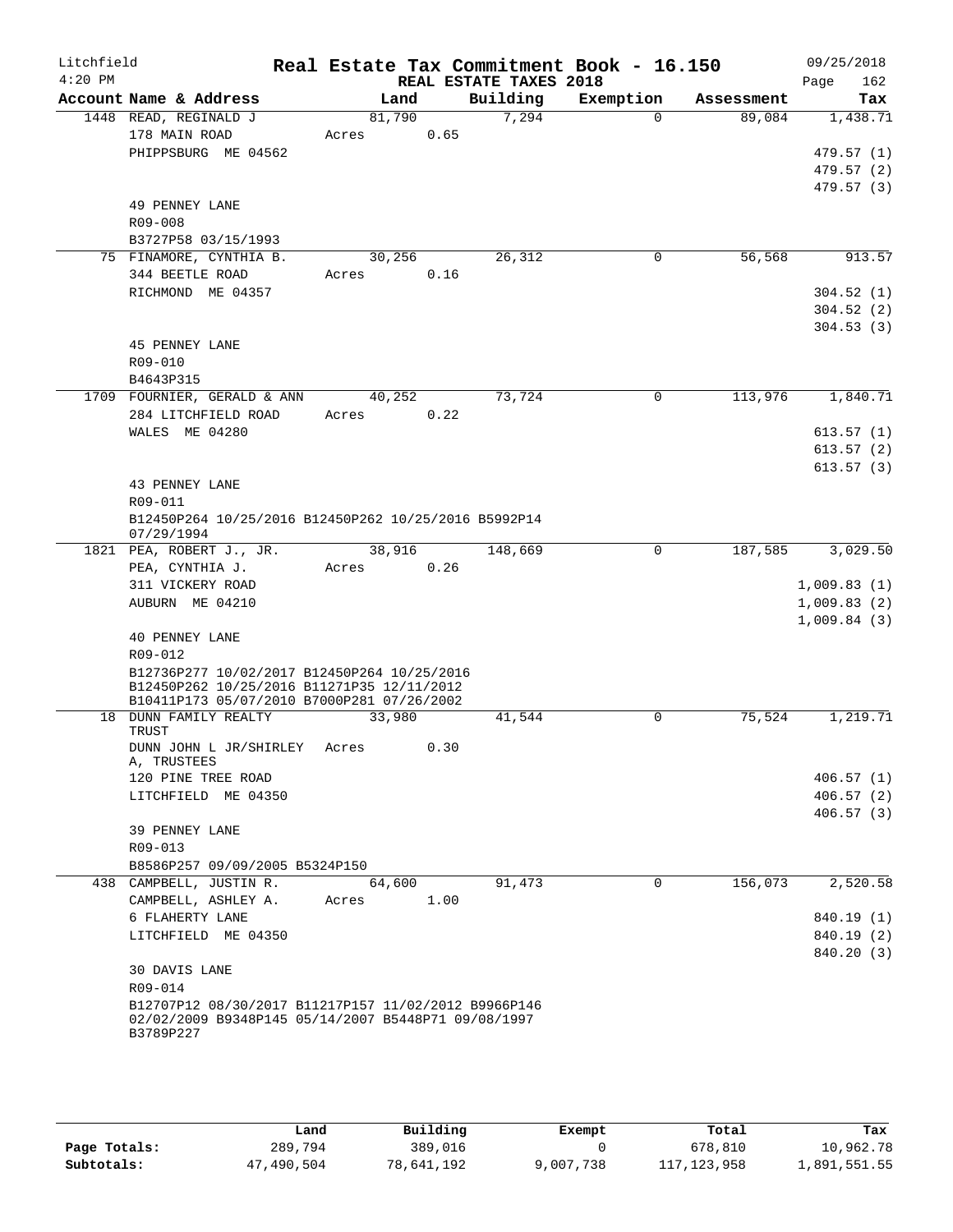Litchfield 4:20 PM

# Real Estate Tax Commitment Book - 16.150

## REAL ESTATE TAXES 2018

09/25/2018

| Account Name & Address | Land | Building | Exemption | Assessment | Tax |
|---|---|---|---|---|---|
| 1448 READ, REGINALD J | 81,790 | 7,294 | 0 | 89,084 | 1,438.71 |
| 178 MAIN ROAD | Acres 0.65 | | | | |
| PHIPPSBURG ME 04562 | | | | | 479.57 (1) |
| | | | | | 479.57 (2) |
| | | | | | 479.57 (3) |
| 49 PENNEY LANE | | | | | |
| R09-008 | | | | | |
| B3727P58 03/15/1993 | | | | | |
| 75 FINAMORE, CYNTHIA B. | 30,256 | 26,312 | 0 | 56,568 | 913.57 |
| 344 BEETLE ROAD | Acres 0.16 | | | | |
| RICHMOND ME 04357 | | | | | 304.52 (1) |
| | | | | | 304.52 (2) |
| | | | | | 304.53 (3) |
| 45 PENNEY LANE | | | | | |
| R09-010 | | | | | |
| B4643P315 | | | | | |
| 1709 FOURNIER, GERALD & ANN | 40,252 | 73,724 | 0 | 113,976 | 1,840.71 |
| 284 LITCHFIELD ROAD | Acres 0.22 | | | | |
| WALES ME 04280 | | | | | 613.57 (1) |
| | | | | | 613.57 (2) |
| | | | | | 613.57 (3) |
| 43 PENNEY LANE | | | | | |
| R09-011 | | | | | |
| B12450P264 10/25/2016 B12450P262 10/25/2016 B5992P14 07/29/1994 | | | | | |
| 1821 PEA, ROBERT J., JR. | 38,916 | 148,669 | 0 | 187,585 | 3,029.50 |
| PEA, CYNTHIA J. | Acres 0.26 | | | | |
| 311 VICKERY ROAD | | | | | 1,009.83 (1) |
| AUBURN ME 04210 | | | | | 1,009.83 (2) |
| | | | | | 1,009.84 (3) |
| 40 PENNEY LANE | | | | | |
| R09-012 | | | | | |
| B12736P277 10/02/2017 B12450P264 10/25/2016 B12450P262 10/25/2016 B11271P35 12/11/2012 B10411P173 05/07/2010 B7000P281 07/26/2002 | | | | | |
| 18 DUNN FAMILY REALTY TRUST | 33,980 | 41,544 | 0 | 75,524 | 1,219.71 |
| DUNN JOHN L JR/SHIRLEY A, TRUSTEES | Acres 0.30 | | | | |
| 120 PINE TREE ROAD | | | | | 406.57 (1) |
| LITCHFIELD ME 04350 | | | | | 406.57 (2) |
| | | | | | 406.57 (3) |
| 39 PENNEY LANE | | | | | |
| R09-013 | | | | | |
| B8586P257 09/09/2005 B5324P150 | | | | | |
| 438 CAMPBELL, JUSTIN R. | 64,600 | 91,473 | 0 | 156,073 | 2,520.58 |
| CAMPBELL, ASHLEY A. | Acres 1.00 | | | | |
| 6 FLAHERTY LANE | | | | | 840.19 (1) |
| LITCHFIELD ME 04350 | | | | | 840.19 (2) |
| | | | | | 840.20 (3) |
| 30 DAVIS LANE | | | | | |
| R09-014 | | | | | |
| B12707P12 08/30/2017 B11217P157 11/02/2012 B9966P146 02/02/2009 B9348P145 05/14/2007 B5448P71 09/08/1997 B3789P227 | | | | | |

| | Land | Building | Exempt | Total | Tax |
|---|---|---|---|---|---|
| Page Totals: | 289,794 | 389,016 | 0 | 678,810 | 10,962.78 |
| Subtotals: | 47,490,504 | 78,641,192 | 9,007,738 | 117,123,958 | 1,891,551.55 |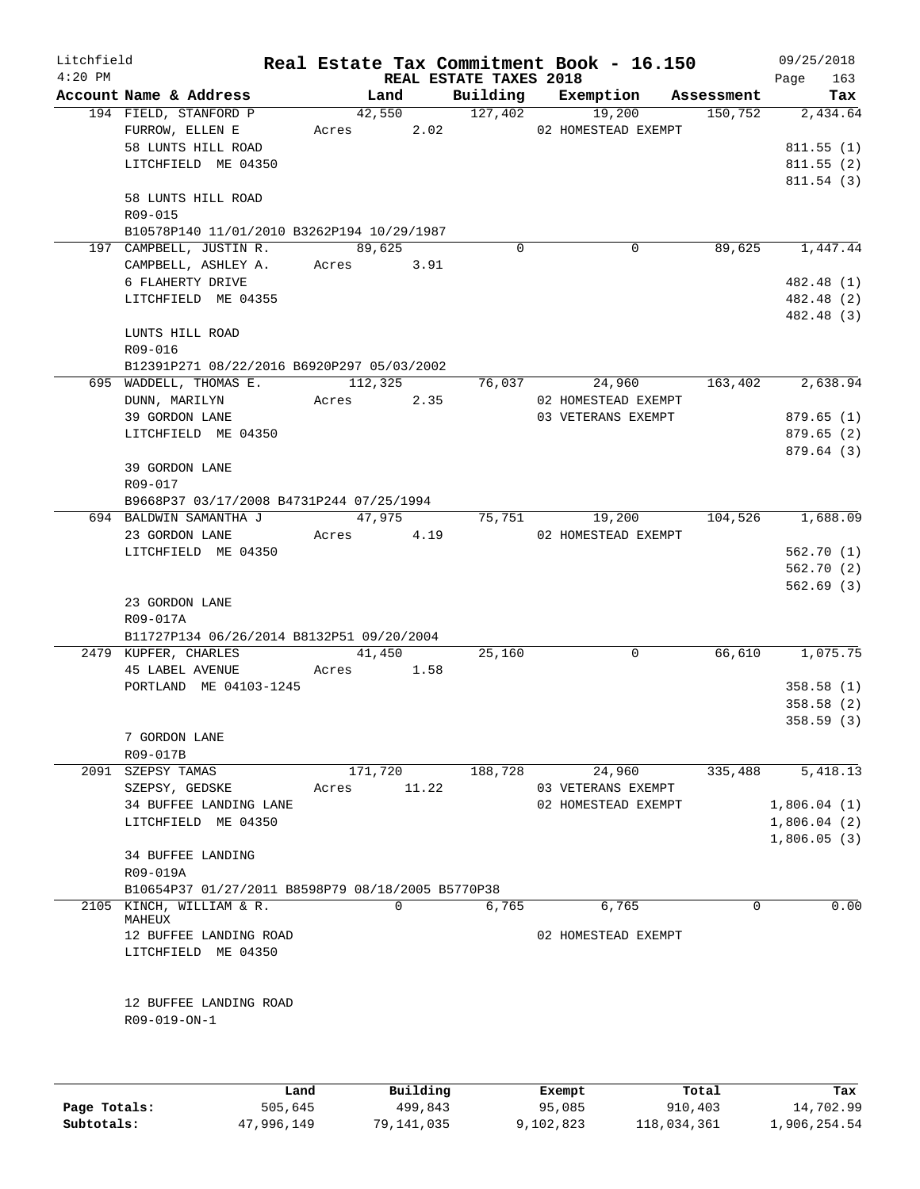Litchfield 4:20 PM

# Real Estate Tax Commitment Book - 16.150

## REAL ESTATE TAXES 2018

09/25/2018

| Account | Name & Address | Land | Building | Exemption | Assessment | Tax |
|---|---|---|---|---|---|---|
| 194 | FIELD, STANFORD P<br>FURROW, ELLEN E<br>58 LUNTS HILL ROAD<br>LITCHFIELD ME 04350<br><br>58 LUNTS HILL ROAD<br>R09-015<br>B10578P140 11/01/2010 B3262P194 10/29/1987 | 42,550<br>Acres 2.02 | 127,402 | 19,200<br>02 HOMESTEAD EXEMPT | 150,752 | 2,434.64<br>811.55 (1)<br>811.55 (2)<br>811.54 (3) |
| 197 | CAMPBELL, JUSTIN R.<br>CAMPBELL, ASHLEY A.<br>6 FLAHERTY DRIVE<br>LITCHFIELD ME 04355<br><br>LUNTS HILL ROAD<br>R09-016<br>B12391P271 08/22/2016 B6920P297 05/03/2002 | 89,625<br>Acres 3.91 | 0 | 0 | 89,625 | 1,447.44<br>482.48 (1)<br>482.48 (2)<br>482.48 (3) |
| 695 | WADDELL, THOMAS E.<br>DUNN, MARILYN<br>39 GORDON LANE<br>LITCHFIELD ME 04350<br><br>39 GORDON LANE<br>R09-017<br>B9668P37 03/17/2008 B4731P244 07/25/1994 | 112,325<br>Acres 2.35 | 76,037 | 24,960<br>02 HOMESTEAD EXEMPT<br>03 VETERANS EXEMPT | 163,402 | 2,638.94<br>879.65 (1)<br>879.65 (2)<br>879.64 (3) |
| 694 | BALDWIN SAMANTHA J<br>23 GORDON LANE<br>LITCHFIELD ME 04350<br><br>23 GORDON LANE<br>R09-017A<br>B11727P134 06/26/2014 B8132P51 09/20/2004 | 47,975<br>Acres 4.19 | 75,751 | 19,200<br>02 HOMESTEAD EXEMPT | 104,526 | 1,688.09<br>562.70 (1)<br>562.70 (2)<br>562.69 (3) |
| 2479 | KUPFER, CHARLES<br>45 LABEL AVENUE<br>PORTLAND ME 04103-1245<br><br>7 GORDON LANE<br>R09-017B | 41,450<br>Acres 1.58 | 25,160 | 0 | 66,610 | 1,075.75<br>358.58 (1)<br>358.58 (2)<br>358.59 (3) |
| 2091 | SZEPSY TAMAS<br>SZEPSY, GEDSKE<br>34 BUFFEE LANDING LANE<br>LITCHFIELD ME 04350<br><br>34 BUFFEE LANDING<br>R09-019A<br>B10654P37 01/27/2011 B8598P79 08/18/2005 B5770P38 | 171,720<br>Acres 11.22 | 188,728 | 24,960<br>03 VETERANS EXEMPT<br>02 HOMESTEAD EXEMPT | 335,488 | 5,418.13<br>1,806.04 (1)<br>1,806.04 (2)<br>1,806.05 (3) |
| 2105 | KINCH, WILLIAM & R. MAHEUX<br>12 BUFFEE LANDING ROAD<br>LITCHFIELD ME 04350<br><br>12 BUFFEE LANDING ROAD<br>R09-019-ON-1 | 0 | 6,765 | 6,765<br>02 HOMESTEAD EXEMPT | 0 | 0.00 |

| | Land | Building | Exempt | Total | Tax |
|---|---|---|---|---|---|
| Page Totals: | 505,645 | 499,843 | 95,085 | 910,403 | 14,702.99 |
| Subtotals: | 47,996,149 | 79,141,035 | 9,102,823 | 118,034,361 | 1,906,254.54 |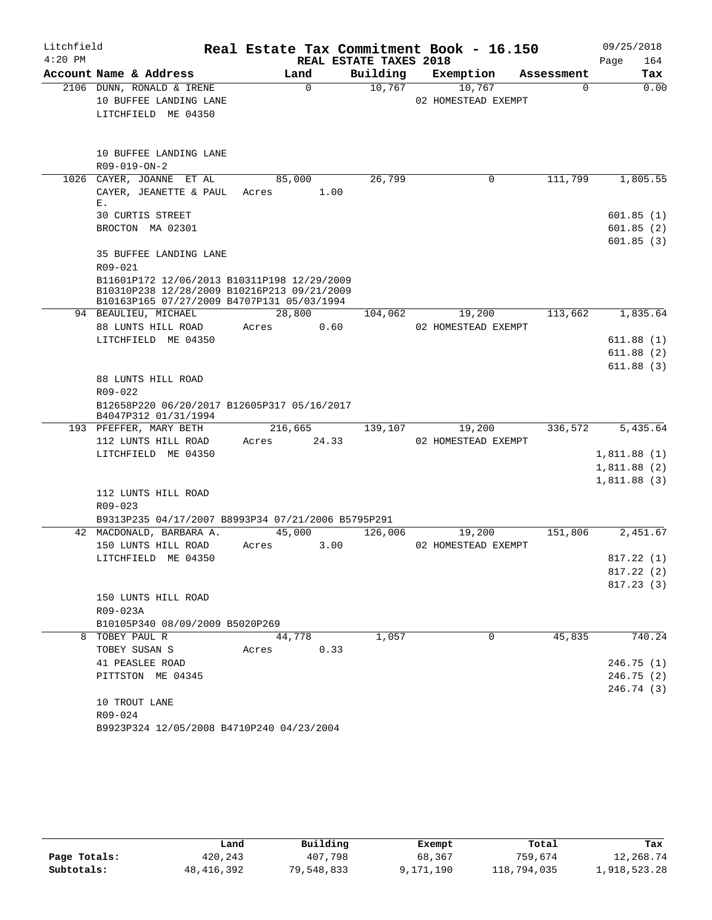Litchfield 4:20 PM

# Real Estate Tax Commitment Book - 16.150

REAL ESTATE TAXES 2018

09/25/2018 Page 164

| Account Name & Address | Land | Building | Exemption | Assessment | Tax |
|---|---|---|---|---|---|
| 2106 DUNN, RONALD & IRENE | 0 | 10,767 | 10,767 | 0 | 0.00 |
| 10 BUFFEE LANDING LANE | | | 02 HOMESTEAD EXEMPT | | |
| LITCHFIELD ME 04350 | | | | | |
| 10 BUFFEE LANDING LANE | | | | | |
| R09-019-ON-2 | | | | | |
| 1026 CAYER, JOANNE ET AL | 85,000 | 26,799 | 0 | 111,799 | 1,805.55 |
| CAYER, JEANETTE & PAUL E. | Acres 1.00 | | | | |
| 30 CURTIS STREET | | | | | 601.85 (1) |
| BROCTON MA 02301 | | | | | 601.85 (2) |
| | | | | | 601.85 (3) |
| 35 BUFFEE LANDING LANE | | | | | |
| R09-021 | | | | | |
| B11601P172 12/06/2013 B10311P198 12/29/2009 B10310P238 12/28/2009 B10216P213 09/21/2009 B10163P165 07/27/2009 B4707P131 05/03/1994 | | | | | |
| 94 BEAULIEU, MICHAEL | 28,800 | 104,062 | 19,200 | 113,662 | 1,835.64 |
| 88 LUNTS HILL ROAD | Acres 0.60 | | 02 HOMESTEAD EXEMPT | | |
| LITCHFIELD ME 04350 | | | | | 611.88 (1) |
| | | | | | 611.88 (2) |
| | | | | | 611.88 (3) |
| 88 LUNTS HILL ROAD | | | | | |
| R09-022 | | | | | |
| B12658P220 06/20/2017 B12605P317 05/16/2017 B4047P312 01/31/1994 | | | | | |
| 193 PFEFFER, MARY BETH | 216,665 | 139,107 | 19,200 | 336,572 | 5,435.64 |
| 112 LUNTS HILL ROAD | Acres 24.33 | | 02 HOMESTEAD EXEMPT | | |
| LITCHFIELD ME 04350 | | | | | 1,811.88 (1) |
| | | | | | 1,811.88 (2) |
| | | | | | 1,811.88 (3) |
| 112 LUNTS HILL ROAD | | | | | |
| R09-023 | | | | | |
| B9313P235 04/17/2007 B8993P34 07/21/2006 B5795P291 | | | | | |
| 42 MACDONALD, BARBARA A. | 45,000 | 126,006 | 19,200 | 151,806 | 2,451.67 |
| 150 LUNTS HILL ROAD | Acres 3.00 | | 02 HOMESTEAD EXEMPT | | |
| LITCHFIELD ME 04350 | | | | | 817.22 (1) |
| | | | | | 817.22 (2) |
| | | | | | 817.23 (3) |
| 150 LUNTS HILL ROAD | | | | | |
| R09-023A | | | | | |
| B10105P340 08/09/2009 B5020P269 | | | | | |
| 8 TOBEY PAUL R | 44,778 | 1,057 | 0 | 45,835 | 740.24 |
| TOBEY SUSAN S | Acres 0.33 | | | | |
| 41 PEASLEE ROAD | | | | | 246.75 (1) |
| PITTSTON ME 04345 | | | | | 246.75 (2) |
| | | | | | 246.74 (3) |
| 10 TROUT LANE | | | | | |
| R09-024 | | | | | |
| B9923P324 12/05/2008 B4710P240 04/23/2004 | | | | | |

| | Land | Building | Exempt | Total | Tax |
|---|---|---|---|---|---|
| Page Totals: | 420,243 | 407,798 | 68,367 | 759,674 | 12,268.74 |
| Subtotals: | 48,416,392 | 79,548,833 | 9,171,190 | 118,794,035 | 1,918,523.28 |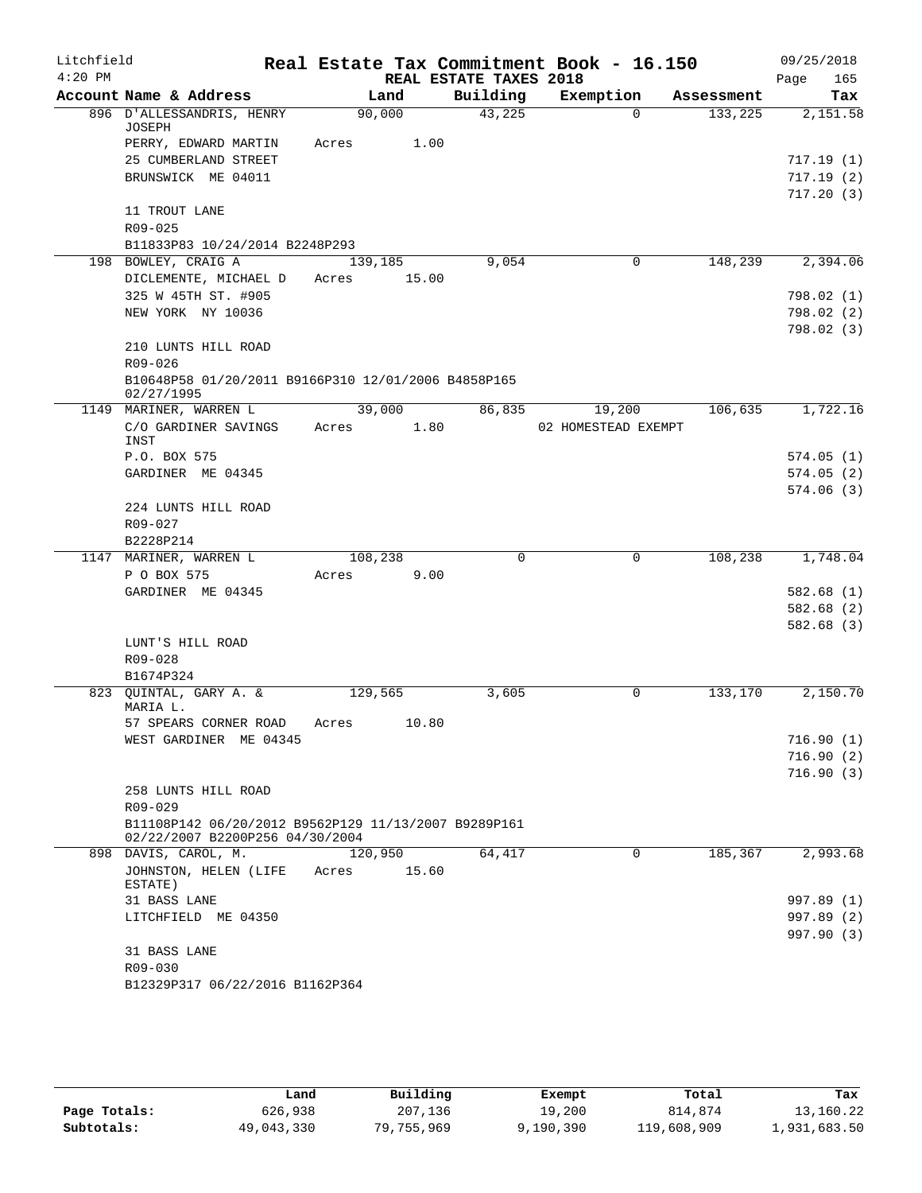Litchfield
4:20 PM

# Real Estate Tax Commitment Book - 16.150

REAL ESTATE TAXES 2018

09/25/2018

| Account Name & Address | Land | Building | Exemption | Assessment | Tax |
|---|---|---|---|---|---|
| 896 D'ALLESSANDRIS, HENRY JOSEPH | 90,000 | 43,225 | 0 | 133,225 | 2,151.58 |
| PERRY, EDWARD MARTIN | Acres 1.00 | | | | |
| 25 CUMBERLAND STREET | | | | | 717.19 (1) |
| BRUNSWICK ME 04011 | | | | | 717.19 (2) |
| | | | | | 717.20 (3) |
| 11 TROUT LANE | | | | | |
| R09-025 | | | | | |
| B11833P83 10/24/2014 B2248P293 | | | | | |
| 198 BOWLEY, CRAIG A | 139,185 | 9,054 | 0 | 148,239 | 2,394.06 |
| DICLEMENTE, MICHAEL D | Acres 15.00 | | | | |
| 325 W 45TH ST. #905 | | | | | 798.02 (1) |
| NEW YORK NY 10036 | | | | | 798.02 (2) |
| | | | | | 798.02 (3) |
| 210 LUNTS HILL ROAD | | | | | |
| R09-026 | | | | | |
| B10648P58 01/20/2011 B9166P310 12/01/2006 B4858P165 02/27/1995 | | | | | |
| 1149 MARINER, WARREN L | 39,000 | 86,835 | 19,200 | 106,635 | 1,722.16 |
| C/O GARDINER SAVINGS INST | Acres 1.80 | | 02 HOMESTEAD EXEMPT | | |
| P.O. BOX 575 | | | | | 574.05 (1) |
| GARDINER ME 04345 | | | | | 574.05 (2) |
| | | | | | 574.06 (3) |
| 224 LUNTS HILL ROAD | | | | | |
| R09-027 | | | | | |
| B2228P214 | | | | | |
| 1147 MARINER, WARREN L | 108,238 | 0 | 0 | 108,238 | 1,748.04 |
| P O BOX 575 | Acres 9.00 | | | | |
| GARDINER ME 04345 | | | | | 582.68 (1) |
| | | | | | 582.68 (2) |
| | | | | | 582.68 (3) |
| LUNT'S HILL ROAD | | | | | |
| R09-028 | | | | | |
| B1674P324 | | | | | |
| 823 QUINTAL, GARY A. & MARIA L. | 129,565 | 3,605 | 0 | 133,170 | 2,150.70 |
| 57 SPEARS CORNER ROAD | Acres 10.80 | | | | |
| WEST GARDINER ME 04345 | | | | | 716.90 (1) |
| | | | | | 716.90 (2) |
| | | | | | 716.90 (3) |
| 258 LUNTS HILL ROAD | | | | | |
| R09-029 | | | | | |
| B11108P142 06/20/2012 B9562P129 11/13/2007 B9289P161 02/22/2007 B2200P256 04/30/2004 | | | | | |
| 898 DAVIS, CAROL, M. | 120,950 | 64,417 | 0 | 185,367 | 2,993.68 |
| JOHNSTON, HELEN (LIFE ESTATE) | Acres 15.60 | | | | |
| 31 BASS LANE | | | | | 997.89 (1) |
| LITCHFIELD ME 04350 | | | | | 997.89 (2) |
| | | | | | 997.90 (3) |
| 31 BASS LANE | | | | | |
| R09-030 | | | | | |
| B12329P317 06/22/2016 B1162P364 | | | | | |

| | Land | Building | Exempt | Total | Tax |
|---|---|---|---|---|---|
| Page Totals: | 626,938 | 207,136 | 19,200 | 814,874 | 13,160.22 |
| Subtotals: | 49,043,330 | 79,755,969 | 9,190,390 | 119,608,909 | 1,931,683.50 |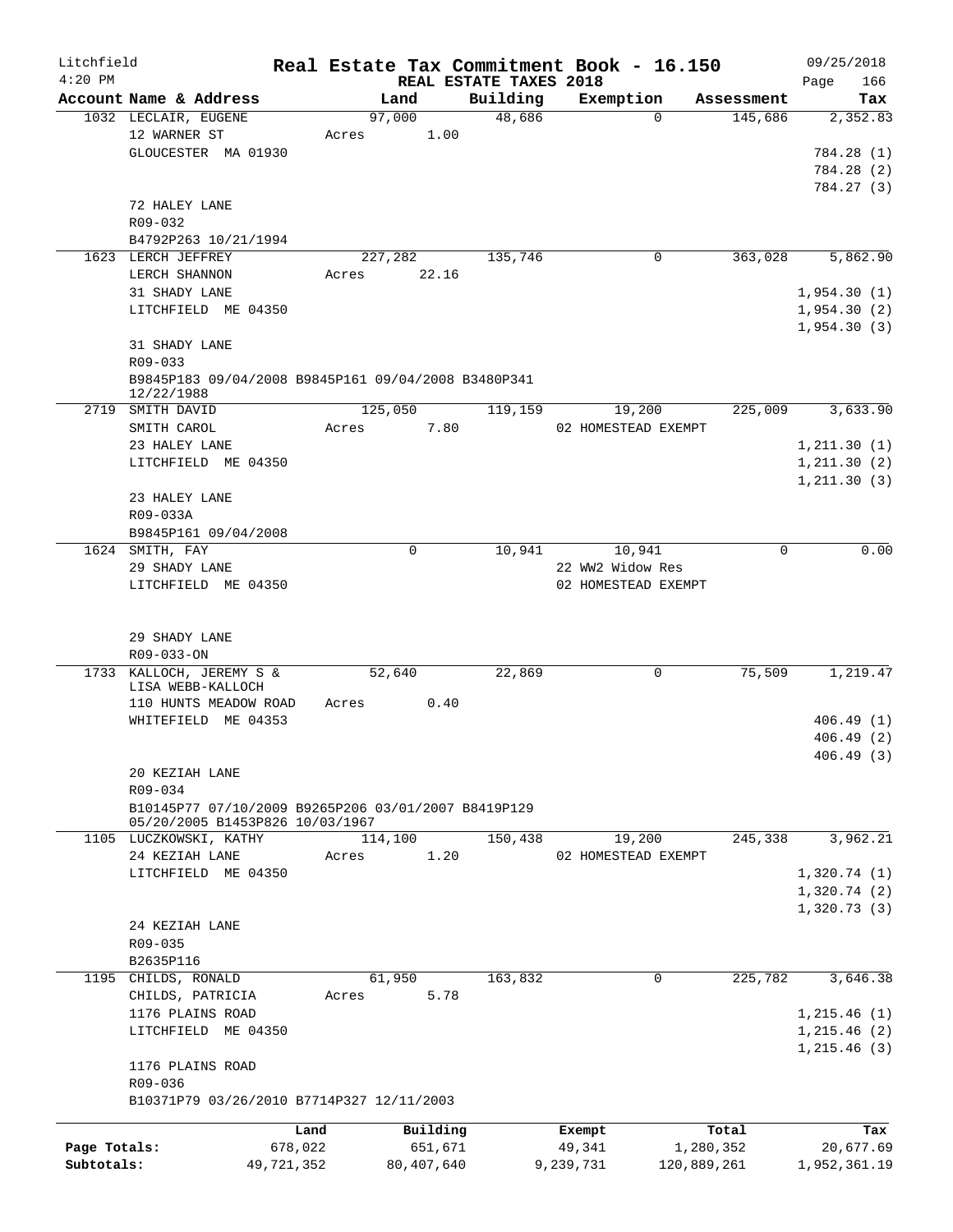Litchfield
4:20 PM

# Real Estate Tax Commitment Book - 16.150

REAL ESTATE TAXES 2018

09/25/2018

| Account Name & Address | Land | Building | Exemption | Assessment | Tax |
|---|---|---|---|---|---|
| 1032 LECLAIR, EUGENE | 97,000 | 48,686 | 0 | 145,686 | 2,352.83 |
| 12 WARNER ST | Acres 1.00 | | | | |
| GLOUCESTER MA 01930 | | | | | 784.28 (1) |
| | | | | | 784.28 (2) |
| | | | | | 784.27 (3) |
| 72 HALEY LANE | | | | | |
| R09-032 | | | | | |
| B4792P263 10/21/1994 | | | | | |
| 1623 LERCH JEFFREY | 227,282 | 135,746 | 0 | 363,028 | 5,862.90 |
| LERCH SHANNON | Acres 22.16 | | | | |
| 31 SHADY LANE | | | | | 1,954.30 (1) |
| LITCHFIELD ME 04350 | | | | | 1,954.30 (2) |
| | | | | | 1,954.30 (3) |
| 31 SHADY LANE | | | | | |
| R09-033 | | | | | |
| B9845P183 09/04/2008 B9845P161 09/04/2008 B3480P341 12/22/1988 | | | | | |
| 2719 SMITH DAVID | 125,050 | 119,159 | 19,200 | 225,009 | 3,633.90 |
| SMITH CAROL | Acres 7.80 | | 02 HOMESTEAD EXEMPT | | |
| 23 HALEY LANE | | | | | 1,211.30 (1) |
| LITCHFIELD ME 04350 | | | | | 1,211.30 (2) |
| | | | | | 1,211.30 (3) |
| 23 HALEY LANE | | | | | |
| R09-033A | | | | | |
| B9845P161 09/04/2008 | | | | | |
| 1624 SMITH, FAY | 0 | 10,941 | 10,941 | 0 | 0.00 |
| 29 SHADY LANE | | | 22 WW2 Widow Res | | |
| LITCHFIELD ME 04350 | | | 02 HOMESTEAD EXEMPT | | |
| 29 SHADY LANE | | | | | |
| R09-033-ON | | | | | |
| 1733 KALLOCH, JEREMY S & LISA WEBB-KALLOCH | 52,640 | 22,869 | 0 | 75,509 | 1,219.47 |
| 110 HUNTS MEADOW ROAD | Acres 0.40 | | | | |
| WHITEFIELD ME 04353 | | | | | 406.49 (1) |
| | | | | | 406.49 (2) |
| | | | | | 406.49 (3) |
| 20 KEZIAH LANE | | | | | |
| R09-034 | | | | | |
| B10145P77 07/10/2009 B9265P206 03/01/2007 B8419P129 05/20/2005 B1453P826 10/03/1967 | | | | | |
| 1105 LUCZKOWSKI, KATHY | 114,100 | 150,438 | 19,200 | 245,338 | 3,962.21 |
| 24 KEZIAH LANE | Acres 1.20 | | 02 HOMESTEAD EXEMPT | | |
| LITCHFIELD ME 04350 | | | | | 1,320.74 (1) |
| | | | | | 1,320.74 (2) |
| | | | | | 1,320.73 (3) |
| 24 KEZIAH LANE | | | | | |
| R09-035 | | | | | |
| B2635P116 | | | | | |
| 1195 CHILDS, RONALD | 61,950 | 163,832 | 0 | 225,782 | 3,646.38 |
| CHILDS, PATRICIA | Acres 5.78 | | | | |
| 1176 PLAINS ROAD | | | | | 1,215.46 (1) |
| LITCHFIELD ME 04350 | | | | | 1,215.46 (2) |
| | | | | | 1,215.46 (3) |
| 1176 PLAINS ROAD | | | | | |
| R09-036 | | | | | |
| B10371P79 03/26/2010 B7714P327 12/11/2003 | | | | | |

| | Land | Building | Exempt | Total | Tax |
|---|---|---|---|---|---|
| Page Totals: | 678,022 | 651,671 | 49,341 | 1,280,352 | 20,677.69 |
| Subtotals: | 49,721,352 | 80,407,640 | 9,239,731 | 120,889,261 | 1,952,361.19 |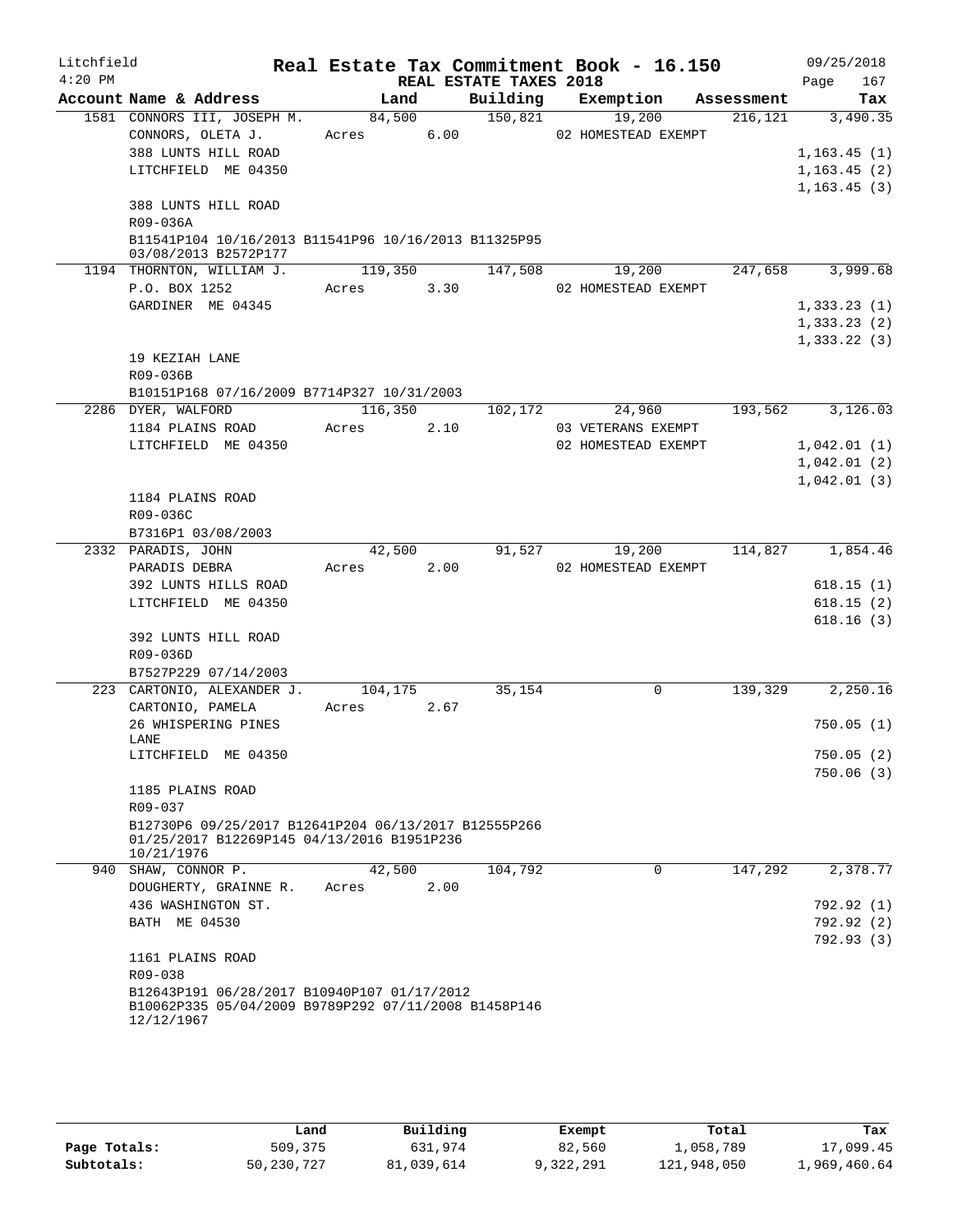Litchfield
4:20 PM

# Real Estate Tax Commitment Book - 16.150

REAL ESTATE TAXES 2018

09/25/2018
Page 167

| Account | Name & Address | Land | Building | Exemption | Assessment | Tax |
|---|---|---|---|---|---|---|
| 1581 | CONNORS III, JOSEPH M. | 84,500 | 150,821 | 19,200 | 216,121 | 3,490.35 |
| | CONNORS, OLETA J. | Acres 6.00 | | 02 HOMESTEAD EXEMPT | | |
| | 388 LUNTS HILL ROAD | | | | | 1,163.45 (1) |
| | LITCHFIELD ME 04350 | | | | | 1,163.45 (2) |
| | | | | | | 1,163.45 (3) |
| | 388 LUNTS HILL ROAD | | | | | |
| | R09-036A | | | | | |
| | B11541P104 10/16/2013 B11541P96 10/16/2013 B11325P95 03/08/2013 B2572P177 | | | | | |
| 1194 | THORNTON, WILLIAM J. | 119,350 | 147,508 | 19,200 | 247,658 | 3,999.68 |
| | P.O. BOX 1252 | Acres 3.30 | | 02 HOMESTEAD EXEMPT | | |
| | GARDINER ME 04345 | | | | | 1,333.23 (1) |
| | | | | | | 1,333.23 (2) |
| | | | | | | 1,333.22 (3) |
| | 19 KEZIAH LANE | | | | | |
| | R09-036B | | | | | |
| | B10151P168 07/16/2009 B7714P327 10/31/2003 | | | | | |
| 2286 | DYER, WALFORD | 116,350 | 102,172 | 24,960 | 193,562 | 3,126.03 |
| | 1184 PLAINS ROAD | Acres 2.10 | | 03 VETERANS EXEMPT | | |
| | LITCHFIELD ME 04350 | | | 02 HOMESTEAD EXEMPT | | 1,042.01 (1) |
| | | | | | | 1,042.01 (2) |
| | | | | | | 1,042.01 (3) |
| | 1184 PLAINS ROAD | | | | | |
| | R09-036C | | | | | |
| | B7316P1 03/08/2003 | | | | | |
| 2332 | PARADIS, JOHN | 42,500 | 91,527 | 19,200 | 114,827 | 1,854.46 |
| | PARADIS DEBRA | Acres 2.00 | | 02 HOMESTEAD EXEMPT | | |
| | 392 LUNTS HILLS ROAD | | | | | 618.15 (1) |
| | LITCHFIELD ME 04350 | | | | | 618.15 (2) |
| | | | | | | 618.16 (3) |
| | 392 LUNTS HILL ROAD | | | | | |
| | R09-036D | | | | | |
| | B7527P229 07/14/2003 | | | | | |
| 223 | CARTONIO, ALEXANDER J. | 104,175 | 35,154 | 0 | 139,329 | 2,250.16 |
| | CARTONIO, PAMELA | Acres 2.67 | | | | |
| | 26 WHISPERING PINES LANE | | | | | 750.05 (1) |
| | LITCHFIELD ME 04350 | | | | | 750.05 (2) |
| | | | | | | 750.06 (3) |
| | 1185 PLAINS ROAD | | | | | |
| | R09-037 | | | | | |
| | B12730P6 09/25/2017 B12641P204 06/13/2017 B12555P266 01/25/2017 B12269P145 04/13/2016 B1951P236 10/21/1976 | | | | | |
| 940 | SHAW, CONNOR P. | 42,500 | 104,792 | 0 | 147,292 | 2,378.77 |
| | DOUGHERTY, GRAINNE R. | Acres 2.00 | | | | |
| | 436 WASHINGTON ST. | | | | | 792.92 (1) |
| | BATH ME 04530 | | | | | 792.92 (2) |
| | | | | | | 792.93 (3) |
| | 1161 PLAINS ROAD | | | | | |
| | R09-038 | | | | | |
| | B12643P191 06/28/2017 B10940P107 01/17/2012 B10062P335 05/04/2009 B9789P292 07/11/2008 B1458P146 12/12/1967 | | | | | |

| | Land | Building | Exempt | Total | Tax |
|---|---|---|---|---|---|
| Page Totals: | 509,375 | 631,974 | 82,560 | 1,058,789 | 17,099.45 |
| Subtotals: | 50,230,727 | 81,039,614 | 9,322,291 | 121,948,050 | 1,969,460.64 |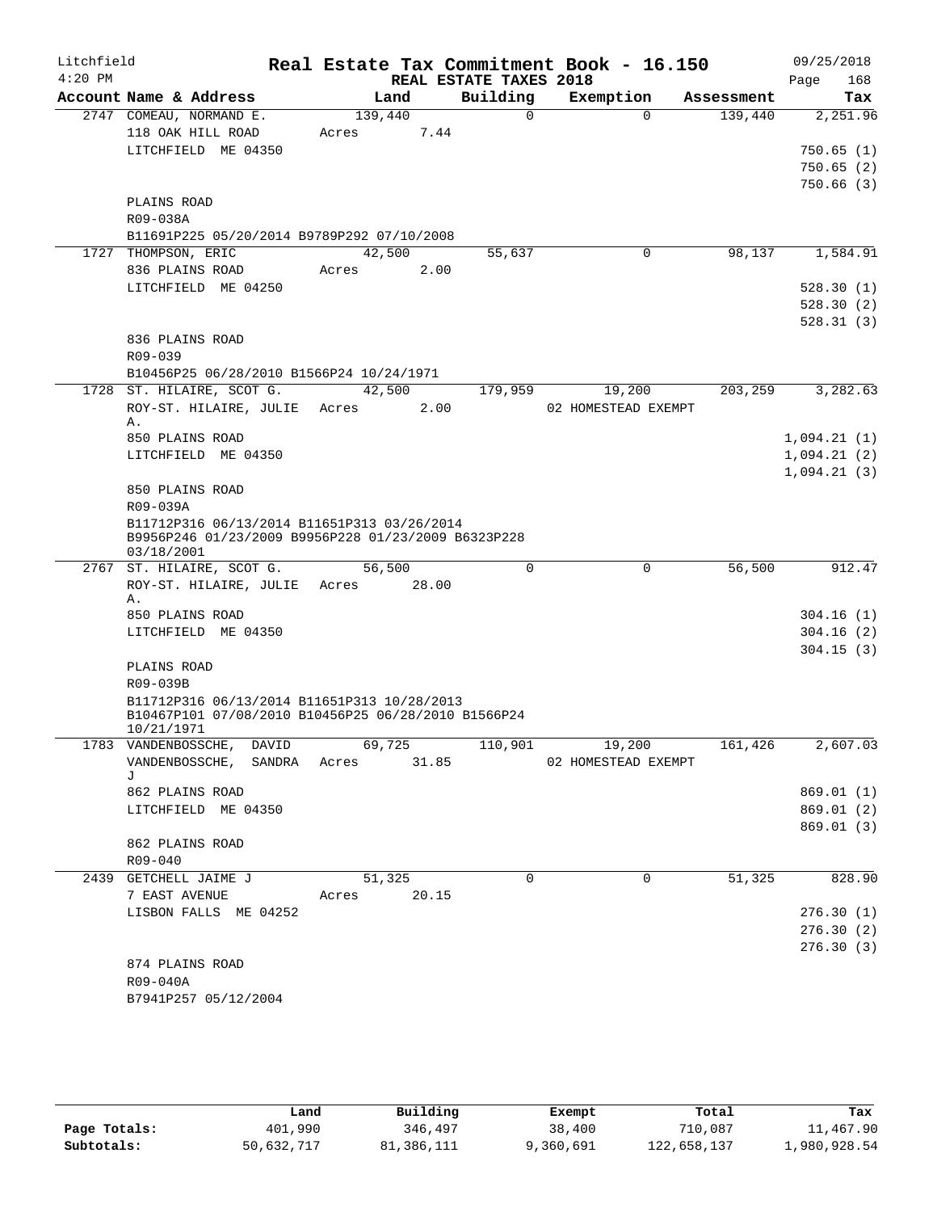Litchfield
4:20 PM

# Real Estate Tax Commitment Book - 16.150

REAL ESTATE TAXES 2018

09/25/2018
Page 168

| Account | Name & Address | Land | Building | Exemption | Assessment | Tax |
|---|---|---|---|---|---|---|
| 2747 | COMEAU, NORMAND E. | 139,440 | 0 | 0 | 139,440 | 2,251.96 |
| | 118 OAK HILL ROAD | Acres 7.44 | | | | |
| | LITCHFIELD ME 04350 | | | | | 750.65 (1) |
| | | | | | | 750.65 (2) |
| | | | | | | 750.66 (3) |
| | PLAINS ROAD | | | | | |
| | R09-038A | | | | | |
| | B11691P225 05/20/2014 B9789P292 07/10/2008 | | | | | |
| 1727 | THOMPSON, ERIC | 42,500 | 55,637 | 0 | 98,137 | 1,584.91 |
| | 836 PLAINS ROAD | Acres 2.00 | | | | |
| | LITCHFIELD ME 04250 | | | | | 528.30 (1) |
| | | | | | | 528.30 (2) |
| | | | | | | 528.31 (3) |
| | 836 PLAINS ROAD | | | | | |
| | R09-039 | | | | | |
| | B10456P25 06/28/2010 B1566P24 10/24/1971 | | | | | |
| 1728 | ST. HILAIRE, SCOT G. | 42,500 | 179,959 | 19,200 | 203,259 | 3,282.63 |
| | ROY-ST. HILAIRE, JULIE A. | Acres 2.00 | | 02 HOMESTEAD EXEMPT | | |
| | 850 PLAINS ROAD | | | | | 1,094.21 (1) |
| | LITCHFIELD ME 04350 | | | | | 1,094.21 (2) |
| | | | | | | 1,094.21 (3) |
| | 850 PLAINS ROAD | | | | | |
| | R09-039A | | | | | |
| | B11712P316 06/13/2014 B11651P313 03/26/2014 B9956P246 01/23/2009 B9956P228 01/23/2009 B6323P228 03/18/2001 | | | | | |
| 2767 | ST. HILAIRE, SCOT G. | 56,500 | 0 | 0 | 56,500 | 912.47 |
| | ROY-ST. HILAIRE, JULIE A. | Acres 28.00 | | | | |
| | 850 PLAINS ROAD | | | | | 304.16 (1) |
| | LITCHFIELD ME 04350 | | | | | 304.16 (2) |
| | | | | | | 304.15 (3) |
| | PLAINS ROAD | | | | | |
| | R09-039B | | | | | |
| | B11712P316 06/13/2014 B11651P313 10/28/2013 B10467P101 07/08/2010 B10456P25 06/28/2010 B1566P24 10/21/1971 | | | | | |
| 1783 | VANDENBOSSCHE, DAVID | 69,725 | 110,901 | 19,200 | 161,426 | 2,607.03 |
| | VANDENBOSSCHE, SANDRA J | Acres 31.85 | | 02 HOMESTEAD EXEMPT | | |
| | 862 PLAINS ROAD | | | | | 869.01 (1) |
| | LITCHFIELD ME 04350 | | | | | 869.01 (2) |
| | | | | | | 869.01 (3) |
| | 862 PLAINS ROAD | | | | | |
| | R09-040 | | | | | |
| 2439 | GETCHELL JAIME J | 51,325 | 0 | 0 | 51,325 | 828.90 |
| | 7 EAST AVENUE | Acres 20.15 | | | | |
| | LISBON FALLS ME 04252 | | | | | 276.30 (1) |
| | | | | | | 276.30 (2) |
| | | | | | | 276.30 (3) |
| | 874 PLAINS ROAD | | | | | |
| | R09-040A | | | | | |
| | B7941P257 05/12/2004 | | | | | |

| | Land | Building | Exempt | Total | Tax |
|---|---|---|---|---|---|
| Page Totals: | 401,990 | 346,497 | 38,400 | 710,087 | 11,467.90 |
| Subtotals: | 50,632,717 | 81,386,111 | 9,360,691 | 122,658,137 | 1,980,928.54 |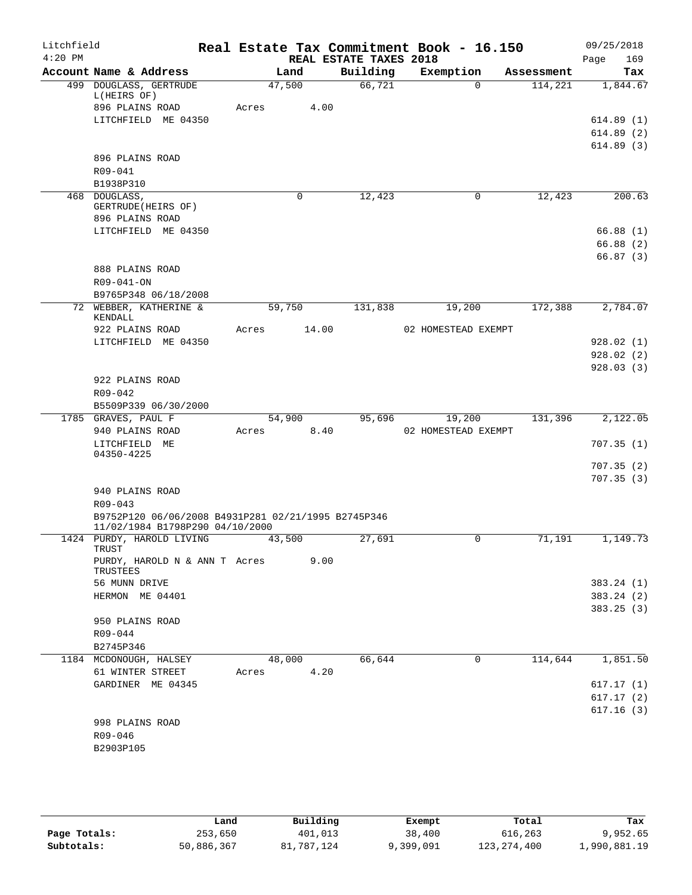Litchfield 4:20 PM

# Real Estate Tax Commitment Book - 16.150

REAL ESTATE TAXES 2018

09/25/2018 Page 169

| Account Name & Address | Land | Building | Exemption | Assessment | Tax |
|---|---|---|---|---|---|
| 499 DOUGLASS, GERTRUDE L(HEIRS OF) | 47,500 | 66,721 | 0 | 114,221 | 1,844.67 |
| 896 PLAINS ROAD | Acres 4.00 | | | | |
| LITCHFIELD ME 04350 | | | | | 614.89 (1) |
| | | | | | 614.89 (2) |
| | | | | | 614.89 (3) |
| 896 PLAINS ROAD | | | | | |
| R09-041 | | | | | |
| B1938P310 | | | | | |
| 468 DOUGLASS, GERTRUDE(HEIRS OF) | 0 | 12,423 | 0 | 12,423 | 200.63 |
| 896 PLAINS ROAD | | | | | |
| LITCHFIELD ME 04350 | | | | | 66.88 (1) |
| | | | | | 66.88 (2) |
| | | | | | 66.87 (3) |
| 888 PLAINS ROAD | | | | | |
| R09-041-ON | | | | | |
| B9765P348 06/18/2008 | | | | | |
| 72 WEBBER, KATHERINE & KENDALL | 59,750 | 131,838 | 19,200 | 172,388 | 2,784.07 |
| 922 PLAINS ROAD | Acres 14.00 | | 02 HOMESTEAD EXEMPT | | |
| LITCHFIELD ME 04350 | | | | | 928.02 (1) |
| | | | | | 928.02 (2) |
| | | | | | 928.03 (3) |
| 922 PLAINS ROAD | | | | | |
| R09-042 | | | | | |
| B5509P339 06/30/2000 | | | | | |
| 1785 GRAVES, PAUL F | 54,900 | 95,696 | 19,200 | 131,396 | 2,122.05 |
| 940 PLAINS ROAD | Acres 8.40 | | 02 HOMESTEAD EXEMPT | | |
| LITCHFIELD ME 04350-4225 | | | | | 707.35 (1) |
| | | | | | 707.35 (2) |
| | | | | | 707.35 (3) |
| 940 PLAINS ROAD | | | | | |
| R09-043 | | | | | |
| B9752P120 06/06/2008 B4931P281 02/21/1995 B2745P346 11/02/1984 B1798P290 04/10/2000 | | | | | |
| 1424 PURDY, HAROLD LIVING TRUST | 43,500 | 27,691 | 0 | 71,191 | 1,149.73 |
| PURDY, HAROLD N & ANN T TRUSTEES | Acres 9.00 | | | | |
| 56 MUNN DRIVE | | | | | 383.24 (1) |
| HERMON ME 04401 | | | | | 383.24 (2) |
| | | | | | 383.25 (3) |
| 950 PLAINS ROAD | | | | | |
| R09-044 | | | | | |
| B2745P346 | | | | | |
| 1184 MCDONOUGH, HALSEY | 48,000 | 66,644 | 0 | 114,644 | 1,851.50 |
| 61 WINTER STREET | Acres 4.20 | | | | |
| GARDINER ME 04345 | | | | | 617.17 (1) |
| | | | | | 617.17 (2) |
| | | | | | 617.16 (3) |
| 998 PLAINS ROAD | | | | | |
| R09-046 | | | | | |
| B2903P105 | | | | | |

| | Land | Building | Exempt | Total | Tax |
|---|---|---|---|---|---|
| Page Totals: | 253,650 | 401,013 | 38,400 | 616,263 | 9,952.65 |
| Subtotals: | 50,886,367 | 81,787,124 | 9,399,091 | 123,274,400 | 1,990,881.19 |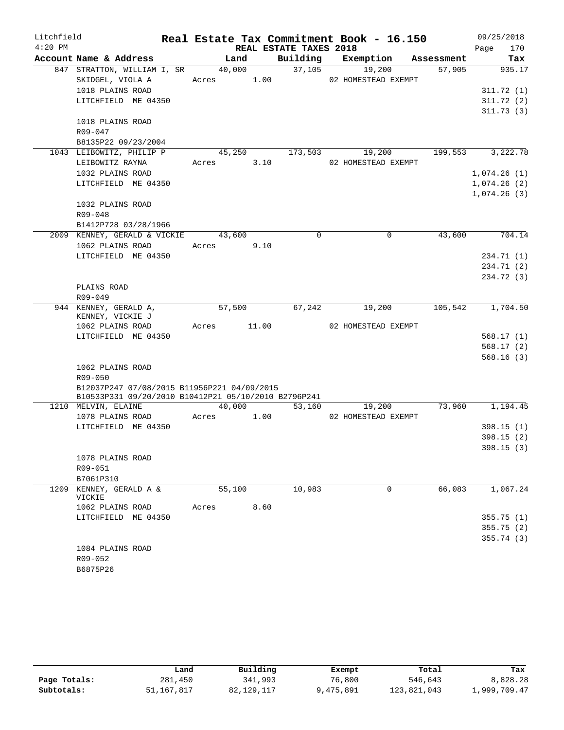# Real Estate Tax Commitment Book - 16.150

Litchfield
4:20 PM

REAL ESTATE TAXES 2018

09/25/2018

| Account Name & Address | Land | Building | Exemption | Assessment | Tax |
|---|---|---|---|---|---|
| 847 STRATTON, WILLIAM I, SR | 40,000 | 37,105 | 19,200 | 57,905 | 935.17 |
| SKIDGEL, VIOLA A | Acres 1.00 | | 02 HOMESTEAD EXEMPT | | |
| 1018 PLAINS ROAD | | | | | 311.72 (1) |
| LITCHFIELD ME 04350 | | | | | 311.72 (2) |
| | | | | | 311.73 (3) |
| 1018 PLAINS ROAD | | | | | |
| R09-047 | | | | | |
| B8135P22 09/23/2004 | | | | | |
| 1043 LEIBOWITZ, PHILIP P | 45,250 | 173,503 | 19,200 | 199,553 | 3,222.78 |
| LEIBOWITZ RAYNA | Acres 3.10 | | 02 HOMESTEAD EXEMPT | | |
| 1032 PLAINS ROAD | | | | | 1,074.26 (1) |
| LITCHFIELD ME 04350 | | | | | 1,074.26 (2) |
| | | | | | 1,074.26 (3) |
| 1032 PLAINS ROAD | | | | | |
| R09-048 | | | | | |
| B1412P728 03/28/1966 | | | | | |
| 2009 KENNEY, GERALD & VICKIE | 43,600 | 0 | 0 | 43,600 | 704.14 |
| 1062 PLAINS ROAD | Acres 9.10 | | | | |
| LITCHFIELD ME 04350 | | | | | 234.71 (1) |
| | | | | | 234.71 (2) |
| | | | | | 234.72 (3) |
| PLAINS ROAD | | | | | |
| R09-049 | | | | | |
| 944 KENNEY, GERALD A, KENNEY, VICKIE J | 57,500 | 67,242 | 19,200 | 105,542 | 1,704.50 |
| 1062 PLAINS ROAD | Acres 11.00 | | 02 HOMESTEAD EXEMPT | | |
| LITCHFIELD ME 04350 | | | | | 568.17 (1) |
| | | | | | 568.17 (2) |
| | | | | | 568.16 (3) |
| 1062 PLAINS ROAD | | | | | |
| R09-050 | | | | | |
| B12037P247 07/08/2015 B11956P221 04/09/2015 | | | | | |
| B10533P331 09/20/2010 B10412P21 05/10/2010 B2796P241 | | | | | |
| 1210 MELVIN, ELAINE | 40,000 | 53,160 | 19,200 | 73,960 | 1,194.45 |
| 1078 PLAINS ROAD | Acres 1.00 | | 02 HOMESTEAD EXEMPT | | |
| LITCHFIELD ME 04350 | | | | | 398.15 (1) |
| | | | | | 398.15 (2) |
| | | | | | 398.15 (3) |
| 1078 PLAINS ROAD | | | | | |
| R09-051 | | | | | |
| B7061P310 | | | | | |
| 1209 KENNEY, GERALD A & VICKIE | 55,100 | 10,983 | 0 | 66,083 | 1,067.24 |
| 1062 PLAINS ROAD | Acres 8.60 | | | | |
| LITCHFIELD ME 04350 | | | | | 355.75 (1) |
| | | | | | 355.75 (2) |
| | | | | | 355.74 (3) |
| 1084 PLAINS ROAD | | | | | |
| R09-052 | | | | | |
| B6875P26 | | | | | |

| | Land | Building | Exempt | Total | Tax |
|---|---|---|---|---|---|
| Page Totals: | 281,450 | 341,993 | 76,800 | 546,643 | 8,828.28 |
| Subtotals: | 51,167,817 | 82,129,117 | 9,475,891 | 123,821,043 | 1,999,709.47 |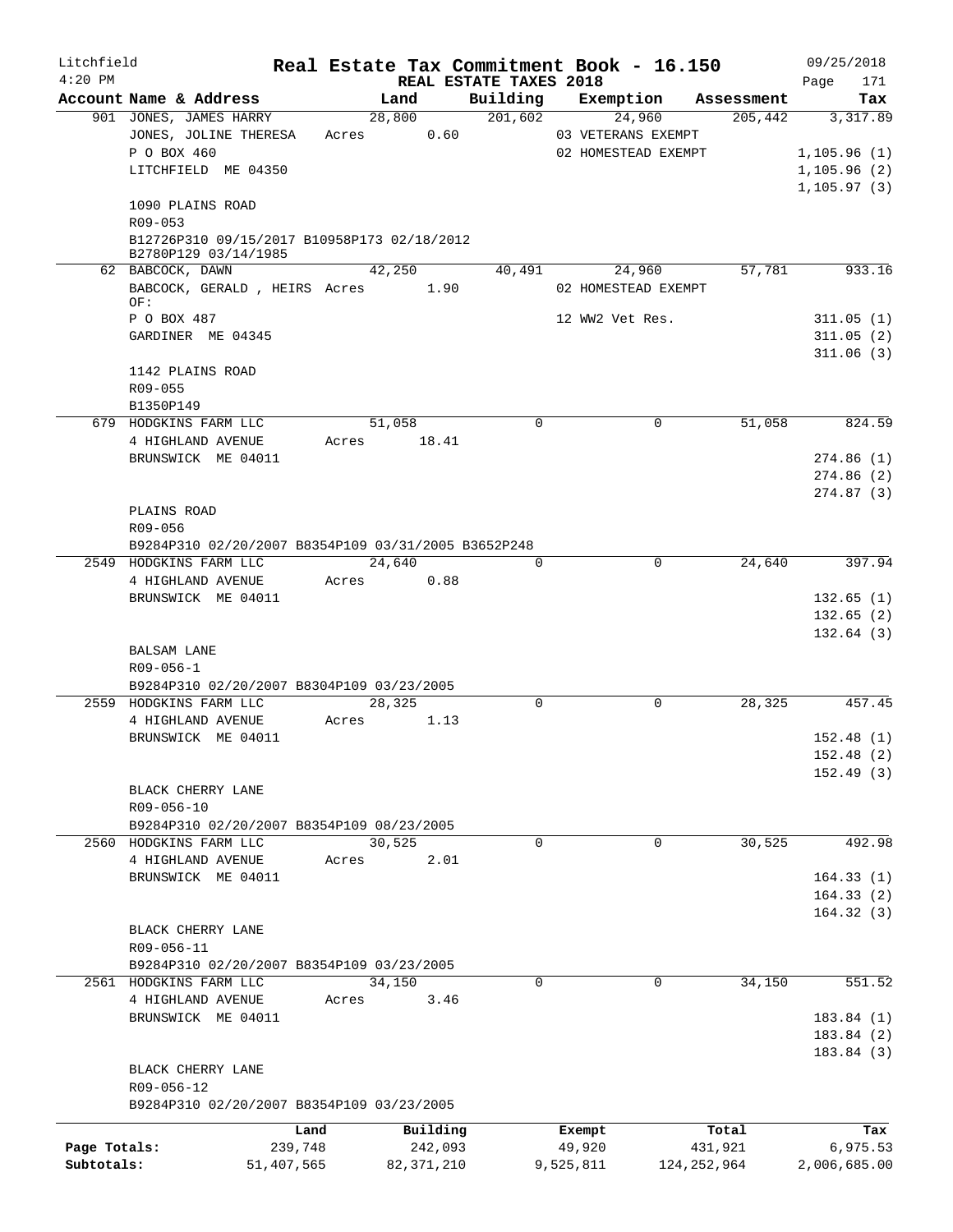Litchfield
4:20 PM

# Real Estate Tax Commitment Book - 16.150

REAL ESTATE TAXES 2018

09/25/2018

| Account Name & Address | Land | Building | Exemption | Assessment | Tax |
|---|---|---|---|---|---|
| 901 JONES, JAMES HARRY | 28,800 | 201,602 | 24,960 | 205,442 | 3,317.89 |
| JONES, JOLINE THERESA | Acres 0.60 | | 03 VETERANS EXEMPT | | |
| P O BOX 460 | | | 02 HOMESTEAD EXEMPT | | 1,105.96 (1) |
| LITCHFIELD ME 04350 | | | | | 1,105.96 (2) |
| | | | | | 1,105.97 (3) |
| 1090 PLAINS ROAD | | | | | |
| R09-053 | | | | | |
| B12726P310 09/15/2017 B10958P173 02/18/2012 B2780P129 03/14/1985 | | | | | |
| 62 BABCOCK, DAWN | 42,250 | 40,491 | 24,960 | 57,781 | 933.16 |
| BABCOCK, GERALD , HEIRS OF: | Acres 1.90 | | 02 HOMESTEAD EXEMPT | | |
| P O BOX 487 | | | 12 WW2 Vet Res. | | 311.05 (1) |
| GARDINER ME 04345 | | | | | 311.05 (2) |
| | | | | | 311.06 (3) |
| 1142 PLAINS ROAD | | | | | |
| R09-055 | | | | | |
| B1350P149 | | | | | |
| 679 HODGKINS FARM LLC | 51,058 | 0 | 0 | 51,058 | 824.59 |
| 4 HIGHLAND AVENUE | Acres 18.41 | | | | |
| BRUNSWICK ME 04011 | | | | | 274.86 (1) |
| | | | | | 274.86 (2) |
| | | | | | 274.87 (3) |
| PLAINS ROAD | | | | | |
| R09-056 | | | | | |
| B9284P310 02/20/2007 B8354P109 03/31/2005 B3652P248 | | | | | |
| 2549 HODGKINS FARM LLC | 24,640 | 0 | 0 | 24,640 | 397.94 |
| 4 HIGHLAND AVENUE | Acres 0.88 | | | | |
| BRUNSWICK ME 04011 | | | | | 132.65 (1) |
| | | | | | 132.65 (2) |
| | | | | | 132.64 (3) |
| BALSAM LANE | | | | | |
| R09-056-1 | | | | | |
| B9284P310 02/20/2007 B8304P109 03/23/2005 | | | | | |
| 2559 HODGKINS FARM LLC | 28,325 | 0 | 0 | 28,325 | 457.45 |
| 4 HIGHLAND AVENUE | Acres 1.13 | | | | |
| BRUNSWICK ME 04011 | | | | | 152.48 (1) |
| | | | | | 152.48 (2) |
| | | | | | 152.49 (3) |
| BLACK CHERRY LANE | | | | | |
| R09-056-10 | | | | | |
| B9284P310 02/20/2007 B8354P109 08/23/2005 | | | | | |
| 2560 HODGKINS FARM LLC | 30,525 | 0 | 0 | 30,525 | 492.98 |
| 4 HIGHLAND AVENUE | Acres 2.01 | | | | |
| BRUNSWICK ME 04011 | | | | | 164.33 (1) |
| | | | | | 164.33 (2) |
| | | | | | 164.32 (3) |
| BLACK CHERRY LANE | | | | | |
| R09-056-11 | | | | | |
| B9284P310 02/20/2007 B8354P109 03/23/2005 | | | | | |
| 2561 HODGKINS FARM LLC | 34,150 | 0 | 0 | 34,150 | 551.52 |
| 4 HIGHLAND AVENUE | Acres 3.46 | | | | |
| BRUNSWICK ME 04011 | | | | | 183.84 (1) |
| | | | | | 183.84 (2) |
| | | | | | 183.84 (3) |
| BLACK CHERRY LANE | | | | | |
| R09-056-12 | | | | | |
| B9284P310 02/20/2007 B8354P109 03/23/2005 | | | | | |

| | Land | Building | Exempt | Total | Tax |
|---|---|---|---|---|---|
| Page Totals: | 239,748 | 242,093 | 49,920 | 431,921 | 6,975.53 |
| Subtotals: | 51,407,565 | 82,371,210 | 9,525,811 | 124,252,964 | 2,006,685.00 |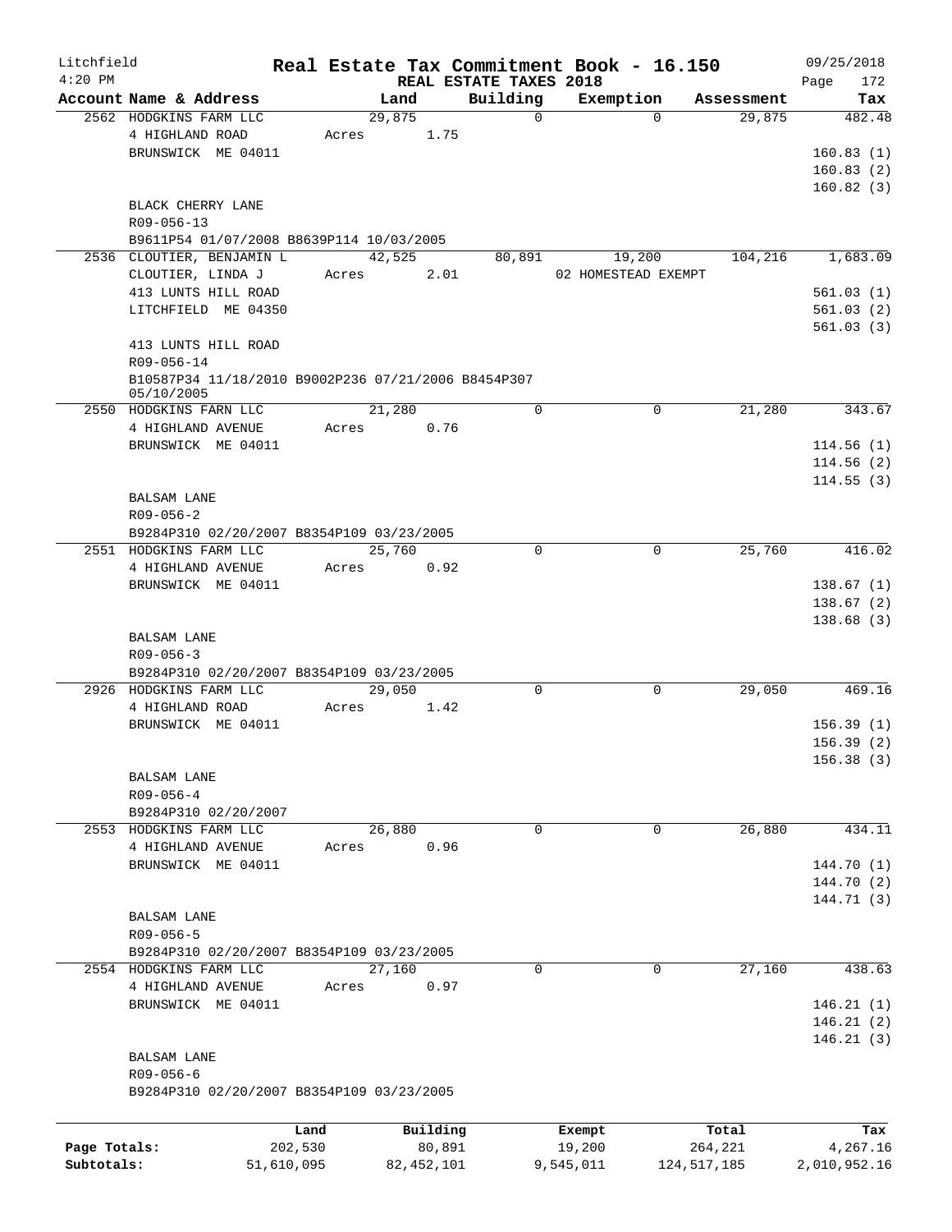Litchfield
4:20 PM

# Real Estate Tax Commitment Book - 16.150

REAL ESTATE TAXES 2018

09/25/2018

| Account Name & Address | Land | Building | Exemption | Assessment | Tax |
|---|---|---|---|---|---|
| 2562 HODGKINS FARM LLC | 29,875 | 0 | 0 | 29,875 | 482.48 |
| 4 HIGHLAND ROAD | Acres 1.75 | | | | |
| BRUNSWICK ME 04011 | | | | | 160.83 (1) |
| | | | | | 160.83 (2) |
| | | | | | 160.82 (3) |
| BLACK CHERRY LANE | | | | | |
| R09-056-13 | | | | | |
| B9611P54 01/07/2008 B8639P114 10/03/2005 | | | | | |
| 2536 CLOUTIER, BENJAMIN L | 42,525 | 80,891 | 19,200 | 104,216 | 1,683.09 |
| CLOUTIER, LINDA J | Acres 2.01 | | 02 HOMESTEAD EXEMPT | | |
| 413 LUNTS HILL ROAD | | | | | 561.03 (1) |
| LITCHFIELD ME 04350 | | | | | 561.03 (2) |
| | | | | | 561.03 (3) |
| 413 LUNTS HILL ROAD | | | | | |
| R09-056-14 | | | | | |
| B10587P34 11/18/2010 B9002P236 07/21/2006 B8454P307 05/10/2005 | | | | | |
| 2550 HODGKINS FARN LLC | 21,280 | 0 | 0 | 21,280 | 343.67 |
| 4 HIGHLAND AVENUE | Acres 0.76 | | | | |
| BRUNSWICK ME 04011 | | | | | 114.56 (1) |
| | | | | | 114.56 (2) |
| | | | | | 114.55 (3) |
| BALSAM LANE | | | | | |
| R09-056-2 | | | | | |
| B9284P310 02/20/2007 B8354P109 03/23/2005 | | | | | |
| 2551 HODGKINS FARM LLC | 25,760 | 0 | 0 | 25,760 | 416.02 |
| 4 HIGHLAND AVENUE | Acres 0.92 | | | | |
| BRUNSWICK ME 04011 | | | | | 138.67 (1) |
| | | | | | 138.67 (2) |
| | | | | | 138.68 (3) |
| BALSAM LANE | | | | | |
| R09-056-3 | | | | | |
| B9284P310 02/20/2007 B8354P109 03/23/2005 | | | | | |
| 2926 HODGKINS FARM LLC | 29,050 | 0 | 0 | 29,050 | 469.16 |
| 4 HIGHLAND ROAD | Acres 1.42 | | | | |
| BRUNSWICK ME 04011 | | | | | 156.39 (1) |
| | | | | | 156.39 (2) |
| | | | | | 156.38 (3) |
| BALSAM LANE | | | | | |
| R09-056-4 | | | | | |
| B9284P310 02/20/2007 | | | | | |
| 2553 HODGKINS FARM LLC | 26,880 | 0 | 0 | 26,880 | 434.11 |
| 4 HIGHLAND AVENUE | Acres 0.96 | | | | |
| BRUNSWICK ME 04011 | | | | | 144.70 (1) |
| | | | | | 144.70 (2) |
| | | | | | 144.71 (3) |
| BALSAM LANE | | | | | |
| R09-056-5 | | | | | |
| B9284P310 02/20/2007 B8354P109 03/23/2005 | | | | | |
| 2554 HODGKINS FARM LLC | 27,160 | 0 | 0 | 27,160 | 438.63 |
| 4 HIGHLAND AVENUE | Acres 0.97 | | | | |
| BRUNSWICK ME 04011 | | | | | 146.21 (1) |
| | | | | | 146.21 (2) |
| | | | | | 146.21 (3) |
| BALSAM LANE | | | | | |
| R09-056-6 | | | | | |
| B9284P310 02/20/2007 B8354P109 03/23/2005 | | | | | |

| | Land | Building | Exempt | Total | Tax |
|---|---|---|---|---|---|
| Page Totals: | 202,530 | 80,891 | 19,200 | 264,221 | 4,267.16 |
| Subtotals: | 51,610,095 | 82,452,101 | 9,545,011 | 124,517,185 | 2,010,952.16 |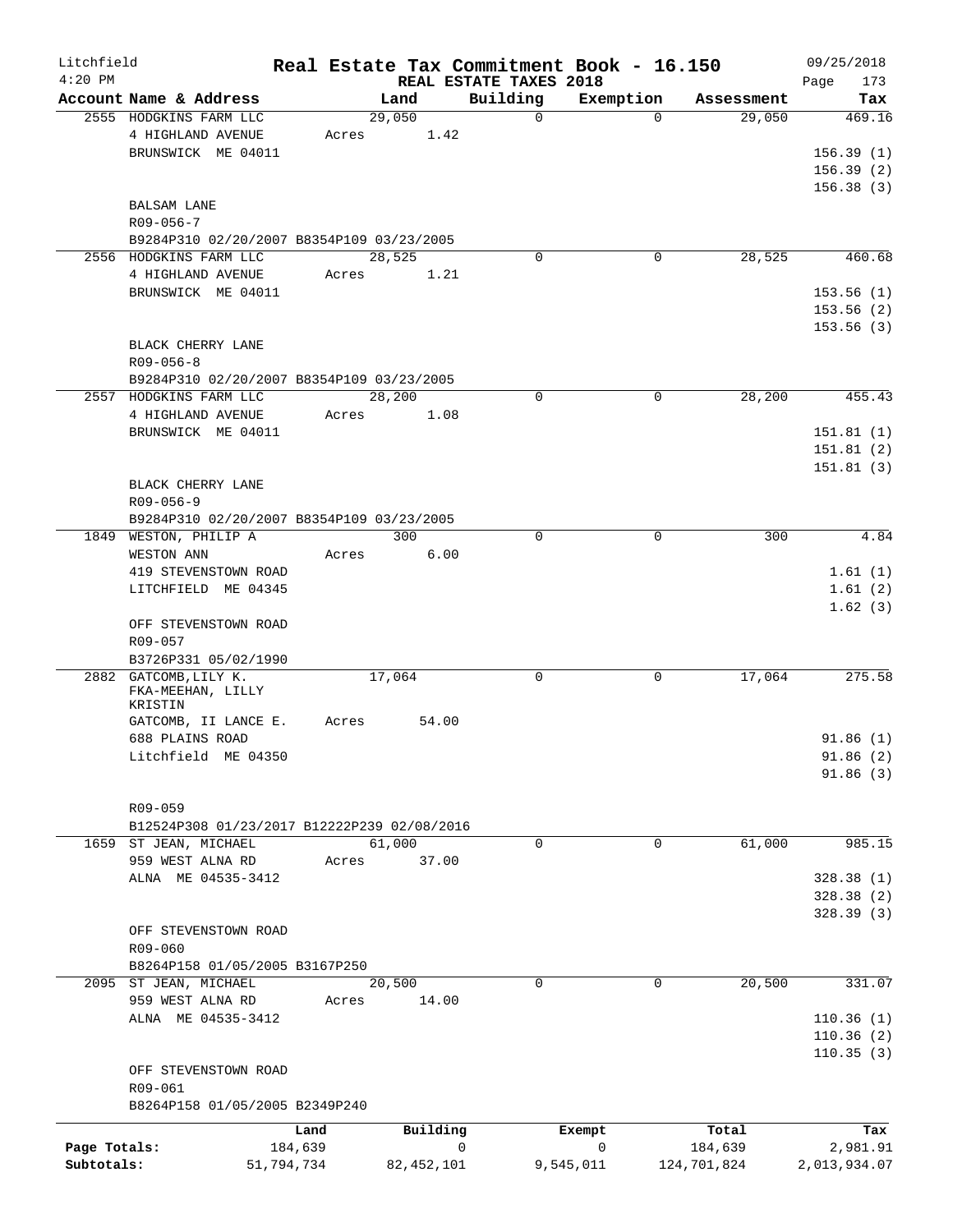# Real Estate Tax Commitment Book - 16.150

Litchfield 4:20 PM — REAL ESTATE TAXES 2018 — 09/25/2018

| Account Name & Address | Land | Building | Exemption | Assessment | Tax |
|---|---|---|---|---|---|
| 2555 HODGKINS FARM LLC | 29,050 | 0 | 0 | 29,050 | 469.16 |
| 4 HIGHLAND AVENUE | Acres 1.42 | | | | |
| BRUNSWICK ME 04011 | | | | | 156.39 (1) |
| | | | | | 156.39 (2) |
| | | | | | 156.38 (3) |
| BALSAM LANE | | | | | |
| R09-056-7 | | | | | |
| B9284P310 02/20/2007 B8354P109 03/23/2005 | | | | | |
| 2556 HODGKINS FARM LLC | 28,525 | 0 | 0 | 28,525 | 460.68 |
| 4 HIGHLAND AVENUE | Acres 1.21 | | | | |
| BRUNSWICK ME 04011 | | | | | 153.56 (1) |
| | | | | | 153.56 (2) |
| | | | | | 153.56 (3) |
| BLACK CHERRY LANE | | | | | |
| R09-056-8 | | | | | |
| B9284P310 02/20/2007 B8354P109 03/23/2005 | | | | | |
| 2557 HODGKINS FARM LLC | 28,200 | 0 | 0 | 28,200 | 455.43 |
| 4 HIGHLAND AVENUE | Acres 1.08 | | | | |
| BRUNSWICK ME 04011 | | | | | 151.81 (1) |
| | | | | | 151.81 (2) |
| | | | | | 151.81 (3) |
| BLACK CHERRY LANE | | | | | |
| R09-056-9 | | | | | |
| B9284P310 02/20/2007 B8354P109 03/23/2005 | | | | | |
| 1849 WESTON, PHILIP A | 300 | 0 | 0 | 300 | 4.84 |
| WESTON ANN | Acres 6.00 | | | | |
| 419 STEVENSTOWN ROAD | | | | | 1.61 (1) |
| LITCHFIELD ME 04345 | | | | | 1.61 (2) |
| | | | | | 1.62 (3) |
| OFF STEVENSTOWN ROAD | | | | | |
| R09-057 | | | | | |
| B3726P331 05/02/1990 | | | | | |
| 2882 GATCOMB,LILY K. | 17,064 | 0 | 0 | 17,064 | 275.58 |
| FKA-MEEHAN, LILLY KRISTIN | | | | | |
| GATCOMB, II LANCE E. | Acres 54.00 | | | | |
| 688 PLAINS ROAD | | | | | 91.86 (1) |
| Litchfield ME 04350 | | | | | 91.86 (2) |
| | | | | | 91.86 (3) |
| R09-059 | | | | | |
| B12524P308 01/23/2017 B12222P239 02/08/2016 | | | | | |
| 1659 ST JEAN, MICHAEL | 61,000 | 0 | 0 | 61,000 | 985.15 |
| 959 WEST ALNA RD | Acres 37.00 | | | | |
| ALNA ME 04535-3412 | | | | | 328.38 (1) |
| | | | | | 328.38 (2) |
| | | | | | 328.39 (3) |
| OFF STEVENSTOWN ROAD | | | | | |
| R09-060 | | | | | |
| B8264P158 01/05/2005 B3167P250 | | | | | |
| 2095 ST JEAN, MICHAEL | 20,500 | 0 | 0 | 20,500 | 331.07 |
| 959 WEST ALNA RD | Acres 14.00 | | | | |
| ALNA ME 04535-3412 | | | | | 110.36 (1) |
| | | | | | 110.36 (2) |
| | | | | | 110.35 (3) |
| OFF STEVENSTOWN ROAD | | | | | |
| R09-061 | | | | | |
| B8264P158 01/05/2005 B2349P240 | | | | | |

| | Land | Building | Exempt | Total | Tax |
|---|---|---|---|---|---|
| Page Totals: | 184,639 | 0 | 0 | 184,639 | 2,981.91 |
| Subtotals: | 51,794,734 | 82,452,101 | 9,545,011 | 124,701,824 | 2,013,934.07 |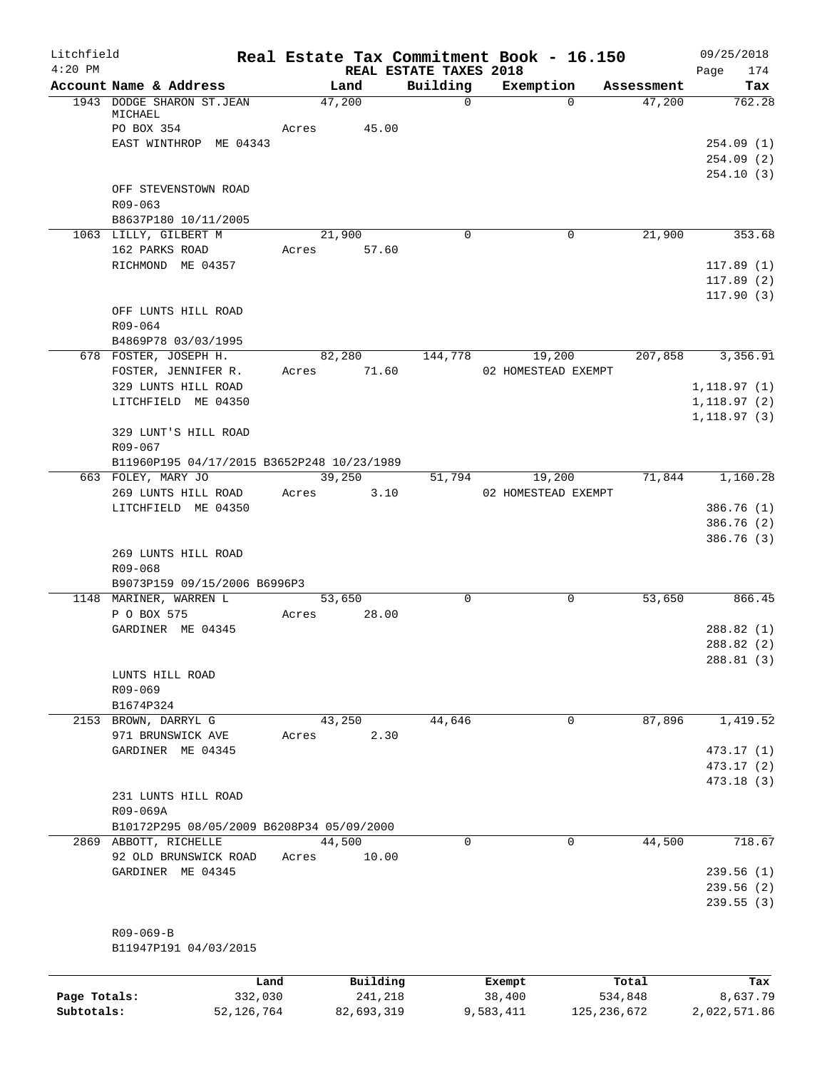Litchfield
4:20 PM

# Real Estate Tax Commitment Book - 16.150

09/25/2018

REAL ESTATE TAXES 2018

| Account Name & Address | Land | Building | Exemption | Assessment | Tax |
|---|---|---|---|---|---|
| 1943 DODGE SHARON ST.JEAN MICHAEL | 47,200 | 0 | 0 | 47,200 | 762.28 |
| PO BOX 354 | Acres 45.00 | | | | |
| EAST WINTHROP ME 04343 | | | | | 254.09 (1) |
| | | | | | 254.09 (2) |
| | | | | | 254.10 (3) |
| OFF STEVENSTOWN ROAD | | | | | |
| R09-063 | | | | | |
| B8637P180 10/11/2005 | | | | | |
| 1063 LILLY, GILBERT M | 21,900 | 0 | 0 | 21,900 | 353.68 |
| 162 PARKS ROAD | Acres 57.60 | | | | |
| RICHMOND ME 04357 | | | | | 117.89 (1) |
| | | | | | 117.89 (2) |
| | | | | | 117.90 (3) |
| OFF LUNTS HILL ROAD | | | | | |
| R09-064 | | | | | |
| B4869P78 03/03/1995 | | | | | |
| 678 FOSTER, JOSEPH H. | 82,280 | 144,778 | 19,200 | 207,858 | 3,356.91 |
| FOSTER, JENNIFER R. | Acres 71.60 | | 02 HOMESTEAD EXEMPT | | |
| 329 LUNTS HILL ROAD | | | | | 1,118.97 (1) |
| LITCHFIELD ME 04350 | | | | | 1,118.97 (2) |
| | | | | | 1,118.97 (3) |
| 329 LUNT'S HILL ROAD | | | | | |
| R09-067 | | | | | |
| B11960P195 04/17/2015 B3652P248 10/23/1989 | | | | | |
| 663 FOLEY, MARY JO | 39,250 | 51,794 | 19,200 | 71,844 | 1,160.28 |
| 269 LUNTS HILL ROAD | Acres 3.10 | | 02 HOMESTEAD EXEMPT | | |
| LITCHFIELD ME 04350 | | | | | 386.76 (1) |
| | | | | | 386.76 (2) |
| | | | | | 386.76 (3) |
| 269 LUNTS HILL ROAD | | | | | |
| R09-068 | | | | | |
| B9073P159 09/15/2006 B6996P3 | | | | | |
| 1148 MARINER, WARREN L | 53,650 | 0 | 0 | 53,650 | 866.45 |
| P O BOX 575 | Acres 28.00 | | | | |
| GARDINER ME 04345 | | | | | 288.82 (1) |
| | | | | | 288.82 (2) |
| | | | | | 288.81 (3) |
| LUNTS HILL ROAD | | | | | |
| R09-069 | | | | | |
| B1674P324 | | | | | |
| 2153 BROWN, DARRYL G | 43,250 | 44,646 | 0 | 87,896 | 1,419.52 |
| 971 BRUNSWICK AVE | Acres 2.30 | | | | |
| GARDINER ME 04345 | | | | | 473.17 (1) |
| | | | | | 473.17 (2) |
| | | | | | 473.18 (3) |
| 231 LUNTS HILL ROAD | | | | | |
| R09-069A | | | | | |
| B10172P295 08/05/2009 B6208P34 05/09/2000 | | | | | |
| 2869 ABBOTT, RICHELLE | 44,500 | 0 | 0 | 44,500 | 718.67 |
| 92 OLD BRUNSWICK ROAD | Acres 10.00 | | | | |
| GARDINER ME 04345 | | | | | 239.56 (1) |
| | | | | | 239.56 (2) |
| | | | | | 239.55 (3) |
| R09-069-B | | | | | |
| B11947P191 04/03/2015 | | | | | |

| | Land | Building | Exempt | Total | Tax |
|---|---|---|---|---|---|
| Page Totals: | 332,030 | 241,218 | 38,400 | 534,848 | 8,637.79 |
| Subtotals: | 52,126,764 | 82,693,319 | 9,583,411 | 125,236,672 | 2,022,571.86 |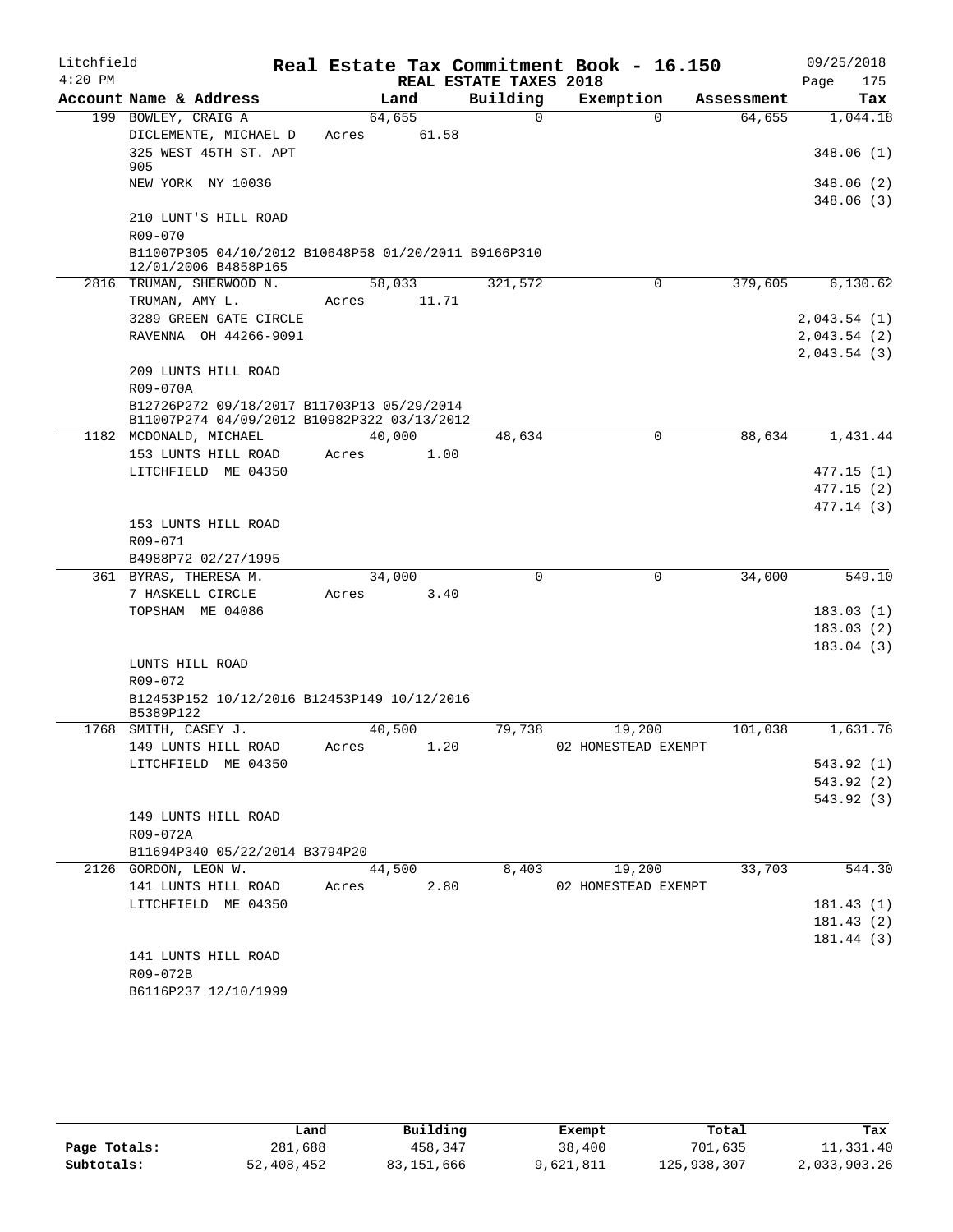Litchfield 4:20 PM

# Real Estate Tax Commitment Book - 16.150

REAL ESTATE TAXES 2018

09/25/2018 Page 175

| Account Name & Address | Land | Building | Exemption | Assessment | Tax |
|---|---|---|---|---|---|
| 199 BOWLEY, CRAIG A | 64,655 | 0 | 0 | 64,655 | 1,044.18 |
| DICLEMENTE, MICHAEL D | Acres 61.58 | | | | |
| 325 WEST 45TH ST. APT 905 | | | | | 348.06 (1) |
| NEW YORK NY 10036 | | | | | 348.06 (2) |
| | | | | | 348.06 (3) |
| 210 LUNT'S HILL ROAD | | | | | |
| R09-070 | | | | | |
| B11007P305 04/10/2012 B10648P58 01/20/2011 B9166P310 12/01/2006 B4858P165 | | | | | |
| 2816 TRUMAN, SHERWOOD N. | 58,033 | 321,572 | 0 | 379,605 | 6,130.62 |
| TRUMAN, AMY L. | Acres 11.71 | | | | |
| 3289 GREEN GATE CIRCLE | | | | | 2,043.54 (1) |
| RAVENNA OH 44266-9091 | | | | | 2,043.54 (2) |
| | | | | | 2,043.54 (3) |
| 209 LUNTS HILL ROAD | | | | | |
| R09-070A | | | | | |
| B12726P272 09/18/2017 B11703P13 05/29/2014 B11007P274 04/09/2012 B10982P322 03/13/2012 | | | | | |
| 1182 MCDONALD, MICHAEL | 40,000 | 48,634 | 0 | 88,634 | 1,431.44 |
| 153 LUNTS HILL ROAD | Acres 1.00 | | | | |
| LITCHFIELD ME 04350 | | | | | 477.15 (1) |
| | | | | | 477.15 (2) |
| | | | | | 477.14 (3) |
| 153 LUNTS HILL ROAD | | | | | |
| R09-071 | | | | | |
| B4988P72 02/27/1995 | | | | | |
| 361 BYRAS, THERESA M. | 34,000 | 0 | 0 | 34,000 | 549.10 |
| 7 HASKELL CIRCLE | Acres 3.40 | | | | |
| TOPSHAM ME 04086 | | | | | 183.03 (1) |
| | | | | | 183.03 (2) |
| | | | | | 183.04 (3) |
| LUNTS HILL ROAD | | | | | |
| R09-072 | | | | | |
| B12453P152 10/12/2016 B12453P149 10/12/2016 B5389P122 | | | | | |
| 1768 SMITH, CASEY J. | 40,500 | 79,738 | 19,200 | 101,038 | 1,631.76 |
| 149 LUNTS HILL ROAD | Acres 1.20 | | 02 HOMESTEAD EXEMPT | | |
| LITCHFIELD ME 04350 | | | | | 543.92 (1) |
| | | | | | 543.92 (2) |
| | | | | | 543.92 (3) |
| 149 LUNTS HILL ROAD | | | | | |
| R09-072A | | | | | |
| B11694P340 05/22/2014 B3794P20 | | | | | |
| 2126 GORDON, LEON W. | 44,500 | 8,403 | 19,200 | 33,703 | 544.30 |
| 141 LUNTS HILL ROAD | Acres 2.80 | | 02 HOMESTEAD EXEMPT | | |
| LITCHFIELD ME 04350 | | | | | 181.43 (1) |
| | | | | | 181.43 (2) |
| | | | | | 181.44 (3) |
| 141 LUNTS HILL ROAD | | | | | |
| R09-072B | | | | | |
| B6116P237 12/10/1999 | | | | | |

| | Land | Building | Exempt | Total | Tax |
|---|---|---|---|---|---|
| Page Totals: | 281,688 | 458,347 | 38,400 | 701,635 | 11,331.40 |
| Subtotals: | 52,408,452 | 83,151,666 | 9,621,811 | 125,938,307 | 2,033,903.26 |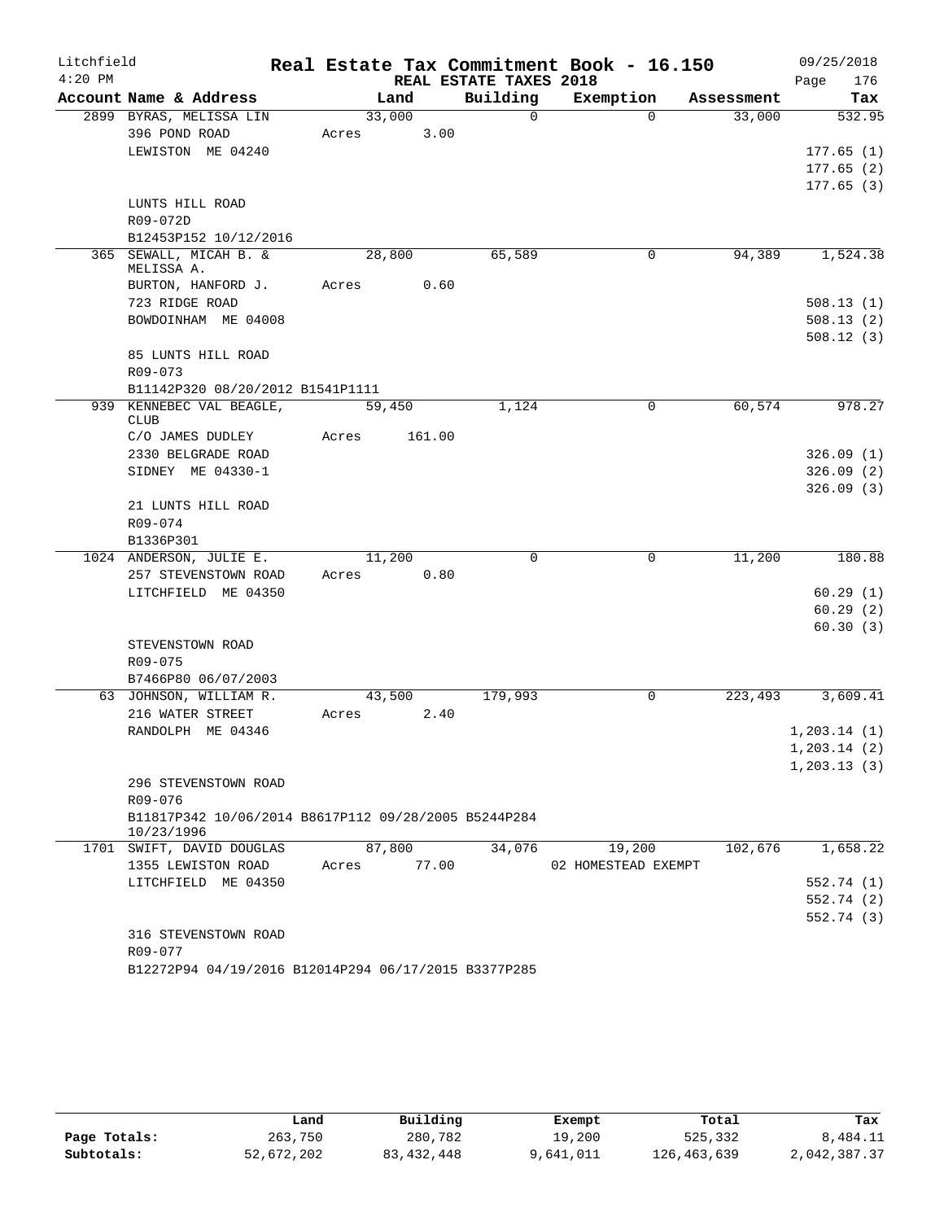Litchfield
4:20 PM

# Real Estate Tax Commitment Book - 16.150

REAL ESTATE TAXES 2018

09/25/2018

| Account Name & Address | Land | Building | Exemption | Assessment | Tax |
|---|---|---|---|---|---|
| 2899 BYRAS, MELISSA LIN | 33,000 | 0 | 0 | 33,000 | 532.95 |
| 396 POND ROAD | Acres 3.00 | | | | |
| LEWISTON ME 04240 | | | | | 177.65 (1) |
| | | | | | 177.65 (2) |
| | | | | | 177.65 (3) |
| LUNTS HILL ROAD | | | | | |
| R09-072D | | | | | |
| B12453P152 10/12/2016 | | | | | |
| 365 SEWALL, MICAH B. & MELISSA A. | 28,800 | 65,589 | 0 | 94,389 | 1,524.38 |
| BURTON, HANFORD J. | Acres 0.60 | | | | |
| 723 RIDGE ROAD | | | | | 508.13 (1) |
| BOWDOINHAM ME 04008 | | | | | 508.13 (2) |
| | | | | | 508.12 (3) |
| 85 LUNTS HILL ROAD | | | | | |
| R09-073 | | | | | |
| B11142P320 08/20/2012 B1541P1111 | | | | | |
| 939 KENNEBEC VAL BEAGLE, CLUB | 59,450 | 1,124 | 0 | 60,574 | 978.27 |
| C/O JAMES DUDLEY | Acres 161.00 | | | | |
| 2330 BELGRADE ROAD | | | | | 326.09 (1) |
| SIDNEY ME 04330-1 | | | | | 326.09 (2) |
| | | | | | 326.09 (3) |
| 21 LUNTS HILL ROAD | | | | | |
| R09-074 | | | | | |
| B1336P301 | | | | | |
| 1024 ANDERSON, JULIE E. | 11,200 | 0 | 0 | 11,200 | 180.88 |
| 257 STEVENSTOWN ROAD | Acres 0.80 | | | | |
| LITCHFIELD ME 04350 | | | | | 60.29 (1) |
| | | | | | 60.29 (2) |
| | | | | | 60.30 (3) |
| STEVENSTOWN ROAD | | | | | |
| R09-075 | | | | | |
| B7466P80 06/07/2003 | | | | | |
| 63 JOHNSON, WILLIAM R. | 43,500 | 179,993 | 0 | 223,493 | 3,609.41 |
| 216 WATER STREET | Acres 2.40 | | | | |
| RANDOLPH ME 04346 | | | | | 1,203.14 (1) |
| | | | | | 1,203.14 (2) |
| | | | | | 1,203.13 (3) |
| 296 STEVENSTOWN ROAD | | | | | |
| R09-076 | | | | | |
| B11817P342 10/06/2014 B8617P112 09/28/2005 B5244P284 10/23/1996 | | | | | |
| 1701 SWIFT, DAVID DOUGLAS | 87,800 | 34,076 | 19,200 | 102,676 | 1,658.22 |
| 1355 LEWISTON ROAD | Acres 77.00 | | 02 HOMESTEAD EXEMPT | | |
| LITCHFIELD ME 04350 | | | | | 552.74 (1) |
| | | | | | 552.74 (2) |
| | | | | | 552.74 (3) |
| 316 STEVENSTOWN ROAD | | | | | |
| R09-077 | | | | | |
| B12272P94 04/19/2016 B12014P294 06/17/2015 B3377P285 | | | | | |

| | Land | Building | Exempt | Total | Tax |
|---|---|---|---|---|---|
| Page Totals: | 263,750 | 280,782 | 19,200 | 525,332 | 8,484.11 |
| Subtotals: | 52,672,202 | 83,432,448 | 9,641,011 | 126,463,639 | 2,042,387.37 |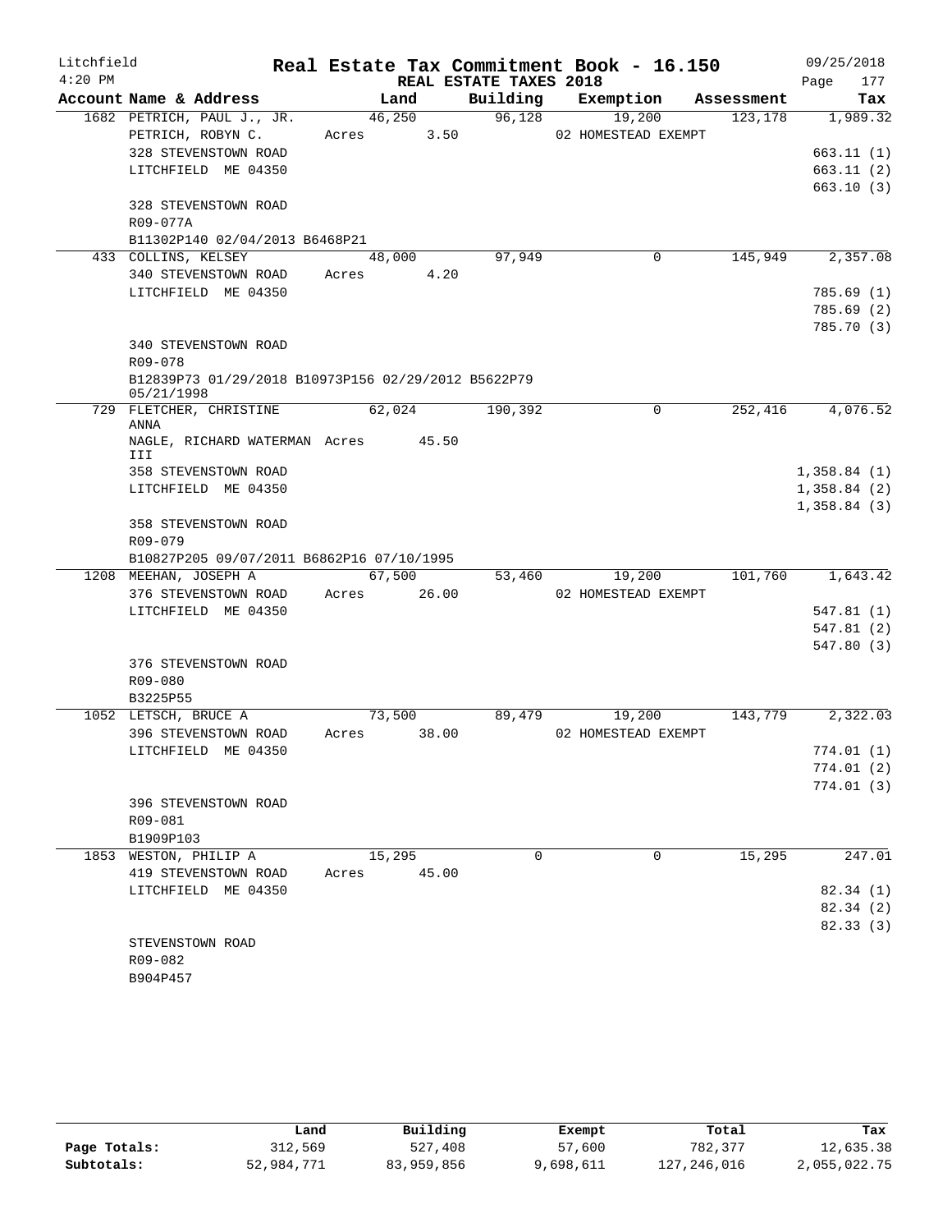Litchfield 4:20 PM

# Real Estate Tax Commitment Book - 16.150

09/25/2018

## REAL ESTATE TAXES 2018

| Account Name & Address | Land | Building | Exemption | Assessment | Tax |
|---|---|---|---|---|---|
| 1682 PETRICH, PAUL J., JR. | 46,250 | 96,128 | 19,200 | 123,178 | 1,989.32 |
| PETRICH, ROBYN C. | Acres 3.50 | | 02 HOMESTEAD EXEMPT | | |
| 328 STEVENSTOWN ROAD | | | | | 663.11 (1) |
| LITCHFIELD ME 04350 | | | | | 663.11 (2) |
| | | | | | 663.10 (3) |
| 328 STEVENSTOWN ROAD | | | | | |
| R09-077A | | | | | |
| B11302P140 02/04/2013 B6468P21 | | | | | |
| 433 COLLINS, KELSEY | 48,000 | 97,949 | 0 | 145,949 | 2,357.08 |
| 340 STEVENSTOWN ROAD | Acres 4.20 | | | | |
| LITCHFIELD ME 04350 | | | | | 785.69 (1) |
| | | | | | 785.69 (2) |
| | | | | | 785.70 (3) |
| 340 STEVENSTOWN ROAD | | | | | |
| R09-078 | | | | | |
| B12839P73 01/29/2018 B10973P156 02/29/2012 B5622P79 05/21/1998 | | | | | |
| 729 FLETCHER, CHRISTINE ANNA | 62,024 | 190,392 | 0 | 252,416 | 4,076.52 |
| NAGLE, RICHARD WATERMAN III | Acres 45.50 | | | | |
| 358 STEVENSTOWN ROAD | | | | | 1,358.84 (1) |
| LITCHFIELD ME 04350 | | | | | 1,358.84 (2) |
| | | | | | 1,358.84 (3) |
| 358 STEVENSTOWN ROAD | | | | | |
| R09-079 | | | | | |
| B10827P205 09/07/2011 B6862P16 07/10/1995 | | | | | |
| 1208 MEEHAN, JOSEPH A | 67,500 | 53,460 | 19,200 | 101,760 | 1,643.42 |
| 376 STEVENSTOWN ROAD | Acres 26.00 | | 02 HOMESTEAD EXEMPT | | |
| LITCHFIELD ME 04350 | | | | | 547.81 (1) |
| | | | | | 547.81 (2) |
| | | | | | 547.80 (3) |
| 376 STEVENSTOWN ROAD | | | | | |
| R09-080 | | | | | |
| B3225P55 | | | | | |
| 1052 LETSCH, BRUCE A | 73,500 | 89,479 | 19,200 | 143,779 | 2,322.03 |
| 396 STEVENSTOWN ROAD | Acres 38.00 | | 02 HOMESTEAD EXEMPT | | |
| LITCHFIELD ME 04350 | | | | | 774.01 (1) |
| | | | | | 774.01 (2) |
| | | | | | 774.01 (3) |
| 396 STEVENSTOWN ROAD | | | | | |
| R09-081 | | | | | |
| B1909P103 | | | | | |
| 1853 WESTON, PHILIP A | 15,295 | 0 | 0 | 15,295 | 247.01 |
| 419 STEVENSTOWN ROAD | Acres 45.00 | | | | |
| LITCHFIELD ME 04350 | | | | | 82.34 (1) |
| | | | | | 82.34 (2) |
| | | | | | 82.33 (3) |
| STEVENSTOWN ROAD | | | | | |
| R09-082 | | | | | |
| B904P457 | | | | | |

| | Land | Building | Exempt | Total | Tax |
|---|---|---|---|---|---|
| Page Totals: | 312,569 | 527,408 | 57,600 | 782,377 | 12,635.38 |
| Subtotals: | 52,984,771 | 83,959,856 | 9,698,611 | 127,246,016 | 2,055,022.75 |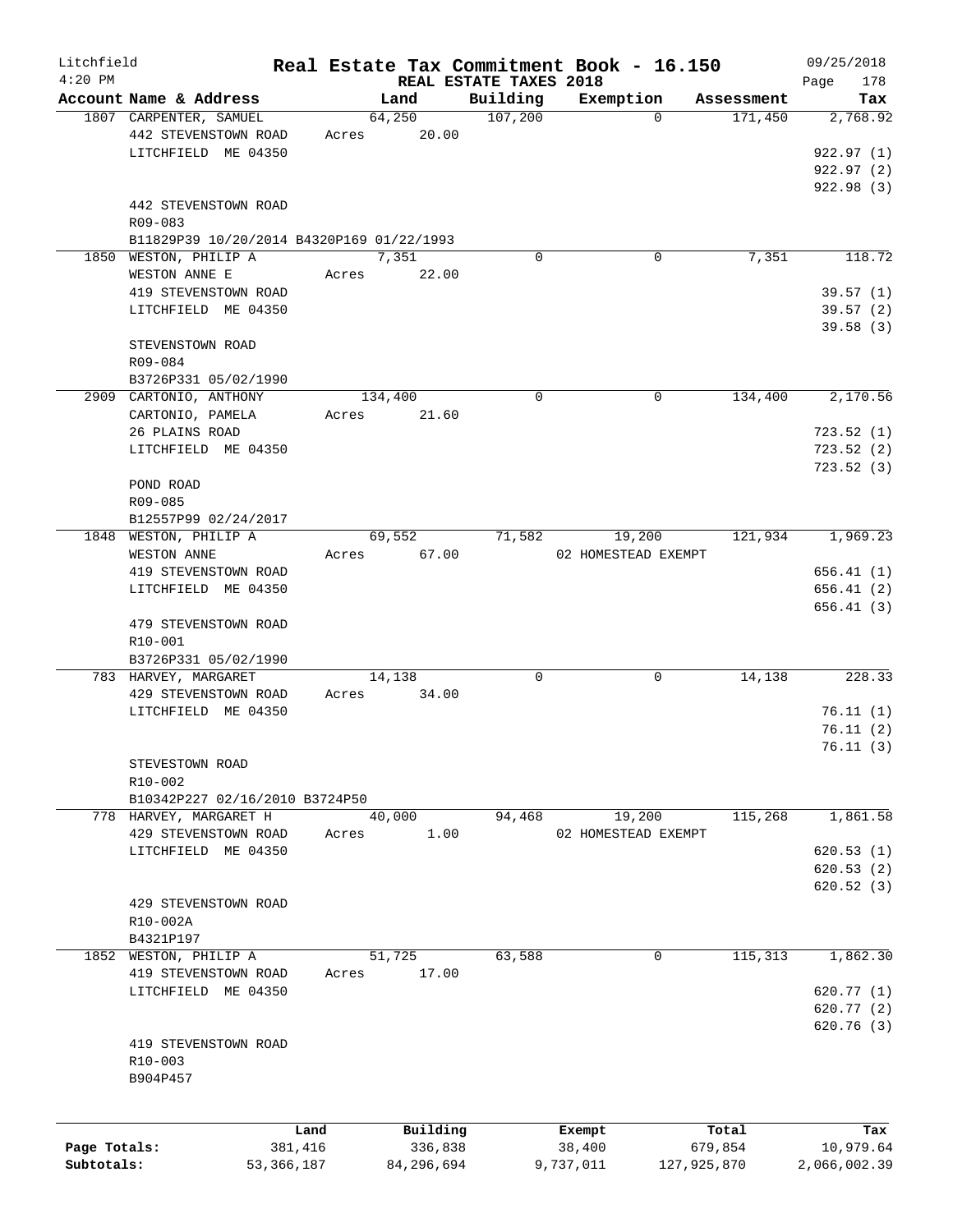# Real Estate Tax Commitment Book - 16.150

Litchfield 4:20 PM — REAL ESTATE TAXES 2018 — 09/25/2018

| Account Name & Address | Land | Building | Exemption | Assessment | Tax |
|---|---|---|---|---|---|
| 1807 CARPENTER, SAMUEL | 64,250 | 107,200 | 0 | 171,450 | 2,768.92 |
| 442 STEVENSTOWN ROAD | Acres 20.00 | | | | |
| LITCHFIELD ME 04350 | | | | | 922.97 (1) |
| | | | | | 922.97 (2) |
| | | | | | 922.98 (3) |
| 442 STEVENSTOWN ROAD | | | | | |
| R09-083 | | | | | |
| B11829P39 10/20/2014 B4320P169 01/22/1993 | | | | | |
| 1850 WESTON, PHILIP A | 7,351 | 0 | 0 | 7,351 | 118.72 |
| WESTON ANNE E | Acres 22.00 | | | | |
| 419 STEVENSTOWN ROAD | | | | | 39.57 (1) |
| LITCHFIELD ME 04350 | | | | | 39.57 (2) |
| | | | | | 39.58 (3) |
| STEVENSTOWN ROAD | | | | | |
| R09-084 | | | | | |
| B3726P331 05/02/1990 | | | | | |
| 2909 CARTONIO, ANTHONY | 134,400 | 0 | 0 | 134,400 | 2,170.56 |
| CARTONIO, PAMELA | Acres 21.60 | | | | |
| 26 PLAINS ROAD | | | | | 723.52 (1) |
| LITCHFIELD ME 04350 | | | | | 723.52 (2) |
| | | | | | 723.52 (3) |
| POND ROAD | | | | | |
| R09-085 | | | | | |
| B12557P99 02/24/2017 | | | | | |
| 1848 WESTON, PHILIP A | 69,552 | 71,582 | 19,200 | 121,934 | 1,969.23 |
| WESTON ANNE | Acres 67.00 | | 02 HOMESTEAD EXEMPT | | |
| 419 STEVENSTOWN ROAD | | | | | 656.41 (1) |
| LITCHFIELD ME 04350 | | | | | 656.41 (2) |
| | | | | | 656.41 (3) |
| 479 STEVENSTOWN ROAD | | | | | |
| R10-001 | | | | | |
| B3726P331 05/02/1990 | | | | | |
| 783 HARVEY, MARGARET | 14,138 | 0 | 0 | 14,138 | 228.33 |
| 429 STEVENSTOWN ROAD | Acres 34.00 | | | | |
| LITCHFIELD ME 04350 | | | | | 76.11 (1) |
| | | | | | 76.11 (2) |
| | | | | | 76.11 (3) |
| STEVESTOWN ROAD | | | | | |
| R10-002 | | | | | |
| B10342P227 02/16/2010 B3724P50 | | | | | |
| 778 HARVEY, MARGARET H | 40,000 | 94,468 | 19,200 | 115,268 | 1,861.58 |
| 429 STEVENSTOWN ROAD | Acres 1.00 | | 02 HOMESTEAD EXEMPT | | |
| LITCHFIELD ME 04350 | | | | | 620.53 (1) |
| | | | | | 620.53 (2) |
| | | | | | 620.52 (3) |
| 429 STEVENSTOWN ROAD | | | | | |
| R10-002A | | | | | |
| B4321P197 | | | | | |
| 1852 WESTON, PHILIP A | 51,725 | 63,588 | 0 | 115,313 | 1,862.30 |
| 419 STEVENSTOWN ROAD | Acres 17.00 | | | | |
| LITCHFIELD ME 04350 | | | | | 620.77 (1) |
| | | | | | 620.77 (2) |
| | | | | | 620.76 (3) |
| 419 STEVENSTOWN ROAD | | | | | |
| R10-003 | | | | | |
| B904P457 | | | | | |

| | Land | Building | Exempt | Total | Tax |
|---|---|---|---|---|---|
| Page Totals: | 381,416 | 336,838 | 38,400 | 679,854 | 10,979.64 |
| Subtotals: | 53,366,187 | 84,296,694 | 9,737,011 | 127,925,870 | 2,066,002.39 |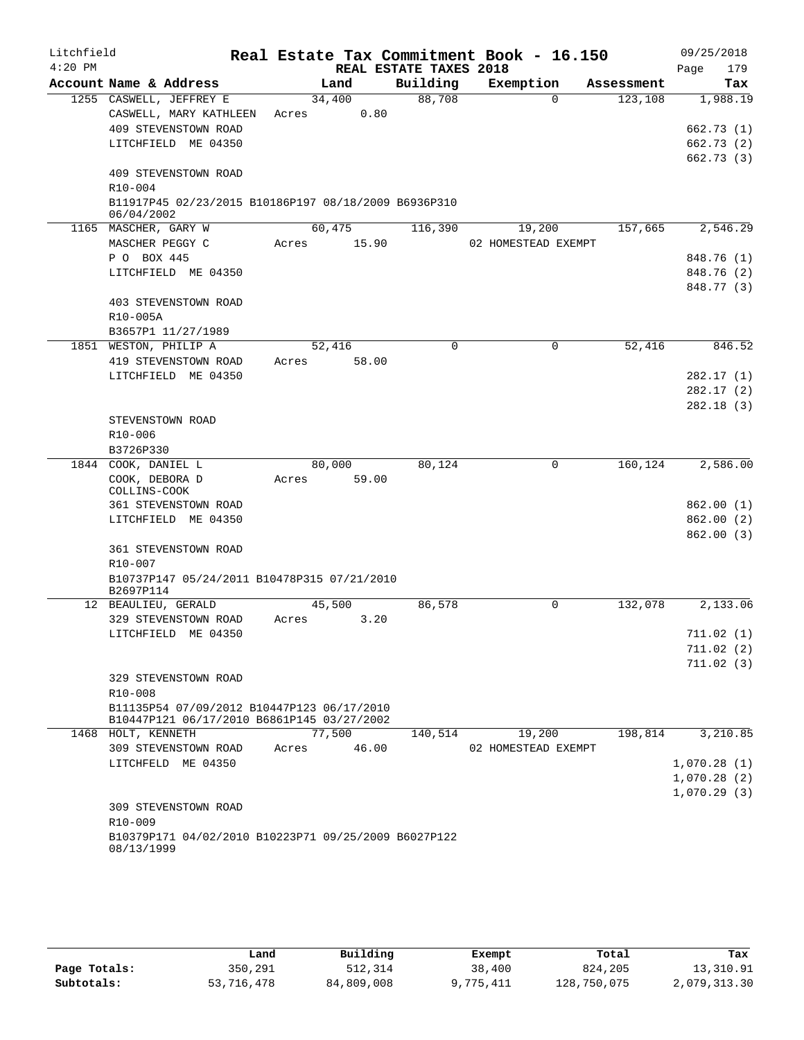Litchfield 4:20 PM

# Real Estate Tax Commitment Book - 16.150

REAL ESTATE TAXES 2018

09/25/2018 Page 179

| Account Name & Address | Land | Building | Exemption | Assessment | Tax |
|---|---|---|---|---|---|
| 1255 CASWELL, JEFFREY E | 34,400 | 88,708 | 0 | 123,108 | 1,988.19 |
| CASWELL, MARY KATHLEEN | Acres 0.80 | | | | |
| 409 STEVENSTOWN ROAD | | | | | 662.73 (1) |
| LITCHFIELD ME 04350 | | | | | 662.73 (2) |
| | | | | | 662.73 (3) |
| 409 STEVENSTOWN ROAD | | | | | |
| R10-004 | | | | | |
| B11917P45 02/23/2015 B10186P197 08/18/2009 B6936P310 06/04/2002 | | | | | |
| 1165 MASCHER, GARY W | 60,475 | 116,390 | 19,200 | 157,665 | 2,546.29 |
| MASCHER PEGGY C | Acres 15.90 | | 02 HOMESTEAD EXEMPT | | |
| P O BOX 445 | | | | | 848.76 (1) |
| LITCHFIELD ME 04350 | | | | | 848.76 (2) |
| | | | | | 848.77 (3) |
| 403 STEVENSTOWN ROAD | | | | | |
| R10-005A | | | | | |
| B3657P1 11/27/1989 | | | | | |
| 1851 WESTON, PHILIP A | 52,416 | 0 | 0 | 52,416 | 846.52 |
| 419 STEVENSTOWN ROAD | Acres 58.00 | | | | |
| LITCHFIELD ME 04350 | | | | | 282.17 (1) |
| | | | | | 282.17 (2) |
| | | | | | 282.18 (3) |
| STEVENSTOWN ROAD | | | | | |
| R10-006 | | | | | |
| B3726P330 | | | | | |
| 1844 COOK, DANIEL L | 80,000 | 80,124 | 0 | 160,124 | 2,586.00 |
| COOK, DEBORA D COLLINS-COOK | Acres 59.00 | | | | |
| 361 STEVENSTOWN ROAD | | | | | 862.00 (1) |
| LITCHFIELD ME 04350 | | | | | 862.00 (2) |
| | | | | | 862.00 (3) |
| 361 STEVENSTOWN ROAD | | | | | |
| R10-007 | | | | | |
| B10737P147 05/24/2011 B10478P315 07/21/2010 B2697P114 | | | | | |
| 12 BEAULIEU, GERALD | 45,500 | 86,578 | 0 | 132,078 | 2,133.06 |
| 329 STEVENSTOWN ROAD | Acres 3.20 | | | | |
| LITCHFIELD ME 04350 | | | | | 711.02 (1) |
| | | | | | 711.02 (2) |
| | | | | | 711.02 (3) |
| 329 STEVENSTOWN ROAD | | | | | |
| R10-008 | | | | | |
| B11135P54 07/09/2012 B10447P123 06/17/2010 B10447P121 06/17/2010 B6861P145 03/27/2002 | | | | | |
| 1468 HOLT, KENNETH | 77,500 | 140,514 | 19,200 | 198,814 | 3,210.85 |
| 309 STEVENSTOWN ROAD | Acres 46.00 | | 02 HOMESTEAD EXEMPT | | |
| LITCHFELD ME 04350 | | | | | 1,070.28 (1) |
| | | | | | 1,070.28 (2) |
| | | | | | 1,070.29 (3) |
| 309 STEVENSTOWN ROAD | | | | | |
| R10-009 | | | | | |
| B10379P171 04/02/2010 B10223P71 09/25/2009 B6027P122 08/13/1999 | | | | | |

| | Land | Building | Exempt | Total | Tax |
|---|---|---|---|---|---|
| Page Totals: | 350,291 | 512,314 | 38,400 | 824,205 | 13,310.91 |
| Subtotals: | 53,716,478 | 84,809,008 | 9,775,411 | 128,750,075 | 2,079,313.30 |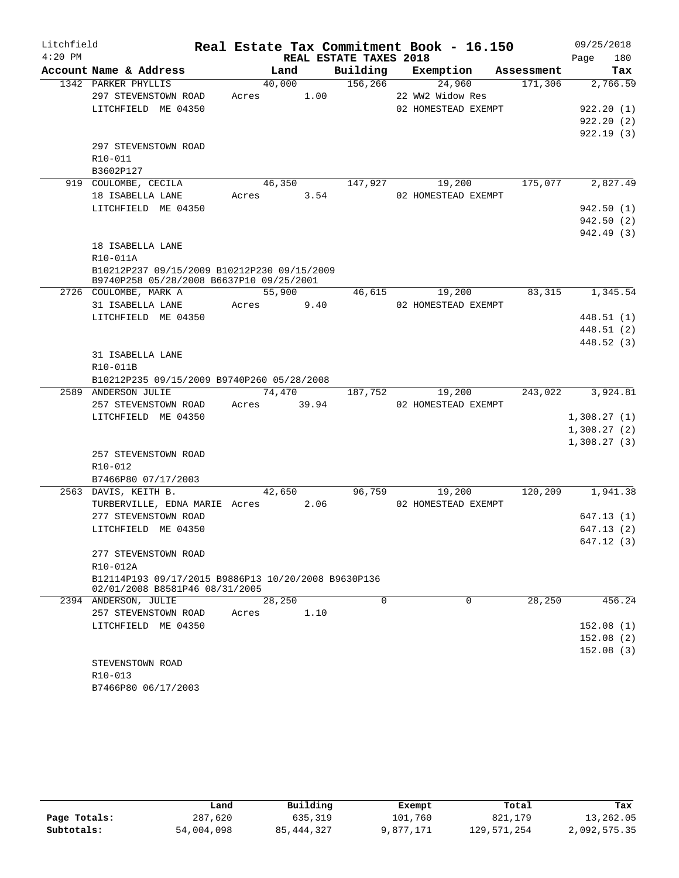# Real Estate Tax Commitment Book - 16.150

Litchfield 4:20 PM — REAL ESTATE TAXES 2018 — 09/25/2018

| Account Name & Address | Land | Building | Exemption | Assessment | Tax |
|---|---|---|---|---|---|
| 1342 PARKER PHYLLIS | 40,000 | 156,266 | 24,960 | 171,306 | 2,766.59 |
| 297 STEVENSTOWN ROAD | Acres 1.00 | | 22 WW2 Widow Res | | |
| LITCHFIELD ME 04350 | | | 02 HOMESTEAD EXEMPT | | 922.20 (1) |
| | | | | | 922.20 (2) |
| | | | | | 922.19 (3) |
| 297 STEVENSTOWN ROAD | | | | | |
| R10-011 | | | | | |
| B3602P127 | | | | | |
| 919 COULOMBE, CECILA | 46,350 | 147,927 | 19,200 | 175,077 | 2,827.49 |
| 18 ISABELLA LANE | Acres 3.54 | | 02 HOMESTEAD EXEMPT | | |
| LITCHFIELD ME 04350 | | | | | 942.50 (1) |
| | | | | | 942.50 (2) |
| | | | | | 942.49 (3) |
| 18 ISABELLA LANE | | | | | |
| R10-011A | | | | | |
| B10212P237 09/15/2009 B10212P230 09/15/2009 B9740P258 05/28/2008 B6637P10 09/25/2001 | | | | | |
| 2726 COULOMBE, MARK A | 55,900 | 46,615 | 19,200 | 83,315 | 1,345.54 |
| 31 ISABELLA LANE | Acres 9.40 | | 02 HOMESTEAD EXEMPT | | |
| LITCHFIELD ME 04350 | | | | | 448.51 (1) |
| | | | | | 448.51 (2) |
| | | | | | 448.52 (3) |
| 31 ISABELLA LANE | | | | | |
| R10-011B | | | | | |
| B10212P235 09/15/2009 B9740P260 05/28/2008 | | | | | |
| 2589 ANDERSON JULIE | 74,470 | 187,752 | 19,200 | 243,022 | 3,924.81 |
| 257 STEVENSTOWN ROAD | Acres 39.94 | | 02 HOMESTEAD EXEMPT | | |
| LITCHFIELD ME 04350 | | | | | 1,308.27 (1) |
| | | | | | 1,308.27 (2) |
| | | | | | 1,308.27 (3) |
| 257 STEVENSTOWN ROAD | | | | | |
| R10-012 | | | | | |
| B7466P80 07/17/2003 | | | | | |
| 2563 DAVIS, KEITH B. | 42,650 | 96,759 | 19,200 | 120,209 | 1,941.38 |
| TURBERVILLE, EDNA MARIE | Acres 2.06 | | 02 HOMESTEAD EXEMPT | | |
| 277 STEVENSTOWN ROAD | | | | | 647.13 (1) |
| LITCHFIELD ME 04350 | | | | | 647.13 (2) |
| | | | | | 647.12 (3) |
| 277 STEVENSTOWN ROAD | | | | | |
| R10-012A | | | | | |
| B12114P193 09/17/2015 B9886P13 10/20/2008 B9630P136 02/01/2008 B8581P46 08/31/2005 | | | | | |
| 2394 ANDERSON, JULIE | 28,250 | 0 | 0 | 28,250 | 456.24 |
| 257 STEVENSTOWN ROAD | Acres 1.10 | | | | |
| LITCHFIELD ME 04350 | | | | | 152.08 (1) |
| | | | | | 152.08 (2) |
| | | | | | 152.08 (3) |
| STEVENSTOWN ROAD | | | | | |
| R10-013 | | | | | |
| B7466P80 06/17/2003 | | | | | |

| | Land | Building | Exempt | Total | Tax |
|---|---|---|---|---|---|
| Page Totals: | 287,620 | 635,319 | 101,760 | 821,179 | 13,262.05 |
| Subtotals: | 54,004,098 | 85,444,327 | 9,877,171 | 129,571,254 | 2,092,575.35 |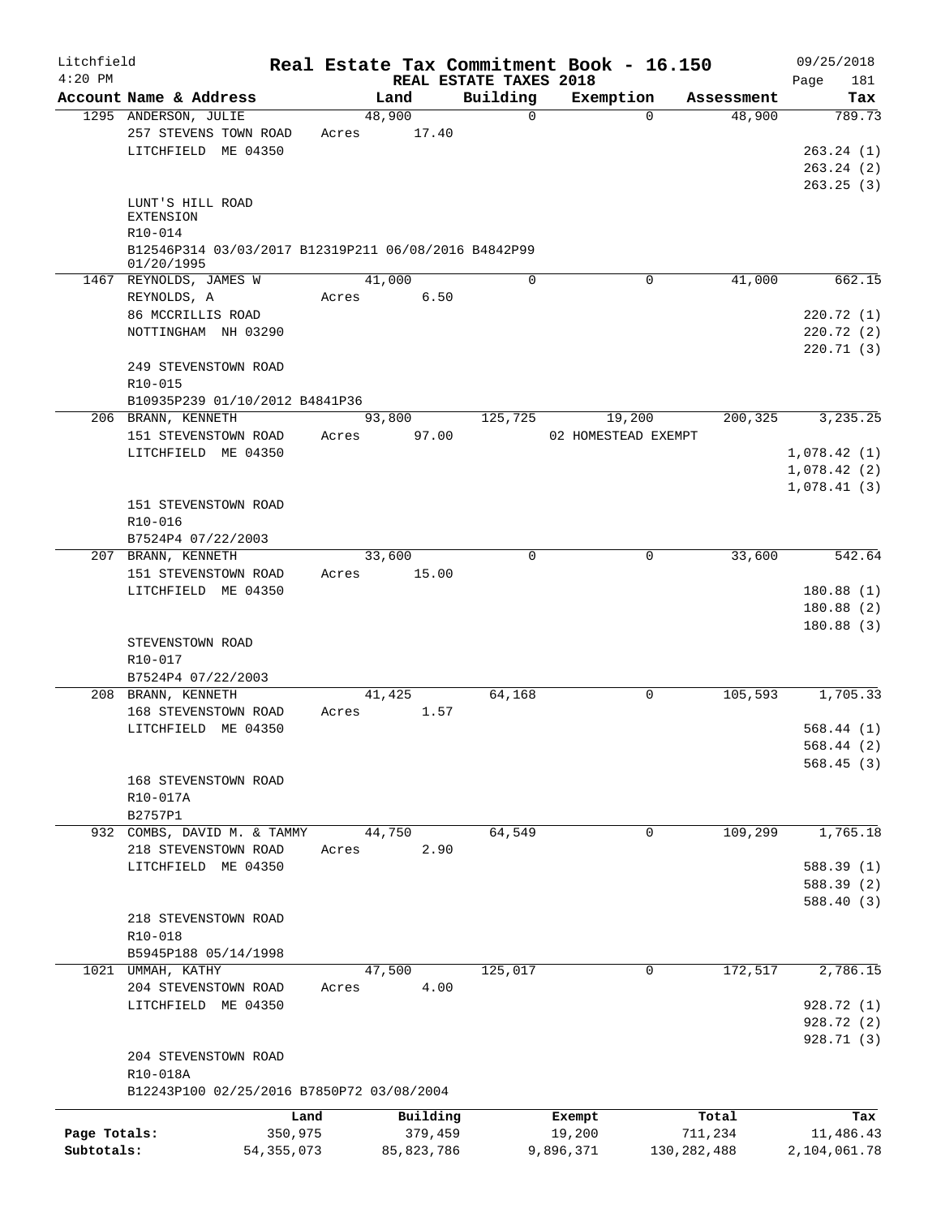Litchfield 4:20 PM

# Real Estate Tax Commitment Book - 16.150

## REAL ESTATE TAXES 2018

09/25/2018 Page 181

| Account Name & Address | Land | Building | Exemption | Assessment | Tax |
|---|---|---|---|---|---|
| 1295 ANDERSON, JULIE | 48,900 | 0 | 0 | 48,900 | 789.73 |
| 257 STEVENS TOWN ROAD | Acres 17.40 | | | | |
| LITCHFIELD ME 04350 | | | | | 263.24 (1) |
| | | | | | 263.24 (2) |
| | | | | | 263.25 (3) |
| LUNT'S HILL ROAD EXTENSION | | | | | |
| R10-014 | | | | | |
| B12546P314 03/03/2017 B12319P211 06/08/2016 B4842P99 01/20/1995 | | | | | |
| 1467 REYNOLDS, JAMES W | 41,000 | 0 | 0 | 41,000 | 662.15 |
| REYNOLDS, A | Acres 6.50 | | | | |
| 86 MCCRILLIS ROAD | | | | | 220.72 (1) |
| NOTTINGHAM NH 03290 | | | | | 220.72 (2) |
| | | | | | 220.71 (3) |
| 249 STEVENSTOWN ROAD | | | | | |
| R10-015 | | | | | |
| B10935P239 01/10/2012 B4841P36 | | | | | |
| 206 BRANN, KENNETH | 93,800 | 125,725 | 19,200 | 200,325 | 3,235.25 |
| 151 STEVENSTOWN ROAD | Acres 97.00 | | 02 HOMESTEAD EXEMPT | | |
| LITCHFIELD ME 04350 | | | | | 1,078.42 (1) |
| | | | | | 1,078.42 (2) |
| | | | | | 1,078.41 (3) |
| 151 STEVENSTOWN ROAD | | | | | |
| R10-016 | | | | | |
| B7524P4 07/22/2003 | | | | | |
| 207 BRANN, KENNETH | 33,600 | 0 | 0 | 33,600 | 542.64 |
| 151 STEVENSTOWN ROAD | Acres 15.00 | | | | |
| LITCHFIELD ME 04350 | | | | | 180.88 (1) |
| | | | | | 180.88 (2) |
| | | | | | 180.88 (3) |
| STEVENSTOWN ROAD | | | | | |
| R10-017 | | | | | |
| B7524P4 07/22/2003 | | | | | |
| 208 BRANN, KENNETH | 41,425 | 64,168 | 0 | 105,593 | 1,705.33 |
| 168 STEVENSTOWN ROAD | Acres 1.57 | | | | |
| LITCHFIELD ME 04350 | | | | | 568.44 (1) |
| | | | | | 568.44 (2) |
| | | | | | 568.45 (3) |
| 168 STEVENSTOWN ROAD | | | | | |
| R10-017A | | | | | |
| B2757P1 | | | | | |
| 932 COMBS, DAVID M. & TAMMY | 44,750 | 64,549 | 0 | 109,299 | 1,765.18 |
| 218 STEVENSTOWN ROAD | Acres 2.90 | | | | |
| LITCHFIELD ME 04350 | | | | | 588.39 (1) |
| | | | | | 588.39 (2) |
| | | | | | 588.40 (3) |
| 218 STEVENSTOWN ROAD | | | | | |
| R10-018 | | | | | |
| B5945P188 05/14/1998 | | | | | |
| 1021 UMMAH, KATHY | 47,500 | 125,017 | 0 | 172,517 | 2,786.15 |
| 204 STEVENSTOWN ROAD | Acres 4.00 | | | | |
| LITCHFIELD ME 04350 | | | | | 928.72 (1) |
| | | | | | 928.72 (2) |
| | | | | | 928.71 (3) |
| 204 STEVENSTOWN ROAD | | | | | |
| R10-018A | | | | | |
| B12243P100 02/25/2016 B7850P72 03/08/2004 | | | | | |

| | Land | Building | Exempt | Total | Tax |
|---|---|---|---|---|---|
| Page Totals: | 350,975 | 379,459 | 19,200 | 711,234 | 11,486.43 |
| Subtotals: | 54,355,073 | 85,823,786 | 9,896,371 | 130,282,488 | 2,104,061.78 |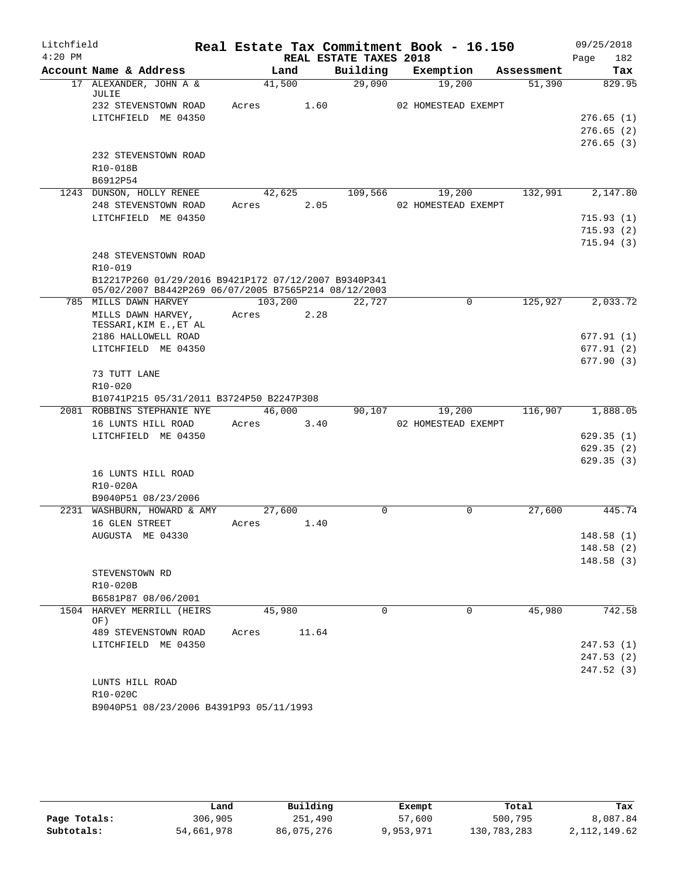# Real Estate Tax Commitment Book - 16.150

Litchfield 4:20 PM — REAL ESTATE TAXES 2018 — 09/25/2018

| Account Name & Address | Land | Building | Exemption | Assessment | Tax |
|---|---|---|---|---|---|
| 17 ALEXANDER, JOHN A & JULIE | 41,500 | 29,090 | 19,200 | 51,390 | 829.95 |
| 232 STEVENSTOWN ROAD | Acres 1.60 | | 02 HOMESTEAD EXEMPT | | |
| LITCHFIELD ME 04350 | | | | | 276.65 (1) |
| | | | | | 276.65 (2) |
| | | | | | 276.65 (3) |
| 232 STEVENSTOWN ROAD | | | | | |
| R10-018B | | | | | |
| B6912P54 | | | | | |
| 1243 DUNSON, HOLLY RENEE | 42,625 | 109,566 | 19,200 | 132,991 | 2,147.80 |
| 248 STEVENSTOWN ROAD | Acres 2.05 | | 02 HOMESTEAD EXEMPT | | |
| LITCHFIELD ME 04350 | | | | | 715.93 (1) |
| | | | | | 715.93 (2) |
| | | | | | 715.94 (3) |
| 248 STEVENSTOWN ROAD | | | | | |
| R10-019 | | | | | |
| B12217P260 01/29/2016 B9421P172 07/12/2007 B9340P341 05/02/2007 B8442P269 06/07/2005 B7565P214 08/12/2003 | | | | | |
| 785 MILLS DAWN HARVEY | 103,200 | 22,727 | 0 | 125,927 | 2,033.72 |
| MILLS DAWN HARVEY, TESSARI,KIM E.,ET AL | Acres 2.28 | | | | |
| 2186 HALLOWELL ROAD | | | | | 677.91 (1) |
| LITCHFIELD ME 04350 | | | | | 677.91 (2) |
| | | | | | 677.90 (3) |
| 73 TUTT LANE | | | | | |
| R10-020 | | | | | |
| B10741P215 05/31/2011 B3724P50 B2247P308 | | | | | |
| 2081 ROBBINS STEPHANIE NYE | 46,000 | 90,107 | 19,200 | 116,907 | 1,888.05 |
| 16 LUNTS HILL ROAD | Acres 3.40 | | 02 HOMESTEAD EXEMPT | | |
| LITCHFIELD ME 04350 | | | | | 629.35 (1) |
| | | | | | 629.35 (2) |
| | | | | | 629.35 (3) |
| 16 LUNTS HILL ROAD | | | | | |
| R10-020A | | | | | |
| B9040P51 08/23/2006 | | | | | |
| 2231 WASHBURN, HOWARD & AMY | 27,600 | 0 | 0 | 27,600 | 445.74 |
| 16 GLEN STREET | Acres 1.40 | | | | |
| AUGUSTA ME 04330 | | | | | 148.58 (1) |
| | | | | | 148.58 (2) |
| | | | | | 148.58 (3) |
| STEVENSTOWN RD | | | | | |
| R10-020B | | | | | |
| B6581P87 08/06/2001 | | | | | |
| 1504 HARVEY MERRILL (HEIRS OF) | 45,980 | 0 | 0 | 45,980 | 742.58 |
| 489 STEVENSTOWN ROAD | Acres 11.64 | | | | |
| LITCHFIELD ME 04350 | | | | | 247.53 (1) |
| | | | | | 247.53 (2) |
| | | | | | 247.52 (3) |
| LUNTS HILL ROAD | | | | | |
| R10-020C | | | | | |
| B9040P51 08/23/2006 B4391P93 05/11/1993 | | | | | |

| | Land | Building | Exempt | Total | Tax |
|---|---|---|---|---|---|
| Page Totals: | 306,905 | 251,490 | 57,600 | 500,795 | 8,087.84 |
| Subtotals: | 54,661,978 | 86,075,276 | 9,953,971 | 130,783,283 | 2,112,149.62 |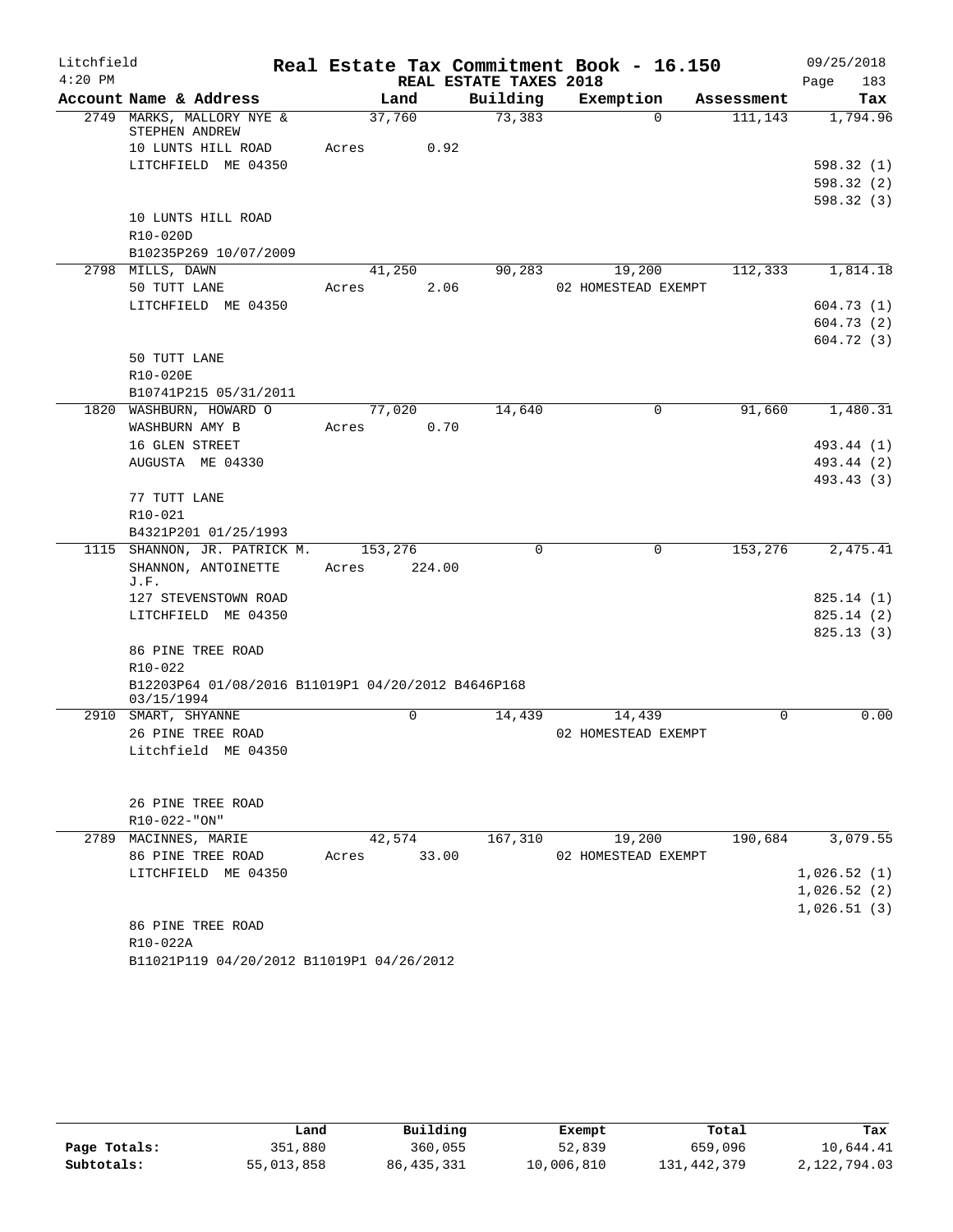# Litchfield — Real Estate Tax Commitment Book - 16.150

4:20 PM — REAL ESTATE TAXES 2018 — 09/25/2018

| Account Name & Address | Land | Building | Exemption | Assessment | Tax |
|---|---|---|---|---|---|
| 2749 MARKS, MALLORY NYE & STEPHEN ANDREW | 37,760 | 73,383 | 0 | 111,143 | 1,794.96 |
| 10 LUNTS HILL ROAD | Acres 0.92 | | | | |
| LITCHFIELD ME 04350 | | | | | 598.32 (1) |
| | | | | | 598.32 (2) |
| | | | | | 598.32 (3) |
| 10 LUNTS HILL ROAD | | | | | |
| R10-020D | | | | | |
| B10235P269 10/07/2009 | | | | | |
| 2798 MILLS, DAWN | 41,250 | 90,283 | 19,200 | 112,333 | 1,814.18 |
| 50 TUTT LANE | Acres 2.06 | | 02 HOMESTEAD EXEMPT | | |
| LITCHFIELD ME 04350 | | | | | 604.73 (1) |
| | | | | | 604.73 (2) |
| | | | | | 604.72 (3) |
| 50 TUTT LANE | | | | | |
| R10-020E | | | | | |
| B10741P215 05/31/2011 | | | | | |
| 1820 WASHBURN, HOWARD O | 77,020 | 14,640 | 0 | 91,660 | 1,480.31 |
| WASHBURN AMY B | Acres 0.70 | | | | |
| 16 GLEN STREET | | | | | 493.44 (1) |
| AUGUSTA ME 04330 | | | | | 493.44 (2) |
| | | | | | 493.43 (3) |
| 77 TUTT LANE | | | | | |
| R10-021 | | | | | |
| B4321P201 01/25/1993 | | | | | |
| 1115 SHANNON, JR. PATRICK M. | 153,276 | 0 | 0 | 153,276 | 2,475.41 |
| SHANNON, ANTOINETTE J.F. | Acres 224.00 | | | | |
| 127 STEVENSTOWN ROAD | | | | | 825.14 (1) |
| LITCHFIELD ME 04350 | | | | | 825.14 (2) |
| | | | | | 825.13 (3) |
| 86 PINE TREE ROAD | | | | | |
| R10-022 | | | | | |
| B12203P64 01/08/2016 B11019P1 04/20/2012 B4646P168 03/15/1994 | | | | | |
| 2910 SMART, SHYANNE | 0 | 14,439 | 14,439 | 0 | 0.00 |
| 26 PINE TREE ROAD | | | 02 HOMESTEAD EXEMPT | | |
| Litchfield ME 04350 | | | | | |
| 26 PINE TREE ROAD | | | | | |
| R10-022-"ON" | | | | | |
| 2789 MACINNES, MARIE | 42,574 | 167,310 | 19,200 | 190,684 | 3,079.55 |
| 86 PINE TREE ROAD | Acres 33.00 | | 02 HOMESTEAD EXEMPT | | |
| LITCHFIELD ME 04350 | | | | | 1,026.52 (1) |
| | | | | | 1,026.52 (2) |
| | | | | | 1,026.51 (3) |
| 86 PINE TREE ROAD | | | | | |
| R10-022A | | | | | |
| B11021P119 04/20/2012 B11019P1 04/26/2012 | | | | | |

| | Land | Building | Exempt | Total | Tax |
|---|---|---|---|---|---|
| Page Totals: | 351,880 | 360,055 | 52,839 | 659,096 | 10,644.41 |
| Subtotals: | 55,013,858 | 86,435,331 | 10,006,810 | 131,442,379 | 2,122,794.03 |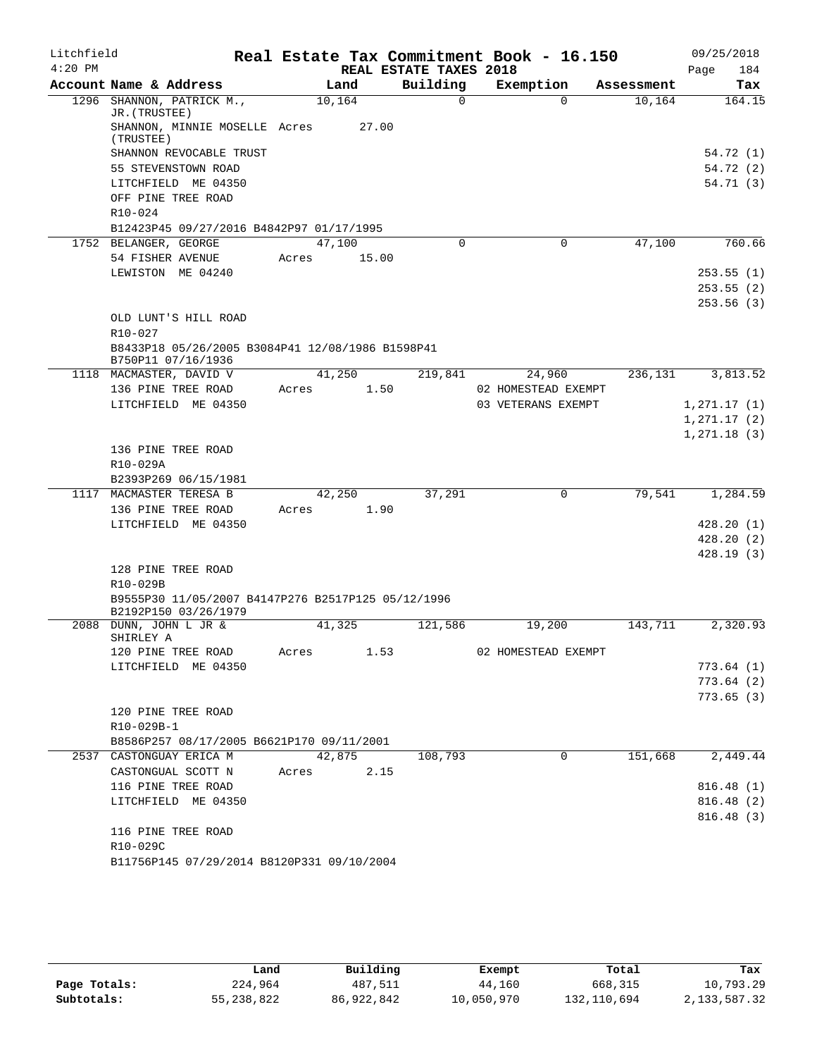Litchfield 4:20 PM

# Real Estate Tax Commitment Book - 16.150

REAL ESTATE TAXES 2018

09/25/2018 Page 184

| Account Name & Address | Land | Building | Exemption | Assessment | Tax |
|---|---|---|---|---|---|
| 1296 SHANNON, PATRICK M., JR.(TRUSTEE) | 10,164 | 0 | 0 | 10,164 | 164.15 |
| SHANNON, MINNIE MOSELLE (TRUSTEE) | Acres 27.00 | | | | |
| SHANNON REVOCABLE TRUST | | | | | 54.72 (1) |
| 55 STEVENSTOWN ROAD | | | | | 54.72 (2) |
| LITCHFIELD ME 04350 | | | | | 54.71 (3) |
| OFF PINE TREE ROAD | | | | | |
| R10-024 | | | | | |
| B12423P45 09/27/2016 B4842P97 01/17/1995 | | | | | |
| 1752 BELANGER, GEORGE | 47,100 | 0 | 0 | 47,100 | 760.66 |
| 54 FISHER AVENUE | Acres 15.00 | | | | |
| LEWISTON ME 04240 | | | | | 253.55 (1) |
| | | | | | 253.55 (2) |
| | | | | | 253.56 (3) |
| OLD LUNT'S HILL ROAD | | | | | |
| R10-027 | | | | | |
| B8433P18 05/26/2005 B3084P41 12/08/1986 B1598P41 B750P11 07/16/1936 | | | | | |
| 1118 MACMASTER, DAVID V | 41,250 | 219,841 | 24,960 | 236,131 | 3,813.52 |
| 136 PINE TREE ROAD | Acres 1.50 | | 02 HOMESTEAD EXEMPT | | |
| LITCHFIELD ME 04350 | | | 03 VETERANS EXEMPT | | 1,271.17 (1) |
| | | | | | 1,271.17 (2) |
| | | | | | 1,271.18 (3) |
| 136 PINE TREE ROAD | | | | | |
| R10-029A | | | | | |
| B2393P269 06/15/1981 | | | | | |
| 1117 MACMASTER TERESA B | 42,250 | 37,291 | 0 | 79,541 | 1,284.59 |
| 136 PINE TREE ROAD | Acres 1.90 | | | | |
| LITCHFIELD ME 04350 | | | | | 428.20 (1) |
| | | | | | 428.20 (2) |
| | | | | | 428.19 (3) |
| 128 PINE TREE ROAD | | | | | |
| R10-029B | | | | | |
| B9555P30 11/05/2007 B4147P276 B2517P125 05/12/1996 B2192P150 03/26/1979 | | | | | |
| 2088 DUNN, JOHN L JR & SHIRLEY A | 41,325 | 121,586 | 19,200 | 143,711 | 2,320.93 |
| 120 PINE TREE ROAD | Acres 1.53 | | 02 HOMESTEAD EXEMPT | | |
| LITCHFIELD ME 04350 | | | | | 773.64 (1) |
| | | | | | 773.64 (2) |
| | | | | | 773.65 (3) |
| 120 PINE TREE ROAD | | | | | |
| R10-029B-1 | | | | | |
| B8586P257 08/17/2005 B6621P170 09/11/2001 | | | | | |
| 2537 CASTONGUAY ERICA M | 42,875 | 108,793 | 0 | 151,668 | 2,449.44 |
| CASTONGUAL SCOTT N | Acres 2.15 | | | | |
| 116 PINE TREE ROAD | | | | | 816.48 (1) |
| LITCHFIELD ME 04350 | | | | | 816.48 (2) |
| | | | | | 816.48 (3) |
| 116 PINE TREE ROAD | | | | | |
| R10-029C | | | | | |
| B11756P145 07/29/2014 B8120P331 09/10/2004 | | | | | |

| | Land | Building | Exempt | Total | Tax |
|---|---|---|---|---|---|
| Page Totals: | 224,964 | 487,511 | 44,160 | 668,315 | 10,793.29 |
| Subtotals: | 55,238,822 | 86,922,842 | 10,050,970 | 132,110,694 | 2,133,587.32 |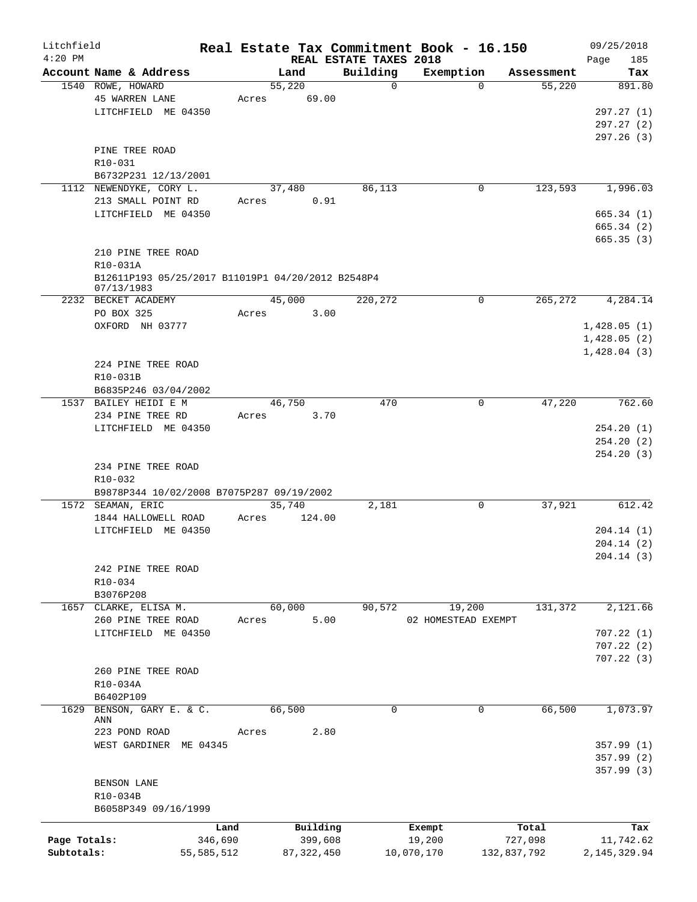Litchfield
4:20 PM

# Real Estate Tax Commitment Book - 16.150

REAL ESTATE TAXES 2018

09/25/2018

| Account Name & Address | Land | Building | Exemption | Assessment | Tax |
|---|---|---|---|---|---|
| 1540 ROWE, HOWARD | 55,220 | 0 | 0 | 55,220 | 891.80 |
| 45 WARREN LANE | Acres 69.00 | | | | |
| LITCHFIELD ME 04350 | | | | | 297.27 (1) |
| | | | | | 297.27 (2) |
| | | | | | 297.26 (3) |
| PINE TREE ROAD | | | | | |
| R10-031 | | | | | |
| B6732P231 12/13/2001 | | | | | |
| 1112 NEWENDYKE, CORY L. | 37,480 | 86,113 | 0 | 123,593 | 1,996.03 |
| 213 SMALL POINT RD | Acres 0.91 | | | | |
| LITCHFIELD ME 04350 | | | | | 665.34 (1) |
| | | | | | 665.34 (2) |
| | | | | | 665.35 (3) |
| 210 PINE TREE ROAD | | | | | |
| R10-031A | | | | | |
| B12611P193 05/25/2017 B11019P1 04/20/2012 B2548P4 07/13/1983 | | | | | |
| 2232 BECKET ACADEMY | 45,000 | 220,272 | 0 | 265,272 | 4,284.14 |
| PO BOX 325 | Acres 3.00 | | | | |
| OXFORD NH 03777 | | | | | 1,428.05 (1) |
| | | | | | 1,428.05 (2) |
| | | | | | 1,428.04 (3) |
| 224 PINE TREE ROAD | | | | | |
| R10-031B | | | | | |
| B6835P246 03/04/2002 | | | | | |
| 1537 BAILEY HEIDI E M | 46,750 | 470 | 0 | 47,220 | 762.60 |
| 234 PINE TREE RD | Acres 3.70 | | | | |
| LITCHFIELD ME 04350 | | | | | 254.20 (1) |
| | | | | | 254.20 (2) |
| | | | | | 254.20 (3) |
| 234 PINE TREE ROAD | | | | | |
| R10-032 | | | | | |
| B9878P344 10/02/2008 B7075P287 09/19/2002 | | | | | |
| 1572 SEAMAN, ERIC | 35,740 | 2,181 | 0 | 37,921 | 612.42 |
| 1844 HALLOWELL ROAD | Acres 124.00 | | | | |
| LITCHFIELD ME 04350 | | | | | 204.14 (1) |
| | | | | | 204.14 (2) |
| | | | | | 204.14 (3) |
| 242 PINE TREE ROAD | | | | | |
| R10-034 | | | | | |
| B3076P208 | | | | | |
| 1657 CLARKE, ELISA M. | 60,000 | 90,572 | 19,200 | 131,372 | 2,121.66 |
| 260 PINE TREE ROAD | Acres 5.00 | | 02 HOMESTEAD EXEMPT | | |
| LITCHFIELD ME 04350 | | | | | 707.22 (1) |
| | | | | | 707.22 (2) |
| | | | | | 707.22 (3) |
| 260 PINE TREE ROAD | | | | | |
| R10-034A | | | | | |
| B6402P109 | | | | | |
| 1629 BENSON, GARY E. & C. ANN | 66,500 | 0 | 0 | 66,500 | 1,073.97 |
| 223 POND ROAD | Acres 2.80 | | | | |
| WEST GARDINER ME 04345 | | | | | 357.99 (1) |
| | | | | | 357.99 (2) |
| | | | | | 357.99 (3) |
| BENSON LANE | | | | | |
| R10-034B | | | | | |
| B6058P349 09/16/1999 | | | | | |

| | Land | Building | Exempt | Total | Tax |
|---|---|---|---|---|---|
| Page Totals: | 346,690 | 399,608 | 19,200 | 727,098 | 11,742.62 |
| Subtotals: | 55,585,512 | 87,322,450 | 10,070,170 | 132,837,792 | 2,145,329.94 |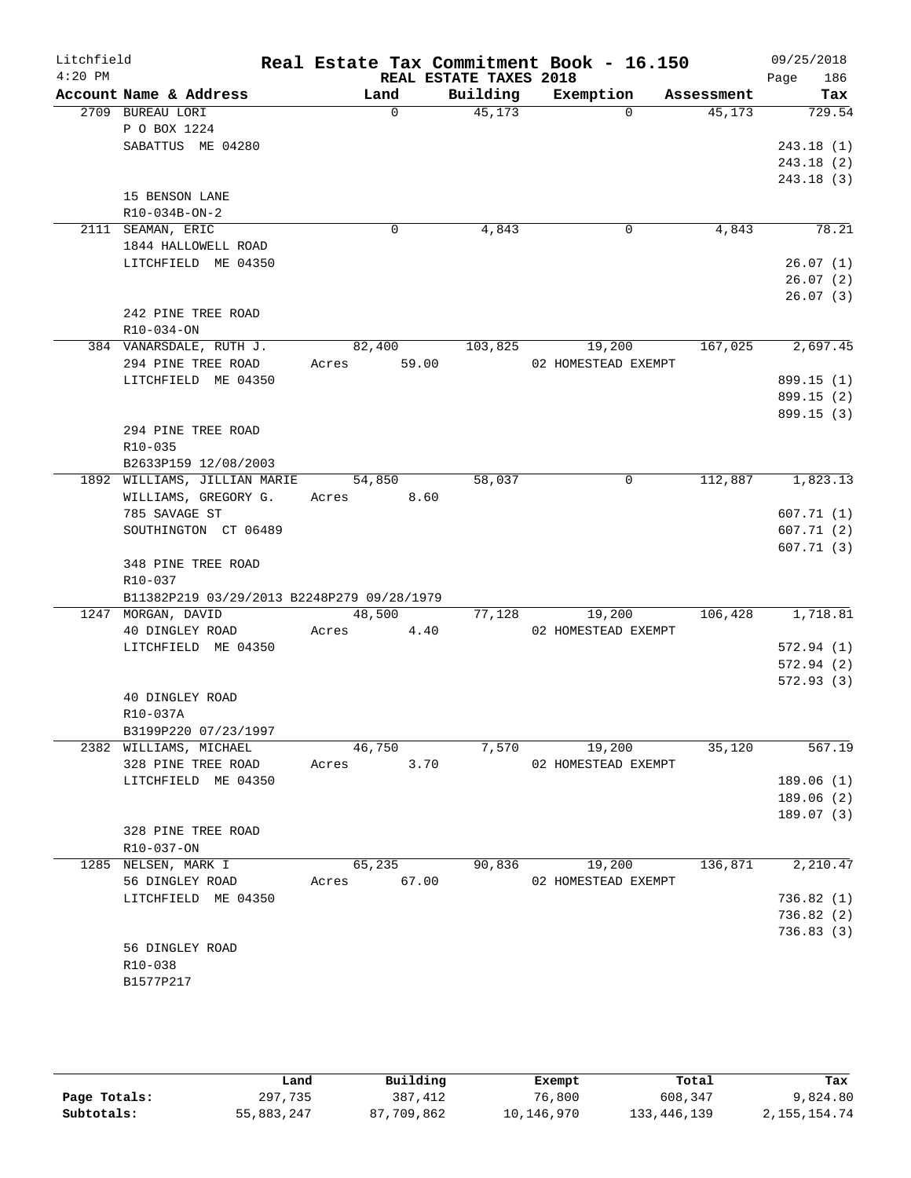Litchfield
4:20 PM

# Real Estate Tax Commitment Book - 16.150

REAL ESTATE TAXES 2018

09/25/2018
Page 186

| Account Name & Address | Land | Building | Exemption | Assessment | Tax |
|---|---|---|---|---|---|
| 2709 BUREAU LORI | 0 | 45,173 | 0 | 45,173 | 729.54 |
| P O BOX 1224 | | | | | |
| SABATTUS ME 04280 | | | | | 243.18 (1) |
| | | | | | 243.18 (2) |
| | | | | | 243.18 (3) |
| 15 BENSON LANE | | | | | |
| R10-034B-ON-2 | | | | | |
| 2111 SEAMAN, ERIC | 0 | 4,843 | 0 | 4,843 | 78.21 |
| 1844 HALLOWELL ROAD | | | | | |
| LITCHFIELD ME 04350 | | | | | 26.07 (1) |
| | | | | | 26.07 (2) |
| | | | | | 26.07 (3) |
| 242 PINE TREE ROAD | | | | | |
| R10-034-ON | | | | | |
| 384 VANARSDALE, RUTH J. | 82,400 | 103,825 | 19,200 | 167,025 | 2,697.45 |
| 294 PINE TREE ROAD | Acres 59.00 | | 02 HOMESTEAD EXEMPT | | |
| LITCHFIELD ME 04350 | | | | | 899.15 (1) |
| | | | | | 899.15 (2) |
| | | | | | 899.15 (3) |
| 294 PINE TREE ROAD | | | | | |
| R10-035 | | | | | |
| B2633P159 12/08/2003 | | | | | |
| 1892 WILLIAMS, JILLIAN MARIE | 54,850 | 58,037 | 0 | 112,887 | 1,823.13 |
| WILLIAMS, GREGORY G. | Acres 8.60 | | | | |
| 785 SAVAGE ST | | | | | 607.71 (1) |
| SOUTHINGTON CT 06489 | | | | | 607.71 (2) |
| | | | | | 607.71 (3) |
| 348 PINE TREE ROAD | | | | | |
| R10-037 | | | | | |
| B11382P219 03/29/2013 B2248P279 09/28/1979 | | | | | |
| 1247 MORGAN, DAVID | 48,500 | 77,128 | 19,200 | 106,428 | 1,718.81 |
| 40 DINGLEY ROAD | Acres 4.40 | | 02 HOMESTEAD EXEMPT | | |
| LITCHFIELD ME 04350 | | | | | 572.94 (1) |
| | | | | | 572.94 (2) |
| | | | | | 572.93 (3) |
| 40 DINGLEY ROAD | | | | | |
| R10-037A | | | | | |
| B3199P220 07/23/1997 | | | | | |
| 2382 WILLIAMS, MICHAEL | 46,750 | 7,570 | 19,200 | 35,120 | 567.19 |
| 328 PINE TREE ROAD | Acres 3.70 | | 02 HOMESTEAD EXEMPT | | |
| LITCHFIELD ME 04350 | | | | | 189.06 (1) |
| | | | | | 189.06 (2) |
| | | | | | 189.07 (3) |
| 328 PINE TREE ROAD | | | | | |
| R10-037-ON | | | | | |
| 1285 NELSEN, MARK I | 65,235 | 90,836 | 19,200 | 136,871 | 2,210.47 |
| 56 DINGLEY ROAD | Acres 67.00 | | 02 HOMESTEAD EXEMPT | | |
| LITCHFIELD ME 04350 | | | | | 736.82 (1) |
| | | | | | 736.82 (2) |
| | | | | | 736.83 (3) |
| 56 DINGLEY ROAD | | | | | |
| R10-038 | | | | | |
| B1577P217 | | | | | |

| | Land | Building | Exempt | Total | Tax |
|---|---|---|---|---|---|
| Page Totals: | 297,735 | 387,412 | 76,800 | 608,347 | 9,824.80 |
| Subtotals: | 55,883,247 | 87,709,862 | 10,146,970 | 133,446,139 | 2,155,154.74 |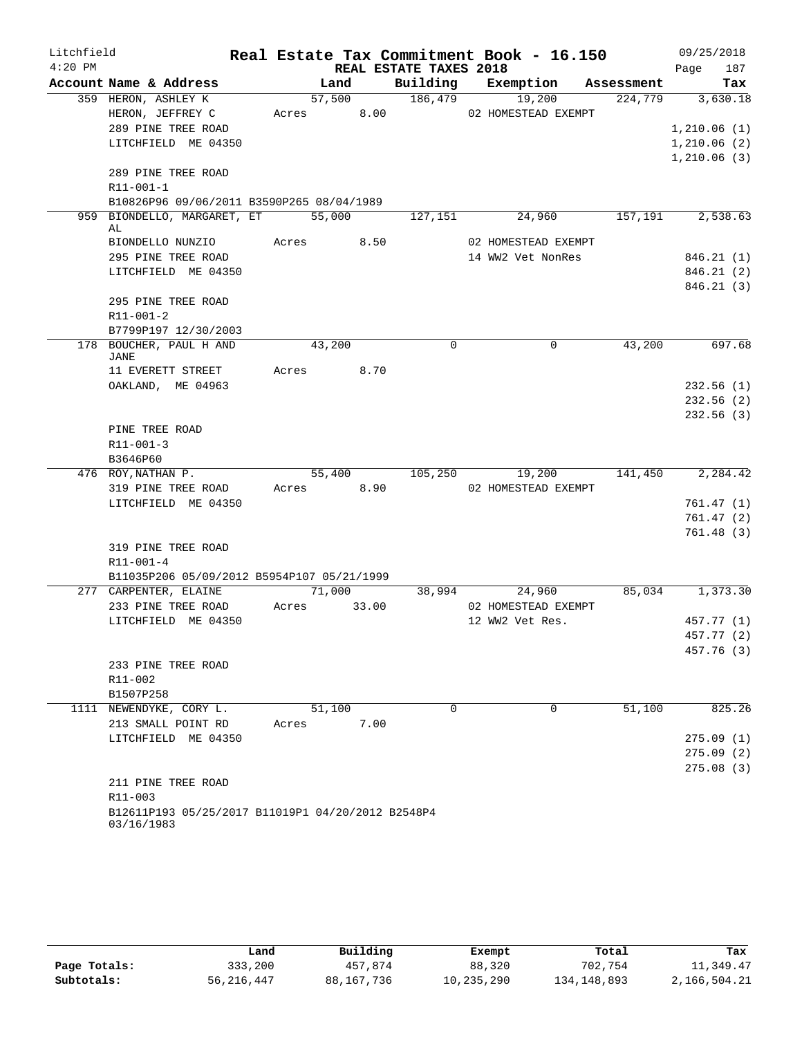Litchfield
4:20 PM

# Real Estate Tax Commitment Book - 16.150

REAL ESTATE TAXES 2018

09/25/2018

| Account Name & Address | Land | Building | Exemption | Assessment | Tax |
|---|---|---|---|---|---|
| 359 HERON, ASHLEY K | 57,500 | 186,479 | 19,200 | 224,779 | 3,630.18 |
| HERON, JEFFREY C | Acres 8.00 | | 02 HOMESTEAD EXEMPT | | |
| 289 PINE TREE ROAD | | | | | 1,210.06 (1) |
| LITCHFIELD ME 04350 | | | | | 1,210.06 (2) |
| | | | | | 1,210.06 (3) |
| 289 PINE TREE ROAD | | | | | |
| R11-001-1 | | | | | |
| B10826P96 09/06/2011 B3590P265 08/04/1989 | | | | | |
| 959 BIONDELLO, MARGARET, ET AL | 55,000 | 127,151 | 24,960 | 157,191 | 2,538.63 |
| BIONDELLO NUNZIO | Acres 8.50 | | 02 HOMESTEAD EXEMPT | | |
| 295 PINE TREE ROAD | | | 14 WW2 Vet NonRes | | 846.21 (1) |
| LITCHFIELD ME 04350 | | | | | 846.21 (2) |
| | | | | | 846.21 (3) |
| 295 PINE TREE ROAD | | | | | |
| R11-001-2 | | | | | |
| B7799P197 12/30/2003 | | | | | |
| 178 BOUCHER, PAUL H AND JANE | 43,200 | 0 | 0 | 43,200 | 697.68 |
| 11 EVERETT STREET | Acres 8.70 | | | | |
| OAKLAND, ME 04963 | | | | | 232.56 (1) |
| | | | | | 232.56 (2) |
| | | | | | 232.56 (3) |
| PINE TREE ROAD | | | | | |
| R11-001-3 | | | | | |
| B3646P60 | | | | | |
| 476 ROY,NATHAN P. | 55,400 | 105,250 | 19,200 | 141,450 | 2,284.42 |
| 319 PINE TREE ROAD | Acres 8.90 | | 02 HOMESTEAD EXEMPT | | |
| LITCHFIELD ME 04350 | | | | | 761.47 (1) |
| | | | | | 761.47 (2) |
| | | | | | 761.48 (3) |
| 319 PINE TREE ROAD | | | | | |
| R11-001-4 | | | | | |
| B11035P206 05/09/2012 B5954P107 05/21/1999 | | | | | |
| 277 CARPENTER, ELAINE | 71,000 | 38,994 | 24,960 | 85,034 | 1,373.30 |
| 233 PINE TREE ROAD | Acres 33.00 | | 02 HOMESTEAD EXEMPT | | |
| LITCHFIELD ME 04350 | | | 12 WW2 Vet Res. | | 457.77 (1) |
| | | | | | 457.77 (2) |
| | | | | | 457.76 (3) |
| 233 PINE TREE ROAD | | | | | |
| R11-002 | | | | | |
| B1507P258 | | | | | |
| 1111 NEWENDYKE, CORY L. | 51,100 | 0 | 0 | 51,100 | 825.26 |
| 213 SMALL POINT RD | Acres 7.00 | | | | |
| LITCHFIELD ME 04350 | | | | | 275.09 (1) |
| | | | | | 275.09 (2) |
| | | | | | 275.08 (3) |
| 211 PINE TREE ROAD | | | | | |
| R11-003 | | | | | |
| B12611P193 05/25/2017 B11019P1 04/20/2012 B2548P4 03/16/1983 | | | | | |

| | Land | Building | Exempt | Total | Tax |
|---|---|---|---|---|---|
| Page Totals: | 333,200 | 457,874 | 88,320 | 702,754 | 11,349.47 |
| Subtotals: | 56,216,447 | 88,167,736 | 10,235,290 | 134,148,893 | 2,166,504.21 |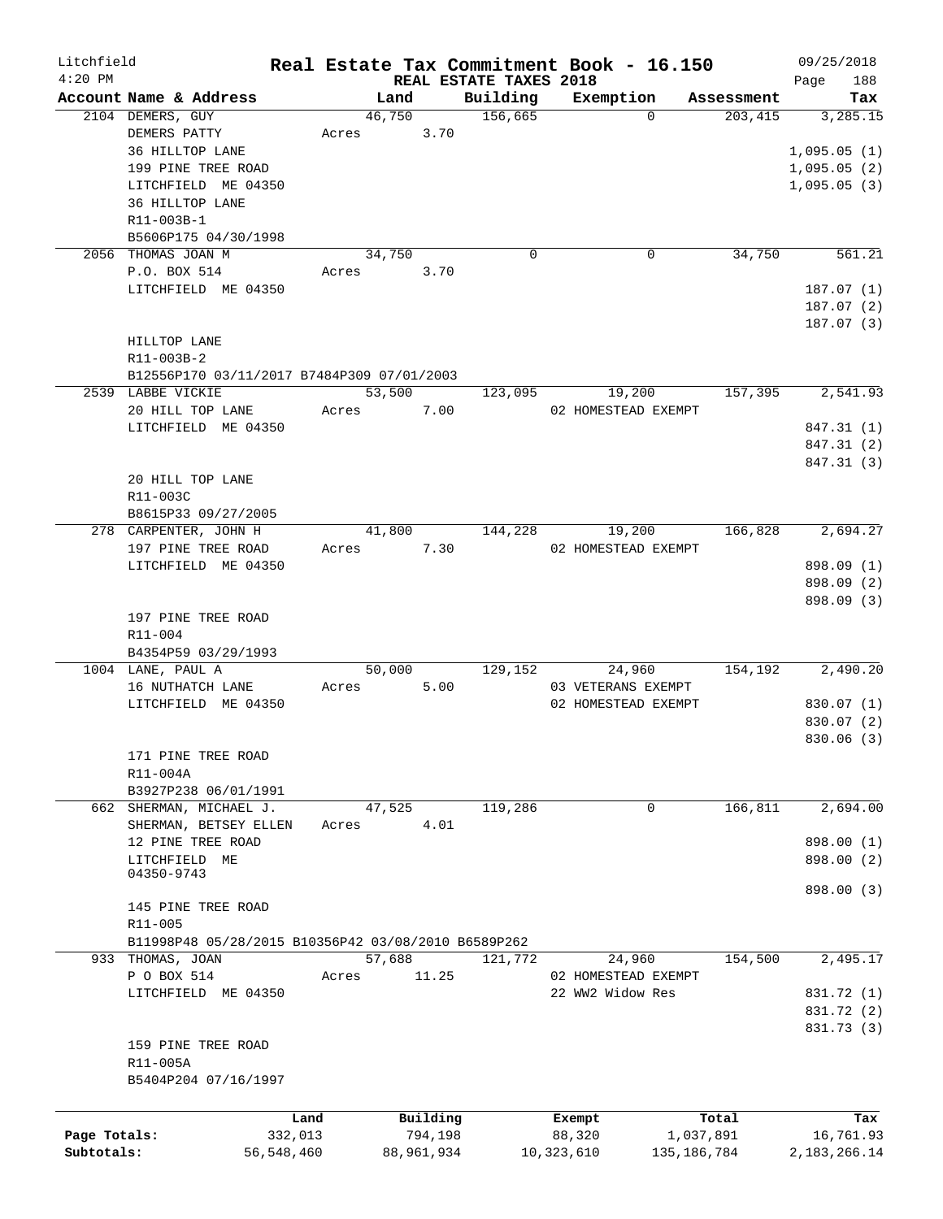Litchfield
4:20 PM

# Real Estate Tax Commitment Book - 16.150

REAL ESTATE TAXES 2018

09/25/2018

| Account Name & Address | Land | Building | Exemption | Assessment | Tax |
|---|---|---|---|---|---|
| 2104 DEMERS, GUY | 46,750 | 156,665 | 0 | 203,415 | 3,285.15 |
| DEMERS PATTY | Acres 3.70 | | | | |
| 36 HILLTOP LANE | | | | | 1,095.05 (1) |
| 199 PINE TREE ROAD | | | | | 1,095.05 (2) |
| LITCHFIELD ME 04350 | | | | | 1,095.05 (3) |
| 36 HILLTOP LANE | | | | | |
| R11-003B-1 | | | | | |
| B5606P175 04/30/1998 | | | | | |
| 2056 THOMAS JOAN M | 34,750 | 0 | 0 | 34,750 | 561.21 |
| P.O. BOX 514 | Acres 3.70 | | | | |
| LITCHFIELD ME 04350 | | | | | 187.07 (1) |
| | | | | | 187.07 (2) |
| | | | | | 187.07 (3) |
| HILLTOP LANE | | | | | |
| R11-003B-2 | | | | | |
| B12556P170 03/11/2017 B7484P309 07/01/2003 | | | | | |
| 2539 LABBE VICKIE | 53,500 | 123,095 | 19,200 | 157,395 | 2,541.93 |
| 20 HILL TOP LANE | Acres 7.00 | | 02 HOMESTEAD EXEMPT | | |
| LITCHFIELD ME 04350 | | | | | 847.31 (1) |
| | | | | | 847.31 (2) |
| | | | | | 847.31 (3) |
| 20 HILL TOP LANE | | | | | |
| R11-003C | | | | | |
| B8615P33 09/27/2005 | | | | | |
| 278 CARPENTER, JOHN H | 41,800 | 144,228 | 19,200 | 166,828 | 2,694.27 |
| 197 PINE TREE ROAD | Acres 7.30 | | 02 HOMESTEAD EXEMPT | | |
| LITCHFIELD ME 04350 | | | | | 898.09 (1) |
| | | | | | 898.09 (2) |
| | | | | | 898.09 (3) |
| 197 PINE TREE ROAD | | | | | |
| R11-004 | | | | | |
| B4354P59 03/29/1993 | | | | | |
| 1004 LANE, PAUL A | 50,000 | 129,152 | 24,960 | 154,192 | 2,490.20 |
| 16 NUTHATCH LANE | Acres 5.00 | | 03 VETERANS EXEMPT | | |
| LITCHFIELD ME 04350 | | | 02 HOMESTEAD EXEMPT | | 830.07 (1) |
| | | | | | 830.07 (2) |
| | | | | | 830.06 (3) |
| 171 PINE TREE ROAD | | | | | |
| R11-004A | | | | | |
| B3927P238 06/01/1991 | | | | | |
| 662 SHERMAN, MICHAEL J. | 47,525 | 119,286 | 0 | 166,811 | 2,694.00 |
| SHERMAN, BETSEY ELLEN | Acres 4.01 | | | | |
| 12 PINE TREE ROAD | | | | | 898.00 (1) |
| LITCHFIELD ME 04350-9743 | | | | | 898.00 (2) |
| | | | | | 898.00 (3) |
| 145 PINE TREE ROAD | | | | | |
| R11-005 | | | | | |
| B11998P48 05/28/2015 B10356P42 03/08/2010 B6589P262 | | | | | |
| 933 THOMAS, JOAN | 57,688 | 121,772 | 24,960 | 154,500 | 2,495.17 |
| P O BOX 514 | Acres 11.25 | | 02 HOMESTEAD EXEMPT | | |
| LITCHFIELD ME 04350 | | | 22 WW2 Widow Res | | 831.72 (1) |
| | | | | | 831.72 (2) |
| | | | | | 831.73 (3) |
| 159 PINE TREE ROAD | | | | | |
| R11-005A | | | | | |
| B5404P204 07/16/1997 | | | | | |

| | Land | Building | Exempt | Total | Tax |
|---|---|---|---|---|---|
| Page Totals: | 332,013 | 794,198 | 88,320 | 1,037,891 | 16,761.93 |
| Subtotals: | 56,548,460 | 88,961,934 | 10,323,610 | 135,186,784 | 2,183,266.14 |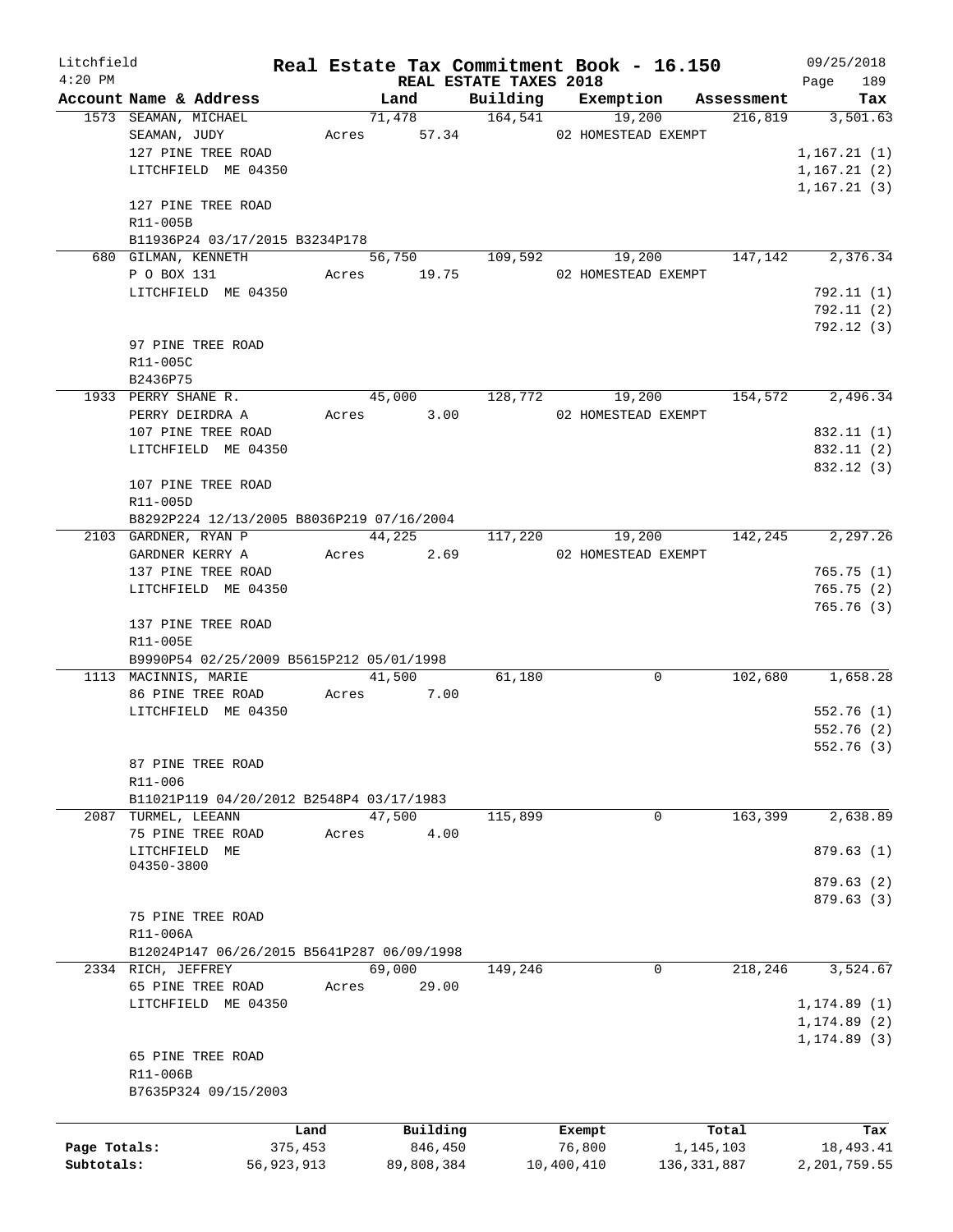# Real Estate Tax Commitment Book - 16.150

Litchfield 4:20 PM — REAL ESTATE TAXES 2018 — 09/25/2018

| Account Name & Address | Land | Building | Exemption | Assessment | Tax |
|---|---|---|---|---|---|
| 1573 SEAMAN, MICHAEL | 71,478 | 164,541 | 19,200 | 216,819 | 3,501.63 |
| SEAMAN, JUDY | Acres 57.34 | | 02 HOMESTEAD EXEMPT | | |
| 127 PINE TREE ROAD | | | | | 1,167.21 (1) |
| LITCHFIELD ME 04350 | | | | | 1,167.21 (2) |
| | | | | | 1,167.21 (3) |
| 127 PINE TREE ROAD | | | | | |
| R11-005B | | | | | |
| B11936P24 03/17/2015 B3234P178 | | | | | |
| 680 GILMAN, KENNETH | 56,750 | 109,592 | 19,200 | 147,142 | 2,376.34 |
| P O BOX 131 | Acres 19.75 | | 02 HOMESTEAD EXEMPT | | |
| LITCHFIELD ME 04350 | | | | | 792.11 (1) |
| | | | | | 792.11 (2) |
| | | | | | 792.12 (3) |
| 97 PINE TREE ROAD | | | | | |
| R11-005C | | | | | |
| B2436P75 | | | | | |
| 1933 PERRY SHANE R. | 45,000 | 128,772 | 19,200 | 154,572 | 2,496.34 |
| PERRY DEIRDRA A | Acres 3.00 | | 02 HOMESTEAD EXEMPT | | |
| 107 PINE TREE ROAD | | | | | 832.11 (1) |
| LITCHFIELD ME 04350 | | | | | 832.11 (2) |
| | | | | | 832.12 (3) |
| 107 PINE TREE ROAD | | | | | |
| R11-005D | | | | | |
| B8292P224 12/13/2005 B8036P219 07/16/2004 | | | | | |
| 2103 GARDNER, RYAN P | 44,225 | 117,220 | 19,200 | 142,245 | 2,297.26 |
| GARDNER KERRY A | Acres 2.69 | | 02 HOMESTEAD EXEMPT | | |
| 137 PINE TREE ROAD | | | | | 765.75 (1) |
| LITCHFIELD ME 04350 | | | | | 765.75 (2) |
| | | | | | 765.76 (3) |
| 137 PINE TREE ROAD | | | | | |
| R11-005E | | | | | |
| B9990P54 02/25/2009 B5615P212 05/01/1998 | | | | | |
| 1113 MACINNIS, MARIE | 41,500 | 61,180 | 0 | 102,680 | 1,658.28 |
| 86 PINE TREE ROAD | Acres 7.00 | | | | |
| LITCHFIELD ME 04350 | | | | | 552.76 (1) |
| | | | | | 552.76 (2) |
| | | | | | 552.76 (3) |
| 87 PINE TREE ROAD | | | | | |
| R11-006 | | | | | |
| B11021P119 04/20/2012 B2548P4 03/17/1983 | | | | | |
| 2087 TURMEL, LEEANN | 47,500 | 115,899 | 0 | 163,399 | 2,638.89 |
| 75 PINE TREE ROAD | Acres 4.00 | | | | |
| LITCHFIELD ME 04350-3800 | | | | | 879.63 (1) |
| | | | | | 879.63 (2) |
| | | | | | 879.63 (3) |
| 75 PINE TREE ROAD | | | | | |
| R11-006A | | | | | |
| B12024P147 06/26/2015 B5641P287 06/09/1998 | | | | | |
| 2334 RICH, JEFFREY | 69,000 | 149,246 | 0 | 218,246 | 3,524.67 |
| 65 PINE TREE ROAD | Acres 29.00 | | | | |
| LITCHFIELD ME 04350 | | | | | 1,174.89 (1) |
| | | | | | 1,174.89 (2) |
| | | | | | 1,174.89 (3) |
| 65 PINE TREE ROAD | | | | | |
| R11-006B | | | | | |
| B7635P324 09/15/2003 | | | | | |

| | Land | Building | Exempt | Total | Tax |
|---|---|---|---|---|---|
| Page Totals: | 375,453 | 846,450 | 76,800 | 1,145,103 | 18,493.41 |
| Subtotals: | 56,923,913 | 89,808,384 | 10,400,410 | 136,331,887 | 2,201,759.55 |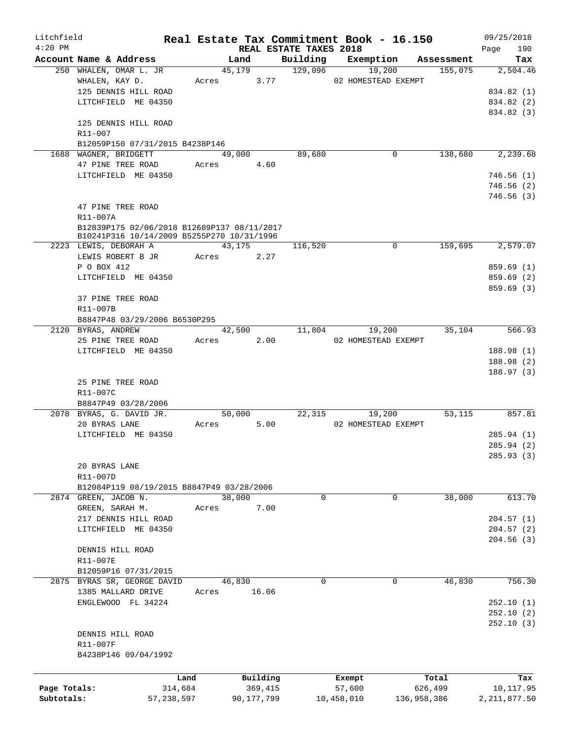Litchfield
4:20 PM

# Real Estate Tax Commitment Book - 16.150

REAL ESTATE TAXES 2018

09/25/2018

| Account Name & Address | Land | Building | Exemption | Assessment | Tax |
|---|---|---|---|---|---|
| 250 WHALEN, OMAR L. JR | 45,179 | 129,096 | 19,200 | 155,075 | 2,504.46 |
| WHALEN, KAY D. | Acres 3.77 | | 02 HOMESTEAD EXEMPT | | |
| 125 DENNIS HILL ROAD | | | | | 834.82 (1) |
| LITCHFIELD ME 04350 | | | | | 834.82 (2) |
| | | | | | 834.82 (3) |
| 125 DENNIS HILL ROAD | | | | | |
| R11-007 | | | | | |
| B12059P150 07/31/2015 B4238P146 | | | | | |
| 1688 WAGNER, BRIDGETT | 49,000 | 89,680 | 0 | 138,680 | 2,239.68 |
| 47 PINE TREE ROAD | Acres 4.60 | | | | |
| LITCHFIELD ME 04350 | | | | | 746.56 (1) |
| | | | | | 746.56 (2) |
| | | | | | 746.56 (3) |
| 47 PINE TREE ROAD | | | | | |
| R11-007A | | | | | |
| B12839P175 02/06/2018 B12689P137 08/11/2017 B10241P316 10/14/2009 B5255P270 10/31/1996 | | | | | |
| 2223 LEWIS, DEBORAH A | 43,175 | 116,520 | 0 | 159,695 | 2,579.07 |
| LEWIS ROBERT B JR | Acres 2.27 | | | | |
| P O BOX 412 | | | | | 859.69 (1) |
| LITCHFIELD ME 04350 | | | | | 859.69 (2) |
| | | | | | 859.69 (3) |
| 37 PINE TREE ROAD | | | | | |
| R11-007B | | | | | |
| B8847P48 03/29/2006 B6530P295 | | | | | |
| 2120 BYRAS, ANDREW | 42,500 | 11,804 | 19,200 | 35,104 | 566.93 |
| 25 PINE TREE ROAD | Acres 2.00 | | 02 HOMESTEAD EXEMPT | | |
| LITCHFIELD ME 04350 | | | | | 188.98 (1) |
| | | | | | 188.98 (2) |
| | | | | | 188.97 (3) |
| 25 PINE TREE ROAD | | | | | |
| R11-007C | | | | | |
| B8847P49 03/28/2006 | | | | | |
| 2078 BYRAS, G. DAVID JR. | 50,000 | 22,315 | 19,200 | 53,115 | 857.81 |
| 20 BYRAS LANE | Acres 5.00 | | 02 HOMESTEAD EXEMPT | | |
| LITCHFIELD ME 04350 | | | | | 285.94 (1) |
| | | | | | 285.94 (2) |
| | | | | | 285.93 (3) |
| 20 BYRAS LANE | | | | | |
| R11-007D | | | | | |
| B12084P119 08/19/2015 B8847P49 03/28/2006 | | | | | |
| 2874 GREEN, JACOB N. | 38,000 | 0 | 0 | 38,000 | 613.70 |
| GREEN, SARAH M. | Acres 7.00 | | | | |
| 217 DENNIS HILL ROAD | | | | | 204.57 (1) |
| LITCHFIELD ME 04350 | | | | | 204.57 (2) |
| | | | | | 204.56 (3) |
| DENNIS HILL ROAD | | | | | |
| R11-007E | | | | | |
| B12059P16 07/31/2015 | | | | | |
| 2875 BYRAS SR, GEORGE DAVID | 46,830 | 0 | 0 | 46,830 | 756.30 |
| 1385 MALLARD DRIVE | Acres 16.06 | | | | |
| ENGLEWOOD FL 34224 | | | | | 252.10 (1) |
| | | | | | 252.10 (2) |
| | | | | | 252.10 (3) |
| DENNIS HILL ROAD | | | | | |
| R11-007F | | | | | |
| B4238P146 09/04/1992 | | | | | |

| | Land | Building | Exempt | Total | Tax |
|---|---|---|---|---|---|
| Page Totals: | 314,684 | 369,415 | 57,600 | 626,499 | 10,117.95 |
| Subtotals: | 57,238,597 | 90,177,799 | 10,458,010 | 136,958,386 | 2,211,877.50 |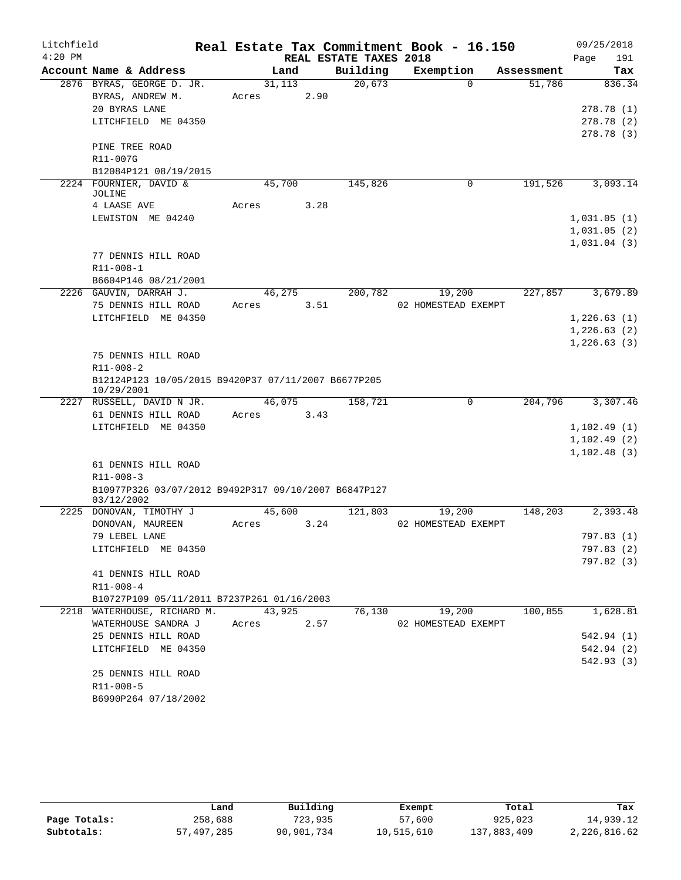# Real Estate Tax Commitment Book - 16.150

Litchfield 4:20 PM — REAL ESTATE TAXES 2018 — 09/25/2018

| Account Name & Address | Land | Building | Exemption | Assessment | Tax |
|---|---|---|---|---|---|
| 2876 BYRAS, GEORGE D. JR. | 31,113 | 20,673 | 0 | 51,786 | 836.34 |
| BYRAS, ANDREW M. | Acres 2.90 | | | | |
| 20 BYRAS LANE | | | | | 278.78 (1) |
| LITCHFIELD ME 04350 | | | | | 278.78 (2) |
| | | | | | 278.78 (3) |
| PINE TREE ROAD | | | | | |
| R11-007G | | | | | |
| B12084P121 08/19/2015 | | | | | |
| 2224 FOURNIER, DAVID & JOLINE | 45,700 | 145,826 | 0 | 191,526 | 3,093.14 |
| 4 LAASE AVE | Acres 3.28 | | | | |
| LEWISTON ME 04240 | | | | | 1,031.05 (1) |
| | | | | | 1,031.05 (2) |
| | | | | | 1,031.04 (3) |
| 77 DENNIS HILL ROAD | | | | | |
| R11-008-1 | | | | | |
| B6604P146 08/21/2001 | | | | | |
| 2226 GAUVIN, DARRAH J. | 46,275 | 200,782 | 19,200 | 227,857 | 3,679.89 |
| 75 DENNIS HILL ROAD | Acres 3.51 | | 02 HOMESTEAD EXEMPT | | |
| LITCHFIELD ME 04350 | | | | | 1,226.63 (1) |
| | | | | | 1,226.63 (2) |
| | | | | | 1,226.63 (3) |
| 75 DENNIS HILL ROAD | | | | | |
| R11-008-2 | | | | | |
| B12124P123 10/05/2015 B9420P37 07/11/2007 B6677P205 10/29/2001 | | | | | |
| 2227 RUSSELL, DAVID N JR. | 46,075 | 158,721 | 0 | 204,796 | 3,307.46 |
| 61 DENNIS HILL ROAD | Acres 3.43 | | | | |
| LITCHFIELD ME 04350 | | | | | 1,102.49 (1) |
| | | | | | 1,102.49 (2) |
| | | | | | 1,102.48 (3) |
| 61 DENNIS HILL ROAD | | | | | |
| R11-008-3 | | | | | |
| B10977P326 03/07/2012 B9492P317 09/10/2007 B6847P127 03/12/2002 | | | | | |
| 2225 DONOVAN, TIMOTHY J | 45,600 | 121,803 | 19,200 | 148,203 | 2,393.48 |
| DONOVAN, MAUREEN | Acres 3.24 | | 02 HOMESTEAD EXEMPT | | |
| 79 LEBEL LANE | | | | | 797.83 (1) |
| LITCHFIELD ME 04350 | | | | | 797.83 (2) |
| | | | | | 797.82 (3) |
| 41 DENNIS HILL ROAD | | | | | |
| R11-008-4 | | | | | |
| B10727P109 05/11/2011 B7237P261 01/16/2003 | | | | | |
| 2218 WATERHOUSE, RICHARD M. | 43,925 | 76,130 | 19,200 | 100,855 | 1,628.81 |
| WATERHOUSE SANDRA J | Acres 2.57 | | 02 HOMESTEAD EXEMPT | | |
| 25 DENNIS HILL ROAD | | | | | 542.94 (1) |
| LITCHFIELD ME 04350 | | | | | 542.94 (2) |
| | | | | | 542.93 (3) |
| 25 DENNIS HILL ROAD | | | | | |
| R11-008-5 | | | | | |
| B6990P264 07/18/2002 | | | | | |

| | Land | Building | Exempt | Total | Tax |
|---|---|---|---|---|---|
| Page Totals: | 258,688 | 723,935 | 57,600 | 925,023 | 14,939.12 |
| Subtotals: | 57,497,285 | 90,901,734 | 10,515,610 | 137,883,409 | 2,226,816.62 |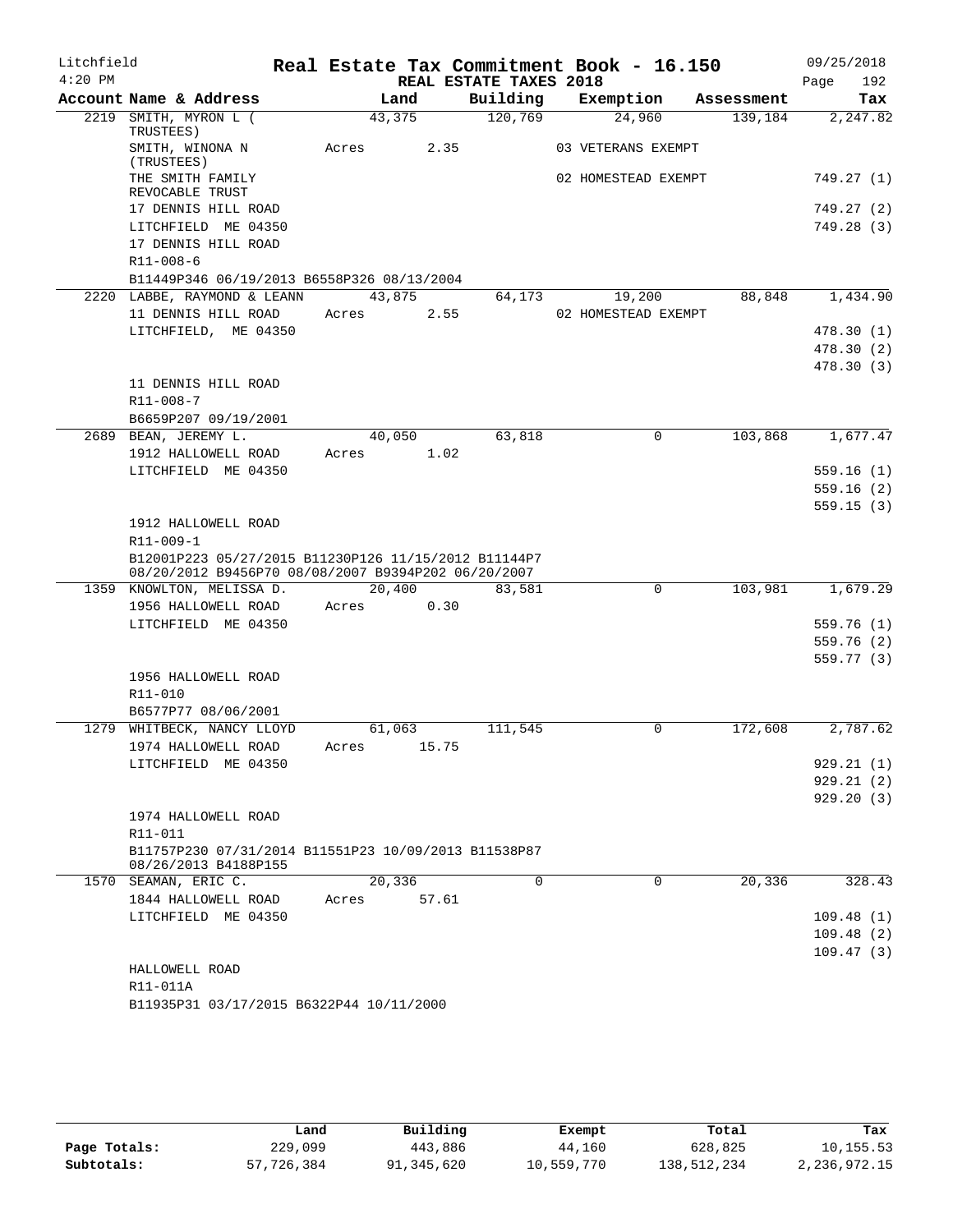Litchfield
4:20 PM

# Real Estate Tax Commitment Book - 16.150

## REAL ESTATE TAXES 2018

09/25/2018

| Account Name & Address | Land | Building | Exemption | Assessment | Tax |
|---|---|---|---|---|---|
| 2219 SMITH, MYRON L ( TRUSTEES) | 43,375 | 120,769 | 24,960 | 139,184 | 2,247.82 |
| SMITH, WINONA N (TRUSTEES) | Acres 2.35 | | 03 VETERANS EXEMPT | | |
| THE SMITH FAMILY REVOCABLE TRUST | | | 02 HOMESTEAD EXEMPT | | 749.27 (1) |
| 17 DENNIS HILL ROAD | | | | | 749.27 (2) |
| LITCHFIELD ME 04350 | | | | | 749.28 (3) |
| 17 DENNIS HILL ROAD | | | | | |
| R11-008-6 | | | | | |
| B11449P346 06/19/2013 B6558P326 08/13/2004 | | | | | |
| 2220 LABBE, RAYMOND & LEANN | 43,875 | 64,173 | 19,200 | 88,848 | 1,434.90 |
| 11 DENNIS HILL ROAD | Acres 2.55 | | 02 HOMESTEAD EXEMPT | | |
| LITCHFIELD, ME 04350 | | | | | 478.30 (1) |
| | | | | | 478.30 (2) |
| | | | | | 478.30 (3) |
| 11 DENNIS HILL ROAD | | | | | |
| R11-008-7 | | | | | |
| B6659P207 09/19/2001 | | | | | |
| 2689 BEAN, JEREMY L. | 40,050 | 63,818 | 0 | 103,868 | 1,677.47 |
| 1912 HALLOWELL ROAD | Acres 1.02 | | | | |
| LITCHFIELD ME 04350 | | | | | 559.16 (1) |
| | | | | | 559.16 (2) |
| | | | | | 559.15 (3) |
| 1912 HALLOWELL ROAD | | | | | |
| R11-009-1 | | | | | |
| B12001P223 05/27/2015 B11230P126 11/15/2012 B11144P7 08/20/2012 B9456P70 08/08/2007 B9394P202 06/20/2007 | | | | | |
| 1359 KNOWLTON, MELISSA D. | 20,400 | 83,581 | 0 | 103,981 | 1,679.29 |
| 1956 HALLOWELL ROAD | Acres 0.30 | | | | |
| LITCHFIELD ME 04350 | | | | | 559.76 (1) |
| | | | | | 559.76 (2) |
| | | | | | 559.77 (3) |
| 1956 HALLOWELL ROAD | | | | | |
| R11-010 | | | | | |
| B6577P77 08/06/2001 | | | | | |
| 1279 WHITBECK, NANCY LLOYD | 61,063 | 111,545 | 0 | 172,608 | 2,787.62 |
| 1974 HALLOWELL ROAD | Acres 15.75 | | | | |
| LITCHFIELD ME 04350 | | | | | 929.21 (1) |
| | | | | | 929.21 (2) |
| | | | | | 929.20 (3) |
| 1974 HALLOWELL ROAD | | | | | |
| R11-011 | | | | | |
| B11757P230 07/31/2014 B11551P23 10/09/2013 B11538P87 08/26/2013 B4188P155 | | | | | |
| 1570 SEAMAN, ERIC C. | 20,336 | 0 | 0 | 20,336 | 328.43 |
| 1844 HALLOWELL ROAD | Acres 57.61 | | | | |
| LITCHFIELD ME 04350 | | | | | 109.48 (1) |
| | | | | | 109.48 (2) |
| | | | | | 109.47 (3) |
| HALLOWELL ROAD | | | | | |
| R11-011A | | | | | |
| B11935P31 03/17/2015 B6322P44 10/11/2000 | | | | | |

| | Land | Building | Exempt | Total | Tax |
|---|---|---|---|---|---|
| Page Totals: | 229,099 | 443,886 | 44,160 | 628,825 | 10,155.53 |
| Subtotals: | 57,726,384 | 91,345,620 | 10,559,770 | 138,512,234 | 2,236,972.15 |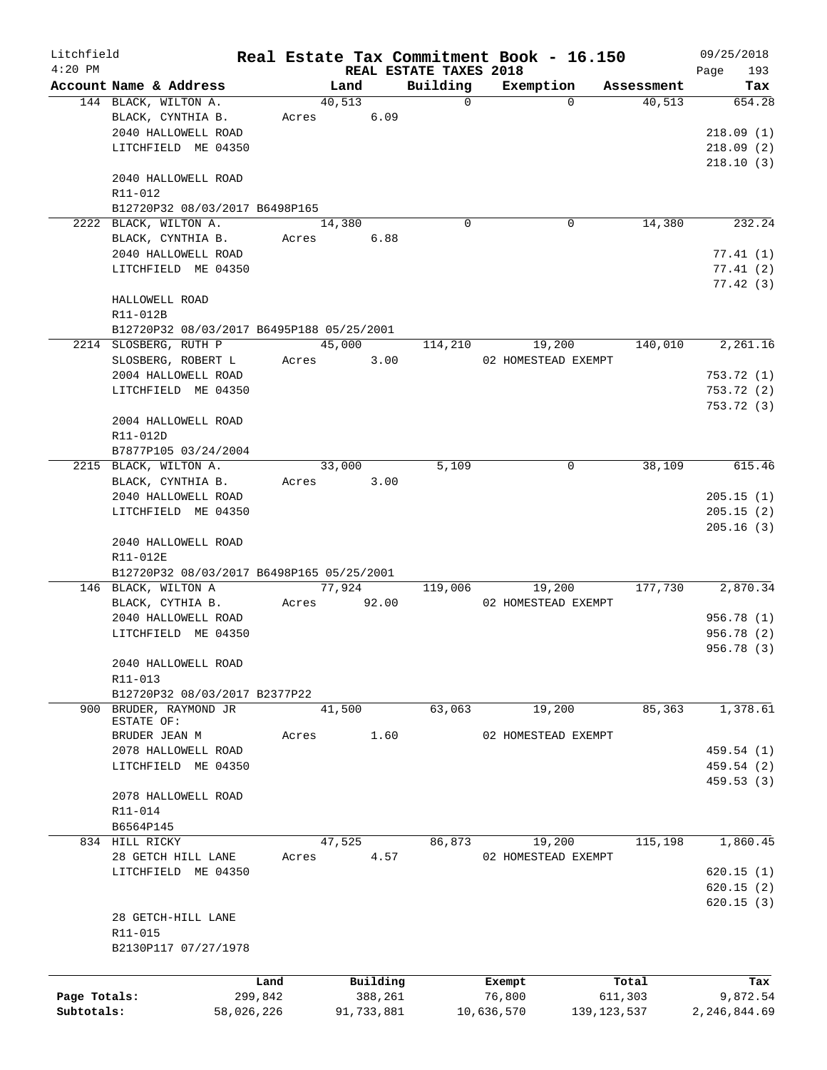# Real Estate Tax Commitment Book - 16.150

Litchfield
4:20 PM

REAL ESTATE TAXES 2018

09/25/2018

| Account | Name & Address | Land | Building | Exemption | Assessment | Tax |
|---|---|---|---|---|---|---|
| 144 | BLACK, WILTON A. | 40,513 | 0 | 0 | 40,513 | 654.28 |
| | BLACK, CYNTHIA B. | Acres 6.09 | | | | |
| | 2040 HALLOWELL ROAD | | | | | 218.09 (1) |
| | LITCHFIELD ME 04350 | | | | | 218.09 (2) |
| | | | | | | 218.10 (3) |
| | 2040 HALLOWELL ROAD | | | | | |
| | R11-012 | | | | | |
| | B12720P32 08/03/2017 B6498P165 | | | | | |
| 2222 | BLACK, WILTON A. | 14,380 | 0 | 0 | 14,380 | 232.24 |
| | BLACK, CYNTHIA B. | Acres 6.88 | | | | |
| | 2040 HALLOWELL ROAD | | | | | 77.41 (1) |
| | LITCHFIELD ME 04350 | | | | | 77.41 (2) |
| | | | | | | 77.42 (3) |
| | HALLOWELL ROAD | | | | | |
| | R11-012B | | | | | |
| | B12720P32 08/03/2017 B6495P188 05/25/2001 | | | | | |
| 2214 | SLOSBERG, RUTH P | 45,000 | 114,210 | 19,200 | 140,010 | 2,261.16 |
| | SLOSBERG, ROBERT L | Acres 3.00 | | 02 HOMESTEAD EXEMPT | | |
| | 2004 HALLOWELL ROAD | | | | | 753.72 (1) |
| | LITCHFIELD ME 04350 | | | | | 753.72 (2) |
| | | | | | | 753.72 (3) |
| | 2004 HALLOWELL ROAD | | | | | |
| | R11-012D | | | | | |
| | B7877P105 03/24/2004 | | | | | |
| 2215 | BLACK, WILTON A. | 33,000 | 5,109 | 0 | 38,109 | 615.46 |
| | BLACK, CYNTHIA B. | Acres 3.00 | | | | |
| | 2040 HALLOWELL ROAD | | | | | 205.15 (1) |
| | LITCHFIELD ME 04350 | | | | | 205.15 (2) |
| | | | | | | 205.16 (3) |
| | 2040 HALLOWELL ROAD | | | | | |
| | R11-012E | | | | | |
| | B12720P32 08/03/2017 B6498P165 05/25/2001 | | | | | |
| 146 | BLACK, WILTON A | 77,924 | 119,006 | 19,200 | 177,730 | 2,870.34 |
| | BLACK, CYTHIA B. | Acres 92.00 | | 02 HOMESTEAD EXEMPT | | |
| | 2040 HALLOWELL ROAD | | | | | 956.78 (1) |
| | LITCHFIELD ME 04350 | | | | | 956.78 (2) |
| | | | | | | 956.78 (3) |
| | 2040 HALLOWELL ROAD | | | | | |
| | R11-013 | | | | | |
| | B12720P32 08/03/2017 B2377P22 | | | | | |
| 900 | BRUDER, RAYMOND JR ESTATE OF: | 41,500 | 63,063 | 19,200 | 85,363 | 1,378.61 |
| | BRUDER JEAN M | Acres 1.60 | | 02 HOMESTEAD EXEMPT | | |
| | 2078 HALLOWELL ROAD | | | | | 459.54 (1) |
| | LITCHFIELD ME 04350 | | | | | 459.54 (2) |
| | | | | | | 459.53 (3) |
| | 2078 HALLOWELL ROAD | | | | | |
| | R11-014 | | | | | |
| | B6564P145 | | | | | |
| 834 | HILL RICKY | 47,525 | 86,873 | 19,200 | 115,198 | 1,860.45 |
| | 28 GETCH HILL LANE | Acres 4.57 | | 02 HOMESTEAD EXEMPT | | |
| | LITCHFIELD ME 04350 | | | | | 620.15 (1) |
| | | | | | | 620.15 (2) |
| | | | | | | 620.15 (3) |
| | 28 GETCH-HILL LANE | | | | | |
| | R11-015 | | | | | |
| | B2130P117 07/27/1978 | | | | | |

| | Land | Building | Exempt | Total | Tax |
|---|---|---|---|---|---|
| Page Totals: | 299,842 | 388,261 | 76,800 | 611,303 | 9,872.54 |
| Subtotals: | 58,026,226 | 91,733,881 | 10,636,570 | 139,123,537 | 2,246,844.69 |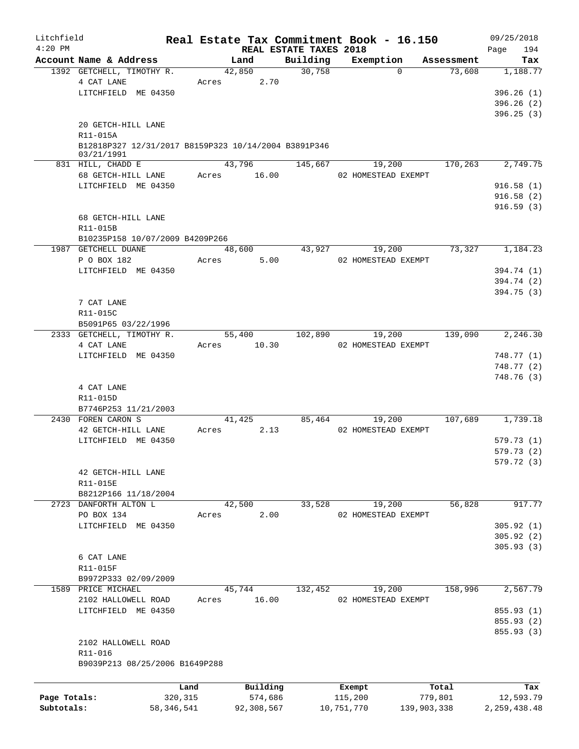Litchfield
4:20 PM

# Real Estate Tax Commitment Book - 16.150

## REAL ESTATE TAXES 2018

09/25/2018

| Account Name & Address | Land | Building | Exemption | Assessment | Tax |
|---|---|---|---|---|---|
| 1392 GETCHELL, TIMOTHY R. | 42,850 | 30,758 | 0 | 73,608 | 1,188.77 |
| 4 CAT LANE | Acres 2.70 | | | | |
| LITCHFIELD ME 04350 | | | | | 396.26 (1) |
| | | | | | 396.26 (2) |
| | | | | | 396.25 (3) |
| 20 GETCH-HILL LANE | | | | | |
| R11-015A | | | | | |
| B12818P327 12/31/2017 B8159P323 10/14/2004 B3891P346 03/21/1991 | | | | | |
| 831 HILL, CHADD E | 43,796 | 145,667 | 19,200 | 170,263 | 2,749.75 |
| 68 GETCH-HILL LANE | Acres 16.00 | | 02 HOMESTEAD EXEMPT | | |
| LITCHFIELD ME 04350 | | | | | 916.58 (1) |
| | | | | | 916.58 (2) |
| | | | | | 916.59 (3) |
| 68 GETCH-HILL LANE | | | | | |
| R11-015B | | | | | |
| B10235P158 10/07/2009 B4209P266 | | | | | |
| 1987 GETCHELL DUANE | 48,600 | 43,927 | 19,200 | 73,327 | 1,184.23 |
| P O BOX 182 | Acres 5.00 | | 02 HOMESTEAD EXEMPT | | |
| LITCHFIELD ME 04350 | | | | | 394.74 (1) |
| | | | | | 394.74 (2) |
| | | | | | 394.75 (3) |
| 7 CAT LANE | | | | | |
| R11-015C | | | | | |
| B5091P65 03/22/1996 | | | | | |
| 2333 GETCHELL, TIMOTHY R. | 55,400 | 102,890 | 19,200 | 139,090 | 2,246.30 |
| 4 CAT LANE | Acres 10.30 | | 02 HOMESTEAD EXEMPT | | |
| LITCHFIELD ME 04350 | | | | | 748.77 (1) |
| | | | | | 748.77 (2) |
| | | | | | 748.76 (3) |
| 4 CAT LANE | | | | | |
| R11-015D | | | | | |
| B7746P253 11/21/2003 | | | | | |
| 2430 FOREN CARON S | 41,425 | 85,464 | 19,200 | 107,689 | 1,739.18 |
| 42 GETCH-HILL LANE | Acres 2.13 | | 02 HOMESTEAD EXEMPT | | |
| LITCHFIELD ME 04350 | | | | | 579.73 (1) |
| | | | | | 579.73 (2) |
| | | | | | 579.72 (3) |
| 42 GETCH-HILL LANE | | | | | |
| R11-015E | | | | | |
| B8212P166 11/18/2004 | | | | | |
| 2723 DANFORTH ALTON L | 42,500 | 33,528 | 19,200 | 56,828 | 917.77 |
| PO BOX 134 | Acres 2.00 | | 02 HOMESTEAD EXEMPT | | |
| LITCHFIELD ME 04350 | | | | | 305.92 (1) |
| | | | | | 305.92 (2) |
| | | | | | 305.93 (3) |
| 6 CAT LANE | | | | | |
| R11-015F | | | | | |
| B9972P333 02/09/2009 | | | | | |
| 1589 PRICE MICHAEL | 45,744 | 132,452 | 19,200 | 158,996 | 2,567.79 |
| 2102 HALLOWELL ROAD | Acres 16.00 | | 02 HOMESTEAD EXEMPT | | |
| LITCHFIELD ME 04350 | | | | | 855.93 (1) |
| | | | | | 855.93 (2) |
| | | | | | 855.93 (3) |
| 2102 HALLOWELL ROAD | | | | | |
| R11-016 | | | | | |
| B9039P213 08/25/2006 B1649P288 | | | | | |

| | Land | Building | Exempt | Total | Tax |
|---|---|---|---|---|---|
| Page Totals: | 320,315 | 574,686 | 115,200 | 779,801 | 12,593.79 |
| Subtotals: | 58,346,541 | 92,308,567 | 10,751,770 | 139,903,338 | 2,259,438.48 |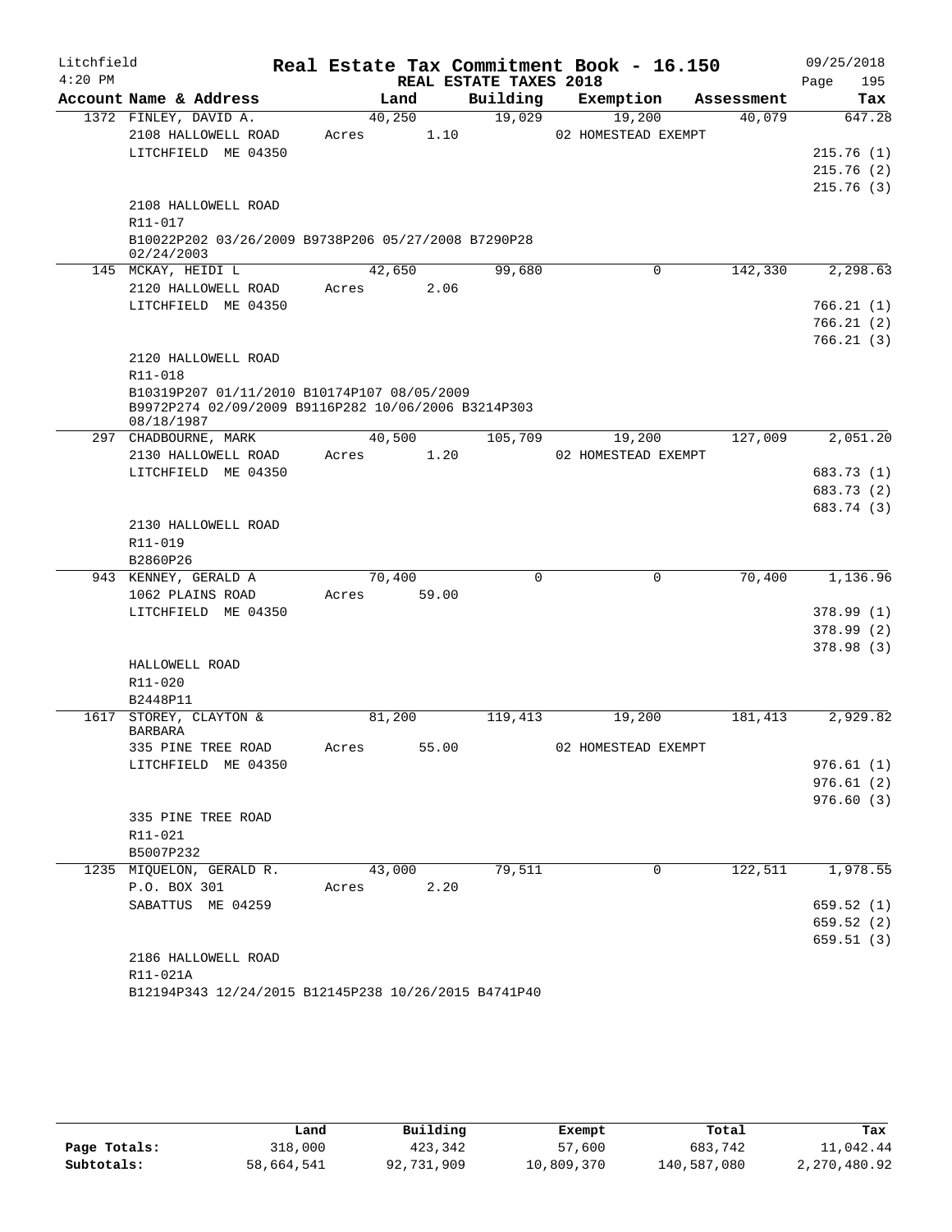Litchfield
4:20 PM

# Real Estate Tax Commitment Book - 16.150

REAL ESTATE TAXES 2018

09/25/2018

| Account Name & Address | Land | Building | Exemption | Assessment | Tax |
|---|---|---|---|---|---|
| 1372 FINLEY, DAVID A. | 40,250 | 19,029 | 19,200 | 40,079 | 647.28 |
| 2108 HALLOWELL ROAD | Acres 1.10 | | 02 HOMESTEAD EXEMPT | | |
| LITCHFIELD ME 04350 | | | | | 215.76 (1) |
| | | | | | 215.76 (2) |
| | | | | | 215.76 (3) |
| 2108 HALLOWELL ROAD | | | | | |
| R11-017 | | | | | |
| B10022P202 03/26/2009 B9738P206 05/27/2008 B7290P28 02/24/2003 | | | | | |
| 145 MCKAY, HEIDI L | 42,650 | 99,680 | 0 | 142,330 | 2,298.63 |
| 2120 HALLOWELL ROAD | Acres 2.06 | | | | |
| LITCHFIELD ME 04350 | | | | | 766.21 (1) |
| | | | | | 766.21 (2) |
| | | | | | 766.21 (3) |
| 2120 HALLOWELL ROAD | | | | | |
| R11-018 | | | | | |
| B10319P207 01/11/2010 B10174P107 08/05/2009 B9972P274 02/09/2009 B9116P282 10/06/2006 B3214P303 08/18/1987 | | | | | |
| 297 CHADBOURNE, MARK | 40,500 | 105,709 | 19,200 | 127,009 | 2,051.20 |
| 2130 HALLOWELL ROAD | Acres 1.20 | | 02 HOMESTEAD EXEMPT | | |
| LITCHFIELD ME 04350 | | | | | 683.73 (1) |
| | | | | | 683.73 (2) |
| | | | | | 683.74 (3) |
| 2130 HALLOWELL ROAD | | | | | |
| R11-019 | | | | | |
| B2860P26 | | | | | |
| 943 KENNEY, GERALD A | 70,400 | 0 | 0 | 70,400 | 1,136.96 |
| 1062 PLAINS ROAD | Acres 59.00 | | | | |
| LITCHFIELD ME 04350 | | | | | 378.99 (1) |
| | | | | | 378.99 (2) |
| | | | | | 378.98 (3) |
| HALLOWELL ROAD | | | | | |
| R11-020 | | | | | |
| B2448P11 | | | | | |
| 1617 STOREY, CLAYTON & BARBARA | 81,200 | 119,413 | 19,200 | 181,413 | 2,929.82 |
| 335 PINE TREE ROAD | Acres 55.00 | | 02 HOMESTEAD EXEMPT | | |
| LITCHFIELD ME 04350 | | | | | 976.61 (1) |
| | | | | | 976.61 (2) |
| | | | | | 976.60 (3) |
| 335 PINE TREE ROAD | | | | | |
| R11-021 | | | | | |
| B5007P232 | | | | | |
| 1235 MIQUELON, GERALD R. | 43,000 | 79,511 | 0 | 122,511 | 1,978.55 |
| P.O. BOX 301 | Acres 2.20 | | | | |
| SABATTUS ME 04259 | | | | | 659.52 (1) |
| | | | | | 659.52 (2) |
| | | | | | 659.51 (3) |
| 2186 HALLOWELL ROAD | | | | | |
| R11-021A | | | | | |
| B12194P343 12/24/2015 B12145P238 10/26/2015 B4741P40 | | | | | |

| | Land | Building | Exempt | Total | Tax |
|---|---|---|---|---|---|
| Page Totals: | 318,000 | 423,342 | 57,600 | 683,742 | 11,042.44 |
| Subtotals: | 58,664,541 | 92,731,909 | 10,809,370 | 140,587,080 | 2,270,480.92 |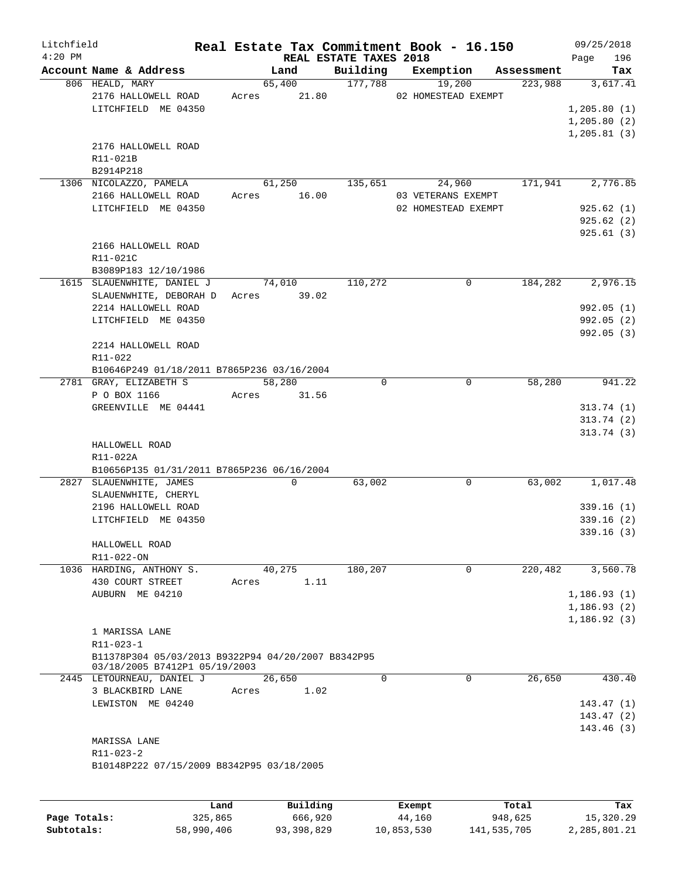# Real Estate Tax Commitment Book - 16.150

Litchfield 4:20 PM — REAL ESTATE TAXES 2018 — 09/25/2018

| Account Name & Address | Land | Building | Exemption | Assessment | Tax |
|---|---|---|---|---|---|
| 806 HEALD, MARY<br>2176 HALLOWELL ROAD<br>LITCHFIELD ME 04350<br><br>2176 HALLOWELL ROAD<br>R11-021B<br>B2914P218 | 65,400<br>Acres 21.80 | 177,788 | 19,200<br>02 HOMESTEAD EXEMPT | 223,988 | 3,617.41<br>1,205.80 (1)<br>1,205.80 (2)<br>1,205.81 (3) |
| 1306 NICOLAZZO, PAMELA<br>2166 HALLOWELL ROAD<br>LITCHFIELD ME 04350<br><br>2166 HALLOWELL ROAD<br>R11-021C<br>B3089P183 12/10/1986 | 61,250<br>Acres 16.00 | 135,651 | 24,960<br>03 VETERANS EXEMPT<br>02 HOMESTEAD EXEMPT | 171,941 | 2,776.85<br>925.62 (1)<br>925.62 (2)<br>925.61 (3) |
| 1615 SLAUENWHITE, DANIEL J<br>SLAUENWHITE, DEBORAH D<br>2214 HALLOWELL ROAD<br>LITCHFIELD ME 04350<br><br>2214 HALLOWELL ROAD<br>R11-022<br>B10646P249 01/18/2011 B7865P236 03/16/2004 | 74,010<br>Acres 39.02 | 110,272 | 0 | 184,282 | 2,976.15<br>992.05 (1)<br>992.05 (2)<br>992.05 (3) |
| 2781 GRAY, ELIZABETH S<br>P O BOX 1166<br>GREENVILLE ME 04441<br><br>HALLOWELL ROAD<br>R11-022A<br>B10656P135 01/31/2011 B7865P236 06/16/2004 | 58,280<br>Acres 31.56 | 0 | 0 | 58,280 | 941.22<br>313.74 (1)<br>313.74 (2)<br>313.74 (3) |
| 2827 SLAUENWHITE, JAMES<br>SLAUENWHITE, CHERYL<br>2196 HALLOWELL ROAD<br>LITCHFIELD ME 04350<br><br>HALLOWELL ROAD<br>R11-022-ON | 0 | 63,002 | 0 | 63,002 | 1,017.48<br>339.16 (1)<br>339.16 (2)<br>339.16 (3) |
| 1036 HARDING, ANTHONY S.<br>430 COURT STREET<br>AUBURN ME 04210<br><br>1 MARISSA LANE<br>R11-023-1<br>B11378P304 05/03/2013 B9322P94 04/20/2007 B8342P95 03/18/2005 B7412P1 05/19/2003 | 40,275<br>Acres 1.11 | 180,207 | 0 | 220,482 | 3,560.78<br>1,186.93 (1)<br>1,186.93 (2)<br>1,186.92 (3) |
| 2445 LETOURNEAU, DANIEL J<br>3 BLACKBIRD LANE<br>LEWISTON ME 04240<br><br>MARISSA LANE<br>R11-023-2<br>B10148P222 07/15/2009 B8342P95 03/18/2005 | 26,650<br>Acres 1.02 | 0 | 0 | 26,650 | 430.40<br>143.47 (1)<br>143.47 (2)<br>143.46 (3) |

| | Land | Building | Exempt | Total | Tax |
|---|---|---|---|---|---|
| Page Totals: | 325,865 | 666,920 | 44,160 | 948,625 | 15,320.29 |
| Subtotals: | 58,990,406 | 93,398,829 | 10,853,530 | 141,535,705 | 2,285,801.21 |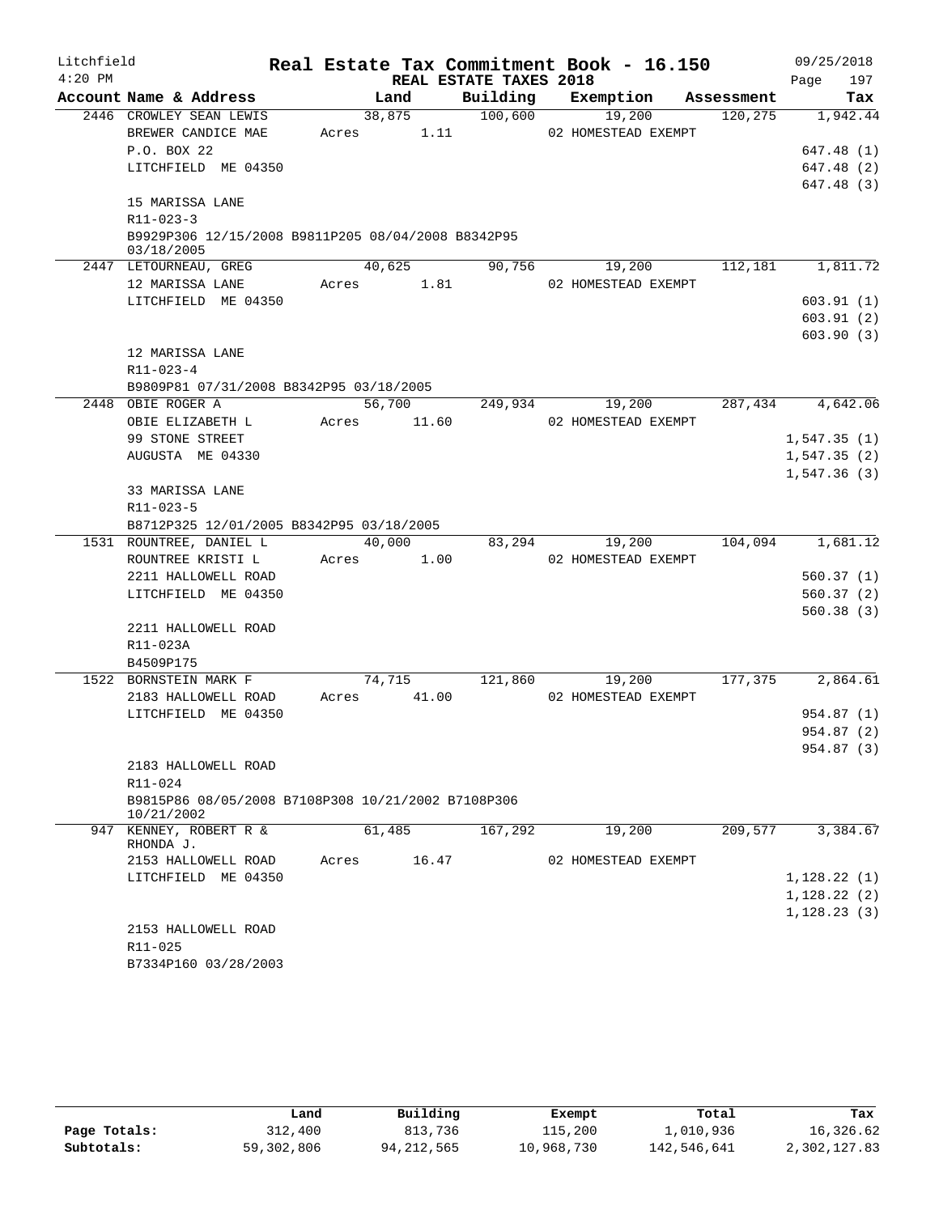Litchfield
4:20 PM

# Real Estate Tax Commitment Book - 16.150

REAL ESTATE TAXES 2018

09/25/2018
Page 197

| Account Name & Address | Land | Building | Exemption | Assessment | Tax |
|---|---|---|---|---|---|
| 2446 CROWLEY SEAN LEWIS | 38,875 | 100,600 | 19,200 | 120,275 | 1,942.44 |
| BREWER CANDICE MAE | Acres 1.11 | | 02 HOMESTEAD EXEMPT | | |
| P.O. BOX 22 | | | | | 647.48 (1) |
| LITCHFIELD ME 04350 | | | | | 647.48 (2) |
| | | | | | 647.48 (3) |
| 15 MARISSA LANE | | | | | |
| R11-023-3 | | | | | |
| B9929P306 12/15/2008 B9811P205 08/04/2008 B8342P95 03/18/2005 | | | | | |
| 2447 LETOURNEAU, GREG | 40,625 | 90,756 | 19,200 | 112,181 | 1,811.72 |
| 12 MARISSA LANE | Acres 1.81 | | 02 HOMESTEAD EXEMPT | | |
| LITCHFIELD ME 04350 | | | | | 603.91 (1) |
| | | | | | 603.91 (2) |
| | | | | | 603.90 (3) |
| 12 MARISSA LANE | | | | | |
| R11-023-4 | | | | | |
| B9809P81 07/31/2008 B8342P95 03/18/2005 | | | | | |
| 2448 OBIE ROGER A | 56,700 | 249,934 | 19,200 | 287,434 | 4,642.06 |
| OBIE ELIZABETH L | Acres 11.60 | | 02 HOMESTEAD EXEMPT | | |
| 99 STONE STREET | | | | | 1,547.35 (1) |
| AUGUSTA ME 04330 | | | | | 1,547.35 (2) |
| | | | | | 1,547.36 (3) |
| 33 MARISSA LANE | | | | | |
| R11-023-5 | | | | | |
| B8712P325 12/01/2005 B8342P95 03/18/2005 | | | | | |
| 1531 ROUNTREE, DANIEL L | 40,000 | 83,294 | 19,200 | 104,094 | 1,681.12 |
| ROUNTREE KRISTI L | Acres 1.00 | | 02 HOMESTEAD EXEMPT | | |
| 2211 HALLOWELL ROAD | | | | | 560.37 (1) |
| LITCHFIELD ME 04350 | | | | | 560.37 (2) |
| | | | | | 560.38 (3) |
| 2211 HALLOWELL ROAD | | | | | |
| R11-023A | | | | | |
| B4509P175 | | | | | |
| 1522 BORNSTEIN MARK F | 74,715 | 121,860 | 19,200 | 177,375 | 2,864.61 |
| 2183 HALLOWELL ROAD | Acres 41.00 | | 02 HOMESTEAD EXEMPT | | |
| LITCHFIELD ME 04350 | | | | | 954.87 (1) |
| | | | | | 954.87 (2) |
| | | | | | 954.87 (3) |
| 2183 HALLOWELL ROAD | | | | | |
| R11-024 | | | | | |
| B9815P86 08/05/2008 B7108P308 10/21/2002 B7108P306 10/21/2002 | | | | | |
| 947 KENNEY, ROBERT R & RHONDA J. | 61,485 | 167,292 | 19,200 | 209,577 | 3,384.67 |
| 2153 HALLOWELL ROAD | Acres 16.47 | | 02 HOMESTEAD EXEMPT | | |
| LITCHFIELD ME 04350 | | | | | 1,128.22 (1) |
| | | | | | 1,128.22 (2) |
| | | | | | 1,128.23 (3) |
| 2153 HALLOWELL ROAD | | | | | |
| R11-025 | | | | | |
| B7334P160 03/28/2003 | | | | | |

| | Land | Building | Exempt | Total | Tax |
|---|---|---|---|---|---|
| Page Totals: | 312,400 | 813,736 | 115,200 | 1,010,936 | 16,326.62 |
| Subtotals: | 59,302,806 | 94,212,565 | 10,968,730 | 142,546,641 | 2,302,127.83 |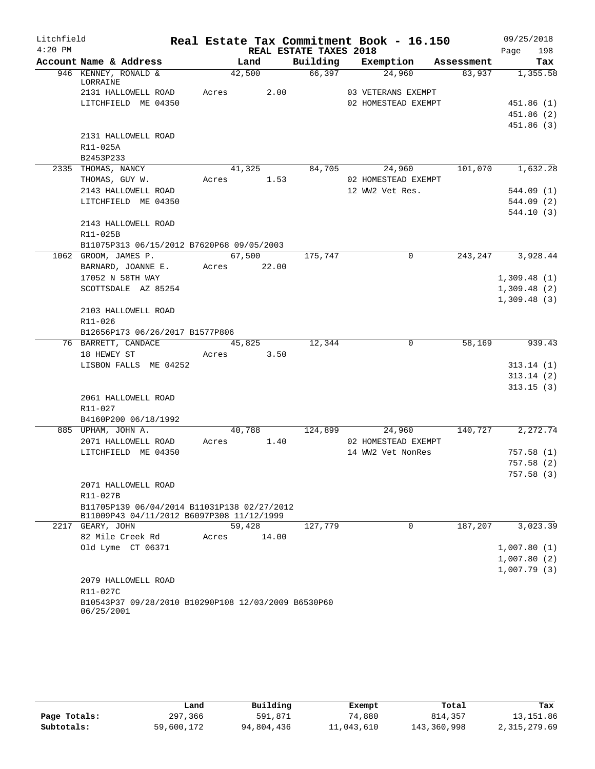Litchfield
4:20 PM

# Real Estate Tax Commitment Book - 16.150

09/25/2018

## REAL ESTATE TAXES 2018

| Account Name & Address | Land | Building | Exemption | Assessment | Tax |
|---|---|---|---|---|---|
| 946 KENNEY, RONALD & LORRAINE | 42,500 | 66,397 | 24,960 | 83,937 | 1,355.58 |
| 2131 HALLOWELL ROAD | Acres 2.00 | | 03 VETERANS EXEMPT | | |
| LITCHFIELD ME 04350 | | | 02 HOMESTEAD EXEMPT | | 451.86 (1) |
| | | | | | 451.86 (2) |
| | | | | | 451.86 (3) |
| 2131 HALLOWELL ROAD | | | | | |
| R11-025A | | | | | |
| B2453P233 | | | | | |
| 2335 THOMAS, NANCY | 41,325 | 84,705 | 24,960 | 101,070 | 1,632.28 |
| THOMAS, GUY W. | Acres 1.53 | | 02 HOMESTEAD EXEMPT | | |
| 2143 HALLOWELL ROAD | | | 12 WW2 Vet Res. | | 544.09 (1) |
| LITCHFIELD ME 04350 | | | | | 544.09 (2) |
| | | | | | 544.10 (3) |
| 2143 HALLOWELL ROAD | | | | | |
| R11-025B | | | | | |
| B11075P313 06/15/2012 B7620P68 09/05/2003 | | | | | |
| 1062 GROOM, JAMES P. | 67,500 | 175,747 | 0 | 243,247 | 3,928.44 |
| BARNARD, JOANNE E. | Acres 22.00 | | | | |
| 17052 N 58TH WAY | | | | | 1,309.48 (1) |
| SCOTTSDALE AZ 85254 | | | | | 1,309.48 (2) |
| | | | | | 1,309.48 (3) |
| 2103 HALLOWELL ROAD | | | | | |
| R11-026 | | | | | |
| B12656P173 06/26/2017 B1577P806 | | | | | |
| 76 BARRETT, CANDACE | 45,825 | 12,344 | 0 | 58,169 | 939.43 |
| 18 HEWEY ST | Acres 3.50 | | | | |
| LISBON FALLS ME 04252 | | | | | 313.14 (1) |
| | | | | | 313.14 (2) |
| | | | | | 313.15 (3) |
| 2061 HALLOWELL ROAD | | | | | |
| R11-027 | | | | | |
| B4160P200 06/18/1992 | | | | | |
| 885 UPHAM, JOHN A. | 40,788 | 124,899 | 24,960 | 140,727 | 2,272.74 |
| 2071 HALLOWELL ROAD | Acres 1.40 | | 02 HOMESTEAD EXEMPT | | |
| LITCHFIELD ME 04350 | | | 14 WW2 Vet NonRes | | 757.58 (1) |
| | | | | | 757.58 (2) |
| | | | | | 757.58 (3) |
| 2071 HALLOWELL ROAD | | | | | |
| R11-027B | | | | | |
| B11705P139 06/04/2014 B11031P138 02/27/2012 B11009P43 04/11/2012 B6097P308 11/12/1999 | | | | | |
| 2217 GEARY, JOHN | 59,428 | 127,779 | 0 | 187,207 | 3,023.39 |
| 82 Mile Creek Rd | Acres 14.00 | | | | |
| Old Lyme CT 06371 | | | | | 1,007.80 (1) |
| | | | | | 1,007.80 (2) |
| | | | | | 1,007.79 (3) |
| 2079 HALLOWELL ROAD | | | | | |
| R11-027C | | | | | |
| B10543P37 09/28/2010 B10290P108 12/03/2009 B6530P60 06/25/2001 | | | | | |

| | Land | Building | Exempt | Total | Tax |
|---|---|---|---|---|---|
| Page Totals: | 297,366 | 591,871 | 74,880 | 814,357 | 13,151.86 |
| Subtotals: | 59,600,172 | 94,804,436 | 11,043,610 | 143,360,998 | 2,315,279.69 |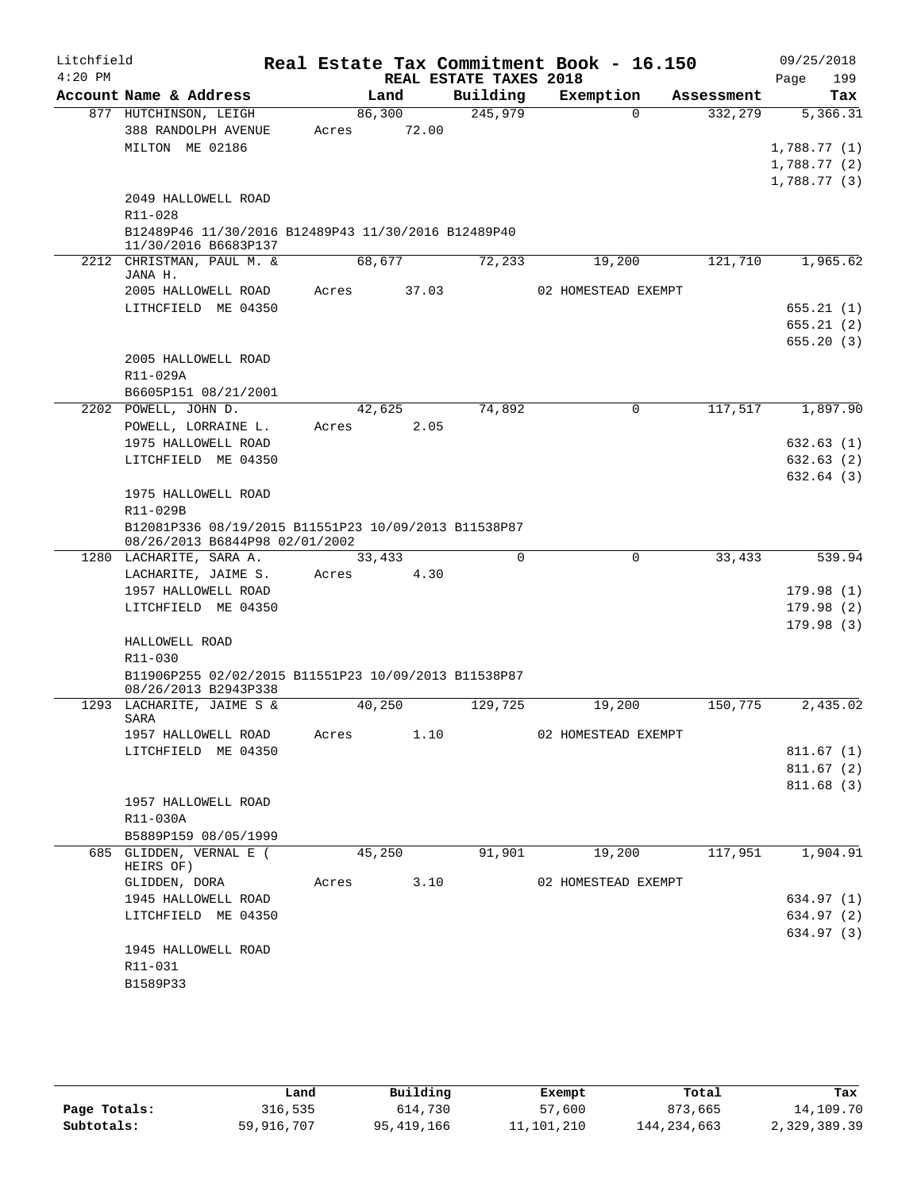Litchfield
4:20 PM

# Real Estate Tax Commitment Book - 16.150

## REAL ESTATE TAXES 2018

09/25/2018

| Account Name & Address | Land | Building | Exemption | Assessment | Tax |
|---|---|---|---|---|---|
| 877 HUTCHINSON, LEIGH | 86,300 | 245,979 | 0 | 332,279 | 5,366.31 |
| 388 RANDOLPH AVENUE | Acres 72.00 | | | | |
| MILTON ME 02186 | | | | | 1,788.77 (1) |
| | | | | | 1,788.77 (2) |
| | | | | | 1,788.77 (3) |
| 2049 HALLOWELL ROAD | | | | | |
| R11-028 | | | | | |
| B12489P46 11/30/2016 B12489P43 11/30/2016 B12489P40 11/30/2016 B6683P137 | | | | | |
| 2212 CHRISTMAN, PAUL M. & JANA H. | 68,677 | 72,233 | 19,200 | 121,710 | 1,965.62 |
| 2005 HALLOWELL ROAD | Acres 37.03 | | 02 HOMESTEAD EXEMPT | | |
| LITHCFIELD ME 04350 | | | | | 655.21 (1) |
| | | | | | 655.21 (2) |
| | | | | | 655.20 (3) |
| 2005 HALLOWELL ROAD | | | | | |
| R11-029A | | | | | |
| B6605P151 08/21/2001 | | | | | |
| 2202 POWELL, JOHN D. | 42,625 | 74,892 | 0 | 117,517 | 1,897.90 |
| POWELL, LORRAINE L. | Acres 2.05 | | | | |
| 1975 HALLOWELL ROAD | | | | | 632.63 (1) |
| LITCHFIELD ME 04350 | | | | | 632.63 (2) |
| | | | | | 632.64 (3) |
| 1975 HALLOWELL ROAD | | | | | |
| R11-029B | | | | | |
| B12081P336 08/19/2015 B11551P23 10/09/2013 B11538P87 08/26/2013 B6844P98 02/01/2002 | | | | | |
| 1280 LACHARITE, SARA A. | 33,433 | 0 | 0 | 33,433 | 539.94 |
| LACHARITE, JAIME S. | Acres 4.30 | | | | |
| 1957 HALLOWELL ROAD | | | | | 179.98 (1) |
| LITCHFIELD ME 04350 | | | | | 179.98 (2) |
| | | | | | 179.98 (3) |
| HALLOWELL ROAD | | | | | |
| R11-030 | | | | | |
| B11906P255 02/02/2015 B11551P23 10/09/2013 B11538P87 08/26/2013 B2943P338 | | | | | |
| 1293 LACHARITE, JAIME S & SARA | 40,250 | 129,725 | 19,200 | 150,775 | 2,435.02 |
| 1957 HALLOWELL ROAD | Acres 1.10 | | 02 HOMESTEAD EXEMPT | | |
| LITCHFIELD ME 04350 | | | | | 811.67 (1) |
| | | | | | 811.67 (2) |
| | | | | | 811.68 (3) |
| 1957 HALLOWELL ROAD | | | | | |
| R11-030A | | | | | |
| B5889P159 08/05/1999 | | | | | |
| 685 GLIDDEN, VERNAL E ( HEIRS OF) | 45,250 | 91,901 | 19,200 | 117,951 | 1,904.91 |
| GLIDDEN, DORA | Acres 3.10 | | 02 HOMESTEAD EXEMPT | | |
| 1945 HALLOWELL ROAD | | | | | 634.97 (1) |
| LITCHFIELD ME 04350 | | | | | 634.97 (2) |
| | | | | | 634.97 (3) |
| 1945 HALLOWELL ROAD | | | | | |
| R11-031 | | | | | |
| B1589P33 | | | | | |

| | Land | Building | Exempt | Total | Tax |
|---|---|---|---|---|---|
| Page Totals: | 316,535 | 614,730 | 57,600 | 873,665 | 14,109.70 |
| Subtotals: | 59,916,707 | 95,419,166 | 11,101,210 | 144,234,663 | 2,329,389.39 |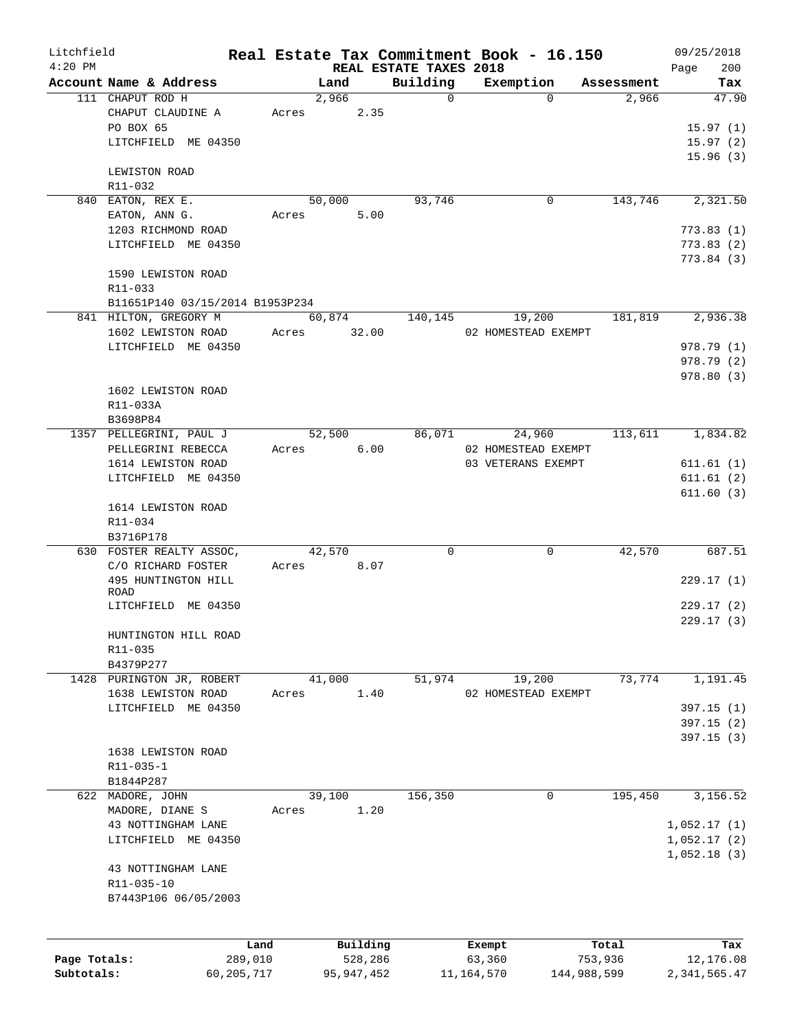Litchfield
4:20 PM

# Real Estate Tax Commitment Book - 16.150

REAL ESTATE TAXES 2018

09/25/2018

| Account Name & Address | Land | Building | Exemption | Assessment | Tax |
|---|---|---|---|---|---|
| 111 CHAPUT ROD H | 2,966 | 0 | 0 | 2,966 | 47.90 |
| CHAPUT CLAUDINE A | Acres 2.35 | | | | |
| PO BOX 65 | | | | | 15.97 (1) |
| LITCHFIELD ME 04350 | | | | | 15.97 (2) |
| | | | | | 15.96 (3) |
| LEWISTON ROAD | | | | | |
| R11-032 | | | | | |
| 840 EATON, REX E. | 50,000 | 93,746 | 0 | 143,746 | 2,321.50 |
| EATON, ANN G. | Acres 5.00 | | | | |
| 1203 RICHMOND ROAD | | | | | 773.83 (1) |
| LITCHFIELD ME 04350 | | | | | 773.83 (2) |
| | | | | | 773.84 (3) |
| 1590 LEWISTON ROAD | | | | | |
| R11-033 | | | | | |
| B11651P140 03/15/2014 B1953P234 | | | | | |
| 841 HILTON, GREGORY M | 60,874 | 140,145 | 19,200 | 181,819 | 2,936.38 |
| 1602 LEWISTON ROAD | Acres 32.00 | | 02 HOMESTEAD EXEMPT | | |
| LITCHFIELD ME 04350 | | | | | 978.79 (1) |
| | | | | | 978.79 (2) |
| | | | | | 978.80 (3) |
| 1602 LEWISTON ROAD | | | | | |
| R11-033A | | | | | |
| B3698P84 | | | | | |
| 1357 PELLEGRINI, PAUL J | 52,500 | 86,071 | 24,960 | 113,611 | 1,834.82 |
| PELLEGRINI REBECCA | Acres 6.00 | | 02 HOMESTEAD EXEMPT | | |
| 1614 LEWISTON ROAD | | | 03 VETERANS EXEMPT | | 611.61 (1) |
| LITCHFIELD ME 04350 | | | | | 611.61 (2) |
| | | | | | 611.60 (3) |
| 1614 LEWISTON ROAD | | | | | |
| R11-034 | | | | | |
| B3716P178 | | | | | |
| 630 FOSTER REALTY ASSOC, | 42,570 | 0 | 0 | 42,570 | 687.51 |
| C/O RICHARD FOSTER | Acres 8.07 | | | | |
| 495 HUNTINGTON HILL ROAD | | | | | 229.17 (1) |
| LITCHFIELD ME 04350 | | | | | 229.17 (2) |
| | | | | | 229.17 (3) |
| HUNTINGTON HILL ROAD | | | | | |
| R11-035 | | | | | |
| B4379P277 | | | | | |
| 1428 PURINGTON JR, ROBERT | 41,000 | 51,974 | 19,200 | 73,774 | 1,191.45 |
| 1638 LEWISTON ROAD | Acres 1.40 | | 02 HOMESTEAD EXEMPT | | |
| LITCHFIELD ME 04350 | | | | | 397.15 (1) |
| | | | | | 397.15 (2) |
| | | | | | 397.15 (3) |
| 1638 LEWISTON ROAD | | | | | |
| R11-035-1 | | | | | |
| B1844P287 | | | | | |
| 622 MADORE, JOHN | 39,100 | 156,350 | 0 | 195,450 | 3,156.52 |
| MADORE, DIANE S | Acres 1.20 | | | | |
| 43 NOTTINGHAM LANE | | | | | 1,052.17 (1) |
| LITCHFIELD ME 04350 | | | | | 1,052.17 (2) |
| | | | | | 1,052.18 (3) |
| 43 NOTTINGHAM LANE | | | | | |
| R11-035-10 | | | | | |
| B7443P106 06/05/2003 | | | | | |

| | Land | Building | Exempt | Total | Tax |
|---|---|---|---|---|---|
| Page Totals: | 289,010 | 528,286 | 63,360 | 753,936 | 12,176.08 |
| Subtotals: | 60,205,717 | 95,947,452 | 11,164,570 | 144,988,599 | 2,341,565.47 |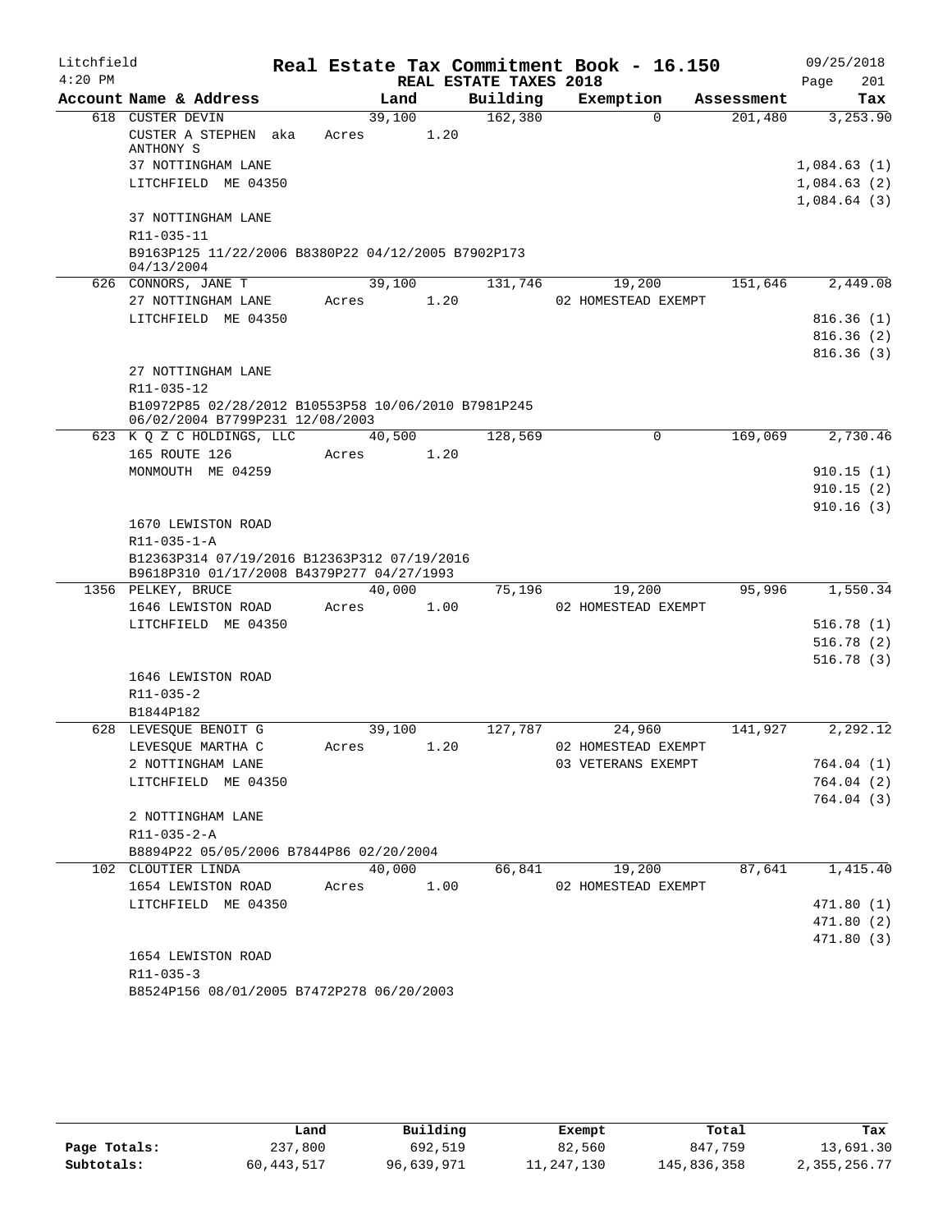Litchfield 4:20 PM

# Real Estate Tax Commitment Book - 16.150

REAL ESTATE TAXES 2018

09/25/2018 Page 201

| Account Name & Address | Land | Building | Exemption | Assessment | Tax |
|---|---|---|---|---|---|
| 618 CUSTER DEVIN | 39,100 | 162,380 | 0 | 201,480 | 3,253.90 |
| CUSTER A STEPHEN aka ANTHONY S | Acres 1.20 | | | | |
| 37 NOTTINGHAM LANE | | | | | 1,084.63 (1) |
| LITCHFIELD ME 04350 | | | | | 1,084.63 (2) |
| | | | | | 1,084.64 (3) |
| 37 NOTTINGHAM LANE | | | | | |
| R11-035-11 | | | | | |
| B9163P125 11/22/2006 B8380P22 04/12/2005 B7902P173 04/13/2004 | | | | | |
| 626 CONNORS, JANE T | 39,100 | 131,746 | 19,200 | 151,646 | 2,449.08 |
| 27 NOTTINGHAM LANE | Acres 1.20 | | 02 HOMESTEAD EXEMPT | | |
| LITCHFIELD ME 04350 | | | | | 816.36 (1) |
| | | | | | 816.36 (2) |
| | | | | | 816.36 (3) |
| 27 NOTTINGHAM LANE | | | | | |
| R11-035-12 | | | | | |
| B10972P85 02/28/2012 B10553P58 10/06/2010 B7981P245 06/02/2004 B7799P231 12/08/2003 | | | | | |
| 623 K Q Z C HOLDINGS, LLC | 40,500 | 128,569 | 0 | 169,069 | 2,730.46 |
| 165 ROUTE 126 | Acres 1.20 | | | | |
| MONMOUTH ME 04259 | | | | | 910.15 (1) |
| | | | | | 910.15 (2) |
| | | | | | 910.16 (3) |
| 1670 LEWISTON ROAD | | | | | |
| R11-035-1-A | | | | | |
| B12363P314 07/19/2016 B12363P312 07/19/2016 B9618P310 01/17/2008 B4379P277 04/27/1993 | | | | | |
| 1356 PELKEY, BRUCE | 40,000 | 75,196 | 19,200 | 95,996 | 1,550.34 |
| 1646 LEWISTON ROAD | Acres 1.00 | | 02 HOMESTEAD EXEMPT | | |
| LITCHFIELD ME 04350 | | | | | 516.78 (1) |
| | | | | | 516.78 (2) |
| | | | | | 516.78 (3) |
| 1646 LEWISTON ROAD | | | | | |
| R11-035-2 | | | | | |
| B1844P182 | | | | | |
| 628 LEVESQUE BENOIT G | 39,100 | 127,787 | 24,960 | 141,927 | 2,292.12 |
| LEVESQUE MARTHA C | Acres 1.20 | | 02 HOMESTEAD EXEMPT | | |
| 2 NOTTINGHAM LANE | | | 03 VETERANS EXEMPT | | 764.04 (1) |
| LITCHFIELD ME 04350 | | | | | 764.04 (2) |
| | | | | | 764.04 (3) |
| 2 NOTTINGHAM LANE | | | | | |
| R11-035-2-A | | | | | |
| B8894P22 05/05/2006 B7844P86 02/20/2004 | | | | | |
| 102 CLOUTIER LINDA | 40,000 | 66,841 | 19,200 | 87,641 | 1,415.40 |
| 1654 LEWISTON ROAD | Acres 1.00 | | 02 HOMESTEAD EXEMPT | | |
| LITCHFIELD ME 04350 | | | | | 471.80 (1) |
| | | | | | 471.80 (2) |
| | | | | | 471.80 (3) |
| 1654 LEWISTON ROAD | | | | | |
| R11-035-3 | | | | | |
| B8524P156 08/01/2005 B7472P278 06/20/2003 | | | | | |

| | Land | Building | Exempt | Total | Tax |
|---|---|---|---|---|---|
| Page Totals: | 237,800 | 692,519 | 82,560 | 847,759 | 13,691.30 |
| Subtotals: | 60,443,517 | 96,639,971 | 11,247,130 | 145,836,358 | 2,355,256.77 |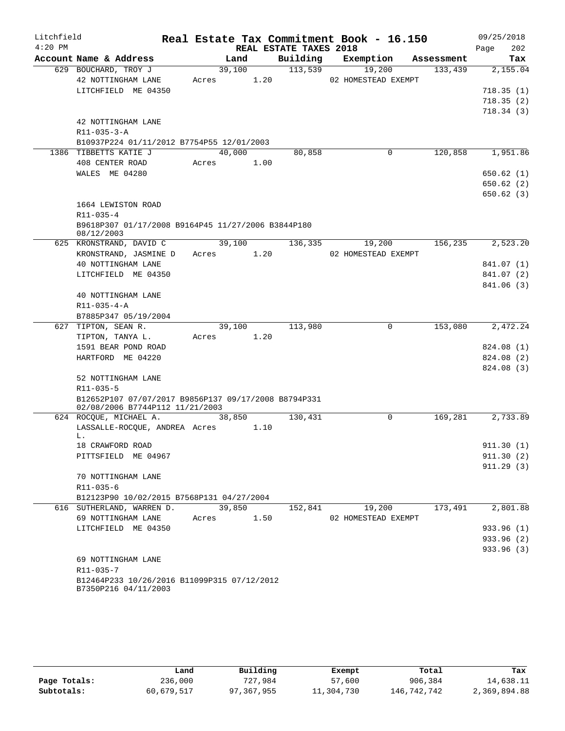Litchfield 4:20 PM

# Real Estate Tax Commitment Book - 16.150

## REAL ESTATE TAXES 2018

09/25/2018

| Account Name & Address | Land | Building | Exemption | Assessment | Tax |
|---|---|---|---|---|---|
| 629 BOUCHARD, TROY J | 39,100 | 113,539 | 19,200 | 133,439 | 2,155.04 |
| 42 NOTTINGHAM LANE | Acres 1.20 | | 02 HOMESTEAD EXEMPT | | |
| LITCHFIELD ME 04350 | | | | | 718.35 (1) |
| | | | | | 718.35 (2) |
| | | | | | 718.34 (3) |
| 42 NOTTINGHAM LANE | | | | | |
| R11-035-3-A | | | | | |
| B10937P224 01/11/2012 B7754P55 12/01/2003 | | | | | |
| 1386 TIBBETTS KATIE J | 40,000 | 80,858 | 0 | 120,858 | 1,951.86 |
| 408 CENTER ROAD | Acres 1.00 | | | | |
| WALES ME 04280 | | | | | 650.62 (1) |
| | | | | | 650.62 (2) |
| | | | | | 650.62 (3) |
| 1664 LEWISTON ROAD | | | | | |
| R11-035-4 | | | | | |
| B9618P307 01/17/2008 B9164P45 11/27/2006 B3844P180 08/12/2003 | | | | | |
| 625 KRONSTRAND, DAVID C | 39,100 | 136,335 | 19,200 | 156,235 | 2,523.20 |
| KRONSTRAND, JASMINE D | Acres 1.20 | | 02 HOMESTEAD EXEMPT | | |
| 40 NOTTINGHAM LANE | | | | | 841.07 (1) |
| LITCHFIELD ME 04350 | | | | | 841.07 (2) |
| | | | | | 841.06 (3) |
| 40 NOTTINGHAM LANE | | | | | |
| R11-035-4-A | | | | | |
| B7885P347 05/19/2004 | | | | | |
| 627 TIPTON, SEAN R. | 39,100 | 113,980 | 0 | 153,080 | 2,472.24 |
| TIPTON, TANYA L. | Acres 1.20 | | | | |
| 1591 BEAR POND ROAD | | | | | 824.08 (1) |
| HARTFORD ME 04220 | | | | | 824.08 (2) |
| | | | | | 824.08 (3) |
| 52 NOTTINGHAM LANE | | | | | |
| R11-035-5 | | | | | |
| B12652P107 07/07/2017 B9856P137 09/17/2008 B8794P331 02/08/2006 B7744P112 11/21/2003 | | | | | |
| 624 ROCQUE, MICHAEL A. | 38,850 | 130,431 | 0 | 169,281 | 2,733.89 |
| LASSALLE-ROCQUE, ANDREA L. | Acres 1.10 | | | | |
| 18 CRAWFORD ROAD | | | | | 911.30 (1) |
| PITTSFIELD ME 04967 | | | | | 911.30 (2) |
| | | | | | 911.29 (3) |
| 70 NOTTINGHAM LANE | | | | | |
| R11-035-6 | | | | | |
| B12123P90 10/02/2015 B7568P131 04/27/2004 | | | | | |
| 616 SUTHERLAND, WARREN D. | 39,850 | 152,841 | 19,200 | 173,491 | 2,801.88 |
| 69 NOTTINGHAM LANE | Acres 1.50 | | 02 HOMESTEAD EXEMPT | | |
| LITCHFIELD ME 04350 | | | | | 933.96 (1) |
| | | | | | 933.96 (2) |
| | | | | | 933.96 (3) |
| 69 NOTTINGHAM LANE | | | | | |
| R11-035-7 | | | | | |
| B12464P233 10/26/2016 B11099P315 07/12/2012 B7350P216 04/11/2003 | | | | | |

| | Land | Building | Exempt | Total | Tax |
|---|---|---|---|---|---|
| Page Totals: | 236,000 | 727,984 | 57,600 | 906,384 | 14,638.11 |
| Subtotals: | 60,679,517 | 97,367,955 | 11,304,730 | 146,742,742 | 2,369,894.88 |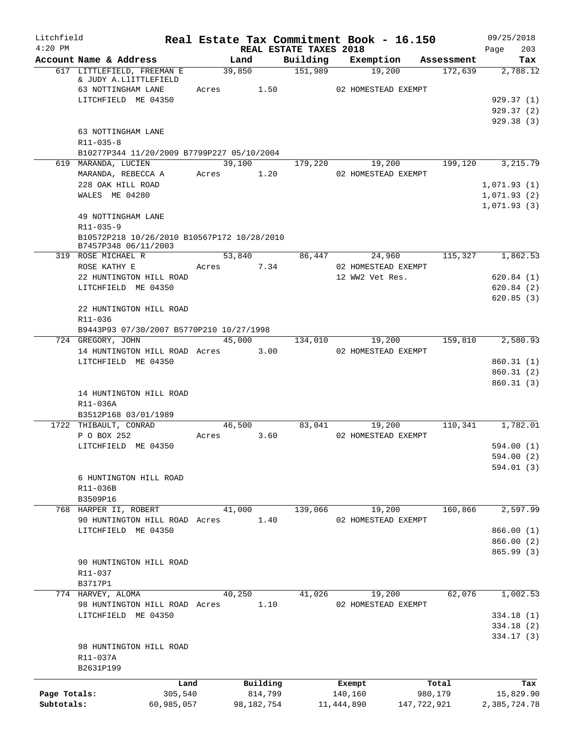# Real Estate Tax Commitment Book - 16.150

Litchfield 4:20 PM — REAL ESTATE TAXES 2018 — 09/25/2018

| Account Name & Address | Land | Building | Exemption | Assessment | Tax |
|---|---|---|---|---|---|
| 617 LITTLEFIELD, FREEMAN E & JUDY A.LlITTLEFIELD | 39,850 | 151,989 | 19,200 | 172,639 | 2,788.12 |
| 63 NOTTINGHAM LANE | Acres 1.50 | | 02 HOMESTEAD EXEMPT | | |
| LITCHFIELD ME 04350 | | | | | 929.37 (1) |
| | | | | | 929.37 (2) |
| | | | | | 929.38 (3) |
| 63 NOTTINGHAM LANE | | | | | |
| R11-035-8 | | | | | |
| B10277P344 11/20/2009 B7799P227 05/10/2004 | | | | | |
| 619 MARANDA, LUCIEN | 39,100 | 179,220 | 19,200 | 199,120 | 3,215.79 |
| MARANDA, REBECCA A | Acres 1.20 | | 02 HOMESTEAD EXEMPT | | |
| 228 OAK HILL ROAD | | | | | 1,071.93 (1) |
| WALES ME 04280 | | | | | 1,071.93 (2) |
| | | | | | 1,071.93 (3) |
| 49 NOTTINGHAM LANE | | | | | |
| R11-035-9 | | | | | |
| B10572P218 10/26/2010 B10567P172 10/28/2010 B7457P348 06/11/2003 | | | | | |
| 319 ROSE MICHAEL R | 53,840 | 86,447 | 24,960 | 115,327 | 1,862.53 |
| ROSE KATHY E | Acres 7.34 | | 02 HOMESTEAD EXEMPT | | |
| 22 HUNTINGTON HILL ROAD | | | 12 WW2 Vet Res. | | 620.84 (1) |
| LITCHFIELD ME 04350 | | | | | 620.84 (2) |
| | | | | | 620.85 (3) |
| 22 HUNTINGTON HILL ROAD | | | | | |
| R11-036 | | | | | |
| B9443P93 07/30/2007 B5770P210 10/27/1998 | | | | | |
| 724 GREGORY, JOHN | 45,000 | 134,010 | 19,200 | 159,810 | 2,580.93 |
| 14 HUNTINGTON HILL ROAD | Acres 3.00 | | 02 HOMESTEAD EXEMPT | | |
| LITCHFIELD ME 04350 | | | | | 860.31 (1) |
| | | | | | 860.31 (2) |
| | | | | | 860.31 (3) |
| 14 HUNTINGTON HILL ROAD | | | | | |
| R11-036A | | | | | |
| B3512P168 03/01/1989 | | | | | |
| 1722 THIBAULT, CONRAD | 46,500 | 83,041 | 19,200 | 110,341 | 1,782.01 |
| P O BOX 252 | Acres 3.60 | | 02 HOMESTEAD EXEMPT | | |
| LITCHFIELD ME 04350 | | | | | 594.00 (1) |
| | | | | | 594.00 (2) |
| | | | | | 594.01 (3) |
| 6 HUNTINGTON HILL ROAD | | | | | |
| R11-036B | | | | | |
| B3509P16 | | | | | |
| 768 HARPER II, ROBERT | 41,000 | 139,066 | 19,200 | 160,866 | 2,597.99 |
| 90 HUNTINGTON HILL ROAD | Acres 1.40 | | 02 HOMESTEAD EXEMPT | | |
| LITCHFIELD ME 04350 | | | | | 866.00 (1) |
| | | | | | 866.00 (2) |
| | | | | | 865.99 (3) |
| 90 HUNTINGTON HILL ROAD | | | | | |
| R11-037 | | | | | |
| B3717P1 | | | | | |
| 774 HARVEY, ALOMA | 40,250 | 41,026 | 19,200 | 62,076 | 1,002.53 |
| 98 HUNTINGTON HILL ROAD | Acres 1.10 | | 02 HOMESTEAD EXEMPT | | |
| LITCHFIELD ME 04350 | | | | | 334.18 (1) |
| | | | | | 334.18 (2) |
| | | | | | 334.17 (3) |
| 98 HUNTINGTON HILL ROAD | | | | | |
| R11-037A | | | | | |
| B2631P199 | | | | | |

| | Land | Building | Exempt | Total | Tax |
|---|---|---|---|---|---|
| Page Totals: | 305,540 | 814,799 | 140,160 | 980,179 | 15,829.90 |
| Subtotals: | 60,985,057 | 98,182,754 | 11,444,890 | 147,722,921 | 2,385,724.78 |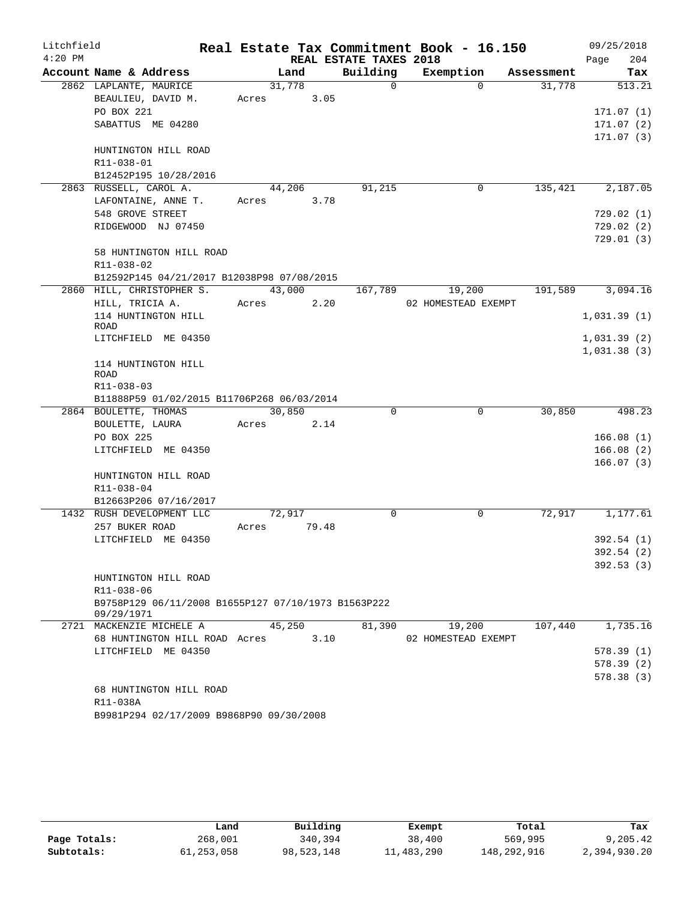Litchfield 4:20 PM

# Real Estate Tax Commitment Book - 16.150

REAL ESTATE TAXES 2018

09/25/2018 Page 204

| Account Name & Address | Land | Building | Exemption | Assessment | Tax |
|---|---|---|---|---|---|
| 2862 LAPLANTE, MAURICE | 31,778 | 0 | 0 | 31,778 | 513.21 |
| BEAULIEU, DAVID M. | Acres 3.05 | | | | |
| PO BOX 221 | | | | | 171.07 (1) |
| SABATTUS ME 04280 | | | | | 171.07 (2) |
| | | | | | 171.07 (3) |
| HUNTINGTON HILL ROAD | | | | | |
| R11-038-01 | | | | | |
| B12452P195 10/28/2016 | | | | | |
| 2863 RUSSELL, CAROL A. | 44,206 | 91,215 | 0 | 135,421 | 2,187.05 |
| LAFONTAINE, ANNE T. | Acres 3.78 | | | | |
| 548 GROVE STREET | | | | | 729.02 (1) |
| RIDGEWOOD NJ 07450 | | | | | 729.02 (2) |
| | | | | | 729.01 (3) |
| 58 HUNTINGTON HILL ROAD | | | | | |
| R11-038-02 | | | | | |
| B12592P145 04/21/2017 B12038P98 07/08/2015 | | | | | |
| 2860 HILL, CHRISTOPHER S. | 43,000 | 167,789 | 19,200 | 191,589 | 3,094.16 |
| HILL, TRICIA A. | Acres 2.20 | | 02 HOMESTEAD EXEMPT | | |
| 114 HUNTINGTON HILL ROAD | | | | | 1,031.39 (1) |
| LITCHFIELD ME 04350 | | | | | 1,031.39 (2) |
| | | | | | 1,031.38 (3) |
| 114 HUNTINGTON HILL ROAD | | | | | |
| R11-038-03 | | | | | |
| B11888P59 01/02/2015 B11706P268 06/03/2014 | | | | | |
| 2864 BOULETTE, THOMAS | 30,850 | 0 | 0 | 30,850 | 498.23 |
| BOULETTE, LAURA | Acres 2.14 | | | | |
| PO BOX 225 | | | | | 166.08 (1) |
| LITCHFIELD ME 04350 | | | | | 166.08 (2) |
| | | | | | 166.07 (3) |
| HUNTINGTON HILL ROAD | | | | | |
| R11-038-04 | | | | | |
| B12663P206 07/16/2017 | | | | | |
| 1432 RUSH DEVELOPMENT LLC | 72,917 | 0 | 0 | 72,917 | 1,177.61 |
| 257 BUKER ROAD | Acres 79.48 | | | | |
| LITCHFIELD ME 04350 | | | | | 392.54 (1) |
| | | | | | 392.54 (2) |
| | | | | | 392.53 (3) |
| HUNTINGTON HILL ROAD | | | | | |
| R11-038-06 | | | | | |
| B9758P129 06/11/2008 B1655P127 07/10/1973 B1563P222 09/29/1971 | | | | | |
| 2721 MACKENZIE MICHELE A | 45,250 | 81,390 | 19,200 | 107,440 | 1,735.16 |
| 68 HUNTINGTON HILL ROAD | Acres 3.10 | | 02 HOMESTEAD EXEMPT | | |
| LITCHFIELD ME 04350 | | | | | 578.39 (1) |
| | | | | | 578.39 (2) |
| | | | | | 578.38 (3) |
| 68 HUNTINGTON HILL ROAD | | | | | |
| R11-038A | | | | | |
| B9981P294 02/17/2009 B9868P90 09/30/2008 | | | | | |

| | Land | Building | Exempt | Total | Tax |
|---|---|---|---|---|---|
| Page Totals: | 268,001 | 340,394 | 38,400 | 569,995 | 9,205.42 |
| Subtotals: | 61,253,058 | 98,523,148 | 11,483,290 | 148,292,916 | 2,394,930.20 |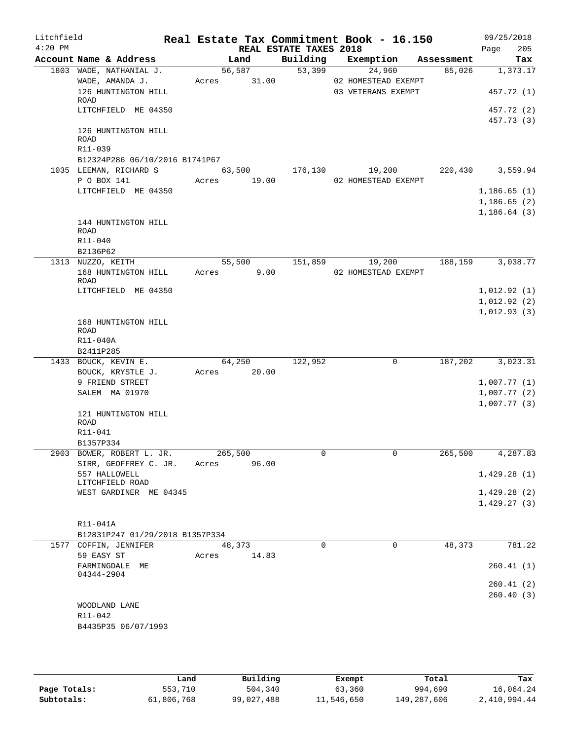Litchfield
4:20 PM

# Real Estate Tax Commitment Book - 16.150

REAL ESTATE TAXES 2018

09/25/2018

| Account Name & Address | Land | Building | Exemption | Assessment | Tax |
|---|---|---|---|---|---|
| 1803 WADE, NATHANIAL J. | 56,587 | 53,399 | 24,960 | 85,026 | 1,373.17 |
| WADE, AMANDA J. | Acres 31.00 | | 02 HOMESTEAD EXEMPT | | |
| 126 HUNTINGTON HILL ROAD | | | 03 VETERANS EXEMPT | | 457.72 (1) |
| LITCHFIELD ME 04350 | | | | | 457.72 (2) |
| | | | | | 457.73 (3) |
| 126 HUNTINGTON HILL ROAD | | | | | |
| R11-039 | | | | | |
| B12324P286 06/10/2016 B1741P67 | | | | | |
| 1035 LEEMAN, RICHARD S | 63,500 | 176,130 | 19,200 | 220,430 | 3,559.94 |
| P O BOX 141 | Acres 19.00 | | 02 HOMESTEAD EXEMPT | | |
| LITCHFIELD ME 04350 | | | | | 1,186.65 (1) |
| | | | | | 1,186.65 (2) |
| | | | | | 1,186.64 (3) |
| 144 HUNTINGTON HILL ROAD | | | | | |
| R11-040 | | | | | |
| B2136P62 | | | | | |
| 1313 NUZZO, KEITH | 55,500 | 151,859 | 19,200 | 188,159 | 3,038.77 |
| 168 HUNTINGTON HILL ROAD | Acres 9.00 | | 02 HOMESTEAD EXEMPT | | |
| LITCHFIELD ME 04350 | | | | | 1,012.92 (1) |
| | | | | | 1,012.92 (2) |
| | | | | | 1,012.93 (3) |
| 168 HUNTINGTON HILL ROAD | | | | | |
| R11-040A | | | | | |
| B2411P285 | | | | | |
| 1433 BOUCK, KEVIN E. | 64,250 | 122,952 | 0 | 187,202 | 3,023.31 |
| BOUCK, KRYSTLE J. | Acres 20.00 | | | | |
| 9 FRIEND STREET | | | | | 1,007.77 (1) |
| SALEM MA 01970 | | | | | 1,007.77 (2) |
| | | | | | 1,007.77 (3) |
| 121 HUNTINGTON HILL ROAD | | | | | |
| R11-041 | | | | | |
| B1357P334 | | | | | |
| 2903 BOWER, ROBERT L. JR. | 265,500 | 0 | 0 | 265,500 | 4,287.83 |
| SIRR, GEOFFREY C. JR. | Acres 96.00 | | | | |
| 557 HALLOWELL LITCHFIELD ROAD | | | | | 1,429.28 (1) |
| WEST GARDINER ME 04345 | | | | | 1,429.28 (2) |
| | | | | | 1,429.27 (3) |
| R11-041A | | | | | |
| B12831P247 01/29/2018 B1357P334 | | | | | |
| 1577 COFFIN, JENNIFER | 48,373 | 0 | 0 | 48,373 | 781.22 |
| 59 EASY ST | Acres 14.83 | | | | |
| FARMINGDALE ME 04344-2904 | | | | | 260.41 (1) |
| | | | | | 260.41 (2) |
| | | | | | 260.40 (3) |
| WOODLAND LANE | | | | | |
| R11-042 | | | | | |
| B4435P35 06/07/1993 | | | | | |

| | Land | Building | Exempt | Total | Tax |
|---|---|---|---|---|---|
| Page Totals: | 553,710 | 504,340 | 63,360 | 994,690 | 16,064.24 |
| Subtotals: | 61,806,768 | 99,027,488 | 11,546,650 | 149,287,606 | 2,410,994.44 |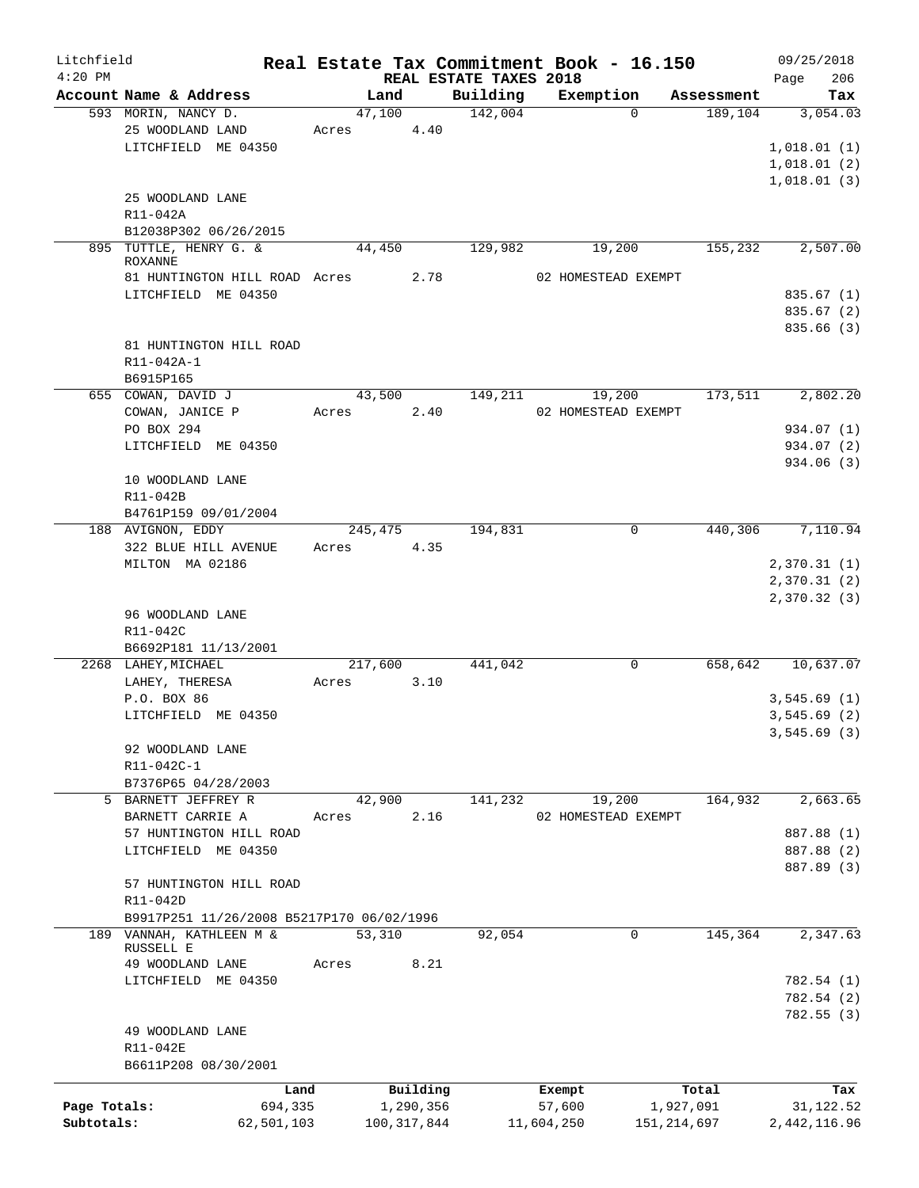Litchfield 4:20 PM

# Real Estate Tax Commitment Book - 16.150

REAL ESTATE TAXES 2018

09/25/2018 Page 206

| Account Name & Address | Land | Building | Exemption | Assessment | Tax |
|---|---|---|---|---|---|
| 593 MORIN, NANCY D. | 47,100 | 142,004 | 0 | 189,104 | 3,054.03 |
| 25 WOODLAND LAND | Acres 4.40 | | | | |
| LITCHFIELD ME 04350 | | | | | 1,018.01 (1) |
| | | | | | 1,018.01 (2) |
| | | | | | 1,018.01 (3) |
| 25 WOODLAND LANE | | | | | |
| R11-042A | | | | | |
| B12038P302 06/26/2015 | | | | | |
| 895 TUTTLE, HENRY G. & ROXANNE | 44,450 | 129,982 | 19,200 | 155,232 | 2,507.00 |
| 81 HUNTINGTON HILL ROAD | Acres 2.78 | | 02 HOMESTEAD EXEMPT | | |
| LITCHFIELD ME 04350 | | | | | 835.67 (1) |
| | | | | | 835.67 (2) |
| | | | | | 835.66 (3) |
| 81 HUNTINGTON HILL ROAD | | | | | |
| R11-042A-1 | | | | | |
| B6915P165 | | | | | |
| 655 COWAN, DAVID J | 43,500 | 149,211 | 19,200 | 173,511 | 2,802.20 |
| COWAN, JANICE P | Acres 2.40 | | 02 HOMESTEAD EXEMPT | | |
| PO BOX 294 | | | | | 934.07 (1) |
| LITCHFIELD ME 04350 | | | | | 934.07 (2) |
| | | | | | 934.06 (3) |
| 10 WOODLAND LANE | | | | | |
| R11-042B | | | | | |
| B4761P159 09/01/2004 | | | | | |
| 188 AVIGNON, EDDY | 245,475 | 194,831 | 0 | 440,306 | 7,110.94 |
| 322 BLUE HILL AVENUE | Acres 4.35 | | | | |
| MILTON MA 02186 | | | | | 2,370.31 (1) |
| | | | | | 2,370.31 (2) |
| | | | | | 2,370.32 (3) |
| 96 WOODLAND LANE | | | | | |
| R11-042C | | | | | |
| B6692P181 11/13/2001 | | | | | |
| 2268 LAHEY, MICHAEL | 217,600 | 441,042 | 0 | 658,642 | 10,637.07 |
| LAHEY, THERESA | Acres 3.10 | | | | |
| P.O. BOX 86 | | | | | 3,545.69 (1) |
| LITCHFIELD ME 04350 | | | | | 3,545.69 (2) |
| | | | | | 3,545.69 (3) |
| 92 WOODLAND LANE | | | | | |
| R11-042C-1 | | | | | |
| B7376P65 04/28/2003 | | | | | |
| 5 BARNETT JEFFREY R | 42,900 | 141,232 | 19,200 | 164,932 | 2,663.65 |
| BARNETT CARRIE A | Acres 2.16 | | 02 HOMESTEAD EXEMPT | | |
| 57 HUNTINGTON HILL ROAD | | | | | 887.88 (1) |
| LITCHFIELD ME 04350 | | | | | 887.88 (2) |
| | | | | | 887.89 (3) |
| 57 HUNTINGTON HILL ROAD | | | | | |
| R11-042D | | | | | |
| B9917P251 11/26/2008 B5217P170 06/02/1996 | | | | | |
| 189 VANNAH, KATHLEEN M & RUSSELL E | 53,310 | 92,054 | 0 | 145,364 | 2,347.63 |
| 49 WOODLAND LANE | Acres 8.21 | | | | |
| LITCHFIELD ME 04350 | | | | | 782.54 (1) |
| | | | | | 782.54 (2) |
| | | | | | 782.55 (3) |
| 49 WOODLAND LANE | | | | | |
| R11-042E | | | | | |
| B6611P208 08/30/2001 | | | | | |

| | Land | Building | Exempt | Total | Tax |
|---|---|---|---|---|---|
| Page Totals: | 694,335 | 1,290,356 | 57,600 | 1,927,091 | 31,122.52 |
| Subtotals: | 62,501,103 | 100,317,844 | 11,604,250 | 151,214,697 | 2,442,116.96 |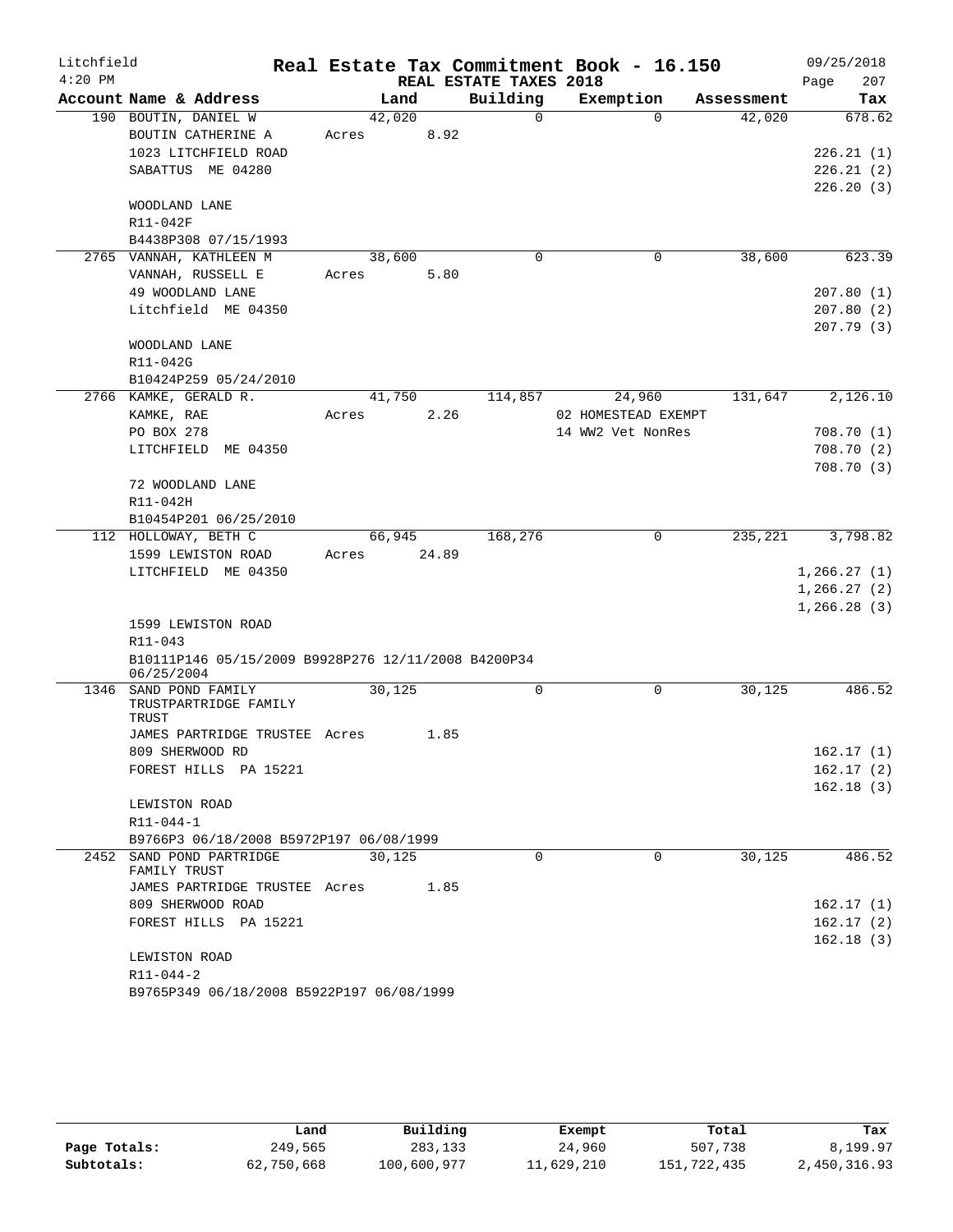Litchfield
4:20 PM

**Real Estate Tax Commitment Book - 16.150**
**REAL ESTATE TAXES 2018**

09/25/2018

| Account Name & Address | Land | Building | Exemption | Assessment | Tax |
|---|---|---|---|---|---|
| 190 BOUTIN, DANIEL W | 42,020 | 0 | 0 | 42,020 | 678.62 |
| BOUTIN CATHERINE A | Acres 8.92 | | | | |
| 1023 LITCHFIELD ROAD | | | | | 226.21 (1) |
| SABATTUS ME 04280 | | | | | 226.21 (2) |
| | | | | | 226.20 (3) |
| WOODLAND LANE | | | | | |
| R11-042F | | | | | |
| B4438P308 07/15/1993 | | | | | |
| 2765 VANNAH, KATHLEEN M | 38,600 | 0 | 0 | 38,600 | 623.39 |
| VANNAH, RUSSELL E | Acres 5.80 | | | | |
| 49 WOODLAND LANE | | | | | 207.80 (1) |
| Litchfield ME 04350 | | | | | 207.80 (2) |
| | | | | | 207.79 (3) |
| WOODLAND LANE | | | | | |
| R11-042G | | | | | |
| B10424P259 05/24/2010 | | | | | |
| 2766 KAMKE, GERALD R. | 41,750 | 114,857 | 24,960 | 131,647 | 2,126.10 |
| KAMKE, RAE | Acres 2.26 | | 02 HOMESTEAD EXEMPT | | |
| PO BOX 278 | | | 14 WW2 Vet NonRes | | 708.70 (1) |
| LITCHFIELD ME 04350 | | | | | 708.70 (2) |
| | | | | | 708.70 (3) |
| 72 WOODLAND LANE | | | | | |
| R11-042H | | | | | |
| B10454P201 06/25/2010 | | | | | |
| 112 HOLLOWAY, BETH C | 66,945 | 168,276 | 0 | 235,221 | 3,798.82 |
| 1599 LEWISTON ROAD | Acres 24.89 | | | | |
| LITCHFIELD ME 04350 | | | | | 1,266.27 (1) |
| | | | | | 1,266.27 (2) |
| | | | | | 1,266.28 (3) |
| 1599 LEWISTON ROAD | | | | | |
| R11-043 | | | | | |
| B10111P146 05/15/2009 B9928P276 12/11/2008 B4200P34 06/25/2004 | | | | | |
| 1346 SAND POND FAMILY TRUSTPARTRIDGE FAMILY TRUST | 30,125 | 0 | 0 | 30,125 | 486.52 |
| JAMES PARTRIDGE TRUSTEE | Acres 1.85 | | | | |
| 809 SHERWOOD RD | | | | | 162.17 (1) |
| FOREST HILLS PA 15221 | | | | | 162.17 (2) |
| | | | | | 162.18 (3) |
| LEWISTON ROAD | | | | | |
| R11-044-1 | | | | | |
| B9766P3 06/18/2008 B5972P197 06/08/1999 | | | | | |
| 2452 SAND POND PARTRIDGE FAMILY TRUST | 30,125 | 0 | 0 | 30,125 | 486.52 |
| JAMES PARTRIDGE TRUSTEE | Acres 1.85 | | | | |
| 809 SHERWOOD ROAD | | | | | 162.17 (1) |
| FOREST HILLS PA 15221 | | | | | 162.17 (2) |
| | | | | | 162.18 (3) |
| LEWISTON ROAD | | | | | |
| R11-044-2 | | | | | |
| B9765P349 06/18/2008 B5922P197 06/08/1999 | | | | | |

| | Land | Building | Exempt | Total | Tax |
|---|---|---|---|---|---|
| **Page Totals:** | 249,565 | 283,133 | 24,960 | 507,738 | 8,199.97 |
| **Subtotals:** | 62,750,668 | 100,600,977 | 11,629,210 | 151,722,435 | 2,450,316.93 |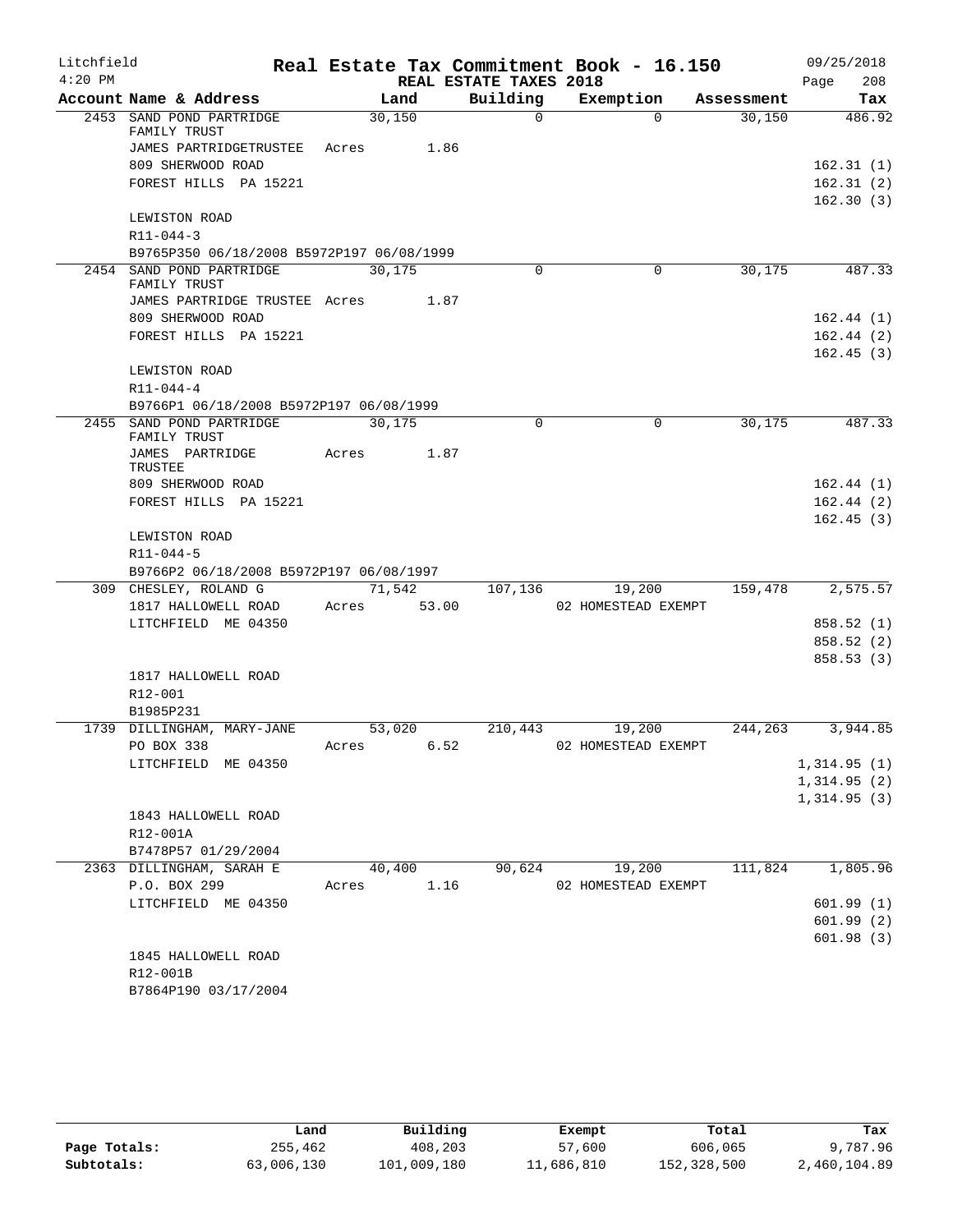Litchfield 4:20 PM

# Real Estate Tax Commitment Book - 16.150

REAL ESTATE TAXES 2018

09/25/2018

| Account Name & Address | Land | Building | Exemption | Assessment | Tax |
|---|---|---|---|---|---|
| 2453 SAND POND PARTRIDGE FAMILY TRUST | 30,150 | 0 | 0 | 30,150 | 486.92 |
| JAMES PARTRIDGETRUSTEE | Acres 1.86 | | | | |
| 809 SHERWOOD ROAD | | | | | 162.31 (1) |
| FOREST HILLS PA 15221 | | | | | 162.31 (2) |
| | | | | | 162.30 (3) |
| LEWISTON ROAD | | | | | |
| R11-044-3 | | | | | |
| B9765P350 06/18/2008 B5972P197 06/08/1999 | | | | | |
| 2454 SAND POND PARTRIDGE FAMILY TRUST | 30,175 | 0 | 0 | 30,175 | 487.33 |
| JAMES PARTRIDGE TRUSTEE | Acres 1.87 | | | | |
| 809 SHERWOOD ROAD | | | | | 162.44 (1) |
| FOREST HILLS PA 15221 | | | | | 162.44 (2) |
| | | | | | 162.45 (3) |
| LEWISTON ROAD | | | | | |
| R11-044-4 | | | | | |
| B9766P1 06/18/2008 B5972P197 06/08/1999 | | | | | |
| 2455 SAND POND PARTRIDGE FAMILY TRUST | 30,175 | 0 | 0 | 30,175 | 487.33 |
| JAMES PARTRIDGE TRUSTEE | Acres 1.87 | | | | |
| 809 SHERWOOD ROAD | | | | | 162.44 (1) |
| FOREST HILLS PA 15221 | | | | | 162.44 (2) |
| | | | | | 162.45 (3) |
| LEWISTON ROAD | | | | | |
| R11-044-5 | | | | | |
| B9766P2 06/18/2008 B5972P197 06/08/1997 | | | | | |
| 309 CHESLEY, ROLAND G | 71,542 | 107,136 | 19,200 | 159,478 | 2,575.57 |
| 1817 HALLOWELL ROAD | Acres 53.00 | | 02 HOMESTEAD EXEMPT | | |
| LITCHFIELD ME 04350 | | | | | 858.52 (1) |
| | | | | | 858.52 (2) |
| | | | | | 858.53 (3) |
| 1817 HALLOWELL ROAD | | | | | |
| R12-001 | | | | | |
| B1985P231 | | | | | |
| 1739 DILLINGHAM, MARY-JANE | 53,020 | 210,443 | 19,200 | 244,263 | 3,944.85 |
| PO BOX 338 | Acres 6.52 | | 02 HOMESTEAD EXEMPT | | |
| LITCHFIELD ME 04350 | | | | | 1,314.95 (1) |
| | | | | | 1,314.95 (2) |
| | | | | | 1,314.95 (3) |
| 1843 HALLOWELL ROAD | | | | | |
| R12-001A | | | | | |
| B7478P57 01/29/2004 | | | | | |
| 2363 DILLINGHAM, SARAH E | 40,400 | 90,624 | 19,200 | 111,824 | 1,805.96 |
| P.O. BOX 299 | Acres 1.16 | | 02 HOMESTEAD EXEMPT | | |
| LITCHFIELD ME 04350 | | | | | 601.99 (1) |
| | | | | | 601.99 (2) |
| | | | | | 601.98 (3) |
| 1845 HALLOWELL ROAD | | | | | |
| R12-001B | | | | | |
| B7864P190 03/17/2004 | | | | | |

| | Land | Building | Exempt | Total | Tax |
|---|---|---|---|---|---|
| Page Totals: | 255,462 | 408,203 | 57,600 | 606,065 | 9,787.96 |
| Subtotals: | 63,006,130 | 101,009,180 | 11,686,810 | 152,328,500 | 2,460,104.89 |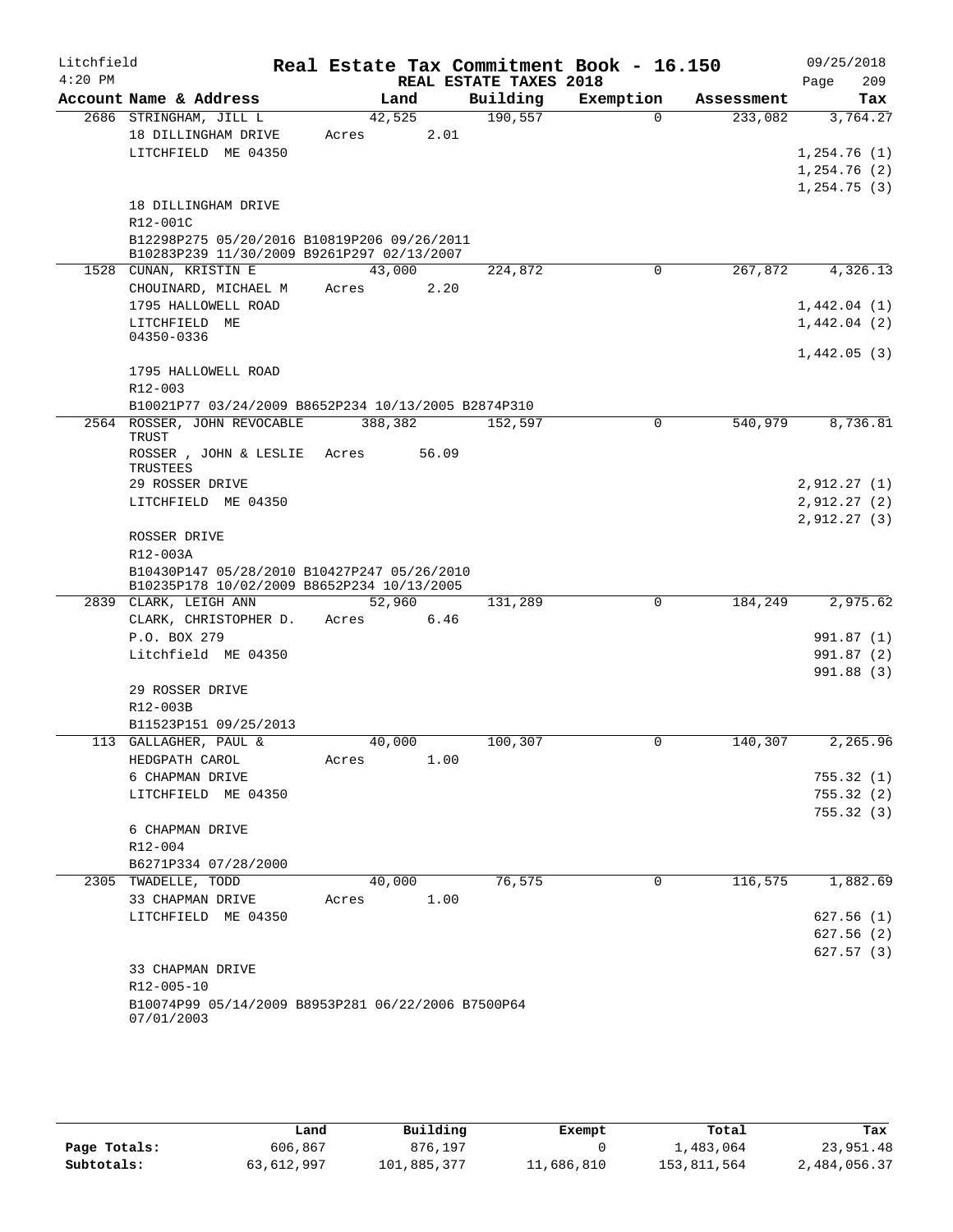Litchfield 4:20 PM

# Real Estate Tax Commitment Book - 16.150

REAL ESTATE TAXES 2018

09/25/2018 Page 209

| Account Name & Address | Land | Building | Exemption | Assessment | Tax |
|---|---|---|---|---|---|
| 2686 STRINGHAM, JILL L | 42,525 | 190,557 | 0 | 233,082 | 3,764.27 |
| 18 DILLINGHAM DRIVE | Acres 2.01 | | | | |
| LITCHFIELD ME 04350 | | | | | 1,254.76 (1) |
| | | | | | 1,254.76 (2) |
| | | | | | 1,254.75 (3) |
| 18 DILLINGHAM DRIVE | | | | | |
| R12-001C | | | | | |
| B12298P275 05/20/2016 B10819P206 09/26/2011 B10283P239 11/30/2009 B9261P297 02/13/2007 | | | | | |
| 1528 CUNAN, KRISTIN E | 43,000 | 224,872 | 0 | 267,872 | 4,326.13 |
| CHOUINARD, MICHAEL M | Acres 2.20 | | | | |
| 1795 HALLOWELL ROAD | | | | | 1,442.04 (1) |
| LITCHFIELD ME 04350-0336 | | | | | 1,442.04 (2) |
| | | | | | 1,442.05 (3) |
| 1795 HALLOWELL ROAD | | | | | |
| R12-003 | | | | | |
| B10021P77 03/24/2009 B8652P234 10/13/2005 B2874P310 | | | | | |
| 2564 ROSSER, JOHN REVOCABLE TRUST | 388,382 | 152,597 | 0 | 540,979 | 8,736.81 |
| ROSSER , JOHN & LESLIE TRUSTEES | Acres 56.09 | | | | |
| 29 ROSSER DRIVE | | | | | 2,912.27 (1) |
| LITCHFIELD ME 04350 | | | | | 2,912.27 (2) |
| | | | | | 2,912.27 (3) |
| ROSSER DRIVE | | | | | |
| R12-003A | | | | | |
| B10430P147 05/28/2010 B10427P247 05/26/2010 B10235P178 10/02/2009 B8652P234 10/13/2005 | | | | | |
| 2839 CLARK, LEIGH ANN | 52,960 | 131,289 | 0 | 184,249 | 2,975.62 |
| CLARK, CHRISTOPHER D. | Acres 6.46 | | | | |
| P.O. BOX 279 | | | | | 991.87 (1) |
| Litchfield ME 04350 | | | | | 991.87 (2) |
| | | | | | 991.88 (3) |
| 29 ROSSER DRIVE | | | | | |
| R12-003B | | | | | |
| B11523P151 09/25/2013 | | | | | |
| 113 GALLAGHER, PAUL & | 40,000 | 100,307 | 0 | 140,307 | 2,265.96 |
| HEDGPATH CAROL | Acres 1.00 | | | | |
| 6 CHAPMAN DRIVE | | | | | 755.32 (1) |
| LITCHFIELD ME 04350 | | | | | 755.32 (2) |
| | | | | | 755.32 (3) |
| 6 CHAPMAN DRIVE | | | | | |
| R12-004 | | | | | |
| B6271P334 07/28/2000 | | | | | |
| 2305 TWADELLE, TODD | 40,000 | 76,575 | 0 | 116,575 | 1,882.69 |
| 33 CHAPMAN DRIVE | Acres 1.00 | | | | |
| LITCHFIELD ME 04350 | | | | | 627.56 (1) |
| | | | | | 627.56 (2) |
| | | | | | 627.57 (3) |
| 33 CHAPMAN DRIVE | | | | | |
| R12-005-10 | | | | | |
| B10074P99 05/14/2009 B8953P281 06/22/2006 B7500P64 07/01/2003 | | | | | |

| | Land | Building | Exempt | Total | Tax |
|---|---|---|---|---|---|
| Page Totals: | 606,867 | 876,197 | 0 | 1,483,064 | 23,951.48 |
| Subtotals: | 63,612,997 | 101,885,377 | 11,686,810 | 153,811,564 | 2,484,056.37 |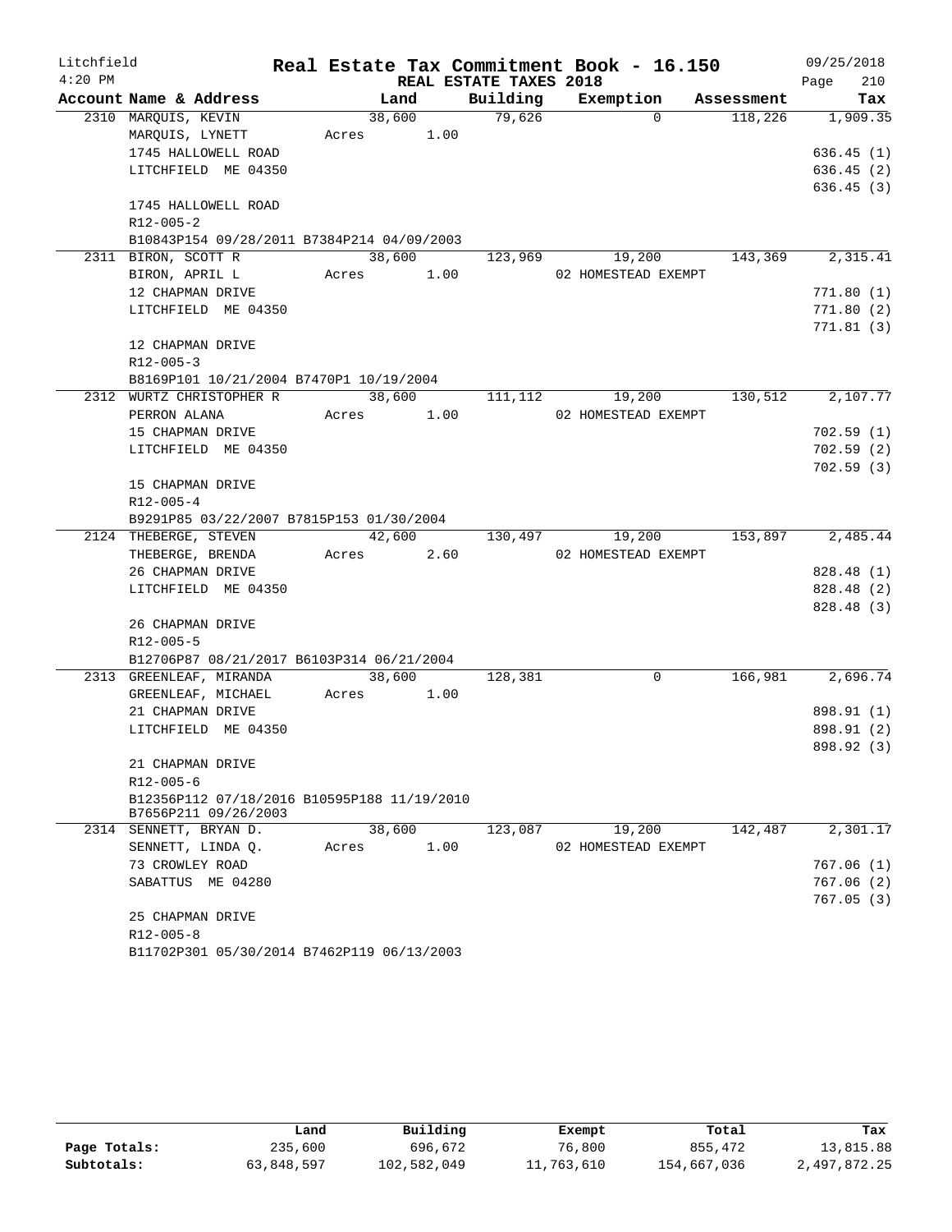Litchfield
4:20 PM

# Real Estate Tax Commitment Book - 16.150

REAL ESTATE TAXES 2018

09/25/2018

| Account Name & Address | Land | Building | Exemption | Assessment | Tax |
|---|---|---|---|---|---|
| 2310 MARQUIS, KEVIN | 38,600 | 79,626 | 0 | 118,226 | 1,909.35 |
| MARQUIS, LYNETT | Acres 1.00 | | | | |
| 1745 HALLOWELL ROAD | | | | | 636.45 (1) |
| LITCHFIELD ME 04350 | | | | | 636.45 (2) |
| | | | | | 636.45 (3) |
| 1745 HALLOWELL ROAD | | | | | |
| R12-005-2 | | | | | |
| B10843P154 09/28/2011 B7384P214 04/09/2003 | | | | | |
| 2311 BIRON, SCOTT R | 38,600 | 123,969 | 19,200 | 143,369 | 2,315.41 |
| BIRON, APRIL L | Acres 1.00 | | 02 HOMESTEAD EXEMPT | | |
| 12 CHAPMAN DRIVE | | | | | 771.80 (1) |
| LITCHFIELD ME 04350 | | | | | 771.80 (2) |
| | | | | | 771.81 (3) |
| 12 CHAPMAN DRIVE | | | | | |
| R12-005-3 | | | | | |
| B8169P101 10/21/2004 B7470P1 10/19/2004 | | | | | |
| 2312 WURTZ CHRISTOPHER R | 38,600 | 111,112 | 19,200 | 130,512 | 2,107.77 |
| PERRON ALANA | Acres 1.00 | | 02 HOMESTEAD EXEMPT | | |
| 15 CHAPMAN DRIVE | | | | | 702.59 (1) |
| LITCHFIELD ME 04350 | | | | | 702.59 (2) |
| | | | | | 702.59 (3) |
| 15 CHAPMAN DRIVE | | | | | |
| R12-005-4 | | | | | |
| B9291P85 03/22/2007 B7815P153 01/30/2004 | | | | | |
| 2124 THEBERGE, STEVEN | 42,600 | 130,497 | 19,200 | 153,897 | 2,485.44 |
| THEBERGE, BRENDA | Acres 2.60 | | 02 HOMESTEAD EXEMPT | | |
| 26 CHAPMAN DRIVE | | | | | 828.48 (1) |
| LITCHFIELD ME 04350 | | | | | 828.48 (2) |
| | | | | | 828.48 (3) |
| 26 CHAPMAN DRIVE | | | | | |
| R12-005-5 | | | | | |
| B12706P87 08/21/2017 B6103P314 06/21/2004 | | | | | |
| 2313 GREENLEAF, MIRANDA | 38,600 | 128,381 | 0 | 166,981 | 2,696.74 |
| GREENLEAF, MICHAEL | Acres 1.00 | | | | |
| 21 CHAPMAN DRIVE | | | | | 898.91 (1) |
| LITCHFIELD ME 04350 | | | | | 898.91 (2) |
| | | | | | 898.92 (3) |
| 21 CHAPMAN DRIVE | | | | | |
| R12-005-6 | | | | | |
| B12356P112 07/18/2016 B10595P188 11/19/2010 B7656P211 09/26/2003 | | | | | |
| 2314 SENNETT, BRYAN D. | 38,600 | 123,087 | 19,200 | 142,487 | 2,301.17 |
| SENNETT, LINDA Q. | Acres 1.00 | | 02 HOMESTEAD EXEMPT | | |
| 73 CROWLEY ROAD | | | | | 767.06 (1) |
| SABATTUS ME 04280 | | | | | 767.06 (2) |
| | | | | | 767.05 (3) |
| 25 CHAPMAN DRIVE | | | | | |
| R12-005-8 | | | | | |
| B11702P301 05/30/2014 B7462P119 06/13/2003 | | | | | |

| | Land | Building | Exempt | Total | Tax |
|---|---|---|---|---|---|
| Page Totals: | 235,600 | 696,672 | 76,800 | 855,472 | 13,815.88 |
| Subtotals: | 63,848,597 | 102,582,049 | 11,763,610 | 154,667,036 | 2,497,872.25 |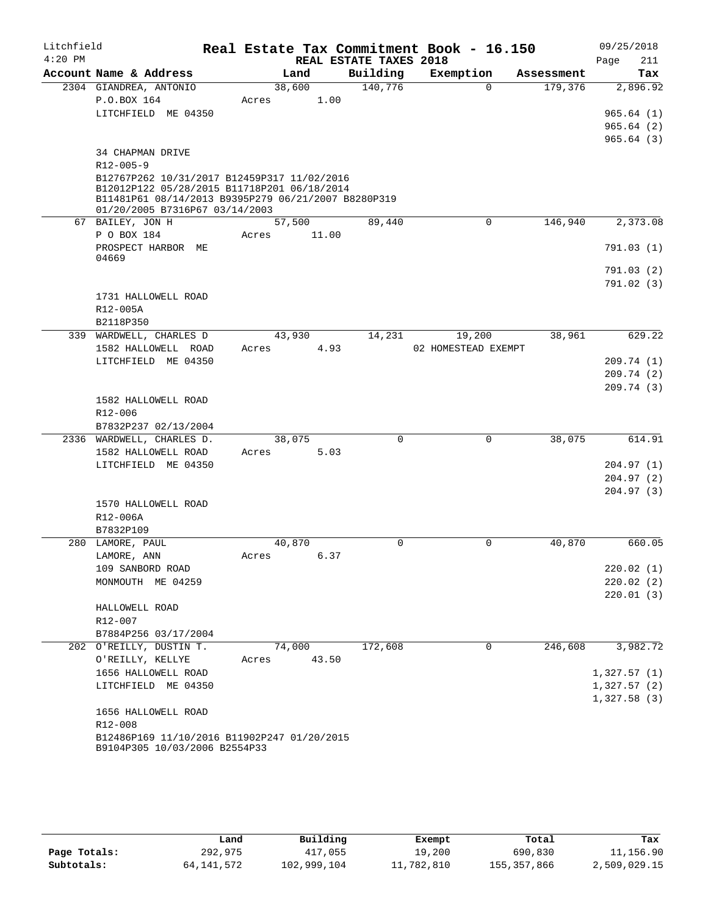Litchfield 4:20 PM

# Real Estate Tax Commitment Book - 16.150

REAL ESTATE TAXES 2018

09/25/2018 Page 211

| Account Name & Address | Land | Building | Exemption | Assessment | Tax |
|---|---|---|---|---|---|
| 2304 GIANDREA, ANTONIO | 38,600 | 140,776 | 0 | 179,376 | 2,896.92 |
| P.O.BOX 164 | Acres 1.00 | | | | |
| LITCHFIELD ME 04350 | | | | | 965.64 (1) |
| | | | | | 965.64 (2) |
| | | | | | 965.64 (3) |
| 34 CHAPMAN DRIVE | | | | | |
| R12-005-9 | | | | | |
| B12767P262 10/31/2017 B12459P317 11/02/2016 B12012P122 05/28/2015 B11718P201 06/18/2014 B11481P61 08/14/2013 B9395P279 06/21/2007 B8280P319 01/20/2005 B7316P67 03/14/2003 | | | | | |
| 67 BAILEY, JON H | 57,500 | 89,440 | 0 | 146,940 | 2,373.08 |
| P O BOX 184 | Acres 11.00 | | | | |
| PROSPECT HARBOR ME 04669 | | | | | 791.03 (1) |
| | | | | | 791.03 (2) |
| | | | | | 791.02 (3) |
| 1731 HALLOWELL ROAD | | | | | |
| R12-005A | | | | | |
| B2118P350 | | | | | |
| 339 WARDWELL, CHARLES D | 43,930 | 14,231 | 19,200 | 38,961 | 629.22 |
| 1582 HALLOWELL ROAD | Acres 4.93 | | 02 HOMESTEAD EXEMPT | | |
| LITCHFIELD ME 04350 | | | | | 209.74 (1) |
| | | | | | 209.74 (2) |
| | | | | | 209.74 (3) |
| 1582 HALLOWELL ROAD | | | | | |
| R12-006 | | | | | |
| B7832P237 02/13/2004 | | | | | |
| 2336 WARDWELL, CHARLES D. | 38,075 | 0 | 0 | 38,075 | 614.91 |
| 1582 HALLOWELL ROAD | Acres 5.03 | | | | |
| LITCHFIELD ME 04350 | | | | | 204.97 (1) |
| | | | | | 204.97 (2) |
| | | | | | 204.97 (3) |
| 1570 HALLOWELL ROAD | | | | | |
| R12-006A | | | | | |
| B7832P109 | | | | | |
| 280 LAMORE, PAUL | 40,870 | 0 | 0 | 40,870 | 660.05 |
| LAMORE, ANN | Acres 6.37 | | | | |
| 109 SANBORD ROAD | | | | | 220.02 (1) |
| MONMOUTH ME 04259 | | | | | 220.02 (2) |
| | | | | | 220.01 (3) |
| HALLOWELL ROAD | | | | | |
| R12-007 | | | | | |
| B7884P256 03/17/2004 | | | | | |
| 202 O'REILLY, DUSTIN T. | 74,000 | 172,608 | 0 | 246,608 | 3,982.72 |
| O'REILLY, KELLYE | Acres 43.50 | | | | |
| 1656 HALLOWELL ROAD | | | | | 1,327.57 (1) |
| LITCHFIELD ME 04350 | | | | | 1,327.57 (2) |
| | | | | | 1,327.58 (3) |
| 1656 HALLOWELL ROAD | | | | | |
| R12-008 | | | | | |
| B12486P169 11/10/2016 B11902P247 01/20/2015 B9104P305 10/03/2006 B2554P33 | | | | | |

| | Land | Building | Exempt | Total | Tax |
|---|---|---|---|---|---|
| Page Totals: | 292,975 | 417,055 | 19,200 | 690,830 | 11,156.90 |
| Subtotals: | 64,141,572 | 102,999,104 | 11,782,810 | 155,357,866 | 2,509,029.15 |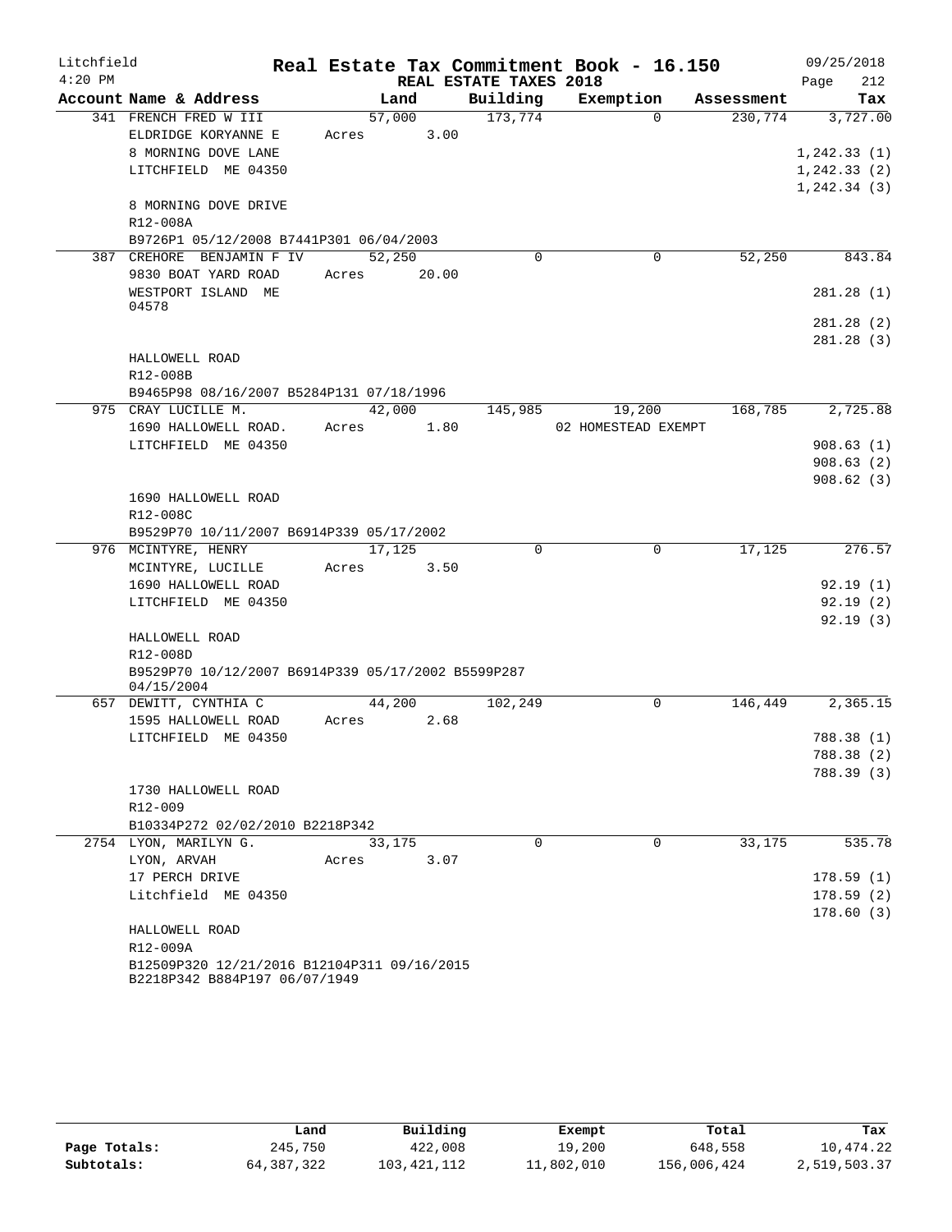Litchfield 4:20 PM

# Real Estate Tax Commitment Book - 16.150

## REAL ESTATE TAXES 2018

09/25/2018

| Account Name & Address | Land | Building | Exemption | Assessment | Tax |
|---|---|---|---|---|---|
| 341 FRENCH FRED W III | 57,000 | 173,774 | 0 | 230,774 | 3,727.00 |
| ELDRIDGE KORYANNE E | Acres 3.00 | | | | |
| 8 MORNING DOVE LANE | | | | | 1,242.33 (1) |
| LITCHFIELD ME 04350 | | | | | 1,242.33 (2) |
| | | | | | 1,242.34 (3) |
| 8 MORNING DOVE DRIVE | | | | | |
| R12-008A | | | | | |
| B9726P1 05/12/2008 B7441P301 06/04/2003 | | | | | |
| 387 CREHORE BENJAMIN F IV | 52,250 | 0 | 0 | 52,250 | 843.84 |
| 9830 BOAT YARD ROAD | Acres 20.00 | | | | |
| WESTPORT ISLAND ME 04578 | | | | | 281.28 (1) |
| | | | | | 281.28 (2) |
| | | | | | 281.28 (3) |
| HALLOWELL ROAD | | | | | |
| R12-008B | | | | | |
| B9465P98 08/16/2007 B5284P131 07/18/1996 | | | | | |
| 975 CRAY LUCILLE M. | 42,000 | 145,985 | 19,200 | 168,785 | 2,725.88 |
| 1690 HALLOWELL ROAD. | Acres 1.80 | | 02 HOMESTEAD EXEMPT | | |
| LITCHFIELD ME 04350 | | | | | 908.63 (1) |
| | | | | | 908.63 (2) |
| | | | | | 908.62 (3) |
| 1690 HALLOWELL ROAD | | | | | |
| R12-008C | | | | | |
| B9529P70 10/11/2007 B6914P339 05/17/2002 | | | | | |
| 976 MCINTYRE, HENRY | 17,125 | 0 | 0 | 17,125 | 276.57 |
| MCINTYRE, LUCILLE | Acres 3.50 | | | | |
| 1690 HALLOWELL ROAD | | | | | 92.19 (1) |
| LITCHFIELD ME 04350 | | | | | 92.19 (2) |
| | | | | | 92.19 (3) |
| HALLOWELL ROAD | | | | | |
| R12-008D | | | | | |
| B9529P70 10/12/2007 B6914P339 05/17/2002 B5599P287 04/15/2004 | | | | | |
| 657 DEWITT, CYNTHIA C | 44,200 | 102,249 | 0 | 146,449 | 2,365.15 |
| 1595 HALLOWELL ROAD | Acres 2.68 | | | | |
| LITCHFIELD ME 04350 | | | | | 788.38 (1) |
| | | | | | 788.38 (2) |
| | | | | | 788.39 (3) |
| 1730 HALLOWELL ROAD | | | | | |
| R12-009 | | | | | |
| B10334P272 02/02/2010 B2218P342 | | | | | |
| 2754 LYON, MARILYN G. | 33,175 | 0 | 0 | 33,175 | 535.78 |
| LYON, ARVAH | Acres 3.07 | | | | |
| 17 PERCH DRIVE | | | | | 178.59 (1) |
| Litchfield ME 04350 | | | | | 178.59 (2) |
| | | | | | 178.60 (3) |
| HALLOWELL ROAD | | | | | |
| R12-009A | | | | | |
| B12509P320 12/21/2016 B12104P311 09/16/2015 B2218P342 B884P197 06/07/1949 | | | | | |

| | Land | Building | Exempt | Total | Tax |
|---|---|---|---|---|---|
| Page Totals: | 245,750 | 422,008 | 19,200 | 648,558 | 10,474.22 |
| Subtotals: | 64,387,322 | 103,421,112 | 11,802,010 | 156,006,424 | 2,519,503.37 |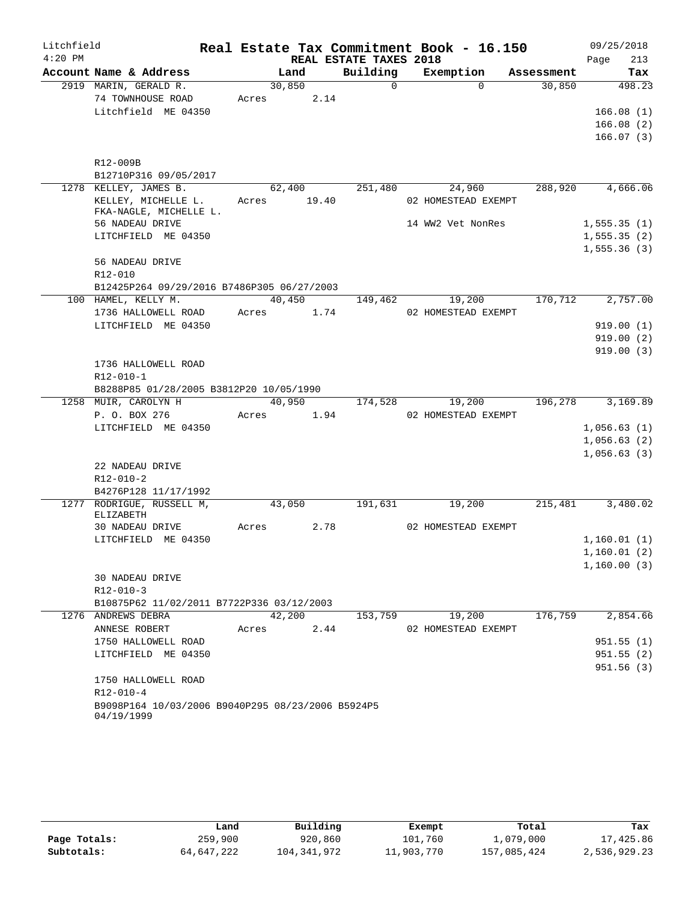Litchfield
4:20 PM

# Real Estate Tax Commitment Book - 16.150

REAL ESTATE TAXES 2018

09/25/2018
Page 213

| Account Name & Address | Land | Building | Exemption | Assessment | Tax |
|---|---|---|---|---|---|
| 2919 MARIN, GERALD R. | 30,850 | 0 | 0 | 30,850 | 498.23 |
| 74 TOWNHOUSE ROAD | Acres 2.14 | | | | |
| Litchfield ME 04350 | | | | | 166.08 (1) |
| | | | | | 166.08 (2) |
| | | | | | 166.07 (3) |
| R12-009B | | | | | |
| B12710P316 09/05/2017 | | | | | |
| 1278 KELLEY, JAMES B. | 62,400 | 251,480 | 24,960 | 288,920 | 4,666.06 |
| KELLEY, MICHELLE L. | Acres 19.40 | | 02 HOMESTEAD EXEMPT | | |
| FKA-NAGLE, MICHELLE L. | | | | | |
| 56 NADEAU DRIVE | | | 14 WW2 Vet NonRes | | 1,555.35 (1) |
| LITCHFIELD ME 04350 | | | | | 1,555.35 (2) |
| | | | | | 1,555.36 (3) |
| 56 NADEAU DRIVE | | | | | |
| R12-010 | | | | | |
| B12425P264 09/29/2016 B7486P305 06/27/2003 | | | | | |
| 100 HAMEL, KELLY M. | 40,450 | 149,462 | 19,200 | 170,712 | 2,757.00 |
| 1736 HALLOWELL ROAD | Acres 1.74 | | 02 HOMESTEAD EXEMPT | | |
| LITCHFIELD ME 04350 | | | | | 919.00 (1) |
| | | | | | 919.00 (2) |
| | | | | | 919.00 (3) |
| 1736 HALLOWELL ROAD | | | | | |
| R12-010-1 | | | | | |
| B8288P85 01/28/2005 B3812P20 10/05/1990 | | | | | |
| 1258 MUIR, CAROLYN H | 40,950 | 174,528 | 19,200 | 196,278 | 3,169.89 |
| P. O. BOX 276 | Acres 1.94 | | 02 HOMESTEAD EXEMPT | | |
| LITCHFIELD ME 04350 | | | | | 1,056.63 (1) |
| | | | | | 1,056.63 (2) |
| | | | | | 1,056.63 (3) |
| 22 NADEAU DRIVE | | | | | |
| R12-010-2 | | | | | |
| B4276P128 11/17/1992 | | | | | |
| 1277 RODRIGUE, RUSSELL M, ELIZABETH | 43,050 | 191,631 | 19,200 | 215,481 | 3,480.02 |
| 30 NADEAU DRIVE | Acres 2.78 | | 02 HOMESTEAD EXEMPT | | |
| LITCHFIELD ME 04350 | | | | | 1,160.01 (1) |
| | | | | | 1,160.01 (2) |
| | | | | | 1,160.00 (3) |
| 30 NADEAU DRIVE | | | | | |
| R12-010-3 | | | | | |
| B10875P62 11/02/2011 B7722P336 03/12/2003 | | | | | |
| 1276 ANDREWS DEBRA | 42,200 | 153,759 | 19,200 | 176,759 | 2,854.66 |
| ANNESE ROBERT | Acres 2.44 | | 02 HOMESTEAD EXEMPT | | |
| 1750 HALLOWELL ROAD | | | | | 951.55 (1) |
| LITCHFIELD ME 04350 | | | | | 951.55 (2) |
| | | | | | 951.56 (3) |
| 1750 HALLOWELL ROAD | | | | | |
| R12-010-4 | | | | | |
| B9098P164 10/03/2006 B9040P295 08/23/2006 B5924P5 04/19/1999 | | | | | |

| | Land | Building | Exempt | Total | Tax |
|---|---|---|---|---|---|
| Page Totals: | 259,900 | 920,860 | 101,760 | 1,079,000 | 17,425.86 |
| Subtotals: | 64,647,222 | 104,341,972 | 11,903,770 | 157,085,424 | 2,536,929.23 |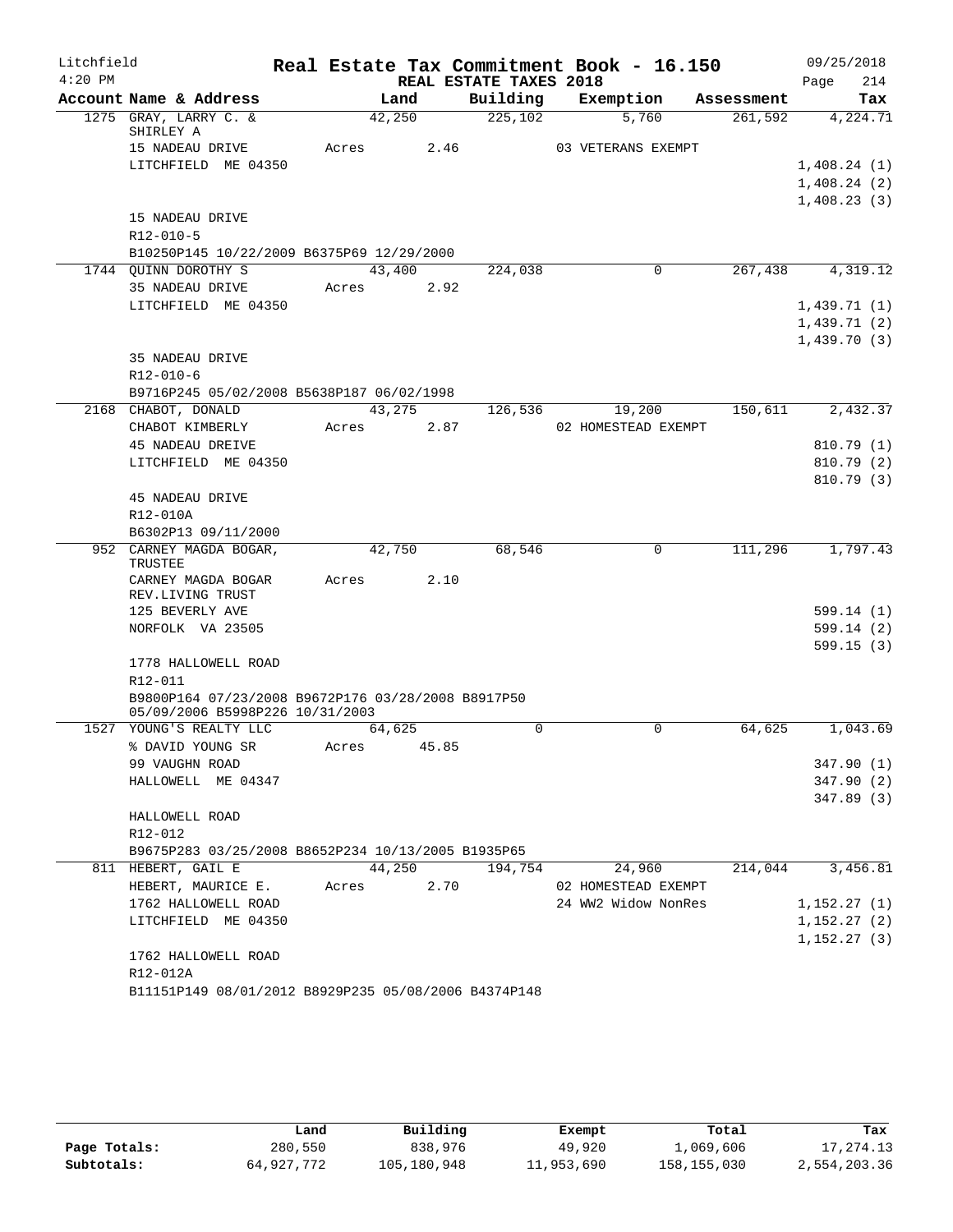Litchfield
4:20 PM

# Real Estate Tax Commitment Book - 16.150

REAL ESTATE TAXES 2018

09/25/2018

| Account Name & Address | Land | Building | Exemption | Assessment | Tax |
|---|---|---|---|---|---|
| 1275 GRAY, LARRY C. & SHIRLEY A | 42,250 | 225,102 | 5,760 | 261,592 | 4,224.71 |
| 15 NADEAU DRIVE | Acres 2.46 | | 03 VETERANS EXEMPT | | |
| LITCHFIELD ME 04350 | | | | | 1,408.24 (1) |
| | | | | | 1,408.24 (2) |
| | | | | | 1,408.23 (3) |
| 15 NADEAU DRIVE | | | | | |
| R12-010-5 | | | | | |
| B10250P145 10/22/2009 B6375P69 12/29/2000 | | | | | |
| 1744 QUINN DOROTHY S | 43,400 | 224,038 | 0 | 267,438 | 4,319.12 |
| 35 NADEAU DRIVE | Acres 2.92 | | | | |
| LITCHFIELD ME 04350 | | | | | 1,439.71 (1) |
| | | | | | 1,439.71 (2) |
| | | | | | 1,439.70 (3) |
| 35 NADEAU DRIVE | | | | | |
| R12-010-6 | | | | | |
| B9716P245 05/02/2008 B5638P187 06/02/1998 | | | | | |
| 2168 CHABOT, DONALD | 43,275 | 126,536 | 19,200 | 150,611 | 2,432.37 |
| CHABOT KIMBERLY | Acres 2.87 | | 02 HOMESTEAD EXEMPT | | |
| 45 NADEAU DREIVE | | | | | 810.79 (1) |
| LITCHFIELD ME 04350 | | | | | 810.79 (2) |
| | | | | | 810.79 (3) |
| 45 NADEAU DRIVE | | | | | |
| R12-010A | | | | | |
| B6302P13 09/11/2000 | | | | | |
| 952 CARNEY MAGDA BOGAR, TRUSTEE | 42,750 | 68,546 | 0 | 111,296 | 1,797.43 |
| CARNEY MAGDA BOGAR REV.LIVING TRUST | Acres 2.10 | | | | |
| 125 BEVERLY AVE | | | | | 599.14 (1) |
| NORFOLK VA 23505 | | | | | 599.14 (2) |
| | | | | | 599.15 (3) |
| 1778 HALLOWELL ROAD | | | | | |
| R12-011 | | | | | |
| B9800P164 07/23/2008 B9672P176 03/28/2008 B8917P50 05/09/2006 B5998P226 10/31/2003 | | | | | |
| 1527 YOUNG'S REALTY LLC | 64,625 | 0 | 0 | 64,625 | 1,043.69 |
| % DAVID YOUNG SR | Acres 45.85 | | | | |
| 99 VAUGHN ROAD | | | | | 347.90 (1) |
| HALLOWELL ME 04347 | | | | | 347.90 (2) |
| | | | | | 347.89 (3) |
| HALLOWELL ROAD | | | | | |
| R12-012 | | | | | |
| B9675P283 03/25/2008 B8652P234 10/13/2005 B1935P65 | | | | | |
| 811 HEBERT, GAIL E | 44,250 | 194,754 | 24,960 | 214,044 | 3,456.81 |
| HEBERT, MAURICE E. | Acres 2.70 | | 02 HOMESTEAD EXEMPT | | |
| 1762 HALLOWELL ROAD | | | 24 WW2 Widow NonRes | | 1,152.27 (1) |
| LITCHFIELD ME 04350 | | | | | 1,152.27 (2) |
| | | | | | 1,152.27 (3) |
| 1762 HALLOWELL ROAD | | | | | |
| R12-012A | | | | | |
| B11151P149 08/01/2012 B8929P235 05/08/2006 B4374P148 | | | | | |

| | Land | Building | Exempt | Total | Tax |
|---|---|---|---|---|---|
| Page Totals: | 280,550 | 838,976 | 49,920 | 1,069,606 | 17,274.13 |
| Subtotals: | 64,927,772 | 105,180,948 | 11,953,690 | 158,155,030 | 2,554,203.36 |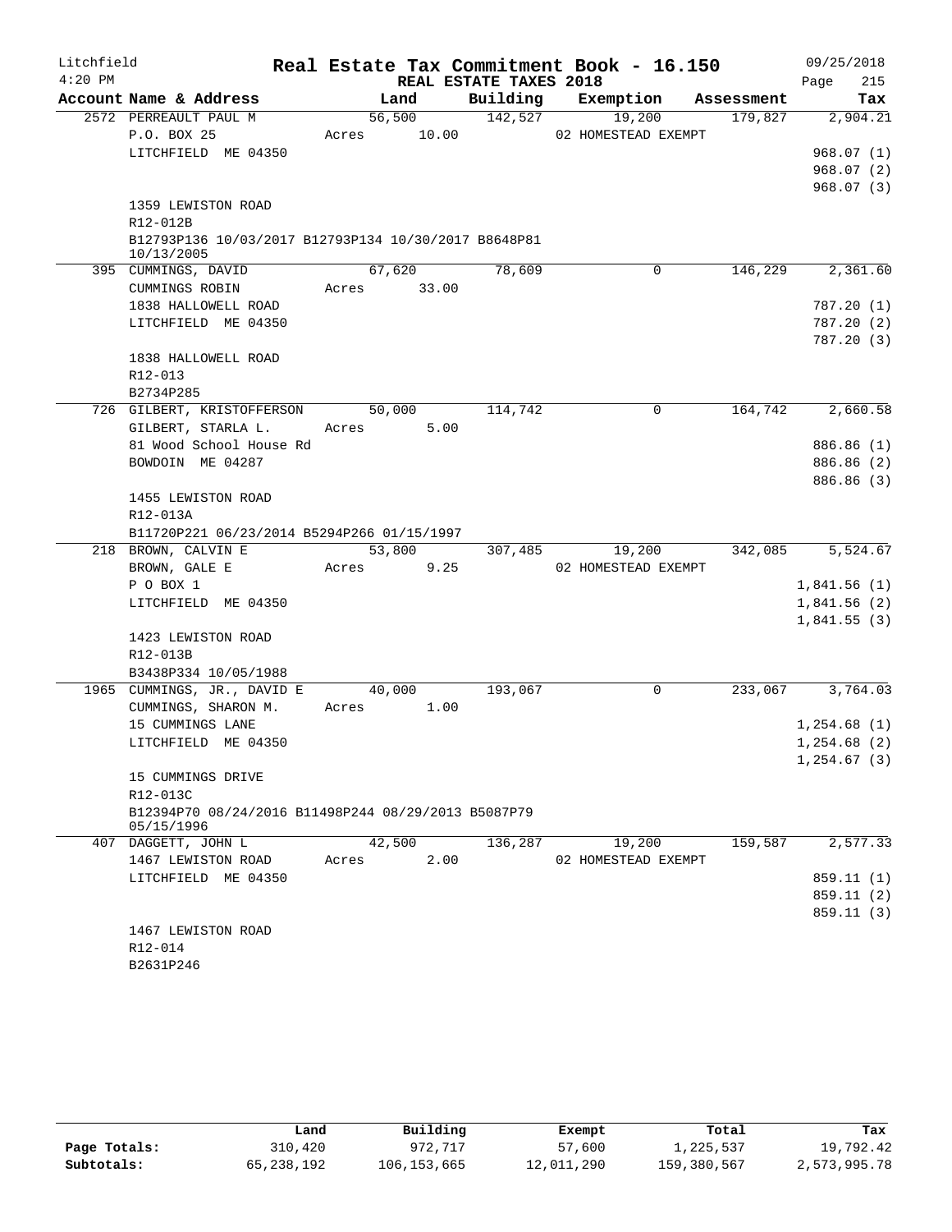# Litchfield — Real Estate Tax Commitment Book - 16.150

4:20 PM — REAL ESTATE TAXES 2018 — 09/25/2018

| Account Name & Address | Land | Building | Exemption | Assessment | Tax |
|---|---|---|---|---|---|
| 2572 PERREAULT PAUL M | 56,500 | 142,527 | 19,200 | 179,827 | 2,904.21 |
| P.O. BOX 25 | Acres 10.00 | | 02 HOMESTEAD EXEMPT | | |
| LITCHFIELD ME 04350 | | | | | 968.07 (1) |
| | | | | | 968.07 (2) |
| | | | | | 968.07 (3) |
| 1359 LEWISTON ROAD | | | | | |
| R12-012B | | | | | |
| B12793P136 10/03/2017 B12793P134 10/30/2017 B8648P81 10/13/2005 | | | | | |
| 395 CUMMINGS, DAVID | 67,620 | 78,609 | 0 | 146,229 | 2,361.60 |
| CUMMINGS ROBIN | Acres 33.00 | | | | |
| 1838 HALLOWELL ROAD | | | | | 787.20 (1) |
| LITCHFIELD ME 04350 | | | | | 787.20 (2) |
| | | | | | 787.20 (3) |
| 1838 HALLOWELL ROAD | | | | | |
| R12-013 | | | | | |
| B2734P285 | | | | | |
| 726 GILBERT, KRISTOFFERSON | 50,000 | 114,742 | 0 | 164,742 | 2,660.58 |
| GILBERT, STARLA L. | Acres 5.00 | | | | |
| 81 Wood School House Rd | | | | | 886.86 (1) |
| BOWDOIN ME 04287 | | | | | 886.86 (2) |
| | | | | | 886.86 (3) |
| 1455 LEWISTON ROAD | | | | | |
| R12-013A | | | | | |
| B11720P221 06/23/2014 B5294P266 01/15/1997 | | | | | |
| 218 BROWN, CALVIN E | 53,800 | 307,485 | 19,200 | 342,085 | 5,524.67 |
| BROWN, GALE E | Acres 9.25 | | 02 HOMESTEAD EXEMPT | | |
| P O BOX 1 | | | | | 1,841.56 (1) |
| LITCHFIELD ME 04350 | | | | | 1,841.56 (2) |
| | | | | | 1,841.55 (3) |
| 1423 LEWISTON ROAD | | | | | |
| R12-013B | | | | | |
| B3438P334 10/05/1988 | | | | | |
| 1965 CUMMINGS, JR., DAVID E | 40,000 | 193,067 | 0 | 233,067 | 3,764.03 |
| CUMMINGS, SHARON M. | Acres 1.00 | | | | |
| 15 CUMMINGS LANE | | | | | 1,254.68 (1) |
| LITCHFIELD ME 04350 | | | | | 1,254.68 (2) |
| | | | | | 1,254.67 (3) |
| 15 CUMMINGS DRIVE | | | | | |
| R12-013C | | | | | |
| B12394P70 08/24/2016 B11498P244 08/29/2013 B5087P79 05/15/1996 | | | | | |
| 407 DAGGETT, JOHN L | 42,500 | 136,287 | 19,200 | 159,587 | 2,577.33 |
| 1467 LEWISTON ROAD | Acres 2.00 | | 02 HOMESTEAD EXEMPT | | |
| LITCHFIELD ME 04350 | | | | | 859.11 (1) |
| | | | | | 859.11 (2) |
| | | | | | 859.11 (3) |
| 1467 LEWISTON ROAD | | | | | |
| R12-014 | | | | | |
| B2631P246 | | | | | |

| | Land | Building | Exempt | Total | Tax |
|---|---|---|---|---|---|
| Page Totals: | 310,420 | 972,717 | 57,600 | 1,225,537 | 19,792.42 |
| Subtotals: | 65,238,192 | 106,153,665 | 12,011,290 | 159,380,567 | 2,573,995.78 |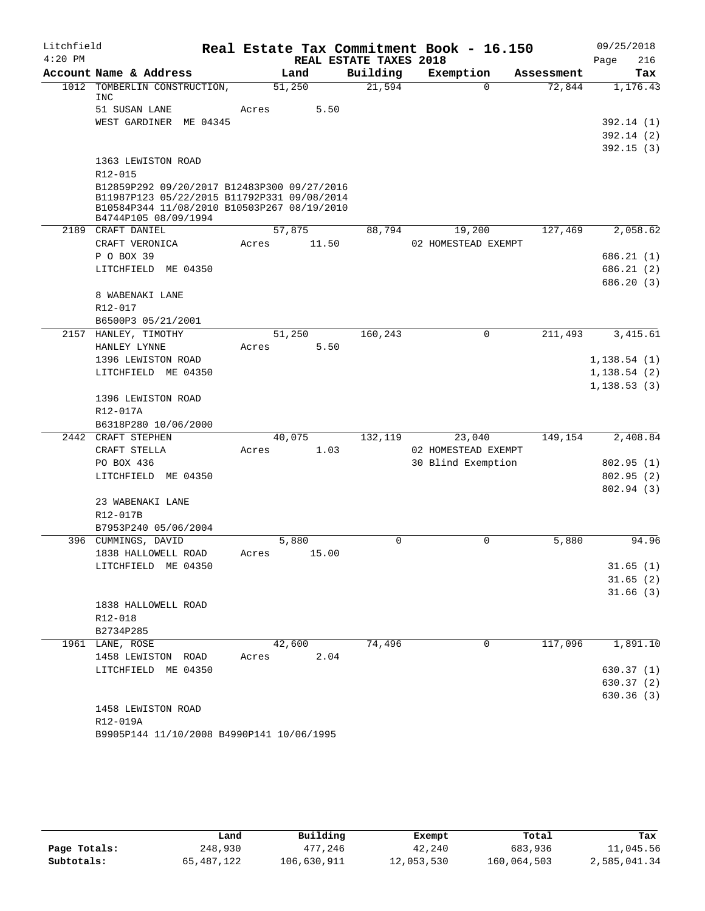Litchfield · 4:20 PM

# Real Estate Tax Commitment Book - 16.150

## REAL ESTATE TAXES 2018

09/25/2018 · Page 216

| Account | Name & Address | Land | Building | Exemption | Assessment | Tax |
|---|---|---|---|---|---|---|
| 1012 | TOMBERLIN CONSTRUCTION, INC | 51,250 | 21,594 | 0 | 72,844 | 1,176.43 |
| | 51 SUSAN LANE | Acres 5.50 | | | | |
| | WEST GARDINER ME 04345 | | | | | 392.14 (1) |
| | | | | | | 392.14 (2) |
| | | | | | | 392.15 (3) |
| | 1363 LEWISTON ROAD | | | | | |
| | R12-015 | | | | | |
| | B12859P292 09/20/2017 B12483P300 09/27/2016 B11987P123 05/22/2015 B11792P331 09/08/2014 B10584P344 11/08/2010 B10503P267 08/19/2010 B4744P105 08/09/1994 | | | | | |
| 2189 | CRAFT DANIEL | 57,875 | 88,794 | 19,200 | 127,469 | 2,058.62 |
| | CRAFT VERONICA | Acres 11.50 | | 02 HOMESTEAD EXEMPT | | |
| | P O BOX 39 | | | | | 686.21 (1) |
| | LITCHFIELD ME 04350 | | | | | 686.21 (2) |
| | | | | | | 686.20 (3) |
| | 8 WABENAKI LANE | | | | | |
| | R12-017 | | | | | |
| | B6500P3 05/21/2001 | | | | | |
| 2157 | HANLEY, TIMOTHY | 51,250 | 160,243 | 0 | 211,493 | 3,415.61 |
| | HANLEY LYNNE | Acres 5.50 | | | | |
| | 1396 LEWISTON ROAD | | | | | 1,138.54 (1) |
| | LITCHFIELD ME 04350 | | | | | 1,138.54 (2) |
| | | | | | | 1,138.53 (3) |
| | 1396 LEWISTON ROAD | | | | | |
| | R12-017A | | | | | |
| | B6318P280 10/06/2000 | | | | | |
| 2442 | CRAFT STEPHEN | 40,075 | 132,119 | 23,040 | 149,154 | 2,408.84 |
| | CRAFT STELLA | Acres 1.03 | | 02 HOMESTEAD EXEMPT | | |
| | PO BOX 436 | | | 30 Blind Exemption | | 802.95 (1) |
| | LITCHFIELD ME 04350 | | | | | 802.95 (2) |
| | | | | | | 802.94 (3) |
| | 23 WABENAKI LANE | | | | | |
| | R12-017B | | | | | |
| | B7953P240 05/06/2004 | | | | | |
| 396 | CUMMINGS, DAVID | 5,880 | 0 | 0 | 5,880 | 94.96 |
| | 1838 HALLOWELL ROAD | Acres 15.00 | | | | |
| | LITCHFIELD ME 04350 | | | | | 31.65 (1) |
| | | | | | | 31.65 (2) |
| | | | | | | 31.66 (3) |
| | 1838 HALLOWELL ROAD | | | | | |
| | R12-018 | | | | | |
| | B2734P285 | | | | | |
| 1961 | LANE, ROSE | 42,600 | 74,496 | 0 | 117,096 | 1,891.10 |
| | 1458 LEWISTON ROAD | Acres 2.04 | | | | |
| | LITCHFIELD ME 04350 | | | | | 630.37 (1) |
| | | | | | | 630.37 (2) |
| | | | | | | 630.36 (3) |
| | 1458 LEWISTON ROAD | | | | | |
| | R12-019A | | | | | |
| | B9905P144 11/10/2008 B4990P141 10/06/1995 | | | | | |

| | Land | Building | Exempt | Total | Tax |
|---|---|---|---|---|---|
| Page Totals: | 248,930 | 477,246 | 42,240 | 683,936 | 11,045.56 |
| Subtotals: | 65,487,122 | 106,630,911 | 12,053,530 | 160,064,503 | 2,585,041.34 |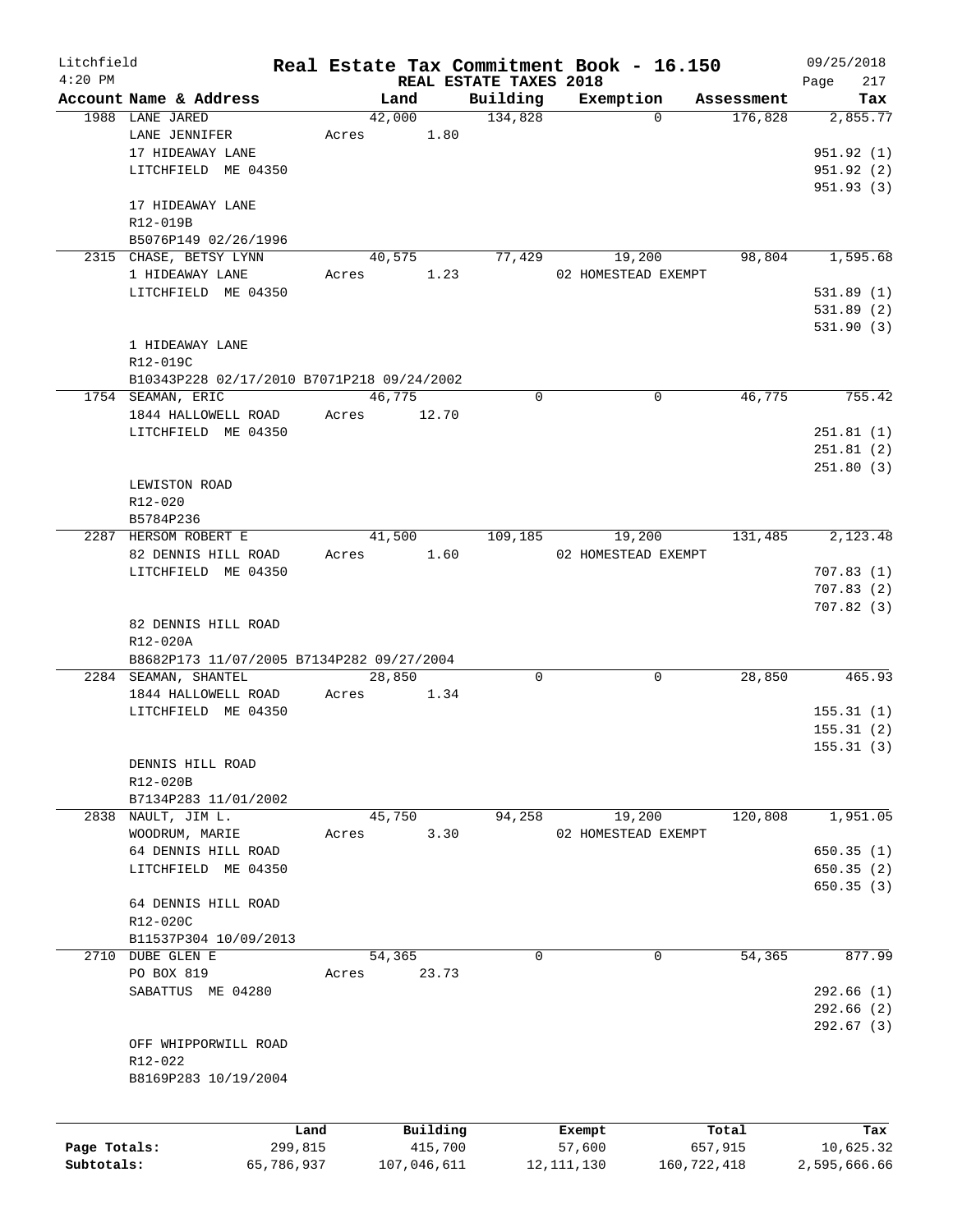# Real Estate Tax Commitment Book - 16.150

Litchfield 4:20 PM — REAL ESTATE TAXES 2018 — 09/25/2018

| Account Name & Address | Land | Building | Exemption | Assessment | Tax |
|---|---|---|---|---|---|
| 1988 LANE JARED | 42,000 | 134,828 | 0 | 176,828 | 2,855.77 |
| LANE JENNIFER | Acres 1.80 | | | | |
| 17 HIDEAWAY LANE | | | | | 951.92 (1) |
| LITCHFIELD ME 04350 | | | | | 951.92 (2) |
| | | | | | 951.93 (3) |
| 17 HIDEAWAY LANE | | | | | |
| R12-019B | | | | | |
| B5076P149 02/26/1996 | | | | | |
| 2315 CHASE, BETSY LYNN | 40,575 | 77,429 | 19,200 | 98,804 | 1,595.68 |
| 1 HIDEAWAY LANE | Acres 1.23 | | 02 HOMESTEAD EXEMPT | | |
| LITCHFIELD ME 04350 | | | | | 531.89 (1) |
| | | | | | 531.89 (2) |
| | | | | | 531.90 (3) |
| 1 HIDEAWAY LANE | | | | | |
| R12-019C | | | | | |
| B10343P228 02/17/2010 B7071P218 09/24/2002 | | | | | |
| 1754 SEAMAN, ERIC | 46,775 | 0 | 0 | 46,775 | 755.42 |
| 1844 HALLOWELL ROAD | Acres 12.70 | | | | |
| LITCHFIELD ME 04350 | | | | | 251.81 (1) |
| | | | | | 251.81 (2) |
| | | | | | 251.80 (3) |
| LEWISTON ROAD | | | | | |
| R12-020 | | | | | |
| B5784P236 | | | | | |
| 2287 HERSOM ROBERT E | 41,500 | 109,185 | 19,200 | 131,485 | 2,123.48 |
| 82 DENNIS HILL ROAD | Acres 1.60 | | 02 HOMESTEAD EXEMPT | | |
| LITCHFIELD ME 04350 | | | | | 707.83 (1) |
| | | | | | 707.83 (2) |
| | | | | | 707.82 (3) |
| 82 DENNIS HILL ROAD | | | | | |
| R12-020A | | | | | |
| B8682P173 11/07/2005 B7134P282 09/27/2004 | | | | | |
| 2284 SEAMAN, SHANTEL | 28,850 | 0 | 0 | 28,850 | 465.93 |
| 1844 HALLOWELL ROAD | Acres 1.34 | | | | |
| LITCHFIELD ME 04350 | | | | | 155.31 (1) |
| | | | | | 155.31 (2) |
| | | | | | 155.31 (3) |
| DENNIS HILL ROAD | | | | | |
| R12-020B | | | | | |
| B7134P283 11/01/2002 | | | | | |
| 2838 NAULT, JIM L. | 45,750 | 94,258 | 19,200 | 120,808 | 1,951.05 |
| WOODRUM, MARIE | Acres 3.30 | | 02 HOMESTEAD EXEMPT | | |
| 64 DENNIS HILL ROAD | | | | | 650.35 (1) |
| LITCHFIELD ME 04350 | | | | | 650.35 (2) |
| | | | | | 650.35 (3) |
| 64 DENNIS HILL ROAD | | | | | |
| R12-020C | | | | | |
| B11537P304 10/09/2013 | | | | | |
| 2710 DUBE GLEN E | 54,365 | 0 | 0 | 54,365 | 877.99 |
| PO BOX 819 | Acres 23.73 | | | | |
| SABATTUS ME 04280 | | | | | 292.66 (1) |
| | | | | | 292.66 (2) |
| | | | | | 292.67 (3) |
| OFF WHIPPORWILL ROAD | | | | | |
| R12-022 | | | | | |
| B8169P283 10/19/2004 | | | | | |

| | Land | Building | Exempt | Total | Tax |
|---|---|---|---|---|---|
| Page Totals: | 299,815 | 415,700 | 57,600 | 657,915 | 10,625.32 |
| Subtotals: | 65,786,937 | 107,046,611 | 12,111,130 | 160,722,418 | 2,595,666.66 |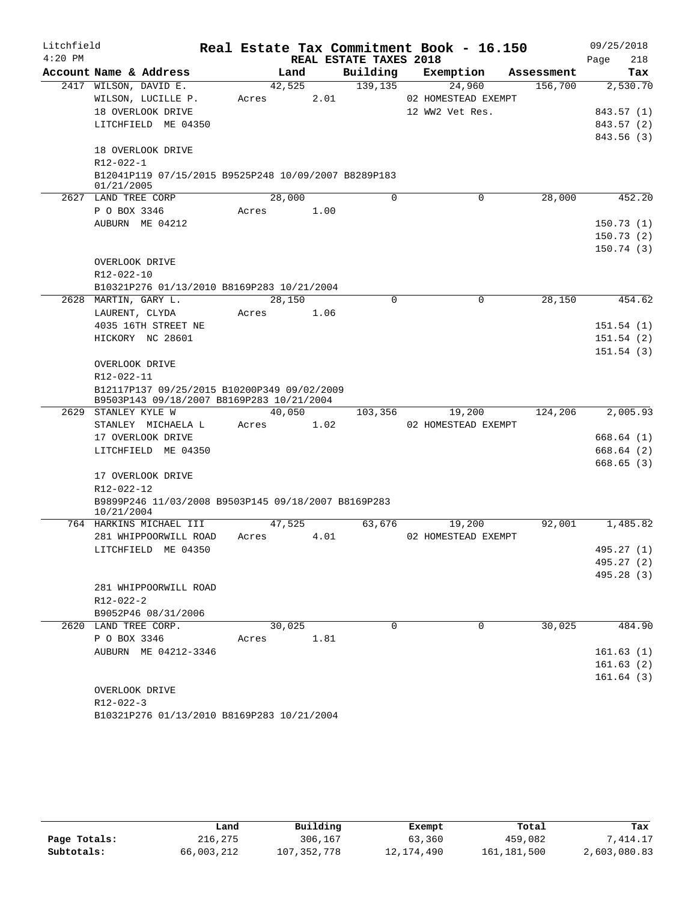# Real Estate Tax Commitment Book - 16.150

Litchfield
4:20 PM

REAL ESTATE TAXES 2018

09/25/2018
Page 218

| Account | Name & Address | Land | Building | Exemption | Assessment | Tax |
|---|---|---|---|---|---|---|
| 2417 | WILSON, DAVID E. | 42,525 | 139,135 | 24,960 | 156,700 | 2,530.70 |
| | WILSON, LUCILLE P. | Acres 2.01 | | 02 HOMESTEAD EXEMPT | | |
| | 18 OVERLOOK DRIVE | | | 12 WW2 Vet Res. | | 843.57 (1) |
| | LITCHFIELD ME 04350 | | | | | 843.57 (2) |
| | | | | | | 843.56 (3) |
| | 18 OVERLOOK DRIVE | | | | | |
| | R12-022-1 | | | | | |
| | B12041P119 07/15/2015 B9525P248 10/09/2007 B8289P183 01/21/2005 | | | | | |
| 2627 | LAND TREE CORP | 28,000 | 0 | 0 | 28,000 | 452.20 |
| | P O BOX 3346 | Acres 1.00 | | | | |
| | AUBURN ME 04212 | | | | | 150.73 (1) |
| | | | | | | 150.73 (2) |
| | | | | | | 150.74 (3) |
| | OVERLOOK DRIVE | | | | | |
| | R12-022-10 | | | | | |
| | B10321P276 01/13/2010 B8169P283 10/21/2004 | | | | | |
| 2628 | MARTIN, GARY L. | 28,150 | 0 | 0 | 28,150 | 454.62 |
| | LAURENT, CLYDA | Acres 1.06 | | | | |
| | 4035 16TH STREET NE | | | | | 151.54 (1) |
| | HICKORY NC 28601 | | | | | 151.54 (2) |
| | | | | | | 151.54 (3) |
| | OVERLOOK DRIVE | | | | | |
| | R12-022-11 | | | | | |
| | B12117P137 09/25/2015 B10200P349 09/02/2009 B9503P143 09/18/2007 B8169P283 10/21/2004 | | | | | |
| 2629 | STANLEY KYLE W | 40,050 | 103,356 | 19,200 | 124,206 | 2,005.93 |
| | STANLEY MICHAELA L | Acres 1.02 | | 02 HOMESTEAD EXEMPT | | |
| | 17 OVERLOOK DRIVE | | | | | 668.64 (1) |
| | LITCHFIELD ME 04350 | | | | | 668.64 (2) |
| | | | | | | 668.65 (3) |
| | 17 OVERLOOK DRIVE | | | | | |
| | R12-022-12 | | | | | |
| | B9899P246 11/03/2008 B9503P145 09/18/2007 B8169P283 10/21/2004 | | | | | |
| 764 | HARKINS MICHAEL III | 47,525 | 63,676 | 19,200 | 92,001 | 1,485.82 |
| | 281 WHIPPOORWILL ROAD | Acres 4.01 | | 02 HOMESTEAD EXEMPT | | |
| | LITCHFIELD ME 04350 | | | | | 495.27 (1) |
| | | | | | | 495.27 (2) |
| | | | | | | 495.28 (3) |
| | 281 WHIPPOORWILL ROAD | | | | | |
| | R12-022-2 | | | | | |
| | B9052P46 08/31/2006 | | | | | |
| 2620 | LAND TREE CORP. | 30,025 | 0 | 0 | 30,025 | 484.90 |
| | P O BOX 3346 | Acres 1.81 | | | | |
| | AUBURN ME 04212-3346 | | | | | 161.63 (1) |
| | | | | | | 161.63 (2) |
| | | | | | | 161.64 (3) |
| | OVERLOOK DRIVE | | | | | |
| | R12-022-3 | | | | | |
| | B10321P276 01/13/2010 B8169P283 10/21/2004 | | | | | |

| | Land | Building | Exempt | Total | Tax |
|---|---|---|---|---|---|
| Page Totals: | 216,275 | 306,167 | 63,360 | 459,082 | 7,414.17 |
| Subtotals: | 66,003,212 | 107,352,778 | 12,174,490 | 161,181,500 | 2,603,080.83 |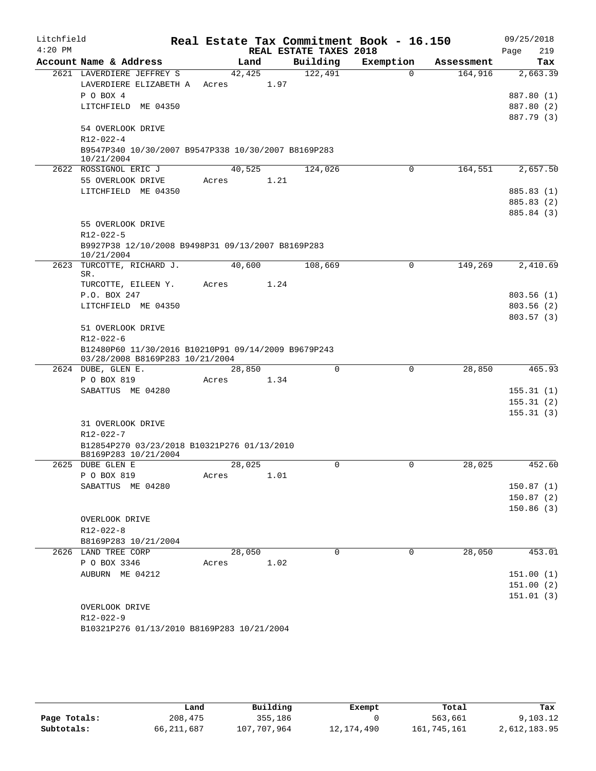Litchfield
4:20 PM

# Real Estate Tax Commitment Book - 16.150

REAL ESTATE TAXES 2018

09/25/2018

| Account Name & Address | Land | Building | Exemption | Assessment | Tax |
|---|---|---|---|---|---|
| 2621 LAVERDIERE JEFFREY S | 42,425 | 122,491 | 0 | 164,916 | 2,663.39 |
| LAVERDIERE ELIZABETH A | Acres 1.97 | | | | |
| P O BOX 4 | | | | | 887.80 (1) |
| LITCHFIELD ME 04350 | | | | | 887.80 (2) |
| | | | | | 887.79 (3) |
| 54 OVERLOOK DRIVE | | | | | |
| R12-022-4 | | | | | |
| B9547P340 10/30/2007 B9547P338 10/30/2007 B8169P283 10/21/2004 | | | | | |
| 2622 ROSSIGNOL ERIC J | 40,525 | 124,026 | 0 | 164,551 | 2,657.50 |
| 55 OVERLOOK DRIVE | Acres 1.21 | | | | |
| LITCHFIELD ME 04350 | | | | | 885.83 (1) |
| | | | | | 885.83 (2) |
| | | | | | 885.84 (3) |
| 55 OVERLOOK DRIVE | | | | | |
| R12-022-5 | | | | | |
| B9927P38 12/10/2008 B9498P31 09/13/2007 B8169P283 10/21/2004 | | | | | |
| 2623 TURCOTTE, RICHARD J. SR. | 40,600 | 108,669 | 0 | 149,269 | 2,410.69 |
| TURCOTTE, EILEEN Y. | Acres 1.24 | | | | |
| P.O. BOX 247 | | | | | 803.56 (1) |
| LITCHFIELD ME 04350 | | | | | 803.56 (2) |
| | | | | | 803.57 (3) |
| 51 OVERLOOK DRIVE | | | | | |
| R12-022-6 | | | | | |
| B12480P60 11/30/2016 B10210P91 09/14/2009 B9679P243 03/28/2008 B8169P283 10/21/2004 | | | | | |
| 2624 DUBE, GLEN E. | 28,850 | 0 | 0 | 28,850 | 465.93 |
| P O BOX 819 | Acres 1.34 | | | | |
| SABATTUS ME 04280 | | | | | 155.31 (1) |
| | | | | | 155.31 (2) |
| | | | | | 155.31 (3) |
| 31 OVERLOOK DRIVE | | | | | |
| R12-022-7 | | | | | |
| B12854P270 03/23/2018 B10321P276 01/13/2010 B8169P283 10/21/2004 | | | | | |
| 2625 DUBE GLEN E | 28,025 | 0 | 0 | 28,025 | 452.60 |
| P O BOX 819 | Acres 1.01 | | | | |
| SABATTUS ME 04280 | | | | | 150.87 (1) |
| | | | | | 150.87 (2) |
| | | | | | 150.86 (3) |
| OVERLOOK DRIVE | | | | | |
| R12-022-8 | | | | | |
| B8169P283 10/21/2004 | | | | | |
| 2626 LAND TREE CORP | 28,050 | 0 | 0 | 28,050 | 453.01 |
| P O BOX 3346 | Acres 1.02 | | | | |
| AUBURN ME 04212 | | | | | 151.00 (1) |
| | | | | | 151.00 (2) |
| | | | | | 151.01 (3) |
| OVERLOOK DRIVE | | | | | |
| R12-022-9 | | | | | |
| B10321P276 01/13/2010 B8169P283 10/21/2004 | | | | | |

| | Land | Building | Exempt | Total | Tax |
|---|---|---|---|---|---|
| Page Totals: | 208,475 | 355,186 | 0 | 563,661 | 9,103.12 |
| Subtotals: | 66,211,687 | 107,707,964 | 12,174,490 | 161,745,161 | 2,612,183.95 |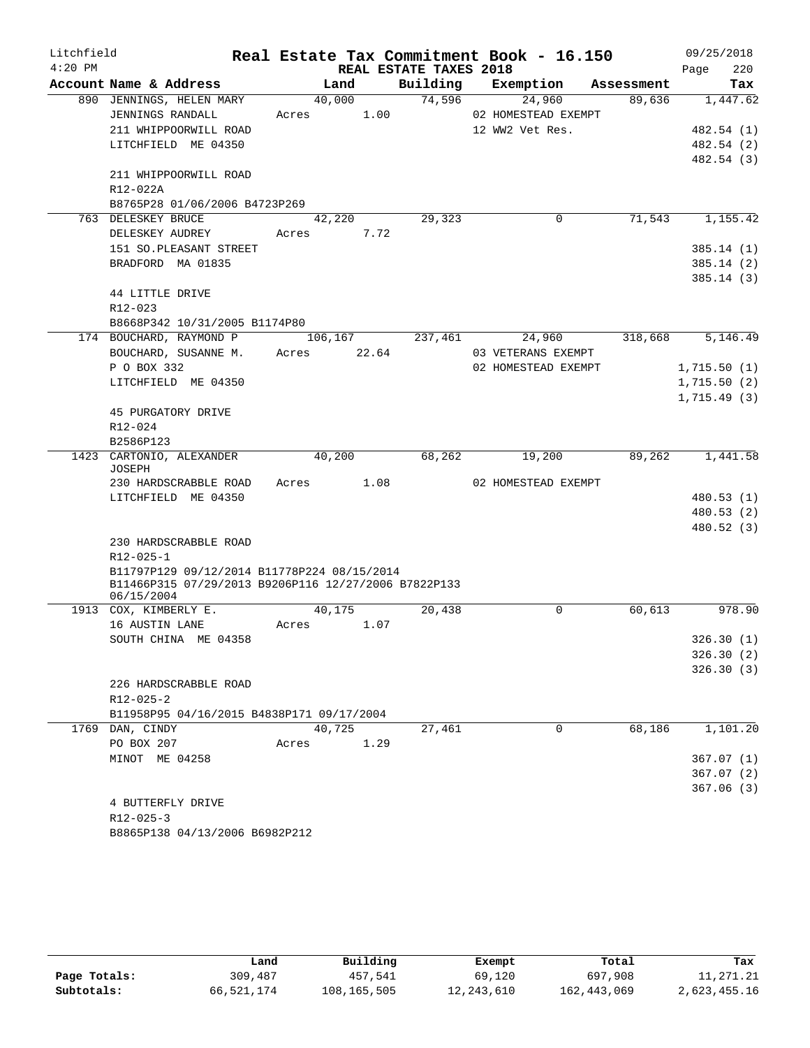Litchfield
4:20 PM

# Real Estate Tax Commitment Book - 16.150

## REAL ESTATE TAXES 2018

09/25/2018

| Account Name & Address | Land | Building | Exemption | Assessment | Tax |
|---|---|---|---|---|---|
| 890 JENNINGS, HELEN MARY | 40,000 | 74,596 | 24,960 | 89,636 | 1,447.62 |
| JENNINGS RANDALL | Acres 1.00 | | 02 HOMESTEAD EXEMPT | | |
| 211 WHIPPOORWILL ROAD | | | 12 WW2 Vet Res. | | 482.54 (1) |
| LITCHFIELD ME 04350 | | | | | 482.54 (2) |
| | | | | | 482.54 (3) |
| 211 WHIPPOORWILL ROAD | | | | | |
| R12-022A | | | | | |
| B8765P28 01/06/2006 B4723P269 | | | | | |
| 763 DELESKEY BRUCE | 42,220 | 29,323 | 0 | 71,543 | 1,155.42 |
| DELESKEY AUDREY | Acres 7.72 | | | | |
| 151 SO.PLEASANT STREET | | | | | 385.14 (1) |
| BRADFORD MA 01835 | | | | | 385.14 (2) |
| | | | | | 385.14 (3) |
| 44 LITTLE DRIVE | | | | | |
| R12-023 | | | | | |
| B8668P342 10/31/2005 B1174P80 | | | | | |
| 174 BOUCHARD, RAYMOND P | 106,167 | 237,461 | 24,960 | 318,668 | 5,146.49 |
| BOUCHARD, SUSANNE M. | Acres 22.64 | | 03 VETERANS EXEMPT | | |
| P O BOX 332 | | | 02 HOMESTEAD EXEMPT | | 1,715.50 (1) |
| LITCHFIELD ME 04350 | | | | | 1,715.50 (2) |
| | | | | | 1,715.49 (3) |
| 45 PURGATORY DRIVE | | | | | |
| R12-024 | | | | | |
| B2586P123 | | | | | |
| 1423 CARTONIO, ALEXANDER JOSEPH | 40,200 | 68,262 | 19,200 | 89,262 | 1,441.58 |
| 230 HARDSCRABBLE ROAD | Acres 1.08 | | 02 HOMESTEAD EXEMPT | | |
| LITCHFIELD ME 04350 | | | | | 480.53 (1) |
| | | | | | 480.53 (2) |
| | | | | | 480.52 (3) |
| 230 HARDSCRABBLE ROAD | | | | | |
| R12-025-1 | | | | | |
| B11797P129 09/12/2014 B11778P224 08/15/2014 B11466P315 07/29/2013 B9206P116 12/27/2006 B7822P133 06/15/2004 | | | | | |
| 1913 COX, KIMBERLY E. | 40,175 | 20,438 | 0 | 60,613 | 978.90 |
| 16 AUSTIN LANE | Acres 1.07 | | | | |
| SOUTH CHINA ME 04358 | | | | | 326.30 (1) |
| | | | | | 326.30 (2) |
| | | | | | 326.30 (3) |
| 226 HARDSCRABBLE ROAD | | | | | |
| R12-025-2 | | | | | |
| B11958P95 04/16/2015 B4838P171 09/17/2004 | | | | | |
| 1769 DAN, CINDY | 40,725 | 27,461 | 0 | 68,186 | 1,101.20 |
| PO BOX 207 | Acres 1.29 | | | | |
| MINOT ME 04258 | | | | | 367.07 (1) |
| | | | | | 367.07 (2) |
| | | | | | 367.06 (3) |
| 4 BUTTERFLY DRIVE | | | | | |
| R12-025-3 | | | | | |
| B8865P138 04/13/2006 B6982P212 | | | | | |

| | Land | Building | Exempt | Total | Tax |
|---|---|---|---|---|---|
| Page Totals: | 309,487 | 457,541 | 69,120 | 697,908 | 11,271.21 |
| Subtotals: | 66,521,174 | 108,165,505 | 12,243,610 | 162,443,069 | 2,623,455.16 |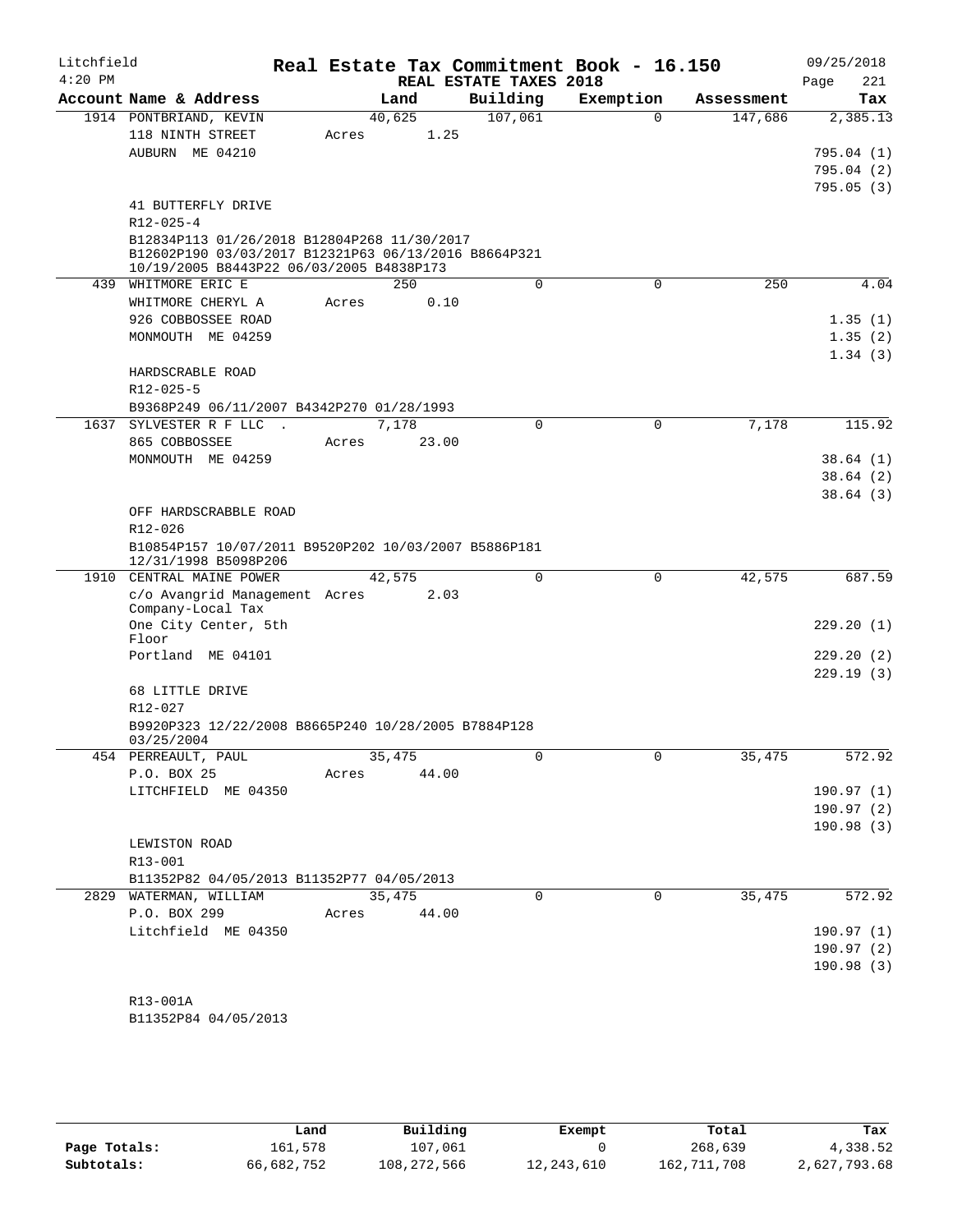Litchfield — Real Estate Tax Commitment Book - 16.150 — 09/25/2018
4:20 PM — REAL ESTATE TAXES 2018

| Account Name & Address | Land | Building | Exemption | Assessment | Tax |
|---|---|---|---|---|---|
| 1914 PONTBRIAND, KEVIN | 40,625 | 107,061 | 0 | 147,686 | 2,385.13 |
| 118 NINTH STREET | Acres 1.25 | | | | |
| AUBURN ME 04210 | | | | | 795.04 (1) |
| | | | | | 795.04 (2) |
| | | | | | 795.05 (3) |
| 41 BUTTERFLY DRIVE | | | | | |
| R12-025-4 | | | | | |
| B12834P113 01/26/2018 B12804P268 11/30/2017 B12602P190 03/03/2017 B12321P63 06/13/2016 B8664P321 10/19/2005 B8443P22 06/03/2005 B4838P173 | | | | | |
| 439 WHITMORE ERIC E | 250 | 0 | 0 | 250 | 4.04 |
| WHITMORE CHERYL A | Acres 0.10 | | | | |
| 926 COBBOSSEE ROAD | | | | | 1.35 (1) |
| MONMOUTH ME 04259 | | | | | 1.35 (2) |
| | | | | | 1.34 (3) |
| HARDSCRABLE ROAD | | | | | |
| R12-025-5 | | | | | |
| B9368P249 06/11/2007 B4342P270 01/28/1993 | | | | | |
| 1637 SYLVESTER R F LLC . | 7,178 | 0 | 0 | 7,178 | 115.92 |
| 865 COBBOSSEE | Acres 23.00 | | | | |
| MONMOUTH ME 04259 | | | | | 38.64 (1) |
| | | | | | 38.64 (2) |
| | | | | | 38.64 (3) |
| OFF HARDSCRABBLE ROAD | | | | | |
| R12-026 | | | | | |
| B10854P157 10/07/2011 B9520P202 10/03/2007 B5886P181 12/31/1998 B5098P206 | | | | | |
| 1910 CENTRAL MAINE POWER | 42,575 | 0 | 0 | 42,575 | 687.59 |
| c/o Avangrid Management Company-Local Tax | Acres 2.03 | | | | |
| One City Center, 5th Floor | | | | | 229.20 (1) |
| Portland ME 04101 | | | | | 229.20 (2) |
| | | | | | 229.19 (3) |
| 68 LITTLE DRIVE | | | | | |
| R12-027 | | | | | |
| B9920P323 12/22/2008 B8665P240 10/28/2005 B7884P128 03/25/2004 | | | | | |
| 454 PERREAULT, PAUL | 35,475 | 0 | 0 | 35,475 | 572.92 |
| P.O. BOX 25 | Acres 44.00 | | | | |
| LITCHFIELD ME 04350 | | | | | 190.97 (1) |
| | | | | | 190.97 (2) |
| | | | | | 190.98 (3) |
| LEWISTON ROAD | | | | | |
| R13-001 | | | | | |
| B11352P82 04/05/2013 B11352P77 04/05/2013 | | | | | |
| 2829 WATERMAN, WILLIAM | 35,475 | 0 | 0 | 35,475 | 572.92 |
| P.O. BOX 299 | Acres 44.00 | | | | |
| Litchfield ME 04350 | | | | | 190.97 (1) |
| | | | | | 190.97 (2) |
| | | | | | 190.98 (3) |
| R13-001A | | | | | |
| B11352P84 04/05/2013 | | | | | |

| | Land | Building | Exempt | Total | Tax |
|---|---|---|---|---|---|
| Page Totals: | 161,578 | 107,061 | 0 | 268,639 | 4,338.52 |
| Subtotals: | 66,682,752 | 108,272,566 | 12,243,610 | 162,711,708 | 2,627,793.68 |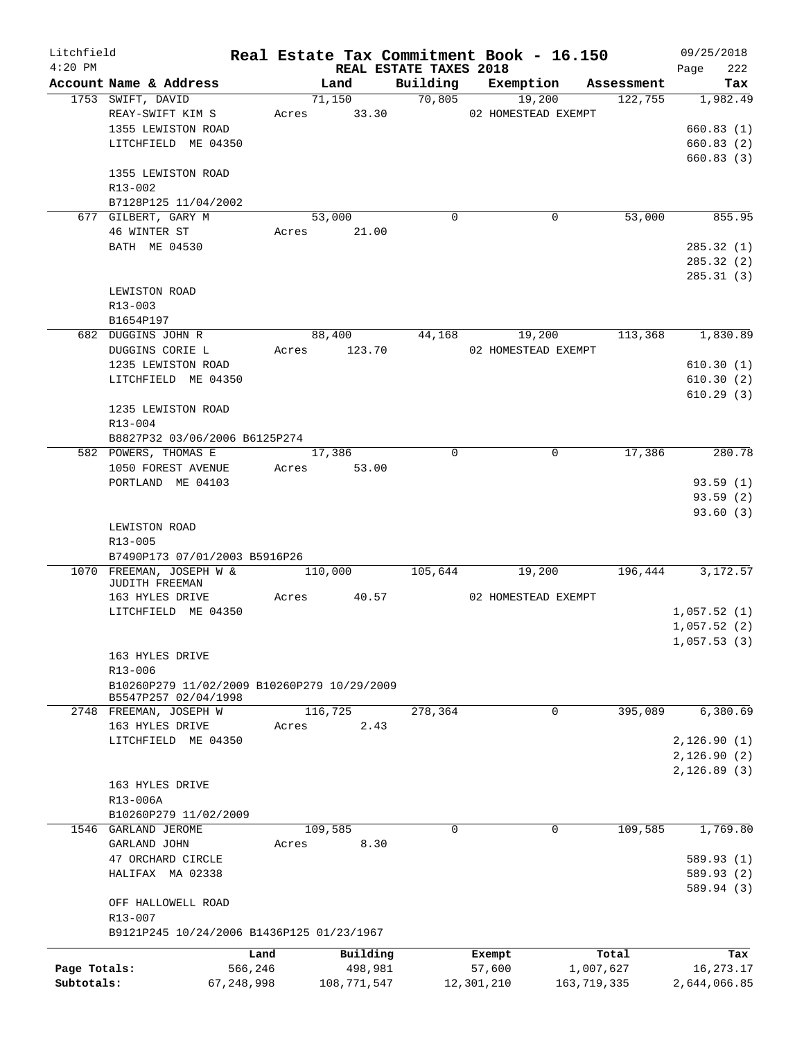Litchfield 4:20 PM

# Real Estate Tax Commitment Book - 16.150

REAL ESTATE TAXES 2018

09/25/2018 Page 222

| Account Name & Address | Land | Building | Exemption | Assessment | Tax |
|---|---|---|---|---|---|
| 1753 SWIFT, DAVID | 71,150 | 70,805 | 19,200 | 122,755 | 1,982.49 |
| REAY-SWIFT KIM S | Acres 33.30 | | 02 HOMESTEAD EXEMPT | | |
| 1355 LEWISTON ROAD | | | | | 660.83 (1) |
| LITCHFIELD ME 04350 | | | | | 660.83 (2) |
| | | | | | 660.83 (3) |
| 1355 LEWISTON ROAD | | | | | |
| R13-002 | | | | | |
| B7128P125 11/04/2002 | | | | | |
| 677 GILBERT, GARY M | 53,000 | 0 | 0 | 53,000 | 855.95 |
| 46 WINTER ST | Acres 21.00 | | | | |
| BATH ME 04530 | | | | | 285.32 (1) |
| | | | | | 285.32 (2) |
| | | | | | 285.31 (3) |
| LEWISTON ROAD | | | | | |
| R13-003 | | | | | |
| B1654P197 | | | | | |
| 682 DUGGINS JOHN R | 88,400 | 44,168 | 19,200 | 113,368 | 1,830.89 |
| DUGGINS CORIE L | Acres 123.70 | | 02 HOMESTEAD EXEMPT | | |
| 1235 LEWISTON ROAD | | | | | 610.30 (1) |
| LITCHFIELD ME 04350 | | | | | 610.30 (2) |
| | | | | | 610.29 (3) |
| 1235 LEWISTON ROAD | | | | | |
| R13-004 | | | | | |
| B8827P32 03/06/2006 B6125P274 | | | | | |
| 582 POWERS, THOMAS E | 17,386 | 0 | 0 | 17,386 | 280.78 |
| 1050 FOREST AVENUE | Acres 53.00 | | | | |
| PORTLAND ME 04103 | | | | | 93.59 (1) |
| | | | | | 93.59 (2) |
| | | | | | 93.60 (3) |
| LEWISTON ROAD | | | | | |
| R13-005 | | | | | |
| B7490P173 07/01/2003 B5916P26 | | | | | |
| 1070 FREEMAN, JOSEPH W & JUDITH FREEMAN | 110,000 | 105,644 | 19,200 | 196,444 | 3,172.57 |
| 163 HYLES DRIVE | Acres 40.57 | | 02 HOMESTEAD EXEMPT | | |
| LITCHFIELD ME 04350 | | | | | 1,057.52 (1) |
| | | | | | 1,057.52 (2) |
| | | | | | 1,057.53 (3) |
| 163 HYLES DRIVE | | | | | |
| R13-006 | | | | | |
| B10260P279 11/02/2009 B10260P279 10/29/2009 B5547P257 02/04/1998 | | | | | |
| 2748 FREEMAN, JOSEPH W | 116,725 | 278,364 | 0 | 395,089 | 6,380.69 |
| 163 HYLES DRIVE | Acres 2.43 | | | | |
| LITCHFIELD ME 04350 | | | | | 2,126.90 (1) |
| | | | | | 2,126.90 (2) |
| | | | | | 2,126.89 (3) |
| 163 HYLES DRIVE | | | | | |
| R13-006A | | | | | |
| B10260P279 11/02/2009 | | | | | |
| 1546 GARLAND JEROME | 109,585 | 0 | 0 | 109,585 | 1,769.80 |
| GARLAND JOHN | Acres 8.30 | | | | |
| 47 ORCHARD CIRCLE | | | | | 589.93 (1) |
| HALIFAX MA 02338 | | | | | 589.93 (2) |
| | | | | | 589.94 (3) |
| OFF HALLOWELL ROAD | | | | | |
| R13-007 | | | | | |
| B9121P245 10/24/2006 B1436P125 01/23/1967 | | | | | |

| | Land | Building | Exempt | Total | Tax |
|---|---|---|---|---|---|
| Page Totals: | 566,246 | 498,981 | 57,600 | 1,007,627 | 16,273.17 |
| Subtotals: | 67,248,998 | 108,771,547 | 12,301,210 | 163,719,335 | 2,644,066.85 |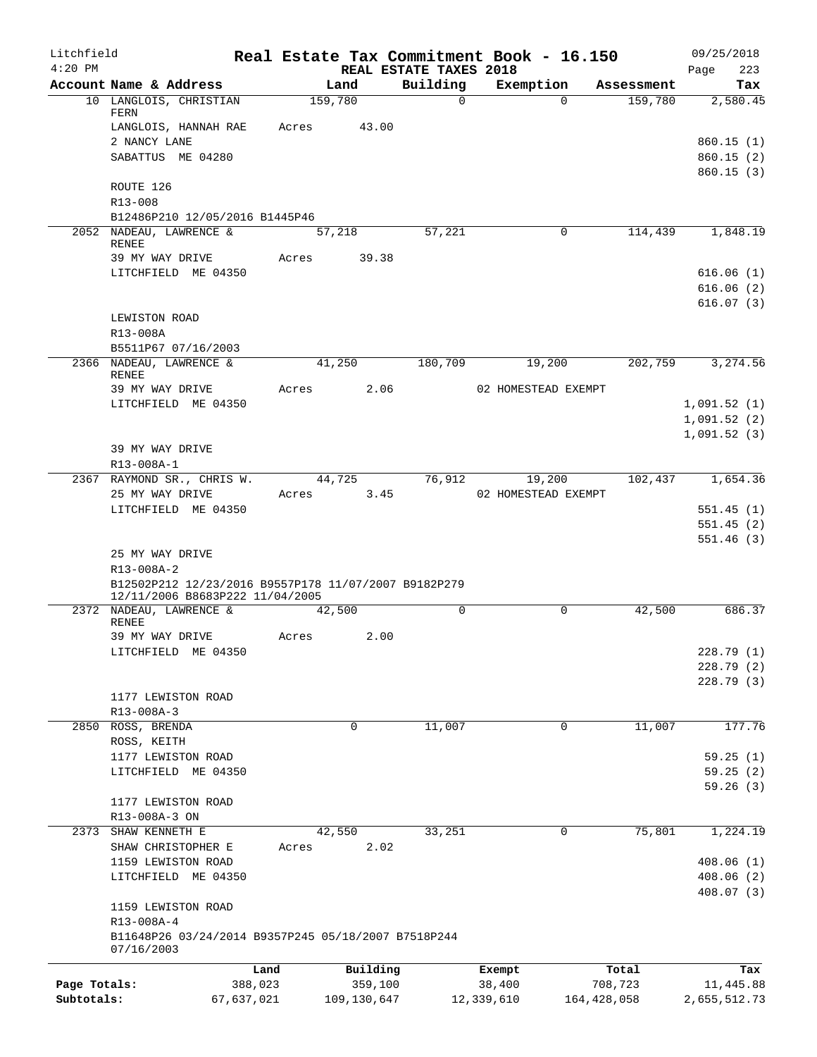# Real Estate Tax Commitment Book - 16.150

Litchfield 4:20 PM — REAL ESTATE TAXES 2018 — 09/25/2018

| Account Name & Address | Land | Building | Exemption | Assessment | Tax |
|---|---|---|---|---|---|
| 10 LANGLOIS, CHRISTIAN FERN | 159,780 | 0 | 0 | 159,780 | 2,580.45 |
| LANGLOIS, HANNAH RAE | Acres 43.00 | | | | |
| 2 NANCY LANE | | | | | 860.15 (1) |
| SABATTUS ME 04280 | | | | | 860.15 (2) |
| | | | | | 860.15 (3) |
| ROUTE 126 | | | | | |
| R13-008 | | | | | |
| B12486P210 12/05/2016 B1445P46 | | | | | |
| 2052 NADEAU, LAWRENCE & RENEE | 57,218 | 57,221 | 0 | 114,439 | 1,848.19 |
| 39 MY WAY DRIVE | Acres 39.38 | | | | |
| LITCHFIELD ME 04350 | | | | | 616.06 (1) |
| | | | | | 616.06 (2) |
| | | | | | 616.07 (3) |
| LEWISTON ROAD | | | | | |
| R13-008A | | | | | |
| B5511P67 07/16/2003 | | | | | |
| 2366 NADEAU, LAWRENCE & RENEE | 41,250 | 180,709 | 19,200 | 202,759 | 3,274.56 |
| 39 MY WAY DRIVE | Acres 2.06 | | 02 HOMESTEAD EXEMPT | | |
| LITCHFIELD ME 04350 | | | | | 1,091.52 (1) |
| | | | | | 1,091.52 (2) |
| | | | | | 1,091.52 (3) |
| 39 MY WAY DRIVE | | | | | |
| R13-008A-1 | | | | | |
| 2367 RAYMOND SR., CHRIS W. | 44,725 | 76,912 | 19,200 | 102,437 | 1,654.36 |
| 25 MY WAY DRIVE | Acres 3.45 | | 02 HOMESTEAD EXEMPT | | |
| LITCHFIELD ME 04350 | | | | | 551.45 (1) |
| | | | | | 551.45 (2) |
| | | | | | 551.46 (3) |
| 25 MY WAY DRIVE | | | | | |
| R13-008A-2 | | | | | |
| B12502P212 12/23/2016 B9557P178 11/07/2007 B9182P279 12/11/2006 B8683P222 11/04/2005 | | | | | |
| 2372 NADEAU, LAWRENCE & RENEE | 42,500 | 0 | 0 | 42,500 | 686.37 |
| 39 MY WAY DRIVE | Acres 2.00 | | | | |
| LITCHFIELD ME 04350 | | | | | 228.79 (1) |
| | | | | | 228.79 (2) |
| | | | | | 228.79 (3) |
| 1177 LEWISTON ROAD | | | | | |
| R13-008A-3 | | | | | |
| 2850 ROSS, BRENDA | 0 | 11,007 | 0 | 11,007 | 177.76 |
| ROSS, KEITH | | | | | |
| 1177 LEWISTON ROAD | | | | | 59.25 (1) |
| LITCHFIELD ME 04350 | | | | | 59.25 (2) |
| | | | | | 59.26 (3) |
| 1177 LEWISTON ROAD | | | | | |
| R13-008A-3 ON | | | | | |
| 2373 SHAW KENNETH E | 42,550 | 33,251 | 0 | 75,801 | 1,224.19 |
| SHAW CHRISTOPHER E | Acres 2.02 | | | | |
| 1159 LEWISTON ROAD | | | | | 408.06 (1) |
| LITCHFIELD ME 04350 | | | | | 408.06 (2) |
| | | | | | 408.07 (3) |
| 1159 LEWISTON ROAD | | | | | |
| R13-008A-4 | | | | | |
| B11648P26 03/24/2014 B9357P245 05/18/2007 B7518P244 07/16/2003 | | | | | |

| | Land | Building | Exempt | Total | Tax |
|---|---|---|---|---|---|
| Page Totals: | 388,023 | 359,100 | 38,400 | 708,723 | 11,445.88 |
| Subtotals: | 67,637,021 | 109,130,647 | 12,339,610 | 164,428,058 | 2,655,512.73 |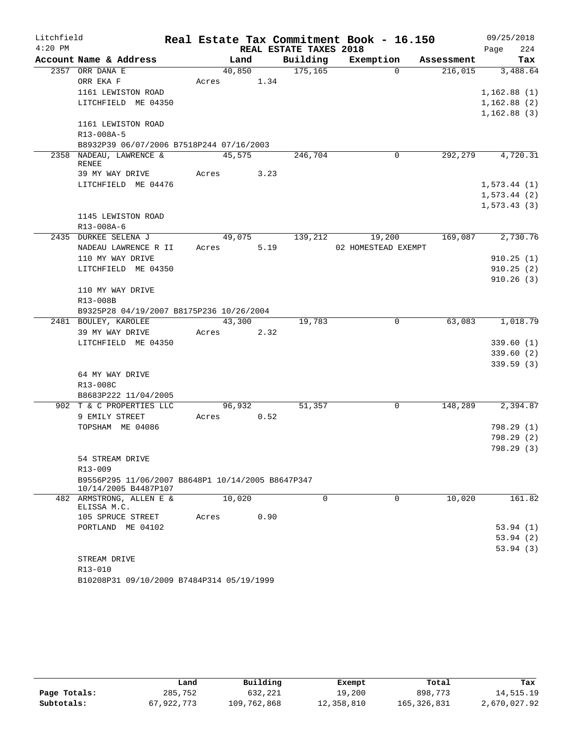# Real Estate Tax Commitment Book - 16.150

Litchfield 4:20 PM — REAL ESTATE TAXES 2018 — 09/25/2018

| Account Name & Address | Land | Building | Exemption | Assessment | Tax |
|---|---|---|---|---|---|
| 2357 ORR DANA E | 40,850 | 175,165 | 0 | 216,015 | 3,488.64 |
| ORR EKA F | Acres 1.34 | | | | |
| 1161 LEWISTON ROAD | | | | | 1,162.88 (1) |
| LITCHFIELD ME 04350 | | | | | 1,162.88 (2) |
| | | | | | 1,162.88 (3) |
| 1161 LEWISTON ROAD | | | | | |
| R13-008A-5 | | | | | |
| B8932P39 06/07/2006 B7518P244 07/16/2003 | | | | | |
| 2358 NADEAU, LAWRENCE & RENEE | 45,575 | 246,704 | 0 | 292,279 | 4,720.31 |
| 39 MY WAY DRIVE | Acres 3.23 | | | | |
| LITCHFIELD ME 04476 | | | | | 1,573.44 (1) |
| | | | | | 1,573.44 (2) |
| | | | | | 1,573.43 (3) |
| 1145 LEWISTON ROAD | | | | | |
| R13-008A-6 | | | | | |
| 2435 DURKEE SELENA J | 49,075 | 139,212 | 19,200 | 169,087 | 2,730.76 |
| NADEAU LAWRENCE R II | Acres 5.19 | | 02 HOMESTEAD EXEMPT | | |
| 110 MY WAY DRIVE | | | | | 910.25 (1) |
| LITCHFIELD ME 04350 | | | | | 910.25 (2) |
| | | | | | 910.26 (3) |
| 110 MY WAY DRIVE | | | | | |
| R13-008B | | | | | |
| B9325P28 04/19/2007 B8175P236 10/26/2004 | | | | | |
| 2481 BOULEY, KAROLEE | 43,300 | 19,783 | 0 | 63,083 | 1,018.79 |
| 39 MY WAY DRIVE | Acres 2.32 | | | | |
| LITCHFIELD ME 04350 | | | | | 339.60 (1) |
| | | | | | 339.60 (2) |
| | | | | | 339.59 (3) |
| 64 MY WAY DRIVE | | | | | |
| R13-008C | | | | | |
| B8683P222 11/04/2005 | | | | | |
| 902 T & C PROPERTIES LLC | 96,932 | 51,357 | 0 | 148,289 | 2,394.87 |
| 9 EMILY STREET | Acres 0.52 | | | | |
| TOPSHAM ME 04086 | | | | | 798.29 (1) |
| | | | | | 798.29 (2) |
| | | | | | 798.29 (3) |
| 54 STREAM DRIVE | | | | | |
| R13-009 | | | | | |
| B9556P295 11/06/2007 B8648P1 10/14/2005 B8647P347 10/14/2005 B4487P107 | | | | | |
| 482 ARMSTRONG, ALLEN E & ELISSA M.C. | 10,020 | 0 | 0 | 10,020 | 161.82 |
| 105 SPRUCE STREET | Acres 0.90 | | | | |
| PORTLAND ME 04102 | | | | | 53.94 (1) |
| | | | | | 53.94 (2) |
| | | | | | 53.94 (3) |
| STREAM DRIVE | | | | | |
| R13-010 | | | | | |
| B10208P31 09/10/2009 B7484P314 05/19/1999 | | | | | |

| | Land | Building | Exempt | Total | Tax |
|---|---|---|---|---|---|
| Page Totals: | 285,752 | 632,221 | 19,200 | 898,773 | 14,515.19 |
| Subtotals: | 67,922,773 | 109,762,868 | 12,358,810 | 165,326,831 | 2,670,027.92 |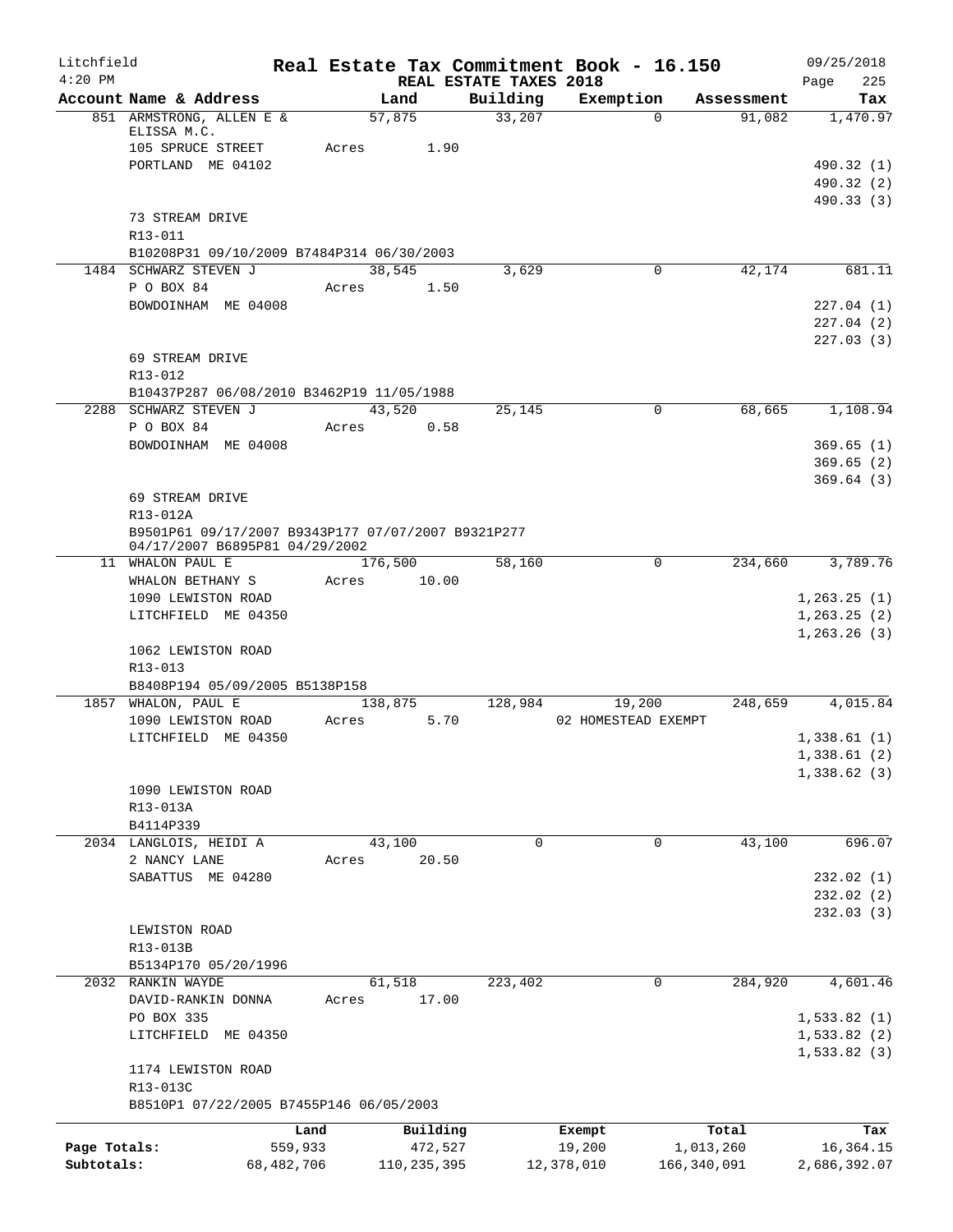Litchfield 4:20 PM

# Real Estate Tax Commitment Book - 16.150

REAL ESTATE TAXES 2018

09/25/2018 Page 225

| Account Name & Address | Land | Building | Exemption | Assessment | Tax |
|---|---|---|---|---|---|
| 851 ARMSTRONG, ALLEN E & ELISSA M.C. | 57,875 | 33,207 | 0 | 91,082 | 1,470.97 |
| 105 SPRUCE STREET | Acres 1.90 | | | | |
| PORTLAND ME 04102 | | | | | 490.32 (1) |
| | | | | | 490.32 (2) |
| | | | | | 490.33 (3) |
| 73 STREAM DRIVE | | | | | |
| R13-011 | | | | | |
| B10208P31 09/10/2009 B7484P314 06/30/2003 | | | | | |
| 1484 SCHWARZ STEVEN J | 38,545 | 3,629 | 0 | 42,174 | 681.11 |
| P O BOX 84 | Acres 1.50 | | | | |
| BOWDOINHAM ME 04008 | | | | | 227.04 (1) |
| | | | | | 227.04 (2) |
| | | | | | 227.03 (3) |
| 69 STREAM DRIVE | | | | | |
| R13-012 | | | | | |
| B10437P287 06/08/2010 B3462P19 11/05/1988 | | | | | |
| 2288 SCHWARZ STEVEN J | 43,520 | 25,145 | 0 | 68,665 | 1,108.94 |
| P O BOX 84 | Acres 0.58 | | | | |
| BOWDOINHAM ME 04008 | | | | | 369.65 (1) |
| | | | | | 369.65 (2) |
| | | | | | 369.64 (3) |
| 69 STREAM DRIVE | | | | | |
| R13-012A | | | | | |
| B9501P61 09/17/2007 B9343P177 07/07/2007 B9321P277 04/17/2007 B6895P81 04/29/2002 | | | | | |
| 11 WHALON PAUL E | 176,500 | 58,160 | 0 | 234,660 | 3,789.76 |
| WHALON BETHANY S | Acres 10.00 | | | | |
| 1090 LEWISTON ROAD | | | | | 1,263.25 (1) |
| LITCHFIELD ME 04350 | | | | | 1,263.25 (2) |
| | | | | | 1,263.26 (3) |
| 1062 LEWISTON ROAD | | | | | |
| R13-013 | | | | | |
| B8408P194 05/09/2005 B5138P158 | | | | | |
| 1857 WHALON, PAUL E | 138,875 | 128,984 | 19,200 | 248,659 | 4,015.84 |
| 1090 LEWISTON ROAD | Acres 5.70 | | 02 HOMESTEAD EXEMPT | | |
| LITCHFIELD ME 04350 | | | | | 1,338.61 (1) |
| | | | | | 1,338.61 (2) |
| | | | | | 1,338.62 (3) |
| 1090 LEWISTON ROAD | | | | | |
| R13-013A | | | | | |
| B4114P339 | | | | | |
| 2034 LANGLOIS, HEIDI A | 43,100 | 0 | 0 | 43,100 | 696.07 |
| 2 NANCY LANE | Acres 20.50 | | | | |
| SABATTUS ME 04280 | | | | | 232.02 (1) |
| | | | | | 232.02 (2) |
| | | | | | 232.03 (3) |
| LEWISTON ROAD | | | | | |
| R13-013B | | | | | |
| B5134P170 05/20/1996 | | | | | |
| 2032 RANKIN WAYDE | 61,518 | 223,402 | 0 | 284,920 | 4,601.46 |
| DAVID-RANKIN DONNA | Acres 17.00 | | | | |
| PO BOX 335 | | | | | 1,533.82 (1) |
| LITCHFIELD ME 04350 | | | | | 1,533.82 (2) |
| | | | | | 1,533.82 (3) |
| 1174 LEWISTON ROAD | | | | | |
| R13-013C | | | | | |
| B8510P1 07/22/2005 B7455P146 06/05/2003 | | | | | |

| | Land | Building | Exempt | Total | Tax |
|---|---|---|---|---|---|
| Page Totals: | 559,933 | 472,527 | 19,200 | 1,013,260 | 16,364.15 |
| Subtotals: | 68,482,706 | 110,235,395 | 12,378,010 | 166,340,091 | 2,686,392.07 |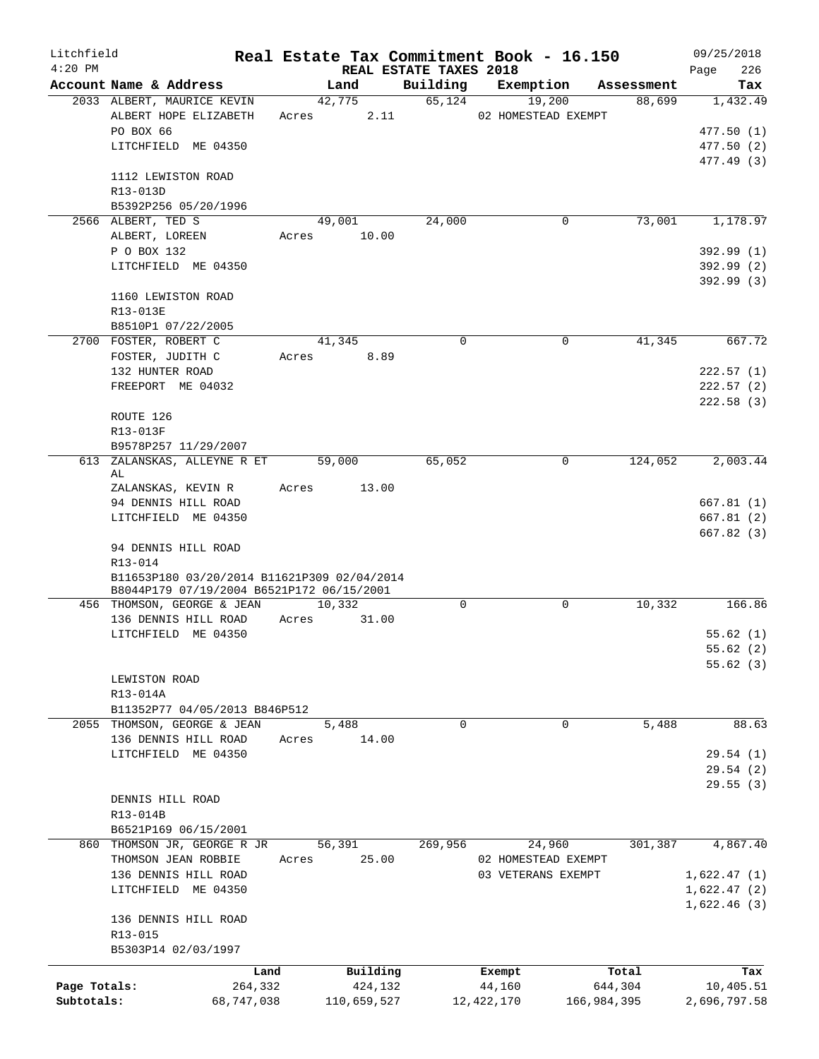Litchfield 4:20 PM

# Real Estate Tax Commitment Book - 16.150

REAL ESTATE TAXES 2018

09/25/2018 Page 226

| Account Name & Address | Land | Building | Exemption | Assessment | Tax |
|---|---|---|---|---|---|
| 2033 ALBERT, MAURICE KEVIN | 42,775 | 65,124 | 19,200 | 88,699 | 1,432.49 |
| ALBERT HOPE ELIZABETH | Acres 2.11 | | 02 HOMESTEAD EXEMPT | | |
| PO BOX 66 | | | | | 477.50 (1) |
| LITCHFIELD ME 04350 | | | | | 477.50 (2) |
| | | | | | 477.49 (3) |
| 1112 LEWISTON ROAD | | | | | |
| R13-013D | | | | | |
| B5392P256 05/20/1996 | | | | | |
| 2566 ALBERT, TED S | 49,001 | 24,000 | 0 | 73,001 | 1,178.97 |
| ALBERT, LOREEN | Acres 10.00 | | | | |
| P O BOX 132 | | | | | 392.99 (1) |
| LITCHFIELD ME 04350 | | | | | 392.99 (2) |
| | | | | | 392.99 (3) |
| 1160 LEWISTON ROAD | | | | | |
| R13-013E | | | | | |
| B8510P1 07/22/2005 | | | | | |
| 2700 FOSTER, ROBERT C | 41,345 | 0 | 0 | 41,345 | 667.72 |
| FOSTER, JUDITH C | Acres 8.89 | | | | |
| 132 HUNTER ROAD | | | | | 222.57 (1) |
| FREEPORT ME 04032 | | | | | 222.57 (2) |
| | | | | | 222.58 (3) |
| ROUTE 126 | | | | | |
| R13-013F | | | | | |
| B9578P257 11/29/2007 | | | | | |
| 613 ZALANSKAS, ALLEYNE R ET AL | 59,000 | 65,052 | 0 | 124,052 | 2,003.44 |
| ZALANSKAS, KEVIN R | Acres 13.00 | | | | |
| 94 DENNIS HILL ROAD | | | | | 667.81 (1) |
| LITCHFIELD ME 04350 | | | | | 667.81 (2) |
| | | | | | 667.82 (3) |
| 94 DENNIS HILL ROAD | | | | | |
| R13-014 | | | | | |
| B11653P180 03/20/2014 B11621P309 02/04/2014 | | | | | |
| B8044P179 07/19/2004 B6521P172 06/15/2001 | | | | | |
| 456 THOMSON, GEORGE & JEAN | 10,332 | 0 | 0 | 10,332 | 166.86 |
| 136 DENNIS HILL ROAD | Acres 31.00 | | | | |
| LITCHFIELD ME 04350 | | | | | 55.62 (1) |
| | | | | | 55.62 (2) |
| | | | | | 55.62 (3) |
| LEWISTON ROAD | | | | | |
| R13-014A | | | | | |
| B11352P77 04/05/2013 B846P512 | | | | | |
| 2055 THOMSON, GEORGE & JEAN | 5,488 | 0 | 0 | 5,488 | 88.63 |
| 136 DENNIS HILL ROAD | Acres 14.00 | | | | |
| LITCHFIELD ME 04350 | | | | | 29.54 (1) |
| | | | | | 29.54 (2) |
| | | | | | 29.55 (3) |
| DENNIS HILL ROAD | | | | | |
| R13-014B | | | | | |
| B6521P169 06/15/2001 | | | | | |
| 860 THOMSON JR, GEORGE R JR | 56,391 | 269,956 | 24,960 | 301,387 | 4,867.40 |
| THOMSON JEAN ROBBIE | Acres 25.00 | | 02 HOMESTEAD EXEMPT | | |
| 136 DENNIS HILL ROAD | | | 03 VETERANS EXEMPT | | 1,622.47 (1) |
| LITCHFIELD ME 04350 | | | | | 1,622.47 (2) |
| | | | | | 1,622.46 (3) |
| 136 DENNIS HILL ROAD | | | | | |
| R13-015 | | | | | |
| B5303P14 02/03/1997 | | | | | |

| | Land | Building | Exempt | Total | Tax |
|---|---|---|---|---|---|
| Page Totals: | 264,332 | 424,132 | 44,160 | 644,304 | 10,405.51 |
| Subtotals: | 68,747,038 | 110,659,527 | 12,422,170 | 166,984,395 | 2,696,797.58 |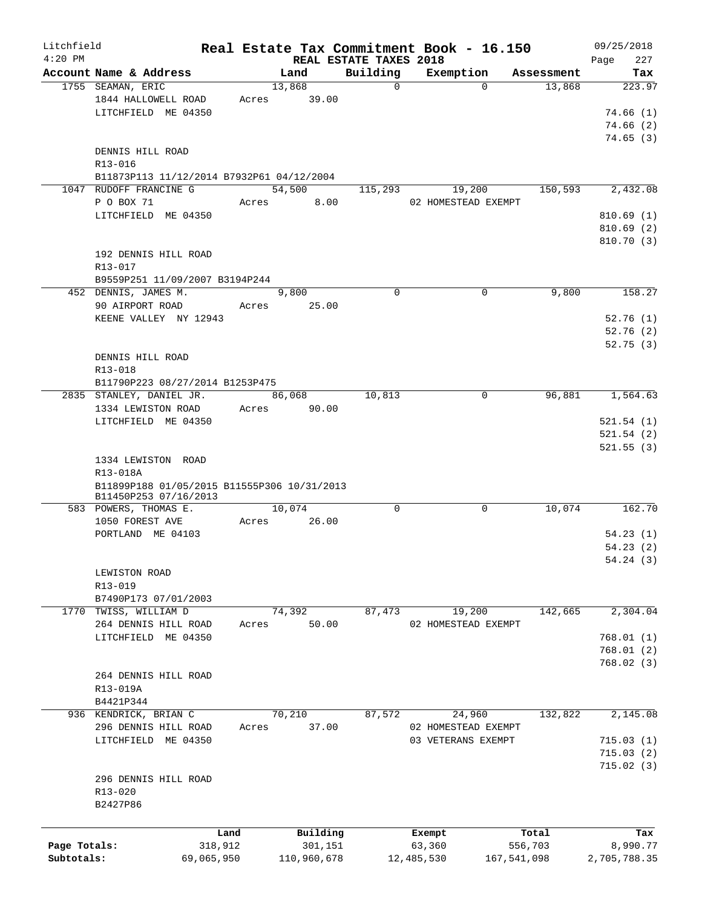Litchfield 4:20 PM

# Real Estate Tax Commitment Book - 16.150

## REAL ESTATE TAXES 2018

09/25/2018

| Account Name & Address | Land | Building | Exemption | Assessment | Tax |
|---|---|---|---|---|---|
| 1755 SEAMAN, ERIC | 13,868 | 0 | 0 | 13,868 | 223.97 |
| 1844 HALLOWELL ROAD | Acres 39.00 | | | | |
| LITCHFIELD ME 04350 | | | | | 74.66 (1) |
| | | | | | 74.66 (2) |
| | | | | | 74.65 (3) |
| DENNIS HILL ROAD | | | | | |
| R13-016 | | | | | |
| B11873P113 11/12/2014 B7932P61 04/12/2004 | | | | | |
| 1047 RUDOFF FRANCINE G | 54,500 | 115,293 | 19,200 | 150,593 | 2,432.08 |
| P O BOX 71 | Acres 8.00 | | 02 HOMESTEAD EXEMPT | | |
| LITCHFIELD ME 04350 | | | | | 810.69 (1) |
| | | | | | 810.69 (2) |
| | | | | | 810.70 (3) |
| 192 DENNIS HILL ROAD | | | | | |
| R13-017 | | | | | |
| B9559P251 11/09/2007 B3194P244 | | | | | |
| 452 DENNIS, JAMES M. | 9,800 | 0 | 0 | 9,800 | 158.27 |
| 90 AIRPORT ROAD | Acres 25.00 | | | | |
| KEENE VALLEY NY 12943 | | | | | 52.76 (1) |
| | | | | | 52.76 (2) |
| | | | | | 52.75 (3) |
| DENNIS HILL ROAD | | | | | |
| R13-018 | | | | | |
| B11790P223 08/27/2014 B1253P475 | | | | | |
| 2835 STANLEY, DANIEL JR. | 86,068 | 10,813 | 0 | 96,881 | 1,564.63 |
| 1334 LEWISTON ROAD | Acres 90.00 | | | | |
| LITCHFIELD ME 04350 | | | | | 521.54 (1) |
| | | | | | 521.54 (2) |
| | | | | | 521.55 (3) |
| 1334 LEWISTON ROAD | | | | | |
| R13-018A | | | | | |
| B11899P188 01/05/2015 B11555P306 10/31/2013 B11450P253 07/16/2013 | | | | | |
| 583 POWERS, THOMAS E. | 10,074 | 0 | 0 | 10,074 | 162.70 |
| 1050 FOREST AVE | Acres 26.00 | | | | |
| PORTLAND ME 04103 | | | | | 54.23 (1) |
| | | | | | 54.23 (2) |
| | | | | | 54.24 (3) |
| LEWISTON ROAD | | | | | |
| R13-019 | | | | | |
| B7490P173 07/01/2003 | | | | | |
| 1770 TWISS, WILLIAM D | 74,392 | 87,473 | 19,200 | 142,665 | 2,304.04 |
| 264 DENNIS HILL ROAD | Acres 50.00 | | 02 HOMESTEAD EXEMPT | | |
| LITCHFIELD ME 04350 | | | | | 768.01 (1) |
| | | | | | 768.01 (2) |
| | | | | | 768.02 (3) |
| 264 DENNIS HILL ROAD | | | | | |
| R13-019A | | | | | |
| B4421P344 | | | | | |
| 936 KENDRICK, BRIAN C | 70,210 | 87,572 | 24,960 | 132,822 | 2,145.08 |
| 296 DENNIS HILL ROAD | Acres 37.00 | | 02 HOMESTEAD EXEMPT | | |
| LITCHFIELD ME 04350 | | | 03 VETERANS EXEMPT | | 715.03 (1) |
| | | | | | 715.03 (2) |
| | | | | | 715.02 (3) |
| 296 DENNIS HILL ROAD | | | | | |
| R13-020 | | | | | |
| B2427P86 | | | | | |

| | Land | Building | Exempt | Total | Tax |
|---|---|---|---|---|---|
| Page Totals: | 318,912 | 301,151 | 63,360 | 556,703 | 8,990.77 |
| Subtotals: | 69,065,950 | 110,960,678 | 12,485,530 | 167,541,098 | 2,705,788.35 |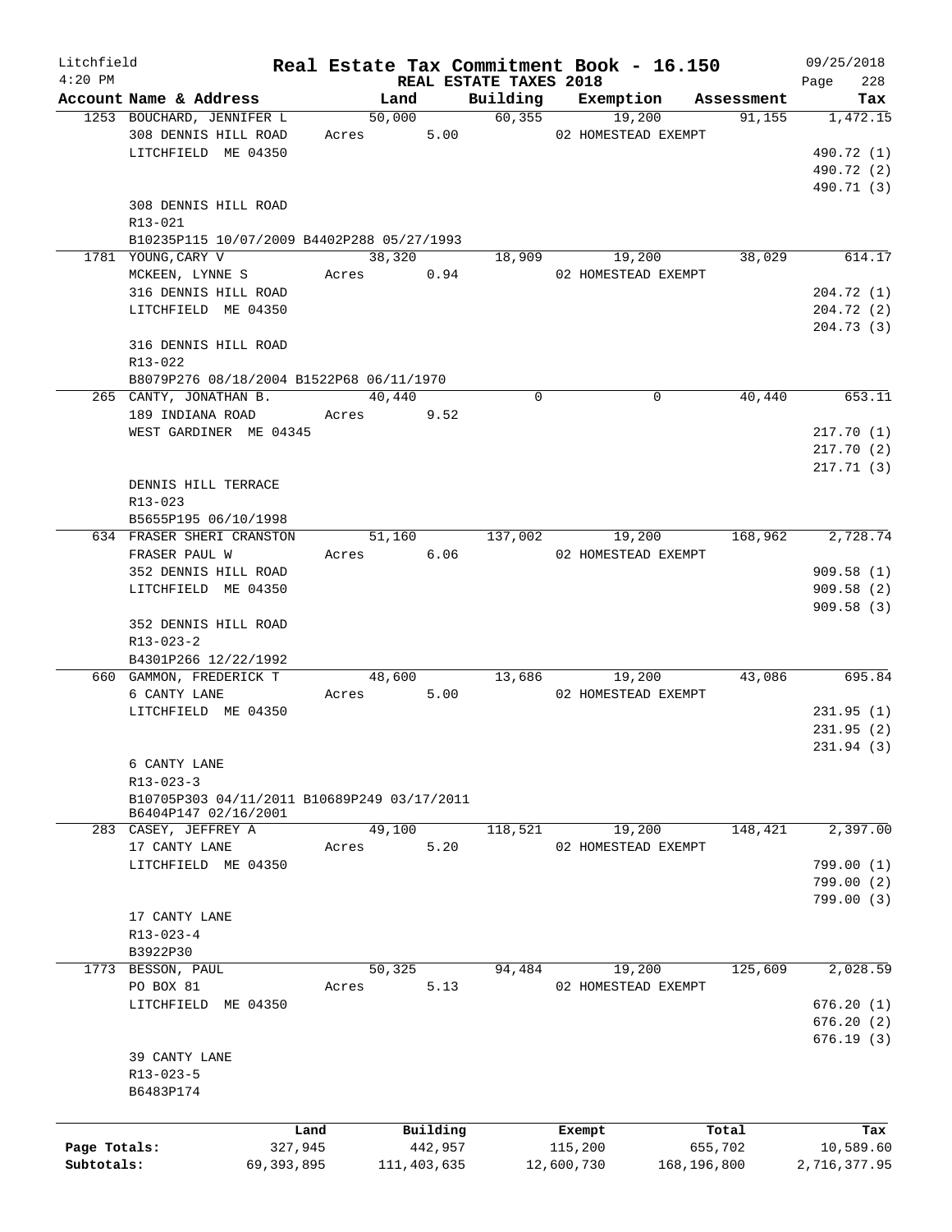Litchfield
4:20 PM

# Real Estate Tax Commitment Book - 16.150

## REAL ESTATE TAXES 2018

09/25/2018

| Account Name & Address | Land | Building | Exemption | Assessment | Tax |
|---|---|---|---|---|---|
| 1253 BOUCHARD, JENNIFER L | 50,000 | 60,355 | 19,200 | 91,155 | 1,472.15 |
| 308 DENNIS HILL ROAD | Acres 5.00 | | 02 HOMESTEAD EXEMPT | | |
| LITCHFIELD ME 04350 | | | | | 490.72 (1) |
| | | | | | 490.72 (2) |
| | | | | | 490.71 (3) |
| 308 DENNIS HILL ROAD | | | | | |
| R13-021 | | | | | |
| B10235P115 10/07/2009 B4402P288 05/27/1993 | | | | | |
| 1781 YOUNG,CARY V | 38,320 | 18,909 | 19,200 | 38,029 | 614.17 |
| MCKEEN, LYNNE S | Acres 0.94 | | 02 HOMESTEAD EXEMPT | | |
| 316 DENNIS HILL ROAD | | | | | 204.72 (1) |
| LITCHFIELD ME 04350 | | | | | 204.72 (2) |
| | | | | | 204.73 (3) |
| 316 DENNIS HILL ROAD | | | | | |
| R13-022 | | | | | |
| B8079P276 08/18/2004 B1522P68 06/11/1970 | | | | | |
| 265 CANTY, JONATHAN B. | 40,440 | 0 | 0 | 40,440 | 653.11 |
| 189 INDIANA ROAD | Acres 9.52 | | | | |
| WEST GARDINER ME 04345 | | | | | 217.70 (1) |
| | | | | | 217.70 (2) |
| | | | | | 217.71 (3) |
| DENNIS HILL TERRACE | | | | | |
| R13-023 | | | | | |
| B5655P195 06/10/1998 | | | | | |
| 634 FRASER SHERI CRANSTON | 51,160 | 137,002 | 19,200 | 168,962 | 2,728.74 |
| FRASER PAUL W | Acres 6.06 | | 02 HOMESTEAD EXEMPT | | |
| 352 DENNIS HILL ROAD | | | | | 909.58 (1) |
| LITCHFIELD ME 04350 | | | | | 909.58 (2) |
| | | | | | 909.58 (3) |
| 352 DENNIS HILL ROAD | | | | | |
| R13-023-2 | | | | | |
| B4301P266 12/22/1992 | | | | | |
| 660 GAMMON, FREDERICK T | 48,600 | 13,686 | 19,200 | 43,086 | 695.84 |
| 6 CANTY LANE | Acres 5.00 | | 02 HOMESTEAD EXEMPT | | |
| LITCHFIELD ME 04350 | | | | | 231.95 (1) |
| | | | | | 231.95 (2) |
| | | | | | 231.94 (3) |
| 6 CANTY LANE | | | | | |
| R13-023-3 | | | | | |
| B10705P303 04/11/2011 B10689P249 03/17/2011 B6404P147 02/16/2001 | | | | | |
| 283 CASEY, JEFFREY A | 49,100 | 118,521 | 19,200 | 148,421 | 2,397.00 |
| 17 CANTY LANE | Acres 5.20 | | 02 HOMESTEAD EXEMPT | | |
| LITCHFIELD ME 04350 | | | | | 799.00 (1) |
| | | | | | 799.00 (2) |
| | | | | | 799.00 (3) |
| 17 CANTY LANE | | | | | |
| R13-023-4 | | | | | |
| B3922P30 | | | | | |
| 1773 BESSON, PAUL | 50,325 | 94,484 | 19,200 | 125,609 | 2,028.59 |
| PO BOX 81 | Acres 5.13 | | 02 HOMESTEAD EXEMPT | | |
| LITCHFIELD ME 04350 | | | | | 676.20 (1) |
| | | | | | 676.20 (2) |
| | | | | | 676.19 (3) |
| 39 CANTY LANE | | | | | |
| R13-023-5 | | | | | |
| B6483P174 | | | | | |

| | Land | Building | Exempt | Total | Tax |
|---|---|---|---|---|---|
| Page Totals: | 327,945 | 442,957 | 115,200 | 655,702 | 10,589.60 |
| Subtotals: | 69,393,895 | 111,403,635 | 12,600,730 | 168,196,800 | 2,716,377.95 |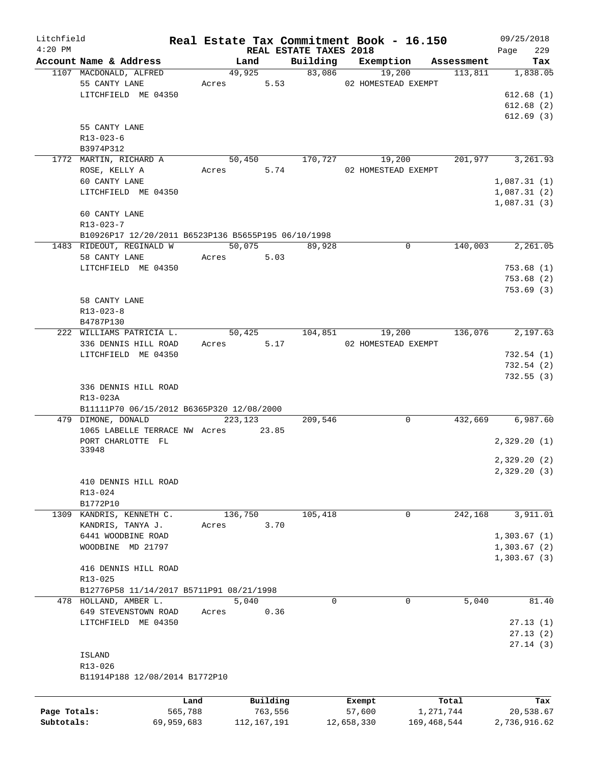# Real Estate Tax Commitment Book - 16.150

Litchfield
4:20 PM

REAL ESTATE TAXES 2018

09/25/2018

| Account Name & Address | Land | Building | Exemption | Assessment | Tax |
|---|---|---|---|---|---|
| 1107 MACDONALD, ALFRED | 49,925 | 83,086 | 19,200 | 113,811 | 1,838.05 |
| 55 CANTY LANE | Acres 5.53 | | 02 HOMESTEAD EXEMPT | | |
| LITCHFIELD ME 04350 | | | | | 612.68 (1) |
| | | | | | 612.68 (2) |
| | | | | | 612.69 (3) |
| 55 CANTY LANE | | | | | |
| R13-023-6 | | | | | |
| B3974P312 | | | | | |
| 1772 MARTIN, RICHARD A | 50,450 | 170,727 | 19,200 | 201,977 | 3,261.93 |
| ROSE, KELLY A | Acres 5.74 | | 02 HOMESTEAD EXEMPT | | |
| 60 CANTY LANE | | | | | 1,087.31 (1) |
| LITCHFIELD ME 04350 | | | | | 1,087.31 (2) |
| | | | | | 1,087.31 (3) |
| 60 CANTY LANE | | | | | |
| R13-023-7 | | | | | |
| B10926P17 12/20/2011 B6523P136 B5655P195 06/10/1998 | | | | | |
| 1483 RIDEOUT, REGINALD W | 50,075 | 89,928 | 0 | 140,003 | 2,261.05 |
| 58 CANTY LANE | Acres 5.03 | | | | |
| LITCHFIELD ME 04350 | | | | | 753.68 (1) |
| | | | | | 753.68 (2) |
| | | | | | 753.69 (3) |
| 58 CANTY LANE | | | | | |
| R13-023-8 | | | | | |
| B4787P130 | | | | | |
| 222 WILLIAMS PATRICIA L. | 50,425 | 104,851 | 19,200 | 136,076 | 2,197.63 |
| 336 DENNIS HILL ROAD | Acres 5.17 | | 02 HOMESTEAD EXEMPT | | |
| LITCHFIELD ME 04350 | | | | | 732.54 (1) |
| | | | | | 732.54 (2) |
| | | | | | 732.55 (3) |
| 336 DENNIS HILL ROAD | | | | | |
| R13-023A | | | | | |
| B11111P70 06/15/2012 B6365P320 12/08/2000 | | | | | |
| 479 DIMONE, DONALD | 223,123 | 209,546 | 0 | 432,669 | 6,987.60 |
| 1065 LABELLE TERRACE NW | Acres 23.85 | | | | |
| PORT CHARLOTTE FL 33948 | | | | | 2,329.20 (1) |
| | | | | | 2,329.20 (2) |
| | | | | | 2,329.20 (3) |
| 410 DENNIS HILL ROAD | | | | | |
| R13-024 | | | | | |
| B1772P10 | | | | | |
| 1309 KANDRIS, KENNETH C. | 136,750 | 105,418 | 0 | 242,168 | 3,911.01 |
| KANDRIS, TANYA J. | Acres 3.70 | | | | |
| 6441 WOODBINE ROAD | | | | | 1,303.67 (1) |
| WOODBINE MD 21797 | | | | | 1,303.67 (2) |
| | | | | | 1,303.67 (3) |
| 416 DENNIS HILL ROAD | | | | | |
| R13-025 | | | | | |
| B12776P58 11/14/2017 B5711P91 08/21/1998 | | | | | |
| 478 HOLLAND, AMBER L. | 5,040 | 0 | 0 | 5,040 | 81.40 |
| 649 STEVENSTOWN ROAD | Acres 0.36 | | | | |
| LITCHFIELD ME 04350 | | | | | 27.13 (1) |
| | | | | | 27.13 (2) |
| | | | | | 27.14 (3) |
| ISLAND | | | | | |
| R13-026 | | | | | |
| B11914P188 12/08/2014 B1772P10 | | | | | |

| | Land | Building | Exempt | Total | Tax |
|---|---|---|---|---|---|
| Page Totals: | 565,788 | 763,556 | 57,600 | 1,271,744 | 20,538.67 |
| Subtotals: | 69,959,683 | 112,167,191 | 12,658,330 | 169,468,544 | 2,736,916.62 |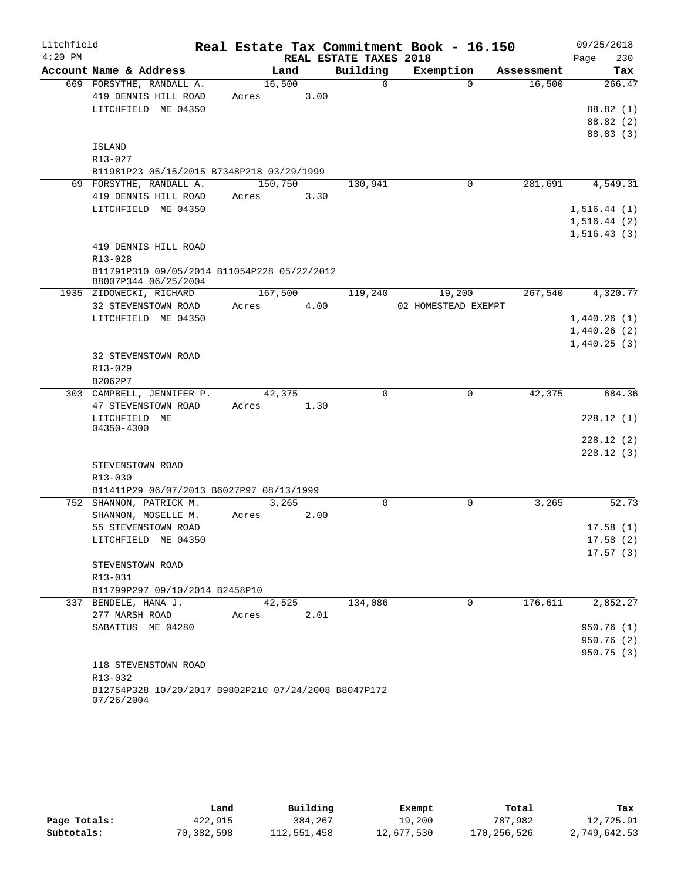# Real Estate Tax Commitment Book - 16.150

Litchfield 4:20 PM — REAL ESTATE TAXES 2018 — 09/25/2018

| Account Name & Address | Land | Building | Exemption | Assessment | Tax |
|---|---|---|---|---|---|
| 669 FORSYTHE, RANDALL A. | 16,500 | 0 | 0 | 16,500 | 266.47 |
| 419 DENNIS HILL ROAD | Acres 3.00 | | | | |
| LITCHFIELD ME 04350 | | | | | 88.82 (1) |
| | | | | | 88.82 (2) |
| | | | | | 88.83 (3) |
| ISLAND | | | | | |
| R13-027 | | | | | |
| B11981P23 05/15/2015 B7348P218 03/29/1999 | | | | | |
| 69 FORSYTHE, RANDALL A. | 150,750 | 130,941 | 0 | 281,691 | 4,549.31 |
| 419 DENNIS HILL ROAD | Acres 3.30 | | | | |
| LITCHFIELD ME 04350 | | | | | 1,516.44 (1) |
| | | | | | 1,516.44 (2) |
| | | | | | 1,516.43 (3) |
| 419 DENNIS HILL ROAD | | | | | |
| R13-028 | | | | | |
| B11791P310 09/05/2014 B11054P228 05/22/2012 B8007P344 06/25/2004 | | | | | |
| 1935 ZIDOWECKI, RICHARD | 167,500 | 119,240 | 19,200 | 267,540 | 4,320.77 |
| 32 STEVENSTOWN ROAD | Acres 4.00 | | 02 HOMESTEAD EXEMPT | | |
| LITCHFIELD ME 04350 | | | | | 1,440.26 (1) |
| | | | | | 1,440.26 (2) |
| | | | | | 1,440.25 (3) |
| 32 STEVENSTOWN ROAD | | | | | |
| R13-029 | | | | | |
| B2062P7 | | | | | |
| 303 CAMPBELL, JENNIFER P. | 42,375 | 0 | 0 | 42,375 | 684.36 |
| 47 STEVENSTOWN ROAD | Acres 1.30 | | | | |
| LITCHFIELD ME 04350-4300 | | | | | 228.12 (1) |
| | | | | | 228.12 (2) |
| | | | | | 228.12 (3) |
| STEVENSTOWN ROAD | | | | | |
| R13-030 | | | | | |
| B11411P29 06/07/2013 B6027P97 08/13/1999 | | | | | |
| 752 SHANNON, PATRICK M. | 3,265 | 0 | 0 | 3,265 | 52.73 |
| SHANNON, MOSELLE M. | Acres 2.00 | | | | |
| 55 STEVENSTOWN ROAD | | | | | 17.58 (1) |
| LITCHFIELD ME 04350 | | | | | 17.58 (2) |
| | | | | | 17.57 (3) |
| STEVENSTOWN ROAD | | | | | |
| R13-031 | | | | | |
| B11799P297 09/10/2014 B2458P10 | | | | | |
| 337 BENDELE, HANA J. | 42,525 | 134,086 | 0 | 176,611 | 2,852.27 |
| 277 MARSH ROAD | Acres 2.01 | | | | |
| SABATTUS ME 04280 | | | | | 950.76 (1) |
| | | | | | 950.76 (2) |
| | | | | | 950.75 (3) |
| 118 STEVENSTOWN ROAD | | | | | |
| R13-032 | | | | | |
| B12754P328 10/20/2017 B9802P210 07/24/2008 B8047P172 07/26/2004 | | | | | |

| | Land | Building | Exempt | Total | Tax |
|---|---|---|---|---|---|
| Page Totals: | 422,915 | 384,267 | 19,200 | 787,982 | 12,725.91 |
| Subtotals: | 70,382,598 | 112,551,458 | 12,677,530 | 170,256,526 | 2,749,642.53 |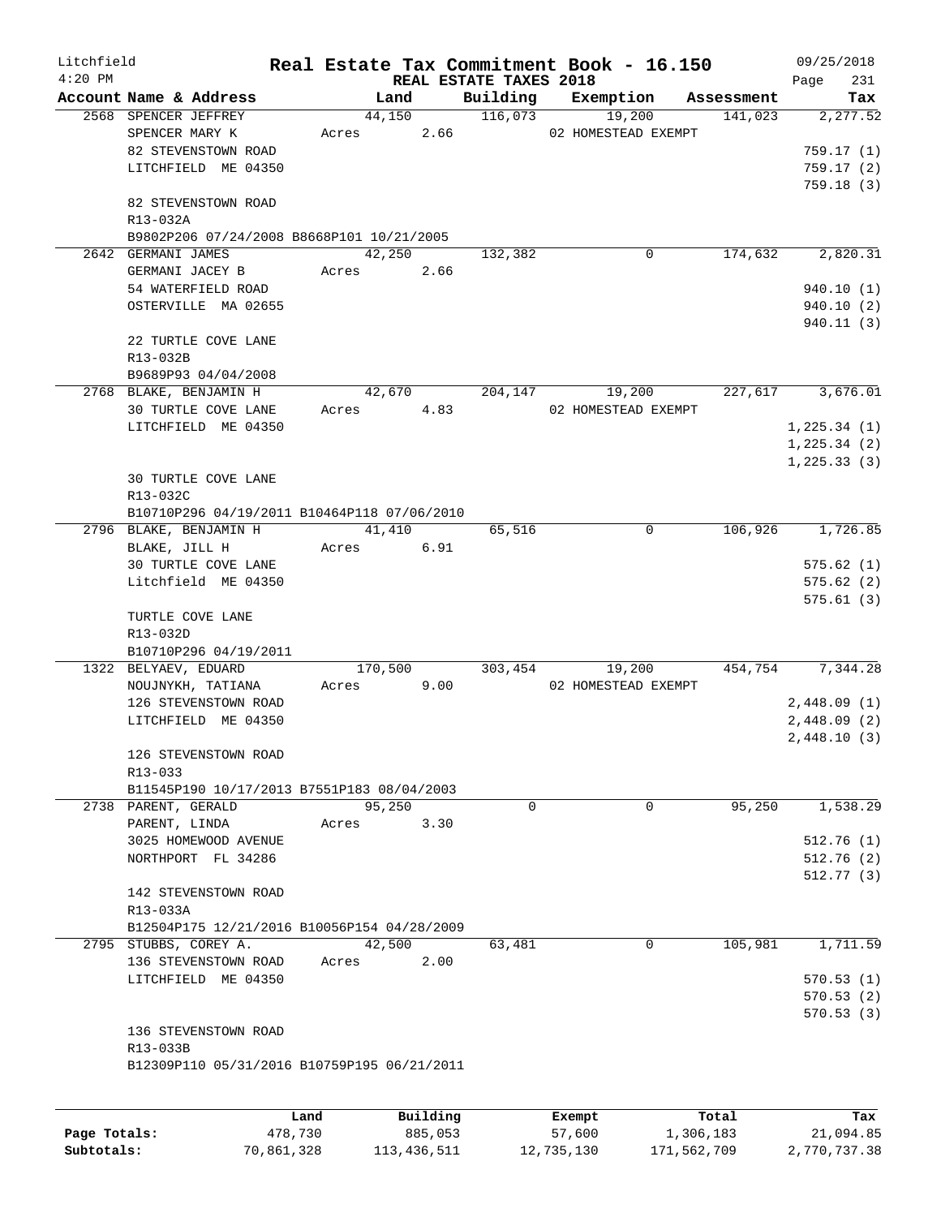# Real Estate Tax Commitment Book - 16.150

Litchfield 4:20 PM — REAL ESTATE TAXES 2018 — 09/25/2018

| Account Name & Address | Land | Building | Exemption | Assessment | Tax |
|---|---|---|---|---|---|
| 2568 SPENCER JEFFREY | 44,150 | 116,073 | 19,200 | 141,023 | 2,277.52 |
| SPENCER MARY K | Acres 2.66 | | 02 HOMESTEAD EXEMPT | | |
| 82 STEVENSTOWN ROAD | | | | | 759.17 (1) |
| LITCHFIELD ME 04350 | | | | | 759.17 (2) |
| | | | | | 759.18 (3) |
| 82 STEVENSTOWN ROAD | | | | | |
| R13-032A | | | | | |
| B9802P206 07/24/2008 B8668P101 10/21/2005 | | | | | |
| 2642 GERMANI JAMES | 42,250 | 132,382 | 0 | 174,632 | 2,820.31 |
| GERMANI JACEY B | Acres 2.66 | | | | |
| 54 WATERFIELD ROAD | | | | | 940.10 (1) |
| OSTERVILLE MA 02655 | | | | | 940.10 (2) |
| | | | | | 940.11 (3) |
| 22 TURTLE COVE LANE | | | | | |
| R13-032B | | | | | |
| B9689P93 04/04/2008 | | | | | |
| 2768 BLAKE, BENJAMIN H | 42,670 | 204,147 | 19,200 | 227,617 | 3,676.01 |
| 30 TURTLE COVE LANE | Acres 4.83 | | 02 HOMESTEAD EXEMPT | | |
| LITCHFIELD ME 04350 | | | | | 1,225.34 (1) |
| | | | | | 1,225.34 (2) |
| | | | | | 1,225.33 (3) |
| 30 TURTLE COVE LANE | | | | | |
| R13-032C | | | | | |
| B10710P296 04/19/2011 B10464P118 07/06/2010 | | | | | |
| 2796 BLAKE, BENJAMIN H | 41,410 | 65,516 | 0 | 106,926 | 1,726.85 |
| BLAKE, JILL H | Acres 6.91 | | | | |
| 30 TURTLE COVE LANE | | | | | 575.62 (1) |
| Litchfield ME 04350 | | | | | 575.62 (2) |
| | | | | | 575.61 (3) |
| TURTLE COVE LANE | | | | | |
| R13-032D | | | | | |
| B10710P296 04/19/2011 | | | | | |
| 1322 BELYAEV, EDUARD | 170,500 | 303,454 | 19,200 | 454,754 | 7,344.28 |
| NOUJNYKH, TATIANA | Acres 9.00 | | 02 HOMESTEAD EXEMPT | | |
| 126 STEVENSTOWN ROAD | | | | | 2,448.09 (1) |
| LITCHFIELD ME 04350 | | | | | 2,448.09 (2) |
| | | | | | 2,448.10 (3) |
| 126 STEVENSTOWN ROAD | | | | | |
| R13-033 | | | | | |
| B11545P190 10/17/2013 B7551P183 08/04/2003 | | | | | |
| 2738 PARENT, GERALD | 95,250 | 0 | 0 | 95,250 | 1,538.29 |
| PARENT, LINDA | Acres 3.30 | | | | |
| 3025 HOMEWOOD AVENUE | | | | | 512.76 (1) |
| NORTHPORT FL 34286 | | | | | 512.76 (2) |
| | | | | | 512.77 (3) |
| 142 STEVENSTOWN ROAD | | | | | |
| R13-033A | | | | | |
| B12504P175 12/21/2016 B10056P154 04/28/2009 | | | | | |
| 2795 STUBBS, COREY A. | 42,500 | 63,481 | 0 | 105,981 | 1,711.59 |
| 136 STEVENSTOWN ROAD | Acres 2.00 | | | | |
| LITCHFIELD ME 04350 | | | | | 570.53 (1) |
| | | | | | 570.53 (2) |
| | | | | | 570.53 (3) |
| 136 STEVENSTOWN ROAD | | | | | |
| R13-033B | | | | | |
| B12309P110 05/31/2016 B10759P195 06/21/2011 | | | | | |

| | Land | Building | Exempt | Total | Tax |
|---|---|---|---|---|---|
| Page Totals: | 478,730 | 885,053 | 57,600 | 1,306,183 | 21,094.85 |
| Subtotals: | 70,861,328 | 113,436,511 | 12,735,130 | 171,562,709 | 2,770,737.38 |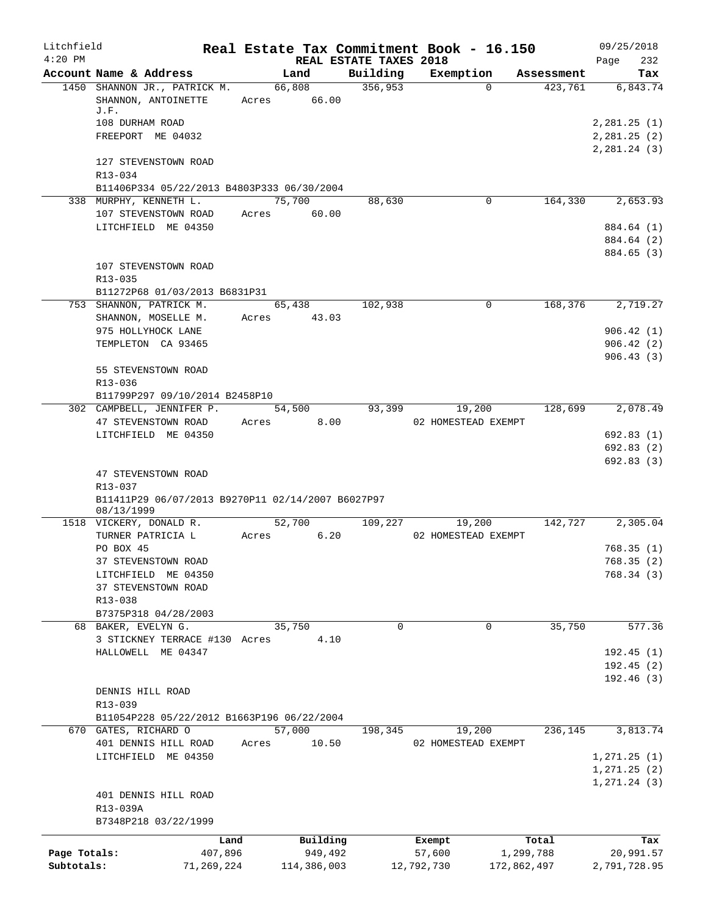Litchfield
4:20 PM

# Real Estate Tax Commitment Book - 16.150

REAL ESTATE TAXES 2018

09/25/2018
Page 232

| Account Name & Address | Land | Building | Exemption | Assessment | Tax |
|---|---|---|---|---|---|
| 1450 SHANNON JR., PATRICK M. | 66,808 | 356,953 | 0 | 423,761 | 6,843.74 |
| SHANNON, ANTOINETTE J.F. | Acres 66.00 | | | | |
| 108 DURHAM ROAD | | | | | 2,281.25 (1) |
| FREEPORT ME 04032 | | | | | 2,281.25 (2) |
| | | | | | 2,281.24 (3) |
| 127 STEVENSTOWN ROAD | | | | | |
| R13-034 | | | | | |
| B11406P334 05/22/2013 B4803P333 06/30/2004 | | | | | |
| 338 MURPHY, KENNETH L. | 75,700 | 88,630 | 0 | 164,330 | 2,653.93 |
| 107 STEVENSTOWN ROAD | Acres 60.00 | | | | |
| LITCHFIELD ME 04350 | | | | | 884.64 (1) |
| | | | | | 884.64 (2) |
| | | | | | 884.65 (3) |
| 107 STEVENSTOWN ROAD | | | | | |
| R13-035 | | | | | |
| B11272P68 01/03/2013 B6831P31 | | | | | |
| 753 SHANNON, PATRICK M. | 65,438 | 102,938 | 0 | 168,376 | 2,719.27 |
| SHANNON, MOSELLE M. | Acres 43.03 | | | | |
| 975 HOLLYHOCK LANE | | | | | 906.42 (1) |
| TEMPLETON CA 93465 | | | | | 906.42 (2) |
| | | | | | 906.43 (3) |
| 55 STEVENSTOWN ROAD | | | | | |
| R13-036 | | | | | |
| B11799P297 09/10/2014 B2458P10 | | | | | |
| 302 CAMPBELL, JENNIFER P. | 54,500 | 93,399 | 19,200 | 128,699 | 2,078.49 |
| 47 STEVENSTOWN ROAD | Acres 8.00 | | 02 HOMESTEAD EXEMPT | | |
| LITCHFIELD ME 04350 | | | | | 692.83 (1) |
| | | | | | 692.83 (2) |
| | | | | | 692.83 (3) |
| 47 STEVENSTOWN ROAD | | | | | |
| R13-037 | | | | | |
| B11411P29 06/07/2013 B9270P11 02/14/2007 B6027P97 08/13/1999 | | | | | |
| 1518 VICKERY, DONALD R. | 52,700 | 109,227 | 19,200 | 142,727 | 2,305.04 |
| TURNER PATRICIA L | Acres 6.20 | | 02 HOMESTEAD EXEMPT | | |
| PO BOX 45 | | | | | 768.35 (1) |
| 37 STEVENSTOWN ROAD | | | | | 768.35 (2) |
| LITCHFIELD ME 04350 | | | | | 768.34 (3) |
| 37 STEVENSTOWN ROAD | | | | | |
| R13-038 | | | | | |
| B7375P318 04/28/2003 | | | | | |
| 68 BAKER, EVELYN G. | 35,750 | 0 | 0 | 35,750 | 577.36 |
| 3 STICKNEY TERRACE #130 | Acres 4.10 | | | | |
| HALLOWELL ME 04347 | | | | | 192.45 (1) |
| | | | | | 192.45 (2) |
| | | | | | 192.46 (3) |
| DENNIS HILL ROAD | | | | | |
| R13-039 | | | | | |
| B11054P228 05/22/2012 B1663P196 06/22/2004 | | | | | |
| 670 GATES, RICHARD O | 57,000 | 198,345 | 19,200 | 236,145 | 3,813.74 |
| 401 DENNIS HILL ROAD | Acres 10.50 | | 02 HOMESTEAD EXEMPT | | |
| LITCHFIELD ME 04350 | | | | | 1,271.25 (1) |
| | | | | | 1,271.25 (2) |
| | | | | | 1,271.24 (3) |
| 401 DENNIS HILL ROAD | | | | | |
| R13-039A | | | | | |
| B7348P218 03/22/1999 | | | | | |

| | Land | Building | Exempt | Total | Tax |
|---|---|---|---|---|---|
| Page Totals: | 407,896 | 949,492 | 57,600 | 1,299,788 | 20,991.57 |
| Subtotals: | 71,269,224 | 114,386,003 | 12,792,730 | 172,862,497 | 2,791,728.95 |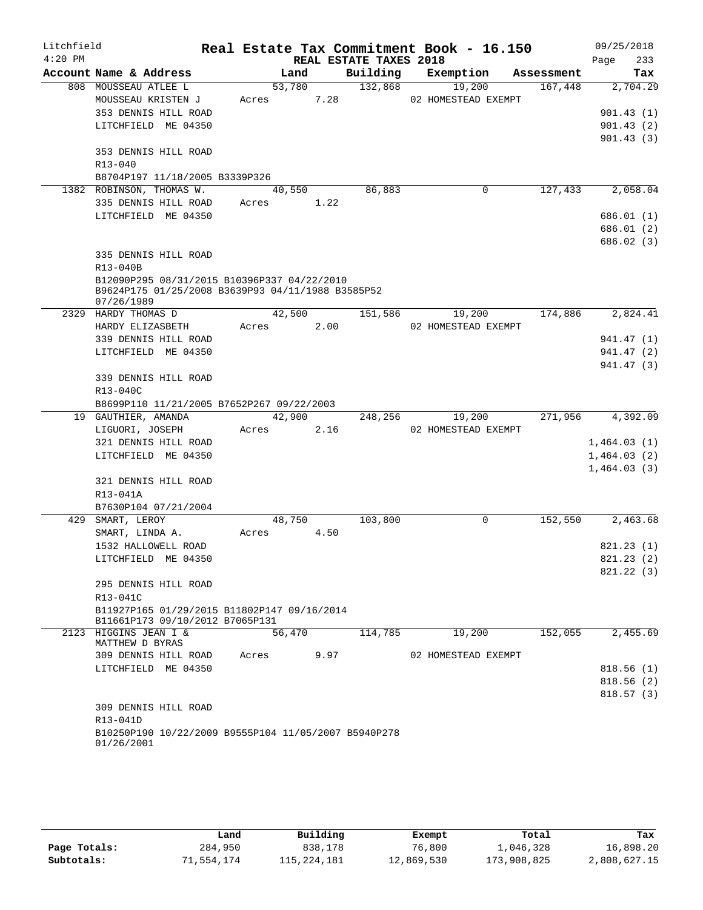Litchfield 4:20 PM

# Real Estate Tax Commitment Book - 16.150

REAL ESTATE TAXES 2018

09/25/2018

| Account Name & Address | Land | Building | Exemption | Assessment | Tax |
|---|---|---|---|---|---|
| 808 MOUSSEAU ATLEE L | 53,780 | 132,868 | 19,200 | 167,448 | 2,704.29 |
| MOUSSEAU KRISTEN J | Acres 7.28 | | 02 HOMESTEAD EXEMPT | | |
| 353 DENNIS HILL ROAD | | | | | 901.43 (1) |
| LITCHFIELD ME 04350 | | | | | 901.43 (2) |
| | | | | | 901.43 (3) |
| 353 DENNIS HILL ROAD | | | | | |
| R13-040 | | | | | |
| B8704P197 11/18/2005 B3339P326 | | | | | |
| 1382 ROBINSON, THOMAS W. | 40,550 | 86,883 | 0 | 127,433 | 2,058.04 |
| 335 DENNIS HILL ROAD | Acres 1.22 | | | | |
| LITCHFIELD ME 04350 | | | | | 686.01 (1) |
| | | | | | 686.01 (2) |
| | | | | | 686.02 (3) |
| 335 DENNIS HILL ROAD | | | | | |
| R13-040B | | | | | |
| B12090P295 08/31/2015 B10396P337 04/22/2010 B9624P175 01/25/2008 B3639P93 04/11/1988 B3585P52 07/26/1989 | | | | | |
| 2329 HARDY THOMAS D | 42,500 | 151,586 | 19,200 | 174,886 | 2,824.41 |
| HARDY ELIZASBETH | Acres 2.00 | | 02 HOMESTEAD EXEMPT | | |
| 339 DENNIS HILL ROAD | | | | | 941.47 (1) |
| LITCHFIELD ME 04350 | | | | | 941.47 (2) |
| | | | | | 941.47 (3) |
| 339 DENNIS HILL ROAD | | | | | |
| R13-040C | | | | | |
| B8699P110 11/21/2005 B7652P267 09/22/2003 | | | | | |
| 19 GAUTHIER, AMANDA | 42,900 | 248,256 | 19,200 | 271,956 | 4,392.09 |
| LIGUORI, JOSEPH | Acres 2.16 | | 02 HOMESTEAD EXEMPT | | |
| 321 DENNIS HILL ROAD | | | | | 1,464.03 (1) |
| LITCHFIELD ME 04350 | | | | | 1,464.03 (2) |
| | | | | | 1,464.03 (3) |
| 321 DENNIS HILL ROAD | | | | | |
| R13-041A | | | | | |
| B7630P104 07/21/2004 | | | | | |
| 429 SMART, LEROY | 48,750 | 103,800 | 0 | 152,550 | 2,463.68 |
| SMART, LINDA A. | Acres 4.50 | | | | |
| 1532 HALLOWELL ROAD | | | | | 821.23 (1) |
| LITCHFIELD ME 04350 | | | | | 821.23 (2) |
| | | | | | 821.22 (3) |
| 295 DENNIS HILL ROAD | | | | | |
| R13-041C | | | | | |
| B11927P165 01/29/2015 B11802P147 09/16/2014 B11661P173 09/10/2012 B7065P131 | | | | | |
| 2123 HIGGINS JEAN I & MATTHEW D BYRAS | 56,470 | 114,785 | 19,200 | 152,055 | 2,455.69 |
| 309 DENNIS HILL ROAD | Acres 9.97 | | 02 HOMESTEAD EXEMPT | | |
| LITCHFIELD ME 04350 | | | | | 818.56 (1) |
| | | | | | 818.56 (2) |
| | | | | | 818.57 (3) |
| 309 DENNIS HILL ROAD | | | | | |
| R13-041D | | | | | |
| B10250P190 10/22/2009 B9555P104 11/05/2007 B5940P278 01/26/2001 | | | | | |

| | Land | Building | Exempt | Total | Tax |
|---|---|---|---|---|---|
| Page Totals: | 284,950 | 838,178 | 76,800 | 1,046,328 | 16,898.20 |
| Subtotals: | 71,554,174 | 115,224,181 | 12,869,530 | 173,908,825 | 2,808,627.15 |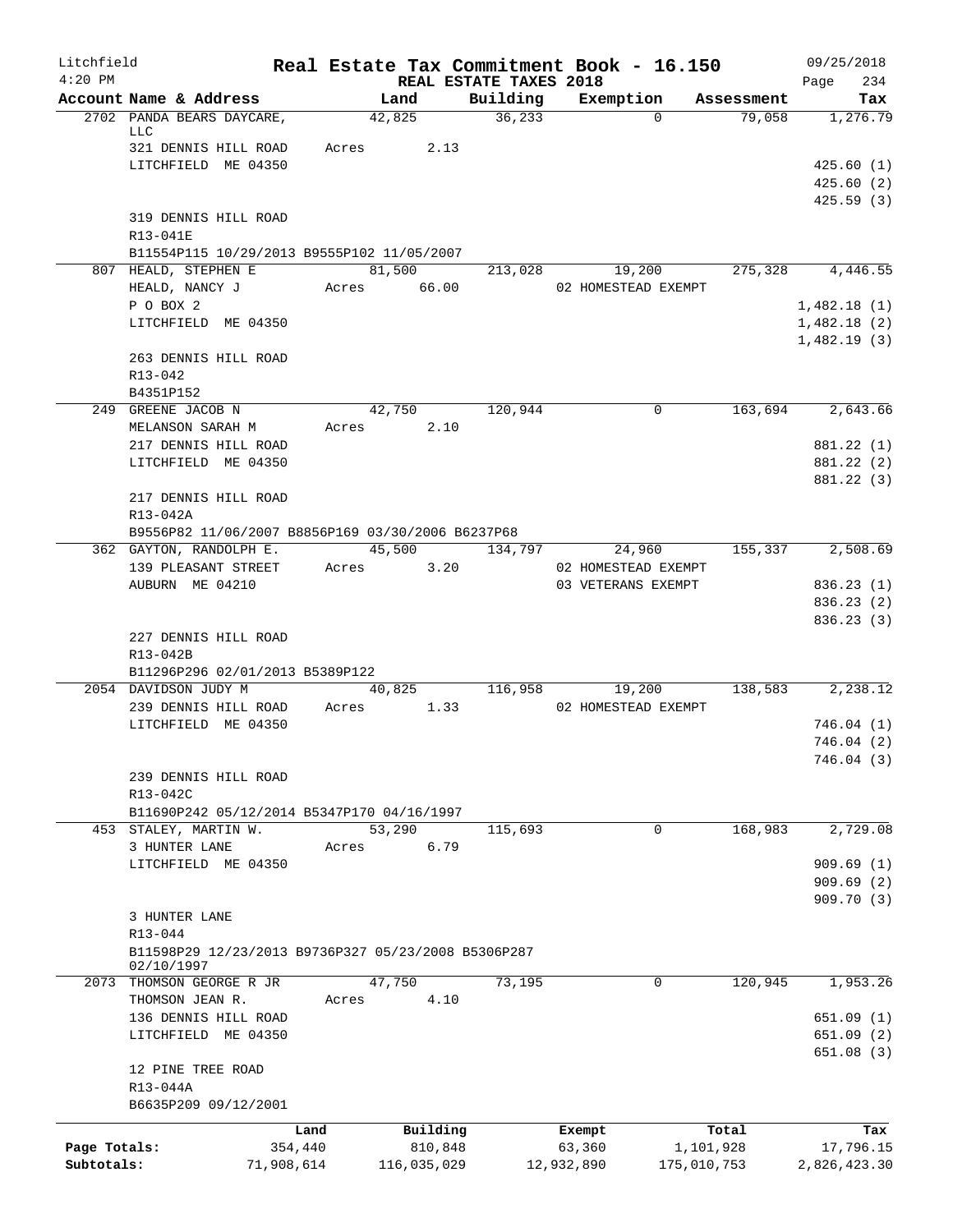Litchfield
4:20 PM

# Real Estate Tax Commitment Book - 16.150

## REAL ESTATE TAXES 2018

09/25/2018

| Account Name & Address | Land | Building | Exemption | Assessment | Tax |
|---|---|---|---|---|---|
| 2702 PANDA BEARS DAYCARE, LLC | 42,825 | 36,233 | 0 | 79,058 | 1,276.79 |
| 321 DENNIS HILL ROAD | Acres 2.13 | | | | |
| LITCHFIELD ME 04350 | | | | | 425.60 (1) |
| | | | | | 425.60 (2) |
| | | | | | 425.59 (3) |
| 319 DENNIS HILL ROAD | | | | | |
| R13-041E | | | | | |
| B11554P115 10/29/2013 B9555P102 11/05/2007 | | | | | |
| 807 HEALD, STEPHEN E | 81,500 | 213,028 | 19,200 | 275,328 | 4,446.55 |
| HEALD, NANCY J | Acres 66.00 | | 02 HOMESTEAD EXEMPT | | |
| P O BOX 2 | | | | | 1,482.18 (1) |
| LITCHFIELD ME 04350 | | | | | 1,482.18 (2) |
| | | | | | 1,482.19 (3) |
| 263 DENNIS HILL ROAD | | | | | |
| R13-042 | | | | | |
| B4351P152 | | | | | |
| 249 GREENE JACOB N | 42,750 | 120,944 | 0 | 163,694 | 2,643.66 |
| MELANSON SARAH M | Acres 2.10 | | | | |
| 217 DENNIS HILL ROAD | | | | | 881.22 (1) |
| LITCHFIELD ME 04350 | | | | | 881.22 (2) |
| | | | | | 881.22 (3) |
| 217 DENNIS HILL ROAD | | | | | |
| R13-042A | | | | | |
| B9556P82 11/06/2007 B8856P169 03/30/2006 B6237P68 | | | | | |
| 362 GAYTON, RANDOLPH E. | 45,500 | 134,797 | 24,960 | 155,337 | 2,508.69 |
| 139 PLEASANT STREET | Acres 3.20 | | 02 HOMESTEAD EXEMPT | | |
| AUBURN ME 04210 | | | 03 VETERANS EXEMPT | | 836.23 (1) |
| | | | | | 836.23 (2) |
| | | | | | 836.23 (3) |
| 227 DENNIS HILL ROAD | | | | | |
| R13-042B | | | | | |
| B11296P296 02/01/2013 B5389P122 | | | | | |
| 2054 DAVIDSON JUDY M | 40,825 | 116,958 | 19,200 | 138,583 | 2,238.12 |
| 239 DENNIS HILL ROAD | Acres 1.33 | | 02 HOMESTEAD EXEMPT | | |
| LITCHFIELD ME 04350 | | | | | 746.04 (1) |
| | | | | | 746.04 (2) |
| | | | | | 746.04 (3) |
| 239 DENNIS HILL ROAD | | | | | |
| R13-042C | | | | | |
| B11690P242 05/12/2014 B5347P170 04/16/1997 | | | | | |
| 453 STALEY, MARTIN W. | 53,290 | 115,693 | 0 | 168,983 | 2,729.08 |
| 3 HUNTER LANE | Acres 6.79 | | | | |
| LITCHFIELD ME 04350 | | | | | 909.69 (1) |
| | | | | | 909.69 (2) |
| | | | | | 909.70 (3) |
| 3 HUNTER LANE | | | | | |
| R13-044 | | | | | |
| B11598P29 12/23/2013 B9736P327 05/23/2008 B5306P287 02/10/1997 | | | | | |
| 2073 THOMSON GEORGE R JR | 47,750 | 73,195 | 0 | 120,945 | 1,953.26 |
| THOMSON JEAN R. | Acres 4.10 | | | | |
| 136 DENNIS HILL ROAD | | | | | 651.09 (1) |
| LITCHFIELD ME 04350 | | | | | 651.09 (2) |
| | | | | | 651.08 (3) |
| 12 PINE TREE ROAD | | | | | |
| R13-044A | | | | | |
| B6635P209 09/12/2001 | | | | | |

| | Land | Building | Exempt | Total | Tax |
|---|---|---|---|---|---|
| Page Totals: | 354,440 | 810,848 | 63,360 | 1,101,928 | 17,796.15 |
| Subtotals: | 71,908,614 | 116,035,029 | 12,932,890 | 175,010,753 | 2,826,423.30 |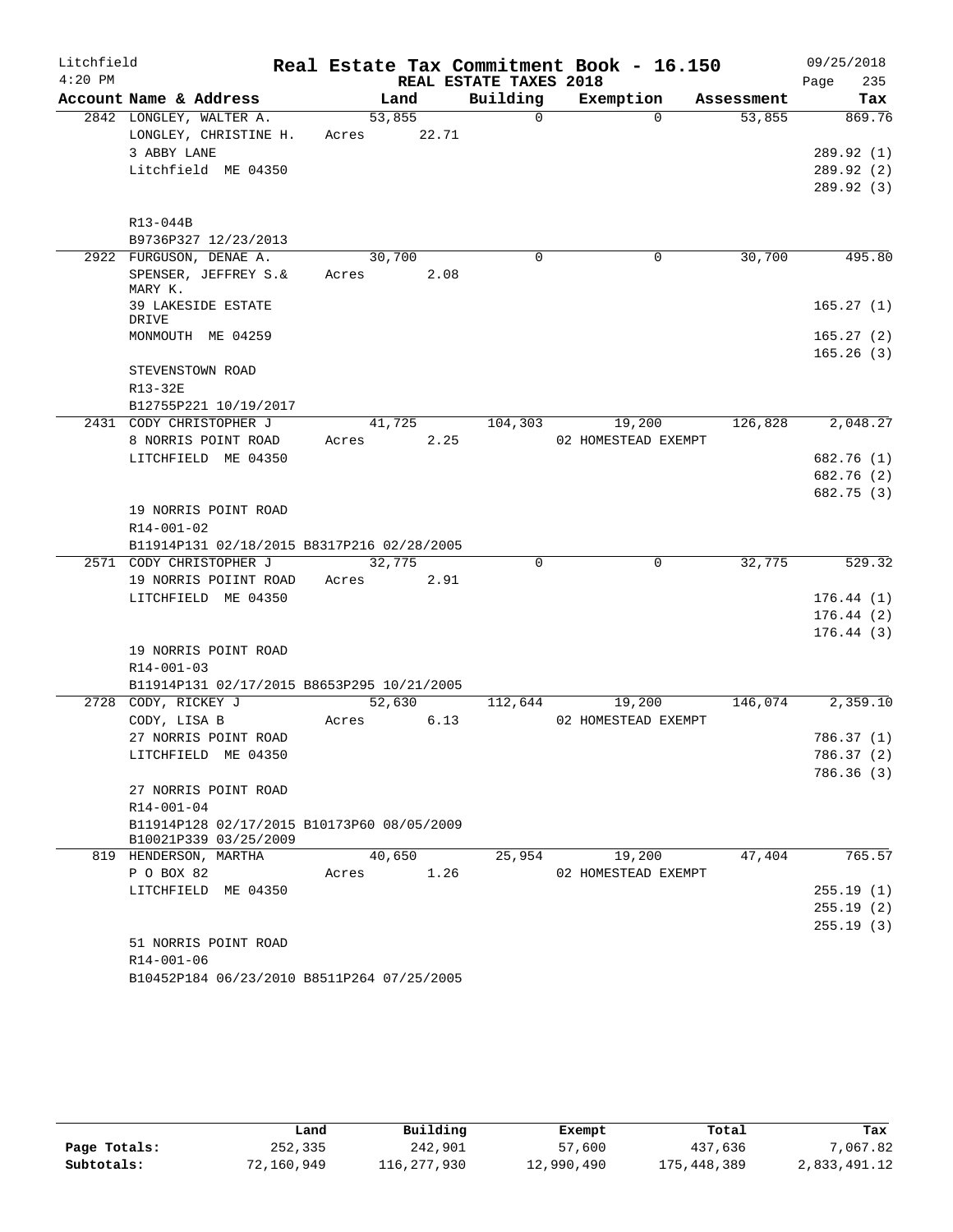Litchfield 4:20 PM

# Real Estate Tax Commitment Book - 16.150

REAL ESTATE TAXES 2018

09/25/2018 Page 235

| Account Name & Address | Land | Building | Exemption | Assessment | Tax |
|---|---|---|---|---|---|
| 2842 LONGLEY, WALTER A. | 53,855 | 0 | 0 | 53,855 | 869.76 |
| LONGLEY, CHRISTINE H. | Acres 22.71 | | | | |
| 3 ABBY LANE | | | | | 289.92 (1) |
| Litchfield ME 04350 | | | | | 289.92 (2) |
| | | | | | 289.92 (3) |
| R13-044B | | | | | |
| B9736P327 12/23/2013 | | | | | |
| 2922 FURGUSON, DENAE A. | 30,700 | 0 | 0 | 30,700 | 495.80 |
| SPENSER, JEFFREY S.& MARY K. | Acres 2.08 | | | | |
| 39 LAKESIDE ESTATE DRIVE | | | | | 165.27 (1) |
| MONMOUTH ME 04259 | | | | | 165.27 (2) |
| | | | | | 165.26 (3) |
| STEVENSTOWN ROAD | | | | | |
| R13-32E | | | | | |
| B12755P221 10/19/2017 | | | | | |
| 2431 CODY CHRISTOPHER J | 41,725 | 104,303 | 19,200 | 126,828 | 2,048.27 |
| 8 NORRIS POINT ROAD | Acres 2.25 | | 02 HOMESTEAD EXEMPT | | |
| LITCHFIELD ME 04350 | | | | | 682.76 (1) |
| | | | | | 682.76 (2) |
| | | | | | 682.75 (3) |
| 19 NORRIS POINT ROAD | | | | | |
| R14-001-02 | | | | | |
| B11914P131 02/18/2015 B8317P216 02/28/2005 | | | | | |
| 2571 CODY CHRISTOPHER J | 32,775 | 0 | 0 | 32,775 | 529.32 |
| 19 NORRIS POIINT ROAD | Acres 2.91 | | | | |
| LITCHFIELD ME 04350 | | | | | 176.44 (1) |
| | | | | | 176.44 (2) |
| | | | | | 176.44 (3) |
| 19 NORRIS POINT ROAD | | | | | |
| R14-001-03 | | | | | |
| B11914P131 02/17/2015 B8653P295 10/21/2005 | | | | | |
| 2728 CODY, RICKEY J | 52,630 | 112,644 | 19,200 | 146,074 | 2,359.10 |
| CODY, LISA B | Acres 6.13 | | 02 HOMESTEAD EXEMPT | | |
| 27 NORRIS POINT ROAD | | | | | 786.37 (1) |
| LITCHFIELD ME 04350 | | | | | 786.37 (2) |
| | | | | | 786.36 (3) |
| 27 NORRIS POINT ROAD | | | | | |
| R14-001-04 | | | | | |
| B11914P128 02/17/2015 B10173P60 08/05/2009 B10021P339 03/25/2009 | | | | | |
| 819 HENDERSON, MARTHA | 40,650 | 25,954 | 19,200 | 47,404 | 765.57 |
| P O BOX 82 | Acres 1.26 | | 02 HOMESTEAD EXEMPT | | |
| LITCHFIELD ME 04350 | | | | | 255.19 (1) |
| | | | | | 255.19 (2) |
| | | | | | 255.19 (3) |
| 51 NORRIS POINT ROAD | | | | | |
| R14-001-06 | | | | | |
| B10452P184 06/23/2010 B8511P264 07/25/2005 | | | | | |

| | Land | Building | Exempt | Total | Tax |
|---|---|---|---|---|---|
| Page Totals: | 252,335 | 242,901 | 57,600 | 437,636 | 7,067.82 |
| Subtotals: | 72,160,949 | 116,277,930 | 12,990,490 | 175,448,389 | 2,833,491.12 |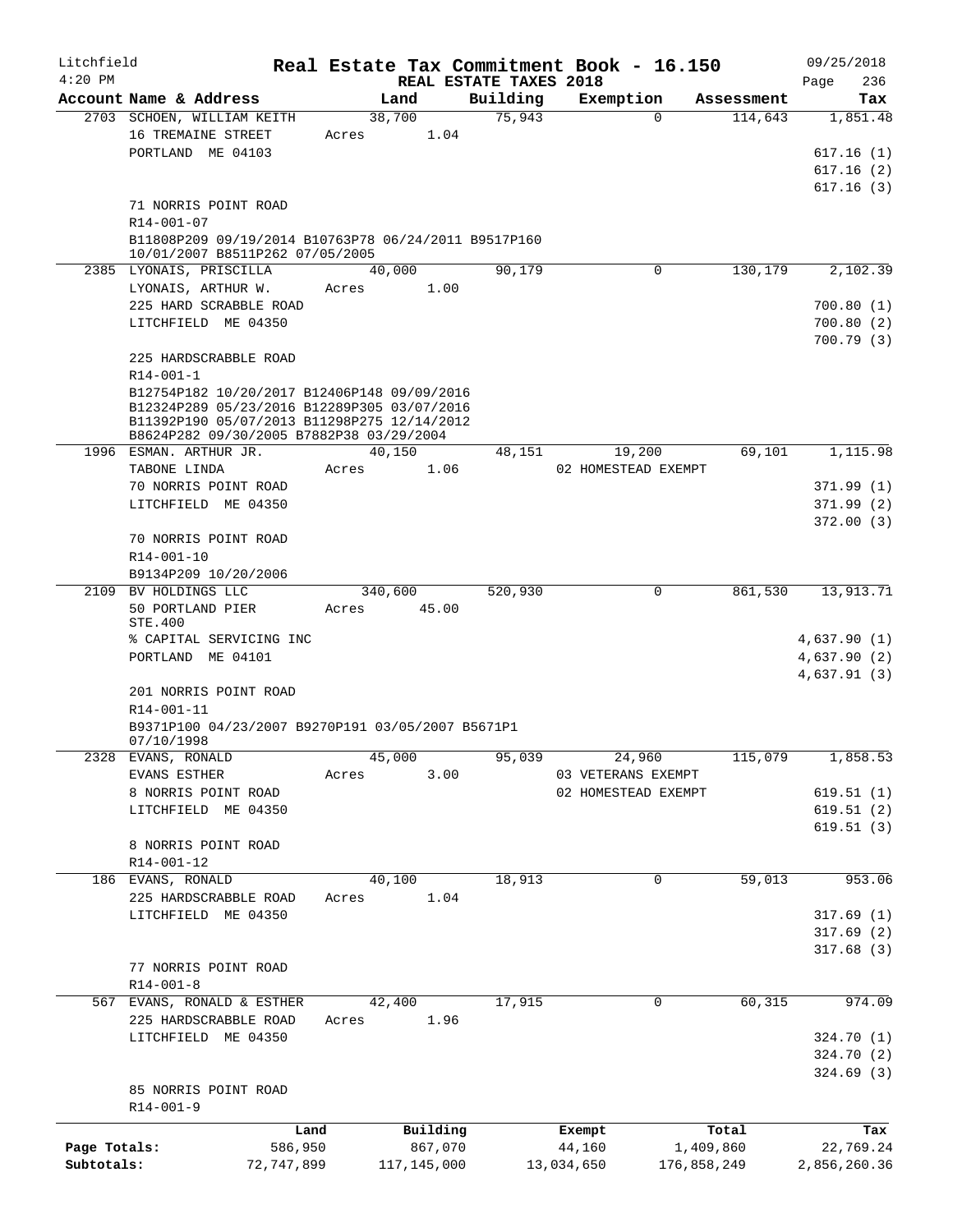Litchfield
4:20 PM

# Real Estate Tax Commitment Book - 16.150

REAL ESTATE TAXES 2018

09/25/2018

| Account Name & Address | Land | Building | Exemption | Assessment | Tax |
|---|---|---|---|---|---|
| 2703 SCHOEN, WILLIAM KEITH | 38,700 | 75,943 | 0 | 114,643 | 1,851.48 |
| 16 TREMAINE STREET | Acres 1.04 | | | | |
| PORTLAND ME 04103 | | | | | 617.16 (1) |
| | | | | | 617.16 (2) |
| | | | | | 617.16 (3) |
| 71 NORRIS POINT ROAD | | | | | |
| R14-001-07 | | | | | |
| B11808P209 09/19/2014 B10763P78 06/24/2011 B9517P160 10/01/2007 B8511P262 07/05/2005 | | | | | |
| 2385 LYONAIS, PRISCILLA | 40,000 | 90,179 | 0 | 130,179 | 2,102.39 |
| LYONAIS, ARTHUR W. | Acres 1.00 | | | | |
| 225 HARD SCRABBLE ROAD | | | | | 700.80 (1) |
| LITCHFIELD ME 04350 | | | | | 700.80 (2) |
| | | | | | 700.79 (3) |
| 225 HARDSCRABBLE ROAD | | | | | |
| R14-001-1 | | | | | |
| B12754P182 10/20/2017 B12406P148 09/09/2016 B12324P289 05/23/2016 B12289P305 03/07/2016 B11392P190 05/07/2013 B11298P275 12/14/2012 B8624P282 09/30/2005 B7882P38 03/29/2004 | | | | | |
| 1996 ESMAN. ARTHUR JR. | 40,150 | 48,151 | 19,200 | 69,101 | 1,115.98 |
| TABONE LINDA | Acres 1.06 | | 02 HOMESTEAD EXEMPT | | |
| 70 NORRIS POINT ROAD | | | | | 371.99 (1) |
| LITCHFIELD ME 04350 | | | | | 371.99 (2) |
| | | | | | 372.00 (3) |
| 70 NORRIS POINT ROAD | | | | | |
| R14-001-10 | | | | | |
| B9134P209 10/20/2006 | | | | | |
| 2109 BV HOLDINGS LLC | 340,600 | 520,930 | 0 | 861,530 | 13,913.71 |
| 50 PORTLAND PIER STE.400 | Acres 45.00 | | | | |
| % CAPITAL SERVICING INC | | | | | 4,637.90 (1) |
| PORTLAND ME 04101 | | | | | 4,637.90 (2) |
| | | | | | 4,637.91 (3) |
| 201 NORRIS POINT ROAD | | | | | |
| R14-001-11 | | | | | |
| B9371P100 04/23/2007 B9270P191 03/05/2007 B5671P1 07/10/1998 | | | | | |
| 2328 EVANS, RONALD | 45,000 | 95,039 | 24,960 | 115,079 | 1,858.53 |
| EVANS ESTHER | Acres 3.00 | | 03 VETERANS EXEMPT | | |
| 8 NORRIS POINT ROAD | | | 02 HOMESTEAD EXEMPT | | 619.51 (1) |
| LITCHFIELD ME 04350 | | | | | 619.51 (2) |
| | | | | | 619.51 (3) |
| 8 NORRIS POINT ROAD | | | | | |
| R14-001-12 | | | | | |
| 186 EVANS, RONALD | 40,100 | 18,913 | 0 | 59,013 | 953.06 |
| 225 HARDSCRABBLE ROAD | Acres 1.04 | | | | |
| LITCHFIELD ME 04350 | | | | | 317.69 (1) |
| | | | | | 317.69 (2) |
| | | | | | 317.68 (3) |
| 77 NORRIS POINT ROAD | | | | | |
| R14-001-8 | | | | | |
| 567 EVANS, RONALD & ESTHER | 42,400 | 17,915 | 0 | 60,315 | 974.09 |
| 225 HARDSCRABBLE ROAD | Acres 1.96 | | | | |
| LITCHFIELD ME 04350 | | | | | 324.70 (1) |
| | | | | | 324.70 (2) |
| | | | | | 324.69 (3) |
| 85 NORRIS POINT ROAD | | | | | |
| R14-001-9 | | | | | |

| | Land | Building | Exempt | Total | Tax |
|---|---|---|---|---|---|
| Page Totals: | 586,950 | 867,070 | 44,160 | 1,409,860 | 22,769.24 |
| Subtotals: | 72,747,899 | 117,145,000 | 13,034,650 | 176,858,249 | 2,856,260.36 |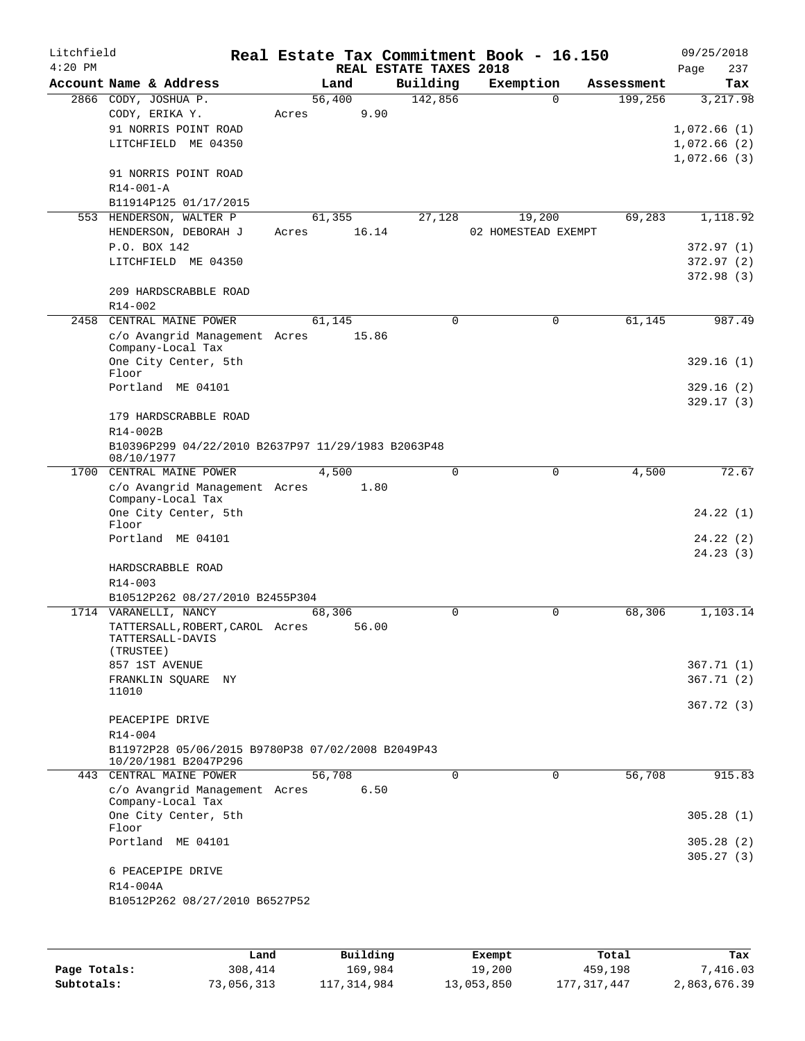Litchfield
4:20 PM

# Real Estate Tax Commitment Book - 16.150

REAL ESTATE TAXES 2018

09/25/2018
Page 237

| Account Name & Address | Land | Building | Exemption | Assessment | Tax |
|---|---|---|---|---|---|
| 2866 CODY, JOSHUA P. | 56,400 | 142,856 | 0 | 199,256 | 3,217.98 |
| CODY, ERIKA Y. | Acres 9.90 | | | | |
| 91 NORRIS POINT ROAD | | | | | 1,072.66 (1) |
| LITCHFIELD ME 04350 | | | | | 1,072.66 (2) |
| | | | | | 1,072.66 (3) |
| 91 NORRIS POINT ROAD | | | | | |
| R14-001-A | | | | | |
| B11914P125 01/17/2015 | | | | | |
| 553 HENDERSON, WALTER P | 61,355 | 27,128 | 19,200 | 69,283 | 1,118.92 |
| HENDERSON, DEBORAH J | Acres 16.14 | | 02 HOMESTEAD EXEMPT | | |
| P.O. BOX 142 | | | | | 372.97 (1) |
| LITCHFIELD ME 04350 | | | | | 372.97 (2) |
| | | | | | 372.98 (3) |
| 209 HARDSCRABBLE ROAD | | | | | |
| R14-002 | | | | | |
| 2458 CENTRAL MAINE POWER | 61,145 | 0 | 0 | 61,145 | 987.49 |
| c/o Avangrid Management Company-Local Tax | Acres 15.86 | | | | |
| One City Center, 5th Floor | | | | | 329.16 (1) |
| Portland ME 04101 | | | | | 329.16 (2) |
| | | | | | 329.17 (3) |
| 179 HARDSCRABBLE ROAD | | | | | |
| R14-002B | | | | | |
| B10396P299 04/22/2010 B2637P97 11/29/1983 B2063P48 08/10/1977 | | | | | |
| 1700 CENTRAL MAINE POWER | 4,500 | 0 | 0 | 4,500 | 72.67 |
| c/o Avangrid Management Company-Local Tax | Acres 1.80 | | | | |
| One City Center, 5th Floor | | | | | 24.22 (1) |
| Portland ME 04101 | | | | | 24.22 (2) |
| | | | | | 24.23 (3) |
| HARDSCRABBLE ROAD | | | | | |
| R14-003 | | | | | |
| B10512P262 08/27/2010 B2455P304 | | | | | |
| 1714 VARANELLI, NANCY | 68,306 | 0 | 0 | 68,306 | 1,103.14 |
| TATTERSALL,ROBERT,CAROL TATTERSALL-DAVIS (TRUSTEE) | Acres 56.00 | | | | |
| 857 1ST AVENUE | | | | | 367.71 (1) |
| FRANKLIN SQUARE NY 11010 | | | | | 367.71 (2) |
| | | | | | 367.72 (3) |
| PEACEPIPE DRIVE | | | | | |
| R14-004 | | | | | |
| B11972P28 05/06/2015 B9780P38 07/02/2008 B2049P43 10/20/1981 B2047P296 | | | | | |
| 443 CENTRAL MAINE POWER | 56,708 | 0 | 0 | 56,708 | 915.83 |
| c/o Avangrid Management Company-Local Tax | Acres 6.50 | | | | |
| One City Center, 5th Floor | | | | | 305.28 (1) |
| Portland ME 04101 | | | | | 305.28 (2) |
| | | | | | 305.27 (3) |
| 6 PEACEPIPE DRIVE | | | | | |
| R14-004A | | | | | |
| B10512P262 08/27/2010 B6527P52 | | | | | |

| | Land | Building | Exempt | Total | Tax |
|---|---|---|---|---|---|
| Page Totals: | 308,414 | 169,984 | 19,200 | 459,198 | 7,416.03 |
| Subtotals: | 73,056,313 | 117,314,984 | 13,053,850 | 177,317,447 | 2,863,676.39 |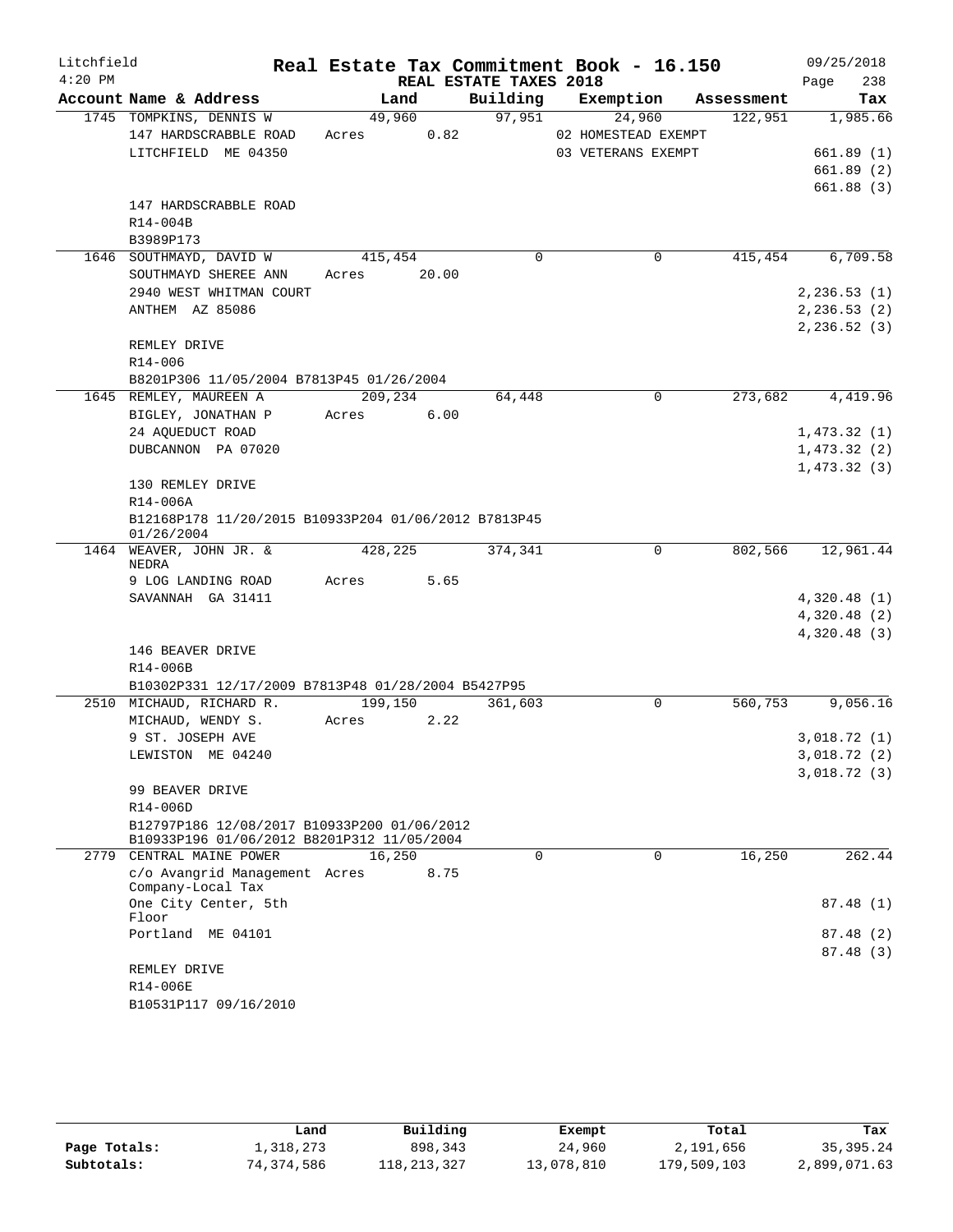Litchfield 4:20 PM

# Real Estate Tax Commitment Book - 16.150

## REAL ESTATE TAXES 2018

09/25/2018 Page 238

| Account Name & Address | Land | Building | Exemption | Assessment | Tax |
|---|---|---|---|---|---|
| 1745 TOMPKINS, DENNIS W | 49,960 | 97,951 | 24,960 | 122,951 | 1,985.66 |
| 147 HARDSCRABBLE ROAD | Acres 0.82 | | 02 HOMESTEAD EXEMPT | | |
| LITCHFIELD ME 04350 | | | 03 VETERANS EXEMPT | | 661.89 (1) |
| | | | | | 661.89 (2) |
| | | | | | 661.88 (3) |
| 147 HARDSCRABBLE ROAD | | | | | |
| R14-004B | | | | | |
| B3989P173 | | | | | |
| 1646 SOUTHMAYD, DAVID W | 415,454 | 0 | 0 | 415,454 | 6,709.58 |
| SOUTHMAYD SHEREE ANN | Acres 20.00 | | | | |
| 2940 WEST WHITMAN COURT | | | | | 2,236.53 (1) |
| ANTHEM AZ 85086 | | | | | 2,236.53 (2) |
| | | | | | 2,236.52 (3) |
| REMLEY DRIVE | | | | | |
| R14-006 | | | | | |
| B8201P306 11/05/2004 B7813P45 01/26/2004 | | | | | |
| 1645 REMLEY, MAUREEN A | 209,234 | 64,448 | 0 | 273,682 | 4,419.96 |
| BIGLEY, JONATHAN P | Acres 6.00 | | | | |
| 24 AQUEDUCT ROAD | | | | | 1,473.32 (1) |
| DUBCANNON PA 07020 | | | | | 1,473.32 (2) |
| | | | | | 1,473.32 (3) |
| 130 REMLEY DRIVE | | | | | |
| R14-006A | | | | | |
| B12168P178 11/20/2015 B10933P204 01/06/2012 B7813P45 01/26/2004 | | | | | |
| 1464 WEAVER, JOHN JR. & NEDRA | 428,225 | 374,341 | 0 | 802,566 | 12,961.44 |
| 9 LOG LANDING ROAD | Acres 5.65 | | | | |
| SAVANNAH GA 31411 | | | | | 4,320.48 (1) |
| | | | | | 4,320.48 (2) |
| | | | | | 4,320.48 (3) |
| 146 BEAVER DRIVE | | | | | |
| R14-006B | | | | | |
| B10302P331 12/17/2009 B7813P48 01/28/2004 B5427P95 | | | | | |
| 2510 MICHAUD, RICHARD R. | 199,150 | 361,603 | 0 | 560,753 | 9,056.16 |
| MICHAUD, WENDY S. | Acres 2.22 | | | | |
| 9 ST. JOSEPH AVE | | | | | 3,018.72 (1) |
| LEWISTON ME 04240 | | | | | 3,018.72 (2) |
| | | | | | 3,018.72 (3) |
| 99 BEAVER DRIVE | | | | | |
| R14-006D | | | | | |
| B12797P186 12/08/2017 B10933P200 01/06/2012 B10933P196 01/06/2012 B8201P312 11/05/2004 | | | | | |
| 2779 CENTRAL MAINE POWER | 16,250 | 0 | 0 | 16,250 | 262.44 |
| c/o Avangrid Management Company-Local Tax | Acres 8.75 | | | | |
| One City Center, 5th Floor | | | | | 87.48 (1) |
| Portland ME 04101 | | | | | 87.48 (2) |
| | | | | | 87.48 (3) |
| REMLEY DRIVE | | | | | |
| R14-006E | | | | | |
| B10531P117 09/16/2010 | | | | | |

| | Land | Building | Exempt | Total | Tax |
|---|---|---|---|---|---|
| Page Totals: | 1,318,273 | 898,343 | 24,960 | 2,191,656 | 35,395.24 |
| Subtotals: | 74,374,586 | 118,213,327 | 13,078,810 | 179,509,103 | 2,899,071.63 |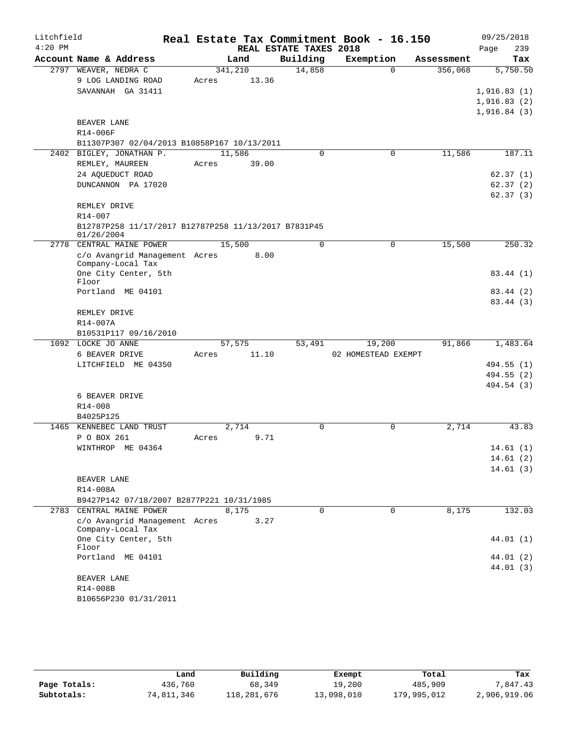Litchfield 4:20 PM

# Real Estate Tax Commitment Book - 16.150

09/25/2018 Page 239

## REAL ESTATE TAXES 2018

| Account Name & Address | Land | Building | Exemption | Assessment | Tax |
|---|---|---|---|---|---|
| 2797 WEAVER, NEDRA C | 341,210 | 14,858 | 0 | 356,068 | 5,750.50 |
| 9 LOG LANDING ROAD | Acres 13.36 | | | | |
| SAVANNAH GA 31411 | | | | | 1,916.83 (1) |
| | | | | | 1,916.83 (2) |
| | | | | | 1,916.84 (3) |
| BEAVER LANE | | | | | |
| R14-006F | | | | | |
| B11307P307 02/04/2013 B10858P167 10/13/2011 | | | | | |
| 2402 BIGLEY, JONATHAN P. | 11,586 | 0 | 0 | 11,586 | 187.11 |
| REMLEY, MAUREEN | Acres 39.00 | | | | |
| 24 AQUEDUCT ROAD | | | | | 62.37 (1) |
| DUNCANNON PA 17020 | | | | | 62.37 (2) |
| | | | | | 62.37 (3) |
| REMLEY DRIVE | | | | | |
| R14-007 | | | | | |
| B12787P258 11/17/2017 B12787P258 11/13/2017 B7831P45 01/26/2004 | | | | | |
| 2778 CENTRAL MAINE POWER | 15,500 | 0 | 0 | 15,500 | 250.32 |
| c/o Avangrid Management Company-Local Tax | Acres 8.00 | | | | |
| One City Center, 5th Floor | | | | | 83.44 (1) |
| Portland ME 04101 | | | | | 83.44 (2) |
| | | | | | 83.44 (3) |
| REMLEY DRIVE | | | | | |
| R14-007A | | | | | |
| B10531P117 09/16/2010 | | | | | |
| 1092 LOCKE JO ANNE | 57,575 | 53,491 | 19,200 | 91,866 | 1,483.64 |
| 6 BEAVER DRIVE | Acres 11.10 | | 02 HOMESTEAD EXEMPT | | |
| LITCHFIELD ME 04350 | | | | | 494.55 (1) |
| | | | | | 494.55 (2) |
| | | | | | 494.54 (3) |
| 6 BEAVER DRIVE | | | | | |
| R14-008 | | | | | |
| B4025P125 | | | | | |
| 1465 KENNEBEC LAND TRUST | 2,714 | 0 | 0 | 2,714 | 43.83 |
| P O BOX 261 | Acres 9.71 | | | | |
| WINTHROP ME 04364 | | | | | 14.61 (1) |
| | | | | | 14.61 (2) |
| | | | | | 14.61 (3) |
| BEAVER LANE | | | | | |
| R14-008A | | | | | |
| B9427P142 07/18/2007 B2877P221 10/31/1985 | | | | | |
| 2783 CENTRAL MAINE POWER | 8,175 | 0 | 0 | 8,175 | 132.03 |
| c/o Avangrid Management Company-Local Tax | Acres 3.27 | | | | |
| One City Center, 5th Floor | | | | | 44.01 (1) |
| Portland ME 04101 | | | | | 44.01 (2) |
| | | | | | 44.01 (3) |
| BEAVER LANE | | | | | |
| R14-008B | | | | | |
| B10656P230 01/31/2011 | | | | | |

| | Land | Building | Exempt | Total | Tax |
|---|---|---|---|---|---|
| Page Totals: | 436,760 | 68,349 | 19,200 | 485,909 | 7,847.43 |
| Subtotals: | 74,811,346 | 118,281,676 | 13,098,010 | 179,995,012 | 2,906,919.06 |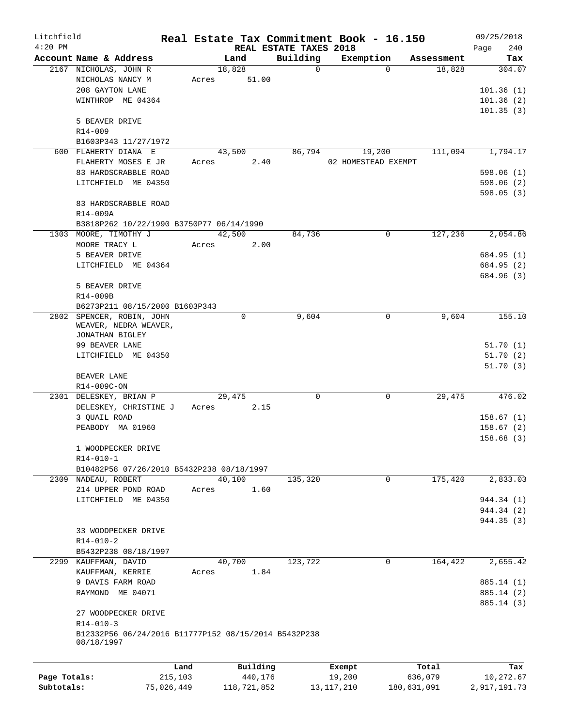Litchfield  
4:20 PM

# Real Estate Tax Commitment Book - 16.150

## REAL ESTATE TAXES 2018

09/25/2018  
Page 240

| Account Name & Address | Land | Building | Exemption | Assessment | Tax |
|---|---|---|---|---|---|
| 2167 NICHOLAS, JOHN R | 18,828 | 0 | 0 | 18,828 | 304.07 |
| NICHOLAS NANCY M | Acres 51.00 | | | | |
| 208 GAYTON LANE | | | | | 101.36 (1) |
| WINTHROP ME 04364 | | | | | 101.36 (2) |
| | | | | | 101.35 (3) |
| 5 BEAVER DRIVE | | | | | |
| R14-009 | | | | | |
| B1603P343 11/27/1972 | | | | | |
| 600 FLAHERTY DIANA E | 43,500 | 86,794 | 19,200 | 111,094 | 1,794.17 |
| FLAHERTY MOSES E JR | Acres 2.40 | | 02 HOMESTEAD EXEMPT | | |
| 83 HARDSCRABBLE ROAD | | | | | 598.06 (1) |
| LITCHFIELD ME 04350 | | | | | 598.06 (2) |
| | | | | | 598.05 (3) |
| 83 HARDSCRABBLE ROAD | | | | | |
| R14-009A | | | | | |
| B3818P262 10/22/1990 B3750P77 06/14/1990 | | | | | |
| 1303 MOORE, TIMOTHY J | 42,500 | 84,736 | 0 | 127,236 | 2,054.86 |
| MOORE TRACY L | Acres 2.00 | | | | |
| 5 BEAVER DRIVE | | | | | 684.95 (1) |
| LITCHFIELD ME 04364 | | | | | 684.95 (2) |
| | | | | | 684.96 (3) |
| 5 BEAVER DRIVE | | | | | |
| R14-009B | | | | | |
| B6273P211 08/15/2000 B1603P343 | | | | | |
| 2802 SPENCER, ROBIN, JOHN WEAVER, NEDRA WEAVER, JONATHAN BIGLEY | 0 | 9,604 | 0 | 9,604 | 155.10 |
| 99 BEAVER LANE | | | | | 51.70 (1) |
| LITCHFIELD ME 04350 | | | | | 51.70 (2) |
| | | | | | 51.70 (3) |
| BEAVER LANE | | | | | |
| R14-009C-ON | | | | | |
| 2301 DELESKEY, BRIAN P | 29,475 | 0 | 0 | 29,475 | 476.02 |
| DELESKEY, CHRISTINE J | Acres 2.15 | | | | |
| 3 QUAIL ROAD | | | | | 158.67 (1) |
| PEABODY MA 01960 | | | | | 158.67 (2) |
| | | | | | 158.68 (3) |
| 1 WOODPECKER DRIVE | | | | | |
| R14-010-1 | | | | | |
| B10482P58 07/26/2010 B5432P238 08/18/1997 | | | | | |
| 2309 NADEAU, ROBERT | 40,100 | 135,320 | 0 | 175,420 | 2,833.03 |
| 214 UPPER POND ROAD | Acres 1.60 | | | | |
| LITCHFIELD ME 04350 | | | | | 944.34 (1) |
| | | | | | 944.34 (2) |
| | | | | | 944.35 (3) |
| 33 WOODPECKER DRIVE | | | | | |
| R14-010-2 | | | | | |
| B5432P238 08/18/1997 | | | | | |
| 2299 KAUFFMAN, DAVID | 40,700 | 123,722 | 0 | 164,422 | 2,655.42 |
| KAUFFMAN, KERRIE | Acres 1.84 | | | | |
| 9 DAVIS FARM ROAD | | | | | 885.14 (1) |
| RAYMOND ME 04071 | | | | | 885.14 (2) |
| | | | | | 885.14 (3) |
| 27 WOODPECKER DRIVE | | | | | |
| R14-010-3 | | | | | |
| B12332P56 06/24/2016 B11777P152 08/15/2014 B5432P238 08/18/1997 | | | | | |

| | Land | Building | Exempt | Total | Tax |
|---|---|---|---|---|---|
| Page Totals: | 215,103 | 440,176 | 19,200 | 636,079 | 10,272.67 |
| Subtotals: | 75,026,449 | 118,721,852 | 13,117,210 | 180,631,091 | 2,917,191.73 |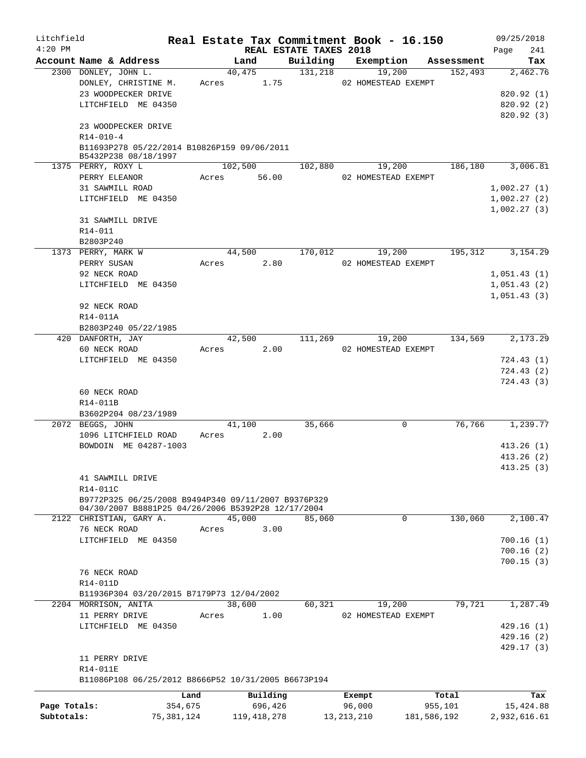Litchfield 4:20 PM

# Real Estate Tax Commitment Book - 16.150

REAL ESTATE TAXES 2018

09/25/2018

| Account | Name & Address | Land | Building | Exemption | Assessment | Tax |
|---|---|---|---|---|---|---|
| 2300 | DONLEY, JOHN L.<br>DONLEY, CHRISTINE M.<br>23 WOODPECKER DRIVE<br>LITCHFIELD ME 04350<br><br>23 WOODPECKER DRIVE<br>R14-010-4<br>B11693P278 05/22/2014 B10826P159 09/06/2011 B5432P238 08/18/1997 | 40,475<br>Acres 1.75 | 131,218 | 19,200<br>02 HOMESTEAD EXEMPT | 152,493 | 2,462.76<br>820.92 (1)<br>820.92 (2)<br>820.92 (3) |
| 1375 | PERRY, ROXY L<br>PERRY ELEANOR<br>31 SAWMILL ROAD<br>LITCHFIELD ME 04350<br><br>31 SAWMILL DRIVE<br>R14-011<br>B2803P240 | 102,500<br>Acres 56.00 | 102,880 | 19,200<br>02 HOMESTEAD EXEMPT | 186,180 | 3,006.81<br>1,002.27 (1)<br>1,002.27 (2)<br>1,002.27 (3) |
| 1373 | PERRY, MARK W<br>PERRY SUSAN<br>92 NECK ROAD<br>LITCHFIELD ME 04350<br><br>92 NECK ROAD<br>R14-011A<br>B2803P240 05/22/1985 | 44,500<br>Acres 2.80 | 170,012 | 19,200<br>02 HOMESTEAD EXEMPT | 195,312 | 3,154.29<br>1,051.43 (1)<br>1,051.43 (2)<br>1,051.43 (3) |
| 420 | DANFORTH, JAY<br>60 NECK ROAD<br>LITCHFIELD ME 04350<br><br>60 NECK ROAD<br>R14-011B<br>B3602P204 08/23/1989 | 42,500<br>Acres 2.00 | 111,269 | 19,200<br>02 HOMESTEAD EXEMPT | 134,569 | 2,173.29<br>724.43 (1)<br>724.43 (2)<br>724.43 (3) |
| 2072 | BEGGS, JOHN<br>1096 LITCHFIELD ROAD<br>BOWDOIN ME 04287-1003<br><br>41 SAWMILL DRIVE<br>R14-011C<br>B9772P325 06/25/2008 B9494P340 09/11/2007 B9376P329 04/30/2007 B8881P25 04/26/2006 B5392P28 12/17/2004 | 41,100<br>Acres 2.00 | 35,666 | 0 | 76,766 | 1,239.77<br>413.26 (1)<br>413.26 (2)<br>413.25 (3) |
| 2122 | CHRISTIAN, GARY A.<br>76 NECK ROAD<br>LITCHFIELD ME 04350<br><br>76 NECK ROAD<br>R14-011D<br>B11936P304 03/20/2015 B7179P73 12/04/2002 | 45,000<br>Acres 3.00 | 85,060 | 0 | 130,060 | 2,100.47<br>700.16 (1)<br>700.16 (2)<br>700.15 (3) |
| 2204 | MORRISON, ANITA<br>11 PERRY DRIVE<br>LITCHFIELD ME 04350<br><br>11 PERRY DRIVE<br>R14-011E<br>B11086P108 06/25/2012 B8666P52 10/31/2005 B6673P194 | 38,600<br>Acres 1.00 | 60,321 | 19,200<br>02 HOMESTEAD EXEMPT | 79,721 | 1,287.49<br>429.16 (1)<br>429.16 (2)<br>429.17 (3) |

| | Land | Building | Exempt | Total | Tax |
|---|---|---|---|---|---|
| Page Totals: | 354,675 | 696,426 | 96,000 | 955,101 | 15,424.88 |
| Subtotals: | 75,381,124 | 119,418,278 | 13,213,210 | 181,586,192 | 2,932,616.61 |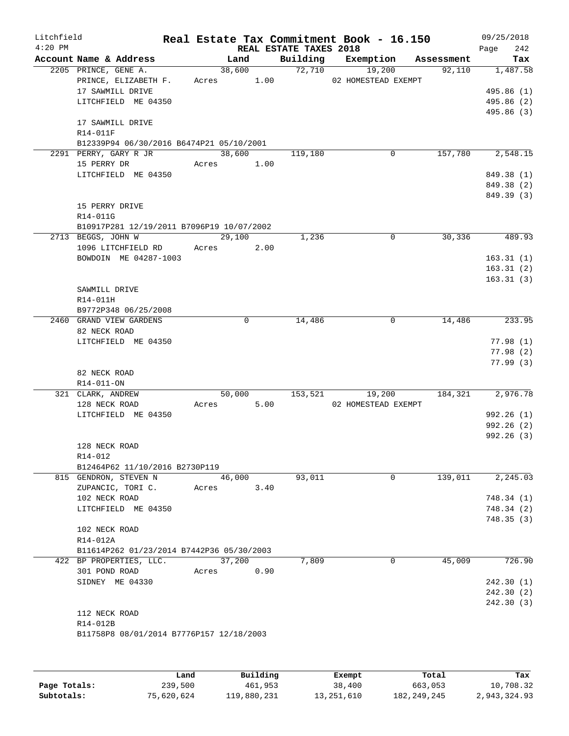Litchfield
4:20 PM

# Real Estate Tax Commitment Book - 16.150

REAL ESTATE TAXES 2018

09/25/2018

| Account Name & Address | Land | Building | Exemption | Assessment | Tax |
|---|---|---|---|---|---|
| 2205 PRINCE, GENE A. | 38,600 | 72,710 | 19,200 | 92,110 | 1,487.58 |
| PRINCE, ELIZABETH F. | Acres 1.00 | | 02 HOMESTEAD EXEMPT | | |
| 17 SAWMILL DRIVE | | | | | 495.86 (1) |
| LITCHFIELD ME 04350 | | | | | 495.86 (2) |
| | | | | | 495.86 (3) |
| 17 SAWMILL DRIVE | | | | | |
| R14-011F | | | | | |
| B12339P94 06/30/2016 B6474P21 05/10/2001 | | | | | |
| 2291 PERRY, GARY R JR | 38,600 | 119,180 | 0 | 157,780 | 2,548.15 |
| 15 PERRY DR | Acres 1.00 | | | | |
| LITCHFIELD ME 04350 | | | | | 849.38 (1) |
| | | | | | 849.38 (2) |
| | | | | | 849.39 (3) |
| 15 PERRY DRIVE | | | | | |
| R14-011G | | | | | |
| B10917P281 12/19/2011 B7096P19 10/07/2002 | | | | | |
| 2713 BEGGS, JOHN W | 29,100 | 1,236 | 0 | 30,336 | 489.93 |
| 1096 LITCHFIELD RD | Acres 2.00 | | | | |
| BOWDOIN ME 04287-1003 | | | | | 163.31 (1) |
| | | | | | 163.31 (2) |
| | | | | | 163.31 (3) |
| SAWMILL DRIVE | | | | | |
| R14-011H | | | | | |
| B9772P348 06/25/2008 | | | | | |
| 2460 GRAND VIEW GARDENS | 0 | 14,486 | 0 | 14,486 | 233.95 |
| 82 NECK ROAD | | | | | |
| LITCHFIELD ME 04350 | | | | | 77.98 (1) |
| | | | | | 77.98 (2) |
| | | | | | 77.99 (3) |
| 82 NECK ROAD | | | | | |
| R14-011-ON | | | | | |
| 321 CLARK, ANDREW | 50,000 | 153,521 | 19,200 | 184,321 | 2,976.78 |
| 128 NECK ROAD | Acres 5.00 | | 02 HOMESTEAD EXEMPT | | |
| LITCHFIELD ME 04350 | | | | | 992.26 (1) |
| | | | | | 992.26 (2) |
| | | | | | 992.26 (3) |
| 128 NECK ROAD | | | | | |
| R14-012 | | | | | |
| B12464P62 11/10/2016 B2730P119 | | | | | |
| 815 GENDRON, STEVEN N | 46,000 | 93,011 | 0 | 139,011 | 2,245.03 |
| ZUPANCIC, TORI C. | Acres 3.40 | | | | |
| 102 NECK ROAD | | | | | 748.34 (1) |
| LITCHFIELD ME 04350 | | | | | 748.34 (2) |
| | | | | | 748.35 (3) |
| 102 NECK ROAD | | | | | |
| R14-012A | | | | | |
| B11614P262 01/23/2014 B7442P36 05/30/2003 | | | | | |
| 422 BP PROPERTIES, LLC. | 37,200 | 7,809 | 0 | 45,009 | 726.90 |
| 301 POND ROAD | Acres 0.90 | | | | |
| SIDNEY ME 04330 | | | | | 242.30 (1) |
| | | | | | 242.30 (2) |
| | | | | | 242.30 (3) |
| 112 NECK ROAD | | | | | |
| R14-012B | | | | | |
| B11758P8 08/01/2014 B7776P157 12/18/2003 | | | | | |

| | Land | Building | Exempt | Total | Tax |
|---|---|---|---|---|---|
| Page Totals: | 239,500 | 461,953 | 38,400 | 663,053 | 10,708.32 |
| Subtotals: | 75,620,624 | 119,880,231 | 13,251,610 | 182,249,245 | 2,943,324.93 |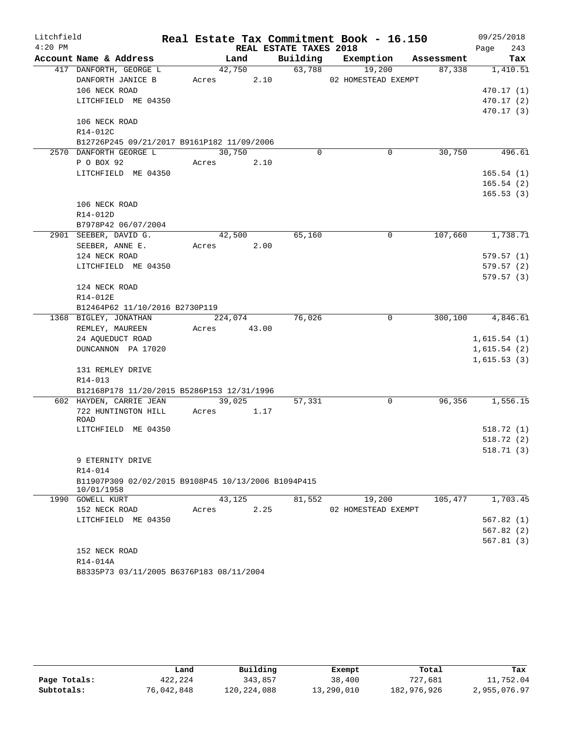Litchfield  
4:20 PM

# Real Estate Tax Commitment Book - 16.150

## REAL ESTATE TAXES 2018

09/25/2018  
Page 243

| Account Name & Address | Land | Building | Exemption | Assessment | Tax |
|---|---|---|---|---|---|
| 417 DANFORTH, GEORGE L | 42,750 | 63,788 | 19,200 | 87,338 | 1,410.51 |
| DANFORTH JANICE B | Acres 2.10 | | 02 HOMESTEAD EXEMPT | | |
| 106 NECK ROAD | | | | | 470.17 (1) |
| LITCHFIELD ME 04350 | | | | | 470.17 (2) |
| | | | | | 470.17 (3) |
| 106 NECK ROAD | | | | | |
| R14-012C | | | | | |
| B12726P245 09/21/2017 B9161P182 11/09/2006 | | | | | |
| 2570 DANFORTH GEORGE L | 30,750 | 0 | 0 | 30,750 | 496.61 |
| P O BOX 92 | Acres 2.10 | | | | |
| LITCHFIELD ME 04350 | | | | | 165.54 (1) |
| | | | | | 165.54 (2) |
| | | | | | 165.53 (3) |
| 106 NECK ROAD | | | | | |
| R14-012D | | | | | |
| B7978P42 06/07/2004 | | | | | |
| 2901 SEEBER, DAVID G. | 42,500 | 65,160 | 0 | 107,660 | 1,738.71 |
| SEEBER, ANNE E. | Acres 2.00 | | | | |
| 124 NECK ROAD | | | | | 579.57 (1) |
| LITCHFIELD ME 04350 | | | | | 579.57 (2) |
| | | | | | 579.57 (3) |
| 124 NECK ROAD | | | | | |
| R14-012E | | | | | |
| B12464P62 11/10/2016 B2730P119 | | | | | |
| 1368 BIGLEY, JONATHAN | 224,074 | 76,026 | 0 | 300,100 | 4,846.61 |
| REMLEY, MAUREEN | Acres 43.00 | | | | |
| 24 AQUEDUCT ROAD | | | | | 1,615.54 (1) |
| DUNCANNON PA 17020 | | | | | 1,615.54 (2) |
| | | | | | 1,615.53 (3) |
| 131 REMLEY DRIVE | | | | | |
| R14-013 | | | | | |
| B12168P178 11/20/2015 B5286P153 12/31/1996 | | | | | |
| 602 HAYDEN, CARRIE JEAN | 39,025 | 57,331 | 0 | 96,356 | 1,556.15 |
| 722 HUNTINGTON HILL ROAD | Acres 1.17 | | | | |
| LITCHFIELD ME 04350 | | | | | 518.72 (1) |
| | | | | | 518.72 (2) |
| | | | | | 518.71 (3) |
| 9 ETERNITY DRIVE | | | | | |
| R14-014 | | | | | |
| B11907P309 02/02/2015 B9108P45 10/13/2006 B1094P415 10/01/1958 | | | | | |
| 1990 GOWELL KURT | 43,125 | 81,552 | 19,200 | 105,477 | 1,703.45 |
| 152 NECK ROAD | Acres 2.25 | | 02 HOMESTEAD EXEMPT | | |
| LITCHFIELD ME 04350 | | | | | 567.82 (1) |
| | | | | | 567.82 (2) |
| | | | | | 567.81 (3) |
| 152 NECK ROAD | | | | | |
| R14-014A | | | | | |
| B8335P73 03/11/2005 B6376P183 08/11/2004 | | | | | |

| | Land | Building | Exempt | Total | Tax |
|---|---|---|---|---|---|
| Page Totals: | 422,224 | 343,857 | 38,400 | 727,681 | 11,752.04 |
| Subtotals: | 76,042,848 | 120,224,088 | 13,290,010 | 182,976,926 | 2,955,076.97 |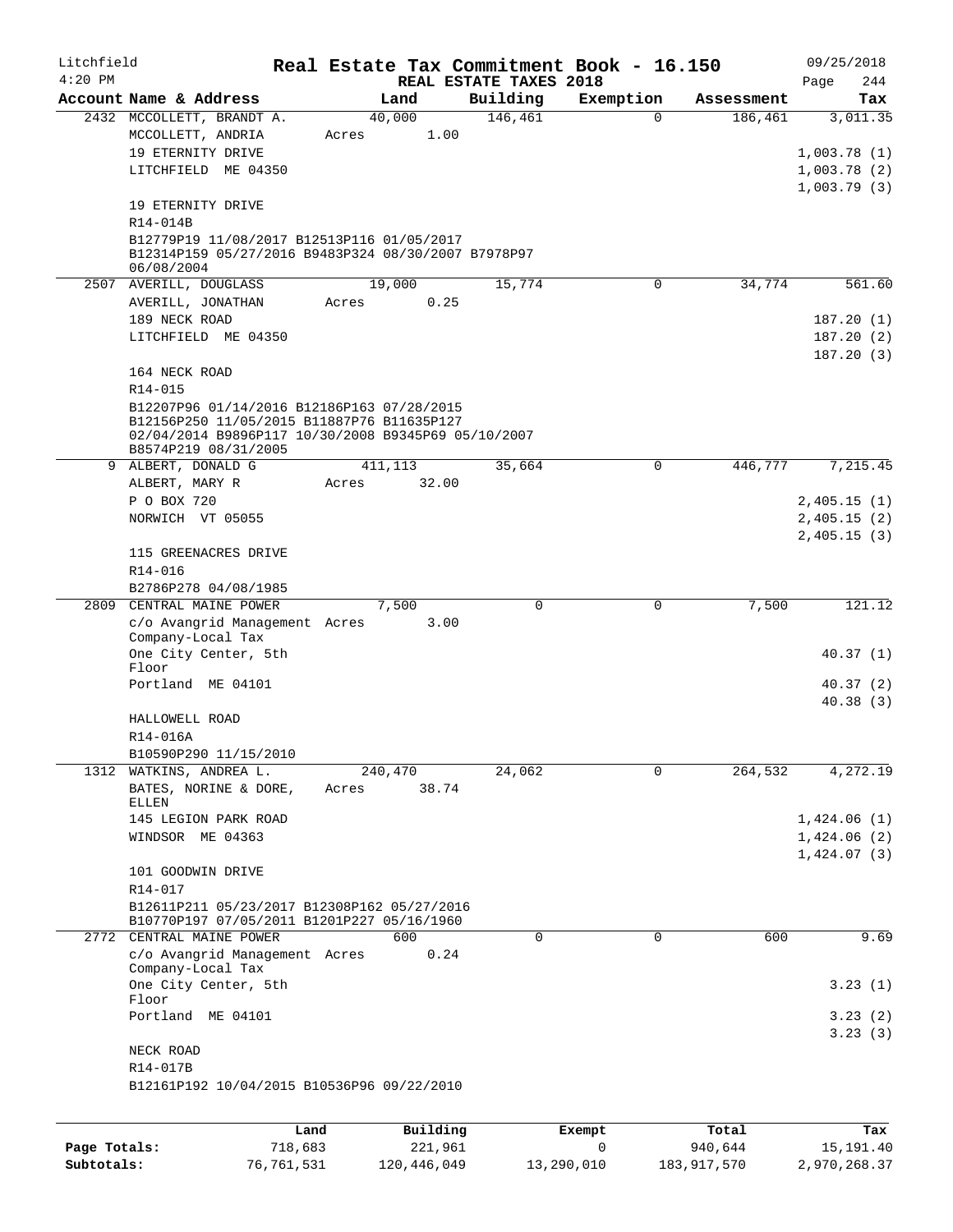Litchfield
4:20 PM

# Real Estate Tax Commitment Book - 16.150

REAL ESTATE TAXES 2018

09/25/2018

| Account Name & Address | Land | Building | Exemption | Assessment | Tax |
|---|---|---|---|---|---|
| 2432 MCCOLLETT, BRANDT A. | 40,000 | 146,461 | 0 | 186,461 | 3,011.35 |
| MCCOLLETT, ANDRIA | Acres 1.00 | | | | |
| 19 ETERNITY DRIVE | | | | | 1,003.78 (1) |
| LITCHFIELD ME 04350 | | | | | 1,003.78 (2) |
| | | | | | 1,003.79 (3) |
| 19 ETERNITY DRIVE | | | | | |
| R14-014B | | | | | |
| B12779P19 11/08/2017 B12513P116 01/05/2017 B12314P159 05/27/2016 B9483P324 08/30/2007 B7978P97 06/08/2004 | | | | | |
| 2507 AVERILL, DOUGLASS | 19,000 | 15,774 | 0 | 34,774 | 561.60 |
| AVERILL, JONATHAN | Acres 0.25 | | | | |
| 189 NECK ROAD | | | | | 187.20 (1) |
| LITCHFIELD ME 04350 | | | | | 187.20 (2) |
| | | | | | 187.20 (3) |
| 164 NECK ROAD | | | | | |
| R14-015 | | | | | |
| B12207P96 01/14/2016 B12186P163 07/28/2015 B12156P250 11/05/2015 B11887P76 B11635P127 02/04/2014 B9896P117 10/30/2008 B9345P69 05/10/2007 B8574P219 08/31/2005 | | | | | |
| 9 ALBERT, DONALD G | 411,113 | 35,664 | 0 | 446,777 | 7,215.45 |
| ALBERT, MARY R | Acres 32.00 | | | | |
| P O BOX 720 | | | | | 2,405.15 (1) |
| NORWICH VT 05055 | | | | | 2,405.15 (2) |
| | | | | | 2,405.15 (3) |
| 115 GREENACRES DRIVE | | | | | |
| R14-016 | | | | | |
| B2786P278 04/08/1985 | | | | | |
| 2809 CENTRAL MAINE POWER | 7,500 | 0 | 0 | 7,500 | 121.12 |
| c/o Avangrid Management Company-Local Tax | Acres 3.00 | | | | |
| One City Center, 5th Floor | | | | | 40.37 (1) |
| Portland ME 04101 | | | | | 40.37 (2) |
| | | | | | 40.38 (3) |
| HALLOWELL ROAD | | | | | |
| R14-016A | | | | | |
| B10590P290 11/15/2010 | | | | | |
| 1312 WATKINS, ANDREA L. | 240,470 | 24,062 | 0 | 264,532 | 4,272.19 |
| BATES, NORINE & DORE, ELLEN | Acres 38.74 | | | | |
| 145 LEGION PARK ROAD | | | | | 1,424.06 (1) |
| WINDSOR ME 04363 | | | | | 1,424.06 (2) |
| | | | | | 1,424.07 (3) |
| 101 GOODWIN DRIVE | | | | | |
| R14-017 | | | | | |
| B12611P211 05/23/2017 B12308P162 05/27/2016 B10770P197 07/05/2011 B1201P227 05/16/1960 | | | | | |
| 2772 CENTRAL MAINE POWER | 600 | 0 | 0 | 600 | 9.69 |
| c/o Avangrid Management Company-Local Tax | Acres 0.24 | | | | |
| One City Center, 5th Floor | | | | | 3.23 (1) |
| Portland ME 04101 | | | | | 3.23 (2) |
| | | | | | 3.23 (3) |
| NECK ROAD | | | | | |
| R14-017B | | | | | |
| B12161P192 10/04/2015 B10536P96 09/22/2010 | | | | | |

| | Land | Building | Exempt | Total | Tax |
|---|---|---|---|---|---|
| Page Totals: | 718,683 | 221,961 | 0 | 940,644 | 15,191.40 |
| Subtotals: | 76,761,531 | 120,446,049 | 13,290,010 | 183,917,570 | 2,970,268.37 |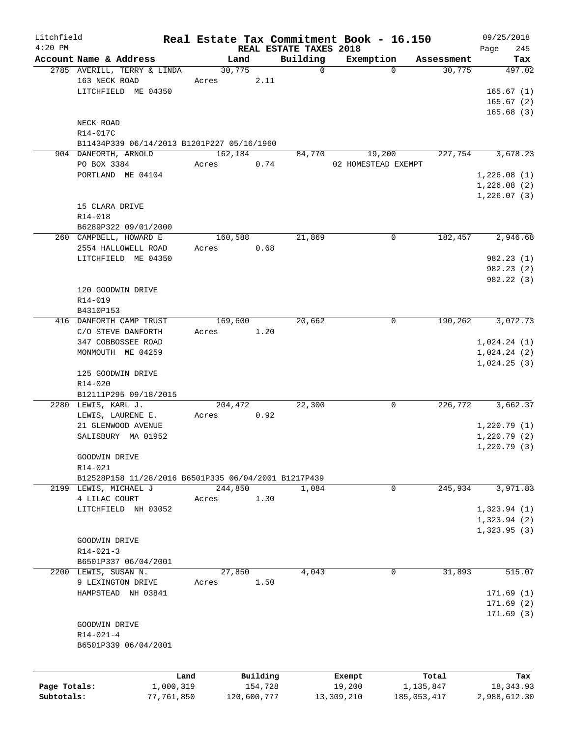# Real Estate Tax Commitment Book - 16.150

Litchfield 4:20 PM — REAL ESTATE TAXES 2018 — 09/25/2018

| Account Name & Address | Land | Building | Exemption | Assessment | Tax |
|---|---|---|---|---|---|
| 2785 AVERILL, TERRY & LINDA<br>163 NECK ROAD<br>LITCHFIELD ME 04350<br><br>NECK ROAD<br>R14-017C<br>B11434P339 06/14/2013 B1201P227 05/16/1960 | 30,775<br>Acres 2.11 | 0 | 0 | 30,775 | 497.02<br>165.67 (1)<br>165.67 (2)<br>165.68 (3) |
| 904 DANFORTH, ARNOLD<br>PO BOX 3384<br>PORTLAND ME 04104<br><br>15 CLARA DRIVE<br>R14-018<br>B6289P322 09/01/2000 | 162,184<br>Acres 0.74 | 84,770 | 19,200<br>02 HOMESTEAD EXEMPT | 227,754 | 3,678.23<br>1,226.08 (1)<br>1,226.08 (2)<br>1,226.07 (3) |
| 260 CAMPBELL, HOWARD E<br>2554 HALLOWELL ROAD<br>LITCHFIELD ME 04350<br><br>120 GOODWIN DRIVE<br>R14-019<br>B4310P153 | 160,588<br>Acres 0.68 | 21,869 | 0 | 182,457 | 2,946.68<br>982.23 (1)<br>982.23 (2)<br>982.22 (3) |
| 416 DANFORTH CAMP TRUST<br>C/O STEVE DANFORTH<br>347 COBBOSSEE ROAD<br>MONMOUTH ME 04259<br><br>125 GOODWIN DRIVE<br>R14-020<br>B12111P295 09/18/2015 | 169,600<br>Acres 1.20 | 20,662 | 0 | 190,262 | 3,072.73<br>1,024.24 (1)<br>1,024.24 (2)<br>1,024.25 (3) |
| 2280 LEWIS, KARL J.<br>LEWIS, LAURENE E.<br>21 GLENWOOD AVENUE<br>SALISBURY MA 01952<br><br>GOODWIN DRIVE<br>R14-021<br>B12528P158 11/28/2016 B6501P335 06/04/2001 B1217P439 | 204,472<br>Acres 0.92 | 22,300 | 0 | 226,772 | 3,662.37<br>1,220.79 (1)<br>1,220.79 (2)<br>1,220.79 (3) |
| 2199 LEWIS, MICHAEL J<br>4 LILAC COURT<br>LITCHFIELD NH 03052<br><br>GOODWIN DRIVE<br>R14-021-3<br>B6501P337 06/04/2001 | 244,850<br>Acres 1.30 | 1,084 | 0 | 245,934 | 3,971.83<br>1,323.94 (1)<br>1,323.94 (2)<br>1,323.95 (3) |
| 2200 LEWIS, SUSAN N.<br>9 LEXINGTON DRIVE<br>HAMPSTEAD NH 03841<br><br>GOODWIN DRIVE<br>R14-021-4<br>B6501P339 06/04/2001 | 27,850<br>Acres 1.50 | 4,043 | 0 | 31,893 | 515.07<br>171.69 (1)<br>171.69 (2)<br>171.69 (3) |

| | Land | Building | Exempt | Total | Tax |
|---|---|---|---|---|---|
| Page Totals: | 1,000,319 | 154,728 | 19,200 | 1,135,847 | 18,343.93 |
| Subtotals: | 77,761,850 | 120,600,777 | 13,309,210 | 185,053,417 | 2,988,612.30 |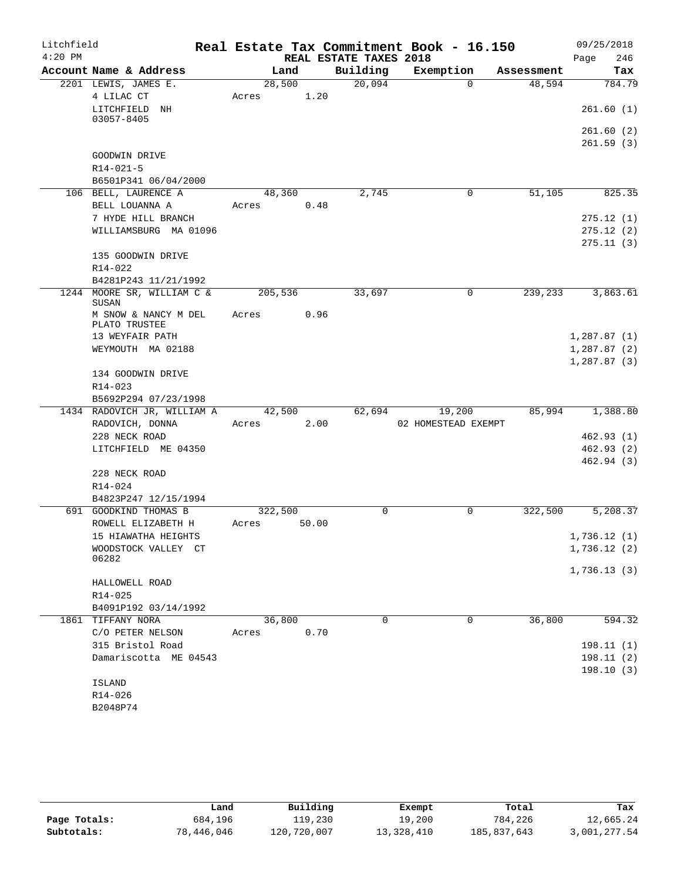Litchfield 4:20 PM

# Real Estate Tax Commitment Book - 16.150

REAL ESTATE TAXES 2018

09/25/2018 Page 246

| Account Name & Address | Land | Building | Exemption | Assessment | Tax |
|---|---|---|---|---|---|
| 2201 LEWIS, JAMES E. | 28,500 | 20,094 | 0 | 48,594 | 784.79 |
| 4 LILAC CT | Acres 1.20 | | | | |
| LITCHFIELD NH 03057-8405 | | | | | 261.60 (1) |
| | | | | | 261.60 (2) |
| | | | | | 261.59 (3) |
| GOODWIN DRIVE | | | | | |
| R14-021-5 | | | | | |
| B6501P341 06/04/2000 | | | | | |
| 106 BELL, LAURENCE A | 48,360 | 2,745 | 0 | 51,105 | 825.35 |
| BELL LOUANNA A | Acres 0.48 | | | | |
| 7 HYDE HILL BRANCH | | | | | 275.12 (1) |
| WILLIAMSBURG MA 01096 | | | | | 275.12 (2) |
| | | | | | 275.11 (3) |
| 135 GOODWIN DRIVE | | | | | |
| R14-022 | | | | | |
| B4281P243 11/21/1992 | | | | | |
| 1244 MOORE SR, WILLIAM C & SUSAN | 205,536 | 33,697 | 0 | 239,233 | 3,863.61 |
| M SNOW & NANCY M DEL PLATO TRUSTEE | Acres 0.96 | | | | |
| 13 WEYFAIR PATH | | | | | 1,287.87 (1) |
| WEYMOUTH MA 02188 | | | | | 1,287.87 (2) |
| | | | | | 1,287.87 (3) |
| 134 GOODWIN DRIVE | | | | | |
| R14-023 | | | | | |
| B5692P294 07/23/1998 | | | | | |
| 1434 RADOVICH JR, WILLIAM A | 42,500 | 62,694 | 19,200 | 85,994 | 1,388.80 |
| RADOVICH, DONNA | Acres 2.00 | | 02 HOMESTEAD EXEMPT | | |
| 228 NECK ROAD | | | | | 462.93 (1) |
| LITCHFIELD ME 04350 | | | | | 462.93 (2) |
| | | | | | 462.94 (3) |
| 228 NECK ROAD | | | | | |
| R14-024 | | | | | |
| B4823P247 12/15/1994 | | | | | |
| 691 GOODKIND THOMAS B | 322,500 | 0 | 0 | 322,500 | 5,208.37 |
| ROWELL ELIZABETH H | Acres 50.00 | | | | |
| 15 HIAWATHA HEIGHTS | | | | | 1,736.12 (1) |
| WOODSTOCK VALLEY CT 06282 | | | | | 1,736.12 (2) |
| | | | | | 1,736.13 (3) |
| HALLOWELL ROAD | | | | | |
| R14-025 | | | | | |
| B4091P192 03/14/1992 | | | | | |
| 1861 TIFFANY NORA | 36,800 | 0 | 0 | 36,800 | 594.32 |
| C/O PETER NELSON | Acres 0.70 | | | | |
| 315 Bristol Road | | | | | 198.11 (1) |
| Damariscotta ME 04543 | | | | | 198.11 (2) |
| | | | | | 198.10 (3) |
| ISLAND | | | | | |
| R14-026 | | | | | |
| B2048P74 | | | | | |

| | Land | Building | Exempt | Total | Tax |
|---|---|---|---|---|---|
| Page Totals: | 684,196 | 119,230 | 19,200 | 784,226 | 12,665.24 |
| Subtotals: | 78,446,046 | 120,720,007 | 13,328,410 | 185,837,643 | 3,001,277.54 |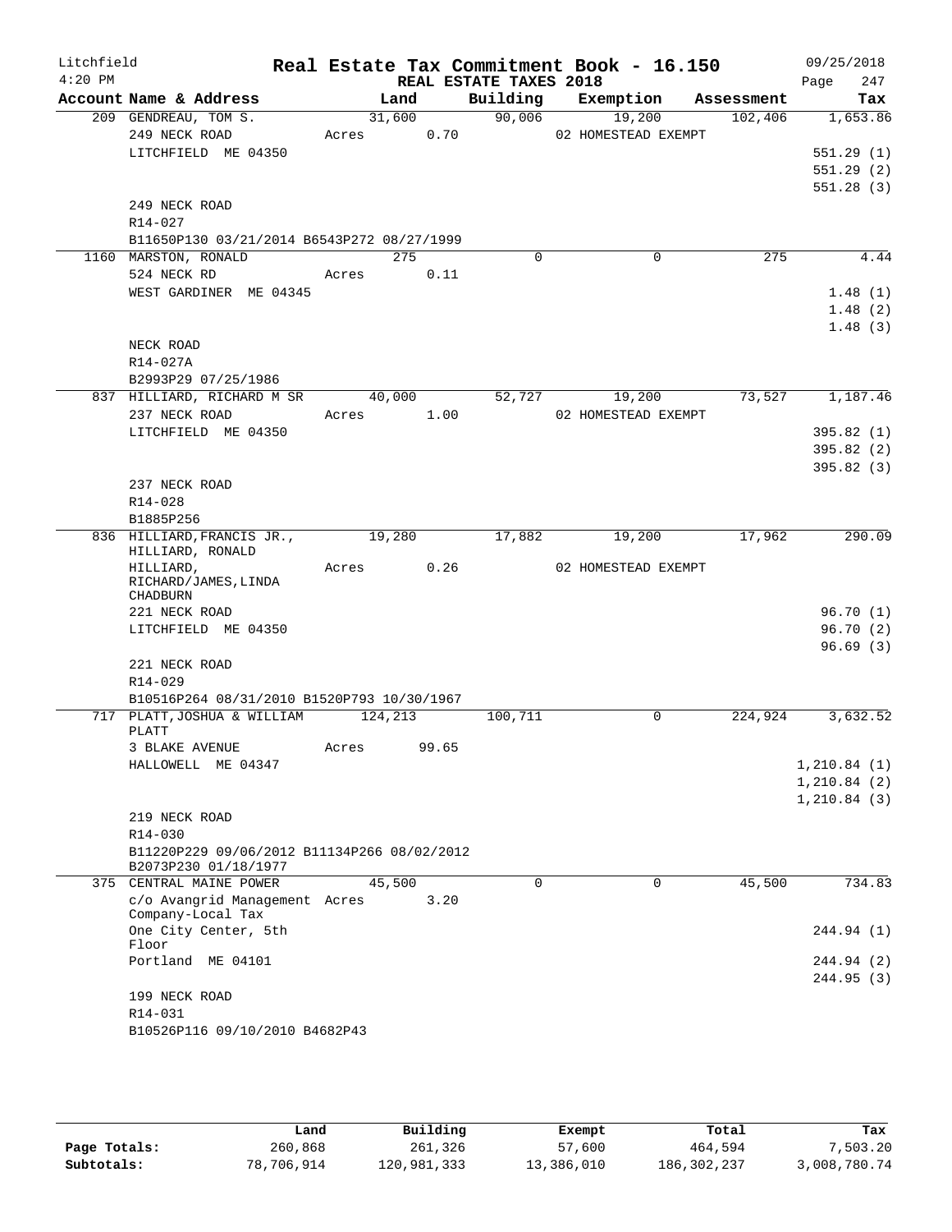Litchfield
4:20 PM

# Real Estate Tax Commitment Book - 16.150

REAL ESTATE TAXES 2018

09/25/2018

| Account Name & Address | Land | Building | Exemption | Assessment | Tax |
|---|---|---|---|---|---|
| 209 GENDREAU, TOM S. | 31,600 | 90,006 | 19,200 | 102,406 | 1,653.86 |
| 249 NECK ROAD | Acres 0.70 | | 02 HOMESTEAD EXEMPT | | |
| LITCHFIELD ME 04350 | | | | | 551.29 (1) |
| | | | | | 551.29 (2) |
| | | | | | 551.28 (3) |
| 249 NECK ROAD | | | | | |
| R14-027 | | | | | |
| B11650P130 03/21/2014 B6543P272 08/27/1999 | | | | | |
| 1160 MARSTON, RONALD | 275 | 0 | 0 | 275 | 4.44 |
| 524 NECK RD | Acres 0.11 | | | | |
| WEST GARDINER ME 04345 | | | | | 1.48 (1) |
| | | | | | 1.48 (2) |
| | | | | | 1.48 (3) |
| NECK ROAD | | | | | |
| R14-027A | | | | | |
| B2993P29 07/25/1986 | | | | | |
| 837 HILLIARD, RICHARD M SR | 40,000 | 52,727 | 19,200 | 73,527 | 1,187.46 |
| 237 NECK ROAD | Acres 1.00 | | 02 HOMESTEAD EXEMPT | | |
| LITCHFIELD ME 04350 | | | | | 395.82 (1) |
| | | | | | 395.82 (2) |
| | | | | | 395.82 (3) |
| 237 NECK ROAD | | | | | |
| R14-028 | | | | | |
| B1885P256 | | | | | |
| 836 HILLIARD, FRANCIS JR., HILLIARD, RONALD | 19,280 | 17,882 | 19,200 | 17,962 | 290.09 |
| HILLIARD, RICHARD/JAMES, LINDA CHADBURN | Acres 0.26 | | 02 HOMESTEAD EXEMPT | | |
| 221 NECK ROAD | | | | | 96.70 (1) |
| LITCHFIELD ME 04350 | | | | | 96.70 (2) |
| | | | | | 96.69 (3) |
| 221 NECK ROAD | | | | | |
| R14-029 | | | | | |
| B10516P264 08/31/2010 B1520P793 10/30/1967 | | | | | |
| 717 PLATT, JOSHUA & WILLIAM PLATT | 124,213 | 100,711 | 0 | 224,924 | 3,632.52 |
| 3 BLAKE AVENUE | Acres 99.65 | | | | |
| HALLOWELL ME 04347 | | | | | 1,210.84 (1) |
| | | | | | 1,210.84 (2) |
| | | | | | 1,210.84 (3) |
| 219 NECK ROAD | | | | | |
| R14-030 | | | | | |
| B11220P229 09/06/2012 B11134P266 08/02/2012 B2073P230 01/18/1977 | | | | | |
| 375 CENTRAL MAINE POWER | 45,500 | 0 | 0 | 45,500 | 734.83 |
| c/o Avangrid Management Company-Local Tax | Acres 3.20 | | | | |
| One City Center, 5th Floor | | | | | 244.94 (1) |
| Portland ME 04101 | | | | | 244.94 (2) |
| | | | | | 244.95 (3) |
| 199 NECK ROAD | | | | | |
| R14-031 | | | | | |
| B10526P116 09/10/2010 B4682P43 | | | | | |

| | Land | Building | Exempt | Total | Tax |
|---|---|---|---|---|---|
| Page Totals: | 260,868 | 261,326 | 57,600 | 464,594 | 7,503.20 |
| Subtotals: | 78,706,914 | 120,981,333 | 13,386,010 | 186,302,237 | 3,008,780.74 |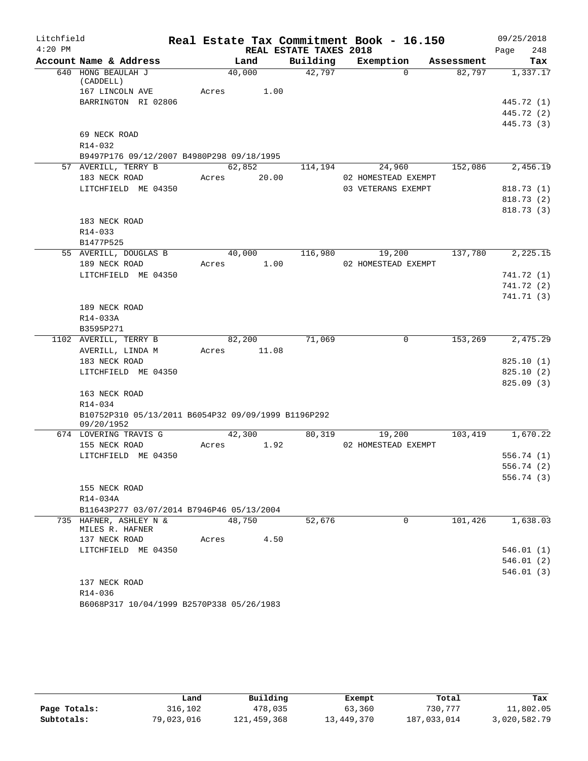Litchfield
4:20 PM

**Real Estate Tax Commitment Book - 16.150**
**REAL ESTATE TAXES 2018**

09/25/2018

| Account Name & Address | Land | Building | Exemption | Assessment | Tax |
|---|---|---|---|---|---|
| 640 HONG BEAULAH J (CADDELL) | 40,000 | 42,797 | 0 | 82,797 | 1,337.17 |
| 167 LINCOLN AVE | Acres 1.00 | | | | |
| BARRINGTON RI 02806 | | | | | 445.72 (1) |
| | | | | | 445.72 (2) |
| | | | | | 445.73 (3) |
| 69 NECK ROAD | | | | | |
| R14-032 | | | | | |
| B9497P176 09/12/2007 B4980P298 09/18/1995 | | | | | |
| 57 AVERILL, TERRY B | 62,852 | 114,194 | 24,960 | 152,086 | 2,456.19 |
| 183 NECK ROAD | Acres 20.00 | | 02 HOMESTEAD EXEMPT | | |
| LITCHFIELD ME 04350 | | | 03 VETERANS EXEMPT | | 818.73 (1) |
| | | | | | 818.73 (2) |
| | | | | | 818.73 (3) |
| 183 NECK ROAD | | | | | |
| R14-033 | | | | | |
| B1477P525 | | | | | |
| 55 AVERILL, DOUGLAS B | 40,000 | 116,980 | 19,200 | 137,780 | 2,225.15 |
| 189 NECK ROAD | Acres 1.00 | | 02 HOMESTEAD EXEMPT | | |
| LITCHFIELD ME 04350 | | | | | 741.72 (1) |
| | | | | | 741.72 (2) |
| | | | | | 741.71 (3) |
| 189 NECK ROAD | | | | | |
| R14-033A | | | | | |
| B3595P271 | | | | | |
| 1102 AVERILL, TERRY B | 82,200 | 71,069 | 0 | 153,269 | 2,475.29 |
| AVERILL, LINDA M | Acres 11.08 | | | | |
| 183 NECK ROAD | | | | | 825.10 (1) |
| LITCHFIELD ME 04350 | | | | | 825.10 (2) |
| | | | | | 825.09 (3) |
| 163 NECK ROAD | | | | | |
| R14-034 | | | | | |
| B10752P310 05/13/2011 B6054P32 09/09/1999 B1196P292 09/20/1952 | | | | | |
| 674 LOVERING TRAVIS G | 42,300 | 80,319 | 19,200 | 103,419 | 1,670.22 |
| 155 NECK ROAD | Acres 1.92 | | 02 HOMESTEAD EXEMPT | | |
| LITCHFIELD ME 04350 | | | | | 556.74 (1) |
| | | | | | 556.74 (2) |
| | | | | | 556.74 (3) |
| 155 NECK ROAD | | | | | |
| R14-034A | | | | | |
| B11643P277 03/07/2014 B7946P46 05/13/2004 | | | | | |
| 735 HAFNER, ASHLEY N & MILES R. HAFNER | 48,750 | 52,676 | 0 | 101,426 | 1,638.03 |
| 137 NECK ROAD | Acres 4.50 | | | | |
| LITCHFIELD ME 04350 | | | | | 546.01 (1) |
| | | | | | 546.01 (2) |
| | | | | | 546.01 (3) |
| 137 NECK ROAD | | | | | |
| R14-036 | | | | | |
| B6068P317 10/04/1999 B2570P338 05/26/1983 | | | | | |

| | Land | Building | Exempt | Total | Tax |
|---|---|---|---|---|---|
| **Page Totals:** | 316,102 | 478,035 | 63,360 | 730,777 | 11,802.05 |
| **Subtotals:** | 79,023,016 | 121,459,368 | 13,449,370 | 187,033,014 | 3,020,582.79 |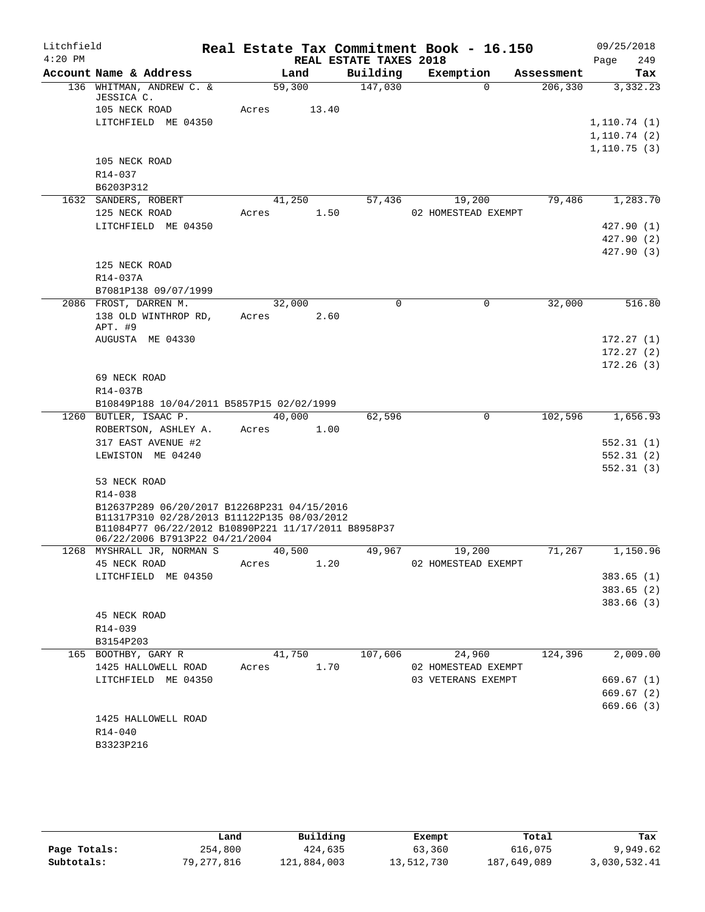# Litchfield — Real Estate Tax Commitment Book - 16.150

4:20 PM — REAL ESTATE TAXES 2018 — 09/25/2018

| Account Name & Address | Land | Building | Exemption | Assessment | Tax |
|---|---|---|---|---|---|
| 136 WHITMAN, ANDREW C. & JESSICA C. | 59,300 | 147,030 | 0 | 206,330 | 3,332.23 |
| 105 NECK ROAD | Acres 13.40 | | | | |
| LITCHFIELD ME 04350 | | | | | 1,110.74 (1) |
| | | | | | 1,110.74 (2) |
| | | | | | 1,110.75 (3) |
| 105 NECK ROAD | | | | | |
| R14-037 | | | | | |
| B6203P312 | | | | | |
| 1632 SANDERS, ROBERT | 41,250 | 57,436 | 19,200 | 79,486 | 1,283.70 |
| 125 NECK ROAD | Acres 1.50 | | 02 HOMESTEAD EXEMPT | | |
| LITCHFIELD ME 04350 | | | | | 427.90 (1) |
| | | | | | 427.90 (2) |
| | | | | | 427.90 (3) |
| 125 NECK ROAD | | | | | |
| R14-037A | | | | | |
| B7081P138 09/07/1999 | | | | | |
| 2086 FROST, DARREN M. | 32,000 | 0 | 0 | 32,000 | 516.80 |
| 138 OLD WINTHROP RD, APT. #9 | Acres 2.60 | | | | |
| AUGUSTA ME 04330 | | | | | 172.27 (1) |
| | | | | | 172.27 (2) |
| | | | | | 172.26 (3) |
| 69 NECK ROAD | | | | | |
| R14-037B | | | | | |
| B10849P188 10/04/2011 B5857P15 02/02/1999 | | | | | |
| 1260 BUTLER, ISAAC P. | 40,000 | 62,596 | 0 | 102,596 | 1,656.93 |
| ROBERTSON, ASHLEY A. | Acres 1.00 | | | | |
| 317 EAST AVENUE #2 | | | | | 552.31 (1) |
| LEWISTON ME 04240 | | | | | 552.31 (2) |
| | | | | | 552.31 (3) |
| 53 NECK ROAD | | | | | |
| R14-038 | | | | | |
| B12637P289 06/20/2017 B12268P231 04/15/2016 B11317P310 02/28/2013 B11122P135 08/03/2012 B11084P77 06/22/2012 B10890P221 11/17/2011 B8958P37 06/22/2006 B7913P22 04/21/2004 | | | | | |
| 1268 MYSHRALL JR, NORMAN S | 40,500 | 49,967 | 19,200 | 71,267 | 1,150.96 |
| 45 NECK ROAD | Acres 1.20 | | 02 HOMESTEAD EXEMPT | | |
| LITCHFIELD ME 04350 | | | | | 383.65 (1) |
| | | | | | 383.65 (2) |
| | | | | | 383.66 (3) |
| 45 NECK ROAD | | | | | |
| R14-039 | | | | | |
| B3154P203 | | | | | |
| 165 BOOTHBY, GARY R | 41,750 | 107,606 | 24,960 | 124,396 | 2,009.00 |
| 1425 HALLOWELL ROAD | Acres 1.70 | | 02 HOMESTEAD EXEMPT | | |
| LITCHFIELD ME 04350 | | | 03 VETERANS EXEMPT | | 669.67 (1) |
| | | | | | 669.67 (2) |
| | | | | | 669.66 (3) |
| 1425 HALLOWELL ROAD | | | | | |
| R14-040 | | | | | |
| B3323P216 | | | | | |

| | Land | Building | Exempt | Total | Tax |
|---|---|---|---|---|---|
| Page Totals: | 254,800 | 424,635 | 63,360 | 616,075 | 9,949.62 |
| Subtotals: | 79,277,816 | 121,884,003 | 13,512,730 | 187,649,089 | 3,030,532.41 |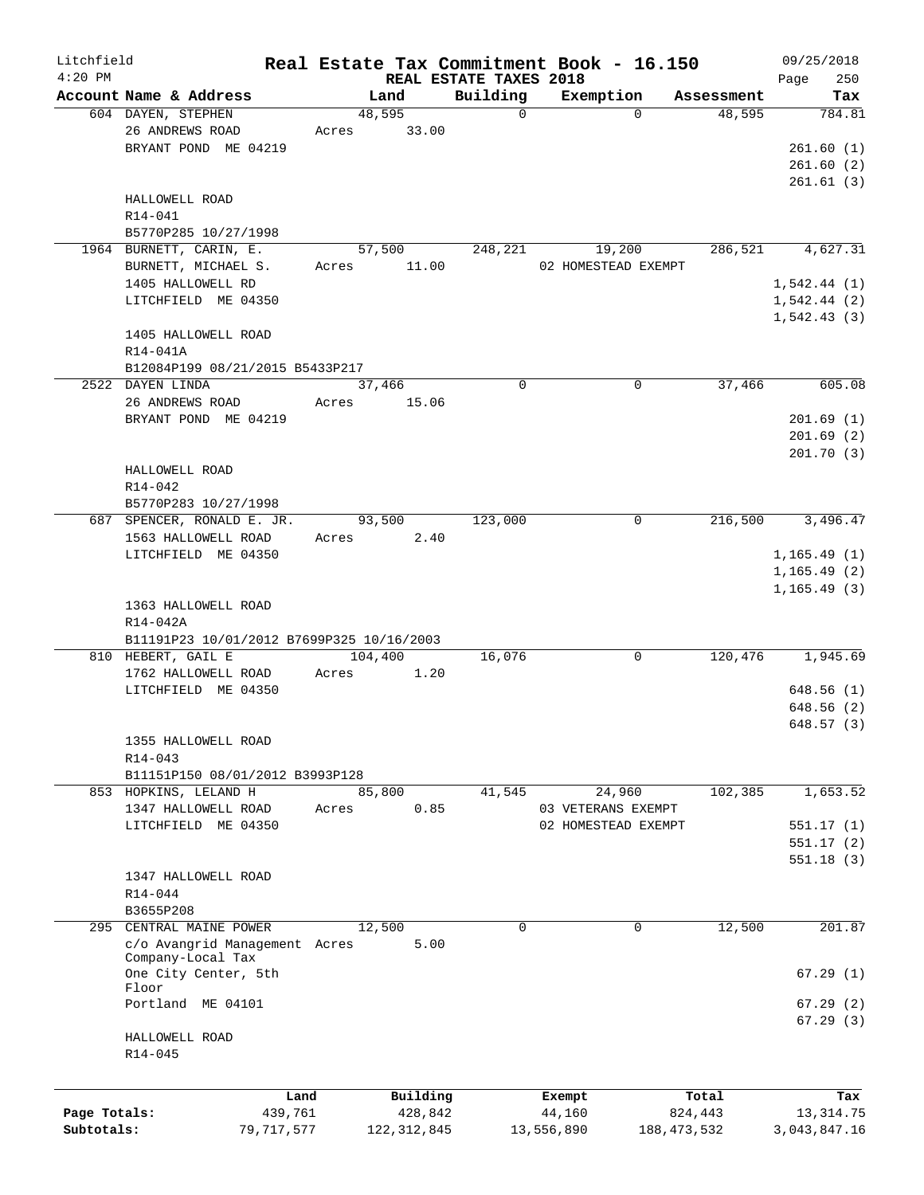Litchfield
4:20 PM

# Real Estate Tax Commitment Book - 16.150

REAL ESTATE TAXES 2018

09/25/2018
Page 250

| Account Name & Address | Land | Building | Exemption | Assessment | Tax |
|---|---|---|---|---|---|
| 604 DAYEN, STEPHEN | 48,595 | 0 | 0 | 48,595 | 784.81 |
| 26 ANDREWS ROAD | Acres 33.00 | | | | |
| BRYANT POND ME 04219 | | | | | 261.60 (1) |
| | | | | | 261.60 (2) |
| | | | | | 261.61 (3) |
| HALLOWELL ROAD | | | | | |
| R14-041 | | | | | |
| B5770P285 10/27/1998 | | | | | |
| 1964 BURNETT, CARIN, E. | 57,500 | 248,221 | 19,200 | 286,521 | 4,627.31 |
| BURNETT, MICHAEL S. | Acres 11.00 | | 02 HOMESTEAD EXEMPT | | |
| 1405 HALLOWELL RD | | | | | 1,542.44 (1) |
| LITCHFIELD ME 04350 | | | | | 1,542.44 (2) |
| | | | | | 1,542.43 (3) |
| 1405 HALLOWELL ROAD | | | | | |
| R14-041A | | | | | |
| B12084P199 08/21/2015 B5433P217 | | | | | |
| 2522 DAYEN LINDA | 37,466 | 0 | 0 | 37,466 | 605.08 |
| 26 ANDREWS ROAD | Acres 15.06 | | | | |
| BRYANT POND ME 04219 | | | | | 201.69 (1) |
| | | | | | 201.69 (2) |
| | | | | | 201.70 (3) |
| HALLOWELL ROAD | | | | | |
| R14-042 | | | | | |
| B5770P283 10/27/1998 | | | | | |
| 687 SPENCER, RONALD E. JR. | 93,500 | 123,000 | 0 | 216,500 | 3,496.47 |
| 1563 HALLOWELL ROAD | Acres 2.40 | | | | |
| LITCHFIELD ME 04350 | | | | | 1,165.49 (1) |
| | | | | | 1,165.49 (2) |
| | | | | | 1,165.49 (3) |
| 1363 HALLOWELL ROAD | | | | | |
| R14-042A | | | | | |
| B11191P23 10/01/2012 B7699P325 10/16/2003 | | | | | |
| 810 HEBERT, GAIL E | 104,400 | 16,076 | 0 | 120,476 | 1,945.69 |
| 1762 HALLOWELL ROAD | Acres 1.20 | | | | |
| LITCHFIELD ME 04350 | | | | | 648.56 (1) |
| | | | | | 648.56 (2) |
| | | | | | 648.57 (3) |
| 1355 HALLOWELL ROAD | | | | | |
| R14-043 | | | | | |
| B11151P150 08/01/2012 B3993P128 | | | | | |
| 853 HOPKINS, LELAND H | 85,800 | 41,545 | 24,960 | 102,385 | 1,653.52 |
| 1347 HALLOWELL ROAD | Acres 0.85 | | 03 VETERANS EXEMPT | | |
| LITCHFIELD ME 04350 | | | 02 HOMESTEAD EXEMPT | | 551.17 (1) |
| | | | | | 551.17 (2) |
| | | | | | 551.18 (3) |
| 1347 HALLOWELL ROAD | | | | | |
| R14-044 | | | | | |
| B3655P208 | | | | | |
| 295 CENTRAL MAINE POWER | 12,500 | 0 | 0 | 12,500 | 201.87 |
| c/o Avangrid Management Company-Local Tax | Acres 5.00 | | | | |
| One City Center, 5th Floor | | | | | 67.29 (1) |
| Portland ME 04101 | | | | | 67.29 (2) |
| | | | | | 67.29 (3) |
| HALLOWELL ROAD | | | | | |
| R14-045 | | | | | |

| | Land | Building | Exempt | Total | Tax |
|---|---|---|---|---|---|
| Page Totals: | 439,761 | 428,842 | 44,160 | 824,443 | 13,314.75 |
| Subtotals: | 79,717,577 | 122,312,845 | 13,556,890 | 188,473,532 | 3,043,847.16 |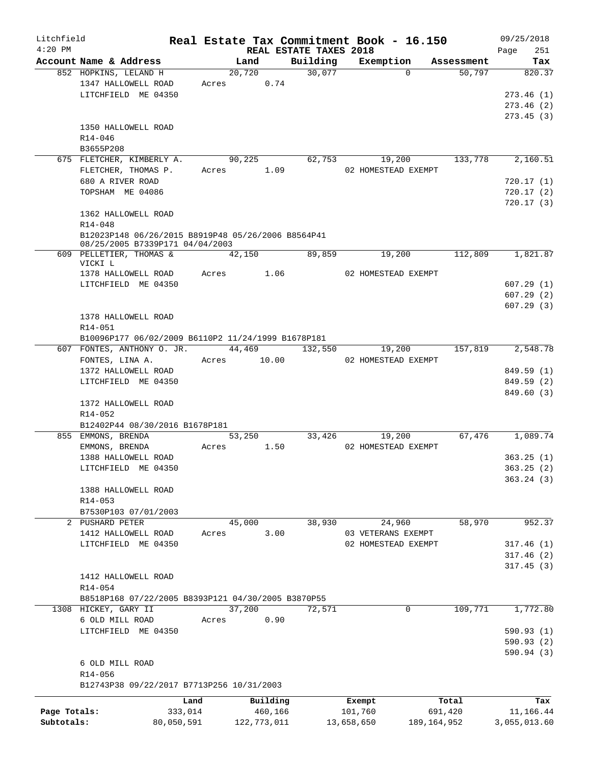Litchfield
4:20 PM

# Real Estate Tax Commitment Book - 16.150

REAL ESTATE TAXES 2018

09/25/2018
Page 251

| Account Name & Address | Land | Building | Exemption | Assessment | Tax |
|---|---|---|---|---|---|
| 852 HOPKINS, LELAND H | 20,720 | 30,077 | 0 | 50,797 | 820.37 |
| 1347 HALLOWELL ROAD | Acres 0.74 | | | | |
| LITCHFIELD ME 04350 | | | | | 273.46 (1) |
| | | | | | 273.46 (2) |
| | | | | | 273.45 (3) |
| 1350 HALLOWELL ROAD | | | | | |
| R14-046 | | | | | |
| B3655P208 | | | | | |
| 675 FLETCHER, KIMBERLY A. | 90,225 | 62,753 | 19,200 | 133,778 | 2,160.51 |
| FLETCHER, THOMAS P. | Acres 1.09 | | 02 HOMESTEAD EXEMPT | | |
| 680 A RIVER ROAD | | | | | 720.17 (1) |
| TOPSHAM ME 04086 | | | | | 720.17 (2) |
| | | | | | 720.17 (3) |
| 1362 HALLOWELL ROAD | | | | | |
| R14-048 | | | | | |
| B12023P148 06/26/2015 B8919P48 05/26/2006 B8564P41 08/25/2005 B7339P171 04/04/2003 | | | | | |
| 609 PELLETIER, THOMAS & VICKI L | 42,150 | 89,859 | 19,200 | 112,809 | 1,821.87 |
| 1378 HALLOWELL ROAD | Acres 1.06 | | 02 HOMESTEAD EXEMPT | | |
| LITCHFIELD ME 04350 | | | | | 607.29 (1) |
| | | | | | 607.29 (2) |
| | | | | | 607.29 (3) |
| 1378 HALLOWELL ROAD | | | | | |
| R14-051 | | | | | |
| B10096P177 06/02/2009 B6110P2 11/24/1999 B1678P181 | | | | | |
| 607 FONTES, ANTHONY O. JR. | 44,469 | 132,550 | 19,200 | 157,819 | 2,548.78 |
| FONTES, LINA A. | Acres 10.00 | | 02 HOMESTEAD EXEMPT | | |
| 1372 HALLOWELL ROAD | | | | | 849.59 (1) |
| LITCHFIELD ME 04350 | | | | | 849.59 (2) |
| | | | | | 849.60 (3) |
| 1372 HALLOWELL ROAD | | | | | |
| R14-052 | | | | | |
| B12402P44 08/30/2016 B1678P181 | | | | | |
| 855 EMMONS, BRENDA | 53,250 | 33,426 | 19,200 | 67,476 | 1,089.74 |
| EMMONS, BRENDA | Acres 1.50 | | 02 HOMESTEAD EXEMPT | | |
| 1388 HALLOWELL ROAD | | | | | 363.25 (1) |
| LITCHFIELD ME 04350 | | | | | 363.25 (2) |
| | | | | | 363.24 (3) |
| 1388 HALLOWELL ROAD | | | | | |
| R14-053 | | | | | |
| B7530P103 07/01/2003 | | | | | |
| 2 PUSHARD PETER | 45,000 | 38,930 | 24,960 | 58,970 | 952.37 |
| 1412 HALLOWELL ROAD | Acres 3.00 | | 03 VETERANS EXEMPT | | |
| LITCHFIELD ME 04350 | | | 02 HOMESTEAD EXEMPT | | 317.46 (1) |
| | | | | | 317.46 (2) |
| | | | | | 317.45 (3) |
| 1412 HALLOWELL ROAD | | | | | |
| R14-054 | | | | | |
| B8518P168 07/22/2005 B8393P121 04/30/2005 B3870P55 | | | | | |
| 1308 HICKEY, GARY II | 37,200 | 72,571 | 0 | 109,771 | 1,772.80 |
| 6 OLD MILL ROAD | Acres 0.90 | | | | |
| LITCHFIELD ME 04350 | | | | | 590.93 (1) |
| | | | | | 590.93 (2) |
| | | | | | 590.94 (3) |
| 6 OLD MILL ROAD | | | | | |
| R14-056 | | | | | |
| B12743P38 09/22/2017 B7713P256 10/31/2003 | | | | | |

| | Land | Building | Exempt | Total | Tax |
|---|---|---|---|---|---|
| Page Totals: | 333,014 | 460,166 | 101,760 | 691,420 | 11,166.44 |
| Subtotals: | 80,050,591 | 122,773,011 | 13,658,650 | 189,164,952 | 3,055,013.60 |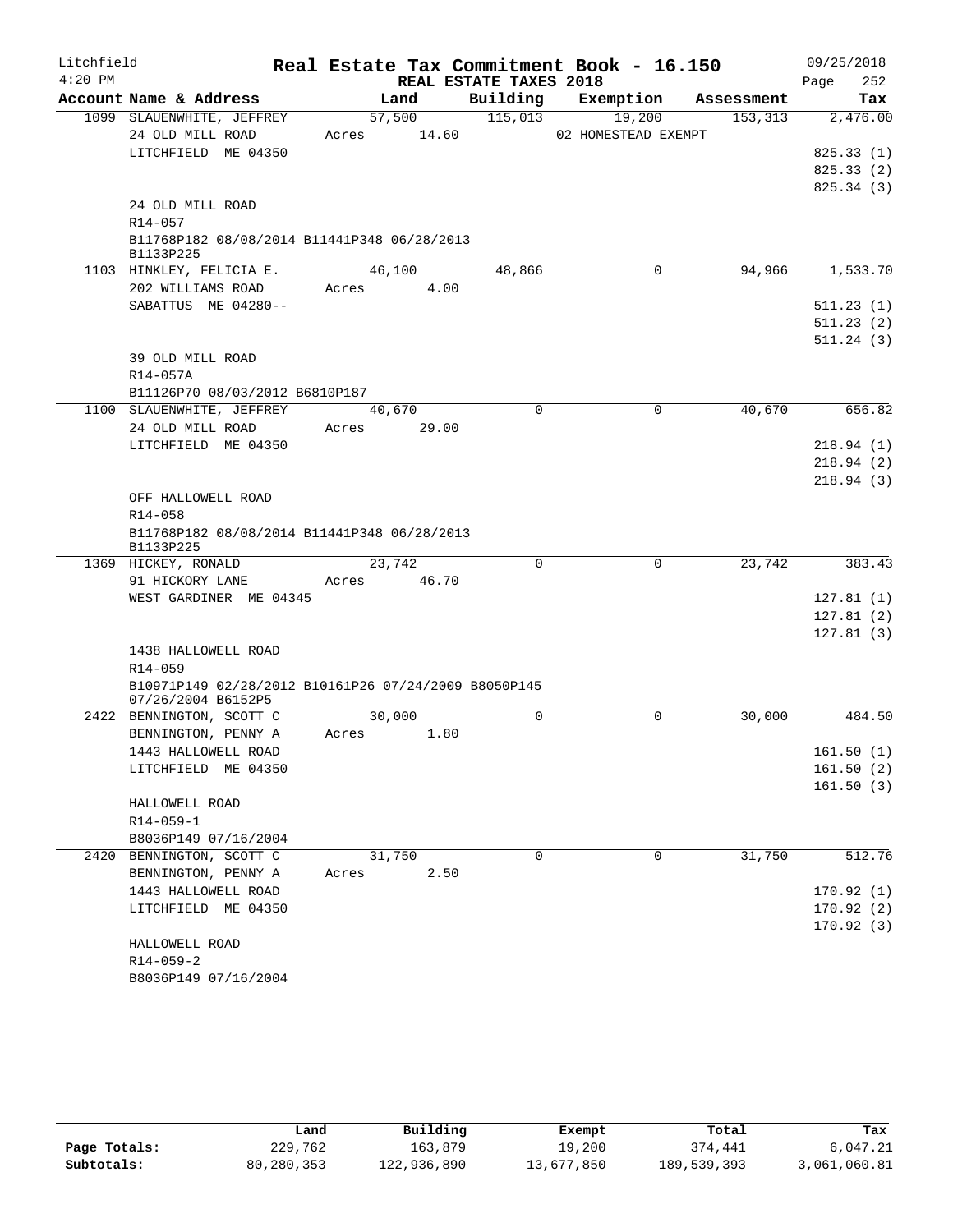Litchfield
4:20 PM

# Real Estate Tax Commitment Book - 16.150

REAL ESTATE TAXES 2018

09/25/2018

| Account Name & Address | Land | Building | Exemption | Assessment | Tax |
|---|---|---|---|---|---|
| 1099 SLAUENWHITE, JEFFREY | 57,500 | 115,013 | 19,200 | 153,313 | 2,476.00 |
| 24 OLD MILL ROAD | Acres 14.60 | | 02 HOMESTEAD EXEMPT | | |
| LITCHFIELD ME 04350 | | | | | 825.33 (1) |
| | | | | | 825.33 (2) |
| | | | | | 825.34 (3) |
| 24 OLD MILL ROAD | | | | | |
| R14-057 | | | | | |
| B11768P182 08/08/2014 B11441P348 06/28/2013 B1133P225 | | | | | |
| 1103 HINKLEY, FELICIA E. | 46,100 | 48,866 | 0 | 94,966 | 1,533.70 |
| 202 WILLIAMS ROAD | Acres 4.00 | | | | |
| SABATTUS ME 04280-- | | | | | 511.23 (1) |
| | | | | | 511.23 (2) |
| | | | | | 511.24 (3) |
| 39 OLD MILL ROAD | | | | | |
| R14-057A | | | | | |
| B11126P70 08/03/2012 B6810P187 | | | | | |
| 1100 SLAUENWHITE, JEFFREY | 40,670 | 0 | 0 | 40,670 | 656.82 |
| 24 OLD MILL ROAD | Acres 29.00 | | | | |
| LITCHFIELD ME 04350 | | | | | 218.94 (1) |
| | | | | | 218.94 (2) |
| | | | | | 218.94 (3) |
| OFF HALLOWELL ROAD | | | | | |
| R14-058 | | | | | |
| B11768P182 08/08/2014 B11441P348 06/28/2013 B1133P225 | | | | | |
| 1369 HICKEY, RONALD | 23,742 | 0 | 0 | 23,742 | 383.43 |
| 91 HICKORY LANE | Acres 46.70 | | | | |
| WEST GARDINER ME 04345 | | | | | 127.81 (1) |
| | | | | | 127.81 (2) |
| | | | | | 127.81 (3) |
| 1438 HALLOWELL ROAD | | | | | |
| R14-059 | | | | | |
| B10971P149 02/28/2012 B10161P26 07/24/2009 B8050P145 07/26/2004 B6152P5 | | | | | |
| 2422 BENNINGTON, SCOTT C | 30,000 | 0 | 0 | 30,000 | 484.50 |
| BENNINGTON, PENNY A | Acres 1.80 | | | | |
| 1443 HALLOWELL ROAD | | | | | 161.50 (1) |
| LITCHFIELD ME 04350 | | | | | 161.50 (2) |
| | | | | | 161.50 (3) |
| HALLOWELL ROAD | | | | | |
| R14-059-1 | | | | | |
| B8036P149 07/16/2004 | | | | | |
| 2420 BENNINGTON, SCOTT C | 31,750 | 0 | 0 | 31,750 | 512.76 |
| BENNINGTON, PENNY A | Acres 2.50 | | | | |
| 1443 HALLOWELL ROAD | | | | | 170.92 (1) |
| LITCHFIELD ME 04350 | | | | | 170.92 (2) |
| | | | | | 170.92 (3) |
| HALLOWELL ROAD | | | | | |
| R14-059-2 | | | | | |
| B8036P149 07/16/2004 | | | | | |

| | Land | Building | Exempt | Total | Tax |
|---|---|---|---|---|---|
| Page Totals: | 229,762 | 163,879 | 19,200 | 374,441 | 6,047.21 |
| Subtotals: | 80,280,353 | 122,936,890 | 13,677,850 | 189,539,393 | 3,061,060.81 |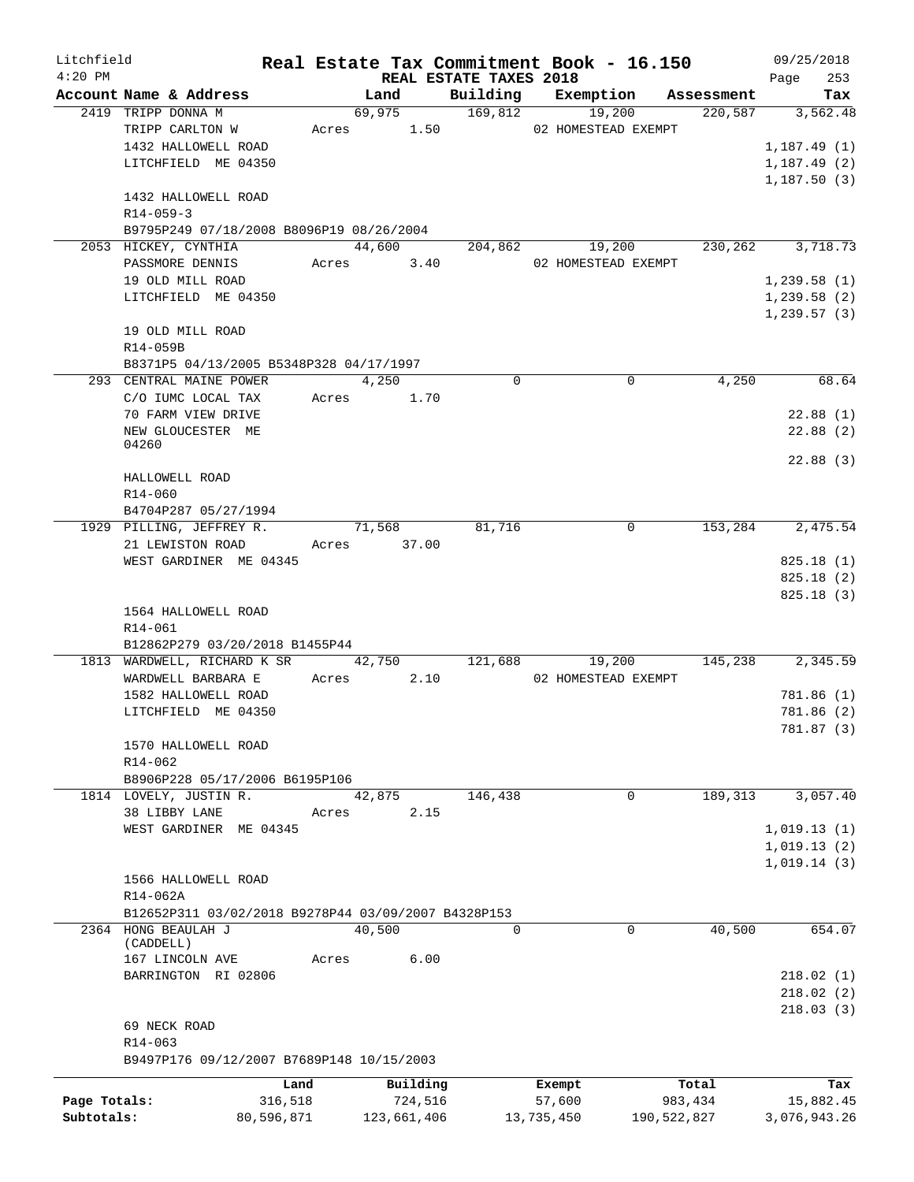# Litchfield — Real Estate Tax Commitment Book - 16.150

4:20 PM — REAL ESTATE TAXES 2018 — 09/25/2018

| Account | Name & Address | Land | Building | Exemption | Assessment | Tax |
|---|---|---|---|---|---|---|
| 2419 | TRIPP DONNA M | 69,975 | 169,812 | 19,200 | 220,587 | 3,562.48 |
| | TRIPP CARLTON W | Acres 1.50 | | 02 HOMESTEAD EXEMPT | | |
| | 1432 HALLOWELL ROAD | | | | | 1,187.49 (1) |
| | LITCHFIELD ME 04350 | | | | | 1,187.49 (2) |
| | | | | | | 1,187.50 (3) |
| | 1432 HALLOWELL ROAD | | | | | |
| | R14-059-3 | | | | | |
| | B9795P249 07/18/2008 B8096P19 08/26/2004 | | | | | |
| 2053 | HICKEY, CYNTHIA | 44,600 | 204,862 | 19,200 | 230,262 | 3,718.73 |
| | PASSMORE DENNIS | Acres 3.40 | | 02 HOMESTEAD EXEMPT | | |
| | 19 OLD MILL ROAD | | | | | 1,239.58 (1) |
| | LITCHFIELD ME 04350 | | | | | 1,239.58 (2) |
| | | | | | | 1,239.57 (3) |
| | 19 OLD MILL ROAD | | | | | |
| | R14-059B | | | | | |
| | B8371P5 04/13/2005 B5348P328 04/17/1997 | | | | | |
| 293 | CENTRAL MAINE POWER | 4,250 | 0 | 0 | 4,250 | 68.64 |
| | C/O IUMC LOCAL TAX | Acres 1.70 | | | | |
| | 70 FARM VIEW DRIVE | | | | | 22.88 (1) |
| | NEW GLOUCESTER ME 04260 | | | | | 22.88 (2) |
| | | | | | | 22.88 (3) |
| | HALLOWELL ROAD | | | | | |
| | R14-060 | | | | | |
| | B4704P287 05/27/1994 | | | | | |
| 1929 | PILLING, JEFFREY R. | 71,568 | 81,716 | 0 | 153,284 | 2,475.54 |
| | 21 LEWISTON ROAD | Acres 37.00 | | | | |
| | WEST GARDINER ME 04345 | | | | | 825.18 (1) |
| | | | | | | 825.18 (2) |
| | | | | | | 825.18 (3) |
| | 1564 HALLOWELL ROAD | | | | | |
| | R14-061 | | | | | |
| | B12862P279 03/20/2018 B1455P44 | | | | | |
| 1813 | WARDWELL, RICHARD K SR | 42,750 | 121,688 | 19,200 | 145,238 | 2,345.59 |
| | WARDWELL BARBARA E | Acres 2.10 | | 02 HOMESTEAD EXEMPT | | |
| | 1582 HALLOWELL ROAD | | | | | 781.86 (1) |
| | LITCHFIELD ME 04350 | | | | | 781.86 (2) |
| | | | | | | 781.87 (3) |
| | 1570 HALLOWELL ROAD | | | | | |
| | R14-062 | | | | | |
| | B8906P228 05/17/2006 B6195P106 | | | | | |
| 1814 | LOVELY, JUSTIN R. | 42,875 | 146,438 | 0 | 189,313 | 3,057.40 |
| | 38 LIBBY LANE | Acres 2.15 | | | | |
| | WEST GARDINER ME 04345 | | | | | 1,019.13 (1) |
| | | | | | | 1,019.13 (2) |
| | | | | | | 1,019.14 (3) |
| | 1566 HALLOWELL ROAD | | | | | |
| | R14-062A | | | | | |
| | B12652P311 03/02/2018 B9278P44 03/09/2007 B4328P153 | | | | | |
| 2364 | HONG BEAULAH J (CADDELL) | 40,500 | 0 | 0 | 40,500 | 654.07 |
| | 167 LINCOLN AVE | Acres 6.00 | | | | |
| | BARRINGTON RI 02806 | | | | | 218.02 (1) |
| | | | | | | 218.02 (2) |
| | | | | | | 218.03 (3) |
| | 69 NECK ROAD | | | | | |
| | R14-063 | | | | | |
| | B9497P176 09/12/2007 B7689P148 10/15/2003 | | | | | |

| | Land | Building | Exempt | Total | Tax |
|---|---|---|---|---|---|
| Page Totals: | 316,518 | 724,516 | 57,600 | 983,434 | 15,882.45 |
| Subtotals: | 80,596,871 | 123,661,406 | 13,735,450 | 190,522,827 | 3,076,943.26 |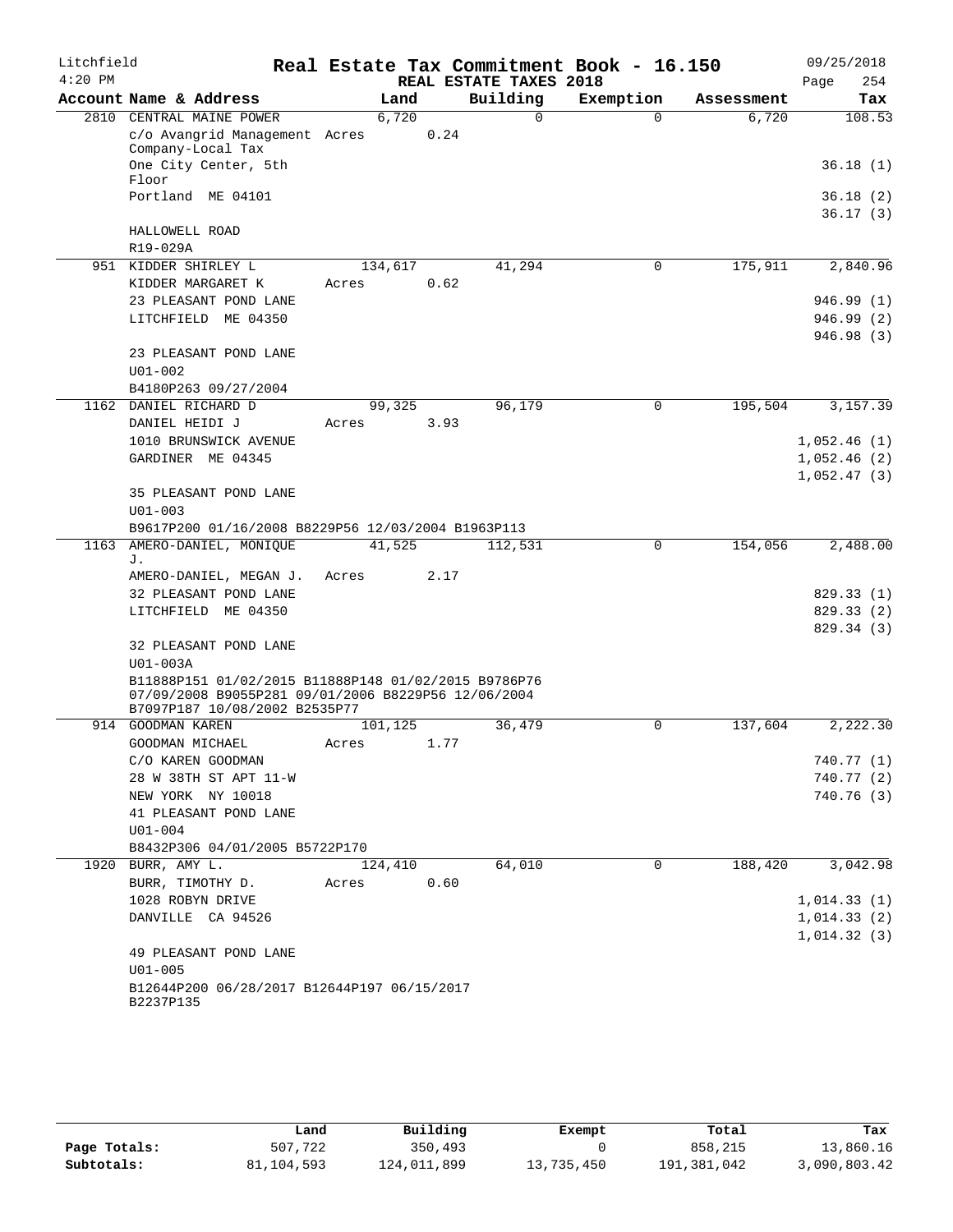Litchfield 4:20 PM

# Real Estate Tax Commitment Book - 16.150

## REAL ESTATE TAXES 2018

09/25/2018

| Account Name & Address | Land | Building | Exemption | Assessment | Tax |
|---|---|---|---|---|---|
| 2810 CENTRAL MAINE POWER | 6,720 | 0 | 0 | 6,720 | 108.53 |
| c/o Avangrid Management Company-Local Tax | Acres 0.24 | | | | |
| One City Center, 5th Floor | | | | | 36.18 (1) |
| Portland ME 04101 | | | | | 36.18 (2) |
| | | | | | 36.17 (3) |
| HALLOWELL ROAD | | | | | |
| R19-029A | | | | | |
| 951 KIDDER SHIRLEY L | 134,617 | 41,294 | 0 | 175,911 | 2,840.96 |
| KIDDER MARGARET K | Acres 0.62 | | | | |
| 23 PLEASANT POND LANE | | | | | 946.99 (1) |
| LITCHFIELD ME 04350 | | | | | 946.99 (2) |
| | | | | | 946.98 (3) |
| 23 PLEASANT POND LANE | | | | | |
| U01-002 | | | | | |
| B4180P263 09/27/2004 | | | | | |
| 1162 DANIEL RICHARD D | 99,325 | 96,179 | 0 | 195,504 | 3,157.39 |
| DANIEL HEIDI J | Acres 3.93 | | | | |
| 1010 BRUNSWICK AVENUE | | | | | 1,052.46 (1) |
| GARDINER ME 04345 | | | | | 1,052.46 (2) |
| | | | | | 1,052.47 (3) |
| 35 PLEASANT POND LANE | | | | | |
| U01-003 | | | | | |
| B9617P200 01/16/2008 B8229P56 12/03/2004 B1963P113 | | | | | |
| 1163 AMERO-DANIEL, MONIQUE J. | 41,525 | 112,531 | 0 | 154,056 | 2,488.00 |
| AMERO-DANIEL, MEGAN J. | Acres 2.17 | | | | |
| 32 PLEASANT POND LANE | | | | | 829.33 (1) |
| LITCHFIELD ME 04350 | | | | | 829.33 (2) |
| | | | | | 829.34 (3) |
| 32 PLEASANT POND LANE | | | | | |
| U01-003A | | | | | |
| B11888P151 01/02/2015 B11888P148 01/02/2015 B9786P76 07/09/2008 B9055P281 09/01/2006 B8229P56 12/06/2004 B7097P187 10/08/2002 B2535P77 | | | | | |
| 914 GOODMAN KAREN | 101,125 | 36,479 | 0 | 137,604 | 2,222.30 |
| GOODMAN MICHAEL | Acres 1.77 | | | | |
| C/O KAREN GOODMAN | | | | | 740.77 (1) |
| 28 W 38TH ST APT 11-W | | | | | 740.77 (2) |
| NEW YORK NY 10018 | | | | | 740.76 (3) |
| 41 PLEASANT POND LANE | | | | | |
| U01-004 | | | | | |
| B8432P306 04/01/2005 B5722P170 | | | | | |
| 1920 BURR, AMY L. | 124,410 | 64,010 | 0 | 188,420 | 3,042.98 |
| BURR, TIMOTHY D. | Acres 0.60 | | | | |
| 1028 ROBYN DRIVE | | | | | 1,014.33 (1) |
| DANVILLE CA 94526 | | | | | 1,014.33 (2) |
| | | | | | 1,014.32 (3) |
| 49 PLEASANT POND LANE | | | | | |
| U01-005 | | | | | |
| B12644P200 06/28/2017 B12644P197 06/15/2017 B2237P135 | | | | | |

| | Land | Building | Exempt | Total | Tax |
|---|---|---|---|---|---|
| Page Totals: | 507,722 | 350,493 | 0 | 858,215 | 13,860.16 |
| Subtotals: | 81,104,593 | 124,011,899 | 13,735,450 | 191,381,042 | 3,090,803.42 |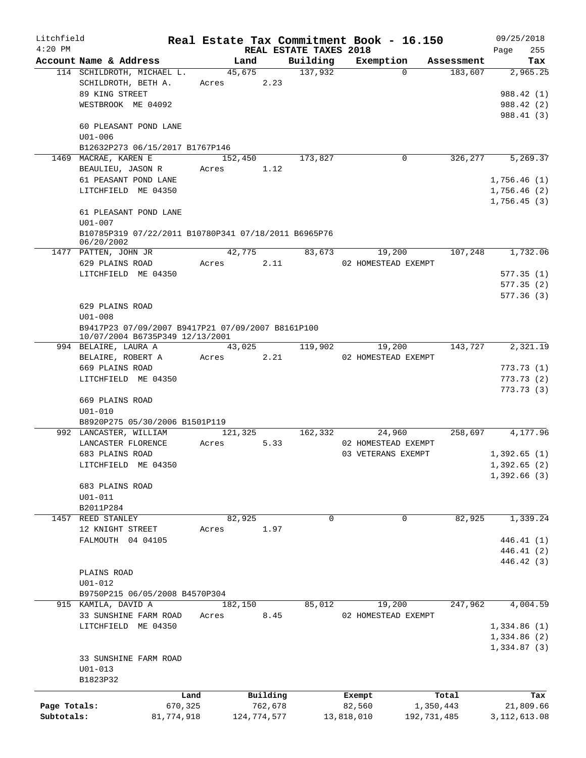Litchfield
4:20 PM

# Real Estate Tax Commitment Book - 16.150

REAL ESTATE TAXES 2018

09/25/2018

| Account | Name & Address | Land | Building | Exemption | Assessment | Tax |
|---|---|---|---|---|---|---|
| 114 | SCHILDROTH, MICHAEL L.<br>SCHILDROTH, BETH A.<br>89 KING STREET<br>WESTBROOK ME 04092<br><br>60 PLEASANT POND LANE<br>U01-006<br>B12632P273 06/15/2017 B1767P146 | 45,675<br>Acres 2.23 | 137,932 | 0 | 183,607 | 2,965.25<br><br>988.42 (1)<br>988.42 (2)<br>988.41 (3) |
| 1469 | MACRAE, KAREN E<br>BEAULIEU, JASON R<br>61 PEASANT POND LANE<br>LITCHFIELD ME 04350<br><br>61 PLEASANT POND LANE<br>U01-007<br>B10785P319 07/22/2011 B10780P341 07/18/2011 B6965P76 06/20/2002 | 152,450<br>Acres 1.12 | 173,827 | 0 | 326,277 | 5,269.37<br><br>1,756.46 (1)<br>1,756.46 (2)<br>1,756.45 (3) |
| 1477 | PATTEN, JOHN JR<br>629 PLAINS ROAD<br>LITCHFIELD ME 04350<br><br>629 PLAINS ROAD<br>U01-008<br>B9417P23 07/09/2007 B9417P21 07/09/2007 B8161P100 10/07/2004 B6735P349 12/13/2001 | 42,775<br>Acres 2.11 | 83,673 | 19,200<br>02 HOMESTEAD EXEMPT | 107,248 | 1,732.06<br><br>577.35 (1)<br>577.35 (2)<br>577.36 (3) |
| 994 | BELAIRE, LAURA A<br>BELAIRE, ROBERT A<br>669 PLAINS ROAD<br>LITCHFIELD ME 04350<br><br>669 PLAINS ROAD<br>U01-010<br>B8920P275 05/30/2006 B1501P119 | 43,025<br>Acres 2.21 | 119,902 | 19,200<br>02 HOMESTEAD EXEMPT | 143,727 | 2,321.19<br><br>773.73 (1)<br>773.73 (2)<br>773.73 (3) |
| 992 | LANCASTER, WILLIAM<br>LANCASTER FLORENCE<br>683 PLAINS ROAD<br>LITCHFIELD ME 04350<br><br>683 PLAINS ROAD<br>U01-011<br>B2011P284 | 121,325<br>Acres 5.33 | 162,332 | 24,960<br>02 HOMESTEAD EXEMPT<br>03 VETERANS EXEMPT | 258,697 | 4,177.96<br><br>1,392.65 (1)<br>1,392.65 (2)<br>1,392.66 (3) |
| 1457 | REED STANLEY<br>12 KNIGHT STREET<br>FALMOUTH 04 04105<br><br>PLAINS ROAD<br>U01-012<br>B9750P215 06/05/2008 B4570P304 | 82,925<br>Acres 1.97 | 0 | 0 | 82,925 | 1,339.24<br><br>446.41 (1)<br>446.41 (2)<br>446.42 (3) |
| 915 | KAMILA, DAVID A<br>33 SUNSHINE FARM ROAD<br>LITCHFIELD ME 04350<br><br>33 SUNSHINE FARM ROAD<br>U01-013<br>B1823P32 | 182,150<br>Acres 8.45 | 85,012 | 19,200<br>02 HOMESTEAD EXEMPT | 247,962 | 4,004.59<br><br>1,334.86 (1)<br>1,334.86 (2)<br>1,334.87 (3) |

| | Land | Building | Exempt | Total | Tax |
|---|---|---|---|---|---|
| Page Totals: | 670,325 | 762,678 | 82,560 | 1,350,443 | 21,809.66 |
| Subtotals: | 81,774,918 | 124,774,577 | 13,818,010 | 192,731,485 | 3,112,613.08 |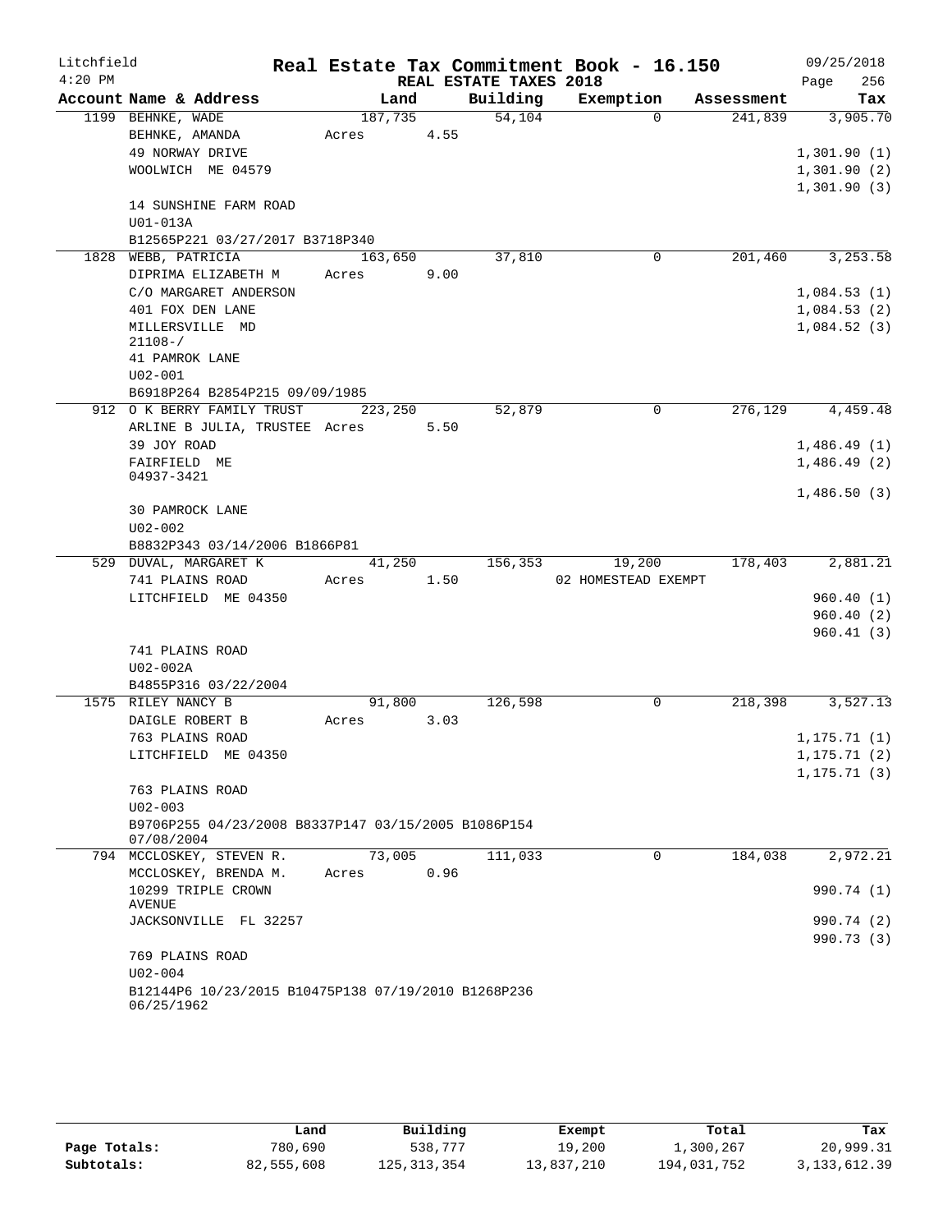Litchfield 4:20 PM

# Real Estate Tax Commitment Book - 16.150

REAL ESTATE TAXES 2018

09/25/2018 Page 256

| Account Name & Address | Land | Building | Exemption | Assessment | Tax |
|---|---|---|---|---|---|
| 1199 BEHNKE, WADE | 187,735 | 54,104 | 0 | 241,839 | 3,905.70 |
| BEHNKE, AMANDA | Acres 4.55 | | | | |
| 49 NORWAY DRIVE | | | | | 1,301.90 (1) |
| WOOLWICH ME 04579 | | | | | 1,301.90 (2) |
| | | | | | 1,301.90 (3) |
| 14 SUNSHINE FARM ROAD | | | | | |
| U01-013A | | | | | |
| B12565P221 03/27/2017 B3718P340 | | | | | |
| 1828 WEBB, PATRICIA | 163,650 | 37,810 | 0 | 201,460 | 3,253.58 |
| DIPRIMA ELIZABETH M | Acres 9.00 | | | | |
| C/O MARGARET ANDERSON | | | | | 1,084.53 (1) |
| 401 FOX DEN LANE | | | | | 1,084.53 (2) |
| MILLERSVILLE MD 21108-/ | | | | | 1,084.52 (3) |
| 41 PAMROK LANE | | | | | |
| U02-001 | | | | | |
| B6918P264 B2854P215 09/09/1985 | | | | | |
| 912 O K BERRY FAMILY TRUST | 223,250 | 52,879 | 0 | 276,129 | 4,459.48 |
| ARLINE B JULIA, TRUSTEE | Acres 5.50 | | | | |
| 39 JOY ROAD | | | | | 1,486.49 (1) |
| FAIRFIELD ME 04937-3421 | | | | | 1,486.49 (2) |
| | | | | | 1,486.50 (3) |
| 30 PAMROCK LANE | | | | | |
| U02-002 | | | | | |
| B8832P343 03/14/2006 B1866P81 | | | | | |
| 529 DUVAL, MARGARET K | 41,250 | 156,353 | 19,200 | 178,403 | 2,881.21 |
| 741 PLAINS ROAD | Acres 1.50 | | 02 HOMESTEAD EXEMPT | | |
| LITCHFIELD ME 04350 | | | | | 960.40 (1) |
| | | | | | 960.40 (2) |
| | | | | | 960.41 (3) |
| 741 PLAINS ROAD | | | | | |
| U02-002A | | | | | |
| B4855P316 03/22/2004 | | | | | |
| 1575 RILEY NANCY B | 91,800 | 126,598 | 0 | 218,398 | 3,527.13 |
| DAIGLE ROBERT B | Acres 3.03 | | | | |
| 763 PLAINS ROAD | | | | | 1,175.71 (1) |
| LITCHFIELD ME 04350 | | | | | 1,175.71 (2) |
| | | | | | 1,175.71 (3) |
| 763 PLAINS ROAD | | | | | |
| U02-003 | | | | | |
| B9706P255 04/23/2008 B8337P147 03/15/2005 B1086P154 07/08/2004 | | | | | |
| 794 MCCLOSKEY, STEVEN R. | 73,005 | 111,033 | 0 | 184,038 | 2,972.21 |
| MCCLOSKEY, BRENDA M. | Acres 0.96 | | | | |
| 10299 TRIPLE CROWN AVENUE | | | | | 990.74 (1) |
| JACKSONVILLE FL 32257 | | | | | 990.74 (2) |
| | | | | | 990.73 (3) |
| 769 PLAINS ROAD | | | | | |
| U02-004 | | | | | |
| B12144P6 10/23/2015 B10475P138 07/19/2010 B1268P236 06/25/1962 | | | | | |

| | Land | Building | Exempt | Total | Tax |
|---|---|---|---|---|---|
| Page Totals: | 780,690 | 538,777 | 19,200 | 1,300,267 | 20,999.31 |
| Subtotals: | 82,555,608 | 125,313,354 | 13,837,210 | 194,031,752 | 3,133,612.39 |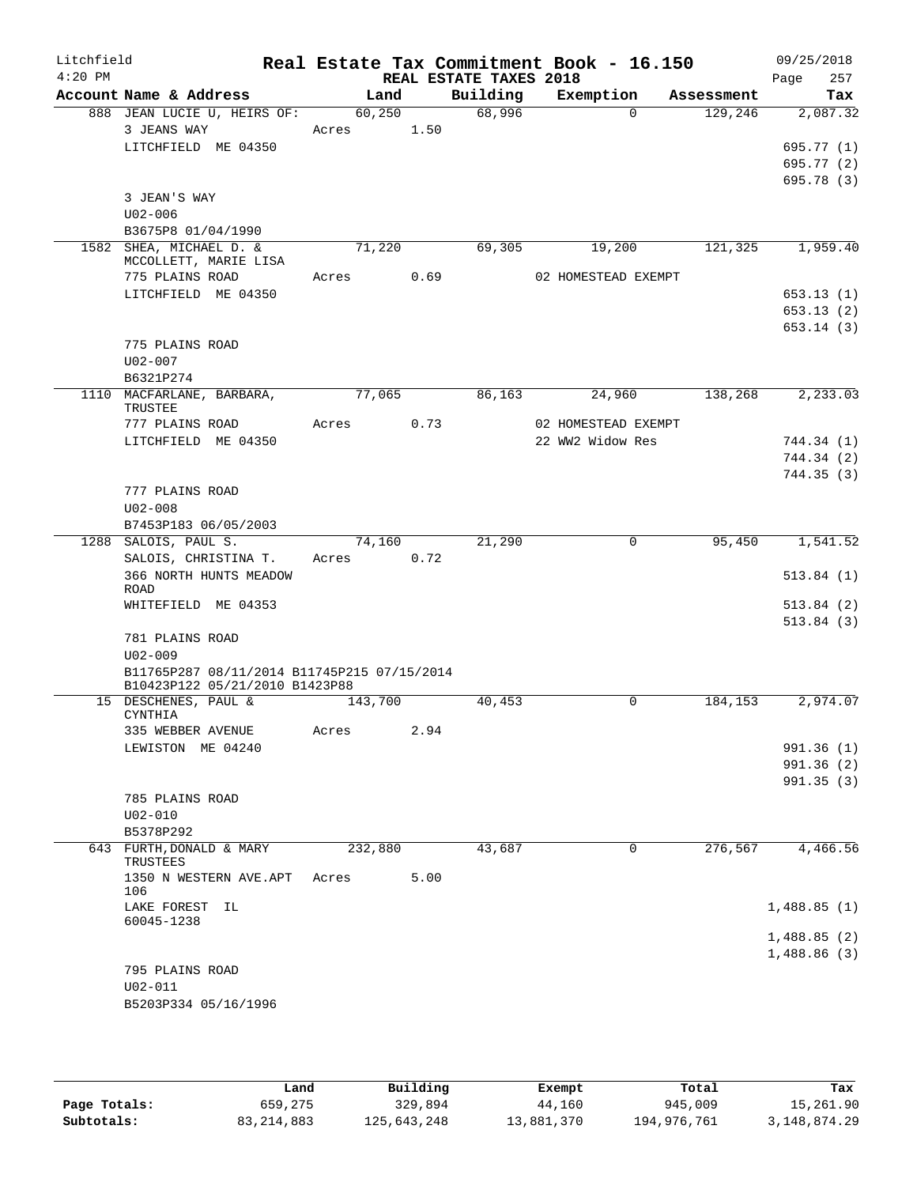Litchfield
4:20 PM

# Real Estate Tax Commitment Book - 16.150

REAL ESTATE TAXES 2018

09/25/2018
Page 257

| Account Name & Address | Land | Building | Exemption | Assessment | Tax |
|---|---|---|---|---|---|
| 888 JEAN LUCIE U, HEIRS OF: | 60,250 | 68,996 | 0 | 129,246 | 2,087.32 |
| 3 JEANS WAY | Acres 1.50 | | | | |
| LITCHFIELD ME 04350 | | | | | 695.77 (1) |
| | | | | | 695.77 (2) |
| | | | | | 695.78 (3) |
| 3 JEAN'S WAY | | | | | |
| U02-006 | | | | | |
| B3675P8 01/04/1990 | | | | | |
| 1582 SHEA, MICHAEL D. & MCCOLLETT, MARIE LISA | 71,220 | 69,305 | 19,200 | 121,325 | 1,959.40 |
| 775 PLAINS ROAD | Acres 0.69 | | 02 HOMESTEAD EXEMPT | | |
| LITCHFIELD ME 04350 | | | | | 653.13 (1) |
| | | | | | 653.13 (2) |
| | | | | | 653.14 (3) |
| 775 PLAINS ROAD | | | | | |
| U02-007 | | | | | |
| B6321P274 | | | | | |
| 1110 MACFARLANE, BARBARA, TRUSTEE | 77,065 | 86,163 | 24,960 | 138,268 | 2,233.03 |
| 777 PLAINS ROAD | Acres 0.73 | | 02 HOMESTEAD EXEMPT | | |
| LITCHFIELD ME 04350 | | | 22 WW2 Widow Res | | 744.34 (1) |
| | | | | | 744.34 (2) |
| | | | | | 744.35 (3) |
| 777 PLAINS ROAD | | | | | |
| U02-008 | | | | | |
| B7453P183 06/05/2003 | | | | | |
| 1288 SALOIS, PAUL S. | 74,160 | 21,290 | 0 | 95,450 | 1,541.52 |
| SALOIS, CHRISTINA T. | Acres 0.72 | | | | |
| 366 NORTH HUNTS MEADOW ROAD | | | | | 513.84 (1) |
| WHITEFIELD ME 04353 | | | | | 513.84 (2) |
| | | | | | 513.84 (3) |
| 781 PLAINS ROAD | | | | | |
| U02-009 | | | | | |
| B11765P287 08/11/2014 B11745P215 07/15/2014 B10423P122 05/21/2010 B1423P88 | | | | | |
| 15 DESCHENES, PAUL & CYNTHIA | 143,700 | 40,453 | 0 | 184,153 | 2,974.07 |
| 335 WEBBER AVENUE | Acres 2.94 | | | | |
| LEWISTON ME 04240 | | | | | 991.36 (1) |
| | | | | | 991.36 (2) |
| | | | | | 991.35 (3) |
| 785 PLAINS ROAD | | | | | |
| U02-010 | | | | | |
| B5378P292 | | | | | |
| 643 FURTH,DONALD & MARY TRUSTEES | 232,880 | 43,687 | 0 | 276,567 | 4,466.56 |
| 1350 N WESTERN AVE.APT 106 | Acres 5.00 | | | | |
| LAKE FOREST IL 60045-1238 | | | | | 1,488.85 (1) |
| | | | | | 1,488.85 (2) |
| | | | | | 1,488.86 (3) |
| 795 PLAINS ROAD | | | | | |
| U02-011 | | | | | |
| B5203P334 05/16/1996 | | | | | |

| | Land | Building | Exempt | Total | Tax |
|---|---|---|---|---|---|
| Page Totals: | 659,275 | 329,894 | 44,160 | 945,009 | 15,261.90 |
| Subtotals: | 83,214,883 | 125,643,248 | 13,881,370 | 194,976,761 | 3,148,874.29 |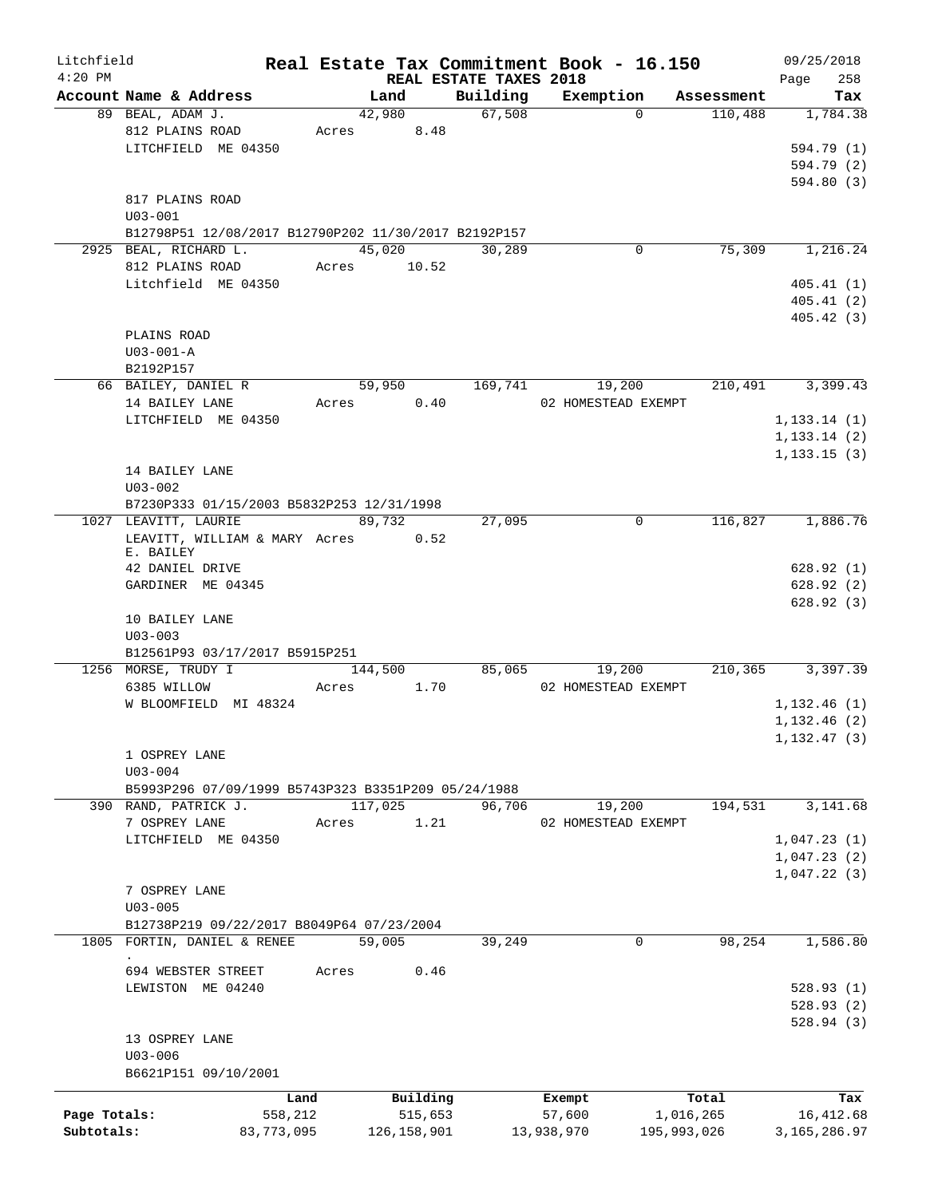Litchfield 4:20 PM

# Real Estate Tax Commitment Book - 16.150

## REAL ESTATE TAXES 2018

09/25/2018

| Account Name & Address | Land | Building | Exemption | Assessment | Tax |
|---|---|---|---|---|---|
| 89 BEAL, ADAM J. | 42,980 | 67,508 | 0 | 110,488 | 1,784.38 |
| 812 PLAINS ROAD | Acres 8.48 | | | | |
| LITCHFIELD ME 04350 | | | | | 594.79 (1) |
| | | | | | 594.79 (2) |
| | | | | | 594.80 (3) |
| 817 PLAINS ROAD | | | | | |
| U03-001 | | | | | |
| B12798P51 12/08/2017 B12790P202 11/30/2017 B2192P157 | | | | | |
| 2925 BEAL, RICHARD L. | 45,020 | 30,289 | 0 | 75,309 | 1,216.24 |
| 812 PLAINS ROAD | Acres 10.52 | | | | |
| Litchfield ME 04350 | | | | | 405.41 (1) |
| | | | | | 405.41 (2) |
| | | | | | 405.42 (3) |
| PLAINS ROAD | | | | | |
| U03-001-A | | | | | |
| B2192P157 | | | | | |
| 66 BAILEY, DANIEL R | 59,950 | 169,741 | 19,200 | 210,491 | 3,399.43 |
| 14 BAILEY LANE | Acres 0.40 | | 02 HOMESTEAD EXEMPT | | |
| LITCHFIELD ME 04350 | | | | | 1,133.14 (1) |
| | | | | | 1,133.14 (2) |
| | | | | | 1,133.15 (3) |
| 14 BAILEY LANE | | | | | |
| U03-002 | | | | | |
| B7230P333 01/15/2003 B5832P253 12/31/1998 | | | | | |
| 1027 LEAVITT, LAURIE | 89,732 | 27,095 | 0 | 116,827 | 1,886.76 |
| LEAVITT, WILLIAM & MARY E. BAILEY | Acres 0.52 | | | | |
| 42 DANIEL DRIVE | | | | | 628.92 (1) |
| GARDINER ME 04345 | | | | | 628.92 (2) |
| | | | | | 628.92 (3) |
| 10 BAILEY LANE | | | | | |
| U03-003 | | | | | |
| B12561P93 03/17/2017 B5915P251 | | | | | |
| 1256 MORSE, TRUDY I | 144,500 | 85,065 | 19,200 | 210,365 | 3,397.39 |
| 6385 WILLOW | Acres 1.70 | | 02 HOMESTEAD EXEMPT | | |
| W BLOOMFIELD MI 48324 | | | | | 1,132.46 (1) |
| | | | | | 1,132.46 (2) |
| | | | | | 1,132.47 (3) |
| 1 OSPREY LANE | | | | | |
| U03-004 | | | | | |
| B5993P296 07/09/1999 B5743P323 B3351P209 05/24/1988 | | | | | |
| 390 RAND, PATRICK J. | 117,025 | 96,706 | 19,200 | 194,531 | 3,141.68 |
| 7 OSPREY LANE | Acres 1.21 | | 02 HOMESTEAD EXEMPT | | |
| LITCHFIELD ME 04350 | | | | | 1,047.23 (1) |
| | | | | | 1,047.23 (2) |
| | | | | | 1,047.22 (3) |
| 7 OSPREY LANE | | | | | |
| U03-005 | | | | | |
| B12738P219 09/22/2017 B8049P64 07/23/2004 | | | | | |
| 1805 FORTIN, DANIEL & RENEE . | 59,005 | 39,249 | 0 | 98,254 | 1,586.80 |
| 694 WEBSTER STREET | Acres 0.46 | | | | |
| LEWISTON ME 04240 | | | | | 528.93 (1) |
| | | | | | 528.93 (2) |
| | | | | | 528.94 (3) |
| 13 OSPREY LANE | | | | | |
| U03-006 | | | | | |
| B6621P151 09/10/2001 | | | | | |

| | Land | Building | Exempt | Total | Tax |
|---|---|---|---|---|---|
| Page Totals: | 558,212 | 515,653 | 57,600 | 1,016,265 | 16,412.68 |
| Subtotals: | 83,773,095 | 126,158,901 | 13,938,970 | 195,993,026 | 3,165,286.97 |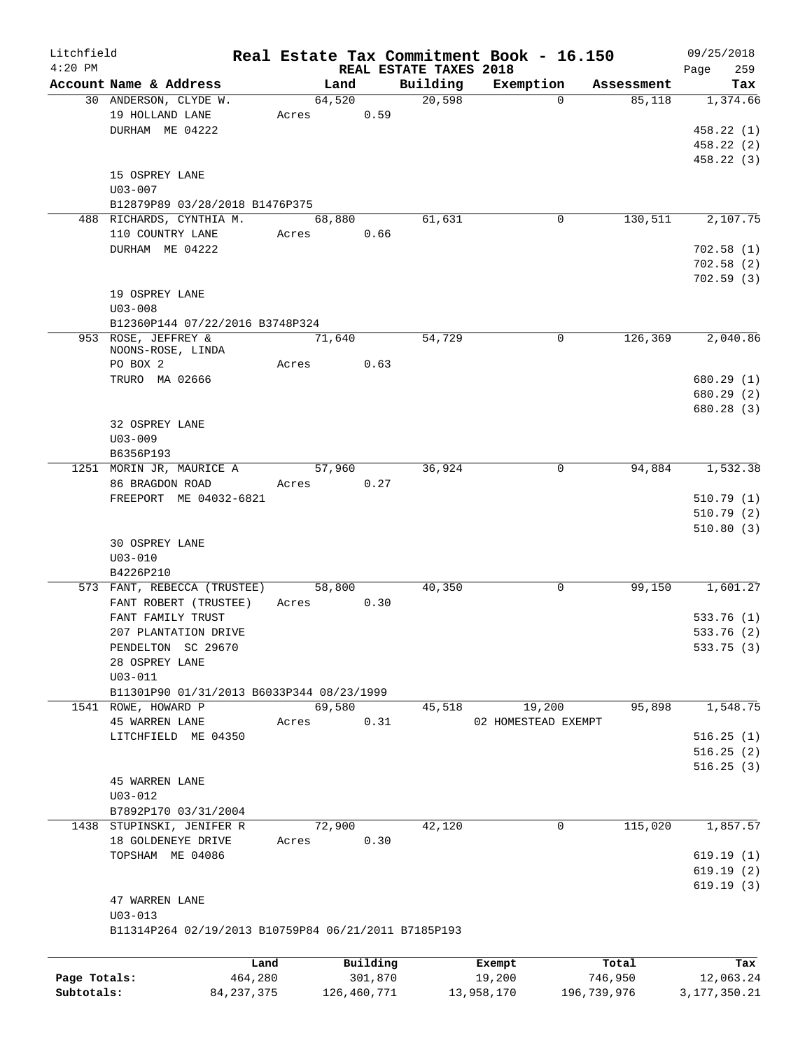Litchfield
4:20 PM

# Real Estate Tax Commitment Book - 16.150

REAL ESTATE TAXES 2018

09/25/2018

| Account Name & Address | Land | Building | Exemption | Assessment | Tax |
|---|---|---|---|---|---|
| 30 ANDERSON, CLYDE W. | 64,520 | 20,598 | 0 | 85,118 | 1,374.66 |
| 19 HOLLAND LANE | Acres 0.59 | | | | |
| DURHAM ME 04222 | | | | | 458.22 (1) |
| | | | | | 458.22 (2) |
| | | | | | 458.22 (3) |
| 15 OSPREY LANE | | | | | |
| U03-007 | | | | | |
| B12879P89 03/28/2018 B1476P375 | | | | | |
| 488 RICHARDS, CYNTHIA M. | 68,880 | 61,631 | 0 | 130,511 | 2,107.75 |
| 110 COUNTRY LANE | Acres 0.66 | | | | |
| DURHAM ME 04222 | | | | | 702.58 (1) |
| | | | | | 702.58 (2) |
| | | | | | 702.59 (3) |
| 19 OSPREY LANE | | | | | |
| U03-008 | | | | | |
| B12360P144 07/22/2016 B3748P324 | | | | | |
| 953 ROSE, JEFFREY & NOONS-ROSE, LINDA | 71,640 | 54,729 | 0 | 126,369 | 2,040.86 |
| PO BOX 2 | Acres 0.63 | | | | |
| TRURO MA 02666 | | | | | 680.29 (1) |
| | | | | | 680.29 (2) |
| | | | | | 680.28 (3) |
| 32 OSPREY LANE | | | | | |
| U03-009 | | | | | |
| B6356P193 | | | | | |
| 1251 MORIN JR, MAURICE A | 57,960 | 36,924 | 0 | 94,884 | 1,532.38 |
| 86 BRAGDON ROAD | Acres 0.27 | | | | |
| FREEPORT ME 04032-6821 | | | | | 510.79 (1) |
| | | | | | 510.79 (2) |
| | | | | | 510.80 (3) |
| 30 OSPREY LANE | | | | | |
| U03-010 | | | | | |
| B4226P210 | | | | | |
| 573 FANT, REBECCA (TRUSTEE) | 58,800 | 40,350 | 0 | 99,150 | 1,601.27 |
| FANT ROBERT (TRUSTEE) | Acres 0.30 | | | | |
| FANT FAMILY TRUST | | | | | 533.76 (1) |
| 207 PLANTATION DRIVE | | | | | 533.76 (2) |
| PENDELTON SC 29670 | | | | | 533.75 (3) |
| 28 OSPREY LANE | | | | | |
| U03-011 | | | | | |
| B11301P90 01/31/2013 B6033P344 08/23/1999 | | | | | |
| 1541 ROWE, HOWARD P | 69,580 | 45,518 | 19,200 | 95,898 | 1,548.75 |
| 45 WARREN LANE | Acres 0.31 | | 02 HOMESTEAD EXEMPT | | |
| LITCHFIELD ME 04350 | | | | | 516.25 (1) |
| | | | | | 516.25 (2) |
| | | | | | 516.25 (3) |
| 45 WARREN LANE | | | | | |
| U03-012 | | | | | |
| B7892P170 03/31/2004 | | | | | |
| 1438 STUPINSKI, JENIFER R | 72,900 | 42,120 | 0 | 115,020 | 1,857.57 |
| 18 GOLDENEYE DRIVE | Acres 0.30 | | | | |
| TOPSHAM ME 04086 | | | | | 619.19 (1) |
| | | | | | 619.19 (2) |
| | | | | | 619.19 (3) |
| 47 WARREN LANE | | | | | |
| U03-013 | | | | | |
| B11314P264 02/19/2013 B10759P84 06/21/2011 B7185P193 | | | | | |

| | Land | Building | Exempt | Total | Tax |
|---|---|---|---|---|---|
| Page Totals: | 464,280 | 301,870 | 19,200 | 746,950 | 12,063.24 |
| Subtotals: | 84,237,375 | 126,460,771 | 13,958,170 | 196,739,976 | 3,177,350.21 |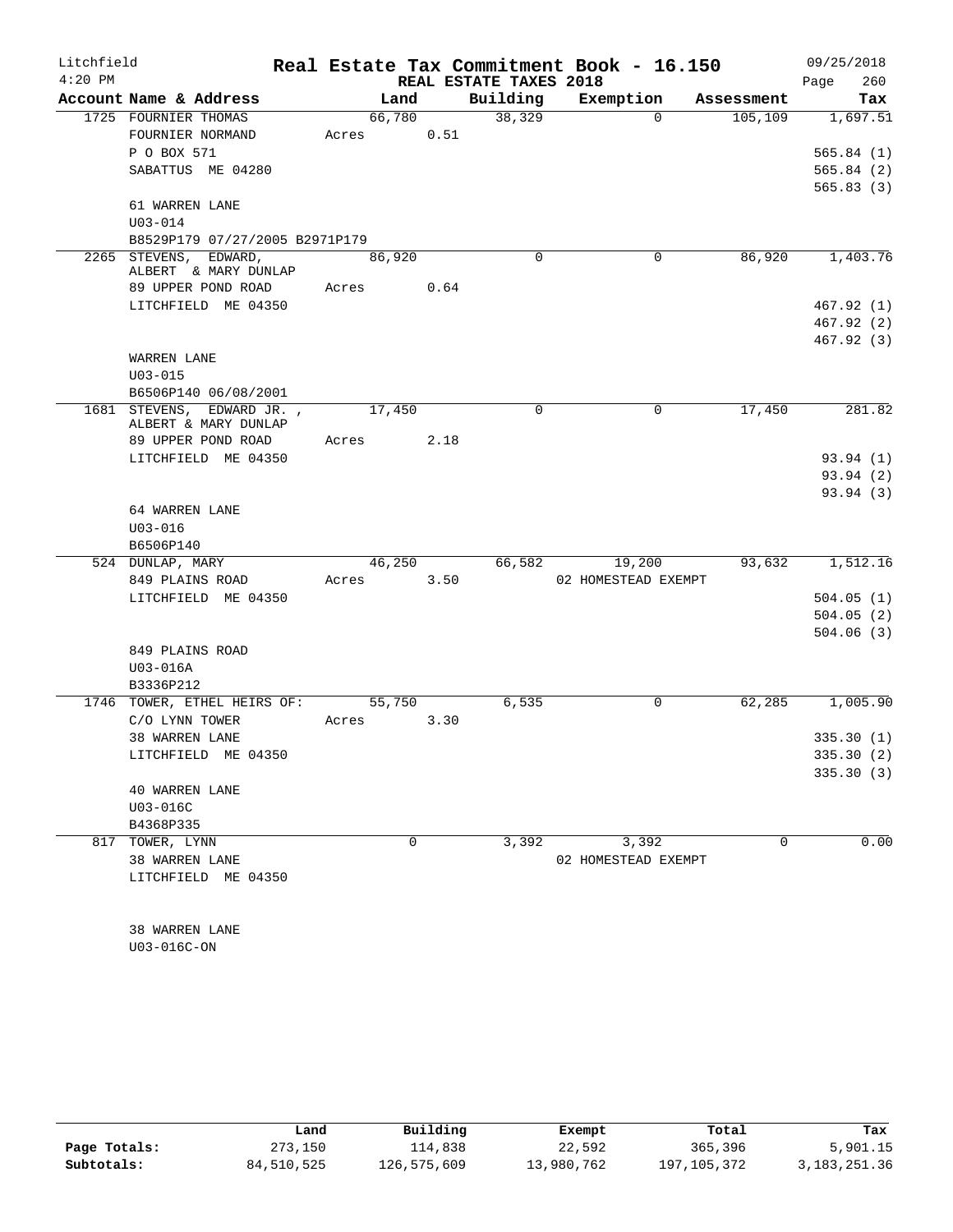Litchfield
4:20 PM

# Real Estate Tax Commitment Book - 16.150

REAL ESTATE TAXES 2018

09/25/2018

| Account Name & Address | Land | Building | Exemption | Assessment | Tax |
|---|---|---|---|---|---|
| 1725 FOURNIER THOMAS | 66,780 | 38,329 | 0 | 105,109 | 1,697.51 |
| FOURNIER NORMAND | Acres 0.51 | | | | |
| P O BOX 571 | | | | | 565.84 (1) |
| SABATTUS ME 04280 | | | | | 565.84 (2) |
| | | | | | 565.83 (3) |
| 61 WARREN LANE | | | | | |
| U03-014 | | | | | |
| B8529P179 07/27/2005 B2971P179 | | | | | |
| 2265 STEVENS, EDWARD, ALBERT & MARY DUNLAP | 86,920 | 0 | 0 | 86,920 | 1,403.76 |
| 89 UPPER POND ROAD | Acres 0.64 | | | | |
| LITCHFIELD ME 04350 | | | | | 467.92 (1) |
| | | | | | 467.92 (2) |
| | | | | | 467.92 (3) |
| WARREN LANE | | | | | |
| U03-015 | | | | | |
| B6506P140 06/08/2001 | | | | | |
| 1681 STEVENS, EDWARD JR. , ALBERT & MARY DUNLAP | 17,450 | 0 | 0 | 17,450 | 281.82 |
| 89 UPPER POND ROAD | Acres 2.18 | | | | |
| LITCHFIELD ME 04350 | | | | | 93.94 (1) |
| | | | | | 93.94 (2) |
| | | | | | 93.94 (3) |
| 64 WARREN LANE | | | | | |
| U03-016 | | | | | |
| B6506P140 | | | | | |
| 524 DUNLAP, MARY | 46,250 | 66,582 | 19,200 | 93,632 | 1,512.16 |
| 849 PLAINS ROAD | Acres 3.50 | | 02 HOMESTEAD EXEMPT | | |
| LITCHFIELD ME 04350 | | | | | 504.05 (1) |
| | | | | | 504.05 (2) |
| | | | | | 504.06 (3) |
| 849 PLAINS ROAD | | | | | |
| U03-016A | | | | | |
| B3336P212 | | | | | |
| 1746 TOWER, ETHEL HEIRS OF: | 55,750 | 6,535 | 0 | 62,285 | 1,005.90 |
| C/O LYNN TOWER | Acres 3.30 | | | | |
| 38 WARREN LANE | | | | | 335.30 (1) |
| LITCHFIELD ME 04350 | | | | | 335.30 (2) |
| | | | | | 335.30 (3) |
| 40 WARREN LANE | | | | | |
| U03-016C | | | | | |
| B4368P335 | | | | | |
| 817 TOWER, LYNN | 0 | 3,392 | 3,392 | 0 | 0.00 |
| 38 WARREN LANE | | | 02 HOMESTEAD EXEMPT | | |
| LITCHFIELD ME 04350 | | | | | |
| 38 WARREN LANE | | | | | |
| U03-016C-ON | | | | | |

| | Land | Building | Exempt | Total | Tax |
|---|---|---|---|---|---|
| Page Totals: | 273,150 | 114,838 | 22,592 | 365,396 | 5,901.15 |
| Subtotals: | 84,510,525 | 126,575,609 | 13,980,762 | 197,105,372 | 3,183,251.36 |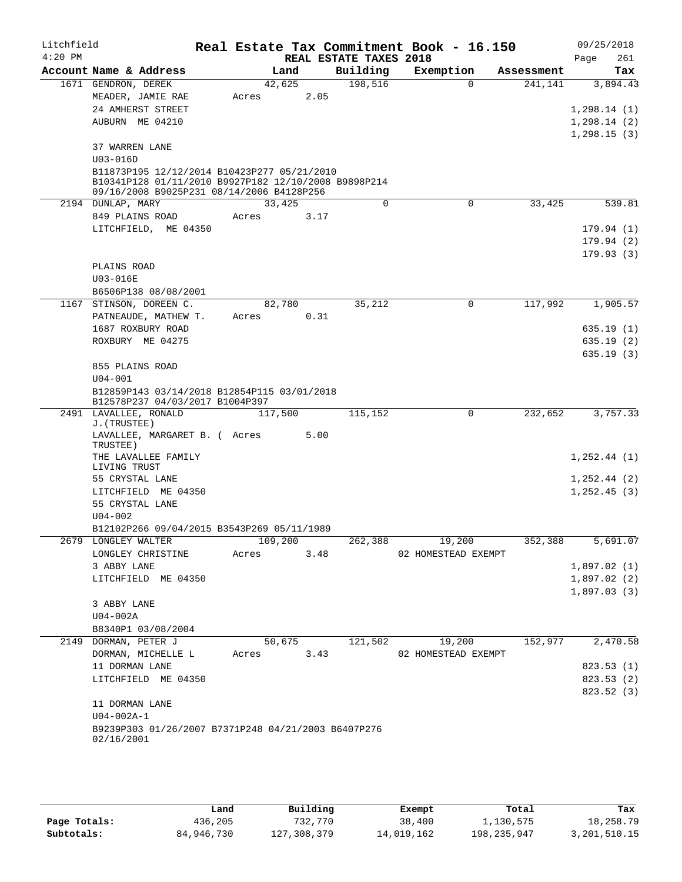Litchfield 4:20 PM

# Real Estate Tax Commitment Book - 16.150

## REAL ESTATE TAXES 2018

09/25/2018 Page 261

| Account Name & Address | Land | Building | Exemption | Assessment | Tax |
|---|---|---|---|---|---|
| 1671 GENDRON, DEREK | 42,625 | 198,516 | 0 | 241,141 | 3,894.43 |
| MEADER, JAMIE RAE | Acres 2.05 | | | | |
| 24 AMHERST STREET | | | | | 1,298.14 (1) |
| AUBURN ME 04210 | | | | | 1,298.14 (2) |
| | | | | | 1,298.15 (3) |
| 37 WARREN LANE | | | | | |
| U03-016D | | | | | |
| B11873P195 12/12/2014 B10423P277 05/21/2010 B10341P128 01/11/2010 B9927P182 12/10/2008 B9898P214 09/16/2008 B9025P231 08/14/2006 B4128P256 | | | | | |
| 2194 DUNLAP, MARY | 33,425 | 0 | 0 | 33,425 | 539.81 |
| 849 PLAINS ROAD | Acres 3.17 | | | | |
| LITCHFIELD, ME 04350 | | | | | 179.94 (1) |
| | | | | | 179.94 (2) |
| | | | | | 179.93 (3) |
| PLAINS ROAD | | | | | |
| U03-016E | | | | | |
| B6506P138 08/08/2001 | | | | | |
| 1167 STINSON, DOREEN C. | 82,780 | 35,212 | 0 | 117,992 | 1,905.57 |
| PATNEAUDE, MATHEW T. | Acres 0.31 | | | | |
| 1687 ROXBURY ROAD | | | | | 635.19 (1) |
| ROXBURY ME 04275 | | | | | 635.19 (2) |
| | | | | | 635.19 (3) |
| 855 PLAINS ROAD | | | | | |
| U04-001 | | | | | |
| B12859P143 03/14/2018 B12854P115 03/01/2018 B12578P237 04/03/2017 B1004P397 | | | | | |
| 2491 LAVALLEE, RONALD J.(TRUSTEE) | 117,500 | 115,152 | 0 | 232,652 | 3,757.33 |
| LAVALLEE, MARGARET B. ( TRUSTEE) | Acres 5.00 | | | | |
| THE LAVALLEE FAMILY LIVING TRUST | | | | | 1,252.44 (1) |
| 55 CRYSTAL LANE | | | | | 1,252.44 (2) |
| LITCHFIELD ME 04350 | | | | | 1,252.45 (3) |
| 55 CRYSTAL LANE | | | | | |
| U04-002 | | | | | |
| B12102P266 09/04/2015 B3543P269 05/11/1989 | | | | | |
| 2679 LONGLEY WALTER | 109,200 | 262,388 | 19,200 | 352,388 | 5,691.07 |
| LONGLEY CHRISTINE | Acres 3.48 | | 02 HOMESTEAD EXEMPT | | |
| 3 ABBY LANE | | | | | 1,897.02 (1) |
| LITCHFIELD ME 04350 | | | | | 1,897.02 (2) |
| | | | | | 1,897.03 (3) |
| 3 ABBY LANE | | | | | |
| U04-002A | | | | | |
| B8340P1 03/08/2004 | | | | | |
| 2149 DORMAN, PETER J | 50,675 | 121,502 | 19,200 | 152,977 | 2,470.58 |
| DORMAN, MICHELLE L | Acres 3.43 | | 02 HOMESTEAD EXEMPT | | |
| 11 DORMAN LANE | | | | | 823.53 (1) |
| LITCHFIELD ME 04350 | | | | | 823.53 (2) |
| | | | | | 823.52 (3) |
| 11 DORMAN LANE | | | | | |
| U04-002A-1 | | | | | |
| B9239P303 01/26/2007 B7371P248 04/21/2003 B6407P276 02/16/2001 | | | | | |

| | Land | Building | Exempt | Total | Tax |
|---|---|---|---|---|---|
| Page Totals: | 436,205 | 732,770 | 38,400 | 1,130,575 | 18,258.79 |
| Subtotals: | 84,946,730 | 127,308,379 | 14,019,162 | 198,235,947 | 3,201,510.15 |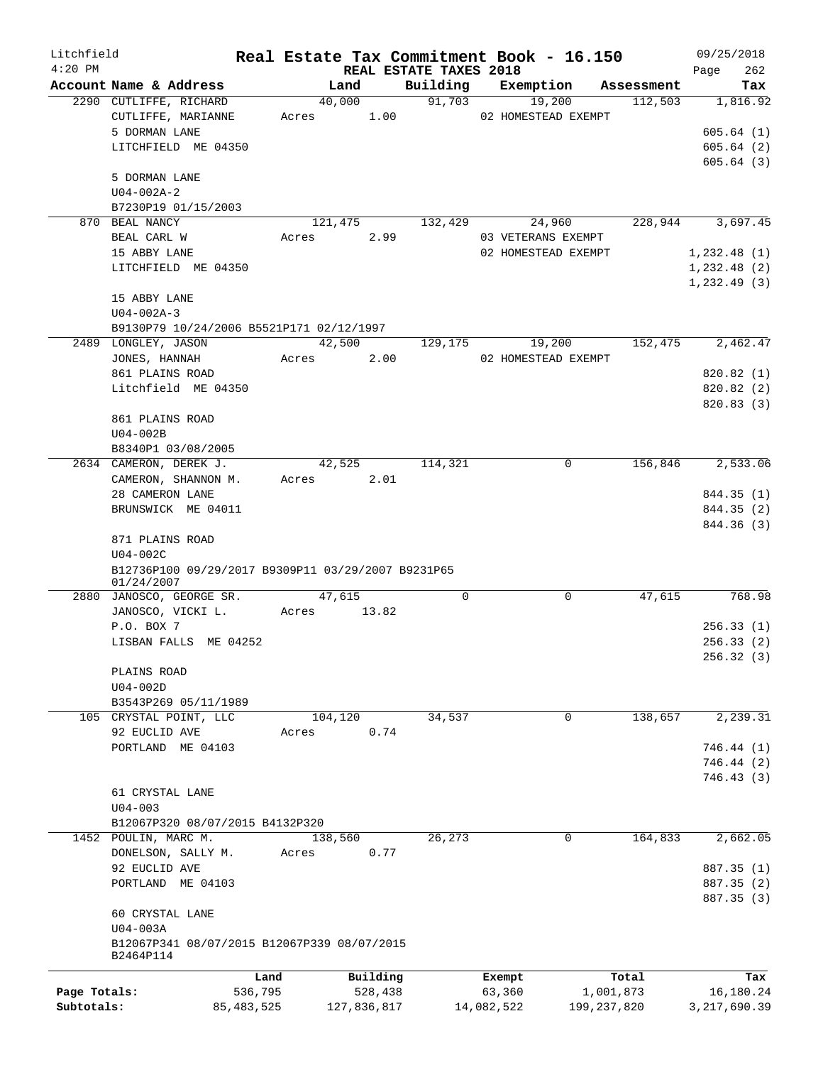Litchfield
4:20 PM

# Real Estate Tax Commitment Book - 16.150

REAL ESTATE TAXES 2018

09/25/2018

| Account Name & Address | Land | Building | Exemption | Assessment | Tax |
|---|---|---|---|---|---|
| 2290 CUTLIFFE, RICHARD | 40,000 | 91,703 | 19,200 | 112,503 | 1,816.92 |
| CUTLIFFE, MARIANNE | Acres 1.00 | | 02 HOMESTEAD EXEMPT | | |
| 5 DORMAN LANE | | | | | 605.64 (1) |
| LITCHFIELD ME 04350 | | | | | 605.64 (2) |
| | | | | | 605.64 (3) |
| 5 DORMAN LANE | | | | | |
| U04-002A-2 | | | | | |
| B7230P19 01/15/2003 | | | | | |
| 870 BEAL NANCY | 121,475 | 132,429 | 24,960 | 228,944 | 3,697.45 |
| BEAL CARL W | Acres 2.99 | | 03 VETERANS EXEMPT | | |
| 15 ABBY LANE | | | 02 HOMESTEAD EXEMPT | | 1,232.48 (1) |
| LITCHFIELD ME 04350 | | | | | 1,232.48 (2) |
| | | | | | 1,232.49 (3) |
| 15 ABBY LANE | | | | | |
| U04-002A-3 | | | | | |
| B9130P79 10/24/2006 B5521P171 02/12/1997 | | | | | |
| 2489 LONGLEY, JASON | 42,500 | 129,175 | 19,200 | 152,475 | 2,462.47 |
| JONES, HANNAH | Acres 2.00 | | 02 HOMESTEAD EXEMPT | | |
| 861 PLAINS ROAD | | | | | 820.82 (1) |
| Litchfield ME 04350 | | | | | 820.82 (2) |
| | | | | | 820.83 (3) |
| 861 PLAINS ROAD | | | | | |
| U04-002B | | | | | |
| B8340P1 03/08/2005 | | | | | |
| 2634 CAMERON, DEREK J. | 42,525 | 114,321 | 0 | 156,846 | 2,533.06 |
| CAMERON, SHANNON M. | Acres 2.01 | | | | |
| 28 CAMERON LANE | | | | | 844.35 (1) |
| BRUNSWICK ME 04011 | | | | | 844.35 (2) |
| | | | | | 844.36 (3) |
| 871 PLAINS ROAD | | | | | |
| U04-002C | | | | | |
| B12736P100 09/29/2017 B9309P11 03/29/2007 B9231P65 01/24/2007 | | | | | |
| 2880 JANOSCO, GEORGE SR. | 47,615 | 0 | 0 | 47,615 | 768.98 |
| JANOSCO, VICKI L. | Acres 13.82 | | | | |
| P.O. BOX 7 | | | | | 256.33 (1) |
| LISBAN FALLS ME 04252 | | | | | 256.33 (2) |
| | | | | | 256.32 (3) |
| PLAINS ROAD | | | | | |
| U04-002D | | | | | |
| B3543P269 05/11/1989 | | | | | |
| 105 CRYSTAL POINT, LLC | 104,120 | 34,537 | 0 | 138,657 | 2,239.31 |
| 92 EUCLID AVE | Acres 0.74 | | | | |
| PORTLAND ME 04103 | | | | | 746.44 (1) |
| | | | | | 746.44 (2) |
| | | | | | 746.43 (3) |
| 61 CRYSTAL LANE | | | | | |
| U04-003 | | | | | |
| B12067P320 08/07/2015 B4132P320 | | | | | |
| 1452 POULIN, MARC M. | 138,560 | 26,273 | 0 | 164,833 | 2,662.05 |
| DONELSON, SALLY M. | Acres 0.77 | | | | |
| 92 EUCLID AVE | | | | | 887.35 (1) |
| PORTLAND ME 04103 | | | | | 887.35 (2) |
| | | | | | 887.35 (3) |
| 60 CRYSTAL LANE | | | | | |
| U04-003A | | | | | |
| B12067P341 08/07/2015 B12067P339 08/07/2015 B2464P114 | | | | | |

| | Land | Building | Exempt | Total | Tax |
|---|---|---|---|---|---|
| Page Totals: | 536,795 | 528,438 | 63,360 | 1,001,873 | 16,180.24 |
| Subtotals: | 85,483,525 | 127,836,817 | 14,082,522 | 199,237,820 | 3,217,690.39 |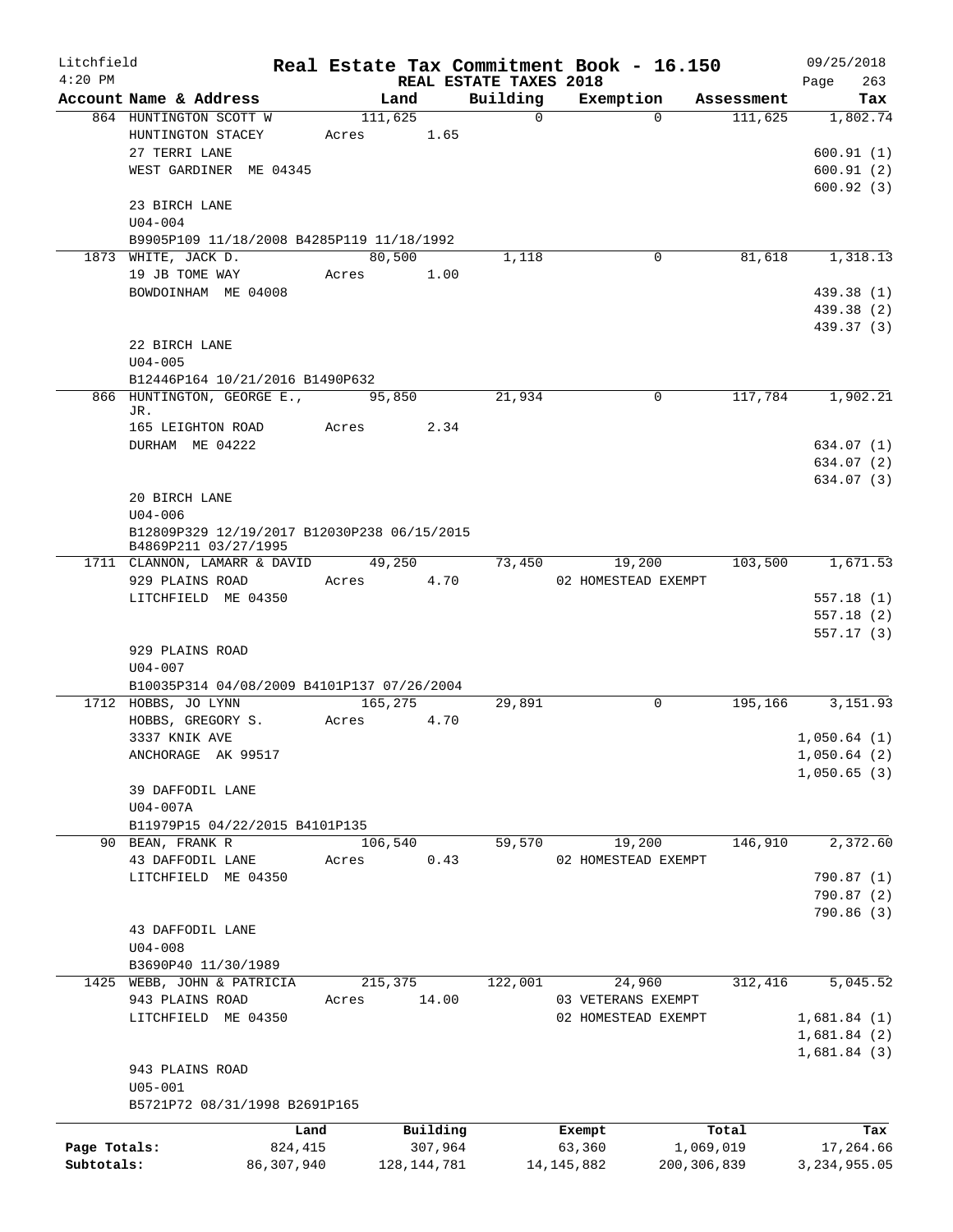# Real Estate Tax Commitment Book - 16.150

Litchfield 4:20 PM — REAL ESTATE TAXES 2018 — 09/25/2018

| Account Name & Address | Land | Building | Exemption | Assessment | Tax |
|---|---|---|---|---|---|
| 864 HUNTINGTON SCOTT W | 111,625 | 0 | 0 | 111,625 | 1,802.74 |
| HUNTINGTON STACEY | Acres 1.65 | | | | |
| 27 TERRI LANE | | | | | 600.91 (1) |
| WEST GARDINER ME 04345 | | | | | 600.91 (2) |
| | | | | | 600.92 (3) |
| 23 BIRCH LANE | | | | | |
| U04-004 | | | | | |
| B9905P109 11/18/2008 B4285P119 11/18/1992 | | | | | |
| 1873 WHITE, JACK D. | 80,500 | 1,118 | 0 | 81,618 | 1,318.13 |
| 19 JB TOME WAY | Acres 1.00 | | | | |
| BOWDOINHAM ME 04008 | | | | | 439.38 (1) |
| | | | | | 439.38 (2) |
| | | | | | 439.37 (3) |
| 22 BIRCH LANE | | | | | |
| U04-005 | | | | | |
| B12446P164 10/21/2016 B1490P632 | | | | | |
| 866 HUNTINGTON, GEORGE E., JR. | 95,850 | 21,934 | 0 | 117,784 | 1,902.21 |
| 165 LEIGHTON ROAD | Acres 2.34 | | | | |
| DURHAM ME 04222 | | | | | 634.07 (1) |
| | | | | | 634.07 (2) |
| | | | | | 634.07 (3) |
| 20 BIRCH LANE | | | | | |
| U04-006 | | | | | |
| B12809P329 12/19/2017 B12030P238 06/15/2015 B4869P211 03/27/1995 | | | | | |
| 1711 CLANNON, LAMARR & DAVID | 49,250 | 73,450 | 19,200 | 103,500 | 1,671.53 |
| 929 PLAINS ROAD | Acres 4.70 | | 02 HOMESTEAD EXEMPT | | |
| LITCHFIELD ME 04350 | | | | | 557.18 (1) |
| | | | | | 557.18 (2) |
| | | | | | 557.17 (3) |
| 929 PLAINS ROAD | | | | | |
| U04-007 | | | | | |
| B10035P314 04/08/2009 B4101P137 07/26/2004 | | | | | |
| 1712 HOBBS, JO LYNN | 165,275 | 29,891 | 0 | 195,166 | 3,151.93 |
| HOBBS, GREGORY S. | Acres 4.70 | | | | |
| 3337 KNIK AVE | | | | | 1,050.64 (1) |
| ANCHORAGE AK 99517 | | | | | 1,050.64 (2) |
| | | | | | 1,050.65 (3) |
| 39 DAFFODIL LANE | | | | | |
| U04-007A | | | | | |
| B11979P15 04/22/2015 B4101P135 | | | | | |
| 90 BEAN, FRANK R | 106,540 | 59,570 | 19,200 | 146,910 | 2,372.60 |
| 43 DAFFODIL LANE | Acres 0.43 | | 02 HOMESTEAD EXEMPT | | |
| LITCHFIELD ME 04350 | | | | | 790.87 (1) |
| | | | | | 790.87 (2) |
| | | | | | 790.86 (3) |
| 43 DAFFODIL LANE | | | | | |
| U04-008 | | | | | |
| B3690P40 11/30/1989 | | | | | |
| 1425 WEBB, JOHN & PATRICIA | 215,375 | 122,001 | 24,960 | 312,416 | 5,045.52 |
| 943 PLAINS ROAD | Acres 14.00 | | 03 VETERANS EXEMPT | | |
| LITCHFIELD ME 04350 | | | 02 HOMESTEAD EXEMPT | | 1,681.84 (1) |
| | | | | | 1,681.84 (2) |
| | | | | | 1,681.84 (3) |
| 943 PLAINS ROAD | | | | | |
| U05-001 | | | | | |
| B5721P72 08/31/1998 B2691P165 | | | | | |

| | Land | Building | Exempt | Total | Tax |
|---|---|---|---|---|---|
| Page Totals: | 824,415 | 307,964 | 63,360 | 1,069,019 | 17,264.66 |
| Subtotals: | 86,307,940 | 128,144,781 | 14,145,882 | 200,306,839 | 3,234,955.05 |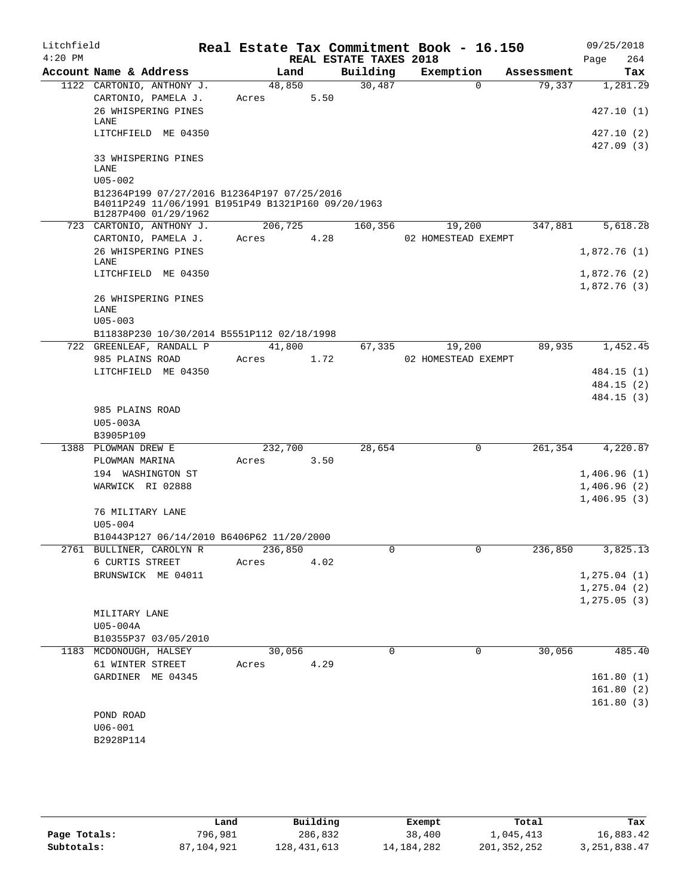Litchfield
4:20 PM

## Real Estate Tax Commitment Book - 16.150
### REAL ESTATE TAXES 2018

09/25/2018

| Account Name & Address | Land | Building | Exemption | Assessment | Tax |
|---|---|---|---|---|---|
| 1122 CARTONIO, ANTHONY J. | 48,850 | 30,487 | 0 | 79,337 | 1,281.29 |
| CARTONIO, PAMELA J. | Acres 5.50 | | | | |
| 26 WHISPERING PINES LANE | | | | | 427.10 (1) |
| LITCHFIELD ME 04350 | | | | | 427.10 (2) |
| | | | | | 427.09 (3) |
| 33 WHISPERING PINES LANE | | | | | |
| U05-002 | | | | | |
| B12364P199 07/27/2016 B12364P197 07/25/2016 B4011P249 11/06/1991 B1951P49 B1321P160 09/20/1963 B1287P400 01/29/1962 | | | | | |
| 723 CARTONIO, ANTHONY J. | 206,725 | 160,356 | 19,200 | 347,881 | 5,618.28 |
| CARTONIO, PAMELA J. | Acres 4.28 | | 02 HOMESTEAD EXEMPT | | |
| 26 WHISPERING PINES LANE | | | | | 1,872.76 (1) |
| LITCHFIELD ME 04350 | | | | | 1,872.76 (2) |
| | | | | | 1,872.76 (3) |
| 26 WHISPERING PINES LANE | | | | | |
| U05-003 | | | | | |
| B11838P230 10/30/2014 B5551P112 02/18/1998 | | | | | |
| 722 GREENLEAF, RANDALL P | 41,800 | 67,335 | 19,200 | 89,935 | 1,452.45 |
| 985 PLAINS ROAD | Acres 1.72 | | 02 HOMESTEAD EXEMPT | | |
| LITCHFIELD ME 04350 | | | | | 484.15 (1) |
| | | | | | 484.15 (2) |
| | | | | | 484.15 (3) |
| 985 PLAINS ROAD | | | | | |
| U05-003A | | | | | |
| B3905P109 | | | | | |
| 1388 PLOWMAN DREW E | 232,700 | 28,654 | 0 | 261,354 | 4,220.87 |
| PLOWMAN MARINA | Acres 3.50 | | | | |
| 194 WASHINGTON ST | | | | | 1,406.96 (1) |
| WARWICK RI 02888 | | | | | 1,406.96 (2) |
| | | | | | 1,406.95 (3) |
| 76 MILITARY LANE | | | | | |
| U05-004 | | | | | |
| B10443P127 06/14/2010 B6406P62 11/20/2000 | | | | | |
| 2761 BULLINER, CAROLYN R | 236,850 | 0 | 0 | 236,850 | 3,825.13 |
| 6 CURTIS STREET | Acres 4.02 | | | | |
| BRUNSWICK ME 04011 | | | | | 1,275.04 (1) |
| | | | | | 1,275.04 (2) |
| | | | | | 1,275.05 (3) |
| MILITARY LANE | | | | | |
| U05-004A | | | | | |
| B10355P37 03/05/2010 | | | | | |
| 1183 MCDONOUGH, HALSEY | 30,056 | 0 | 0 | 30,056 | 485.40 |
| 61 WINTER STREET | Acres 4.29 | | | | |
| GARDINER ME 04345 | | | | | 161.80 (1) |
| | | | | | 161.80 (2) |
| | | | | | 161.80 (3) |
| POND ROAD | | | | | |
| U06-001 | | | | | |
| B2928P114 | | | | | |

| | Land | Building | Exempt | Total | Tax |
|---|---|---|---|---|---|
| Page Totals: | 796,981 | 286,832 | 38,400 | 1,045,413 | 16,883.42 |
| Subtotals: | 87,104,921 | 128,431,613 | 14,184,282 | 201,352,252 | 3,251,838.47 |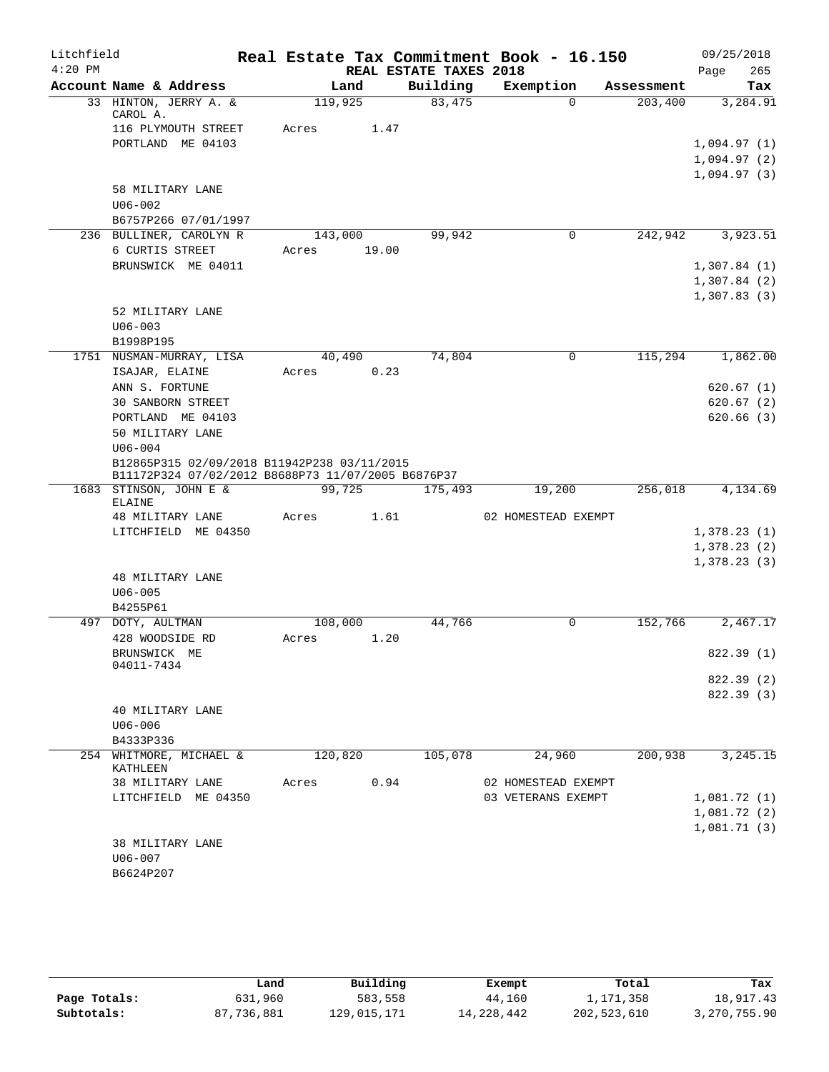# Real Estate Tax Commitment Book - 16.150

Litchfield 4:20 PM — REAL ESTATE TAXES 2018 — 09/25/2018

| Account Name & Address | Land | Building | Exemption | Assessment | Tax |
|---|---|---|---|---|---|
| 33 HINTON, JERRY A. & CAROL A. | 119,925 | 83,475 | 0 | 203,400 | 3,284.91 |
| 116 PLYMOUTH STREET | Acres 1.47 | | | | |
| PORTLAND ME 04103 | | | | | 1,094.97 (1) |
| | | | | | 1,094.97 (2) |
| | | | | | 1,094.97 (3) |
| 58 MILITARY LANE | | | | | |
| U06-002 | | | | | |
| B6757P266 07/01/1997 | | | | | |
| 236 BULLINER, CAROLYN R | 143,000 | 99,942 | 0 | 242,942 | 3,923.51 |
| 6 CURTIS STREET | Acres 19.00 | | | | |
| BRUNSWICK ME 04011 | | | | | 1,307.84 (1) |
| | | | | | 1,307.84 (2) |
| | | | | | 1,307.83 (3) |
| 52 MILITARY LANE | | | | | |
| U06-003 | | | | | |
| B1998P195 | | | | | |
| 1751 NUSMAN-MURRAY, LISA | 40,490 | 74,804 | 0 | 115,294 | 1,862.00 |
| ISAJAR, ELAINE | Acres 0.23 | | | | |
| ANN S. FORTUNE | | | | | 620.67 (1) |
| 30 SANBORN STREET | | | | | 620.67 (2) |
| PORTLAND ME 04103 | | | | | 620.66 (3) |
| 50 MILITARY LANE | | | | | |
| U06-004 | | | | | |
| B12865P315 02/09/2018 B11942P238 03/11/2015 B11172P324 07/02/2012 B8688P73 11/07/2005 B6876P37 | | | | | |
| 1683 STINSON, JOHN E & ELAINE | 99,725 | 175,493 | 19,200 | 256,018 | 4,134.69 |
| 48 MILITARY LANE | Acres 1.61 | | 02 HOMESTEAD EXEMPT | | |
| LITCHFIELD ME 04350 | | | | | 1,378.23 (1) |
| | | | | | 1,378.23 (2) |
| | | | | | 1,378.23 (3) |
| 48 MILITARY LANE | | | | | |
| U06-005 | | | | | |
| B4255P61 | | | | | |
| 497 DOTY, AULTMAN | 108,000 | 44,766 | 0 | 152,766 | 2,467.17 |
| 428 WOODSIDE RD | Acres 1.20 | | | | |
| BRUNSWICK ME 04011-7434 | | | | | 822.39 (1) |
| | | | | | 822.39 (2) |
| | | | | | 822.39 (3) |
| 40 MILITARY LANE | | | | | |
| U06-006 | | | | | |
| B4333P336 | | | | | |
| 254 WHITMORE, MICHAEL & KATHLEEN | 120,820 | 105,078 | 24,960 | 200,938 | 3,245.15 |
| 38 MILITARY LANE | Acres 0.94 | | 02 HOMESTEAD EXEMPT | | |
| LITCHFIELD ME 04350 | | | 03 VETERANS EXEMPT | | 1,081.72 (1) |
| | | | | | 1,081.72 (2) |
| | | | | | 1,081.71 (3) |
| 38 MILITARY LANE | | | | | |
| U06-007 | | | | | |
| B6624P207 | | | | | |

| | Land | Building | Exempt | Total | Tax |
|---|---|---|---|---|---|
| Page Totals: | 631,960 | 583,558 | 44,160 | 1,171,358 | 18,917.43 |
| Subtotals: | 87,736,881 | 129,015,171 | 14,228,442 | 202,523,610 | 3,270,755.90 |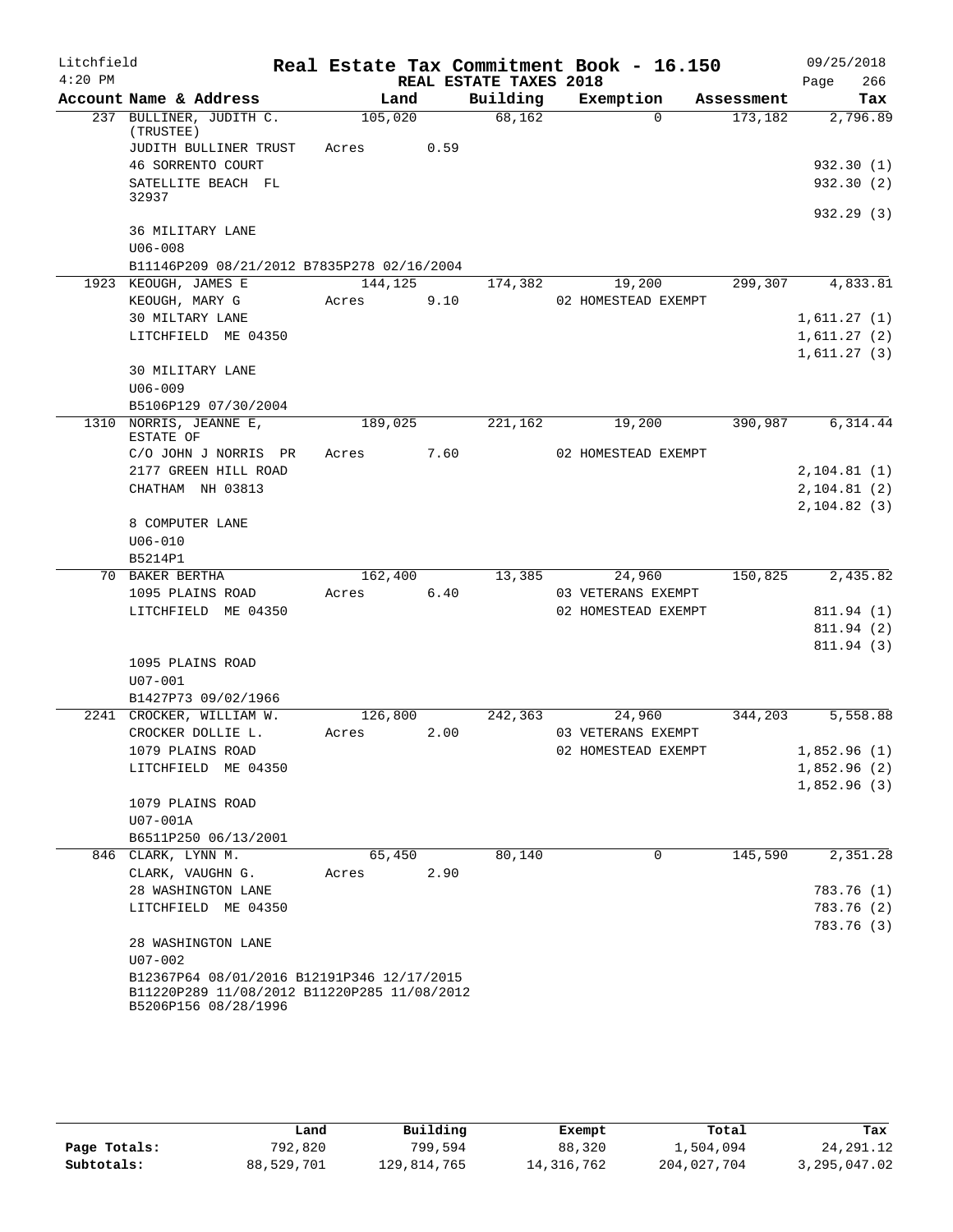Litchfield 4:20 PM

# Real Estate Tax Commitment Book - 16.150

REAL ESTATE TAXES 2018

09/25/2018 Page 266

| Account Name & Address | Land | Building | Exemption | Assessment | Tax |
|---|---|---|---|---|---|
| 237 BULLINER, JUDITH C. (TRUSTEE) | 105,020 | 68,162 | 0 | 173,182 | 2,796.89 |
| JUDITH BULLINER TRUST | Acres 0.59 | | | | |
| 46 SORRENTO COURT | | | | | 932.30 (1) |
| SATELLITE BEACH FL 32937 | | | | | 932.30 (2) |
| | | | | | 932.29 (3) |
| 36 MILITARY LANE | | | | | |
| U06-008 | | | | | |
| B11146P209 08/21/2012 B7835P278 02/16/2004 | | | | | |
| 1923 KEOUGH, JAMES E | 144,125 | 174,382 | 19,200 | 299,307 | 4,833.81 |
| KEOUGH, MARY G | Acres 9.10 | | 02 HOMESTEAD EXEMPT | | |
| 30 MILTARY LANE | | | | | 1,611.27 (1) |
| LITCHFIELD ME 04350 | | | | | 1,611.27 (2) |
| | | | | | 1,611.27 (3) |
| 30 MILITARY LANE | | | | | |
| U06-009 | | | | | |
| B5106P129 07/30/2004 | | | | | |
| 1310 NORRIS, JEANNE E, ESTATE OF | 189,025 | 221,162 | 19,200 | 390,987 | 6,314.44 |
| C/O JOHN J NORRIS PR | Acres 7.60 | | 02 HOMESTEAD EXEMPT | | |
| 2177 GREEN HILL ROAD | | | | | 2,104.81 (1) |
| CHATHAM NH 03813 | | | | | 2,104.81 (2) |
| | | | | | 2,104.82 (3) |
| 8 COMPUTER LANE | | | | | |
| U06-010 | | | | | |
| B5214P1 | | | | | |
| 70 BAKER BERTHA | 162,400 | 13,385 | 24,960 | 150,825 | 2,435.82 |
| 1095 PLAINS ROAD | Acres 6.40 | | 03 VETERANS EXEMPT | | |
| LITCHFIELD ME 04350 | | | 02 HOMESTEAD EXEMPT | | 811.94 (1) |
| | | | | | 811.94 (2) |
| | | | | | 811.94 (3) |
| 1095 PLAINS ROAD | | | | | |
| U07-001 | | | | | |
| B1427P73 09/02/1966 | | | | | |
| 2241 CROCKER, WILLIAM W. | 126,800 | 242,363 | 24,960 | 344,203 | 5,558.88 |
| CROCKER DOLLIE L. | Acres 2.00 | | 03 VETERANS EXEMPT | | |
| 1079 PLAINS ROAD | | | 02 HOMESTEAD EXEMPT | | 1,852.96 (1) |
| LITCHFIELD ME 04350 | | | | | 1,852.96 (2) |
| | | | | | 1,852.96 (3) |
| 1079 PLAINS ROAD | | | | | |
| U07-001A | | | | | |
| B6511P250 06/13/2001 | | | | | |
| 846 CLARK, LYNN M. | 65,450 | 80,140 | 0 | 145,590 | 2,351.28 |
| CLARK, VAUGHN G. | Acres 2.90 | | | | |
| 28 WASHINGTON LANE | | | | | 783.76 (1) |
| LITCHFIELD ME 04350 | | | | | 783.76 (2) |
| | | | | | 783.76 (3) |
| 28 WASHINGTON LANE | | | | | |
| U07-002 | | | | | |
| B12367P64 08/01/2016 B12191P346 12/17/2015 | | | | | |
| B11220P289 11/08/2012 B11220P285 11/08/2012 | | | | | |
| B5206P156 08/28/1996 | | | | | |

| | Land | Building | Exempt | Total | Tax |
|---|---|---|---|---|---|
| Page Totals: | 792,820 | 799,594 | 88,320 | 1,504,094 | 24,291.12 |
| Subtotals: | 88,529,701 | 129,814,765 | 14,316,762 | 204,027,704 | 3,295,047.02 |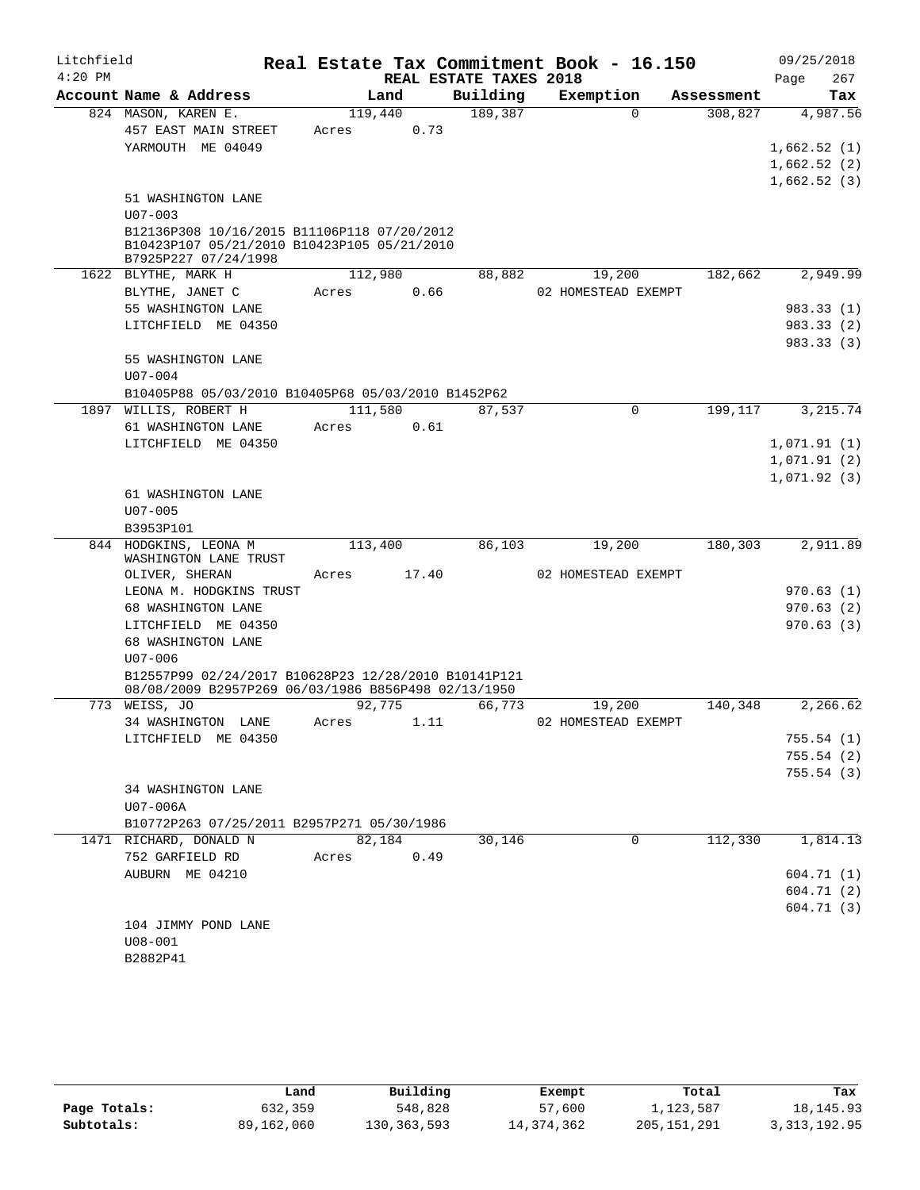# Litchfield — Real Estate Tax Commitment Book - 16.150

4:20 PM — REAL ESTATE TAXES 2018 — 09/25/2018

| Account Name & Address | Land | Building | Exemption | Assessment | Tax |
|---|---|---|---|---|---|
| 824 MASON, KAREN E. | 119,440 | 189,387 | 0 | 308,827 | 4,987.56 |
| 457 EAST MAIN STREET | Acres 0.73 | | | | |
| YARMOUTH ME 04049 | | | | | 1,662.52 (1) |
| | | | | | 1,662.52 (2) |
| | | | | | 1,662.52 (3) |
| 51 WASHINGTON LANE | | | | | |
| U07-003 | | | | | |
| B12136P308 10/16/2015 B11106P118 07/20/2012 B10423P107 05/21/2010 B10423P105 05/21/2010 B7925P227 07/24/1998 | | | | | |
| 1622 BLYTHE, MARK H | 112,980 | 88,882 | 19,200 | 182,662 | 2,949.99 |
| BLYTHE, JANET C | Acres 0.66 | | 02 HOMESTEAD EXEMPT | | |
| 55 WASHINGTON LANE | | | | | 983.33 (1) |
| LITCHFIELD ME 04350 | | | | | 983.33 (2) |
| | | | | | 983.33 (3) |
| 55 WASHINGTON LANE | | | | | |
| U07-004 | | | | | |
| B10405P88 05/03/2010 B10405P68 05/03/2010 B1452P62 | | | | | |
| 1897 WILLIS, ROBERT H | 111,580 | 87,537 | 0 | 199,117 | 3,215.74 |
| 61 WASHINGTON LANE | Acres 0.61 | | | | |
| LITCHFIELD ME 04350 | | | | | 1,071.91 (1) |
| | | | | | 1,071.91 (2) |
| | | | | | 1,071.92 (3) |
| 61 WASHINGTON LANE | | | | | |
| U07-005 | | | | | |
| B3953P101 | | | | | |
| 844 HODGKINS, LEONA M WASHINGTON LANE TRUST | 113,400 | 86,103 | 19,200 | 180,303 | 2,911.89 |
| OLIVER, SHERAN | Acres 17.40 | | 02 HOMESTEAD EXEMPT | | |
| LEONA M. HODGKINS TRUST | | | | | 970.63 (1) |
| 68 WASHINGTON LANE | | | | | 970.63 (2) |
| LITCHFIELD ME 04350 | | | | | 970.63 (3) |
| 68 WASHINGTON LANE | | | | | |
| U07-006 | | | | | |
| B12557P99 02/24/2017 B10628P23 12/28/2010 B10141P121 08/08/2009 B2957P269 06/03/1986 B856P498 02/13/1950 | | | | | |
| 773 WEISS, JO | 92,775 | 66,773 | 19,200 | 140,348 | 2,266.62 |
| 34 WASHINGTON LANE | Acres 1.11 | | 02 HOMESTEAD EXEMPT | | |
| LITCHFIELD ME 04350 | | | | | 755.54 (1) |
| | | | | | 755.54 (2) |
| | | | | | 755.54 (3) |
| 34 WASHINGTON LANE | | | | | |
| U07-006A | | | | | |
| B10772P263 07/25/2011 B2957P271 05/30/1986 | | | | | |
| 1471 RICHARD, DONALD N | 82,184 | 30,146 | 0 | 112,330 | 1,814.13 |
| 752 GARFIELD RD | Acres 0.49 | | | | |
| AUBURN ME 04210 | | | | | 604.71 (1) |
| | | | | | 604.71 (2) |
| | | | | | 604.71 (3) |
| 104 JIMMY POND LANE | | | | | |
| U08-001 | | | | | |
| B2882P41 | | | | | |

| | Land | Building | Exempt | Total | Tax |
|---|---|---|---|---|---|
| Page Totals: | 632,359 | 548,828 | 57,600 | 1,123,587 | 18,145.93 |
| Subtotals: | 89,162,060 | 130,363,593 | 14,374,362 | 205,151,291 | 3,313,192.95 |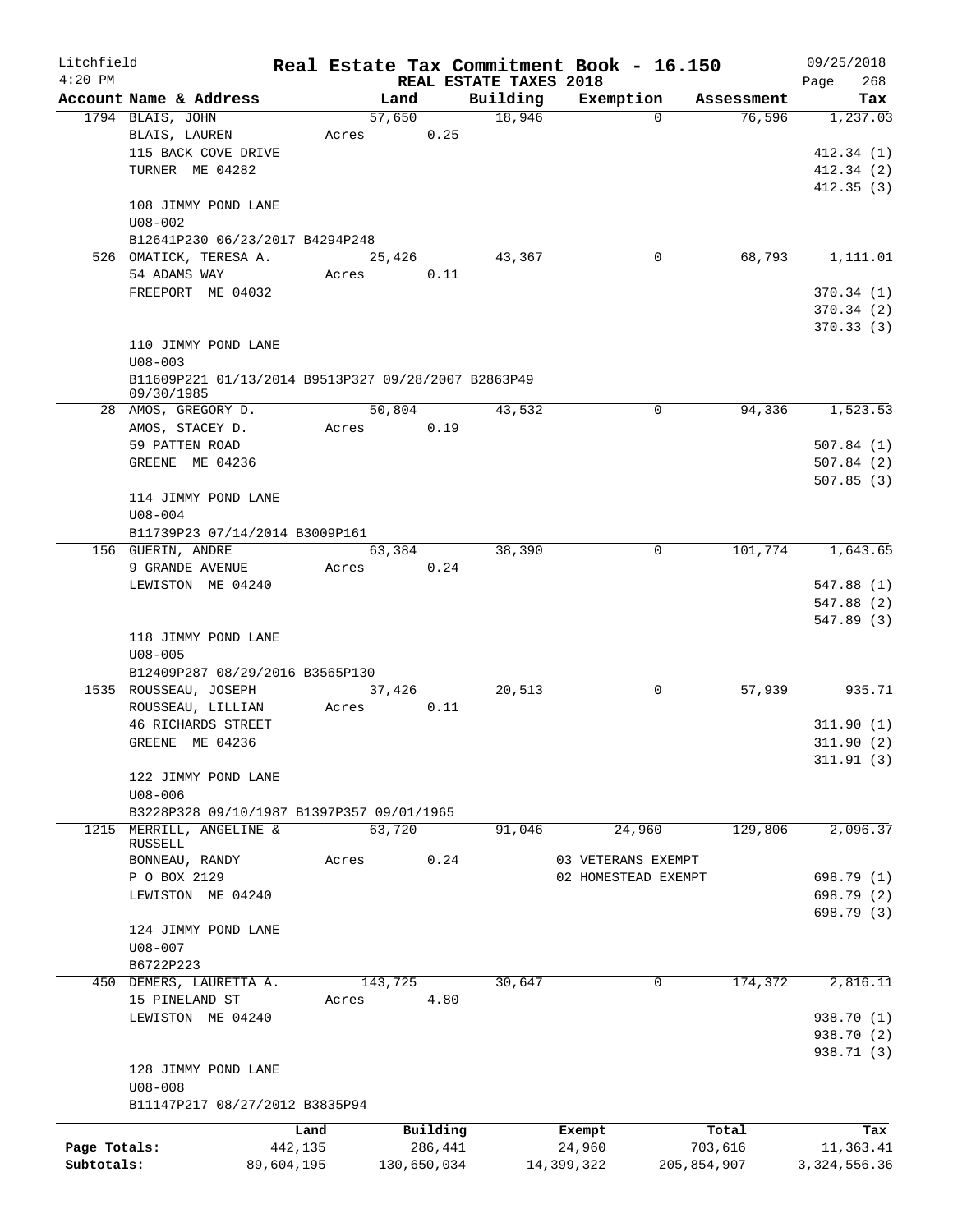# Real Estate Tax Commitment Book - 16.150

Litchfield 4:20 PM — REAL ESTATE TAXES 2018 — 09/25/2018

| Account Name & Address | Land | Building | Exemption | Assessment | Tax |
|---|---|---|---|---|---|
| 1794 BLAIS, JOHN | 57,650 | 18,946 | 0 | 76,596 | 1,237.03 |
| BLAIS, LAUREN | Acres 0.25 | | | | |
| 115 BACK COVE DRIVE | | | | | 412.34 (1) |
| TURNER ME 04282 | | | | | 412.34 (2) |
| | | | | | 412.35 (3) |
| 108 JIMMY POND LANE | | | | | |
| U08-002 | | | | | |
| B12641P230 06/23/2017 B4294P248 | | | | | |
| 526 OMATICK, TERESA A. | 25,426 | 43,367 | 0 | 68,793 | 1,111.01 |
| 54 ADAMS WAY | Acres 0.11 | | | | |
| FREEPORT ME 04032 | | | | | 370.34 (1) |
| | | | | | 370.34 (2) |
| | | | | | 370.33 (3) |
| 110 JIMMY POND LANE | | | | | |
| U08-003 | | | | | |
| B11609P221 01/13/2014 B9513P327 09/28/2007 B2863P49 09/30/1985 | | | | | |
| 28 AMOS, GREGORY D. | 50,804 | 43,532 | 0 | 94,336 | 1,523.53 |
| AMOS, STACEY D. | Acres 0.19 | | | | |
| 59 PATTEN ROAD | | | | | 507.84 (1) |
| GREENE ME 04236 | | | | | 507.84 (2) |
| | | | | | 507.85 (3) |
| 114 JIMMY POND LANE | | | | | |
| U08-004 | | | | | |
| B11739P23 07/14/2014 B3009P161 | | | | | |
| 156 GUERIN, ANDRE | 63,384 | 38,390 | 0 | 101,774 | 1,643.65 |
| 9 GRANDE AVENUE | Acres 0.24 | | | | |
| LEWISTON ME 04240 | | | | | 547.88 (1) |
| | | | | | 547.88 (2) |
| | | | | | 547.89 (3) |
| 118 JIMMY POND LANE | | | | | |
| U08-005 | | | | | |
| B12409P287 08/29/2016 B3565P130 | | | | | |
| 1535 ROUSSEAU, JOSEPH | 37,426 | 20,513 | 0 | 57,939 | 935.71 |
| ROUSSEAU, LILLIAN | Acres 0.11 | | | | |
| 46 RICHARDS STREET | | | | | 311.90 (1) |
| GREENE ME 04236 | | | | | 311.90 (2) |
| | | | | | 311.91 (3) |
| 122 JIMMY POND LANE | | | | | |
| U08-006 | | | | | |
| B3228P328 09/10/1987 B1397P357 09/01/1965 | | | | | |
| 1215 MERRILL, ANGELINE & RUSSELL | 63,720 | 91,046 | 24,960 | 129,806 | 2,096.37 |
| BONNEAU, RANDY | Acres 0.24 | | 03 VETERANS EXEMPT | | |
| P O BOX 2129 | | | 02 HOMESTEAD EXEMPT | | 698.79 (1) |
| LEWISTON ME 04240 | | | | | 698.79 (2) |
| | | | | | 698.79 (3) |
| 124 JIMMY POND LANE | | | | | |
| U08-007 | | | | | |
| B6722P223 | | | | | |
| 450 DEMERS, LAURETTA A. | 143,725 | 30,647 | 0 | 174,372 | 2,816.11 |
| 15 PINELAND ST | Acres 4.80 | | | | |
| LEWISTON ME 04240 | | | | | 938.70 (1) |
| | | | | | 938.70 (2) |
| | | | | | 938.71 (3) |
| 128 JIMMY POND LANE | | | | | |
| U08-008 | | | | | |
| B11147P217 08/27/2012 B3835P94 | | | | | |

| | Land | Building | Exempt | Total | Tax |
|---|---|---|---|---|---|
| Page Totals: | 442,135 | 286,441 | 24,960 | 703,616 | 11,363.41 |
| Subtotals: | 89,604,195 | 130,650,034 | 14,399,322 | 205,854,907 | 3,324,556.36 |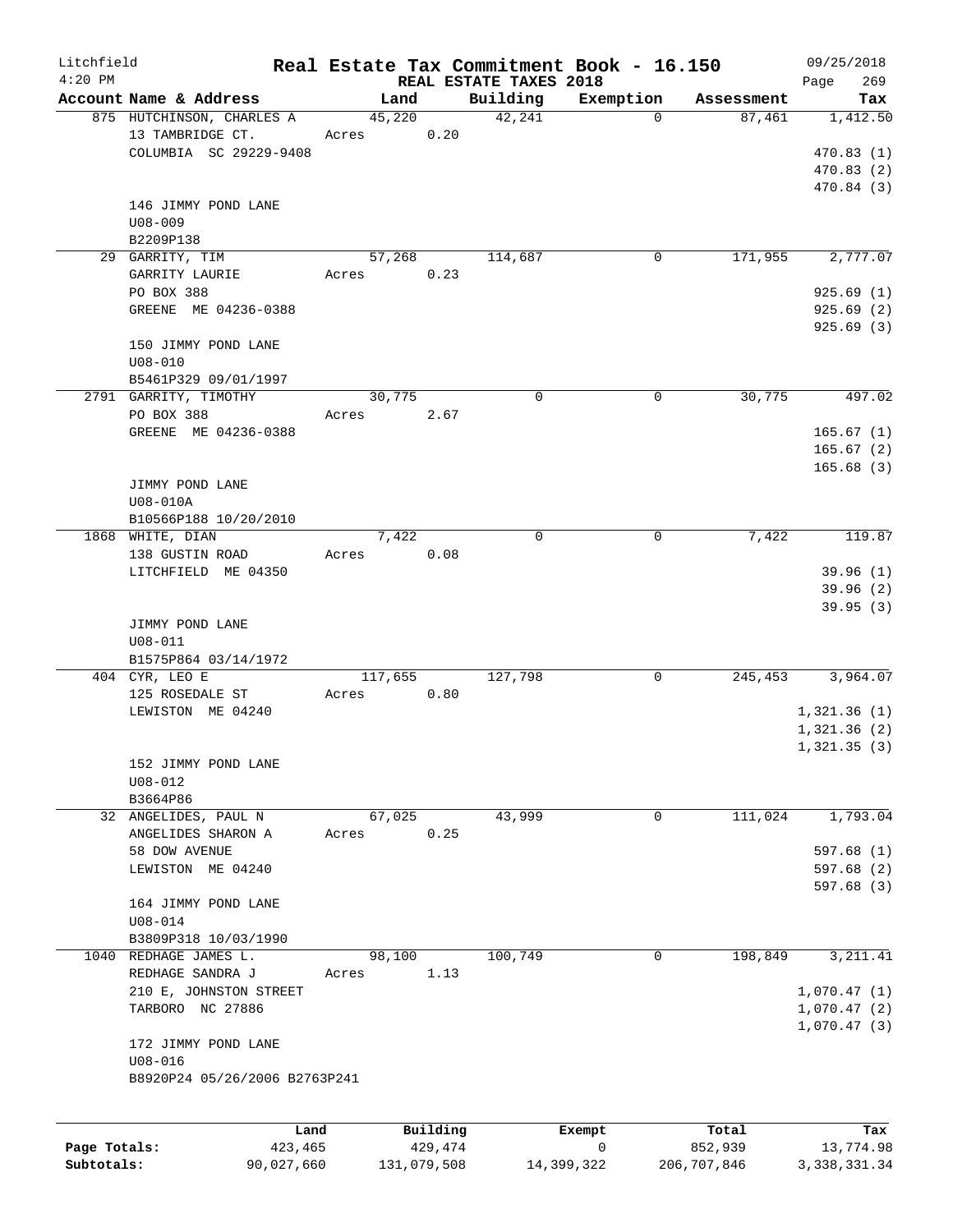Litchfield  
4:20 PM

**Real Estate Tax Commitment Book - 16.150**  
**REAL ESTATE TAXES 2018**

09/25/2018  
Page 269

| Account Name & Address | Land | Building | Exemption | Assessment | Tax |
|---|---|---|---|---|---|
| 875 HUTCHINSON, CHARLES A | 45,220 | 42,241 | 0 | 87,461 | 1,412.50 |
| 13 TAMBRIDGE CT. | Acres 0.20 | | | | |
| COLUMBIA SC 29229-9408 | | | | | 470.83 (1) |
| | | | | | 470.83 (2) |
| | | | | | 470.84 (3) |
| 146 JIMMY POND LANE | | | | | |
| U08-009 | | | | | |
| B2209P138 | | | | | |
| 29 GARRITY, TIM | 57,268 | 114,687 | 0 | 171,955 | 2,777.07 |
| GARRITY LAURIE | Acres 0.23 | | | | |
| PO BOX 388 | | | | | 925.69 (1) |
| GREENE ME 04236-0388 | | | | | 925.69 (2) |
| | | | | | 925.69 (3) |
| 150 JIMMY POND LANE | | | | | |
| U08-010 | | | | | |
| B5461P329 09/01/1997 | | | | | |
| 2791 GARRITY, TIMOTHY | 30,775 | 0 | 0 | 30,775 | 497.02 |
| PO BOX 388 | Acres 2.67 | | | | |
| GREENE ME 04236-0388 | | | | | 165.67 (1) |
| | | | | | 165.67 (2) |
| | | | | | 165.68 (3) |
| JIMMY POND LANE | | | | | |
| U08-010A | | | | | |
| B10566P188 10/20/2010 | | | | | |
| 1868 WHITE, DIAN | 7,422 | 0 | 0 | 7,422 | 119.87 |
| 138 GUSTIN ROAD | Acres 0.08 | | | | |
| LITCHFIELD ME 04350 | | | | | 39.96 (1) |
| | | | | | 39.96 (2) |
| | | | | | 39.95 (3) |
| JIMMY POND LANE | | | | | |
| U08-011 | | | | | |
| B1575P864 03/14/1972 | | | | | |
| 404 CYR, LEO E | 117,655 | 127,798 | 0 | 245,453 | 3,964.07 |
| 125 ROSEDALE ST | Acres 0.80 | | | | |
| LEWISTON ME 04240 | | | | | 1,321.36 (1) |
| | | | | | 1,321.36 (2) |
| | | | | | 1,321.35 (3) |
| 152 JIMMY POND LANE | | | | | |
| U08-012 | | | | | |
| B3664P86 | | | | | |
| 32 ANGELIDES, PAUL N | 67,025 | 43,999 | 0 | 111,024 | 1,793.04 |
| ANGELIDES SHARON A | Acres 0.25 | | | | |
| 58 DOW AVENUE | | | | | 597.68 (1) |
| LEWISTON ME 04240 | | | | | 597.68 (2) |
| | | | | | 597.68 (3) |
| 164 JIMMY POND LANE | | | | | |
| U08-014 | | | | | |
| B3809P318 10/03/1990 | | | | | |
| 1040 REDHAGE JAMES L. | 98,100 | 100,749 | 0 | 198,849 | 3,211.41 |
| REDHAGE SANDRA J | Acres 1.13 | | | | |
| 210 E, JOHNSTON STREET | | | | | 1,070.47 (1) |
| TARBORO NC 27886 | | | | | 1,070.47 (2) |
| | | | | | 1,070.47 (3) |
| 172 JIMMY POND LANE | | | | | |
| U08-016 | | | | | |
| B8920P24 05/26/2006 B2763P241 | | | | | |

| | Land | Building | Exempt | Total | Tax |
|---|---|---|---|---|---|
| Page Totals: | 423,465 | 429,474 | 0 | 852,939 | 13,774.98 |
| Subtotals: | 90,027,660 | 131,079,508 | 14,399,322 | 206,707,846 | 3,338,331.34 |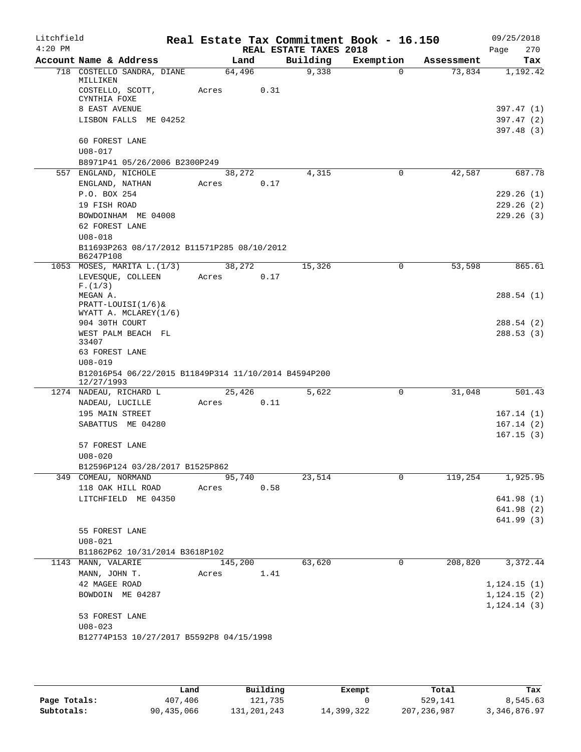# Litchfield — Real Estate Tax Commitment Book - 16.150

4:20 PM — REAL ESTATE TAXES 2018 — 09/25/2018

| Account Name & Address | Land | Building | Exemption | Assessment | Tax |
|---|---|---|---|---|---|
| 718 COSTELLO SANDRA, DIANE MILLIKEN | 64,496 | 9,338 | 0 | 73,834 | 1,192.42 |
| COSTELLO, SCOTT, CYNTHIA FOXE | Acres 0.31 | | | | |
| 8 EAST AVENUE | | | | | 397.47 (1) |
| LISBON FALLS ME 04252 | | | | | 397.47 (2) |
| | | | | | 397.48 (3) |
| 60 FOREST LANE | | | | | |
| U08-017 | | | | | |
| B8971P41 05/26/2006 B2300P249 | | | | | |
| 557 ENGLAND, NICHOLE | 38,272 | 4,315 | 0 | 42,587 | 687.78 |
| ENGLAND, NATHAN | Acres 0.17 | | | | |
| P.O. BOX 254 | | | | | 229.26 (1) |
| 19 FISH ROAD | | | | | 229.26 (2) |
| BOWDOINHAM ME 04008 | | | | | 229.26 (3) |
| 62 FOREST LANE | | | | | |
| U08-018 | | | | | |
| B11693P263 08/17/2012 B11571P285 08/10/2012 B6247P108 | | | | | |
| 1053 MOSES, MARITA L.(1/3) | 38,272 | 15,326 | 0 | 53,598 | 865.61 |
| LEVESQUE, COLLEEN F.(1/3) | Acres 0.17 | | | | |
| MEGAN A. PRATT-LOUISI(1/6)& WYATT A. MCLAREY(1/6) | | | | | 288.54 (1) |
| 904 30TH COURT | | | | | 288.54 (2) |
| WEST PALM BEACH FL 33407 | | | | | 288.53 (3) |
| 63 FOREST LANE | | | | | |
| U08-019 | | | | | |
| B12016P54 06/22/2015 B11849P314 11/10/2014 B4594P200 12/27/1993 | | | | | |
| 1274 NADEAU, RICHARD L | 25,426 | 5,622 | 0 | 31,048 | 501.43 |
| NADEAU, LUCILLE | Acres 0.11 | | | | |
| 195 MAIN STREET | | | | | 167.14 (1) |
| SABATTUS ME 04280 | | | | | 167.14 (2) |
| | | | | | 167.15 (3) |
| 57 FOREST LANE | | | | | |
| U08-020 | | | | | |
| B12596P124 03/28/2017 B1525P862 | | | | | |
| 349 COMEAU, NORMAND | 95,740 | 23,514 | 0 | 119,254 | 1,925.95 |
| 118 OAK HILL ROAD | Acres 0.58 | | | | |
| LITCHFIELD ME 04350 | | | | | 641.98 (1) |
| | | | | | 641.98 (2) |
| | | | | | 641.99 (3) |
| 55 FOREST LANE | | | | | |
| U08-021 | | | | | |
| B11862P62 10/31/2014 B3618P102 | | | | | |
| 1143 MANN, VALARIE | 145,200 | 63,620 | 0 | 208,820 | 3,372.44 |
| MANN, JOHN T. | Acres 1.41 | | | | |
| 42 MAGEE ROAD | | | | | 1,124.15 (1) |
| BOWDOIN ME 04287 | | | | | 1,124.15 (2) |
| | | | | | 1,124.14 (3) |
| 53 FOREST LANE | | | | | |
| U08-023 | | | | | |
| B12774P153 10/27/2017 B5592P8 04/15/1998 | | | | | |

| | Land | Building | Exempt | Total | Tax |
|---|---|---|---|---|---|
| Page Totals: | 407,406 | 121,735 | 0 | 529,141 | 8,545.63 |
| Subtotals: | 90,435,066 | 131,201,243 | 14,399,322 | 207,236,987 | 3,346,876.97 |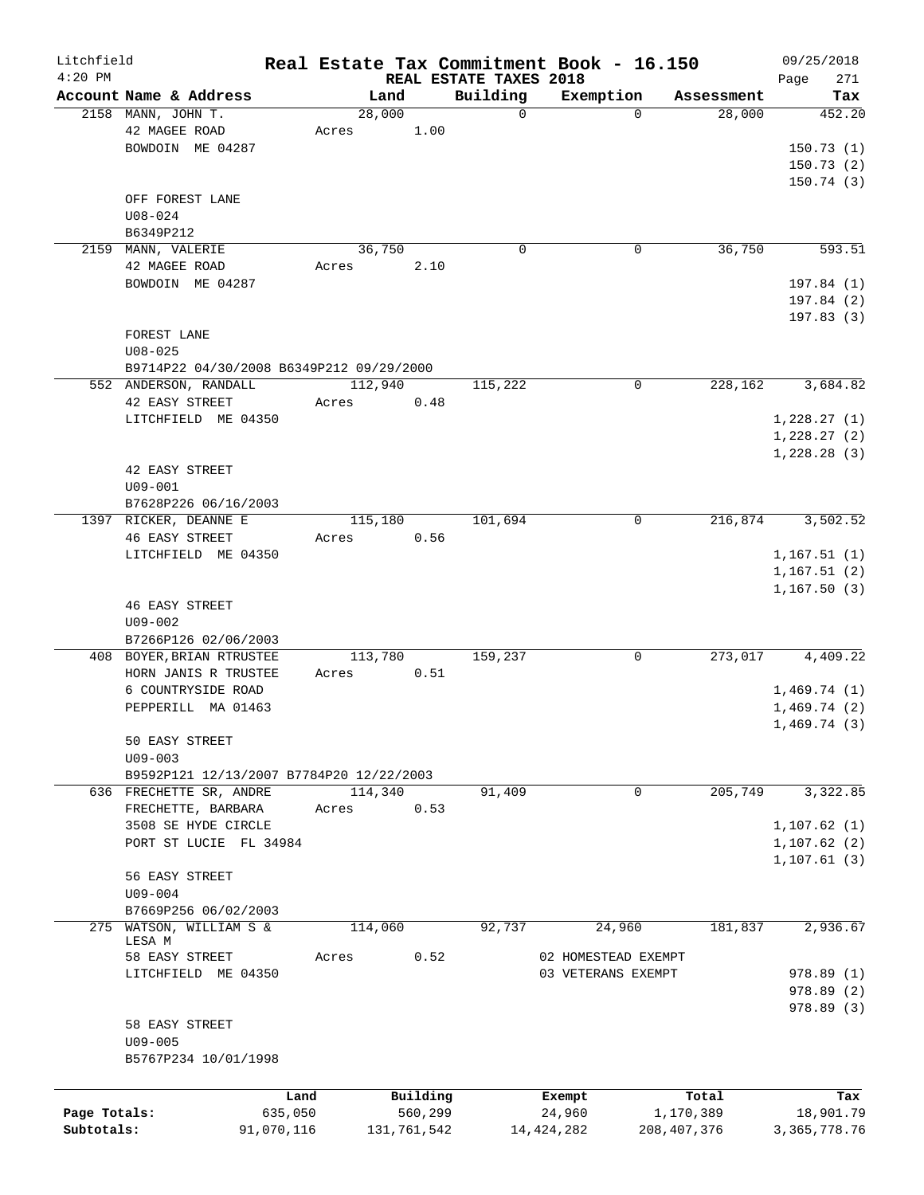Litchfield
4:20 PM

# Real Estate Tax Commitment Book - 16.150

REAL ESTATE TAXES 2018

09/25/2018

| Account Name & Address | Land | Building | Exemption | Assessment | Tax |
|---|---|---|---|---|---|
| 2158 MANN, JOHN T. | 28,000 | 0 | 0 | 28,000 | 452.20 |
| 42 MAGEE ROAD | Acres 1.00 | | | | |
| BOWDOIN ME 04287 | | | | | 150.73 (1) |
| | | | | | 150.73 (2) |
| | | | | | 150.74 (3) |
| OFF FOREST LANE | | | | | |
| U08-024 | | | | | |
| B6349P212 | | | | | |
| 2159 MANN, VALERIE | 36,750 | 0 | 0 | 36,750 | 593.51 |
| 42 MAGEE ROAD | Acres 2.10 | | | | |
| BOWDOIN ME 04287 | | | | | 197.84 (1) |
| | | | | | 197.84 (2) |
| | | | | | 197.83 (3) |
| FOREST LANE | | | | | |
| U08-025 | | | | | |
| B9714P22 04/30/2008 B6349P212 09/29/2000 | | | | | |
| 552 ANDERSON, RANDALL | 112,940 | 115,222 | 0 | 228,162 | 3,684.82 |
| 42 EASY STREET | Acres 0.48 | | | | |
| LITCHFIELD ME 04350 | | | | | 1,228.27 (1) |
| | | | | | 1,228.27 (2) |
| | | | | | 1,228.28 (3) |
| 42 EASY STREET | | | | | |
| U09-001 | | | | | |
| B7628P226 06/16/2003 | | | | | |
| 1397 RICKER, DEANNE E | 115,180 | 101,694 | 0 | 216,874 | 3,502.52 |
| 46 EASY STREET | Acres 0.56 | | | | |
| LITCHFIELD ME 04350 | | | | | 1,167.51 (1) |
| | | | | | 1,167.51 (2) |
| | | | | | 1,167.50 (3) |
| 46 EASY STREET | | | | | |
| U09-002 | | | | | |
| B7266P126 02/06/2003 | | | | | |
| 408 BOYER, BRIAN RTRUSTEE | 113,780 | 159,237 | 0 | 273,017 | 4,409.22 |
| HORN JANIS R TRUSTEE | Acres 0.51 | | | | |
| 6 COUNTRYSIDE ROAD | | | | | 1,469.74 (1) |
| PEPPERILL MA 01463 | | | | | 1,469.74 (2) |
| | | | | | 1,469.74 (3) |
| 50 EASY STREET | | | | | |
| U09-003 | | | | | |
| B9592P121 12/13/2007 B7784P20 12/22/2003 | | | | | |
| 636 FRECHETTE SR, ANDRE | 114,340 | 91,409 | 0 | 205,749 | 3,322.85 |
| FRECHETTE, BARBARA | Acres 0.53 | | | | |
| 3508 SE HYDE CIRCLE | | | | | 1,107.62 (1) |
| PORT ST LUCIE FL 34984 | | | | | 1,107.62 (2) |
| | | | | | 1,107.61 (3) |
| 56 EASY STREET | | | | | |
| U09-004 | | | | | |
| B7669P256 06/02/2003 | | | | | |
| 275 WATSON, WILLIAM S & LESA M | 114,060 | 92,737 | 24,960 | 181,837 | 2,936.67 |
| 58 EASY STREET | Acres 0.52 | | 02 HOMESTEAD EXEMPT | | |
| LITCHFIELD ME 04350 | | | 03 VETERANS EXEMPT | | 978.89 (1) |
| | | | | | 978.89 (2) |
| | | | | | 978.89 (3) |
| 58 EASY STREET | | | | | |
| U09-005 | | | | | |
| B5767P234 10/01/1998 | | | | | |

| | Land | Building | Exempt | Total | Tax |
|---|---|---|---|---|---|
| Page Totals: | 635,050 | 560,299 | 24,960 | 1,170,389 | 18,901.79 |
| Subtotals: | 91,070,116 | 131,761,542 | 14,424,282 | 208,407,376 | 3,365,778.76 |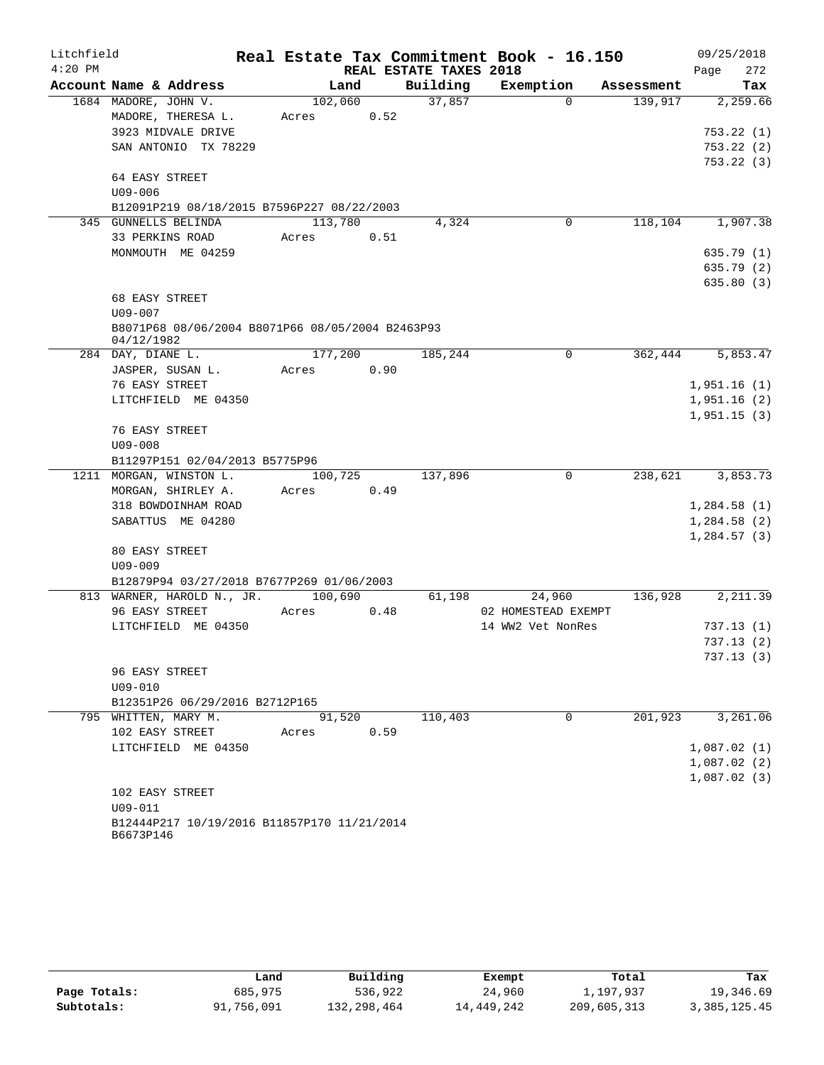Litchfield 4:20 PM

# Real Estate Tax Commitment Book - 16.150

REAL ESTATE TAXES 2018

09/25/2018

| Account Name & Address | Land | Building | Exemption | Assessment | Tax |
|---|---|---|---|---|---|
| 1684 MADORE, JOHN V. | 102,060 | 37,857 | 0 | 139,917 | 2,259.66 |
| MADORE, THERESA L. | Acres 0.52 | | | | |
| 3923 MIDVALE DRIVE | | | | | 753.22 (1) |
| SAN ANTONIO TX 78229 | | | | | 753.22 (2) |
| | | | | | 753.22 (3) |
| 64 EASY STREET | | | | | |
| U09-006 | | | | | |
| B12091P219 08/18/2015 B7596P227 08/22/2003 | | | | | |
| 345 GUNNELLS BELINDA | 113,780 | 4,324 | 0 | 118,104 | 1,907.38 |
| 33 PERKINS ROAD | Acres 0.51 | | | | |
| MONMOUTH ME 04259 | | | | | 635.79 (1) |
| | | | | | 635.79 (2) |
| | | | | | 635.80 (3) |
| 68 EASY STREET | | | | | |
| U09-007 | | | | | |
| B8071P68 08/06/2004 B8071P66 08/05/2004 B2463P93 04/12/1982 | | | | | |
| 284 DAY, DIANE L. | 177,200 | 185,244 | 0 | 362,444 | 5,853.47 |
| JASPER, SUSAN L. | Acres 0.90 | | | | |
| 76 EASY STREET | | | | | 1,951.16 (1) |
| LITCHFIELD ME 04350 | | | | | 1,951.16 (2) |
| | | | | | 1,951.15 (3) |
| 76 EASY STREET | | | | | |
| U09-008 | | | | | |
| B11297P151 02/04/2013 B5775P96 | | | | | |
| 1211 MORGAN, WINSTON L. | 100,725 | 137,896 | 0 | 238,621 | 3,853.73 |
| MORGAN, SHIRLEY A. | Acres 0.49 | | | | |
| 318 BOWDOINHAM ROAD | | | | | 1,284.58 (1) |
| SABATTUS ME 04280 | | | | | 1,284.58 (2) |
| | | | | | 1,284.57 (3) |
| 80 EASY STREET | | | | | |
| U09-009 | | | | | |
| B12879P94 03/27/2018 B7677P269 01/06/2003 | | | | | |
| 813 WARNER, HAROLD N., JR. | 100,690 | 61,198 | 24,960 | 136,928 | 2,211.39 |
| 96 EASY STREET | Acres 0.48 | | 02 HOMESTEAD EXEMPT | | |
| LITCHFIELD ME 04350 | | | 14 WW2 Vet NonRes | | 737.13 (1) |
| | | | | | 737.13 (2) |
| | | | | | 737.13 (3) |
| 96 EASY STREET | | | | | |
| U09-010 | | | | | |
| B12351P26 06/29/2016 B2712P165 | | | | | |
| 795 WHITTEN, MARY M. | 91,520 | 110,403 | 0 | 201,923 | 3,261.06 |
| 102 EASY STREET | Acres 0.59 | | | | |
| LITCHFIELD ME 04350 | | | | | 1,087.02 (1) |
| | | | | | 1,087.02 (2) |
| | | | | | 1,087.02 (3) |
| 102 EASY STREET | | | | | |
| U09-011 | | | | | |
| B12444P217 10/19/2016 B11857P170 11/21/2014 B6673P146 | | | | | |

| | Land | Building | Exempt | Total | Tax |
|---|---|---|---|---|---|
| Page Totals: | 685,975 | 536,922 | 24,960 | 1,197,937 | 19,346.69 |
| Subtotals: | 91,756,091 | 132,298,464 | 14,449,242 | 209,605,313 | 3,385,125.45 |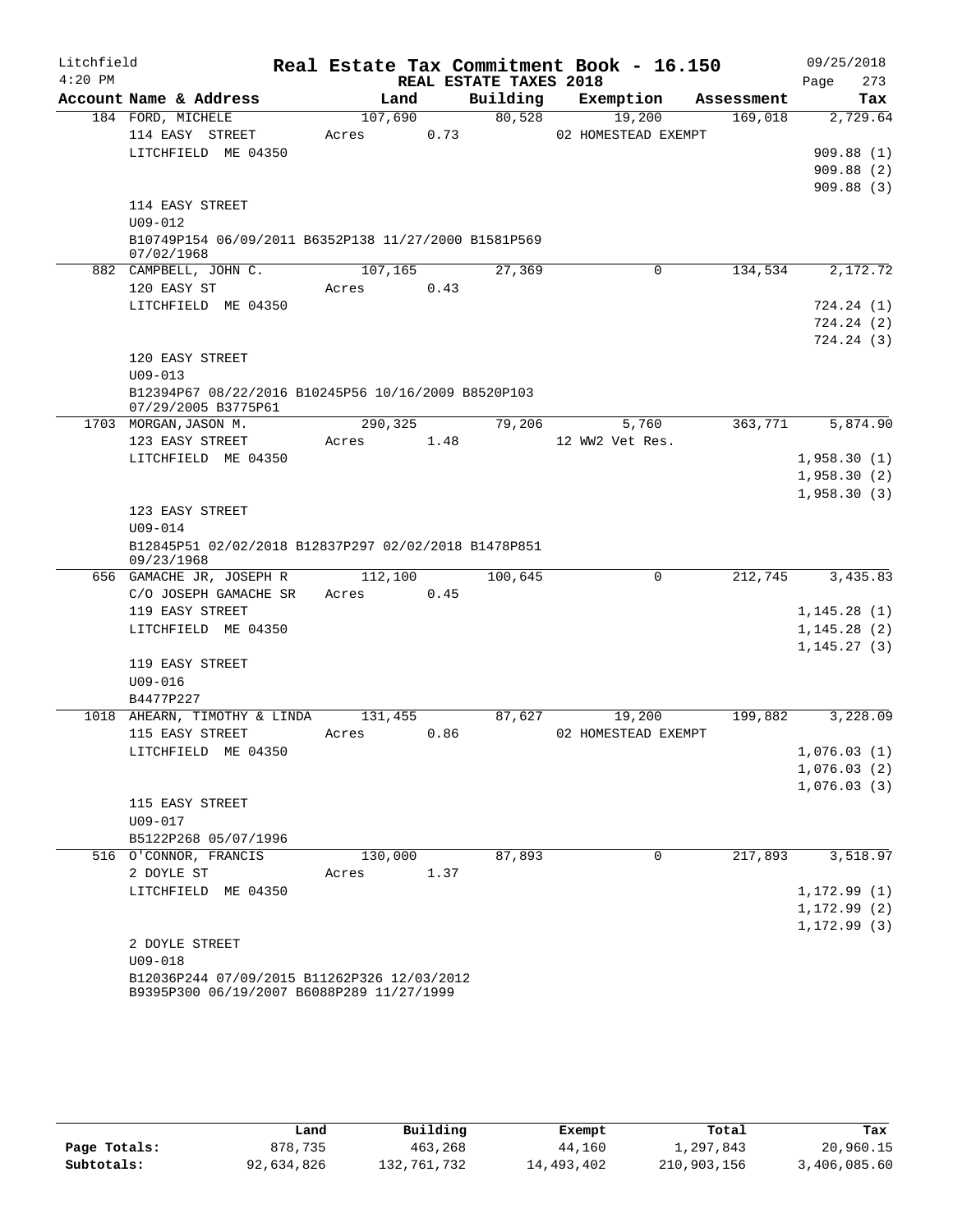Litchfield
4:20 PM

# Real Estate Tax Commitment Book - 16.150

REAL ESTATE TAXES 2018

09/25/2018
Page 273

| Account Name & Address | Land | Building | Exemption | Assessment | Tax |
|---|---|---|---|---|---|
| 184 FORD, MICHELE | 107,690 | 80,528 | 19,200 | 169,018 | 2,729.64 |
| 114 EASY STREET | Acres 0.73 | | 02 HOMESTEAD EXEMPT | | |
| LITCHFIELD ME 04350 | | | | | 909.88 (1) |
| | | | | | 909.88 (2) |
| | | | | | 909.88 (3) |
| 114 EASY STREET | | | | | |
| U09-012 | | | | | |
| B10749P154 06/09/2011 B6352P138 11/27/2000 B1581P569 07/02/1968 | | | | | |
| 882 CAMPBELL, JOHN C. | 107,165 | 27,369 | 0 | 134,534 | 2,172.72 |
| 120 EASY ST | Acres 0.43 | | | | |
| LITCHFIELD ME 04350 | | | | | 724.24 (1) |
| | | | | | 724.24 (2) |
| | | | | | 724.24 (3) |
| 120 EASY STREET | | | | | |
| U09-013 | | | | | |
| B12394P67 08/22/2016 B10245P56 10/16/2009 B8520P103 07/29/2005 B3775P61 | | | | | |
| 1703 MORGAN, JASON M. | 290,325 | 79,206 | 5,760 | 363,771 | 5,874.90 |
| 123 EASY STREET | Acres 1.48 | | 12 WW2 Vet Res. | | |
| LITCHFIELD ME 04350 | | | | | 1,958.30 (1) |
| | | | | | 1,958.30 (2) |
| | | | | | 1,958.30 (3) |
| 123 EASY STREET | | | | | |
| U09-014 | | | | | |
| B12845P51 02/02/2018 B12837P297 02/02/2018 B1478P851 09/23/1968 | | | | | |
| 656 GAMACHE JR, JOSEPH R | 112,100 | 100,645 | 0 | 212,745 | 3,435.83 |
| C/O JOSEPH GAMACHE SR | Acres 0.45 | | | | |
| 119 EASY STREET | | | | | 1,145.28 (1) |
| LITCHFIELD ME 04350 | | | | | 1,145.28 (2) |
| | | | | | 1,145.27 (3) |
| 119 EASY STREET | | | | | |
| U09-016 | | | | | |
| B4477P227 | | | | | |
| 1018 AHEARN, TIMOTHY & LINDA | 131,455 | 87,627 | 19,200 | 199,882 | 3,228.09 |
| 115 EASY STREET | Acres 0.86 | | 02 HOMESTEAD EXEMPT | | |
| LITCHFIELD ME 04350 | | | | | 1,076.03 (1) |
| | | | | | 1,076.03 (2) |
| | | | | | 1,076.03 (3) |
| 115 EASY STREET | | | | | |
| U09-017 | | | | | |
| B5122P268 05/07/1996 | | | | | |
| 516 O'CONNOR, FRANCIS | 130,000 | 87,893 | 0 | 217,893 | 3,518.97 |
| 2 DOYLE ST | Acres 1.37 | | | | |
| LITCHFIELD ME 04350 | | | | | 1,172.99 (1) |
| | | | | | 1,172.99 (2) |
| | | | | | 1,172.99 (3) |
| 2 DOYLE STREET | | | | | |
| U09-018 | | | | | |
| B12036P244 07/09/2015 B11262P326 12/03/2012 B9395P300 06/19/2007 B6088P289 11/27/1999 | | | | | |

| | Land | Building | Exempt | Total | Tax |
|---|---|---|---|---|---|
| Page Totals: | 878,735 | 463,268 | 44,160 | 1,297,843 | 20,960.15 |
| Subtotals: | 92,634,826 | 132,761,732 | 14,493,402 | 210,903,156 | 3,406,085.60 |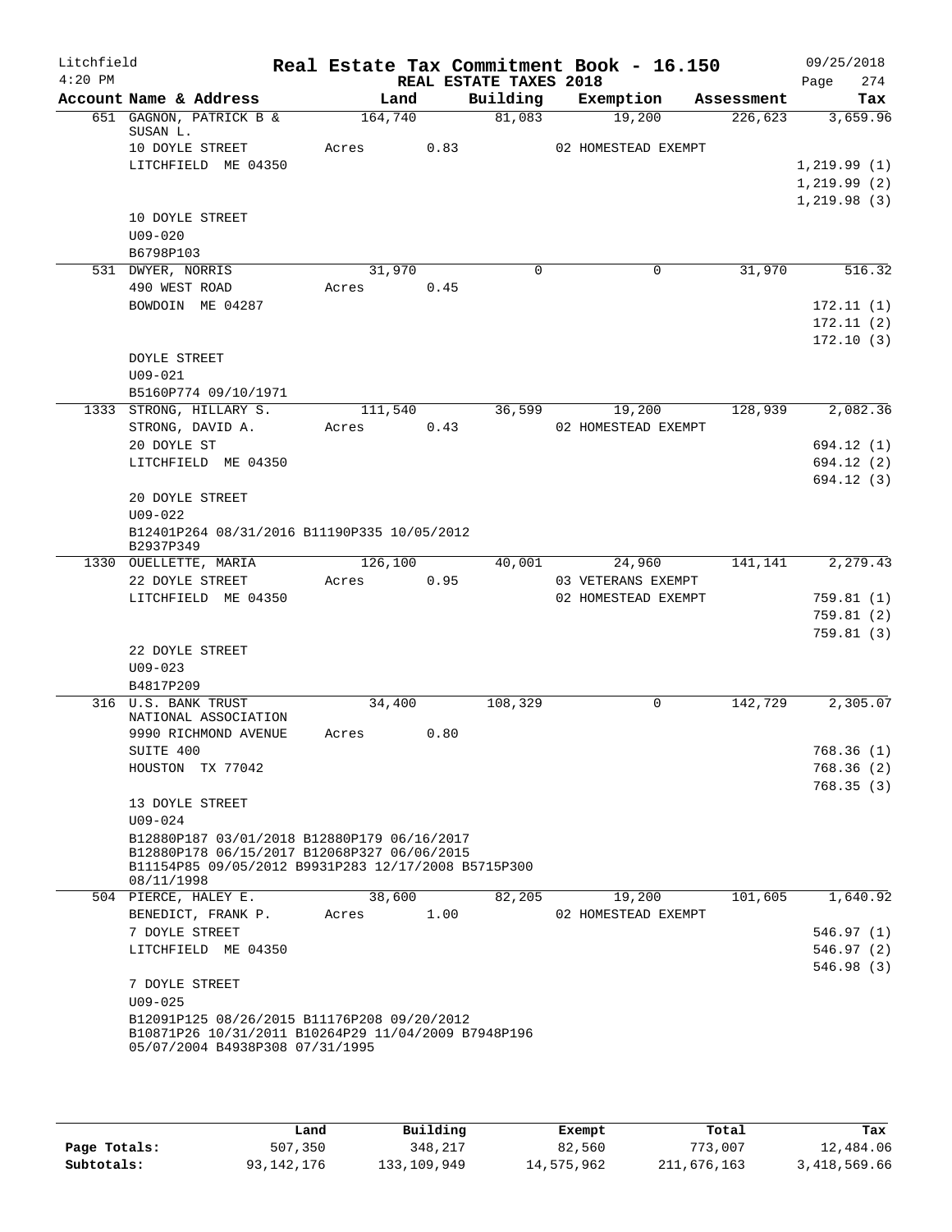Litchfield
4:20 PM

# Real Estate Tax Commitment Book - 16.150

REAL ESTATE TAXES 2018

09/25/2018

| Account Name & Address | Land | Building | Exemption | Assessment | Tax |
|---|---|---|---|---|---|
| 651 GAGNON, PATRICK B & SUSAN L. | 164,740 | 81,083 | 19,200 | 226,623 | 3,659.96 |
| 10 DOYLE STREET | Acres 0.83 | | 02 HOMESTEAD EXEMPT | | |
| LITCHFIELD ME 04350 | | | | | 1,219.99 (1) |
| | | | | | 1,219.99 (2) |
| | | | | | 1,219.98 (3) |
| 10 DOYLE STREET | | | | | |
| U09-020 | | | | | |
| B6798P103 | | | | | |
| 531 DWYER, NORRIS | 31,970 | 0 | 0 | 31,970 | 516.32 |
| 490 WEST ROAD | Acres 0.45 | | | | |
| BOWDOIN ME 04287 | | | | | 172.11 (1) |
| | | | | | 172.11 (2) |
| | | | | | 172.10 (3) |
| DOYLE STREET | | | | | |
| U09-021 | | | | | |
| B5160P774 09/10/1971 | | | | | |
| 1333 STRONG, HILLARY S. | 111,540 | 36,599 | 19,200 | 128,939 | 2,082.36 |
| STRONG, DAVID A. | Acres 0.43 | | 02 HOMESTEAD EXEMPT | | |
| 20 DOYLE ST | | | | | 694.12 (1) |
| LITCHFIELD ME 04350 | | | | | 694.12 (2) |
| | | | | | 694.12 (3) |
| 20 DOYLE STREET | | | | | |
| U09-022 | | | | | |
| B12401P264 08/31/2016 B11190P335 10/05/2012 B2937P349 | | | | | |
| 1330 OUELLETTE, MARIA | 126,100 | 40,001 | 24,960 | 141,141 | 2,279.43 |
| 22 DOYLE STREET | Acres 0.95 | | 03 VETERANS EXEMPT | | |
| LITCHFIELD ME 04350 | | | 02 HOMESTEAD EXEMPT | | 759.81 (1) |
| | | | | | 759.81 (2) |
| | | | | | 759.81 (3) |
| 22 DOYLE STREET | | | | | |
| U09-023 | | | | | |
| B4817P209 | | | | | |
| 316 U.S. BANK TRUST NATIONAL ASSOCIATION | 34,400 | 108,329 | 0 | 142,729 | 2,305.07 |
| 9990 RICHMOND AVENUE | Acres 0.80 | | | | |
| SUITE 400 | | | | | 768.36 (1) |
| HOUSTON TX 77042 | | | | | 768.36 (2) |
| | | | | | 768.35 (3) |
| 13 DOYLE STREET | | | | | |
| U09-024 | | | | | |
| B12880P187 03/01/2018 B12880P179 06/16/2017 B12880P178 06/15/2017 B12068P327 06/06/2015 B11154P85 09/05/2012 B9931P283 12/17/2008 B5715P300 08/11/1998 | | | | | |
| 504 PIERCE, HALEY E. | 38,600 | 82,205 | 19,200 | 101,605 | 1,640.92 |
| BENEDICT, FRANK P. | Acres 1.00 | | 02 HOMESTEAD EXEMPT | | |
| 7 DOYLE STREET | | | | | 546.97 (1) |
| LITCHFIELD ME 04350 | | | | | 546.97 (2) |
| | | | | | 546.98 (3) |
| 7 DOYLE STREET | | | | | |
| U09-025 | | | | | |
| B12091P125 08/26/2015 B11176P208 09/20/2012 B10871P26 10/31/2011 B10264P29 11/04/2009 B7948P196 05/07/2004 B4938P308 07/31/1995 | | | | | |

| | Land | Building | Exempt | Total | Tax |
|---|---|---|---|---|---|
| Page Totals: | 507,350 | 348,217 | 82,560 | 773,007 | 12,484.06 |
| Subtotals: | 93,142,176 | 133,109,949 | 14,575,962 | 211,676,163 | 3,418,569.66 |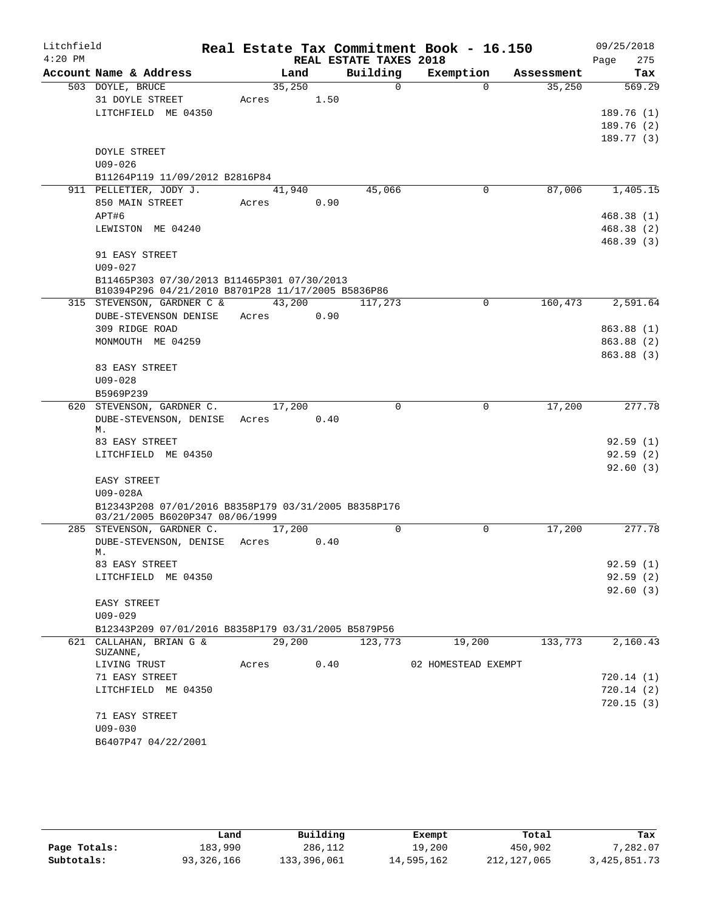# Real Estate Tax Commitment Book - 16.150

Litchfield 4:20 PM — REAL ESTATE TAXES 2018 — 09/25/2018

| Account Name & Address | Land | Building | Exemption | Assessment | Tax |
|---|---|---|---|---|---|
| 503 DOYLE, BRUCE | 35,250 | 0 | 0 | 35,250 | 569.29 |
| 31 DOYLE STREET | Acres 1.50 | | | | |
| LITCHFIELD ME 04350 | | | | | 189.76 (1) |
| | | | | | 189.76 (2) |
| | | | | | 189.77 (3) |
| DOYLE STREET | | | | | |
| U09-026 | | | | | |
| B11264P119 11/09/2012 B2816P84 | | | | | |
| 911 PELLETIER, JODY J. | 41,940 | 45,066 | 0 | 87,006 | 1,405.15 |
| 850 MAIN STREET | Acres 0.90 | | | | |
| APT#6 | | | | | 468.38 (1) |
| LEWISTON ME 04240 | | | | | 468.38 (2) |
| | | | | | 468.39 (3) |
| 91 EASY STREET | | | | | |
| U09-027 | | | | | |
| B11465P303 07/30/2013 B11465P301 07/30/2013 B10394P296 04/21/2010 B8701P28 11/17/2005 B5836P86 | | | | | |
| 315 STEVENSON, GARDNER C & | 43,200 | 117,273 | 0 | 160,473 | 2,591.64 |
| DUBE-STEVENSON DENISE | Acres 0.90 | | | | |
| 309 RIDGE ROAD | | | | | 863.88 (1) |
| MONMOUTH ME 04259 | | | | | 863.88 (2) |
| | | | | | 863.88 (3) |
| 83 EASY STREET | | | | | |
| U09-028 | | | | | |
| B5969P239 | | | | | |
| 620 STEVENSON, GARDNER C. | 17,200 | 0 | 0 | 17,200 | 277.78 |
| DUBE-STEVENSON, DENISE M. | Acres 0.40 | | | | |
| 83 EASY STREET | | | | | 92.59 (1) |
| LITCHFIELD ME 04350 | | | | | 92.59 (2) |
| | | | | | 92.60 (3) |
| EASY STREET | | | | | |
| U09-028A | | | | | |
| B12343P208 07/01/2016 B8358P179 03/31/2005 B8358P176 03/21/2005 B6020P347 08/06/1999 | | | | | |
| 285 STEVENSON, GARDNER C. | 17,200 | 0 | 0 | 17,200 | 277.78 |
| DUBE-STEVENSON, DENISE M. | Acres 0.40 | | | | |
| 83 EASY STREET | | | | | 92.59 (1) |
| LITCHFIELD ME 04350 | | | | | 92.59 (2) |
| | | | | | 92.60 (3) |
| EASY STREET | | | | | |
| U09-029 | | | | | |
| B12343P209 07/01/2016 B8358P179 03/31/2005 B5879P56 | | | | | |
| 621 CALLAHAN, BRIAN G & SUZANNE, | 29,200 | 123,773 | 19,200 | 133,773 | 2,160.43 |
| LIVING TRUST | Acres 0.40 | | 02 HOMESTEAD EXEMPT | | |
| 71 EASY STREET | | | | | 720.14 (1) |
| LITCHFIELD ME 04350 | | | | | 720.14 (2) |
| | | | | | 720.15 (3) |
| 71 EASY STREET | | | | | |
| U09-030 | | | | | |
| B6407P47 04/22/2001 | | | | | |

| | Land | Building | Exempt | Total | Tax |
|---|---|---|---|---|---|
| Page Totals: | 183,990 | 286,112 | 19,200 | 450,902 | 7,282.07 |
| Subtotals: | 93,326,166 | 133,396,061 | 14,595,162 | 212,127,065 | 3,425,851.73 |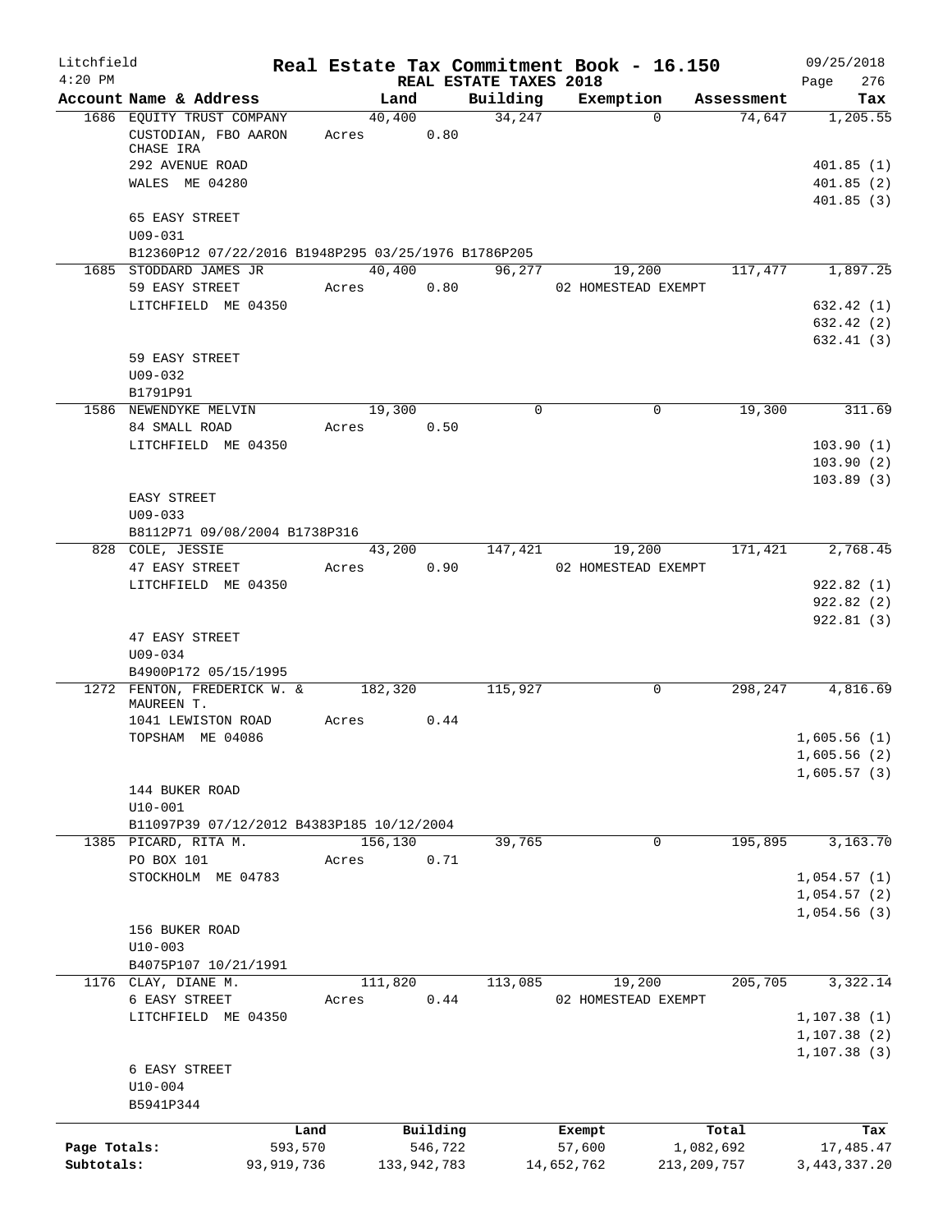# Real Estate Tax Commitment Book - 16.150

Litchfield 4:20 PM — REAL ESTATE TAXES 2018 — 09/25/2018

| Account Name & Address | Land | Building | Exemption | Assessment | Tax |
|---|---|---|---|---|---|
| 1686 EQUITY TRUST COMPANY | 40,400 | 34,247 | 0 | 74,647 | 1,205.55 |
| CUSTODIAN, FBO AARON CHASE IRA | Acres 0.80 | | | | |
| 292 AVENUE ROAD | | | | | 401.85 (1) |
| WALES ME 04280 | | | | | 401.85 (2) |
| | | | | | 401.85 (3) |
| 65 EASY STREET | | | | | |
| U09-031 | | | | | |
| B12360P12 07/22/2016 B1948P295 03/25/1976 B1786P205 | | | | | |
| 1685 STODDARD JAMES JR | 40,400 | 96,277 | 19,200 | 117,477 | 1,897.25 |
| 59 EASY STREET | Acres 0.80 | | 02 HOMESTEAD EXEMPT | | |
| LITCHFIELD ME 04350 | | | | | 632.42 (1) |
| | | | | | 632.42 (2) |
| | | | | | 632.41 (3) |
| 59 EASY STREET | | | | | |
| U09-032 | | | | | |
| B1791P91 | | | | | |
| 1586 NEWENDYKE MELVIN | 19,300 | 0 | 0 | 19,300 | 311.69 |
| 84 SMALL ROAD | Acres 0.50 | | | | |
| LITCHFIELD ME 04350 | | | | | 103.90 (1) |
| | | | | | 103.90 (2) |
| | | | | | 103.89 (3) |
| EASY STREET | | | | | |
| U09-033 | | | | | |
| B8112P71 09/08/2004 B1738P316 | | | | | |
| 828 COLE, JESSIE | 43,200 | 147,421 | 19,200 | 171,421 | 2,768.45 |
| 47 EASY STREET | Acres 0.90 | | 02 HOMESTEAD EXEMPT | | |
| LITCHFIELD ME 04350 | | | | | 922.82 (1) |
| | | | | | 922.82 (2) |
| | | | | | 922.81 (3) |
| 47 EASY STREET | | | | | |
| U09-034 | | | | | |
| B4900P172 05/15/1995 | | | | | |
| 1272 FENTON, FREDERICK W. & MAUREEN T. | 182,320 | 115,927 | 0 | 298,247 | 4,816.69 |
| 1041 LEWISTON ROAD | Acres 0.44 | | | | |
| TOPSHAM ME 04086 | | | | | 1,605.56 (1) |
| | | | | | 1,605.56 (2) |
| | | | | | 1,605.57 (3) |
| 144 BUKER ROAD | | | | | |
| U10-001 | | | | | |
| B11097P39 07/12/2012 B4383P185 10/12/2004 | | | | | |
| 1385 PICARD, RITA M. | 156,130 | 39,765 | 0 | 195,895 | 3,163.70 |
| PO BOX 101 | Acres 0.71 | | | | |
| STOCKHOLM ME 04783 | | | | | 1,054.57 (1) |
| | | | | | 1,054.57 (2) |
| | | | | | 1,054.56 (3) |
| 156 BUKER ROAD | | | | | |
| U10-003 | | | | | |
| B4075P107 10/21/1991 | | | | | |
| 1176 CLAY, DIANE M. | 111,820 | 113,085 | 19,200 | 205,705 | 3,322.14 |
| 6 EASY STREET | Acres 0.44 | | 02 HOMESTEAD EXEMPT | | |
| LITCHFIELD ME 04350 | | | | | 1,107.38 (1) |
| | | | | | 1,107.38 (2) |
| | | | | | 1,107.38 (3) |
| 6 EASY STREET | | | | | |
| U10-004 | | | | | |
| B5941P344 | | | | | |

| | Land | Building | Exempt | Total | Tax |
|---|---|---|---|---|---|
| Page Totals: | 593,570 | 546,722 | 57,600 | 1,082,692 | 17,485.47 |
| Subtotals: | 93,919,736 | 133,942,783 | 14,652,762 | 213,209,757 | 3,443,337.20 |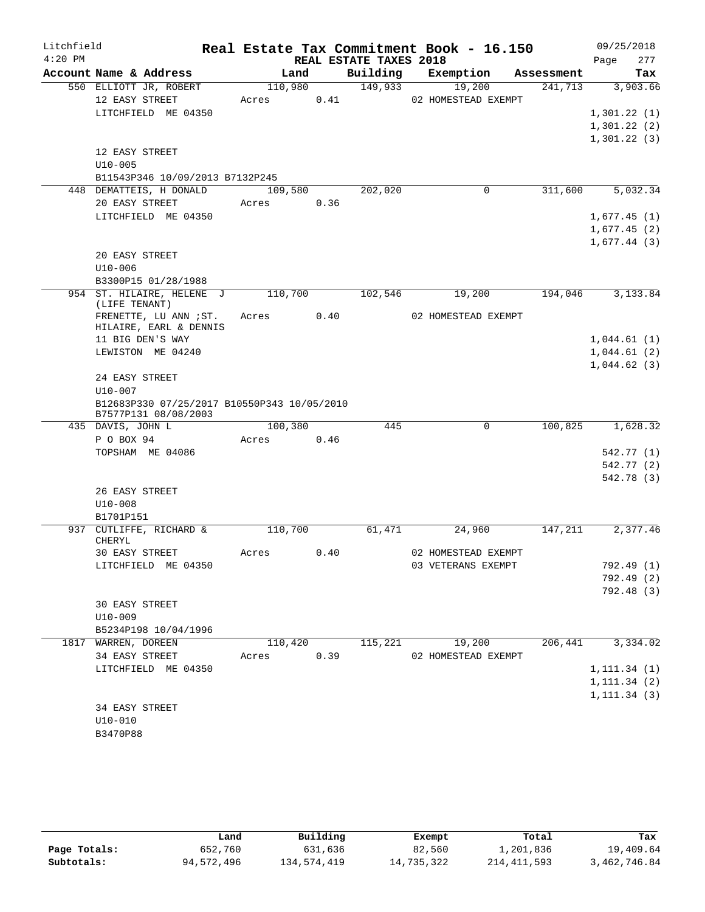Litchfield
4:20 PM

# Real Estate Tax Commitment Book - 16.150

REAL ESTATE TAXES 2018

09/25/2018
Page 277

| Account Name & Address | Land | Building | Exemption | Assessment | Tax |
|---|---|---|---|---|---|
| 550 ELLIOTT JR, ROBERT | 110,980 | 149,933 | 19,200 | 241,713 | 3,903.66 |
| 12 EASY STREET | Acres 0.41 | | 02 HOMESTEAD EXEMPT | | |
| LITCHFIELD ME 04350 | | | | | 1,301.22 (1) |
| | | | | | 1,301.22 (2) |
| | | | | | 1,301.22 (3) |
| 12 EASY STREET | | | | | |
| U10-005 | | | | | |
| B11543P346 10/09/2013 B7132P245 | | | | | |
| 448 DEMATTEIS, H DONALD | 109,580 | 202,020 | 0 | 311,600 | 5,032.34 |
| 20 EASY STREET | Acres 0.36 | | | | |
| LITCHFIELD ME 04350 | | | | | 1,677.45 (1) |
| | | | | | 1,677.45 (2) |
| | | | | | 1,677.44 (3) |
| 20 EASY STREET | | | | | |
| U10-006 | | | | | |
| B3300P15 01/28/1988 | | | | | |
| 954 ST. HILAIRE, HELENE J (LIFE TENANT) | 110,700 | 102,546 | 19,200 | 194,046 | 3,133.84 |
| FRENETTE, LU ANN ;ST. HILAIRE, EARL & DENNIS | Acres 0.40 | | 02 HOMESTEAD EXEMPT | | |
| 11 BIG DEN'S WAY | | | | | 1,044.61 (1) |
| LEWISTON ME 04240 | | | | | 1,044.61 (2) |
| | | | | | 1,044.62 (3) |
| 24 EASY STREET | | | | | |
| U10-007 | | | | | |
| B12683P330 07/25/2017 B10550P343 10/05/2010 B7577P131 08/08/2003 | | | | | |
| 435 DAVIS, JOHN L | 100,380 | 445 | 0 | 100,825 | 1,628.32 |
| P O BOX 94 | Acres 0.46 | | | | |
| TOPSHAM ME 04086 | | | | | 542.77 (1) |
| | | | | | 542.77 (2) |
| | | | | | 542.78 (3) |
| 26 EASY STREET | | | | | |
| U10-008 | | | | | |
| B1701P151 | | | | | |
| 937 CUTLIFFE, RICHARD & CHERYL | 110,700 | 61,471 | 24,960 | 147,211 | 2,377.46 |
| 30 EASY STREET | Acres 0.40 | | 02 HOMESTEAD EXEMPT | | |
| LITCHFIELD ME 04350 | | | 03 VETERANS EXEMPT | | 792.49 (1) |
| | | | | | 792.49 (2) |
| | | | | | 792.48 (3) |
| 30 EASY STREET | | | | | |
| U10-009 | | | | | |
| B5234P198 10/04/1996 | | | | | |
| 1817 WARREN, DOREEN | 110,420 | 115,221 | 19,200 | 206,441 | 3,334.02 |
| 34 EASY STREET | Acres 0.39 | | 02 HOMESTEAD EXEMPT | | |
| LITCHFIELD ME 04350 | | | | | 1,111.34 (1) |
| | | | | | 1,111.34 (2) |
| | | | | | 1,111.34 (3) |
| 34 EASY STREET | | | | | |
| U10-010 | | | | | |
| B3470P88 | | | | | |

| | Land | Building | Exempt | Total | Tax |
|---|---|---|---|---|---|
| Page Totals: | 652,760 | 631,636 | 82,560 | 1,201,836 | 19,409.64 |
| Subtotals: | 94,572,496 | 134,574,419 | 14,735,322 | 214,411,593 | 3,462,746.84 |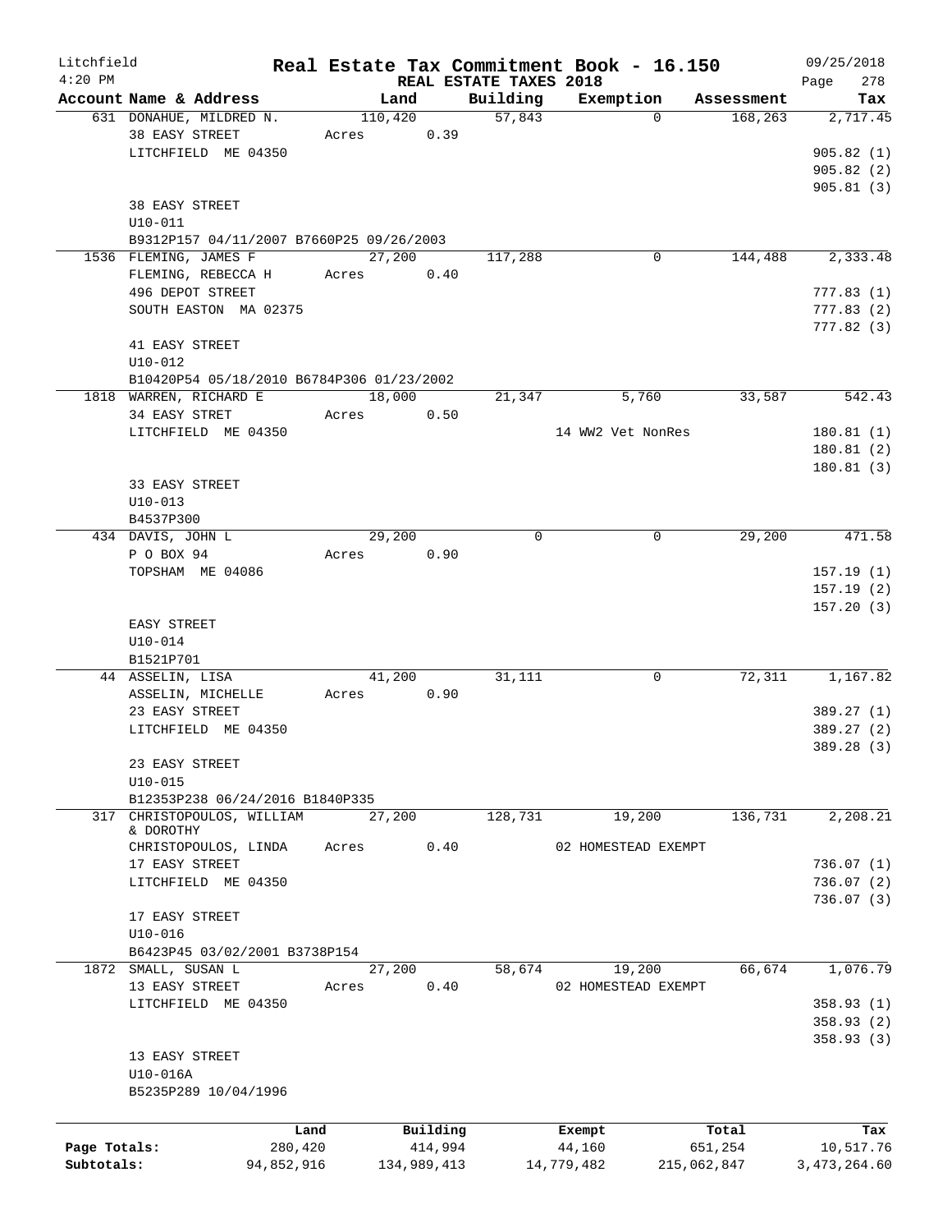# Real Estate Tax Commitment Book - 16.150

Litchfield
4:20 PM

REAL ESTATE TAXES 2018

09/25/2018

| Account Name & Address | Land | Building | Exemption | Assessment | Tax |
|---|---|---|---|---|---|
| 631 DONAHUE, MILDRED N. | 110,420 | 57,843 | 0 | 168,263 | 2,717.45 |
| 38 EASY STREET | Acres 0.39 | | | | |
| LITCHFIELD ME 04350 | | | | | 905.82 (1) |
| | | | | | 905.82 (2) |
| | | | | | 905.81 (3) |
| 38 EASY STREET | | | | | |
| U10-011 | | | | | |
| B9312P157 04/11/2007 B7660P25 09/26/2003 | | | | | |
| 1536 FLEMING, JAMES F | 27,200 | 117,288 | 0 | 144,488 | 2,333.48 |
| FLEMING, REBECCA H | Acres 0.40 | | | | |
| 496 DEPOT STREET | | | | | 777.83 (1) |
| SOUTH EASTON MA 02375 | | | | | 777.83 (2) |
| | | | | | 777.82 (3) |
| 41 EASY STREET | | | | | |
| U10-012 | | | | | |
| B10420P54 05/18/2010 B6784P306 01/23/2002 | | | | | |
| 1818 WARREN, RICHARD E | 18,000 | 21,347 | 5,760 | 33,587 | 542.43 |
| 34 EASY STRET | Acres 0.50 | | | | |
| LITCHFIELD ME 04350 | | | 14 WW2 Vet NonRes | | 180.81 (1) |
| | | | | | 180.81 (2) |
| | | | | | 180.81 (3) |
| 33 EASY STREET | | | | | |
| U10-013 | | | | | |
| B4537P300 | | | | | |
| 434 DAVIS, JOHN L | 29,200 | 0 | 0 | 29,200 | 471.58 |
| P O BOX 94 | Acres 0.90 | | | | |
| TOPSHAM ME 04086 | | | | | 157.19 (1) |
| | | | | | 157.19 (2) |
| | | | | | 157.20 (3) |
| EASY STREET | | | | | |
| U10-014 | | | | | |
| B1521P701 | | | | | |
| 44 ASSELIN, LISA | 41,200 | 31,111 | 0 | 72,311 | 1,167.82 |
| ASSELIN, MICHELLE | Acres 0.90 | | | | |
| 23 EASY STREET | | | | | 389.27 (1) |
| LITCHFIELD ME 04350 | | | | | 389.27 (2) |
| | | | | | 389.28 (3) |
| 23 EASY STREET | | | | | |
| U10-015 | | | | | |
| B12353P238 06/24/2016 B1840P335 | | | | | |
| 317 CHRISTOPOULOS, WILLIAM & DOROTHY | 27,200 | 128,731 | 19,200 | 136,731 | 2,208.21 |
| CHRISTOPOULOS, LINDA | Acres 0.40 | | 02 HOMESTEAD EXEMPT | | |
| 17 EASY STREET | | | | | 736.07 (1) |
| LITCHFIELD ME 04350 | | | | | 736.07 (2) |
| | | | | | 736.07 (3) |
| 17 EASY STREET | | | | | |
| U10-016 | | | | | |
| B6423P45 03/02/2001 B3738P154 | | | | | |
| 1872 SMALL, SUSAN L | 27,200 | 58,674 | 19,200 | 66,674 | 1,076.79 |
| 13 EASY STREET | Acres 0.40 | | 02 HOMESTEAD EXEMPT | | |
| LITCHFIELD ME 04350 | | | | | 358.93 (1) |
| | | | | | 358.93 (2) |
| | | | | | 358.93 (3) |
| 13 EASY STREET | | | | | |
| U10-016A | | | | | |
| B5235P289 10/04/1996 | | | | | |

| | Land | Building | Exempt | Total | Tax |
|---|---|---|---|---|---|
| Page Totals: | 280,420 | 414,994 | 44,160 | 651,254 | 10,517.76 |
| Subtotals: | 94,852,916 | 134,989,413 | 14,779,482 | 215,062,847 | 3,473,264.60 |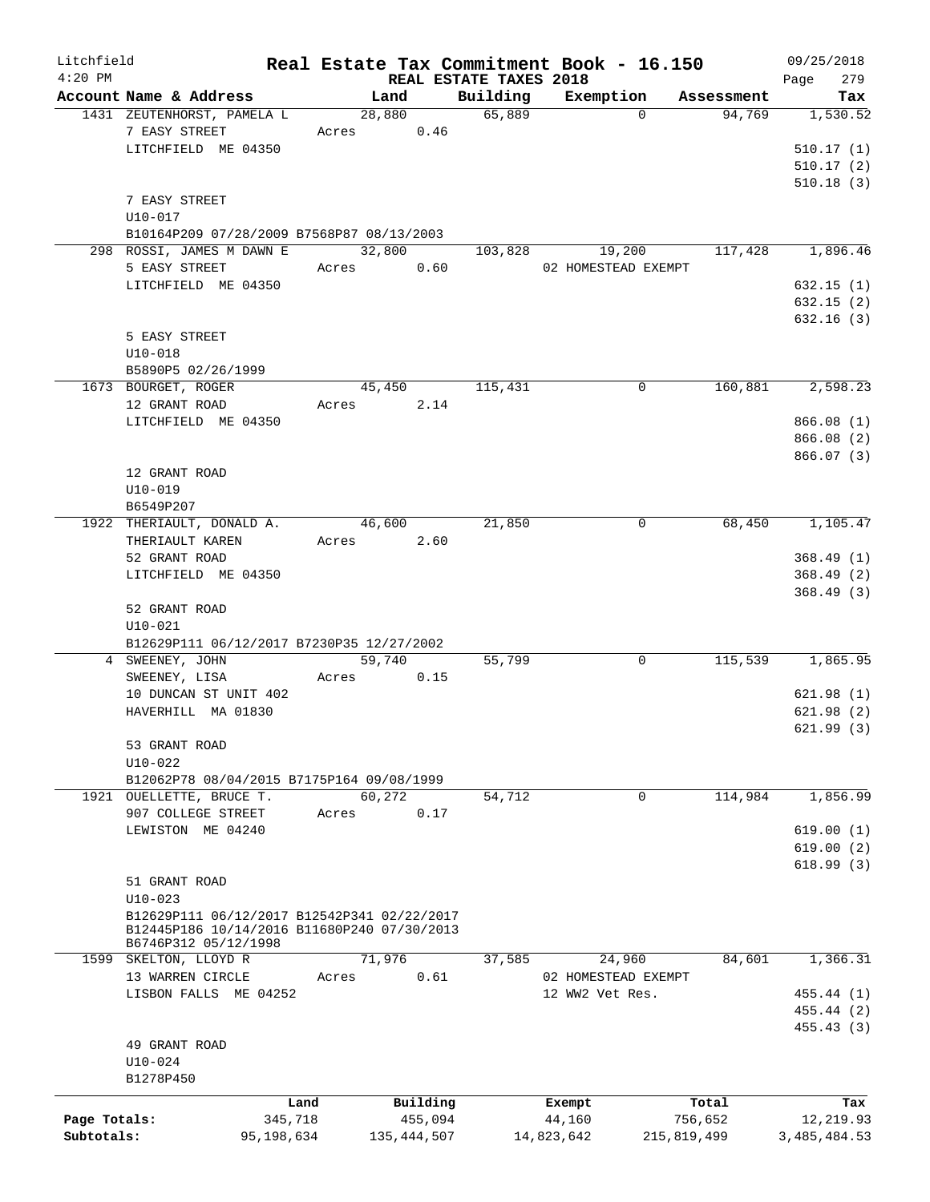Litchfield
4:20 PM

# Real Estate Tax Commitment Book - 16.150

REAL ESTATE TAXES 2018

09/25/2018
Page 279

| Account Name & Address | Land | Building | Exemption | Assessment | Tax |
|---|---|---|---|---|---|
| 1431 ZEUTENHORST, PAMELA L | 28,880 | 65,889 | 0 | 94,769 | 1,530.52 |
| 7 EASY STREET | Acres 0.46 | | | | |
| LITCHFIELD ME 04350 | | | | | 510.17 (1) |
| | | | | | 510.17 (2) |
| | | | | | 510.18 (3) |
| 7 EASY STREET | | | | | |
| U10-017 | | | | | |
| B10164P209 07/28/2009 B7568P87 08/13/2003 | | | | | |
| 298 ROSSI, JAMES M DAWN E | 32,800 | 103,828 | 19,200 | 117,428 | 1,896.46 |
| 5 EASY STREET | Acres 0.60 | | 02 HOMESTEAD EXEMPT | | |
| LITCHFIELD ME 04350 | | | | | 632.15 (1) |
| | | | | | 632.15 (2) |
| | | | | | 632.16 (3) |
| 5 EASY STREET | | | | | |
| U10-018 | | | | | |
| B5890P5 02/26/1999 | | | | | |
| 1673 BOURGET, ROGER | 45,450 | 115,431 | 0 | 160,881 | 2,598.23 |
| 12 GRANT ROAD | Acres 2.14 | | | | |
| LITCHFIELD ME 04350 | | | | | 866.08 (1) |
| | | | | | 866.08 (2) |
| | | | | | 866.07 (3) |
| 12 GRANT ROAD | | | | | |
| U10-019 | | | | | |
| B6549P207 | | | | | |
| 1922 THERIAULT, DONALD A. | 46,600 | 21,850 | 0 | 68,450 | 1,105.47 |
| THERIAULT KAREN | Acres 2.60 | | | | |
| 52 GRANT ROAD | | | | | 368.49 (1) |
| LITCHFIELD ME 04350 | | | | | 368.49 (2) |
| | | | | | 368.49 (3) |
| 52 GRANT ROAD | | | | | |
| U10-021 | | | | | |
| B12629P111 06/12/2017 B7230P35 12/27/2002 | | | | | |
| 4 SWEENEY, JOHN | 59,740 | 55,799 | 0 | 115,539 | 1,865.95 |
| SWEENEY, LISA | Acres 0.15 | | | | |
| 10 DUNCAN ST UNIT 402 | | | | | 621.98 (1) |
| HAVERHILL MA 01830 | | | | | 621.98 (2) |
| | | | | | 621.99 (3) |
| 53 GRANT ROAD | | | | | |
| U10-022 | | | | | |
| B12062P78 08/04/2015 B7175P164 09/08/1999 | | | | | |
| 1921 OUELLETTE, BRUCE T. | 60,272 | 54,712 | 0 | 114,984 | 1,856.99 |
| 907 COLLEGE STREET | Acres 0.17 | | | | |
| LEWISTON ME 04240 | | | | | 619.00 (1) |
| | | | | | 619.00 (2) |
| | | | | | 618.99 (3) |
| 51 GRANT ROAD | | | | | |
| U10-023 | | | | | |
| B12629P111 06/12/2017 B12542P341 02/22/2017 | | | | | |
| B12445P186 10/14/2016 B11680P240 07/30/2013 | | | | | |
| B6746P312 05/12/1998 | | | | | |
| 1599 SKELTON, LLOYD R | 71,976 | 37,585 | 24,960 | 84,601 | 1,366.31 |
| 13 WARREN CIRCLE | Acres 0.61 | | 02 HOMESTEAD EXEMPT | | |
| LISBON FALLS ME 04252 | | | 12 WW2 Vet Res. | | 455.44 (1) |
| | | | | | 455.44 (2) |
| | | | | | 455.43 (3) |
| 49 GRANT ROAD | | | | | |
| U10-024 | | | | | |
| B1278P450 | | | | | |

| | Land | Building | Exempt | Total | Tax |
|---|---|---|---|---|---|
| Page Totals: | 345,718 | 455,094 | 44,160 | 756,652 | 12,219.93 |
| Subtotals: | 95,198,634 | 135,444,507 | 14,823,642 | 215,819,499 | 3,485,484.53 |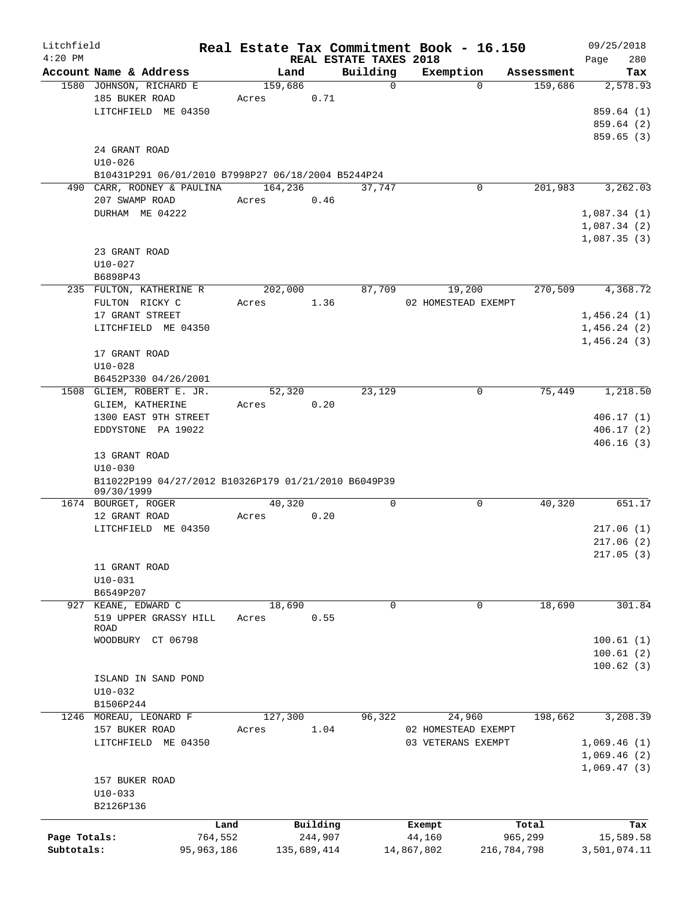# Real Estate Tax Commitment Book - 16.150

Litchfield 4:20 PM — REAL ESTATE TAXES 2018 — 09/25/2018 Page 280

| Account Name & Address | Land | Building | Exemption | Assessment | Tax |
|---|---|---|---|---|---|
| 1580 JOHNSON, RICHARD E | 159,686 | 0 | 0 | 159,686 | 2,578.93 |
| 185 BUKER ROAD | Acres 0.71 | | | | |
| LITCHFIELD ME 04350 | | | | | 859.64 (1) |
| | | | | | 859.64 (2) |
| | | | | | 859.65 (3) |
| 24 GRANT ROAD | | | | | |
| U10-026 | | | | | |
| B10431P291 06/01/2010 B7998P27 06/18/2004 B5244P24 | | | | | |
| 490 CARR, RODNEY & PAULINA | 164,236 | 37,747 | 0 | 201,983 | 3,262.03 |
| 207 SWAMP ROAD | Acres 0.46 | | | | |
| DURHAM ME 04222 | | | | | 1,087.34 (1) |
| | | | | | 1,087.34 (2) |
| | | | | | 1,087.35 (3) |
| 23 GRANT ROAD | | | | | |
| U10-027 | | | | | |
| B6898P43 | | | | | |
| 235 FULTON, KATHERINE R | 202,000 | 87,709 | 19,200 | 270,509 | 4,368.72 |
| FULTON RICKY C | Acres 1.36 | | 02 HOMESTEAD EXEMPT | | |
| 17 GRANT STREET | | | | | 1,456.24 (1) |
| LITCHFIELD ME 04350 | | | | | 1,456.24 (2) |
| | | | | | 1,456.24 (3) |
| 17 GRANT ROAD | | | | | |
| U10-028 | | | | | |
| B6452P330 04/26/2001 | | | | | |
| 1508 GLIEM, ROBERT E. JR. | 52,320 | 23,129 | 0 | 75,449 | 1,218.50 |
| GLIEM, KATHERINE | Acres 0.20 | | | | |
| 1300 EAST 9TH STREET | | | | | 406.17 (1) |
| EDDYSTONE PA 19022 | | | | | 406.17 (2) |
| | | | | | 406.16 (3) |
| 13 GRANT ROAD | | | | | |
| U10-030 | | | | | |
| B11022P199 04/27/2012 B10326P179 01/21/2010 B6049P39 09/30/1999 | | | | | |
| 1674 BOURGET, ROGER | 40,320 | 0 | 0 | 40,320 | 651.17 |
| 12 GRANT ROAD | Acres 0.20 | | | | |
| LITCHFIELD ME 04350 | | | | | 217.06 (1) |
| | | | | | 217.06 (2) |
| | | | | | 217.05 (3) |
| 11 GRANT ROAD | | | | | |
| U10-031 | | | | | |
| B6549P207 | | | | | |
| 927 KEANE, EDWARD C | 18,690 | 0 | 0 | 18,690 | 301.84 |
| 519 UPPER GRASSY HILL ROAD | Acres 0.55 | | | | |
| WOODBURY CT 06798 | | | | | 100.61 (1) |
| | | | | | 100.61 (2) |
| | | | | | 100.62 (3) |
| ISLAND IN SAND POND | | | | | |
| U10-032 | | | | | |
| B1506P244 | | | | | |
| 1246 MOREAU, LEONARD F | 127,300 | 96,322 | 24,960 | 198,662 | 3,208.39 |
| 157 BUKER ROAD | Acres 1.04 | | 02 HOMESTEAD EXEMPT | | |
| LITCHFIELD ME 04350 | | | 03 VETERANS EXEMPT | | 1,069.46 (1) |
| | | | | | 1,069.46 (2) |
| | | | | | 1,069.47 (3) |
| 157 BUKER ROAD | | | | | |
| U10-033 | | | | | |
| B2126P136 | | | | | |

| | Land | Building | Exempt | Total | Tax |
|---|---|---|---|---|---|
| Page Totals: | 764,552 | 244,907 | 44,160 | 965,299 | 15,589.58 |
| Subtotals: | 95,963,186 | 135,689,414 | 14,867,802 | 216,784,798 | 3,501,074.11 |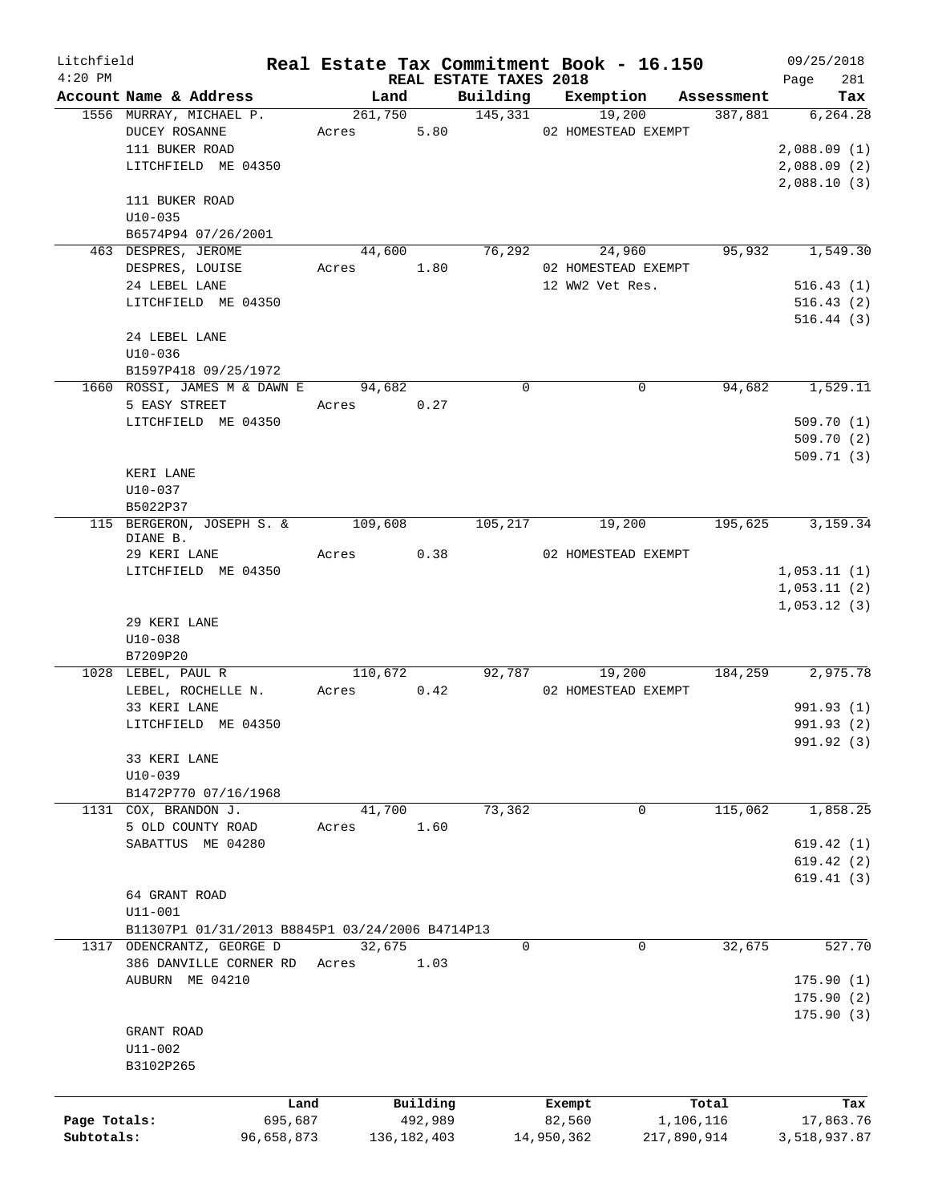# Real Estate Tax Commitment Book - 16.150

Litchfield 4:20 PM — REAL ESTATE TAXES 2018 — 09/25/2018

| Account | Name & Address | Land | Building | Exemption | Assessment | Tax |
|---|---|---|---|---|---|---|
| 1556 | MURRAY, MICHAEL P. | 261,750 | 145,331 | 19,200 | 387,881 | 6,264.28 |
| | DUCEY ROSANNE | Acres 5.80 | | 02 HOMESTEAD EXEMPT | | |
| | 111 BUKER ROAD | | | | | 2,088.09 (1) |
| | LITCHFIELD ME 04350 | | | | | 2,088.09 (2) |
| | | | | | | 2,088.10 (3) |
| | 111 BUKER ROAD | | | | | |
| | U10-035 | | | | | |
| | B6574P94 07/26/2001 | | | | | |
| 463 | DESPRES, JEROME | 44,600 | 76,292 | 24,960 | 95,932 | 1,549.30 |
| | DESPRES, LOUISE | Acres 1.80 | | 02 HOMESTEAD EXEMPT | | |
| | 24 LEBEL LANE | | | 12 WW2 Vet Res. | | 516.43 (1) |
| | LITCHFIELD ME 04350 | | | | | 516.43 (2) |
| | | | | | | 516.44 (3) |
| | 24 LEBEL LANE | | | | | |
| | U10-036 | | | | | |
| | B1597P418 09/25/1972 | | | | | |
| 1660 | ROSSI, JAMES M & DAWN E | 94,682 | 0 | 0 | 94,682 | 1,529.11 |
| | 5 EASY STREET | Acres 0.27 | | | | |
| | LITCHFIELD ME 04350 | | | | | 509.70 (1) |
| | | | | | | 509.70 (2) |
| | | | | | | 509.71 (3) |
| | KERI LANE | | | | | |
| | U10-037 | | | | | |
| | B5022P37 | | | | | |
| 115 | BERGERON, JOSEPH S. & DIANE B. | 109,608 | 105,217 | 19,200 | 195,625 | 3,159.34 |
| | 29 KERI LANE | Acres 0.38 | | 02 HOMESTEAD EXEMPT | | |
| | LITCHFIELD ME 04350 | | | | | 1,053.11 (1) |
| | | | | | | 1,053.11 (2) |
| | | | | | | 1,053.12 (3) |
| | 29 KERI LANE | | | | | |
| | U10-038 | | | | | |
| | B7209P20 | | | | | |
| 1028 | LEBEL, PAUL R | 110,672 | 92,787 | 19,200 | 184,259 | 2,975.78 |
| | LEBEL, ROCHELLE N. | Acres 0.42 | | 02 HOMESTEAD EXEMPT | | |
| | 33 KERI LANE | | | | | 991.93 (1) |
| | LITCHFIELD ME 04350 | | | | | 991.93 (2) |
| | | | | | | 991.92 (3) |
| | 33 KERI LANE | | | | | |
| | U10-039 | | | | | |
| | B1472P770 07/16/1968 | | | | | |
| 1131 | COX, BRANDON J. | 41,700 | 73,362 | 0 | 115,062 | 1,858.25 |
| | 5 OLD COUNTY ROAD | Acres 1.60 | | | | |
| | SABATTUS ME 04280 | | | | | 619.42 (1) |
| | | | | | | 619.42 (2) |
| | | | | | | 619.41 (3) |
| | 64 GRANT ROAD | | | | | |
| | U11-001 | | | | | |
| | B11307P1 01/31/2013 B8845P1 03/24/2006 B4714P13 | | | | | |
| 1317 | ODENCRANTZ, GEORGE D | 32,675 | 0 | 0 | 32,675 | 527.70 |
| | 386 DANVILLE CORNER RD | Acres 1.03 | | | | |
| | AUBURN ME 04210 | | | | | 175.90 (1) |
| | | | | | | 175.90 (2) |
| | | | | | | 175.90 (3) |
| | GRANT ROAD | | | | | |
| | U11-002 | | | | | |
| | B3102P265 | | | | | |

| | Land | Building | Exempt | Total | Tax |
|---|---|---|---|---|---|
| Page Totals: | 695,687 | 492,989 | 82,560 | 1,106,116 | 17,863.76 |
| Subtotals: | 96,658,873 | 136,182,403 | 14,950,362 | 217,890,914 | 3,518,937.87 |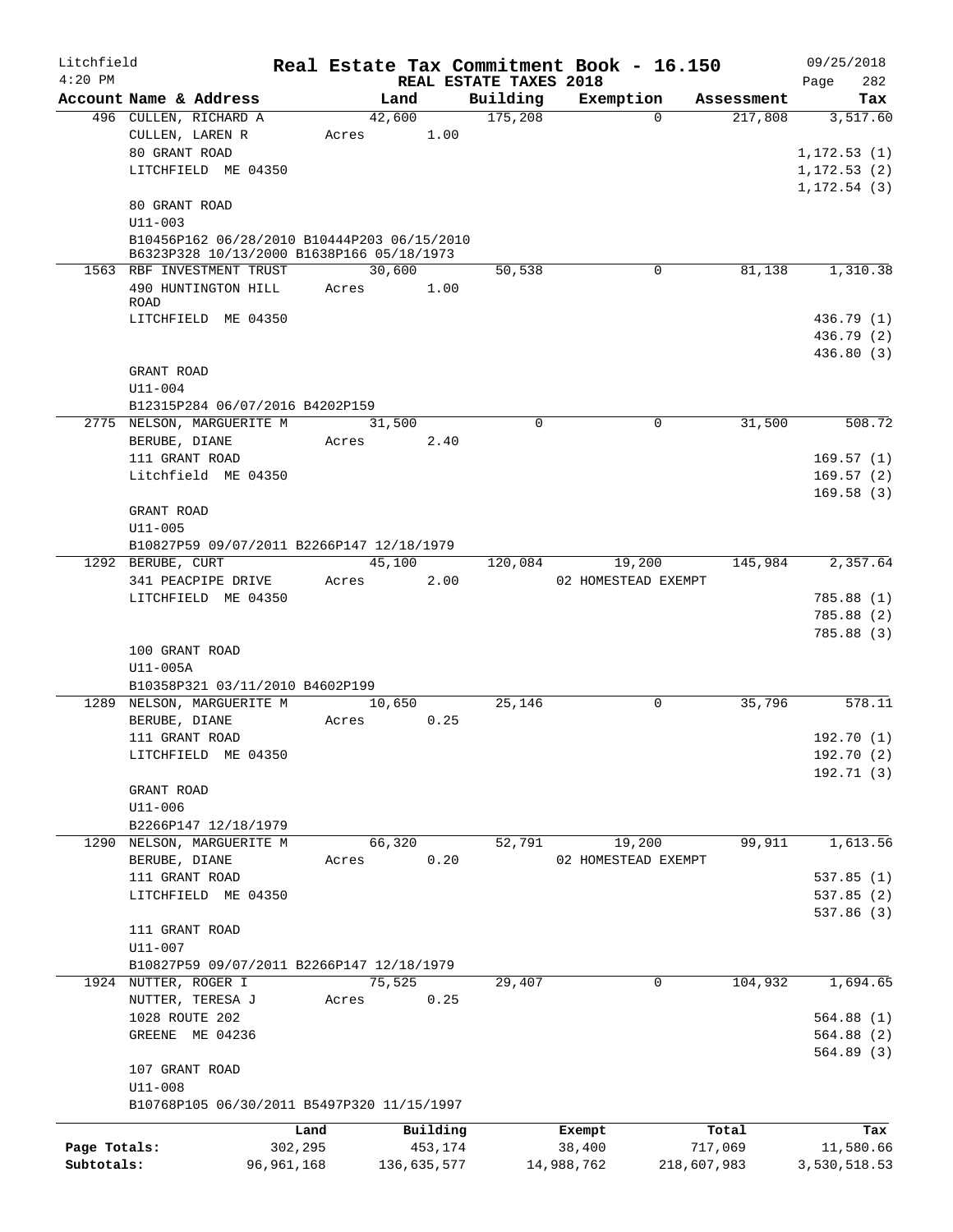Litchfield
4:20 PM

# Real Estate Tax Commitment Book - 16.150

REAL ESTATE TAXES 2018

09/25/2018

| Account Name & Address | Land | Building | Exemption | Assessment | Tax |
|---|---|---|---|---|---|
| 496 CULLEN, RICHARD A | 42,600 | 175,208 | 0 | 217,808 | 3,517.60 |
| CULLEN, LAREN R | Acres 1.00 | | | | |
| 80 GRANT ROAD | | | | | 1,172.53 (1) |
| LITCHFIELD ME 04350 | | | | | 1,172.53 (2) |
| | | | | | 1,172.54 (3) |
| 80 GRANT ROAD | | | | | |
| U11-003 | | | | | |
| B10456P162 06/28/2010 B10444P203 06/15/2010 B6323P328 10/13/2000 B1638P166 05/18/1973 | | | | | |
| 1563 RBF INVESTMENT TRUST | 30,600 | 50,538 | 0 | 81,138 | 1,310.38 |
| 490 HUNTINGTON HILL ROAD | Acres 1.00 | | | | |
| LITCHFIELD ME 04350 | | | | | 436.79 (1) |
| | | | | | 436.79 (2) |
| | | | | | 436.80 (3) |
| GRANT ROAD | | | | | |
| U11-004 | | | | | |
| B12315P284 06/07/2016 B4202P159 | | | | | |
| 2775 NELSON, MARGUERITE M | 31,500 | 0 | 0 | 31,500 | 508.72 |
| BERUBE, DIANE | Acres 2.40 | | | | |
| 111 GRANT ROAD | | | | | 169.57 (1) |
| Litchfield ME 04350 | | | | | 169.57 (2) |
| | | | | | 169.58 (3) |
| GRANT ROAD | | | | | |
| U11-005 | | | | | |
| B10827P59 09/07/2011 B2266P147 12/18/1979 | | | | | |
| 1292 BERUBE, CURT | 45,100 | 120,084 | 19,200 | 145,984 | 2,357.64 |
| 341 PEACPIPE DRIVE | Acres 2.00 | | 02 HOMESTEAD EXEMPT | | |
| LITCHFIELD ME 04350 | | | | | 785.88 (1) |
| | | | | | 785.88 (2) |
| | | | | | 785.88 (3) |
| 100 GRANT ROAD | | | | | |
| U11-005A | | | | | |
| B10358P321 03/11/2010 B4602P199 | | | | | |
| 1289 NELSON, MARGUERITE M | 10,650 | 25,146 | 0 | 35,796 | 578.11 |
| BERUBE, DIANE | Acres 0.25 | | | | |
| 111 GRANT ROAD | | | | | 192.70 (1) |
| LITCHFIELD ME 04350 | | | | | 192.70 (2) |
| | | | | | 192.71 (3) |
| GRANT ROAD | | | | | |
| U11-006 | | | | | |
| B2266P147 12/18/1979 | | | | | |
| 1290 NELSON, MARGUERITE M | 66,320 | 52,791 | 19,200 | 99,911 | 1,613.56 |
| BERUBE, DIANE | Acres 0.20 | | 02 HOMESTEAD EXEMPT | | |
| 111 GRANT ROAD | | | | | 537.85 (1) |
| LITCHFIELD ME 04350 | | | | | 537.85 (2) |
| | | | | | 537.86 (3) |
| 111 GRANT ROAD | | | | | |
| U11-007 | | | | | |
| B10827P59 09/07/2011 B2266P147 12/18/1979 | | | | | |
| 1924 NUTTER, ROGER I | 75,525 | 29,407 | 0 | 104,932 | 1,694.65 |
| NUTTER, TERESA J | Acres 0.25 | | | | |
| 1028 ROUTE 202 | | | | | 564.88 (1) |
| GREENE ME 04236 | | | | | 564.88 (2) |
| | | | | | 564.89 (3) |
| 107 GRANT ROAD | | | | | |
| U11-008 | | | | | |
| B10768P105 06/30/2011 B5497P320 11/15/1997 | | | | | |

| | Land | Building | Exempt | Total | Tax |
|---|---|---|---|---|---|
| Page Totals: | 302,295 | 453,174 | 38,400 | 717,069 | 11,580.66 |
| Subtotals: | 96,961,168 | 136,635,577 | 14,988,762 | 218,607,983 | 3,530,518.53 |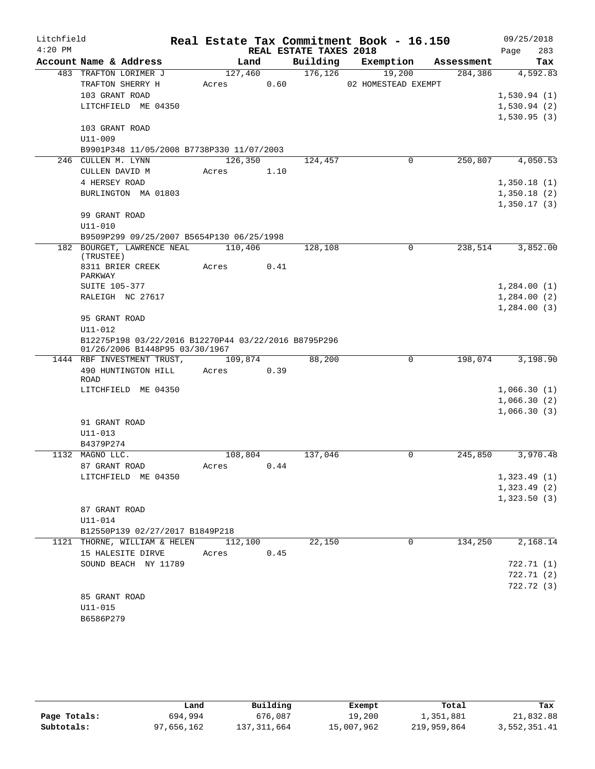Litchfield
4:20 PM

# Real Estate Tax Commitment Book - 16.150
## REAL ESTATE TAXES 2018

09/25/2018
Page 283

| Account Name & Address | Land | Building | Exemption | Assessment | Tax |
|---|---|---|---|---|---|
| 483 TRAFTON LORIMER J | 127,460 | 176,126 | 19,200 | 284,386 | 4,592.83 |
| TRAFTON SHERRY H | Acres 0.60 | | 02 HOMESTEAD EXEMPT | | |
| 103 GRANT ROAD | | | | | 1,530.94 (1) |
| LITCHFIELD ME 04350 | | | | | 1,530.94 (2) |
| | | | | | 1,530.95 (3) |
| 103 GRANT ROAD | | | | | |
| U11-009 | | | | | |
| B9901P348 11/05/2008 B7738P330 11/07/2003 | | | | | |
| 246 CULLEN M. LYNN | 126,350 | 124,457 | 0 | 250,807 | 4,050.53 |
| CULLEN DAVID M | Acres 1.10 | | | | |
| 4 HERSEY ROAD | | | | | 1,350.18 (1) |
| BURLINGTON MA 01803 | | | | | 1,350.18 (2) |
| | | | | | 1,350.17 (3) |
| 99 GRANT ROAD | | | | | |
| U11-010 | | | | | |
| B9509P299 09/25/2007 B5654P130 06/25/1998 | | | | | |
| 182 BOURGET, LAWRENCE NEAL (TRUSTEE) | 110,406 | 128,108 | 0 | 238,514 | 3,852.00 |
| 8311 BRIER CREEK PARKWAY | Acres 0.41 | | | | |
| SUITE 105-377 | | | | | 1,284.00 (1) |
| RALEIGH NC 27617 | | | | | 1,284.00 (2) |
| | | | | | 1,284.00 (3) |
| 95 GRANT ROAD | | | | | |
| U11-012 | | | | | |
| B12275P198 03/22/2016 B12270P44 03/22/2016 B8795P296 01/26/2006 B1448P95 03/30/1967 | | | | | |
| 1444 RBF INVESTMENT TRUST, | 109,874 | 88,200 | 0 | 198,074 | 3,198.90 |
| 490 HUNTINGTON HILL ROAD | Acres 0.39 | | | | |
| LITCHFIELD ME 04350 | | | | | 1,066.30 (1) |
| | | | | | 1,066.30 (2) |
| | | | | | 1,066.30 (3) |
| 91 GRANT ROAD | | | | | |
| U11-013 | | | | | |
| B4379P274 | | | | | |
| 1132 MAGNO LLC. | 108,804 | 137,046 | 0 | 245,850 | 3,970.48 |
| 87 GRANT ROAD | Acres 0.44 | | | | |
| LITCHFIELD ME 04350 | | | | | 1,323.49 (1) |
| | | | | | 1,323.49 (2) |
| | | | | | 1,323.50 (3) |
| 87 GRANT ROAD | | | | | |
| U11-014 | | | | | |
| B12550P139 02/27/2017 B1849P218 | | | | | |
| 1121 THORNE, WILLIAM & HELEN | 112,100 | 22,150 | 0 | 134,250 | 2,168.14 |
| 15 HALESITE DIRVE | Acres 0.45 | | | | |
| SOUND BEACH NY 11789 | | | | | 722.71 (1) |
| | | | | | 722.71 (2) |
| | | | | | 722.72 (3) |
| 85 GRANT ROAD | | | | | |
| U11-015 | | | | | |
| B6586P279 | | | | | |

| | Land | Building | Exempt | Total | Tax |
|---|---|---|---|---|---|
| Page Totals: | 694,994 | 676,087 | 19,200 | 1,351,881 | 21,832.88 |
| Subtotals: | 97,656,162 | 137,311,664 | 15,007,962 | 219,959,864 | 3,552,351.41 |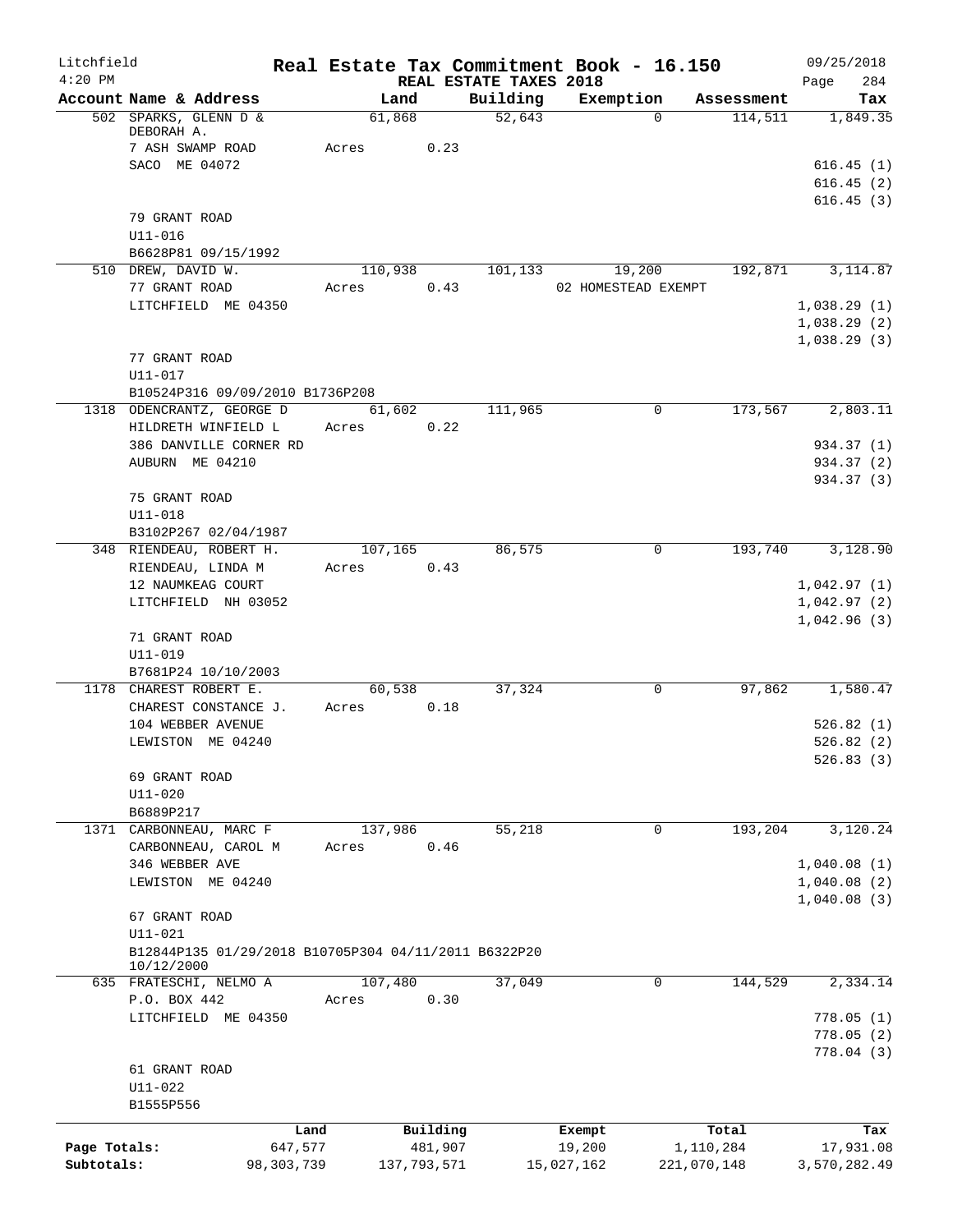# Real Estate Tax Commitment Book - 16.150

Litchfield 4:20 PM — REAL ESTATE TAXES 2018 — 09/25/2018

| Account Name & Address | Land | Building | Exemption | Assessment | Tax |
|---|---|---|---|---|---|
| 502 SPARKS, GLENN D & DEBORAH A. | 61,868 | 52,643 | 0 | 114,511 | 1,849.35 |
| 7 ASH SWAMP ROAD | Acres 0.23 | | | | |
| SACO ME 04072 | | | | | 616.45 (1) |
| | | | | | 616.45 (2) |
| | | | | | 616.45 (3) |
| 79 GRANT ROAD | | | | | |
| U11-016 | | | | | |
| B6628P81 09/15/1992 | | | | | |
| 510 DREW, DAVID W. | 110,938 | 101,133 | 19,200 | 192,871 | 3,114.87 |
| 77 GRANT ROAD | Acres 0.43 | | 02 HOMESTEAD EXEMPT | | |
| LITCHFIELD ME 04350 | | | | | 1,038.29 (1) |
| | | | | | 1,038.29 (2) |
| | | | | | 1,038.29 (3) |
| 77 GRANT ROAD | | | | | |
| U11-017 | | | | | |
| B10524P316 09/09/2010 B1736P208 | | | | | |
| 1318 ODENCRANTZ, GEORGE D | 61,602 | 111,965 | 0 | 173,567 | 2,803.11 |
| HILDRETH WINFIELD L | Acres 0.22 | | | | |
| 386 DANVILLE CORNER RD | | | | | 934.37 (1) |
| AUBURN ME 04210 | | | | | 934.37 (2) |
| | | | | | 934.37 (3) |
| 75 GRANT ROAD | | | | | |
| U11-018 | | | | | |
| B3102P267 02/04/1987 | | | | | |
| 348 RIENDEAU, ROBERT H. | 107,165 | 86,575 | 0 | 193,740 | 3,128.90 |
| RIENDEAU, LINDA M | Acres 0.43 | | | | |
| 12 NAUMKEAG COURT | | | | | 1,042.97 (1) |
| LITCHFIELD NH 03052 | | | | | 1,042.97 (2) |
| | | | | | 1,042.96 (3) |
| 71 GRANT ROAD | | | | | |
| U11-019 | | | | | |
| B7681P24 10/10/2003 | | | | | |
| 1178 CHAREST ROBERT E. | 60,538 | 37,324 | 0 | 97,862 | 1,580.47 |
| CHAREST CONSTANCE J. | Acres 0.18 | | | | |
| 104 WEBBER AVENUE | | | | | 526.82 (1) |
| LEWISTON ME 04240 | | | | | 526.82 (2) |
| | | | | | 526.83 (3) |
| 69 GRANT ROAD | | | | | |
| U11-020 | | | | | |
| B6889P217 | | | | | |
| 1371 CARBONNEAU, MARC F | 137,986 | 55,218 | 0 | 193,204 | 3,120.24 |
| CARBONNEAU, CAROL M | Acres 0.46 | | | | |
| 346 WEBBER AVE | | | | | 1,040.08 (1) |
| LEWISTON ME 04240 | | | | | 1,040.08 (2) |
| | | | | | 1,040.08 (3) |
| 67 GRANT ROAD | | | | | |
| U11-021 | | | | | |
| B12844P135 01/29/2018 B10705P304 04/11/2011 B6322P20 10/12/2000 | | | | | |
| 635 FRATESCHI, NELMO A | 107,480 | 37,049 | 0 | 144,529 | 2,334.14 |
| P.O. BOX 442 | Acres 0.30 | | | | |
| LITCHFIELD ME 04350 | | | | | 778.05 (1) |
| | | | | | 778.05 (2) |
| | | | | | 778.04 (3) |
| 61 GRANT ROAD | | | | | |
| U11-022 | | | | | |
| B1555P556 | | | | | |

| | Land | Building | Exempt | Total | Tax |
|---|---|---|---|---|---|
| Page Totals: | 647,577 | 481,907 | 19,200 | 1,110,284 | 17,931.08 |
| Subtotals: | 98,303,739 | 137,793,571 | 15,027,162 | 221,070,148 | 3,570,282.49 |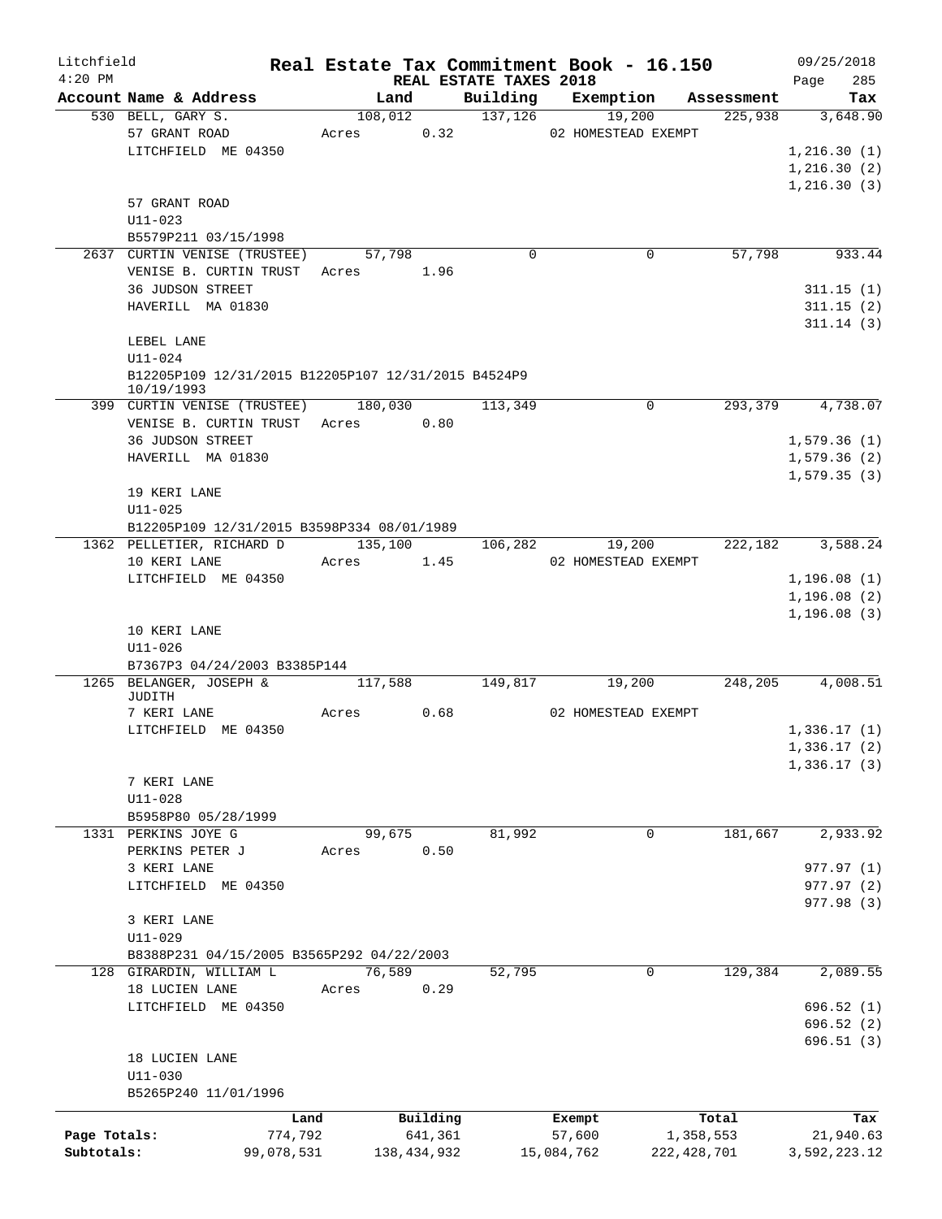Litchfield
4:20 PM

# Real Estate Tax Commitment Book - 16.150

REAL ESTATE TAXES 2018

09/25/2018

| Account Name & Address | Land | Building | Exemption | Assessment | Tax |
|---|---|---|---|---|---|
| 530 BELL, GARY S. | 108,012 | 137,126 | 19,200 | 225,938 | 3,648.90 |
| 57 GRANT ROAD | Acres 0.32 | | 02 HOMESTEAD EXEMPT | | |
| LITCHFIELD ME 04350 | | | | | 1,216.30 (1) |
| | | | | | 1,216.30 (2) |
| | | | | | 1,216.30 (3) |
| 57 GRANT ROAD | | | | | |
| U11-023 | | | | | |
| B5579P211 03/15/1998 | | | | | |
| 2637 CURTIN VENISE (TRUSTEE) | 57,798 | 0 | 0 | 57,798 | 933.44 |
| VENISE B. CURTIN TRUST | Acres 1.96 | | | | |
| 36 JUDSON STREET | | | | | 311.15 (1) |
| HAVERILL MA 01830 | | | | | 311.15 (2) |
| | | | | | 311.14 (3) |
| LEBEL LANE | | | | | |
| U11-024 | | | | | |
| B12205P109 12/31/2015 B12205P107 12/31/2015 B4524P9 10/19/1993 | | | | | |
| 399 CURTIN VENISE (TRUSTEE) | 180,030 | 113,349 | 0 | 293,379 | 4,738.07 |
| VENISE B. CURTIN TRUST | Acres 0.80 | | | | |
| 36 JUDSON STREET | | | | | 1,579.36 (1) |
| HAVERILL MA 01830 | | | | | 1,579.36 (2) |
| | | | | | 1,579.35 (3) |
| 19 KERI LANE | | | | | |
| U11-025 | | | | | |
| B12205P109 12/31/2015 B3598P334 08/01/1989 | | | | | |
| 1362 PELLETIER, RICHARD D | 135,100 | 106,282 | 19,200 | 222,182 | 3,588.24 |
| 10 KERI LANE | Acres 1.45 | | 02 HOMESTEAD EXEMPT | | |
| LITCHFIELD ME 04350 | | | | | 1,196.08 (1) |
| | | | | | 1,196.08 (2) |
| | | | | | 1,196.08 (3) |
| 10 KERI LANE | | | | | |
| U11-026 | | | | | |
| B7367P3 04/24/2003 B3385P144 | | | | | |
| 1265 BELANGER, JOSEPH & JUDITH | 117,588 | 149,817 | 19,200 | 248,205 | 4,008.51 |
| 7 KERI LANE | Acres 0.68 | | 02 HOMESTEAD EXEMPT | | |
| LITCHFIELD ME 04350 | | | | | 1,336.17 (1) |
| | | | | | 1,336.17 (2) |
| | | | | | 1,336.17 (3) |
| 7 KERI LANE | | | | | |
| U11-028 | | | | | |
| B5958P80 05/28/1999 | | | | | |
| 1331 PERKINS JOYE G | 99,675 | 81,992 | 0 | 181,667 | 2,933.92 |
| PERKINS PETER J | Acres 0.50 | | | | |
| 3 KERI LANE | | | | | 977.97 (1) |
| LITCHFIELD ME 04350 | | | | | 977.97 (2) |
| | | | | | 977.98 (3) |
| 3 KERI LANE | | | | | |
| U11-029 | | | | | |
| B8388P231 04/15/2005 B3565P292 04/22/2003 | | | | | |
| 128 GIRARDIN, WILLIAM L | 76,589 | 52,795 | 0 | 129,384 | 2,089.55 |
| 18 LUCIEN LANE | Acres 0.29 | | | | |
| LITCHFIELD ME 04350 | | | | | 696.52 (1) |
| | | | | | 696.52 (2) |
| | | | | | 696.51 (3) |
| 18 LUCIEN LANE | | | | | |
| U11-030 | | | | | |
| B5265P240 11/01/1996 | | | | | |

| | Land | Building | Exempt | Total | Tax |
|---|---|---|---|---|---|
| Page Totals: | 774,792 | 641,361 | 57,600 | 1,358,553 | 21,940.63 |
| Subtotals: | 99,078,531 | 138,434,932 | 15,084,762 | 222,428,701 | 3,592,223.12 |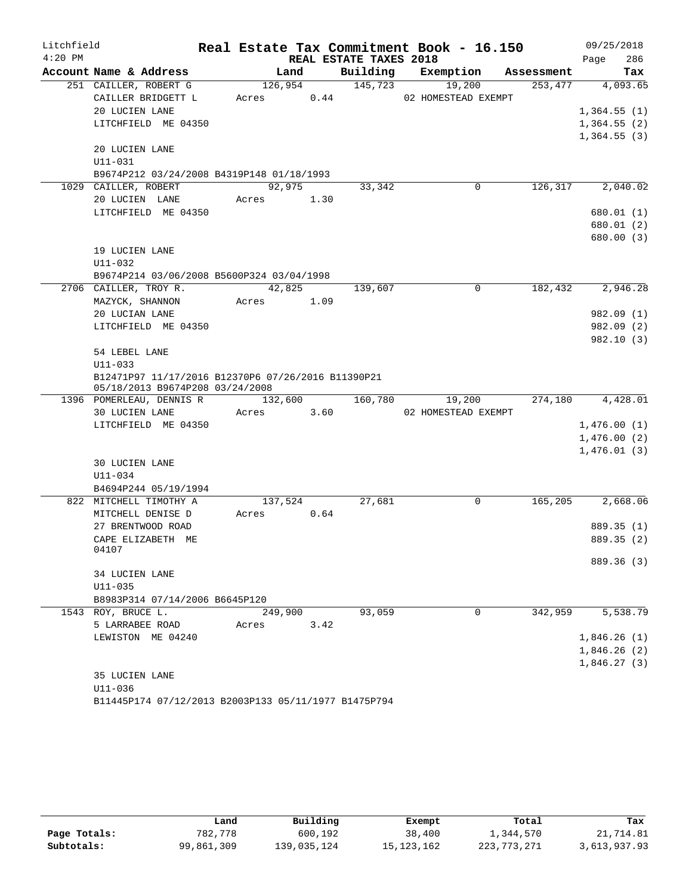Litchfield 4:20 PM

# Real Estate Tax Commitment Book - 16.150

REAL ESTATE TAXES 2018

09/25/2018 Page 286

| Account Name & Address | Land | Building | Exemption | Assessment | Tax |
|---|---|---|---|---|---|
| 251 CAILLER, ROBERT G | 126,954 | 145,723 | 19,200 | 253,477 | 4,093.65 |
| CAILLER BRIDGETT L | Acres 0.44 | | 02 HOMESTEAD EXEMPT | | |
| 20 LUCIEN LANE | | | | | 1,364.55 (1) |
| LITCHFIELD ME 04350 | | | | | 1,364.55 (2) |
| | | | | | 1,364.55 (3) |
| 20 LUCIEN LANE | | | | | |
| U11-031 | | | | | |
| B9674P212 03/24/2008 B4319P148 01/18/1993 | | | | | |
| 1029 CAILLER, ROBERT | 92,975 | 33,342 | 0 | 126,317 | 2,040.02 |
| 20 LUCIEN LANE | Acres 1.30 | | | | |
| LITCHFIELD ME 04350 | | | | | 680.01 (1) |
| | | | | | 680.01 (2) |
| | | | | | 680.00 (3) |
| 19 LUCIEN LANE | | | | | |
| U11-032 | | | | | |
| B9674P214 03/06/2008 B5600P324 03/04/1998 | | | | | |
| 2706 CAILLER, TROY R. | 42,825 | 139,607 | 0 | 182,432 | 2,946.28 |
| MAZYCK, SHANNON | Acres 1.09 | | | | |
| 20 LUCIAN LANE | | | | | 982.09 (1) |
| LITCHFIELD ME 04350 | | | | | 982.09 (2) |
| | | | | | 982.10 (3) |
| 54 LEBEL LANE | | | | | |
| U11-033 | | | | | |
| B12471P97 11/17/2016 B12370P6 07/26/2016 B11390P21 05/18/2013 B9674P208 03/24/2008 | | | | | |
| 1396 POMERLEAU, DENNIS R | 132,600 | 160,780 | 19,200 | 274,180 | 4,428.01 |
| 30 LUCIEN LANE | Acres 3.60 | | 02 HOMESTEAD EXEMPT | | |
| LITCHFIELD ME 04350 | | | | | 1,476.00 (1) |
| | | | | | 1,476.00 (2) |
| | | | | | 1,476.01 (3) |
| 30 LUCIEN LANE | | | | | |
| U11-034 | | | | | |
| B4694P244 05/19/1994 | | | | | |
| 822 MITCHELL TIMOTHY A | 137,524 | 27,681 | 0 | 165,205 | 2,668.06 |
| MITCHELL DENISE D | Acres 0.64 | | | | |
| 27 BRENTWOOD ROAD | | | | | 889.35 (1) |
| CAPE ELIZABETH ME 04107 | | | | | 889.35 (2) |
| | | | | | 889.36 (3) |
| 34 LUCIEN LANE | | | | | |
| U11-035 | | | | | |
| B8983P314 07/14/2006 B6645P120 | | | | | |
| 1543 ROY, BRUCE L. | 249,900 | 93,059 | 0 | 342,959 | 5,538.79 |
| 5 LARRABEE ROAD | Acres 3.42 | | | | |
| LEWISTON ME 04240 | | | | | 1,846.26 (1) |
| | | | | | 1,846.26 (2) |
| | | | | | 1,846.27 (3) |
| 35 LUCIEN LANE | | | | | |
| U11-036 | | | | | |
| B11445P174 07/12/2013 B2003P133 05/11/1977 B1475P794 | | | | | |

| | Land | Building | Exempt | Total | Tax |
|---|---|---|---|---|---|
| Page Totals: | 782,778 | 600,192 | 38,400 | 1,344,570 | 21,714.81 |
| Subtotals: | 99,861,309 | 139,035,124 | 15,123,162 | 223,773,271 | 3,613,937.93 |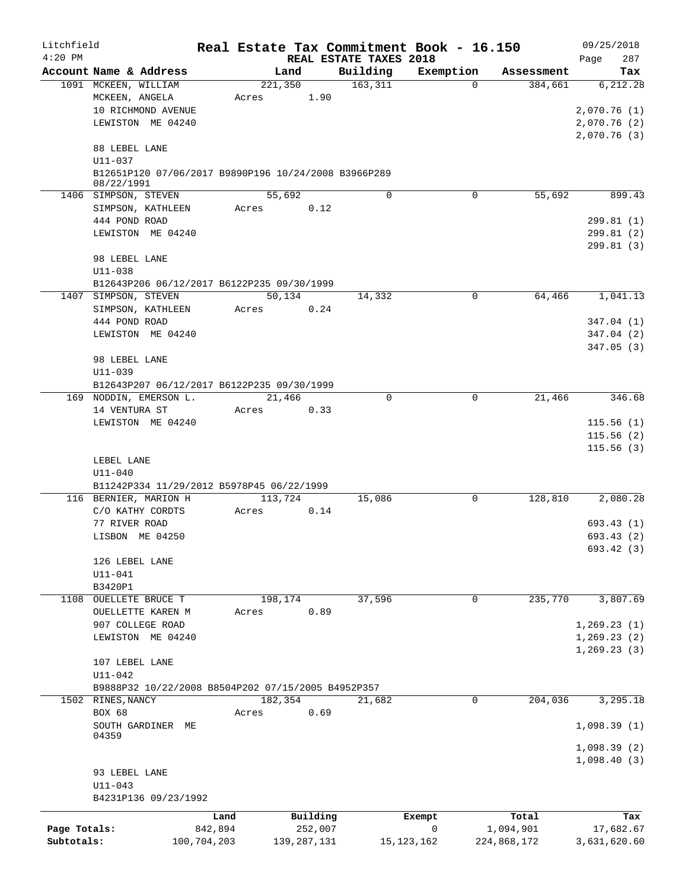Litchfield 4:20 PM

# Real Estate Tax Commitment Book - 16.150

REAL ESTATE TAXES 2018

09/25/2018

| Account Name & Address | Land | Building | Exemption | Assessment | Tax |
|---|---|---|---|---|---|
| 1091 MCKEEN, WILLIAM<br>MCKEEN, ANGELA<br>10 RICHMOND AVENUE<br>LEWISTON ME 04240<br><br>88 LEBEL LANE<br>U11-037<br>B12651P120 07/06/2017 B9890P196 10/24/2008 B3966P289 08/22/1991 | 221,350<br>Acres 1.90 | 163,311 | 0 | 384,661 | 6,212.28<br><br>2,070.76 (1)<br>2,070.76 (2)<br>2,070.76 (3) |
| 1406 SIMPSON, STEVEN<br>SIMPSON, KATHLEEN<br>444 POND ROAD<br>LEWISTON ME 04240<br><br>98 LEBEL LANE<br>U11-038<br>B12643P206 06/12/2017 B6122P235 09/30/1999 | 55,692<br>Acres 0.12 | 0 | 0 | 55,692 | 899.43<br><br>299.81 (1)<br>299.81 (2)<br>299.81 (3) |
| 1407 SIMPSON, STEVEN<br>SIMPSON, KATHLEEN<br>444 POND ROAD<br>LEWISTON ME 04240<br><br>98 LEBEL LANE<br>U11-039<br>B12643P207 06/12/2017 B6122P235 09/30/1999 | 50,134<br>Acres 0.24 | 14,332 | 0 | 64,466 | 1,041.13<br><br>347.04 (1)<br>347.04 (2)<br>347.05 (3) |
| 169 NODDIN, EMERSON L.<br>14 VENTURA ST<br>LEWISTON ME 04240<br><br>LEBEL LANE<br>U11-040<br>B11242P334 11/29/2012 B5978P45 06/22/1999 | 21,466<br>Acres 0.33 | 0 | 0 | 21,466 | 346.68<br><br>115.56 (1)<br>115.56 (2)<br>115.56 (3) |
| 116 BERNIER, MARION H<br>C/O KATHY CORDTS<br>77 RIVER ROAD<br>LISBON ME 04250<br><br>126 LEBEL LANE<br>U11-041<br>B3420P1 | 113,724<br>Acres 0.14 | 15,086 | 0 | 128,810 | 2,080.28<br><br>693.43 (1)<br>693.43 (2)<br>693.42 (3) |
| 1108 OUELLETE BRUCE T<br>OUELLETTE KAREN M<br>907 COLLEGE ROAD<br>LEWISTON ME 04240<br><br>107 LEBEL LANE<br>U11-042<br>B9888P32 10/22/2008 B8504P202 07/15/2005 B4952P357 | 198,174<br>Acres 0.89 | 37,596 | 0 | 235,770 | 3,807.69<br><br>1,269.23 (1)<br>1,269.23 (2)<br>1,269.23 (3) |
| 1502 RINES,NANCY<br>BOX 68<br>SOUTH GARDINER ME 04359<br><br>93 LEBEL LANE<br>U11-043<br>B4231P136 09/23/1992 | 182,354<br>Acres 0.69 | 21,682 | 0 | 204,036 | 3,295.18<br><br>1,098.39 (1)<br>1,098.39 (2)<br>1,098.40 (3) |

| | Land | Building | Exempt | Total | Tax |
|---|---|---|---|---|---|
| Page Totals: | 842,894 | 252,007 | 0 | 1,094,901 | 17,682.67 |
| Subtotals: | 100,704,203 | 139,287,131 | 15,123,162 | 224,868,172 | 3,631,620.60 |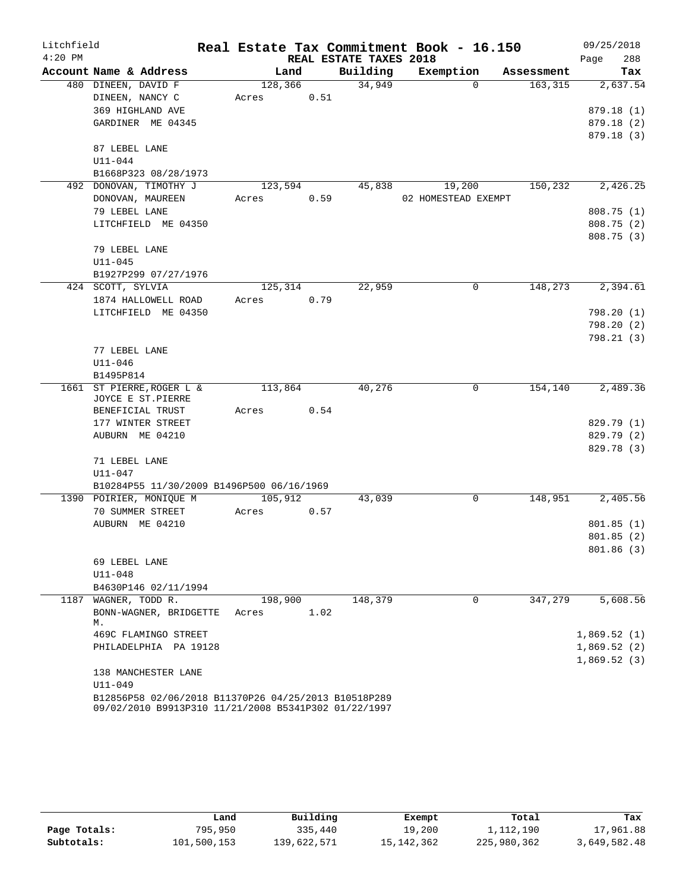# Real Estate Tax Commitment Book - 16.150

Litchfield 4:20 PM — REAL ESTATE TAXES 2018 — 09/25/2018

| Account Name & Address | Land | Building | Exemption | Assessment | Tax |
|---|---|---|---|---|---|
| 480 DINEEN, DAVID F | 128,366 | 34,949 | 0 | 163,315 | 2,637.54 |
| DINEEN, NANCY C | Acres 0.51 | | | | |
| 369 HIGHLAND AVE | | | | | 879.18 (1) |
| GARDINER ME 04345 | | | | | 879.18 (2) |
| | | | | | 879.18 (3) |
| 87 LEBEL LANE | | | | | |
| U11-044 | | | | | |
| B1668P323 08/28/1973 | | | | | |
| 492 DONOVAN, TIMOTHY J | 123,594 | 45,838 | 19,200 | 150,232 | 2,426.25 |
| DONOVAN, MAUREEN | Acres 0.59 | | 02 HOMESTEAD EXEMPT | | |
| 79 LEBEL LANE | | | | | 808.75 (1) |
| LITCHFIELD ME 04350 | | | | | 808.75 (2) |
| | | | | | 808.75 (3) |
| 79 LEBEL LANE | | | | | |
| U11-045 | | | | | |
| B1927P299 07/27/1976 | | | | | |
| 424 SCOTT, SYLVIA | 125,314 | 22,959 | 0 | 148,273 | 2,394.61 |
| 1874 HALLOWELL ROAD | Acres 0.79 | | | | |
| LITCHFIELD ME 04350 | | | | | 798.20 (1) |
| | | | | | 798.20 (2) |
| | | | | | 798.21 (3) |
| 77 LEBEL LANE | | | | | |
| U11-046 | | | | | |
| B1495P814 | | | | | |
| 1661 ST PIERRE, ROGER L & JOYCE E ST.PIERRE | 113,864 | 40,276 | 0 | 154,140 | 2,489.36 |
| BENEFICIAL TRUST | Acres 0.54 | | | | |
| 177 WINTER STREET | | | | | 829.79 (1) |
| AUBURN ME 04210 | | | | | 829.79 (2) |
| | | | | | 829.78 (3) |
| 71 LEBEL LANE | | | | | |
| U11-047 | | | | | |
| B10284P55 11/30/2009 B1496P500 06/16/1969 | | | | | |
| 1390 POIRIER, MONIQUE M | 105,912 | 43,039 | 0 | 148,951 | 2,405.56 |
| 70 SUMMER STREET | Acres 0.57 | | | | |
| AUBURN ME 04210 | | | | | 801.85 (1) |
| | | | | | 801.85 (2) |
| | | | | | 801.86 (3) |
| 69 LEBEL LANE | | | | | |
| U11-048 | | | | | |
| B4630P146 02/11/1994 | | | | | |
| 1187 WAGNER, TODD R. | 198,900 | 148,379 | 0 | 347,279 | 5,608.56 |
| BONN-WAGNER, BRIDGETTE M. | Acres 1.02 | | | | |
| 469C FLAMINGO STREET | | | | | 1,869.52 (1) |
| PHILADELPHIA PA 19128 | | | | | 1,869.52 (2) |
| | | | | | 1,869.52 (3) |
| 138 MANCHESTER LANE | | | | | |
| U11-049 | | | | | |
| B12856P58 02/06/2018 B11370P26 04/25/2013 B10518P289 09/02/2010 B9913P310 11/21/2008 B5341P302 01/22/1997 | | | | | |

| | Land | Building | Exempt | Total | Tax |
|---|---|---|---|---|---|
| Page Totals: | 795,950 | 335,440 | 19,200 | 1,112,190 | 17,961.88 |
| Subtotals: | 101,500,153 | 139,622,571 | 15,142,362 | 225,980,362 | 3,649,582.48 |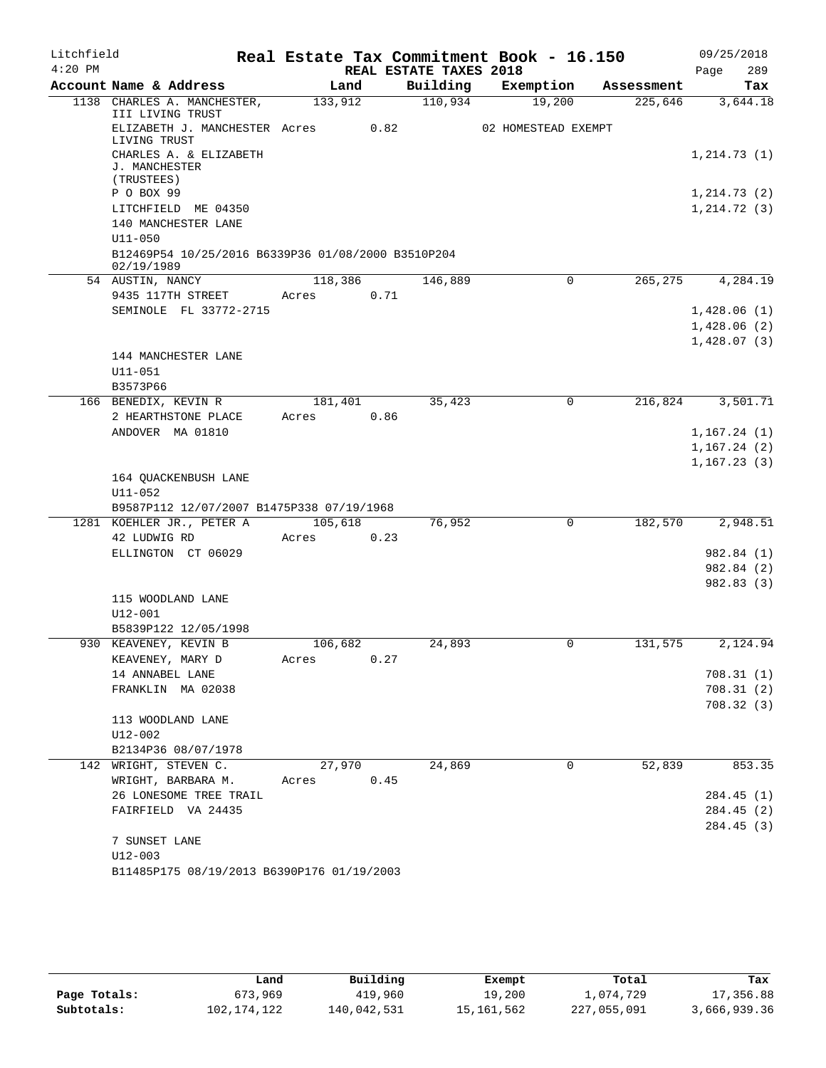# Real Estate Tax Commitment Book - 16.150

Litchfield 4:20 PM — REAL ESTATE TAXES 2018 — 09/25/2018

| Account Name & Address | Land | Building | Exemption | Assessment | Tax |
|---|---|---|---|---|---|
| 1138 CHARLES A. MANCHESTER, III LIVING TRUST | 133,912 | 110,934 | 19,200 | 225,646 | 3,644.18 |
| ELIZABETH J. MANCHESTER LIVING TRUST | Acres 0.82 | | 02 HOMESTEAD EXEMPT | | |
| CHARLES A. & ELIZABETH J. MANCHESTER (TRUSTEES) | | | | | 1,214.73 (1) |
| P O BOX 99 | | | | | 1,214.73 (2) |
| LITCHFIELD ME 04350 | | | | | 1,214.72 (3) |
| 140 MANCHESTER LANE | | | | | |
| U11-050 | | | | | |
| B12469P54 10/25/2016 B6339P36 01/08/2000 B3510P204 02/19/1989 | | | | | |
| 54 AUSTIN, NANCY | 118,386 | 146,889 | 0 | 265,275 | 4,284.19 |
| 9435 117TH STREET | Acres 0.71 | | | | |
| SEMINOLE FL 33772-2715 | | | | | 1,428.06 (1) |
| | | | | | 1,428.06 (2) |
| | | | | | 1,428.07 (3) |
| 144 MANCHESTER LANE | | | | | |
| U11-051 | | | | | |
| B3573P66 | | | | | |
| 166 BENEDIX, KEVIN R | 181,401 | 35,423 | 0 | 216,824 | 3,501.71 |
| 2 HEARTHSTONE PLACE | Acres 0.86 | | | | |
| ANDOVER MA 01810 | | | | | 1,167.24 (1) |
| | | | | | 1,167.24 (2) |
| | | | | | 1,167.23 (3) |
| 164 QUACKENBUSH LANE | | | | | |
| U11-052 | | | | | |
| B9587P112 12/07/2007 B1475P338 07/19/1968 | | | | | |
| 1281 KOEHLER JR., PETER A | 105,618 | 76,952 | 0 | 182,570 | 2,948.51 |
| 42 LUDWIG RD | Acres 0.23 | | | | |
| ELLINGTON CT 06029 | | | | | 982.84 (1) |
| | | | | | 982.84 (2) |
| | | | | | 982.83 (3) |
| 115 WOODLAND LANE | | | | | |
| U12-001 | | | | | |
| B5839P122 12/05/1998 | | | | | |
| 930 KEAVENEY, KEVIN B | 106,682 | 24,893 | 0 | 131,575 | 2,124.94 |
| KEAVENEY, MARY D | Acres 0.27 | | | | |
| 14 ANNABEL LANE | | | | | 708.31 (1) |
| FRANKLIN MA 02038 | | | | | 708.31 (2) |
| | | | | | 708.32 (3) |
| 113 WOODLAND LANE | | | | | |
| U12-002 | | | | | |
| B2134P36 08/07/1978 | | | | | |
| 142 WRIGHT, STEVEN C. | 27,970 | 24,869 | 0 | 52,839 | 853.35 |
| WRIGHT, BARBARA M. | Acres 0.45 | | | | |
| 26 LONESOME TREE TRAIL | | | | | 284.45 (1) |
| FAIRFIELD VA 24435 | | | | | 284.45 (2) |
| | | | | | 284.45 (3) |
| 7 SUNSET LANE | | | | | |
| U12-003 | | | | | |
| B11485P175 08/19/2013 B6390P176 01/19/2003 | | | | | |

| | Land | Building | Exempt | Total | Tax |
|---|---|---|---|---|---|
| Page Totals: | 673,969 | 419,960 | 19,200 | 1,074,729 | 17,356.88 |
| Subtotals: | 102,174,122 | 140,042,531 | 15,161,562 | 227,055,091 | 3,666,939.36 |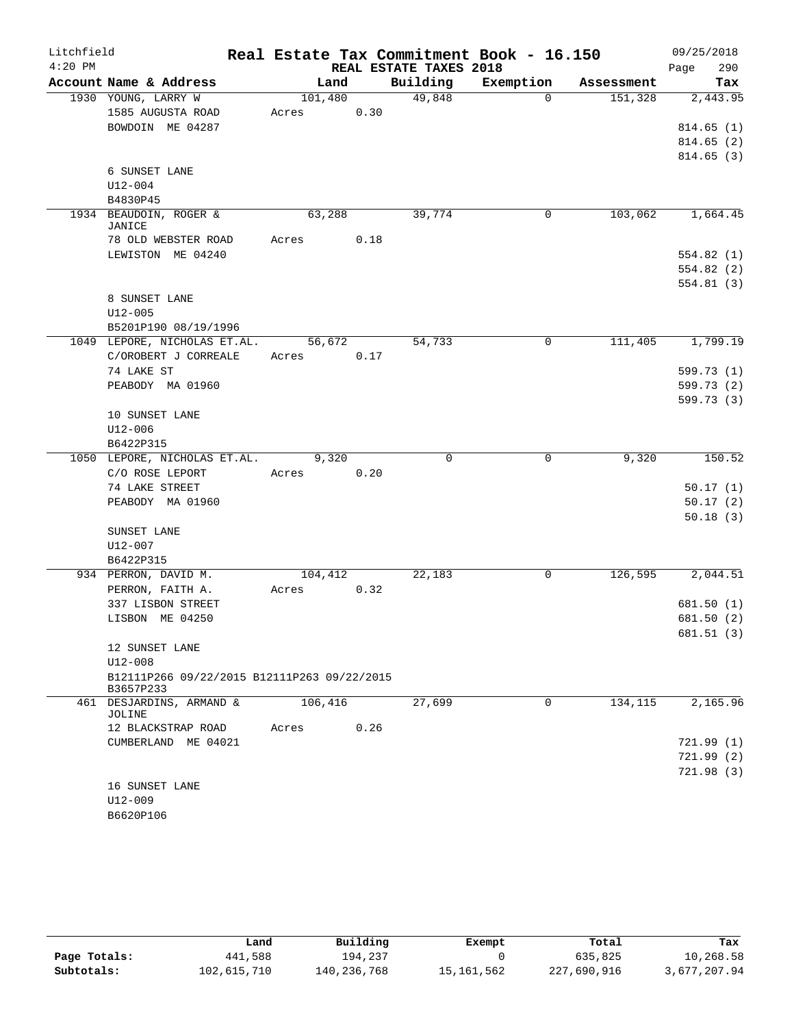Litchfield 4:20 PM

# Real Estate Tax Commitment Book - 16.150

REAL ESTATE TAXES 2018

09/25/2018

| Account Name & Address | Land | Building | Exemption | Assessment | Tax |
|---|---|---|---|---|---|
| 1930 YOUNG, LARRY W | 101,480 | 49,848 | 0 | 151,328 | 2,443.95 |
| 1585 AUGUSTA ROAD | Acres 0.30 | | | | |
| BOWDOIN ME 04287 | | | | | 814.65 (1) |
| | | | | | 814.65 (2) |
| | | | | | 814.65 (3) |
| 6 SUNSET LANE | | | | | |
| U12-004 | | | | | |
| B4830P45 | | | | | |
| 1934 BEAUDOIN, ROGER & JANICE | 63,288 | 39,774 | 0 | 103,062 | 1,664.45 |
| 78 OLD WEBSTER ROAD | Acres 0.18 | | | | |
| LEWISTON ME 04240 | | | | | 554.82 (1) |
| | | | | | 554.82 (2) |
| | | | | | 554.81 (3) |
| 8 SUNSET LANE | | | | | |
| U12-005 | | | | | |
| B5201P190 08/19/1996 | | | | | |
| 1049 LEPORE, NICHOLAS ET.AL. | 56,672 | 54,733 | 0 | 111,405 | 1,799.19 |
| C/OROBERT J CORREALE | Acres 0.17 | | | | |
| 74 LAKE ST | | | | | 599.73 (1) |
| PEABODY MA 01960 | | | | | 599.73 (2) |
| | | | | | 599.73 (3) |
| 10 SUNSET LANE | | | | | |
| U12-006 | | | | | |
| B6422P315 | | | | | |
| 1050 LEPORE, NICHOLAS ET.AL. | 9,320 | 0 | 0 | 9,320 | 150.52 |
| C/O ROSE LEPORT | Acres 0.20 | | | | |
| 74 LAKE STREET | | | | | 50.17 (1) |
| PEABODY MA 01960 | | | | | 50.17 (2) |
| | | | | | 50.18 (3) |
| SUNSET LANE | | | | | |
| U12-007 | | | | | |
| B6422P315 | | | | | |
| 934 PERRON, DAVID M. | 104,412 | 22,183 | 0 | 126,595 | 2,044.51 |
| PERRON, FAITH A. | Acres 0.32 | | | | |
| 337 LISBON STREET | | | | | 681.50 (1) |
| LISBON ME 04250 | | | | | 681.50 (2) |
| | | | | | 681.51 (3) |
| 12 SUNSET LANE | | | | | |
| U12-008 | | | | | |
| B12111P266 09/22/2015 B12111P263 09/22/2015 B3657P233 | | | | | |
| 461 DESJARDINS, ARMAND & JOLINE | 106,416 | 27,699 | 0 | 134,115 | 2,165.96 |
| 12 BLACKSTRAP ROAD | Acres 0.26 | | | | |
| CUMBERLAND ME 04021 | | | | | 721.99 (1) |
| | | | | | 721.99 (2) |
| | | | | | 721.98 (3) |
| 16 SUNSET LANE | | | | | |
| U12-009 | | | | | |
| B6620P106 | | | | | |

| | Land | Building | Exempt | Total | Tax |
|---|---|---|---|---|---|
| Page Totals: | 441,588 | 194,237 | 0 | 635,825 | 10,268.58 |
| Subtotals: | 102,615,710 | 140,236,768 | 15,161,562 | 227,690,916 | 3,677,207.94 |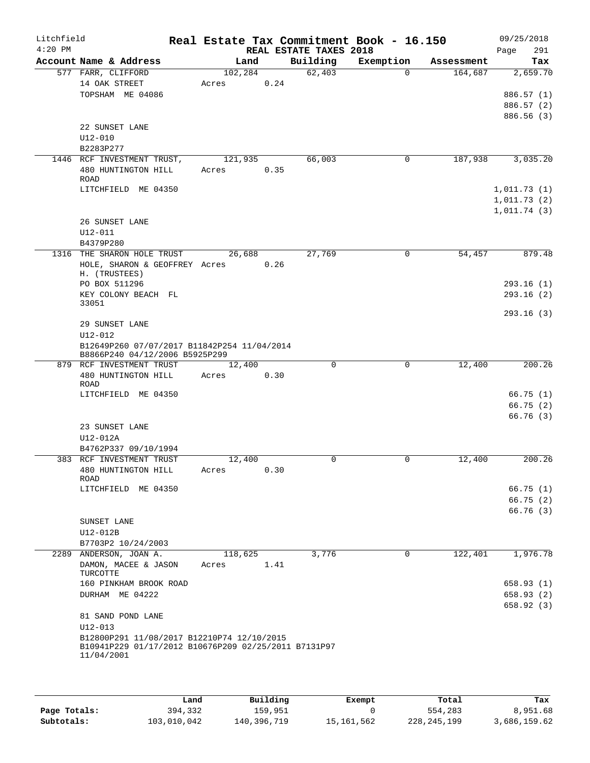Litchfield 4:20 PM

# Real Estate Tax Commitment Book - 16.150

REAL ESTATE TAXES 2018

09/25/2018 Page 291

| Account Name & Address | Land | Building | Exemption | Assessment | Tax |
|---|---|---|---|---|---|
| 577 FARR, CLIFFORD | 102,284 | 62,403 | 0 | 164,687 | 2,659.70 |
| 14 OAK STREET | Acres 0.24 | | | | |
| TOPSHAM ME 04086 | | | | | 886.57 (1) |
| | | | | | 886.57 (2) |
| | | | | | 886.56 (3) |
| 22 SUNSET LANE | | | | | |
| U12-010 | | | | | |
| B2283P277 | | | | | |
| 1446 RCF INVESTMENT TRUST, | 121,935 | 66,003 | 0 | 187,938 | 3,035.20 |
| 480 HUNTINGTON HILL ROAD | Acres 0.35 | | | | |
| LITCHFIELD ME 04350 | | | | | 1,011.73 (1) |
| | | | | | 1,011.73 (2) |
| | | | | | 1,011.74 (3) |
| 26 SUNSET LANE | | | | | |
| U12-011 | | | | | |
| B4379P280 | | | | | |
| 1316 THE SHARON HOLE TRUST | 26,688 | 27,769 | 0 | 54,457 | 879.48 |
| HOLE, SHARON & GEOFFREY H. (TRUSTEES) | Acres 0.26 | | | | |
| PO BOX 511296 | | | | | 293.16 (1) |
| KEY COLONY BEACH FL 33051 | | | | | 293.16 (2) |
| | | | | | 293.16 (3) |
| 29 SUNSET LANE | | | | | |
| U12-012 | | | | | |
| B12649P260 07/07/2017 B11842P254 11/04/2014 B8866P240 04/12/2006 B5925P299 | | | | | |
| 879 RCF INVESTMENT TRUST | 12,400 | 0 | 0 | 12,400 | 200.26 |
| 480 HUNTINGTON HILL ROAD | Acres 0.30 | | | | |
| LITCHFIELD ME 04350 | | | | | 66.75 (1) |
| | | | | | 66.75 (2) |
| | | | | | 66.76 (3) |
| 23 SUNSET LANE | | | | | |
| U12-012A | | | | | |
| B4762P337 09/10/1994 | | | | | |
| 383 RCF INVESTMENT TRUST | 12,400 | 0 | 0 | 12,400 | 200.26 |
| 480 HUNTINGTON HILL ROAD | Acres 0.30 | | | | |
| LITCHFIELD ME 04350 | | | | | 66.75 (1) |
| | | | | | 66.75 (2) |
| | | | | | 66.76 (3) |
| SUNSET LANE | | | | | |
| U12-012B | | | | | |
| B7703P2 10/24/2003 | | | | | |
| 2289 ANDERSON, JOAN A. | 118,625 | 3,776 | 0 | 122,401 | 1,976.78 |
| DAMON, MACEE & JASON TURCOTTE | Acres 1.41 | | | | |
| 160 PINKHAM BROOK ROAD | | | | | 658.93 (1) |
| DURHAM ME 04222 | | | | | 658.93 (2) |
| | | | | | 658.92 (3) |
| 81 SAND POND LANE | | | | | |
| U12-013 | | | | | |
| B12800P291 11/08/2017 B12210P74 12/10/2015 B10941P229 01/17/2012 B10676P209 02/25/2011 B7131P97 11/04/2001 | | | | | |

| | Land | Building | Exempt | Total | Tax |
|---|---|---|---|---|---|
| Page Totals: | 394,332 | 159,951 | 0 | 554,283 | 8,951.68 |
| Subtotals: | 103,010,042 | 140,396,719 | 15,161,562 | 228,245,199 | 3,686,159.62 |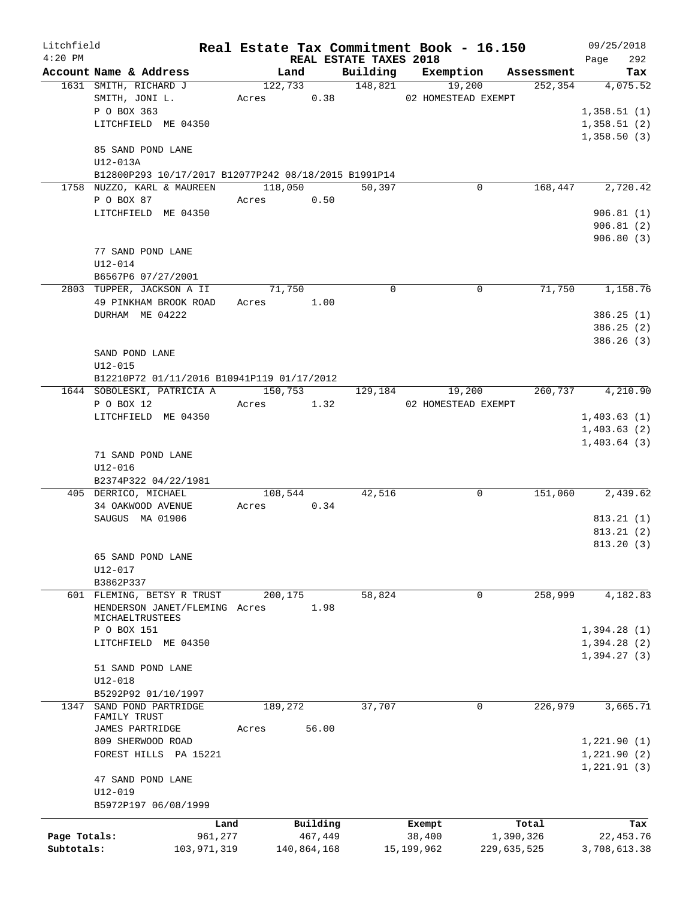Litchfield 4:20 PM

# Real Estate Tax Commitment Book - 16.150

REAL ESTATE TAXES 2018

09/25/2018 Page 292

| Account | Name & Address | Land | Building | Exemption | Assessment | Tax |
|---|---|---|---|---|---|---|
| 1631 | SMITH, RICHARD J | 122,733 | 148,821 | 19,200 | 252,354 | 4,075.52 |
| | SMITH, JONI L. | Acres 0.38 | | 02 HOMESTEAD EXEMPT | | |
| | P O BOX 363 | | | | | 1,358.51 (1) |
| | LITCHFIELD ME 04350 | | | | | 1,358.51 (2) |
| | | | | | | 1,358.50 (3) |
| | 85 SAND POND LANE | | | | | |
| | U12-013A | | | | | |
| | B12800P293 10/17/2017 B12077P242 08/18/2015 B1991P14 | | | | | |
| 1758 | NUZZO, KARL & MAUREEN | 118,050 | 50,397 | 0 | 168,447 | 2,720.42 |
| | P O BOX 87 | Acres 0.50 | | | | |
| | LITCHFIELD ME 04350 | | | | | 906.81 (1) |
| | | | | | | 906.81 (2) |
| | | | | | | 906.80 (3) |
| | 77 SAND POND LANE | | | | | |
| | U12-014 | | | | | |
| | B6567P6 07/27/2001 | | | | | |
| 2803 | TUPPER, JACKSON A II | 71,750 | 0 | 0 | 71,750 | 1,158.76 |
| | 49 PINKHAM BROOK ROAD | Acres 1.00 | | | | |
| | DURHAM ME 04222 | | | | | 386.25 (1) |
| | | | | | | 386.25 (2) |
| | | | | | | 386.26 (3) |
| | SAND POND LANE | | | | | |
| | U12-015 | | | | | |
| | B12210P72 01/11/2016 B10941P119 01/17/2012 | | | | | |
| 1644 | SOBOLESKI, PATRICIA A | 150,753 | 129,184 | 19,200 | 260,737 | 4,210.90 |
| | P O BOX 12 | Acres 1.32 | | 02 HOMESTEAD EXEMPT | | |
| | LITCHFIELD ME 04350 | | | | | 1,403.63 (1) |
| | | | | | | 1,403.63 (2) |
| | | | | | | 1,403.64 (3) |
| | 71 SAND POND LANE | | | | | |
| | U12-016 | | | | | |
| | B2374P322 04/22/1981 | | | | | |
| 405 | DERRICO, MICHAEL | 108,544 | 42,516 | 0 | 151,060 | 2,439.62 |
| | 34 OAKWOOD AVENUE | Acres 0.34 | | | | |
| | SAUGUS MA 01906 | | | | | 813.21 (1) |
| | | | | | | 813.21 (2) |
| | | | | | | 813.20 (3) |
| | 65 SAND POND LANE | | | | | |
| | U12-017 | | | | | |
| | B3862P337 | | | | | |
| 601 | FLEMING, BETSY R TRUST | 200,175 | 58,824 | 0 | 258,999 | 4,182.83 |
| | HENDERSON JANET/FLEMING MICHAELTRUSTEES | Acres 1.98 | | | | |
| | P O BOX 151 | | | | | 1,394.28 (1) |
| | LITCHFIELD ME 04350 | | | | | 1,394.28 (2) |
| | | | | | | 1,394.27 (3) |
| | 51 SAND POND LANE | | | | | |
| | U12-018 | | | | | |
| | B5292P92 01/10/1997 | | | | | |
| 1347 | SAND POND PARTRIDGE FAMILY TRUST | 189,272 | 37,707 | 0 | 226,979 | 3,665.71 |
| | JAMES PARTRIDGE | Acres 56.00 | | | | |
| | 809 SHERWOOD ROAD | | | | | 1,221.90 (1) |
| | FOREST HILLS PA 15221 | | | | | 1,221.90 (2) |
| | | | | | | 1,221.91 (3) |
| | 47 SAND POND LANE | | | | | |
| | U12-019 | | | | | |
| | B5972P197 06/08/1999 | | | | | |

| | Land | Building | Exempt | Total | Tax |
|---|---|---|---|---|---|
| Page Totals: | 961,277 | 467,449 | 38,400 | 1,390,326 | 22,453.76 |
| Subtotals: | 103,971,319 | 140,864,168 | 15,199,962 | 229,635,525 | 3,708,613.38 |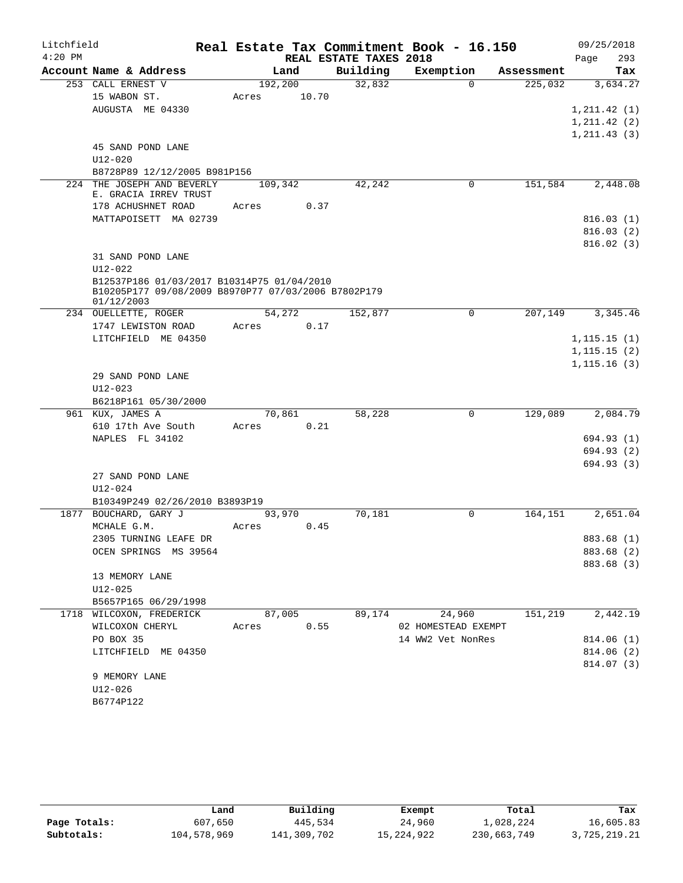Litchfield 4:20 PM

**Real Estate Tax Commitment Book - 16.150**
**REAL ESTATE TAXES 2018**

09/25/2018

| Account | Name & Address | Land | Building | Exemption | Assessment | Tax |
|---|---|---|---|---|---|---|
| 253 | CALL ERNEST V<br>15 WABON ST.<br>AUGUSTA ME 04330<br><br>45 SAND POND LANE<br>U12-020<br>B8728P89 12/12/2005 B981P156 | 192,200<br>Acres 10.70 | 32,832 | 0 | 225,032 | 3,634.27<br>1,211.42 (1)<br>1,211.42 (2)<br>1,211.43 (3) |
| 224 | THE JOSEPH AND BEVERLY E. GRACIA IRREV TRUST<br>178 ACHUSHNET ROAD<br>MATTAPOISETT MA 02739<br><br>31 SAND POND LANE<br>U12-022<br>B12537P186 01/03/2017 B10314P75 01/04/2010 B10205P177 09/08/2009 B8970P77 07/03/2006 B7802P179 01/12/2003 | 109,342<br>Acres 0.37 | 42,242 | 0 | 151,584 | 2,448.08<br>816.03 (1)<br>816.03 (2)<br>816.02 (3) |
| 234 | OUELLETTE, ROGER<br>1747 LEWISTON ROAD<br>LITCHFIELD ME 04350<br><br>29 SAND POND LANE<br>U12-023<br>B6218P161 05/30/2000 | 54,272<br>Acres 0.17 | 152,877 | 0 | 207,149 | 3,345.46<br>1,115.15 (1)<br>1,115.15 (2)<br>1,115.16 (3) |
| 961 | KUX, JAMES A<br>610 17th Ave South<br>NAPLES FL 34102<br><br>27 SAND POND LANE<br>U12-024<br>B10349P249 02/26/2010 B3893P19 | 70,861<br>Acres 0.21 | 58,228 | 0 | 129,089 | 2,084.79<br>694.93 (1)<br>694.93 (2)<br>694.93 (3) |
| 1877 | BOUCHARD, GARY J<br>MCHALE G.M.<br>2305 TURNING LEAFE DR<br>OCEN SPRINGS MS 39564<br><br>13 MEMORY LANE<br>U12-025<br>B5657P165 06/29/1998 | 93,970<br>Acres 0.45 | 70,181 | 0 | 164,151 | 2,651.04<br>883.68 (1)<br>883.68 (2)<br>883.68 (3) |
| 1718 | WILCOXON, FREDERICK<br>WILCOXON CHERYL<br>PO BOX 35<br>LITCHFIELD ME 04350<br><br>9 MEMORY LANE<br>U12-026<br>B6774P122 | 87,005<br>Acres 0.55 | 89,174 | 24,960<br>02 HOMESTEAD EXEMPT<br>14 WW2 Vet NonRes | 151,219 | 2,442.19<br>814.06 (1)<br>814.06 (2)<br>814.07 (3) |

| | Land | Building | Exempt | Total | Tax |
|---|---|---|---|---|---|
| Page Totals: | 607,650 | 445,534 | 24,960 | 1,028,224 | 16,605.83 |
| Subtotals: | 104,578,969 | 141,309,702 | 15,224,922 | 230,663,749 | 3,725,219.21 |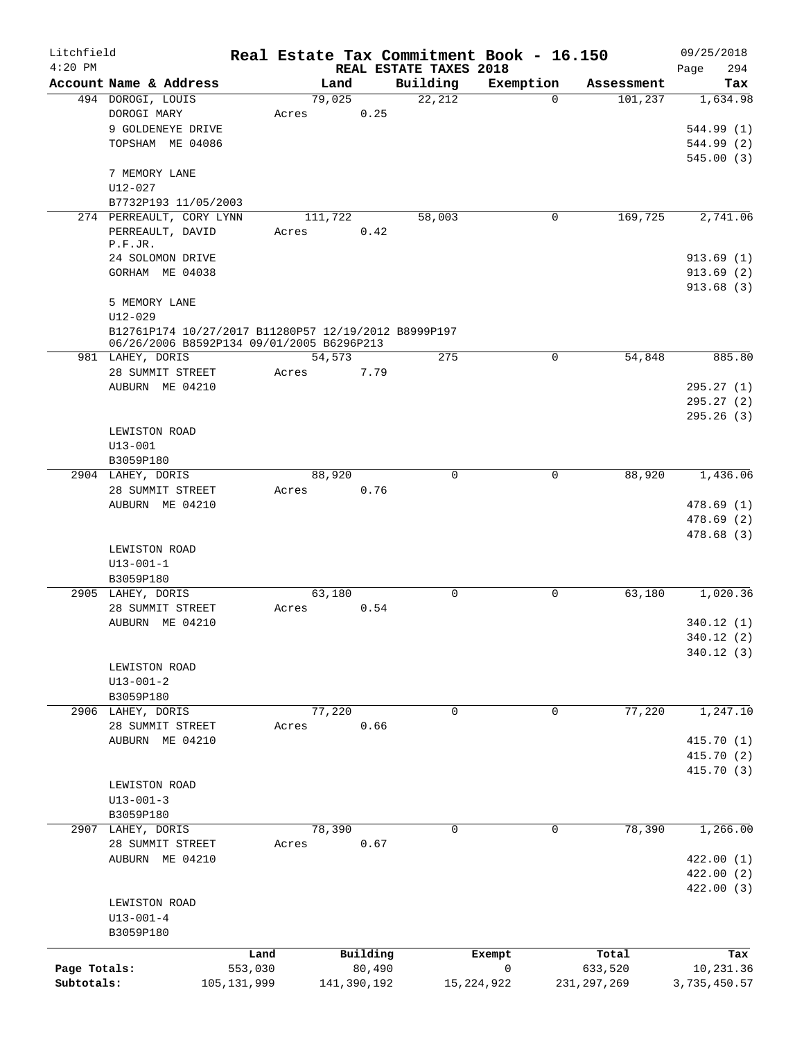# Litchfield — Real Estate Tax Commitment Book - 16.150

4:20 PM — REAL ESTATE TAXES 2018 — 09/25/2018 — Page 294

| Account Name & Address | Land | Building | Exemption | Assessment | Tax |
|---|---|---|---|---|---|
| 494 DOROGI, LOUIS | 79,025 | 22,212 | 0 | 101,237 | 1,634.98 |
| DOROGI MARY | Acres 0.25 | | | | |
| 9 GOLDENEYE DRIVE | | | | | 544.99 (1) |
| TOPSHAM ME 04086 | | | | | 544.99 (2) |
| | | | | | 545.00 (3) |
| 7 MEMORY LANE | | | | | |
| U12-027 | | | | | |
| B7732P193 11/05/2003 | | | | | |
| 274 PERREAULT, CORY LYNN | 111,722 | 58,003 | 0 | 169,725 | 2,741.06 |
| PERREAULT, DAVID P.F.JR. | Acres 0.42 | | | | |
| 24 SOLOMON DRIVE | | | | | 913.69 (1) |
| GORHAM ME 04038 | | | | | 913.69 (2) |
| | | | | | 913.68 (3) |
| 5 MEMORY LANE | | | | | |
| U12-029 | | | | | |
| B12761P174 10/27/2017 B11280P57 12/19/2012 B8999P197 06/26/2006 B8592P134 09/01/2005 B6296P213 | | | | | |
| 981 LAHEY, DORIS | 54,573 | 275 | 0 | 54,848 | 885.80 |
| 28 SUMMIT STREET | Acres 7.79 | | | | |
| AUBURN ME 04210 | | | | | 295.27 (1) |
| | | | | | 295.27 (2) |
| | | | | | 295.26 (3) |
| LEWISTON ROAD | | | | | |
| U13-001 | | | | | |
| B3059P180 | | | | | |
| 2904 LAHEY, DORIS | 88,920 | 0 | 0 | 88,920 | 1,436.06 |
| 28 SUMMIT STREET | Acres 0.76 | | | | |
| AUBURN ME 04210 | | | | | 478.69 (1) |
| | | | | | 478.69 (2) |
| | | | | | 478.68 (3) |
| LEWISTON ROAD | | | | | |
| U13-001-1 | | | | | |
| B3059P180 | | | | | |
| 2905 LAHEY, DORIS | 63,180 | 0 | 0 | 63,180 | 1,020.36 |
| 28 SUMMIT STREET | Acres 0.54 | | | | |
| AUBURN ME 04210 | | | | | 340.12 (1) |
| | | | | | 340.12 (2) |
| | | | | | 340.12 (3) |
| LEWISTON ROAD | | | | | |
| U13-001-2 | | | | | |
| B3059P180 | | | | | |
| 2906 LAHEY, DORIS | 77,220 | 0 | 0 | 77,220 | 1,247.10 |
| 28 SUMMIT STREET | Acres 0.66 | | | | |
| AUBURN ME 04210 | | | | | 415.70 (1) |
| | | | | | 415.70 (2) |
| | | | | | 415.70 (3) |
| LEWISTON ROAD | | | | | |
| U13-001-3 | | | | | |
| B3059P180 | | | | | |
| 2907 LAHEY, DORIS | 78,390 | 0 | 0 | 78,390 | 1,266.00 |
| 28 SUMMIT STREET | Acres 0.67 | | | | |
| AUBURN ME 04210 | | | | | 422.00 (1) |
| | | | | | 422.00 (2) |
| | | | | | 422.00 (3) |
| LEWISTON ROAD | | | | | |
| U13-001-4 | | | | | |
| B3059P180 | | | | | |

| | Land | Building | Exempt | Total | Tax |
|---|---|---|---|---|---|
| Page Totals: | 553,030 | 80,490 | 0 | 633,520 | 10,231.36 |
| Subtotals: | 105,131,999 | 141,390,192 | 15,224,922 | 231,297,269 | 3,735,450.57 |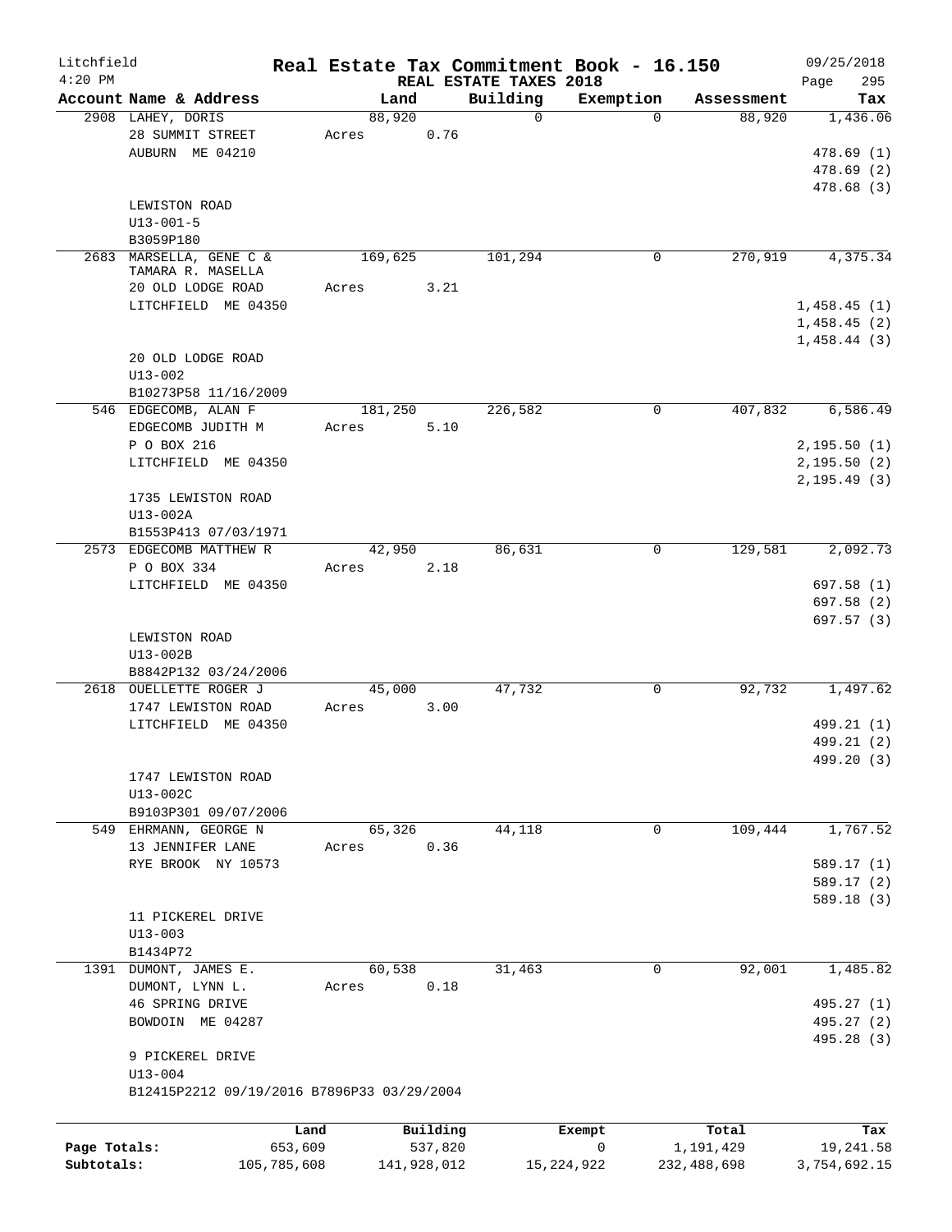Litchfield 4:20 PM

# Real Estate Tax Commitment Book - 16.150

REAL ESTATE TAXES 2018

09/25/2018 Page 295

| Account Name & Address | Land | Building | Exemption | Assessment | Tax |
|---|---|---|---|---|---|
| 2908 LAHEY, DORIS<br>28 SUMMIT STREET<br>AUBURN ME 04210<br><br>LEWISTON ROAD<br>U13-001-5<br>B3059P180 | 88,920<br>Acres 0.76 | 0 | 0 | 88,920 | 1,436.06<br><br>478.69 (1)<br>478.69 (2)<br>478.68 (3) |
| 2683 MARSELLA, GENE C &<br>TAMARA R. MASELLA<br>20 OLD LODGE ROAD<br>LITCHFIELD ME 04350<br><br>20 OLD LODGE ROAD<br>U13-002<br>B10273P58 11/16/2009 | 169,625<br>Acres 3.21 | 101,294 | 0 | 270,919 | 4,375.34<br><br>1,458.45 (1)<br>1,458.45 (2)<br>1,458.44 (3) |
| 546 EDGECOMB, ALAN F<br>EDGECOMB JUDITH M<br>P O BOX 216<br>LITCHFIELD ME 04350<br><br>1735 LEWISTON ROAD<br>U13-002A<br>B1553P413 07/03/1971 | 181,250<br>Acres 5.10 | 226,582 | 0 | 407,832 | 6,586.49<br><br>2,195.50 (1)<br>2,195.50 (2)<br>2,195.49 (3) |
| 2573 EDGECOMB MATTHEW R<br>P O BOX 334<br>LITCHFIELD ME 04350<br><br>LEWISTON ROAD<br>U13-002B<br>B8842P132 03/24/2006 | 42,950<br>Acres 2.18 | 86,631 | 0 | 129,581 | 2,092.73<br><br>697.58 (1)<br>697.58 (2)<br>697.57 (3) |
| 2618 OUELLETTE ROGER J<br>1747 LEWISTON ROAD<br>LITCHFIELD ME 04350<br><br>1747 LEWISTON ROAD<br>U13-002C<br>B9103P301 09/07/2006 | 45,000<br>Acres 3.00 | 47,732 | 0 | 92,732 | 1,497.62<br><br>499.21 (1)<br>499.21 (2)<br>499.20 (3) |
| 549 EHRMANN, GEORGE N<br>13 JENNIFER LANE<br>RYE BROOK NY 10573<br><br>11 PICKEREL DRIVE<br>U13-003<br>B1434P72 | 65,326<br>Acres 0.36 | 44,118 | 0 | 109,444 | 1,767.52<br><br>589.17 (1)<br>589.17 (2)<br>589.18 (3) |
| 1391 DUMONT, JAMES E.<br>DUMONT, LYNN L.<br>46 SPRING DRIVE<br>BOWDOIN ME 04287<br><br>9 PICKEREL DRIVE<br>U13-004<br>B12415P2212 09/19/2016 B7896P33 03/29/2004 | 60,538<br>Acres 0.18 | 31,463 | 0 | 92,001 | 1,485.82<br><br>495.27 (1)<br>495.27 (2)<br>495.28 (3) |

| | Land | Building | Exempt | Total | Tax |
|---|---|---|---|---|---|
| Page Totals: | 653,609 | 537,820 | 0 | 1,191,429 | 19,241.58 |
| Subtotals: | 105,785,608 | 141,928,012 | 15,224,922 | 232,488,698 | 3,754,692.15 |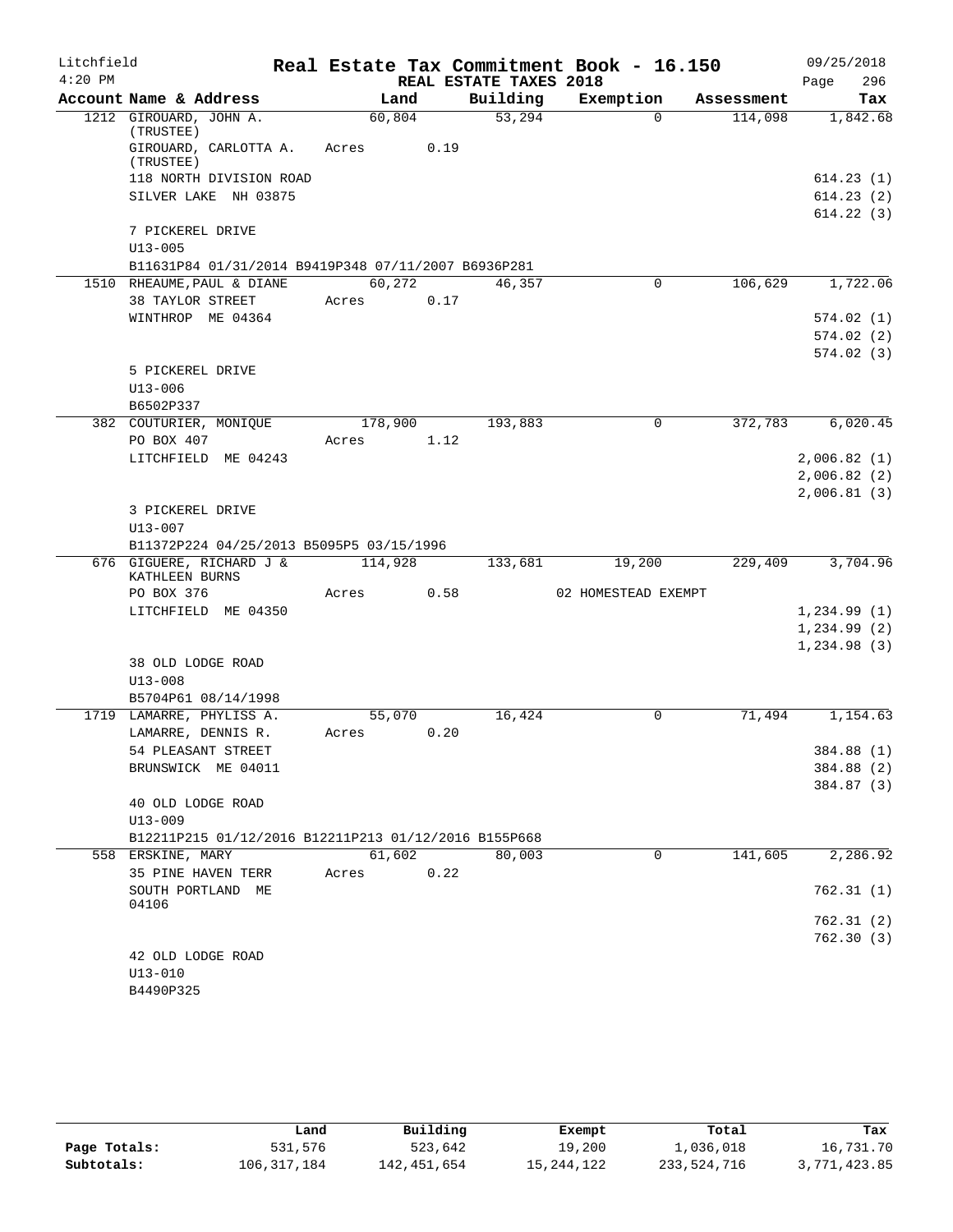Litchfield
4:20 PM

**Real Estate Tax Commitment Book - 16.150**
**REAL ESTATE TAXES 2018**

09/25/2018

| Account Name & Address | Land | Building | Exemption | Assessment | Tax |
|---|---|---|---|---|---|
| 1212 GIROUARD, JOHN A. (TRUSTEE) | 60,804 | 53,294 | 0 | 114,098 | 1,842.68 |
| GIROUARD, CARLOTTA A. (TRUSTEE) | Acres 0.19 | | | | |
| 118 NORTH DIVISION ROAD | | | | | 614.23 (1) |
| SILVER LAKE NH 03875 | | | | | 614.23 (2) |
| | | | | | 614.22 (3) |
| 7 PICKEREL DRIVE | | | | | |
| U13-005 | | | | | |
| B11631P84 01/31/2014 B9419P348 07/11/2007 B6936P281 | | | | | |
| 1510 RHEAUME, PAUL & DIANE | 60,272 | 46,357 | 0 | 106,629 | 1,722.06 |
| 38 TAYLOR STREET | Acres 0.17 | | | | |
| WINTHROP ME 04364 | | | | | 574.02 (1) |
| | | | | | 574.02 (2) |
| | | | | | 574.02 (3) |
| 5 PICKEREL DRIVE | | | | | |
| U13-006 | | | | | |
| B6502P337 | | | | | |
| 382 COUTURIER, MONIQUE | 178,900 | 193,883 | 0 | 372,783 | 6,020.45 |
| PO BOX 407 | Acres 1.12 | | | | |
| LITCHFIELD ME 04243 | | | | | 2,006.82 (1) |
| | | | | | 2,006.82 (2) |
| | | | | | 2,006.81 (3) |
| 3 PICKEREL DRIVE | | | | | |
| U13-007 | | | | | |
| B11372P224 04/25/2013 B5095P5 03/15/1996 | | | | | |
| 676 GIGUERE, RICHARD J & KATHLEEN BURNS | 114,928 | 133,681 | 19,200 | 229,409 | 3,704.96 |
| PO BOX 376 | Acres 0.58 | | 02 HOMESTEAD EXEMPT | | |
| LITCHFIELD ME 04350 | | | | | 1,234.99 (1) |
| | | | | | 1,234.99 (2) |
| | | | | | 1,234.98 (3) |
| 38 OLD LODGE ROAD | | | | | |
| U13-008 | | | | | |
| B5704P61 08/14/1998 | | | | | |
| 1719 LAMARRE, PHYLISS A. | 55,070 | 16,424 | 0 | 71,494 | 1,154.63 |
| LAMARRE, DENNIS R. | Acres 0.20 | | | | |
| 54 PLEASANT STREET | | | | | 384.88 (1) |
| BRUNSWICK ME 04011 | | | | | 384.88 (2) |
| | | | | | 384.87 (3) |
| 40 OLD LODGE ROAD | | | | | |
| U13-009 | | | | | |
| B12211P215 01/12/2016 B12211P213 01/12/2016 B155P668 | | | | | |
| 558 ERSKINE, MARY | 61,602 | 80,003 | 0 | 141,605 | 2,286.92 |
| 35 PINE HAVEN TERR | Acres 0.22 | | | | |
| SOUTH PORTLAND ME 04106 | | | | | 762.31 (1) |
| | | | | | 762.31 (2) |
| | | | | | 762.30 (3) |
| 42 OLD LODGE ROAD | | | | | |
| U13-010 | | | | | |
| B4490P325 | | | | | |

| | Land | Building | Exempt | Total | Tax |
|---|---|---|---|---|---|
| Page Totals: | 531,576 | 523,642 | 19,200 | 1,036,018 | 16,731.70 |
| Subtotals: | 106,317,184 | 142,451,654 | 15,244,122 | 233,524,716 | 3,771,423.85 |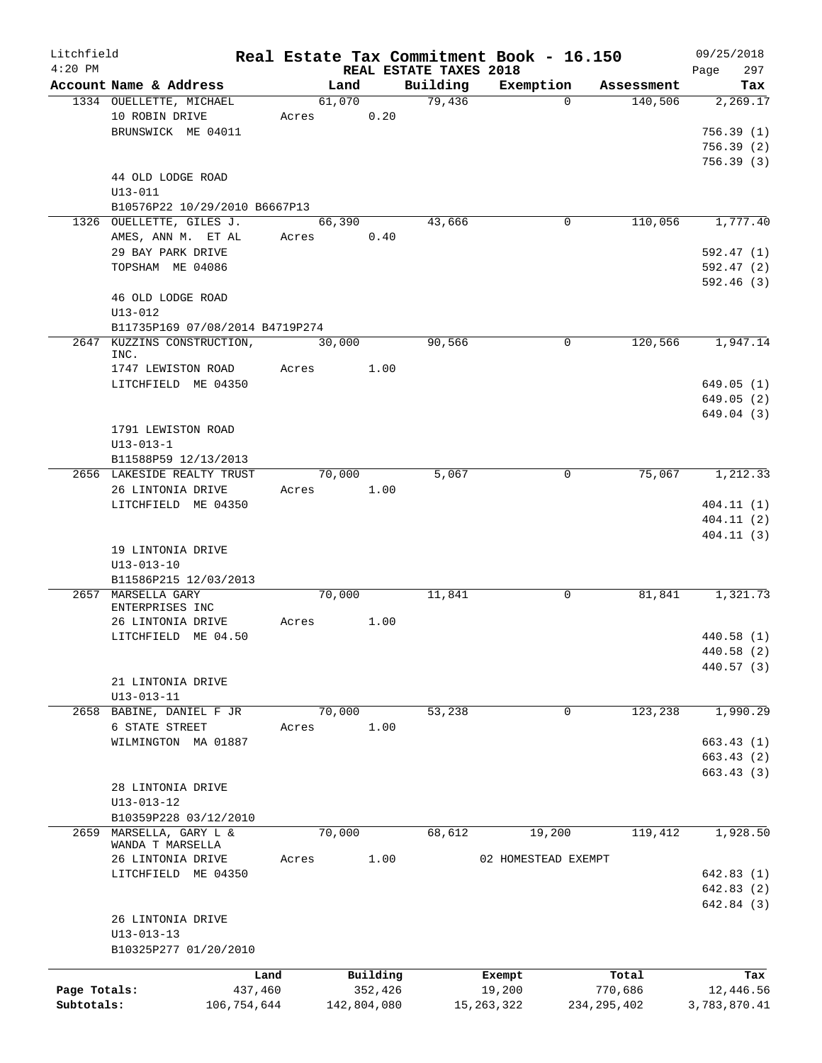# Real Estate Tax Commitment Book - 16.150

Litchfield 4:20 PM — REAL ESTATE TAXES 2018 — 09/25/2018

| Account Name & Address | Land | Building | Exemption | Assessment | Tax |
|---|---|---|---|---|---|
| 1334 OUELLETTE, MICHAEL | 61,070 | 79,436 | 0 | 140,506 | 2,269.17 |
| 10 ROBIN DRIVE | Acres 0.20 | | | | |
| BRUNSWICK ME 04011 | | | | | 756.39 (1) |
| | | | | | 756.39 (2) |
| | | | | | 756.39 (3) |
| 44 OLD LODGE ROAD | | | | | |
| U13-011 | | | | | |
| B10576P22 10/29/2010 B6667P13 | | | | | |
| 1326 OUELLETTE, GILES J. | 66,390 | 43,666 | 0 | 110,056 | 1,777.40 |
| AMES, ANN M. ET AL | Acres 0.40 | | | | |
| 29 BAY PARK DRIVE | | | | | 592.47 (1) |
| TOPSHAM ME 04086 | | | | | 592.47 (2) |
| | | | | | 592.46 (3) |
| 46 OLD LODGE ROAD | | | | | |
| U13-012 | | | | | |
| B11735P169 07/08/2014 B4719P274 | | | | | |
| 2647 KUZZINS CONSTRUCTION, INC. | 30,000 | 90,566 | 0 | 120,566 | 1,947.14 |
| 1747 LEWISTON ROAD | Acres 1.00 | | | | |
| LITCHFIELD ME 04350 | | | | | 649.05 (1) |
| | | | | | 649.05 (2) |
| | | | | | 649.04 (3) |
| 1791 LEWISTON ROAD | | | | | |
| U13-013-1 | | | | | |
| B11588P59 12/13/2013 | | | | | |
| 2656 LAKESIDE REALTY TRUST | 70,000 | 5,067 | 0 | 75,067 | 1,212.33 |
| 26 LINTONIA DRIVE | Acres 1.00 | | | | |
| LITCHFIELD ME 04350 | | | | | 404.11 (1) |
| | | | | | 404.11 (2) |
| | | | | | 404.11 (3) |
| 19 LINTONIA DRIVE | | | | | |
| U13-013-10 | | | | | |
| B11586P215 12/03/2013 | | | | | |
| 2657 MARSELLA GARY ENTERPRISES INC | 70,000 | 11,841 | 0 | 81,841 | 1,321.73 |
| 26 LINTONIA DRIVE | Acres 1.00 | | | | |
| LITCHFIELD ME 04.50 | | | | | 440.58 (1) |
| | | | | | 440.58 (2) |
| | | | | | 440.57 (3) |
| 21 LINTONIA DRIVE | | | | | |
| U13-013-11 | | | | | |
| 2658 BABINE, DANIEL F JR | 70,000 | 53,238 | 0 | 123,238 | 1,990.29 |
| 6 STATE STREET | Acres 1.00 | | | | |
| WILMINGTON MA 01887 | | | | | 663.43 (1) |
| | | | | | 663.43 (2) |
| | | | | | 663.43 (3) |
| 28 LINTONIA DRIVE | | | | | |
| U13-013-12 | | | | | |
| B10359P228 03/12/2010 | | | | | |
| 2659 MARSELLA, GARY L & WANDA T MARSELLA | 70,000 | 68,612 | 19,200 | 119,412 | 1,928.50 |
| 26 LINTONIA DRIVE | Acres 1.00 | | 02 HOMESTEAD EXEMPT | | |
| LITCHFIELD ME 04350 | | | | | 642.83 (1) |
| | | | | | 642.83 (2) |
| | | | | | 642.84 (3) |
| 26 LINTONIA DRIVE | | | | | |
| U13-013-13 | | | | | |
| B10325P277 01/20/2010 | | | | | |

| | Land | Building | Exempt | Total | Tax |
|---|---|---|---|---|---|
| Page Totals: | 437,460 | 352,426 | 19,200 | 770,686 | 12,446.56 |
| Subtotals: | 106,754,644 | 142,804,080 | 15,263,322 | 234,295,402 | 3,783,870.41 |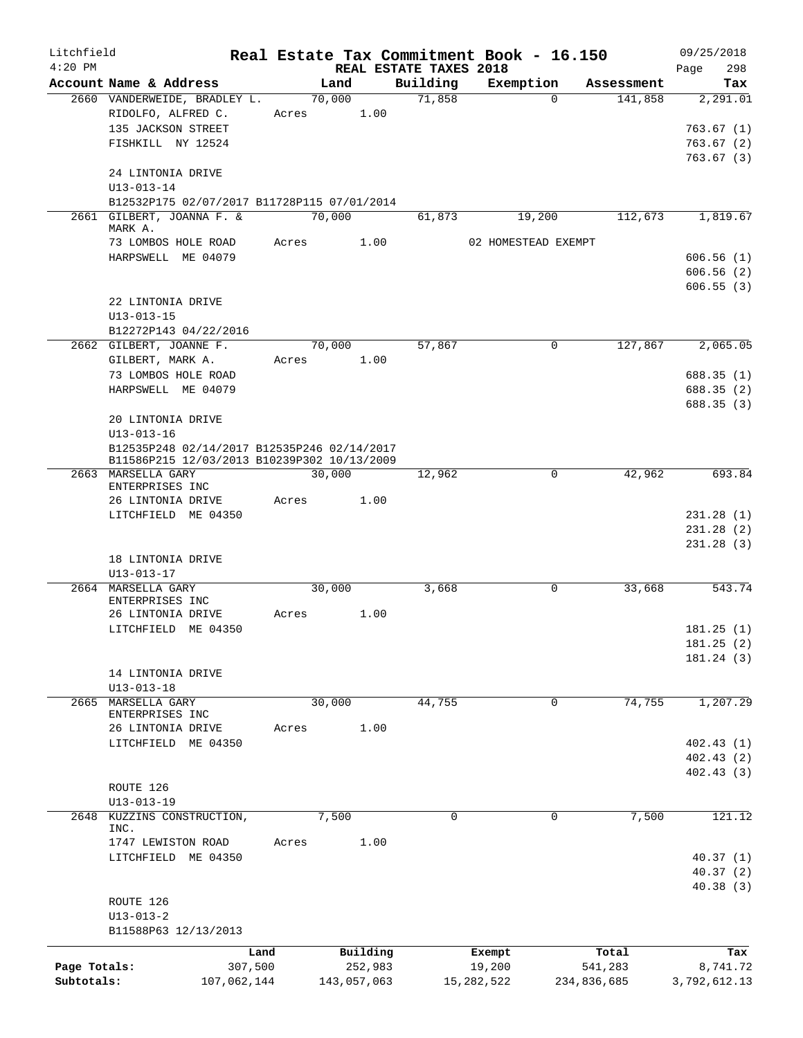Litchfield
4:20 PM

# Real Estate Tax Commitment Book - 16.150

REAL ESTATE TAXES 2018

09/25/2018
Page 298

| Account Name & Address | Land | Building | Exemption | Assessment | Tax |
|---|---|---|---|---|---|
| 2660 VANDERWEIDE, BRADLEY L. | 70,000 | 71,858 | 0 | 141,858 | 2,291.01 |
| RIDOLFO, ALFRED C. | Acres 1.00 | | | | |
| 135 JACKSON STREET | | | | | 763.67 (1) |
| FISHKILL NY 12524 | | | | | 763.67 (2) |
| | | | | | 763.67 (3) |
| 24 LINTONIA DRIVE | | | | | |
| U13-013-14 | | | | | |
| B12532P175 02/07/2017 B11728P115 07/01/2014 | | | | | |
| 2661 GILBERT, JOANNA F. & MARK A. | 70,000 | 61,873 | 19,200 | 112,673 | 1,819.67 |
| 73 LOMBOS HOLE ROAD | Acres 1.00 | | 02 HOMESTEAD EXEMPT | | |
| HARPSWELL ME 04079 | | | | | 606.56 (1) |
| | | | | | 606.56 (2) |
| | | | | | 606.55 (3) |
| 22 LINTONIA DRIVE | | | | | |
| U13-013-15 | | | | | |
| B12272P143 04/22/2016 | | | | | |
| 2662 GILBERT, JOANNE F. | 70,000 | 57,867 | 0 | 127,867 | 2,065.05 |
| GILBERT, MARK A. | Acres 1.00 | | | | |
| 73 LOMBOS HOLE ROAD | | | | | 688.35 (1) |
| HARPSWELL ME 04079 | | | | | 688.35 (2) |
| | | | | | 688.35 (3) |
| 20 LINTONIA DRIVE | | | | | |
| U13-013-16 | | | | | |
| B12535P248 02/14/2017 B12535P246 02/14/2017 | | | | | |
| B11586P215 12/03/2013 B10239P302 10/13/2009 | | | | | |
| 2663 MARSELLA GARY ENTERPRISES INC | 30,000 | 12,962 | 0 | 42,962 | 693.84 |
| 26 LINTONIA DRIVE | Acres 1.00 | | | | |
| LITCHFIELD ME 04350 | | | | | 231.28 (1) |
| | | | | | 231.28 (2) |
| | | | | | 231.28 (3) |
| 18 LINTONIA DRIVE | | | | | |
| U13-013-17 | | | | | |
| 2664 MARSELLA GARY ENTERPRISES INC | 30,000 | 3,668 | 0 | 33,668 | 543.74 |
| 26 LINTONIA DRIVE | Acres 1.00 | | | | |
| LITCHFIELD ME 04350 | | | | | 181.25 (1) |
| | | | | | 181.25 (2) |
| | | | | | 181.24 (3) |
| 14 LINTONIA DRIVE | | | | | |
| U13-013-18 | | | | | |
| 2665 MARSELLA GARY ENTERPRISES INC | 30,000 | 44,755 | 0 | 74,755 | 1,207.29 |
| 26 LINTONIA DRIVE | Acres 1.00 | | | | |
| LITCHFIELD ME 04350 | | | | | 402.43 (1) |
| | | | | | 402.43 (2) |
| | | | | | 402.43 (3) |
| ROUTE 126 | | | | | |
| U13-013-19 | | | | | |
| 2648 KUZZINS CONSTRUCTION, INC. | 7,500 | 0 | 0 | 7,500 | 121.12 |
| 1747 LEWISTON ROAD | Acres 1.00 | | | | |
| LITCHFIELD ME 04350 | | | | | 40.37 (1) |
| | | | | | 40.37 (2) |
| | | | | | 40.38 (3) |
| ROUTE 126 | | | | | |
| U13-013-2 | | | | | |
| B11588P63 12/13/2013 | | | | | |

| | Land | Building | Exempt | Total | Tax |
|---|---|---|---|---|---|
| Page Totals: | 307,500 | 252,983 | 19,200 | 541,283 | 8,741.72 |
| Subtotals: | 107,062,144 | 143,057,063 | 15,282,522 | 234,836,685 | 3,792,612.13 |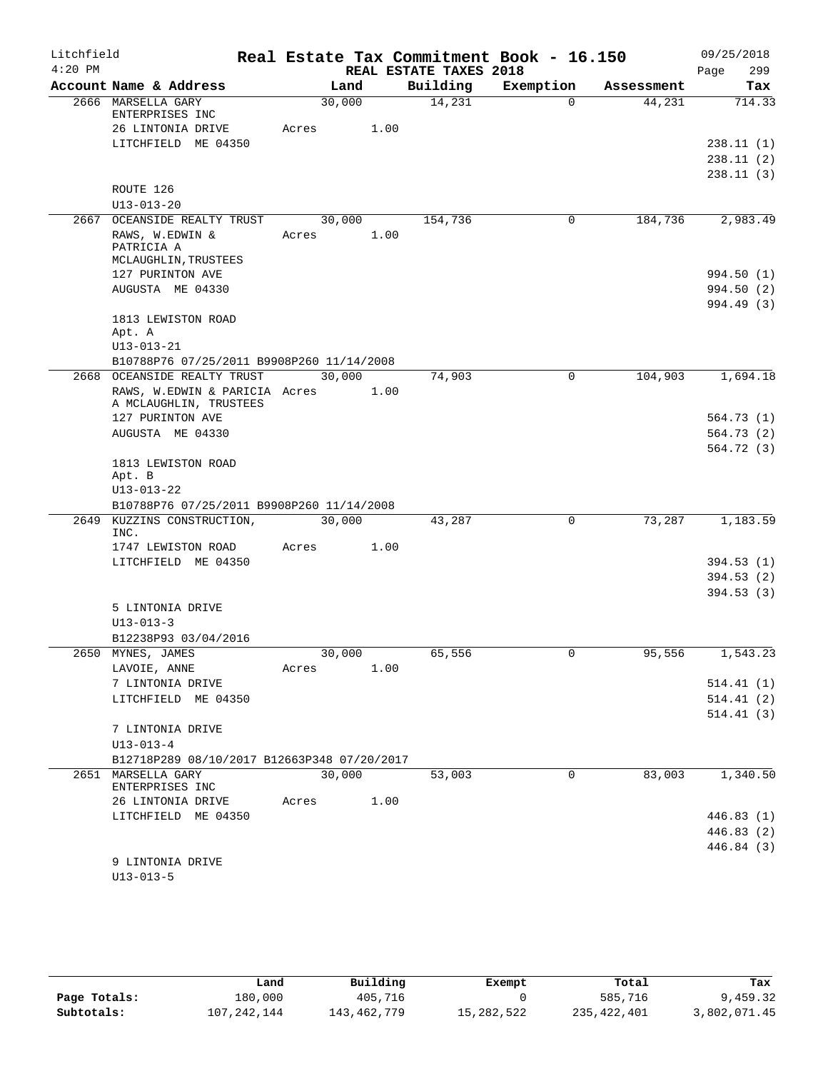Litchfield
4:20 PM

# Real Estate Tax Commitment Book - 16.150

REAL ESTATE TAXES 2018

09/25/2018

| Account Name & Address | Land | Building | Exemption | Assessment | Tax |
|---|---|---|---|---|---|
| 2666 MARSELLA GARY ENTERPRISES INC | 30,000 | 14,231 | 0 | 44,231 | 714.33 |
| 26 LINTONIA DRIVE | Acres 1.00 | | | | |
| LITCHFIELD ME 04350 | | | | | 238.11 (1) |
| | | | | | 238.11 (2) |
| | | | | | 238.11 (3) |
| ROUTE 126 | | | | | |
| U13-013-20 | | | | | |
| 2667 OCEANSIDE REALTY TRUST | 30,000 | 154,736 | 0 | 184,736 | 2,983.49 |
| RAWS, W.EDWIN & PATRICIA A MCLAUGHLIN,TRUSTEES | Acres 1.00 | | | | |
| 127 PURINTON AVE | | | | | 994.50 (1) |
| AUGUSTA ME 04330 | | | | | 994.50 (2) |
| | | | | | 994.49 (3) |
| 1813 LEWISTON ROAD | | | | | |
| Apt. A | | | | | |
| U13-013-21 | | | | | |
| B10788P76 07/25/2011 B9908P260 11/14/2008 | | | | | |
| 2668 OCEANSIDE REALTY TRUST | 30,000 | 74,903 | 0 | 104,903 | 1,694.18 |
| RAWS, W.EDWIN & PARICIA A MCLAUGHLIN, TRUSTEES | Acres 1.00 | | | | |
| 127 PURINTON AVE | | | | | 564.73 (1) |
| AUGUSTA ME 04330 | | | | | 564.73 (2) |
| | | | | | 564.72 (3) |
| 1813 LEWISTON ROAD | | | | | |
| Apt. B | | | | | |
| U13-013-22 | | | | | |
| B10788P76 07/25/2011 B9908P260 11/14/2008 | | | | | |
| 2649 KUZZINS CONSTRUCTION, INC. | 30,000 | 43,287 | 0 | 73,287 | 1,183.59 |
| 1747 LEWISTON ROAD | Acres 1.00 | | | | |
| LITCHFIELD ME 04350 | | | | | 394.53 (1) |
| | | | | | 394.53 (2) |
| | | | | | 394.53 (3) |
| 5 LINTONIA DRIVE | | | | | |
| U13-013-3 | | | | | |
| B12238P93 03/04/2016 | | | | | |
| 2650 MYNES, JAMES | 30,000 | 65,556 | 0 | 95,556 | 1,543.23 |
| LAVOIE, ANNE | Acres 1.00 | | | | |
| 7 LINTONIA DRIVE | | | | | 514.41 (1) |
| LITCHFIELD ME 04350 | | | | | 514.41 (2) |
| | | | | | 514.41 (3) |
| 7 LINTONIA DRIVE | | | | | |
| U13-013-4 | | | | | |
| B12718P289 08/10/2017 B12663P348 07/20/2017 | | | | | |
| 2651 MARSELLA GARY ENTERPRISES INC | 30,000 | 53,003 | 0 | 83,003 | 1,340.50 |
| 26 LINTONIA DRIVE | Acres 1.00 | | | | |
| LITCHFIELD ME 04350 | | | | | 446.83 (1) |
| | | | | | 446.83 (2) |
| | | | | | 446.84 (3) |
| 9 LINTONIA DRIVE | | | | | |
| U13-013-5 | | | | | |

| | Land | Building | Exempt | Total | Tax |
|---|---|---|---|---|---|
| Page Totals: | 180,000 | 405,716 | 0 | 585,716 | 9,459.32 |
| Subtotals: | 107,242,144 | 143,462,779 | 15,282,522 | 235,422,401 | 3,802,071.45 |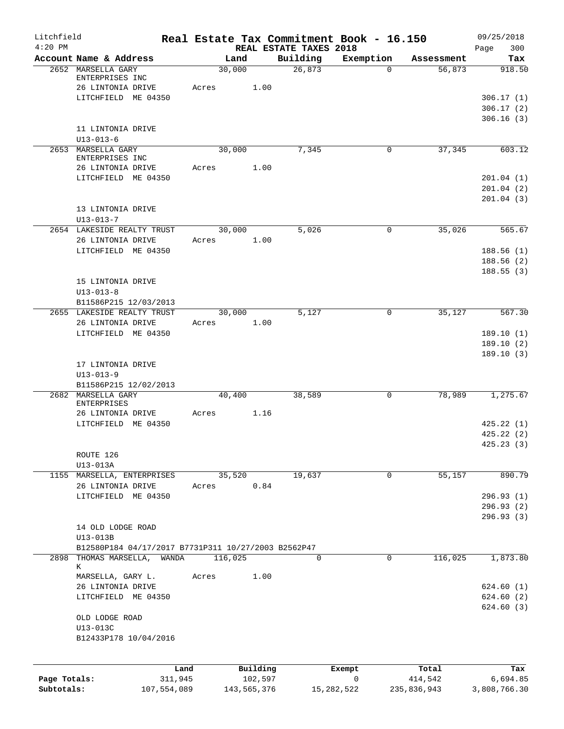# Real Estate Tax Commitment Book - 16.150

Litchfield
4:20 PM

REAL ESTATE TAXES 2018

09/25/2018
Page 300

| Account | Name & Address | Land | Building | Exemption | Assessment | Tax |
|---|---|---|---|---|---|---|
| 2652 | MARSELLA GARY ENTERPRISES INC<br>26 LINTONIA DRIVE<br>LITCHFIELD ME 04350<br><br>11 LINTONIA DRIVE<br>U13-013-6 | 30,000<br>Acres 1.00 | 26,873 | 0 | 56,873 | 918.50<br><br>306.17 (1)<br>306.17 (2)<br>306.16 (3) |
| 2653 | MARSELLA GARY ENTERPRISES INC<br>26 LINTONIA DRIVE<br>LITCHFIELD ME 04350<br><br>13 LINTONIA DRIVE<br>U13-013-7 | 30,000<br>Acres 1.00 | 7,345 | 0 | 37,345 | 603.12<br><br>201.04 (1)<br>201.04 (2)<br>201.04 (3) |
| 2654 | LAKESIDE REALTY TRUST<br>26 LINTONIA DRIVE<br>LITCHFIELD ME 04350<br><br>15 LINTONIA DRIVE<br>U13-013-8<br>B11586P215 12/03/2013 | 30,000<br>Acres 1.00 | 5,026 | 0 | 35,026 | 565.67<br><br>188.56 (1)<br>188.56 (2)<br>188.55 (3) |
| 2655 | LAKESIDE REALTY TRUST<br>26 LINTONIA DRIVE<br>LITCHFIELD ME 04350<br><br>17 LINTONIA DRIVE<br>U13-013-9<br>B11586P215 12/02/2013 | 30,000<br>Acres 1.00 | 5,127 | 0 | 35,127 | 567.30<br><br>189.10 (1)<br>189.10 (2)<br>189.10 (3) |
| 2682 | MARSELLA GARY ENTERPRISES<br>26 LINTONIA DRIVE<br>LITCHFIELD ME 04350<br><br>ROUTE 126<br>U13-013A | 40,400<br>Acres 1.16 | 38,589 | 0 | 78,989 | 1,275.67<br><br>425.22 (1)<br>425.22 (2)<br>425.23 (3) |
| 1155 | MARSELLA, ENTERPRISES<br>26 LINTONIA DRIVE<br>LITCHFIELD ME 04350<br><br>14 OLD LODGE ROAD<br>U13-013B<br>B12580P184 04/17/2017 B7731P311 10/27/2003 B2562P47 | 35,520<br>Acres 0.84 | 19,637 | 0 | 55,157 | 890.79<br><br>296.93 (1)<br>296.93 (2)<br>296.93 (3) |
| 2898 | THOMAS MARSELLA, WANDA K<br>MARSELLA, GARY L.<br>26 LINTONIA DRIVE<br>LITCHFIELD ME 04350<br><br>OLD LODGE ROAD<br>U13-013C<br>B12433P178 10/04/2016 | 116,025<br>Acres 1.00 | 0 | 0 | 116,025 | 1,873.80<br><br>624.60 (1)<br>624.60 (2)<br>624.60 (3) |

| | Land | Building | Exempt | Total | Tax |
|---|---|---|---|---|---|
| **Page Totals:** | 311,945 | 102,597 | 0 | 414,542 | 6,694.85 |
| **Subtotals:** | 107,554,089 | 143,565,376 | 15,282,522 | 235,836,943 | 3,808,766.30 |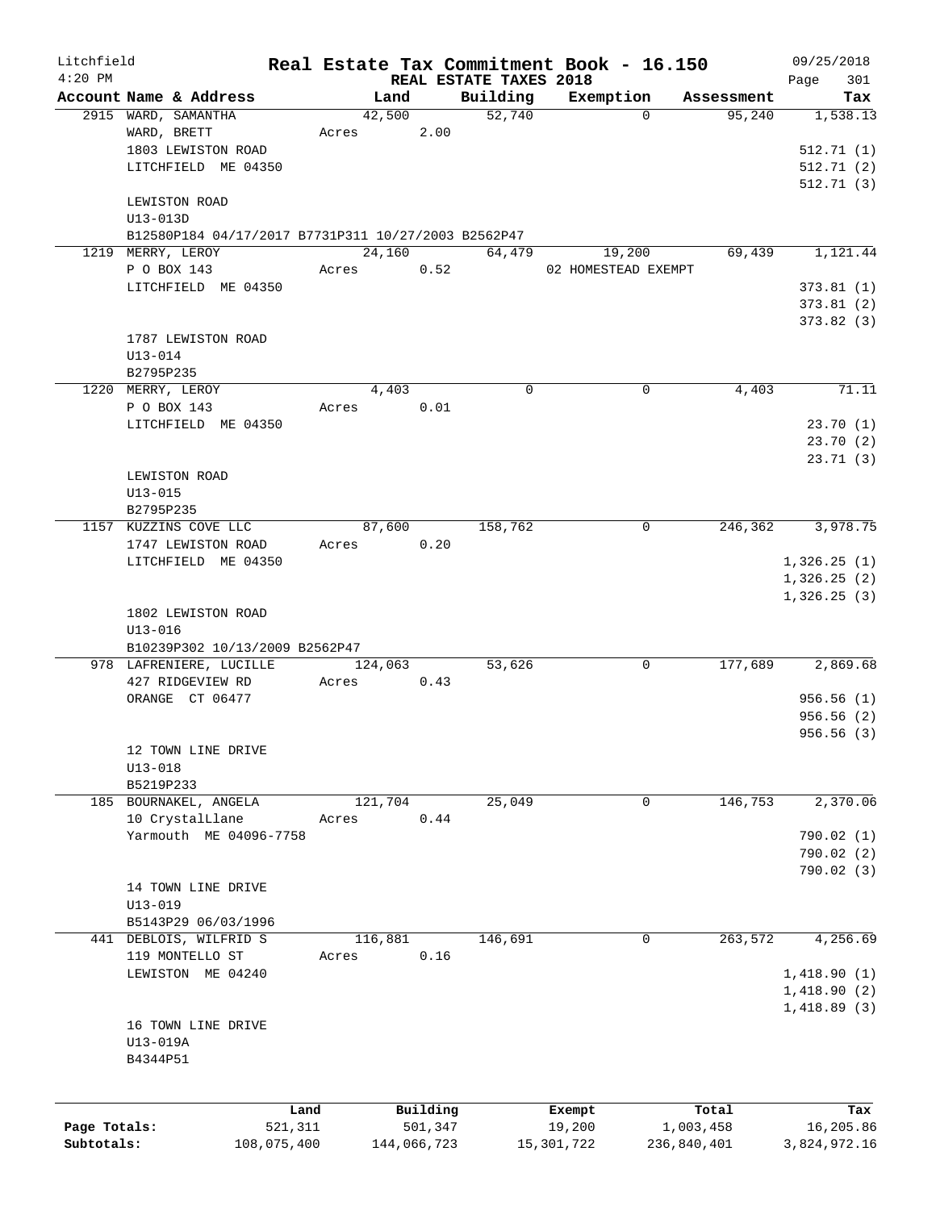Litchfield 4:20 PM

# Real Estate Tax Commitment Book - 16.150

REAL ESTATE TAXES 2018

09/25/2018 Page 301

| Account Name & Address | Land | Building | Exemption | Assessment | Tax |
|---|---|---|---|---|---|
| 2915 WARD, SAMANTHA | 42,500 | 52,740 | 0 | 95,240 | 1,538.13 |
| WARD, BRETT | Acres 2.00 | | | | |
| 1803 LEWISTON ROAD | | | | | 512.71 (1) |
| LITCHFIELD ME 04350 | | | | | 512.71 (2) |
| | | | | | 512.71 (3) |
| LEWISTON ROAD | | | | | |
| U13-013D | | | | | |
| B12580P184 04/17/2017 B7731P311 10/27/2003 B2562P47 | | | | | |
| 1219 MERRY, LEROY | 24,160 | 64,479 | 19,200 | 69,439 | 1,121.44 |
| P O BOX 143 | Acres 0.52 | | 02 HOMESTEAD EXEMPT | | |
| LITCHFIELD ME 04350 | | | | | 373.81 (1) |
| | | | | | 373.81 (2) |
| | | | | | 373.82 (3) |
| 1787 LEWISTON ROAD | | | | | |
| U13-014 | | | | | |
| B2795P235 | | | | | |
| 1220 MERRY, LEROY | 4,403 | 0 | 0 | 4,403 | 71.11 |
| P O BOX 143 | Acres 0.01 | | | | |
| LITCHFIELD ME 04350 | | | | | 23.70 (1) |
| | | | | | 23.70 (2) |
| | | | | | 23.71 (3) |
| LEWISTON ROAD | | | | | |
| U13-015 | | | | | |
| B2795P235 | | | | | |
| 1157 KUZZINS COVE LLC | 87,600 | 158,762 | 0 | 246,362 | 3,978.75 |
| 1747 LEWISTON ROAD | Acres 0.20 | | | | |
| LITCHFIELD ME 04350 | | | | | 1,326.25 (1) |
| | | | | | 1,326.25 (2) |
| | | | | | 1,326.25 (3) |
| 1802 LEWISTON ROAD | | | | | |
| U13-016 | | | | | |
| B10239P302 10/13/2009 B2562P47 | | | | | |
| 978 LAFRENIERE, LUCILLE | 124,063 | 53,626 | 0 | 177,689 | 2,869.68 |
| 427 RIDGEVIEW RD | Acres 0.43 | | | | |
| ORANGE CT 06477 | | | | | 956.56 (1) |
| | | | | | 956.56 (2) |
| | | | | | 956.56 (3) |
| 12 TOWN LINE DRIVE | | | | | |
| U13-018 | | | | | |
| B5219P233 | | | | | |
| 185 BOURNAKEL, ANGELA | 121,704 | 25,049 | 0 | 146,753 | 2,370.06 |
| 10 CrystalLlane | Acres 0.44 | | | | |
| Yarmouth ME 04096-7758 | | | | | 790.02 (1) |
| | | | | | 790.02 (2) |
| | | | | | 790.02 (3) |
| 14 TOWN LINE DRIVE | | | | | |
| U13-019 | | | | | |
| B5143P29 06/03/1996 | | | | | |
| 441 DEBLOIS, WILFRID S | 116,881 | 146,691 | 0 | 263,572 | 4,256.69 |
| 119 MONTELLO ST | Acres 0.16 | | | | |
| LEWISTON ME 04240 | | | | | 1,418.90 (1) |
| | | | | | 1,418.90 (2) |
| | | | | | 1,418.89 (3) |
| 16 TOWN LINE DRIVE | | | | | |
| U13-019A | | | | | |
| B4344P51 | | | | | |

| | Land | Building | Exempt | Total | Tax |
|---|---|---|---|---|---|
| Page Totals: | 521,311 | 501,347 | 19,200 | 1,003,458 | 16,205.86 |
| Subtotals: | 108,075,400 | 144,066,723 | 15,301,722 | 236,840,401 | 3,824,972.16 |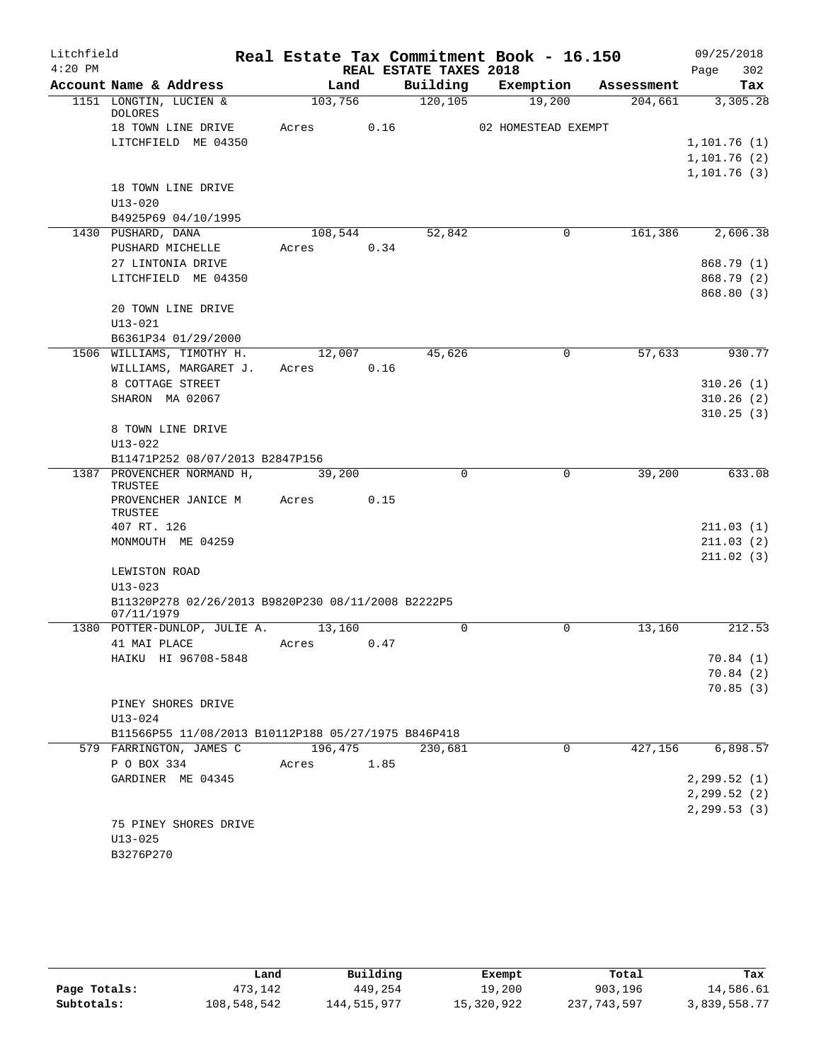Litchfield 4:20 PM

# Real Estate Tax Commitment Book - 16.150

## REAL ESTATE TAXES 2018

09/25/2018 Page 302

| Account Name & Address | Land | Building | Exemption | Assessment | Tax |
|---|---|---|---|---|---|
| 1151 LONGTIN, LUCIEN & DOLORES | 103,756 | 120,105 | 19,200 | 204,661 | 3,305.28 |
| 18 TOWN LINE DRIVE | Acres 0.16 | | 02 HOMESTEAD EXEMPT | | |
| LITCHFIELD ME 04350 | | | | | 1,101.76 (1) |
| | | | | | 1,101.76 (2) |
| | | | | | 1,101.76 (3) |
| 18 TOWN LINE DRIVE | | | | | |
| U13-020 | | | | | |
| B4925P69 04/10/1995 | | | | | |
| 1430 PUSHARD, DANA | 108,544 | 52,842 | 0 | 161,386 | 2,606.38 |
| PUSHARD MICHELLE | Acres 0.34 | | | | |
| 27 LINTONIA DRIVE | | | | | 868.79 (1) |
| LITCHFIELD ME 04350 | | | | | 868.79 (2) |
| | | | | | 868.80 (3) |
| 20 TOWN LINE DRIVE | | | | | |
| U13-021 | | | | | |
| B6361P34 01/29/2000 | | | | | |
| 1506 WILLIAMS, TIMOTHY H. | 12,007 | 45,626 | 0 | 57,633 | 930.77 |
| WILLIAMS, MARGARET J. | Acres 0.16 | | | | |
| 8 COTTAGE STREET | | | | | 310.26 (1) |
| SHARON MA 02067 | | | | | 310.26 (2) |
| | | | | | 310.25 (3) |
| 8 TOWN LINE DRIVE | | | | | |
| U13-022 | | | | | |
| B11471P252 08/07/2013 B2847P156 | | | | | |
| 1387 PROVENCHER NORMAND H, TRUSTEE | 39,200 | 0 | 0 | 39,200 | 633.08 |
| PROVENCHER JANICE M TRUSTEE | Acres 0.15 | | | | |
| 407 RT. 126 | | | | | 211.03 (1) |
| MONMOUTH ME 04259 | | | | | 211.03 (2) |
| | | | | | 211.02 (3) |
| LEWISTON ROAD | | | | | |
| U13-023 | | | | | |
| B11320P278 02/26/2013 B9820P230 08/11/2008 B2222P5 07/11/1979 | | | | | |
| 1380 POTTER-DUNLOP, JULIE A. | 13,160 | 0 | 0 | 13,160 | 212.53 |
| 41 MAI PLACE | Acres 0.47 | | | | |
| HAIKU HI 96708-5848 | | | | | 70.84 (1) |
| | | | | | 70.84 (2) |
| | | | | | 70.85 (3) |
| PINEY SHORES DRIVE | | | | | |
| U13-024 | | | | | |
| B11566P55 11/08/2013 B10112P188 05/27/1975 B846P418 | | | | | |
| 579 FARRINGTON, JAMES C | 196,475 | 230,681 | 0 | 427,156 | 6,898.57 |
| P O BOX 334 | Acres 1.85 | | | | |
| GARDINER ME 04345 | | | | | 2,299.52 (1) |
| | | | | | 2,299.52 (2) |
| | | | | | 2,299.53 (3) |
| 75 PINEY SHORES DRIVE | | | | | |
| U13-025 | | | | | |
| B3276P270 | | | | | |

| | Land | Building | Exempt | Total | Tax |
|---|---|---|---|---|---|
| Page Totals: | 473,142 | 449,254 | 19,200 | 903,196 | 14,586.61 |
| Subtotals: | 108,548,542 | 144,515,977 | 15,320,922 | 237,743,597 | 3,839,558.77 |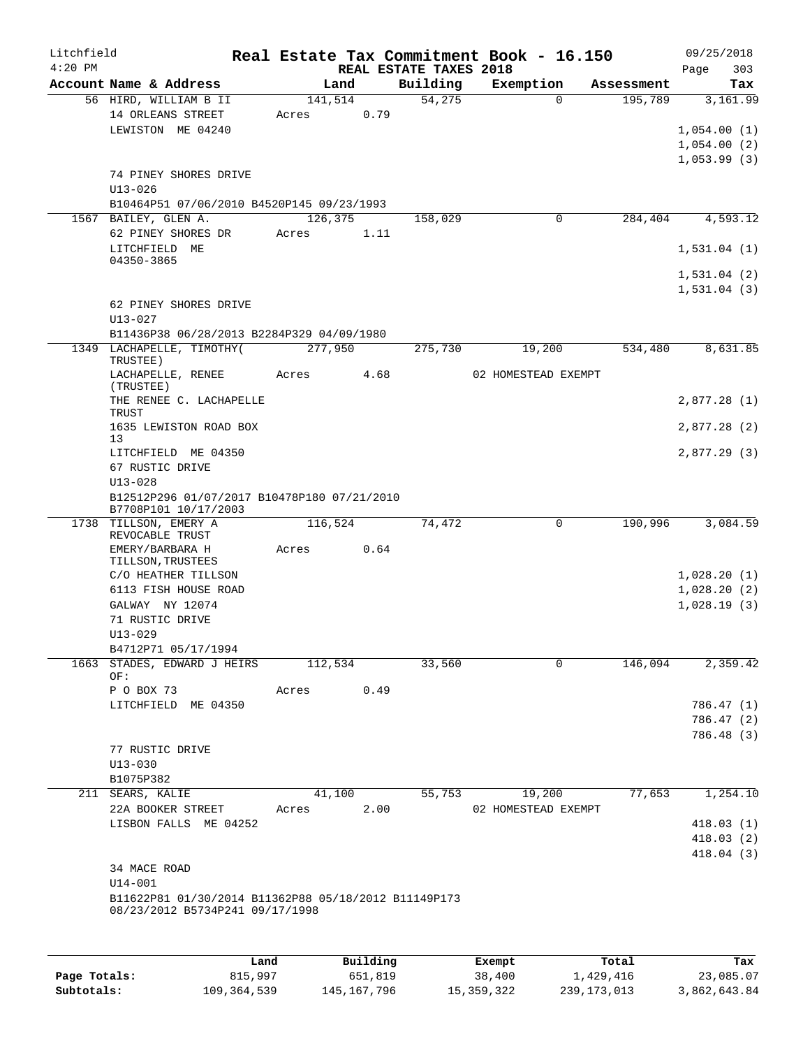Litchfield
4:20 PM

# Real Estate Tax Commitment Book - 16.150

REAL ESTATE TAXES 2018

09/25/2018
Page 303

| Account Name & Address | Land | Building | Exemption | Assessment | Tax |
|---|---|---|---|---|---|
| 56 HIRD, WILLIAM B II | 141,514 | 54,275 | 0 | 195,789 | 3,161.99 |
| 14 ORLEANS STREET | Acres 0.79 | | | | |
| LEWISTON ME 04240 | | | | | 1,054.00 (1) |
| | | | | | 1,054.00 (2) |
| | | | | | 1,053.99 (3) |
| 74 PINEY SHORES DRIVE | | | | | |
| U13-026 | | | | | |
| B10464P51 07/06/2010 B4520P145 09/23/1993 | | | | | |
| 1567 BAILEY, GLEN A. | 126,375 | 158,029 | 0 | 284,404 | 4,593.12 |
| 62 PINEY SHORES DR | Acres 1.11 | | | | |
| LITCHFIELD ME 04350-3865 | | | | | 1,531.04 (1) |
| | | | | | 1,531.04 (2) |
| | | | | | 1,531.04 (3) |
| 62 PINEY SHORES DRIVE | | | | | |
| U13-027 | | | | | |
| B11436P38 06/28/2013 B2284P329 04/09/1980 | | | | | |
| 1349 LACHAPELLE, TIMOTHY(TRUSTEE) | 277,950 | 275,730 | 19,200 | 534,480 | 8,631.85 |
| LACHAPELLE, RENEE (TRUSTEE) | Acres 4.68 | | 02 HOMESTEAD EXEMPT | | |
| THE RENEE C. LACHAPELLE TRUST | | | | | 2,877.28 (1) |
| 1635 LEWISTON ROAD BOX 13 | | | | | 2,877.28 (2) |
| LITCHFIELD ME 04350 | | | | | 2,877.29 (3) |
| 67 RUSTIC DRIVE | | | | | |
| U13-028 | | | | | |
| B12512P296 01/07/2017 B10478P180 07/21/2010 B7708P101 10/17/2003 | | | | | |
| 1738 TILLSON, EMERY A REVOCABLE TRUST | 116,524 | 74,472 | 0 | 190,996 | 3,084.59 |
| EMERY/BARBARA H TILLSON,TRUSTEES | Acres 0.64 | | | | |
| C/O HEATHER TILLSON | | | | | 1,028.20 (1) |
| 6113 FISH HOUSE ROAD | | | | | 1,028.20 (2) |
| GALWAY NY 12074 | | | | | 1,028.19 (3) |
| 71 RUSTIC DRIVE | | | | | |
| U13-029 | | | | | |
| B4712P71 05/17/1994 | | | | | |
| 1663 STADES, EDWARD J HEIRS OF: | 112,534 | 33,560 | 0 | 146,094 | 2,359.42 |
| P O BOX 73 | Acres 0.49 | | | | |
| LITCHFIELD ME 04350 | | | | | 786.47 (1) |
| | | | | | 786.47 (2) |
| | | | | | 786.48 (3) |
| 77 RUSTIC DRIVE | | | | | |
| U13-030 | | | | | |
| B1075P382 | | | | | |
| 211 SEARS, KALIE | 41,100 | 55,753 | 19,200 | 77,653 | 1,254.10 |
| 22A BOOKER STREET | Acres 2.00 | | 02 HOMESTEAD EXEMPT | | |
| LISBON FALLS ME 04252 | | | | | 418.03 (1) |
| | | | | | 418.03 (2) |
| | | | | | 418.04 (3) |
| 34 MACE ROAD | | | | | |
| U14-001 | | | | | |
| B11622P81 01/30/2014 B11362P88 05/18/2012 B11149P173 08/23/2012 B5734P241 09/17/1998 | | | | | |

| | Land | Building | Exempt | Total | Tax |
|---|---|---|---|---|---|
| Page Totals: | 815,997 | 651,819 | 38,400 | 1,429,416 | 23,085.07 |
| Subtotals: | 109,364,539 | 145,167,796 | 15,359,322 | 239,173,013 | 3,862,643.84 |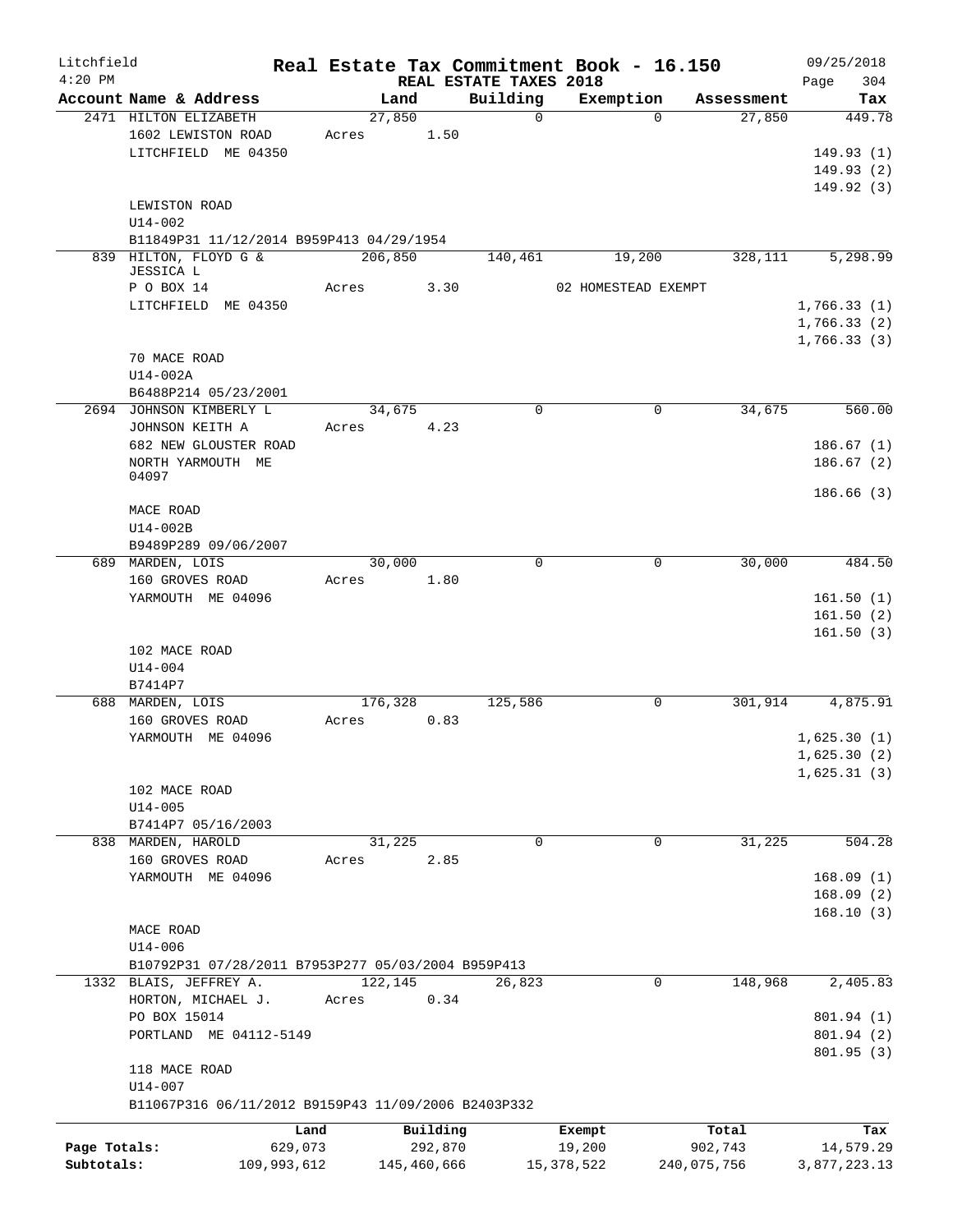Litchfield
4:20 PM

# Real Estate Tax Commitment Book - 16.150
## REAL ESTATE TAXES 2018

09/25/2018
Page 304

| Account Name & Address | Land | Building | Exemption | Assessment | Tax |
|---|---|---|---|---|---|
| 2471 HILTON ELIZABETH | 27,850 | 0 | 0 | 27,850 | 449.78 |
| 1602 LEWISTON ROAD | Acres 1.50 | | | | |
| LITCHFIELD ME 04350 | | | | | 149.93 (1) |
| | | | | | 149.93 (2) |
| | | | | | 149.92 (3) |
| LEWISTON ROAD | | | | | |
| U14-002 | | | | | |
| B11849P31 11/12/2014 B959P413 04/29/1954 | | | | | |
| 839 HILTON, FLOYD G & JESSICA L | 206,850 | 140,461 | 19,200 | 328,111 | 5,298.99 |
| P O BOX 14 | Acres 3.30 | | 02 HOMESTEAD EXEMPT | | |
| LITCHFIELD ME 04350 | | | | | 1,766.33 (1) |
| | | | | | 1,766.33 (2) |
| | | | | | 1,766.33 (3) |
| 70 MACE ROAD | | | | | |
| U14-002A | | | | | |
| B6488P214 05/23/2001 | | | | | |
| 2694 JOHNSON KIMBERLY L | 34,675 | 0 | 0 | 34,675 | 560.00 |
| JOHNSON KEITH A | Acres 4.23 | | | | |
| 682 NEW GLOUSTER ROAD | | | | | 186.67 (1) |
| NORTH YARMOUTH ME 04097 | | | | | 186.67 (2) |
| | | | | | 186.66 (3) |
| MACE ROAD | | | | | |
| U14-002B | | | | | |
| B9489P289 09/06/2007 | | | | | |
| 689 MARDEN, LOIS | 30,000 | 0 | 0 | 30,000 | 484.50 |
| 160 GROVES ROAD | Acres 1.80 | | | | |
| YARMOUTH ME 04096 | | | | | 161.50 (1) |
| | | | | | 161.50 (2) |
| | | | | | 161.50 (3) |
| 102 MACE ROAD | | | | | |
| U14-004 | | | | | |
| B7414P7 | | | | | |
| 688 MARDEN, LOIS | 176,328 | 125,586 | 0 | 301,914 | 4,875.91 |
| 160 GROVES ROAD | Acres 0.83 | | | | |
| YARMOUTH ME 04096 | | | | | 1,625.30 (1) |
| | | | | | 1,625.30 (2) |
| | | | | | 1,625.31 (3) |
| 102 MACE ROAD | | | | | |
| U14-005 | | | | | |
| B7414P7 05/16/2003 | | | | | |
| 838 MARDEN, HAROLD | 31,225 | 0 | 0 | 31,225 | 504.28 |
| 160 GROVES ROAD | Acres 2.85 | | | | |
| YARMOUTH ME 04096 | | | | | 168.09 (1) |
| | | | | | 168.09 (2) |
| | | | | | 168.10 (3) |
| MACE ROAD | | | | | |
| U14-006 | | | | | |
| B10792P31 07/28/2011 B7953P277 05/03/2004 B959P413 | | | | | |
| 1332 BLAIS, JEFFREY A. | 122,145 | 26,823 | 0 | 148,968 | 2,405.83 |
| HORTON, MICHAEL J. | Acres 0.34 | | | | |
| PO BOX 15014 | | | | | 801.94 (1) |
| PORTLAND ME 04112-5149 | | | | | 801.94 (2) |
| | | | | | 801.95 (3) |
| 118 MACE ROAD | | | | | |
| U14-007 | | | | | |
| B11067P316 06/11/2012 B9159P43 11/09/2006 B2403P332 | | | | | |

| | Land | Building | Exempt | Total | Tax |
|---|---|---|---|---|---|
| Page Totals: | 629,073 | 292,870 | 19,200 | 902,743 | 14,579.29 |
| Subtotals: | 109,993,612 | 145,460,666 | 15,378,522 | 240,075,756 | 3,877,223.13 |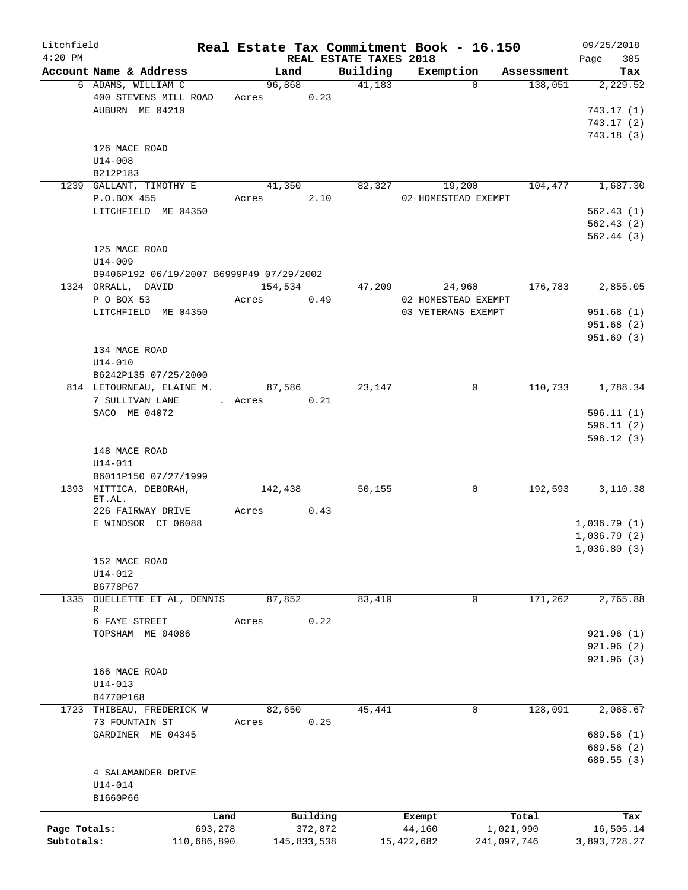Litchfield 4:20 PM

# Real Estate Tax Commitment Book - 16.150

## REAL ESTATE TAXES 2018

09/25/2018

| Account Name & Address | Land | Building | Exemption | Assessment | Tax |
|---|---|---|---|---|---|
| 6 ADAMS, WILLIAM C | 96,868 | 41,183 | 0 | 138,051 | 2,229.52 |
| 400 STEVENS MILL ROAD | Acres 0.23 | | | | |
| AUBURN ME 04210 | | | | | 743.17 (1) |
| | | | | | 743.17 (2) |
| | | | | | 743.18 (3) |
| 126 MACE ROAD | | | | | |
| U14-008 | | | | | |
| B212P183 | | | | | |
| 1239 GALLANT, TIMOTHY E | 41,350 | 82,327 | 19,200 | 104,477 | 1,687.30 |
| P.O.BOX 455 | Acres 2.10 | | 02 HOMESTEAD EXEMPT | | |
| LITCHFIELD ME 04350 | | | | | 562.43 (1) |
| | | | | | 562.43 (2) |
| | | | | | 562.44 (3) |
| 125 MACE ROAD | | | | | |
| U14-009 | | | | | |
| B9406P192 06/19/2007 B6999P49 07/29/2002 | | | | | |
| 1324 ORRALL, DAVID | 154,534 | 47,209 | 24,960 | 176,783 | 2,855.05 |
| P O BOX 53 | Acres 0.49 | | 02 HOMESTEAD EXEMPT | | |
| LITCHFIELD ME 04350 | | | 03 VETERANS EXEMPT | | 951.68 (1) |
| | | | | | 951.68 (2) |
| | | | | | 951.69 (3) |
| 134 MACE ROAD | | | | | |
| U14-010 | | | | | |
| B6242P135 07/25/2000 | | | | | |
| 814 LETOURNEAU, ELAINE M. | 87,586 | 23,147 | 0 | 110,733 | 1,788.34 |
| 7 SULLIVAN LANE | . Acres 0.21 | | | | |
| SACO ME 04072 | | | | | 596.11 (1) |
| | | | | | 596.11 (2) |
| | | | | | 596.12 (3) |
| 148 MACE ROAD | | | | | |
| U14-011 | | | | | |
| B6011P150 07/27/1999 | | | | | |
| 1393 MITTICA, DEBORAH, ET.AL. | 142,438 | 50,155 | 0 | 192,593 | 3,110.38 |
| 226 FAIRWAY DRIVE | Acres 0.43 | | | | |
| E WINDSOR CT 06088 | | | | | 1,036.79 (1) |
| | | | | | 1,036.79 (2) |
| | | | | | 1,036.80 (3) |
| 152 MACE ROAD | | | | | |
| U14-012 | | | | | |
| B6778P67 | | | | | |
| 1335 OUELLETTE ET AL, DENNIS R | 87,852 | 83,410 | 0 | 171,262 | 2,765.88 |
| 6 FAYE STREET | Acres 0.22 | | | | |
| TOPSHAM ME 04086 | | | | | 921.96 (1) |
| | | | | | 921.96 (2) |
| | | | | | 921.96 (3) |
| 166 MACE ROAD | | | | | |
| U14-013 | | | | | |
| B4770P168 | | | | | |
| 1723 THIBEAU, FREDERICK W | 82,650 | 45,441 | 0 | 128,091 | 2,068.67 |
| 73 FOUNTAIN ST | Acres 0.25 | | | | |
| GARDINER ME 04345 | | | | | 689.56 (1) |
| | | | | | 689.56 (2) |
| | | | | | 689.55 (3) |
| 4 SALAMANDER DRIVE | | | | | |
| U14-014 | | | | | |
| B1660P66 | | | | | |

| | Land | Building | Exempt | Total | Tax |
|---|---|---|---|---|---|
| Page Totals: | 693,278 | 372,872 | 44,160 | 1,021,990 | 16,505.14 |
| Subtotals: | 110,686,890 | 145,833,538 | 15,422,682 | 241,097,746 | 3,893,728.27 |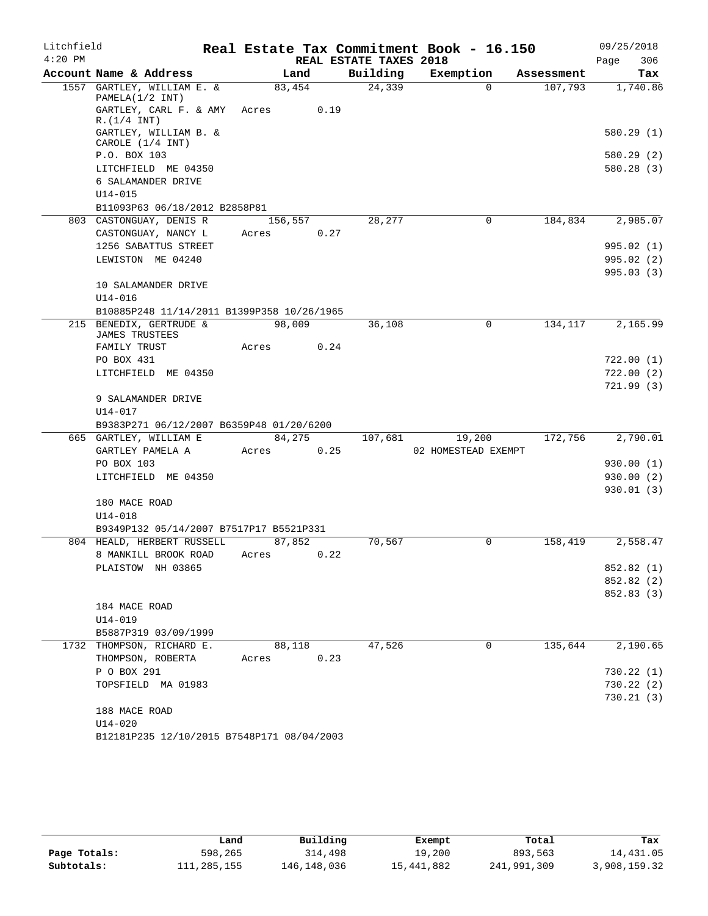Litchfield — Real Estate Tax Commitment Book - 16.150 — 09/25/2018

4:20 PM — REAL ESTATE TAXES 2018

| Account Name & Address | Land | Building | Exemption | Assessment | Tax |
|---|---|---|---|---|---|
| 1557 GARTLEY, WILLIAM E. & PAMELA(1/2 INT) | 83,454 | 24,339 | 0 | 107,793 | 1,740.86 |
| GARTLEY, CARL F. & AMY R.(1/4 INT) | Acres 0.19 | | | | |
| GARTLEY, WILLIAM B. & CAROLE (1/4 INT) | | | | | 580.29 (1) |
| P.O. BOX 103 | | | | | 580.29 (2) |
| LITCHFIELD ME 04350 | | | | | 580.28 (3) |
| 6 SALAMANDER DRIVE | | | | | |
| U14-015 | | | | | |
| B11093P63 06/18/2012 B2858P81 | | | | | |
| 803 CASTONGUAY, DENIS R | 156,557 | 28,277 | 0 | 184,834 | 2,985.07 |
| CASTONGUAY, NANCY L | Acres 0.27 | | | | |
| 1256 SABATTUS STREET | | | | | 995.02 (1) |
| LEWISTON ME 04240 | | | | | 995.02 (2) |
| | | | | | 995.03 (3) |
| 10 SALAMANDER DRIVE | | | | | |
| U14-016 | | | | | |
| B10885P248 11/14/2011 B1399P358 10/26/1965 | | | | | |
| 215 BENEDIX, GERTRUDE & JAMES TRUSTEES | 98,009 | 36,108 | 0 | 134,117 | 2,165.99 |
| FAMILY TRUST | Acres 0.24 | | | | |
| PO BOX 431 | | | | | 722.00 (1) |
| LITCHFIELD ME 04350 | | | | | 722.00 (2) |
| | | | | | 721.99 (3) |
| 9 SALAMANDER DRIVE | | | | | |
| U14-017 | | | | | |
| B9383P271 06/12/2007 B6359P48 01/20/6200 | | | | | |
| 665 GARTLEY, WILLIAM E | 84,275 | 107,681 | 19,200 | 172,756 | 2,790.01 |
| GARTLEY PAMELA A | Acres 0.25 | | 02 HOMESTEAD EXEMPT | | |
| PO BOX 103 | | | | | 930.00 (1) |
| LITCHFIELD ME 04350 | | | | | 930.00 (2) |
| | | | | | 930.01 (3) |
| 180 MACE ROAD | | | | | |
| U14-018 | | | | | |
| B9349P132 05/14/2007 B7517P17 B5521P331 | | | | | |
| 804 HEALD, HERBERT RUSSELL | 87,852 | 70,567 | 0 | 158,419 | 2,558.47 |
| 8 MANKILL BROOK ROAD | Acres 0.22 | | | | |
| PLAISTOW NH 03865 | | | | | 852.82 (1) |
| | | | | | 852.82 (2) |
| | | | | | 852.83 (3) |
| 184 MACE ROAD | | | | | |
| U14-019 | | | | | |
| B5887P319 03/09/1999 | | | | | |
| 1732 THOMPSON, RICHARD E. | 88,118 | 47,526 | 0 | 135,644 | 2,190.65 |
| THOMPSON, ROBERTA | Acres 0.23 | | | | |
| P O BOX 291 | | | | | 730.22 (1) |
| TOPSFIELD MA 01983 | | | | | 730.22 (2) |
| | | | | | 730.21 (3) |
| 188 MACE ROAD | | | | | |
| U14-020 | | | | | |
| B12181P235 12/10/2015 B7548P171 08/04/2003 | | | | | |

| | Land | Building | Exempt | Total | Tax |
|---|---|---|---|---|---|
| Page Totals: | 598,265 | 314,498 | 19,200 | 893,563 | 14,431.05 |
| Subtotals: | 111,285,155 | 146,148,036 | 15,441,882 | 241,991,309 | 3,908,159.32 |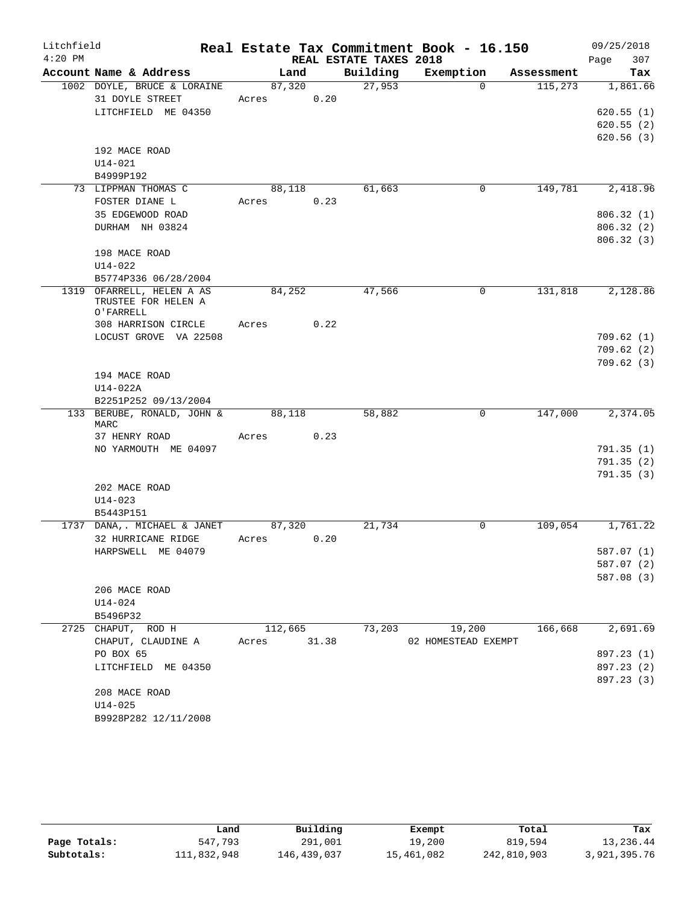# Litchfield — Real Estate Tax Commitment Book - 16.150

4:20 PM — REAL ESTATE TAXES 2018 — 09/25/2018

| Account Name & Address | Land | Building | Exemption | Assessment | Tax |
|---|---|---|---|---|---|
| 1002 DOYLE, BRUCE & LORAINE | 87,320 | 27,953 | 0 | 115,273 | 1,861.66 |
| 31 DOYLE STREET | Acres 0.20 | | | | |
| LITCHFIELD ME 04350 | | | | | 620.55 (1) |
| | | | | | 620.55 (2) |
| | | | | | 620.56 (3) |
| 192 MACE ROAD | | | | | |
| U14-021 | | | | | |
| B4999P192 | | | | | |
| 73 LIPPMAN THOMAS C | 88,118 | 61,663 | 0 | 149,781 | 2,418.96 |
| FOSTER DIANE L | Acres 0.23 | | | | |
| 35 EDGEWOOD ROAD | | | | | 806.32 (1) |
| DURHAM NH 03824 | | | | | 806.32 (2) |
| | | | | | 806.32 (3) |
| 198 MACE ROAD | | | | | |
| U14-022 | | | | | |
| B5774P336 06/28/2004 | | | | | |
| 1319 OFARRELL, HELEN A AS TRUSTEE FOR HELEN A O'FARRELL | 84,252 | 47,566 | 0 | 131,818 | 2,128.86 |
| 308 HARRISON CIRCLE | Acres 0.22 | | | | |
| LOCUST GROVE VA 22508 | | | | | 709.62 (1) |
| | | | | | 709.62 (2) |
| | | | | | 709.62 (3) |
| 194 MACE ROAD | | | | | |
| U14-022A | | | | | |
| B2251P252 09/13/2004 | | | | | |
| 133 BERUBE, RONALD, JOHN & MARC | 88,118 | 58,882 | 0 | 147,000 | 2,374.05 |
| 37 HENRY ROAD | Acres 0.23 | | | | |
| NO YARMOUTH ME 04097 | | | | | 791.35 (1) |
| | | | | | 791.35 (2) |
| | | | | | 791.35 (3) |
| 202 MACE ROAD | | | | | |
| U14-023 | | | | | |
| B5443P151 | | | | | |
| 1737 DANA,. MICHAEL & JANET | 87,320 | 21,734 | 0 | 109,054 | 1,761.22 |
| 32 HURRICANE RIDGE | Acres 0.20 | | | | |
| HARPSWELL ME 04079 | | | | | 587.07 (1) |
| | | | | | 587.07 (2) |
| | | | | | 587.08 (3) |
| 206 MACE ROAD | | | | | |
| U14-024 | | | | | |
| B5496P32 | | | | | |
| 2725 CHAPUT, ROD H | 112,665 | 73,203 | 19,200 | 166,668 | 2,691.69 |
| CHAPUT, CLAUDINE A | Acres 31.38 | | 02 HOMESTEAD EXEMPT | | |
| PO BOX 65 | | | | | 897.23 (1) |
| LITCHFIELD ME 04350 | | | | | 897.23 (2) |
| | | | | | 897.23 (3) |
| 208 MACE ROAD | | | | | |
| U14-025 | | | | | |
| B9928P282 12/11/2008 | | | | | |

| | Land | Building | Exempt | Total | Tax |
|---|---|---|---|---|---|
| Page Totals: | 547,793 | 291,001 | 19,200 | 819,594 | 13,236.44 |
| Subtotals: | 111,832,948 | 146,439,037 | 15,461,082 | 242,810,903 | 3,921,395.76 |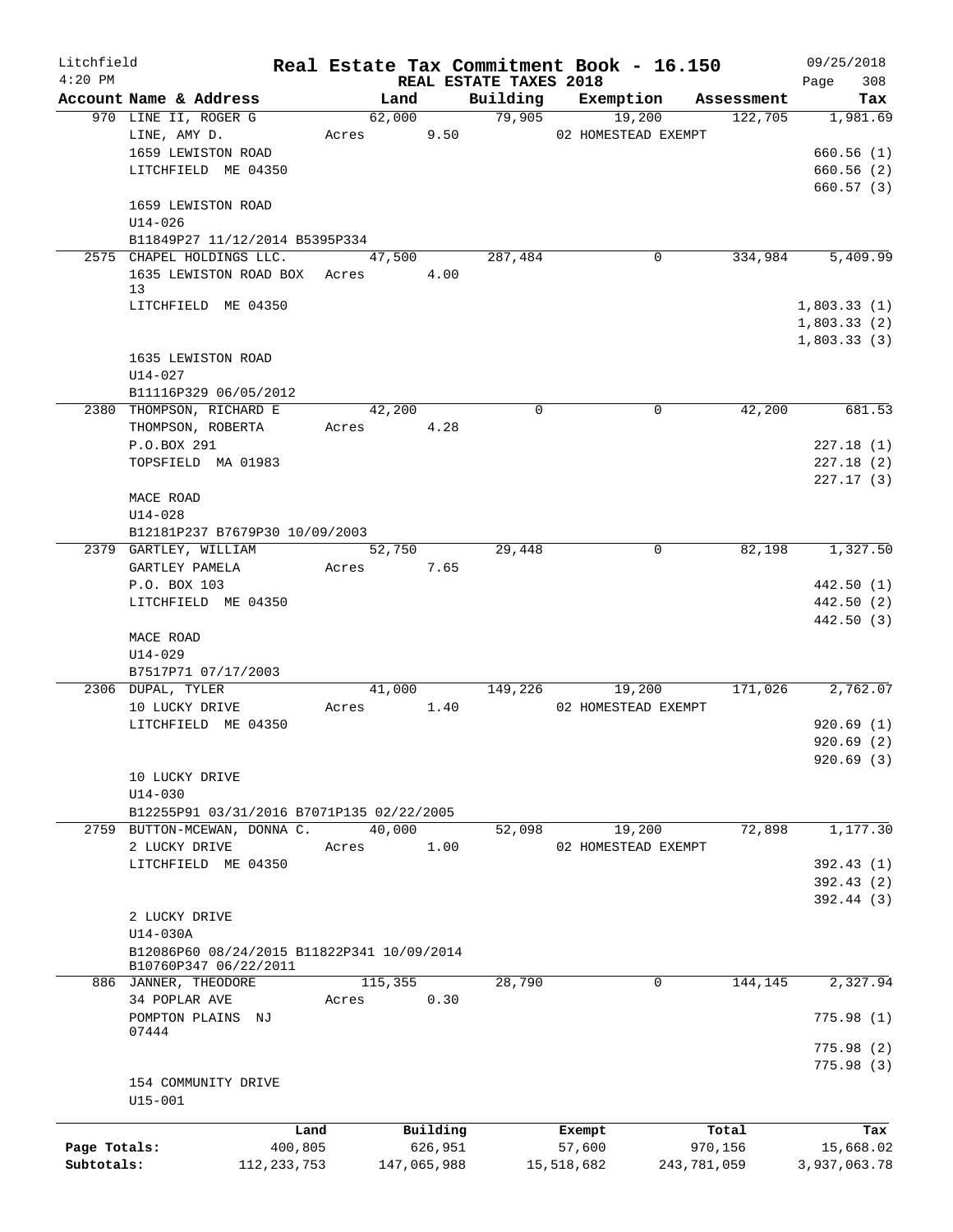Litchfield
4:20 PM

# Real Estate Tax Commitment Book - 16.150

REAL ESTATE TAXES 2018

09/25/2018
Page 308

| Account Name & Address | Land | Building | Exemption | Assessment | Tax |
|---|---|---|---|---|---|
| 970 LINE II, ROGER G | 62,000 | 79,905 | 19,200 | 122,705 | 1,981.69 |
| LINE, AMY D. | Acres 9.50 | | 02 HOMESTEAD EXEMPT | | |
| 1659 LEWISTON ROAD | | | | | 660.56 (1) |
| LITCHFIELD ME 04350 | | | | | 660.56 (2) |
| | | | | | 660.57 (3) |
| 1659 LEWISTON ROAD | | | | | |
| U14-026 | | | | | |
| B11849P27 11/12/2014 B5395P334 | | | | | |
| 2575 CHAPEL HOLDINGS LLC. | 47,500 | 287,484 | 0 | 334,984 | 5,409.99 |
| 1635 LEWISTON ROAD BOX 13 | Acres 4.00 | | | | |
| LITCHFIELD ME 04350 | | | | | 1,803.33 (1) |
| | | | | | 1,803.33 (2) |
| | | | | | 1,803.33 (3) |
| 1635 LEWISTON ROAD | | | | | |
| U14-027 | | | | | |
| B11116P329 06/05/2012 | | | | | |
| 2380 THOMPSON, RICHARD E | 42,200 | 0 | 0 | 42,200 | 681.53 |
| THOMPSON, ROBERTA | Acres 4.28 | | | | |
| P.O.BOX 291 | | | | | 227.18 (1) |
| TOPSFIELD MA 01983 | | | | | 227.18 (2) |
| | | | | | 227.17 (3) |
| MACE ROAD | | | | | |
| U14-028 | | | | | |
| B12181P237 B7679P30 10/09/2003 | | | | | |
| 2379 GARTLEY, WILLIAM | 52,750 | 29,448 | 0 | 82,198 | 1,327.50 |
| GARTLEY PAMELA | Acres 7.65 | | | | |
| P.O. BOX 103 | | | | | 442.50 (1) |
| LITCHFIELD ME 04350 | | | | | 442.50 (2) |
| | | | | | 442.50 (3) |
| MACE ROAD | | | | | |
| U14-029 | | | | | |
| B7517P71 07/17/2003 | | | | | |
| 2306 DUPAL, TYLER | 41,000 | 149,226 | 19,200 | 171,026 | 2,762.07 |
| 10 LUCKY DRIVE | Acres 1.40 | | 02 HOMESTEAD EXEMPT | | |
| LITCHFIELD ME 04350 | | | | | 920.69 (1) |
| | | | | | 920.69 (2) |
| | | | | | 920.69 (3) |
| 10 LUCKY DRIVE | | | | | |
| U14-030 | | | | | |
| B12255P91 03/31/2016 B7071P135 02/22/2005 | | | | | |
| 2759 BUTTON-MCEWAN, DONNA C. | 40,000 | 52,098 | 19,200 | 72,898 | 1,177.30 |
| 2 LUCKY DRIVE | Acres 1.00 | | 02 HOMESTEAD EXEMPT | | |
| LITCHFIELD ME 04350 | | | | | 392.43 (1) |
| | | | | | 392.43 (2) |
| | | | | | 392.44 (3) |
| 2 LUCKY DRIVE | | | | | |
| U14-030A | | | | | |
| B12086P60 08/24/2015 B11822P341 10/09/2014 B10760P347 06/22/2011 | | | | | |
| 886 JANNER, THEODORE | 115,355 | 28,790 | 0 | 144,145 | 2,327.94 |
| 34 POPLAR AVE | Acres 0.30 | | | | |
| POMPTON PLAINS NJ 07444 | | | | | 775.98 (1) |
| | | | | | 775.98 (2) |
| | | | | | 775.98 (3) |
| 154 COMMUNITY DRIVE | | | | | |
| U15-001 | | | | | |

| | Land | Building | Exempt | Total | Tax |
|---|---|---|---|---|---|
| Page Totals: | 400,805 | 626,951 | 57,600 | 970,156 | 15,668.02 |
| Subtotals: | 112,233,753 | 147,065,988 | 15,518,682 | 243,781,059 | 3,937,063.78 |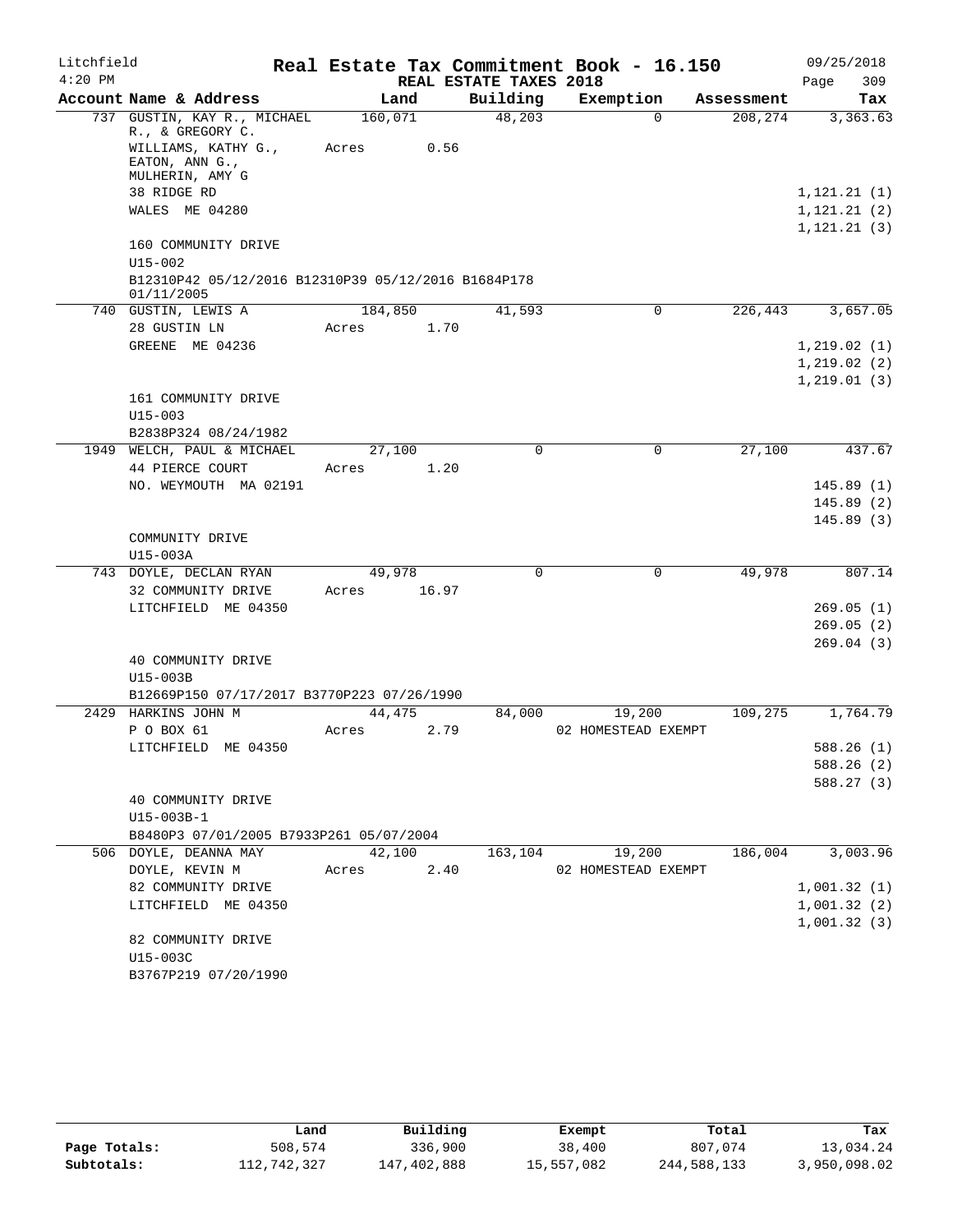# Real Estate Tax Commitment Book - 16.150

Litchfield
4:20 PM

REAL ESTATE TAXES 2018

09/25/2018

| Account Name & Address | Land | Building | Exemption | Assessment | Tax |
|---|---|---|---|---|---|
| 737 GUSTIN, KAY R., MICHAEL R., & GREGORY C. | 160,071 | 48,203 | 0 | 208,274 | 3,363.63 |
| WILLIAMS, KATHY G., EATON, ANN G., MULHERIN, AMY G | Acres 0.56 | | | | |
| 38 RIDGE RD | | | | | 1,121.21 (1) |
| WALES ME 04280 | | | | | 1,121.21 (2) |
| | | | | | 1,121.21 (3) |
| 160 COMMUNITY DRIVE | | | | | |
| U15-002 | | | | | |
| B12310P42 05/12/2016 B12310P39 05/12/2016 B1684P178 01/11/2005 | | | | | |
| 740 GUSTIN, LEWIS A | 184,850 | 41,593 | 0 | 226,443 | 3,657.05 |
| 28 GUSTIN LN | Acres 1.70 | | | | |
| GREENE ME 04236 | | | | | 1,219.02 (1) |
| | | | | | 1,219.02 (2) |
| | | | | | 1,219.01 (3) |
| 161 COMMUNITY DRIVE | | | | | |
| U15-003 | | | | | |
| B2838P324 08/24/1982 | | | | | |
| 1949 WELCH, PAUL & MICHAEL | 27,100 | 0 | 0 | 27,100 | 437.67 |
| 44 PIERCE COURT | Acres 1.20 | | | | |
| NO. WEYMOUTH MA 02191 | | | | | 145.89 (1) |
| | | | | | 145.89 (2) |
| | | | | | 145.89 (3) |
| COMMUNITY DRIVE | | | | | |
| U15-003A | | | | | |
| 743 DOYLE, DECLAN RYAN | 49,978 | 0 | 0 | 49,978 | 807.14 |
| 32 COMMUNITY DRIVE | Acres 16.97 | | | | |
| LITCHFIELD ME 04350 | | | | | 269.05 (1) |
| | | | | | 269.05 (2) |
| | | | | | 269.04 (3) |
| 40 COMMUNITY DRIVE | | | | | |
| U15-003B | | | | | |
| B12669P150 07/17/2017 B3770P223 07/26/1990 | | | | | |
| 2429 HARKINS JOHN M | 44,475 | 84,000 | 19,200 | 109,275 | 1,764.79 |
| P O BOX 61 | Acres 2.79 | | 02 HOMESTEAD EXEMPT | | |
| LITCHFIELD ME 04350 | | | | | 588.26 (1) |
| | | | | | 588.26 (2) |
| | | | | | 588.27 (3) |
| 40 COMMUNITY DRIVE | | | | | |
| U15-003B-1 | | | | | |
| B8480P3 07/01/2005 B7933P261 05/07/2004 | | | | | |
| 506 DOYLE, DEANNA MAY | 42,100 | 163,104 | 19,200 | 186,004 | 3,003.96 |
| DOYLE, KEVIN M | Acres 2.40 | | 02 HOMESTEAD EXEMPT | | |
| 82 COMMUNITY DRIVE | | | | | 1,001.32 (1) |
| LITCHFIELD ME 04350 | | | | | 1,001.32 (2) |
| | | | | | 1,001.32 (3) |
| 82 COMMUNITY DRIVE | | | | | |
| U15-003C | | | | | |
| B3767P219 07/20/1990 | | | | | |

| | Land | Building | Exempt | Total | Tax |
|---|---|---|---|---|---|
| Page Totals: | 508,574 | 336,900 | 38,400 | 807,074 | 13,034.24 |
| Subtotals: | 112,742,327 | 147,402,888 | 15,557,082 | 244,588,133 | 3,950,098.02 |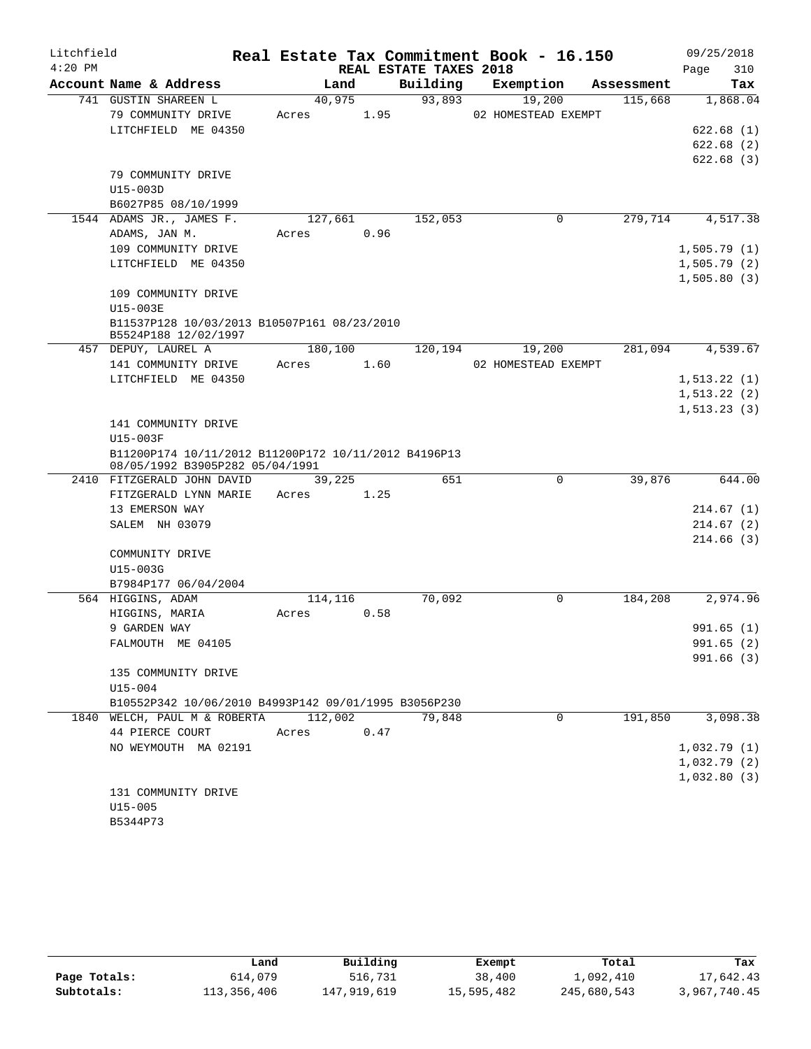# Real Estate Tax Commitment Book - 16.150

Litchfield 4:20 PM — REAL ESTATE TAXES 2018 — 09/25/2018

| Account Name & Address | Land | Building | Exemption | Assessment | Tax |
|---|---|---|---|---|---|
| 741 GUSTIN SHAREEN L | 40,975 | 93,893 | 19,200 | 115,668 | 1,868.04 |
| 79 COMMUNITY DRIVE | Acres 1.95 | | 02 HOMESTEAD EXEMPT | | |
| LITCHFIELD ME 04350 | | | | | 622.68 (1) |
| | | | | | 622.68 (2) |
| | | | | | 622.68 (3) |
| 79 COMMUNITY DRIVE | | | | | |
| U15-003D | | | | | |
| B6027P85 08/10/1999 | | | | | |
| 1544 ADAMS JR., JAMES F. | 127,661 | 152,053 | 0 | 279,714 | 4,517.38 |
| ADAMS, JAN M. | Acres 0.96 | | | | |
| 109 COMMUNITY DRIVE | | | | | 1,505.79 (1) |
| LITCHFIELD ME 04350 | | | | | 1,505.79 (2) |
| | | | | | 1,505.80 (3) |
| 109 COMMUNITY DRIVE | | | | | |
| U15-003E | | | | | |
| B11537P128 10/03/2013 B10507P161 08/23/2010 B5524P188 12/02/1997 | | | | | |
| 457 DEPUY, LAUREL A | 180,100 | 120,194 | 19,200 | 281,094 | 4,539.67 |
| 141 COMMUNITY DRIVE | Acres 1.60 | | 02 HOMESTEAD EXEMPT | | |
| LITCHFIELD ME 04350 | | | | | 1,513.22 (1) |
| | | | | | 1,513.22 (2) |
| | | | | | 1,513.23 (3) |
| 141 COMMUNITY DRIVE | | | | | |
| U15-003F | | | | | |
| B11200P174 10/11/2012 B11200P172 10/11/2012 B4196P13 08/05/1992 B3905P282 05/04/1991 | | | | | |
| 2410 FITZGERALD JOHN DAVID | 39,225 | 651 | 0 | 39,876 | 644.00 |
| FITZGERALD LYNN MARIE | Acres 1.25 | | | | |
| 13 EMERSON WAY | | | | | 214.67 (1) |
| SALEM NH 03079 | | | | | 214.67 (2) |
| | | | | | 214.66 (3) |
| COMMUNITY DRIVE | | | | | |
| U15-003G | | | | | |
| B7984P177 06/04/2004 | | | | | |
| 564 HIGGINS, ADAM | 114,116 | 70,092 | 0 | 184,208 | 2,974.96 |
| HIGGINS, MARIA | Acres 0.58 | | | | |
| 9 GARDEN WAY | | | | | 991.65 (1) |
| FALMOUTH ME 04105 | | | | | 991.65 (2) |
| | | | | | 991.66 (3) |
| 135 COMMUNITY DRIVE | | | | | |
| U15-004 | | | | | |
| B10552P342 10/06/2010 B4993P142 09/01/1995 B3056P230 | | | | | |
| 1840 WELCH, PAUL M & ROBERTA | 112,002 | 79,848 | 0 | 191,850 | 3,098.38 |
| 44 PIERCE COURT | Acres 0.47 | | | | |
| NO WEYMOUTH MA 02191 | | | | | 1,032.79 (1) |
| | | | | | 1,032.79 (2) |
| | | | | | 1,032.80 (3) |
| 131 COMMUNITY DRIVE | | | | | |
| U15-005 | | | | | |
| B5344P73 | | | | | |

| | Land | Building | Exempt | Total | Tax |
|---|---|---|---|---|---|
| Page Totals: | 614,079 | 516,731 | 38,400 | 1,092,410 | 17,642.43 |
| Subtotals: | 113,356,406 | 147,919,619 | 15,595,482 | 245,680,543 | 3,967,740.45 |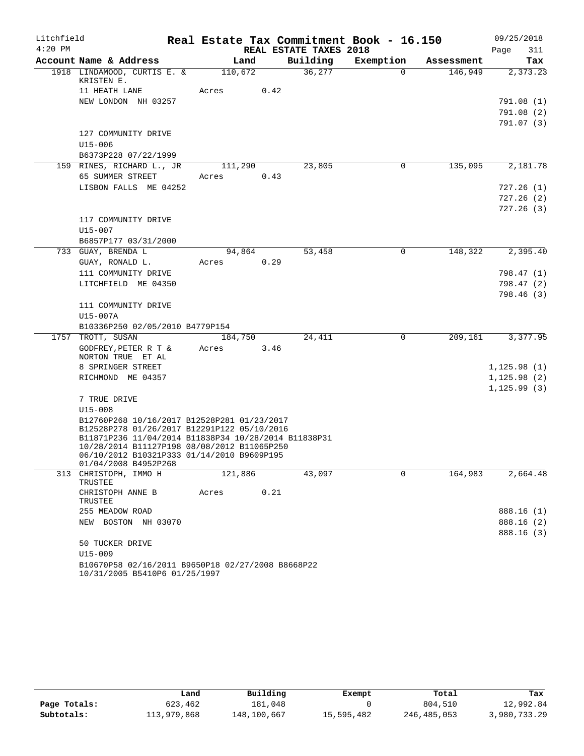Litchfield
4:20 PM

# Real Estate Tax Commitment Book - 16.150

REAL ESTATE TAXES 2018

09/25/2018

| Account | Name & Address | Land | Building | Exemption | Assessment | Tax |
|---|---|---|---|---|---|---|
| 1918 | LINDAMOOD, CURTIS E. & KRISTEN E. | 110,672 | 36,277 | 0 | 146,949 | 2,373.23 |
| | 11 HEATH LANE | Acres 0.42 | | | | |
| | NEW LONDON NH 03257 | | | | | 791.08 (1) |
| | | | | | | 791.08 (2) |
| | | | | | | 791.07 (3) |
| | 127 COMMUNITY DRIVE | | | | | |
| | U15-006 | | | | | |
| | B6373P228 07/22/1999 | | | | | |
| 159 | RINES, RICHARD L., JR | 111,290 | 23,805 | 0 | 135,095 | 2,181.78 |
| | 65 SUMMER STREET | Acres 0.43 | | | | |
| | LISBON FALLS ME 04252 | | | | | 727.26 (1) |
| | | | | | | 727.26 (2) |
| | | | | | | 727.26 (3) |
| | 117 COMMUNITY DRIVE | | | | | |
| | U15-007 | | | | | |
| | B6857P177 03/31/2000 | | | | | |
| 733 | GUAY, BRENDA L | 94,864 | 53,458 | 0 | 148,322 | 2,395.40 |
| | GUAY, RONALD L. | Acres 0.29 | | | | |
| | 111 COMMUNITY DRIVE | | | | | 798.47 (1) |
| | LITCHFIELD ME 04350 | | | | | 798.47 (2) |
| | | | | | | 798.46 (3) |
| | 111 COMMUNITY DRIVE | | | | | |
| | U15-007A | | | | | |
| | B10336P250 02/05/2010 B4779P154 | | | | | |
| 1757 | TROTT, SUSAN | 184,750 | 24,411 | 0 | 209,161 | 3,377.95 |
| | GODFREY, PETER R T & NORTON TRUE ET AL | Acres 3.46 | | | | |
| | 8 SPRINGER STREET | | | | | 1,125.98 (1) |
| | RICHMOND ME 04357 | | | | | 1,125.98 (2) |
| | | | | | | 1,125.99 (3) |
| | 7 TRUE DRIVE | | | | | |
| | U15-008 | | | | | |
| | B12760P268 10/16/2017 B12528P281 01/23/2017 B12528P278 01/26/2017 B12291P122 05/10/2016 B11871P236 11/04/2014 B11838P34 10/28/2014 B11838P31 10/28/2014 B11127P198 08/08/2012 B11065P250 06/10/2012 B10321P333 01/14/2010 B9609P195 01/04/2008 B4952P268 | | | | | |
| 313 | CHRISTOPH, IMMO H TRUSTEE | 121,886 | 43,097 | 0 | 164,983 | 2,664.48 |
| | CHRISTOPH ANNE B TRUSTEE | Acres 0.21 | | | | |
| | 255 MEADOW ROAD | | | | | 888.16 (1) |
| | NEW BOSTON NH 03070 | | | | | 888.16 (2) |
| | | | | | | 888.16 (3) |
| | 50 TUCKER DRIVE | | | | | |
| | U15-009 | | | | | |
| | B10670P58 02/16/2011 B9650P18 02/27/2008 B8668P22 10/31/2005 B5410P6 01/25/1997 | | | | | |

| | Land | Building | Exempt | Total | Tax |
|---|---|---|---|---|---|
| **Page Totals:** | 623,462 | 181,048 | 0 | 804,510 | 12,992.84 |
| **Subtotals:** | 113,979,868 | 148,100,667 | 15,595,482 | 246,485,053 | 3,980,733.29 |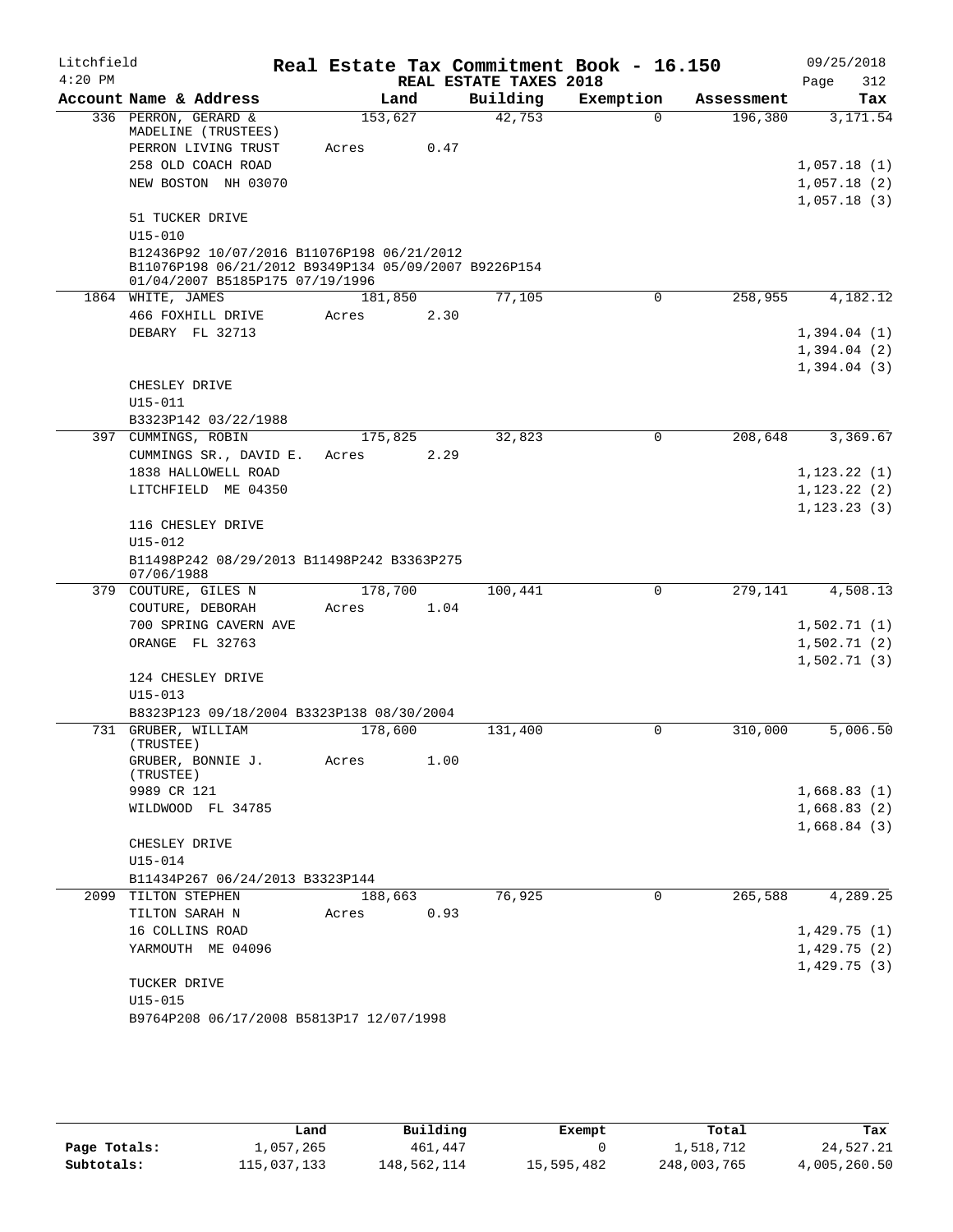Litchfield
4:20 PM

# Real Estate Tax Commitment Book - 16.150

REAL ESTATE TAXES 2018

09/25/2018

| Account Name & Address | Land | Building | Exemption | Assessment | Tax |
|---|---|---|---|---|---|
| 336 PERRON, GERARD & MADELINE (TRUSTEES) | 153,627 | 42,753 | 0 | 196,380 | 3,171.54 |
| PERRON LIVING TRUST | Acres 0.47 | | | | |
| 258 OLD COACH ROAD | | | | | 1,057.18 (1) |
| NEW BOSTON NH 03070 | | | | | 1,057.18 (2) |
| | | | | | 1,057.18 (3) |
| 51 TUCKER DRIVE | | | | | |
| U15-010 | | | | | |
| B12436P92 10/07/2016 B11076P198 06/21/2012 B11076P198 06/21/2012 B9349P134 05/09/2007 B9226P154 01/04/2007 B5185P175 07/19/1996 | | | | | |
| 1864 WHITE, JAMES | 181,850 | 77,105 | 0 | 258,955 | 4,182.12 |
| 466 FOXHILL DRIVE | Acres 2.30 | | | | |
| DEBARY FL 32713 | | | | | 1,394.04 (1) |
| | | | | | 1,394.04 (2) |
| | | | | | 1,394.04 (3) |
| CHESLEY DRIVE | | | | | |
| U15-011 | | | | | |
| B3323P142 03/22/1988 | | | | | |
| 397 CUMMINGS, ROBIN | 175,825 | 32,823 | 0 | 208,648 | 3,369.67 |
| CUMMINGS SR., DAVID E. | Acres 2.29 | | | | |
| 1838 HALLOWELL ROAD | | | | | 1,123.22 (1) |
| LITCHFIELD ME 04350 | | | | | 1,123.22 (2) |
| | | | | | 1,123.23 (3) |
| 116 CHESLEY DRIVE | | | | | |
| U15-012 | | | | | |
| B11498P242 08/29/2013 B11498P242 B3363P275 07/06/1988 | | | | | |
| 379 COUTURE, GILES N | 178,700 | 100,441 | 0 | 279,141 | 4,508.13 |
| COUTURE, DEBORAH | Acres 1.04 | | | | |
| 700 SPRING CAVERN AVE | | | | | 1,502.71 (1) |
| ORANGE FL 32763 | | | | | 1,502.71 (2) |
| | | | | | 1,502.71 (3) |
| 124 CHESLEY DRIVE | | | | | |
| U15-013 | | | | | |
| B8323P123 09/18/2004 B3323P138 08/30/2004 | | | | | |
| 731 GRUBER, WILLIAM (TRUSTEE) | 178,600 | 131,400 | 0 | 310,000 | 5,006.50 |
| GRUBER, BONNIE J. (TRUSTEE) | Acres 1.00 | | | | |
| 9989 CR 121 | | | | | 1,668.83 (1) |
| WILDWOOD FL 34785 | | | | | 1,668.83 (2) |
| | | | | | 1,668.84 (3) |
| CHESLEY DRIVE | | | | | |
| U15-014 | | | | | |
| B11434P267 06/24/2013 B3323P144 | | | | | |
| 2099 TILTON STEPHEN | 188,663 | 76,925 | 0 | 265,588 | 4,289.25 |
| TILTON SARAH N | Acres 0.93 | | | | |
| 16 COLLINS ROAD | | | | | 1,429.75 (1) |
| YARMOUTH ME 04096 | | | | | 1,429.75 (2) |
| | | | | | 1,429.75 (3) |
| TUCKER DRIVE | | | | | |
| U15-015 | | | | | |
| B9764P208 06/17/2008 B5813P17 12/07/1998 | | | | | |

| | Land | Building | Exempt | Total | Tax |
|---|---|---|---|---|---|
| Page Totals: | 1,057,265 | 461,447 | 0 | 1,518,712 | 24,527.21 |
| Subtotals: | 115,037,133 | 148,562,114 | 15,595,482 | 248,003,765 | 4,005,260.50 |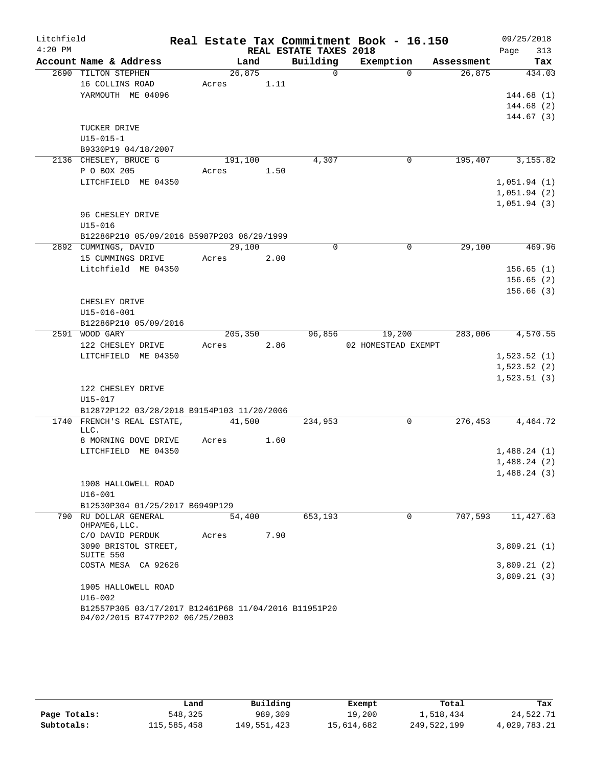Litchfield 4:20 PM

# Real Estate Tax Commitment Book - 16.150

## REAL ESTATE TAXES 2018

09/25/2018

| Account Name & Address | Land | Building | Exemption | Assessment | Tax |
|---|---|---|---|---|---|
| 2690 TILTON STEPHEN | 26,875 | 0 | 0 | 26,875 | 434.03 |
| 16 COLLINS ROAD | Acres 1.11 | | | | |
| YARMOUTH ME 04096 | | | | | 144.68 (1) |
| | | | | | 144.68 (2) |
| | | | | | 144.67 (3) |
| TUCKER DRIVE | | | | | |
| U15-015-1 | | | | | |
| B9330P19 04/18/2007 | | | | | |
| 2136 CHESLEY, BRUCE G | 191,100 | 4,307 | 0 | 195,407 | 3,155.82 |
| P O BOX 205 | Acres 1.50 | | | | |
| LITCHFIELD ME 04350 | | | | | 1,051.94 (1) |
| | | | | | 1,051.94 (2) |
| | | | | | 1,051.94 (3) |
| 96 CHESLEY DRIVE | | | | | |
| U15-016 | | | | | |
| B12286P210 05/09/2016 B5987P203 06/29/1999 | | | | | |
| 2892 CUMMINGS, DAVID | 29,100 | 0 | 0 | 29,100 | 469.96 |
| 15 CUMMINGS DRIVE | Acres 2.00 | | | | |
| Litchfield ME 04350 | | | | | 156.65 (1) |
| | | | | | 156.65 (2) |
| | | | | | 156.66 (3) |
| CHESLEY DRIVE | | | | | |
| U15-016-001 | | | | | |
| B12286P210 05/09/2016 | | | | | |
| 2591 WOOD GARY | 205,350 | 96,856 | 19,200 | 283,006 | 4,570.55 |
| 122 CHESLEY DRIVE | Acres 2.86 | | 02 HOMESTEAD EXEMPT | | |
| LITCHFIELD ME 04350 | | | | | 1,523.52 (1) |
| | | | | | 1,523.52 (2) |
| | | | | | 1,523.51 (3) |
| 122 CHESLEY DRIVE | | | | | |
| U15-017 | | | | | |
| B12872P122 03/28/2018 B9154P103 11/20/2006 | | | | | |
| 1740 FRENCH'S REAL ESTATE, LLC. | 41,500 | 234,953 | 0 | 276,453 | 4,464.72 |
| 8 MORNING DOVE DRIVE | Acres 1.60 | | | | |
| LITCHFIELD ME 04350 | | | | | 1,488.24 (1) |
| | | | | | 1,488.24 (2) |
| | | | | | 1,488.24 (3) |
| 1908 HALLOWELL ROAD | | | | | |
| U16-001 | | | | | |
| B12530P304 01/25/2017 B6949P129 | | | | | |
| 790 RU DOLLAR GENERAL OHPAME6, LLC. | 54,400 | 653,193 | 0 | 707,593 | 11,427.63 |
| C/O DAVID PERDUK | Acres 7.90 | | | | |
| 3090 BRISTOL STREET, SUITE 550 | | | | | 3,809.21 (1) |
| COSTA MESA CA 92626 | | | | | 3,809.21 (2) |
| | | | | | 3,809.21 (3) |
| 1905 HALLOWELL ROAD | | | | | |
| U16-002 | | | | | |
| B12557P305 03/17/2017 B12461P68 11/04/2016 B11951P20 04/02/2015 B7477P202 06/25/2003 | | | | | |

| | Land | Building | Exempt | Total | Tax |
|---|---|---|---|---|---|
| Page Totals: | 548,325 | 989,309 | 19,200 | 1,518,434 | 24,522.71 |
| Subtotals: | 115,585,458 | 149,551,423 | 15,614,682 | 249,522,199 | 4,029,783.21 |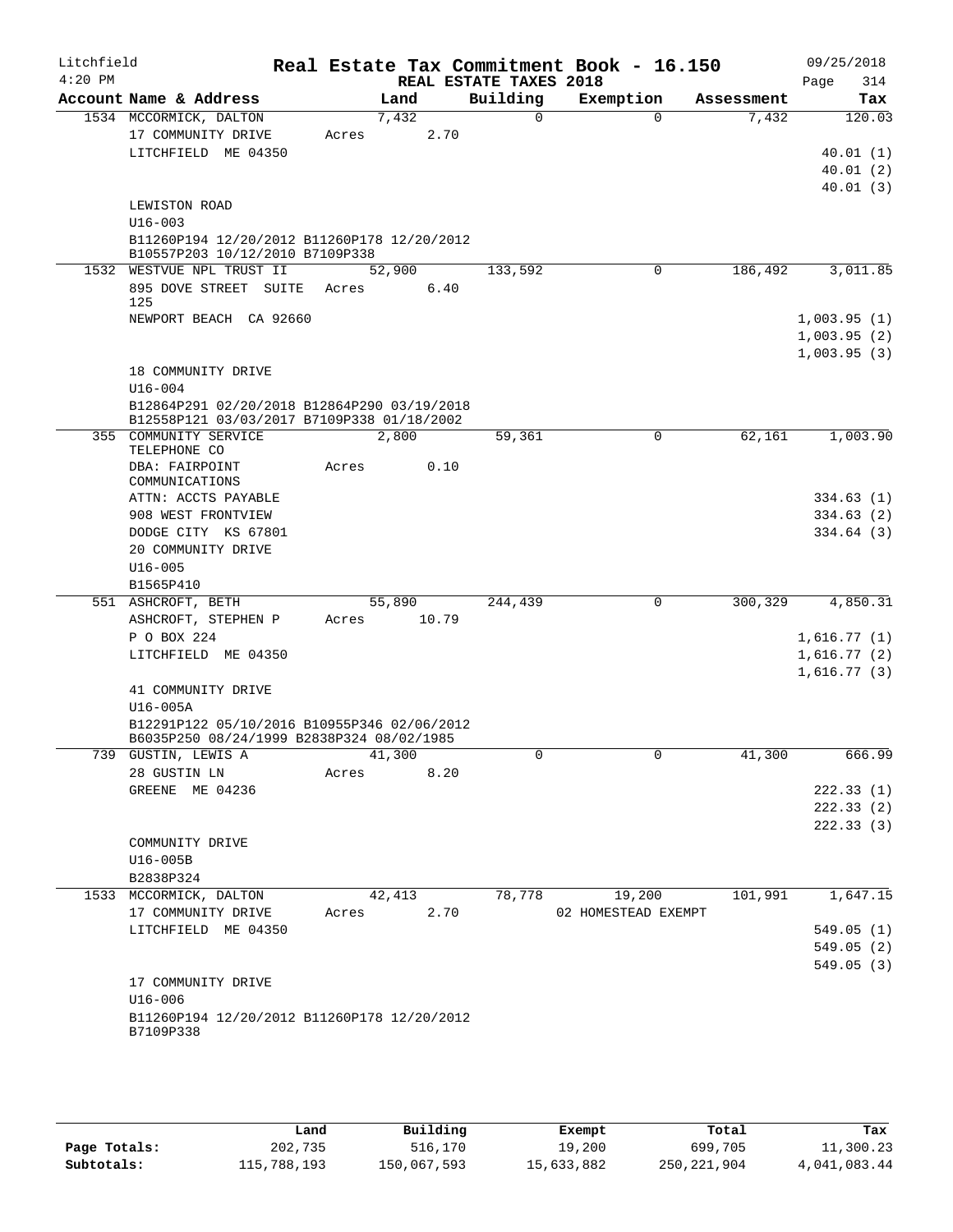Litchfield　　　　　　　**Real Estate Tax Commitment Book - 16.150**　　　　　　09/25/2018
4:20 PM　　　　　　　　　　　　　**REAL ESTATE TAXES 2018**　　　　　　　　　　Page 314

| Account Name & Address | Land | Building | Exemption | Assessment | Tax |
|---|---|---|---|---|---|
| 1534 MCCORMICK, DALTON | 7,432 | 0 | 0 | 7,432 | 120.03 |
| 17 COMMUNITY DRIVE | Acres 2.70 | | | | |
| LITCHFIELD ME 04350 | | | | | 40.01 (1) |
| | | | | | 40.01 (2) |
| | | | | | 40.01 (3) |
| LEWISTON ROAD | | | | | |
| U16-003 | | | | | |
| B11260P194 12/20/2012 B11260P178 12/20/2012 B10557P203 10/12/2010 B7109P338 | | | | | |
| 1532 WESTVUE NPL TRUST II | 52,900 | 133,592 | 0 | 186,492 | 3,011.85 |
| 895 DOVE STREET SUITE 125 | Acres 6.40 | | | | |
| NEWPORT BEACH CA 92660 | | | | | 1,003.95 (1) |
| | | | | | 1,003.95 (2) |
| | | | | | 1,003.95 (3) |
| 18 COMMUNITY DRIVE | | | | | |
| U16-004 | | | | | |
| B12864P291 02/20/2018 B12864P290 03/19/2018 B12558P121 03/03/2017 B7109P338 01/18/2002 | | | | | |
| 355 COMMUNITY SERVICE TELEPHONE CO | 2,800 | 59,361 | 0 | 62,161 | 1,003.90 |
| DBA: FAIRPOINT COMMUNICATIONS | Acres 0.10 | | | | |
| ATTN: ACCTS PAYABLE | | | | | 334.63 (1) |
| 908 WEST FRONTVIEW | | | | | 334.63 (2) |
| DODGE CITY KS 67801 | | | | | 334.64 (3) |
| 20 COMMUNITY DRIVE | | | | | |
| U16-005 | | | | | |
| B1565P410 | | | | | |
| 551 ASHCROFT, BETH | 55,890 | 244,439 | 0 | 300,329 | 4,850.31 |
| ASHCROFT, STEPHEN P | Acres 10.79 | | | | |
| P O BOX 224 | | | | | 1,616.77 (1) |
| LITCHFIELD ME 04350 | | | | | 1,616.77 (2) |
| | | | | | 1,616.77 (3) |
| 41 COMMUNITY DRIVE | | | | | |
| U16-005A | | | | | |
| B12291P122 05/10/2016 B10955P346 02/06/2012 B6035P250 08/24/1999 B2838P324 08/02/1985 | | | | | |
| 739 GUSTIN, LEWIS A | 41,300 | 0 | 0 | 41,300 | 666.99 |
| 28 GUSTIN LN | Acres 8.20 | | | | |
| GREENE ME 04236 | | | | | 222.33 (1) |
| | | | | | 222.33 (2) |
| | | | | | 222.33 (3) |
| COMMUNITY DRIVE | | | | | |
| U16-005B | | | | | |
| B2838P324 | | | | | |
| 1533 MCCORMICK, DALTON | 42,413 | 78,778 | 19,200 | 101,991 | 1,647.15 |
| 17 COMMUNITY DRIVE | Acres 2.70 | | 02 HOMESTEAD EXEMPT | | |
| LITCHFIELD ME 04350 | | | | | 549.05 (1) |
| | | | | | 549.05 (2) |
| | | | | | 549.05 (3) |
| 17 COMMUNITY DRIVE | | | | | |
| U16-006 | | | | | |
| B11260P194 12/20/2012 B11260P178 12/20/2012 B7109P338 | | | | | |

| | Land | Building | Exempt | Total | Tax |
|---|---|---|---|---|---|
| **Page Totals:** | 202,735 | 516,170 | 19,200 | 699,705 | 11,300.23 |
| **Subtotals:** | 115,788,193 | 150,067,593 | 15,633,882 | 250,221,904 | 4,041,083.44 |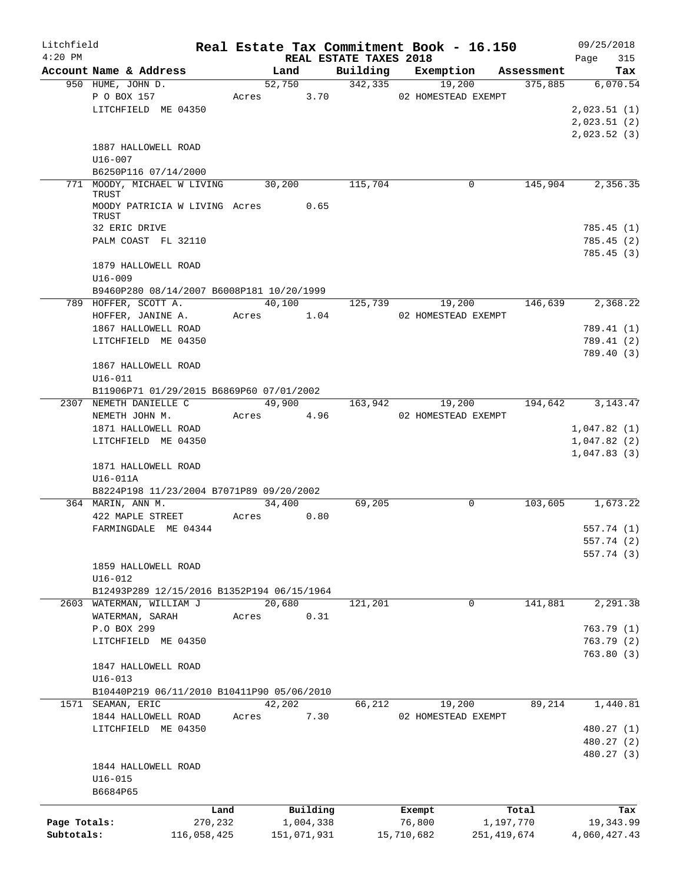Litchfield 4:20 PM

# Real Estate Tax Commitment Book - 16.150

REAL ESTATE TAXES 2018

09/25/2018 Page 315

| Account Name & Address | Land | Building | Exemption | Assessment | Tax |
|---|---|---|---|---|---|
| 950 HUME, JOHN D. | 52,750 | 342,335 | 19,200 | 375,885 | 6,070.54 |
| P O BOX 157 | Acres 3.70 | | 02 HOMESTEAD EXEMPT | | |
| LITCHFIELD ME 04350 | | | | | 2,023.51 (1) |
| | | | | | 2,023.51 (2) |
| | | | | | 2,023.52 (3) |
| 1887 HALLOWELL ROAD | | | | | |
| U16-007 | | | | | |
| B6250P116 07/14/2000 | | | | | |
| 771 MOODY, MICHAEL W LIVING TRUST | 30,200 | 115,704 | 0 | 145,904 | 2,356.35 |
| MOODY PATRICIA W LIVING TRUST | Acres 0.65 | | | | |
| 32 ERIC DRIVE | | | | | 785.45 (1) |
| PALM COAST FL 32110 | | | | | 785.45 (2) |
| | | | | | 785.45 (3) |
| 1879 HALLOWELL ROAD | | | | | |
| U16-009 | | | | | |
| B9460P280 08/14/2007 B6008P181 10/20/1999 | | | | | |
| 789 HOFFER, SCOTT A. | 40,100 | 125,739 | 19,200 | 146,639 | 2,368.22 |
| HOFFER, JANINE A. | Acres 1.04 | | 02 HOMESTEAD EXEMPT | | |
| 1867 HALLOWELL ROAD | | | | | 789.41 (1) |
| LITCHFIELD ME 04350 | | | | | 789.41 (2) |
| | | | | | 789.40 (3) |
| 1867 HALLOWELL ROAD | | | | | |
| U16-011 | | | | | |
| B11906P71 01/29/2015 B6869P60 07/01/2002 | | | | | |
| 2307 NEMETH DANIELLE C | 49,900 | 163,942 | 19,200 | 194,642 | 3,143.47 |
| NEMETH JOHN M. | Acres 4.96 | | 02 HOMESTEAD EXEMPT | | |
| 1871 HALLOWELL ROAD | | | | | 1,047.82 (1) |
| LITCHFIELD ME 04350 | | | | | 1,047.82 (2) |
| | | | | | 1,047.83 (3) |
| 1871 HALLOWELL ROAD | | | | | |
| U16-011A | | | | | |
| B8224P198 11/23/2004 B7071P89 09/20/2002 | | | | | |
| 364 MARIN, ANN M. | 34,400 | 69,205 | 0 | 103,605 | 1,673.22 |
| 422 MAPLE STREET | Acres 0.80 | | | | |
| FARMINGDALE ME 04344 | | | | | 557.74 (1) |
| | | | | | 557.74 (2) |
| | | | | | 557.74 (3) |
| 1859 HALLOWELL ROAD | | | | | |
| U16-012 | | | | | |
| B12493P289 12/15/2016 B1352P194 06/15/1964 | | | | | |
| 2603 WATERMAN, WILLIAM J | 20,680 | 121,201 | 0 | 141,881 | 2,291.38 |
| WATERMAN, SARAH | Acres 0.31 | | | | |
| P.O BOX 299 | | | | | 763.79 (1) |
| LITCHFIELD ME 04350 | | | | | 763.79 (2) |
| | | | | | 763.80 (3) |
| 1847 HALLOWELL ROAD | | | | | |
| U16-013 | | | | | |
| B10440P219 06/11/2010 B10411P90 05/06/2010 | | | | | |
| 1571 SEAMAN, ERIC | 42,202 | 66,212 | 19,200 | 89,214 | 1,440.81 |
| 1844 HALLOWELL ROAD | Acres 7.30 | | 02 HOMESTEAD EXEMPT | | |
| LITCHFIELD ME 04350 | | | | | 480.27 (1) |
| | | | | | 480.27 (2) |
| | | | | | 480.27 (3) |
| 1844 HALLOWELL ROAD | | | | | |
| U16-015 | | | | | |
| B6684P65 | | | | | |

| | Land | Building | Exempt | Total | Tax |
|---|---|---|---|---|---|
| Page Totals: | 270,232 | 1,004,338 | 76,800 | 1,197,770 | 19,343.99 |
| Subtotals: | 116,058,425 | 151,071,931 | 15,710,682 | 251,419,674 | 4,060,427.43 |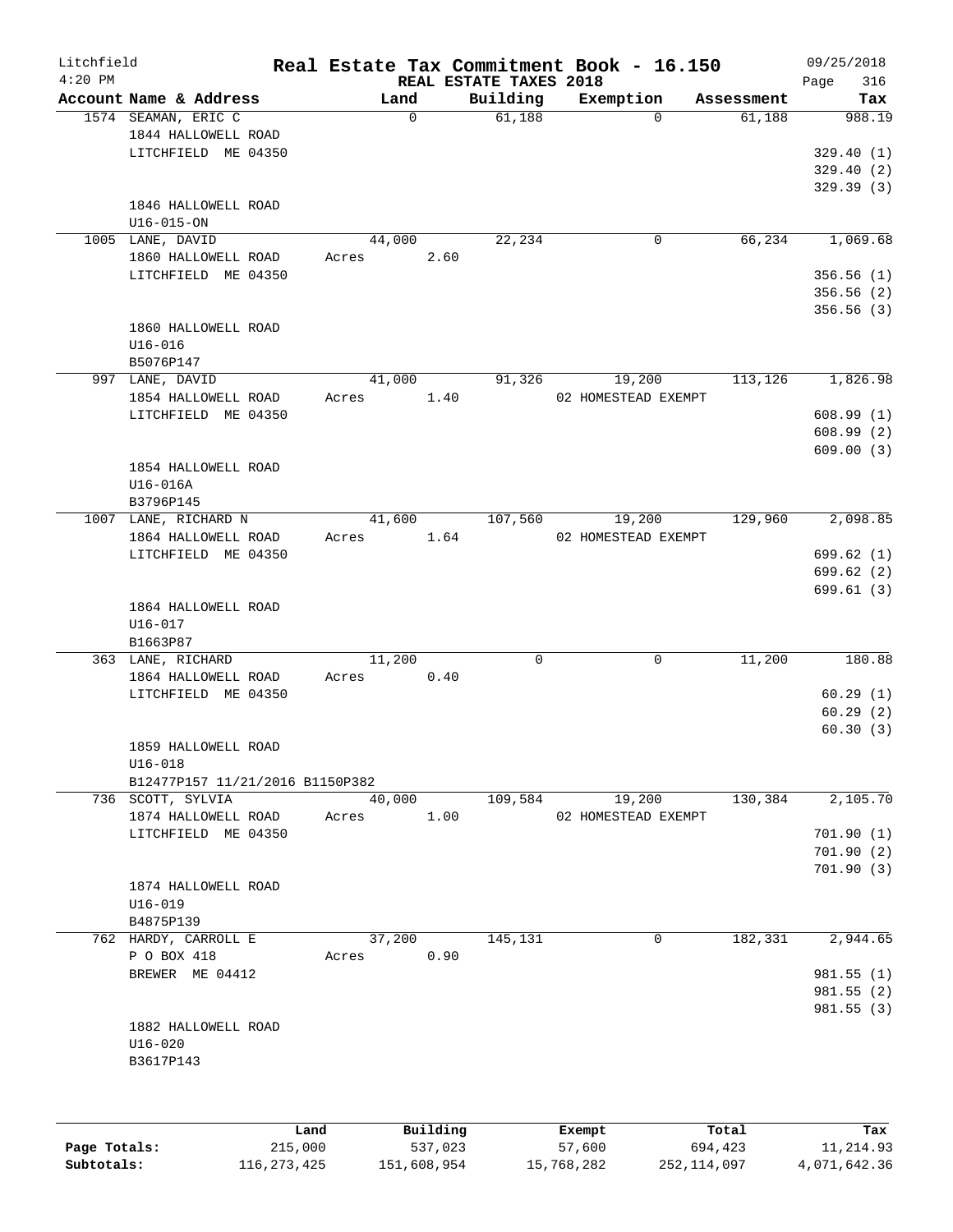Litchfield
4:20 PM

# Real Estate Tax Commitment Book - 16.150

REAL ESTATE TAXES 2018

09/25/2018
Page 316

| Account Name & Address | Land | Building | Exemption | Assessment | Tax |
|---|---|---|---|---|---|
| 1574 SEAMAN, ERIC C | 0 | 61,188 | 0 | 61,188 | 988.19 |
| 1844 HALLOWELL ROAD | | | | | |
| LITCHFIELD ME 04350 | | | | | 329.40 (1) |
| | | | | | 329.40 (2) |
| | | | | | 329.39 (3) |
| 1846 HALLOWELL ROAD | | | | | |
| U16-015-ON | | | | | |
| 1005 LANE, DAVID | 44,000 | 22,234 | 0 | 66,234 | 1,069.68 |
| 1860 HALLOWELL ROAD | Acres 2.60 | | | | |
| LITCHFIELD ME 04350 | | | | | 356.56 (1) |
| | | | | | 356.56 (2) |
| | | | | | 356.56 (3) |
| 1860 HALLOWELL ROAD | | | | | |
| U16-016 | | | | | |
| B5076P147 | | | | | |
| 997 LANE, DAVID | 41,000 | 91,326 | 19,200 | 113,126 | 1,826.98 |
| 1854 HALLOWELL ROAD | Acres 1.40 | | 02 HOMESTEAD EXEMPT | | |
| LITCHFIELD ME 04350 | | | | | 608.99 (1) |
| | | | | | 608.99 (2) |
| | | | | | 609.00 (3) |
| 1854 HALLOWELL ROAD | | | | | |
| U16-016A | | | | | |
| B3796P145 | | | | | |
| 1007 LANE, RICHARD N | 41,600 | 107,560 | 19,200 | 129,960 | 2,098.85 |
| 1864 HALLOWELL ROAD | Acres 1.64 | | 02 HOMESTEAD EXEMPT | | |
| LITCHFIELD ME 04350 | | | | | 699.62 (1) |
| | | | | | 699.62 (2) |
| | | | | | 699.61 (3) |
| 1864 HALLOWELL ROAD | | | | | |
| U16-017 | | | | | |
| B1663P87 | | | | | |
| 363 LANE, RICHARD | 11,200 | 0 | 0 | 11,200 | 180.88 |
| 1864 HALLOWELL ROAD | Acres 0.40 | | | | |
| LITCHFIELD ME 04350 | | | | | 60.29 (1) |
| | | | | | 60.29 (2) |
| | | | | | 60.30 (3) |
| 1859 HALLOWELL ROAD | | | | | |
| U16-018 | | | | | |
| B12477P157 11/21/2016 B1150P382 | | | | | |
| 736 SCOTT, SYLVIA | 40,000 | 109,584 | 19,200 | 130,384 | 2,105.70 |
| 1874 HALLOWELL ROAD | Acres 1.00 | | 02 HOMESTEAD EXEMPT | | |
| LITCHFIELD ME 04350 | | | | | 701.90 (1) |
| | | | | | 701.90 (2) |
| | | | | | 701.90 (3) |
| 1874 HALLOWELL ROAD | | | | | |
| U16-019 | | | | | |
| B4875P139 | | | | | |
| 762 HARDY, CARROLL E | 37,200 | 145,131 | 0 | 182,331 | 2,944.65 |
| P O BOX 418 | Acres 0.90 | | | | |
| BREWER ME 04412 | | | | | 981.55 (1) |
| | | | | | 981.55 (2) |
| | | | | | 981.55 (3) |
| 1882 HALLOWELL ROAD | | | | | |
| U16-020 | | | | | |
| B3617P143 | | | | | |

| | Land | Building | Exempt | Total | Tax |
|---|---|---|---|---|---|
| **Page Totals:** | 215,000 | 537,023 | 57,600 | 694,423 | 11,214.93 |
| **Subtotals:** | 116,273,425 | 151,608,954 | 15,768,282 | 252,114,097 | 4,071,642.36 |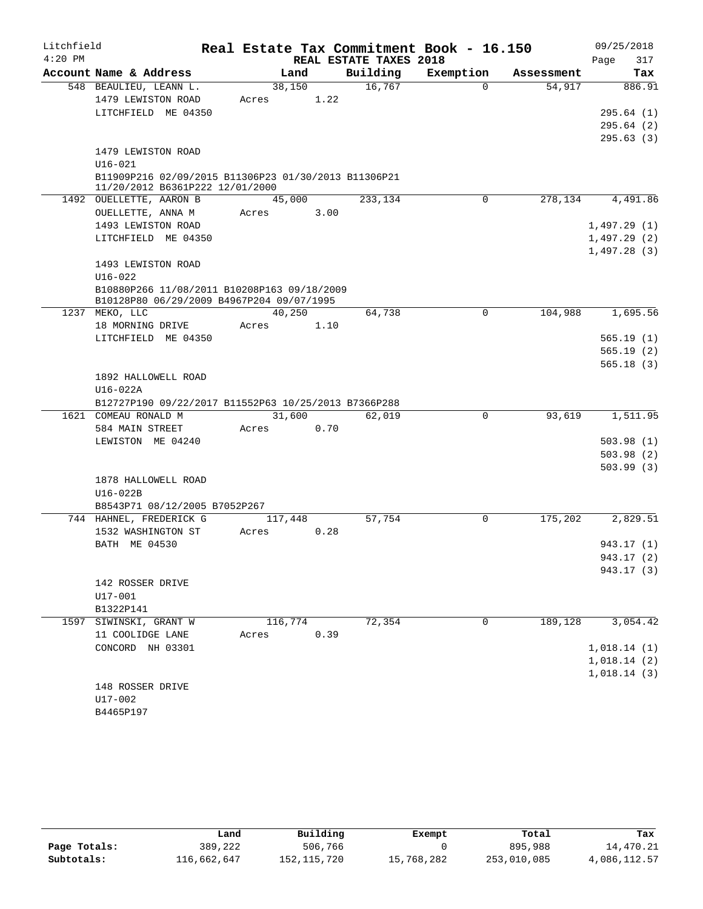Litchfield 4:20 PM

# Real Estate Tax Commitment Book - 16.150

## REAL ESTATE TAXES 2018

09/25/2018

| Account Name & Address | Land | Building | Exemption | Assessment | Tax |
|---|---|---|---|---|---|
| 548 BEAULIEU, LEANN L. | 38,150 | 16,767 | 0 | 54,917 | 886.91 |
| 1479 LEWISTON ROAD | Acres 1.22 | | | | |
| LITCHFIELD ME 04350 | | | | | 295.64 (1) |
| | | | | | 295.64 (2) |
| | | | | | 295.63 (3) |
| 1479 LEWISTON ROAD | | | | | |
| U16-021 | | | | | |
| B11909P216 02/09/2015 B11306P23 01/30/2013 B11306P21 11/20/2012 B6361P222 12/01/2000 | | | | | |
| 1492 OUELLETTE, AARON B | 45,000 | 233,134 | 0 | 278,134 | 4,491.86 |
| OUELLETTE, ANNA M | Acres 3.00 | | | | |
| 1493 LEWISTON ROAD | | | | | 1,497.29 (1) |
| LITCHFIELD ME 04350 | | | | | 1,497.29 (2) |
| | | | | | 1,497.28 (3) |
| 1493 LEWISTON ROAD | | | | | |
| U16-022 | | | | | |
| B10880P266 11/08/2011 B10208P163 09/18/2009 B10128P80 06/29/2009 B4967P204 09/07/1995 | | | | | |
| 1237 MEKO, LLC | 40,250 | 64,738 | 0 | 104,988 | 1,695.56 |
| 18 MORNING DRIVE | Acres 1.10 | | | | |
| LITCHFIELD ME 04350 | | | | | 565.19 (1) |
| | | | | | 565.19 (2) |
| | | | | | 565.18 (3) |
| 1892 HALLOWELL ROAD | | | | | |
| U16-022A | | | | | |
| B12727P190 09/22/2017 B11552P63 10/25/2013 B7366P288 | | | | | |
| 1621 COMEAU RONALD M | 31,600 | 62,019 | 0 | 93,619 | 1,511.95 |
| 584 MAIN STREET | Acres 0.70 | | | | |
| LEWISTON ME 04240 | | | | | 503.98 (1) |
| | | | | | 503.98 (2) |
| | | | | | 503.99 (3) |
| 1878 HALLOWELL ROAD | | | | | |
| U16-022B | | | | | |
| B8543P71 08/12/2005 B7052P267 | | | | | |
| 744 HAHNEL, FREDERICK G | 117,448 | 57,754 | 0 | 175,202 | 2,829.51 |
| 1532 WASHINGTON ST | Acres 0.28 | | | | |
| BATH ME 04530 | | | | | 943.17 (1) |
| | | | | | 943.17 (2) |
| | | | | | 943.17 (3) |
| 142 ROSSER DRIVE | | | | | |
| U17-001 | | | | | |
| B1322P141 | | | | | |
| 1597 SIWINSKI, GRANT W | 116,774 | 72,354 | 0 | 189,128 | 3,054.42 |
| 11 COOLIDGE LANE | Acres 0.39 | | | | |
| CONCORD NH 03301 | | | | | 1,018.14 (1) |
| | | | | | 1,018.14 (2) |
| | | | | | 1,018.14 (3) |
| 148 ROSSER DRIVE | | | | | |
| U17-002 | | | | | |
| B4465P197 | | | | | |

| | Land | Building | Exempt | Total | Tax |
|---|---|---|---|---|---|
| Page Totals: | 389,222 | 506,766 | 0 | 895,988 | 14,470.21 |
| Subtotals: | 116,662,647 | 152,115,720 | 15,768,282 | 253,010,085 | 4,086,112.57 |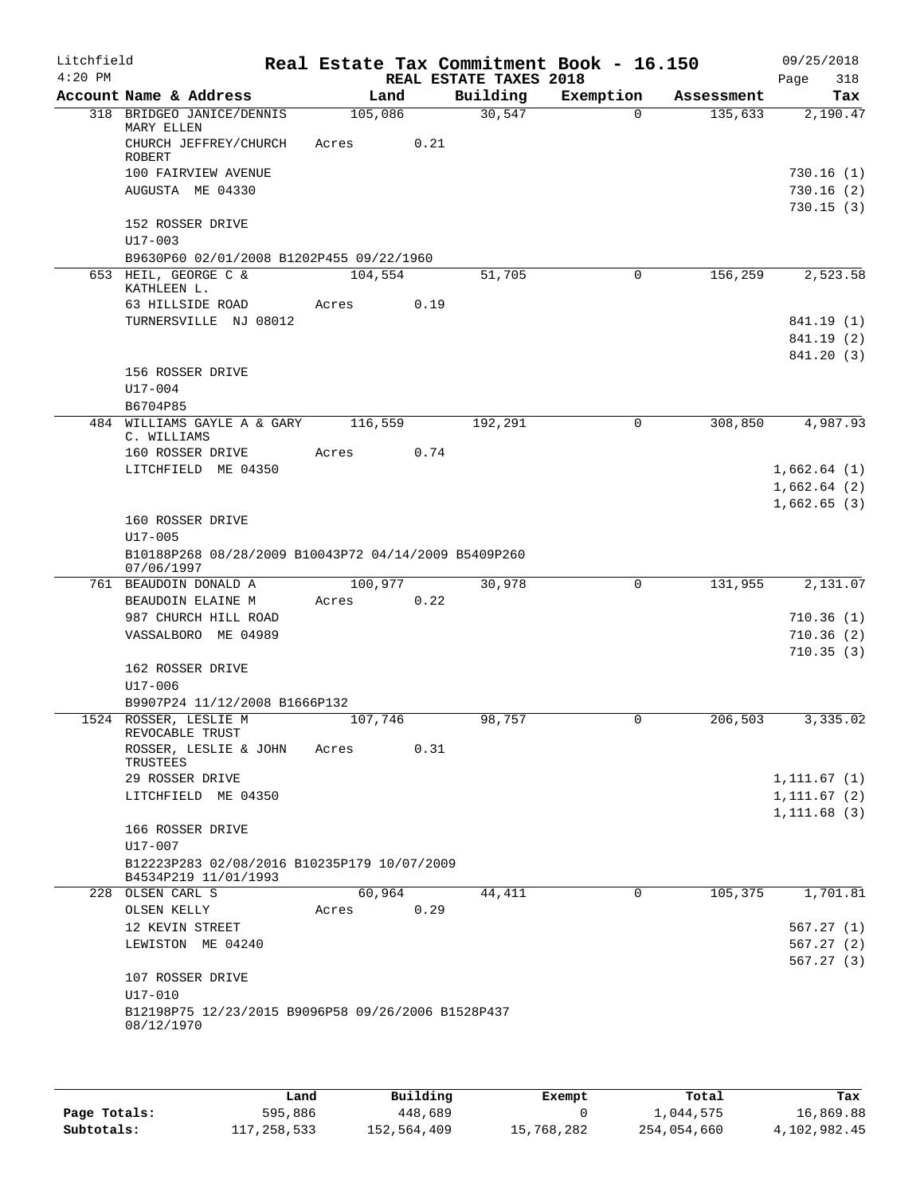Litchfield | Real Estate Tax Commitment Book - 16.150 | 09/25/2018
4:20 PM | REAL ESTATE TAXES 2018 | Page 318

| Account Name & Address | Land | Building | Exemption | Assessment | Tax |
|---|---|---|---|---|---|
| 318 BRIDGEO JANICE/DENNIS MARY ELLEN | 105,086 | 30,547 | 0 | 135,633 | 2,190.47 |
| CHURCH JEFFREY/CHURCH ROBERT | Acres 0.21 | | | | |
| 100 FAIRVIEW AVENUE | | | | | 730.16 (1) |
| AUGUSTA ME 04330 | | | | | 730.16 (2) |
| | | | | | 730.15 (3) |
| 152 ROSSER DRIVE | | | | | |
| U17-003 | | | | | |
| B9630P60 02/01/2008 B1202P455 09/22/1960 | | | | | |
| 653 HEIL, GEORGE C & KATHLEEN L. | 104,554 | 51,705 | 0 | 156,259 | 2,523.58 |
| 63 HILLSIDE ROAD | Acres 0.19 | | | | |
| TURNERSVILLE NJ 08012 | | | | | 841.19 (1) |
| | | | | | 841.19 (2) |
| | | | | | 841.20 (3) |
| 156 ROSSER DRIVE | | | | | |
| U17-004 | | | | | |
| B6704P85 | | | | | |
| 484 WILLIAMS GAYLE A & GARY C. WILLIAMS | 116,559 | 192,291 | 0 | 308,850 | 4,987.93 |
| 160 ROSSER DRIVE | Acres 0.74 | | | | |
| LITCHFIELD ME 04350 | | | | | 1,662.64 (1) |
| | | | | | 1,662.64 (2) |
| | | | | | 1,662.65 (3) |
| 160 ROSSER DRIVE | | | | | |
| U17-005 | | | | | |
| B10188P268 08/28/2009 B10043P72 04/14/2009 B5409P260 07/06/1997 | | | | | |
| 761 BEAUDOIN DONALD A | 100,977 | 30,978 | 0 | 131,955 | 2,131.07 |
| BEAUDOIN ELAINE M | Acres 0.22 | | | | |
| 987 CHURCH HILL ROAD | | | | | 710.36 (1) |
| VASSALBORO ME 04989 | | | | | 710.36 (2) |
| | | | | | 710.35 (3) |
| 162 ROSSER DRIVE | | | | | |
| U17-006 | | | | | |
| B9907P24 11/12/2008 B1666P132 | | | | | |
| 1524 ROSSER, LESLIE M REVOCABLE TRUST | 107,746 | 98,757 | 0 | 206,503 | 3,335.02 |
| ROSSER, LESLIE & JOHN TRUSTEES | Acres 0.31 | | | | |
| 29 ROSSER DRIVE | | | | | 1,111.67 (1) |
| LITCHFIELD ME 04350 | | | | | 1,111.67 (2) |
| | | | | | 1,111.68 (3) |
| 166 ROSSER DRIVE | | | | | |
| U17-007 | | | | | |
| B12223P283 02/08/2016 B10235P179 10/07/2009 B4534P219 11/01/1993 | | | | | |
| 228 OLSEN CARL S | 60,964 | 44,411 | 0 | 105,375 | 1,701.81 |
| OLSEN KELLY | Acres 0.29 | | | | |
| 12 KEVIN STREET | | | | | 567.27 (1) |
| LEWISTON ME 04240 | | | | | 567.27 (2) |
| | | | | | 567.27 (3) |
| 107 ROSSER DRIVE | | | | | |
| U17-010 | | | | | |
| B12198P75 12/23/2015 B9096P58 09/26/2006 B1528P437 08/12/1970 | | | | | |

| | Land | Building | Exempt | Total | Tax |
|---|---|---|---|---|---|
| Page Totals: | 595,886 | 448,689 | 0 | 1,044,575 | 16,869.88 |
| Subtotals: | 117,258,533 | 152,564,409 | 15,768,282 | 254,054,660 | 4,102,982.45 |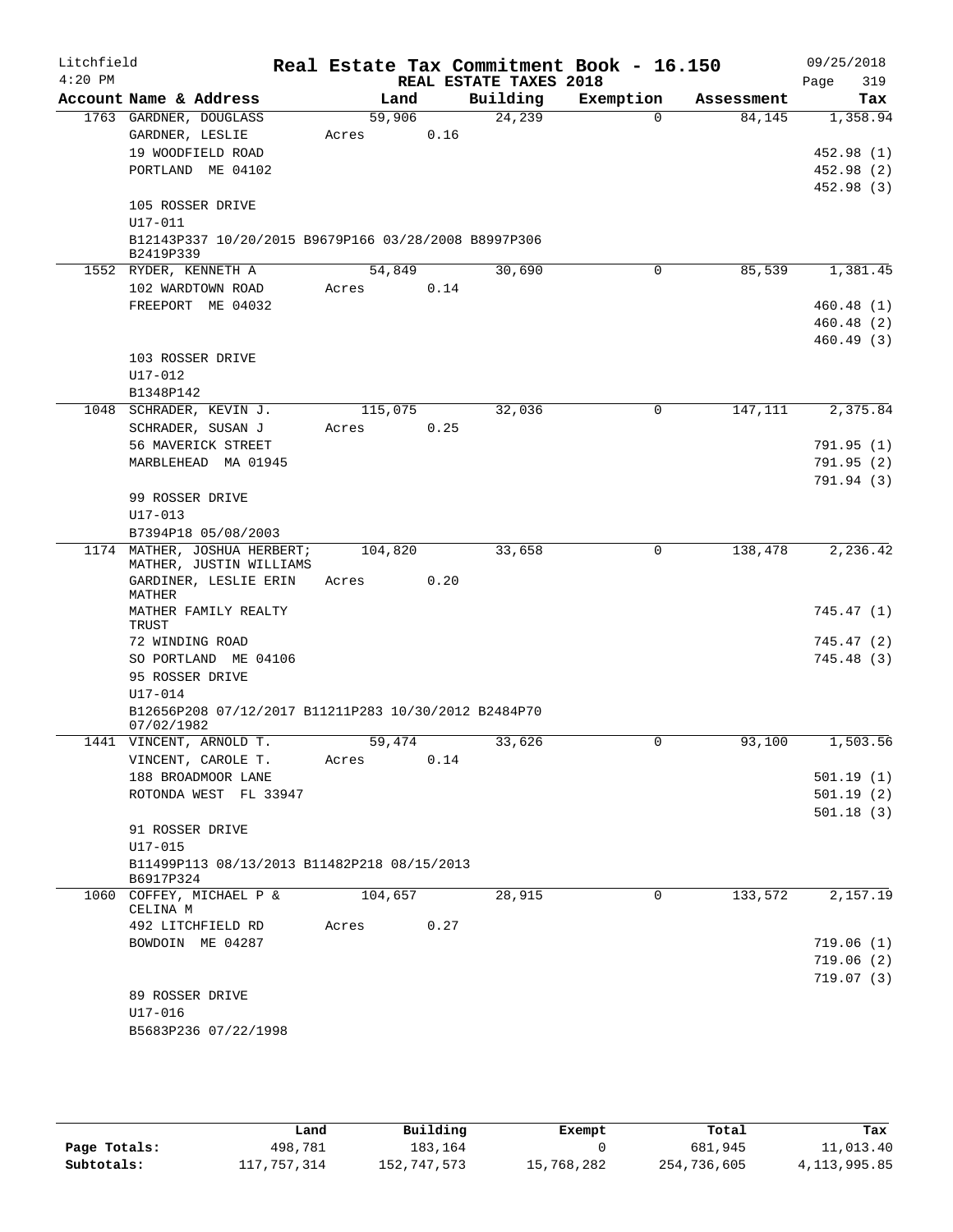Litchfield 4:20 PM

# Real Estate Tax Commitment Book - 16.150

09/25/2018

REAL ESTATE TAXES 2018

| Account Name & Address | Land | Building | Exemption | Assessment | Tax |
|---|---|---|---|---|---|
| 1763 GARDNER, DOUGLASS | 59,906 | 24,239 | 0 | 84,145 | 1,358.94 |
| GARDNER, LESLIE | Acres 0.16 | | | | |
| 19 WOODFIELD ROAD | | | | | 452.98 (1) |
| PORTLAND ME 04102 | | | | | 452.98 (2) |
| | | | | | 452.98 (3) |
| 105 ROSSER DRIVE | | | | | |
| U17-011 | | | | | |
| B12143P337 10/20/2015 B9679P166 03/28/2008 B8997P306 B2419P339 | | | | | |
| 1552 RYDER, KENNETH A | 54,849 | 30,690 | 0 | 85,539 | 1,381.45 |
| 102 WARDTOWN ROAD | Acres 0.14 | | | | |
| FREEPORT ME 04032 | | | | | 460.48 (1) |
| | | | | | 460.48 (2) |
| | | | | | 460.49 (3) |
| 103 ROSSER DRIVE | | | | | |
| U17-012 | | | | | |
| B1348P142 | | | | | |
| 1048 SCHRADER, KEVIN J. | 115,075 | 32,036 | 0 | 147,111 | 2,375.84 |
| SCHRADER, SUSAN J | Acres 0.25 | | | | |
| 56 MAVERICK STREET | | | | | 791.95 (1) |
| MARBLEHEAD MA 01945 | | | | | 791.95 (2) |
| | | | | | 791.94 (3) |
| 99 ROSSER DRIVE | | | | | |
| U17-013 | | | | | |
| B7394P18 05/08/2003 | | | | | |
| 1174 MATHER, JOSHUA HERBERT; MATHER, JUSTIN WILLIAMS | 104,820 | 33,658 | 0 | 138,478 | 2,236.42 |
| GARDINER, LESLIE ERIN MATHER | Acres 0.20 | | | | |
| MATHER FAMILY REALTY TRUST | | | | | 745.47 (1) |
| 72 WINDING ROAD | | | | | 745.47 (2) |
| SO PORTLAND ME 04106 | | | | | 745.48 (3) |
| 95 ROSSER DRIVE | | | | | |
| U17-014 | | | | | |
| B12656P208 07/12/2017 B11211P283 10/30/2012 B2484P70 07/02/1982 | | | | | |
| 1441 VINCENT, ARNOLD T. | 59,474 | 33,626 | 0 | 93,100 | 1,503.56 |
| VINCENT, CAROLE T. | Acres 0.14 | | | | |
| 188 BROADMOOR LANE | | | | | 501.19 (1) |
| ROTONDA WEST FL 33947 | | | | | 501.19 (2) |
| | | | | | 501.18 (3) |
| 91 ROSSER DRIVE | | | | | |
| U17-015 | | | | | |
| B11499P113 08/13/2013 B11482P218 08/15/2013 B6917P324 | | | | | |
| 1060 COFFEY, MICHAEL P & CELINA M | 104,657 | 28,915 | 0 | 133,572 | 2,157.19 |
| 492 LITCHFIELD RD | Acres 0.27 | | | | |
| BOWDOIN ME 04287 | | | | | 719.06 (1) |
| | | | | | 719.06 (2) |
| | | | | | 719.07 (3) |
| 89 ROSSER DRIVE | | | | | |
| U17-016 | | | | | |
| B5683P236 07/22/1998 | | | | | |

| | Land | Building | Exempt | Total | Tax |
|---|---|---|---|---|---|
| Page Totals: | 498,781 | 183,164 | 0 | 681,945 | 11,013.40 |
| Subtotals: | 117,757,314 | 152,747,573 | 15,768,282 | 254,736,605 | 4,113,995.85 |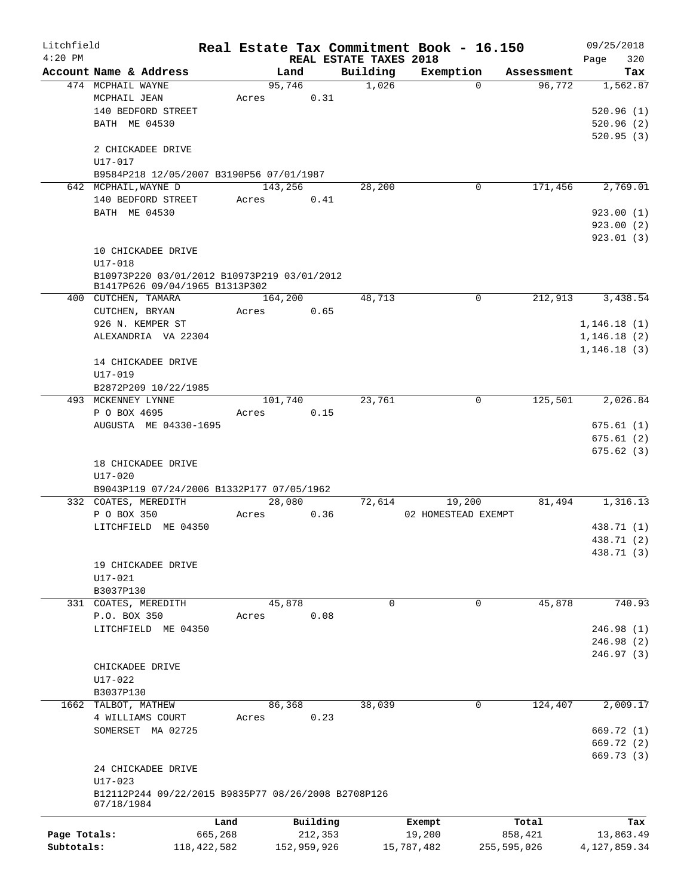Litchfield 4:20 PM

# Real Estate Tax Commitment Book - 16.150

REAL ESTATE TAXES 2018

09/25/2018 Page 320

| Account Name & Address | Land | Building | Exemption | Assessment | Tax |
|---|---|---|---|---|---|
| 474 MCPHAIL WAYNE<br>MCPHAIL JEAN<br>140 BEDFORD STREET<br>BATH ME 04530<br><br>2 CHICKADEE DRIVE<br>U17-017<br>B9584P218 12/05/2007 B3190P56 07/01/1987 | 95,746<br>Acres 0.31 | 1,026 | 0 | 96,772 | 1,562.87<br><br>520.96 (1)<br>520.96 (2)<br>520.95 (3) |
| 642 MCPHAIL,WAYNE D<br>140 BEDFORD STREET<br>BATH ME 04530<br><br>10 CHICKADEE DRIVE<br>U17-018<br>B10973P220 03/01/2012 B10973P219 03/01/2012<br>B1417P626 09/04/1965 B1313P302 | 143,256<br>Acres 0.41 | 28,200 | 0 | 171,456 | 2,769.01<br><br>923.00 (1)<br>923.00 (2)<br>923.01 (3) |
| 400 CUTCHEN, TAMARA<br>CUTCHEN, BRYAN<br>926 N. KEMPER ST<br>ALEXANDRIA VA 22304<br><br>14 CHICKADEE DRIVE<br>U17-019<br>B2872P209 10/22/1985 | 164,200<br>Acres 0.65 | 48,713 | 0 | 212,913 | 3,438.54<br><br>1,146.18 (1)<br>1,146.18 (2)<br>1,146.18 (3) |
| 493 MCKENNEY LYNNE<br>P O BOX 4695<br>AUGUSTA ME 04330-1695<br><br>18 CHICKADEE DRIVE<br>U17-020<br>B9043P119 07/24/2006 B1332P177 07/05/1962 | 101,740<br>Acres 0.15 | 23,761 | 0 | 125,501 | 2,026.84<br><br>675.61 (1)<br>675.61 (2)<br>675.62 (3) |
| 332 COATES, MEREDITH<br>P O BOX 350<br>LITCHFIELD ME 04350<br><br>19 CHICKADEE DRIVE<br>U17-021<br>B3037P130 | 28,080<br>Acres 0.36 | 72,614 | 19,200<br>02 HOMESTEAD EXEMPT | 81,494 | 1,316.13<br><br>438.71 (1)<br>438.71 (2)<br>438.71 (3) |
| 331 COATES, MEREDITH<br>P.O. BOX 350<br>LITCHFIELD ME 04350<br><br>CHICKADEE DRIVE<br>U17-022<br>B3037P130 | 45,878<br>Acres 0.08 | 0 | 0 | 45,878 | 740.93<br><br>246.98 (1)<br>246.98 (2)<br>246.97 (3) |
| 1662 TALBOT, MATHEW<br>4 WILLIAMS COURT<br>SOMERSET MA 02725<br><br>24 CHICKADEE DRIVE<br>U17-023<br>B12112P244 09/22/2015 B9835P77 08/26/2008 B2708P126 07/18/1984 | 86,368<br>Acres 0.23 | 38,039 | 0 | 124,407 | 2,009.17<br><br>669.72 (1)<br>669.72 (2)<br>669.73 (3) |

| | Land | Building | Exempt | Total | Tax |
|---|---|---|---|---|---|
| Page Totals: | 665,268 | 212,353 | 19,200 | 858,421 | 13,863.49 |
| Subtotals: | 118,422,582 | 152,959,926 | 15,787,482 | 255,595,026 | 4,127,859.34 |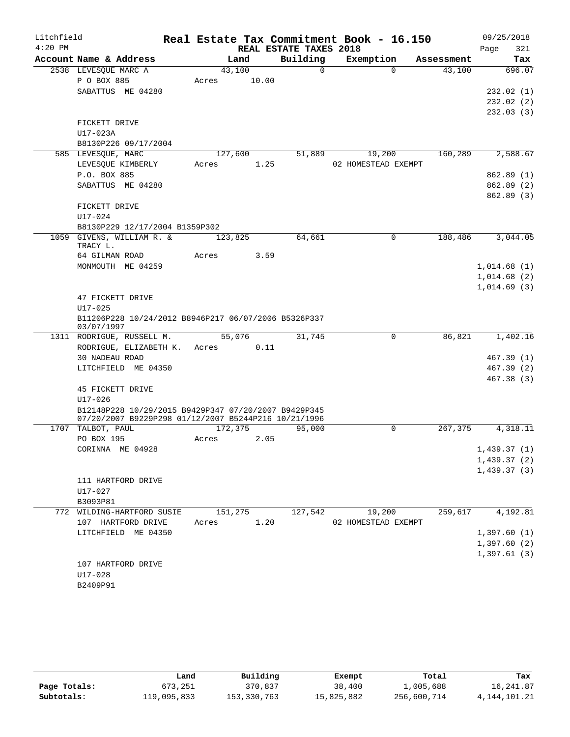Litchfield
4:20 PM

# Real Estate Tax Commitment Book - 16.150

## REAL ESTATE TAXES 2018

09/25/2018

| Account Name & Address | Land | Building | Exemption | Assessment | Tax |
|---|---|---|---|---|---|
| 2538 LEVESQUE MARC A | 43,100 | 0 | 0 | 43,100 | 696.07 |
| P O BOX 885 | Acres 10.00 | | | | |
| SABATTUS ME 04280 | | | | | 232.02 (1) |
| | | | | | 232.02 (2) |
| | | | | | 232.03 (3) |
| FICKETT DRIVE | | | | | |
| U17-023A | | | | | |
| B8130P226 09/17/2004 | | | | | |
| 585 LEVESQUE, MARC | 127,600 | 51,889 | 19,200 | 160,289 | 2,588.67 |
| LEVESQUE KIMBERLY | Acres 1.25 | | 02 HOMESTEAD EXEMPT | | |
| P.O. BOX 885 | | | | | 862.89 (1) |
| SABATTUS ME 04280 | | | | | 862.89 (2) |
| | | | | | 862.89 (3) |
| FICKETT DRIVE | | | | | |
| U17-024 | | | | | |
| B8130P229 12/17/2004 B1359P302 | | | | | |
| 1059 GIVENS, WILLIAM R. & TRACY L. | 123,825 | 64,661 | 0 | 188,486 | 3,044.05 |
| 64 GILMAN ROAD | Acres 3.59 | | | | |
| MONMOUTH ME 04259 | | | | | 1,014.68 (1) |
| | | | | | 1,014.68 (2) |
| | | | | | 1,014.69 (3) |
| 47 FICKETT DRIVE | | | | | |
| U17-025 | | | | | |
| B11206P228 10/24/2012 B8946P217 06/07/2006 B5326P337 03/07/1997 | | | | | |
| 1311 RODRIGUE, RUSSELL M. | 55,076 | 31,745 | 0 | 86,821 | 1,402.16 |
| RODRIGUE, ELIZABETH K. | Acres 0.11 | | | | |
| 30 NADEAU ROAD | | | | | 467.39 (1) |
| LITCHFIELD ME 04350 | | | | | 467.39 (2) |
| | | | | | 467.38 (3) |
| 45 FICKETT DRIVE | | | | | |
| U17-026 | | | | | |
| B12148P228 10/29/2015 B9429P347 07/20/2007 B9429P345 07/20/2007 B9229P298 01/12/2007 B5244P216 10/21/1996 | | | | | |
| 1707 TALBOT, PAUL | 172,375 | 95,000 | 0 | 267,375 | 4,318.11 |
| PO BOX 195 | Acres 2.05 | | | | |
| CORINNA ME 04928 | | | | | 1,439.37 (1) |
| | | | | | 1,439.37 (2) |
| | | | | | 1,439.37 (3) |
| 111 HARTFORD DRIVE | | | | | |
| U17-027 | | | | | |
| B3093P81 | | | | | |
| 772 WILDING-HARTFORD SUSIE | 151,275 | 127,542 | 19,200 | 259,617 | 4,192.81 |
| 107 HARTFORD DRIVE | Acres 1.20 | | 02 HOMESTEAD EXEMPT | | |
| LITCHFIELD ME 04350 | | | | | 1,397.60 (1) |
| | | | | | 1,397.60 (2) |
| | | | | | 1,397.61 (3) |
| 107 HARTFORD DRIVE | | | | | |
| U17-028 | | | | | |
| B2409P91 | | | | | |

| | Land | Building | Exempt | Total | Tax |
|---|---|---|---|---|---|
| Page Totals: | 673,251 | 370,837 | 38,400 | 1,005,688 | 16,241.87 |
| Subtotals: | 119,095,833 | 153,330,763 | 15,825,882 | 256,600,714 | 4,144,101.21 |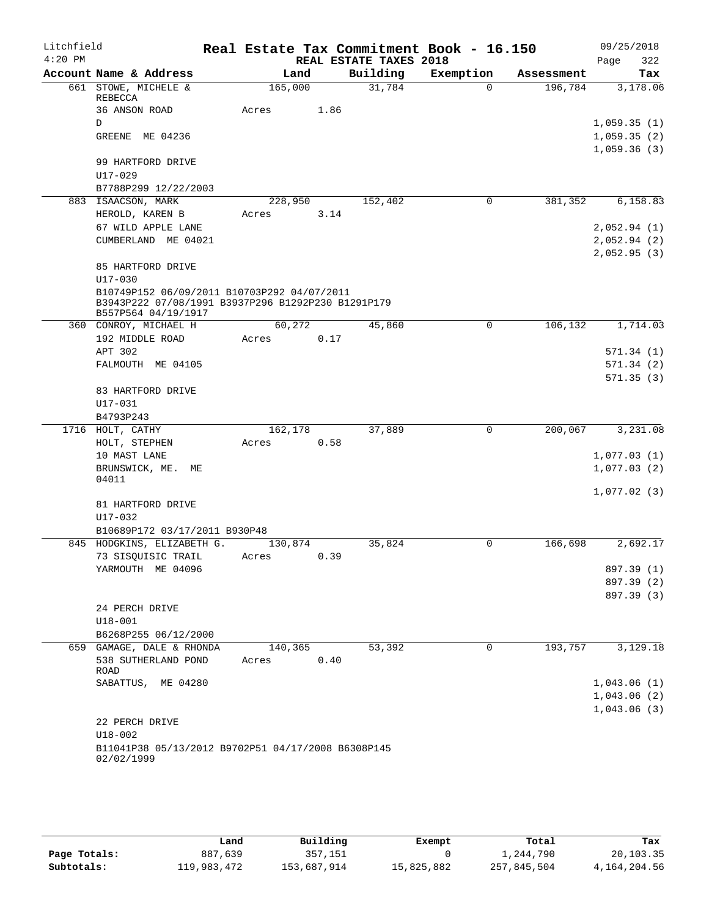Litchfield | Real Estate Tax Commitment Book - 16.150 | 09/25/2018
4:20 PM | REAL ESTATE TAXES 2018 | Page 322

| Account Name & Address | Land | Building | Exemption | Assessment | Tax |
|---|---|---|---|---|---|
| 661 STOWE, MICHELE & REBECCA | 165,000 | 31,784 | 0 | 196,784 | 3,178.06 |
| 36 ANSON ROAD | Acres 1.86 | | | | |
| D | | | | | 1,059.35 (1) |
| GREENE ME 04236 | | | | | 1,059.35 (2) |
| | | | | | 1,059.36 (3) |
| 99 HARTFORD DRIVE | | | | | |
| U17-029 | | | | | |
| B7788P299 12/22/2003 | | | | | |
| 883 ISAACSON, MARK | 228,950 | 152,402 | 0 | 381,352 | 6,158.83 |
| HEROLD, KAREN B | Acres 3.14 | | | | |
| 67 WILD APPLE LANE | | | | | 2,052.94 (1) |
| CUMBERLAND ME 04021 | | | | | 2,052.94 (2) |
| | | | | | 2,052.95 (3) |
| 85 HARTFORD DRIVE | | | | | |
| U17-030 | | | | | |
| B10749P152 06/09/2011 B10703P292 04/07/2011 B3943P222 07/08/1991 B3937P296 B1292P230 B1291P179 B557P564 04/19/1917 | | | | | |
| 360 CONROY, MICHAEL H | 60,272 | 45,860 | 0 | 106,132 | 1,714.03 |
| 192 MIDDLE ROAD | Acres 0.17 | | | | |
| APT 302 | | | | | 571.34 (1) |
| FALMOUTH ME 04105 | | | | | 571.34 (2) |
| | | | | | 571.35 (3) |
| 83 HARTFORD DRIVE | | | | | |
| U17-031 | | | | | |
| B4793P243 | | | | | |
| 1716 HOLT, CATHY | 162,178 | 37,889 | 0 | 200,067 | 3,231.08 |
| HOLT, STEPHEN | Acres 0.58 | | | | |
| 10 MAST LANE | | | | | 1,077.03 (1) |
| BRUNSWICK, ME. ME 04011 | | | | | 1,077.03 (2) |
| | | | | | 1,077.02 (3) |
| 81 HARTFORD DRIVE | | | | | |
| U17-032 | | | | | |
| B10689P172 03/17/2011 B930P48 | | | | | |
| 845 HODGKINS, ELIZABETH G. | 130,874 | 35,824 | 0 | 166,698 | 2,692.17 |
| 73 SISQUISIC TRAIL | Acres 0.39 | | | | |
| YARMOUTH ME 04096 | | | | | 897.39 (1) |
| | | | | | 897.39 (2) |
| | | | | | 897.39 (3) |
| 24 PERCH DRIVE | | | | | |
| U18-001 | | | | | |
| B6268P255 06/12/2000 | | | | | |
| 659 GAMAGE, DALE & RHONDA | 140,365 | 53,392 | 0 | 193,757 | 3,129.18 |
| 538 SUTHERLAND POND ROAD | Acres 0.40 | | | | |
| SABATTUS, ME 04280 | | | | | 1,043.06 (1) |
| | | | | | 1,043.06 (2) |
| | | | | | 1,043.06 (3) |
| 22 PERCH DRIVE | | | | | |
| U18-002 | | | | | |
| B11041P38 05/13/2012 B9702P51 04/17/2008 B6308P145 02/02/1999 | | | | | |

| | Land | Building | Exempt | Total | Tax |
|---|---|---|---|---|---|
| Page Totals: | 887,639 | 357,151 | 0 | 1,244,790 | 20,103.35 |
| Subtotals: | 119,983,472 | 153,687,914 | 15,825,882 | 257,845,504 | 4,164,204.56 |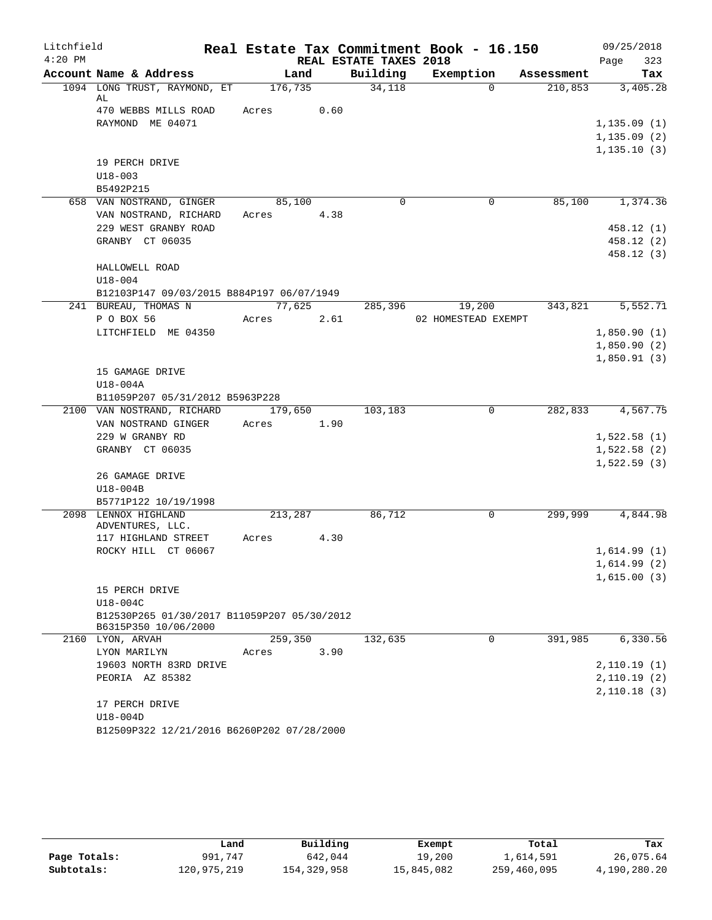Litchfield 4:20 PM

# Real Estate Tax Commitment Book - 16.150

REAL ESTATE TAXES 2018

09/25/2018 Page 323

| Account Name & Address | Land | Building | Exemption | Assessment | Tax |
|---|---|---|---|---|---|
| 1094 LONG TRUST, RAYMOND, ET AL | 176,735 | 34,118 | 0 | 210,853 | 3,405.28 |
| 470 WEBBS MILLS ROAD | Acres 0.60 | | | | |
| RAYMOND ME 04071 | | | | | 1,135.09 (1) |
| | | | | | 1,135.09 (2) |
| | | | | | 1,135.10 (3) |
| 19 PERCH DRIVE | | | | | |
| U18-003 | | | | | |
| B5492P215 | | | | | |
| 658 VAN NOSTRAND, GINGER | 85,100 | 0 | 0 | 85,100 | 1,374.36 |
| VAN NOSTRAND, RICHARD | Acres 4.38 | | | | |
| 229 WEST GRANBY ROAD | | | | | 458.12 (1) |
| GRANBY CT 06035 | | | | | 458.12 (2) |
| | | | | | 458.12 (3) |
| HALLOWELL ROAD | | | | | |
| U18-004 | | | | | |
| B12103P147 09/03/2015 B884P197 06/07/1949 | | | | | |
| 241 BUREAU, THOMAS N | 77,625 | 285,396 | 19,200 | 343,821 | 5,552.71 |
| P O BOX 56 | Acres 2.61 | | 02 HOMESTEAD EXEMPT | | |
| LITCHFIELD ME 04350 | | | | | 1,850.90 (1) |
| | | | | | 1,850.90 (2) |
| | | | | | 1,850.91 (3) |
| 15 GAMAGE DRIVE | | | | | |
| U18-004A | | | | | |
| B11059P207 05/31/2012 B5963P228 | | | | | |
| 2100 VAN NOSTRAND, RICHARD | 179,650 | 103,183 | 0 | 282,833 | 4,567.75 |
| VAN NOSTRAND GINGER | Acres 1.90 | | | | |
| 229 W GRANBY RD | | | | | 1,522.58 (1) |
| GRANBY CT 06035 | | | | | 1,522.58 (2) |
| | | | | | 1,522.59 (3) |
| 26 GAMAGE DRIVE | | | | | |
| U18-004B | | | | | |
| B5771P122 10/19/1998 | | | | | |
| 2098 LENNOX HIGHLAND ADVENTURES, LLC. | 213,287 | 86,712 | 0 | 299,999 | 4,844.98 |
| 117 HIGHLAND STREET | Acres 4.30 | | | | |
| ROCKY HILL CT 06067 | | | | | 1,614.99 (1) |
| | | | | | 1,614.99 (2) |
| | | | | | 1,615.00 (3) |
| 15 PERCH DRIVE | | | | | |
| U18-004C | | | | | |
| B12530P265 01/30/2017 B11059P207 05/30/2012 B6315P350 10/06/2000 | | | | | |
| 2160 LYON, ARVAH | 259,350 | 132,635 | 0 | 391,985 | 6,330.56 |
| LYON MARILYN | Acres 3.90 | | | | |
| 19603 NORTH 83RD DRIVE | | | | | 2,110.19 (1) |
| PEORIA AZ 85382 | | | | | 2,110.19 (2) |
| | | | | | 2,110.18 (3) |
| 17 PERCH DRIVE | | | | | |
| U18-004D | | | | | |
| B12509P322 12/21/2016 B6260P202 07/28/2000 | | | | | |

| | Land | Building | Exempt | Total | Tax |
|---|---|---|---|---|---|
| Page Totals: | 991,747 | 642,044 | 19,200 | 1,614,591 | 26,075.64 |
| Subtotals: | 120,975,219 | 154,329,958 | 15,845,082 | 259,460,095 | 4,190,280.20 |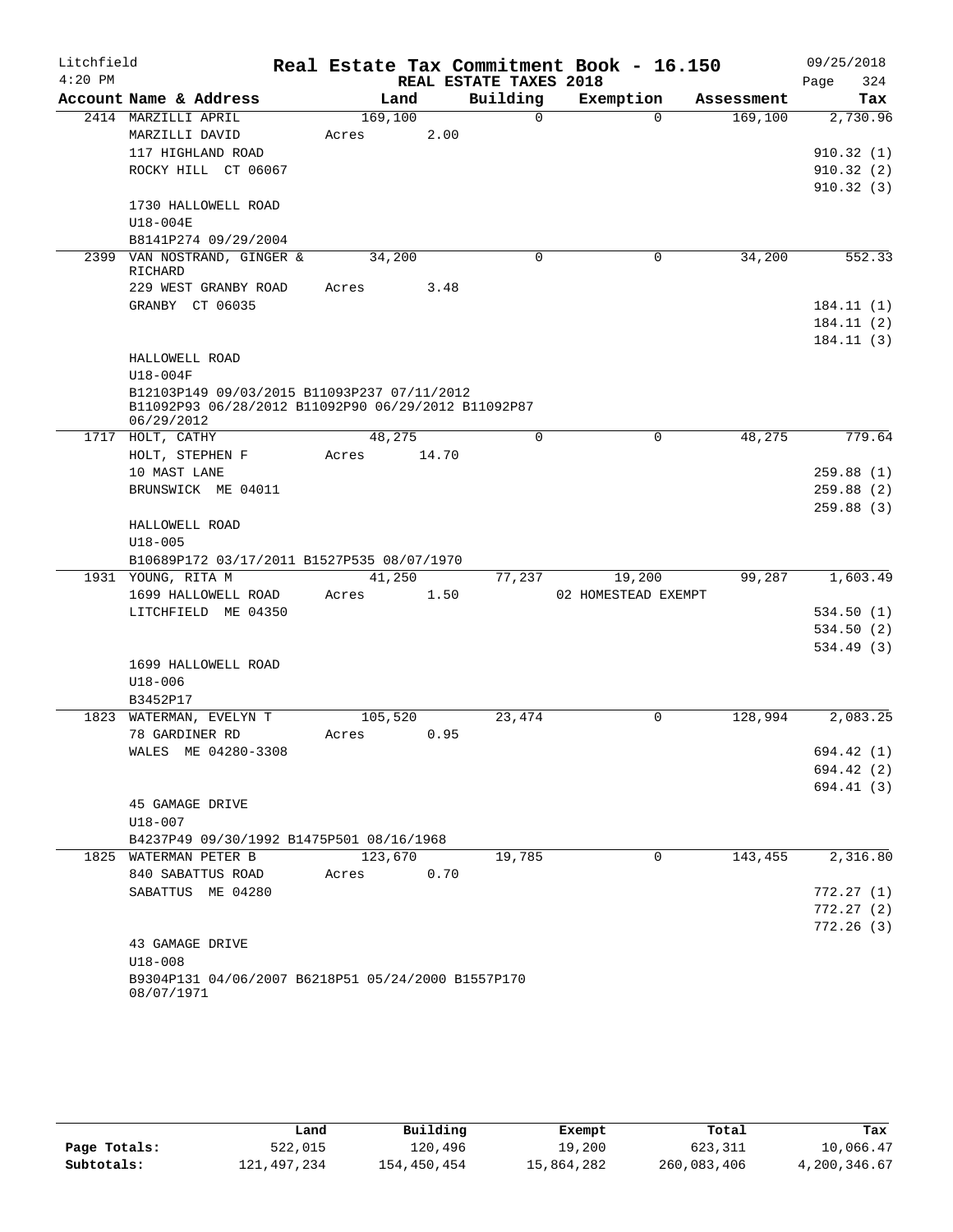Litchfield

4:20 PM

# Real Estate Tax Commitment Book - 16.150

REAL ESTATE TAXES 2018

09/25/2018

| Account Name & Address | Land | Building | Exemption | Assessment | Tax |
|---|---|---|---|---|---|
| 2414 MARZILLI APRIL | 169,100 | 0 | 0 | 169,100 | 2,730.96 |
| MARZILLI DAVID | Acres 2.00 | | | | |
| 117 HIGHLAND ROAD | | | | | 910.32 (1) |
| ROCKY HILL CT 06067 | | | | | 910.32 (2) |
| | | | | | 910.32 (3) |
| 1730 HALLOWELL ROAD | | | | | |
| U18-004E | | | | | |
| B8141P274 09/29/2004 | | | | | |
| 2399 VAN NOSTRAND, GINGER & RICHARD | 34,200 | 0 | 0 | 34,200 | 552.33 |
| 229 WEST GRANBY ROAD | Acres 3.48 | | | | |
| GRANBY CT 06035 | | | | | 184.11 (1) |
| | | | | | 184.11 (2) |
| | | | | | 184.11 (3) |
| HALLOWELL ROAD | | | | | |
| U18-004F | | | | | |
| B12103P149 09/03/2015 B11093P237 07/11/2012 B11092P93 06/28/2012 B11092P90 06/29/2012 B11092P87 06/29/2012 | | | | | |
| 1717 HOLT, CATHY | 48,275 | 0 | 0 | 48,275 | 779.64 |
| HOLT, STEPHEN F | Acres 14.70 | | | | |
| 10 MAST LANE | | | | | 259.88 (1) |
| BRUNSWICK ME 04011 | | | | | 259.88 (2) |
| | | | | | 259.88 (3) |
| HALLOWELL ROAD | | | | | |
| U18-005 | | | | | |
| B10689P172 03/17/2011 B1527P535 08/07/1970 | | | | | |
| 1931 YOUNG, RITA M | 41,250 | 77,237 | 19,200 | 99,287 | 1,603.49 |
| 1699 HALLOWELL ROAD | Acres 1.50 | | 02 HOMESTEAD EXEMPT | | |
| LITCHFIELD ME 04350 | | | | | 534.50 (1) |
| | | | | | 534.50 (2) |
| | | | | | 534.49 (3) |
| 1699 HALLOWELL ROAD | | | | | |
| U18-006 | | | | | |
| B3452P17 | | | | | |
| 1823 WATERMAN, EVELYN T | 105,520 | 23,474 | 0 | 128,994 | 2,083.25 |
| 78 GARDINER RD | Acres 0.95 | | | | |
| WALES ME 04280-3308 | | | | | 694.42 (1) |
| | | | | | 694.42 (2) |
| | | | | | 694.41 (3) |
| 45 GAMAGE DRIVE | | | | | |
| U18-007 | | | | | |
| B4237P49 09/30/1992 B1475P501 08/16/1968 | | | | | |
| 1825 WATERMAN PETER B | 123,670 | 19,785 | 0 | 143,455 | 2,316.80 |
| 840 SABATTUS ROAD | Acres 0.70 | | | | |
| SABATTUS ME 04280 | | | | | 772.27 (1) |
| | | | | | 772.27 (2) |
| | | | | | 772.26 (3) |
| 43 GAMAGE DRIVE | | | | | |
| U18-008 | | | | | |
| B9304P131 04/06/2007 B6218P51 05/24/2000 B1557P170 08/07/1971 | | | | | |

| | Land | Building | Exempt | Total | Tax |
|---|---|---|---|---|---|
| Page Totals: | 522,015 | 120,496 | 19,200 | 623,311 | 10,066.47 |
| Subtotals: | 121,497,234 | 154,450,454 | 15,864,282 | 260,083,406 | 4,200,346.67 |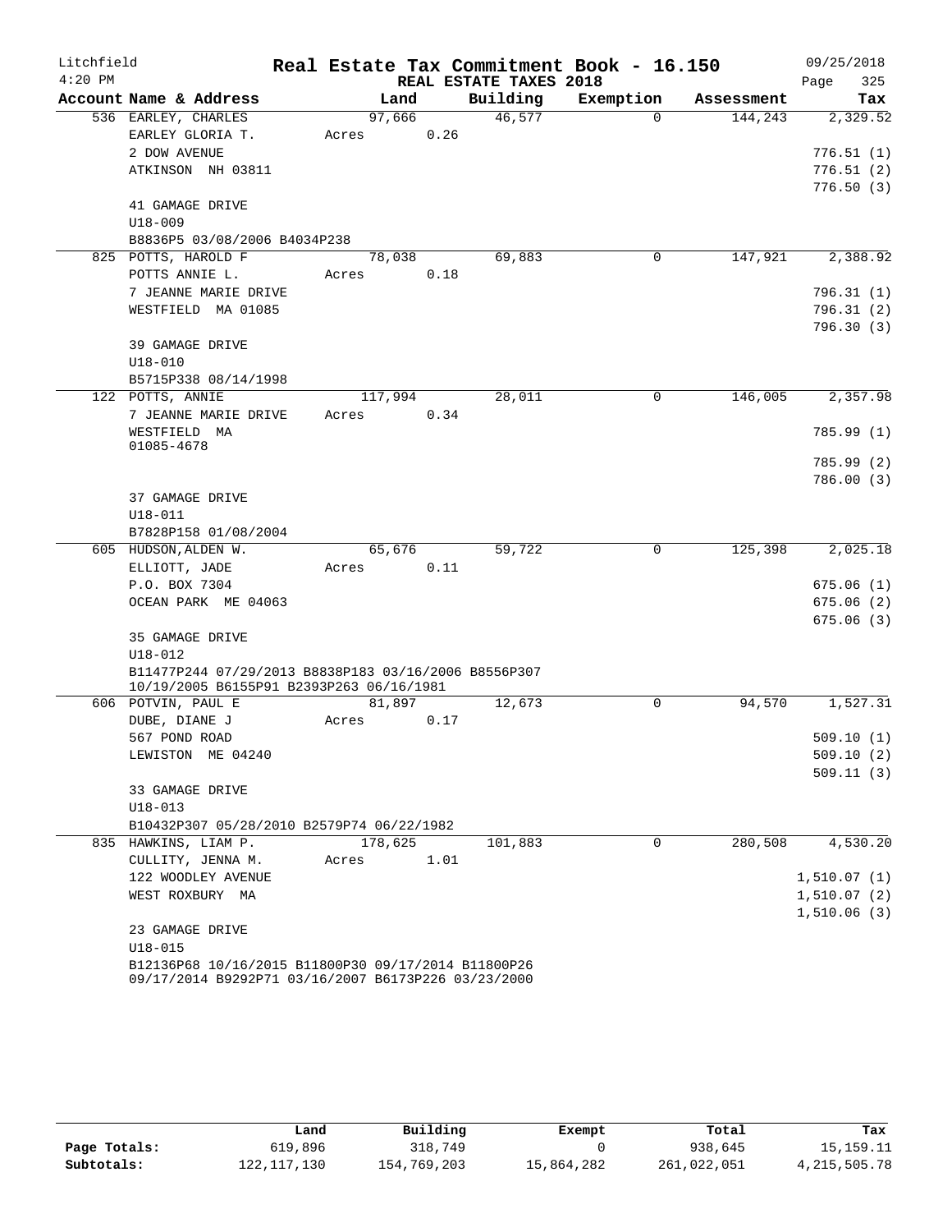Litchfield — Real Estate Tax Commitment Book - 16.150 — 09/25/2018

4:20 PM — REAL ESTATE TAXES 2018 — Page 325

| Account Name & Address | Land | Building | Exemption | Assessment | Tax |
|---|---|---|---|---|---|
| 536 EARLEY, CHARLES | 97,666 | 46,577 | 0 | 144,243 | 2,329.52 |
| EARLEY GLORIA T. | Acres 0.26 | | | | |
| 2 DOW AVENUE | | | | | 776.51 (1) |
| ATKINSON NH 03811 | | | | | 776.51 (2) |
| | | | | | 776.50 (3) |
| 41 GAMAGE DRIVE | | | | | |
| U18-009 | | | | | |
| B8836P5 03/08/2006 B4034P238 | | | | | |
| 825 POTTS, HAROLD F | 78,038 | 69,883 | 0 | 147,921 | 2,388.92 |
| POTTS ANNIE L. | Acres 0.18 | | | | |
| 7 JEANNE MARIE DRIVE | | | | | 796.31 (1) |
| WESTFIELD MA 01085 | | | | | 796.31 (2) |
| | | | | | 796.30 (3) |
| 39 GAMAGE DRIVE | | | | | |
| U18-010 | | | | | |
| B5715P338 08/14/1998 | | | | | |
| 122 POTTS, ANNIE | 117,994 | 28,011 | 0 | 146,005 | 2,357.98 |
| 7 JEANNE MARIE DRIVE | Acres 0.34 | | | | |
| WESTFIELD MA 01085-4678 | | | | | 785.99 (1) |
| | | | | | 785.99 (2) |
| | | | | | 786.00 (3) |
| 37 GAMAGE DRIVE | | | | | |
| U18-011 | | | | | |
| B7828P158 01/08/2004 | | | | | |
| 605 HUDSON, ALDEN W. | 65,676 | 59,722 | 0 | 125,398 | 2,025.18 |
| ELLIOTT, JADE | Acres 0.11 | | | | |
| P.O. BOX 7304 | | | | | 675.06 (1) |
| OCEAN PARK ME 04063 | | | | | 675.06 (2) |
| | | | | | 675.06 (3) |
| 35 GAMAGE DRIVE | | | | | |
| U18-012 | | | | | |
| B11477P244 07/29/2013 B8838P183 03/16/2006 B8556P307 10/19/2005 B6155P91 B2393P263 06/16/1981 | | | | | |
| 606 POTVIN, PAUL E | 81,897 | 12,673 | 0 | 94,570 | 1,527.31 |
| DUBE, DIANE J | Acres 0.17 | | | | |
| 567 POND ROAD | | | | | 509.10 (1) |
| LEWISTON ME 04240 | | | | | 509.10 (2) |
| | | | | | 509.11 (3) |
| 33 GAMAGE DRIVE | | | | | |
| U18-013 | | | | | |
| B10432P307 05/28/2010 B2579P74 06/22/1982 | | | | | |
| 835 HAWKINS, LIAM P. | 178,625 | 101,883 | 0 | 280,508 | 4,530.20 |
| CULLITY, JENNA M. | Acres 1.01 | | | | |
| 122 WOODLEY AVENUE | | | | | 1,510.07 (1) |
| WEST ROXBURY MA | | | | | 1,510.07 (2) |
| | | | | | 1,510.06 (3) |
| 23 GAMAGE DRIVE | | | | | |
| U18-015 | | | | | |
| B12136P68 10/16/2015 B11800P30 09/17/2014 B11800P26 09/17/2014 B9292P71 03/16/2007 B6173P226 03/23/2000 | | | | | |

| | Land | Building | Exempt | Total | Tax |
|---|---|---|---|---|---|
| Page Totals: | 619,896 | 318,749 | 0 | 938,645 | 15,159.11 |
| Subtotals: | 122,117,130 | 154,769,203 | 15,864,282 | 261,022,051 | 4,215,505.78 |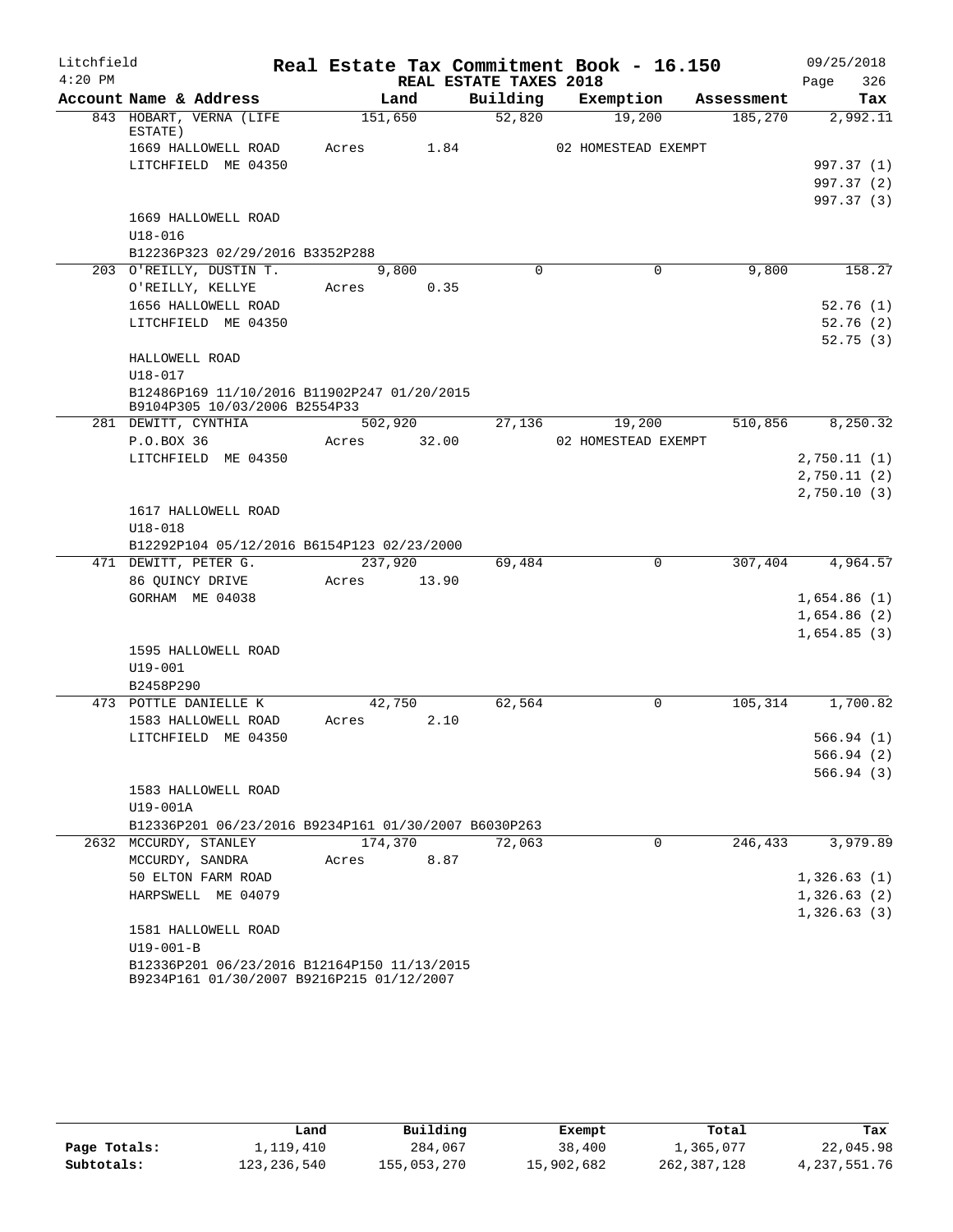Litchfield
4:20 PM

# Real Estate Tax Commitment Book - 16.150

REAL ESTATE TAXES 2018

09/25/2018
Page 326

| Account Name & Address | Land | Building | Exemption | Assessment | Tax |
|---|---|---|---|---|---|
| 843 HOBART, VERNA (LIFE ESTATE) | 151,650 | 52,820 | 19,200 | 185,270 | 2,992.11 |
| 1669 HALLOWELL ROAD | Acres 1.84 | | 02 HOMESTEAD EXEMPT | | |
| LITCHFIELD ME 04350 | | | | | 997.37 (1) |
| | | | | | 997.37 (2) |
| | | | | | 997.37 (3) |
| 1669 HALLOWELL ROAD | | | | | |
| U18-016 | | | | | |
| B12236P323 02/29/2016 B3352P288 | | | | | |
| 203 O'REILLY, DUSTIN T. | 9,800 | 0 | 0 | 9,800 | 158.27 |
| O'REILLY, KELLYE | Acres 0.35 | | | | |
| 1656 HALLOWELL ROAD | | | | | 52.76 (1) |
| LITCHFIELD ME 04350 | | | | | 52.76 (2) |
| | | | | | 52.75 (3) |
| HALLOWELL ROAD | | | | | |
| U18-017 | | | | | |
| B12486P169 11/10/2016 B11902P247 01/20/2015 B9104P305 10/03/2006 B2554P33 | | | | | |
| 281 DEWITT, CYNTHIA | 502,920 | 27,136 | 19,200 | 510,856 | 8,250.32 |
| P.O.BOX 36 | Acres 32.00 | | 02 HOMESTEAD EXEMPT | | |
| LITCHFIELD ME 04350 | | | | | 2,750.11 (1) |
| | | | | | 2,750.11 (2) |
| | | | | | 2,750.10 (3) |
| 1617 HALLOWELL ROAD | | | | | |
| U18-018 | | | | | |
| B12292P104 05/12/2016 B6154P123 02/23/2000 | | | | | |
| 471 DEWITT, PETER G. | 237,920 | 69,484 | 0 | 307,404 | 4,964.57 |
| 86 QUINCY DRIVE | Acres 13.90 | | | | |
| GORHAM ME 04038 | | | | | 1,654.86 (1) |
| | | | | | 1,654.86 (2) |
| | | | | | 1,654.85 (3) |
| 1595 HALLOWELL ROAD | | | | | |
| U19-001 | | | | | |
| B2458P290 | | | | | |
| 473 POTTLE DANIELLE K | 42,750 | 62,564 | 0 | 105,314 | 1,700.82 |
| 1583 HALLOWELL ROAD | Acres 2.10 | | | | |
| LITCHFIELD ME 04350 | | | | | 566.94 (1) |
| | | | | | 566.94 (2) |
| | | | | | 566.94 (3) |
| 1583 HALLOWELL ROAD | | | | | |
| U19-001A | | | | | |
| B12336P201 06/23/2016 B9234P161 01/30/2007 B6030P263 | | | | | |
| 2632 MCCURDY, STANLEY | 174,370 | 72,063 | 0 | 246,433 | 3,979.89 |
| MCCURDY, SANDRA | Acres 8.87 | | | | |
| 50 ELTON FARM ROAD | | | | | 1,326.63 (1) |
| HARPSWELL ME 04079 | | | | | 1,326.63 (2) |
| | | | | | 1,326.63 (3) |
| 1581 HALLOWELL ROAD | | | | | |
| U19-001-B | | | | | |
| B12336P201 06/23/2016 B12164P150 11/13/2015 B9234P161 01/30/2007 B9216P215 01/12/2007 | | | | | |

| | Land | Building | Exempt | Total | Tax |
|---|---|---|---|---|---|
| Page Totals: | 1,119,410 | 284,067 | 38,400 | 1,365,077 | 22,045.98 |
| Subtotals: | 123,236,540 | 155,053,270 | 15,902,682 | 262,387,128 | 4,237,551.76 |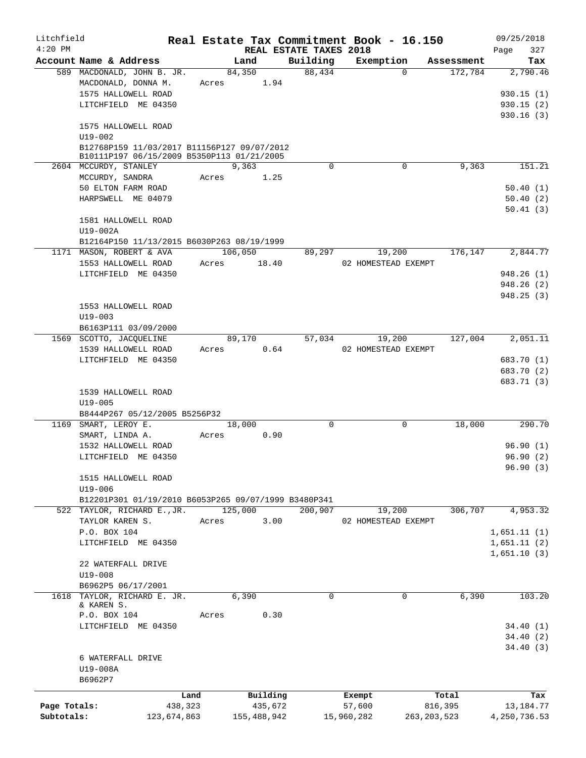Litchfield
4:20 PM

# Real Estate Tax Commitment Book - 16.150

09/25/2018

## REAL ESTATE TAXES 2018

| Account Name & Address | Land | Building | Exemption | Assessment | Tax |
|---|---|---|---|---|---|
| 589 MACDONALD, JOHN B. JR. | 84,350 | 88,434 | 0 | 172,784 | 2,790.46 |
| MACDONALD, DONNA M. | Acres 1.94 | | | | |
| 1575 HALLOWELL ROAD | | | | | 930.15 (1) |
| LITCHFIELD ME 04350 | | | | | 930.15 (2) |
| | | | | | 930.16 (3) |
| 1575 HALLOWELL ROAD | | | | | |
| U19-002 | | | | | |
| B12768P159 11/03/2017 B11156P127 09/07/2012 | | | | | |
| B10111P197 06/15/2009 B5350P113 01/21/2005 | | | | | |
| 2604 MCCURDY, STANLEY | 9,363 | 0 | 0 | 9,363 | 151.21 |
| MCCURDY, SANDRA | Acres 1.25 | | | | |
| 50 ELTON FARM ROAD | | | | | 50.40 (1) |
| HARPSWELL ME 04079 | | | | | 50.40 (2) |
| | | | | | 50.41 (3) |
| 1581 HALLOWELL ROAD | | | | | |
| U19-002A | | | | | |
| B12164P150 11/13/2015 B6030P263 08/19/1999 | | | | | |
| 1171 MASON, ROBERT & AVA | 106,050 | 89,297 | 19,200 | 176,147 | 2,844.77 |
| 1553 HALLOWELL ROAD | Acres 18.40 | | 02 HOMESTEAD EXEMPT | | |
| LITCHFIELD ME 04350 | | | | | 948.26 (1) |
| | | | | | 948.26 (2) |
| | | | | | 948.25 (3) |
| 1553 HALLOWELL ROAD | | | | | |
| U19-003 | | | | | |
| B6163P111 03/09/2000 | | | | | |
| 1569 SCOTTO, JACQUELINE | 89,170 | 57,034 | 19,200 | 127,004 | 2,051.11 |
| 1539 HALLOWELL ROAD | Acres 0.64 | | 02 HOMESTEAD EXEMPT | | |
| LITCHFIELD ME 04350 | | | | | 683.70 (1) |
| | | | | | 683.70 (2) |
| | | | | | 683.71 (3) |
| 1539 HALLOWELL ROAD | | | | | |
| U19-005 | | | | | |
| B8444P267 05/12/2005 B5256P32 | | | | | |
| 1169 SMART, LEROY E. | 18,000 | 0 | 0 | 18,000 | 290.70 |
| SMART, LINDA A. | Acres 0.90 | | | | |
| 1532 HALLOWELL ROAD | | | | | 96.90 (1) |
| LITCHFIELD ME 04350 | | | | | 96.90 (2) |
| | | | | | 96.90 (3) |
| 1515 HALLOWELL ROAD | | | | | |
| U19-006 | | | | | |
| B12201P301 01/19/2010 B6053P265 09/07/1999 B3480P341 | | | | | |
| 522 TAYLOR, RICHARD E.,JR. | 125,000 | 200,907 | 19,200 | 306,707 | 4,953.32 |
| TAYLOR KAREN S. | Acres 3.00 | | 02 HOMESTEAD EXEMPT | | |
| P.O. BOX 104 | | | | | 1,651.11 (1) |
| LITCHFIELD ME 04350 | | | | | 1,651.11 (2) |
| | | | | | 1,651.10 (3) |
| 22 WATERFALL DRIVE | | | | | |
| U19-008 | | | | | |
| B6962P5 06/17/2001 | | | | | |
| 1618 TAYLOR, RICHARD E. JR. & KAREN S. | 6,390 | 0 | 0 | 6,390 | 103.20 |
| P.O. BOX 104 | Acres 0.30 | | | | |
| LITCHFIELD ME 04350 | | | | | 34.40 (1) |
| | | | | | 34.40 (2) |
| | | | | | 34.40 (3) |
| 6 WATERFALL DRIVE | | | | | |
| U19-008A | | | | | |
| B6962P7 | | | | | |

| | Land | Building | Exempt | Total | Tax |
|---|---|---|---|---|---|
| Page Totals: | 438,323 | 435,672 | 57,600 | 816,395 | 13,184.77 |
| Subtotals: | 123,674,863 | 155,488,942 | 15,960,282 | 263,203,523 | 4,250,736.53 |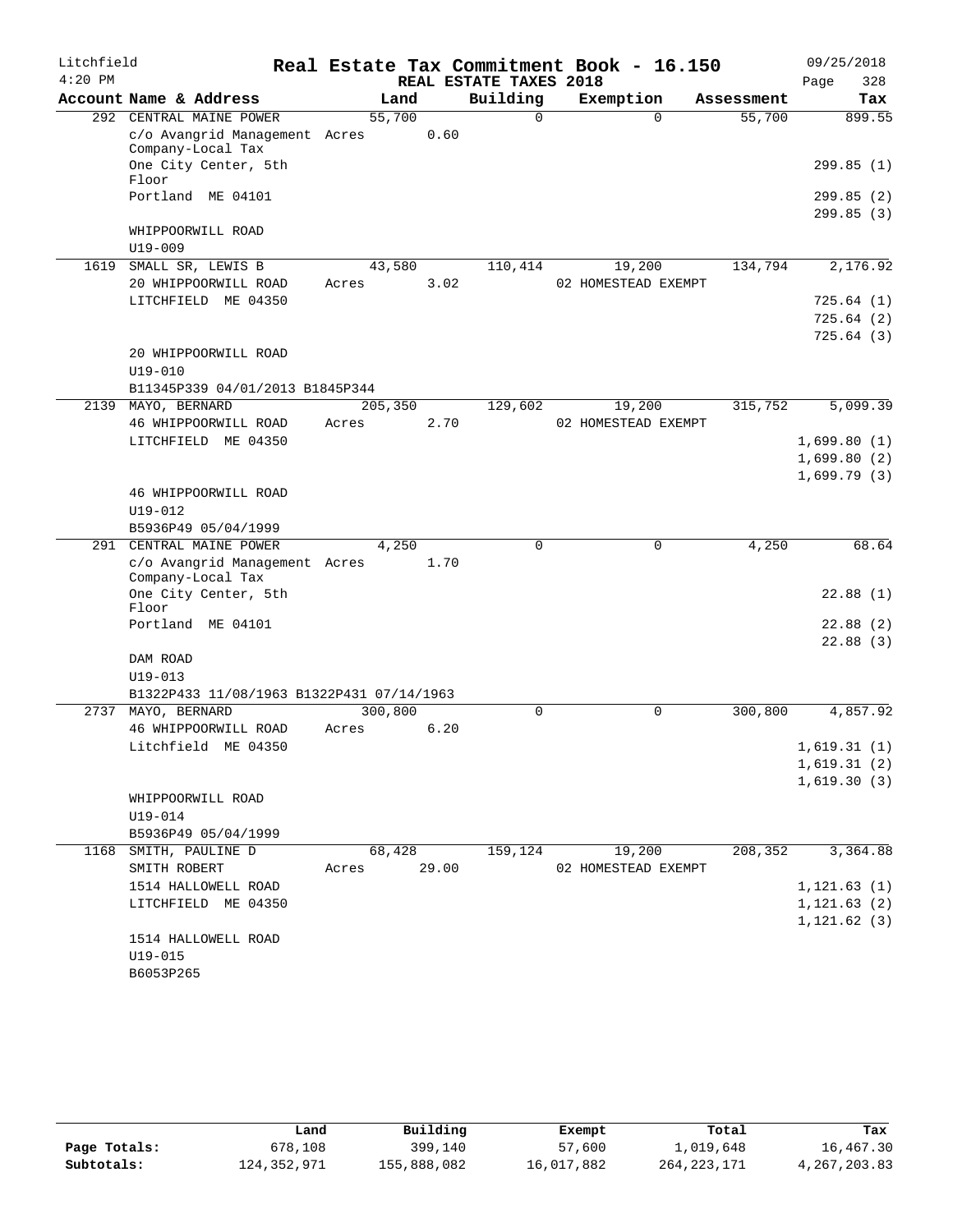Litchfield
4:20 PM

# Real Estate Tax Commitment Book - 16.150

REAL ESTATE TAXES 2018

09/25/2018
Page 328

| Account Name & Address | Land | Building | Exemption | Assessment | Tax |
|---|---|---|---|---|---|
| 292 CENTRAL MAINE POWER | 55,700 | 0 | 0 | 55,700 | 899.55 |
| c/o Avangrid Management Company-Local Tax | Acres 0.60 | | | | |
| One City Center, 5th Floor | | | | | 299.85 (1) |
| Portland ME 04101 | | | | | 299.85 (2) |
| | | | | | 299.85 (3) |
| WHIPPOORWILL ROAD | | | | | |
| U19-009 | | | | | |
| 1619 SMALL SR, LEWIS B | 43,580 | 110,414 | 19,200 | 134,794 | 2,176.92 |
| 20 WHIPPOORWILL ROAD | Acres 3.02 | | 02 HOMESTEAD EXEMPT | | |
| LITCHFIELD ME 04350 | | | | | 725.64 (1) |
| | | | | | 725.64 (2) |
| | | | | | 725.64 (3) |
| 20 WHIPPOORWILL ROAD | | | | | |
| U19-010 | | | | | |
| B11345P339 04/01/2013 B1845P344 | | | | | |
| 2139 MAYO, BERNARD | 205,350 | 129,602 | 19,200 | 315,752 | 5,099.39 |
| 46 WHIPPOORWILL ROAD | Acres 2.70 | | 02 HOMESTEAD EXEMPT | | |
| LITCHFIELD ME 04350 | | | | | 1,699.80 (1) |
| | | | | | 1,699.80 (2) |
| | | | | | 1,699.79 (3) |
| 46 WHIPPOORWILL ROAD | | | | | |
| U19-012 | | | | | |
| B5936P49 05/04/1999 | | | | | |
| 291 CENTRAL MAINE POWER | 4,250 | 0 | 0 | 4,250 | 68.64 |
| c/o Avangrid Management Company-Local Tax | Acres 1.70 | | | | |
| One City Center, 5th Floor | | | | | 22.88 (1) |
| Portland ME 04101 | | | | | 22.88 (2) |
| | | | | | 22.88 (3) |
| DAM ROAD | | | | | |
| U19-013 | | | | | |
| B1322P433 11/08/1963 B1322P431 07/14/1963 | | | | | |
| 2737 MAYO, BERNARD | 300,800 | 0 | 0 | 300,800 | 4,857.92 |
| 46 WHIPPOORWILL ROAD | Acres 6.20 | | | | |
| Litchfield ME 04350 | | | | | 1,619.31 (1) |
| | | | | | 1,619.31 (2) |
| | | | | | 1,619.30 (3) |
| WHIPPOORWILL ROAD | | | | | |
| U19-014 | | | | | |
| B5936P49 05/04/1999 | | | | | |
| 1168 SMITH, PAULINE D | 68,428 | 159,124 | 19,200 | 208,352 | 3,364.88 |
| SMITH ROBERT | Acres 29.00 | | 02 HOMESTEAD EXEMPT | | |
| 1514 HALLOWELL ROAD | | | | | 1,121.63 (1) |
| LITCHFIELD ME 04350 | | | | | 1,121.63 (2) |
| | | | | | 1,121.62 (3) |
| 1514 HALLOWELL ROAD | | | | | |
| U19-015 | | | | | |
| B6053P265 | | | | | |

| | Land | Building | Exempt | Total | Tax |
|---|---|---|---|---|---|
| Page Totals: | 678,108 | 399,140 | 57,600 | 1,019,648 | 16,467.30 |
| Subtotals: | 124,352,971 | 155,888,082 | 16,017,882 | 264,223,171 | 4,267,203.83 |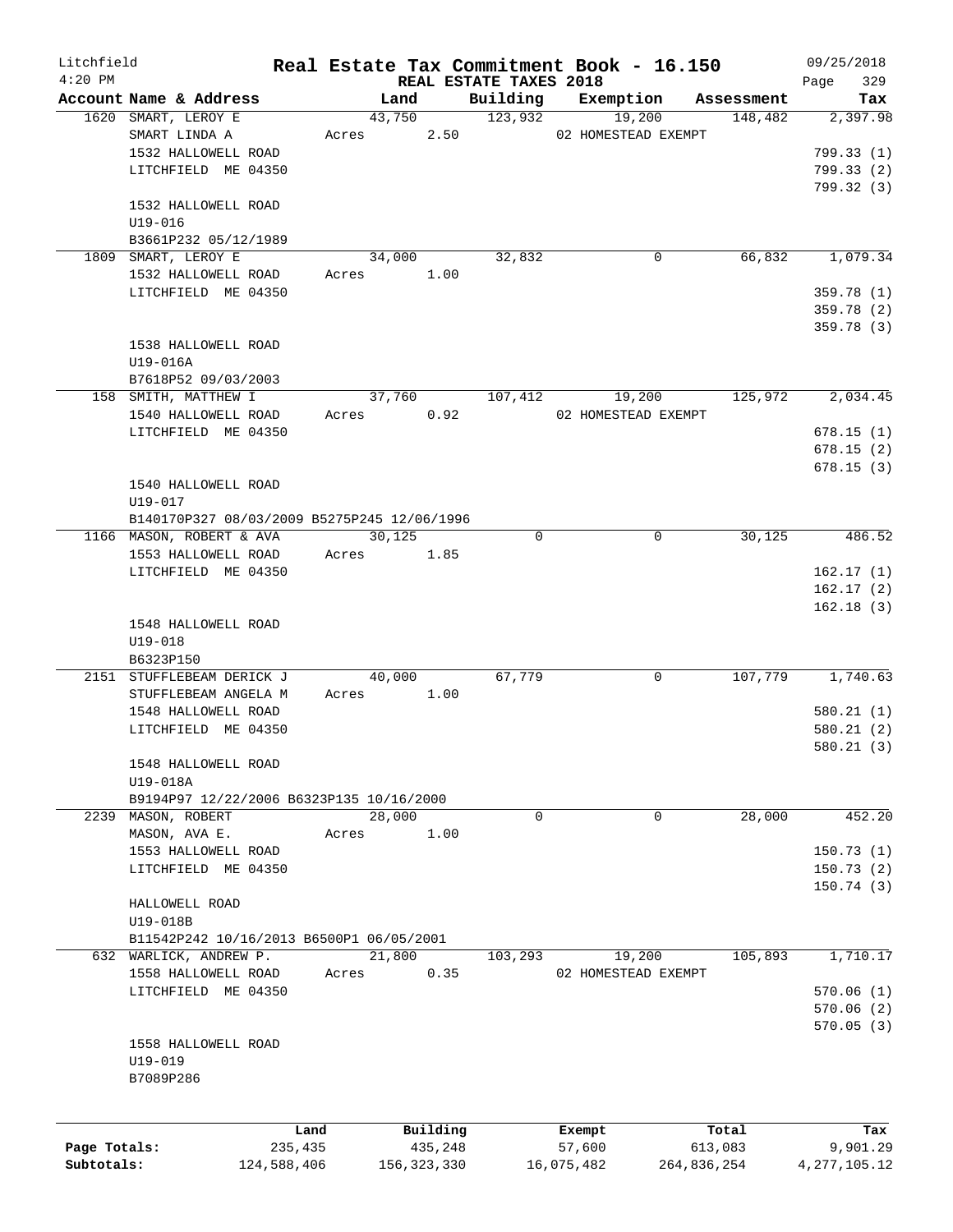Litchfield
4:20 PM

# Real Estate Tax Commitment Book - 16.150

REAL ESTATE TAXES 2018

09/25/2018
Page 329

| Account Name & Address | Land | Building | Exemption | Assessment | Tax |
|---|---|---|---|---|---|
| 1620 SMART, LEROY E | 43,750 | 123,932 | 19,200 | 148,482 | 2,397.98 |
| SMART LINDA A | Acres 2.50 | | 02 HOMESTEAD EXEMPT | | |
| 1532 HALLOWELL ROAD | | | | | 799.33 (1) |
| LITCHFIELD ME 04350 | | | | | 799.33 (2) |
| | | | | | 799.32 (3) |
| 1532 HALLOWELL ROAD | | | | | |
| U19-016 | | | | | |
| B3661P232 05/12/1989 | | | | | |
| 1809 SMART, LEROY E | 34,000 | 32,832 | 0 | 66,832 | 1,079.34 |
| 1532 HALLOWELL ROAD | Acres 1.00 | | | | |
| LITCHFIELD ME 04350 | | | | | 359.78 (1) |
| | | | | | 359.78 (2) |
| | | | | | 359.78 (3) |
| 1538 HALLOWELL ROAD | | | | | |
| U19-016A | | | | | |
| B7618P52 09/03/2003 | | | | | |
| 158 SMITH, MATTHEW I | 37,760 | 107,412 | 19,200 | 125,972 | 2,034.45 |
| 1540 HALLOWELL ROAD | Acres 0.92 | | 02 HOMESTEAD EXEMPT | | |
| LITCHFIELD ME 04350 | | | | | 678.15 (1) |
| | | | | | 678.15 (2) |
| | | | | | 678.15 (3) |
| 1540 HALLOWELL ROAD | | | | | |
| U19-017 | | | | | |
| B140170P327 08/03/2009 B5275P245 12/06/1996 | | | | | |
| 1166 MASON, ROBERT & AVA | 30,125 | 0 | 0 | 30,125 | 486.52 |
| 1553 HALLOWELL ROAD | Acres 1.85 | | | | |
| LITCHFIELD ME 04350 | | | | | 162.17 (1) |
| | | | | | 162.17 (2) |
| | | | | | 162.18 (3) |
| 1548 HALLOWELL ROAD | | | | | |
| U19-018 | | | | | |
| B6323P150 | | | | | |
| 2151 STUFFLEBEAM DERICK J | 40,000 | 67,779 | 0 | 107,779 | 1,740.63 |
| STUFFLEBEAM ANGELA M | Acres 1.00 | | | | |
| 1548 HALLOWELL ROAD | | | | | 580.21 (1) |
| LITCHFIELD ME 04350 | | | | | 580.21 (2) |
| | | | | | 580.21 (3) |
| 1548 HALLOWELL ROAD | | | | | |
| U19-018A | | | | | |
| B9194P97 12/22/2006 B6323P135 10/16/2000 | | | | | |
| 2239 MASON, ROBERT | 28,000 | 0 | 0 | 28,000 | 452.20 |
| MASON, AVA E. | Acres 1.00 | | | | |
| 1553 HALLOWELL ROAD | | | | | 150.73 (1) |
| LITCHFIELD ME 04350 | | | | | 150.73 (2) |
| | | | | | 150.74 (3) |
| HALLOWELL ROAD | | | | | |
| U19-018B | | | | | |
| B11542P242 10/16/2013 B6500P1 06/05/2001 | | | | | |
| 632 WARLICK, ANDREW P. | 21,800 | 103,293 | 19,200 | 105,893 | 1,710.17 |
| 1558 HALLOWELL ROAD | Acres 0.35 | | 02 HOMESTEAD EXEMPT | | |
| LITCHFIELD ME 04350 | | | | | 570.06 (1) |
| | | | | | 570.06 (2) |
| | | | | | 570.05 (3) |
| 1558 HALLOWELL ROAD | | | | | |
| U19-019 | | | | | |
| B7089P286 | | | | | |

| | Land | Building | Exempt | Total | Tax |
|---|---|---|---|---|---|
| Page Totals: | 235,435 | 435,248 | 57,600 | 613,083 | 9,901.29 |
| Subtotals: | 124,588,406 | 156,323,330 | 16,075,482 | 264,836,254 | 4,277,105.12 |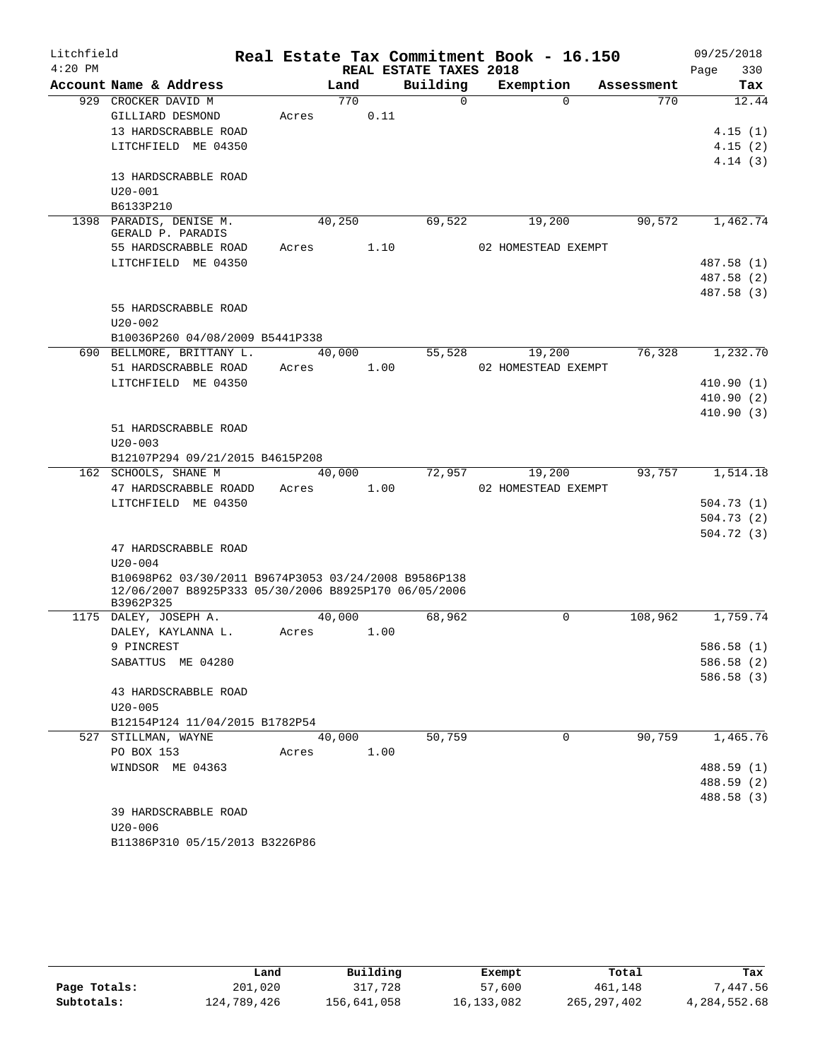Litchfield 4:20 PM

# Real Estate Tax Commitment Book - 16.150

## REAL ESTATE TAXES 2018

09/25/2018

| Account | Name & Address | Land | Building | Exemption | Assessment | Tax |
|---|---|---|---|---|---|---|
| 929 | CROCKER DAVID M<br>GILLIARD DESMOND<br>13 HARDSCRABBLE ROAD<br>LITCHFIELD ME 04350<br><br>13 HARDSCRABBLE ROAD<br>U20-001<br>B6133P210 | 770<br>Acres 0.11 | 0 | 0 | 770 | 12.44<br><br>4.15 (1)<br>4.15 (2)<br>4.14 (3) |
| 1398 | PARADIS, DENISE M.<br>GERALD P. PARADIS<br>55 HARDSCRABBLE ROAD<br>LITCHFIELD ME 04350<br><br>55 HARDSCRABBLE ROAD<br>U20-002<br>B10036P260 04/08/2009 B5441P338 | 40,250<br>Acres 1.10 | 69,522 | 19,200<br>02 HOMESTEAD EXEMPT | 90,572 | 1,462.74<br><br>487.58 (1)<br>487.58 (2)<br>487.58 (3) |
| 690 | BELLMORE, BRITTANY L.<br>51 HARDSCRABBLE ROAD<br>LITCHFIELD ME 04350<br><br>51 HARDSCRABBLE ROAD<br>U20-003<br>B12107P294 09/21/2015 B4615P208 | 40,000<br>Acres 1.00 | 55,528 | 19,200<br>02 HOMESTEAD EXEMPT | 76,328 | 1,232.70<br><br>410.90 (1)<br>410.90 (2)<br>410.90 (3) |
| 162 | SCHOOLS, SHANE M<br>47 HARDSCRABBLE ROADD<br>LITCHFIELD ME 04350<br><br>47 HARDSCRABBLE ROAD<br>U20-004<br>B10698P62 03/30/2011 B9674P3053 03/24/2008 B9586P138 12/06/2007 B8925P333 05/30/2006 B8925P170 06/05/2006 B3962P325 | 40,000<br>Acres 1.00 | 72,957 | 19,200<br>02 HOMESTEAD EXEMPT | 93,757 | 1,514.18<br><br>504.73 (1)<br>504.73 (2)<br>504.72 (3) |
| 1175 | DALEY, JOSEPH A.<br>DALEY, KAYLANNA L.<br>9 PINCREST<br>SABATTUS ME 04280<br><br>43 HARDSCRABBLE ROAD<br>U20-005<br>B12154P124 11/04/2015 B1782P54 | 40,000<br>Acres 1.00 | 68,962 | 0 | 108,962 | 1,759.74<br><br>586.58 (1)<br>586.58 (2)<br>586.58 (3) |
| 527 | STILLMAN, WAYNE<br>PO BOX 153<br>WINDSOR ME 04363<br><br>39 HARDSCRABBLE ROAD<br>U20-006<br>B11386P310 05/15/2013 B3226P86 | 40,000<br>Acres 1.00 | 50,759 | 0 | 90,759 | 1,465.76<br><br>488.59 (1)<br>488.59 (2)<br>488.58 (3) |

| | Land | Building | Exempt | Total | Tax |
|---|---|---|---|---|---|
| Page Totals: | 201,020 | 317,728 | 57,600 | 461,148 | 7,447.56 |
| Subtotals: | 124,789,426 | 156,641,058 | 16,133,082 | 265,297,402 | 4,284,552.68 |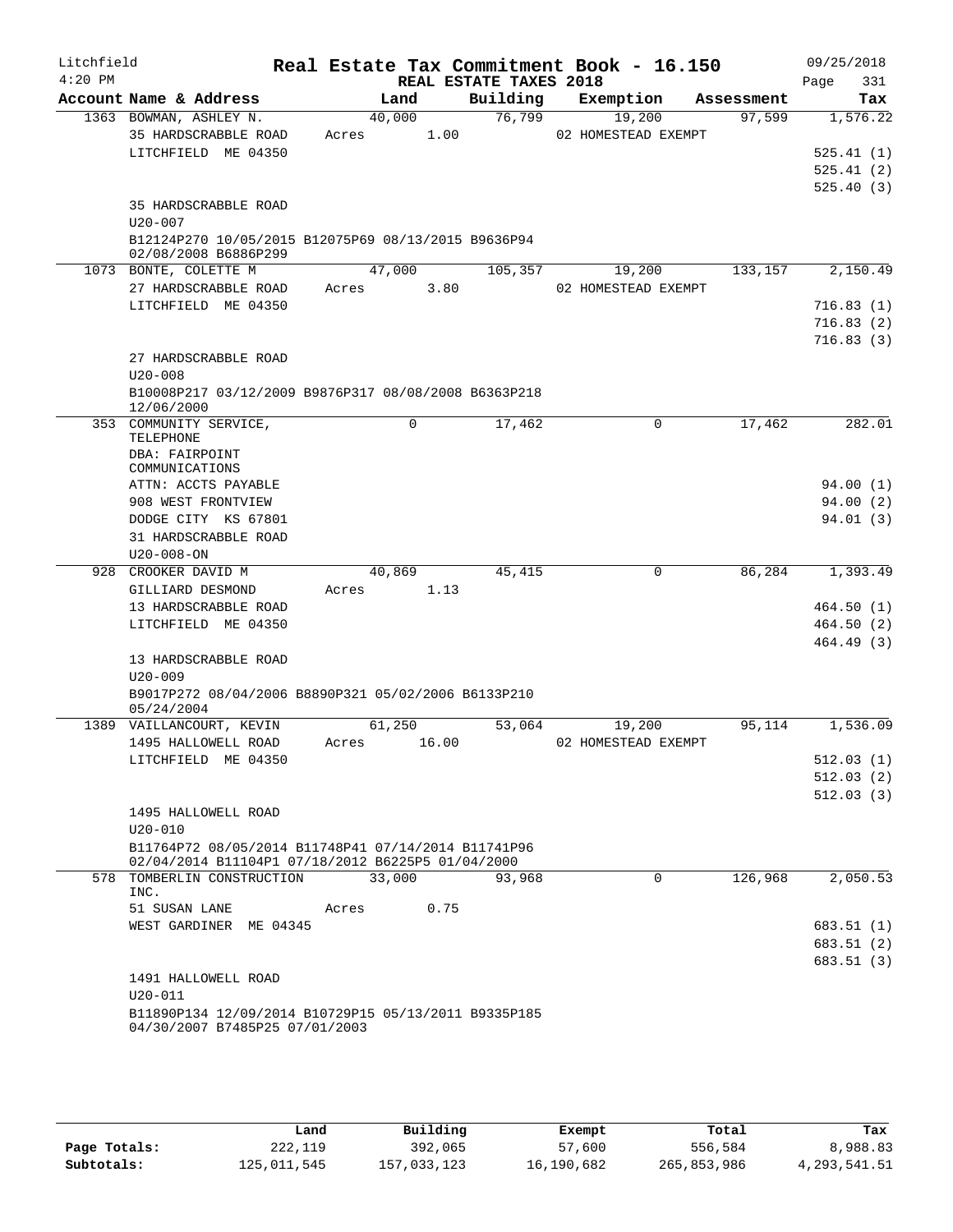Litchfield 4:20 PM

# Real Estate Tax Commitment Book - 16.150

REAL ESTATE TAXES 2018

09/25/2018

| Account Name & Address | Land | Building | Exemption | Assessment | Tax |
|---|---|---|---|---|---|
| 1363 BOWMAN, ASHLEY N. | 40,000 | 76,799 | 19,200 | 97,599 | 1,576.22 |
| 35 HARDSCRABBLE ROAD | Acres 1.00 | | 02 HOMESTEAD EXEMPT | | |
| LITCHFIELD ME 04350 | | | | | 525.41 (1) |
| | | | | | 525.41 (2) |
| | | | | | 525.40 (3) |
| 35 HARDSCRABBLE ROAD | | | | | |
| U20-007 | | | | | |
| B12124P270 10/05/2015 B12075P69 08/13/2015 B9636P94 02/08/2008 B6886P299 | | | | | |
| 1073 BONTE, COLETTE M | 47,000 | 105,357 | 19,200 | 133,157 | 2,150.49 |
| 27 HARDSCRABBLE ROAD | Acres 3.80 | | 02 HOMESTEAD EXEMPT | | |
| LITCHFIELD ME 04350 | | | | | 716.83 (1) |
| | | | | | 716.83 (2) |
| | | | | | 716.83 (3) |
| 27 HARDSCRABBLE ROAD | | | | | |
| U20-008 | | | | | |
| B10008P217 03/12/2009 B9876P317 08/08/2008 B6363P218 12/06/2000 | | | | | |
| 353 COMMUNITY SERVICE, TELEPHONE | 0 | 17,462 | 0 | 17,462 | 282.01 |
| DBA: FAIRPOINT COMMUNICATIONS | | | | | |
| ATTN: ACCTS PAYABLE | | | | | 94.00 (1) |
| 908 WEST FRONTVIEW | | | | | 94.00 (2) |
| DODGE CITY KS 67801 | | | | | 94.01 (3) |
| 31 HARDSCRABBLE ROAD | | | | | |
| U20-008-ON | | | | | |
| 928 CROOKER DAVID M | 40,869 | 45,415 | 0 | 86,284 | 1,393.49 |
| GILLIARD DESMOND | Acres 1.13 | | | | |
| 13 HARDSCRABBLE ROAD | | | | | 464.50 (1) |
| LITCHFIELD ME 04350 | | | | | 464.50 (2) |
| | | | | | 464.49 (3) |
| 13 HARDSCRABBLE ROAD | | | | | |
| U20-009 | | | | | |
| B9017P272 08/04/2006 B8890P321 05/02/2006 B6133P210 05/24/2004 | | | | | |
| 1389 VAILLANCOURT, KEVIN | 61,250 | 53,064 | 19,200 | 95,114 | 1,536.09 |
| 1495 HALLOWELL ROAD | Acres 16.00 | | 02 HOMESTEAD EXEMPT | | |
| LITCHFIELD ME 04350 | | | | | 512.03 (1) |
| | | | | | 512.03 (2) |
| | | | | | 512.03 (3) |
| 1495 HALLOWELL ROAD | | | | | |
| U20-010 | | | | | |
| B11764P72 08/05/2014 B11748P41 07/14/2014 B11741P96 02/04/2014 B11104P1 07/18/2012 B6225P5 01/04/2000 | | | | | |
| 578 TOMBERLIN CONSTRUCTION INC. | 33,000 | 93,968 | 0 | 126,968 | 2,050.53 |
| 51 SUSAN LANE | Acres 0.75 | | | | |
| WEST GARDINER ME 04345 | | | | | 683.51 (1) |
| | | | | | 683.51 (2) |
| | | | | | 683.51 (3) |
| 1491 HALLOWELL ROAD | | | | | |
| U20-011 | | | | | |
| B11890P134 12/09/2014 B10729P15 05/13/2011 B9335P185 04/30/2007 B7485P25 07/01/2003 | | | | | |

| | Land | Building | Exempt | Total | Tax |
|---|---|---|---|---|---|
| Page Totals: | 222,119 | 392,065 | 57,600 | 556,584 | 8,988.83 |
| Subtotals: | 125,011,545 | 157,033,123 | 16,190,682 | 265,853,986 | 4,293,541.51 |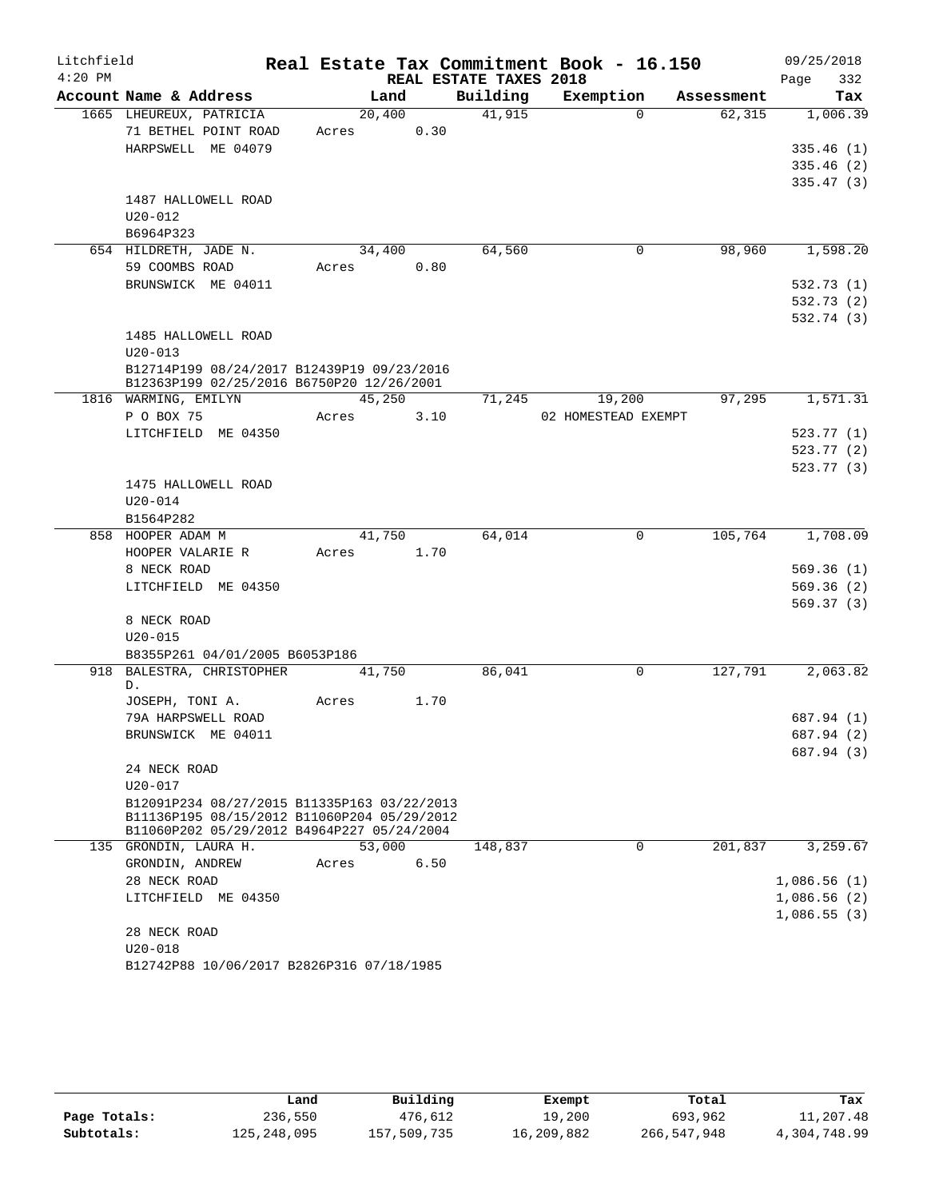Litchfield
4:20 PM

# Real Estate Tax Commitment Book - 16.150

## REAL ESTATE TAXES 2018

09/25/2018

| Account Name & Address | Land | Building | Exemption | Assessment | Tax |
|---|---|---|---|---|---|
| 1665 LHEUREUX, PATRICIA | 20,400 | 41,915 | 0 | 62,315 | 1,006.39 |
| 71 BETHEL POINT ROAD | Acres 0.30 | | | | |
| HARPSWELL ME 04079 | | | | | 335.46 (1) |
| | | | | | 335.46 (2) |
| | | | | | 335.47 (3) |
| 1487 HALLOWELL ROAD | | | | | |
| U20-012 | | | | | |
| B6964P323 | | | | | |
| 654 HILDRETH, JADE N. | 34,400 | 64,560 | 0 | 98,960 | 1,598.20 |
| 59 COOMBS ROAD | Acres 0.80 | | | | |
| BRUNSWICK ME 04011 | | | | | 532.73 (1) |
| | | | | | 532.73 (2) |
| | | | | | 532.74 (3) |
| 1485 HALLOWELL ROAD | | | | | |
| U20-013 | | | | | |
| B12714P199 08/24/2017 B12439P19 09/23/2016 B12363P199 02/25/2016 B6750P20 12/26/2001 | | | | | |
| 1816 WARMING, EMILYN | 45,250 | 71,245 | 19,200 | 97,295 | 1,571.31 |
| P O BOX 75 | Acres 3.10 | | 02 HOMESTEAD EXEMPT | | |
| LITCHFIELD ME 04350 | | | | | 523.77 (1) |
| | | | | | 523.77 (2) |
| | | | | | 523.77 (3) |
| 1475 HALLOWELL ROAD | | | | | |
| U20-014 | | | | | |
| B1564P282 | | | | | |
| 858 HOOPER ADAM M | 41,750 | 64,014 | 0 | 105,764 | 1,708.09 |
| HOOPER VALARIE R | Acres 1.70 | | | | |
| 8 NECK ROAD | | | | | 569.36 (1) |
| LITCHFIELD ME 04350 | | | | | 569.36 (2) |
| | | | | | 569.37 (3) |
| 8 NECK ROAD | | | | | |
| U20-015 | | | | | |
| B8355P261 04/01/2005 B6053P186 | | | | | |
| 918 BALESTRA, CHRISTOPHER D. | 41,750 | 86,041 | 0 | 127,791 | 2,063.82 |
| JOSEPH, TONI A. | Acres 1.70 | | | | |
| 79A HARPSWELL ROAD | | | | | 687.94 (1) |
| BRUNSWICK ME 04011 | | | | | 687.94 (2) |
| | | | | | 687.94 (3) |
| 24 NECK ROAD | | | | | |
| U20-017 | | | | | |
| B12091P234 08/27/2015 B11335P163 03/22/2013 B11136P195 08/15/2012 B11060P204 05/29/2012 B11060P202 05/29/2012 B4964P227 05/24/2004 | | | | | |
| 135 GRONDIN, LAURA H. | 53,000 | 148,837 | 0 | 201,837 | 3,259.67 |
| GRONDIN, ANDREW | Acres 6.50 | | | | |
| 28 NECK ROAD | | | | | 1,086.56 (1) |
| LITCHFIELD ME 04350 | | | | | 1,086.56 (2) |
| | | | | | 1,086.55 (3) |
| 28 NECK ROAD | | | | | |
| U20-018 | | | | | |
| B12742P88 10/06/2017 B2826P316 07/18/1985 | | | | | |

| | Land | Building | Exempt | Total | Tax |
|---|---|---|---|---|---|
| Page Totals: | 236,550 | 476,612 | 19,200 | 693,962 | 11,207.48 |
| Subtotals: | 125,248,095 | 157,509,735 | 16,209,882 | 266,547,948 | 4,304,748.99 |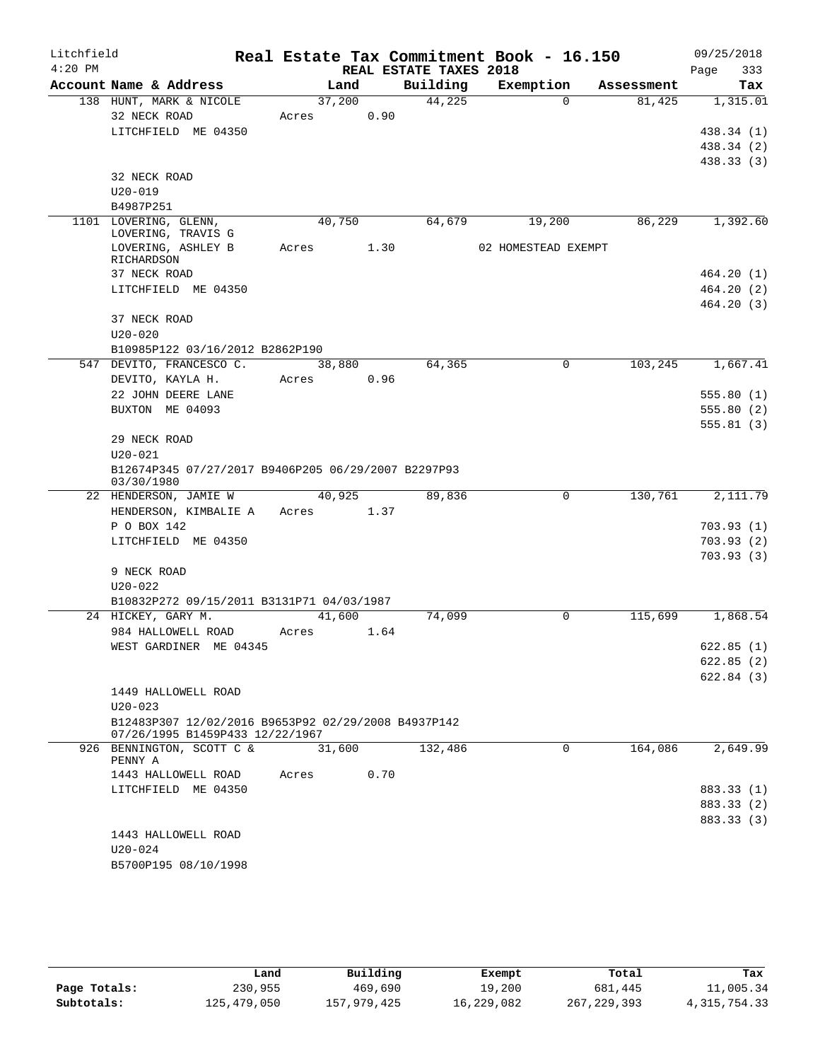Litchfield 4:20 PM

# Real Estate Tax Commitment Book - 16.150

REAL ESTATE TAXES 2018

09/25/2018

| Account Name & Address | Land | Building | Exemption | Assessment | Tax |
|---|---|---|---|---|---|
| 138 HUNT, MARK & NICOLE | 37,200 | 44,225 | 0 | 81,425 | 1,315.01 |
| 32 NECK ROAD | Acres 0.90 | | | | |
| LITCHFIELD ME 04350 | | | | | 438.34 (1) |
| | | | | | 438.34 (2) |
| | | | | | 438.33 (3) |
| 32 NECK ROAD | | | | | |
| U20-019 | | | | | |
| B4987P251 | | | | | |
| 1101 LOVERING, GLENN, LOVERING, TRAVIS G | 40,750 | 64,679 | 19,200 | 86,229 | 1,392.60 |
| LOVERING, ASHLEY B RICHARDSON | Acres 1.30 | | 02 HOMESTEAD EXEMPT | | |
| 37 NECK ROAD | | | | | 464.20 (1) |
| LITCHFIELD ME 04350 | | | | | 464.20 (2) |
| | | | | | 464.20 (3) |
| 37 NECK ROAD | | | | | |
| U20-020 | | | | | |
| B10985P122 03/16/2012 B2862P190 | | | | | |
| 547 DEVITO, FRANCESCO C. | 38,880 | 64,365 | 0 | 103,245 | 1,667.41 |
| DEVITO, KAYLA H. | Acres 0.96 | | | | |
| 22 JOHN DEERE LANE | | | | | 555.80 (1) |
| BUXTON ME 04093 | | | | | 555.80 (2) |
| | | | | | 555.81 (3) |
| 29 NECK ROAD | | | | | |
| U20-021 | | | | | |
| B12674P345 07/27/2017 B9406P205 06/29/2007 B2297P93 03/30/1980 | | | | | |
| 22 HENDERSON, JAMIE W | 40,925 | 89,836 | 0 | 130,761 | 2,111.79 |
| HENDERSON, KIMBALIE A | Acres 1.37 | | | | |
| P O BOX 142 | | | | | 703.93 (1) |
| LITCHFIELD ME 04350 | | | | | 703.93 (2) |
| | | | | | 703.93 (3) |
| 9 NECK ROAD | | | | | |
| U20-022 | | | | | |
| B10832P272 09/15/2011 B3131P71 04/03/1987 | | | | | |
| 24 HICKEY, GARY M. | 41,600 | 74,099 | 0 | 115,699 | 1,868.54 |
| 984 HALLOWELL ROAD | Acres 1.64 | | | | |
| WEST GARDINER ME 04345 | | | | | 622.85 (1) |
| | | | | | 622.85 (2) |
| | | | | | 622.84 (3) |
| 1449 HALLOWELL ROAD | | | | | |
| U20-023 | | | | | |
| B12483P307 12/02/2016 B9653P92 02/29/2008 B4937P142 07/26/1995 B1459P433 12/22/1967 | | | | | |
| 926 BENNINGTON, SCOTT C & PENNY A | 31,600 | 132,486 | 0 | 164,086 | 2,649.99 |
| 1443 HALLOWELL ROAD | Acres 0.70 | | | | |
| LITCHFIELD ME 04350 | | | | | 883.33 (1) |
| | | | | | 883.33 (2) |
| | | | | | 883.33 (3) |
| 1443 HALLOWELL ROAD | | | | | |
| U20-024 | | | | | |
| B5700P195 08/10/1998 | | | | | |

| | Land | Building | Exempt | Total | Tax |
|---|---|---|---|---|---|
| Page Totals: | 230,955 | 469,690 | 19,200 | 681,445 | 11,005.34 |
| Subtotals: | 125,479,050 | 157,979,425 | 16,229,082 | 267,229,393 | 4,315,754.33 |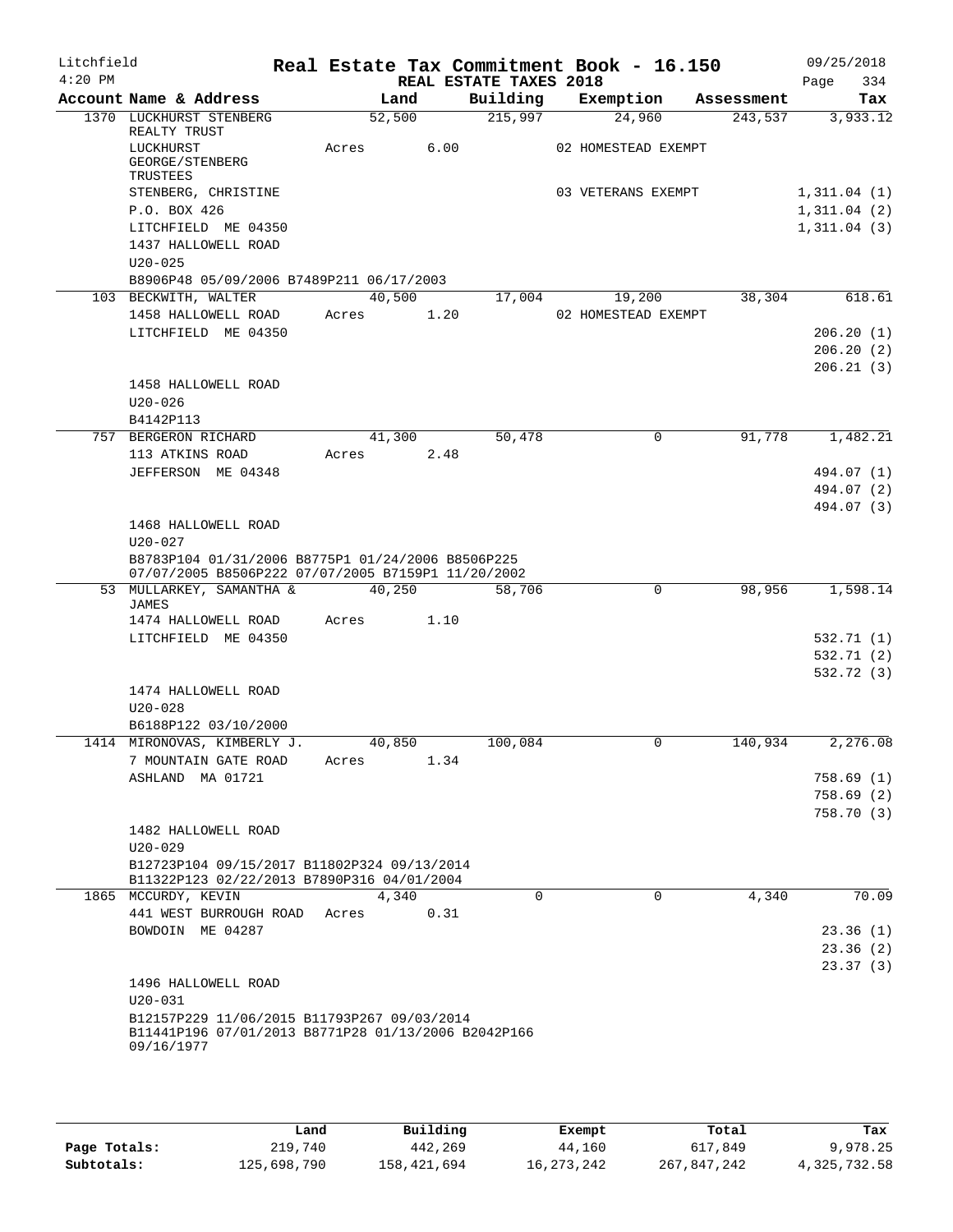# Real Estate Tax Commitment Book - 16.150

Litchfield 4:20 PM — REAL ESTATE TAXES 2018 — 09/25/2018

| Account Name & Address | Land | Building | Exemption | Assessment | Tax |
|---|---|---|---|---|---|
| 1370 LUCKHURST STENBERG REALTY TRUST | 52,500 | 215,997 | 24,960 | 243,537 | 3,933.12 |
| LUCKHURST GEORGE/STENBERG TRUSTEES | Acres 6.00 | | 02 HOMESTEAD EXEMPT | | |
| STENBERG, CHRISTINE | | | 03 VETERANS EXEMPT | | 1,311.04 (1) |
| P.O. BOX 426 | | | | | 1,311.04 (2) |
| LITCHFIELD ME 04350 | | | | | 1,311.04 (3) |
| 1437 HALLOWELL ROAD | | | | | |
| U20-025 | | | | | |
| B8906P48 05/09/2006 B7489P211 06/17/2003 | | | | | |
| 103 BECKWITH, WALTER | 40,500 | 17,004 | 19,200 | 38,304 | 618.61 |
| 1458 HALLOWELL ROAD | Acres 1.20 | | 02 HOMESTEAD EXEMPT | | |
| LITCHFIELD ME 04350 | | | | | 206.20 (1) |
| | | | | | 206.20 (2) |
| | | | | | 206.21 (3) |
| 1458 HALLOWELL ROAD | | | | | |
| U20-026 | | | | | |
| B4142P113 | | | | | |
| 757 BERGERON RICHARD | 41,300 | 50,478 | 0 | 91,778 | 1,482.21 |
| 113 ATKINS ROAD | Acres 2.48 | | | | |
| JEFFERSON ME 04348 | | | | | 494.07 (1) |
| | | | | | 494.07 (2) |
| | | | | | 494.07 (3) |
| 1468 HALLOWELL ROAD | | | | | |
| U20-027 | | | | | |
| B8783P104 01/31/2006 B8775P1 01/24/2006 B8506P225 07/07/2005 B8506P222 07/07/2005 B7159P1 11/20/2002 | | | | | |
| 53 MULLARKEY, SAMANTHA & JAMES | 40,250 | 58,706 | 0 | 98,956 | 1,598.14 |
| 1474 HALLOWELL ROAD | Acres 1.10 | | | | |
| LITCHFIELD ME 04350 | | | | | 532.71 (1) |
| | | | | | 532.71 (2) |
| | | | | | 532.72 (3) |
| 1474 HALLOWELL ROAD | | | | | |
| U20-028 | | | | | |
| B6188P122 03/10/2000 | | | | | |
| 1414 MIRONOVAS, KIMBERLY J. | 40,850 | 100,084 | 0 | 140,934 | 2,276.08 |
| 7 MOUNTAIN GATE ROAD | Acres 1.34 | | | | |
| ASHLAND MA 01721 | | | | | 758.69 (1) |
| | | | | | 758.69 (2) |
| | | | | | 758.70 (3) |
| 1482 HALLOWELL ROAD | | | | | |
| U20-029 | | | | | |
| B12723P104 09/15/2017 B11802P324 09/13/2014 B11322P123 02/22/2013 B7890P316 04/01/2004 | | | | | |
| 1865 MCCURDY, KEVIN | 4,340 | 0 | 0 | 4,340 | 70.09 |
| 441 WEST BURROUGH ROAD | Acres 0.31 | | | | |
| BOWDOIN ME 04287 | | | | | 23.36 (1) |
| | | | | | 23.36 (2) |
| | | | | | 23.37 (3) |
| 1496 HALLOWELL ROAD | | | | | |
| U20-031 | | | | | |
| B12157P229 11/06/2015 B11793P267 09/03/2014 B11441P196 07/01/2013 B8771P28 01/13/2006 B2042P166 09/16/1977 | | | | | |

| | Land | Building | Exempt | Total | Tax |
|---|---|---|---|---|---|
| Page Totals: | 219,740 | 442,269 | 44,160 | 617,849 | 9,978.25 |
| Subtotals: | 125,698,790 | 158,421,694 | 16,273,242 | 267,847,242 | 4,325,732.58 |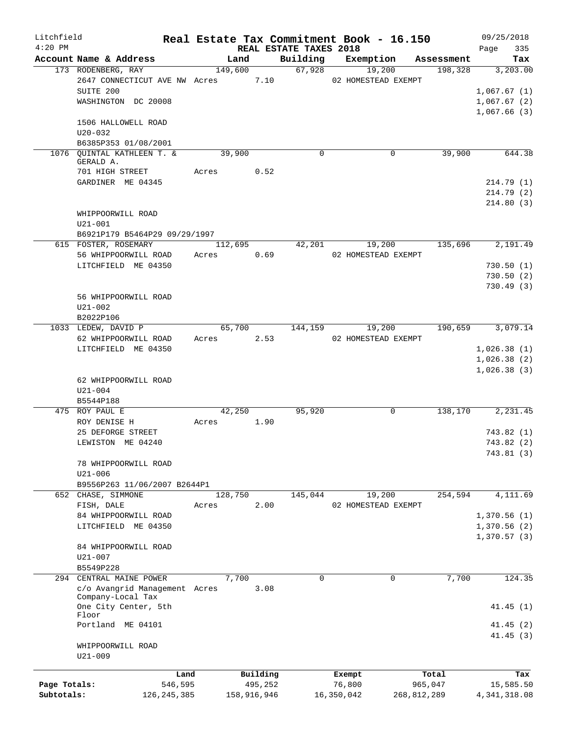Litchfield
4:20 PM

# Real Estate Tax Commitment Book - 16.150

REAL ESTATE TAXES 2018

09/25/2018

| Account Name & Address | Land | Building | Exemption | Assessment | Tax |
|---|---|---|---|---|---|
| 173 RODENBERG, RAY | 149,600 | 67,928 | 19,200 | 198,328 | 3,203.00 |
| 2647 CONNECTICUT AVE NW | Acres 7.10 | | 02 HOMESTEAD EXEMPT | | |
| SUITE 200 | | | | | 1,067.67 (1) |
| WASHINGTON DC 20008 | | | | | 1,067.67 (2) |
| | | | | | 1,067.66 (3) |
| 1506 HALLOWELL ROAD | | | | | |
| U20-032 | | | | | |
| B6385P353 01/08/2001 | | | | | |
| 1076 QUINTAL KATHLEEN T. & GERALD A. | 39,900 | 0 | 0 | 39,900 | 644.38 |
| 701 HIGH STREET | Acres 0.52 | | | | |
| GARDINER ME 04345 | | | | | 214.79 (1) |
| | | | | | 214.79 (2) |
| | | | | | 214.80 (3) |
| WHIPPOORWILL ROAD | | | | | |
| U21-001 | | | | | |
| B6921P179 B5464P29 09/29/1997 | | | | | |
| 615 FOSTER, ROSEMARY | 112,695 | 42,201 | 19,200 | 135,696 | 2,191.49 |
| 56 WHIPPOORWILL ROAD | Acres 0.69 | | 02 HOMESTEAD EXEMPT | | |
| LITCHFIELD ME 04350 | | | | | 730.50 (1) |
| | | | | | 730.50 (2) |
| | | | | | 730.49 (3) |
| 56 WHIPPOORWILL ROAD | | | | | |
| U21-002 | | | | | |
| B2022P106 | | | | | |
| 1033 LEDEW, DAVID P | 65,700 | 144,159 | 19,200 | 190,659 | 3,079.14 |
| 62 WHIPPOORWILL ROAD | Acres 2.53 | | 02 HOMESTEAD EXEMPT | | |
| LITCHFIELD ME 04350 | | | | | 1,026.38 (1) |
| | | | | | 1,026.38 (2) |
| | | | | | 1,026.38 (3) |
| 62 WHIPPOORWILL ROAD | | | | | |
| U21-004 | | | | | |
| B5544P188 | | | | | |
| 475 ROY PAUL E | 42,250 | 95,920 | 0 | 138,170 | 2,231.45 |
| ROY DENISE H | Acres 1.90 | | | | |
| 25 DEFORGE STREET | | | | | 743.82 (1) |
| LEWISTON ME 04240 | | | | | 743.82 (2) |
| | | | | | 743.81 (3) |
| 78 WHIPPOORWILL ROAD | | | | | |
| U21-006 | | | | | |
| B9556P263 11/06/2007 B2644P1 | | | | | |
| 652 CHASE, SIMMONE | 128,750 | 145,044 | 19,200 | 254,594 | 4,111.69 |
| FISH, DALE | Acres 2.00 | | 02 HOMESTEAD EXEMPT | | |
| 84 WHIPPOORWILL ROAD | | | | | 1,370.56 (1) |
| LITCHFIELD ME 04350 | | | | | 1,370.56 (2) |
| | | | | | 1,370.57 (3) |
| 84 WHIPPOORWILL ROAD | | | | | |
| U21-007 | | | | | |
| B5549P228 | | | | | |
| 294 CENTRAL MAINE POWER | 7,700 | 0 | 0 | 7,700 | 124.35 |
| c/o Avangrid Management Company-Local Tax | Acres 3.08 | | | | |
| One City Center, 5th Floor | | | | | 41.45 (1) |
| Portland ME 04101 | | | | | 41.45 (2) |
| | | | | | 41.45 (3) |
| WHIPPOORWILL ROAD | | | | | |
| U21-009 | | | | | |

| | Land | Building | Exempt | Total | Tax |
|---|---|---|---|---|---|
| Page Totals: | 546,595 | 495,252 | 76,800 | 965,047 | 15,585.50 |
| Subtotals: | 126,245,385 | 158,916,946 | 16,350,042 | 268,812,289 | 4,341,318.08 |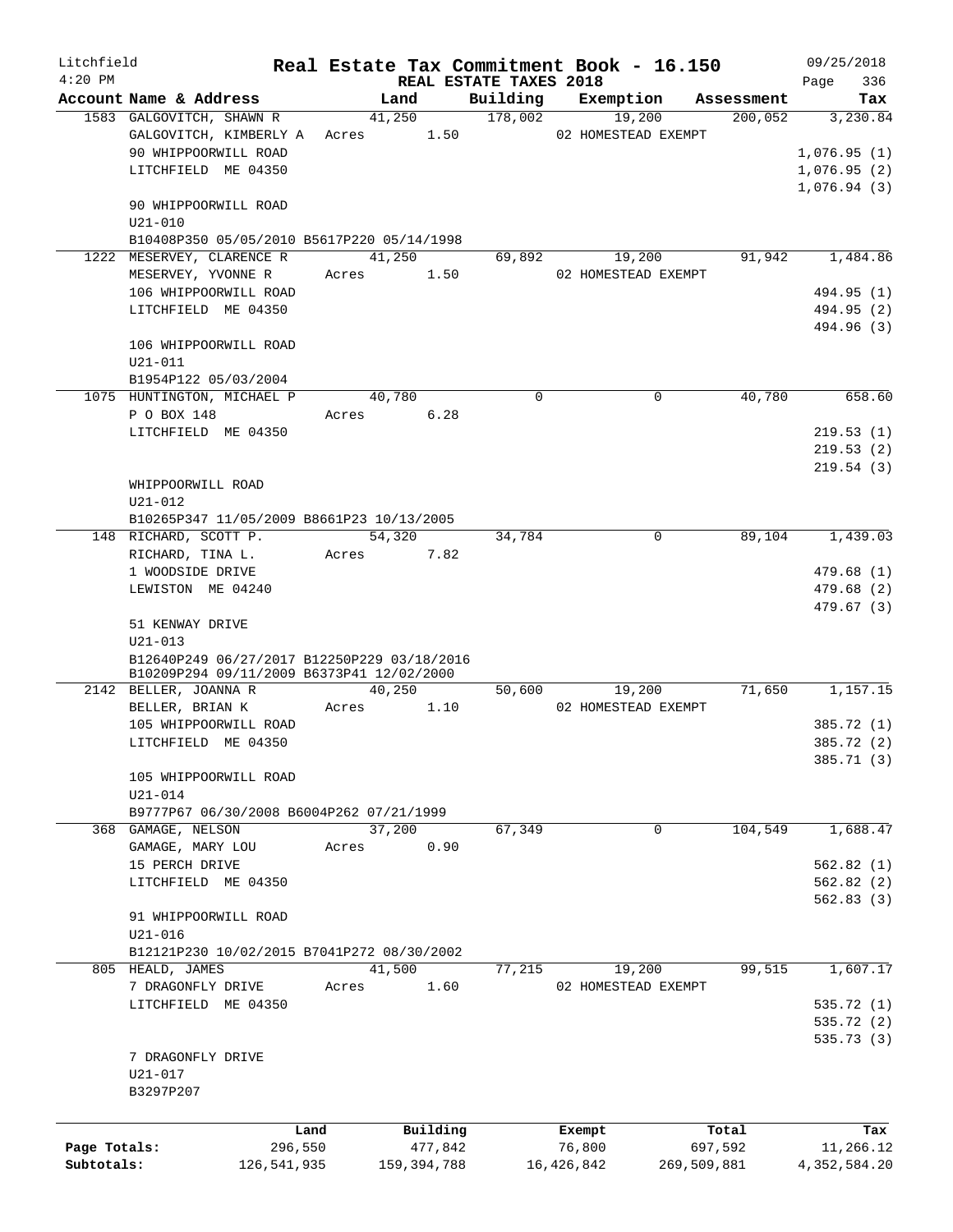Litchfield 4:20 PM

# Real Estate Tax Commitment Book - 16.150

REAL ESTATE TAXES 2018

09/25/2018

| Account Name & Address | Land | Building | Exemption | Assessment | Tax |
|---|---|---|---|---|---|
| 1583 GALGOVITCH, SHAWN R | 41,250 | 178,002 | 19,200 | 200,052 | 3,230.84 |
| GALGOVITCH, KIMBERLY A | Acres 1.50 | | 02 HOMESTEAD EXEMPT | | |
| 90 WHIPPOORWILL ROAD | | | | | 1,076.95 (1) |
| LITCHFIELD ME 04350 | | | | | 1,076.95 (2) |
| | | | | | 1,076.94 (3) |
| 90 WHIPPOORWILL ROAD | | | | | |
| U21-010 | | | | | |
| B10408P350 05/05/2010 B5617P220 05/14/1998 | | | | | |
| 1222 MESERVEY, CLARENCE R | 41,250 | 69,892 | 19,200 | 91,942 | 1,484.86 |
| MESERVEY, YVONNE R | Acres 1.50 | | 02 HOMESTEAD EXEMPT | | |
| 106 WHIPPOORWILL ROAD | | | | | 494.95 (1) |
| LITCHFIELD ME 04350 | | | | | 494.95 (2) |
| | | | | | 494.96 (3) |
| 106 WHIPPOORWILL ROAD | | | | | |
| U21-011 | | | | | |
| B1954P122 05/03/2004 | | | | | |
| 1075 HUNTINGTON, MICHAEL P | 40,780 | 0 | 0 | 40,780 | 658.60 |
| P O BOX 148 | Acres 6.28 | | | | |
| LITCHFIELD ME 04350 | | | | | 219.53 (1) |
| | | | | | 219.53 (2) |
| | | | | | 219.54 (3) |
| WHIPPOORWILL ROAD | | | | | |
| U21-012 | | | | | |
| B10265P347 11/05/2009 B8661P23 10/13/2005 | | | | | |
| 148 RICHARD, SCOTT P. | 54,320 | 34,784 | 0 | 89,104 | 1,439.03 |
| RICHARD, TINA L. | Acres 7.82 | | | | |
| 1 WOODSIDE DRIVE | | | | | 479.68 (1) |
| LEWISTON ME 04240 | | | | | 479.68 (2) |
| | | | | | 479.67 (3) |
| 51 KENWAY DRIVE | | | | | |
| U21-013 | | | | | |
| B12640P249 06/27/2017 B12250P229 03/18/2016 | | | | | |
| B10209P294 09/11/2009 B6373P41 12/02/2000 | | | | | |
| 2142 BELLER, JOANNA R | 40,250 | 50,600 | 19,200 | 71,650 | 1,157.15 |
| BELLER, BRIAN K | Acres 1.10 | | 02 HOMESTEAD EXEMPT | | |
| 105 WHIPPOORWILL ROAD | | | | | 385.72 (1) |
| LITCHFIELD ME 04350 | | | | | 385.72 (2) |
| | | | | | 385.71 (3) |
| 105 WHIPPOORWILL ROAD | | | | | |
| U21-014 | | | | | |
| B9777P67 06/30/2008 B6004P262 07/21/1999 | | | | | |
| 368 GAMAGE, NELSON | 37,200 | 67,349 | 0 | 104,549 | 1,688.47 |
| GAMAGE, MARY LOU | Acres 0.90 | | | | |
| 15 PERCH DRIVE | | | | | 562.82 (1) |
| LITCHFIELD ME 04350 | | | | | 562.82 (2) |
| | | | | | 562.83 (3) |
| 91 WHIPPOORWILL ROAD | | | | | |
| U21-016 | | | | | |
| B12121P230 10/02/2015 B7041P272 08/30/2002 | | | | | |
| 805 HEALD, JAMES | 41,500 | 77,215 | 19,200 | 99,515 | 1,607.17 |
| 7 DRAGONFLY DRIVE | Acres 1.60 | | 02 HOMESTEAD EXEMPT | | |
| LITCHFIELD ME 04350 | | | | | 535.72 (1) |
| | | | | | 535.72 (2) |
| | | | | | 535.73 (3) |
| 7 DRAGONFLY DRIVE | | | | | |
| U21-017 | | | | | |
| B3297P207 | | | | | |

| | Land | Building | Exempt | Total | Tax |
|---|---|---|---|---|---|
| Page Totals: | 296,550 | 477,842 | 76,800 | 697,592 | 11,266.12 |
| Subtotals: | 126,541,935 | 159,394,788 | 16,426,842 | 269,509,881 | 4,352,584.20 |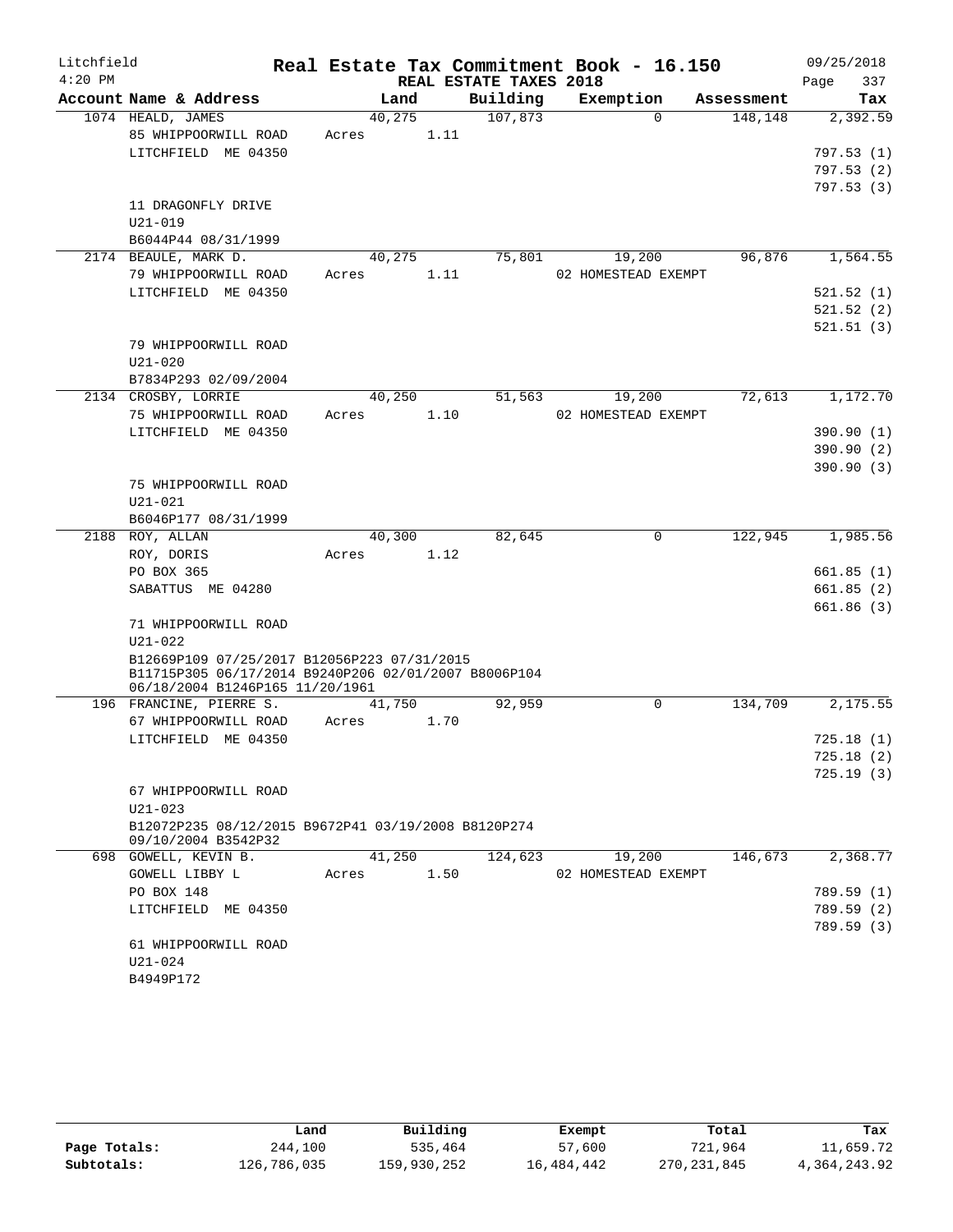Litchfield
4:20 PM

# Real Estate Tax Commitment Book - 16.150

REAL ESTATE TAXES 2018

09/25/2018

| Account Name & Address | Land | Building | Exemption | Assessment | Tax |
|---|---|---|---|---|---|
| 1074 HEALD, JAMES | 40,275 | 107,873 | 0 | 148,148 | 2,392.59 |
| 85 WHIPPOORWILL ROAD | Acres 1.11 | | | | |
| LITCHFIELD ME 04350 | | | | | 797.53 (1) |
| | | | | | 797.53 (2) |
| | | | | | 797.53 (3) |
| 11 DRAGONFLY DRIVE | | | | | |
| U21-019 | | | | | |
| B6044P44 08/31/1999 | | | | | |
| 2174 BEAULE, MARK D. | 40,275 | 75,801 | 19,200 | 96,876 | 1,564.55 |
| 79 WHIPPOORWILL ROAD | Acres 1.11 | | 02 HOMESTEAD EXEMPT | | |
| LITCHFIELD ME 04350 | | | | | 521.52 (1) |
| | | | | | 521.52 (2) |
| | | | | | 521.51 (3) |
| 79 WHIPPOORWILL ROAD | | | | | |
| U21-020 | | | | | |
| B7834P293 02/09/2004 | | | | | |
| 2134 CROSBY, LORRIE | 40,250 | 51,563 | 19,200 | 72,613 | 1,172.70 |
| 75 WHIPPOORWILL ROAD | Acres 1.10 | | 02 HOMESTEAD EXEMPT | | |
| LITCHFIELD ME 04350 | | | | | 390.90 (1) |
| | | | | | 390.90 (2) |
| | | | | | 390.90 (3) |
| 75 WHIPPOORWILL ROAD | | | | | |
| U21-021 | | | | | |
| B6046P177 08/31/1999 | | | | | |
| 2188 ROY, ALLAN | 40,300 | 82,645 | 0 | 122,945 | 1,985.56 |
| ROY, DORIS | Acres 1.12 | | | | |
| PO BOX 365 | | | | | 661.85 (1) |
| SABATTUS ME 04280 | | | | | 661.85 (2) |
| | | | | | 661.86 (3) |
| 71 WHIPPOORWILL ROAD | | | | | |
| U21-022 | | | | | |
| B12669P109 07/25/2017 B12056P223 07/31/2015 B11715P305 06/17/2014 B9240P206 02/01/2007 B8006P104 06/18/2004 B1246P165 11/20/1961 | | | | | |
| 196 FRANCINE, PIERRE S. | 41,750 | 92,959 | 0 | 134,709 | 2,175.55 |
| 67 WHIPPOORWILL ROAD | Acres 1.70 | | | | |
| LITCHFIELD ME 04350 | | | | | 725.18 (1) |
| | | | | | 725.18 (2) |
| | | | | | 725.19 (3) |
| 67 WHIPPOORWILL ROAD | | | | | |
| U21-023 | | | | | |
| B12072P235 08/12/2015 B9672P41 03/19/2008 B8120P274 09/10/2004 B3542P32 | | | | | |
| 698 GOWELL, KEVIN B. | 41,250 | 124,623 | 19,200 | 146,673 | 2,368.77 |
| GOWELL LIBBY L | Acres 1.50 | | 02 HOMESTEAD EXEMPT | | |
| PO BOX 148 | | | | | 789.59 (1) |
| LITCHFIELD ME 04350 | | | | | 789.59 (2) |
| | | | | | 789.59 (3) |
| 61 WHIPPOORWILL ROAD | | | | | |
| U21-024 | | | | | |
| B4949P172 | | | | | |

| | Land | Building | Exempt | Total | Tax |
|---|---|---|---|---|---|
| Page Totals: | 244,100 | 535,464 | 57,600 | 721,964 | 11,659.72 |
| Subtotals: | 126,786,035 | 159,930,252 | 16,484,442 | 270,231,845 | 4,364,243.92 |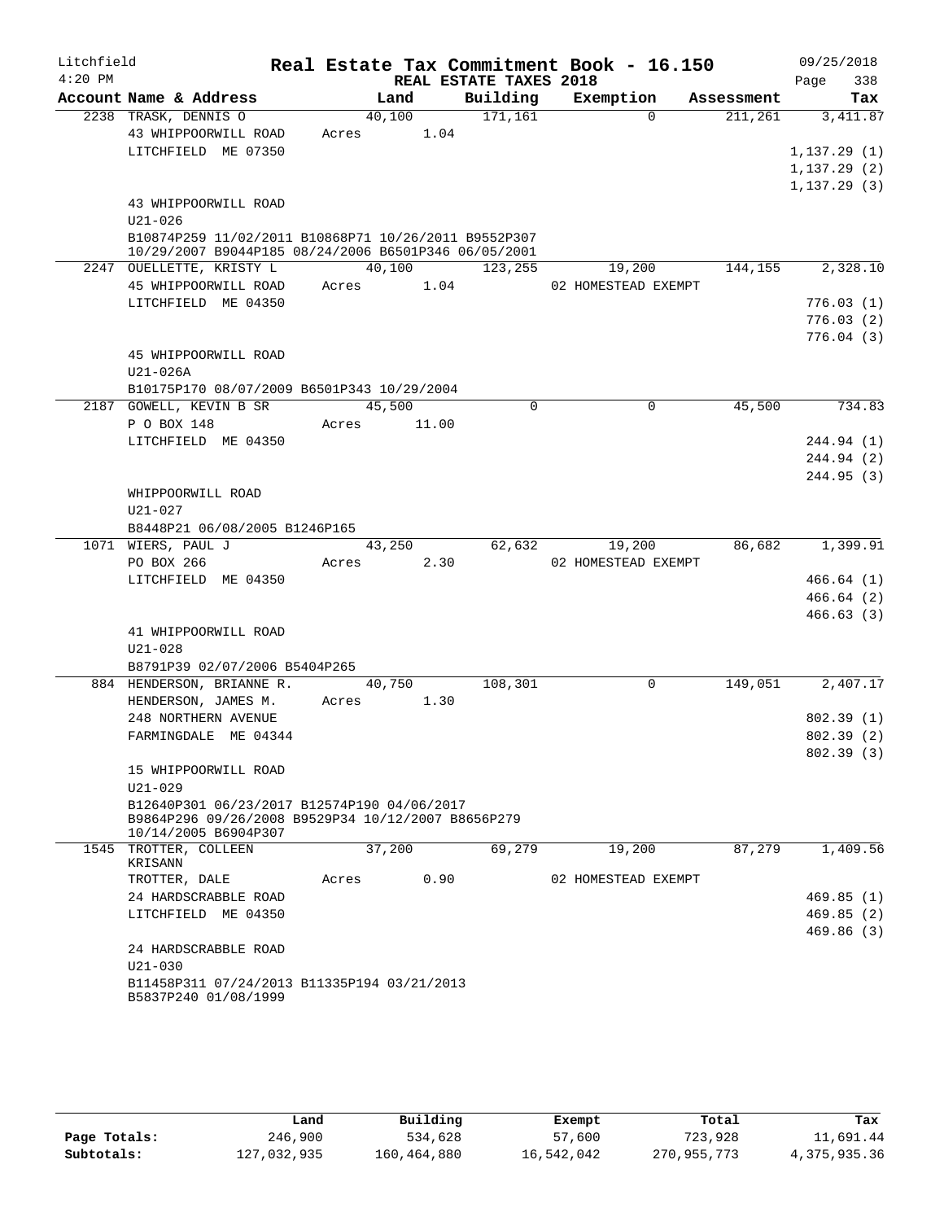Litchfield
4:20 PM

# Real Estate Tax Commitment Book - 16.150

REAL ESTATE TAXES 2018

09/25/2018

| Account Name & Address | Land | Building | Exemption | Assessment | Tax |
|---|---|---|---|---|---|
| 2238 TRASK, DENNIS O | 40,100 | 171,161 | 0 | 211,261 | 3,411.87 |
| 43 WHIPPOORWILL ROAD | Acres 1.04 | | | | |
| LITCHFIELD ME 07350 | | | | | 1,137.29 (1) |
| | | | | | 1,137.29 (2) |
| | | | | | 1,137.29 (3) |
| 43 WHIPPOORWILL ROAD | | | | | |
| U21-026 | | | | | |
| B10874P259 11/02/2011 B10868P71 10/26/2011 B9552P307 10/29/2007 B9044P185 08/24/2006 B6501P346 06/05/2001 | | | | | |
| 2247 OUELLETTE, KRISTY L | 40,100 | 123,255 | 19,200 | 144,155 | 2,328.10 |
| 45 WHIPPOORWILL ROAD | Acres 1.04 | | 02 HOMESTEAD EXEMPT | | |
| LITCHFIELD ME 04350 | | | | | 776.03 (1) |
| | | | | | 776.03 (2) |
| | | | | | 776.04 (3) |
| 45 WHIPPOORWILL ROAD | | | | | |
| U21-026A | | | | | |
| B10175P170 08/07/2009 B6501P343 10/29/2004 | | | | | |
| 2187 GOWELL, KEVIN B SR | 45,500 | 0 | 0 | 45,500 | 734.83 |
| P O BOX 148 | Acres 11.00 | | | | |
| LITCHFIELD ME 04350 | | | | | 244.94 (1) |
| | | | | | 244.94 (2) |
| | | | | | 244.95 (3) |
| WHIPPOORWILL ROAD | | | | | |
| U21-027 | | | | | |
| B8448P21 06/08/2005 B1246P165 | | | | | |
| 1071 WIERS, PAUL J | 43,250 | 62,632 | 19,200 | 86,682 | 1,399.91 |
| PO BOX 266 | Acres 2.30 | | 02 HOMESTEAD EXEMPT | | |
| LITCHFIELD ME 04350 | | | | | 466.64 (1) |
| | | | | | 466.64 (2) |
| | | | | | 466.63 (3) |
| 41 WHIPPOORWILL ROAD | | | | | |
| U21-028 | | | | | |
| B8791P39 02/07/2006 B5404P265 | | | | | |
| 884 HENDERSON, BRIANNE R. | 40,750 | 108,301 | 0 | 149,051 | 2,407.17 |
| HENDERSON, JAMES M. | Acres 1.30 | | | | |
| 248 NORTHERN AVENUE | | | | | 802.39 (1) |
| FARMINGDALE ME 04344 | | | | | 802.39 (2) |
| | | | | | 802.39 (3) |
| 15 WHIPPOORWILL ROAD | | | | | |
| U21-029 | | | | | |
| B12640P301 06/23/2017 B12574P190 04/06/2017 B9864P296 09/26/2008 B9529P34 10/12/2007 B8656P279 10/14/2005 B6904P307 | | | | | |
| 1545 TROTTER, COLLEEN KRISANN | 37,200 | 69,279 | 19,200 | 87,279 | 1,409.56 |
| TROTTER, DALE | Acres 0.90 | | 02 HOMESTEAD EXEMPT | | |
| 24 HARDSCRABBLE ROAD | | | | | 469.85 (1) |
| LITCHFIELD ME 04350 | | | | | 469.85 (2) |
| | | | | | 469.86 (3) |
| 24 HARDSCRABBLE ROAD | | | | | |
| U21-030 | | | | | |
| B11458P311 07/24/2013 B11335P194 03/21/2013 B5837P240 01/08/1999 | | | | | |

| | Land | Building | Exempt | Total | Tax |
|---|---|---|---|---|---|
| Page Totals: | 246,900 | 534,628 | 57,600 | 723,928 | 11,691.44 |
| Subtotals: | 127,032,935 | 160,464,880 | 16,542,042 | 270,955,773 | 4,375,935.36 |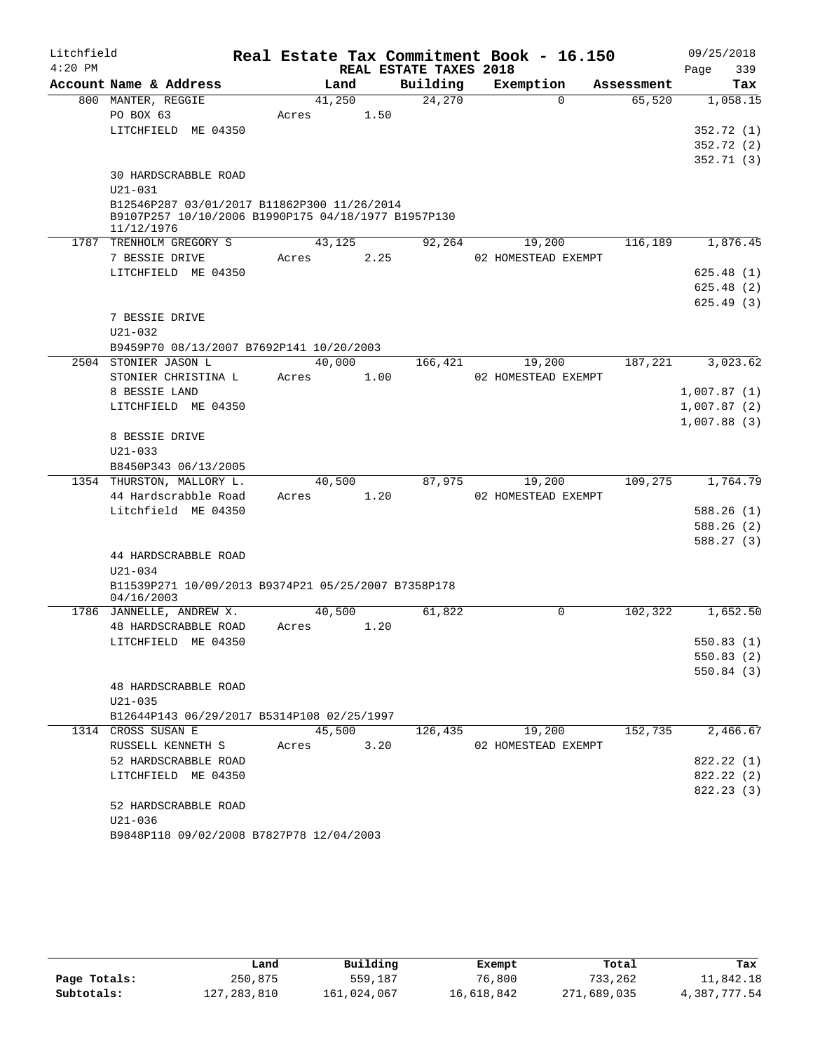Litchfield 4:20 PM

# Real Estate Tax Commitment Book - 16.150

## REAL ESTATE TAXES 2018

09/25/2018

| Account Name & Address | Land | Building | Exemption | Assessment | Tax |
|---|---|---|---|---|---|
| 800 MANTER, REGGIE | 41,250 | 24,270 | 0 | 65,520 | 1,058.15 |
| PO BOX 63 | Acres 1.50 | | | | |
| LITCHFIELD ME 04350 | | | | | 352.72 (1) |
| | | | | | 352.72 (2) |
| | | | | | 352.71 (3) |
| 30 HARDSCRABBLE ROAD | | | | | |
| U21-031 | | | | | |
| B12546P287 03/01/2017 B11862P300 11/26/2014 B9107P257 10/10/2006 B1990P175 04/18/1977 B1957P130 11/12/1976 | | | | | |
| 1787 TRENHOLM GREGORY S | 43,125 | 92,264 | 19,200 | 116,189 | 1,876.45 |
| 7 BESSIE DRIVE | Acres 2.25 | | 02 HOMESTEAD EXEMPT | | |
| LITCHFIELD ME 04350 | | | | | 625.48 (1) |
| | | | | | 625.48 (2) |
| | | | | | 625.49 (3) |
| 7 BESSIE DRIVE | | | | | |
| U21-032 | | | | | |
| B9459P70 08/13/2007 B7692P141 10/20/2003 | | | | | |
| 2504 STONIER JASON L | 40,000 | 166,421 | 19,200 | 187,221 | 3,023.62 |
| STONIER CHRISTINA L | Acres 1.00 | | 02 HOMESTEAD EXEMPT | | |
| 8 BESSIE LAND | | | | | 1,007.87 (1) |
| LITCHFIELD ME 04350 | | | | | 1,007.87 (2) |
| | | | | | 1,007.88 (3) |
| 8 BESSIE DRIVE | | | | | |
| U21-033 | | | | | |
| B8450P343 06/13/2005 | | | | | |
| 1354 THURSTON, MALLORY L. | 40,500 | 87,975 | 19,200 | 109,275 | 1,764.79 |
| 44 Hardscrabble Road | Acres 1.20 | | 02 HOMESTEAD EXEMPT | | |
| Litchfield ME 04350 | | | | | 588.26 (1) |
| | | | | | 588.26 (2) |
| | | | | | 588.27 (3) |
| 44 HARDSCRABBLE ROAD | | | | | |
| U21-034 | | | | | |
| B11539P271 10/09/2013 B9374P21 05/25/2007 B7358P178 04/16/2003 | | | | | |
| 1786 JANNELLE, ANDREW X. | 40,500 | 61,822 | 0 | 102,322 | 1,652.50 |
| 48 HARDSCRABBLE ROAD | Acres 1.20 | | | | |
| LITCHFIELD ME 04350 | | | | | 550.83 (1) |
| | | | | | 550.83 (2) |
| | | | | | 550.84 (3) |
| 48 HARDSCRABBLE ROAD | | | | | |
| U21-035 | | | | | |
| B12644P143 06/29/2017 B5314P108 02/25/1997 | | | | | |
| 1314 CROSS SUSAN E | 45,500 | 126,435 | 19,200 | 152,735 | 2,466.67 |
| RUSSELL KENNETH S | Acres 3.20 | | 02 HOMESTEAD EXEMPT | | |
| 52 HARDSCRABBLE ROAD | | | | | 822.22 (1) |
| LITCHFIELD ME 04350 | | | | | 822.22 (2) |
| | | | | | 822.23 (3) |
| 52 HARDSCRABBLE ROAD | | | | | |
| U21-036 | | | | | |
| B9848P118 09/02/2008 B7827P78 12/04/2003 | | | | | |

| | Land | Building | Exempt | Total | Tax |
|---|---|---|---|---|---|
| Page Totals: | 250,875 | 559,187 | 76,800 | 733,262 | 11,842.18 |
| Subtotals: | 127,283,810 | 161,024,067 | 16,618,842 | 271,689,035 | 4,387,777.54 |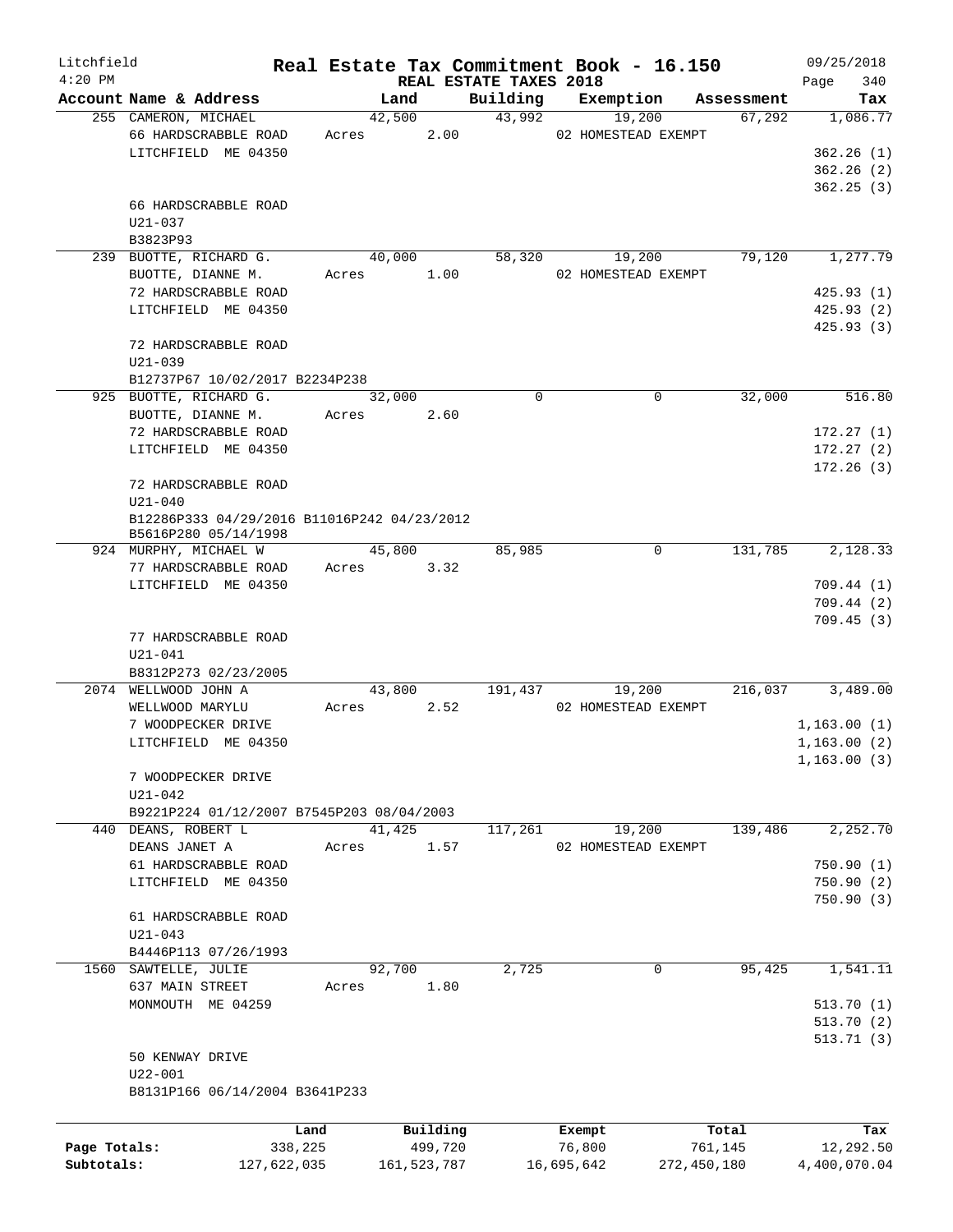Litchfield
4:20 PM

# Real Estate Tax Commitment Book - 16.150

## REAL ESTATE TAXES 2018

09/25/2018

| Account Name & Address | Land | Building | Exemption | Assessment | Tax |
|---|---|---|---|---|---|
| 255 CAMERON, MICHAEL | 42,500 | 43,992 | 19,200 | 67,292 | 1,086.77 |
| 66 HARDSCRABBLE ROAD | Acres 2.00 | | 02 HOMESTEAD EXEMPT | | |
| LITCHFIELD ME 04350 | | | | | 362.26 (1) |
| | | | | | 362.26 (2) |
| | | | | | 362.25 (3) |
| 66 HARDSCRABBLE ROAD | | | | | |
| U21-037 | | | | | |
| B3823P93 | | | | | |
| 239 BUOTTE, RICHARD G. | 40,000 | 58,320 | 19,200 | 79,120 | 1,277.79 |
| BUOTTE, DIANNE M. | Acres 1.00 | | 02 HOMESTEAD EXEMPT | | |
| 72 HARDSCRABBLE ROAD | | | | | 425.93 (1) |
| LITCHFIELD ME 04350 | | | | | 425.93 (2) |
| | | | | | 425.93 (3) |
| 72 HARDSCRABBLE ROAD | | | | | |
| U21-039 | | | | | |
| B12737P67 10/02/2017 B2234P238 | | | | | |
| 925 BUOTTE, RICHARD G. | 32,000 | 0 | 0 | 32,000 | 516.80 |
| BUOTTE, DIANNE M. | Acres 2.60 | | | | |
| 72 HARDSCRABBLE ROAD | | | | | 172.27 (1) |
| LITCHFIELD ME 04350 | | | | | 172.27 (2) |
| | | | | | 172.26 (3) |
| 72 HARDSCRABBLE ROAD | | | | | |
| U21-040 | | | | | |
| B12286P333 04/29/2016 B11016P242 04/23/2012 | | | | | |
| B5616P280 05/14/1998 | | | | | |
| 924 MURPHY, MICHAEL W | 45,800 | 85,985 | 0 | 131,785 | 2,128.33 |
| 77 HARDSCRABBLE ROAD | Acres 3.32 | | | | |
| LITCHFIELD ME 04350 | | | | | 709.44 (1) |
| | | | | | 709.44 (2) |
| | | | | | 709.45 (3) |
| 77 HARDSCRABBLE ROAD | | | | | |
| U21-041 | | | | | |
| B8312P273 02/23/2005 | | | | | |
| 2074 WELLWOOD JOHN A | 43,800 | 191,437 | 19,200 | 216,037 | 3,489.00 |
| WELLWOOD MARYLU | Acres 2.52 | | 02 HOMESTEAD EXEMPT | | |
| 7 WOODPECKER DRIVE | | | | | 1,163.00 (1) |
| LITCHFIELD ME 04350 | | | | | 1,163.00 (2) |
| | | | | | 1,163.00 (3) |
| 7 WOODPECKER DRIVE | | | | | |
| U21-042 | | | | | |
| B9221P224 01/12/2007 B7545P203 08/04/2003 | | | | | |
| 440 DEANS, ROBERT L | 41,425 | 117,261 | 19,200 | 139,486 | 2,252.70 |
| DEANS JANET A | Acres 1.57 | | 02 HOMESTEAD EXEMPT | | |
| 61 HARDSCRABBLE ROAD | | | | | 750.90 (1) |
| LITCHFIELD ME 04350 | | | | | 750.90 (2) |
| | | | | | 750.90 (3) |
| 61 HARDSCRABBLE ROAD | | | | | |
| U21-043 | | | | | |
| B4446P113 07/26/1993 | | | | | |
| 1560 SAWTELLE, JULIE | 92,700 | 2,725 | 0 | 95,425 | 1,541.11 |
| 637 MAIN STREET | Acres 1.80 | | | | |
| MONMOUTH ME 04259 | | | | | 513.70 (1) |
| | | | | | 513.70 (2) |
| | | | | | 513.71 (3) |
| 50 KENWAY DRIVE | | | | | |
| U22-001 | | | | | |
| B8131P166 06/14/2004 B3641P233 | | | | | |

| | Land | Building | Exempt | Total | Tax |
|---|---|---|---|---|---|
| Page Totals: | 338,225 | 499,720 | 76,800 | 761,145 | 12,292.50 |
| Subtotals: | 127,622,035 | 161,523,787 | 16,695,642 | 272,450,180 | 4,400,070.04 |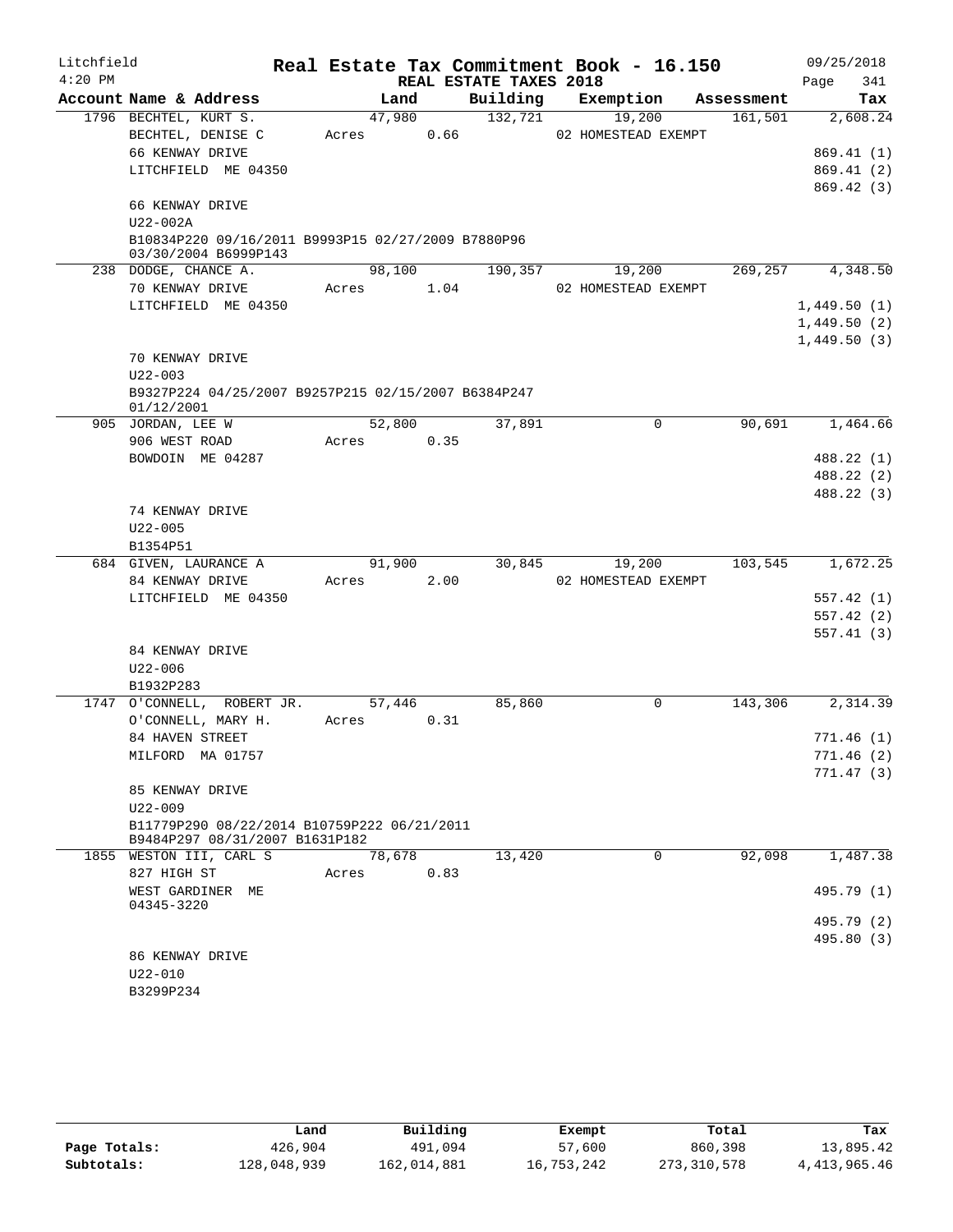# Real Estate Tax Commitment Book - 16.150

Litchfield 4:20 PM — REAL ESTATE TAXES 2018 — 09/25/2018

| Account Name & Address | Land | Building | Exemption | Assessment | Tax |
|---|---|---|---|---|---|
| 1796 BECHTEL, KURT S. | 47,980 | 132,721 | 19,200 | 161,501 | 2,608.24 |
| BECHTEL, DENISE C | Acres 0.66 | | 02 HOMESTEAD EXEMPT | | |
| 66 KENWAY DRIVE | | | | | 869.41 (1) |
| LITCHFIELD ME 04350 | | | | | 869.41 (2) |
| | | | | | 869.42 (3) |
| 66 KENWAY DRIVE | | | | | |
| U22-002A | | | | | |
| B10834P220 09/16/2011 B9993P15 02/27/2009 B7880P96 03/30/2004 B6999P143 | | | | | |
| 238 DODGE, CHANCE A. | 98,100 | 190,357 | 19,200 | 269,257 | 4,348.50 |
| 70 KENWAY DRIVE | Acres 1.04 | | 02 HOMESTEAD EXEMPT | | |
| LITCHFIELD ME 04350 | | | | | 1,449.50 (1) |
| | | | | | 1,449.50 (2) |
| | | | | | 1,449.50 (3) |
| 70 KENWAY DRIVE | | | | | |
| U22-003 | | | | | |
| B9327P224 04/25/2007 B9257P215 02/15/2007 B6384P247 01/12/2001 | | | | | |
| 905 JORDAN, LEE W | 52,800 | 37,891 | 0 | 90,691 | 1,464.66 |
| 906 WEST ROAD | Acres 0.35 | | | | |
| BOWDOIN ME 04287 | | | | | 488.22 (1) |
| | | | | | 488.22 (2) |
| | | | | | 488.22 (3) |
| 74 KENWAY DRIVE | | | | | |
| U22-005 | | | | | |
| B1354P51 | | | | | |
| 684 GIVEN, LAURANCE A | 91,900 | 30,845 | 19,200 | 103,545 | 1,672.25 |
| 84 KENWAY DRIVE | Acres 2.00 | | 02 HOMESTEAD EXEMPT | | |
| LITCHFIELD ME 04350 | | | | | 557.42 (1) |
| | | | | | 557.42 (2) |
| | | | | | 557.41 (3) |
| 84 KENWAY DRIVE | | | | | |
| U22-006 | | | | | |
| B1932P283 | | | | | |
| 1747 O'CONNELL, ROBERT JR. | 57,446 | 85,860 | 0 | 143,306 | 2,314.39 |
| O'CONNELL, MARY H. | Acres 0.31 | | | | |
| 84 HAVEN STREET | | | | | 771.46 (1) |
| MILFORD MA 01757 | | | | | 771.46 (2) |
| | | | | | 771.47 (3) |
| 85 KENWAY DRIVE | | | | | |
| U22-009 | | | | | |
| B11779P290 08/22/2014 B10759P222 06/21/2011 B9484P297 08/31/2007 B1631P182 | | | | | |
| 1855 WESTON III, CARL S | 78,678 | 13,420 | 0 | 92,098 | 1,487.38 |
| 827 HIGH ST | Acres 0.83 | | | | |
| WEST GARDINER ME 04345-3220 | | | | | 495.79 (1) |
| | | | | | 495.79 (2) |
| | | | | | 495.80 (3) |
| 86 KENWAY DRIVE | | | | | |
| U22-010 | | | | | |
| B3299P234 | | | | | |

| | Land | Building | Exempt | Total | Tax |
|---|---|---|---|---|---|
| Page Totals: | 426,904 | 491,094 | 57,600 | 860,398 | 13,895.42 |
| Subtotals: | 128,048,939 | 162,014,881 | 16,753,242 | 273,310,578 | 4,413,965.46 |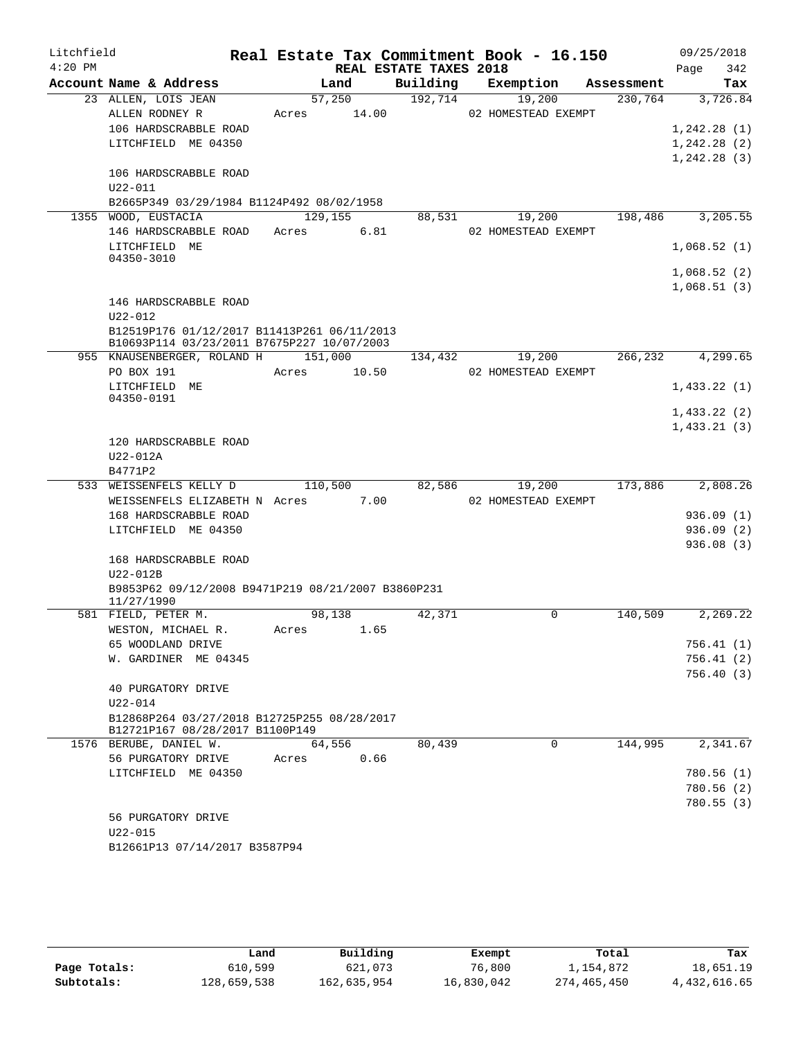# Real Estate Tax Commitment Book - 16.150

Litchfield 4:20 PM — REAL ESTATE TAXES 2018 — 09/25/2018

| Account Name & Address | Land | Building | Exemption | Assessment | Tax |
|---|---|---|---|---|---|
| 23 ALLEN, LOIS JEAN | 57,250 | 192,714 | 19,200 | 230,764 | 3,726.84 |
| ALLEN RODNEY R | Acres 14.00 | | 02 HOMESTEAD EXEMPT | | |
| 106 HARDSCRABBLE ROAD | | | | | 1,242.28 (1) |
| LITCHFIELD ME 04350 | | | | | 1,242.28 (2) |
| | | | | | 1,242.28 (3) |
| 106 HARDSCRABBLE ROAD | | | | | |
| U22-011 | | | | | |
| B2665P349 03/29/1984 B1124P492 08/02/1958 | | | | | |
| 1355 WOOD, EUSTACIA | 129,155 | 88,531 | 19,200 | 198,486 | 3,205.55 |
| 146 HARDSCRABBLE ROAD | Acres 6.81 | | 02 HOMESTEAD EXEMPT | | |
| LITCHFIELD ME 04350-3010 | | | | | 1,068.52 (1) |
| | | | | | 1,068.52 (2) |
| | | | | | 1,068.51 (3) |
| 146 HARDSCRABBLE ROAD | | | | | |
| U22-012 | | | | | |
| B12519P176 01/12/2017 B11413P261 06/11/2013 B10693P114 03/23/2011 B7675P227 10/07/2003 | | | | | |
| 955 KNAUSENBERGER, ROLAND H | 151,000 | 134,432 | 19,200 | 266,232 | 4,299.65 |
| PO BOX 191 | Acres 10.50 | | 02 HOMESTEAD EXEMPT | | |
| LITCHFIELD ME 04350-0191 | | | | | 1,433.22 (1) |
| | | | | | 1,433.22 (2) |
| | | | | | 1,433.21 (3) |
| 120 HARDSCRABBLE ROAD | | | | | |
| U22-012A | | | | | |
| B4771P2 | | | | | |
| 533 WEISSENFELS KELLY D | 110,500 | 82,586 | 19,200 | 173,886 | 2,808.26 |
| WEISSENFELS ELIZABETH N | Acres 7.00 | | 02 HOMESTEAD EXEMPT | | |
| 168 HARDSCRABBLE ROAD | | | | | 936.09 (1) |
| LITCHFIELD ME 04350 | | | | | 936.09 (2) |
| | | | | | 936.08 (3) |
| 168 HARDSCRABBLE ROAD | | | | | |
| U22-012B | | | | | |
| B9853P62 09/12/2008 B9471P219 08/21/2007 B3860P231 11/27/1990 | | | | | |
| 581 FIELD, PETER M. | 98,138 | 42,371 | 0 | 140,509 | 2,269.22 |
| WESTON, MICHAEL R. | Acres 1.65 | | | | |
| 65 WOODLAND DRIVE | | | | | 756.41 (1) |
| W. GARDINER ME 04345 | | | | | 756.41 (2) |
| | | | | | 756.40 (3) |
| 40 PURGATORY DRIVE | | | | | |
| U22-014 | | | | | |
| B12868P264 03/27/2018 B12725P255 08/28/2017 B12721P167 08/28/2017 B1100P149 | | | | | |
| 1576 BERUBE, DANIEL W. | 64,556 | 80,439 | 0 | 144,995 | 2,341.67 |
| 56 PURGATORY DRIVE | Acres 0.66 | | | | |
| LITCHFIELD ME 04350 | | | | | 780.56 (1) |
| | | | | | 780.56 (2) |
| | | | | | 780.55 (3) |
| 56 PURGATORY DRIVE | | | | | |
| U22-015 | | | | | |
| B12661P13 07/14/2017 B3587P94 | | | | | |

| | Land | Building | Exempt | Total | Tax |
|---|---|---|---|---|---|
| Page Totals: | 610,599 | 621,073 | 76,800 | 1,154,872 | 18,651.19 |
| Subtotals: | 128,659,538 | 162,635,954 | 16,830,042 | 274,465,450 | 4,432,616.65 |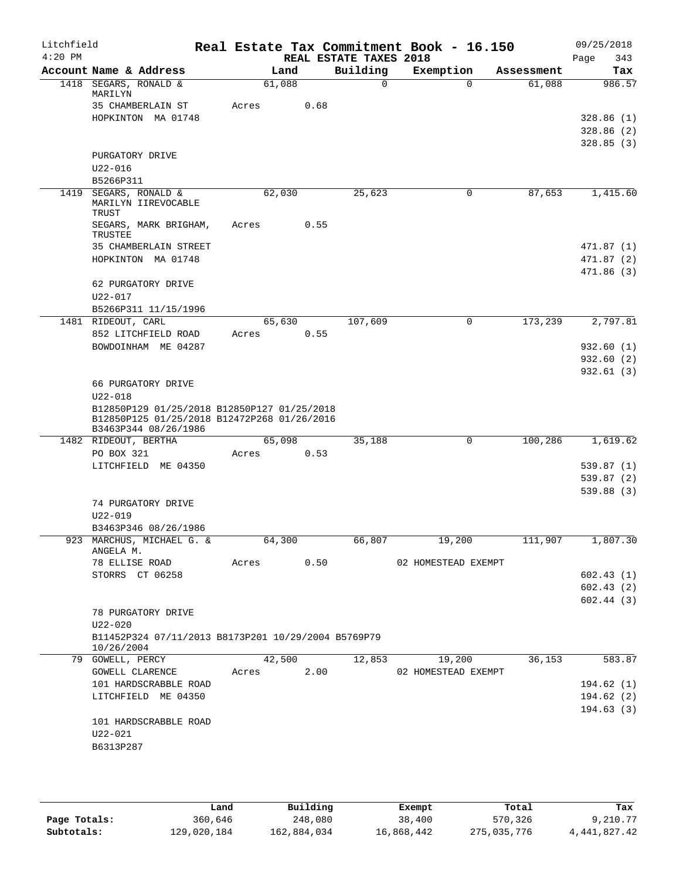# Real Estate Tax Commitment Book - 16.150

Litchfield
4:20 PM

REAL ESTATE TAXES 2018

09/25/2018

| Account Name & Address | Land | Building | Exemption | Assessment | Tax |
|---|---|---|---|---|---|
| 1418 SEGARS, RONALD & MARILYN | 61,088 | 0 | 0 | 61,088 | 986.57 |
| 35 CHAMBERLAIN ST | Acres 0.68 | | | | |
| HOPKINTON MA 01748 | | | | | 328.86 (1) |
| | | | | | 328.86 (2) |
| | | | | | 328.85 (3) |
| PURGATORY DRIVE | | | | | |
| U22-016 | | | | | |
| B5266P311 | | | | | |
| 1419 SEGARS, RONALD & MARILYN IIREVOCABLE TRUST | 62,030 | 25,623 | 0 | 87,653 | 1,415.60 |
| SEGARS, MARK BRIGHAM, TRUSTEE | Acres 0.55 | | | | |
| 35 CHAMBERLAIN STREET | | | | | 471.87 (1) |
| HOPKINTON MA 01748 | | | | | 471.87 (2) |
| | | | | | 471.86 (3) |
| 62 PURGATORY DRIVE | | | | | |
| U22-017 | | | | | |
| B5266P311 11/15/1996 | | | | | |
| 1481 RIDEOUT, CARL | 65,630 | 107,609 | 0 | 173,239 | 2,797.81 |
| 852 LITCHFIELD ROAD | Acres 0.55 | | | | |
| BOWDOINHAM ME 04287 | | | | | 932.60 (1) |
| | | | | | 932.60 (2) |
| | | | | | 932.61 (3) |
| 66 PURGATORY DRIVE | | | | | |
| U22-018 | | | | | |
| B12850P129 01/25/2018 B12850P127 01/25/2018 B12850P125 01/25/2018 B12472P268 01/26/2016 B3463P344 08/26/1986 | | | | | |
| 1482 RIDEOUT, BERTHA | 65,098 | 35,188 | 0 | 100,286 | 1,619.62 |
| PO BOX 321 | Acres 0.53 | | | | |
| LITCHFIELD ME 04350 | | | | | 539.87 (1) |
| | | | | | 539.87 (2) |
| | | | | | 539.88 (3) |
| 74 PURGATORY DRIVE | | | | | |
| U22-019 | | | | | |
| B3463P346 08/26/1986 | | | | | |
| 923 MARCHUS, MICHAEL G. & ANGELA M. | 64,300 | 66,807 | 19,200 | 111,907 | 1,807.30 |
| 78 ELLISE ROAD | Acres 0.50 | | 02 HOMESTEAD EXEMPT | | |
| STORRS CT 06258 | | | | | 602.43 (1) |
| | | | | | 602.43 (2) |
| | | | | | 602.44 (3) |
| 78 PURGATORY DRIVE | | | | | |
| U22-020 | | | | | |
| B11452P324 07/11/2013 B8173P201 10/29/2004 B5769P79 10/26/2004 | | | | | |
| 79 GOWELL, PERCY | 42,500 | 12,853 | 19,200 | 36,153 | 583.87 |
| GOWELL CLARENCE | Acres 2.00 | | 02 HOMESTEAD EXEMPT | | |
| 101 HARDSCRABBLE ROAD | | | | | 194.62 (1) |
| LITCHFIELD ME 04350 | | | | | 194.62 (2) |
| | | | | | 194.63 (3) |
| 101 HARDSCRABBLE ROAD | | | | | |
| U22-021 | | | | | |
| B6313P287 | | | | | |

| | Land | Building | Exempt | Total | Tax |
|---|---|---|---|---|---|
| Page Totals: | 360,646 | 248,080 | 38,400 | 570,326 | 9,210.77 |
| Subtotals: | 129,020,184 | 162,884,034 | 16,868,442 | 275,035,776 | 4,441,827.42 |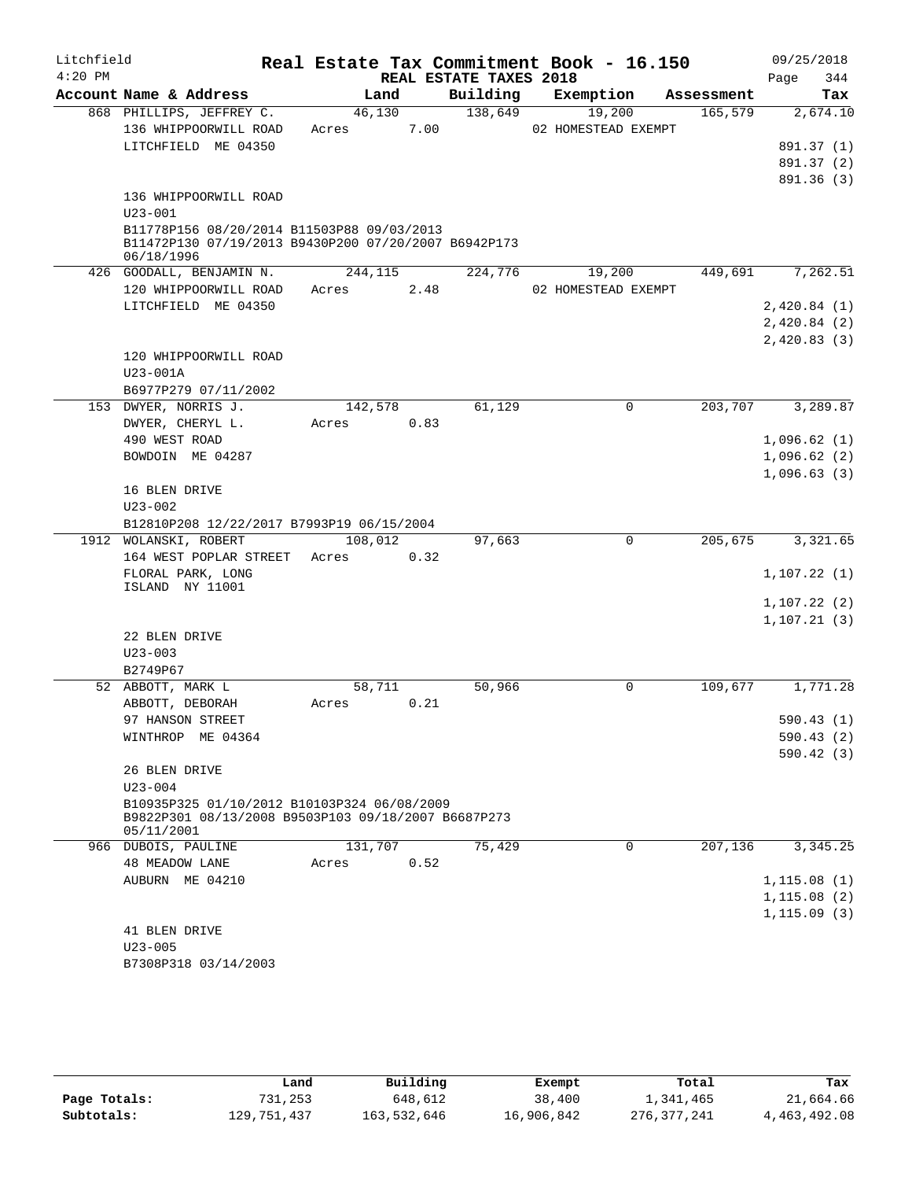Litchfield
4:20 PM

# Real Estate Tax Commitment Book - 16.150

REAL ESTATE TAXES 2018

09/25/2018
Page 344

| Account Name & Address | Land | Building | Exemption | Assessment | Tax |
|---|---|---|---|---|---|
| 868 PHILLIPS, JEFFREY C. | 46,130 | 138,649 | 19,200 | 165,579 | 2,674.10 |
| 136 WHIPPOORWILL ROAD | Acres 7.00 | | 02 HOMESTEAD EXEMPT | | |
| LITCHFIELD ME 04350 | | | | | 891.37 (1) |
| | | | | | 891.37 (2) |
| | | | | | 891.36 (3) |
| 136 WHIPPOORWILL ROAD | | | | | |
| U23-001 | | | | | |
| B11778P156 08/20/2014 B11503P88 09/03/2013 B11472P130 07/19/2013 B9430P200 07/20/2007 B6942P173 06/18/1996 | | | | | |
| 426 GOODALL, BENJAMIN N. | 244,115 | 224,776 | 19,200 | 449,691 | 7,262.51 |
| 120 WHIPPOORWILL ROAD | Acres 2.48 | | 02 HOMESTEAD EXEMPT | | |
| LITCHFIELD ME 04350 | | | | | 2,420.84 (1) |
| | | | | | 2,420.84 (2) |
| | | | | | 2,420.83 (3) |
| 120 WHIPPOORWILL ROAD | | | | | |
| U23-001A | | | | | |
| B6977P279 07/11/2002 | | | | | |
| 153 DWYER, NORRIS J. | 142,578 | 61,129 | 0 | 203,707 | 3,289.87 |
| DWYER, CHERYL L. | Acres 0.83 | | | | |
| 490 WEST ROAD | | | | | 1,096.62 (1) |
| BOWDOIN ME 04287 | | | | | 1,096.62 (2) |
| | | | | | 1,096.63 (3) |
| 16 BLEN DRIVE | | | | | |
| U23-002 | | | | | |
| B12810P208 12/22/2017 B7993P19 06/15/2004 | | | | | |
| 1912 WOLANSKI, ROBERT | 108,012 | 97,663 | 0 | 205,675 | 3,321.65 |
| 164 WEST POPLAR STREET | Acres 0.32 | | | | |
| FLORAL PARK, LONG ISLAND NY 11001 | | | | | 1,107.22 (1) |
| | | | | | 1,107.22 (2) |
| | | | | | 1,107.21 (3) |
| 22 BLEN DRIVE | | | | | |
| U23-003 | | | | | |
| B2749P67 | | | | | |
| 52 ABBOTT, MARK L | 58,711 | 50,966 | 0 | 109,677 | 1,771.28 |
| ABBOTT, DEBORAH | Acres 0.21 | | | | |
| 97 HANSON STREET | | | | | 590.43 (1) |
| WINTHROP ME 04364 | | | | | 590.43 (2) |
| | | | | | 590.42 (3) |
| 26 BLEN DRIVE | | | | | |
| U23-004 | | | | | |
| B10935P325 01/10/2012 B10103P324 06/08/2009 B9822P301 08/13/2008 B9503P103 09/18/2007 B6687P273 05/11/2001 | | | | | |
| 966 DUBOIS, PAULINE | 131,707 | 75,429 | 0 | 207,136 | 3,345.25 |
| 48 MEADOW LANE | Acres 0.52 | | | | |
| AUBURN ME 04210 | | | | | 1,115.08 (1) |
| | | | | | 1,115.08 (2) |
| | | | | | 1,115.09 (3) |
| 41 BLEN DRIVE | | | | | |
| U23-005 | | | | | |
| B7308P318 03/14/2003 | | | | | |

| | Land | Building | Exempt | Total | Tax |
|---|---|---|---|---|---|
| Page Totals: | 731,253 | 648,612 | 38,400 | 1,341,465 | 21,664.66 |
| Subtotals: | 129,751,437 | 163,532,646 | 16,906,842 | 276,377,241 | 4,463,492.08 |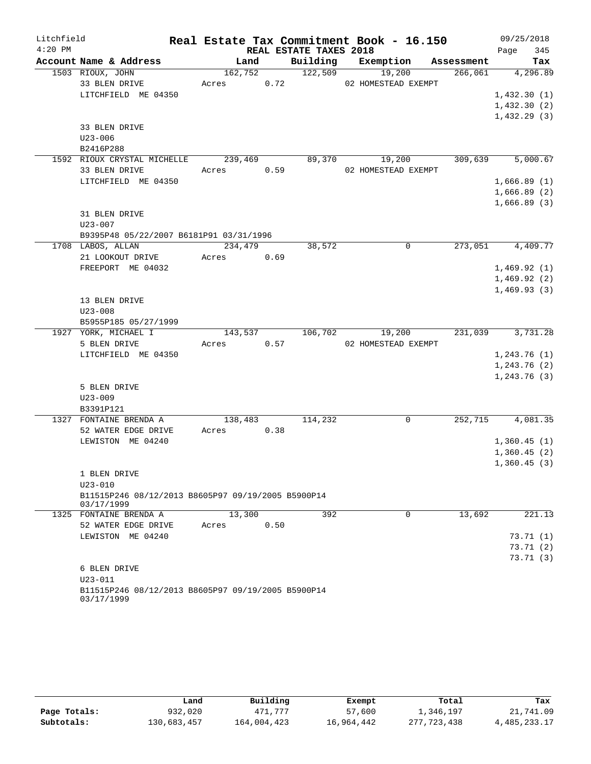Litchfield 4:20 PM

# Real Estate Tax Commitment Book - 16.150

REAL ESTATE TAXES 2018

09/25/2018

| Account Name & Address | Land | Building | Exemption | Assessment | Tax |
|---|---|---|---|---|---|
| 1503 RIOUX, JOHN | 162,752 | 122,509 | 19,200 | 266,061 | 4,296.89 |
| 33 BLEN DRIVE | Acres 0.72 | | 02 HOMESTEAD EXEMPT | | |
| LITCHFIELD ME 04350 | | | | | 1,432.30 (1) |
| | | | | | 1,432.30 (2) |
| | | | | | 1,432.29 (3) |
| 33 BLEN DRIVE | | | | | |
| U23-006 | | | | | |
| B2416P288 | | | | | |
| 1592 RIOUX CRYSTAL MICHELLE | 239,469 | 89,370 | 19,200 | 309,639 | 5,000.67 |
| 33 BLEN DRIVE | Acres 0.59 | | 02 HOMESTEAD EXEMPT | | |
| LITCHFIELD ME 04350 | | | | | 1,666.89 (1) |
| | | | | | 1,666.89 (2) |
| | | | | | 1,666.89 (3) |
| 31 BLEN DRIVE | | | | | |
| U23-007 | | | | | |
| B9395P48 05/22/2007 B6181P91 03/31/1996 | | | | | |
| 1708 LABOS, ALLAN | 234,479 | 38,572 | 0 | 273,051 | 4,409.77 |
| 21 LOOKOUT DRIVE | Acres 0.69 | | | | |
| FREEPORT ME 04032 | | | | | 1,469.92 (1) |
| | | | | | 1,469.92 (2) |
| | | | | | 1,469.93 (3) |
| 13 BLEN DRIVE | | | | | |
| U23-008 | | | | | |
| B5955P185 05/27/1999 | | | | | |
| 1927 YORK, MICHAEL I | 143,537 | 106,702 | 19,200 | 231,039 | 3,731.28 |
| 5 BLEN DRIVE | Acres 0.57 | | 02 HOMESTEAD EXEMPT | | |
| LITCHFIELD ME 04350 | | | | | 1,243.76 (1) |
| | | | | | 1,243.76 (2) |
| | | | | | 1,243.76 (3) |
| 5 BLEN DRIVE | | | | | |
| U23-009 | | | | | |
| B3391P121 | | | | | |
| 1327 FONTAINE BRENDA A | 138,483 | 114,232 | 0 | 252,715 | 4,081.35 |
| 52 WATER EDGE DRIVE | Acres 0.38 | | | | |
| LEWISTON ME 04240 | | | | | 1,360.45 (1) |
| | | | | | 1,360.45 (2) |
| | | | | | 1,360.45 (3) |
| 1 BLEN DRIVE | | | | | |
| U23-010 | | | | | |
| B11515P246 08/12/2013 B8605P97 09/19/2005 B5900P14 03/17/1999 | | | | | |
| 1325 FONTAINE BRENDA A | 13,300 | 392 | 0 | 13,692 | 221.13 |
| 52 WATER EDGE DRIVE | Acres 0.50 | | | | |
| LEWISTON ME 04240 | | | | | 73.71 (1) |
| | | | | | 73.71 (2) |
| | | | | | 73.71 (3) |
| 6 BLEN DRIVE | | | | | |
| U23-011 | | | | | |
| B11515P246 08/12/2013 B8605P97 09/19/2005 B5900P14 03/17/1999 | | | | | |

| | Land | Building | Exempt | Total | Tax |
|---|---|---|---|---|---|
| Page Totals: | 932,020 | 471,777 | 57,600 | 1,346,197 | 21,741.09 |
| Subtotals: | 130,683,457 | 164,004,423 | 16,964,442 | 277,723,438 | 4,485,233.17 |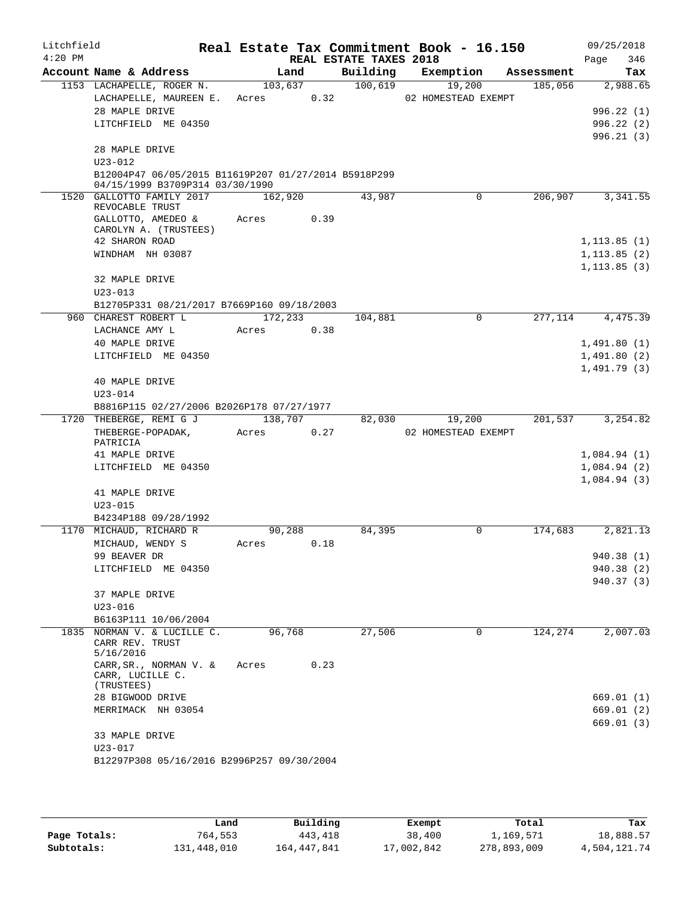Litchfield
4:20 PM

# Real Estate Tax Commitment Book - 16.150

REAL ESTATE TAXES 2018

09/25/2018
Page 346

| Account | Name & Address | Land | Building | Exemption | Assessment | Tax |
|---|---|---|---|---|---|---|
| 1153 | LACHAPELLE, ROGER N. | 103,637 | 100,619 | 19,200 | 185,056 | 2,988.65 |
| | LACHAPELLE, MAUREEN E. | Acres 0.32 | | 02 HOMESTEAD EXEMPT | | |
| | 28 MAPLE DRIVE | | | | | 996.22 (1) |
| | LITCHFIELD ME 04350 | | | | | 996.22 (2) |
| | | | | | | 996.21 (3) |
| | 28 MAPLE DRIVE | | | | | |
| | U23-012 | | | | | |
| | B12004P47 06/05/2015 B11619P207 01/27/2014 B5918P299 04/15/1999 B3709P314 03/30/1990 | | | | | |
| 1520 | GALLOTTO FAMILY 2017 REVOCABLE TRUST | 162,920 | 43,987 | 0 | 206,907 | 3,341.55 |
| | GALLOTTO, AMEDEO & CAROLYN A. (TRUSTEES) | Acres 0.39 | | | | |
| | 42 SHARON ROAD | | | | | 1,113.85 (1) |
| | WINDHAM NH 03087 | | | | | 1,113.85 (2) |
| | | | | | | 1,113.85 (3) |
| | 32 MAPLE DRIVE | | | | | |
| | U23-013 | | | | | |
| | B12705P331 08/21/2017 B7669P160 09/18/2003 | | | | | |
| 960 | CHAREST ROBERT L | 172,233 | 104,881 | 0 | 277,114 | 4,475.39 |
| | LACHANCE AMY L | Acres 0.38 | | | | |
| | 40 MAPLE DRIVE | | | | | 1,491.80 (1) |
| | LITCHFIELD ME 04350 | | | | | 1,491.80 (2) |
| | | | | | | 1,491.79 (3) |
| | 40 MAPLE DRIVE | | | | | |
| | U23-014 | | | | | |
| | B8816P115 02/27/2006 B2026P178 07/27/1977 | | | | | |
| 1720 | THEBERGE, REMI G J | 138,707 | 82,030 | 19,200 | 201,537 | 3,254.82 |
| | THEBERGE-POPADAK, PATRICIA | Acres 0.27 | | 02 HOMESTEAD EXEMPT | | |
| | 41 MAPLE DRIVE | | | | | 1,084.94 (1) |
| | LITCHFIELD ME 04350 | | | | | 1,084.94 (2) |
| | | | | | | 1,084.94 (3) |
| | 41 MAPLE DRIVE | | | | | |
| | U23-015 | | | | | |
| | B4234P188 09/28/1992 | | | | | |
| 1170 | MICHAUD, RICHARD R | 90,288 | 84,395 | 0 | 174,683 | 2,821.13 |
| | MICHAUD, WENDY S | Acres 0.18 | | | | |
| | 99 BEAVER DR | | | | | 940.38 (1) |
| | LITCHFIELD ME 04350 | | | | | 940.38 (2) |
| | | | | | | 940.37 (3) |
| | 37 MAPLE DRIVE | | | | | |
| | U23-016 | | | | | |
| | B6163P111 10/06/2004 | | | | | |
| 1835 | NORMAN V. & LUCILLE C. CARR REV. TRUST 5/16/2016 | 96,768 | 27,506 | 0 | 124,274 | 2,007.03 |
| | CARR,SR., NORMAN V. & CARR, LUCILLE C. (TRUSTEES) | Acres 0.23 | | | | |
| | 28 BIGWOOD DRIVE | | | | | 669.01 (1) |
| | MERRIMACK NH 03054 | | | | | 669.01 (2) |
| | | | | | | 669.01 (3) |
| | 33 MAPLE DRIVE | | | | | |
| | U23-017 | | | | | |
| | B12297P308 05/16/2016 B2996P257 09/30/2004 | | | | | |

| | Land | Building | Exempt | Total | Tax |
|---|---|---|---|---|---|
| Page Totals: | 764,553 | 443,418 | 38,400 | 1,169,571 | 18,888.57 |
| Subtotals: | 131,448,010 | 164,447,841 | 17,002,842 | 278,893,009 | 4,504,121.74 |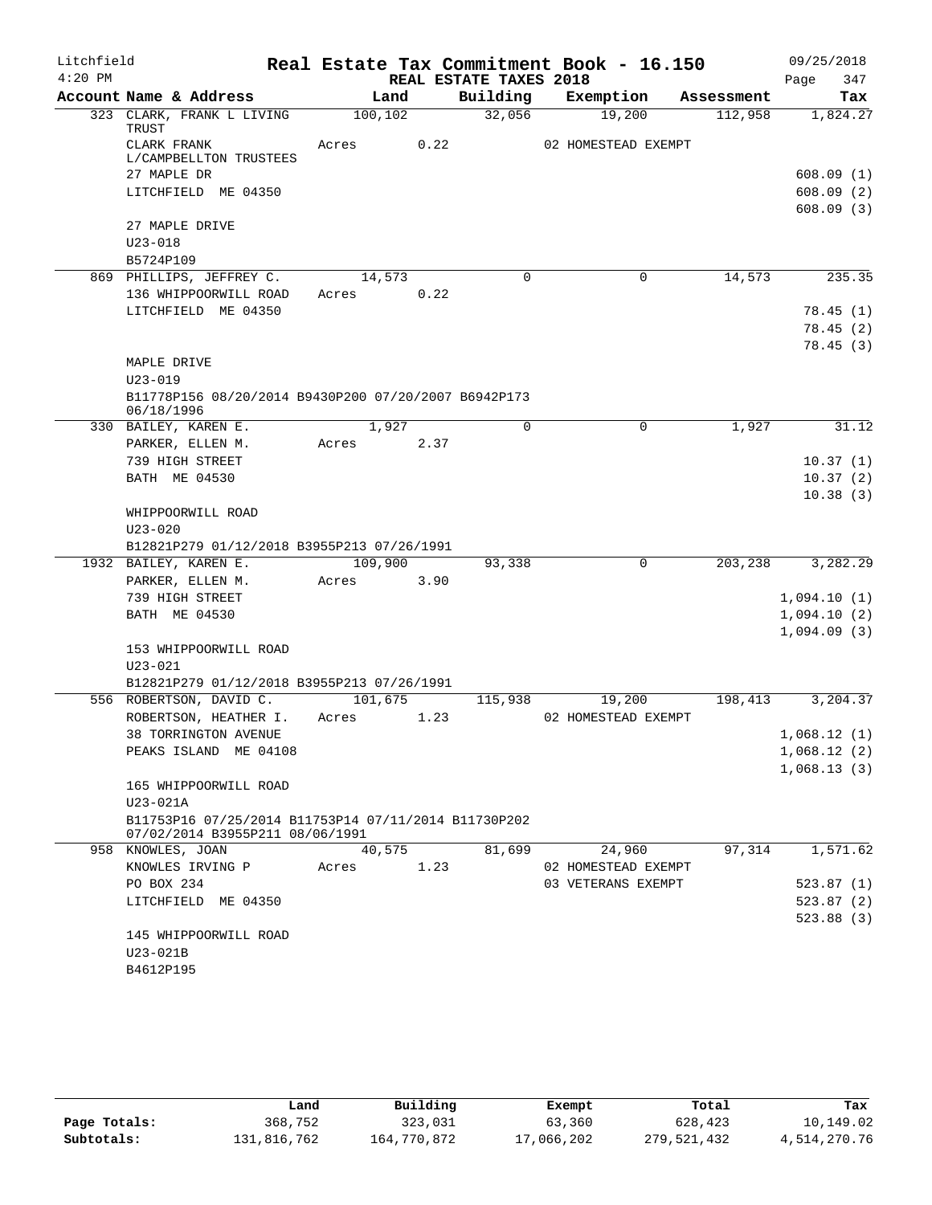Litchfield
4:20 PM

# Real Estate Tax Commitment Book - 16.150

REAL ESTATE TAXES 2018

09/25/2018

| Account Name & Address | Land | Building | Exemption | Assessment | Tax |
|---|---|---|---|---|---|
| 323 CLARK, FRANK L LIVING TRUST | 100,102 | 32,056 | 19,200 | 112,958 | 1,824.27 |
| CLARK FRANK L/CAMPBELLTON TRUSTEES | Acres 0.22 | | 02 HOMESTEAD EXEMPT | | |
| 27 MAPLE DR | | | | | 608.09 (1) |
| LITCHFIELD ME 04350 | | | | | 608.09 (2) |
| | | | | | 608.09 (3) |
| 27 MAPLE DRIVE | | | | | |
| U23-018 | | | | | |
| B5724P109 | | | | | |
| 869 PHILLIPS, JEFFREY C. | 14,573 | 0 | 0 | 14,573 | 235.35 |
| 136 WHIPPOORWILL ROAD | Acres 0.22 | | | | |
| LITCHFIELD ME 04350 | | | | | 78.45 (1) |
| | | | | | 78.45 (2) |
| | | | | | 78.45 (3) |
| MAPLE DRIVE | | | | | |
| U23-019 | | | | | |
| B11778P156 08/20/2014 B9430P200 07/20/2007 B6942P173 06/18/1996 | | | | | |
| 330 BAILEY, KAREN E. | 1,927 | 0 | 0 | 1,927 | 31.12 |
| PARKER, ELLEN M. | Acres 2.37 | | | | |
| 739 HIGH STREET | | | | | 10.37 (1) |
| BATH ME 04530 | | | | | 10.37 (2) |
| | | | | | 10.38 (3) |
| WHIPPOORWILL ROAD | | | | | |
| U23-020 | | | | | |
| B12821P279 01/12/2018 B3955P213 07/26/1991 | | | | | |
| 1932 BAILEY, KAREN E. | 109,900 | 93,338 | 0 | 203,238 | 3,282.29 |
| PARKER, ELLEN M. | Acres 3.90 | | | | |
| 739 HIGH STREET | | | | | 1,094.10 (1) |
| BATH ME 04530 | | | | | 1,094.10 (2) |
| | | | | | 1,094.09 (3) |
| 153 WHIPPOORWILL ROAD | | | | | |
| U23-021 | | | | | |
| B12821P279 01/12/2018 B3955P213 07/26/1991 | | | | | |
| 556 ROBERTSON, DAVID C. | 101,675 | 115,938 | 19,200 | 198,413 | 3,204.37 |
| ROBERTSON, HEATHER I. | Acres 1.23 | | 02 HOMESTEAD EXEMPT | | |
| 38 TORRINGTON AVENUE | | | | | 1,068.12 (1) |
| PEAKS ISLAND ME 04108 | | | | | 1,068.12 (2) |
| | | | | | 1,068.13 (3) |
| 165 WHIPPOORWILL ROAD | | | | | |
| U23-021A | | | | | |
| B11753P16 07/25/2014 B11753P14 07/11/2014 B11730P202 07/02/2014 B3955P211 08/06/1991 | | | | | |
| 958 KNOWLES, JOAN | 40,575 | 81,699 | 24,960 | 97,314 | 1,571.62 |
| KNOWLES IRVING P | Acres 1.23 | | 02 HOMESTEAD EXEMPT | | |
| PO BOX 234 | | | 03 VETERANS EXEMPT | | 523.87 (1) |
| LITCHFIELD ME 04350 | | | | | 523.87 (2) |
| | | | | | 523.88 (3) |
| 145 WHIPPOORWILL ROAD | | | | | |
| U23-021B | | | | | |
| B4612P195 | | | | | |

| | Land | Building | Exempt | Total | Tax |
|---|---|---|---|---|---|
| Page Totals: | 368,752 | 323,031 | 63,360 | 628,423 | 10,149.02 |
| Subtotals: | 131,816,762 | 164,770,872 | 17,066,202 | 279,521,432 | 4,514,270.76 |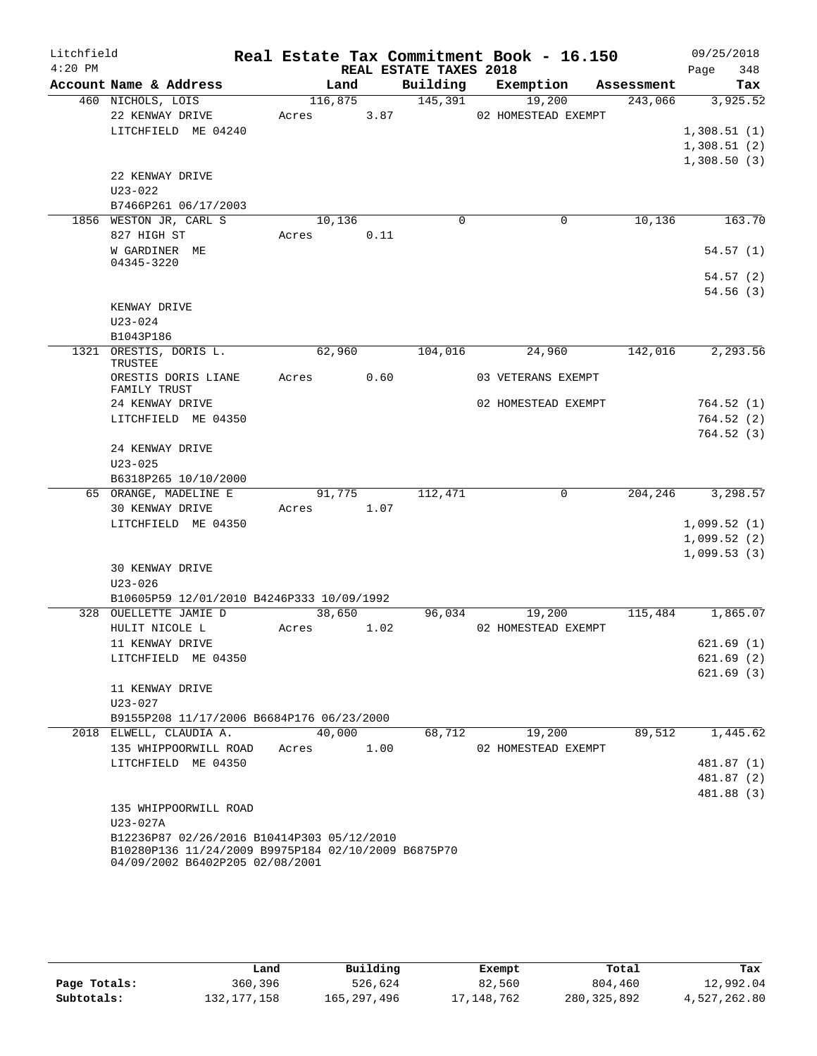Litchfield
4:20 PM

# Real Estate Tax Commitment Book - 16.150

REAL ESTATE TAXES 2018

09/25/2018

| Account Name & Address | Land | Building | Exemption | Assessment | Tax |
|---|---|---|---|---|---|
| 460 NICHOLS, LOIS | 116,875 | 145,391 | 19,200 | 243,066 | 3,925.52 |
| 22 KENWAY DRIVE | Acres 3.87 | | 02 HOMESTEAD EXEMPT | | |
| LITCHFIELD ME 04240 | | | | | 1,308.51 (1) |
| | | | | | 1,308.51 (2) |
| | | | | | 1,308.50 (3) |
| 22 KENWAY DRIVE | | | | | |
| U23-022 | | | | | |
| B7466P261 06/17/2003 | | | | | |
| 1856 WESTON JR, CARL S | 10,136 | 0 | 0 | 10,136 | 163.70 |
| 827 HIGH ST | Acres 0.11 | | | | |
| W GARDINER ME 04345-3220 | | | | | 54.57 (1) |
| | | | | | 54.57 (2) |
| | | | | | 54.56 (3) |
| KENWAY DRIVE | | | | | |
| U23-024 | | | | | |
| B1043P186 | | | | | |
| 1321 ORESTIS, DORIS L. TRUSTEE | 62,960 | 104,016 | 24,960 | 142,016 | 2,293.56 |
| ORESTIS DORIS LIANE FAMILY TRUST | Acres 0.60 | | 03 VETERANS EXEMPT | | |
| 24 KENWAY DRIVE | | | 02 HOMESTEAD EXEMPT | | 764.52 (1) |
| LITCHFIELD ME 04350 | | | | | 764.52 (2) |
| | | | | | 764.52 (3) |
| 24 KENWAY DRIVE | | | | | |
| U23-025 | | | | | |
| B6318P265 10/10/2000 | | | | | |
| 65 ORANGE, MADELINE E | 91,775 | 112,471 | 0 | 204,246 | 3,298.57 |
| 30 KENWAY DRIVE | Acres 1.07 | | | | |
| LITCHFIELD ME 04350 | | | | | 1,099.52 (1) |
| | | | | | 1,099.52 (2) |
| | | | | | 1,099.53 (3) |
| 30 KENWAY DRIVE | | | | | |
| U23-026 | | | | | |
| B10605P59 12/01/2010 B4246P333 10/09/1992 | | | | | |
| 328 OUELLETTE JAMIE D | 38,650 | 96,034 | 19,200 | 115,484 | 1,865.07 |
| HULIT NICOLE L | Acres 1.02 | | 02 HOMESTEAD EXEMPT | | |
| 11 KENWAY DRIVE | | | | | 621.69 (1) |
| LITCHFIELD ME 04350 | | | | | 621.69 (2) |
| | | | | | 621.69 (3) |
| 11 KENWAY DRIVE | | | | | |
| U23-027 | | | | | |
| B9155P208 11/17/2006 B6684P176 06/23/2000 | | | | | |
| 2018 ELWELL, CLAUDIA A. | 40,000 | 68,712 | 19,200 | 89,512 | 1,445.62 |
| 135 WHIPPOORWILL ROAD | Acres 1.00 | | 02 HOMESTEAD EXEMPT | | |
| LITCHFIELD ME 04350 | | | | | 481.87 (1) |
| | | | | | 481.87 (2) |
| | | | | | 481.88 (3) |
| 135 WHIPPOORWILL ROAD | | | | | |
| U23-027A | | | | | |
| B12236P87 02/26/2016 B10414P303 05/12/2010 B10280P136 11/24/2009 B9975P184 02/10/2009 B6875P70 04/09/2002 B6402P205 02/08/2001 | | | | | |

| | Land | Building | Exempt | Total | Tax |
|---|---|---|---|---|---|
| Page Totals: | 360,396 | 526,624 | 82,560 | 804,460 | 12,992.04 |
| Subtotals: | 132,177,158 | 165,297,496 | 17,148,762 | 280,325,892 | 4,527,262.80 |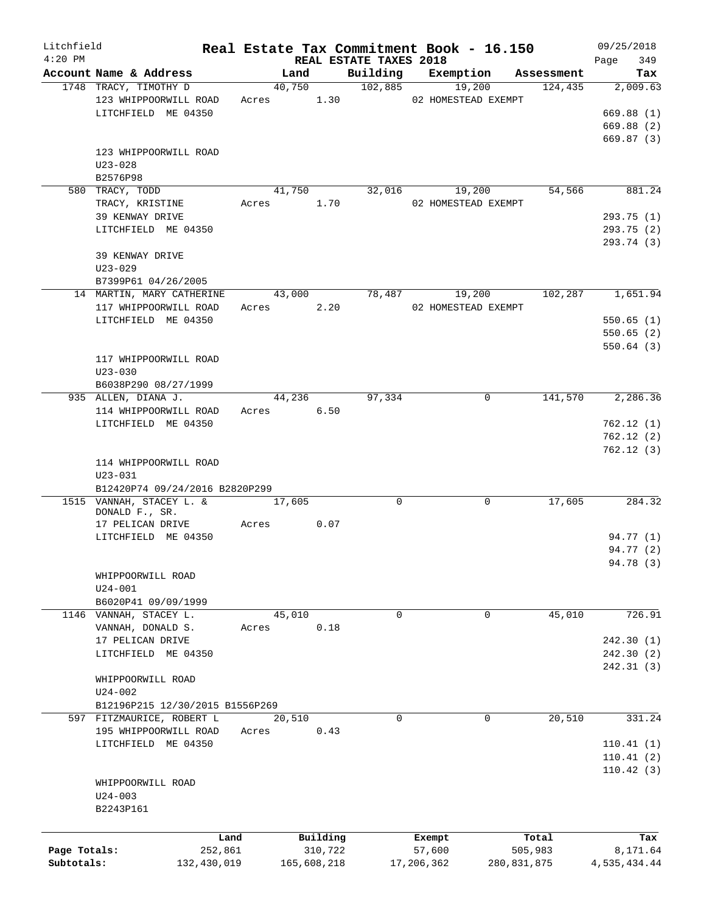Litchfield
4:20 PM

# Real Estate Tax Commitment Book - 16.150

REAL ESTATE TAXES 2018

09/25/2018
Page 349

| Account Name & Address | Land | Building | Exemption | Assessment | Tax |
|---|---|---|---|---|---|
| 1748 TRACY, TIMOTHY D | 40,750 | 102,885 | 19,200 | 124,435 | 2,009.63 |
| 123 WHIPPOORWILL ROAD | Acres 1.30 | | 02 HOMESTEAD EXEMPT | | |
| LITCHFIELD ME 04350 | | | | | 669.88 (1) |
| | | | | | 669.88 (2) |
| | | | | | 669.87 (3) |
| 123 WHIPPOORWILL ROAD | | | | | |
| U23-028 | | | | | |
| B2576P98 | | | | | |
| 580 TRACY, TODD | 41,750 | 32,016 | 19,200 | 54,566 | 881.24 |
| TRACY, KRISTINE | Acres 1.70 | | 02 HOMESTEAD EXEMPT | | |
| 39 KENWAY DRIVE | | | | | 293.75 (1) |
| LITCHFIELD ME 04350 | | | | | 293.75 (2) |
| | | | | | 293.74 (3) |
| 39 KENWAY DRIVE | | | | | |
| U23-029 | | | | | |
| B7399P61 04/26/2005 | | | | | |
| 14 MARTIN, MARY CATHERINE | 43,000 | 78,487 | 19,200 | 102,287 | 1,651.94 |
| 117 WHIPPOORWILL ROAD | Acres 2.20 | | 02 HOMESTEAD EXEMPT | | |
| LITCHFIELD ME 04350 | | | | | 550.65 (1) |
| | | | | | 550.65 (2) |
| | | | | | 550.64 (3) |
| 117 WHIPPOORWILL ROAD | | | | | |
| U23-030 | | | | | |
| B6038P290 08/27/1999 | | | | | |
| 935 ALLEN, DIANA J. | 44,236 | 97,334 | 0 | 141,570 | 2,286.36 |
| 114 WHIPPOORWILL ROAD | Acres 6.50 | | | | |
| LITCHFIELD ME 04350 | | | | | 762.12 (1) |
| | | | | | 762.12 (2) |
| | | | | | 762.12 (3) |
| 114 WHIPPOORWILL ROAD | | | | | |
| U23-031 | | | | | |
| B12420P74 09/24/2016 B2820P299 | | | | | |
| 1515 VANNAH, STACEY L. & DONALD F., SR. | 17,605 | 0 | 0 | 17,605 | 284.32 |
| 17 PELICAN DRIVE | Acres 0.07 | | | | |
| LITCHFIELD ME 04350 | | | | | 94.77 (1) |
| | | | | | 94.77 (2) |
| | | | | | 94.78 (3) |
| WHIPPOORWILL ROAD | | | | | |
| U24-001 | | | | | |
| B6020P41 09/09/1999 | | | | | |
| 1146 VANNAH, STACEY L. | 45,010 | 0 | 0 | 45,010 | 726.91 |
| VANNAH, DONALD S. | Acres 0.18 | | | | |
| 17 PELICAN DRIVE | | | | | 242.30 (1) |
| LITCHFIELD ME 04350 | | | | | 242.30 (2) |
| | | | | | 242.31 (3) |
| WHIPPOORWILL ROAD | | | | | |
| U24-002 | | | | | |
| B12196P215 12/30/2015 B1556P269 | | | | | |
| 597 FITZMAURICE, ROBERT L | 20,510 | 0 | 0 | 20,510 | 331.24 |
| 195 WHIPPOORWILL ROAD | Acres 0.43 | | | | |
| LITCHFIELD ME 04350 | | | | | 110.41 (1) |
| | | | | | 110.41 (2) |
| | | | | | 110.42 (3) |
| WHIPPOORWILL ROAD | | | | | |
| U24-003 | | | | | |
| B2243P161 | | | | | |

| | Land | Building | Exempt | Total | Tax |
|---|---|---|---|---|---|
| Page Totals: | 252,861 | 310,722 | 57,600 | 505,983 | 8,171.64 |
| Subtotals: | 132,430,019 | 165,608,218 | 17,206,362 | 280,831,875 | 4,535,434.44 |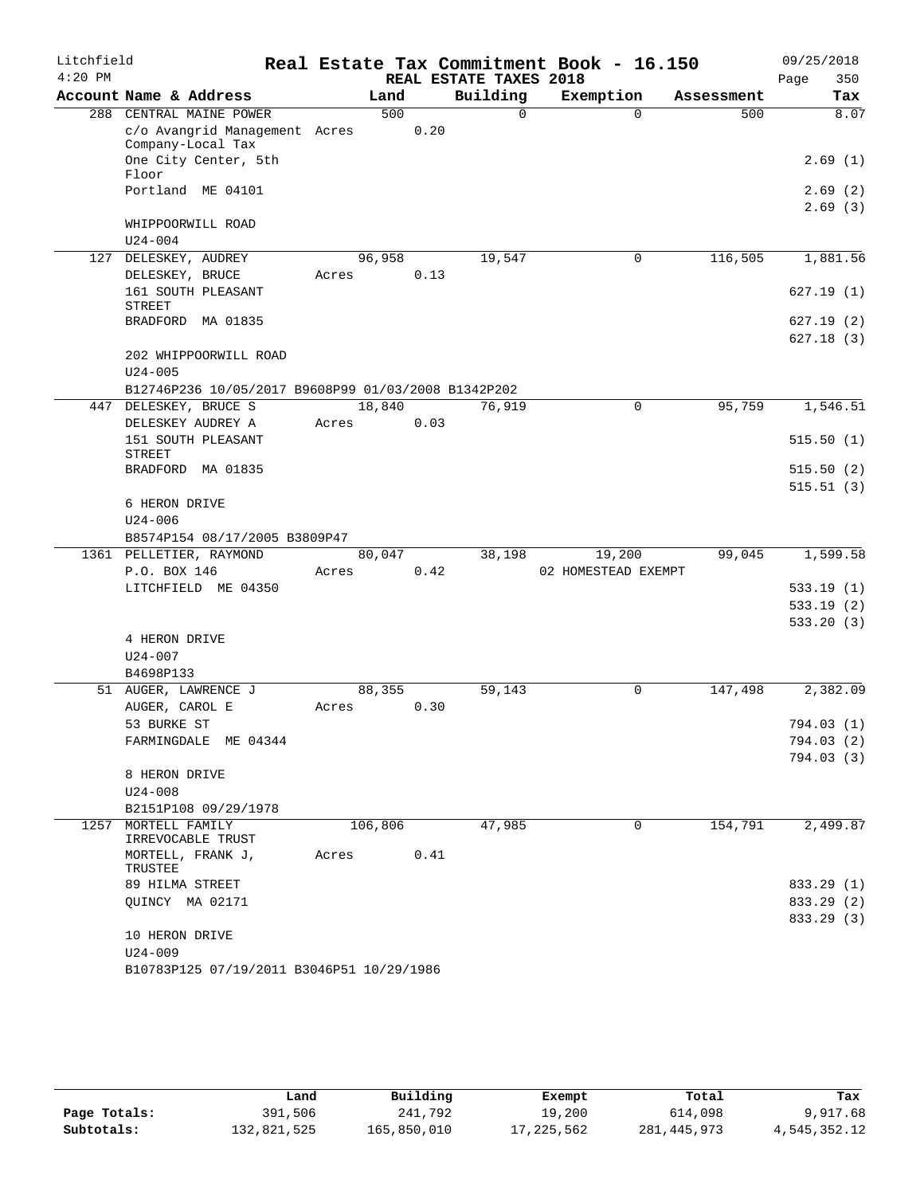Litchfield 4:20 PM

# Real Estate Tax Commitment Book - 16.150

## REAL ESTATE TAXES 2018

09/25/2018 Page 350

| Account Name & Address | Land | Building | Exemption | Assessment | Tax |
|---|---|---|---|---|---|
| 288 CENTRAL MAINE POWER | 500 | 0 | 0 | 500 | 8.07 |
| c/o Avangrid Management Company-Local Tax | Acres 0.20 | | | | |
| One City Center, 5th Floor | | | | | 2.69 (1) |
| Portland ME 04101 | | | | | 2.69 (2) |
| | | | | | 2.69 (3) |
| WHIPPOORWILL ROAD | | | | | |
| U24-004 | | | | | |
| 127 DELESKEY, AUDREY | 96,958 | 19,547 | 0 | 116,505 | 1,881.56 |
| DELESKEY, BRUCE | Acres 0.13 | | | | |
| 161 SOUTH PLEASANT STREET | | | | | 627.19 (1) |
| BRADFORD MA 01835 | | | | | 627.19 (2) |
| | | | | | 627.18 (3) |
| 202 WHIPPOORWILL ROAD | | | | | |
| U24-005 | | | | | |
| B12746P236 10/05/2017 B9608P99 01/03/2008 B1342P202 | | | | | |
| 447 DELESKEY, BRUCE S | 18,840 | 76,919 | 0 | 95,759 | 1,546.51 |
| DELESKEY AUDREY A | Acres 0.03 | | | | |
| 151 SOUTH PLEASANT STREET | | | | | 515.50 (1) |
| BRADFORD MA 01835 | | | | | 515.50 (2) |
| | | | | | 515.51 (3) |
| 6 HERON DRIVE | | | | | |
| U24-006 | | | | | |
| B8574P154 08/17/2005 B3809P47 | | | | | |
| 1361 PELLETIER, RAYMOND | 80,047 | 38,198 | 19,200 | 99,045 | 1,599.58 |
| P.O. BOX 146 | Acres 0.42 | | 02 HOMESTEAD EXEMPT | | |
| LITCHFIELD ME 04350 | | | | | 533.19 (1) |
| | | | | | 533.19 (2) |
| | | | | | 533.20 (3) |
| 4 HERON DRIVE | | | | | |
| U24-007 | | | | | |
| B4698P133 | | | | | |
| 51 AUGER, LAWRENCE J | 88,355 | 59,143 | 0 | 147,498 | 2,382.09 |
| AUGER, CAROL E | Acres 0.30 | | | | |
| 53 BURKE ST | | | | | 794.03 (1) |
| FARMINGDALE ME 04344 | | | | | 794.03 (2) |
| | | | | | 794.03 (3) |
| 8 HERON DRIVE | | | | | |
| U24-008 | | | | | |
| B2151P108 09/29/1978 | | | | | |
| 1257 MORTELL FAMILY IRREVOCABLE TRUST | 106,806 | 47,985 | 0 | 154,791 | 2,499.87 |
| MORTELL, FRANK J, TRUSTEE | Acres 0.41 | | | | |
| 89 HILMA STREET | | | | | 833.29 (1) |
| QUINCY MA 02171 | | | | | 833.29 (2) |
| | | | | | 833.29 (3) |
| 10 HERON DRIVE | | | | | |
| U24-009 | | | | | |
| B10783P125 07/19/2011 B3046P51 10/29/1986 | | | | | |

| | Land | Building | Exempt | Total | Tax |
|---|---|---|---|---|---|
| Page Totals: | 391,506 | 241,792 | 19,200 | 614,098 | 9,917.68 |
| Subtotals: | 132,821,525 | 165,850,010 | 17,225,562 | 281,445,973 | 4,545,352.12 |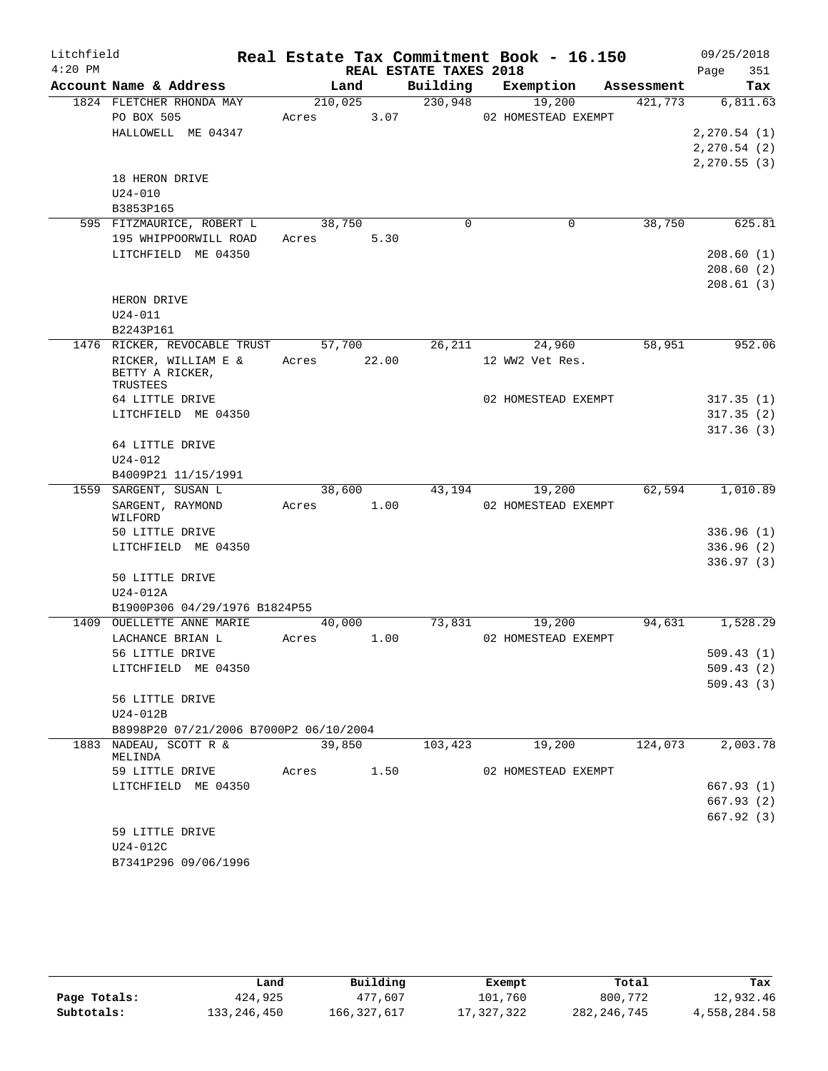Litchfield
4:20 PM

# Real Estate Tax Commitment Book - 16.150

REAL ESTATE TAXES 2018

09/25/2018

| Account Name & Address | Land | Building | Exemption | Assessment | Tax |
|---|---|---|---|---|---|
| 1824 FLETCHER RHONDA MAY | 210,025 | 230,948 | 19,200 | 421,773 | 6,811.63 |
| PO BOX 505 | Acres 3.07 | | 02 HOMESTEAD EXEMPT | | |
| HALLOWELL ME 04347 | | | | | 2,270.54 (1) |
| | | | | | 2,270.54 (2) |
| | | | | | 2,270.55 (3) |
| 18 HERON DRIVE | | | | | |
| U24-010 | | | | | |
| B3853P165 | | | | | |
| 595 FITZMAURICE, ROBERT L | 38,750 | 0 | 0 | 38,750 | 625.81 |
| 195 WHIPPOORWILL ROAD | Acres 5.30 | | | | |
| LITCHFIELD ME 04350 | | | | | 208.60 (1) |
| | | | | | 208.60 (2) |
| | | | | | 208.61 (3) |
| HERON DRIVE | | | | | |
| U24-011 | | | | | |
| B2243P161 | | | | | |
| 1476 RICKER, REVOCABLE TRUST | 57,700 | 26,211 | 24,960 | 58,951 | 952.06 |
| RICKER, WILLIAM E & BETTY A RICKER, TRUSTEES | Acres 22.00 | | 12 WW2 Vet Res. | | |
| 64 LITTLE DRIVE | | | 02 HOMESTEAD EXEMPT | | 317.35 (1) |
| LITCHFIELD ME 04350 | | | | | 317.35 (2) |
| | | | | | 317.36 (3) |
| 64 LITTLE DRIVE | | | | | |
| U24-012 | | | | | |
| B4009P21 11/15/1991 | | | | | |
| 1559 SARGENT, SUSAN L | 38,600 | 43,194 | 19,200 | 62,594 | 1,010.89 |
| SARGENT, RAYMOND WILFORD | Acres 1.00 | | 02 HOMESTEAD EXEMPT | | |
| 50 LITTLE DRIVE | | | | | 336.96 (1) |
| LITCHFIELD ME 04350 | | | | | 336.96 (2) |
| | | | | | 336.97 (3) |
| 50 LITTLE DRIVE | | | | | |
| U24-012A | | | | | |
| B1900P306 04/29/1976 B1824P55 | | | | | |
| 1409 OUELLETTE ANNE MARIE | 40,000 | 73,831 | 19,200 | 94,631 | 1,528.29 |
| LACHANCE BRIAN L | Acres 1.00 | | 02 HOMESTEAD EXEMPT | | |
| 56 LITTLE DRIVE | | | | | 509.43 (1) |
| LITCHFIELD ME 04350 | | | | | 509.43 (2) |
| | | | | | 509.43 (3) |
| 56 LITTLE DRIVE | | | | | |
| U24-012B | | | | | |
| B8998P20 07/21/2006 B7000P2 06/10/2004 | | | | | |
| 1883 NADEAU, SCOTT R & MELINDA | 39,850 | 103,423 | 19,200 | 124,073 | 2,003.78 |
| 59 LITTLE DRIVE | Acres 1.50 | | 02 HOMESTEAD EXEMPT | | |
| LITCHFIELD ME 04350 | | | | | 667.93 (1) |
| | | | | | 667.93 (2) |
| | | | | | 667.92 (3) |
| 59 LITTLE DRIVE | | | | | |
| U24-012C | | | | | |
| B7341P296 09/06/1996 | | | | | |

| | Land | Building | Exempt | Total | Tax |
|---|---|---|---|---|---|
| Page Totals: | 424,925 | 477,607 | 101,760 | 800,772 | 12,932.46 |
| Subtotals: | 133,246,450 | 166,327,617 | 17,327,322 | 282,246,745 | 4,558,284.58 |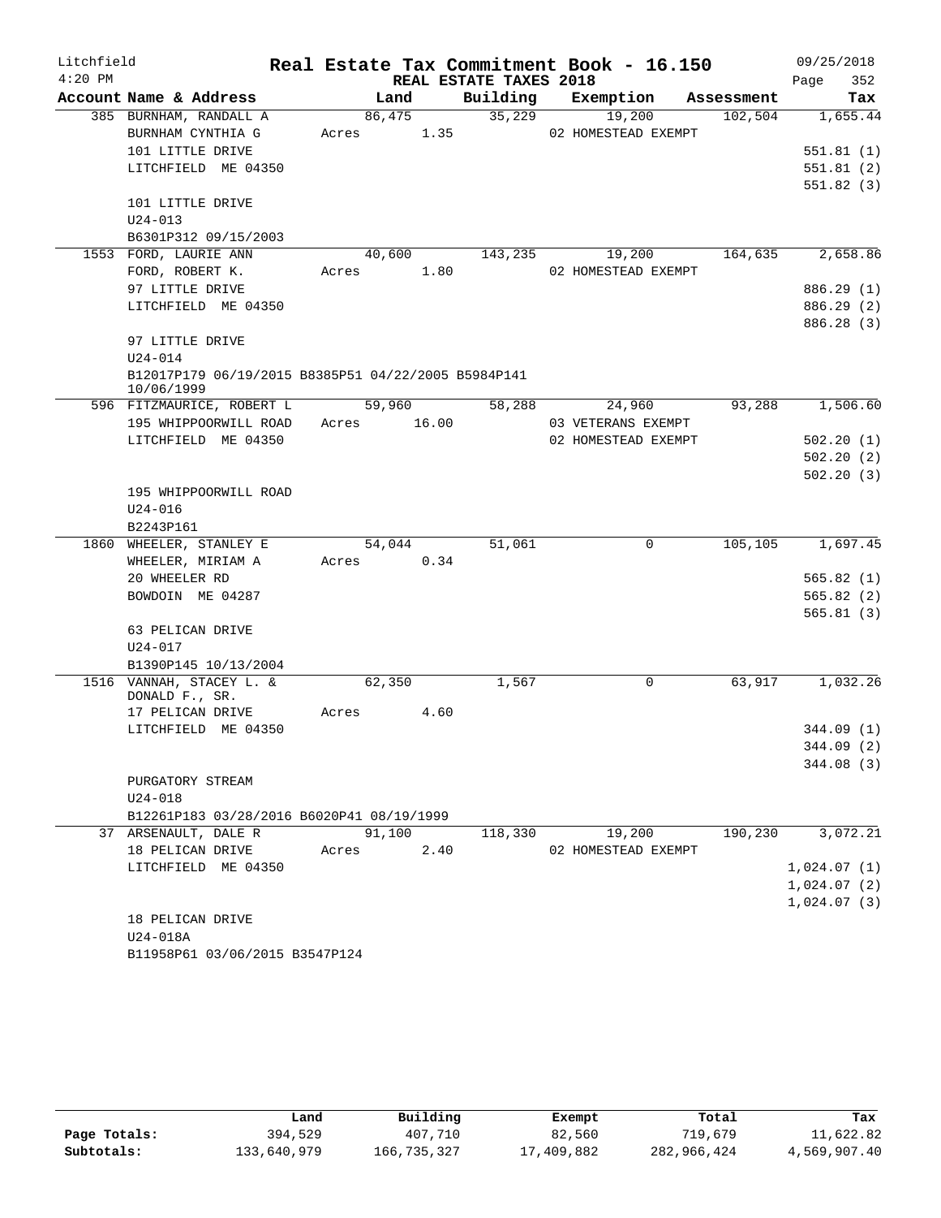Litchfield 4:20 PM

# Real Estate Tax Commitment Book - 16.150

## REAL ESTATE TAXES 2018

09/25/2018 Page 352

| Account Name & Address | Land | Building | Exemption | Assessment | Tax |
|---|---|---|---|---|---|
| 385 BURNHAM, RANDALL A | 86,475 | 35,229 | 19,200 | 102,504 | 1,655.44 |
| BURNHAM CYNTHIA G | Acres 1.35 | | 02 HOMESTEAD EXEMPT | | |
| 101 LITTLE DRIVE | | | | | 551.81 (1) |
| LITCHFIELD ME 04350 | | | | | 551.81 (2) |
| | | | | | 551.82 (3) |
| 101 LITTLE DRIVE | | | | | |
| U24-013 | | | | | |
| B6301P312 09/15/2003 | | | | | |
| 1553 FORD, LAURIE ANN | 40,600 | 143,235 | 19,200 | 164,635 | 2,658.86 |
| FORD, ROBERT K. | Acres 1.80 | | 02 HOMESTEAD EXEMPT | | |
| 97 LITTLE DRIVE | | | | | 886.29 (1) |
| LITCHFIELD ME 04350 | | | | | 886.29 (2) |
| | | | | | 886.28 (3) |
| 97 LITTLE DRIVE | | | | | |
| U24-014 | | | | | |
| B12017P179 06/19/2015 B8385P51 04/22/2005 B5984P141 10/06/1999 | | | | | |
| 596 FITZMAURICE, ROBERT L | 59,960 | 58,288 | 24,960 | 93,288 | 1,506.60 |
| 195 WHIPPOORWILL ROAD | Acres 16.00 | | 03 VETERANS EXEMPT | | |
| LITCHFIELD ME 04350 | | | 02 HOMESTEAD EXEMPT | | 502.20 (1) |
| | | | | | 502.20 (2) |
| | | | | | 502.20 (3) |
| 195 WHIPPOORWILL ROAD | | | | | |
| U24-016 | | | | | |
| B2243P161 | | | | | |
| 1860 WHEELER, STANLEY E | 54,044 | 51,061 | 0 | 105,105 | 1,697.45 |
| WHEELER, MIRIAM A | Acres 0.34 | | | | |
| 20 WHEELER RD | | | | | 565.82 (1) |
| BOWDOIN ME 04287 | | | | | 565.82 (2) |
| | | | | | 565.81 (3) |
| 63 PELICAN DRIVE | | | | | |
| U24-017 | | | | | |
| B1390P145 10/13/2004 | | | | | |
| 1516 VANNAH, STACEY L. & DONALD F., SR. | 62,350 | 1,567 | 0 | 63,917 | 1,032.26 |
| 17 PELICAN DRIVE | Acres 4.60 | | | | |
| LITCHFIELD ME 04350 | | | | | 344.09 (1) |
| | | | | | 344.09 (2) |
| | | | | | 344.08 (3) |
| PURGATORY STREAM | | | | | |
| U24-018 | | | | | |
| B12261P183 03/28/2016 B6020P41 08/19/1999 | | | | | |
| 37 ARSENAULT, DALE R | 91,100 | 118,330 | 19,200 | 190,230 | 3,072.21 |
| 18 PELICAN DRIVE | Acres 2.40 | | 02 HOMESTEAD EXEMPT | | |
| LITCHFIELD ME 04350 | | | | | 1,024.07 (1) |
| | | | | | 1,024.07 (2) |
| | | | | | 1,024.07 (3) |
| 18 PELICAN DRIVE | | | | | |
| U24-018A | | | | | |
| B11958P61 03/06/2015 B3547P124 | | | | | |

| | Land | Building | Exempt | Total | Tax |
|---|---|---|---|---|---|
| Page Totals: | 394,529 | 407,710 | 82,560 | 719,679 | 11,622.82 |
| Subtotals: | 133,640,979 | 166,735,327 | 17,409,882 | 282,966,424 | 4,569,907.40 |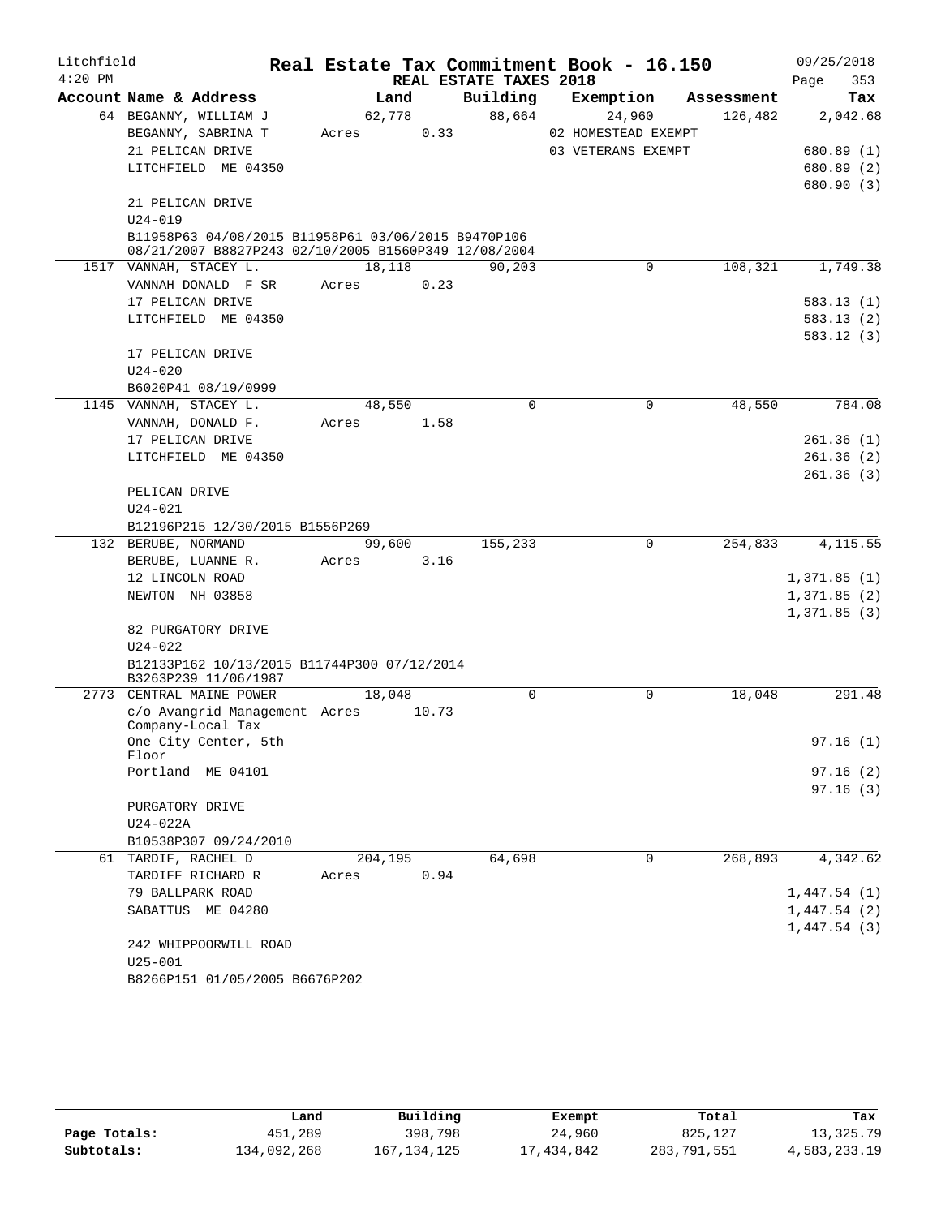Litchfield 4:20 PM

# Real Estate Tax Commitment Book - 16.150

REAL ESTATE TAXES 2018

09/25/2018

| Account Name & Address | Land | Building | Exemption | Assessment | Tax |
|---|---|---|---|---|---|
| 64 BEGANNY, WILLIAM J | 62,778 | 88,664 | 24,960 | 126,482 | 2,042.68 |
| BEGANNY, SABRINA T | Acres 0.33 | | 02 HOMESTEAD EXEMPT | | |
| 21 PELICAN DRIVE | | | 03 VETERANS EXEMPT | | 680.89 (1) |
| LITCHFIELD ME 04350 | | | | | 680.89 (2) |
| | | | | | 680.90 (3) |
| 21 PELICAN DRIVE | | | | | |
| U24-019 | | | | | |
| B11958P63 04/08/2015 B11958P61 03/06/2015 B9470P106 08/21/2007 B8827P243 02/10/2005 B1560P349 12/08/2004 | | | | | |
| 1517 VANNAH, STACEY L. | 18,118 | 90,203 | 0 | 108,321 | 1,749.38 |
| VANNAH DONALD F SR | Acres 0.23 | | | | |
| 17 PELICAN DRIVE | | | | | 583.13 (1) |
| LITCHFIELD ME 04350 | | | | | 583.13 (2) |
| | | | | | 583.12 (3) |
| 17 PELICAN DRIVE | | | | | |
| U24-020 | | | | | |
| B6020P41 08/19/0999 | | | | | |
| 1145 VANNAH, STACEY L. | 48,550 | 0 | 0 | 48,550 | 784.08 |
| VANNAH, DONALD F. | Acres 1.58 | | | | |
| 17 PELICAN DRIVE | | | | | 261.36 (1) |
| LITCHFIELD ME 04350 | | | | | 261.36 (2) |
| | | | | | 261.36 (3) |
| PELICAN DRIVE | | | | | |
| U24-021 | | | | | |
| B12196P215 12/30/2015 B1556P269 | | | | | |
| 132 BERUBE, NORMAND | 99,600 | 155,233 | 0 | 254,833 | 4,115.55 |
| BERUBE, LUANNE R. | Acres 3.16 | | | | |
| 12 LINCOLN ROAD | | | | | 1,371.85 (1) |
| NEWTON NH 03858 | | | | | 1,371.85 (2) |
| | | | | | 1,371.85 (3) |
| 82 PURGATORY DRIVE | | | | | |
| U24-022 | | | | | |
| B12133P162 10/13/2015 B11744P300 07/12/2014 B3263P239 11/06/1987 | | | | | |
| 2773 CENTRAL MAINE POWER | 18,048 | 0 | 0 | 18,048 | 291.48 |
| c/o Avangrid Management Company-Local Tax | Acres 10.73 | | | | |
| One City Center, 5th Floor | | | | | 97.16 (1) |
| Portland ME 04101 | | | | | 97.16 (2) |
| | | | | | 97.16 (3) |
| PURGATORY DRIVE | | | | | |
| U24-022A | | | | | |
| B10538P307 09/24/2010 | | | | | |
| 61 TARDIF, RACHEL D | 204,195 | 64,698 | 0 | 268,893 | 4,342.62 |
| TARDIFF RICHARD R | Acres 0.94 | | | | |
| 79 BALLPARK ROAD | | | | | 1,447.54 (1) |
| SABATTUS ME 04280 | | | | | 1,447.54 (2) |
| | | | | | 1,447.54 (3) |
| 242 WHIPPOORWILL ROAD | | | | | |
| U25-001 | | | | | |
| B8266P151 01/05/2005 B6676P202 | | | | | |

| | Land | Building | Exempt | Total | Tax |
|---|---|---|---|---|---|
| Page Totals: | 451,289 | 398,798 | 24,960 | 825,127 | 13,325.79 |
| Subtotals: | 134,092,268 | 167,134,125 | 17,434,842 | 283,791,551 | 4,583,233.19 |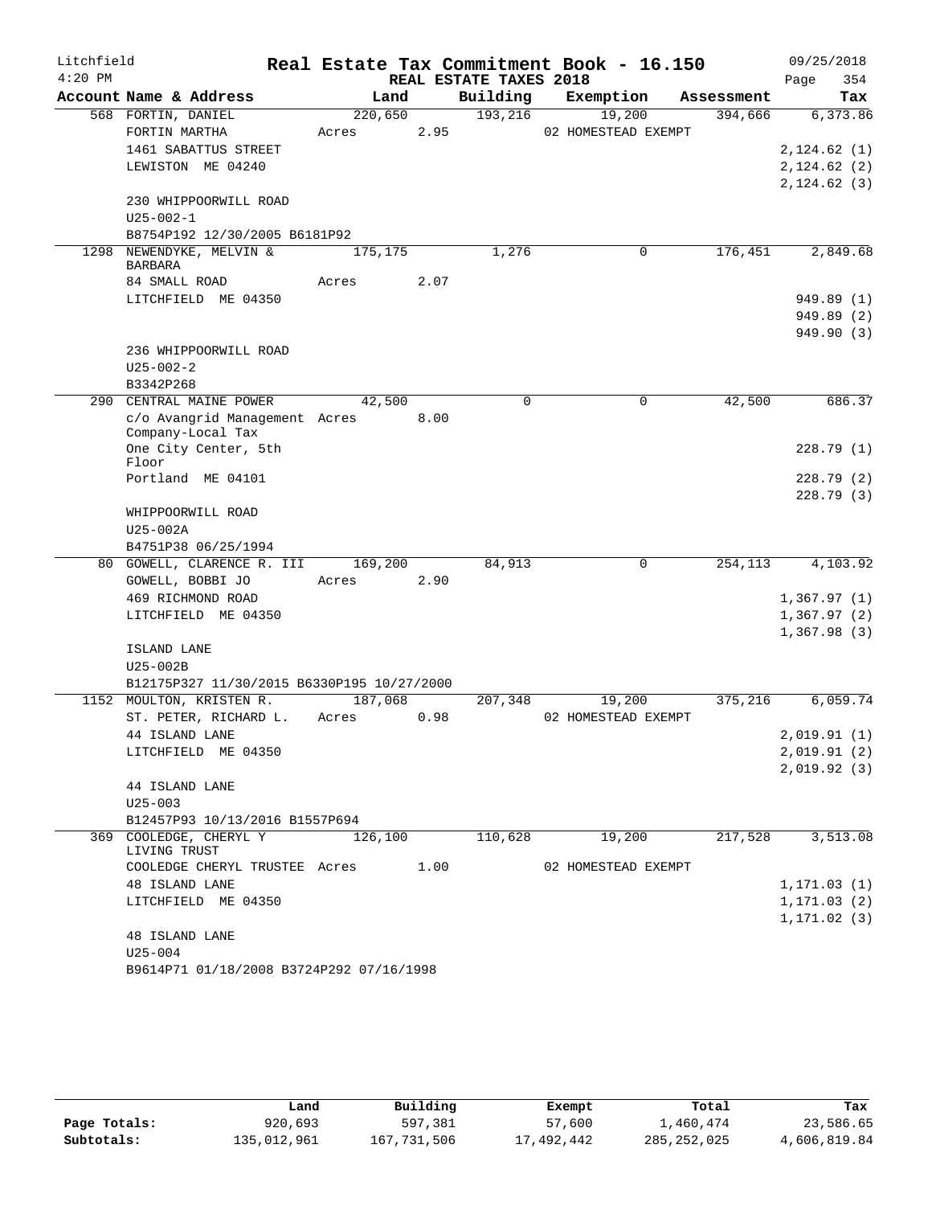Litchfield    Real Estate Tax Commitment Book - 16.150    09/25/2018
4:20 PM    REAL ESTATE TAXES 2018

| Account Name & Address | Land | Building | Exemption | Assessment | Tax |
|---|---|---|---|---|---|
| 568 FORTIN, DANIEL | 220,650 | 193,216 | 19,200 | 394,666 | 6,373.86 |
| FORTIN MARTHA | Acres 2.95 | | 02 HOMESTEAD EXEMPT | | |
| 1461 SABATTUS STREET | | | | | 2,124.62 (1) |
| LEWISTON ME 04240 | | | | | 2,124.62 (2) |
| | | | | | 2,124.62 (3) |
| 230 WHIPPOORWILL ROAD | | | | | |
| U25-002-1 | | | | | |
| B8754P192 12/30/2005 B6181P92 | | | | | |
| 1298 NEWENDYKE, MELVIN & BARBARA | 175,175 | 1,276 | 0 | 176,451 | 2,849.68 |
| 84 SMALL ROAD | Acres 2.07 | | | | |
| LITCHFIELD ME 04350 | | | | | 949.89 (1) |
| | | | | | 949.89 (2) |
| | | | | | 949.90 (3) |
| 236 WHIPPOORWILL ROAD | | | | | |
| U25-002-2 | | | | | |
| B3342P268 | | | | | |
| 290 CENTRAL MAINE POWER | 42,500 | 0 | 0 | 42,500 | 686.37 |
| c/o Avangrid Management Company-Local Tax | Acres 8.00 | | | | |
| One City Center, 5th Floor | | | | | 228.79 (1) |
| Portland ME 04101 | | | | | 228.79 (2) |
| | | | | | 228.79 (3) |
| WHIPPOORWILL ROAD | | | | | |
| U25-002A | | | | | |
| B4751P38 06/25/1994 | | | | | |
| 80 GOWELL, CLARENCE R. III | 169,200 | 84,913 | 0 | 254,113 | 4,103.92 |
| GOWELL, BOBBI JO | Acres 2.90 | | | | |
| 469 RICHMOND ROAD | | | | | 1,367.97 (1) |
| LITCHFIELD ME 04350 | | | | | 1,367.97 (2) |
| | | | | | 1,367.98 (3) |
| ISLAND LANE | | | | | |
| U25-002B | | | | | |
| B12175P327 11/30/2015 B6330P195 10/27/2000 | | | | | |
| 1152 MOULTON, KRISTEN R. | 187,068 | 207,348 | 19,200 | 375,216 | 6,059.74 |
| ST. PETER, RICHARD L. | Acres 0.98 | | 02 HOMESTEAD EXEMPT | | |
| 44 ISLAND LANE | | | | | 2,019.91 (1) |
| LITCHFIELD ME 04350 | | | | | 2,019.91 (2) |
| | | | | | 2,019.92 (3) |
| 44 ISLAND LANE | | | | | |
| U25-003 | | | | | |
| B12457P93 10/13/2016 B1557P694 | | | | | |
| 369 COOLEDGE, CHERYL Y LIVING TRUST | 126,100 | 110,628 | 19,200 | 217,528 | 3,513.08 |
| COOLEDGE CHERYL TRUSTEE | Acres 1.00 | | 02 HOMESTEAD EXEMPT | | |
| 48 ISLAND LANE | | | | | 1,171.03 (1) |
| LITCHFIELD ME 04350 | | | | | 1,171.03 (2) |
| | | | | | 1,171.02 (3) |
| 48 ISLAND LANE | | | | | |
| U25-004 | | | | | |
| B9614P71 01/18/2008 B3724P292 07/16/1998 | | | | | |

| | Land | Building | Exempt | Total | Tax |
|---|---|---|---|---|---|
| Page Totals: | 920,693 | 597,381 | 57,600 | 1,460,474 | 23,586.65 |
| Subtotals: | 135,012,961 | 167,731,506 | 17,492,442 | 285,252,025 | 4,606,819.84 |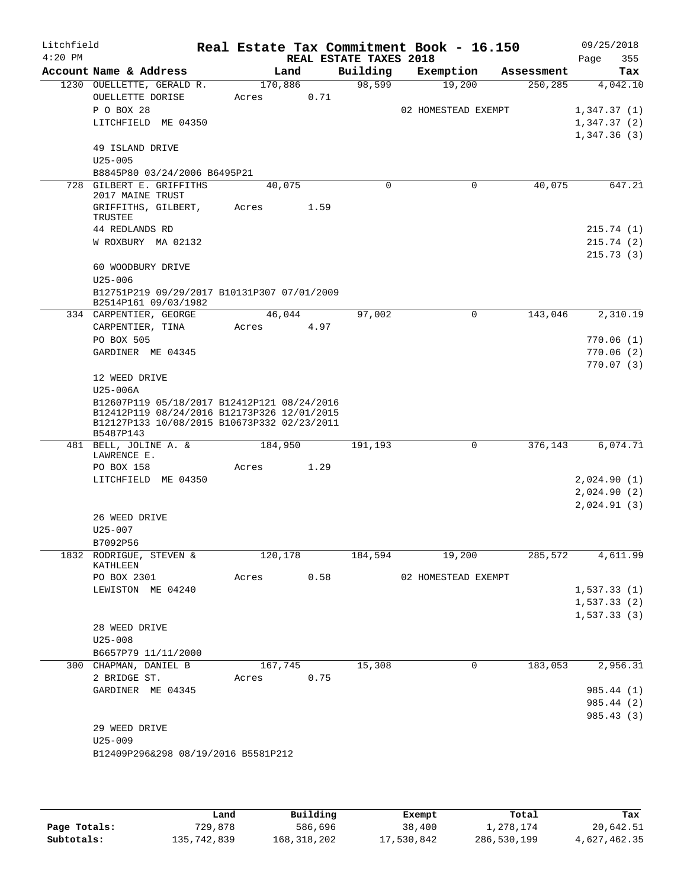# Litchfield — Real Estate Tax Commitment Book - 16.150

REAL ESTATE TAXES 2018 — 4:20 PM — 09/25/2018

| Account Name & Address | Land | Building | Exemption | Assessment | Tax |
|---|---|---|---|---|---|
| 1230 OUELLETTE, GERALD R. | 170,886 | 98,599 | 19,200 | 250,285 | 4,042.10 |
| OUELLETTE DORISE | Acres 0.71 | | | | |
| P O BOX 28 | | | 02 HOMESTEAD EXEMPT | | 1,347.37 (1) |
| LITCHFIELD ME 04350 | | | | | 1,347.37 (2) |
| | | | | | 1,347.36 (3) |
| 49 ISLAND DRIVE | | | | | |
| U25-005 | | | | | |
| B8845P80 03/24/2006 B6495P21 | | | | | |
| 728 GILBERT E. GRIFFITHS 2017 MAINE TRUST | 40,075 | 0 | 0 | 40,075 | 647.21 |
| GRIFFITHS, GILBERT, TRUSTEE | Acres 1.59 | | | | |
| 44 REDLANDS RD | | | | | 215.74 (1) |
| W ROXBURY MA 02132 | | | | | 215.74 (2) |
| | | | | | 215.73 (3) |
| 60 WOODBURY DRIVE | | | | | |
| U25-006 | | | | | |
| B12751P219 09/29/2017 B10131P307 07/01/2009 B2514P161 09/03/1982 | | | | | |
| 334 CARPENTIER, GEORGE | 46,044 | 97,002 | 0 | 143,046 | 2,310.19 |
| CARPENTIER, TINA | Acres 4.97 | | | | |
| PO BOX 505 | | | | | 770.06 (1) |
| GARDINER ME 04345 | | | | | 770.06 (2) |
| | | | | | 770.07 (3) |
| 12 WEED DRIVE | | | | | |
| U25-006A | | | | | |
| B12607P119 05/18/2017 B12412P121 08/24/2016 B12412P119 08/24/2016 B12173P326 12/01/2015 B12127P133 10/08/2015 B10673P332 02/23/2011 B5487P143 | | | | | |
| 481 BELL, JOLINE A. & LAWRENCE E. | 184,950 | 191,193 | 0 | 376,143 | 6,074.71 |
| PO BOX 158 | Acres 1.29 | | | | |
| LITCHFIELD ME 04350 | | | | | 2,024.90 (1) |
| | | | | | 2,024.90 (2) |
| | | | | | 2,024.91 (3) |
| 26 WEED DRIVE | | | | | |
| U25-007 | | | | | |
| B7092P56 | | | | | |
| 1832 RODRIGUE, STEVEN & KATHLEEN | 120,178 | 184,594 | 19,200 | 285,572 | 4,611.99 |
| PO BOX 2301 | Acres 0.58 | | 02 HOMESTEAD EXEMPT | | |
| LEWISTON ME 04240 | | | | | 1,537.33 (1) |
| | | | | | 1,537.33 (2) |
| | | | | | 1,537.33 (3) |
| 28 WEED DRIVE | | | | | |
| U25-008 | | | | | |
| B6657P79 11/11/2000 | | | | | |
| 300 CHAPMAN, DANIEL B | 167,745 | 15,308 | 0 | 183,053 | 2,956.31 |
| 2 BRIDGE ST. | Acres 0.75 | | | | |
| GARDINER ME 04345 | | | | | 985.44 (1) |
| | | | | | 985.44 (2) |
| | | | | | 985.43 (3) |
| 29 WEED DRIVE | | | | | |
| U25-009 | | | | | |
| B12409P296&298 08/19/2016 B5581P212 | | | | | |

| | Land | Building | Exempt | Total | Tax |
|---|---|---|---|---|---|
| Page Totals: | 729,878 | 586,696 | 38,400 | 1,278,174 | 20,642.51 |
| Subtotals: | 135,742,839 | 168,318,202 | 17,530,842 | 286,530,199 | 4,627,462.35 |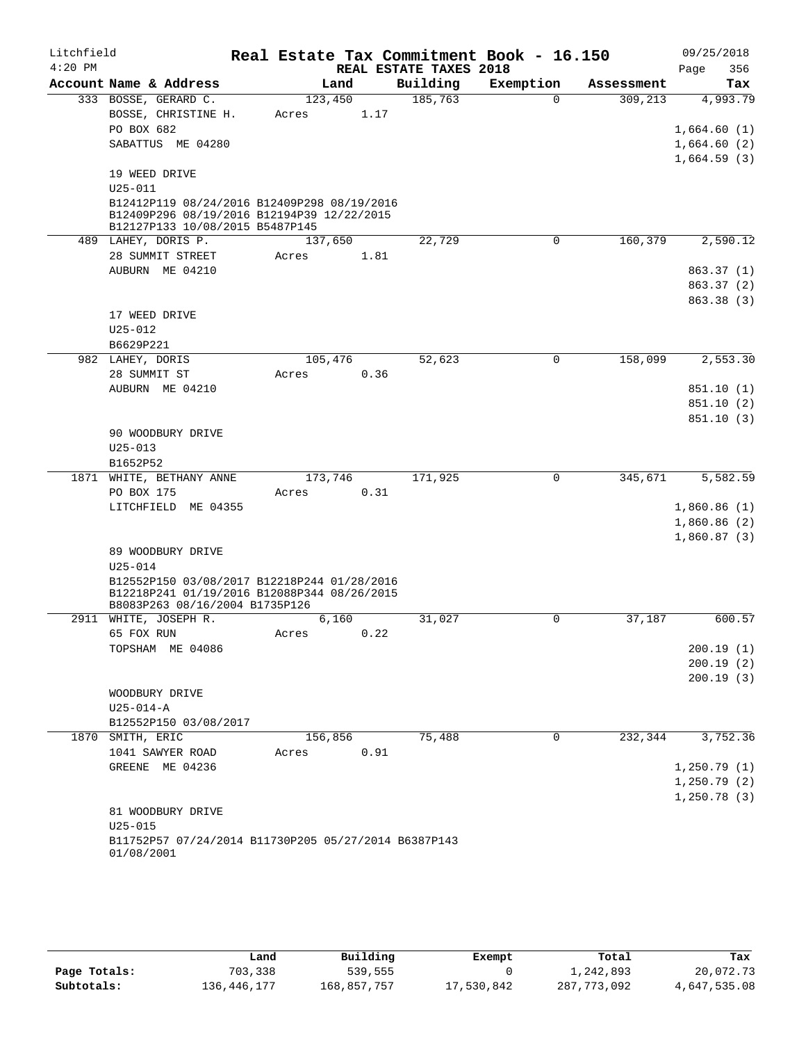Litchfield
4:20 PM

# Real Estate Tax Commitment Book - 16.150

REAL ESTATE TAXES 2018

09/25/2018
Page 356

| Account Name & Address | Land | Building | Exemption | Assessment | Tax |
|---|---|---|---|---|---|
| 333 BOSSE, GERARD C. | 123,450 | 185,763 | 0 | 309,213 | 4,993.79 |
| BOSSE, CHRISTINE H. | Acres 1.17 | | | | |
| PO BOX 682 | | | | | 1,664.60 (1) |
| SABATTUS ME 04280 | | | | | 1,664.60 (2) |
| | | | | | 1,664.59 (3) |
| 19 WEED DRIVE | | | | | |
| U25-011 | | | | | |
| B12412P119 08/24/2016 B12409P298 08/19/2016 B12409P296 08/19/2016 B12194P39 12/22/2015 B12127P133 10/08/2015 B5487P145 | | | | | |
| 489 LAHEY, DORIS P. | 137,650 | 22,729 | 0 | 160,379 | 2,590.12 |
| 28 SUMMIT STREET | Acres 1.81 | | | | |
| AUBURN ME 04210 | | | | | 863.37 (1) |
| | | | | | 863.37 (2) |
| | | | | | 863.38 (3) |
| 17 WEED DRIVE | | | | | |
| U25-012 | | | | | |
| B6629P221 | | | | | |
| 982 LAHEY, DORIS | 105,476 | 52,623 | 0 | 158,099 | 2,553.30 |
| 28 SUMMIT ST | Acres 0.36 | | | | |
| AUBURN ME 04210 | | | | | 851.10 (1) |
| | | | | | 851.10 (2) |
| | | | | | 851.10 (3) |
| 90 WOODBURY DRIVE | | | | | |
| U25-013 | | | | | |
| B1652P52 | | | | | |
| 1871 WHITE, BETHANY ANNE | 173,746 | 171,925 | 0 | 345,671 | 5,582.59 |
| PO BOX 175 | Acres 0.31 | | | | |
| LITCHFIELD ME 04355 | | | | | 1,860.86 (1) |
| | | | | | 1,860.86 (2) |
| | | | | | 1,860.87 (3) |
| 89 WOODBURY DRIVE | | | | | |
| U25-014 | | | | | |
| B12552P150 03/08/2017 B12218P244 01/28/2016 B12218P241 01/19/2016 B12088P344 08/26/2015 B8083P263 08/16/2004 B1735P126 | | | | | |
| 2911 WHITE, JOSEPH R. | 6,160 | 31,027 | 0 | 37,187 | 600.57 |
| 65 FOX RUN | Acres 0.22 | | | | |
| TOPSHAM ME 04086 | | | | | 200.19 (1) |
| | | | | | 200.19 (2) |
| | | | | | 200.19 (3) |
| WOODBURY DRIVE | | | | | |
| U25-014-A | | | | | |
| B12552P150 03/08/2017 | | | | | |
| 1870 SMITH, ERIC | 156,856 | 75,488 | 0 | 232,344 | 3,752.36 |
| 1041 SAWYER ROAD | Acres 0.91 | | | | |
| GREENE ME 04236 | | | | | 1,250.79 (1) |
| | | | | | 1,250.79 (2) |
| | | | | | 1,250.78 (3) |
| 81 WOODBURY DRIVE | | | | | |
| U25-015 | | | | | |
| B11752P57 07/24/2014 B11730P205 05/27/2014 B6387P143 01/08/2001 | | | | | |

| | Land | Building | Exempt | Total | Tax |
|---|---|---|---|---|---|
| Page Totals: | 703,338 | 539,555 | 0 | 1,242,893 | 20,072.73 |
| Subtotals: | 136,446,177 | 168,857,757 | 17,530,842 | 287,773,092 | 4,647,535.08 |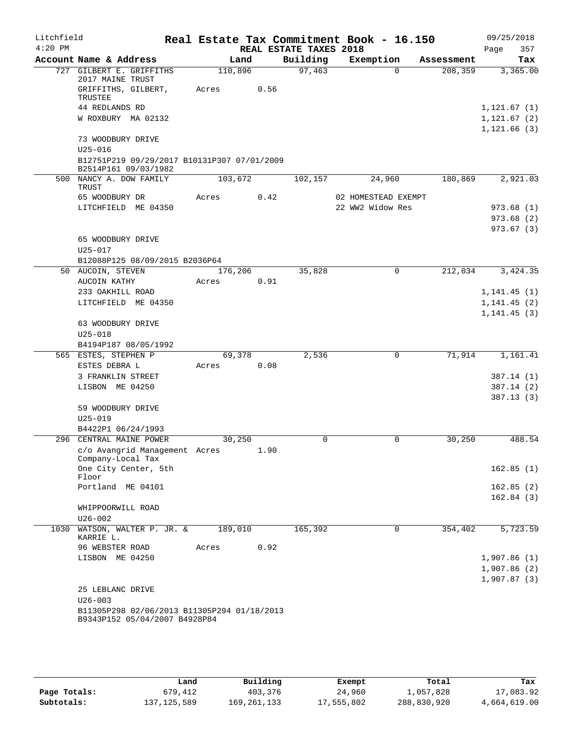Litchfield 4:20 PM

# Real Estate Tax Commitment Book - 16.150

## REAL ESTATE TAXES 2018

09/25/2018 Page 357

| Account Name & Address | Land | Building | Exemption | Assessment | Tax |
|---|---|---|---|---|---|
| 727 GILBERT E. GRIFFITHS 2017 MAINE TRUST | 110,896 | 97,463 | 0 | 208,359 | 3,365.00 |
| GRIFFITHS, GILBERT, TRUSTEE | Acres 0.56 | | | | |
| 44 REDLANDS RD | | | | | 1,121.67 (1) |
| W ROXBURY MA 02132 | | | | | 1,121.67 (2) |
| | | | | | 1,121.66 (3) |
| 73 WOODBURY DRIVE | | | | | |
| U25-016 | | | | | |
| B12751P219 09/29/2017 B10131P307 07/01/2009 B2514P161 09/03/1982 | | | | | |
| 500 NANCY A. DOW FAMILY TRUST | 103,672 | 102,157 | 24,960 | 180,869 | 2,921.03 |
| 65 WOODBURY DR | Acres 0.42 | | 02 HOMESTEAD EXEMPT | | |
| LITCHFIELD ME 04350 | | | 22 WW2 Widow Res | | 973.68 (1) |
| | | | | | 973.68 (2) |
| | | | | | 973.67 (3) |
| 65 WOODBURY DRIVE | | | | | |
| U25-017 | | | | | |
| B12088P125 08/09/2015 B2036P64 | | | | | |
| 50 AUCOIN, STEVEN | 176,206 | 35,828 | 0 | 212,034 | 3,424.35 |
| AUCOIN KATHY | Acres 0.91 | | | | |
| 233 OAKHILL ROAD | | | | | 1,141.45 (1) |
| LITCHFIELD ME 04350 | | | | | 1,141.45 (2) |
| | | | | | 1,141.45 (3) |
| 63 WOODBURY DRIVE | | | | | |
| U25-018 | | | | | |
| B4194P187 08/05/1992 | | | | | |
| 565 ESTES, STEPHEN P | 69,378 | 2,536 | 0 | 71,914 | 1,161.41 |
| ESTES DEBRA L | Acres 0.08 | | | | |
| 3 FRANKLIN STREET | | | | | 387.14 (1) |
| LISBON ME 04250 | | | | | 387.14 (2) |
| | | | | | 387.13 (3) |
| 59 WOODBURY DRIVE | | | | | |
| U25-019 | | | | | |
| B4422P1 06/24/1993 | | | | | |
| 296 CENTRAL MAINE POWER | 30,250 | 0 | 0 | 30,250 | 488.54 |
| c/o Avangrid Management Company-Local Tax | Acres 1.90 | | | | |
| One City Center, 5th Floor | | | | | 162.85 (1) |
| Portland ME 04101 | | | | | 162.85 (2) |
| | | | | | 162.84 (3) |
| WHIPPOORWILL ROAD | | | | | |
| U26-002 | | | | | |
| 1030 WATSON, WALTER P. JR. & KARRIE L. | 189,010 | 165,392 | 0 | 354,402 | 5,723.59 |
| 96 WEBSTER ROAD | Acres 0.92 | | | | |
| LISBON ME 04250 | | | | | 1,907.86 (1) |
| | | | | | 1,907.86 (2) |
| | | | | | 1,907.87 (3) |
| 25 LEBLANC DRIVE | | | | | |
| U26-003 | | | | | |
| B11305P298 02/06/2013 B11305P294 01/18/2013 B9343P152 05/04/2007 B4928P84 | | | | | |

| | Land | Building | Exempt | Total | Tax |
|---|---|---|---|---|---|
| Page Totals: | 679,412 | 403,376 | 24,960 | 1,057,828 | 17,083.92 |
| Subtotals: | 137,125,589 | 169,261,133 | 17,555,802 | 288,830,920 | 4,664,619.00 |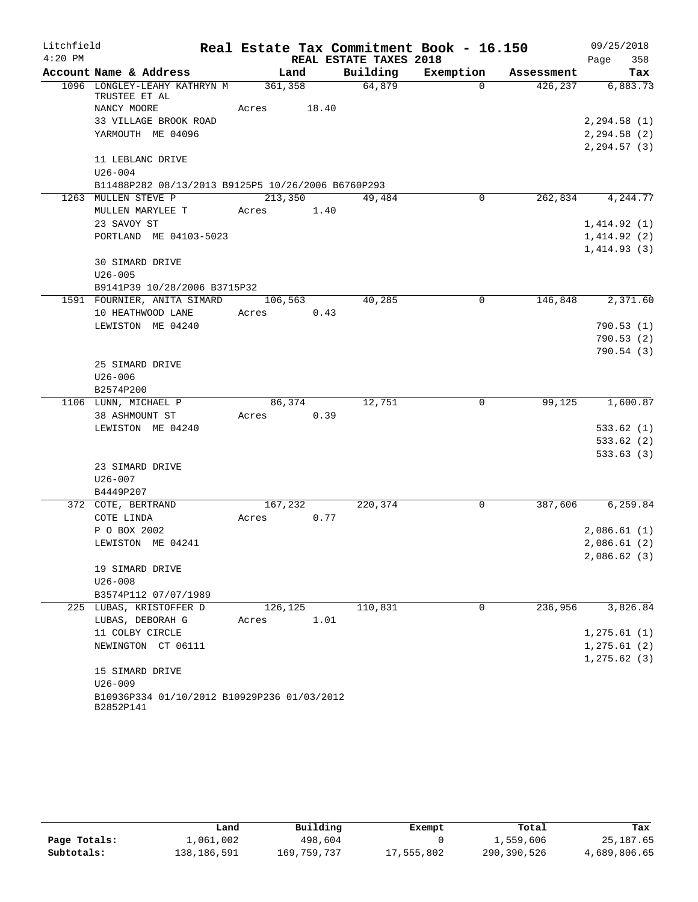Litchfield 4:20 PM

# Real Estate Tax Commitment Book - 16.150

## REAL ESTATE TAXES 2018

09/25/2018 Page 358

| Account Name & Address | Land | Building | Exemption | Assessment | Tax |
|---|---|---|---|---|---|
| 1096 LONGLEY-LEAHY KATHRYN M TRUSTEE ET AL | 361,358 | 64,879 | 0 | 426,237 | 6,883.73 |
| NANCY MOORE | Acres 18.40 | | | | |
| 33 VILLAGE BROOK ROAD | | | | | 2,294.58 (1) |
| YARMOUTH ME 04096 | | | | | 2,294.58 (2) |
| | | | | | 2,294.57 (3) |
| 11 LEBLANC DRIVE | | | | | |
| U26-004 | | | | | |
| B11488P282 08/13/2013 B9125P5 10/26/2006 B6760P293 | | | | | |
| 1263 MULLEN STEVE P | 213,350 | 49,484 | 0 | 262,834 | 4,244.77 |
| MULLEN MARYLEE T | Acres 1.40 | | | | |
| 23 SAVOY ST | | | | | 1,414.92 (1) |
| PORTLAND ME 04103-5023 | | | | | 1,414.92 (2) |
| | | | | | 1,414.93 (3) |
| 30 SIMARD DRIVE | | | | | |
| U26-005 | | | | | |
| B9141P39 10/28/2006 B3715P32 | | | | | |
| 1591 FOURNIER, ANITA SIMARD | 106,563 | 40,285 | 0 | 146,848 | 2,371.60 |
| 10 HEATHWOOD LANE | Acres 0.43 | | | | |
| LEWISTON ME 04240 | | | | | 790.53 (1) |
| | | | | | 790.53 (2) |
| | | | | | 790.54 (3) |
| 25 SIMARD DRIVE | | | | | |
| U26-006 | | | | | |
| B2574P200 | | | | | |
| 1106 LUNN, MICHAEL P | 86,374 | 12,751 | 0 | 99,125 | 1,600.87 |
| 38 ASHMOUNT ST | Acres 0.39 | | | | |
| LEWISTON ME 04240 | | | | | 533.62 (1) |
| | | | | | 533.62 (2) |
| | | | | | 533.63 (3) |
| 23 SIMARD DRIVE | | | | | |
| U26-007 | | | | | |
| B4449P207 | | | | | |
| 372 COTE, BERTRAND | 167,232 | 220,374 | 0 | 387,606 | 6,259.84 |
| COTE LINDA | Acres 0.77 | | | | |
| P O BOX 2002 | | | | | 2,086.61 (1) |
| LEWISTON ME 04241 | | | | | 2,086.61 (2) |
| | | | | | 2,086.62 (3) |
| 19 SIMARD DRIVE | | | | | |
| U26-008 | | | | | |
| B3574P112 07/07/1989 | | | | | |
| 225 LUBAS, KRISTOFFER D | 126,125 | 110,831 | 0 | 236,956 | 3,826.84 |
| LUBAS, DEBORAH G | Acres 1.01 | | | | |
| 11 COLBY CIRCLE | | | | | 1,275.61 (1) |
| NEWINGTON CT 06111 | | | | | 1,275.61 (2) |
| | | | | | 1,275.62 (3) |
| 15 SIMARD DRIVE | | | | | |
| U26-009 | | | | | |
| B10936P334 01/10/2012 B10929P236 01/03/2012 B2852P141 | | | | | |

| | Land | Building | Exempt | Total | Tax |
|---|---|---|---|---|---|
| Page Totals: | 1,061,002 | 498,604 | 0 | 1,559,606 | 25,187.65 |
| Subtotals: | 138,186,591 | 169,759,737 | 17,555,802 | 290,390,526 | 4,689,806.65 |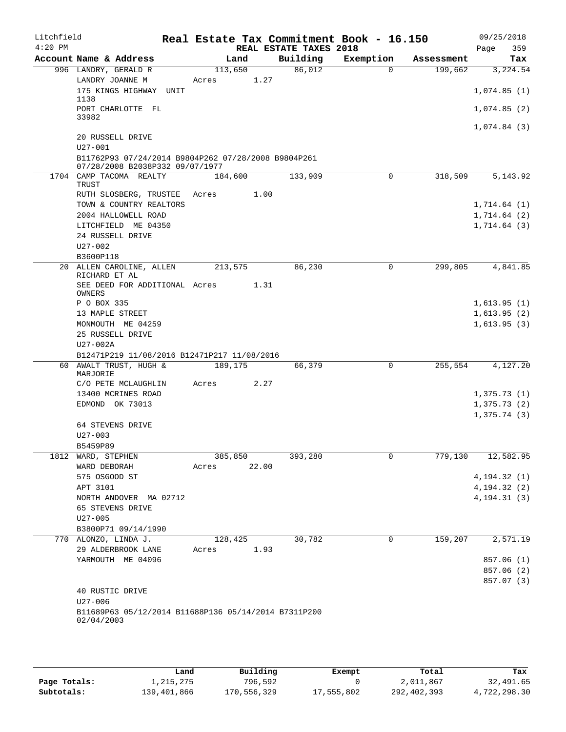Litchfield
4:20 PM

# Real Estate Tax Commitment Book - 16.150

REAL ESTATE TAXES 2018

09/25/2018

| Account Name & Address | Land | Building | Exemption | Assessment | Tax |
|---|---|---|---|---|---|
| 996 LANDRY, GERALD R | 113,650 | 86,012 | 0 | 199,662 | 3,224.54 |
| LANDRY JOANNE M | Acres 1.27 | | | | |
| 175 KINGS HIGHWAY UNIT 1138 | | | | | 1,074.85 (1) |
| PORT CHARLOTTE FL 33982 | | | | | 1,074.85 (2) |
| | | | | | 1,074.84 (3) |
| 20 RUSSELL DRIVE | | | | | |
| U27-001 | | | | | |
| B11762P93 07/24/2014 B9804P262 07/28/2008 B9804P261 07/28/2008 B2038P332 09/07/1977 | | | | | |
| 1704 CAMP TACOMA REALTY TRUST | 184,600 | 133,909 | 0 | 318,509 | 5,143.92 |
| RUTH SLOSBERG, TRUSTEE | Acres 1.00 | | | | |
| TOWN & COUNTRY REALTORS | | | | | 1,714.64 (1) |
| 2004 HALLOWELL ROAD | | | | | 1,714.64 (2) |
| LITCHFIELD ME 04350 | | | | | 1,714.64 (3) |
| 24 RUSSELL DRIVE | | | | | |
| U27-002 | | | | | |
| B3600P118 | | | | | |
| 20 ALLEN CAROLINE, ALLEN RICHARD ET AL | 213,575 | 86,230 | 0 | 299,805 | 4,841.85 |
| SEE DEED FOR ADDITIONAL OWNERS | Acres 1.31 | | | | |
| P O BOX 335 | | | | | 1,613.95 (1) |
| 13 MAPLE STREET | | | | | 1,613.95 (2) |
| MONMOUTH ME 04259 | | | | | 1,613.95 (3) |
| 25 RUSSELL DRIVE | | | | | |
| U27-002A | | | | | |
| B12471P219 11/08/2016 B12471P217 11/08/2016 | | | | | |
| 60 AWALT TRUST, HUGH & MARJORIE | 189,175 | 66,379 | 0 | 255,554 | 4,127.20 |
| C/O PETE MCLAUGHLIN | Acres 2.27 | | | | |
| 13400 MCRINES ROAD | | | | | 1,375.73 (1) |
| EDMOND OK 73013 | | | | | 1,375.73 (2) |
| | | | | | 1,375.74 (3) |
| 64 STEVENS DRIVE | | | | | |
| U27-003 | | | | | |
| B5459P89 | | | | | |
| 1812 WARD, STEPHEN | 385,850 | 393,280 | 0 | 779,130 | 12,582.95 |
| WARD DEBORAH | Acres 22.00 | | | | |
| 575 OSGOOD ST | | | | | 4,194.32 (1) |
| APT 3101 | | | | | 4,194.32 (2) |
| NORTH ANDOVER MA 02712 | | | | | 4,194.31 (3) |
| 65 STEVENS DRIVE | | | | | |
| U27-005 | | | | | |
| B3800P71 09/14/1990 | | | | | |
| 770 ALONZO, LINDA J. | 128,425 | 30,782 | 0 | 159,207 | 2,571.19 |
| 29 ALDERBROOK LANE | Acres 1.93 | | | | |
| YARMOUTH ME 04096 | | | | | 857.06 (1) |
| | | | | | 857.06 (2) |
| | | | | | 857.07 (3) |
| 40 RUSTIC DRIVE | | | | | |
| U27-006 | | | | | |
| B11689P63 05/12/2014 B11688P136 05/14/2014 B7311P200 02/04/2003 | | | | | |

| | Land | Building | Exempt | Total | Tax |
|---|---|---|---|---|---|
| Page Totals: | 1,215,275 | 796,592 | 0 | 2,011,867 | 32,491.65 |
| Subtotals: | 139,401,866 | 170,556,329 | 17,555,802 | 292,402,393 | 4,722,298.30 |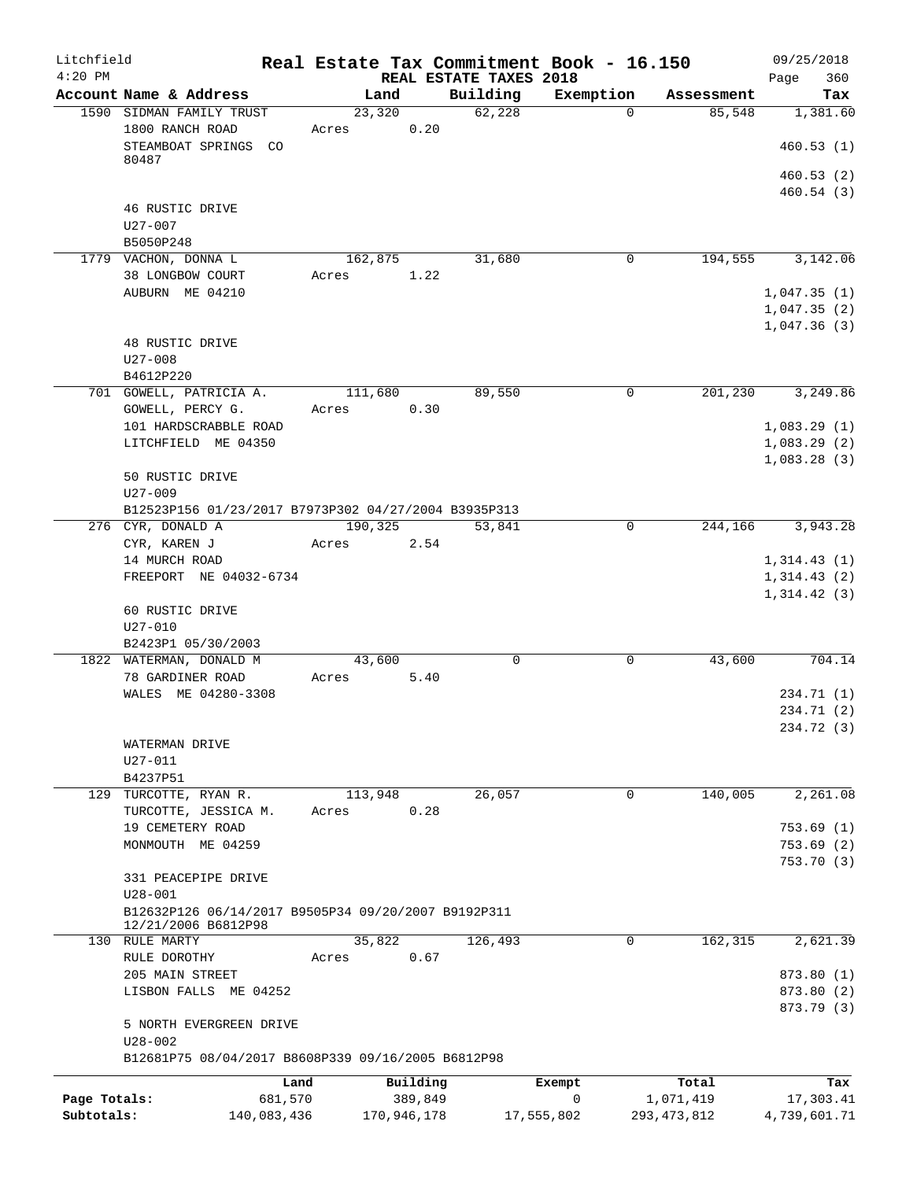Litchfield
4:20 PM

# Real Estate Tax Commitment Book - 16.150

09/25/2018

## REAL ESTATE TAXES 2018

| Account Name & Address | Land | Building | Exemption | Assessment | Tax |
|---|---|---|---|---|---|
| 1590 SIDMAN FAMILY TRUST | 23,320 | 62,228 | 0 | 85,548 | 1,381.60 |
| 1800 RANCH ROAD | Acres 0.20 | | | | |
| STEAMBOAT SPRINGS CO 80487 | | | | | 460.53 (1) |
| | | | | | 460.53 (2) |
| | | | | | 460.54 (3) |
| 46 RUSTIC DRIVE | | | | | |
| U27-007 | | | | | |
| B5050P248 | | | | | |
| 1779 VACHON, DONNA L | 162,875 | 31,680 | 0 | 194,555 | 3,142.06 |
| 38 LONGBOW COURT | Acres 1.22 | | | | |
| AUBURN ME 04210 | | | | | 1,047.35 (1) |
| | | | | | 1,047.35 (2) |
| | | | | | 1,047.36 (3) |
| 48 RUSTIC DRIVE | | | | | |
| U27-008 | | | | | |
| B4612P220 | | | | | |
| 701 GOWELL, PATRICIA A. | 111,680 | 89,550 | 0 | 201,230 | 3,249.86 |
| GOWELL, PERCY G. | Acres 0.30 | | | | |
| 101 HARDSCRABBLE ROAD | | | | | 1,083.29 (1) |
| LITCHFIELD ME 04350 | | | | | 1,083.29 (2) |
| | | | | | 1,083.28 (3) |
| 50 RUSTIC DRIVE | | | | | |
| U27-009 | | | | | |
| B12523P156 01/23/2017 B7973P302 04/27/2004 B3935P313 | | | | | |
| 276 CYR, DONALD A | 190,325 | 53,841 | 0 | 244,166 | 3,943.28 |
| CYR, KAREN J | Acres 2.54 | | | | |
| 14 MURCH ROAD | | | | | 1,314.43 (1) |
| FREEPORT NE 04032-6734 | | | | | 1,314.43 (2) |
| | | | | | 1,314.42 (3) |
| 60 RUSTIC DRIVE | | | | | |
| U27-010 | | | | | |
| B2423P1 05/30/2003 | | | | | |
| 1822 WATERMAN, DONALD M | 43,600 | 0 | 0 | 43,600 | 704.14 |
| 78 GARDINER ROAD | Acres 5.40 | | | | |
| WALES ME 04280-3308 | | | | | 234.71 (1) |
| | | | | | 234.71 (2) |
| | | | | | 234.72 (3) |
| WATERMAN DRIVE | | | | | |
| U27-011 | | | | | |
| B4237P51 | | | | | |
| 129 TURCOTTE, RYAN R. | 113,948 | 26,057 | 0 | 140,005 | 2,261.08 |
| TURCOTTE, JESSICA M. | Acres 0.28 | | | | |
| 19 CEMETERY ROAD | | | | | 753.69 (1) |
| MONMOUTH ME 04259 | | | | | 753.69 (2) |
| | | | | | 753.70 (3) |
| 331 PEACEPIPE DRIVE | | | | | |
| U28-001 | | | | | |
| B12632P126 06/14/2017 B9505P34 09/20/2007 B9192P311 12/21/2006 B6812P98 | | | | | |
| 130 RULE MARTY | 35,822 | 126,493 | 0 | 162,315 | 2,621.39 |
| RULE DOROTHY | Acres 0.67 | | | | |
| 205 MAIN STREET | | | | | 873.80 (1) |
| LISBON FALLS ME 04252 | | | | | 873.80 (2) |
| | | | | | 873.79 (3) |
| 5 NORTH EVERGREEN DRIVE | | | | | |
| U28-002 | | | | | |
| B12681P75 08/04/2017 B8608P339 09/16/2005 B6812P98 | | | | | |

| | Land | Building | Exempt | Total | Tax |
|---|---|---|---|---|---|
| Page Totals: | 681,570 | 389,849 | 0 | 1,071,419 | 17,303.41 |
| Subtotals: | 140,083,436 | 170,946,178 | 17,555,802 | 293,473,812 | 4,739,601.71 |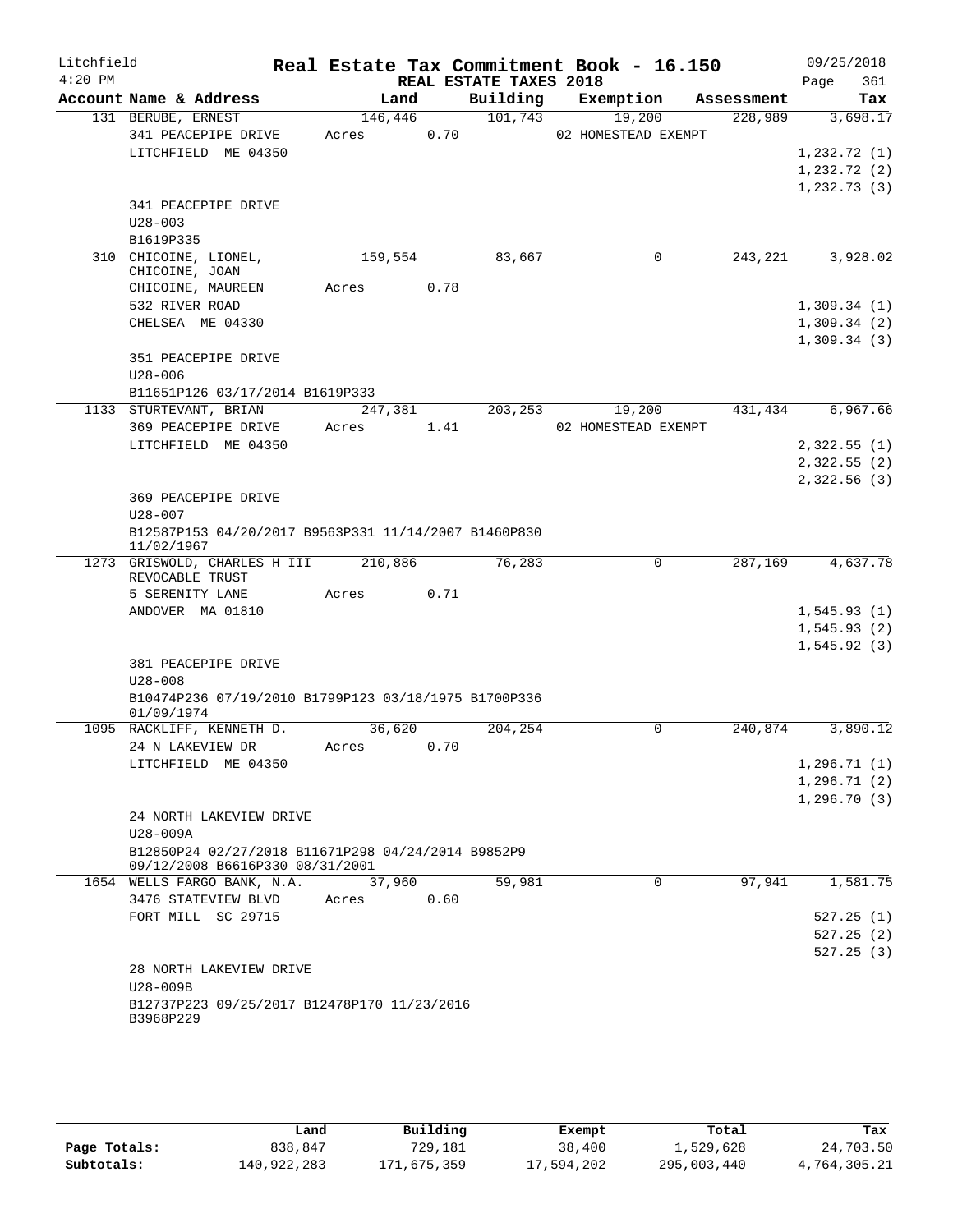Litchfield
4:20 PM

**Real Estate Tax Commitment Book - 16.150**
**REAL ESTATE TAXES 2018**

09/25/2018

| Account Name & Address | Land | Building | Exemption | Assessment | Tax |
|---|---|---|---|---|---|
| 131 BERUBE, ERNEST | 146,446 | 101,743 | 19,200 | 228,989 | 3,698.17 |
| 341 PEACEPIPE DRIVE | Acres 0.70 | | 02 HOMESTEAD EXEMPT | | |
| LITCHFIELD ME 04350 | | | | | 1,232.72 (1) |
| | | | | | 1,232.72 (2) |
| | | | | | 1,232.73 (3) |
| 341 PEACEPIPE DRIVE | | | | | |
| U28-003 | | | | | |
| B1619P335 | | | | | |
| 310 CHICOINE, LIONEL, CHICOINE, JOAN | 159,554 | 83,667 | 0 | 243,221 | 3,928.02 |
| CHICOINE, MAUREEN | Acres 0.78 | | | | |
| 532 RIVER ROAD | | | | | 1,309.34 (1) |
| CHELSEA ME 04330 | | | | | 1,309.34 (2) |
| | | | | | 1,309.34 (3) |
| 351 PEACEPIPE DRIVE | | | | | |
| U28-006 | | | | | |
| B11651P126 03/17/2014 B1619P333 | | | | | |
| 1133 STURTEVANT, BRIAN | 247,381 | 203,253 | 19,200 | 431,434 | 6,967.66 |
| 369 PEACEPIPE DRIVE | Acres 1.41 | | 02 HOMESTEAD EXEMPT | | |
| LITCHFIELD ME 04350 | | | | | 2,322.55 (1) |
| | | | | | 2,322.55 (2) |
| | | | | | 2,322.56 (3) |
| 369 PEACEPIPE DRIVE | | | | | |
| U28-007 | | | | | |
| B12587P153 04/20/2017 B9563P331 11/14/2007 B1460P830 11/02/1967 | | | | | |
| 1273 GRISWOLD, CHARLES H III REVOCABLE TRUST | 210,886 | 76,283 | 0 | 287,169 | 4,637.78 |
| 5 SERENITY LANE | Acres 0.71 | | | | |
| ANDOVER MA 01810 | | | | | 1,545.93 (1) |
| | | | | | 1,545.93 (2) |
| | | | | | 1,545.92 (3) |
| 381 PEACEPIPE DRIVE | | | | | |
| U28-008 | | | | | |
| B10474P236 07/19/2010 B1799P123 03/18/1975 B1700P336 01/09/1974 | | | | | |
| 1095 RACKLIFF, KENNETH D. | 36,620 | 204,254 | 0 | 240,874 | 3,890.12 |
| 24 N LAKEVIEW DR | Acres 0.70 | | | | |
| LITCHFIELD ME 04350 | | | | | 1,296.71 (1) |
| | | | | | 1,296.71 (2) |
| | | | | | 1,296.70 (3) |
| 24 NORTH LAKEVIEW DRIVE | | | | | |
| U28-009A | | | | | |
| B12850P24 02/27/2018 B11671P298 04/24/2014 B9852P9 09/12/2008 B6616P330 08/31/2001 | | | | | |
| 1654 WELLS FARGO BANK, N.A. | 37,960 | 59,981 | 0 | 97,941 | 1,581.75 |
| 3476 STATEVIEW BLVD | Acres 0.60 | | | | |
| FORT MILL SC 29715 | | | | | 527.25 (1) |
| | | | | | 527.25 (2) |
| | | | | | 527.25 (3) |
| 28 NORTH LAKEVIEW DRIVE | | | | | |
| U28-009B | | | | | |
| B12737P223 09/25/2017 B12478P170 11/23/2016 B3968P229 | | | | | |

| | Land | Building | Exempt | Total | Tax |
|---|---|---|---|---|---|
| **Page Totals:** | 838,847 | 729,181 | 38,400 | 1,529,628 | 24,703.50 |
| **Subtotals:** | 140,922,283 | 171,675,359 | 17,594,202 | 295,003,440 | 4,764,305.21 |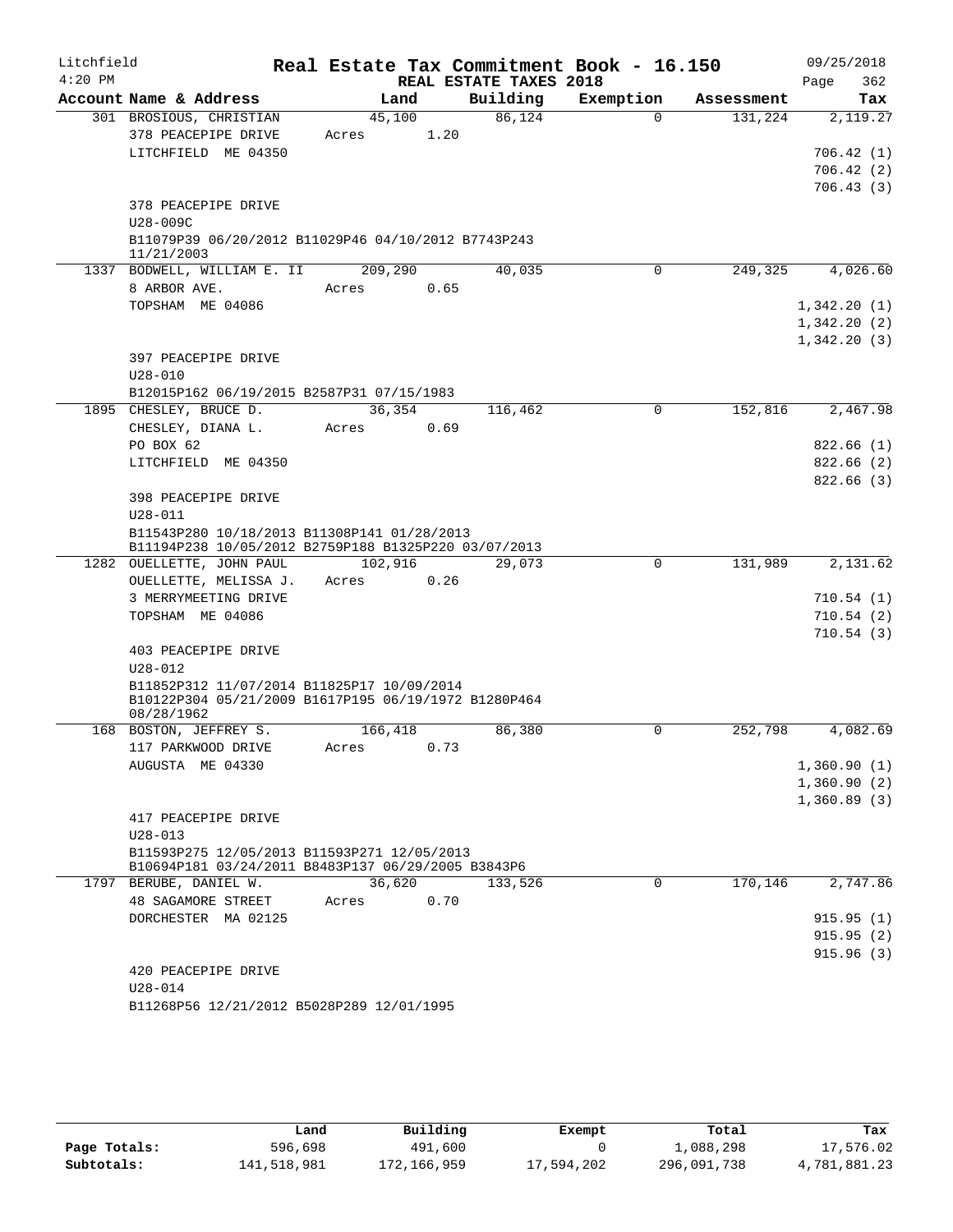Litchfield 4:20 PM

# Real Estate Tax Commitment Book - 16.150

## REAL ESTATE TAXES 2018

09/25/2018

| Account Name & Address | Land | Building | Exemption | Assessment | Tax |
|---|---|---|---|---|---|
| 301 BROSIOUS, CHRISTIAN | 45,100 | 86,124 | 0 | 131,224 | 2,119.27 |
| 378 PEACEPIPE DRIVE | Acres 1.20 | | | | |
| LITCHFIELD ME 04350 | | | | | 706.42 (1) |
| | | | | | 706.42 (2) |
| | | | | | 706.43 (3) |
| 378 PEACEPIPE DRIVE | | | | | |
| U28-009C | | | | | |
| B11079P39 06/20/2012 B11029P46 04/10/2012 B7743P243 11/21/2003 | | | | | |
| 1337 BODWELL, WILLIAM E. II | 209,290 | 40,035 | 0 | 249,325 | 4,026.60 |
| 8 ARBOR AVE. | Acres 0.65 | | | | |
| TOPSHAM ME 04086 | | | | | 1,342.20 (1) |
| | | | | | 1,342.20 (2) |
| | | | | | 1,342.20 (3) |
| 397 PEACEPIPE DRIVE | | | | | |
| U28-010 | | | | | |
| B12015P162 06/19/2015 B2587P31 07/15/1983 | | | | | |
| 1895 CHESLEY, BRUCE D. | 36,354 | 116,462 | 0 | 152,816 | 2,467.98 |
| CHESLEY, DIANA L. | Acres 0.69 | | | | |
| PO BOX 62 | | | | | 822.66 (1) |
| LITCHFIELD ME 04350 | | | | | 822.66 (2) |
| | | | | | 822.66 (3) |
| 398 PEACEPIPE DRIVE | | | | | |
| U28-011 | | | | | |
| B11543P280 10/18/2013 B11308P141 01/28/2013 B11194P238 10/05/2012 B2759P188 B1325P220 03/07/2013 | | | | | |
| 1282 OUELLETTE, JOHN PAUL | 102,916 | 29,073 | 0 | 131,989 | 2,131.62 |
| OUELLETTE, MELISSA J. | Acres 0.26 | | | | |
| 3 MERRYMEETING DRIVE | | | | | 710.54 (1) |
| TOPSHAM ME 04086 | | | | | 710.54 (2) |
| | | | | | 710.54 (3) |
| 403 PEACEPIPE DRIVE | | | | | |
| U28-012 | | | | | |
| B11852P312 11/07/2014 B11825P17 10/09/2014 B10122P304 05/21/2009 B1617P195 06/19/1972 B1280P464 08/28/1962 | | | | | |
| 168 BOSTON, JEFFREY S. | 166,418 | 86,380 | 0 | 252,798 | 4,082.69 |
| 117 PARKWOOD DRIVE | Acres 0.73 | | | | |
| AUGUSTA ME 04330 | | | | | 1,360.90 (1) |
| | | | | | 1,360.90 (2) |
| | | | | | 1,360.89 (3) |
| 417 PEACEPIPE DRIVE | | | | | |
| U28-013 | | | | | |
| B11593P275 12/05/2013 B11593P271 12/05/2013 B10694P181 03/24/2011 B8483P137 06/29/2005 B3843P6 | | | | | |
| 1797 BERUBE, DANIEL W. | 36,620 | 133,526 | 0 | 170,146 | 2,747.86 |
| 48 SAGAMORE STREET | Acres 0.70 | | | | |
| DORCHESTER MA 02125 | | | | | 915.95 (1) |
| | | | | | 915.95 (2) |
| | | | | | 915.96 (3) |
| 420 PEACEPIPE DRIVE | | | | | |
| U28-014 | | | | | |
| B11268P56 12/21/2012 B5028P289 12/01/1995 | | | | | |

| | Land | Building | Exempt | Total | Tax |
|---|---|---|---|---|---|
| Page Totals: | 596,698 | 491,600 | 0 | 1,088,298 | 17,576.02 |
| Subtotals: | 141,518,981 | 172,166,959 | 17,594,202 | 296,091,738 | 4,781,881.23 |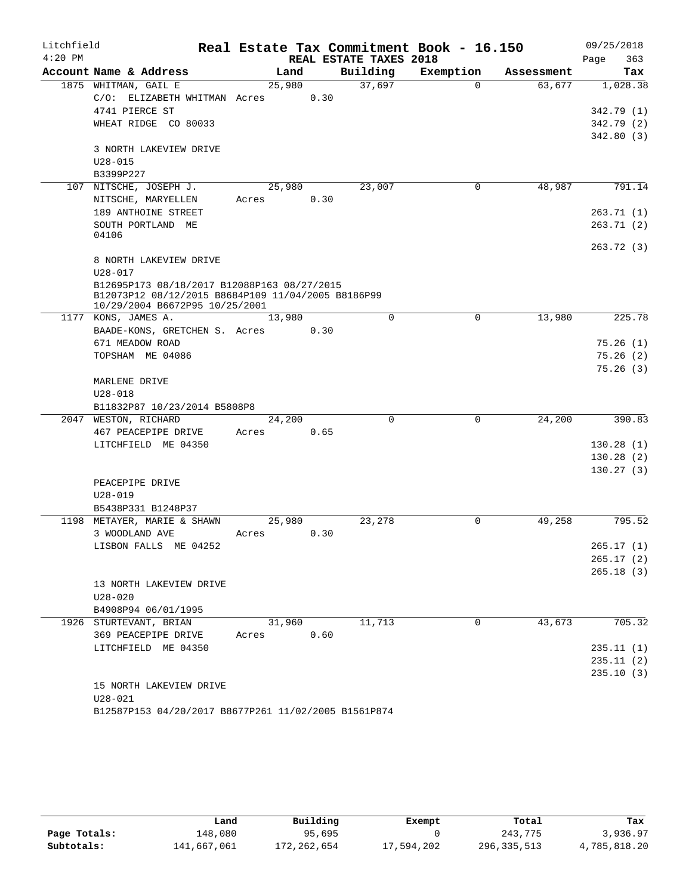Litchfield 4:20 PM

# Real Estate Tax Commitment Book - 16.150

REAL ESTATE TAXES 2018

09/25/2018

| Account Name & Address | Land | Building | Exemption | Assessment | Tax |
|---|---|---|---|---|---|
| 1875 WHITMAN, GAIL E | 25,980 | 37,697 | 0 | 63,677 | 1,028.38 |
| C/O: ELIZABETH WHITMAN Acres 0.30 | | | | | |
| 4741 PIERCE ST | | | | | 342.79 (1) |
| WHEAT RIDGE CO 80033 | | | | | 342.79 (2) |
| | | | | | 342.80 (3) |
| 3 NORTH LAKEVIEW DRIVE | | | | | |
| U28-015 | | | | | |
| B3399P227 | | | | | |
| 107 NITSCHE, JOSEPH J. | 25,980 | 23,007 | 0 | 48,987 | 791.14 |
| NITSCHE, MARYELLEN Acres 0.30 | | | | | |
| 189 ANTHOINE STREET | | | | | 263.71 (1) |
| SOUTH PORTLAND ME 04106 | | | | | 263.71 (2) |
| | | | | | 263.72 (3) |
| 8 NORTH LAKEVIEW DRIVE | | | | | |
| U28-017 | | | | | |
| B12695P173 08/18/2017 B12088P163 08/27/2015 B12073P12 08/12/2015 B8684P109 11/04/2005 B8186P99 10/29/2004 B6672P95 10/25/2001 | | | | | |
| 1177 KONS, JAMES A. | 13,980 | 0 | 0 | 13,980 | 225.78 |
| BAADE-KONS, GRETCHEN S. Acres 0.30 | | | | | |
| 671 MEADOW ROAD | | | | | 75.26 (1) |
| TOPSHAM ME 04086 | | | | | 75.26 (2) |
| | | | | | 75.26 (3) |
| MARLENE DRIVE | | | | | |
| U28-018 | | | | | |
| B11832P87 10/23/2014 B5808P8 | | | | | |
| 2047 WESTON, RICHARD | 24,200 | 0 | 0 | 24,200 | 390.83 |
| 467 PEACEPIPE DRIVE Acres 0.65 | | | | | |
| LITCHFIELD ME 04350 | | | | | 130.28 (1) |
| | | | | | 130.28 (2) |
| | | | | | 130.27 (3) |
| PEACEPIPE DRIVE | | | | | |
| U28-019 | | | | | |
| B5438P331 B1248P37 | | | | | |
| 1198 METAYER, MARIE & SHAWN | 25,980 | 23,278 | 0 | 49,258 | 795.52 |
| 3 WOODLAND AVE Acres 0.30 | | | | | |
| LISBON FALLS ME 04252 | | | | | 265.17 (1) |
| | | | | | 265.17 (2) |
| | | | | | 265.18 (3) |
| 13 NORTH LAKEVIEW DRIVE | | | | | |
| U28-020 | | | | | |
| B4908P94 06/01/1995 | | | | | |
| 1926 STURTEVANT, BRIAN | 31,960 | 11,713 | 0 | 43,673 | 705.32 |
| 369 PEACEPIPE DRIVE Acres 0.60 | | | | | |
| LITCHFIELD ME 04350 | | | | | 235.11 (1) |
| | | | | | 235.11 (2) |
| | | | | | 235.10 (3) |
| 15 NORTH LAKEVIEW DRIVE | | | | | |
| U28-021 | | | | | |
| B12587P153 04/20/2017 B8677P261 11/02/2005 B1561P874 | | | | | |

| | Land | Building | Exempt | Total | Tax |
|---|---|---|---|---|---|
| Page Totals: | 148,080 | 95,695 | 0 | 243,775 | 3,936.97 |
| Subtotals: | 141,667,061 | 172,262,654 | 17,594,202 | 296,335,513 | 4,785,818.20 |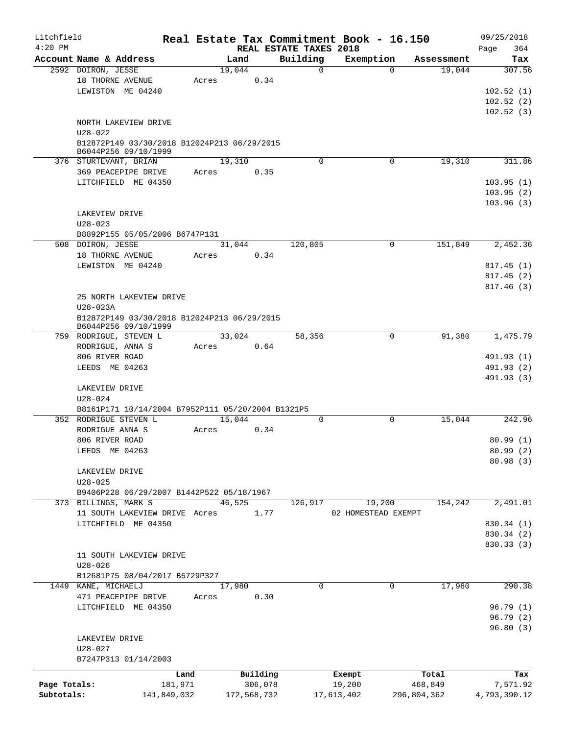Litchfield 4:20 PM

# Real Estate Tax Commitment Book - 16.150

REAL ESTATE TAXES 2018

09/25/2018 Page 364

| Account Name & Address | Land | Building | Exemption | Assessment | Tax |
|---|---|---|---|---|---|
| 2592 DOIRON, JESSE | 19,044 | 0 | 0 | 19,044 | 307.56 |
| 18 THORNE AVENUE | Acres 0.34 | | | | |
| LEWISTON ME 04240 | | | | | 102.52 (1) |
| | | | | | 102.52 (2) |
| | | | | | 102.52 (3) |
| NORTH LAKEVIEW DRIVE | | | | | |
| U28-022 | | | | | |
| B12872P149 03/30/2018 B12024P213 06/29/2015 B6044P256 09/10/1999 | | | | | |
| 376 STURTEVANT, BRIAN | 19,310 | 0 | 0 | 19,310 | 311.86 |
| 369 PEACEPIPE DRIVE | Acres 0.35 | | | | |
| LITCHFIELD ME 04350 | | | | | 103.95 (1) |
| | | | | | 103.95 (2) |
| | | | | | 103.96 (3) |
| LAKEVIEW DRIVE | | | | | |
| U28-023 | | | | | |
| B8892P155 05/05/2006 B6747P131 | | | | | |
| 508 DOIRON, JESSE | 31,044 | 120,805 | 0 | 151,849 | 2,452.36 |
| 18 THORNE AVENUE | Acres 0.34 | | | | |
| LEWISTON ME 04240 | | | | | 817.45 (1) |
| | | | | | 817.45 (2) |
| | | | | | 817.46 (3) |
| 25 NORTH LAKEVIEW DRIVE | | | | | |
| U28-023A | | | | | |
| B12872P149 03/30/2018 B12024P213 06/29/2015 B6044P256 09/10/1999 | | | | | |
| 759 RODRIGUE, STEVEN L | 33,024 | 58,356 | 0 | 91,380 | 1,475.79 |
| RODRIGUE, ANNA S | Acres 0.64 | | | | |
| 806 RIVER ROAD | | | | | 491.93 (1) |
| LEEDS ME 04263 | | | | | 491.93 (2) |
| | | | | | 491.93 (3) |
| LAKEVIEW DRIVE | | | | | |
| U28-024 | | | | | |
| B8161P171 10/14/2004 B7952P111 05/20/2004 B1321P5 | | | | | |
| 352 RODRIGUE STEVEN L | 15,044 | 0 | 0 | 15,044 | 242.96 |
| RODRIGUE ANNA S | Acres 0.34 | | | | |
| 806 RIVER ROAD | | | | | 80.99 (1) |
| LEEDS ME 04263 | | | | | 80.99 (2) |
| | | | | | 80.98 (3) |
| LAKEVIEW DRIVE | | | | | |
| U28-025 | | | | | |
| B9406P228 06/29/2007 B1442P522 05/18/1967 | | | | | |
| 373 BILLINGS, MARK S | 46,525 | 126,917 | 19,200 | 154,242 | 2,491.01 |
| 11 SOUTH LAKEVIEW DRIVE | Acres 1.77 | | 02 HOMESTEAD EXEMPT | | |
| LITCHFIELD ME 04350 | | | | | 830.34 (1) |
| | | | | | 830.34 (2) |
| | | | | | 830.33 (3) |
| 11 SOUTH LAKEVIEW DRIVE | | | | | |
| U28-026 | | | | | |
| B12681P75 08/04/2017 B5729P327 | | | | | |
| 1449 KANE, MICHAELJ | 17,980 | 0 | 0 | 17,980 | 290.38 |
| 471 PEACEPIPE DRIVE | Acres 0.30 | | | | |
| LITCHFIELD ME 04350 | | | | | 96.79 (1) |
| | | | | | 96.79 (2) |
| | | | | | 96.80 (3) |
| LAKEVIEW DRIVE | | | | | |
| U28-027 | | | | | |
| B7247P313 01/14/2003 | | | | | |

| | Land | Building | Exempt | Total | Tax |
|---|---|---|---|---|---|
| Page Totals: | 181,971 | 306,078 | 19,200 | 468,849 | 7,571.92 |
| Subtotals: | 141,849,032 | 172,568,732 | 17,613,402 | 296,804,362 | 4,793,390.12 |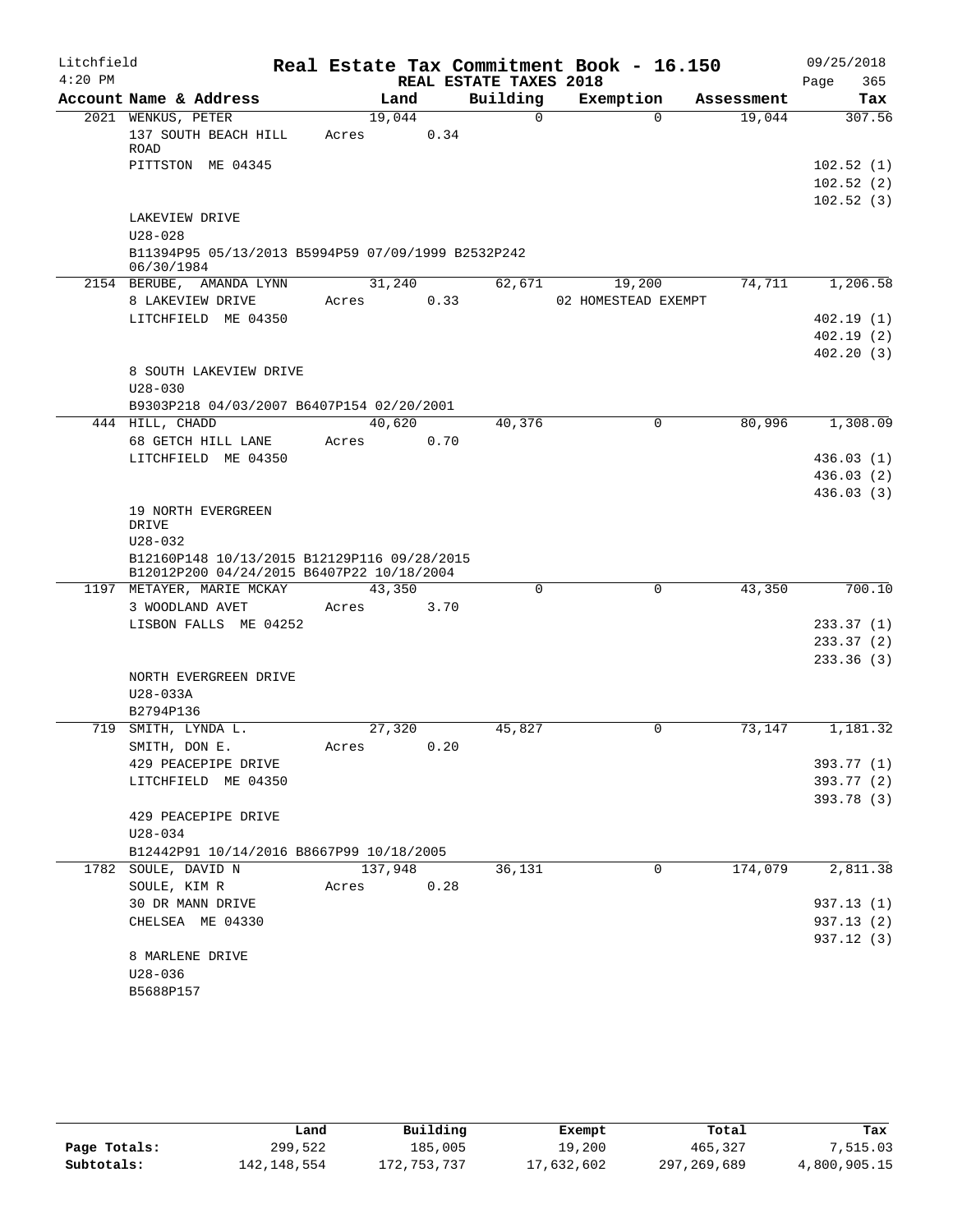Litchfield 4:20 PM

# Real Estate Tax Commitment Book - 16.150

REAL ESTATE TAXES 2018

09/25/2018

| Account Name & Address | Land | Building | Exemption | Assessment | Tax |
|---|---|---|---|---|---|
| 2021 WENKUS, PETER | 19,044 | 0 | 0 | 19,044 | 307.56 |
| 137 SOUTH BEACH HILL ROAD | Acres 0.34 | | | | |
| PITTSTON ME 04345 | | | | | 102.52 (1) |
| | | | | | 102.52 (2) |
| | | | | | 102.52 (3) |
| LAKEVIEW DRIVE | | | | | |
| U28-028 | | | | | |
| B11394P95 05/13/2013 B5994P59 07/09/1999 B2532P242 06/30/1984 | | | | | |
| 2154 BERUBE, AMANDA LYNN | 31,240 | 62,671 | 19,200 | 74,711 | 1,206.58 |
| 8 LAKEVIEW DRIVE | Acres 0.33 | | 02 HOMESTEAD EXEMPT | | |
| LITCHFIELD ME 04350 | | | | | 402.19 (1) |
| | | | | | 402.19 (2) |
| | | | | | 402.20 (3) |
| 8 SOUTH LAKEVIEW DRIVE | | | | | |
| U28-030 | | | | | |
| B9303P218 04/03/2007 B6407P154 02/20/2001 | | | | | |
| 444 HILL, CHADD | 40,620 | 40,376 | 0 | 80,996 | 1,308.09 |
| 68 GETCH HILL LANE | Acres 0.70 | | | | |
| LITCHFIELD ME 04350 | | | | | 436.03 (1) |
| | | | | | 436.03 (2) |
| | | | | | 436.03 (3) |
| 19 NORTH EVERGREEN DRIVE | | | | | |
| U28-032 | | | | | |
| B12160P148 10/13/2015 B12129P116 09/28/2015 B12012P200 04/24/2015 B6407P22 10/18/2004 | | | | | |
| 1197 METAYER, MARIE MCKAY | 43,350 | 0 | 0 | 43,350 | 700.10 |
| 3 WOODLAND AVET | Acres 3.70 | | | | |
| LISBON FALLS ME 04252 | | | | | 233.37 (1) |
| | | | | | 233.37 (2) |
| | | | | | 233.36 (3) |
| NORTH EVERGREEN DRIVE | | | | | |
| U28-033A | | | | | |
| B2794P136 | | | | | |
| 719 SMITH, LYNDA L. | 27,320 | 45,827 | 0 | 73,147 | 1,181.32 |
| SMITH, DON E. | Acres 0.20 | | | | |
| 429 PEACEPIPE DRIVE | | | | | 393.77 (1) |
| LITCHFIELD ME 04350 | | | | | 393.77 (2) |
| | | | | | 393.78 (3) |
| 429 PEACEPIPE DRIVE | | | | | |
| U28-034 | | | | | |
| B12442P91 10/14/2016 B8667P99 10/18/2005 | | | | | |
| 1782 SOULE, DAVID N | 137,948 | 36,131 | 0 | 174,079 | 2,811.38 |
| SOULE, KIM R | Acres 0.28 | | | | |
| 30 DR MANN DRIVE | | | | | 937.13 (1) |
| CHELSEA ME 04330 | | | | | 937.13 (2) |
| | | | | | 937.12 (3) |
| 8 MARLENE DRIVE | | | | | |
| U28-036 | | | | | |
| B5688P157 | | | | | |

| | Land | Building | Exempt | Total | Tax |
|---|---|---|---|---|---|
| Page Totals: | 299,522 | 185,005 | 19,200 | 465,327 | 7,515.03 |
| Subtotals: | 142,148,554 | 172,753,737 | 17,632,602 | 297,269,689 | 4,800,905.15 |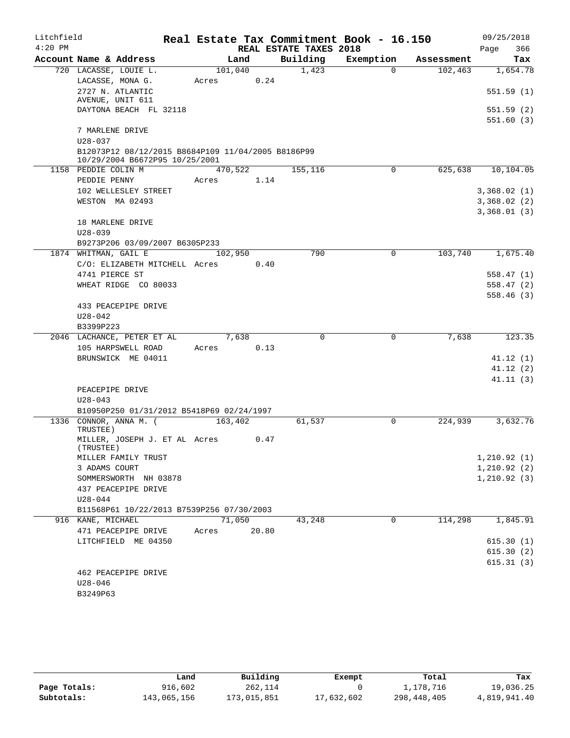Litchfield
4:20 PM

**Real Estate Tax Commitment Book - 16.150**
**REAL ESTATE TAXES 2018**

09/25/2018
Page 366

| Account Name & Address | Land | Building | Exemption | Assessment | Tax |
|---|---|---|---|---|---|
| 720 LACASSE, LOUIE L. | 101,040 | 1,423 | 0 | 102,463 | 1,654.78 |
| LACASSE, MONA G. | Acres 0.24 | | | | |
| 2727 N. ATLANTIC AVENUE, UNIT 611 | | | | | 551.59 (1) |
| DAYTONA BEACH FL 32118 | | | | | 551.59 (2) |
| | | | | | 551.60 (3) |
| 7 MARLENE DRIVE | | | | | |
| U28-037 | | | | | |
| B12073P12 08/12/2015 B8684P109 11/04/2005 B8186P99 10/29/2004 B6672P95 10/25/2001 | | | | | |
| 1158 PEDDIE COLIN M | 470,522 | 155,116 | 0 | 625,638 | 10,104.05 |
| PEDDIE PENNY | Acres 1.14 | | | | |
| 102 WELLESLEY STREET | | | | | 3,368.02 (1) |
| WESTON MA 02493 | | | | | 3,368.02 (2) |
| | | | | | 3,368.01 (3) |
| 18 MARLENE DRIVE | | | | | |
| U28-039 | | | | | |
| B9273P206 03/09/2007 B6305P233 | | | | | |
| 1874 WHITMAN, GAIL E | 102,950 | 790 | 0 | 103,740 | 1,675.40 |
| C/O: ELIZABETH MITCHELL | Acres 0.40 | | | | |
| 4741 PIERCE ST | | | | | 558.47 (1) |
| WHEAT RIDGE CO 80033 | | | | | 558.47 (2) |
| | | | | | 558.46 (3) |
| 433 PEACEPIPE DRIVE | | | | | |
| U28-042 | | | | | |
| B3399P223 | | | | | |
| 2046 LACHANCE, PETER ET AL | 7,638 | 0 | 0 | 7,638 | 123.35 |
| 105 HARPSWELL ROAD | Acres 0.13 | | | | |
| BRUNSWICK ME 04011 | | | | | 41.12 (1) |
| | | | | | 41.12 (2) |
| | | | | | 41.11 (3) |
| PEACEPIPE DRIVE | | | | | |
| U28-043 | | | | | |
| B10950P250 01/31/2012 B5418P69 02/24/1997 | | | | | |
| 1336 CONNOR, ANNA M. ( TRUSTEE) | 163,402 | 61,537 | 0 | 224,939 | 3,632.76 |
| MILLER, JOSEPH J. ET AL (TRUSTEE) | Acres 0.47 | | | | |
| MILLER FAMILY TRUST | | | | | 1,210.92 (1) |
| 3 ADAMS COURT | | | | | 1,210.92 (2) |
| SOMMERSWORTH NH 03878 | | | | | 1,210.92 (3) |
| 437 PEACEPIPE DRIVE | | | | | |
| U28-044 | | | | | |
| B11568P61 10/22/2013 B7539P256 07/30/2003 | | | | | |
| 916 KANE, MICHAEL | 71,050 | 43,248 | 0 | 114,298 | 1,845.91 |
| 471 PEACEPIPE DRIVE | Acres 20.80 | | | | |
| LITCHFIELD ME 04350 | | | | | 615.30 (1) |
| | | | | | 615.30 (2) |
| | | | | | 615.31 (3) |
| 462 PEACEPIPE DRIVE | | | | | |
| U28-046 | | | | | |
| B3249P63 | | | | | |

| | Land | Building | Exempt | Total | Tax |
|---|---|---|---|---|---|
| Page Totals: | 916,602 | 262,114 | 0 | 1,178,716 | 19,036.25 |
| Subtotals: | 143,065,156 | 173,015,851 | 17,632,602 | 298,448,405 | 4,819,941.40 |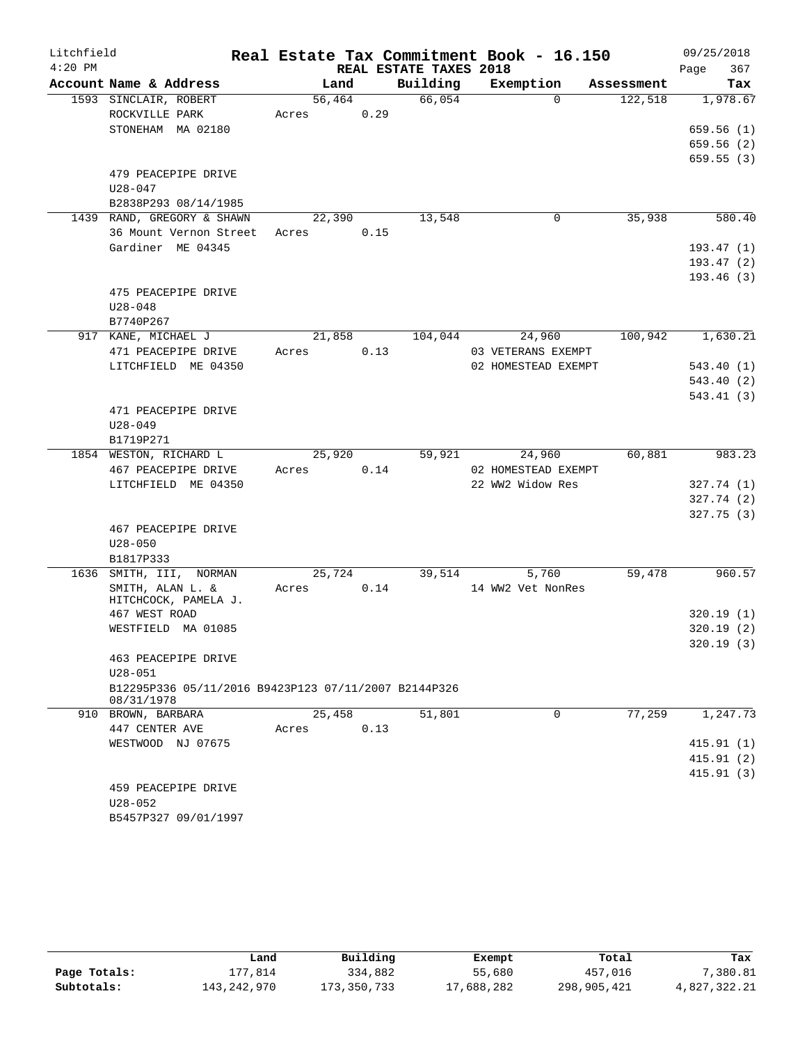Litchfield
4:20 PM

# Real Estate Tax Commitment Book - 16.150

REAL ESTATE TAXES 2018

09/25/2018

| Account Name & Address | Land | Building | Exemption | Assessment | Tax |
|---|---|---|---|---|---|
| 1593 SINCLAIR, ROBERT | 56,464 | 66,054 | 0 | 122,518 | 1,978.67 |
| ROCKVILLE PARK | Acres 0.29 | | | | |
| STONEHAM MA 02180 | | | | | 659.56 (1) |
| | | | | | 659.56 (2) |
| | | | | | 659.55 (3) |
| 479 PEACEPIPE DRIVE | | | | | |
| U28-047 | | | | | |
| B2838P293 08/14/1985 | | | | | |
| 1439 RAND, GREGORY & SHAWN | 22,390 | 13,548 | 0 | 35,938 | 580.40 |
| 36 Mount Vernon Street | Acres 0.15 | | | | |
| Gardiner ME 04345 | | | | | 193.47 (1) |
| | | | | | 193.47 (2) |
| | | | | | 193.46 (3) |
| 475 PEACEPIPE DRIVE | | | | | |
| U28-048 | | | | | |
| B7740P267 | | | | | |
| 917 KANE, MICHAEL J | 21,858 | 104,044 | 24,960 | 100,942 | 1,630.21 |
| 471 PEACEPIPE DRIVE | Acres 0.13 | | 03 VETERANS EXEMPT | | |
| LITCHFIELD ME 04350 | | | 02 HOMESTEAD EXEMPT | | 543.40 (1) |
| | | | | | 543.40 (2) |
| | | | | | 543.41 (3) |
| 471 PEACEPIPE DRIVE | | | | | |
| U28-049 | | | | | |
| B1719P271 | | | | | |
| 1854 WESTON, RICHARD L | 25,920 | 59,921 | 24,960 | 60,881 | 983.23 |
| 467 PEACEPIPE DRIVE | Acres 0.14 | | 02 HOMESTEAD EXEMPT | | |
| LITCHFIELD ME 04350 | | | 22 WW2 Widow Res | | 327.74 (1) |
| | | | | | 327.74 (2) |
| | | | | | 327.75 (3) |
| 467 PEACEPIPE DRIVE | | | | | |
| U28-050 | | | | | |
| B1817P333 | | | | | |
| 1636 SMITH, III, NORMAN | 25,724 | 39,514 | 5,760 | 59,478 | 960.57 |
| SMITH, ALAN L. & | Acres 0.14 | | 14 WW2 Vet NonRes | | |
| HITCHCOCK, PAMELA J. | | | | | |
| 467 WEST ROAD | | | | | 320.19 (1) |
| WESTFIELD MA 01085 | | | | | 320.19 (2) |
| | | | | | 320.19 (3) |
| 463 PEACEPIPE DRIVE | | | | | |
| U28-051 | | | | | |
| B12295P336 05/11/2016 B9423P123 07/11/2007 B2144P326 08/31/1978 | | | | | |
| 910 BROWN, BARBARA | 25,458 | 51,801 | 0 | 77,259 | 1,247.73 |
| 447 CENTER AVE | Acres 0.13 | | | | |
| WESTWOOD NJ 07675 | | | | | 415.91 (1) |
| | | | | | 415.91 (2) |
| | | | | | 415.91 (3) |
| 459 PEACEPIPE DRIVE | | | | | |
| U28-052 | | | | | |
| B5457P327 09/01/1997 | | | | | |

| | Land | Building | Exempt | Total | Tax |
|---|---|---|---|---|---|
| Page Totals: | 177,814 | 334,882 | 55,680 | 457,016 | 7,380.81 |
| Subtotals: | 143,242,970 | 173,350,733 | 17,688,282 | 298,905,421 | 4,827,322.21 |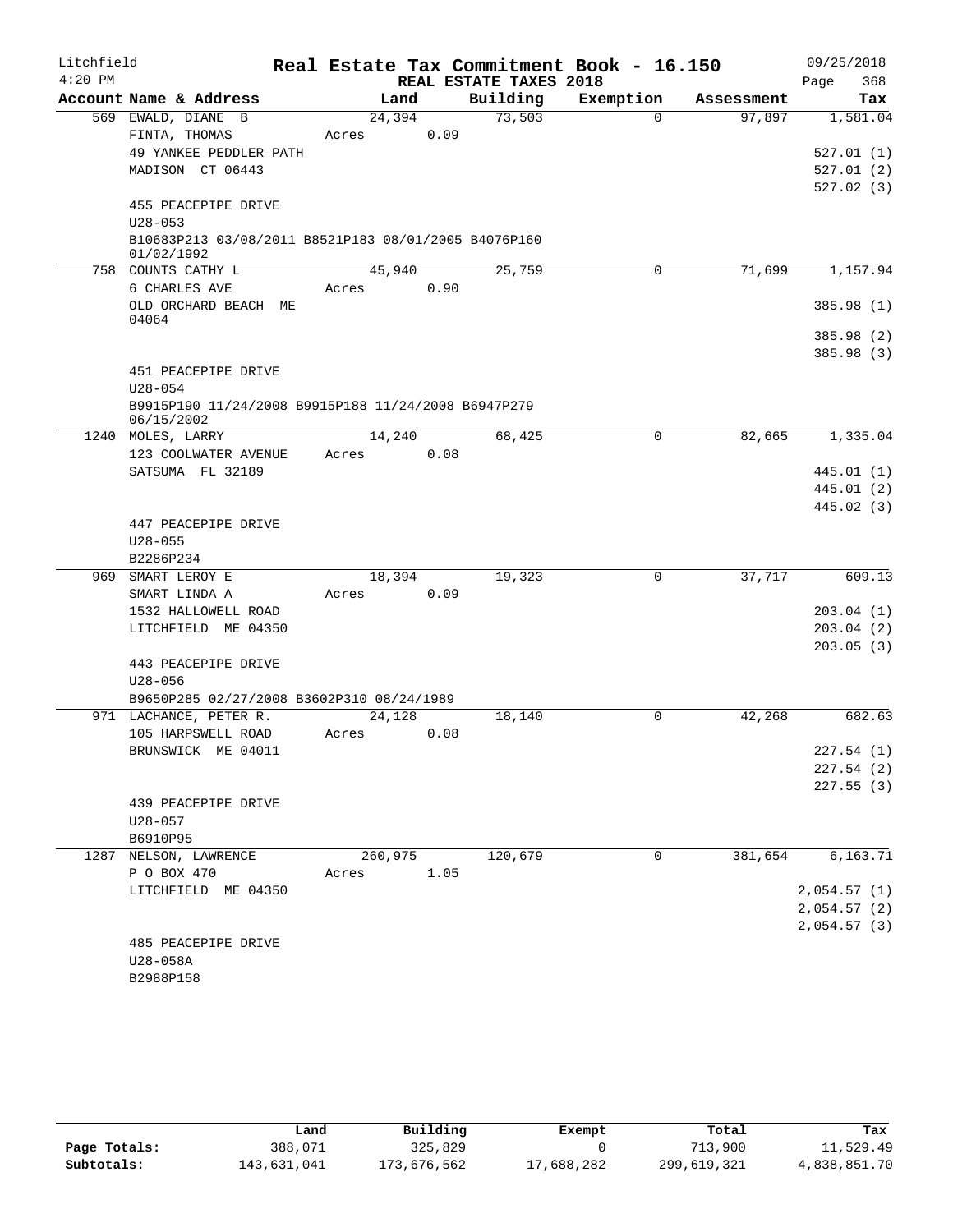Litchfield 4:20 PM

# Real Estate Tax Commitment Book - 16.150

REAL ESTATE TAXES 2018

09/25/2018 Page 368

| Account Name & Address | Land | Building | Exemption | Assessment | Tax |
|---|---|---|---|---|---|
| 569 EWALD, DIANE B | 24,394 | 73,503 | 0 | 97,897 | 1,581.04 |
| FINTA, THOMAS | Acres 0.09 | | | | |
| 49 YANKEE PEDDLER PATH | | | | | 527.01 (1) |
| MADISON CT 06443 | | | | | 527.01 (2) |
| | | | | | 527.02 (3) |
| 455 PEACEPIPE DRIVE | | | | | |
| U28-053 | | | | | |
| B10683P213 03/08/2011 B8521P183 08/01/2005 B4076P160 01/02/1992 | | | | | |
| 758 COUNTS CATHY L | 45,940 | 25,759 | 0 | 71,699 | 1,157.94 |
| 6 CHARLES AVE | Acres 0.90 | | | | |
| OLD ORCHARD BEACH ME 04064 | | | | | 385.98 (1) |
| | | | | | 385.98 (2) |
| | | | | | 385.98 (3) |
| 451 PEACEPIPE DRIVE | | | | | |
| U28-054 | | | | | |
| B9915P190 11/24/2008 B9915P188 11/24/2008 B6947P279 06/15/2002 | | | | | |
| 1240 MOLES, LARRY | 14,240 | 68,425 | 0 | 82,665 | 1,335.04 |
| 123 COOLWATER AVENUE | Acres 0.08 | | | | |
| SATSUMA FL 32189 | | | | | 445.01 (1) |
| | | | | | 445.01 (2) |
| | | | | | 445.02 (3) |
| 447 PEACEPIPE DRIVE | | | | | |
| U28-055 | | | | | |
| B2286P234 | | | | | |
| 969 SMART LEROY E | 18,394 | 19,323 | 0 | 37,717 | 609.13 |
| SMART LINDA A | Acres 0.09 | | | | |
| 1532 HALLOWELL ROAD | | | | | 203.04 (1) |
| LITCHFIELD ME 04350 | | | | | 203.04 (2) |
| | | | | | 203.05 (3) |
| 443 PEACEPIPE DRIVE | | | | | |
| U28-056 | | | | | |
| B9650P285 02/27/2008 B3602P310 08/24/1989 | | | | | |
| 971 LACHANCE, PETER R. | 24,128 | 18,140 | 0 | 42,268 | 682.63 |
| 105 HARPSWELL ROAD | Acres 0.08 | | | | |
| BRUNSWICK ME 04011 | | | | | 227.54 (1) |
| | | | | | 227.54 (2) |
| | | | | | 227.55 (3) |
| 439 PEACEPIPE DRIVE | | | | | |
| U28-057 | | | | | |
| B6910P95 | | | | | |
| 1287 NELSON, LAWRENCE | 260,975 | 120,679 | 0 | 381,654 | 6,163.71 |
| P O BOX 470 | Acres 1.05 | | | | |
| LITCHFIELD ME 04350 | | | | | 2,054.57 (1) |
| | | | | | 2,054.57 (2) |
| | | | | | 2,054.57 (3) |
| 485 PEACEPIPE DRIVE | | | | | |
| U28-058A | | | | | |
| B2988P158 | | | | | |

| | Land | Building | Exempt | Total | Tax |
|---|---|---|---|---|---|
| Page Totals: | 388,071 | 325,829 | 0 | 713,900 | 11,529.49 |
| Subtotals: | 143,631,041 | 173,676,562 | 17,688,282 | 299,619,321 | 4,838,851.70 |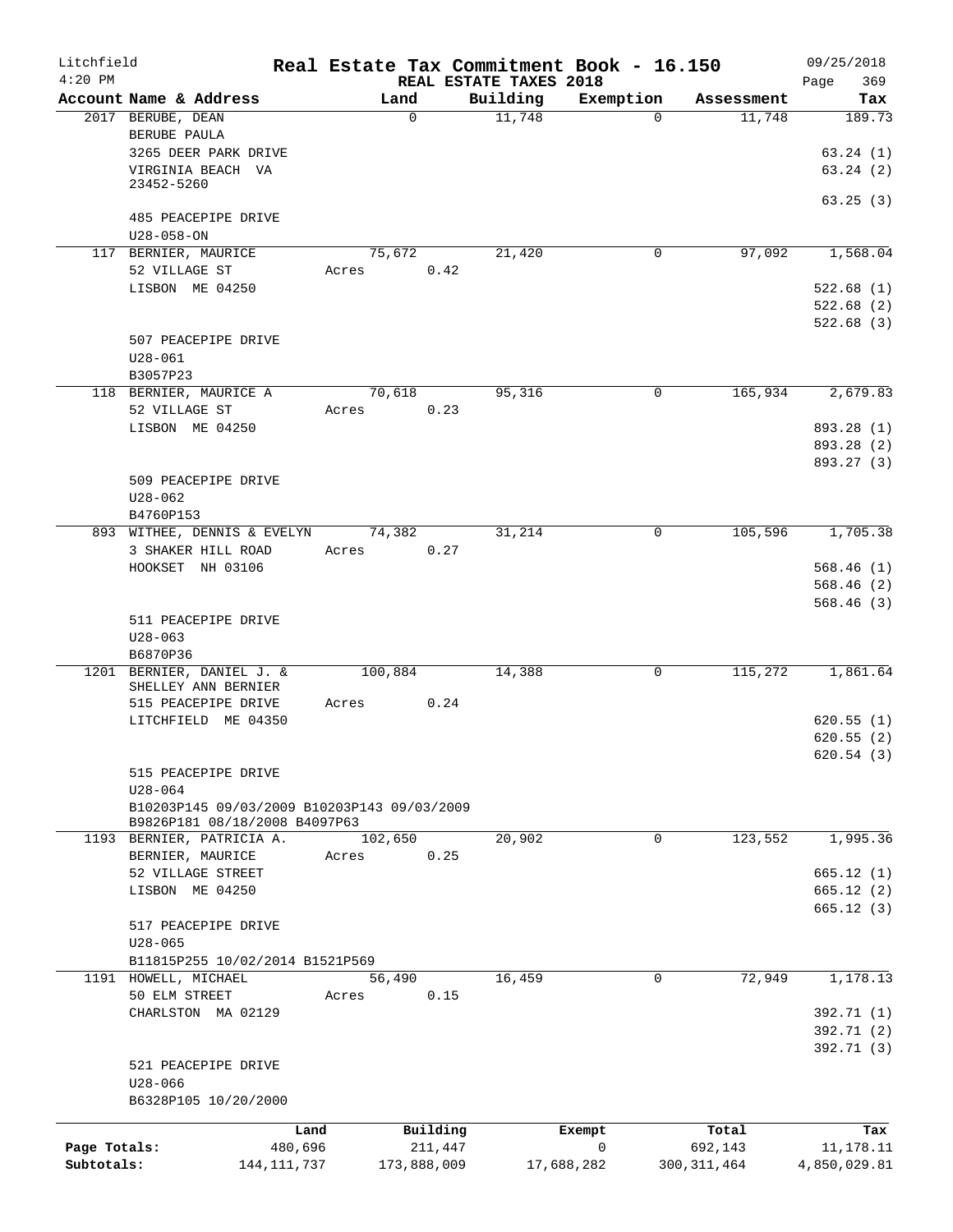Litchfield 4:20 PM

# Real Estate Tax Commitment Book - 16.150

REAL ESTATE TAXES 2018

09/25/2018 Page 369

| Account Name & Address | Land | Building | Exemption | Assessment | Tax |
|---|---|---|---|---|---|
| 2017 BERUBE, DEAN<br>BERUBE PAULA<br>3265 DEER PARK DRIVE<br>VIRGINIA BEACH VA 23452-5260<br><br>485 PEACEPIPE DRIVE<br>U28-058-ON | 0 | 11,748 | 0 | 11,748 | 189.73<br><br>63.24 (1)<br>63.24 (2)<br>63.25 (3) |
| 117 BERNIER, MAURICE<br>52 VILLAGE ST<br>LISBON ME 04250<br><br>507 PEACEPIPE DRIVE<br>U28-061<br>B3057P23 | 75,672<br>Acres 0.42 | 21,420 | 0 | 97,092 | 1,568.04<br><br>522.68 (1)<br>522.68 (2)<br>522.68 (3) |
| 118 BERNIER, MAURICE A<br>52 VILLAGE ST<br>LISBON ME 04250<br><br>509 PEACEPIPE DRIVE<br>U28-062<br>B4760P153 | 70,618<br>Acres 0.23 | 95,316 | 0 | 165,934 | 2,679.83<br><br>893.28 (1)<br>893.28 (2)<br>893.27 (3) |
| 893 WITHEE, DENNIS & EVELYN<br>3 SHAKER HILL ROAD<br>HOOKSET NH 03106<br><br>511 PEACEPIPE DRIVE<br>U28-063<br>B6870P36 | 74,382<br>Acres 0.27 | 31,214 | 0 | 105,596 | 1,705.38<br><br>568.46 (1)<br>568.46 (2)<br>568.46 (3) |
| 1201 BERNIER, DANIEL J. &<br>SHELLEY ANN BERNIER<br>515 PEACEPIPE DRIVE<br>LITCHFIELD ME 04350<br><br>515 PEACEPIPE DRIVE<br>U28-064<br>B10203P145 09/03/2009 B10203P143 09/03/2009<br>B9826P181 08/18/2008 B4097P63 | 100,884<br>Acres 0.24 | 14,388 | 0 | 115,272 | 1,861.64<br><br>620.55 (1)<br>620.55 (2)<br>620.54 (3) |
| 1193 BERNIER, PATRICIA A.<br>BERNIER, MAURICE<br>52 VILLAGE STREET<br>LISBON ME 04250<br><br>517 PEACEPIPE DRIVE<br>U28-065<br>B11815P255 10/02/2014 B1521P569 | 102,650<br>Acres 0.25 | 20,902 | 0 | 123,552 | 1,995.36<br><br>665.12 (1)<br>665.12 (2)<br>665.12 (3) |
| 1191 HOWELL, MICHAEL<br>50 ELM STREET<br>CHARLSTON MA 02129<br><br>521 PEACEPIPE DRIVE<br>U28-066<br>B6328P105 10/20/2000 | 56,490<br>Acres 0.15 | 16,459 | 0 | 72,949 | 1,178.13<br><br>392.71 (1)<br>392.71 (2)<br>392.71 (3) |

| | Land | Building | Exempt | Total | Tax |
|---|---|---|---|---|---|
| Page Totals: | 480,696 | 211,447 | 0 | 692,143 | 11,178.11 |
| Subtotals: | 144,111,737 | 173,888,009 | 17,688,282 | 300,311,464 | 4,850,029.81 |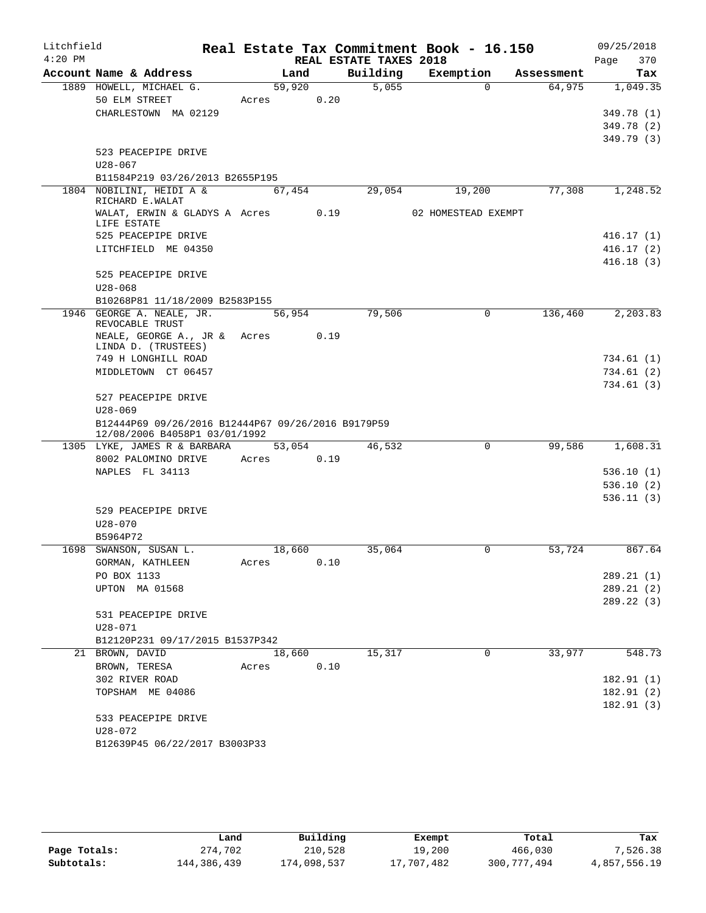Litchfield
4:20 PM

# Real Estate Tax Commitment Book - 16.150

REAL ESTATE TAXES 2018

09/25/2018

| Account | Name & Address | Land | Building | Exemption | Assessment | Tax |
|---|---|---|---|---|---|---|
| 1889 | HOWELL, MICHAEL G.<br>50 ELM STREET<br>CHARLESTOWN MA 02129<br><br>523 PEACEPIPE DRIVE<br>U28-067<br>B11584P219 03/26/2013 B2655P195 | 59,920<br>Acres 0.20 | 5,055 | 0 | 64,975 | 1,049.35<br>349.78 (1)<br>349.78 (2)<br>349.79 (3) |
| 1804 | NOBILINI, HEIDI A & RICHARD E.WALAT<br>WALAT, ERWIN & GLADYS A LIFE ESTATE<br>525 PEACEPIPE DRIVE<br>LITCHFIELD ME 04350<br><br>525 PEACEPIPE DRIVE<br>U28-068<br>B10268P81 11/18/2009 B2583P155 | 67,454<br>Acres 0.19 | 29,054 | 19,200<br>02 HOMESTEAD EXEMPT | 77,308 | 1,248.52<br>416.17 (1)<br>416.17 (2)<br>416.18 (3) |
| 1946 | GEORGE A. NEALE, JR. REVOCABLE TRUST<br>NEALE, GEORGE A., JR & LINDA D. (TRUSTEES)<br>749 H LONGHILL ROAD<br>MIDDLETOWN CT 06457<br><br>527 PEACEPIPE DRIVE<br>U28-069<br>B12444P69 09/26/2016 B12444P67 09/26/2016 B9179P59 12/08/2006 B4058P1 03/01/1992 | 56,954<br>Acres 0.19 | 79,506 | 0 | 136,460 | 2,203.83<br>734.61 (1)<br>734.61 (2)<br>734.61 (3) |
| 1305 | LYKE, JAMES R & BARBARA<br>8002 PALOMINO DRIVE<br>NAPLES FL 34113<br><br>529 PEACEPIPE DRIVE<br>U28-070<br>B5964P72 | 53,054<br>Acres 0.19 | 46,532 | 0 | 99,586 | 1,608.31<br>536.10 (1)<br>536.10 (2)<br>536.11 (3) |
| 1698 | SWANSON, SUSAN L.<br>GORMAN, KATHLEEN<br>PO BOX 1133<br>UPTON MA 01568<br><br>531 PEACEPIPE DRIVE<br>U28-071<br>B12120P231 09/17/2015 B1537P342 | 18,660<br>Acres 0.10 | 35,064 | 0 | 53,724 | 867.64<br>289.21 (1)<br>289.21 (2)<br>289.22 (3) |
| 21 | BROWN, DAVID<br>BROWN, TERESA<br>302 RIVER ROAD<br>TOPSHAM ME 04086<br><br>533 PEACEPIPE DRIVE<br>U28-072<br>B12639P45 06/22/2017 B3003P33 | 18,660<br>Acres 0.10 | 15,317 | 0 | 33,977 | 548.73<br>182.91 (1)<br>182.91 (2)<br>182.91 (3) |

| | Land | Building | Exempt | Total | Tax |
|---|---|---|---|---|---|
| **Page Totals:** | 274,702 | 210,528 | 19,200 | 466,030 | 7,526.38 |
| **Subtotals:** | 144,386,439 | 174,098,537 | 17,707,482 | 300,777,494 | 4,857,556.19 |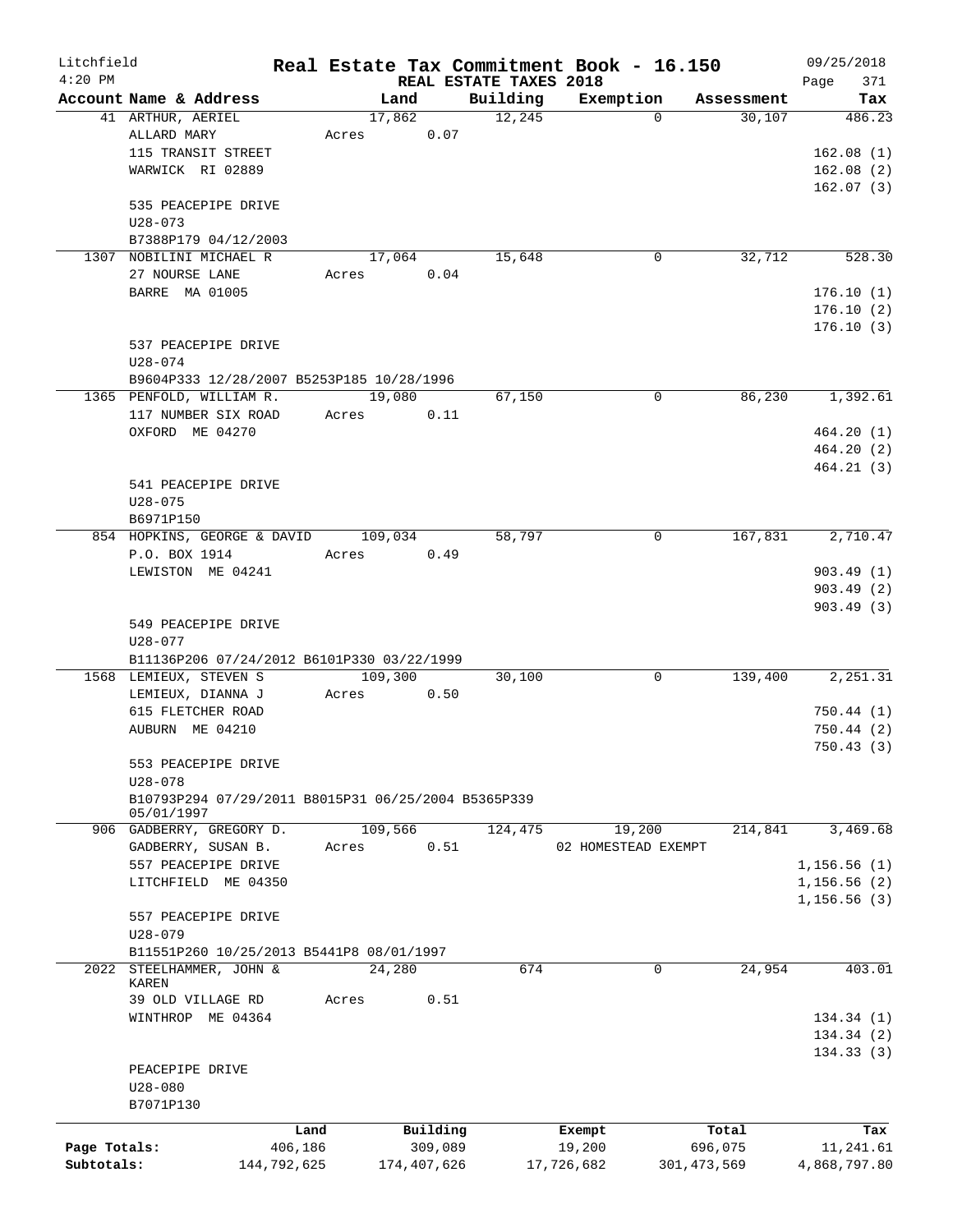# Litchfield — Real Estate Tax Commitment Book - 16.150

4:20 PM — REAL ESTATE TAXES 2018 — 09/25/2018

| Account Name & Address | Land | Building | Exemption | Assessment | Tax |
|---|---|---|---|---|---|
| 41 ARTHUR, AERIEL | 17,862 | 12,245 | 0 | 30,107 | 486.23 |
| ALLARD MARY | Acres 0.07 | | | | |
| 115 TRANSIT STREET | | | | | 162.08 (1) |
| WARWICK RI 02889 | | | | | 162.08 (2) |
| | | | | | 162.07 (3) |
| 535 PEACEPIPE DRIVE | | | | | |
| U28-073 | | | | | |
| B7388P179 04/12/2003 | | | | | |
| 1307 NOBILINI MICHAEL R | 17,064 | 15,648 | 0 | 32,712 | 528.30 |
| 27 NOURSE LANE | Acres 0.04 | | | | |
| BARRE MA 01005 | | | | | 176.10 (1) |
| | | | | | 176.10 (2) |
| | | | | | 176.10 (3) |
| 537 PEACEPIPE DRIVE | | | | | |
| U28-074 | | | | | |
| B9604P333 12/28/2007 B5253P185 10/28/1996 | | | | | |
| 1365 PENFOLD, WILLIAM R. | 19,080 | 67,150 | 0 | 86,230 | 1,392.61 |
| 117 NUMBER SIX ROAD | Acres 0.11 | | | | |
| OXFORD ME 04270 | | | | | 464.20 (1) |
| | | | | | 464.20 (2) |
| | | | | | 464.21 (3) |
| 541 PEACEPIPE DRIVE | | | | | |
| U28-075 | | | | | |
| B6971P150 | | | | | |
| 854 HOPKINS, GEORGE & DAVID | 109,034 | 58,797 | 0 | 167,831 | 2,710.47 |
| P.O. BOX 1914 | Acres 0.49 | | | | |
| LEWISTON ME 04241 | | | | | 903.49 (1) |
| | | | | | 903.49 (2) |
| | | | | | 903.49 (3) |
| 549 PEACEPIPE DRIVE | | | | | |
| U28-077 | | | | | |
| B11136P206 07/24/2012 B6101P330 03/22/1999 | | | | | |
| 1568 LEMIEUX, STEVEN S | 109,300 | 30,100 | 0 | 139,400 | 2,251.31 |
| LEMIEUX, DIANNA J | Acres 0.50 | | | | |
| 615 FLETCHER ROAD | | | | | 750.44 (1) |
| AUBURN ME 04210 | | | | | 750.44 (2) |
| | | | | | 750.43 (3) |
| 553 PEACEPIPE DRIVE | | | | | |
| U28-078 | | | | | |
| B10793P294 07/29/2011 B8015P31 06/25/2004 B5365P339 05/01/1997 | | | | | |
| 906 GADBERRY, GREGORY D. | 109,566 | 124,475 | 19,200 | 214,841 | 3,469.68 |
| GADBERRY, SUSAN B. | Acres 0.51 | | 02 HOMESTEAD EXEMPT | | |
| 557 PEACEPIPE DRIVE | | | | | 1,156.56 (1) |
| LITCHFIELD ME 04350 | | | | | 1,156.56 (2) |
| | | | | | 1,156.56 (3) |
| 557 PEACEPIPE DRIVE | | | | | |
| U28-079 | | | | | |
| B11551P260 10/25/2013 B5441P8 08/01/1997 | | | | | |
| 2022 STEELHAMMER, JOHN & KAREN | 24,280 | 674 | 0 | 24,954 | 403.01 |
| 39 OLD VILLAGE RD | Acres 0.51 | | | | |
| WINTHROP ME 04364 | | | | | 134.34 (1) |
| | | | | | 134.34 (2) |
| | | | | | 134.33 (3) |
| PEACEPIPE DRIVE | | | | | |
| U28-080 | | | | | |
| B7071P130 | | | | | |

| | Land | Building | Exempt | Total | Tax |
|---|---|---|---|---|---|
| Page Totals: | 406,186 | 309,089 | 19,200 | 696,075 | 11,241.61 |
| Subtotals: | 144,792,625 | 174,407,626 | 17,726,682 | 301,473,569 | 4,868,797.80 |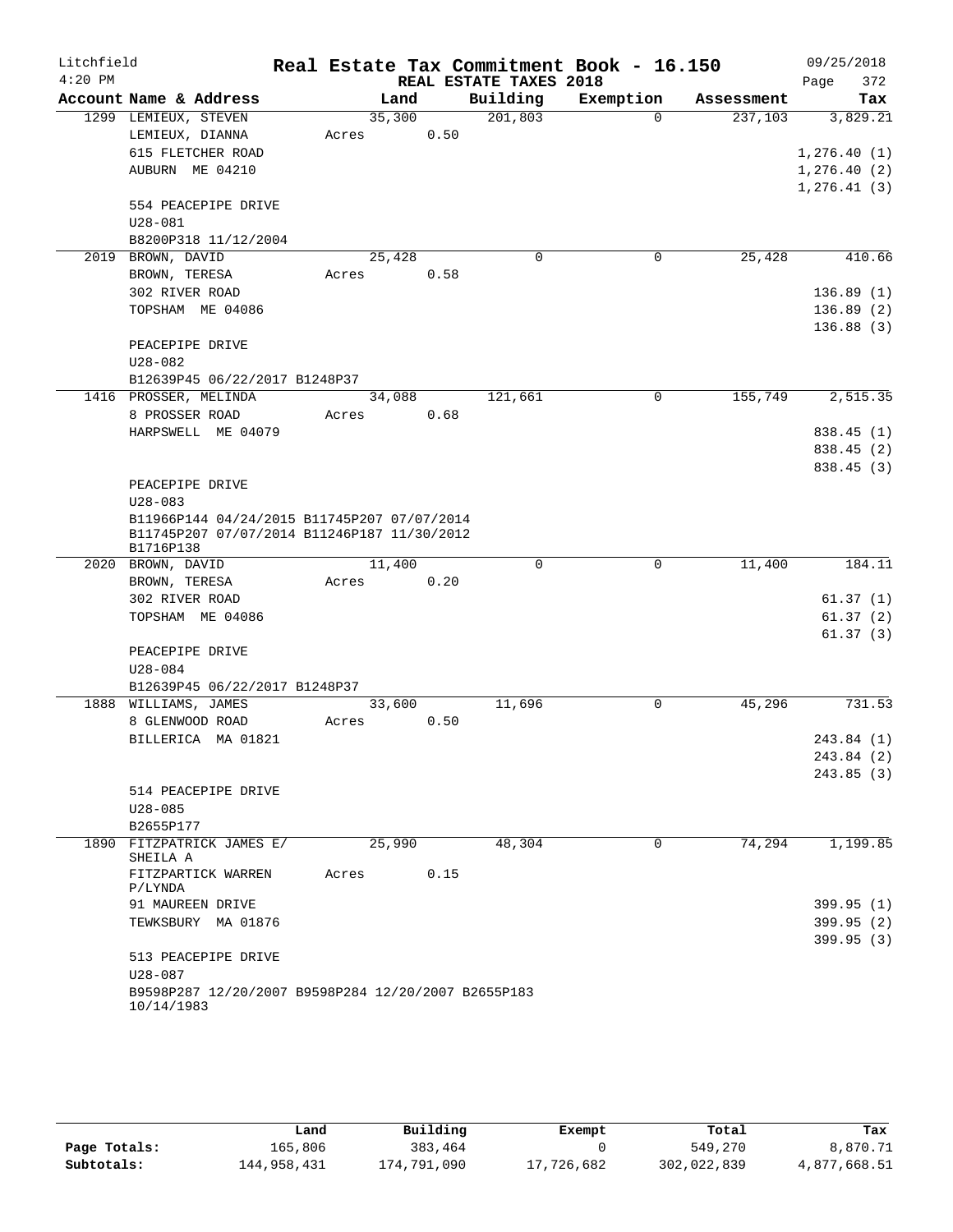Litchfield 4:20 PM

# Real Estate Tax Commitment Book - 16.150

## REAL ESTATE TAXES 2018

09/25/2018

| Account | Name & Address | Land | Building | Exemption | Assessment | Tax |
|---|---|---|---|---|---|---|
| 1299 | LEMIEUX, STEVEN<br>LEMIEUX, DIANNA<br>615 FLETCHER ROAD<br>AUBURN ME 04210<br><br>554 PEACEPIPE DRIVE<br>U28-081<br>B8200P318 11/12/2004 | 35,300<br>Acres 0.50 | 201,803 | 0 | 237,103 | 3,829.21<br>1,276.40 (1)<br>1,276.40 (2)<br>1,276.41 (3) |
| 2019 | BROWN, DAVID<br>BROWN, TERESA<br>302 RIVER ROAD<br>TOPSHAM ME 04086<br><br>PEACEPIPE DRIVE<br>U28-082<br>B12639P45 06/22/2017 B1248P37 | 25,428<br>Acres 0.58 | 0 | 0 | 25,428 | 410.66<br>136.89 (1)<br>136.89 (2)<br>136.88 (3) |
| 1416 | PROSSER, MELINDA<br>8 PROSSER ROAD<br>HARPSWELL ME 04079<br><br>PEACEPIPE DRIVE<br>U28-083<br>B11966P144 04/24/2015 B11745P207 07/07/2014 B11745P207 07/07/2014 B11246P187 11/30/2012 B1716P138 | 34,088<br>Acres 0.68 | 121,661 | 0 | 155,749 | 2,515.35<br>838.45 (1)<br>838.45 (2)<br>838.45 (3) |
| 2020 | BROWN, DAVID<br>BROWN, TERESA<br>302 RIVER ROAD<br>TOPSHAM ME 04086<br><br>PEACEPIPE DRIVE<br>U28-084<br>B12639P45 06/22/2017 B1248P37 | 11,400<br>Acres 0.20 | 0 | 0 | 11,400 | 184.11<br>61.37 (1)<br>61.37 (2)<br>61.37 (3) |
| 1888 | WILLIAMS, JAMES<br>8 GLENWOOD ROAD<br>BILLERICA MA 01821<br><br>514 PEACEPIPE DRIVE<br>U28-085<br>B2655P177 | 33,600<br>Acres 0.50 | 11,696 | 0 | 45,296 | 731.53<br>243.84 (1)<br>243.84 (2)<br>243.85 (3) |
| 1890 | FITZPATRICK JAMES E/ SHEILA A<br>FITZPARTICK WARREN P/LYNDA<br>91 MAUREEN DRIVE<br>TEWKSBURY MA 01876<br><br>513 PEACEPIPE DRIVE<br>U28-087<br>B9598P287 12/20/2007 B9598P284 12/20/2007 B2655P183 10/14/1983 | 25,990<br>Acres 0.15 | 48,304 | 0 | 74,294 | 1,199.85<br>399.95 (1)<br>399.95 (2)<br>399.95 (3) |

| | Land | Building | Exempt | Total | Tax |
|---|---|---|---|---|---|
| Page Totals: | 165,806 | 383,464 | 0 | 549,270 | 8,870.71 |
| Subtotals: | 144,958,431 | 174,791,090 | 17,726,682 | 302,022,839 | 4,877,668.51 |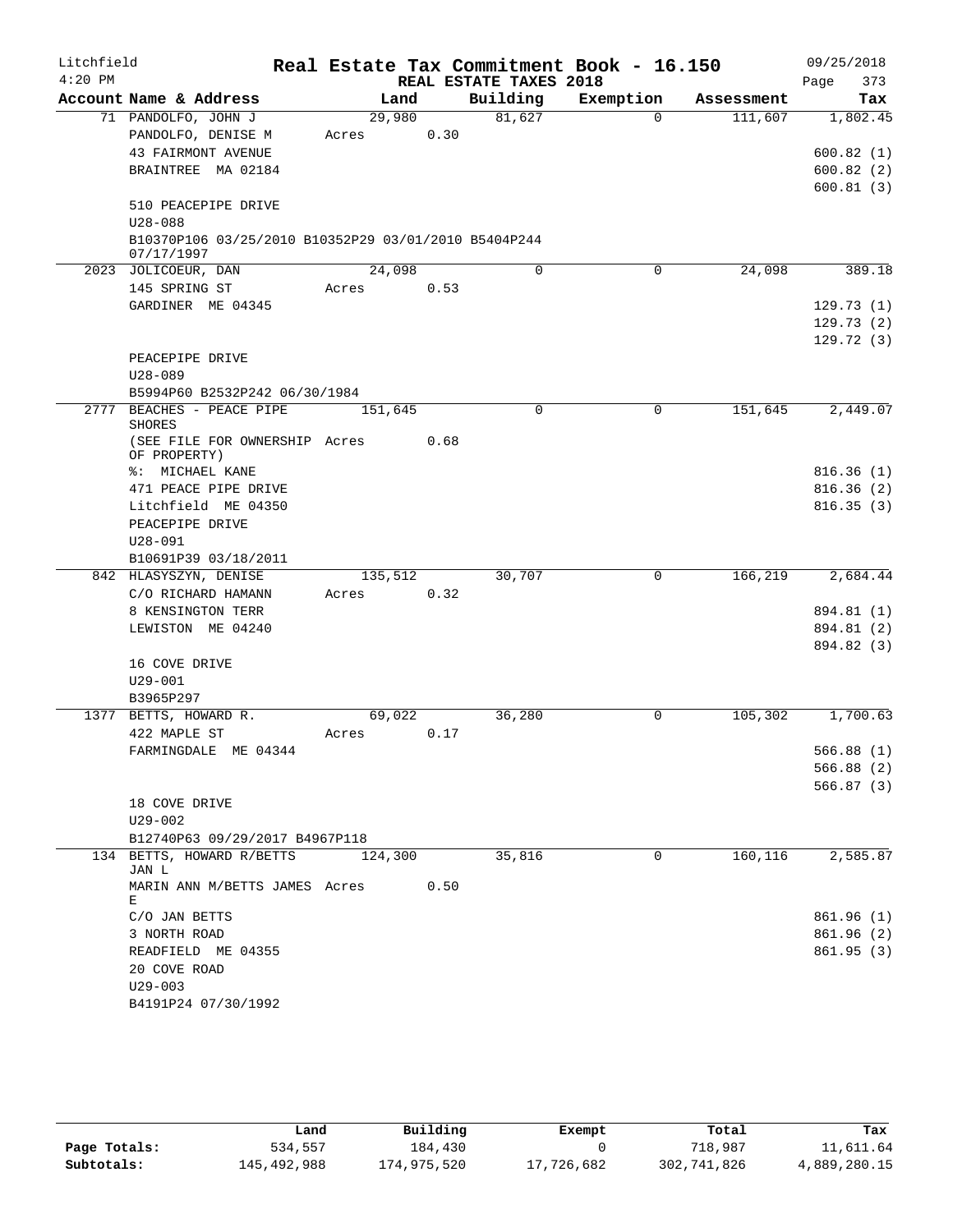Litchfield
4:20 PM

# Real Estate Tax Commitment Book - 16.150

REAL ESTATE TAXES 2018

09/25/2018

| Account Name & Address | Land | Building | Exemption | Assessment | Tax |
|---|---|---|---|---|---|
| 71 PANDOLFO, JOHN J | 29,980 | 81,627 | 0 | 111,607 | 1,802.45 |
| PANDOLFO, DENISE M | Acres 0.30 | | | | |
| 43 FAIRMONT AVENUE | | | | | 600.82 (1) |
| BRAINTREE MA 02184 | | | | | 600.82 (2) |
| | | | | | 600.81 (3) |
| 510 PEACEPIPE DRIVE | | | | | |
| U28-088 | | | | | |
| B10370P106 03/25/2010 B10352P29 03/01/2010 B5404P244 07/17/1997 | | | | | |
| 2023 JOLICOEUR, DAN | 24,098 | 0 | 0 | 24,098 | 389.18 |
| 145 SPRING ST | Acres 0.53 | | | | |
| GARDINER ME 04345 | | | | | 129.73 (1) |
| | | | | | 129.73 (2) |
| | | | | | 129.72 (3) |
| PEACEPIPE DRIVE | | | | | |
| U28-089 | | | | | |
| B5994P60 B2532P242 06/30/1984 | | | | | |
| 2777 BEACHES - PEACE PIPE SHORES | 151,645 | 0 | 0 | 151,645 | 2,449.07 |
| (SEE FILE FOR OWNERSHIP OF PROPERTY) | Acres 0.68 | | | | |
| %: MICHAEL KANE | | | | | 816.36 (1) |
| 471 PEACE PIPE DRIVE | | | | | 816.36 (2) |
| Litchfield ME 04350 | | | | | 816.35 (3) |
| PEACEPIPE DRIVE | | | | | |
| U28-091 | | | | | |
| B10691P39 03/18/2011 | | | | | |
| 842 HLASYSZYN, DENISE | 135,512 | 30,707 | 0 | 166,219 | 2,684.44 |
| C/O RICHARD HAMANN | Acres 0.32 | | | | |
| 8 KENSINGTON TERR | | | | | 894.81 (1) |
| LEWISTON ME 04240 | | | | | 894.81 (2) |
| | | | | | 894.82 (3) |
| 16 COVE DRIVE | | | | | |
| U29-001 | | | | | |
| B3965P297 | | | | | |
| 1377 BETTS, HOWARD R. | 69,022 | 36,280 | 0 | 105,302 | 1,700.63 |
| 422 MAPLE ST | Acres 0.17 | | | | |
| FARMINGDALE ME 04344 | | | | | 566.88 (1) |
| | | | | | 566.88 (2) |
| | | | | | 566.87 (3) |
| 18 COVE DRIVE | | | | | |
| U29-002 | | | | | |
| B12740P63 09/29/2017 B4967P118 | | | | | |
| 134 BETTS, HOWARD R/BETTS JAN L | 124,300 | 35,816 | 0 | 160,116 | 2,585.87 |
| MARIN ANN M/BETTS JAMES E | Acres 0.50 | | | | |
| C/O JAN BETTS | | | | | 861.96 (1) |
| 3 NORTH ROAD | | | | | 861.96 (2) |
| READFIELD ME 04355 | | | | | 861.95 (3) |
| 20 COVE ROAD | | | | | |
| U29-003 | | | | | |
| B4191P24 07/30/1992 | | | | | |

| | Land | Building | Exempt | Total | Tax |
|---|---|---|---|---|---|
| Page Totals: | 534,557 | 184,430 | 0 | 718,987 | 11,611.64 |
| Subtotals: | 145,492,988 | 174,975,520 | 17,726,682 | 302,741,826 | 4,889,280.15 |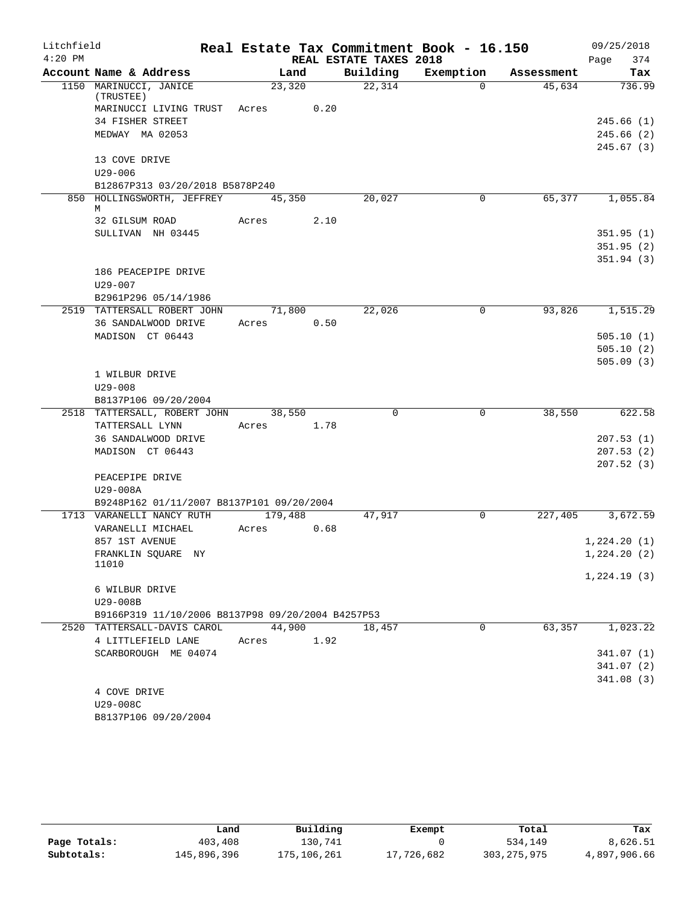Litchfield
4:20 PM

# Real Estate Tax Commitment Book - 16.150

REAL ESTATE TAXES 2018

09/25/2018

| Account Name & Address | Land | Building | Exemption | Assessment | Tax |
|---|---|---|---|---|---|
| 1150 MARINUCCI, JANICE (TRUSTEE) | 23,320 | 22,314 | 0 | 45,634 | 736.99 |
| MARINUCCI LIVING TRUST | Acres 0.20 | | | | |
| 34 FISHER STREET | | | | | 245.66 (1) |
| MEDWAY MA 02053 | | | | | 245.66 (2) |
| | | | | | 245.67 (3) |
| 13 COVE DRIVE | | | | | |
| U29-006 | | | | | |
| B12867P313 03/20/2018 B5878P240 | | | | | |
| 850 HOLLINGSWORTH, JEFFREY M | 45,350 | 20,027 | 0 | 65,377 | 1,055.84 |
| 32 GILSUM ROAD | Acres 2.10 | | | | |
| SULLIVAN NH 03445 | | | | | 351.95 (1) |
| | | | | | 351.95 (2) |
| | | | | | 351.94 (3) |
| 186 PEACEPIPE DRIVE | | | | | |
| U29-007 | | | | | |
| B2961P296 05/14/1986 | | | | | |
| 2519 TATTERSALL ROBERT JOHN | 71,800 | 22,026 | 0 | 93,826 | 1,515.29 |
| 36 SANDALWOOD DRIVE | Acres 0.50 | | | | |
| MADISON CT 06443 | | | | | 505.10 (1) |
| | | | | | 505.10 (2) |
| | | | | | 505.09 (3) |
| 1 WILBUR DRIVE | | | | | |
| U29-008 | | | | | |
| B8137P106 09/20/2004 | | | | | |
| 2518 TATTERSALL, ROBERT JOHN | 38,550 | 0 | 0 | 38,550 | 622.58 |
| TATTERSALL LYNN | Acres 1.78 | | | | |
| 36 SANDALWOOD DRIVE | | | | | 207.53 (1) |
| MADISON CT 06443 | | | | | 207.53 (2) |
| | | | | | 207.52 (3) |
| PEACEPIPE DRIVE | | | | | |
| U29-008A | | | | | |
| B9248P162 01/11/2007 B8137P101 09/20/2004 | | | | | |
| 1713 VARANELLI NANCY RUTH | 179,488 | 47,917 | 0 | 227,405 | 3,672.59 |
| VARANELLI MICHAEL | Acres 0.68 | | | | |
| 857 1ST AVENUE | | | | | 1,224.20 (1) |
| FRANKLIN SQUARE NY 11010 | | | | | 1,224.20 (2) |
| | | | | | 1,224.19 (3) |
| 6 WILBUR DRIVE | | | | | |
| U29-008B | | | | | |
| B9166P319 11/10/2006 B8137P98 09/20/2004 B4257P53 | | | | | |
| 2520 TATTERSALL-DAVIS CAROL | 44,900 | 18,457 | 0 | 63,357 | 1,023.22 |
| 4 LITTLEFIELD LANE | Acres 1.92 | | | | |
| SCARBOROUGH ME 04074 | | | | | 341.07 (1) |
| | | | | | 341.07 (2) |
| | | | | | 341.08 (3) |
| 4 COVE DRIVE | | | | | |
| U29-008C | | | | | |
| B8137P106 09/20/2004 | | | | | |

| | Land | Building | Exempt | Total | Tax |
|---|---|---|---|---|---|
| Page Totals: | 403,408 | 130,741 | 0 | 534,149 | 8,626.51 |
| Subtotals: | 145,896,396 | 175,106,261 | 17,726,682 | 303,275,975 | 4,897,906.66 |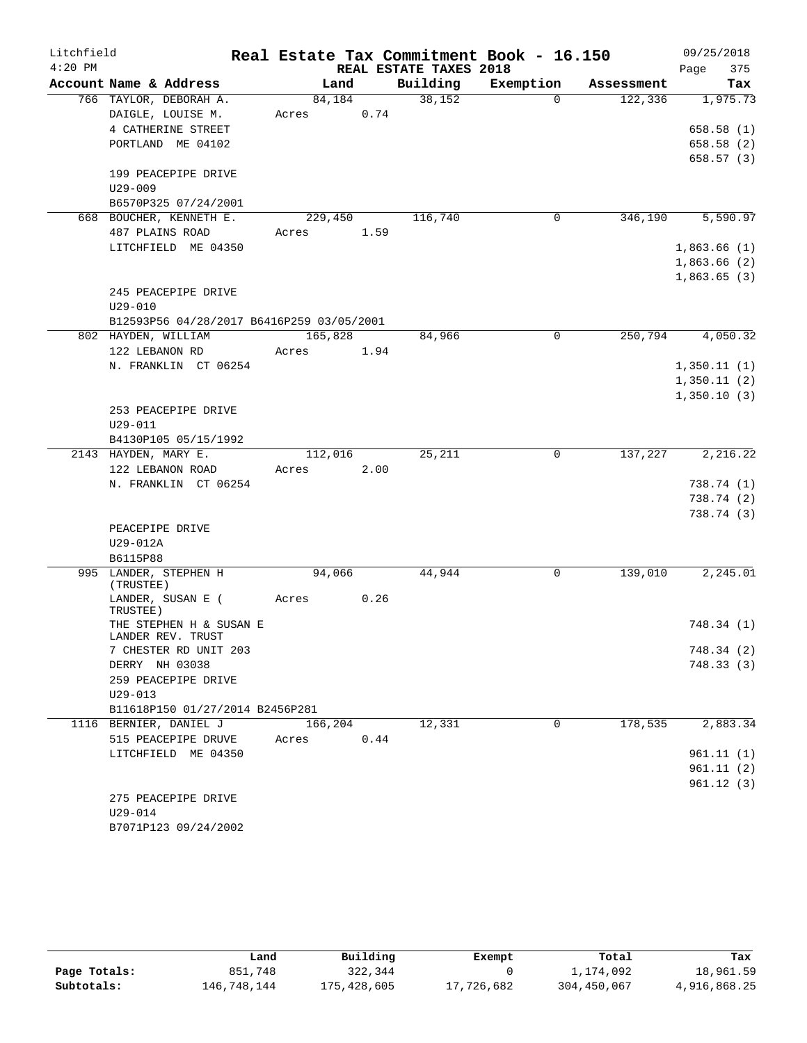# Litchfield — Real Estate Tax Commitment Book - 16.150

4:20 PM — REAL ESTATE TAXES 2018 — 09/25/2018

| Account Name & Address | Land | Building | Exemption | Assessment | Tax |
|---|---|---|---|---|---|
| 766 TAYLOR, DEBORAH A. | 84,184 | 38,152 | 0 | 122,336 | 1,975.73 |
| DAIGLE, LOUISE M. | Acres 0.74 | | | | |
| 4 CATHERINE STREET | | | | | 658.58 (1) |
| PORTLAND ME 04102 | | | | | 658.58 (2) |
| | | | | | 658.57 (3) |
| 199 PEACEPIPE DRIVE | | | | | |
| U29-009 | | | | | |
| B6570P325 07/24/2001 | | | | | |
| 668 BOUCHER, KENNETH E. | 229,450 | 116,740 | 0 | 346,190 | 5,590.97 |
| 487 PLAINS ROAD | Acres 1.59 | | | | |
| LITCHFIELD ME 04350 | | | | | 1,863.66 (1) |
| | | | | | 1,863.66 (2) |
| | | | | | 1,863.65 (3) |
| 245 PEACEPIPE DRIVE | | | | | |
| U29-010 | | | | | |
| B12593P56 04/28/2017 B6416P259 03/05/2001 | | | | | |
| 802 HAYDEN, WILLIAM | 165,828 | 84,966 | 0 | 250,794 | 4,050.32 |
| 122 LEBANON RD | Acres 1.94 | | | | |
| N. FRANKLIN CT 06254 | | | | | 1,350.11 (1) |
| | | | | | 1,350.11 (2) |
| | | | | | 1,350.10 (3) |
| 253 PEACEPIPE DRIVE | | | | | |
| U29-011 | | | | | |
| B4130P105 05/15/1992 | | | | | |
| 2143 HAYDEN, MARY E. | 112,016 | 25,211 | 0 | 137,227 | 2,216.22 |
| 122 LEBANON ROAD | Acres 2.00 | | | | |
| N. FRANKLIN CT 06254 | | | | | 738.74 (1) |
| | | | | | 738.74 (2) |
| | | | | | 738.74 (3) |
| PEACEPIPE DRIVE | | | | | |
| U29-012A | | | | | |
| B6115P88 | | | | | |
| 995 LANDER, STEPHEN H (TRUSTEE) | 94,066 | 44,944 | 0 | 139,010 | 2,245.01 |
| LANDER, SUSAN E ( TRUSTEE) | Acres 0.26 | | | | |
| THE STEPHEN H & SUSAN E LANDER REV. TRUST | | | | | 748.34 (1) |
| 7 CHESTER RD UNIT 203 | | | | | 748.34 (2) |
| DERRY NH 03038 | | | | | 748.33 (3) |
| 259 PEACEPIPE DRIVE | | | | | |
| U29-013 | | | | | |
| B11618P150 01/27/2014 B2456P281 | | | | | |
| 1116 BERNIER, DANIEL J | 166,204 | 12,331 | 0 | 178,535 | 2,883.34 |
| 515 PEACEPIPE DRUVE | Acres 0.44 | | | | |
| LITCHFIELD ME 04350 | | | | | 961.11 (1) |
| | | | | | 961.11 (2) |
| | | | | | 961.12 (3) |
| 275 PEACEPIPE DRIVE | | | | | |
| U29-014 | | | | | |
| B7071P123 09/24/2002 | | | | | |

| | Land | Building | Exempt | Total | Tax |
|---|---|---|---|---|---|
| Page Totals: | 851,748 | 322,344 | 0 | 1,174,092 | 18,961.59 |
| Subtotals: | 146,748,144 | 175,428,605 | 17,726,682 | 304,450,067 | 4,916,868.25 |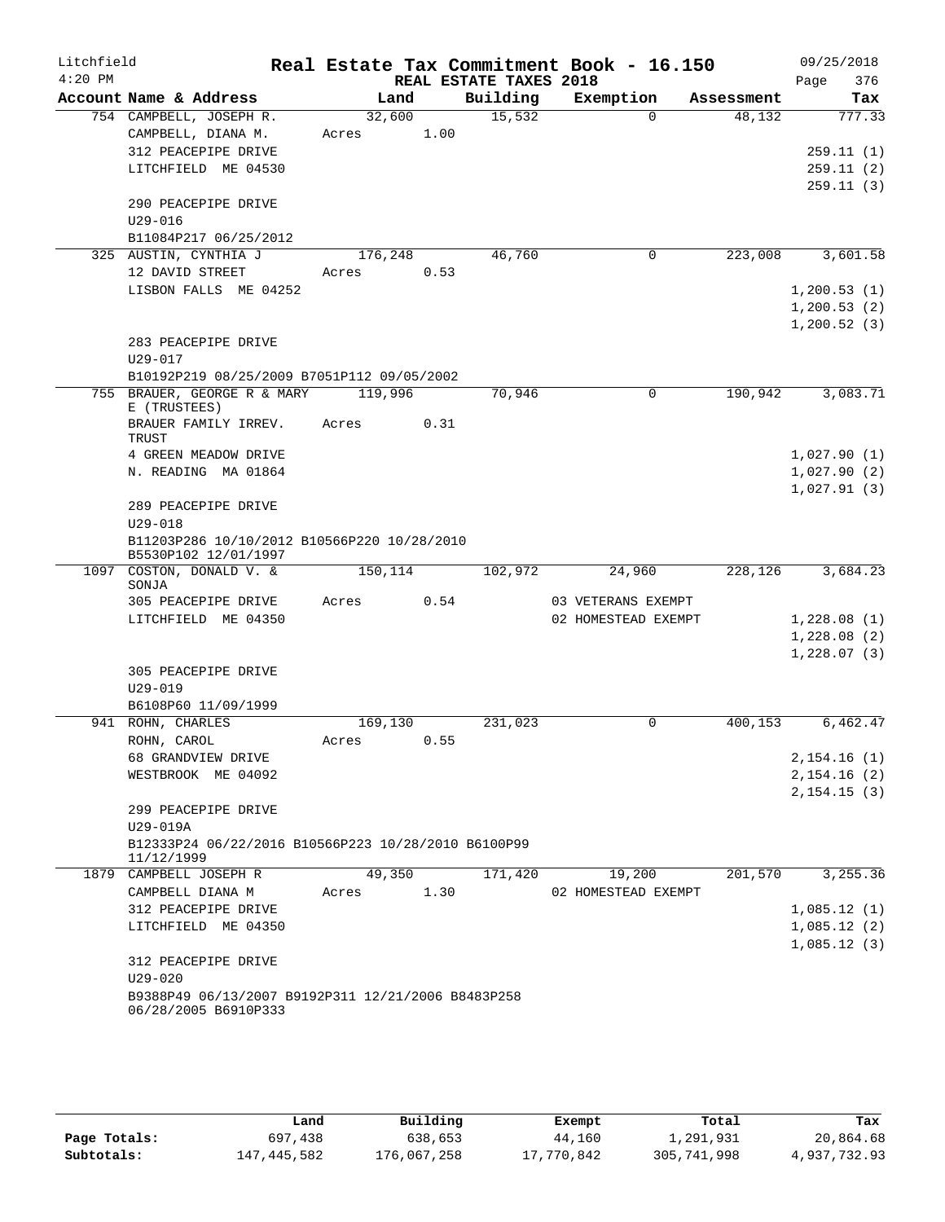Litchfield 4:20 PM

# Real Estate Tax Commitment Book - 16.150

REAL ESTATE TAXES 2018

09/25/2018 Page 376

| Account Name & Address | Land | Building | Exemption | Assessment | Tax |
|---|---|---|---|---|---|
| 754 CAMPBELL, JOSEPH R. | 32,600 | 15,532 | 0 | 48,132 | 777.33 |
| CAMPBELL, DIANA M. | Acres 1.00 | | | | |
| 312 PEACEPIPE DRIVE | | | | | 259.11 (1) |
| LITCHFIELD ME 04530 | | | | | 259.11 (2) |
| | | | | | 259.11 (3) |
| 290 PEACEPIPE DRIVE | | | | | |
| U29-016 | | | | | |
| B11084P217 06/25/2012 | | | | | |
| 325 AUSTIN, CYNTHIA J | 176,248 | 46,760 | 0 | 223,008 | 3,601.58 |
| 12 DAVID STREET | Acres 0.53 | | | | |
| LISBON FALLS ME 04252 | | | | | 1,200.53 (1) |
| | | | | | 1,200.53 (2) |
| | | | | | 1,200.52 (3) |
| 283 PEACEPIPE DRIVE | | | | | |
| U29-017 | | | | | |
| B10192P219 08/25/2009 B7051P112 09/05/2002 | | | | | |
| 755 BRAUER, GEORGE R & MARY E (TRUSTEES) | 119,996 | 70,946 | 0 | 190,942 | 3,083.71 |
| BRAUER FAMILY IRREV. TRUST | Acres 0.31 | | | | |
| 4 GREEN MEADOW DRIVE | | | | | 1,027.90 (1) |
| N. READING MA 01864 | | | | | 1,027.90 (2) |
| | | | | | 1,027.91 (3) |
| 289 PEACEPIPE DRIVE | | | | | |
| U29-018 | | | | | |
| B11203P286 10/10/2012 B10566P220 10/28/2010 B5530P102 12/01/1997 | | | | | |
| 1097 COSTON, DONALD V. & SONJA | 150,114 | 102,972 | 24,960 | 228,126 | 3,684.23 |
| 305 PEACEPIPE DRIVE | Acres 0.54 | | 03 VETERANS EXEMPT | | |
| LITCHFIELD ME 04350 | | | 02 HOMESTEAD EXEMPT | | 1,228.08 (1) |
| | | | | | 1,228.08 (2) |
| | | | | | 1,228.07 (3) |
| 305 PEACEPIPE DRIVE | | | | | |
| U29-019 | | | | | |
| B6108P60 11/09/1999 | | | | | |
| 941 ROHN, CHARLES | 169,130 | 231,023 | 0 | 400,153 | 6,462.47 |
| ROHN, CAROL | Acres 0.55 | | | | |
| 68 GRANDVIEW DRIVE | | | | | 2,154.16 (1) |
| WESTBROOK ME 04092 | | | | | 2,154.16 (2) |
| | | | | | 2,154.15 (3) |
| 299 PEACEPIPE DRIVE | | | | | |
| U29-019A | | | | | |
| B12333P24 06/22/2016 B10566P223 10/28/2010 B6100P99 11/12/1999 | | | | | |
| 1879 CAMPBELL JOSEPH R | 49,350 | 171,420 | 19,200 | 201,570 | 3,255.36 |
| CAMPBELL DIANA M | Acres 1.30 | | 02 HOMESTEAD EXEMPT | | |
| 312 PEACEPIPE DRIVE | | | | | 1,085.12 (1) |
| LITCHFIELD ME 04350 | | | | | 1,085.12 (2) |
| | | | | | 1,085.12 (3) |
| 312 PEACEPIPE DRIVE | | | | | |
| U29-020 | | | | | |
| B9388P49 06/13/2007 B9192P311 12/21/2006 B8483P258 06/28/2005 B6910P333 | | | | | |

| | Land | Building | Exempt | Total | Tax |
|---|---|---|---|---|---|
| Page Totals: | 697,438 | 638,653 | 44,160 | 1,291,931 | 20,864.68 |
| Subtotals: | 147,445,582 | 176,067,258 | 17,770,842 | 305,741,998 | 4,937,732.93 |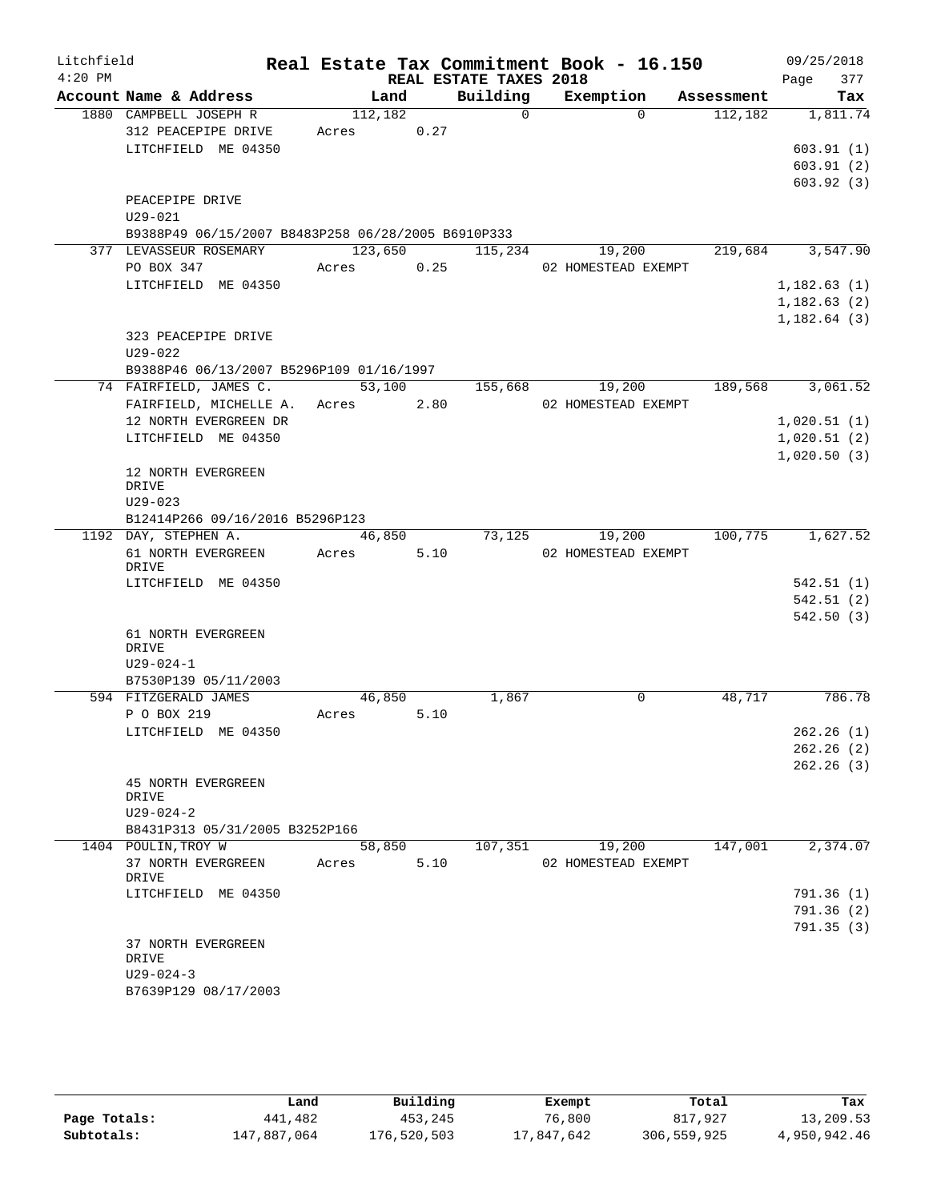# Real Estate Tax Commitment Book - 16.150

Litchfield 4:20 PM — REAL ESTATE TAXES 2018 — 09/25/2018

| Account Name & Address | Land | Building | Exemption | Assessment | Tax |
|---|---|---|---|---|---|
| 1880 CAMPBELL JOSEPH R | 112,182 | 0 | 0 | 112,182 | 1,811.74 |
| 312 PEACEPIPE DRIVE | Acres 0.27 | | | | |
| LITCHFIELD ME 04350 | | | | | 603.91 (1) |
| | | | | | 603.91 (2) |
| | | | | | 603.92 (3) |
| PEACEPIPE DRIVE | | | | | |
| U29-021 | | | | | |
| B9388P49 06/15/2007 B8483P258 06/28/2005 B6910P333 | | | | | |
| 377 LEVASSEUR ROSEMARY | 123,650 | 115,234 | 19,200 | 219,684 | 3,547.90 |
| PO BOX 347 | Acres 0.25 | | 02 HOMESTEAD EXEMPT | | |
| LITCHFIELD ME 04350 | | | | | 1,182.63 (1) |
| | | | | | 1,182.63 (2) |
| | | | | | 1,182.64 (3) |
| 323 PEACEPIPE DRIVE | | | | | |
| U29-022 | | | | | |
| B9388P46 06/13/2007 B5296P109 01/16/1997 | | | | | |
| 74 FAIRFIELD, JAMES C. | 53,100 | 155,668 | 19,200 | 189,568 | 3,061.52 |
| FAIRFIELD, MICHELLE A. | Acres 2.80 | | 02 HOMESTEAD EXEMPT | | |
| 12 NORTH EVERGREEN DR | | | | | 1,020.51 (1) |
| LITCHFIELD ME 04350 | | | | | 1,020.51 (2) |
| | | | | | 1,020.50 (3) |
| 12 NORTH EVERGREEN DRIVE | | | | | |
| U29-023 | | | | | |
| B12414P266 09/16/2016 B5296P123 | | | | | |
| 1192 DAY, STEPHEN A. | 46,850 | 73,125 | 19,200 | 100,775 | 1,627.52 |
| 61 NORTH EVERGREEN DRIVE | Acres 5.10 | | 02 HOMESTEAD EXEMPT | | |
| LITCHFIELD ME 04350 | | | | | 542.51 (1) |
| | | | | | 542.51 (2) |
| | | | | | 542.50 (3) |
| 61 NORTH EVERGREEN DRIVE | | | | | |
| U29-024-1 | | | | | |
| B7530P139 05/11/2003 | | | | | |
| 594 FITZGERALD JAMES | 46,850 | 1,867 | 0 | 48,717 | 786.78 |
| P O BOX 219 | Acres 5.10 | | | | |
| LITCHFIELD ME 04350 | | | | | 262.26 (1) |
| | | | | | 262.26 (2) |
| | | | | | 262.26 (3) |
| 45 NORTH EVERGREEN DRIVE | | | | | |
| U29-024-2 | | | | | |
| B8431P313 05/31/2005 B3252P166 | | | | | |
| 1404 POULIN,TROY W | 58,850 | 107,351 | 19,200 | 147,001 | 2,374.07 |
| 37 NORTH EVERGREEN DRIVE | Acres 5.10 | | 02 HOMESTEAD EXEMPT | | |
| LITCHFIELD ME 04350 | | | | | 791.36 (1) |
| | | | | | 791.36 (2) |
| | | | | | 791.35 (3) |
| 37 NORTH EVERGREEN DRIVE | | | | | |
| U29-024-3 | | | | | |
| B7639P129 08/17/2003 | | | | | |

| | Land | Building | Exempt | Total | Tax |
|---|---|---|---|---|---|
| Page Totals: | 441,482 | 453,245 | 76,800 | 817,927 | 13,209.53 |
| Subtotals: | 147,887,064 | 176,520,503 | 17,847,642 | 306,559,925 | 4,950,942.46 |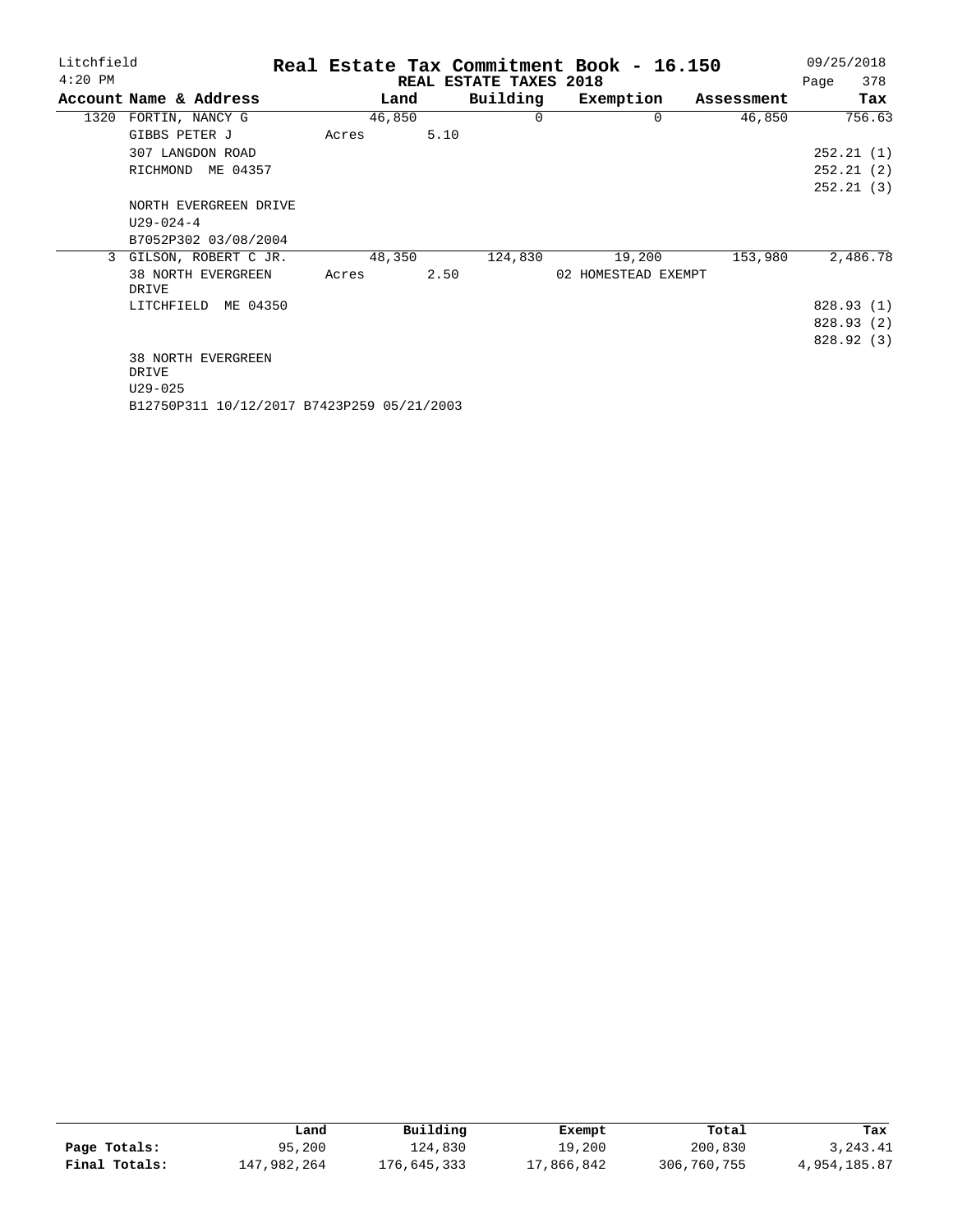Litchfield
4:20 PM

# Real Estate Tax Commitment Book - 16.150

REAL ESTATE TAXES 2018

09/25/2018

| Account | Name & Address | Land | Building | Exemption | Assessment | Tax |
|---|---|---|---|---|---|---|
| 1320 | FORTIN, NANCY G | 46,850 | 0 | 0 | 46,850 | 756.63 |
| | GIBBS PETER J | Acres 5.10 | | | | |
| | 307 LANGDON ROAD | | | | | 252.21 (1) |
| | RICHMOND ME 04357 | | | | | 252.21 (2) |
| | | | | | | 252.21 (3) |
| | NORTH EVERGREEN DRIVE | | | | | |
| | U29-024-4 | | | | | |
| | B7052P302 03/08/2004 | | | | | |
| 3 | GILSON, ROBERT C JR. | 48,350 | 124,830 | 19,200 | 153,980 | 2,486.78 |
| | 38 NORTH EVERGREEN DRIVE | Acres 2.50 | | 02 HOMESTEAD EXEMPT | | |
| | LITCHFIELD ME 04350 | | | | | 828.93 (1) |
| | | | | | | 828.93 (2) |
| | | | | | | 828.92 (3) |
| | 38 NORTH EVERGREEN DRIVE | | | | | |
| | U29-025 | | | | | |
| | B12750P311 10/12/2017 B7423P259 05/21/2003 | | | | | |

| | Land | Building | Exempt | Total | Tax |
|---|---|---|---|---|---|
| Page Totals: | 95,200 | 124,830 | 19,200 | 200,830 | 3,243.41 |
| Final Totals: | 147,982,264 | 176,645,333 | 17,866,842 | 306,760,755 | 4,954,185.87 |